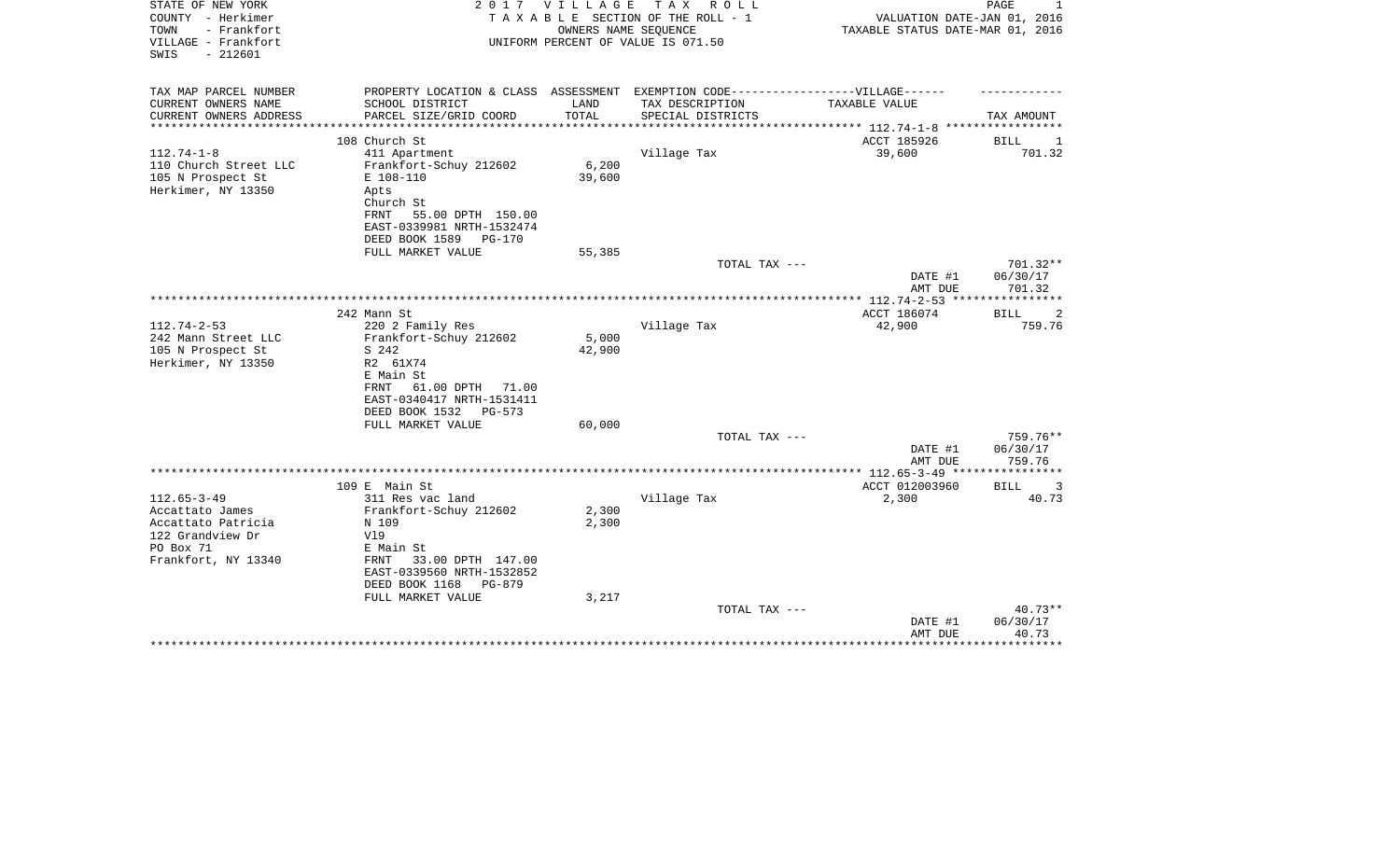STATE OF NEW YORK
COUNTY - Herkimer
TOWN - Frankfort
VILLAGE - Frankfort
SWIS - 212601

2 0 1 7 V I L L A G E T A X R O L L
T A X A B L E SECTION OF THE ROLL - 1
OWNERS NAME SEQUENCE
UNIFORM PERCENT OF VALUE IS 071.50

VALUATION DATE-JAN 01, 2016
TAXABLE STATUS DATE-MAR 01, 2016

| TAX MAP PARCEL NUMBER / CURRENT OWNERS NAME / CURRENT OWNERS ADDRESS | PROPERTY LOCATION & CLASS / SCHOOL DISTRICT / PARCEL SIZE/GRID COORD | ASSESSMENT LAND / TOTAL | EXEMPTION CODE / TAX DESCRIPTION / SPECIAL DISTRICTS | TAXABLE VALUE | TAX AMOUNT |
|---|---|---|---|---|---|
| 112.74-1-8 | 108 Church St | | | ACCT 185926 | BILL 1 |
| 110 Church Street LLC | 411 Apartment | | Village Tax | 39,600 | 701.32 |
| 105 N Prospect St | Frankfort-Schuy 212602 | 6,200 | | | |
| Herkimer, NY 13350 | E 108-110 | 39,600 | | | |
| | Apts | | | | |
| | Church St | | | | |
| | FRNT 55.00 DPTH 150.00 | | | | |
| | EAST-0339981 NRTH-1532474 | | | | |
| | DEED BOOK 1589 PG-170 | | | | |
| | FULL MARKET VALUE | 55,385 | | | |
| | | | TOTAL TAX --- | | 701.32** |
| | | | | DATE #1 | 06/30/17 |
| | | | | AMT DUE | 701.32 |
| 112.74-2-53 | 242 Mann St | | | ACCT 186074 | BILL 2 |
| 242 Mann Street LLC | 220 2 Family Res | | Village Tax | 42,900 | 759.76 |
| 105 N Prospect St | Frankfort-Schuy 212602 | 5,000 | | | |
| Herkimer, NY 13350 | S 242 | 42,900 | | | |
| | R2 61X74 | | | | |
| | E Main St | | | | |
| | FRNT 61.00 DPTH 71.00 | | | | |
| | EAST-0340417 NRTH-1531411 | | | | |
| | DEED BOOK 1532 PG-573 | | | | |
| | FULL MARKET VALUE | 60,000 | | | |
| | | | TOTAL TAX --- | | 759.76** |
| | | | | DATE #1 | 06/30/17 |
| | | | | AMT DUE | 759.76 |
| 112.65-3-49 | 109 E Main St | | | ACCT 012003960 | BILL 3 |
| Accattato James | 311 Res vac land | | Village Tax | 2,300 | 40.73 |
| Accattato Patricia | Frankfort-Schuy 212602 | 2,300 | | | |
| 122 Grandview Dr | N 109 | 2,300 | | | |
| PO Box 71 | Vl9 | | | | |
| Frankfort, NY 13340 | E Main St | | | | |
| | FRNT 33.00 DPTH 147.00 | | | | |
| | EAST-0339560 NRTH-1532852 | | | | |
| | DEED BOOK 1168 PG-879 | | | | |
| | FULL MARKET VALUE | 3,217 | | | |
| | | | TOTAL TAX --- | | 40.73** |
| | | | | DATE #1 | 06/30/17 |
| | | | | AMT DUE | 40.73 |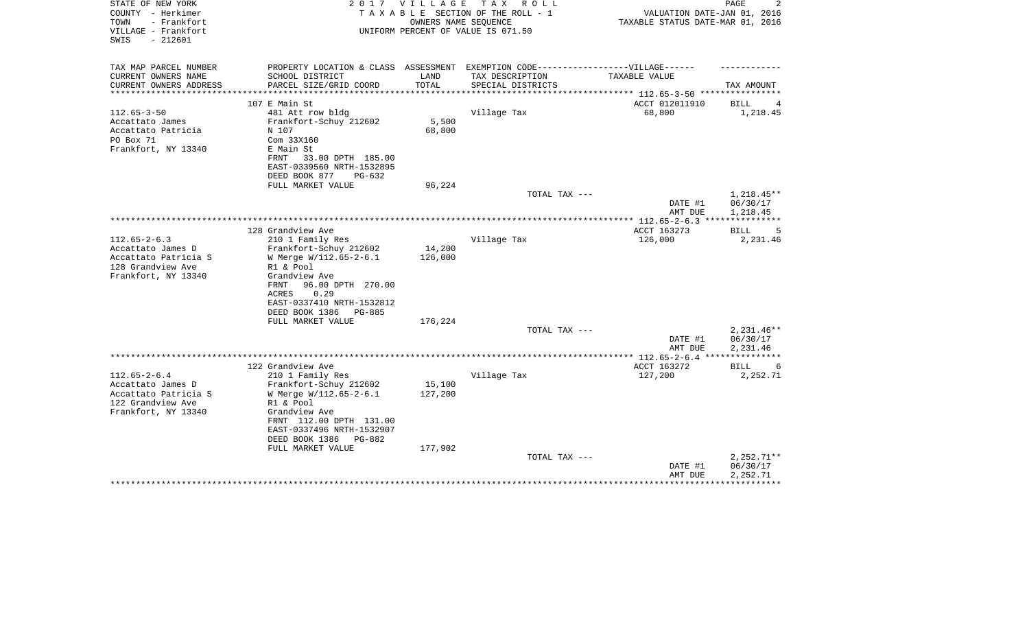STATE OF NEW YORK — 2017 VILLAGE TAX ROLL
COUNTY - Herkimer — TAXABLE SECTION OF THE ROLL - 1 — VALUATION DATE-JAN 01, 2016
TOWN - Frankfort — OWNERS NAME SEQUENCE — TAXABLE STATUS DATE-MAR 01, 2016
VILLAGE - Frankfort — UNIFORM PERCENT OF VALUE IS 071.50
SWIS - 212601

| TAX MAP PARCEL NUMBER / CURRENT OWNERS NAME / CURRENT OWNERS ADDRESS | PROPERTY LOCATION & CLASS / SCHOOL DISTRICT / PARCEL SIZE/GRID COORD | ASSESSMENT LAND / TOTAL | EXEMPTION CODE / TAX DESCRIPTION / SPECIAL DISTRICTS | VILLAGE TAXABLE VALUE | TAX AMOUNT |
|---|---|---|---|---|---|
| 112.65-3-50 | 107 E Main St | | | ACCT 012011910 | BILL 4 |
| 112.65-3-50 | 481 Att row bldg | | Village Tax | 68,800 | 1,218.45 |
| Accattato James | Frankfort-Schuy 212602 | 5,500 | | | |
| Accattato Patricia | N 107 | 68,800 | | | |
| PO Box 71 | Com 33X160 | | | | |
| Frankfort, NY 13340 | E Main St | | | | |
| | FRNT 33.00 DPTH 185.00 | | | | |
| | EAST-0339560 NRTH-1532895 | | | | |
| | DEED BOOK 877 PG-632 | | | | |
| | FULL MARKET VALUE | 96,224 | | | |
| | | | TOTAL TAX --- | | 1,218.45** |
| | | | | DATE #1 | 06/30/17 |
| | | | | AMT DUE | 1,218.45 |
| 112.65-2-6.3 | 128 Grandview Ave | | | ACCT 163273 | BILL 5 |
| 112.65-2-6.3 | 210 1 Family Res | | Village Tax | 126,000 | 2,231.46 |
| Accattato James D | Frankfort-Schuy 212602 | 14,200 | | | |
| Accattato Patricia S | W Merge W/112.65-2-6.1 | 126,000 | | | |
| 128 Grandview Ave | R1 & Pool | | | | |
| Frankfort, NY 13340 | Grandview Ave | | | | |
| | FRNT 96.00 DPTH 270.00 | | | | |
| | ACRES 0.29 | | | | |
| | EAST-0337410 NRTH-1532812 | | | | |
| | DEED BOOK 1386 PG-885 | | | | |
| | FULL MARKET VALUE | 176,224 | | | |
| | | | TOTAL TAX --- | | 2,231.46** |
| | | | | DATE #1 | 06/30/17 |
| | | | | AMT DUE | 2,231.46 |
| 112.65-2-6.4 | 122 Grandview Ave | | | ACCT 163272 | BILL 6 |
| 112.65-2-6.4 | 210 1 Family Res | | Village Tax | 127,200 | 2,252.71 |
| Accattato James D | Frankfort-Schuy 212602 | 15,100 | | | |
| Accattato Patricia S | W Merge W/112.65-2-6.1 | 127,200 | | | |
| 122 Grandview Ave | R1 & Pool | | | | |
| Frankfort, NY 13340 | Grandview Ave | | | | |
| | FRNT 112.00 DPTH 131.00 | | | | |
| | EAST-0337496 NRTH-1532907 | | | | |
| | DEED BOOK 1386 PG-882 | | | | |
| | FULL MARKET VALUE | 177,902 | | | |
| | | | TOTAL TAX --- | | 2,252.71** |
| | | | | DATE #1 | 06/30/17 |
| | | | | AMT DUE | 2,252.71 |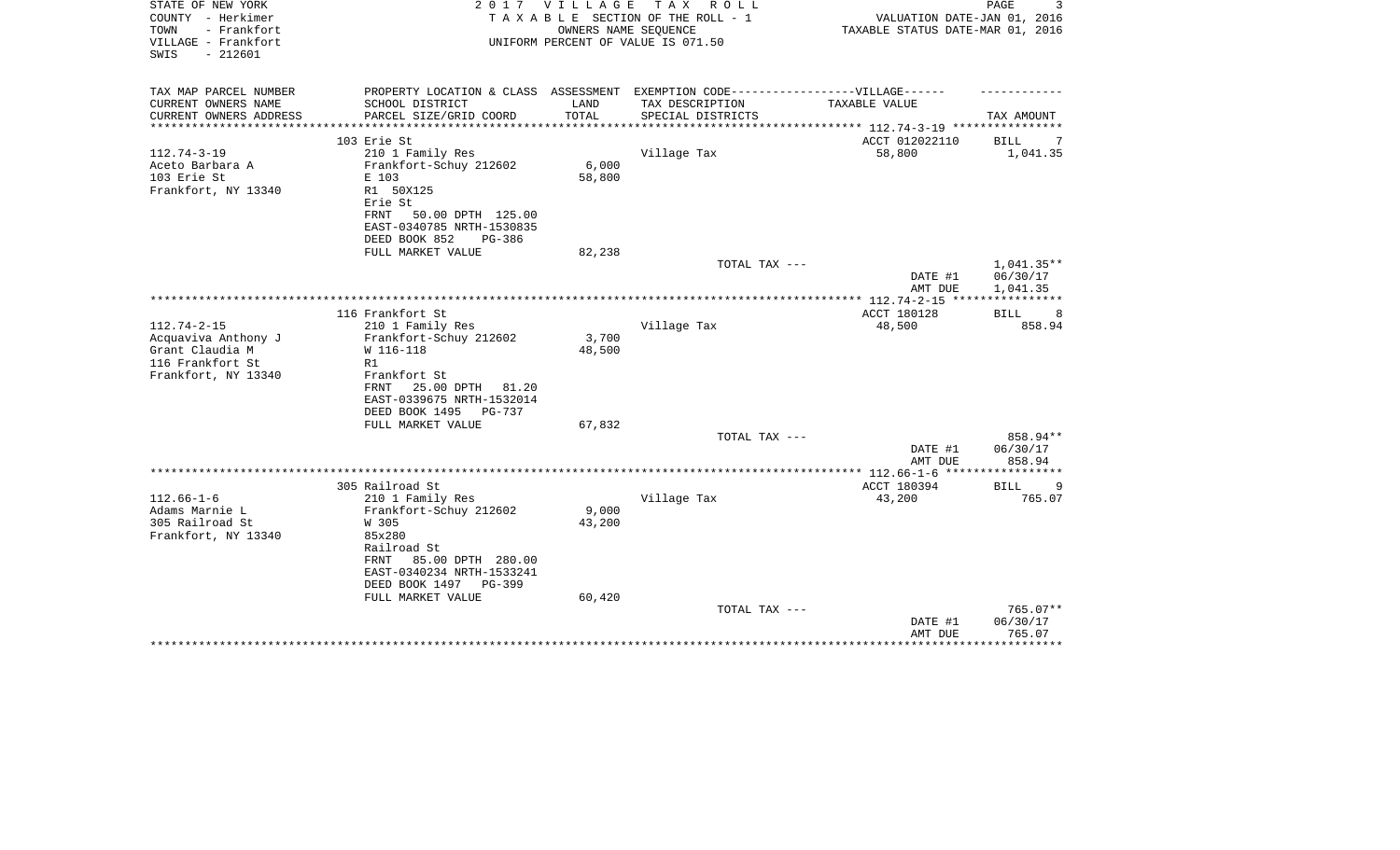STATE OF NEW YORK
COUNTY - Herkimer
TOWN - Frankfort
VILLAGE - Frankfort
SWIS - 212601

2 0 1 7 V I L L A G E T A X R O L L
T A X A B L E SECTION OF THE ROLL - 1
OWNERS NAME SEQUENCE
UNIFORM PERCENT OF VALUE IS 071.50

VALUATION DATE-JAN 01, 2016
TAXABLE STATUS DATE-MAR 01, 2016

| TAX MAP PARCEL NUMBER / CURRENT OWNERS NAME / CURRENT OWNERS ADDRESS | PROPERTY LOCATION & CLASS / SCHOOL DISTRICT / PARCEL SIZE/GRID COORD | ASSESSMENT LAND / TOTAL | EXEMPTION CODE-----VILLAGE------ TAX DESCRIPTION / SPECIAL DISTRICTS | TAXABLE VALUE | TAX AMOUNT |
|---|---|---|---|---|---|
| | 103 Erie St | | | ACCT 012022110 | BILL 7 |
| 112.74-3-19 | 210 1 Family Res | | Village Tax | 58,800 | 1,041.35 |
| Aceto Barbara A | Frankfort-Schuy 212602 | 6,000 | | | |
| 103 Erie St | E 103 | 58,800 | | | |
| Frankfort, NY 13340 | R1 50X125 | | | | |
| | Erie St | | | | |
| | FRNT 50.00 DPTH 125.00 | | | | |
| | EAST-0340785 NRTH-1530835 | | | | |
| | DEED BOOK 852 PG-386 | | | | |
| | FULL MARKET VALUE | 82,238 | | | |
| | | | TOTAL TAX --- | | 1,041.35** |
| | | | | DATE #1 | 06/30/17 |
| | | | | AMT DUE | 1,041.35 |
| | 116 Frankfort St | | | ACCT 180128 | BILL 8 |
| 112.74-2-15 | 210 1 Family Res | | Village Tax | 48,500 | 858.94 |
| Acquaviva Anthony J | Frankfort-Schuy 212602 | 3,700 | | | |
| Grant Claudia M | W 116-118 | 48,500 | | | |
| 116 Frankfort St | R1 | | | | |
| Frankfort, NY 13340 | Frankfort St | | | | |
| | FRNT 25.00 DPTH 81.20 | | | | |
| | EAST-0339675 NRTH-1532014 | | | | |
| | DEED BOOK 1495 PG-737 | | | | |
| | FULL MARKET VALUE | 67,832 | | | |
| | | | TOTAL TAX --- | | 858.94** |
| | | | | DATE #1 | 06/30/17 |
| | | | | AMT DUE | 858.94 |
| | 305 Railroad St | | | ACCT 180394 | BILL 9 |
| 112.66-1-6 | 210 1 Family Res | | Village Tax | 43,200 | 765.07 |
| Adams Marnie L | Frankfort-Schuy 212602 | 9,000 | | | |
| 305 Railroad St | W 305 | 43,200 | | | |
| Frankfort, NY 13340 | 85x280 | | | | |
| | Railroad St | | | | |
| | FRNT 85.00 DPTH 280.00 | | | | |
| | EAST-0340234 NRTH-1533241 | | | | |
| | DEED BOOK 1497 PG-399 | | | | |
| | FULL MARKET VALUE | 60,420 | | | |
| | | | TOTAL TAX --- | | 765.07** |
| | | | | DATE #1 | 06/30/17 |
| | | | | AMT DUE | 765.07 |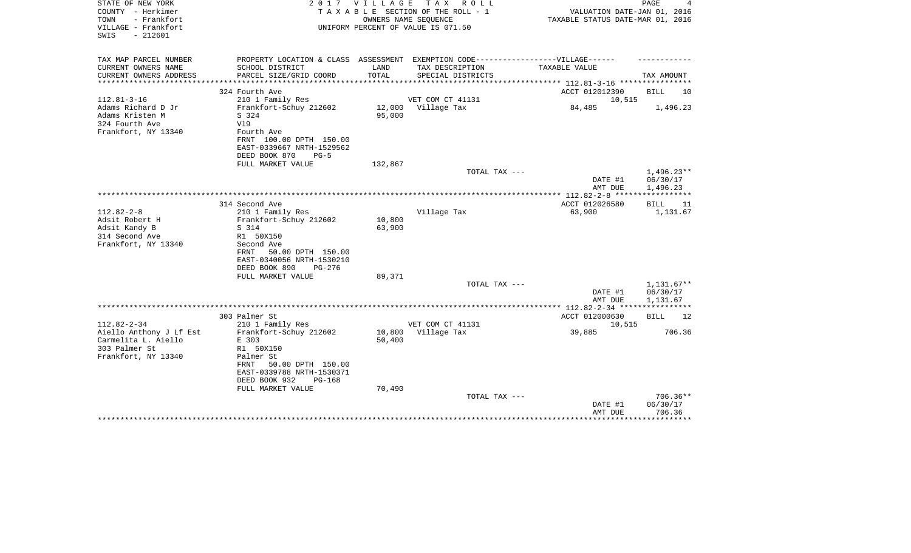STATE OF NEW YORK
COUNTY - Herkimer
TOWN - Frankfort
VILLAGE - Frankfort
SWIS - 212601

2 0 1 7 V I L L A G E T A X R O L L
T A X A B L E SECTION OF THE ROLL - 1
OWNERS NAME SEQUENCE
UNIFORM PERCENT OF VALUE IS 071.50

VALUATION DATE-JAN 01, 2016
TAXABLE STATUS DATE-MAR 01, 2016

| TAX MAP PARCEL NUMBER<br>CURRENT OWNERS NAME<br>CURRENT OWNERS ADDRESS | PROPERTY LOCATION & CLASS<br>SCHOOL DISTRICT<br>PARCEL SIZE/GRID COORD | ASSESSMENT<br>LAND<br>TOTAL | EXEMPTION CODE-----VILLAGE------<br>TAX DESCRIPTION<br>SPECIAL DISTRICTS | TAXABLE VALUE | TAX AMOUNT |
|---|---|---|---|---|---|
| 112.81-3-16 | 324 Fourth Ave | | | ACCT 012012390 | BILL 10 |
| 112.81-3-16 | 210 1 Family Res | | VET COM CT 41131 | 10,515 | |
| Adams Richard D Jr | Frankfort-Schuy 212602 | 12,000 | Village Tax | 84,485 | 1,496.23 |
| Adams Kristen M | S 324 | 95,000 | | | |
| 324 Fourth Ave | Vl9 | | | | |
| Frankfort, NY 13340 | Fourth Ave | | | | |
| | FRNT 100.00 DPTH 150.00 | | | | |
| | EAST-0339667 NRTH-1529562 | | | | |
| | DEED BOOK 870 PG-5 | | | | |
| | FULL MARKET VALUE | 132,867 | | | |
| | | | TOTAL TAX --- | | 1,496.23** |
| | | | | DATE #1 | 06/30/17 |
| | | | | AMT DUE | 1,496.23 |
| 112.82-2-8 | 314 Second Ave | | | ACCT 012026580 | BILL 11 |
| 112.82-2-8 | 210 1 Family Res | | Village Tax | 63,900 | 1,131.67 |
| Adsit Robert H | Frankfort-Schuy 212602 | 10,800 | | | |
| Adsit Kandy B | S 314 | 63,900 | | | |
| 314 Second Ave | R1 50X150 | | | | |
| Frankfort, NY 13340 | Second Ave | | | | |
| | FRNT 50.00 DPTH 150.00 | | | | |
| | EAST-0340056 NRTH-1530210 | | | | |
| | DEED BOOK 890 PG-276 | | | | |
| | FULL MARKET VALUE | 89,371 | | | |
| | | | TOTAL TAX --- | | 1,131.67** |
| | | | | DATE #1 | 06/30/17 |
| | | | | AMT DUE | 1,131.67 |
| 112.82-2-34 | 303 Palmer St | | | ACCT 012000630 | BILL 12 |
| 112.82-2-34 | 210 1 Family Res | | VET COM CT 41131 | 10,515 | |
| Aiello Anthony J Lf Est | Frankfort-Schuy 212602 | 10,800 | Village Tax | 39,885 | 706.36 |
| Carmelita L. Aiello | E 303 | 50,400 | | | |
| 303 Palmer St | R1 50X150 | | | | |
| Frankfort, NY 13340 | Palmer St | | | | |
| | FRNT 50.00 DPTH 150.00 | | | | |
| | EAST-0339788 NRTH-1530371 | | | | |
| | DEED BOOK 932 PG-168 | | | | |
| | FULL MARKET VALUE | 70,490 | | | |
| | | | TOTAL TAX --- | | 706.36** |
| | | | | DATE #1 | 06/30/17 |
| | | | | AMT DUE | 706.36 |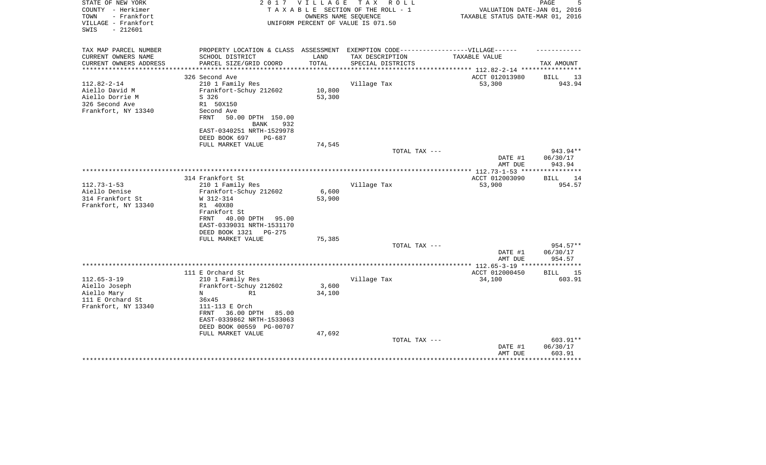STATE OF NEW YORK
COUNTY - Herkimer
TOWN - Frankfort
VILLAGE - Frankfort
SWIS - 212601

**2017 VILLAGE TAX ROLL**
TAXABLE SECTION OF THE ROLL - 1
OWNERS NAME SEQUENCE
UNIFORM PERCENT OF VALUE IS 071.50

VALUATION DATE-JAN 01, 2016
TAXABLE STATUS DATE-MAR 01, 2016

| TAX MAP PARCEL NUMBER / CURRENT OWNERS NAME / CURRENT OWNERS ADDRESS | PROPERTY LOCATION & CLASS / SCHOOL DISTRICT / PARCEL SIZE/GRID COORD | ASSESSMENT LAND / TOTAL | EXEMPTION CODE / TAX DESCRIPTION / SPECIAL DISTRICTS | TAXABLE VALUE | TAX AMOUNT |
|---|---|---|---|---|---|
| **112.82-2-14** | 326 Second Ave | | | ACCT 012013980 | BILL 13 |
| Aiello David M | 210 1 Family Res | | Village Tax | 53,300 | 943.94 |
| Aiello Dorrie M | Frankfort-Schuy 212602 | 10,800 | | | |
| 326 Second Ave | S 326 | 53,300 | | | |
| Frankfort, NY 13340 | R1 50X150 | | | | |
| | Second Ave | | | | |
| | FRNT 50.00 DPTH 150.00 | | | | |
| | BANK 932 | | | | |
| | EAST-0340251 NRTH-1529978 | | | | |
| | DEED BOOK 697 PG-687 | | | | |
| | FULL MARKET VALUE | 74,545 | | | |
| | | | TOTAL TAX --- | | 943.94** |
| | | | | DATE #1 | 06/30/17 |
| | | | | AMT DUE | 943.94 |
| **112.73-1-53** | 314 Frankfort St | | | ACCT 012003090 | BILL 14 |
| Aiello Denise | 210 1 Family Res | | Village Tax | 53,900 | 954.57 |
| 314 Frankfort St | Frankfort-Schuy 212602 | 6,600 | | | |
| Frankfort, NY 13340 | W 312-314 | 53,900 | | | |
| | R1 40X80 | | | | |
| | Frankfort St | | | | |
| | FRNT 40.00 DPTH 95.00 | | | | |
| | EAST-0339031 NRTH-1531170 | | | | |
| | DEED BOOK 1321 PG-275 | | | | |
| | FULL MARKET VALUE | 75,385 | | | |
| | | | TOTAL TAX --- | | 954.57** |
| | | | | DATE #1 | 06/30/17 |
| | | | | AMT DUE | 954.57 |
| **112.65-3-19** | 111 E Orchard St | | | ACCT 012000450 | BILL 15 |
| Aiello Joseph | 210 1 Family Res | | Village Tax | 34,100 | 603.91 |
| Aiello Mary | Frankfort-Schuy 212602 | 3,600 | | | |
| 111 E Orchard St | N R1 | 34,100 | | | |
| Frankfort, NY 13340 | 36x45 | | | | |
| | 111-113 E Orch | | | | |
| | FRNT 36.00 DPTH 85.00 | | | | |
| | EAST-0339862 NRTH-1533063 | | | | |
| | DEED BOOK 00559 PG-00707 | | | | |
| | FULL MARKET VALUE | 47,692 | | | |
| | | | TOTAL TAX --- | | 603.91** |
| | | | | DATE #1 | 06/30/17 |
| | | | | AMT DUE | 603.91 |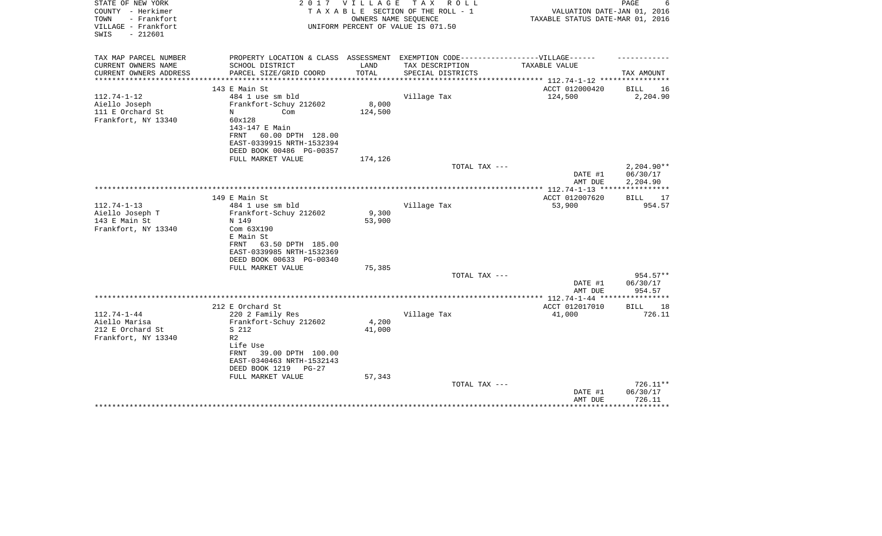STATE OF NEW YORK
COUNTY - Herkimer
TOWN - Frankfort
VILLAGE - Frankfort
SWIS - 212601

# 2017 VILLAGE TAX ROLL

TAXABLE SECTION OF THE ROLL - 1
OWNERS NAME SEQUENCE
UNIFORM PERCENT OF VALUE IS 071.50

VALUATION DATE-JAN 01, 2016
TAXABLE STATUS DATE-MAR 01, 2016

| TAX MAP PARCEL NUMBER / CURRENT OWNERS NAME / CURRENT OWNERS ADDRESS | PROPERTY LOCATION & CLASS / SCHOOL DISTRICT / PARCEL SIZE/GRID COORD | ASSESSMENT LAND / TOTAL | EXEMPTION CODE / TAX DESCRIPTION / SPECIAL DISTRICTS | VILLAGE TAXABLE VALUE | TAX AMOUNT |
|---|---|---|---|---|---|
| | 143 E Main St | | | ACCT 012000420 | BILL 16 |
| 112.74-1-12 | 484 1 use sm bld | | Village Tax | 124,500 | 2,204.90 |
| Aiello Joseph | Frankfort-Schuy 212602 | 8,000 | | | |
| 111 E Orchard St | N Com | 124,500 | | | |
| Frankfort, NY 13340 | 60x128 | | | | |
| | 143-147 E Main | | | | |
| | FRNT 60.00 DPTH 128.00 | | | | |
| | EAST-0339915 NRTH-1532394 | | | | |
| | DEED BOOK 00486 PG-00357 | | | | |
| | FULL MARKET VALUE | 174,126 | | | |
| | | | TOTAL TAX --- | | 2,204.90** |
| | | | | DATE #1 | 06/30/17 |
| | | | | AMT DUE | 2,204.90 |
| | 149 E Main St | | | ACCT 012007620 | BILL 17 |
| 112.74-1-13 | 484 1 use sm bld | | Village Tax | 53,900 | 954.57 |
| Aiello Joseph T | Frankfort-Schuy 212602 | 9,300 | | | |
| 143 E Main St | N 149 | 53,900 | | | |
| Frankfort, NY 13340 | Com 63X190 | | | | |
| | E Main St | | | | |
| | FRNT 63.50 DPTH 185.00 | | | | |
| | EAST-0339985 NRTH-1532369 | | | | |
| | DEED BOOK 00633 PG-00340 | | | | |
| | FULL MARKET VALUE | 75,385 | | | |
| | | | TOTAL TAX --- | | 954.57** |
| | | | | DATE #1 | 06/30/17 |
| | | | | AMT DUE | 954.57 |
| | 212 E Orchard St | | | ACCT 012017010 | BILL 18 |
| 112.74-1-44 | 220 2 Family Res | | Village Tax | 41,000 | 726.11 |
| Aiello Marisa | Frankfort-Schuy 212602 | 4,200 | | | |
| 212 E Orchard St | S 212 | 41,000 | | | |
| Frankfort, NY 13340 | R2 | | | | |
| | Life Use | | | | |
| | FRNT 39.00 DPTH 100.00 | | | | |
| | EAST-0340463 NRTH-1532143 | | | | |
| | DEED BOOK 1219 PG-27 | | | | |
| | FULL MARKET VALUE | 57,343 | | | |
| | | | TOTAL TAX --- | | 726.11** |
| | | | | DATE #1 | 06/30/17 |
| | | | | AMT DUE | 726.11 |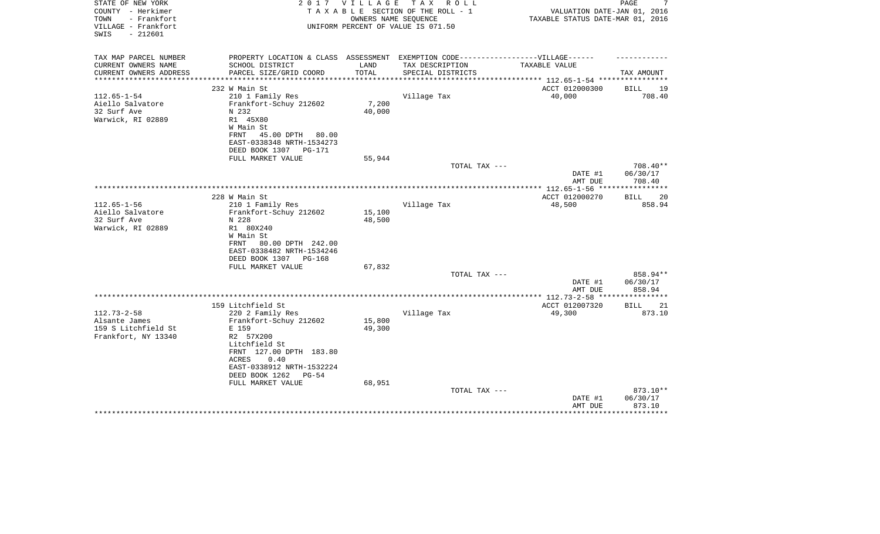STATE OF NEW YORK
COUNTY - Herkimer
TOWN - Frankfort
VILLAGE - Frankfort
SWIS - 212601

2017 VILLAGE TAX ROLL
TAXABLE SECTION OF THE ROLL - 1
OWNERS NAME SEQUENCE
UNIFORM PERCENT OF VALUE IS 071.50

VALUATION DATE-JAN 01, 2016
TAXABLE STATUS DATE-MAR 01, 2016

| TAX MAP PARCEL NUMBER / CURRENT OWNERS NAME / CURRENT OWNERS ADDRESS | PROPERTY LOCATION & CLASS / SCHOOL DISTRICT / PARCEL SIZE/GRID COORD | ASSESSMENT LAND / TOTAL | EXEMPTION CODE-----VILLAGE------ TAX DESCRIPTION / SPECIAL DISTRICTS | TAXABLE VALUE | TAX AMOUNT |
|---|---|---|---|---|---|
| 112.65-1-54 | 232 W Main St | | | ACCT 012000300 | BILL 19 |
| Aiello Salvatore | 210 1 Family Res | | Village Tax | 40,000 | 708.40 |
| 32 Surf Ave | Frankfort-Schuy 212602 | 7,200 | | | |
| Warwick, RI 02889 | N 232 | 40,000 | | | |
| | R1 45X80 | | | | |
| | W Main St | | | | |
| | FRNT 45.00 DPTH 80.00 | | | | |
| | EAST-0338348 NRTH-1534273 | | | | |
| | DEED BOOK 1307 PG-171 | | | | |
| | FULL MARKET VALUE | 55,944 | | | |
| | | | TOTAL TAX --- | | 708.40** |
| | | | | DATE #1 | 06/30/17 |
| | | | | AMT DUE | 708.40 |
| 112.65-1-56 | 228 W Main St | | | ACCT 012000270 | BILL 20 |
| Aiello Salvatore | 210 1 Family Res | | Village Tax | 48,500 | 858.94 |
| 32 Surf Ave | Frankfort-Schuy 212602 | 15,100 | | | |
| Warwick, RI 02889 | N 228 | 48,500 | | | |
| | R1 80X240 | | | | |
| | W Main St | | | | |
| | FRNT 80.00 DPTH 242.00 | | | | |
| | EAST-0338482 NRTH-1534246 | | | | |
| | DEED BOOK 1307 PG-168 | | | | |
| | FULL MARKET VALUE | 67,832 | | | |
| | | | TOTAL TAX --- | | 858.94** |
| | | | | DATE #1 | 06/30/17 |
| | | | | AMT DUE | 858.94 |
| 112.73-2-58 | 159 Litchfield St | | | ACCT 012007320 | BILL 21 |
| Alsante James | 220 2 Family Res | | Village Tax | 49,300 | 873.10 |
| 159 S Litchfield St | Frankfort-Schuy 212602 | 15,800 | | | |
| Frankfort, NY 13340 | E 159 | 49,300 | | | |
| | R2 57X200 | | | | |
| | Litchfield St | | | | |
| | FRNT 127.00 DPTH 183.80 | | | | |
| | ACRES 0.40 | | | | |
| | EAST-0338912 NRTH-1532224 | | | | |
| | DEED BOOK 1262 PG-54 | | | | |
| | FULL MARKET VALUE | 68,951 | | | |
| | | | TOTAL TAX --- | | 873.10** |
| | | | | DATE #1 | 06/30/17 |
| | | | | AMT DUE | 873.10 |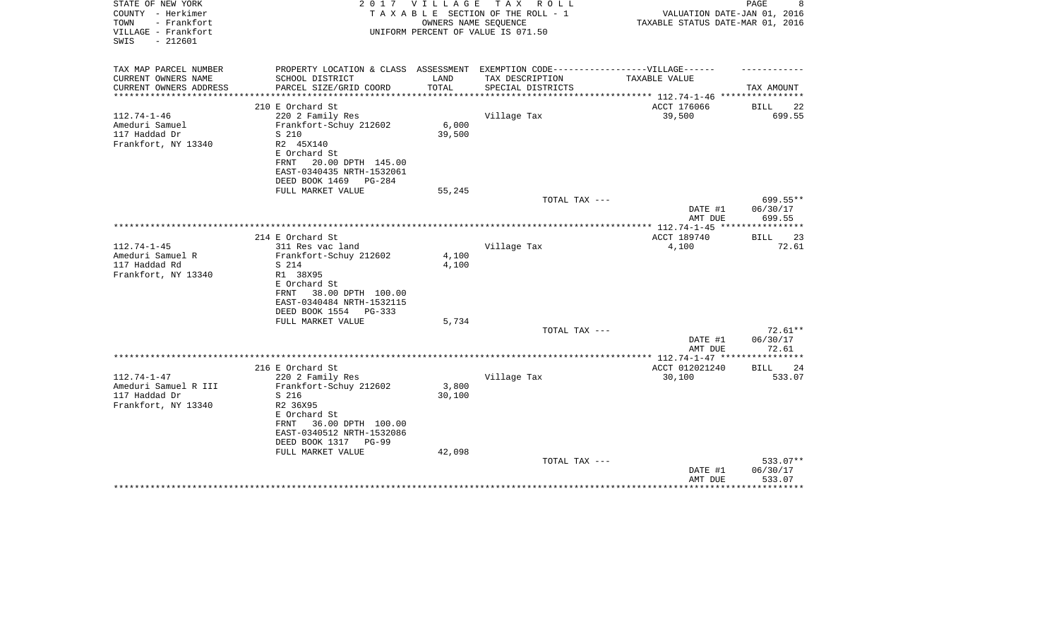STATE OF NEW YORK
COUNTY - Herkimer
TOWN - Frankfort
VILLAGE - Frankfort
SWIS - 212601

2 0 1 7 V I L L A G E T A X R O L L
T A X A B L E SECTION OF THE ROLL - 1
OWNERS NAME SEQUENCE
UNIFORM PERCENT OF VALUE IS 071.50

VALUATION DATE-JAN 01, 2016
TAXABLE STATUS DATE-MAR 01, 2016

| TAX MAP PARCEL NUMBER<br>CURRENT OWNERS NAME<br>CURRENT OWNERS ADDRESS | PROPERTY LOCATION & CLASS<br>SCHOOL DISTRICT<br>PARCEL SIZE/GRID COORD | ASSESSMENT<br>LAND<br>TOTAL | EXEMPTION CODE------VILLAGE------<br>TAX DESCRIPTION<br>SPECIAL DISTRICTS | TAXABLE VALUE | TAX AMOUNT |
|---|---|---|---|---|---|
| **112.74-1-46** | 210 E Orchard St | | | ACCT 176066 | BILL 22 |
| 112.74-1-46 | 220 2 Family Res | | Village Tax | 39,500 | 699.55 |
| Ameduri Samuel | Frankfort-Schuy 212602 | 6,000 | | | |
| 117 Haddad Dr | S 210 | 39,500 | | | |
| Frankfort, NY 13340 | R2 45X140 | | | | |
| | E Orchard St | | | | |
| | FRNT 20.00 DPTH 145.00 | | | | |
| | EAST-0340435 NRTH-1532061 | | | | |
| | DEED BOOK 1469 PG-284 | | | | |
| | FULL MARKET VALUE | 55,245 | | | |
| | | | TOTAL TAX --- | | 699.55** |
| | | | | DATE #1 | 06/30/17 |
| | | | | AMT DUE | 699.55 |
| **112.74-1-45** | 214 E Orchard St | | | ACCT 189740 | BILL 23 |
| 112.74-1-45 | 311 Res vac land | | Village Tax | 4,100 | 72.61 |
| Ameduri Samuel R | Frankfort-Schuy 212602 | 4,100 | | | |
| 117 Haddad Rd | S 214 | 4,100 | | | |
| Frankfort, NY 13340 | R1 38X95 | | | | |
| | E Orchard St | | | | |
| | FRNT 38.00 DPTH 100.00 | | | | |
| | EAST-0340484 NRTH-1532115 | | | | |
| | DEED BOOK 1554 PG-333 | | | | |
| | FULL MARKET VALUE | 5,734 | | | |
| | | | TOTAL TAX --- | | 72.61** |
| | | | | DATE #1 | 06/30/17 |
| | | | | AMT DUE | 72.61 |
| **112.74-1-47** | 216 E Orchard St | | | ACCT 012021240 | BILL 24 |
| 112.74-1-47 | 220 2 Family Res | | Village Tax | 30,100 | 533.07 |
| Ameduri Samuel R III | Frankfort-Schuy 212602 | 3,800 | | | |
| 117 Haddad Dr | S 216 | 30,100 | | | |
| Frankfort, NY 13340 | R2 36X95 | | | | |
| | E Orchard St | | | | |
| | FRNT 36.00 DPTH 100.00 | | | | |
| | EAST-0340512 NRTH-1532086 | | | | |
| | DEED BOOK 1317 PG-99 | | | | |
| | FULL MARKET VALUE | 42,098 | | | |
| | | | TOTAL TAX --- | | 533.07** |
| | | | | DATE #1 | 06/30/17 |
| | | | | AMT DUE | 533.07 |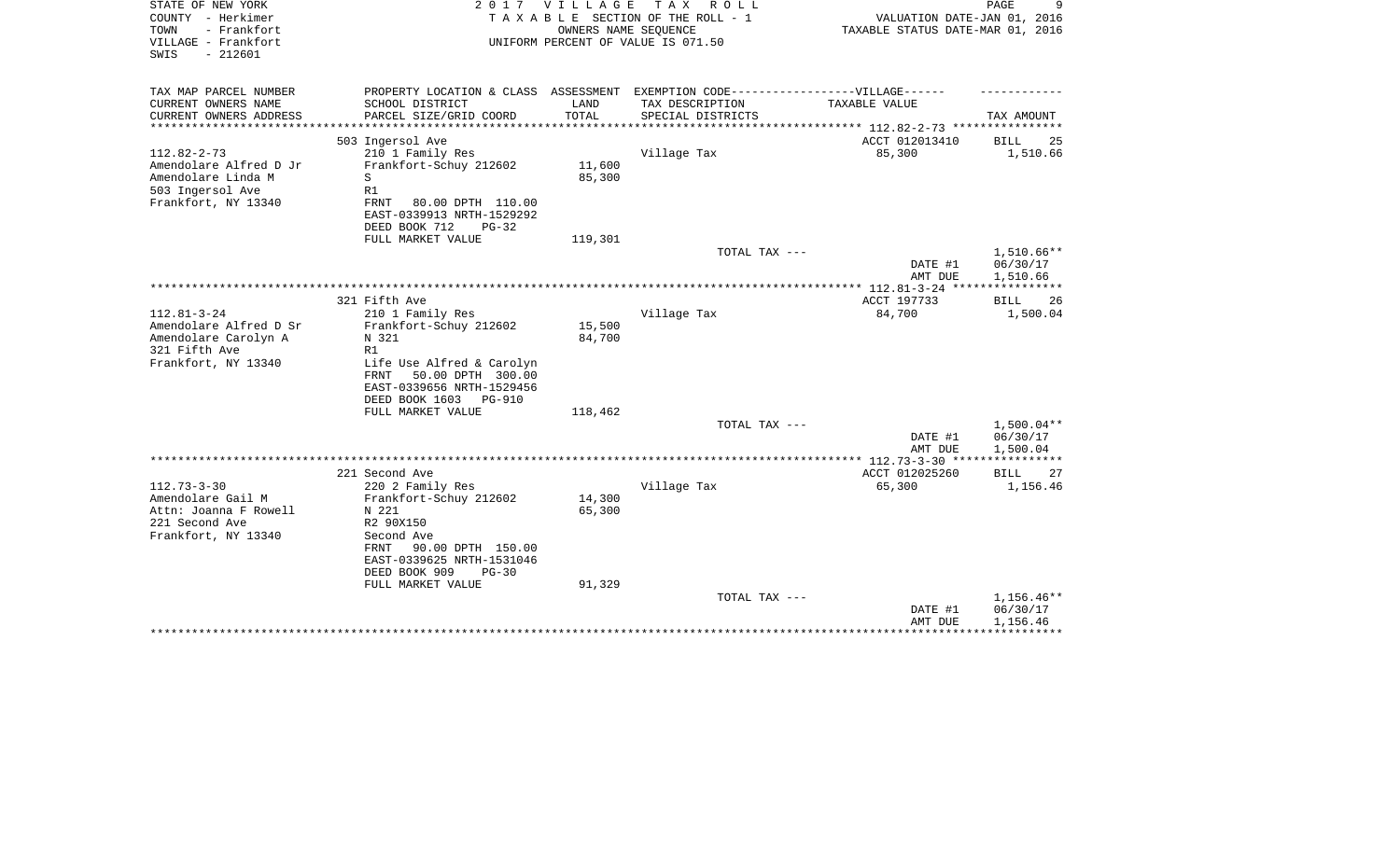STATE OF NEW YORK
COUNTY - Herkimer
TOWN - Frankfort
VILLAGE - Frankfort
SWIS - 212601

2 0 1 7 V I L L A G E T A X R O L L
T A X A B L E SECTION OF THE ROLL - 1
OWNERS NAME SEQUENCE
UNIFORM PERCENT OF VALUE IS 071.50

VALUATION DATE-JAN 01, 2016
TAXABLE STATUS DATE-MAR 01, 2016

| TAX MAP PARCEL NUMBER<br>CURRENT OWNERS NAME<br>CURRENT OWNERS ADDRESS | PROPERTY LOCATION & CLASS<br>SCHOOL DISTRICT<br>PARCEL SIZE/GRID COORD | ASSESSMENT<br>LAND<br>TOTAL | EXEMPTION CODE------------------VILLAGE------<br>TAX DESCRIPTION<br>SPECIAL DISTRICTS | TAXABLE VALUE | TAX AMOUNT |
|---|---|---|---|---|---|
| | 503 Ingersol Ave | | | ACCT 012013410 | BILL 25 |
| 112.82-2-73 | 210 1 Family Res | | Village Tax | 85,300 | 1,510.66 |
| Amendolare Alfred D Jr | Frankfort-Schuy 212602 | 11,600 | | | |
| Amendolare Linda M | S | 85,300 | | | |
| 503 Ingersol Ave | R1 | | | | |
| Frankfort, NY 13340 | FRNT 80.00 DPTH 110.00 | | | | |
| | EAST-0339913 NRTH-1529292 | | | | |
| | DEED BOOK 712 PG-32 | | | | |
| | FULL MARKET VALUE | 119,301 | | | |
| | | | TOTAL TAX --- | | 1,510.66** |
| | | | | DATE #1 | 06/30/17 |
| | | | | AMT DUE | 1,510.66 |
| | 321 Fifth Ave | | | ACCT 197733 | BILL 26 |
| 112.81-3-24 | 210 1 Family Res | | Village Tax | 84,700 | 1,500.04 |
| Amendolare Alfred D Sr | Frankfort-Schuy 212602 | 15,500 | | | |
| Amendolare Carolyn A | N 321 | 84,700 | | | |
| 321 Fifth Ave | R1 | | | | |
| Frankfort, NY 13340 | Life Use Alfred & Carolyn | | | | |
| | FRNT 50.00 DPTH 300.00 | | | | |
| | EAST-0339656 NRTH-1529456 | | | | |
| | DEED BOOK 1603 PG-910 | | | | |
| | FULL MARKET VALUE | 118,462 | | | |
| | | | TOTAL TAX --- | | 1,500.04** |
| | | | | DATE #1 | 06/30/17 |
| | | | | AMT DUE | 1,500.04 |
| | 221 Second Ave | | | ACCT 012025260 | BILL 27 |
| 112.73-3-30 | 220 2 Family Res | | Village Tax | 65,300 | 1,156.46 |
| Amendolare Gail M | Frankfort-Schuy 212602 | 14,300 | | | |
| Attn: Joanna F Rowell | N 221 | 65,300 | | | |
| 221 Second Ave | R2 90X150 | | | | |
| Frankfort, NY 13340 | Second Ave | | | | |
| | FRNT 90.00 DPTH 150.00 | | | | |
| | EAST-0339625 NRTH-1531046 | | | | |
| | DEED BOOK 909 PG-30 | | | | |
| | FULL MARKET VALUE | 91,329 | | | |
| | | | TOTAL TAX --- | | 1,156.46** |
| | | | | DATE #1 | 06/30/17 |
| | | | | AMT DUE | 1,156.46 |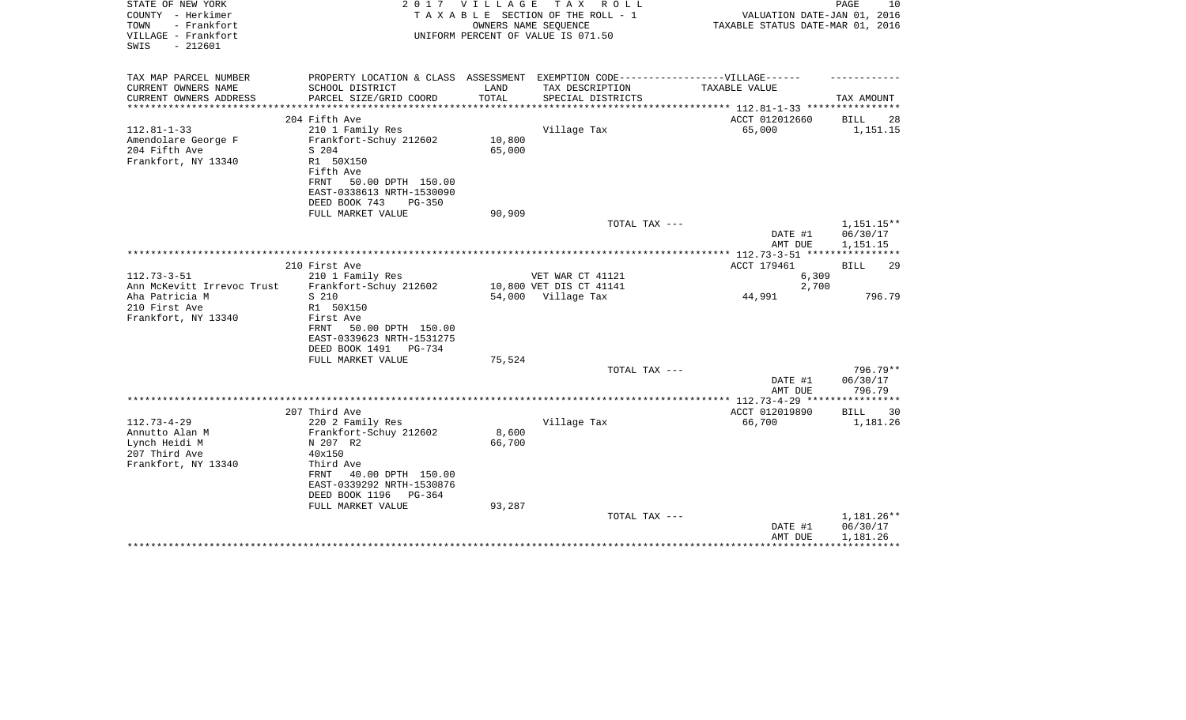STATE OF NEW YORK
COUNTY - Herkimer
TOWN - Frankfort
VILLAGE - Frankfort
SWIS - 212601

2 0 1 7 V I L L A G E T A X R O L L
T A X A B L E SECTION OF THE ROLL - 1
OWNERS NAME SEQUENCE
UNIFORM PERCENT OF VALUE IS 071.50

VALUATION DATE-JAN 01, 2016
TAXABLE STATUS DATE-MAR 01, 2016

| TAX MAP PARCEL NUMBER<br>CURRENT OWNERS NAME<br>CURRENT OWNERS ADDRESS | PROPERTY LOCATION & CLASS<br>SCHOOL DISTRICT<br>PARCEL SIZE/GRID COORD | ASSESSMENT<br>LAND<br>TOTAL | EXEMPTION CODE------------------VILLAGE------<br>TAX DESCRIPTION<br>SPECIAL DISTRICTS | TAXABLE VALUE | TAX AMOUNT |
|---|---|---|---|---|---|
| ******** 112.81-1-33 ******** | | | | | |
| | 204 Fifth Ave | | | ACCT 012012660 | BILL 28 |
| 112.81-1-33 | 210 1 Family Res | | Village Tax | 65,000 | 1,151.15 |
| Amendolare George F | Frankfort-Schuy 212602 | 10,800 | | | |
| 204 Fifth Ave | S 204 | 65,000 | | | |
| Frankfort, NY 13340 | R1 50X150 | | | | |
| | Fifth Ave | | | | |
| | FRNT 50.00 DPTH 150.00 | | | | |
| | EAST-0338613 NRTH-1530090 | | | | |
| | DEED BOOK 743 PG-350 | | | | |
| | FULL MARKET VALUE | 90,909 | | | |
| | | | TOTAL TAX --- | | 1,151.15** |
| | | | | DATE #1 | 06/30/17 |
| | | | | AMT DUE | 1,151.15 |
| ******** 112.73-3-51 ******** | | | | | |
| | 210 First Ave | | | ACCT 179461 | BILL 29 |
| 112.73-3-51 | 210 1 Family Res | | VET WAR CT 41121 | 6,309 | |
| Ann McKevitt Irrevoc Trust | Frankfort-Schuy 212602 | 10,800 | VET DIS CT 41141 | 2,700 | |
| Aha Patricia M | S 210 | 54,000 | Village Tax | 44,991 | 796.79 |
| 210 First Ave | R1 50X150 | | | | |
| Frankfort, NY 13340 | First Ave | | | | |
| | FRNT 50.00 DPTH 150.00 | | | | |
| | EAST-0339623 NRTH-1531275 | | | | |
| | DEED BOOK 1491 PG-734 | | | | |
| | FULL MARKET VALUE | 75,524 | | | |
| | | | TOTAL TAX --- | | 796.79** |
| | | | | DATE #1 | 06/30/17 |
| | | | | AMT DUE | 796.79 |
| ******** 112.73-4-29 ******** | | | | | |
| | 207 Third Ave | | | ACCT 012019890 | BILL 30 |
| 112.73-4-29 | 220 2 Family Res | | Village Tax | 66,700 | 1,181.26 |
| Annutto Alan M | Frankfort-Schuy 212602 | 8,600 | | | |
| Lynch Heidi M | N 207 R2 | 66,700 | | | |
| 207 Third Ave | 40x150 | | | | |
| Frankfort, NY 13340 | Third Ave | | | | |
| | FRNT 40.00 DPTH 150.00 | | | | |
| | EAST-0339292 NRTH-1530876 | | | | |
| | DEED BOOK 1196 PG-364 | | | | |
| | FULL MARKET VALUE | 93,287 | | | |
| | | | TOTAL TAX --- | | 1,181.26** |
| | | | | DATE #1 | 06/30/17 |
| | | | | AMT DUE | 1,181.26 |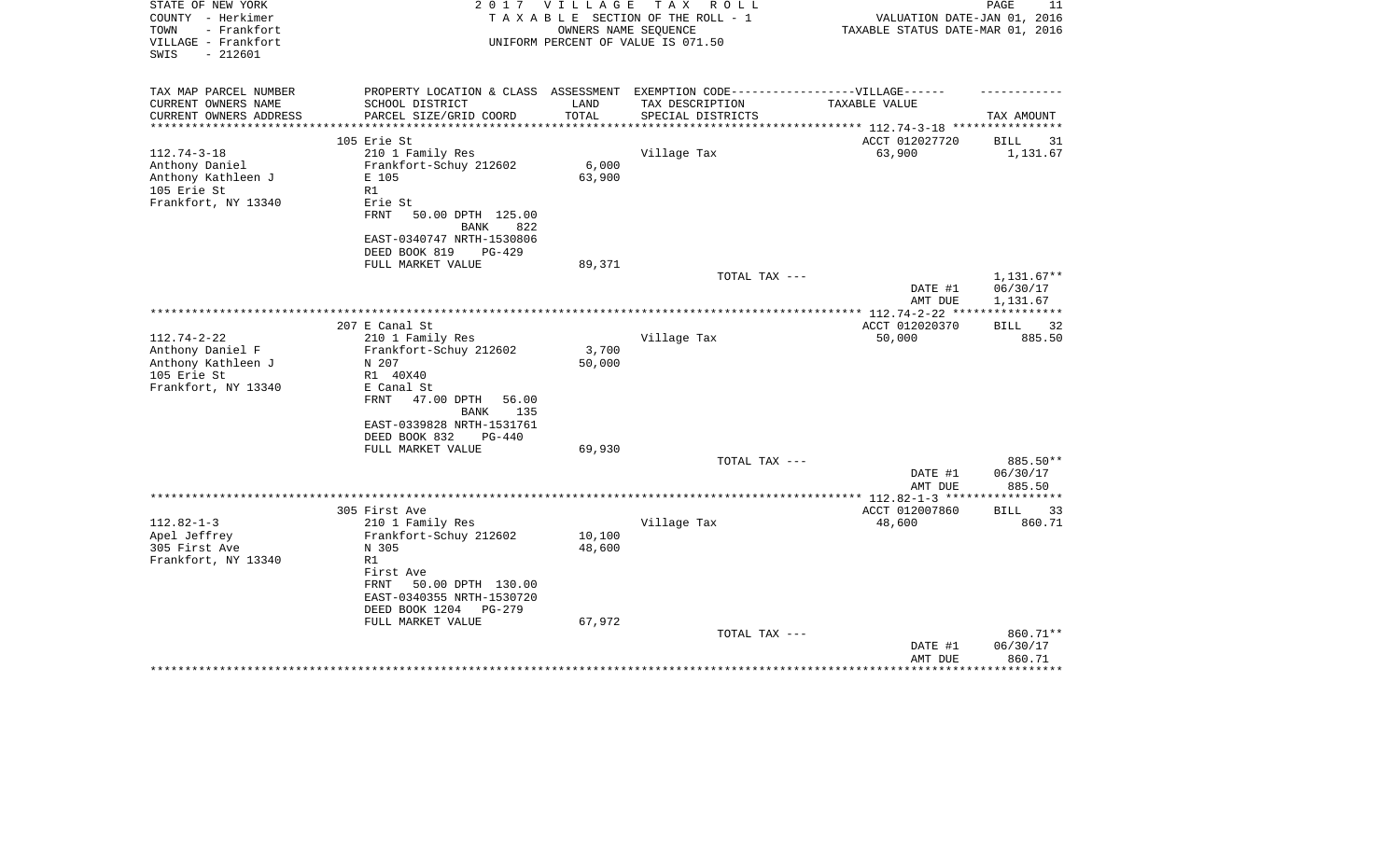STATE OF NEW YORK — 2017 VILLAGE TAX ROLL
COUNTY - Herkimer — TAXABLE SECTION OF THE ROLL - 1 — VALUATION DATE-JAN 01, 2016
TOWN - Frankfort — OWNERS NAME SEQUENCE — TAXABLE STATUS DATE-MAR 01, 2016
VILLAGE - Frankfort — UNIFORM PERCENT OF VALUE IS 071.50
SWIS - 212601

| TAX MAP PARCEL NUMBER / CURRENT OWNERS NAME / CURRENT OWNERS ADDRESS | PROPERTY LOCATION & CLASS / SCHOOL DISTRICT / PARCEL SIZE/GRID COORD | ASSESSMENT LAND / TOTAL | EXEMPTION CODE / TAX DESCRIPTION / SPECIAL DISTRICTS | TAXABLE VALUE | TAX AMOUNT |
|---|---|---|---|---|---|
| | 105 Erie St | | | ACCT 012027720 | BILL 31 |
| 112.74-3-18 | 210 1 Family Res | | Village Tax | 63,900 | 1,131.67 |
| Anthony Daniel | Frankfort-Schuy 212602 | 6,000 | | | |
| Anthony Kathleen J | E 105 | 63,900 | | | |
| 105 Erie St | R1 | | | | |
| Frankfort, NY 13340 | Erie St | | | | |
| | FRNT 50.00 DPTH 125.00 | | | | |
| | BANK 822 | | | | |
| | EAST-0340747 NRTH-1530806 | | | | |
| | DEED BOOK 819 PG-429 | | | | |
| | FULL MARKET VALUE | 89,371 | | | |
| | | | TOTAL TAX --- | | 1,131.67** |
| | | | | DATE #1 | 06/30/17 |
| | | | | AMT DUE | 1,131.67 |
| | 207 E Canal St | | | ACCT 012020370 | BILL 32 |
| 112.74-2-22 | 210 1 Family Res | | Village Tax | 50,000 | 885.50 |
| Anthony Daniel F | Frankfort-Schuy 212602 | 3,700 | | | |
| Anthony Kathleen J | N 207 | 50,000 | | | |
| 105 Erie St | R1 40X40 | | | | |
| Frankfort, NY 13340 | E Canal St | | | | |
| | FRNT 47.00 DPTH 56.00 | | | | |
| | BANK 135 | | | | |
| | EAST-0339828 NRTH-1531761 | | | | |
| | DEED BOOK 832 PG-440 | | | | |
| | FULL MARKET VALUE | 69,930 | | | |
| | | | TOTAL TAX --- | | 885.50** |
| | | | | DATE #1 | 06/30/17 |
| | | | | AMT DUE | 885.50 |
| | 305 First Ave | | | ACCT 012007860 | BILL 33 |
| 112.82-1-3 | 210 1 Family Res | | Village Tax | 48,600 | 860.71 |
| Apel Jeffrey | Frankfort-Schuy 212602 | 10,100 | | | |
| 305 First Ave | N 305 | 48,600 | | | |
| Frankfort, NY 13340 | R1 | | | | |
| | First Ave | | | | |
| | FRNT 50.00 DPTH 130.00 | | | | |
| | EAST-0340355 NRTH-1530720 | | | | |
| | DEED BOOK 1204 PG-279 | | | | |
| | FULL MARKET VALUE | 67,972 | | | |
| | | | TOTAL TAX --- | | 860.71** |
| | | | | DATE #1 | 06/30/17 |
| | | | | AMT DUE | 860.71 |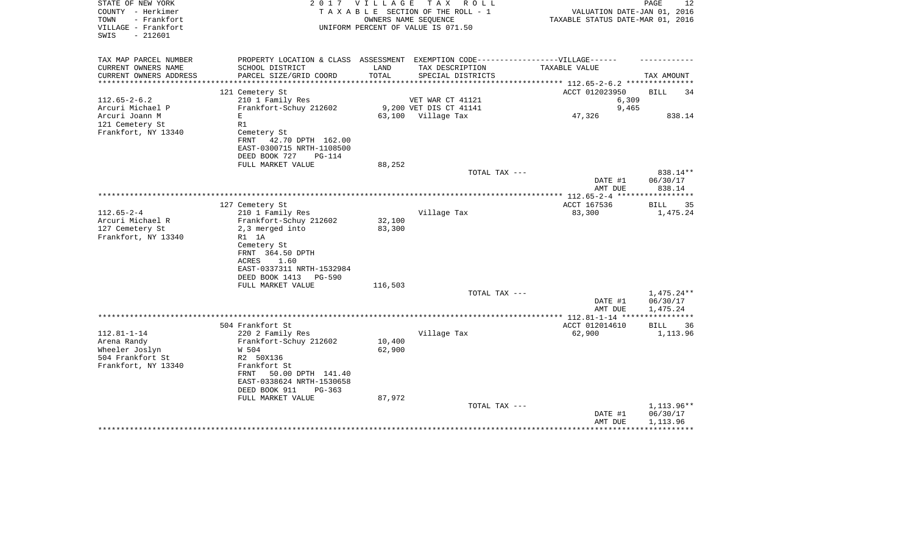STATE OF NEW YORK
COUNTY - Herkimer
TOWN - Frankfort
VILLAGE - Frankfort
SWIS - 212601

2 0 1 7 V I L L A G E T A X R O L L
T A X A B L E SECTION OF THE ROLL - 1
OWNERS NAME SEQUENCE
UNIFORM PERCENT OF VALUE IS 071.50

VALUATION DATE-JAN 01, 2016
TAXABLE STATUS DATE-MAR 01, 2016

| TAX MAP PARCEL NUMBER<br>CURRENT OWNERS NAME<br>CURRENT OWNERS ADDRESS | PROPERTY LOCATION & CLASS<br>SCHOOL DISTRICT<br>PARCEL SIZE/GRID COORD | ASSESSMENT<br>LAND<br>TOTAL | EXEMPTION CODE------------------VILLAGE------<br>TAX DESCRIPTION<br>SPECIAL DISTRICTS | TAXABLE VALUE | TAX AMOUNT |
|---|---|---|---|---|---|
| **112.65-2-6.2** | 121 Cemetery St | | | ACCT 012023950 | BILL 34 |
| 112.65-2-6.2 | 210 1 Family Res | | VET WAR CT 41121 | 6,309 | |
| Arcuri Michael P | Frankfort-Schuy 212602 | 9,200 | VET DIS CT 41141 | 9,465 | |
| Arcuri Joann M | E | 63,100 | Village Tax | 47,326 | 838.14 |
| 121 Cemetery St | R1 | | | | |
| Frankfort, NY 13340 | Cemetery St | | | | |
| | FRNT 42.70 DPTH 162.00 | | | | |
| | EAST-0300715 NRTH-1108500 | | | | |
| | DEED BOOK 727 PG-114 | | | | |
| | FULL MARKET VALUE | 88,252 | | | |
| | | | TOTAL TAX --- | | 838.14** |
| | | | | DATE #1 | 06/30/17 |
| | | | | AMT DUE | 838.14 |
| **112.65-2-4** | 127 Cemetery St | | | ACCT 167536 | BILL 35 |
| 112.65-2-4 | 210 1 Family Res | | Village Tax | 83,300 | 1,475.24 |
| Arcuri Michael R | Frankfort-Schuy 212602 | 32,100 | | | |
| 127 Cemetery St | 2,3 merged into | 83,300 | | | |
| Frankfort, NY 13340 | R1 1A | | | | |
| | Cemetery St | | | | |
| | FRNT 364.50 DPTH | | | | |
| | ACRES 1.60 | | | | |
| | EAST-0337311 NRTH-1532984 | | | | |
| | DEED BOOK 1413 PG-590 | | | | |
| | FULL MARKET VALUE | 116,503 | | | |
| | | | TOTAL TAX --- | | 1,475.24** |
| | | | | DATE #1 | 06/30/17 |
| | | | | AMT DUE | 1,475.24 |
| **112.81-1-14** | 504 Frankfort St | | | ACCT 012014610 | BILL 36 |
| 112.81-1-14 | 220 2 Family Res | | Village Tax | 62,900 | 1,113.96 |
| Arena Randy | Frankfort-Schuy 212602 | 10,400 | | | |
| Wheeler Joslyn | W 504 | 62,900 | | | |
| 504 Frankfort St | R2 50X136 | | | | |
| Frankfort, NY 13340 | Frankfort St | | | | |
| | FRNT 50.00 DPTH 141.40 | | | | |
| | EAST-0338624 NRTH-1530658 | | | | |
| | DEED BOOK 911 PG-363 | | | | |
| | FULL MARKET VALUE | 87,972 | | | |
| | | | TOTAL TAX --- | | 1,113.96** |
| | | | | DATE #1 | 06/30/17 |
| | | | | AMT DUE | 1,113.96 |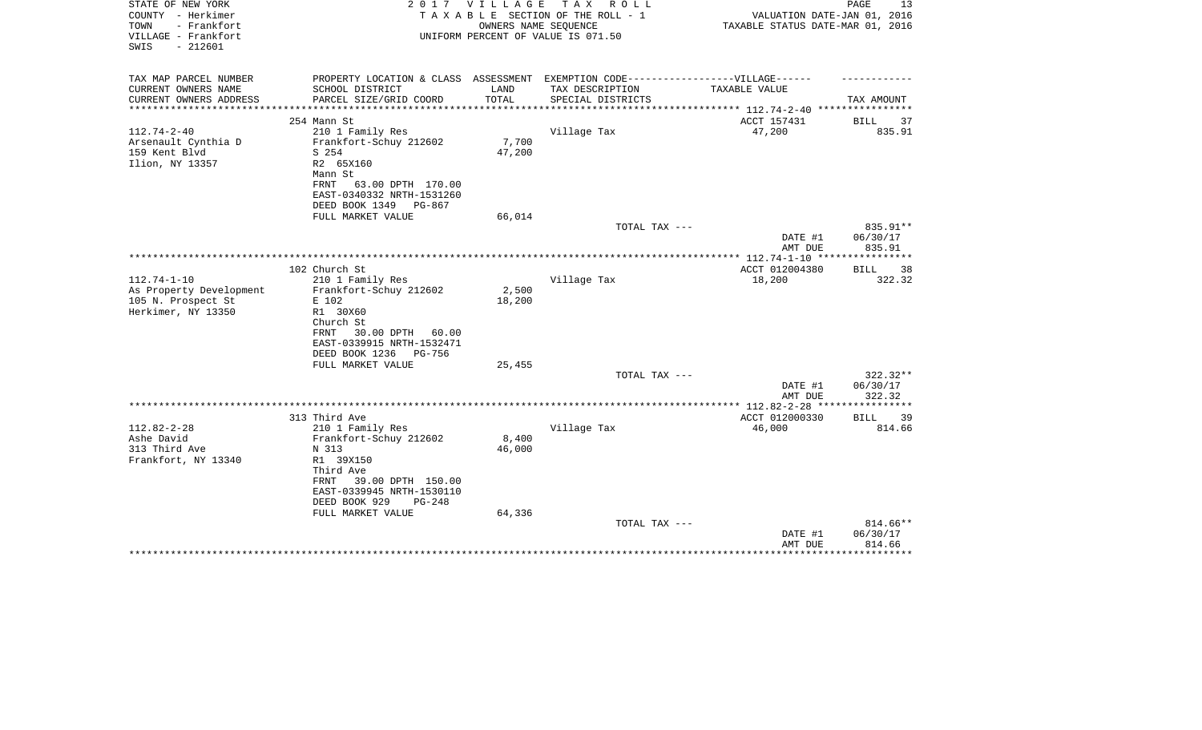STATE OF NEW YORK
COUNTY - Herkimer
TOWN - Frankfort
VILLAGE - Frankfort
SWIS - 212601

2 0 1 7 V I L L A G E T A X R O L L
T A X A B L E SECTION OF THE ROLL - 1
OWNERS NAME SEQUENCE
UNIFORM PERCENT OF VALUE IS 071.50

VALUATION DATE-JAN 01, 2016
TAXABLE STATUS DATE-MAR 01, 2016

| TAX MAP PARCEL NUMBER<br>CURRENT OWNERS NAME<br>CURRENT OWNERS ADDRESS | PROPERTY LOCATION & CLASS<br>SCHOOL DISTRICT<br>PARCEL SIZE/GRID COORD | ASSESSMENT<br>LAND<br>TOTAL | EXEMPTION CODE------------------VILLAGE------<br>TAX DESCRIPTION<br>SPECIAL DISTRICTS | TAXABLE VALUE | TAX AMOUNT |
|---|---|---|---|---|---|
| | 254 Mann St | | | ACCT 157431 | BILL 37 |
| 112.74-2-40 | 210 1 Family Res | | Village Tax | 47,200 | 835.91 |
| Arsenault Cynthia D | Frankfort-Schuy 212602 | 7,700 | | | |
| 159 Kent Blvd | S 254 | 47,200 | | | |
| Ilion, NY 13357 | R2 65X160 | | | | |
| | Mann St | | | | |
| | FRNT 63.00 DPTH 170.00 | | | | |
| | EAST-0340332 NRTH-1531260 | | | | |
| | DEED BOOK 1349 PG-867 | | | | |
| | FULL MARKET VALUE | 66,014 | | | |
| | | | TOTAL TAX --- | | 835.91** |
| | | | | DATE #1 | 06/30/17 |
| | | | | AMT DUE | 835.91 |
| | 102 Church St | | | ACCT 012004380 | BILL 38 |
| 112.74-1-10 | 210 1 Family Res | | Village Tax | 18,200 | 322.32 |
| As Property Development | Frankfort-Schuy 212602 | 2,500 | | | |
| 105 N. Prospect St | E 102 | 18,200 | | | |
| Herkimer, NY 13350 | R1 30X60 | | | | |
| | Church St | | | | |
| | FRNT 30.00 DPTH 60.00 | | | | |
| | EAST-0339915 NRTH-1532471 | | | | |
| | DEED BOOK 1236 PG-756 | | | | |
| | FULL MARKET VALUE | 25,455 | | | |
| | | | TOTAL TAX --- | | 322.32** |
| | | | | DATE #1 | 06/30/17 |
| | | | | AMT DUE | 322.32 |
| | 313 Third Ave | | | ACCT 012000330 | BILL 39 |
| 112.82-2-28 | 210 1 Family Res | | Village Tax | 46,000 | 814.66 |
| Ashe David | Frankfort-Schuy 212602 | 8,400 | | | |
| 313 Third Ave | N 313 | 46,000 | | | |
| Frankfort, NY 13340 | R1 39X150 | | | | |
| | Third Ave | | | | |
| | FRNT 39.00 DPTH 150.00 | | | | |
| | EAST-0339945 NRTH-1530110 | | | | |
| | DEED BOOK 929 PG-248 | | | | |
| | FULL MARKET VALUE | 64,336 | | | |
| | | | TOTAL TAX --- | | 814.66** |
| | | | | DATE #1 | 06/30/17 |
| | | | | AMT DUE | 814.66 |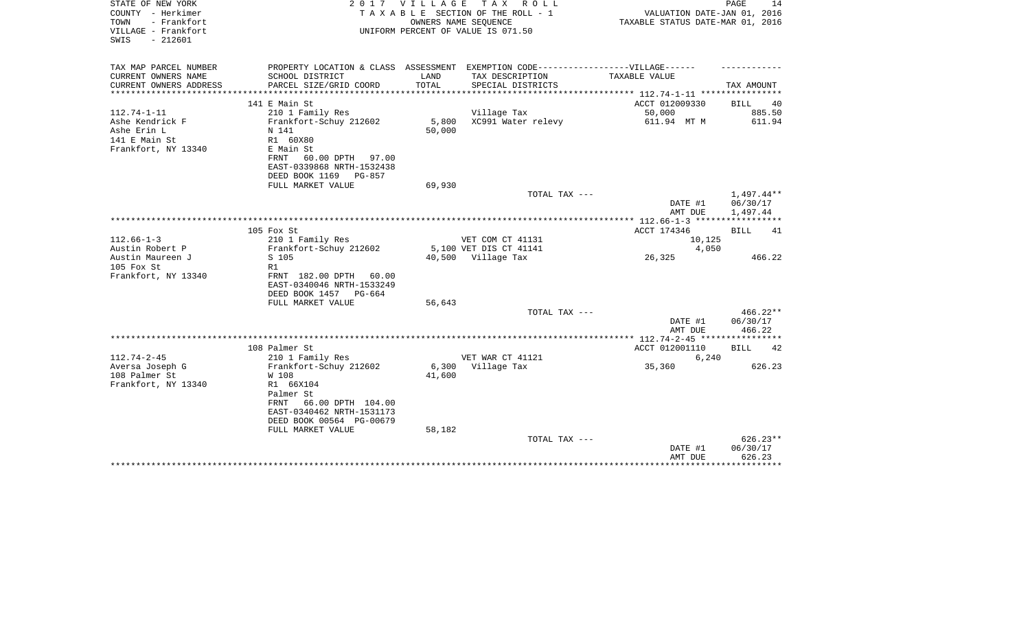STATE OF NEW YORK | 2017 VILLAGE TAX ROLL
COUNTY - Herkimer | TAXABLE SECTION OF THE ROLL - 1 | VALUATION DATE-JAN 01, 2016
TOWN - Frankfort | OWNERS NAME SEQUENCE | TAXABLE STATUS DATE-MAR 01, 2016
VILLAGE - Frankfort | UNIFORM PERCENT OF VALUE IS 071.50
SWIS - 212601

| TAX MAP PARCEL NUMBER / CURRENT OWNERS NAME / CURRENT OWNERS ADDRESS | PROPERTY LOCATION & CLASS / SCHOOL DISTRICT / PARCEL SIZE/GRID COORD | ASSESSMENT LAND / TOTAL | EXEMPTION CODE / TAX DESCRIPTION / SPECIAL DISTRICTS | VILLAGE TAXABLE VALUE | TAX AMOUNT |
|---|---|---|---|---|---|
| **112.74-1-11** | 141 E Main St | | | ACCT 012009330 | BILL 40 |
| | 210 1 Family Res | | | | |
| Ashe Kendrick F | Frankfort-Schuy 212602 | 5,800 | Village Tax | 50,000 | 885.50 |
| Ashe Erin L | N 141 | 50,000 | XC991 Water relevy | 611.94 MT M | 611.94 |
| 141 E Main St | R1 60X80 | | | | |
| Frankfort, NY 13340 | E Main St | | | | |
| | FRNT 60.00 DPTH 97.00 | | | | |
| | EAST-0339868 NRTH-1532438 | | | | |
| | DEED BOOK 1169 PG-857 | | | | |
| | FULL MARKET VALUE | 69,930 | | | |
| | | | TOTAL TAX --- | | 1,497.44** |
| | | | | DATE #1 | 06/30/17 |
| | | | | AMT DUE | 1,497.44 |
| **112.66-1-3** | 105 Fox St | | | ACCT 174346 | BILL 41 |
| | 210 1 Family Res | | VET COM CT 41131 | 10,125 | |
| Austin Robert P | Frankfort-Schuy 212602 | 5,100 | VET DIS CT 41141 | 4,050 | |
| Austin Maureen J | S 105 | 40,500 | Village Tax | 26,325 | 466.22 |
| 105 Fox St | R1 | | | | |
| Frankfort, NY 13340 | FRNT 182.00 DPTH 60.00 | | | | |
| | EAST-0340046 NRTH-1533249 | | | | |
| | DEED BOOK 1457 PG-664 | | | | |
| | FULL MARKET VALUE | 56,643 | | | |
| | | | TOTAL TAX --- | | 466.22** |
| | | | | DATE #1 | 06/30/17 |
| | | | | AMT DUE | 466.22 |
| **112.74-2-45** | 108 Palmer St | | | ACCT 012001110 | BILL 42 |
| | 210 1 Family Res | | VET WAR CT 41121 | 6,240 | |
| Aversa Joseph G | Frankfort-Schuy 212602 | 6,300 | Village Tax | 35,360 | 626.23 |
| 108 Palmer St | W 108 | 41,600 | | | |
| Frankfort, NY 13340 | R1 66X104 | | | | |
| | Palmer St | | | | |
| | FRNT 66.00 DPTH 104.00 | | | | |
| | EAST-0340462 NRTH-1531173 | | | | |
| | DEED BOOK 00564 PG-00679 | | | | |
| | FULL MARKET VALUE | 58,182 | | | |
| | | | TOTAL TAX --- | | 626.23** |
| | | | | DATE #1 | 06/30/17 |
| | | | | AMT DUE | 626.23 |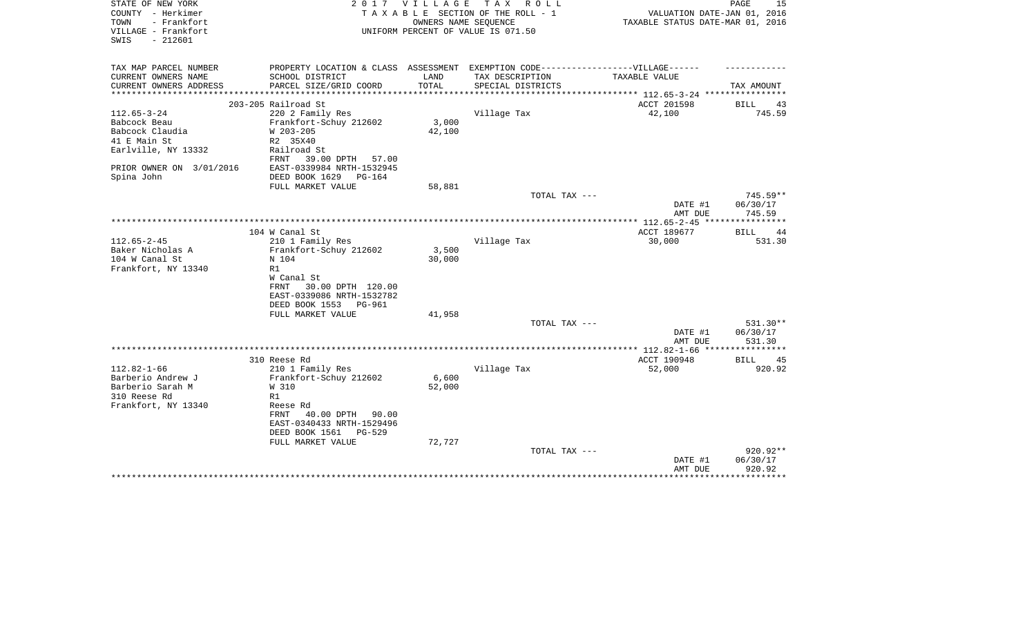STATE OF NEW YORK | 2 0 1 7 V I L L A G E T A X R O L L
COUNTY - Herkimer | T A X A B L E SECTION OF THE ROLL - 1 | VALUATION DATE-JAN 01, 2016
TOWN - Frankfort | OWNERS NAME SEQUENCE | TAXABLE STATUS DATE-MAR 01, 2016
VILLAGE - Frankfort | UNIFORM PERCENT OF VALUE IS 071.50
SWIS - 212601

| TAX MAP PARCEL NUMBER / CURRENT OWNERS NAME / CURRENT OWNERS ADDRESS | PROPERTY LOCATION & CLASS / SCHOOL DISTRICT / PARCEL SIZE/GRID COORD | ASSESSMENT LAND / TOTAL | EXEMPTION CODE-----VILLAGE------ TAX DESCRIPTION / SPECIAL DISTRICTS | TAXABLE VALUE | TAX AMOUNT |
|---|---|---|---|---|---|
| 112.65-3-24 | 203-205 Railroad St | | | ACCT 201598 | BILL 43 |
| Babcock Beau | 220 2 Family Res | | Village Tax | 42,100 | 745.59 |
| Babcock Claudia | Frankfort-Schuy 212602 | 3,000 | | | |
| 41 E Main St | W 203-205 | 42,100 | | | |
| Earlville, NY 13332 | R2 35X40 | | | | |
| | Railroad St | | | | |
| PRIOR OWNER ON 3/01/2016 | FRNT 39.00 DPTH 57.00 | | | | |
| Spina John | EAST-0339984 NRTH-1532945 | | | | |
| | DEED BOOK 1629 PG-164 | | | | |
| | FULL MARKET VALUE | 58,881 | | | |
| | | | TOTAL TAX --- | | 745.59** |
| | | | | DATE #1 | 06/30/17 |
| | | | | AMT DUE | 745.59 |
| 112.65-2-45 | 104 W Canal St | | | ACCT 189677 | BILL 44 |
| Baker Nicholas A | 210 1 Family Res | | Village Tax | 30,000 | 531.30 |
| 104 W Canal St | Frankfort-Schuy 212602 | 3,500 | | | |
| Frankfort, NY 13340 | N 104 | 30,000 | | | |
| | R1 | | | | |
| | W Canal St | | | | |
| | FRNT 30.00 DPTH 120.00 | | | | |
| | EAST-0339086 NRTH-1532782 | | | | |
| | DEED BOOK 1553 PG-961 | | | | |
| | FULL MARKET VALUE | 41,958 | | | |
| | | | TOTAL TAX --- | | 531.30** |
| | | | | DATE #1 | 06/30/17 |
| | | | | AMT DUE | 531.30 |
| 112.82-1-66 | 310 Reese Rd | | | ACCT 190948 | BILL 45 |
| Barberio Andrew J | 210 1 Family Res | | Village Tax | 52,000 | 920.92 |
| Barberio Sarah M | Frankfort-Schuy 212602 | 6,600 | | | |
| 310 Reese Rd | W 310 | 52,000 | | | |
| Frankfort, NY 13340 | R1 | | | | |
| | Reese Rd | | | | |
| | FRNT 40.00 DPTH 90.00 | | | | |
| | EAST-0340433 NRTH-1529496 | | | | |
| | DEED BOOK 1561 PG-529 | | | | |
| | FULL MARKET VALUE | 72,727 | | | |
| | | | TOTAL TAX --- | | 920.92** |
| | | | | DATE #1 | 06/30/17 |
| | | | | AMT DUE | 920.92 |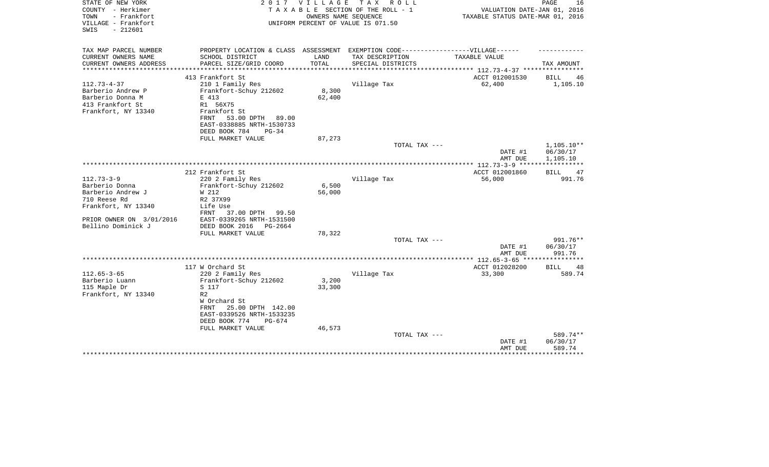STATE OF NEW YORK  
COUNTY - Herkimer  
TOWN - Frankfort  
VILLAGE - Frankfort  
SWIS - 212601

2 0 1 7 V I L L A G E T A X R O L L  
T A X A B L E SECTION OF THE ROLL - 1  
OWNERS NAME SEQUENCE  
UNIFORM PERCENT OF VALUE IS 071.50

VALUATION DATE-JAN 01, 2016  
TAXABLE STATUS DATE-MAR 01, 2016

| TAX MAP PARCEL NUMBER<br>CURRENT OWNERS NAME<br>CURRENT OWNERS ADDRESS | PROPERTY LOCATION & CLASS<br>SCHOOL DISTRICT<br>PARCEL SIZE/GRID COORD | ASSESSMENT<br>LAND<br>TOTAL | EXEMPTION CODE------VILLAGE------<br>TAX DESCRIPTION<br>SPECIAL DISTRICTS | TAXABLE VALUE | TAX AMOUNT |
|---|---|---|---|---|---|
| | 413 Frankfort St | | | ACCT 012001530 | BILL 46 |
| 112.73-4-37 | 210 1 Family Res | | Village Tax | 62,400 | 1,105.10 |
| Barberio Andrew P | Frankfort-Schuy 212602 | 8,300 | | | |
| Barberio Donna M | E 413 | 62,400 | | | |
| 413 Frankfort St | R1 56X75 | | | | |
| Frankfort, NY 13340 | Frankfort St | | | | |
| | FRNT 53.00 DPTH 89.00 | | | | |
| | EAST-0338885 NRTH-1530733 | | | | |
| | DEED BOOK 784 PG-34 | | | | |
| | FULL MARKET VALUE | 87,273 | | | |
| | | | TOTAL TAX --- | | 1,105.10** |
| | | | | DATE #1 | 06/30/17 |
| | | | | AMT DUE | 1,105.10 |
| | 212 Frankfort St | | | ACCT 012001860 | BILL 47 |
| 112.73-3-9 | 220 2 Family Res | | Village Tax | 56,000 | 991.76 |
| Barberio Donna | Frankfort-Schuy 212602 | 6,500 | | | |
| Barberio Andrew J | W 212 | 56,000 | | | |
| 710 Reese Rd | R2 37X99 | | | | |
| Frankfort, NY 13340 | Life Use | | | | |
| | FRNT 37.00 DPTH 99.50 | | | | |
| PRIOR OWNER ON 3/01/2016 | EAST-0339265 NRTH-1531500 | | | | |
| Bellino Dominick J | DEED BOOK 2016 PG-2664 | | | | |
| | FULL MARKET VALUE | 78,322 | | | |
| | | | TOTAL TAX --- | | 991.76** |
| | | | | DATE #1 | 06/30/17 |
| | | | | AMT DUE | 991.76 |
| | 117 W Orchard St | | | ACCT 012028200 | BILL 48 |
| 112.65-3-65 | 220 2 Family Res | | Village Tax | 33,300 | 589.74 |
| Barberio Luann | Frankfort-Schuy 212602 | 3,200 | | | |
| 115 Maple Dr | S 117 | 33,300 | | | |
| Frankfort, NY 13340 | R2 | | | | |
| | W Orchard St | | | | |
| | FRNT 25.00 DPTH 142.00 | | | | |
| | EAST-0339526 NRTH-1533235 | | | | |
| | DEED BOOK 774 PG-674 | | | | |
| | FULL MARKET VALUE | 46,573 | | | |
| | | | TOTAL TAX --- | | 589.74** |
| | | | | DATE #1 | 06/30/17 |
| | | | | AMT DUE | 589.74 |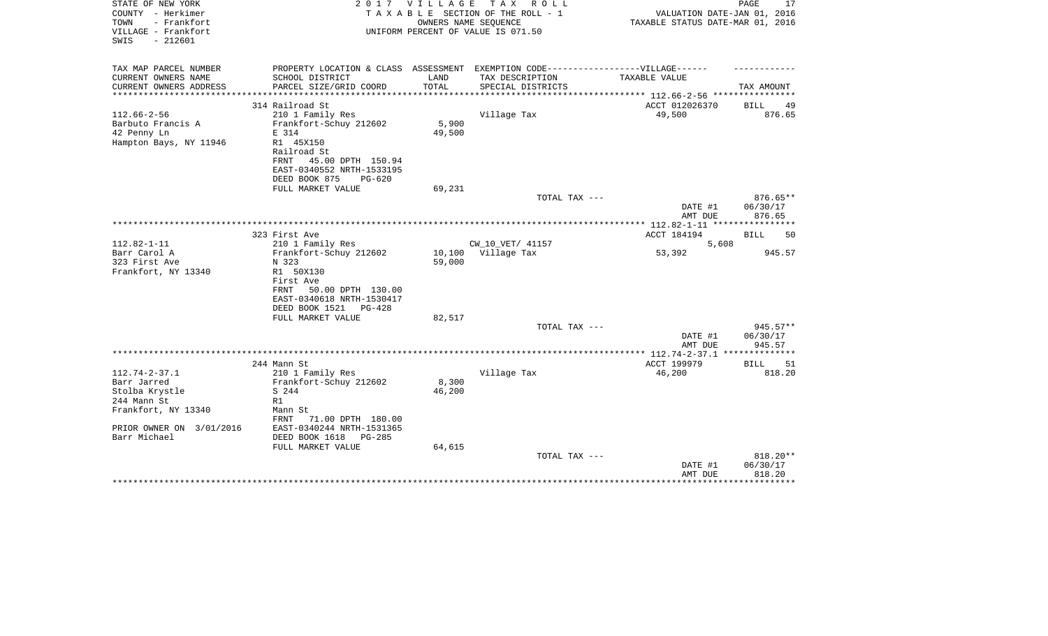STATE OF NEW YORK
COUNTY - Herkimer
TOWN - Frankfort
VILLAGE - Frankfort
SWIS - 212601

# 2017 VILLAGE TAX ROLL

TAXABLE SECTION OF THE ROLL - 1
OWNERS NAME SEQUENCE
UNIFORM PERCENT OF VALUE IS 071.50

VALUATION DATE-JAN 01, 2016
TAXABLE STATUS DATE-MAR 01, 2016

| TAX MAP PARCEL NUMBER / CURRENT OWNERS NAME / CURRENT OWNERS ADDRESS | PROPERTY LOCATION & CLASS / SCHOOL DISTRICT / PARCEL SIZE/GRID COORD | ASSESSMENT LAND / TOTAL | EXEMPTION CODE / TAX DESCRIPTION / SPECIAL DISTRICTS | TAXABLE VALUE | TAX AMOUNT |
|---|---|---|---|---|---|
| 112.66-2-56 | 314 Railroad St | | | ACCT 012026370 | BILL 49 |
| 112.66-2-56 | 210 1 Family Res | | Village Tax | 49,500 | 876.65 |
| Barbuto Francis A | Frankfort-Schuy 212602 | 5,900 | | | |
| 42 Penny Ln | E 314 | 49,500 | | | |
| Hampton Bays, NY 11946 | R1 45X150 | | | | |
| | Railroad St | | | | |
| | FRNT 45.00 DPTH 150.94 | | | | |
| | EAST-0340552 NRTH-1533195 | | | | |
| | DEED BOOK 875 PG-620 | | | | |
| | FULL MARKET VALUE | 69,231 | | | |
| | | | TOTAL TAX --- | | 876.65** |
| | | | | DATE #1 | 06/30/17 |
| | | | | AMT DUE | 876.65 |
| 112.82-1-11 | 323 First Ave | | | ACCT 184194 | BILL 50 |
| 112.82-1-11 | 210 1 Family Res | | CW_10_VET/ 41157 | 5,608 | |
| Barr Carol A | Frankfort-Schuy 212602 | 10,100 | Village Tax | 53,392 | 945.57 |
| 323 First Ave | N 323 | 59,000 | | | |
| Frankfort, NY 13340 | R1 50X130 | | | | |
| | First Ave | | | | |
| | FRNT 50.00 DPTH 130.00 | | | | |
| | EAST-0340618 NRTH-1530417 | | | | |
| | DEED BOOK 1521 PG-428 | | | | |
| | FULL MARKET VALUE | 82,517 | | | |
| | | | TOTAL TAX --- | | 945.57** |
| | | | | DATE #1 | 06/30/17 |
| | | | | AMT DUE | 945.57 |
| 112.74-2-37.1 | 244 Mann St | | | ACCT 199979 | BILL 51 |
| 112.74-2-37.1 | 210 1 Family Res | | Village Tax | 46,200 | 818.20 |
| Barr Jarred | Frankfort-Schuy 212602 | 8,300 | | | |
| Stolba Krystle | S 244 | 46,200 | | | |
| 244 Mann St | R1 | | | | |
| Frankfort, NY 13340 | Mann St | | | | |
| | FRNT 71.00 DPTH 180.00 | | | | |
| PRIOR OWNER ON 3/01/2016 | EAST-0340244 NRTH-1531365 | | | | |
| Barr Michael | DEED BOOK 1618 PG-285 | | | | |
| | FULL MARKET VALUE | 64,615 | | | |
| | | | TOTAL TAX --- | | 818.20** |
| | | | | DATE #1 | 06/30/17 |
| | | | | AMT DUE | 818.20 |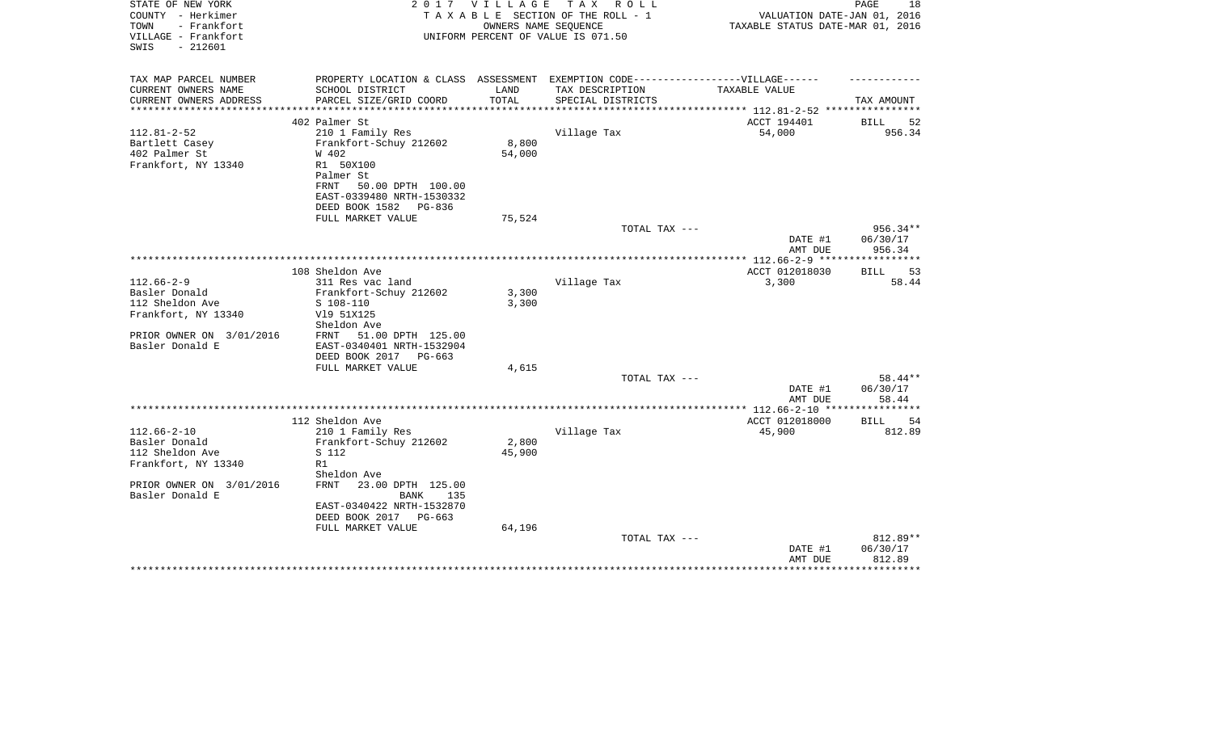STATE OF NEW YORK
COUNTY - Herkimer
TOWN - Frankfort
VILLAGE - Frankfort
SWIS - 212601

2017 VILLAGE TAX ROLL
TAXABLE SECTION OF THE ROLL - 1
OWNERS NAME SEQUENCE
UNIFORM PERCENT OF VALUE IS 071.50

VALUATION DATE-JAN 01, 2016
TAXABLE STATUS DATE-MAR 01, 2016

| TAX MAP PARCEL NUMBER / CURRENT OWNERS NAME / CURRENT OWNERS ADDRESS | PROPERTY LOCATION & CLASS / SCHOOL DISTRICT / PARCEL SIZE/GRID COORD | ASSESSMENT LAND / TOTAL | EXEMPTION CODE-----VILLAGE----- TAX DESCRIPTION / SPECIAL DISTRICTS | TAXABLE VALUE | TAX AMOUNT |
|---|---|---|---|---|---|
| 112.81-2-52 | 402 Palmer St | | | ACCT 194401 | BILL 52 |
| Bartlett Casey | 210 1 Family Res | | Village Tax | 54,000 | 956.34 |
| 402 Palmer St | Frankfort-Schuy 212602 | 8,800 | | | |
| Frankfort, NY 13340 | W 402 | 54,000 | | | |
| | R1 50X100 | | | | |
| | Palmer St | | | | |
| | FRNT 50.00 DPTH 100.00 | | | | |
| | EAST-0339480 NRTH-1530332 | | | | |
| | DEED BOOK 1582 PG-836 | | | | |
| | FULL MARKET VALUE | 75,524 | | | |
| | | | TOTAL TAX --- | | 956.34** |
| | | | | DATE #1 | 06/30/17 |
| | | | | AMT DUE | 956.34 |
| 112.66-2-9 | 108 Sheldon Ave | | | ACCT 012018030 | BILL 53 |
| Basler Donald | 311 Res vac land | | Village Tax | 3,300 | 58.44 |
| 112 Sheldon Ave | Frankfort-Schuy 212602 | 3,300 | | | |
| Frankfort, NY 13340 | S 108-110 | 3,300 | | | |
| | Vl9 51X125 | | | | |
| | Sheldon Ave | | | | |
| PRIOR OWNER ON 3/01/2016 | FRNT 51.00 DPTH 125.00 | | | | |
| Basler Donald E | EAST-0340401 NRTH-1532904 | | | | |
| | DEED BOOK 2017 PG-663 | | | | |
| | FULL MARKET VALUE | 4,615 | | | |
| | | | TOTAL TAX --- | | 58.44** |
| | | | | DATE #1 | 06/30/17 |
| | | | | AMT DUE | 58.44 |
| 112.66-2-10 | 112 Sheldon Ave | | | ACCT 012018000 | BILL 54 |
| Basler Donald | 210 1 Family Res | | Village Tax | 45,900 | 812.89 |
| 112 Sheldon Ave | Frankfort-Schuy 212602 | 2,800 | | | |
| Frankfort, NY 13340 | S 112 | 45,900 | | | |
| | R1 | | | | |
| | Sheldon Ave | | | | |
| PRIOR OWNER ON 3/01/2016 | FRNT 23.00 DPTH 125.00 | | | | |
| Basler Donald E | BANK 135 | | | | |
| | EAST-0340422 NRTH-1532870 | | | | |
| | DEED BOOK 2017 PG-663 | | | | |
| | FULL MARKET VALUE | 64,196 | | | |
| | | | TOTAL TAX --- | | 812.89** |
| | | | | DATE #1 | 06/30/17 |
| | | | | AMT DUE | 812.89 |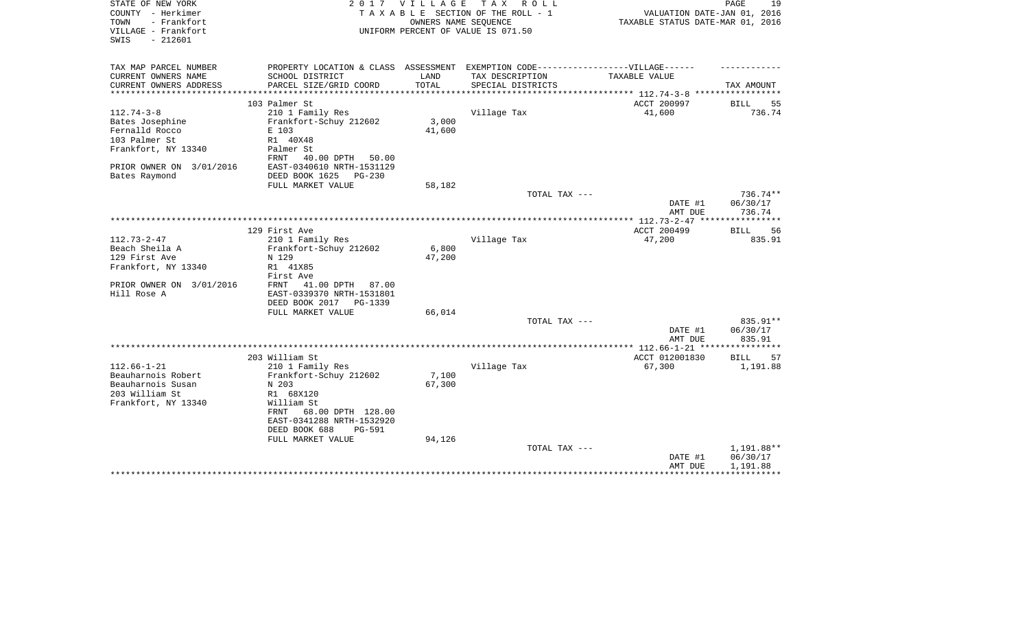STATE OF NEW YORK
COUNTY - Herkimer
TOWN - Frankfort
VILLAGE - Frankfort
SWIS - 212601

2 0 1 7 V I L L A G E T A X R O L L
T A X A B L E SECTION OF THE ROLL - 1
OWNERS NAME SEQUENCE
UNIFORM PERCENT OF VALUE IS 071.50

VALUATION DATE-JAN 01, 2016
TAXABLE STATUS DATE-MAR 01, 2016

| TAX MAP PARCEL NUMBER<br>CURRENT OWNERS NAME<br>CURRENT OWNERS ADDRESS | PROPERTY LOCATION & CLASS<br>SCHOOL DISTRICT<br>PARCEL SIZE/GRID COORD | ASSESSMENT<br>LAND<br>TOTAL | EXEMPTION CODE------VILLAGE------<br>TAX DESCRIPTION<br>SPECIAL DISTRICTS | TAXABLE VALUE | TAX AMOUNT |
|---|---|---|---|---|---|
| | 103 Palmer St | | | ACCT 200997 | BILL 55 |
| 112.74-3-8 | 210 1 Family Res | | Village Tax | 41,600 | 736.74 |
| Bates Josephine | Frankfort-Schuy 212602 | 3,000 | | | |
| Fernalld Rocco | E 103 | 41,600 | | | |
| 103 Palmer St | R1 40X48 | | | | |
| Frankfort, NY 13340 | Palmer St | | | | |
| | FRNT 40.00 DPTH 50.00 | | | | |
| PRIOR OWNER ON 3/01/2016 | EAST-0340610 NRTH-1531129 | | | | |
| Bates Raymond | DEED BOOK 1625 PG-230 | | | | |
| | FULL MARKET VALUE | 58,182 | | | |
| | | | TOTAL TAX --- | | 736.74** |
| | | | | DATE #1 | 06/30/17 |
| | | | | AMT DUE | 736.74 |
| | 129 First Ave | | | ACCT 200499 | BILL 56 |
| 112.73-2-47 | 210 1 Family Res | | Village Tax | 47,200 | 835.91 |
| Beach Sheila A | Frankfort-Schuy 212602 | 6,800 | | | |
| 129 First Ave | N 129 | 47,200 | | | |
| Frankfort, NY 13340 | R1 41X85 | | | | |
| | First Ave | | | | |
| PRIOR OWNER ON 3/01/2016 | FRNT 41.00 DPTH 87.00 | | | | |
| Hill Rose A | EAST-0339370 NRTH-1531801 | | | | |
| | DEED BOOK 2017 PG-1339 | | | | |
| | FULL MARKET VALUE | 66,014 | | | |
| | | | TOTAL TAX --- | | 835.91** |
| | | | | DATE #1 | 06/30/17 |
| | | | | AMT DUE | 835.91 |
| | 203 William St | | | ACCT 012001830 | BILL 57 |
| 112.66-1-21 | 210 1 Family Res | | Village Tax | 67,300 | 1,191.88 |
| Beauharnois Robert | Frankfort-Schuy 212602 | 7,100 | | | |
| Beauharnois Susan | N 203 | 67,300 | | | |
| 203 William St | R1 68X120 | | | | |
| Frankfort, NY 13340 | William St | | | | |
| | FRNT 68.00 DPTH 128.00 | | | | |
| | EAST-0341288 NRTH-1532920 | | | | |
| | DEED BOOK 688 PG-591 | | | | |
| | FULL MARKET VALUE | 94,126 | | | |
| | | | TOTAL TAX --- | | 1,191.88** |
| | | | | DATE #1 | 06/30/17 |
| | | | | AMT DUE | 1,191.88 |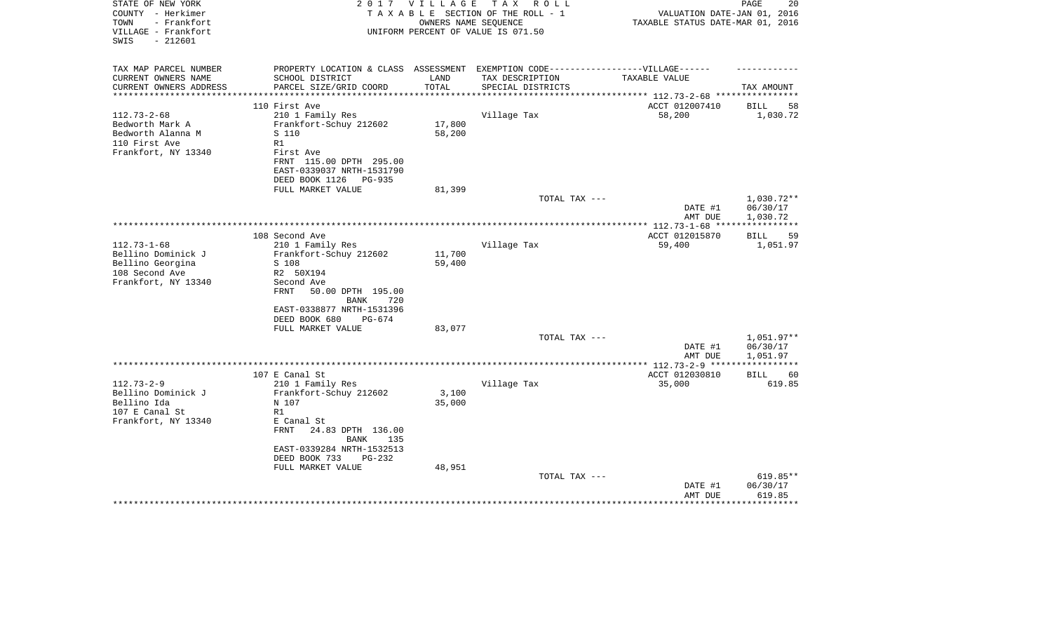STATE OF NEW YORK
COUNTY - Herkimer
TOWN - Frankfort
VILLAGE - Frankfort
SWIS - 212601

2 0 1 7 V I L L A G E T A X R O L L
T A X A B L E SECTION OF THE ROLL - 1
OWNERS NAME SEQUENCE
UNIFORM PERCENT OF VALUE IS 071.50

VALUATION DATE-JAN 01, 2016
TAXABLE STATUS DATE-MAR 01, 2016

| TAX MAP PARCEL NUMBER<br>CURRENT OWNERS NAME<br>CURRENT OWNERS ADDRESS | PROPERTY LOCATION & CLASS<br>SCHOOL DISTRICT<br>PARCEL SIZE/GRID COORD | ASSESSMENT<br>LAND<br>TOTAL | EXEMPTION CODE------------------VILLAGE------<br>TAX DESCRIPTION<br>SPECIAL DISTRICTS | TAXABLE VALUE | TAX AMOUNT |
|---|---|---|---|---|---|
| ******** 112.73-2-68 ******** | | | | | |
| | 110 First Ave | | | ACCT 012007410 | BILL 58 |
| 112.73-2-68 | 210 1 Family Res | | Village Tax | 58,200 | 1,030.72 |
| Bedworth Mark A | Frankfort-Schuy 212602 | 17,800 | | | |
| Bedworth Alanna M | S 110 | 58,200 | | | |
| 110 First Ave | R1 | | | | |
| Frankfort, NY 13340 | First Ave | | | | |
| | FRNT 115.00 DPTH 295.00 | | | | |
| | EAST-0339037 NRTH-1531790 | | | | |
| | DEED BOOK 1126 PG-935 | | | | |
| | FULL MARKET VALUE | 81,399 | | | |
| | | | TOTAL TAX --- | | 1,030.72** |
| | | | | DATE #1 | 06/30/17 |
| | | | | AMT DUE | 1,030.72 |
| ******** 112.73-1-68 ******** | | | | | |
| | 108 Second Ave | | | ACCT 012015870 | BILL 59 |
| 112.73-1-68 | 210 1 Family Res | | Village Tax | 59,400 | 1,051.97 |
| Bellino Dominick J | Frankfort-Schuy 212602 | 11,700 | | | |
| Bellino Georgina | S 108 | 59,400 | | | |
| 108 Second Ave | R2 50X194 | | | | |
| Frankfort, NY 13340 | Second Ave | | | | |
| | FRNT 50.00 DPTH 195.00 | | | | |
| | BANK 720 | | | | |
| | EAST-0338877 NRTH-1531396 | | | | |
| | DEED BOOK 680 PG-674 | | | | |
| | FULL MARKET VALUE | 83,077 | | | |
| | | | TOTAL TAX --- | | 1,051.97** |
| | | | | DATE #1 | 06/30/17 |
| | | | | AMT DUE | 1,051.97 |
| ******** 112.73-2-9 ******** | | | | | |
| | 107 E Canal St | | | ACCT 012030810 | BILL 60 |
| 112.73-2-9 | 210 1 Family Res | | Village Tax | 35,000 | 619.85 |
| Bellino Dominick J | Frankfort-Schuy 212602 | 3,100 | | | |
| Bellino Ida | N 107 | 35,000 | | | |
| 107 E Canal St | R1 | | | | |
| Frankfort, NY 13340 | E Canal St | | | | |
| | FRNT 24.83 DPTH 136.00 | | | | |
| | BANK 135 | | | | |
| | EAST-0339284 NRTH-1532513 | | | | |
| | DEED BOOK 733 PG-232 | | | | |
| | FULL MARKET VALUE | 48,951 | | | |
| | | | TOTAL TAX --- | | 619.85** |
| | | | | DATE #1 | 06/30/17 |
| | | | | AMT DUE | 619.85 |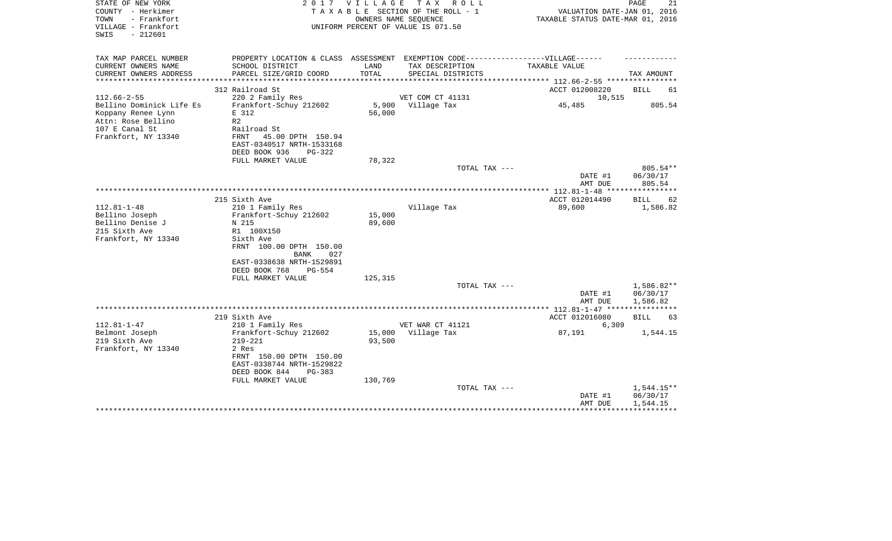STATE OF NEW YORK
COUNTY - Herkimer
TOWN - Frankfort
VILLAGE - Frankfort
SWIS - 212601

2017 VILLAGE TAX ROLL
TAXABLE SECTION OF THE ROLL - 1
OWNERS NAME SEQUENCE
UNIFORM PERCENT OF VALUE IS 071.50

VALUATION DATE-JAN 01, 2016
TAXABLE STATUS DATE-MAR 01, 2016

| TAX MAP PARCEL NUMBER / CURRENT OWNERS NAME / CURRENT OWNERS ADDRESS | PROPERTY LOCATION & CLASS / SCHOOL DISTRICT / PARCEL SIZE/GRID COORD | ASSESSMENT LAND / TOTAL | EXEMPTION CODE / TAX DESCRIPTION / SPECIAL DISTRICTS | TAXABLE VALUE | TAX AMOUNT |
|---|---|---|---|---|---|
| | 312 Railroad St | | | ACCT 012008220 | BILL 61 |
| 112.66-2-55 | 220 2 Family Res | | VET COM CT 41131 | 10,515 | |
| Bellino Dominick Life Es | Frankfort-Schuy 212602 | 5,900 | Village Tax | 45,485 | 805.54 |
| Koppany Renee Lynn | E 312 | 56,000 | | | |
| Attn: Rose Bellino | R2 | | | | |
| 107 E Canal St | Railroad St | | | | |
| Frankfort, NY 13340 | FRNT 45.00 DPTH 150.94 | | | | |
| | EAST-0340517 NRTH-1533168 | | | | |
| | DEED BOOK 936 PG-322 | | | | |
| | FULL MARKET VALUE | 78,322 | | | |
| | | | TOTAL TAX --- | | 805.54** |
| | | | | DATE #1 | 06/30/17 |
| | | | | AMT DUE | 805.54 |
| | 215 Sixth Ave | | | ACCT 012014490 | BILL 62 |
| 112.81-1-48 | 210 1 Family Res | | Village Tax | 89,600 | 1,586.82 |
| Bellino Joseph | Frankfort-Schuy 212602 | 15,000 | | | |
| Bellino Denise J | N 215 | 89,600 | | | |
| 215 Sixth Ave | R1 100X150 | | | | |
| Frankfort, NY 13340 | Sixth Ave | | | | |
| | FRNT 100.00 DPTH 150.00 | | | | |
| | BANK 027 | | | | |
| | EAST-0338638 NRTH-1529891 | | | | |
| | DEED BOOK 768 PG-554 | | | | |
| | FULL MARKET VALUE | 125,315 | | | |
| | | | TOTAL TAX --- | | 1,586.82** |
| | | | | DATE #1 | 06/30/17 |
| | | | | AMT DUE | 1,586.82 |
| | 219 Sixth Ave | | | ACCT 012016080 | BILL 63 |
| 112.81-1-47 | 210 1 Family Res | | VET WAR CT 41121 | 6,309 | |
| Belmont Joseph | Frankfort-Schuy 212602 | 15,000 | Village Tax | 87,191 | 1,544.15 |
| 219 Sixth Ave | 219-221 | 93,500 | | | |
| Frankfort, NY 13340 | 2 Res | | | | |
| | FRNT 150.00 DPTH 150.00 | | | | |
| | EAST-0338744 NRTH-1529822 | | | | |
| | DEED BOOK 844 PG-383 | | | | |
| | FULL MARKET VALUE | 130,769 | | | |
| | | | TOTAL TAX --- | | 1,544.15** |
| | | | | DATE #1 | 06/30/17 |
| | | | | AMT DUE | 1,544.15 |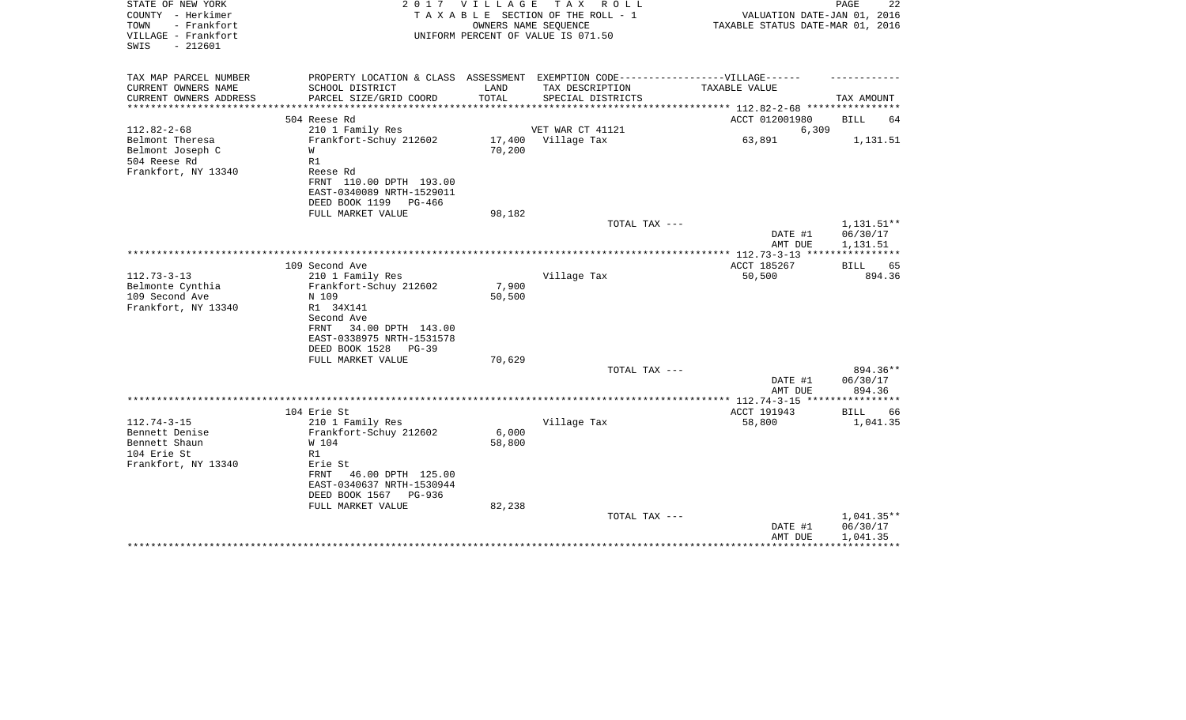STATE OF NEW YORK
COUNTY - Herkimer
TOWN - Frankfort
VILLAGE - Frankfort
SWIS - 212601

2017 VILLAGE TAX ROLL
TAXABLE SECTION OF THE ROLL - 1
OWNERS NAME SEQUENCE
UNIFORM PERCENT OF VALUE IS 071.50

VALUATION DATE-JAN 01, 2016
TAXABLE STATUS DATE-MAR 01, 2016

| TAX MAP PARCEL NUMBER<br>CURRENT OWNERS NAME<br>CURRENT OWNERS ADDRESS | PROPERTY LOCATION & CLASS<br>SCHOOL DISTRICT<br>PARCEL SIZE/GRID COORD | ASSESSMENT<br>LAND<br>TOTAL | EXEMPTION CODE-----VILLAGE------<br>TAX DESCRIPTION<br>SPECIAL DISTRICTS | TAXABLE VALUE | TAX AMOUNT |
|---|---|---|---|---|---|
| 112.82-2-68 | 504 Reese Rd | | | ACCT 012001980 | BILL 64 |
| 112.82-2-68 | 210 1 Family Res | | VET WAR CT 41121 | 6,309 | |
| Belmont Theresa | Frankfort-Schuy 212602 | 17,400 | Village Tax | 63,891 | 1,131.51 |
| Belmont Joseph C | W | 70,200 | | | |
| 504 Reese Rd | R1 | | | | |
| Frankfort, NY 13340 | Reese Rd | | | | |
| | FRNT 110.00 DPTH 193.00 | | | | |
| | EAST-0340089 NRTH-1529011 | | | | |
| | DEED BOOK 1199 PG-466 | | | | |
| | FULL MARKET VALUE | 98,182 | | | |
| | | | TOTAL TAX --- | | 1,131.51** |
| | | | | DATE #1 | 06/30/17 |
| | | | | AMT DUE | 1,131.51 |
| 112.73-3-13 | 109 Second Ave | | | ACCT 185267 | BILL 65 |
| 112.73-3-13 | 210 1 Family Res | | Village Tax | 50,500 | 894.36 |
| Belmonte Cynthia | Frankfort-Schuy 212602 | 7,900 | | | |
| 109 Second Ave | N 109 | 50,500 | | | |
| Frankfort, NY 13340 | R1 34X141 | | | | |
| | Second Ave | | | | |
| | FRNT 34.00 DPTH 143.00 | | | | |
| | EAST-0338975 NRTH-1531578 | | | | |
| | DEED BOOK 1528 PG-39 | | | | |
| | FULL MARKET VALUE | 70,629 | | | |
| | | | TOTAL TAX --- | | 894.36** |
| | | | | DATE #1 | 06/30/17 |
| | | | | AMT DUE | 894.36 |
| 112.74-3-15 | 104 Erie St | | | ACCT 191943 | BILL 66 |
| 112.74-3-15 | 210 1 Family Res | | Village Tax | 58,800 | 1,041.35 |
| Bennett Denise | Frankfort-Schuy 212602 | 6,000 | | | |
| Bennett Shaun | W 104 | 58,800 | | | |
| 104 Erie St | R1 | | | | |
| Frankfort, NY 13340 | Erie St | | | | |
| | FRNT 46.00 DPTH 125.00 | | | | |
| | EAST-0340637 NRTH-1530944 | | | | |
| | DEED BOOK 1567 PG-936 | | | | |
| | FULL MARKET VALUE | 82,238 | | | |
| | | | TOTAL TAX --- | | 1,041.35** |
| | | | | DATE #1 | 06/30/17 |
| | | | | AMT DUE | 1,041.35 |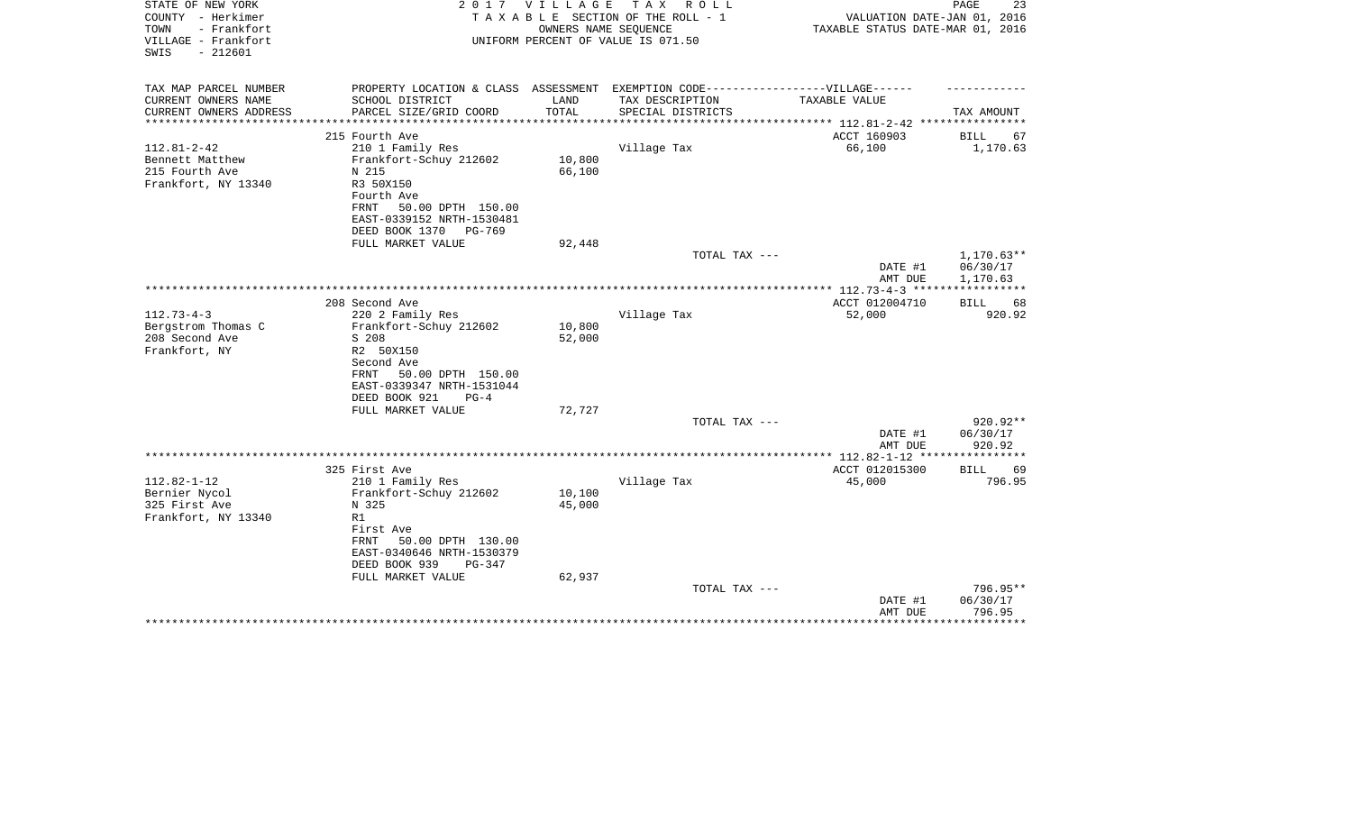STATE OF NEW YORK
COUNTY - Herkimer
TOWN - Frankfort
VILLAGE - Frankfort
SWIS - 212601

2017 VILLAGE TAX ROLL
TAXABLE SECTION OF THE ROLL - 1
OWNERS NAME SEQUENCE
UNIFORM PERCENT OF VALUE IS 071.50

VALUATION DATE-JAN 01, 2016
TAXABLE STATUS DATE-MAR 01, 2016

| TAX MAP PARCEL NUMBER / CURRENT OWNERS NAME / CURRENT OWNERS ADDRESS | PROPERTY LOCATION & CLASS / SCHOOL DISTRICT / PARCEL SIZE/GRID COORD | ASSESSMENT LAND / TOTAL | EXEMPTION CODE / TAX DESCRIPTION / SPECIAL DISTRICTS | VILLAGE TAXABLE VALUE | TAX AMOUNT |
|---|---|---|---|---|---|
| 112.81-2-42 | 215 Fourth Ave | | | ACCT 160903 | BILL 67 |
| Bennett Matthew | 210 1 Family Res | | Village Tax | 66,100 | 1,170.63 |
| 215 Fourth Ave | Frankfort-Schuy 212602 | 10,800 | | | |
| Frankfort, NY 13340 | N 215 | 66,100 | | | |
| | R3 50X150 | | | | |
| | Fourth Ave | | | | |
| | FRNT 50.00 DPTH 150.00 | | | | |
| | EAST-0339152 NRTH-1530481 | | | | |
| | DEED BOOK 1370 PG-769 | | | | |
| | FULL MARKET VALUE | 92,448 | | | |
| | | | TOTAL TAX --- | | 1,170.63** |
| | | | | DATE #1 | 06/30/17 |
| | | | | AMT DUE | 1,170.63 |
| 112.73-4-3 | 208 Second Ave | | | ACCT 012004710 | BILL 68 |
| Bergstrom Thomas C | 220 2 Family Res | | Village Tax | 52,000 | 920.92 |
| 208 Second Ave | Frankfort-Schuy 212602 | 10,800 | | | |
| Frankfort, NY | S 208 | 52,000 | | | |
| | R2 50X150 | | | | |
| | Second Ave | | | | |
| | FRNT 50.00 DPTH 150.00 | | | | |
| | EAST-0339347 NRTH-1531044 | | | | |
| | DEED BOOK 921 PG-4 | | | | |
| | FULL MARKET VALUE | 72,727 | | | |
| | | | TOTAL TAX --- | | 920.92** |
| | | | | DATE #1 | 06/30/17 |
| | | | | AMT DUE | 920.92 |
| 112.82-1-12 | 325 First Ave | | | ACCT 012015300 | BILL 69 |
| Bernier Nycol | 210 1 Family Res | | Village Tax | 45,000 | 796.95 |
| 325 First Ave | Frankfort-Schuy 212602 | 10,100 | | | |
| Frankfort, NY 13340 | N 325 | 45,000 | | | |
| | R1 | | | | |
| | First Ave | | | | |
| | FRNT 50.00 DPTH 130.00 | | | | |
| | EAST-0340646 NRTH-1530379 | | | | |
| | DEED BOOK 939 PG-347 | | | | |
| | FULL MARKET VALUE | 62,937 | | | |
| | | | TOTAL TAX --- | | 796.95** |
| | | | | DATE #1 | 06/30/17 |
| | | | | AMT DUE | 796.95 |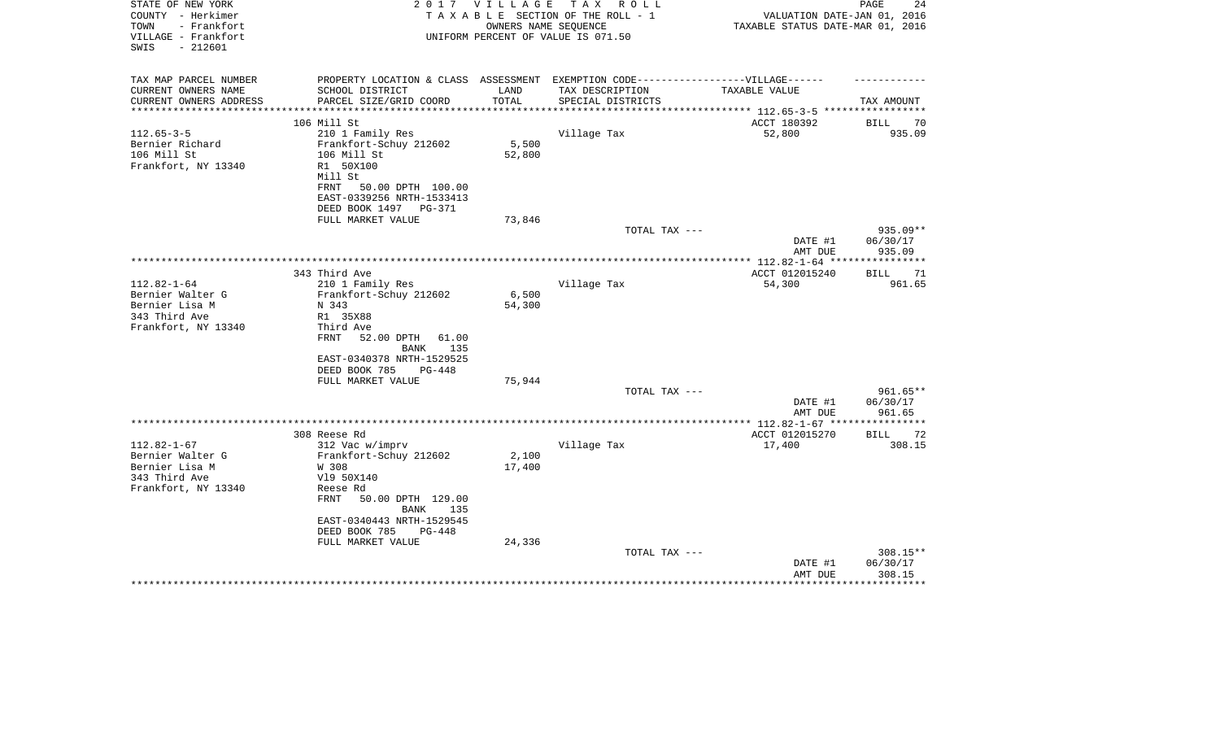STATE OF NEW YORK
COUNTY - Herkimer
TOWN - Frankfort
VILLAGE - Frankfort
SWIS - 212601

2 0 1 7 V I L L A G E T A X R O L L
T A X A B L E SECTION OF THE ROLL - 1
OWNERS NAME SEQUENCE
UNIFORM PERCENT OF VALUE IS 071.50

VALUATION DATE-JAN 01, 2016
TAXABLE STATUS DATE-MAR 01, 2016

| TAX MAP PARCEL NUMBER<br>CURRENT OWNERS NAME<br>CURRENT OWNERS ADDRESS | PROPERTY LOCATION & CLASS<br>SCHOOL DISTRICT<br>PARCEL SIZE/GRID COORD | ASSESSMENT<br>LAND<br>TOTAL | EXEMPTION CODE------------------VILLAGE------<br>TAX DESCRIPTION<br>SPECIAL DISTRICTS | TAXABLE VALUE | TAX AMOUNT |
|---|---|---|---|---|---|
| | 106 Mill St | | | ACCT 180392 | BILL 70 |
| 112.65-3-5 | 210 1 Family Res | | Village Tax | 52,800 | 935.09 |
| Bernier Richard | Frankfort-Schuy 212602 | 5,500 | | | |
| 106 Mill St | 106 Mill St | 52,800 | | | |
| Frankfort, NY 13340 | R1 50X100 | | | | |
| | Mill St | | | | |
| | FRNT 50.00 DPTH 100.00 | | | | |
| | EAST-0339256 NRTH-1533413 | | | | |
| | DEED BOOK 1497 PG-371 | | | | |
| | FULL MARKET VALUE | 73,846 | | | |
| | | | TOTAL TAX --- | | 935.09** |
| | | | | DATE #1 | 06/30/17 |
| | | | | AMT DUE | 935.09 |
| | 343 Third Ave | | | ACCT 012015240 | BILL 71 |
| 112.82-1-64 | 210 1 Family Res | | Village Tax | 54,300 | 961.65 |
| Bernier Walter G | Frankfort-Schuy 212602 | 6,500 | | | |
| Bernier Lisa M | N 343 | 54,300 | | | |
| 343 Third Ave | R1 35X88 | | | | |
| Frankfort, NY 13340 | Third Ave | | | | |
| | FRNT 52.00 DPTH 61.00 | | | | |
| | BANK 135 | | | | |
| | EAST-0340378 NRTH-1529525 | | | | |
| | DEED BOOK 785 PG-448 | | | | |
| | FULL MARKET VALUE | 75,944 | | | |
| | | | TOTAL TAX --- | | 961.65** |
| | | | | DATE #1 | 06/30/17 |
| | | | | AMT DUE | 961.65 |
| | 308 Reese Rd | | | ACCT 012015270 | BILL 72 |
| 112.82-1-67 | 312 Vac w/imprv | | Village Tax | 17,400 | 308.15 |
| Bernier Walter G | Frankfort-Schuy 212602 | 2,100 | | | |
| Bernier Lisa M | W 308 | 17,400 | | | |
| 343 Third Ave | Vl9 50X140 | | | | |
| Frankfort, NY 13340 | Reese Rd | | | | |
| | FRNT 50.00 DPTH 129.00 | | | | |
| | BANK 135 | | | | |
| | EAST-0340443 NRTH-1529545 | | | | |
| | DEED BOOK 785 PG-448 | | | | |
| | FULL MARKET VALUE | 24,336 | | | |
| | | | TOTAL TAX --- | | 308.15** |
| | | | | DATE #1 | 06/30/17 |
| | | | | AMT DUE | 308.15 |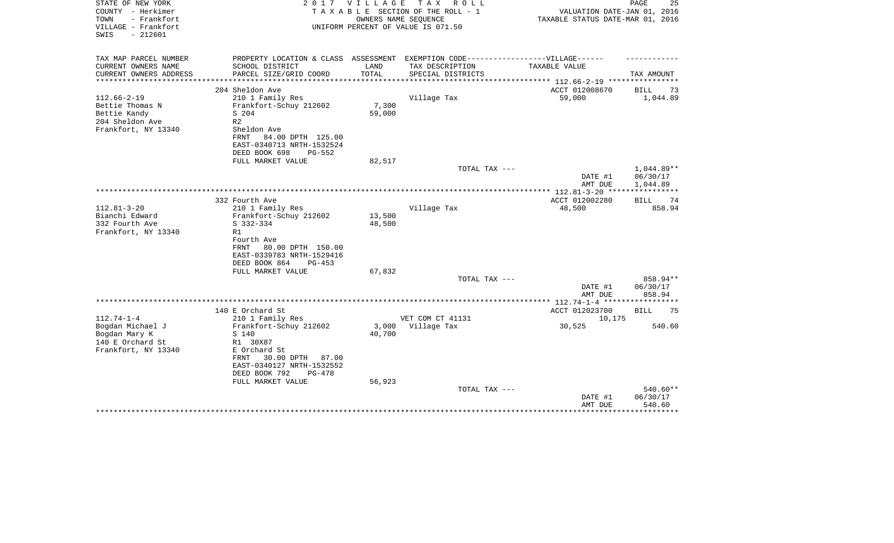STATE OF NEW YORK
COUNTY - Herkimer
TOWN - Frankfort
VILLAGE - Frankfort
SWIS - 212601

2 0 1 7 V I L L A G E T A X R O L L
T A X A B L E SECTION OF THE ROLL - 1
OWNERS NAME SEQUENCE
UNIFORM PERCENT OF VALUE IS 071.50

VALUATION DATE-JAN 01, 2016
TAXABLE STATUS DATE-MAR 01, 2016

| TAX MAP PARCEL NUMBER / CURRENT OWNERS NAME / CURRENT OWNERS ADDRESS | PROPERTY LOCATION & CLASS / SCHOOL DISTRICT / PARCEL SIZE/GRID COORD | ASSESSMENT LAND / TOTAL | EXEMPTION CODE / TAX DESCRIPTION / SPECIAL DISTRICTS | TAXABLE VALUE | TAX AMOUNT |
|---|---|---|---|---|---|
| 112.66-2-19 | 204 Sheldon Ave | | | ACCT 012008670 | BILL 73 |
| Bettie Thomas N | 210 1 Family Res | | Village Tax | 59,000 | 1,044.89 |
| Bettie Kandy | Frankfort-Schuy 212602 | 7,300 | | | |
| 204 Sheldon Ave | S 204 | 59,000 | | | |
| Frankfort, NY 13340 | R2 | | | | |
| | Sheldon Ave | | | | |
| | FRNT 84.00 DPTH 125.00 | | | | |
| | EAST-0340713 NRTH-1532524 | | | | |
| | DEED BOOK 698 PG-552 | | | | |
| | FULL MARKET VALUE | 82,517 | | | |
| | | | TOTAL TAX --- | | 1,044.89** |
| | | | | DATE #1 | 06/30/17 |
| | | | | AMT DUE | 1,044.89 |
| 112.81-3-20 | 332 Fourth Ave | | | ACCT 012002280 | BILL 74 |
| Bianchi Edward | 210 1 Family Res | | Village Tax | 48,500 | 858.94 |
| 332 Fourth Ave | Frankfort-Schuy 212602 | 13,500 | | | |
| Frankfort, NY 13340 | S 332-334 | 48,500 | | | |
| | R1 | | | | |
| | Fourth Ave | | | | |
| | FRNT 80.00 DPTH 150.00 | | | | |
| | EAST-0339783 NRTH-1529416 | | | | |
| | DEED BOOK 864 PG-453 | | | | |
| | FULL MARKET VALUE | 67,832 | | | |
| | | | TOTAL TAX --- | | 858.94** |
| | | | | DATE #1 | 06/30/17 |
| | | | | AMT DUE | 858.94 |
| 112.74-1-4 | 140 E Orchard St | | | ACCT 012023700 | BILL 75 |
| Bogdan Michael J | 210 1 Family Res | | VET COM CT 41131 | 10,175 | |
| Bogdan Mary K | Frankfort-Schuy 212602 | 3,000 | Village Tax | 30,525 | 540.60 |
| 140 E Orchard St | S 140 | 40,700 | | | |
| Frankfort, NY 13340 | R1 30X87 | | | | |
| | E Orchard St | | | | |
| | FRNT 30.00 DPTH 87.00 | | | | |
| | EAST-0340127 NRTH-1532552 | | | | |
| | DEED BOOK 792 PG-478 | | | | |
| | FULL MARKET VALUE | 56,923 | | | |
| | | | TOTAL TAX --- | | 540.60** |
| | | | | DATE #1 | 06/30/17 |
| | | | | AMT DUE | 540.60 |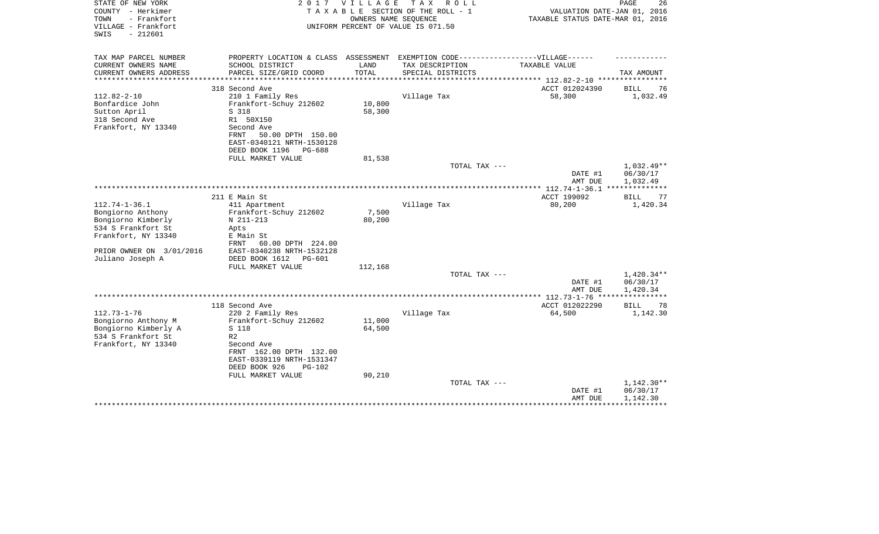STATE OF NEW YORK | 2 0 1 7 V I L L A G E T A X R O L L
COUNTY - Herkimer | T A X A B L E SECTION OF THE ROLL - 1 | VALUATION DATE-JAN 01, 2016
TOWN - Frankfort | OWNERS NAME SEQUENCE | TAXABLE STATUS DATE-MAR 01, 2016
VILLAGE - Frankfort | UNIFORM PERCENT OF VALUE IS 071.50
SWIS - 212601

| TAX MAP PARCEL NUMBER<br>CURRENT OWNERS NAME<br>CURRENT OWNERS ADDRESS | PROPERTY LOCATION & CLASS<br>SCHOOL DISTRICT<br>PARCEL SIZE/GRID COORD | ASSESSMENT<br>LAND<br>TOTAL | EXEMPTION CODE------VILLAGE------<br>TAX DESCRIPTION<br>SPECIAL DISTRICTS | TAXABLE VALUE | TAX AMOUNT |
|---|---|---|---|---|---|
| | 318 Second Ave | | | ACCT 012024390 | BILL 76 |
| 112.82-2-10 | 210 1 Family Res | | Village Tax | 58,300 | 1,032.49 |
| Bonfardice John | Frankfort-Schuy 212602 | 10,800 | | | |
| Sutton April | S 318 | 58,300 | | | |
| 318 Second Ave | R1 50X150 | | | | |
| Frankfort, NY 13340 | Second Ave | | | | |
| | FRNT 50.00 DPTH 150.00 | | | | |
| | EAST-0340121 NRTH-1530128 | | | | |
| | DEED BOOK 1196 PG-688 | | | | |
| | FULL MARKET VALUE | 81,538 | | | |
| | | | TOTAL TAX --- | | 1,032.49** |
| | | | | DATE #1 | 06/30/17 |
| | | | | AMT DUE | 1,032.49 |
| | 211 E Main St | | | ACCT 199092 | BILL 77 |
| 112.74-1-36.1 | 411 Apartment | | Village Tax | 80,200 | 1,420.34 |
| Bongiorno Anthony | Frankfort-Schuy 212602 | 7,500 | | | |
| Bongiorno Kimberly | N 211-213 | 80,200 | | | |
| 534 S Frankfort St | Apts | | | | |
| Frankfort, NY 13340 | E Main St | | | | |
| | FRNT 60.00 DPTH 224.00 | | | | |
| PRIOR OWNER ON 3/01/2016 | EAST-0340238 NRTH-1532128 | | | | |
| Juliano Joseph A | DEED BOOK 1612 PG-601 | | | | |
| | FULL MARKET VALUE | 112,168 | | | |
| | | | TOTAL TAX --- | | 1,420.34** |
| | | | | DATE #1 | 06/30/17 |
| | | | | AMT DUE | 1,420.34 |
| | 118 Second Ave | | | ACCT 012022290 | BILL 78 |
| 112.73-1-76 | 220 2 Family Res | | Village Tax | 64,500 | 1,142.30 |
| Bongiorno Anthony M | Frankfort-Schuy 212602 | 11,000 | | | |
| Bongiorno Kimberly A | S 118 | 64,500 | | | |
| 534 S Frankfort St | R2 | | | | |
| Frankfort, NY 13340 | Second Ave | | | | |
| | FRNT 162.00 DPTH 132.00 | | | | |
| | EAST-0339119 NRTH-1531347 | | | | |
| | DEED BOOK 926 PG-102 | | | | |
| | FULL MARKET VALUE | 90,210 | | | |
| | | | TOTAL TAX --- | | 1,142.30** |
| | | | | DATE #1 | 06/30/17 |
| | | | | AMT DUE | 1,142.30 |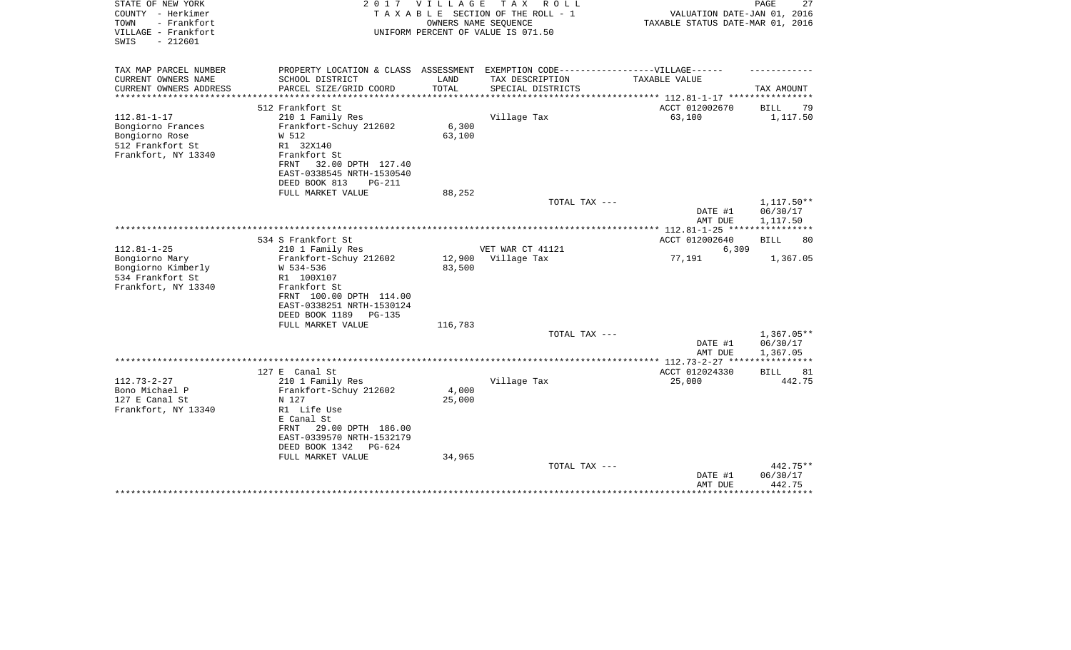STATE OF NEW YORK — COUNTY - Herkimer — TOWN - Frankfort — VILLAGE - Frankfort — SWIS - 212601

2 0 1 7 V I L L A G E T A X R O L L
T A X A B L E SECTION OF THE ROLL - 1
OWNERS NAME SEQUENCE
UNIFORM PERCENT OF VALUE IS 071.50

VALUATION DATE-JAN 01, 2016
TAXABLE STATUS DATE-MAR 01, 2016

| TAX MAP PARCEL NUMBER / CURRENT OWNERS NAME / CURRENT OWNERS ADDRESS | PROPERTY LOCATION & CLASS / SCHOOL DISTRICT / PARCEL SIZE/GRID COORD | ASSESSMENT LAND / TOTAL | EXEMPTION CODE / TAX DESCRIPTION / SPECIAL DISTRICTS | TAXABLE VALUE | TAX AMOUNT |
|---|---|---|---|---|---|
| 112.81-1-17 | 512 Frankfort St | | | ACCT 012002670 | BILL 79 |
| Bongiorno Frances | 210 1 Family Res | | Village Tax | 63,100 | 1,117.50 |
| Bongiorno Rose | Frankfort-Schuy 212602 | 6,300 | | | |
| 512 Frankfort St | W 512 | 63,100 | | | |
| Frankfort, NY 13340 | R1 32X140 | | | | |
| | Frankfort St | | | | |
| | FRNT 32.00 DPTH 127.40 | | | | |
| | EAST-0338545 NRTH-1530540 | | | | |
| | DEED BOOK 813 PG-211 | | | | |
| | FULL MARKET VALUE | 88,252 | | | |
| | | | TOTAL TAX --- | | 1,117.50** |
| | | | | DATE #1 | 06/30/17 |
| | | | | AMT DUE | 1,117.50 |
| 112.81-1-25 | 534 S Frankfort St | | | ACCT 012002640 | BILL 80 |
| Bongiorno Mary | 210 1 Family Res | | VET WAR CT 41121 | 6,309 | |
| Bongiorno Kimberly | Frankfort-Schuy 212602 | 12,900 | Village Tax | 77,191 | 1,367.05 |
| 534 Frankfort St | W 534-536 | 83,500 | | | |
| Frankfort, NY 13340 | R1 100X107 | | | | |
| | Frankfort St | | | | |
| | FRNT 100.00 DPTH 114.00 | | | | |
| | EAST-0338251 NRTH-1530124 | | | | |
| | DEED BOOK 1189 PG-135 | | | | |
| | FULL MARKET VALUE | 116,783 | | | |
| | | | TOTAL TAX --- | | 1,367.05** |
| | | | | DATE #1 | 06/30/17 |
| | | | | AMT DUE | 1,367.05 |
| 112.73-2-27 | 127 E Canal St | | | ACCT 012024330 | BILL 81 |
| Bono Michael P | 210 1 Family Res | | Village Tax | 25,000 | 442.75 |
| 127 E Canal St | Frankfort-Schuy 212602 | 4,000 | | | |
| Frankfort, NY 13340 | N 127 | 25,000 | | | |
| | R1 Life Use | | | | |
| | E Canal St | | | | |
| | FRNT 29.00 DPTH 186.00 | | | | |
| | EAST-0339570 NRTH-1532179 | | | | |
| | DEED BOOK 1342 PG-624 | | | | |
| | FULL MARKET VALUE | 34,965 | | | |
| | | | TOTAL TAX --- | | 442.75** |
| | | | | DATE #1 | 06/30/17 |
| | | | | AMT DUE | 442.75 |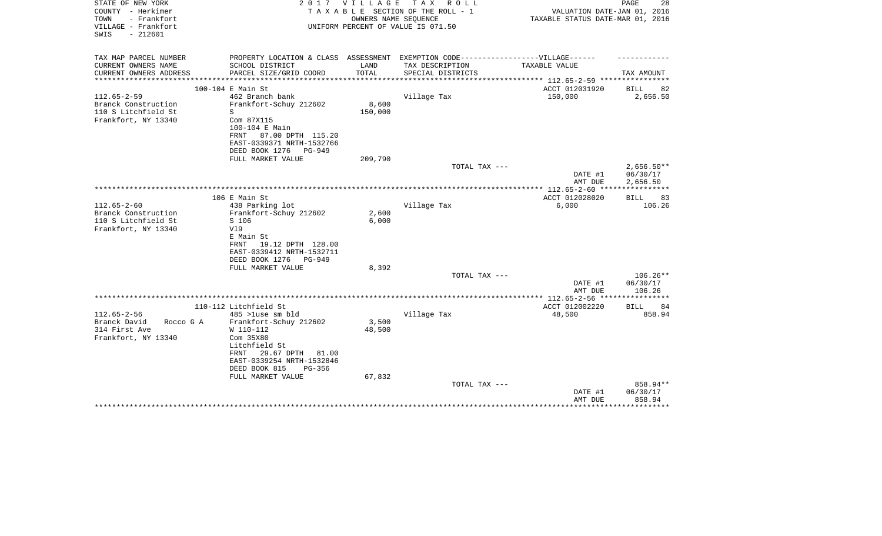STATE OF NEW YORK
COUNTY - Herkimer
TOWN - Frankfort
VILLAGE - Frankfort
SWIS - 212601

2 0 1 7 V I L L A G E T A X R O L L
T A X A B L E SECTION OF THE ROLL - 1
OWNERS NAME SEQUENCE
UNIFORM PERCENT OF VALUE IS 071.50

VALUATION DATE-JAN 01, 2016
TAXABLE STATUS DATE-MAR 01, 2016

| TAX MAP PARCEL NUMBER / CURRENT OWNERS NAME / CURRENT OWNERS ADDRESS | PROPERTY LOCATION & CLASS / SCHOOL DISTRICT / PARCEL SIZE/GRID COORD | ASSESSMENT LAND / TOTAL | EXEMPTION CODE---VILLAGE--- TAX DESCRIPTION / SPECIAL DISTRICTS | TAXABLE VALUE | TAX AMOUNT |
|---|---|---|---|---|---|
| | 100-104 E Main St | | | ACCT 012031920 | BILL 82 |
| 112.65-2-59 | 462 Branch bank | | Village Tax | 150,000 | 2,656.50 |
| Branck Construction | Frankfort-Schuy 212602 | 8,600 | | | |
| 110 S Litchfield St | S | 150,000 | | | |
| Frankfort, NY 13340 | Com 87X115 | | | | |
| | 100-104 E Main | | | | |
| | FRNT 87.00 DPTH 115.20 | | | | |
| | EAST-0339371 NRTH-1532766 | | | | |
| | DEED BOOK 1276 PG-949 | | | | |
| | FULL MARKET VALUE | 209,790 | | | |
| | | | TOTAL TAX --- | | 2,656.50** |
| | | | | DATE #1 | 06/30/17 |
| | | | | AMT DUE | 2,656.50 |
| | 106 E Main St | | | ACCT 012028020 | BILL 83 |
| 112.65-2-60 | 438 Parking lot | | Village Tax | 6,000 | 106.26 |
| Branck Construction | Frankfort-Schuy 212602 | 2,600 | | | |
| 110 S Litchfield St | S 106 | 6,000 | | | |
| Frankfort, NY 13340 | Vl9 | | | | |
| | E Main St | | | | |
| | FRNT 19.12 DPTH 128.00 | | | | |
| | EAST-0339412 NRTH-1532711 | | | | |
| | DEED BOOK 1276 PG-949 | | | | |
| | FULL MARKET VALUE | 8,392 | | | |
| | | | TOTAL TAX --- | | 106.26** |
| | | | | DATE #1 | 06/30/17 |
| | | | | AMT DUE | 106.26 |
| | 110-112 Litchfield St | | | ACCT 012002220 | BILL 84 |
| 112.65-2-56 | 485 >1use sm bld | | Village Tax | 48,500 | 858.94 |
| Branck David Rocco G A | Frankfort-Schuy 212602 | 3,500 | | | |
| 314 First Ave | W 110-112 | 48,500 | | | |
| Frankfort, NY 13340 | Com 35X80 | | | | |
| | Litchfield St | | | | |
| | FRNT 29.67 DPTH 81.00 | | | | |
| | EAST-0339254 NRTH-1532846 | | | | |
| | DEED BOOK 815 PG-356 | | | | |
| | FULL MARKET VALUE | 67,832 | | | |
| | | | TOTAL TAX --- | | 858.94** |
| | | | | DATE #1 | 06/30/17 |
| | | | | AMT DUE | 858.94 |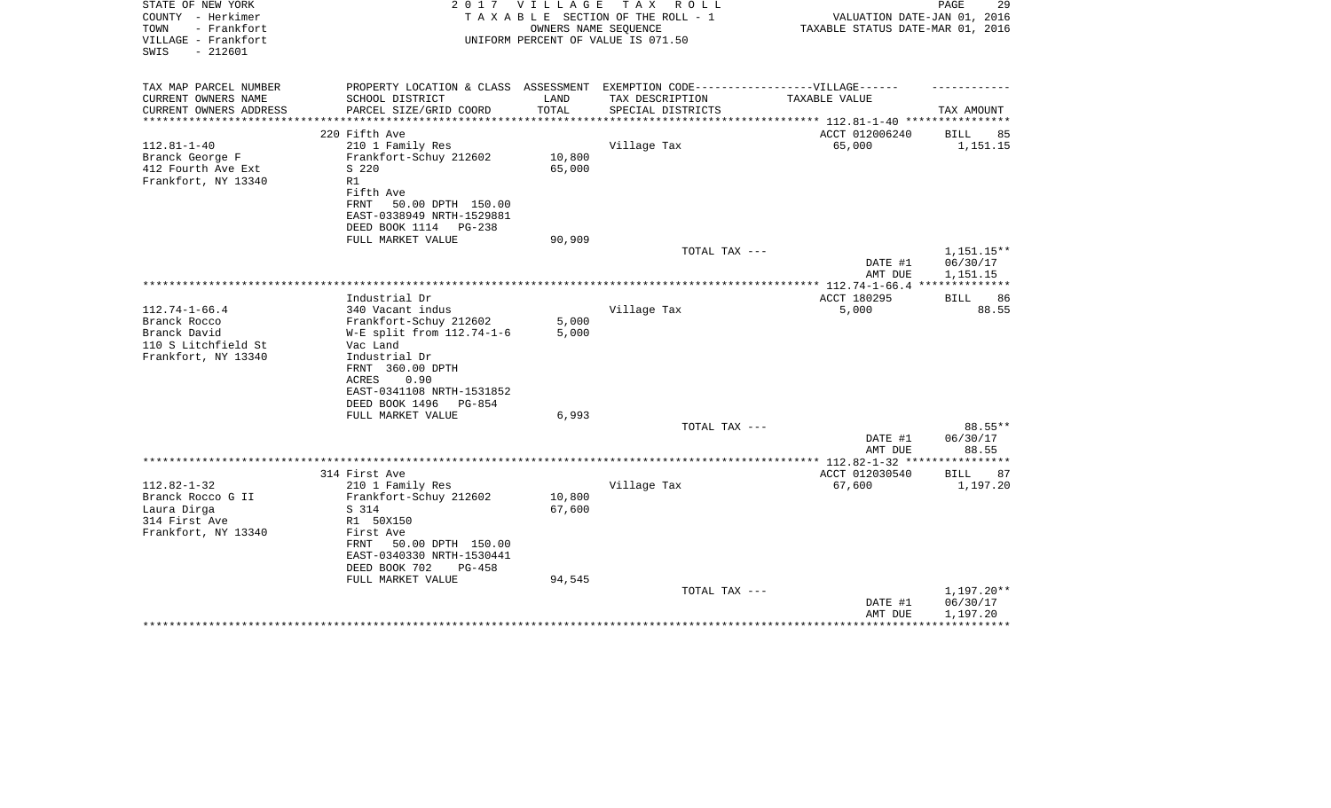STATE OF NEW YORK
COUNTY - Herkimer
TOWN - Frankfort
VILLAGE - Frankfort
SWIS - 212601

2 0 1 7 V I L L A G E T A X R O L L
T A X A B L E SECTION OF THE ROLL - 1
OWNERS NAME SEQUENCE
UNIFORM PERCENT OF VALUE IS 071.50

VALUATION DATE-JAN 01, 2016
TAXABLE STATUS DATE-MAR 01, 2016

| TAX MAP PARCEL NUMBER<br>CURRENT OWNERS NAME<br>CURRENT OWNERS ADDRESS | PROPERTY LOCATION & CLASS<br>SCHOOL DISTRICT<br>PARCEL SIZE/GRID COORD | ASSESSMENT<br>LAND<br>TOTAL | EXEMPTION CODE------VILLAGE------<br>TAX DESCRIPTION<br>SPECIAL DISTRICTS | TAXABLE VALUE | TAX AMOUNT |
|---|---|---|---|---|---|
| | 220 Fifth Ave | | | ACCT 012006240 | BILL 85 |
| 112.81-1-40 | 210 1 Family Res | | Village Tax | 65,000 | 1,151.15 |
| Branck George F | Frankfort-Schuy 212602 | 10,800 | | | |
| 412 Fourth Ave Ext | S 220 | 65,000 | | | |
| Frankfort, NY 13340 | R1 | | | | |
| | Fifth Ave | | | | |
| | FRNT 50.00 DPTH 150.00 | | | | |
| | EAST-0338949 NRTH-1529881 | | | | |
| | DEED BOOK 1114 PG-238 | | | | |
| | FULL MARKET VALUE | 90,909 | | | |
| | | | TOTAL TAX --- | | 1,151.15** |
| | | | | DATE #1 | 06/30/17 |
| | | | | AMT DUE | 1,151.15 |
| | Industrial Dr | | | ACCT 180295 | BILL 86 |
| 112.74-1-66.4 | 340 Vacant indus | | Village Tax | 5,000 | 88.55 |
| Branck Rocco | Frankfort-Schuy 212602 | 5,000 | | | |
| Branck David | W-E split from 112.74-1-6 | 5,000 | | | |
| 110 S Litchfield St | Vac Land | | | | |
| Frankfort, NY 13340 | Industrial Dr | | | | |
| | FRNT 360.00 DPTH | | | | |
| | ACRES 0.90 | | | | |
| | EAST-0341108 NRTH-1531852 | | | | |
| | DEED BOOK 1496 PG-854 | | | | |
| | FULL MARKET VALUE | 6,993 | | | |
| | | | TOTAL TAX --- | | 88.55** |
| | | | | DATE #1 | 06/30/17 |
| | | | | AMT DUE | 88.55 |
| | 314 First Ave | | | ACCT 012030540 | BILL 87 |
| 112.82-1-32 | 210 1 Family Res | | Village Tax | 67,600 | 1,197.20 |
| Branck Rocco G II | Frankfort-Schuy 212602 | 10,800 | | | |
| Laura Dirga | S 314 | 67,600 | | | |
| 314 First Ave | R1 50X150 | | | | |
| Frankfort, NY 13340 | First Ave | | | | |
| | FRNT 50.00 DPTH 150.00 | | | | |
| | EAST-0340330 NRTH-1530441 | | | | |
| | DEED BOOK 702 PG-458 | | | | |
| | FULL MARKET VALUE | 94,545 | | | |
| | | | TOTAL TAX --- | | 1,197.20** |
| | | | | DATE #1 | 06/30/17 |
| | | | | AMT DUE | 1,197.20 |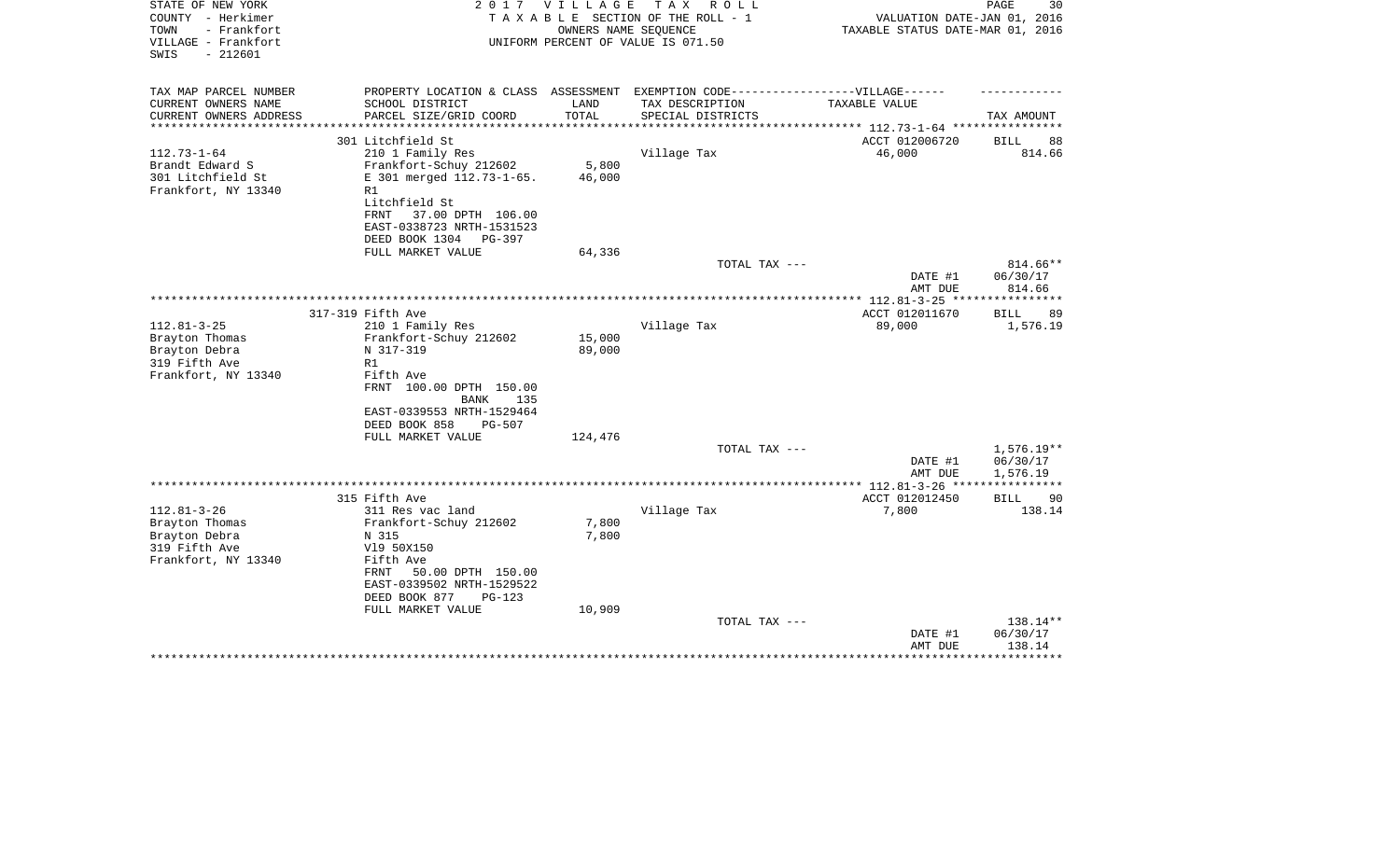STATE OF NEW YORK
COUNTY - Herkimer
TOWN - Frankfort
VILLAGE - Frankfort
SWIS - 212601

2 0 1 7 V I L L A G E T A X R O L L
T A X A B L E SECTION OF THE ROLL - 1
OWNERS NAME SEQUENCE
UNIFORM PERCENT OF VALUE IS 071.50

VALUATION DATE-JAN 01, 2016
TAXABLE STATUS DATE-MAR 01, 2016

| TAX MAP PARCEL NUMBER<br>CURRENT OWNERS NAME<br>CURRENT OWNERS ADDRESS | PROPERTY LOCATION & CLASS<br>SCHOOL DISTRICT<br>PARCEL SIZE/GRID COORD | ASSESSMENT<br>LAND<br>TOTAL | EXEMPTION CODE------VILLAGE------<br>TAX DESCRIPTION<br>SPECIAL DISTRICTS | TAXABLE VALUE | TAX AMOUNT |
|---|---|---|---|---|---|
| 112.73-1-64 | 301 Litchfield St | | | ACCT 012006720 | BILL 88 |
| 112.73-1-64<br>Brandt Edward S<br>301 Litchfield St<br>Frankfort, NY 13340 | 210 1 Family Res<br>Frankfort-Schuy 212602<br>E 301 merged 112.73-1-65.<br>R1<br>Litchfield St<br>FRNT 37.00 DPTH 106.00<br>EAST-0338723 NRTH-1531523<br>DEED BOOK 1304 PG-397<br>FULL MARKET VALUE | <br>5,800<br>46,000<br><br><br><br><br><br>64,336 | Village Tax | 46,000 | 814.66 |
| | | | TOTAL TAX --- | | 814.66** |
| | | | | DATE #1 | 06/30/17 |
| | | | | AMT DUE | 814.66 |
| 112.81-3-25 | 317-319 Fifth Ave | | | ACCT 012011670 | BILL 89 |
| 112.81-3-25<br>Brayton Thomas<br>Brayton Debra<br>319 Fifth Ave<br>Frankfort, NY 13340 | 210 1 Family Res<br>Frankfort-Schuy 212602<br>N 317-319<br>R1<br>Fifth Ave<br>FRNT 100.00 DPTH 150.00<br>BANK 135<br>EAST-0339553 NRTH-1529464<br>DEED BOOK 858 PG-507<br>FULL MARKET VALUE | <br>15,000<br>89,000<br><br><br><br><br><br><br>124,476 | Village Tax | 89,000 | 1,576.19 |
| | | | TOTAL TAX --- | | 1,576.19** |
| | | | | DATE #1 | 06/30/17 |
| | | | | AMT DUE | 1,576.19 |
| 112.81-3-26 | 315 Fifth Ave | | | ACCT 012012450 | BILL 90 |
| 112.81-3-26<br>Brayton Thomas<br>Brayton Debra<br>319 Fifth Ave<br>Frankfort, NY 13340 | 311 Res vac land<br>Frankfort-Schuy 212602<br>N 315<br>Vl9 50X150<br>Fifth Ave<br>FRNT 50.00 DPTH 150.00<br>EAST-0339502 NRTH-1529522<br>DEED BOOK 877 PG-123<br>FULL MARKET VALUE | <br>7,800<br>7,800<br><br><br><br><br><br>10,909 | Village Tax | 7,800 | 138.14 |
| | | | TOTAL TAX --- | | 138.14** |
| | | | | DATE #1 | 06/30/17 |
| | | | | AMT DUE | 138.14 |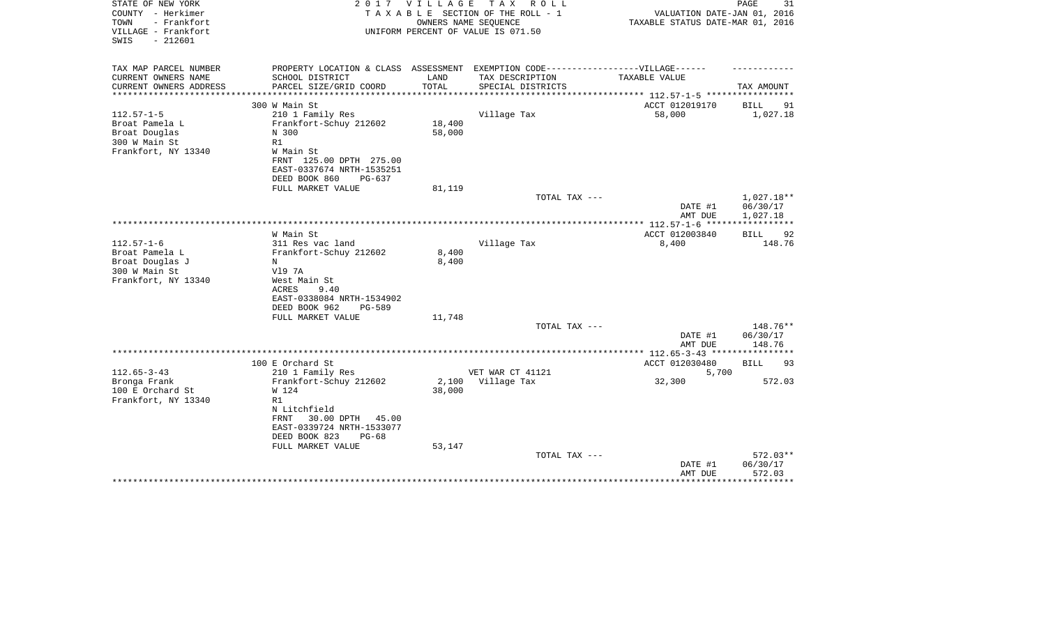STATE OF NEW YORK
COUNTY - Herkimer
TOWN - Frankfort
VILLAGE - Frankfort
SWIS - 212601

2017 VILLAGE TAX ROLL
TAXABLE SECTION OF THE ROLL - 1
OWNERS NAME SEQUENCE
UNIFORM PERCENT OF VALUE IS 071.50

VALUATION DATE-JAN 01, 2016
TAXABLE STATUS DATE-MAR 01, 2016

| TAX MAP PARCEL NUMBER<br>CURRENT OWNERS NAME<br>CURRENT OWNERS ADDRESS | PROPERTY LOCATION & CLASS<br>SCHOOL DISTRICT<br>PARCEL SIZE/GRID COORD | ASSESSMENT<br>LAND<br>TOTAL | EXEMPTION CODE------VILLAGE------<br>TAX DESCRIPTION<br>SPECIAL DISTRICTS | TAXABLE VALUE | TAX AMOUNT |
|---|---|---|---|---|---|
| | 300 W Main St | | | ACCT 012019170 | BILL 91 |
| 112.57-1-5 | 210 1 Family Res | | Village Tax | 58,000 | 1,027.18 |
| Broat Pamela L | Frankfort-Schuy 212602 | 18,400 | | | |
| Broat Douglas | N 300 | 58,000 | | | |
| 300 W Main St | R1 | | | | |
| Frankfort, NY 13340 | W Main St | | | | |
| | FRNT 125.00 DPTH 275.00 | | | | |
| | EAST-0337674 NRTH-1535251 | | | | |
| | DEED BOOK 860 PG-637 | | | | |
| | FULL MARKET VALUE | 81,119 | | | |
| | | | TOTAL TAX --- | | 1,027.18** |
| | | | | DATE #1 | 06/30/17 |
| | | | | AMT DUE | 1,027.18 |
| | W Main St | | | ACCT 012003840 | BILL 92 |
| 112.57-1-6 | 311 Res vac land | | Village Tax | 8,400 | 148.76 |
| Broat Pamela L | Frankfort-Schuy 212602 | 8,400 | | | |
| Broat Douglas J | N | 8,400 | | | |
| 300 W Main St | Vl9 7A | | | | |
| Frankfort, NY 13340 | West Main St | | | | |
| | ACRES 9.40 | | | | |
| | EAST-0338084 NRTH-1534902 | | | | |
| | DEED BOOK 962 PG-589 | | | | |
| | FULL MARKET VALUE | 11,748 | | | |
| | | | TOTAL TAX --- | | 148.76** |
| | | | | DATE #1 | 06/30/17 |
| | | | | AMT DUE | 148.76 |
| | 100 E Orchard St | | | ACCT 012030480 | BILL 93 |
| 112.65-3-43 | 210 1 Family Res | | VET WAR CT 41121 | 5,700 | |
| Bronga Frank | Frankfort-Schuy 212602 | 2,100 | Village Tax | 32,300 | 572.03 |
| 100 E Orchard St | W 124 | 38,000 | | | |
| Frankfort, NY 13340 | R1 | | | | |
| | N Litchfield | | | | |
| | FRNT 30.00 DPTH 45.00 | | | | |
| | EAST-0339724 NRTH-1533077 | | | | |
| | DEED BOOK 823 PG-68 | | | | |
| | FULL MARKET VALUE | 53,147 | | | |
| | | | TOTAL TAX --- | | 572.03** |
| | | | | DATE #1 | 06/30/17 |
| | | | | AMT DUE | 572.03 |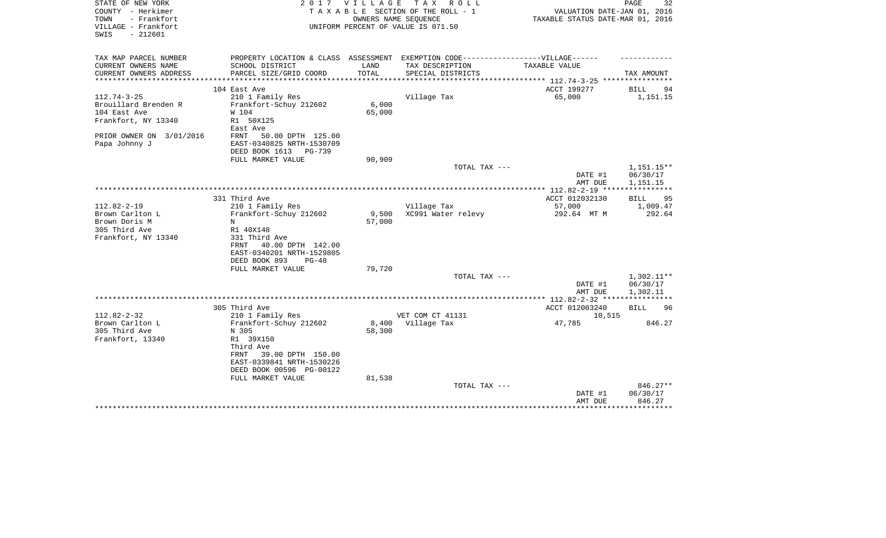STATE OF NEW YORK
COUNTY - Herkimer
TOWN - Frankfort
VILLAGE - Frankfort
SWIS - 212601

2 0 1 7 V I L L A G E T A X R O L L
T A X A B L E SECTION OF THE ROLL - 1
OWNERS NAME SEQUENCE
UNIFORM PERCENT OF VALUE IS 071.50

VALUATION DATE-JAN 01, 2016
TAXABLE STATUS DATE-MAR 01, 2016

| TAX MAP PARCEL NUMBER<br>CURRENT OWNERS NAME<br>CURRENT OWNERS ADDRESS | PROPERTY LOCATION & CLASS<br>SCHOOL DISTRICT<br>PARCEL SIZE/GRID COORD | ASSESSMENT<br>LAND<br>TOTAL | EXEMPTION CODE------------------VILLAGE------<br>TAX DESCRIPTION<br>SPECIAL DISTRICTS | TAXABLE VALUE | TAX AMOUNT |
|---|---|---|---|---|---|
| | 104 East Ave | | | ACCT 199277 | BILL 94 |
| 112.74-3-25 | 210 1 Family Res | | Village Tax | 65,000 | 1,151.15 |
| Brouillard Brenden R | Frankfort-Schuy 212602 | 6,000 | | | |
| 104 East Ave | W 104 | 65,000 | | | |
| Frankfort, NY 13340 | R1 50X125 | | | | |
| | East Ave | | | | |
| PRIOR OWNER ON 3/01/2016 | FRNT 50.00 DPTH 125.00 | | | | |
| Papa Johnny J | EAST-0340825 NRTH-1530709 | | | | |
| | DEED BOOK 1613 PG-739 | | | | |
| | FULL MARKET VALUE | 90,909 | | | |
| | | | TOTAL TAX --- | | 1,151.15** |
| | | | | DATE #1 | 06/30/17 |
| | | | | AMT DUE | 1,151.15 |
| | 331 Third Ave | | | ACCT 012032130 | BILL 95 |
| 112.82-2-19 | 210 1 Family Res | | Village Tax | 57,000 | 1,009.47 |
| Brown Carlton L | Frankfort-Schuy 212602 | 9,500 | XC991 Water relevy | 292.64 MT M | 292.64 |
| Brown Doris M | N | 57,000 | | | |
| 305 Third Ave | R1 40X148 | | | | |
| Frankfort, NY 13340 | 331 Third Ave | | | | |
| | FRNT 40.00 DPTH 142.00 | | | | |
| | EAST-0340201 NRTH-1529805 | | | | |
| | DEED BOOK 893 PG-48 | | | | |
| | FULL MARKET VALUE | 79,720 | | | |
| | | | TOTAL TAX --- | | 1,302.11** |
| | | | | DATE #1 | 06/30/17 |
| | | | | AMT DUE | 1,302.11 |
| | 305 Third Ave | | | ACCT 012003240 | BILL 96 |
| 112.82-2-32 | 210 1 Family Res | | VET COM CT 41131 | 10,515 | |
| Brown Carlton L | Frankfort-Schuy 212602 | 8,400 | Village Tax | 47,785 | 846.27 |
| 305 Third Ave | N 305 | 58,300 | | | |
| Frankfort, 13340 | R1 39X150 | | | | |
| | Third Ave | | | | |
| | FRNT 39.00 DPTH 150.00 | | | | |
| | EAST-0339841 NRTH-1530226 | | | | |
| | DEED BOOK 00596 PG-00122 | | | | |
| | FULL MARKET VALUE | 81,538 | | | |
| | | | TOTAL TAX --- | | 846.27** |
| | | | | DATE #1 | 06/30/17 |
| | | | | AMT DUE | 846.27 |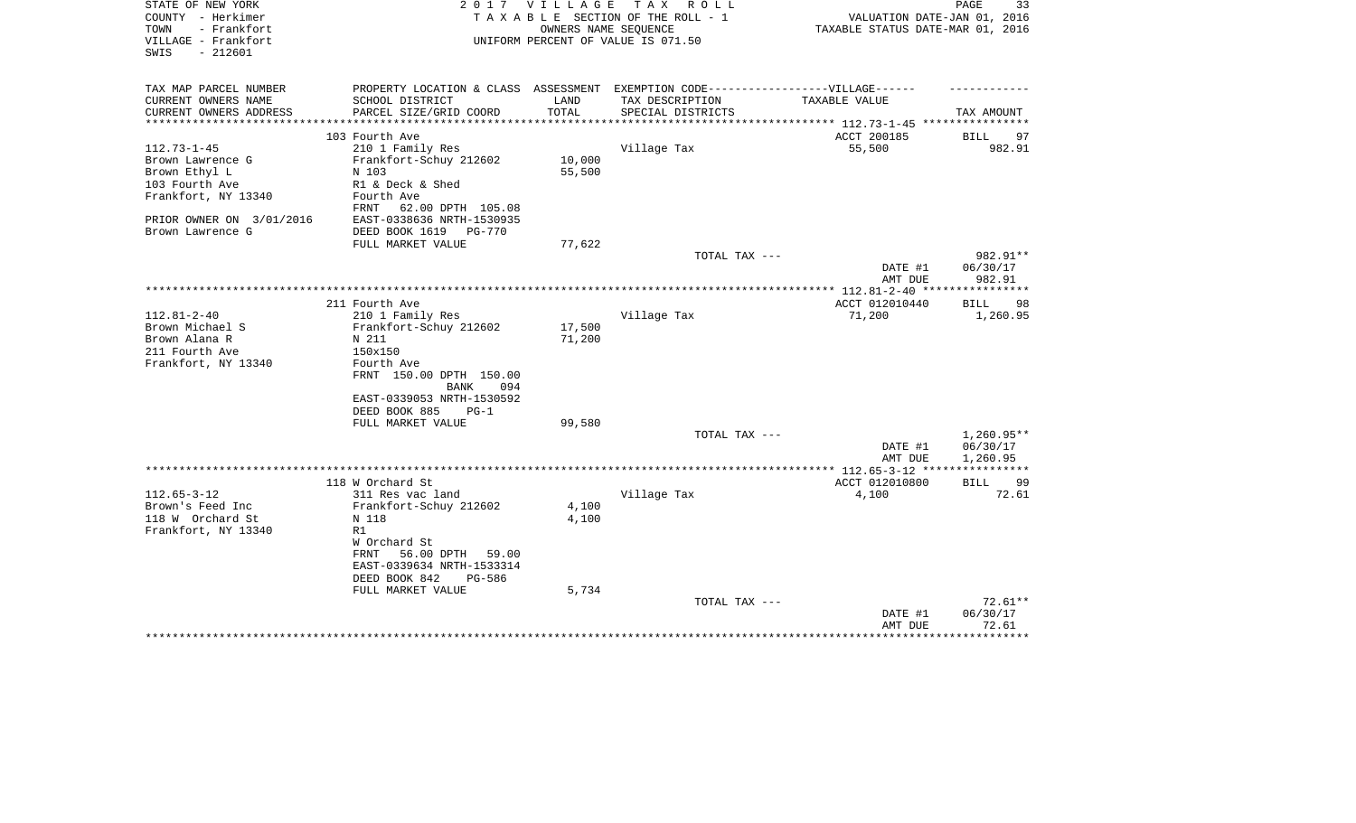STATE OF NEW YORK
COUNTY - Herkimer
TOWN - Frankfort
VILLAGE - Frankfort
SWIS - 212601

2017 VILLAGE TAX ROLL
TAXABLE SECTION OF THE ROLL - 1
OWNERS NAME SEQUENCE
UNIFORM PERCENT OF VALUE IS 071.50

VALUATION DATE-JAN 01, 2016
TAXABLE STATUS DATE-MAR 01, 2016

| TAX MAP PARCEL NUMBER / CURRENT OWNERS NAME / CURRENT OWNERS ADDRESS | PROPERTY LOCATION & CLASS / SCHOOL DISTRICT / PARCEL SIZE/GRID COORD | ASSESSMENT LAND / TOTAL | EXEMPTION CODE-VILLAGE / TAX DESCRIPTION / SPECIAL DISTRICTS | TAXABLE VALUE | TAX AMOUNT |
|---|---|---|---|---|---|
| 112.73-1-45 | 103 Fourth Ave | | | ACCT 200185 | BILL 97 |
| | 210 1 Family Res | | Village Tax | 55,500 | 982.91 |
| Brown Lawrence G | Frankfort-Schuy 212602 | 10,000 | | | |
| Brown Ethyl L | N 103 | 55,500 | | | |
| 103 Fourth Ave | R1 & Deck & Shed | | | | |
| Frankfort, NY 13340 | Fourth Ave | | | | |
| | FRNT 62.00 DPTH 105.08 | | | | |
| PRIOR OWNER ON 3/01/2016 | EAST-0338636 NRTH-1530935 | | | | |
| Brown Lawrence G | DEED BOOK 1619 PG-770 | | | | |
| | FULL MARKET VALUE | 77,622 | | | |
| | | | TOTAL TAX --- | | 982.91** |
| | | | | DATE #1 | 06/30/17 |
| | | | | AMT DUE | 982.91 |
| 112.81-2-40 | 211 Fourth Ave | | | ACCT 012010440 | BILL 98 |
| | 210 1 Family Res | | Village Tax | 71,200 | 1,260.95 |
| Brown Michael S | Frankfort-Schuy 212602 | 17,500 | | | |
| Brown Alana R | N 211 | 71,200 | | | |
| 211 Fourth Ave | 150x150 | | | | |
| Frankfort, NY 13340 | Fourth Ave | | | | |
| | FRNT 150.00 DPTH 150.00 | | | | |
| | BANK 094 | | | | |
| | EAST-0339053 NRTH-1530592 | | | | |
| | DEED BOOK 885 PG-1 | | | | |
| | FULL MARKET VALUE | 99,580 | | | |
| | | | TOTAL TAX --- | | 1,260.95** |
| | | | | DATE #1 | 06/30/17 |
| | | | | AMT DUE | 1,260.95 |
| 112.65-3-12 | 118 W Orchard St | | | ACCT 012010800 | BILL 99 |
| | 311 Res vac land | | Village Tax | 4,100 | 72.61 |
| Brown's Feed Inc | Frankfort-Schuy 212602 | 4,100 | | | |
| 118 W Orchard St | N 118 | 4,100 | | | |
| Frankfort, NY 13340 | R1 | | | | |
| | W Orchard St | | | | |
| | FRNT 56.00 DPTH 59.00 | | | | |
| | EAST-0339634 NRTH-1533314 | | | | |
| | DEED BOOK 842 PG-586 | | | | |
| | FULL MARKET VALUE | 5,734 | | | |
| | | | TOTAL TAX --- | | 72.61** |
| | | | | DATE #1 | 06/30/17 |
| | | | | AMT DUE | 72.61 |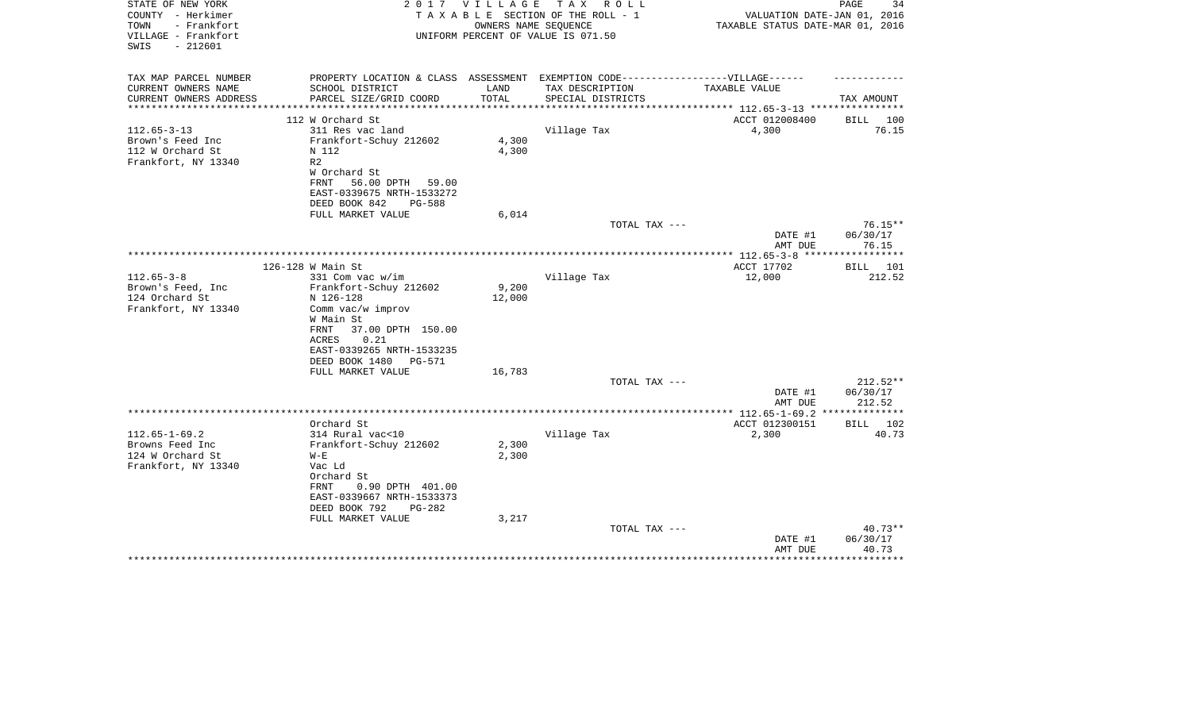STATE OF NEW YORK
COUNTY - Herkimer
TOWN - Frankfort
VILLAGE - Frankfort
SWIS - 212601

2017 VILLAGE TAX ROLL
TAXABLE SECTION OF THE ROLL - 1
OWNERS NAME SEQUENCE
UNIFORM PERCENT OF VALUE IS 071.50

VALUATION DATE-JAN 01, 2016
TAXABLE STATUS DATE-MAR 01, 2016

| TAX MAP PARCEL NUMBER<br>CURRENT OWNERS NAME<br>CURRENT OWNERS ADDRESS | PROPERTY LOCATION & CLASS<br>SCHOOL DISTRICT<br>PARCEL SIZE/GRID COORD | ASSESSMENT<br>LAND<br>TOTAL | EXEMPTION CODE------VILLAGE------<br>TAX DESCRIPTION<br>SPECIAL DISTRICTS | TAXABLE VALUE | TAX AMOUNT |
|---|---|---|---|---|---|
| **112.65-3-13** | 112 W Orchard St | | | ACCT 012008400 | BILL 100 |
| 112.65-3-13 | 311 Res vac land | | Village Tax | 4,300 | 76.15 |
| Brown's Feed Inc | Frankfort-Schuy 212602 | 4,300 | | | |
| 112 W Orchard St | N 112 | 4,300 | | | |
| Frankfort, NY 13340 | R2 | | | | |
| | W Orchard St | | | | |
| | FRNT 56.00 DPTH 59.00 | | | | |
| | EAST-0339675 NRTH-1533272 | | | | |
| | DEED BOOK 842 PG-588 | | | | |
| | FULL MARKET VALUE | 6,014 | | | |
| | | | TOTAL TAX --- | | 76.15** |
| | | | | DATE #1 | 06/30/17 |
| | | | | AMT DUE | 76.15 |
| **112.65-3-8** | 126-128 W Main St | | | ACCT 17702 | BILL 101 |
| 112.65-3-8 | 331 Com vac w/im | | Village Tax | 12,000 | 212.52 |
| Brown's Feed, Inc | Frankfort-Schuy 212602 | 9,200 | | | |
| 124 Orchard St | N 126-128 | 12,000 | | | |
| Frankfort, NY 13340 | Comm vac/w improv | | | | |
| | W Main St | | | | |
| | FRNT 37.00 DPTH 150.00 | | | | |
| | ACRES 0.21 | | | | |
| | EAST-0339265 NRTH-1533235 | | | | |
| | DEED BOOK 1480 PG-571 | | | | |
| | FULL MARKET VALUE | 16,783 | | | |
| | | | TOTAL TAX --- | | 212.52** |
| | | | | DATE #1 | 06/30/17 |
| | | | | AMT DUE | 212.52 |
| **112.65-1-69.2** | Orchard St | | | ACCT 012300151 | BILL 102 |
| 112.65-1-69.2 | 314 Rural vac<10 | | Village Tax | 2,300 | 40.73 |
| Browns Feed Inc | Frankfort-Schuy 212602 | 2,300 | | | |
| 124 W Orchard St | W-E | 2,300 | | | |
| Frankfort, NY 13340 | Vac Ld | | | | |
| | Orchard St | | | | |
| | FRNT 0.90 DPTH 401.00 | | | | |
| | EAST-0339667 NRTH-1533373 | | | | |
| | DEED BOOK 792 PG-282 | | | | |
| | FULL MARKET VALUE | 3,217 | | | |
| | | | TOTAL TAX --- | | 40.73** |
| | | | | DATE #1 | 06/30/17 |
| | | | | AMT DUE | 40.73 |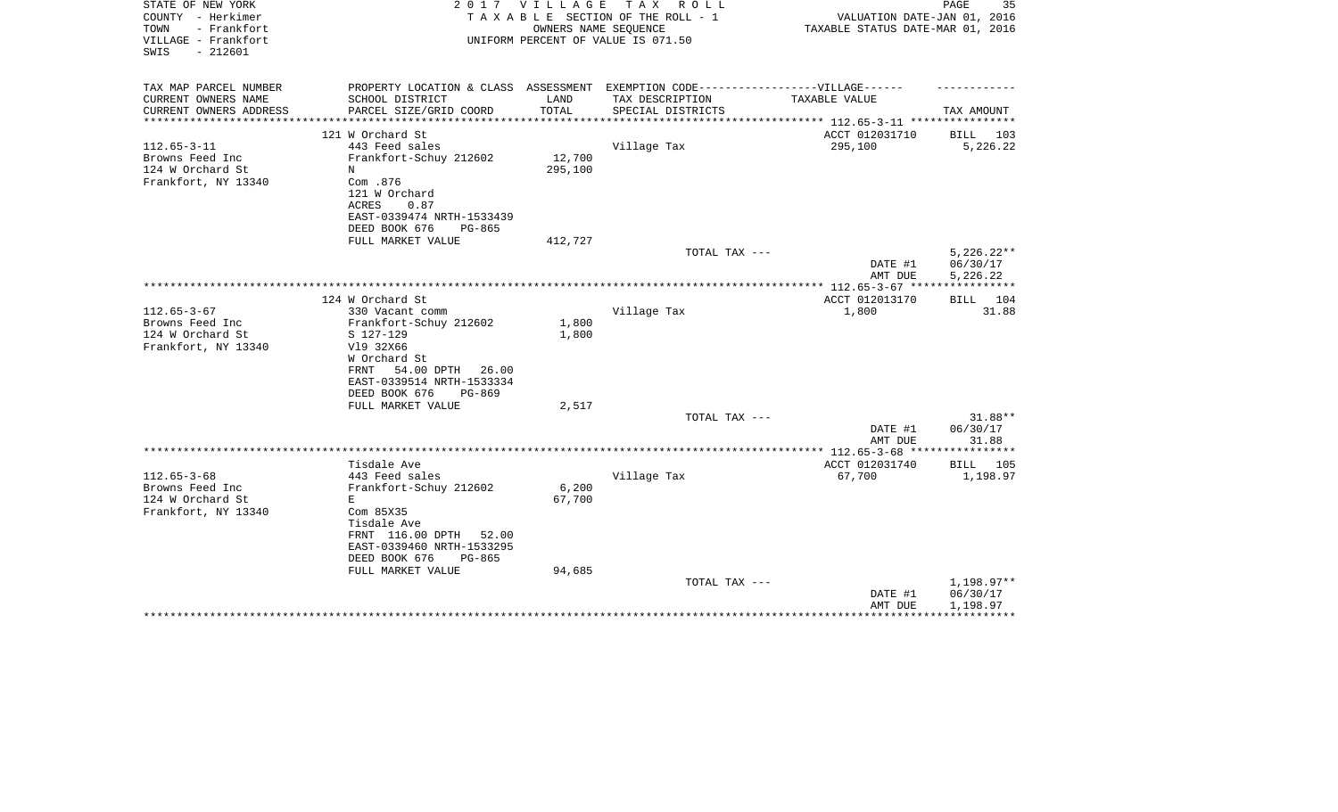STATE OF NEW YORK
COUNTY - Herkimer
TOWN - Frankfort
VILLAGE - Frankfort
SWIS - 212601

2 0 1 7 V I L L A G E T A X R O L L
T A X A B L E SECTION OF THE ROLL - 1
OWNERS NAME SEQUENCE
UNIFORM PERCENT OF VALUE IS 071.50

VALUATION DATE-JAN 01, 2016
TAXABLE STATUS DATE-MAR 01, 2016

| TAX MAP PARCEL NUMBER<br>CURRENT OWNERS NAME<br>CURRENT OWNERS ADDRESS | PROPERTY LOCATION & CLASS<br>SCHOOL DISTRICT<br>PARCEL SIZE/GRID COORD | ASSESSMENT<br>LAND<br>TOTAL | EXEMPTION CODE------------------VILLAGE------<br>TAX DESCRIPTION<br>SPECIAL DISTRICTS | TAXABLE VALUE | TAX AMOUNT |
|---|---|---|---|---|---|
| 112.65-3-11 | 121 W Orchard St | | | ACCT 012031710 | BILL 103 |
| Browns Feed Inc | 443 Feed sales | | Village Tax | 295,100 | 5,226.22 |
| 124 W Orchard St | Frankfort-Schuy 212602 | 12,700 | | | |
| Frankfort, NY 13340 | N | 295,100 | | | |
| | Com .876 | | | | |
| | 121 W Orchard | | | | |
| | ACRES 0.87 | | | | |
| | EAST-0339474 NRTH-1533439 | | | | |
| | DEED BOOK 676 PG-865 | | | | |
| | FULL MARKET VALUE | 412,727 | | | |
| | | | TOTAL TAX --- | | 5,226.22** |
| | | | | DATE #1 | 06/30/17 |
| | | | | AMT DUE | 5,226.22 |
| 112.65-3-67 | 124 W Orchard St | | | ACCT 012013170 | BILL 104 |
| Browns Feed Inc | 330 Vacant comm | | Village Tax | 1,800 | 31.88 |
| 124 W Orchard St | Frankfort-Schuy 212602 | 1,800 | | | |
| Frankfort, NY 13340 | S 127-129 | 1,800 | | | |
| | Vl9 32X66 | | | | |
| | W Orchard St | | | | |
| | FRNT 54.00 DPTH 26.00 | | | | |
| | EAST-0339514 NRTH-1533334 | | | | |
| | DEED BOOK 676 PG-869 | | | | |
| | FULL MARKET VALUE | 2,517 | | | |
| | | | TOTAL TAX --- | | 31.88** |
| | | | | DATE #1 | 06/30/17 |
| | | | | AMT DUE | 31.88 |
| 112.65-3-68 | Tisdale Ave | | | ACCT 012031740 | BILL 105 |
| Browns Feed Inc | 443 Feed sales | | Village Tax | 67,700 | 1,198.97 |
| 124 W Orchard St | Frankfort-Schuy 212602 | 6,200 | | | |
| Frankfort, NY 13340 | E | 67,700 | | | |
| | Com 85X35 | | | | |
| | Tisdale Ave | | | | |
| | FRNT 116.00 DPTH 52.00 | | | | |
| | EAST-0339460 NRTH-1533295 | | | | |
| | DEED BOOK 676 PG-865 | | | | |
| | FULL MARKET VALUE | 94,685 | | | |
| | | | TOTAL TAX --- | | 1,198.97** |
| | | | | DATE #1 | 06/30/17 |
| | | | | AMT DUE | 1,198.97 |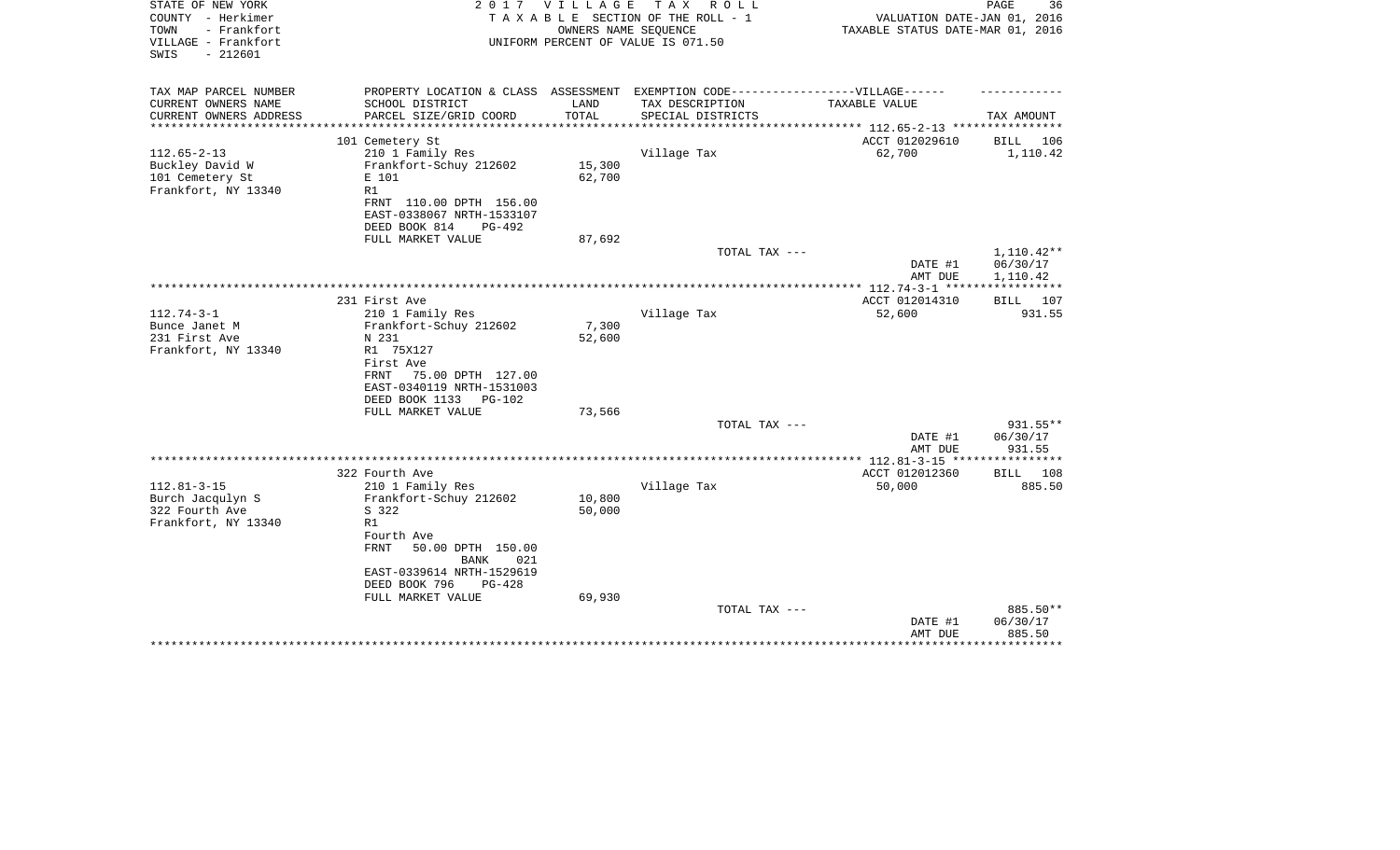STATE OF NEW YORK
COUNTY - Herkimer
TOWN - Frankfort
VILLAGE - Frankfort
SWIS - 212601

2 0 1 7 V I L L A G E T A X R O L L
T A X A B L E SECTION OF THE ROLL - 1
OWNERS NAME SEQUENCE
UNIFORM PERCENT OF VALUE IS 071.50

VALUATION DATE-JAN 01, 2016
TAXABLE STATUS DATE-MAR 01, 2016

| TAX MAP PARCEL NUMBER<br>CURRENT OWNERS NAME<br>CURRENT OWNERS ADDRESS | PROPERTY LOCATION & CLASS<br>SCHOOL DISTRICT<br>PARCEL SIZE/GRID COORD | ASSESSMENT<br>LAND<br>TOTAL | EXEMPTION CODE-----VILLAGE------<br>TAX DESCRIPTION<br>SPECIAL DISTRICTS | TAXABLE VALUE | TAX AMOUNT |
|---|---|---|---|---|---|
| | 101 Cemetery St | | | ACCT 012029610 | BILL 106 |
| 112.65-2-13 | 210 1 Family Res | | Village Tax | 62,700 | 1,110.42 |
| Buckley David W | Frankfort-Schuy 212602 | 15,300 | | | |
| 101 Cemetery St | E 101 | 62,700 | | | |
| Frankfort, NY 13340 | R1 | | | | |
| | FRNT 110.00 DPTH 156.00 | | | | |
| | EAST-0338067 NRTH-1533107 | | | | |
| | DEED BOOK 814 PG-492 | | | | |
| | FULL MARKET VALUE | 87,692 | | | |
| | | | TOTAL TAX --- | | 1,110.42** |
| | | | | DATE #1 | 06/30/17 |
| | | | | AMT DUE | 1,110.42 |
| | 231 First Ave | | | ACCT 012014310 | BILL 107 |
| 112.74-3-1 | 210 1 Family Res | | Village Tax | 52,600 | 931.55 |
| Bunce Janet M | Frankfort-Schuy 212602 | 7,300 | | | |
| 231 First Ave | N 231 | 52,600 | | | |
| Frankfort, NY 13340 | R1 75X127 | | | | |
| | First Ave | | | | |
| | FRNT 75.00 DPTH 127.00 | | | | |
| | EAST-0340119 NRTH-1531003 | | | | |
| | DEED BOOK 1133 PG-102 | | | | |
| | FULL MARKET VALUE | 73,566 | | | |
| | | | TOTAL TAX --- | | 931.55** |
| | | | | DATE #1 | 06/30/17 |
| | | | | AMT DUE | 931.55 |
| | 322 Fourth Ave | | | ACCT 012012360 | BILL 108 |
| 112.81-3-15 | 210 1 Family Res | | Village Tax | 50,000 | 885.50 |
| Burch Jacqulyn S | Frankfort-Schuy 212602 | 10,800 | | | |
| 322 Fourth Ave | S 322 | 50,000 | | | |
| Frankfort, NY 13340 | R1 | | | | |
| | Fourth Ave | | | | |
| | FRNT 50.00 DPTH 150.00 | | | | |
| | BANK 021 | | | | |
| | EAST-0339614 NRTH-1529619 | | | | |
| | DEED BOOK 796 PG-428 | | | | |
| | FULL MARKET VALUE | 69,930 | | | |
| | | | TOTAL TAX --- | | 885.50** |
| | | | | DATE #1 | 06/30/17 |
| | | | | AMT DUE | 885.50 |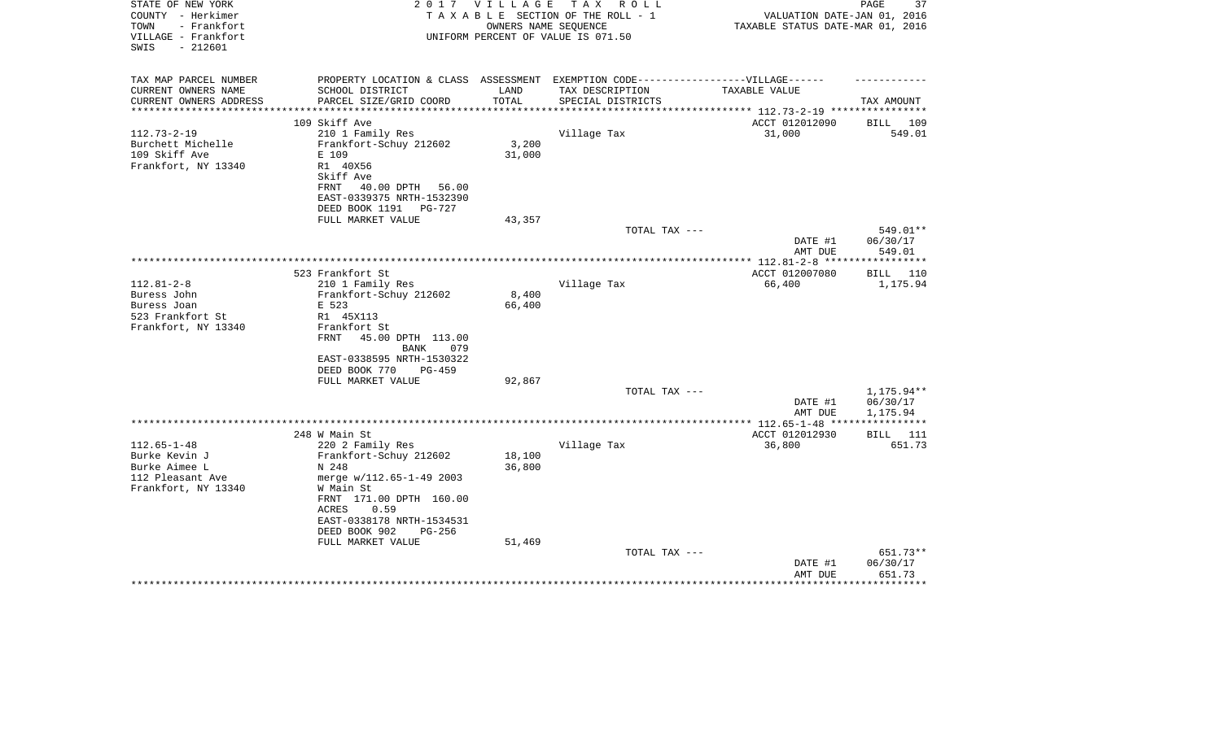STATE OF NEW YORK
COUNTY - Herkimer
TOWN - Frankfort
VILLAGE - Frankfort
SWIS - 212601

2017 VILLAGE TAX ROLL
TAXABLE SECTION OF THE ROLL - 1
OWNERS NAME SEQUENCE
UNIFORM PERCENT OF VALUE IS 071.50

VALUATION DATE-JAN 01, 2016
TAXABLE STATUS DATE-MAR 01, 2016

| TAX MAP PARCEL NUMBER / CURRENT OWNERS NAME / CURRENT OWNERS ADDRESS | PROPERTY LOCATION & CLASS / SCHOOL DISTRICT / PARCEL SIZE/GRID COORD | ASSESSMENT LAND / TOTAL | EXEMPTION CODE / TAX DESCRIPTION / SPECIAL DISTRICTS | TAXABLE VALUE | TAX AMOUNT |
|---|---|---|---|---|---|
| | 109 Skiff Ave | | | ACCT 012012090 | BILL 109 |
| 112.73-2-19 | 210 1 Family Res | | Village Tax | 31,000 | 549.01 |
| Burchett Michelle | Frankfort-Schuy 212602 | 3,200 | | | |
| 109 Skiff Ave | E 109 | 31,000 | | | |
| Frankfort, NY 13340 | R1 40X56 | | | | |
| | Skiff Ave | | | | |
| | FRNT 40.00 DPTH 56.00 | | | | |
| | EAST-0339375 NRTH-1532390 | | | | |
| | DEED BOOK 1191 PG-727 | | | | |
| | FULL MARKET VALUE | 43,357 | | | |
| | | | TOTAL TAX --- | | 549.01** |
| | | | | DATE #1 | 06/30/17 |
| | | | | AMT DUE | 549.01 |
| | 523 Frankfort St | | | ACCT 012007080 | BILL 110 |
| 112.81-2-8 | 210 1 Family Res | | Village Tax | 66,400 | 1,175.94 |
| Buress John | Frankfort-Schuy 212602 | 8,400 | | | |
| Buress Joan | E 523 | 66,400 | | | |
| 523 Frankfort St | R1 45X113 | | | | |
| Frankfort, NY 13340 | Frankfort St | | | | |
| | FRNT 45.00 DPTH 113.00 | | | | |
| | BANK 079 | | | | |
| | EAST-0338595 NRTH-1530322 | | | | |
| | DEED BOOK 770 PG-459 | | | | |
| | FULL MARKET VALUE | 92,867 | | | |
| | | | TOTAL TAX --- | | 1,175.94** |
| | | | | DATE #1 | 06/30/17 |
| | | | | AMT DUE | 1,175.94 |
| | 248 W Main St | | | ACCT 012012930 | BILL 111 |
| 112.65-1-48 | 220 2 Family Res | | Village Tax | 36,800 | 651.73 |
| Burke Kevin J | Frankfort-Schuy 212602 | 18,100 | | | |
| Burke Aimee L | N 248 | 36,800 | | | |
| 112 Pleasant Ave | merge w/112.65-1-49 2003 | | | | |
| Frankfort, NY 13340 | W Main St | | | | |
| | FRNT 171.00 DPTH 160.00 | | | | |
| | ACRES 0.59 | | | | |
| | EAST-0338178 NRTH-1534531 | | | | |
| | DEED BOOK 902 PG-256 | | | | |
| | FULL MARKET VALUE | 51,469 | | | |
| | | | TOTAL TAX --- | | 651.73** |
| | | | | DATE #1 | 06/30/17 |
| | | | | AMT DUE | 651.73 |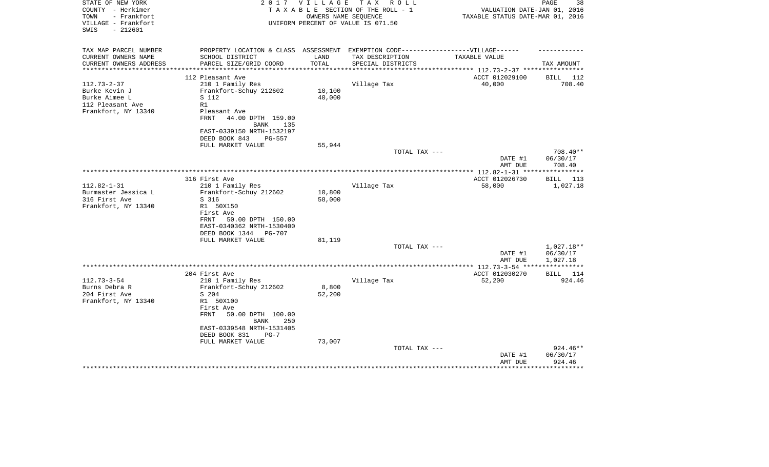STATE OF NEW YORK
COUNTY - Herkimer
TOWN - Frankfort
VILLAGE - Frankfort
SWIS - 212601

2 0 1 7 V I L L A G E T A X R O L L
T A X A B L E SECTION OF THE ROLL - 1
OWNERS NAME SEQUENCE
UNIFORM PERCENT OF VALUE IS 071.50

VALUATION DATE-JAN 01, 2016
TAXABLE STATUS DATE-MAR 01, 2016

| TAX MAP PARCEL NUMBER<br>CURRENT OWNERS NAME<br>CURRENT OWNERS ADDRESS | PROPERTY LOCATION & CLASS<br>SCHOOL DISTRICT<br>PARCEL SIZE/GRID COORD | ASSESSMENT<br>LAND<br>TOTAL | EXEMPTION CODE------------------VILLAGE------<br>TAX DESCRIPTION<br>SPECIAL DISTRICTS | TAXABLE VALUE | TAX AMOUNT |
|---|---|---|---|---|---|
| | 112 Pleasant Ave | | | ACCT 012029100 | BILL 112 |
| 112.73-2-37 | 210 1 Family Res | | Village Tax | 40,000 | 708.40 |
| Burke Kevin J | Frankfort-Schuy 212602 | 10,100 | | | |
| Burke Aimee L | S 112 | 40,000 | | | |
| 112 Pleasant Ave | R1 | | | | |
| Frankfort, NY 13340 | Pleasant Ave | | | | |
| | FRNT 44.00 DPTH 159.00 | | | | |
| | BANK 135 | | | | |
| | EAST-0339150 NRTH-1532197 | | | | |
| | DEED BOOK 843 PG-557 | | | | |
| | FULL MARKET VALUE | 55,944 | | | |
| | | | TOTAL TAX --- | | 708.40** |
| | | | | DATE #1 | 06/30/17 |
| | | | | AMT DUE | 708.40 |
| | 316 First Ave | | | ACCT 012026730 | BILL 113 |
| 112.82-1-31 | 210 1 Family Res | | Village Tax | 58,000 | 1,027.18 |
| Burmaster Jessica L | Frankfort-Schuy 212602 | 10,800 | | | |
| 316 First Ave | S 316 | 58,000 | | | |
| Frankfort, NY 13340 | R1 50X150 | | | | |
| | First Ave | | | | |
| | FRNT 50.00 DPTH 150.00 | | | | |
| | EAST-0340362 NRTH-1530400 | | | | |
| | DEED BOOK 1344 PG-707 | | | | |
| | FULL MARKET VALUE | 81,119 | | | |
| | | | TOTAL TAX --- | | 1,027.18** |
| | | | | DATE #1 | 06/30/17 |
| | | | | AMT DUE | 1,027.18 |
| | 204 First Ave | | | ACCT 012030270 | BILL 114 |
| 112.73-3-54 | 210 1 Family Res | | Village Tax | 52,200 | 924.46 |
| Burns Debra R | Frankfort-Schuy 212602 | 8,800 | | | |
| 204 First Ave | S 204 | 52,200 | | | |
| Frankfort, NY 13340 | R1 50X100 | | | | |
| | First Ave | | | | |
| | FRNT 50.00 DPTH 100.00 | | | | |
| | BANK 250 | | | | |
| | EAST-0339548 NRTH-1531405 | | | | |
| | DEED BOOK 831 PG-7 | | | | |
| | FULL MARKET VALUE | 73,007 | | | |
| | | | TOTAL TAX --- | | 924.46** |
| | | | | DATE #1 | 06/30/17 |
| | | | | AMT DUE | 924.46 |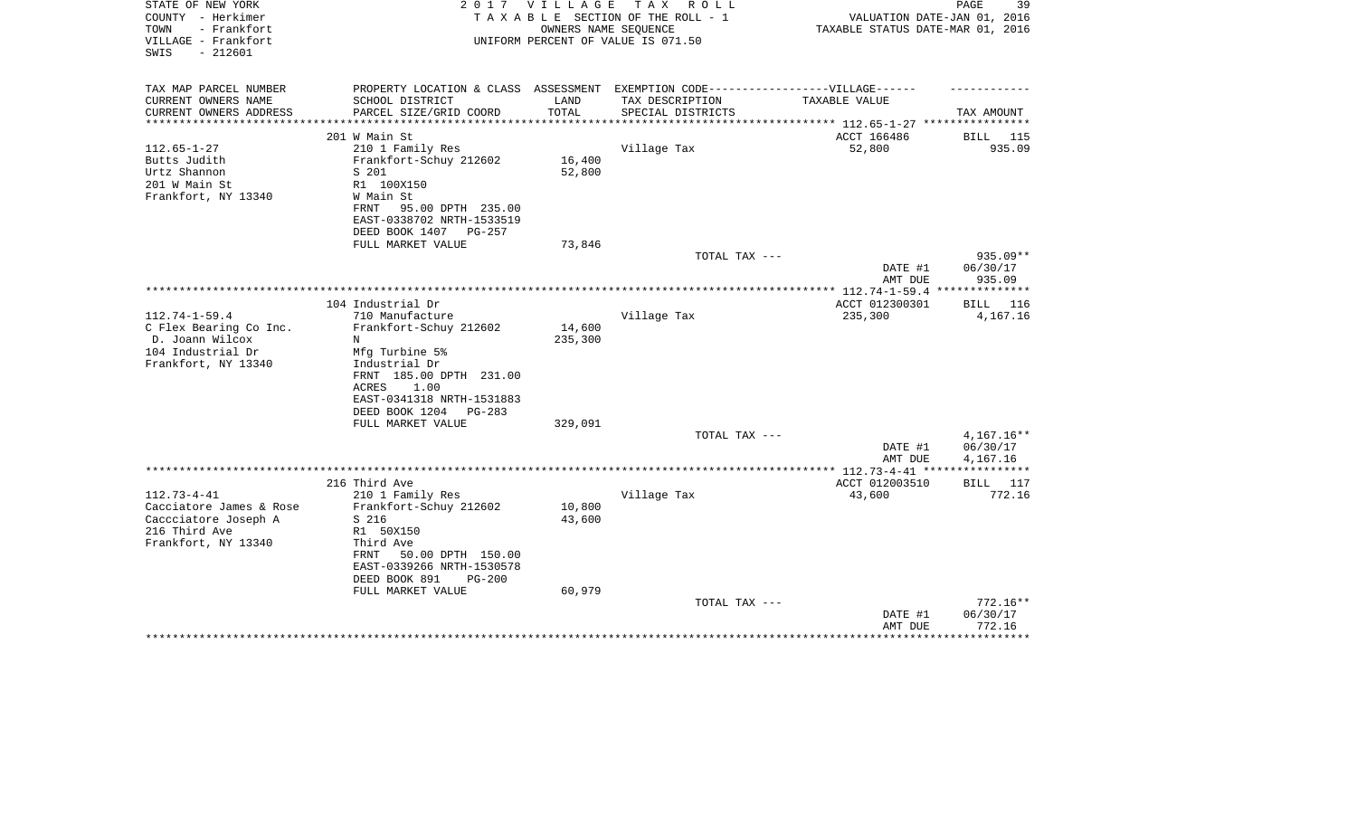STATE OF NEW YORK | COUNTY - Herkimer | TOWN - Frankfort | VILLAGE - Frankfort | SWIS - 212601

**2017 VILLAGE TAX ROLL**
TAXABLE SECTION OF THE ROLL - 1
OWNERS NAME SEQUENCE
UNIFORM PERCENT OF VALUE IS 071.50

VALUATION DATE-JAN 01, 2016
TAXABLE STATUS DATE-MAR 01, 2016

| TAX MAP PARCEL NUMBER / CURRENT OWNERS NAME / CURRENT OWNERS ADDRESS | PROPERTY LOCATION & CLASS / SCHOOL DISTRICT / PARCEL SIZE/GRID COORD | ASSESSMENT LAND / TOTAL | EXEMPTION CODE-----VILLAGE----- TAX DESCRIPTION / SPECIAL DISTRICTS | TAXABLE VALUE | TAX AMOUNT |
|---|---|---|---|---|---|
| 112.65-1-27 | 201 W Main St | | | ACCT 166486 | BILL 115 |
| Butts Judith | 210 1 Family Res | | Village Tax | 52,800 | 935.09 |
| Urtz Shannon | Frankfort-Schuy 212602 | 16,400 | | | |
| 201 W Main St | S 201 | 52,800 | | | |
| Frankfort, NY 13340 | R1 100X150 | | | | |
| | W Main St | | | | |
| | FRNT 95.00 DPTH 235.00 | | | | |
| | EAST-0338702 NRTH-1533519 | | | | |
| | DEED BOOK 1407 PG-257 | | | | |
| | FULL MARKET VALUE | 73,846 | | | |
| | | | TOTAL TAX --- | | 935.09** |
| | | | | DATE #1 | 06/30/17 |
| | | | | AMT DUE | 935.09 |
| 112.74-1-59.4 | 104 Industrial Dr | | | ACCT 012300301 | BILL 116 |
| C Flex Bearing Co Inc. | 710 Manufacture | | Village Tax | 235,300 | 4,167.16 |
| D. Joann Wilcox | Frankfort-Schuy 212602 | 14,600 | | | |
| 104 Industrial Dr | N | 235,300 | | | |
| Frankfort, NY 13340 | Mfg Turbine 5% | | | | |
| | Industrial Dr | | | | |
| | FRNT 185.00 DPTH 231.00 | | | | |
| | ACRES 1.00 | | | | |
| | EAST-0341318 NRTH-1531883 | | | | |
| | DEED BOOK 1204 PG-283 | | | | |
| | FULL MARKET VALUE | 329,091 | | | |
| | | | TOTAL TAX --- | | 4,167.16** |
| | | | | DATE #1 | 06/30/17 |
| | | | | AMT DUE | 4,167.16 |
| 112.73-4-41 | 216 Third Ave | | | ACCT 012003510 | BILL 117 |
| Cacciatore James & Rose | 210 1 Family Res | | Village Tax | 43,600 | 772.16 |
| Caccciatore Joseph A | Frankfort-Schuy 212602 | 10,800 | | | |
| 216 Third Ave | S 216 | 43,600 | | | |
| Frankfort, NY 13340 | R1 50X150 | | | | |
| | Third Ave | | | | |
| | FRNT 50.00 DPTH 150.00 | | | | |
| | EAST-0339266 NRTH-1530578 | | | | |
| | DEED BOOK 891 PG-200 | | | | |
| | FULL MARKET VALUE | 60,979 | | | |
| | | | TOTAL TAX --- | | 772.16** |
| | | | | DATE #1 | 06/30/17 |
| | | | | AMT DUE | 772.16 |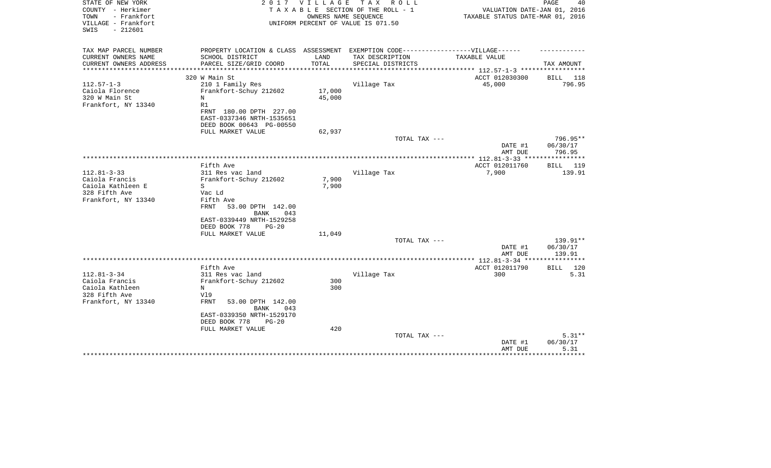STATE OF NEW YORK
COUNTY - Herkimer
TOWN - Frankfort
VILLAGE - Frankfort
SWIS - 212601

2 0 1 7 V I L L A G E T A X R O L L
T A X A B L E SECTION OF THE ROLL - 1
OWNERS NAME SEQUENCE
UNIFORM PERCENT OF VALUE IS 071.50

VALUATION DATE-JAN 01, 2016
TAXABLE STATUS DATE-MAR 01, 2016

| TAX MAP PARCEL NUMBER<br>CURRENT OWNERS NAME<br>CURRENT OWNERS ADDRESS | PROPERTY LOCATION & CLASS<br>SCHOOL DISTRICT<br>PARCEL SIZE/GRID COORD | ASSESSMENT<br>LAND<br>TOTAL | EXEMPTION CODE------VILLAGE------<br>TAX DESCRIPTION<br>SPECIAL DISTRICTS | TAXABLE VALUE | TAX AMOUNT |
|---|---|---|---|---|---|
| | 320 W Main St | | | ACCT 012030300 | BILL 118 |
| 112.57-1-3 | 210 1 Family Res | | Village Tax | 45,000 | 796.95 |
| Caiola Florence | Frankfort-Schuy 212602 | 17,000 | | | |
| 320 W Main St | N | 45,000 | | | |
| Frankfort, NY 13340 | R1 | | | | |
| | FRNT 180.00 DPTH 227.00 | | | | |
| | EAST-0337346 NRTH-1535651 | | | | |
| | DEED BOOK 00643 PG-00550 | | | | |
| | FULL MARKET VALUE | 62,937 | | | |
| | | | TOTAL TAX --- | | 796.95** |
| | | | | DATE #1 | 06/30/17 |
| | | | | AMT DUE | 796.95 |
| | Fifth Ave | | | ACCT 012011760 | BILL 119 |
| 112.81-3-33 | 311 Res vac land | | Village Tax | 7,900 | 139.91 |
| Caiola Francis | Frankfort-Schuy 212602 | 7,900 | | | |
| Caiola Kathleen E | S | 7,900 | | | |
| 328 Fifth Ave | Vac Ld | | | | |
| Frankfort, NY 13340 | Fifth Ave | | | | |
| | FRNT 53.00 DPTH 142.00 | | | | |
| | BANK 043 | | | | |
| | EAST-0339449 NRTH-1529258 | | | | |
| | DEED BOOK 778 PG-20 | | | | |
| | FULL MARKET VALUE | 11,049 | | | |
| | | | TOTAL TAX --- | | 139.91** |
| | | | | DATE #1 | 06/30/17 |
| | | | | AMT DUE | 139.91 |
| | Fifth Ave | | | ACCT 012011790 | BILL 120 |
| 112.81-3-34 | 311 Res vac land | | Village Tax | 300 | 5.31 |
| Caiola Francis | Frankfort-Schuy 212602 | 300 | | | |
| Caiola Kathleen | N | 300 | | | |
| 328 Fifth Ave | Vl9 | | | | |
| Frankfort, NY 13340 | FRNT 53.00 DPTH 142.00 | | | | |
| | BANK 043 | | | | |
| | EAST-0339350 NRTH-1529170 | | | | |
| | DEED BOOK 778 PG-20 | | | | |
| | FULL MARKET VALUE | 420 | | | |
| | | | TOTAL TAX --- | | 5.31** |
| | | | | DATE #1 | 06/30/17 |
| | | | | AMT DUE | 5.31 |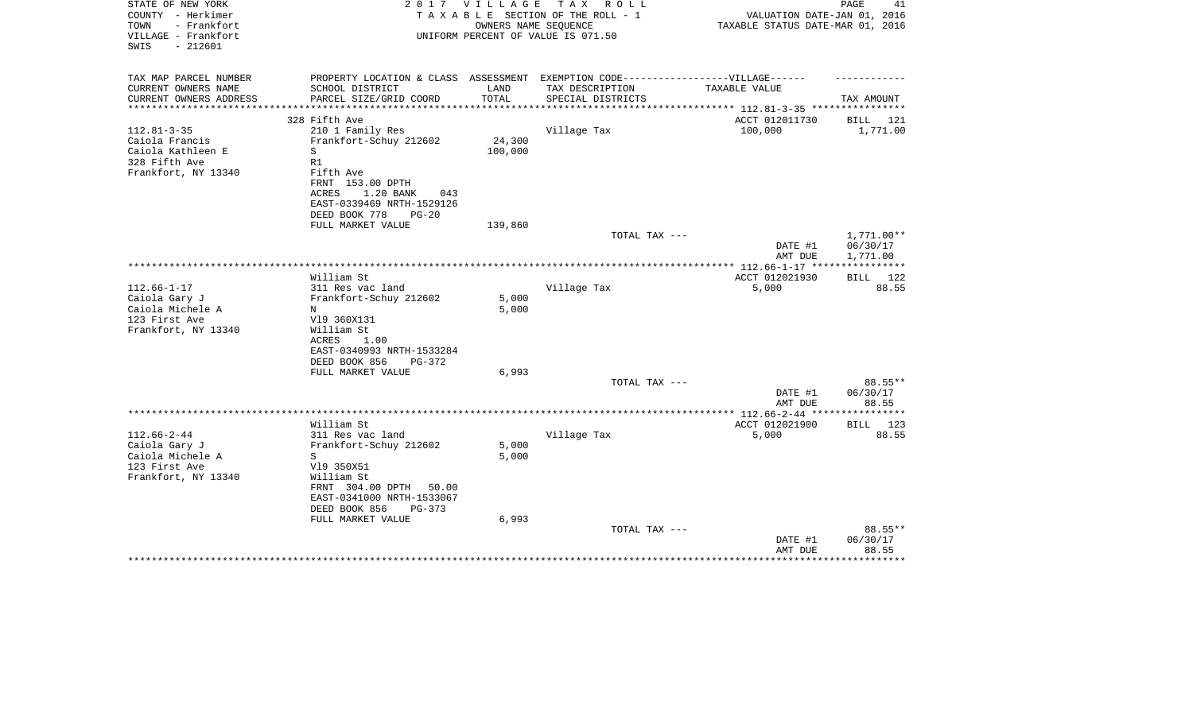STATE OF NEW YORK
COUNTY - Herkimer
TOWN - Frankfort
VILLAGE - Frankfort
SWIS - 212601

2 0 1 7 V I L L A G E T A X R O L L
T A X A B L E SECTION OF THE ROLL - 1
OWNERS NAME SEQUENCE
UNIFORM PERCENT OF VALUE IS 071.50

VALUATION DATE-JAN 01, 2016
TAXABLE STATUS DATE-MAR 01, 2016

| TAX MAP PARCEL NUMBER / CURRENT OWNERS NAME / CURRENT OWNERS ADDRESS | PROPERTY LOCATION & CLASS / SCHOOL DISTRICT / PARCEL SIZE/GRID COORD | ASSESSMENT LAND / TOTAL | EXEMPTION CODE / TAX DESCRIPTION / SPECIAL DISTRICTS | TAXABLE VALUE | TAX AMOUNT |
|---|---|---|---|---|---|
| 112.81-3-35 | 328 Fifth Ave | | | ACCT 012011730 | BILL 121 |
| Caiola Francis | 210 1 Family Res | | Village Tax | 100,000 | 1,771.00 |
| Caiola Kathleen E | Frankfort-Schuy 212602 | 24,300 | | | |
| 328 Fifth Ave | S | 100,000 | | | |
| Frankfort, NY 13340 | R1 | | | | |
| | Fifth Ave | | | | |
| | FRNT 153.00 DPTH | | | | |
| | ACRES 1.20 BANK 043 | | | | |
| | EAST-0339469 NRTH-1529126 | | | | |
| | DEED BOOK 778 PG-20 | | | | |
| | FULL MARKET VALUE | 139,860 | | | |
| | | | TOTAL TAX --- | | 1,771.00** |
| | | | | DATE #1 | 06/30/17 |
| | | | | AMT DUE | 1,771.00 |
| 112.66-1-17 | William St | | | ACCT 012021930 | BILL 122 |
| Caiola Gary J | 311 Res vac land | | Village Tax | 5,000 | 88.55 |
| Caiola Michele A | Frankfort-Schuy 212602 | 5,000 | | | |
| 123 First Ave | N | 5,000 | | | |
| Frankfort, NY 13340 | Vl9 360X131 | | | | |
| | William St | | | | |
| | ACRES 1.00 | | | | |
| | EAST-0340993 NRTH-1533284 | | | | |
| | DEED BOOK 856 PG-372 | | | | |
| | FULL MARKET VALUE | 6,993 | | | |
| | | | TOTAL TAX --- | | 88.55** |
| | | | | DATE #1 | 06/30/17 |
| | | | | AMT DUE | 88.55 |
| 112.66-2-44 | William St | | | ACCT 012021900 | BILL 123 |
| Caiola Gary J | 311 Res vac land | | Village Tax | 5,000 | 88.55 |
| Caiola Michele A | Frankfort-Schuy 212602 | 5,000 | | | |
| 123 First Ave | S | 5,000 | | | |
| Frankfort, NY 13340 | Vl9 350X51 | | | | |
| | William St | | | | |
| | FRNT 304.00 DPTH 50.00 | | | | |
| | EAST-0341000 NRTH-1533067 | | | | |
| | DEED BOOK 856 PG-373 | | | | |
| | FULL MARKET VALUE | 6,993 | | | |
| | | | TOTAL TAX --- | | 88.55** |
| | | | | DATE #1 | 06/30/17 |
| | | | | AMT DUE | 88.55 |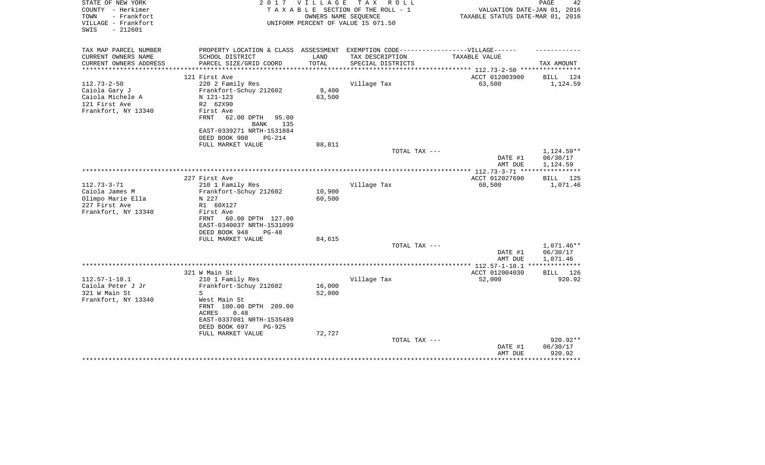STATE OF NEW YORK
COUNTY - Herkimer
TOWN - Frankfort
VILLAGE - Frankfort
SWIS - 212601

2 0 1 7 V I L L A G E T A X R O L L
T A X A B L E SECTION OF THE ROLL - 1
OWNERS NAME SEQUENCE
UNIFORM PERCENT OF VALUE IS 071.50

PAGE 42
VALUATION DATE-JAN 01, 2016
TAXABLE STATUS DATE-MAR 01, 2016

| TAX MAP PARCEL NUMBER<br>CURRENT OWNERS NAME<br>CURRENT OWNERS ADDRESS | PROPERTY LOCATION & CLASS<br>SCHOOL DISTRICT<br>PARCEL SIZE/GRID COORD | ASSESSMENT<br>LAND<br>TOTAL | EXEMPTION CODE------------------VILLAGE------<br>TAX DESCRIPTION<br>SPECIAL DISTRICTS | TAXABLE VALUE | TAX AMOUNT |
|---|---|---|---|---|---|
| 112.73-2-50 | 121 First Ave | | | ACCT 012003900 | BILL 124 |
| 112.73-2-50 | 220 2 Family Res | | Village Tax | 63,500 | 1,124.59 |
| Caiola Gary J | Frankfort-Schuy 212602 | 9,400 | | | |
| Caiola Michele A | N 121-123 | 63,500 | | | |
| 121 First Ave | R2 62X90 | | | | |
| Frankfort, NY 13340 | First Ave | | | | |
| | FRNT 62.00 DPTH 95.00 | | | | |
| | BANK 135 | | | | |
| | EAST-0339271 NRTH-1531884 | | | | |
| | DEED BOOK 908 PG-214 | | | | |
| | FULL MARKET VALUE | 88,811 | | | |
| | | | TOTAL TAX --- | | 1,124.59** |
| | | | | DATE #1 | 06/30/17 |
| | | | | AMT DUE | 1,124.59 |
| 112.73-3-71 | 227 First Ave | | | ACCT 012027690 | BILL 125 |
| 112.73-3-71 | 210 1 Family Res | | Village Tax | 60,500 | 1,071.46 |
| Caiola James M | Frankfort-Schuy 212602 | 10,900 | | | |
| Olimpo Marie Ella | N 227 | 60,500 | | | |
| 227 First Ave | R1 60X127 | | | | |
| Frankfort, NY 13340 | First Ave | | | | |
| | FRNT 60.00 DPTH 127.00 | | | | |
| | EAST-0340037 NRTH-1531099 | | | | |
| | DEED BOOK 948 PG-48 | | | | |
| | FULL MARKET VALUE | 84,615 | | | |
| | | | TOTAL TAX --- | | 1,071.46** |
| | | | | DATE #1 | 06/30/17 |
| | | | | AMT DUE | 1,071.46 |
| 112.57-1-10.1 | 321 W Main St | | | ACCT 012004030 | BILL 126 |
| 112.57-1-10.1 | 210 1 Family Res | | Village Tax | 52,000 | 920.92 |
| Caiola Peter J Jr | Frankfort-Schuy 212602 | 16,000 | | | |
| 321 W Main St | S | 52,000 | | | |
| Frankfort, NY 13340 | West Main St | | | | |
| | FRNT 100.00 DPTH 209.00 | | | | |
| | ACRES 0.48 | | | | |
| | EAST-0337081 NRTH-1535489 | | | | |
| | DEED BOOK 697 PG-925 | | | | |
| | FULL MARKET VALUE | 72,727 | | | |
| | | | TOTAL TAX --- | | 920.92** |
| | | | | DATE #1 | 06/30/17 |
| | | | | AMT DUE | 920.92 |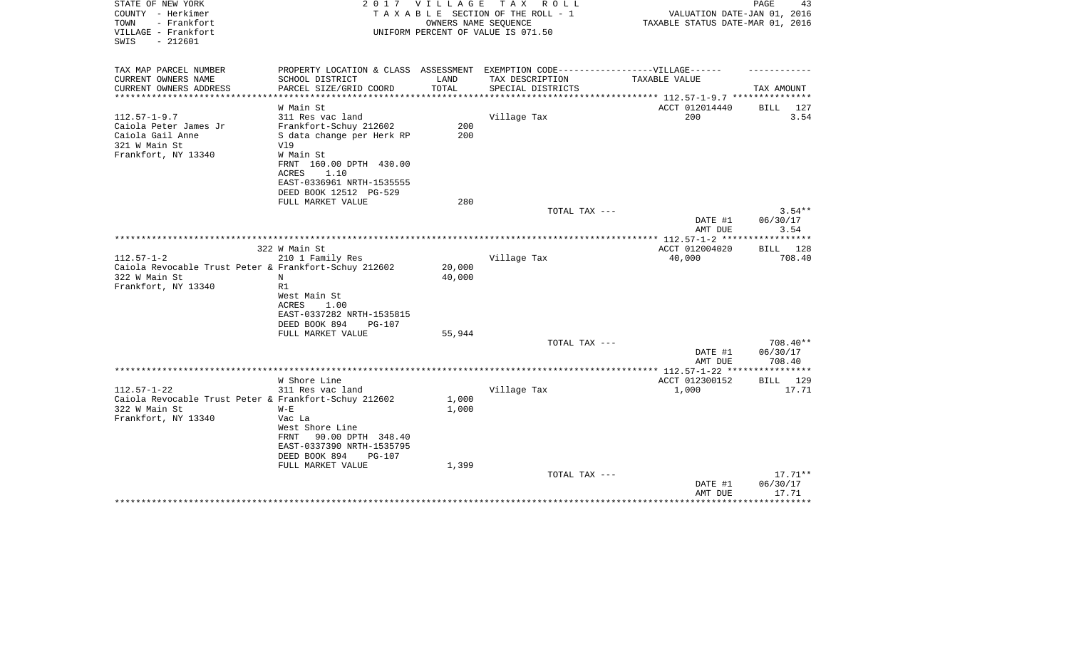STATE OF NEW YORK
COUNTY - Herkimer
TOWN - Frankfort
VILLAGE - Frankfort
SWIS - 212601

2 0 1 7 V I L L A G E T A X R O L L
T A X A B L E SECTION OF THE ROLL - 1
OWNERS NAME SEQUENCE
UNIFORM PERCENT OF VALUE IS 071.50

VALUATION DATE-JAN 01, 2016
TAXABLE STATUS DATE-MAR 01, 2016

| TAX MAP PARCEL NUMBER<br>CURRENT OWNERS NAME<br>CURRENT OWNERS ADDRESS | PROPERTY LOCATION & CLASS<br>SCHOOL DISTRICT<br>PARCEL SIZE/GRID COORD | ASSESSMENT<br>LAND<br>TOTAL | EXEMPTION CODE------------------VILLAGE------<br>TAX DESCRIPTION<br>SPECIAL DISTRICTS | TAXABLE VALUE | TAX AMOUNT |
|---|---|---|---|---|---|
| ******** 112.57-1-9.7 ******** | | | | | |
| | W Main St | | | ACCT 012014440 | BILL 127 |
| 112.57-1-9.7 | 311 Res vac land | | Village Tax | 200 | 3.54 |
| Caiola Peter James Jr | Frankfort-Schuy 212602 | 200 | | | |
| Caiola Gail Anne | S data change per Herk RP | 200 | | | |
| 321 W Main St | Vl9 | | | | |
| Frankfort, NY 13340 | W Main St | | | | |
| | FRNT 160.00 DPTH 430.00 | | | | |
| | ACRES 1.10 | | | | |
| | EAST-0336961 NRTH-1535555 | | | | |
| | DEED BOOK 12512 PG-529 | | | | |
| | FULL MARKET VALUE | 280 | | | |
| | | | TOTAL TAX --- | | 3.54** |
| | | | | DATE #1 | 06/30/17 |
| | | | | AMT DUE | 3.54 |
| ******** 112.57-1-2 ******** | | | | | |
| | 322 W Main St | | | ACCT 012004020 | BILL 128 |
| 112.57-1-2 | 210 1 Family Res | | Village Tax | 40,000 | 708.40 |
| Caiola Revocable Trust Peter & | Frankfort-Schuy 212602 | 20,000 | | | |
| 322 W Main St | N | 40,000 | | | |
| Frankfort, NY 13340 | R1 | | | | |
| | West Main St | | | | |
| | ACRES 1.00 | | | | |
| | EAST-0337282 NRTH-1535815 | | | | |
| | DEED BOOK 894 PG-107 | | | | |
| | FULL MARKET VALUE | 55,944 | | | |
| | | | TOTAL TAX --- | | 708.40** |
| | | | | DATE #1 | 06/30/17 |
| | | | | AMT DUE | 708.40 |
| ******** 112.57-1-22 ******** | | | | | |
| | W Shore Line | | | ACCT 012300152 | BILL 129 |
| 112.57-1-22 | 311 Res vac land | | Village Tax | 1,000 | 17.71 |
| Caiola Revocable Trust Peter & | Frankfort-Schuy 212602 | 1,000 | | | |
| 322 W Main St | W-E | 1,000 | | | |
| Frankfort, NY 13340 | Vac La | | | | |
| | West Shore Line | | | | |
| | FRNT 90.00 DPTH 348.40 | | | | |
| | EAST-0337390 NRTH-1535795 | | | | |
| | DEED BOOK 894 PG-107 | | | | |
| | FULL MARKET VALUE | 1,399 | | | |
| | | | TOTAL TAX --- | | 17.71** |
| | | | | DATE #1 | 06/30/17 |
| | | | | AMT DUE | 17.71 |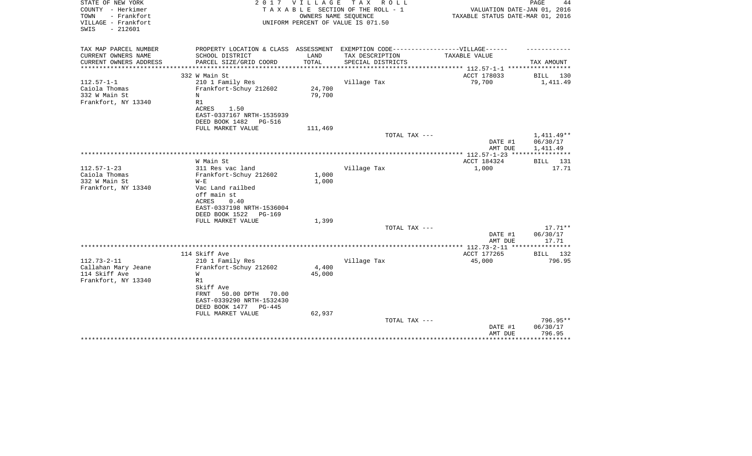STATE OF NEW YORK — COUNTY - Herkimer — TOWN - Frankfort — VILLAGE - Frankfort — SWIS - 212601

2 0 1 7 V I L L A G E T A X R O L L
T A X A B L E SECTION OF THE ROLL - 1
OWNERS NAME SEQUENCE
UNIFORM PERCENT OF VALUE IS 071.50

VALUATION DATE-JAN 01, 2016
TAXABLE STATUS DATE-MAR 01, 2016

| TAX MAP PARCEL NUMBER / CURRENT OWNERS NAME / CURRENT OWNERS ADDRESS | PROPERTY LOCATION & CLASS / SCHOOL DISTRICT / PARCEL SIZE/GRID COORD | ASSESSMENT LAND / TOTAL | EXEMPTION CODE-----VILLAGE------ TAX DESCRIPTION / SPECIAL DISTRICTS | TAXABLE VALUE | TAX AMOUNT |
|---|---|---|---|---|---|
| | 332 W Main St | | | ACCT 178033 | BILL 130 |
| 112.57-1-1 | 210 1 Family Res | | Village Tax | 79,700 | 1,411.49 |
| Caiola Thomas | Frankfort-Schuy 212602 | 24,700 | | | |
| 332 W Main St | N | 79,700 | | | |
| Frankfort, NY 13340 | R1 | | | | |
| | ACRES 1.50 | | | | |
| | EAST-0337167 NRTH-1535939 | | | | |
| | DEED BOOK 1482 PG-516 | | | | |
| | FULL MARKET VALUE | 111,469 | | | |
| | | | TOTAL TAX --- | | 1,411.49** |
| | | | | DATE #1 | 06/30/17 |
| | | | | AMT DUE | 1,411.49 |
| | W Main St | | | ACCT 184324 | BILL 131 |
| 112.57-1-23 | 311 Res vac land | | Village Tax | 1,000 | 17.71 |
| Caiola Thomas | Frankfort-Schuy 212602 | 1,000 | | | |
| 332 W Main St | W-E | 1,000 | | | |
| Frankfort, NY 13340 | Vac Land railbed | | | | |
| | off main st | | | | |
| | ACRES 0.40 | | | | |
| | EAST-0337198 NRTH-1536004 | | | | |
| | DEED BOOK 1522 PG-169 | | | | |
| | FULL MARKET VALUE | 1,399 | | | |
| | | | TOTAL TAX --- | | 17.71** |
| | | | | DATE #1 | 06/30/17 |
| | | | | AMT DUE | 17.71 |
| | 114 Skiff Ave | | | ACCT 177265 | BILL 132 |
| 112.73-2-11 | 210 1 Family Res | | Village Tax | 45,000 | 796.95 |
| Callahan Mary Jeane | Frankfort-Schuy 212602 | 4,400 | | | |
| 114 Skiff Ave | W | 45,000 | | | |
| Frankfort, NY 13340 | R1 | | | | |
| | Skiff Ave | | | | |
| | FRNT 50.00 DPTH 70.00 | | | | |
| | EAST-0339290 NRTH-1532430 | | | | |
| | DEED BOOK 1477 PG-445 | | | | |
| | FULL MARKET VALUE | 62,937 | | | |
| | | | TOTAL TAX --- | | 796.95** |
| | | | | DATE #1 | 06/30/17 |
| | | | | AMT DUE | 796.95 |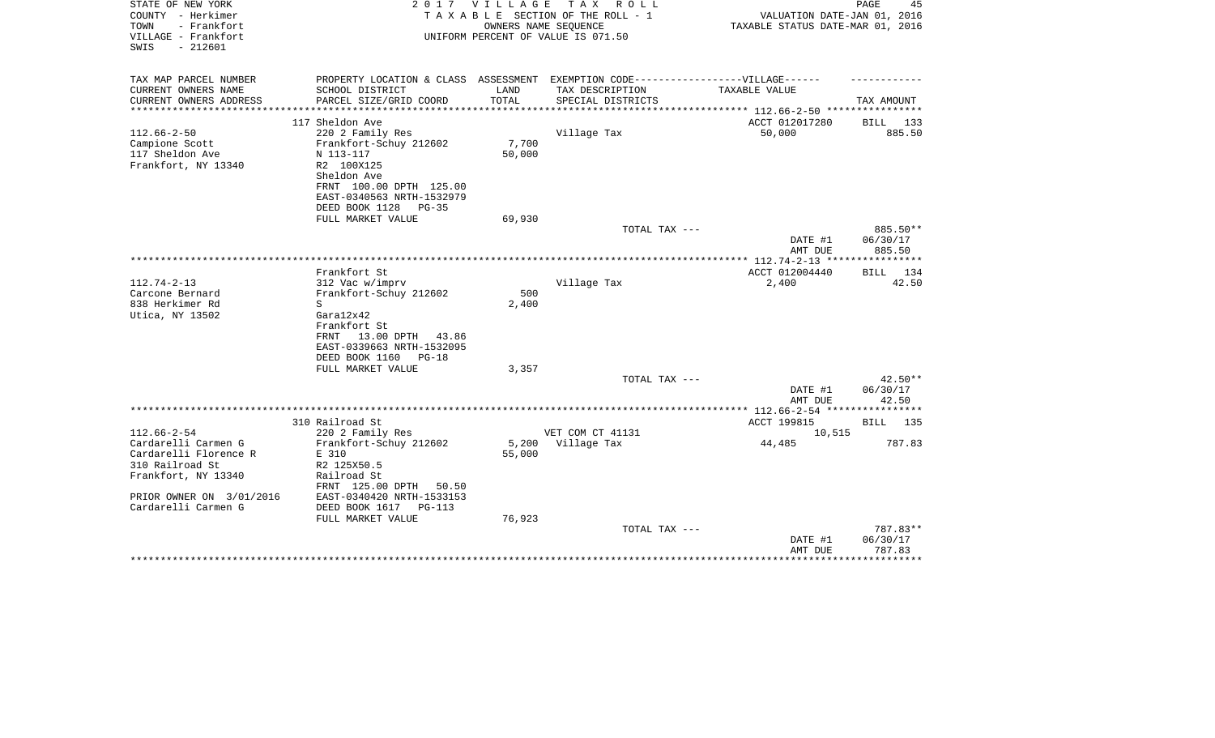STATE OF NEW YORK
COUNTY - Herkimer
TOWN - Frankfort
VILLAGE - Frankfort
SWIS - 212601

2 0 1 7 V I L L A G E T A X R O L L
T A X A B L E SECTION OF THE ROLL - 1
OWNERS NAME SEQUENCE
UNIFORM PERCENT OF VALUE IS 071.50

VALUATION DATE-JAN 01, 2016
TAXABLE STATUS DATE-MAR 01, 2016

| TAX MAP PARCEL NUMBER<br>CURRENT OWNERS NAME<br>CURRENT OWNERS ADDRESS | PROPERTY LOCATION & CLASS<br>SCHOOL DISTRICT<br>PARCEL SIZE/GRID COORD | ASSESSMENT<br>LAND<br>TOTAL | EXEMPTION CODE------------------VILLAGE------<br>TAX DESCRIPTION<br>SPECIAL DISTRICTS | TAXABLE VALUE | TAX AMOUNT |
|---|---|---|---|---|---|
| | 117 Sheldon Ave | | | ACCT 012017280 | BILL 133 |
| 112.66-2-50 | 220 2 Family Res | | Village Tax | 50,000 | 885.50 |
| Campione Scott | Frankfort-Schuy 212602 | 7,700 | | | |
| 117 Sheldon Ave | N 113-117 | 50,000 | | | |
| Frankfort, NY 13340 | R2 100X125 | | | | |
| | Sheldon Ave | | | | |
| | FRNT 100.00 DPTH 125.00 | | | | |
| | EAST-0340563 NRTH-1532979 | | | | |
| | DEED BOOK 1128 PG-35 | | | | |
| | FULL MARKET VALUE | 69,930 | | | |
| | | | TOTAL TAX --- | | 885.50** |
| | | | | DATE #1 | 06/30/17 |
| | | | | AMT DUE | 885.50 |
| | Frankfort St | | | ACCT 012004440 | BILL 134 |
| 112.74-2-13 | 312 Vac w/imprv | | Village Tax | 2,400 | 42.50 |
| Carcone Bernard | Frankfort-Schuy 212602 | 500 | | | |
| 838 Herkimer Rd | S | 2,400 | | | |
| Utica, NY 13502 | Gara12x42 | | | | |
| | Frankfort St | | | | |
| | FRNT 13.00 DPTH 43.86 | | | | |
| | EAST-0339663 NRTH-1532095 | | | | |
| | DEED BOOK 1160 PG-18 | | | | |
| | FULL MARKET VALUE | 3,357 | | | |
| | | | TOTAL TAX --- | | 42.50** |
| | | | | DATE #1 | 06/30/17 |
| | | | | AMT DUE | 42.50 |
| | 310 Railroad St | | | ACCT 199815 | BILL 135 |
| 112.66-2-54 | 220 2 Family Res | | VET COM CT 41131 | 10,515 | |
| Cardarelli Carmen G | Frankfort-Schuy 212602 | 5,200 | Village Tax | 44,485 | 787.83 |
| Cardarelli Florence R | E 310 | 55,000 | | | |
| 310 Railroad St | R2 125X50.5 | | | | |
| Frankfort, NY 13340 | Railroad St | | | | |
| | FRNT 125.00 DPTH 50.50 | | | | |
| PRIOR OWNER ON 3/01/2016 | EAST-0340420 NRTH-1533153 | | | | |
| Cardarelli Carmen G | DEED BOOK 1617 PG-113 | | | | |
| | FULL MARKET VALUE | 76,923 | | | |
| | | | TOTAL TAX --- | | 787.83** |
| | | | | DATE #1 | 06/30/17 |
| | | | | AMT DUE | 787.83 |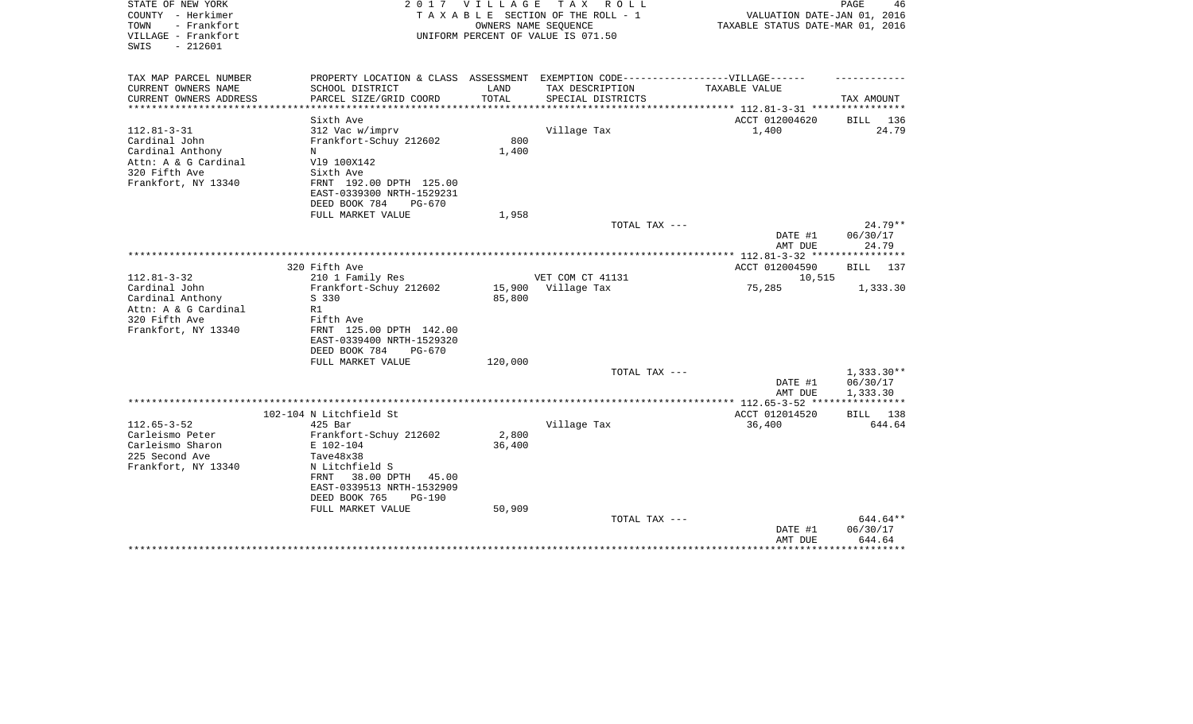STATE OF NEW YORK · COUNTY - Herkimer · TOWN - Frankfort · VILLAGE - Frankfort · SWIS - 212601

2017 VILLAGE TAX ROLL
TAXABLE SECTION OF THE ROLL - 1
OWNERS NAME SEQUENCE
UNIFORM PERCENT OF VALUE IS 071.50

VALUATION DATE-JAN 01, 2016
TAXABLE STATUS DATE-MAR 01, 2016

| TAX MAP PARCEL NUMBER<br>CURRENT OWNERS NAME<br>CURRENT OWNERS ADDRESS | PROPERTY LOCATION & CLASS<br>SCHOOL DISTRICT<br>PARCEL SIZE/GRID COORD | ASSESSMENT<br>LAND<br>TOTAL | EXEMPTION CODE<br>TAX DESCRIPTION<br>SPECIAL DISTRICTS | VILLAGE<br>TAXABLE VALUE | TAX AMOUNT |
|---|---|---|---|---|---|
| | Sixth Ave | | | ACCT 012004620 | BILL 136 |
| 112.81-3-31 | 312 Vac w/imprv | | Village Tax | 1,400 | 24.79 |
| Cardinal John | Frankfort-Schuy 212602 | 800 | | | |
| Cardinal Anthony | N | 1,400 | | | |
| Attn: A & G Cardinal | Vl9 100X142 | | | | |
| 320 Fifth Ave | Sixth Ave | | | | |
| Frankfort, NY 13340 | FRNT 192.00 DPTH 125.00 | | | | |
| | EAST-0339300 NRTH-1529231 | | | | |
| | DEED BOOK 784 PG-670 | | | | |
| | FULL MARKET VALUE | 1,958 | | | |
| | | | TOTAL TAX --- | | 24.79** |
| | | | | DATE #1 | 06/30/17 |
| | | | | AMT DUE | 24.79 |
| | 320 Fifth Ave | | | ACCT 012004590 | BILL 137 |
| 112.81-3-32 | 210 1 Family Res | | VET COM CT 41131 | 10,515 | |
| Cardinal John | Frankfort-Schuy 212602 | 15,900 | Village Tax | 75,285 | 1,333.30 |
| Cardinal Anthony | S 330 | 85,800 | | | |
| Attn: A & G Cardinal | R1 | | | | |
| 320 Fifth Ave | Fifth Ave | | | | |
| Frankfort, NY 13340 | FRNT 125.00 DPTH 142.00 | | | | |
| | EAST-0339400 NRTH-1529320 | | | | |
| | DEED BOOK 784 PG-670 | | | | |
| | FULL MARKET VALUE | 120,000 | | | |
| | | | TOTAL TAX --- | | 1,333.30** |
| | | | | DATE #1 | 06/30/17 |
| | | | | AMT DUE | 1,333.30 |
| | 102-104 N Litchfield St | | | ACCT 012014520 | BILL 138 |
| 112.65-3-52 | 425 Bar | | Village Tax | 36,400 | 644.64 |
| Carleismo Peter | Frankfort-Schuy 212602 | 2,800 | | | |
| Carleismo Sharon | E 102-104 | 36,400 | | | |
| 225 Second Ave | Tave48x38 | | | | |
| Frankfort, NY 13340 | N Litchfield S | | | | |
| | FRNT 38.00 DPTH 45.00 | | | | |
| | EAST-0339513 NRTH-1532909 | | | | |
| | DEED BOOK 765 PG-190 | | | | |
| | FULL MARKET VALUE | 50,909 | | | |
| | | | TOTAL TAX --- | | 644.64** |
| | | | | DATE #1 | 06/30/17 |
| | | | | AMT DUE | 644.64 |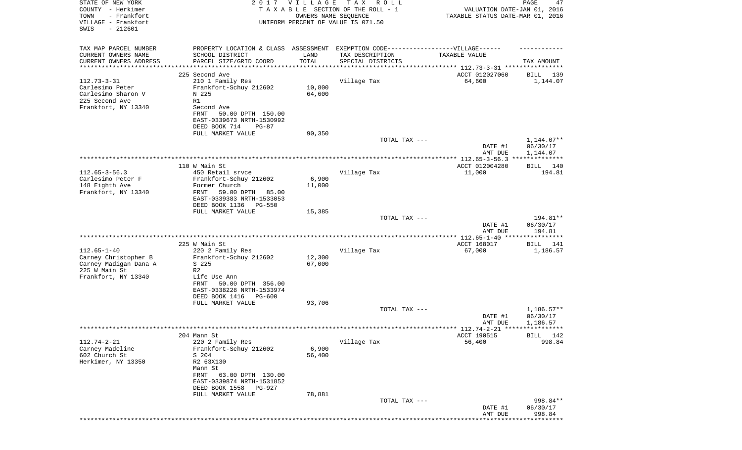STATE OF NEW YORK  
COUNTY - Herkimer  
TOWN - Frankfort  
VILLAGE - Frankfort  
SWIS - 212601

2 0 1 7   V I L L A G E   T A X   R O L L  
T A X A B L E  SECTION OF THE ROLL - 1  
OWNERS NAME SEQUENCE  
UNIFORM PERCENT OF VALUE IS 071.50

VALUATION DATE-JAN 01, 2016  
TAXABLE STATUS DATE-MAR 01, 2016

| TAX MAP PARCEL NUMBER<br>CURRENT OWNERS NAME<br>CURRENT OWNERS ADDRESS | PROPERTY LOCATION & CLASS<br>SCHOOL DISTRICT<br>PARCEL SIZE/GRID COORD | ASSESSMENT<br>LAND<br>TOTAL | EXEMPTION CODE------VILLAGE------<br>TAX DESCRIPTION<br>SPECIAL DISTRICTS | TAXABLE VALUE | TAX AMOUNT |
|---|---|---|---|---|---|
| 112.73-3-31 | 225 Second Ave | | | ACCT 012027060 | BILL 139 |
| 112.73-3-31 | 210 1 Family Res | | Village Tax | 64,600 | 1,144.07 |
| Carlesimo Peter | Frankfort-Schuy 212602 | 10,800 | | | |
| Carlesimo Sharon V | N 225 | 64,600 | | | |
| 225 Second Ave | R1 | | | | |
| Frankfort, NY 13340 | Second Ave | | | | |
| | FRNT 50.00 DPTH 150.00 | | | | |
| | EAST-0339673 NRTH-1530992 | | | | |
| | DEED BOOK 714 PG-87 | | | | |
| | FULL MARKET VALUE | 90,350 | | | |
| | | | TOTAL TAX --- | | 1,144.07** |
| | | | | DATE #1 | 06/30/17 |
| | | | | AMT DUE | 1,144.07 |
| 112.65-3-56.3 | 110 W Main St | | | ACCT 012004280 | BILL 140 |
| 112.65-3-56.3 | 450 Retail srvce | | Village Tax | 11,000 | 194.81 |
| Carlesimo Peter F | Frankfort-Schuy 212602 | 6,900 | | | |
| 148 Eighth Ave | Former Church | 11,000 | | | |
| Frankfort, NY 13340 | FRNT 59.00 DPTH 85.00 | | | | |
| | EAST-0339383 NRTH-1533053 | | | | |
| | DEED BOOK 1136 PG-550 | | | | |
| | FULL MARKET VALUE | 15,385 | | | |
| | | | TOTAL TAX --- | | 194.81** |
| | | | | DATE #1 | 06/30/17 |
| | | | | AMT DUE | 194.81 |
| 112.65-1-40 | 225 W Main St | | | ACCT 168017 | BILL 141 |
| 112.65-1-40 | 220 2 Family Res | | Village Tax | 67,000 | 1,186.57 |
| Carney Christopher B | Frankfort-Schuy 212602 | 12,300 | | | |
| Carney Madigan Dana A | S 225 | 67,000 | | | |
| 225 W Main St | R2 | | | | |
| Frankfort, NY 13340 | Life Use Ann | | | | |
| | FRNT 50.00 DPTH 356.00 | | | | |
| | EAST-0338228 NRTH-1533974 | | | | |
| | DEED BOOK 1416 PG-600 | | | | |
| | FULL MARKET VALUE | 93,706 | | | |
| | | | TOTAL TAX --- | | 1,186.57** |
| | | | | DATE #1 | 06/30/17 |
| | | | | AMT DUE | 1,186.57 |
| 112.74-2-21 | 204 Mann St | | | ACCT 190515 | BILL 142 |
| 112.74-2-21 | 220 2 Family Res | | Village Tax | 56,400 | 998.84 |
| Carney Madeline | Frankfort-Schuy 212602 | 6,900 | | | |
| 602 Church St | S 204 | 56,400 | | | |
| Herkimer, NY 13350 | R2 63X130 | | | | |
| | Mann St | | | | |
| | FRNT 63.00 DPTH 130.00 | | | | |
| | EAST-0339874 NRTH-1531852 | | | | |
| | DEED BOOK 1558 PG-927 | | | | |
| | FULL MARKET VALUE | 78,881 | | | |
| | | | TOTAL TAX --- | | 998.84** |
| | | | | DATE #1 | 06/30/17 |
| | | | | AMT DUE | 998.84 |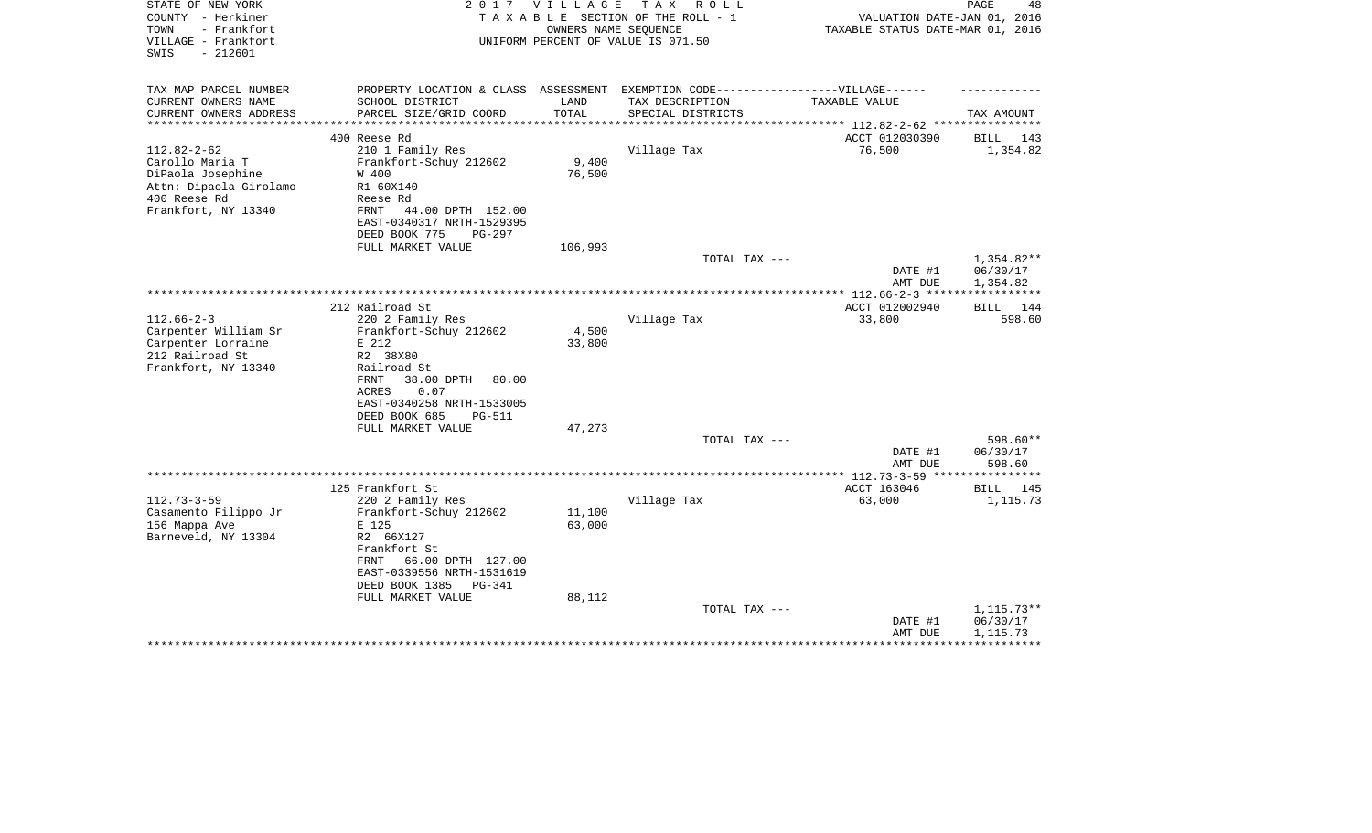STATE OF NEW YORK
COUNTY - Herkimer
TOWN - Frankfort
VILLAGE - Frankfort
SWIS - 212601

2 0 1 7 V I L L A G E T A X R O L L
T A X A B L E SECTION OF THE ROLL - 1
OWNERS NAME SEQUENCE
UNIFORM PERCENT OF VALUE IS 071.50

VALUATION DATE-JAN 01, 2016
TAXABLE STATUS DATE-MAR 01, 2016

| TAX MAP PARCEL NUMBER<br>CURRENT OWNERS NAME<br>CURRENT OWNERS ADDRESS | PROPERTY LOCATION & CLASS<br>SCHOOL DISTRICT<br>PARCEL SIZE/GRID COORD | ASSESSMENT<br>LAND<br>TOTAL | EXEMPTION CODE------------------VILLAGE------<br>TAX DESCRIPTION<br>SPECIAL DISTRICTS | TAXABLE VALUE | TAX AMOUNT |
|---|---|---|---|---|---|
| | 400 Reese Rd | | | ACCT 012030390 | BILL 143 |
| 112.82-2-62 | 210 1 Family Res | | Village Tax | 76,500 | 1,354.82 |
| Carollo Maria T | Frankfort-Schuy 212602 | 9,400 | | | |
| DiPaola Josephine | W 400 | 76,500 | | | |
| Attn: Dipaola Girolamo | R1 60X140 | | | | |
| 400 Reese Rd | Reese Rd | | | | |
| Frankfort, NY 13340 | FRNT 44.00 DPTH 152.00 | | | | |
| | EAST-0340317 NRTH-1529395 | | | | |
| | DEED BOOK 775 PG-297 | | | | |
| | FULL MARKET VALUE | 106,993 | | | |
| | | | TOTAL TAX --- | | 1,354.82** |
| | | | | DATE #1 | 06/30/17 |
| | | | | AMT DUE | 1,354.82 |
| | 212 Railroad St | | | ACCT 012002940 | BILL 144 |
| 112.66-2-3 | 220 2 Family Res | | Village Tax | 33,800 | 598.60 |
| Carpenter William Sr | Frankfort-Schuy 212602 | 4,500 | | | |
| Carpenter Lorraine | E 212 | 33,800 | | | |
| 212 Railroad St | R2 38X80 | | | | |
| Frankfort, NY 13340 | Railroad St | | | | |
| | FRNT 38.00 DPTH 80.00 | | | | |
| | ACRES 0.07 | | | | |
| | EAST-0340258 NRTH-1533005 | | | | |
| | DEED BOOK 685 PG-511 | | | | |
| | FULL MARKET VALUE | 47,273 | | | |
| | | | TOTAL TAX --- | | 598.60** |
| | | | | DATE #1 | 06/30/17 |
| | | | | AMT DUE | 598.60 |
| | 125 Frankfort St | | | ACCT 163046 | BILL 145 |
| 112.73-3-59 | 220 2 Family Res | | Village Tax | 63,000 | 1,115.73 |
| Casamento Filippo Jr | Frankfort-Schuy 212602 | 11,100 | | | |
| 156 Mappa Ave | E 125 | 63,000 | | | |
| Barneveld, NY 13304 | R2 66X127 | | | | |
| | Frankfort St | | | | |
| | FRNT 66.00 DPTH 127.00 | | | | |
| | EAST-0339556 NRTH-1531619 | | | | |
| | DEED BOOK 1385 PG-341 | | | | |
| | FULL MARKET VALUE | 88,112 | | | |
| | | | TOTAL TAX --- | | 1,115.73** |
| | | | | DATE #1 | 06/30/17 |
| | | | | AMT DUE | 1,115.73 |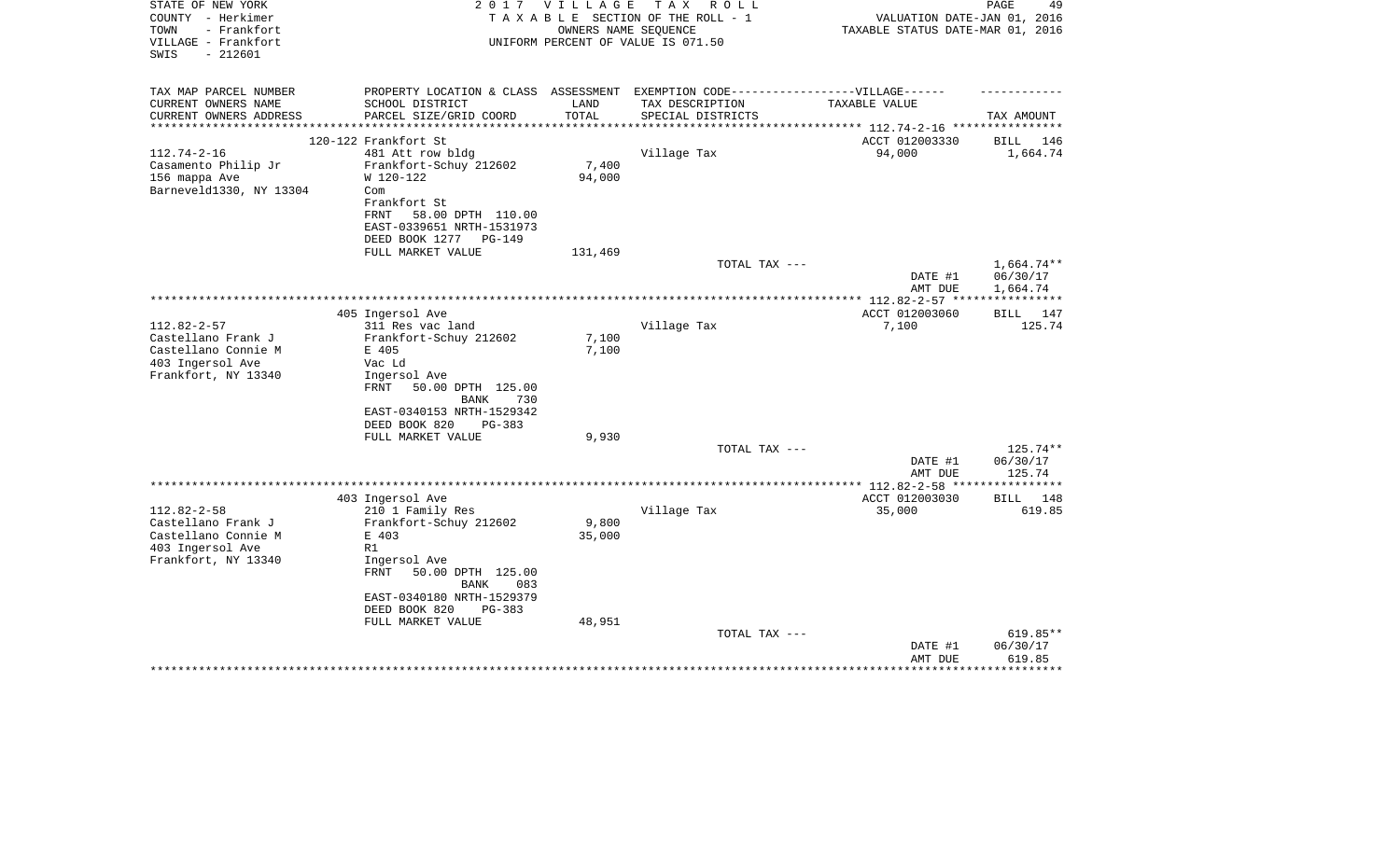STATE OF NEW YORK
COUNTY - Herkimer
TOWN - Frankfort
VILLAGE - Frankfort
SWIS - 212601

2017 VILLAGE TAX ROLL
TAXABLE SECTION OF THE ROLL - 1
OWNERS NAME SEQUENCE
UNIFORM PERCENT OF VALUE IS 071.50

VALUATION DATE-JAN 01, 2016
TAXABLE STATUS DATE-MAR 01, 2016

| TAX MAP PARCEL NUMBER / CURRENT OWNERS NAME / CURRENT OWNERS ADDRESS | PROPERTY LOCATION & CLASS / SCHOOL DISTRICT / PARCEL SIZE/GRID COORD | ASSESSMENT LAND / TOTAL | EXEMPTION CODE / TAX DESCRIPTION / SPECIAL DISTRICTS | TAXABLE VALUE | TAX AMOUNT |
|---|---|---|---|---|---|
| | 120-122 Frankfort St | | | ACCT 012003330 | BILL 146 |
| 112.74-2-16 | 481 Att row bldg | | Village Tax | 94,000 | 1,664.74 |
| Casamento Philip Jr | Frankfort-Schuy 212602 | 7,400 | | | |
| 156 mappa Ave | W 120-122 | 94,000 | | | |
| Barneveld1330, NY 13304 | Com | | | | |
| | Frankfort St | | | | |
| | FRNT 58.00 DPTH 110.00 | | | | |
| | EAST-0339651 NRTH-1531973 | | | | |
| | DEED BOOK 1277 PG-149 | | | | |
| | FULL MARKET VALUE | 131,469 | | | |
| | | | TOTAL TAX --- | | 1,664.74** |
| | | | | DATE #1 | 06/30/17 |
| | | | | AMT DUE | 1,664.74 |
| | 405 Ingersol Ave | | | ACCT 012003060 | BILL 147 |
| 112.82-2-57 | 311 Res vac land | | Village Tax | 7,100 | 125.74 |
| Castellano Frank J | Frankfort-Schuy 212602 | 7,100 | | | |
| Castellano Connie M | E 405 | 7,100 | | | |
| 403 Ingersol Ave | Vac Ld | | | | |
| Frankfort, NY 13340 | Ingersol Ave | | | | |
| | FRNT 50.00 DPTH 125.00 | | | | |
| | BANK 730 | | | | |
| | EAST-0340153 NRTH-1529342 | | | | |
| | DEED BOOK 820 PG-383 | | | | |
| | FULL MARKET VALUE | 9,930 | | | |
| | | | TOTAL TAX --- | | 125.74** |
| | | | | DATE #1 | 06/30/17 |
| | | | | AMT DUE | 125.74 |
| | 403 Ingersol Ave | | | ACCT 012003030 | BILL 148 |
| 112.82-2-58 | 210 1 Family Res | | Village Tax | 35,000 | 619.85 |
| Castellano Frank J | Frankfort-Schuy 212602 | 9,800 | | | |
| Castellano Connie M | E 403 | 35,000 | | | |
| 403 Ingersol Ave | R1 | | | | |
| Frankfort, NY 13340 | Ingersol Ave | | | | |
| | FRNT 50.00 DPTH 125.00 | | | | |
| | BANK 083 | | | | |
| | EAST-0340180 NRTH-1529379 | | | | |
| | DEED BOOK 820 PG-383 | | | | |
| | FULL MARKET VALUE | 48,951 | | | |
| | | | TOTAL TAX --- | | 619.85** |
| | | | | DATE #1 | 06/30/17 |
| | | | | AMT DUE | 619.85 |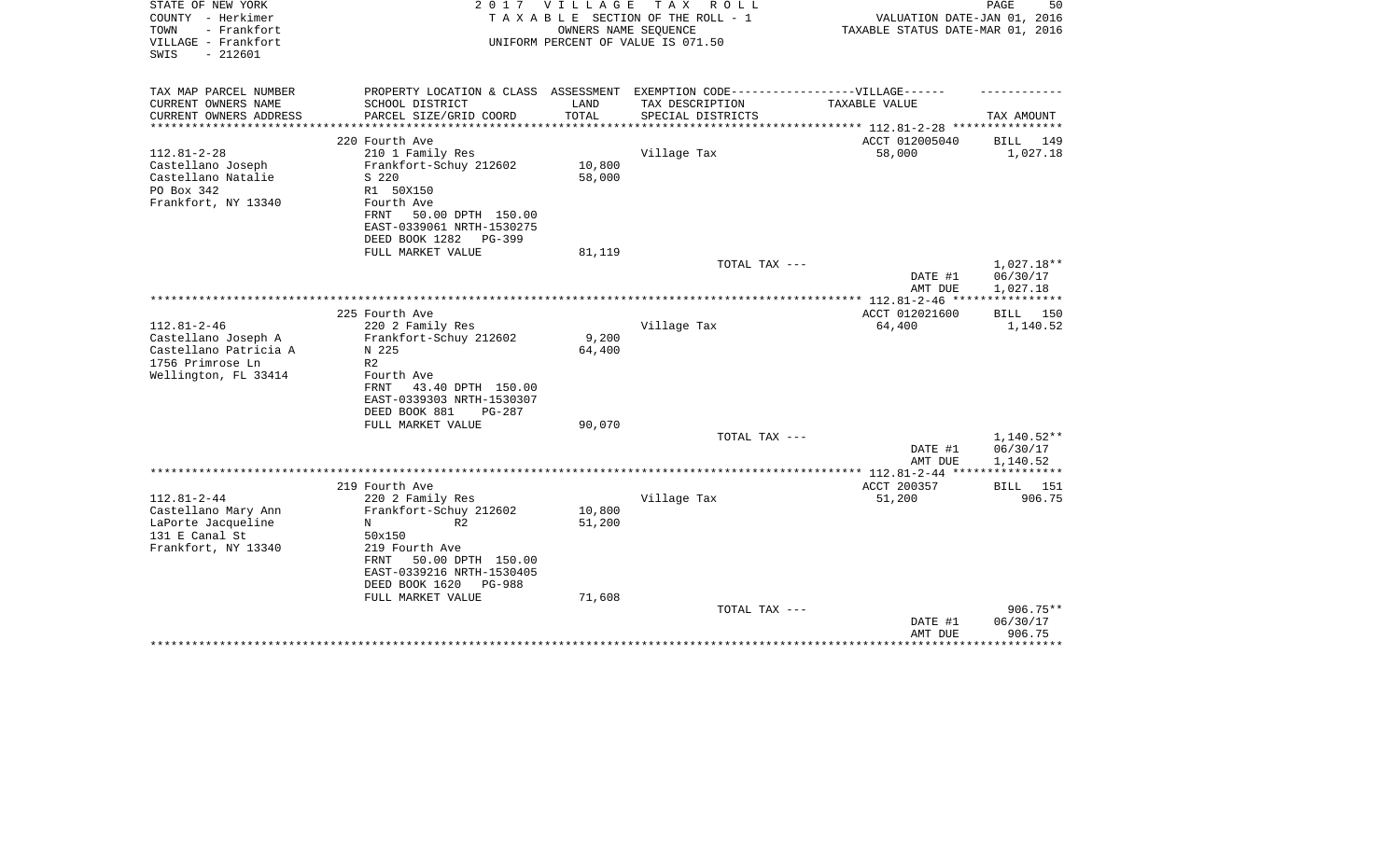STATE OF NEW YORK
COUNTY - Herkimer
TOWN - Frankfort
VILLAGE - Frankfort
SWIS - 212601

2 0 1 7 V I L L A G E T A X R O L L
T A X A B L E SECTION OF THE ROLL - 1
OWNERS NAME SEQUENCE
UNIFORM PERCENT OF VALUE IS 071.50

VALUATION DATE-JAN 01, 2016
TAXABLE STATUS DATE-MAR 01, 2016

| TAX MAP PARCEL NUMBER<br>CURRENT OWNERS NAME<br>CURRENT OWNERS ADDRESS | PROPERTY LOCATION & CLASS<br>SCHOOL DISTRICT<br>PARCEL SIZE/GRID COORD | ASSESSMENT<br>LAND<br>TOTAL | EXEMPTION CODE------VILLAGE------<br>TAX DESCRIPTION<br>SPECIAL DISTRICTS | TAXABLE VALUE | TAX AMOUNT |
|---|---|---|---|---|---|
| 112.81-2-28 | 220 Fourth Ave | | | ACCT 012005040 | BILL 149 |
| Castellano Joseph | 210 1 Family Res | | Village Tax | 58,000 | 1,027.18 |
| Castellano Natalie | Frankfort-Schuy 212602 | 10,800 | | | |
| PO Box 342 | S 220 | 58,000 | | | |
| Frankfort, NY 13340 | R1 50X150 | | | | |
| | Fourth Ave | | | | |
| | FRNT 50.00 DPTH 150.00 | | | | |
| | EAST-0339061 NRTH-1530275 | | | | |
| | DEED BOOK 1282 PG-399 | | | | |
| | FULL MARKET VALUE | 81,119 | | | |
| | | | TOTAL TAX --- | | 1,027.18** |
| | | | | DATE #1 | 06/30/17 |
| | | | | AMT DUE | 1,027.18 |
| 112.81-2-46 | 225 Fourth Ave | | | ACCT 012021600 | BILL 150 |
| Castellano Joseph A | 220 2 Family Res | | Village Tax | 64,400 | 1,140.52 |
| Castellano Patricia A | Frankfort-Schuy 212602 | 9,200 | | | |
| 1756 Primrose Ln | N 225 | 64,400 | | | |
| Wellington, FL 33414 | R2 | | | | |
| | Fourth Ave | | | | |
| | FRNT 43.40 DPTH 150.00 | | | | |
| | EAST-0339303 NRTH-1530307 | | | | |
| | DEED BOOK 881 PG-287 | | | | |
| | FULL MARKET VALUE | 90,070 | | | |
| | | | TOTAL TAX --- | | 1,140.52** |
| | | | | DATE #1 | 06/30/17 |
| | | | | AMT DUE | 1,140.52 |
| 112.81-2-44 | 219 Fourth Ave | | | ACCT 200357 | BILL 151 |
| Castellano Mary Ann | 220 2 Family Res | | Village Tax | 51,200 | 906.75 |
| LaPorte Jacqueline | Frankfort-Schuy 212602 | 10,800 | | | |
| 131 E Canal St | N R2 | 51,200 | | | |
| Frankfort, NY 13340 | 50x150 | | | | |
| | 219 Fourth Ave | | | | |
| | FRNT 50.00 DPTH 150.00 | | | | |
| | EAST-0339216 NRTH-1530405 | | | | |
| | DEED BOOK 1620 PG-988 | | | | |
| | FULL MARKET VALUE | 71,608 | | | |
| | | | TOTAL TAX --- | | 906.75** |
| | | | | DATE #1 | 06/30/17 |
| | | | | AMT DUE | 906.75 |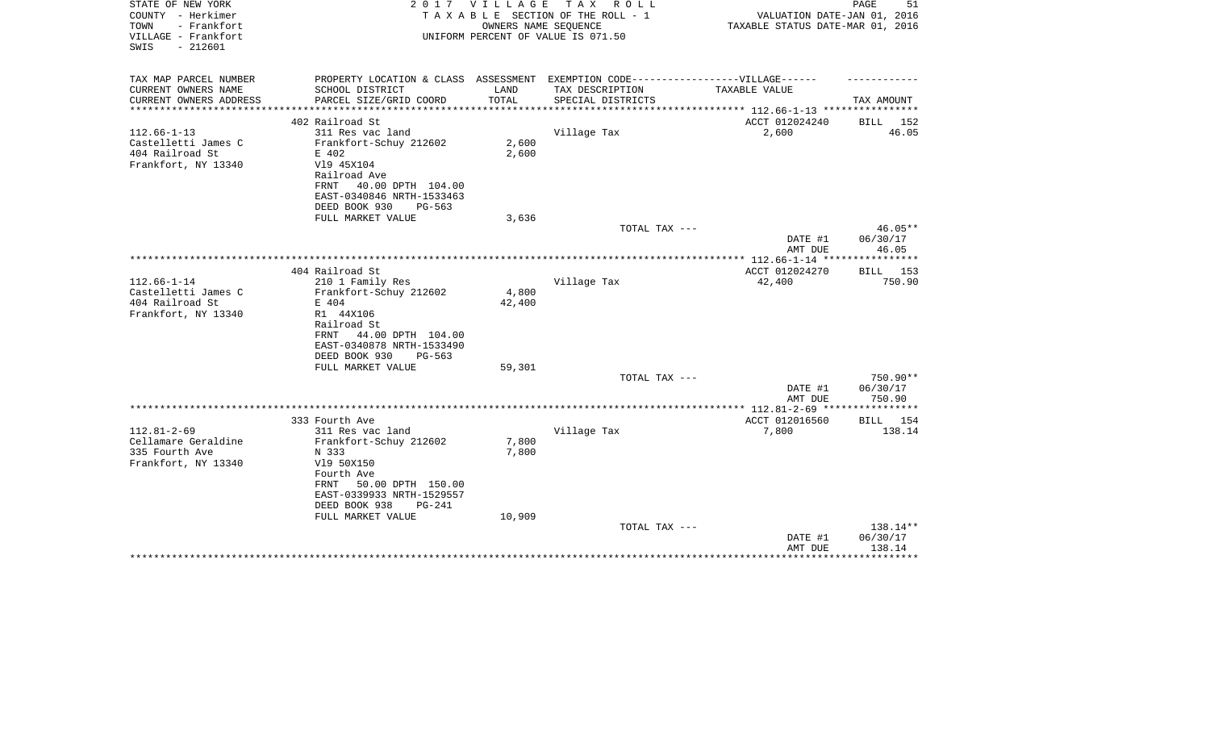STATE OF NEW YORK
COUNTY - Herkimer
TOWN - Frankfort
VILLAGE - Frankfort
SWIS - 212601

2017 VILLAGE TAX ROLL
TAXABLE SECTION OF THE ROLL - 1
OWNERS NAME SEQUENCE
UNIFORM PERCENT OF VALUE IS 071.50

VALUATION DATE-JAN 01, 2016
TAXABLE STATUS DATE-MAR 01, 2016

| TAX MAP PARCEL NUMBER<br>CURRENT OWNERS NAME<br>CURRENT OWNERS ADDRESS | PROPERTY LOCATION & CLASS<br>SCHOOL DISTRICT<br>PARCEL SIZE/GRID COORD | ASSESSMENT<br>LAND<br>TOTAL | EXEMPTION CODE-----VILLAGE------<br>TAX DESCRIPTION<br>SPECIAL DISTRICTS | TAXABLE VALUE | TAX AMOUNT |
|---|---|---|---|---|---|
| | 402 Railroad St | | | ACCT 012024240 | BILL 152 |
| 112.66-1-13 | 311 Res vac land | | Village Tax | 2,600 | 46.05 |
| Castelletti James C | Frankfort-Schuy 212602 | 2,600 | | | |
| 404 Railroad St | E 402 | 2,600 | | | |
| Frankfort, NY 13340 | Vl9 45X104 | | | | |
| | Railroad Ave | | | | |
| | FRNT 40.00 DPTH 104.00 | | | | |
| | EAST-0340846 NRTH-1533463 | | | | |
| | DEED BOOK 930 PG-563 | | | | |
| | FULL MARKET VALUE | 3,636 | | | |
| | | | TOTAL TAX --- | | 46.05** |
| | | | | DATE #1 | 06/30/17 |
| | | | | AMT DUE | 46.05 |
| | 404 Railroad St | | | ACCT 012024270 | BILL 153 |
| 112.66-1-14 | 210 1 Family Res | | Village Tax | 42,400 | 750.90 |
| Castelletti James C | Frankfort-Schuy 212602 | 4,800 | | | |
| 404 Railroad St | E 404 | 42,400 | | | |
| Frankfort, NY 13340 | R1 44X106 | | | | |
| | Railroad St | | | | |
| | FRNT 44.00 DPTH 104.00 | | | | |
| | EAST-0340878 NRTH-1533490 | | | | |
| | DEED BOOK 930 PG-563 | | | | |
| | FULL MARKET VALUE | 59,301 | | | |
| | | | TOTAL TAX --- | | 750.90** |
| | | | | DATE #1 | 06/30/17 |
| | | | | AMT DUE | 750.90 |
| | 333 Fourth Ave | | | ACCT 012016560 | BILL 154 |
| 112.81-2-69 | 311 Res vac land | | Village Tax | 7,800 | 138.14 |
| Cellamare Geraldine | Frankfort-Schuy 212602 | 7,800 | | | |
| 335 Fourth Ave | N 333 | 7,800 | | | |
| Frankfort, NY 13340 | Vl9 50X150 | | | | |
| | Fourth Ave | | | | |
| | FRNT 50.00 DPTH 150.00 | | | | |
| | EAST-0339933 NRTH-1529557 | | | | |
| | DEED BOOK 938 PG-241 | | | | |
| | FULL MARKET VALUE | 10,909 | | | |
| | | | TOTAL TAX --- | | 138.14** |
| | | | | DATE #1 | 06/30/17 |
| | | | | AMT DUE | 138.14 |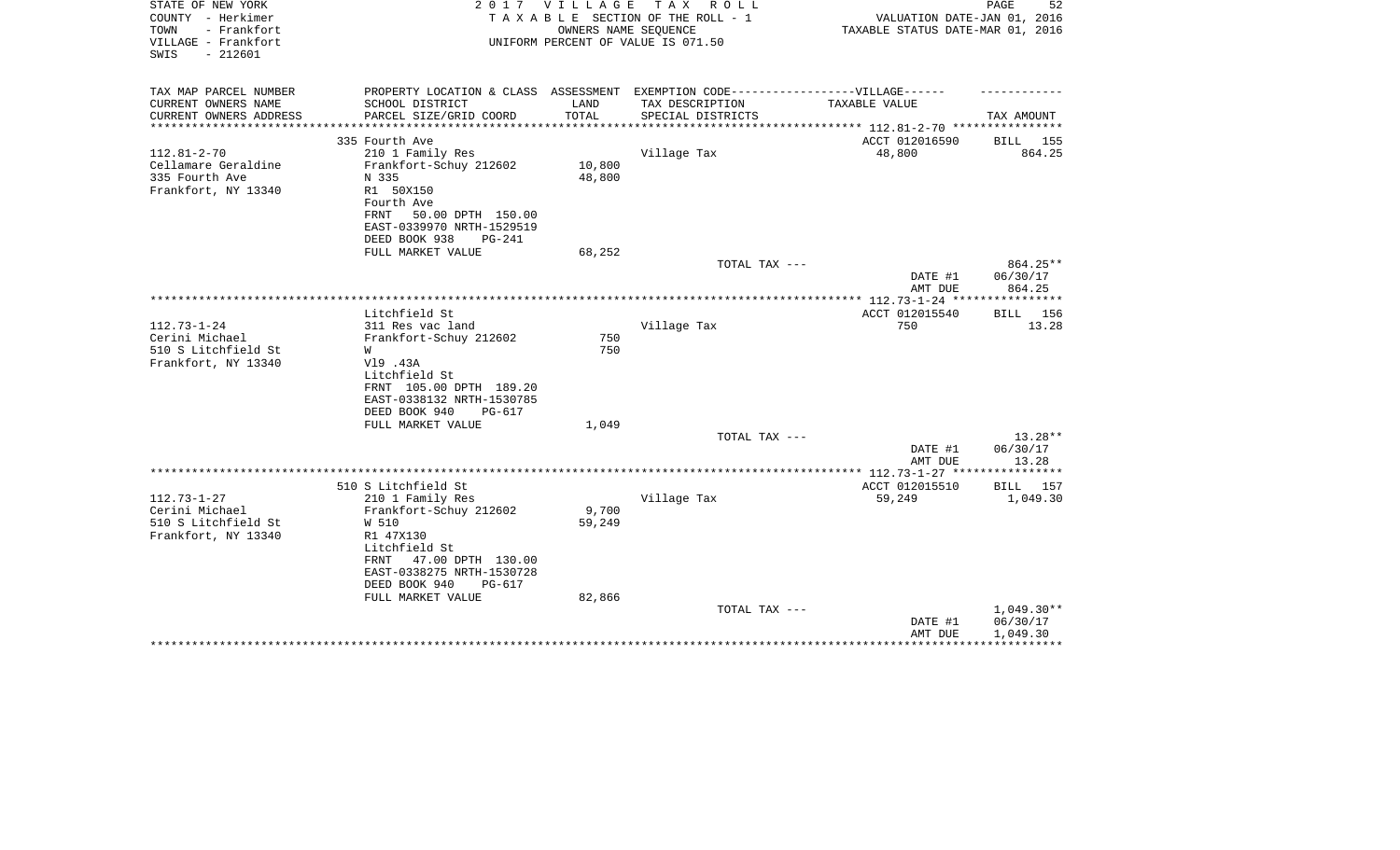STATE OF NEW YORK
COUNTY - Herkimer
TOWN - Frankfort
VILLAGE - Frankfort
SWIS - 212601

2017 VILLAGE TAX ROLL
TAXABLE SECTION OF THE ROLL - 1
OWNERS NAME SEQUENCE
UNIFORM PERCENT OF VALUE IS 071.50

VALUATION DATE-JAN 01, 2016
TAXABLE STATUS DATE-MAR 01, 2016

| TAX MAP PARCEL NUMBER / CURRENT OWNERS NAME / CURRENT OWNERS ADDRESS | PROPERTY LOCATION & CLASS / SCHOOL DISTRICT / PARCEL SIZE/GRID COORD | ASSESSMENT LAND / TOTAL | EXEMPTION CODE / TAX DESCRIPTION / SPECIAL DISTRICTS | TAXABLE VALUE | TAX AMOUNT |
|---|---|---|---|---|---|
| 112.81-2-70 | 335 Fourth Ave | | | ACCT 012016590 | BILL 155 |
| Cellamare Geraldine | 210 1 Family Res | | Village Tax | 48,800 | 864.25 |
| 335 Fourth Ave | Frankfort-Schuy 212602 | 10,800 | | | |
| Frankfort, NY 13340 | N 335 | 48,800 | | | |
| | R1 50X150 | | | | |
| | Fourth Ave | | | | |
| | FRNT 50.00 DPTH 150.00 | | | | |
| | EAST-0339970 NRTH-1529519 | | | | |
| | DEED BOOK 938 PG-241 | | | | |
| | FULL MARKET VALUE | 68,252 | | | |
| | | | TOTAL TAX --- | | 864.25** |
| | | | | DATE #1 | 06/30/17 |
| | | | | AMT DUE | 864.25 |
| 112.73-1-24 | Litchfield St | | | ACCT 012015540 | BILL 156 |
| Cerini Michael | 311 Res vac land | | Village Tax | 750 | 13.28 |
| 510 S Litchfield St | Frankfort-Schuy 212602 | 750 | | | |
| Frankfort, NY 13340 | W | 750 | | | |
| | Vl9 .43A | | | | |
| | Litchfield St | | | | |
| | FRNT 105.00 DPTH 189.20 | | | | |
| | EAST-0338132 NRTH-1530785 | | | | |
| | DEED BOOK 940 PG-617 | | | | |
| | FULL MARKET VALUE | 1,049 | | | |
| | | | TOTAL TAX --- | | 13.28** |
| | | | | DATE #1 | 06/30/17 |
| | | | | AMT DUE | 13.28 |
| 112.73-1-27 | 510 S Litchfield St | | | ACCT 012015510 | BILL 157 |
| Cerini Michael | 210 1 Family Res | | Village Tax | 59,249 | 1,049.30 |
| 510 S Litchfield St | Frankfort-Schuy 212602 | 9,700 | | | |
| Frankfort, NY 13340 | W 510 | 59,249 | | | |
| | R1 47X130 | | | | |
| | Litchfield St | | | | |
| | FRNT 47.00 DPTH 130.00 | | | | |
| | EAST-0338275 NRTH-1530728 | | | | |
| | DEED BOOK 940 PG-617 | | | | |
| | FULL MARKET VALUE | 82,866 | | | |
| | | | TOTAL TAX --- | | 1,049.30** |
| | | | | DATE #1 | 06/30/17 |
| | | | | AMT DUE | 1,049.30 |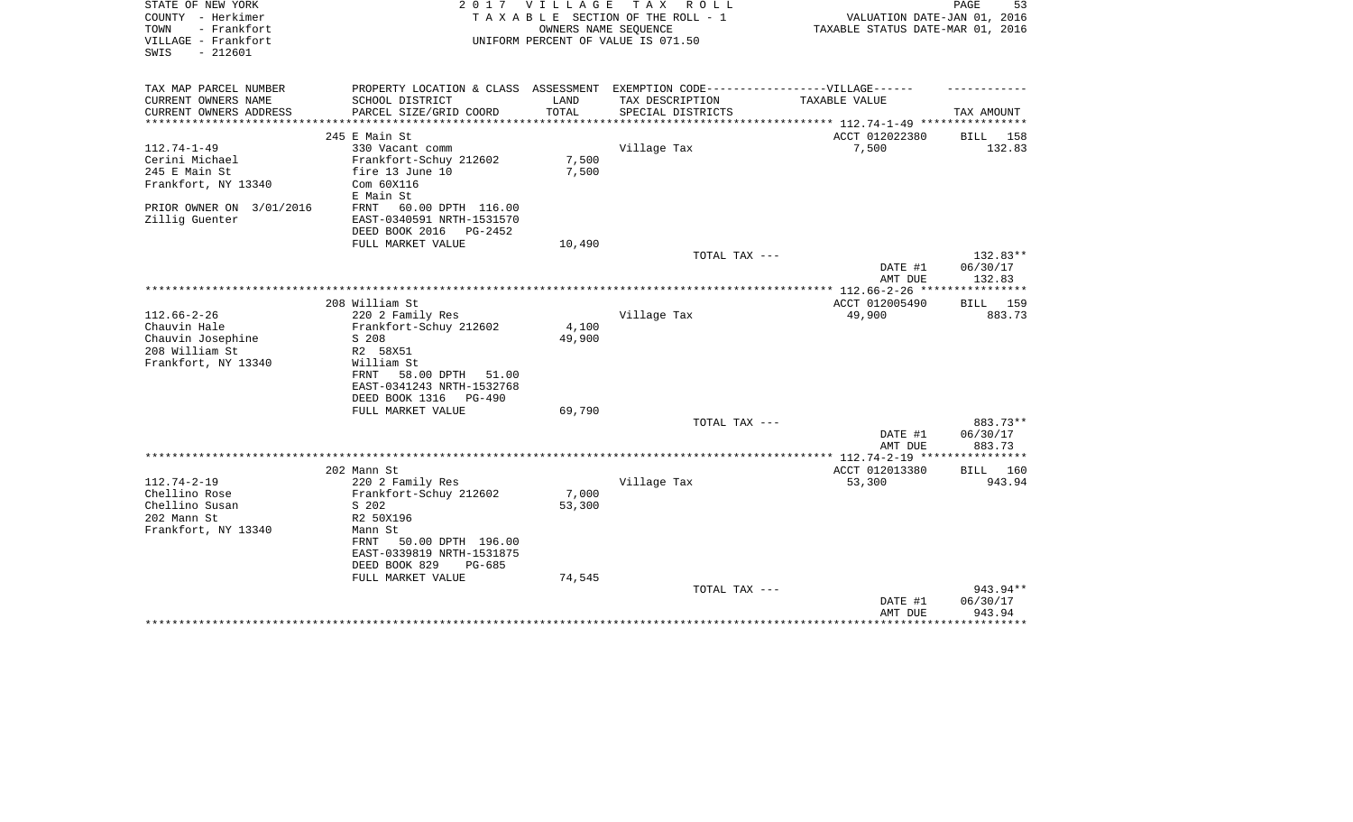STATE OF NEW YORK
COUNTY - Herkimer
TOWN - Frankfort
VILLAGE - Frankfort
SWIS - 212601

2 0 1 7 V I L L A G E T A X R O L L
T A X A B L E SECTION OF THE ROLL - 1
OWNERS NAME SEQUENCE
UNIFORM PERCENT OF VALUE IS 071.50

VALUATION DATE-JAN 01, 2016
TAXABLE STATUS DATE-MAR 01, 2016

| TAX MAP PARCEL NUMBER<br>CURRENT OWNERS NAME<br>CURRENT OWNERS ADDRESS | PROPERTY LOCATION & CLASS<br>SCHOOL DISTRICT<br>PARCEL SIZE/GRID COORD | ASSESSMENT<br>LAND<br>TOTAL | EXEMPTION CODE------VILLAGE------<br>TAX DESCRIPTION<br>SPECIAL DISTRICTS | TAXABLE VALUE | TAX AMOUNT |
|---|---|---|---|---|---|
| | 245 E Main St | | | ACCT 012022380 | BILL 158 |
| 112.74-1-49 | 330 Vacant comm | | Village Tax | 7,500 | 132.83 |
| Cerini Michael | Frankfort-Schuy 212602 | 7,500 | | | |
| 245 E Main St | fire 13 June 10 | 7,500 | | | |
| Frankfort, NY 13340 | Com 60X116 | | | | |
| | E Main St | | | | |
| PRIOR OWNER ON 3/01/2016 | FRNT 60.00 DPTH 116.00 | | | | |
| Zillig Guenter | EAST-0340591 NRTH-1531570 | | | | |
| | DEED BOOK 2016 PG-2452 | | | | |
| | FULL MARKET VALUE | 10,490 | | | |
| | | | TOTAL TAX --- | | 132.83** |
| | | | | DATE #1 | 06/30/17 |
| | | | | AMT DUE | 132.83 |
| | 208 William St | | | ACCT 012005490 | BILL 159 |
| 112.66-2-26 | 220 2 Family Res | | Village Tax | 49,900 | 883.73 |
| Chauvin Hale | Frankfort-Schuy 212602 | 4,100 | | | |
| Chauvin Josephine | S 208 | 49,900 | | | |
| 208 William St | R2 58X51 | | | | |
| Frankfort, NY 13340 | William St | | | | |
| | FRNT 58.00 DPTH 51.00 | | | | |
| | EAST-0341243 NRTH-1532768 | | | | |
| | DEED BOOK 1316 PG-490 | | | | |
| | FULL MARKET VALUE | 69,790 | | | |
| | | | TOTAL TAX --- | | 883.73** |
| | | | | DATE #1 | 06/30/17 |
| | | | | AMT DUE | 883.73 |
| | 202 Mann St | | | ACCT 012013380 | BILL 160 |
| 112.74-2-19 | 220 2 Family Res | | Village Tax | 53,300 | 943.94 |
| Chellino Rose | Frankfort-Schuy 212602 | 7,000 | | | |
| Chellino Susan | S 202 | 53,300 | | | |
| 202 Mann St | R2 50X196 | | | | |
| Frankfort, NY 13340 | Mann St | | | | |
| | FRNT 50.00 DPTH 196.00 | | | | |
| | EAST-0339819 NRTH-1531875 | | | | |
| | DEED BOOK 829 PG-685 | | | | |
| | FULL MARKET VALUE | 74,545 | | | |
| | | | TOTAL TAX --- | | 943.94** |
| | | | | DATE #1 | 06/30/17 |
| | | | | AMT DUE | 943.94 |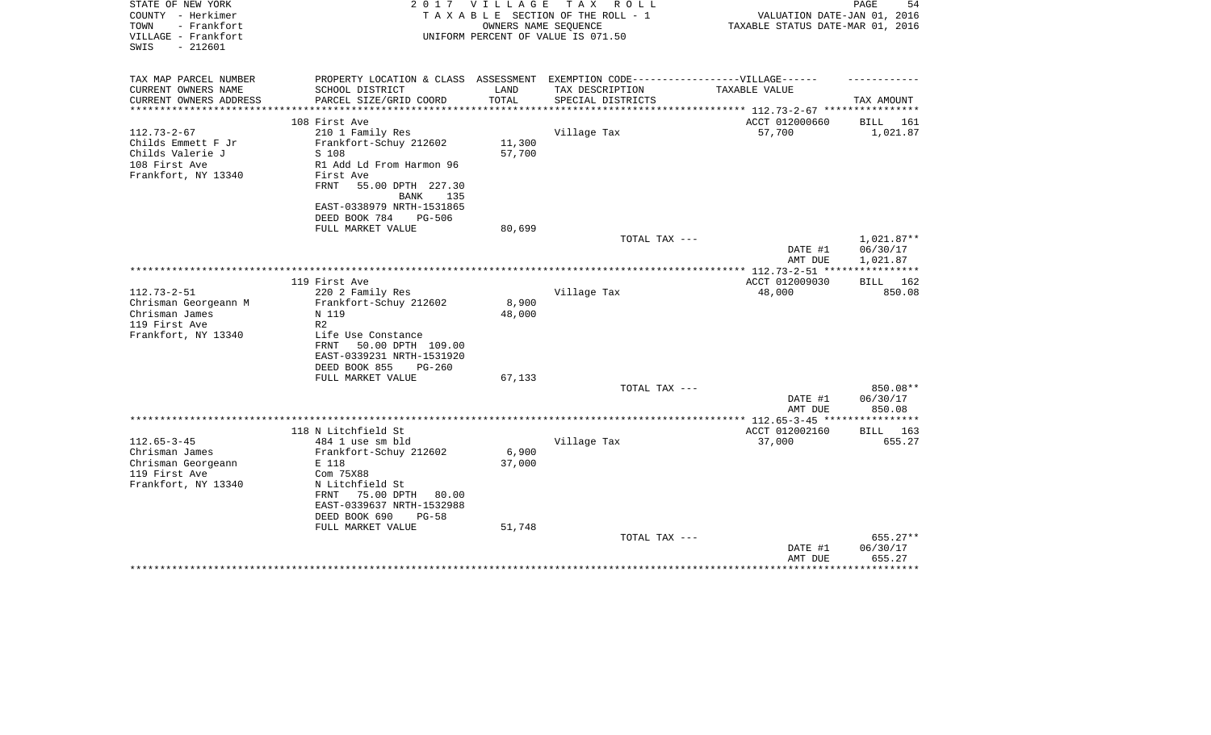STATE OF NEW YORK
COUNTY - Herkimer
TOWN - Frankfort
VILLAGE - Frankfort
SWIS - 212601

2 0 1 7 V I L L A G E T A X R O L L
T A X A B L E SECTION OF THE ROLL - 1
OWNERS NAME SEQUENCE
UNIFORM PERCENT OF VALUE IS 071.50

VALUATION DATE-JAN 01, 2016
TAXABLE STATUS DATE-MAR 01, 2016

| TAX MAP PARCEL NUMBER / CURRENT OWNERS NAME / CURRENT OWNERS ADDRESS | PROPERTY LOCATION & CLASS / SCHOOL DISTRICT / PARCEL SIZE/GRID COORD | ASSESSMENT LAND / TOTAL | EXEMPTION CODE / TAX DESCRIPTION / SPECIAL DISTRICTS | TAXABLE VALUE | TAX AMOUNT |
|---|---|---|---|---|---|
| | 108 First Ave | | | ACCT 012000660 | BILL 161 |
| 112.73-2-67 | 210 1 Family Res | | Village Tax | 57,700 | 1,021.87 |
| Childs Emmett F Jr | Frankfort-Schuy 212602 | 11,300 | | | |
| Childs Valerie J | S 108 | 57,700 | | | |
| 108 First Ave | R1 Add Ld From Harmon 96 | | | | |
| Frankfort, NY 13340 | First Ave | | | | |
| | FRNT 55.00 DPTH 227.30 | | | | |
| | BANK 135 | | | | |
| | EAST-0338979 NRTH-1531865 | | | | |
| | DEED BOOK 784 PG-506 | | | | |
| | FULL MARKET VALUE | 80,699 | | | |
| | | | TOTAL TAX --- | | 1,021.87** |
| | | | | DATE #1 | 06/30/17 |
| | | | | AMT DUE | 1,021.87 |
| | 119 First Ave | | | ACCT 012009030 | BILL 162 |
| 112.73-2-51 | 220 2 Family Res | | Village Tax | 48,000 | 850.08 |
| Chrisman Georgeann M | Frankfort-Schuy 212602 | 8,900 | | | |
| Chrisman James | N 119 | 48,000 | | | |
| 119 First Ave | R2 | | | | |
| Frankfort, NY 13340 | Life Use Constance | | | | |
| | FRNT 50.00 DPTH 109.00 | | | | |
| | EAST-0339231 NRTH-1531920 | | | | |
| | DEED BOOK 855 PG-260 | | | | |
| | FULL MARKET VALUE | 67,133 | | | |
| | | | TOTAL TAX --- | | 850.08** |
| | | | | DATE #1 | 06/30/17 |
| | | | | AMT DUE | 850.08 |
| | 118 N Litchfield St | | | ACCT 012002160 | BILL 163 |
| 112.65-3-45 | 484 1 use sm bld | | Village Tax | 37,000 | 655.27 |
| Chrisman James | Frankfort-Schuy 212602 | 6,900 | | | |
| Chrisman Georgeann | E 118 | 37,000 | | | |
| 119 First Ave | Com 75X88 | | | | |
| Frankfort, NY 13340 | N Litchfield St | | | | |
| | FRNT 75.00 DPTH 80.00 | | | | |
| | EAST-0339637 NRTH-1532988 | | | | |
| | DEED BOOK 690 PG-58 | | | | |
| | FULL MARKET VALUE | 51,748 | | | |
| | | | TOTAL TAX --- | | 655.27** |
| | | | | DATE #1 | 06/30/17 |
| | | | | AMT DUE | 655.27 |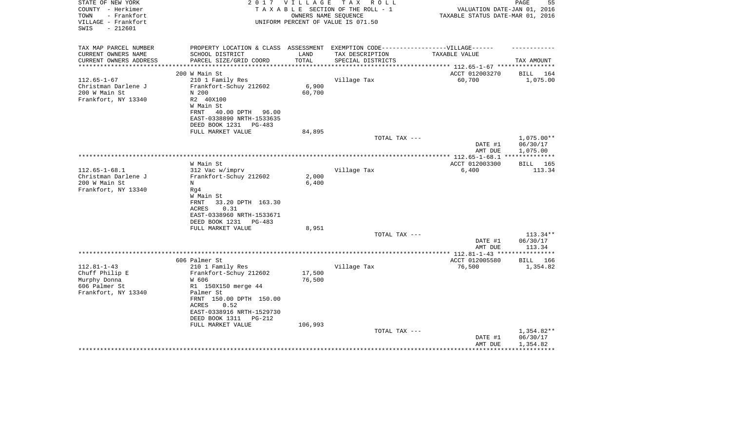STATE OF NEW YORK
COUNTY - Herkimer
TOWN - Frankfort
VILLAGE - Frankfort
SWIS - 212601

2 0 1 7 V I L L A G E T A X R O L L
T A X A B L E SECTION OF THE ROLL - 1
OWNERS NAME SEQUENCE
UNIFORM PERCENT OF VALUE IS 071.50

VALUATION DATE-JAN 01, 2016
TAXABLE STATUS DATE-MAR 01, 2016

| TAX MAP PARCEL NUMBER<br>CURRENT OWNERS NAME<br>CURRENT OWNERS ADDRESS | PROPERTY LOCATION & CLASS<br>SCHOOL DISTRICT<br>PARCEL SIZE/GRID COORD | ASSESSMENT<br>LAND<br>TOTAL | EXEMPTION CODE------------------VILLAGE------<br>TAX DESCRIPTION<br>SPECIAL DISTRICTS | TAXABLE VALUE | TAX AMOUNT |
|---|---|---|---|---|---|
| | 200 W Main St | | | ACCT 012003270 | BILL 164 |
| 112.65-1-67 | 210 1 Family Res | | Village Tax | 60,700 | 1,075.00 |
| Christman Darlene J | Frankfort-Schuy 212602 | 6,900 | | | |
| 200 W Main St | N 200 | 60,700 | | | |
| Frankfort, NY 13340 | R2 40X100 | | | | |
| | W Main St | | | | |
| | FRNT 40.00 DPTH 96.00 | | | | |
| | EAST-0338890 NRTH-1533635 | | | | |
| | DEED BOOK 1231 PG-483 | | | | |
| | FULL MARKET VALUE | 84,895 | | | |
| | | | TOTAL TAX --- | | 1,075.00** |
| | | | | DATE #1 | 06/30/17 |
| | | | | AMT DUE | 1,075.00 |
| | W Main St | | | ACCT 012003300 | BILL 165 |
| 112.65-1-68.1 | 312 Vac w/imprv | | Village Tax | 6,400 | 113.34 |
| Christman Darlene J | Frankfort-Schuy 212602 | 2,000 | | | |
| 200 W Main St | N | 6,400 | | | |
| Frankfort, NY 13340 | Rg4 | | | | |
| | W Main St | | | | |
| | FRNT 33.20 DPTH 163.30 | | | | |
| | ACRES 0.31 | | | | |
| | EAST-0338960 NRTH-1533671 | | | | |
| | DEED BOOK 1231 PG-483 | | | | |
| | FULL MARKET VALUE | 8,951 | | | |
| | | | TOTAL TAX --- | | 113.34** |
| | | | | DATE #1 | 06/30/17 |
| | | | | AMT DUE | 113.34 |
| | 606 Palmer St | | | ACCT 012005580 | BILL 166 |
| 112.81-1-43 | 210 1 Family Res | | Village Tax | 76,500 | 1,354.82 |
| Chuff Philip E | Frankfort-Schuy 212602 | 17,500 | | | |
| Murphy Donna | W 606 | 76,500 | | | |
| 606 Palmer St | R1 150X150 merge 44 | | | | |
| Frankfort, NY 13340 | Palmer St | | | | |
| | FRNT 150.00 DPTH 150.00 | | | | |
| | ACRES 0.52 | | | | |
| | EAST-0338916 NRTH-1529730 | | | | |
| | DEED BOOK 1311 PG-212 | | | | |
| | FULL MARKET VALUE | 106,993 | | | |
| | | | TOTAL TAX --- | | 1,354.82** |
| | | | | DATE #1 | 06/30/17 |
| | | | | AMT DUE | 1,354.82 |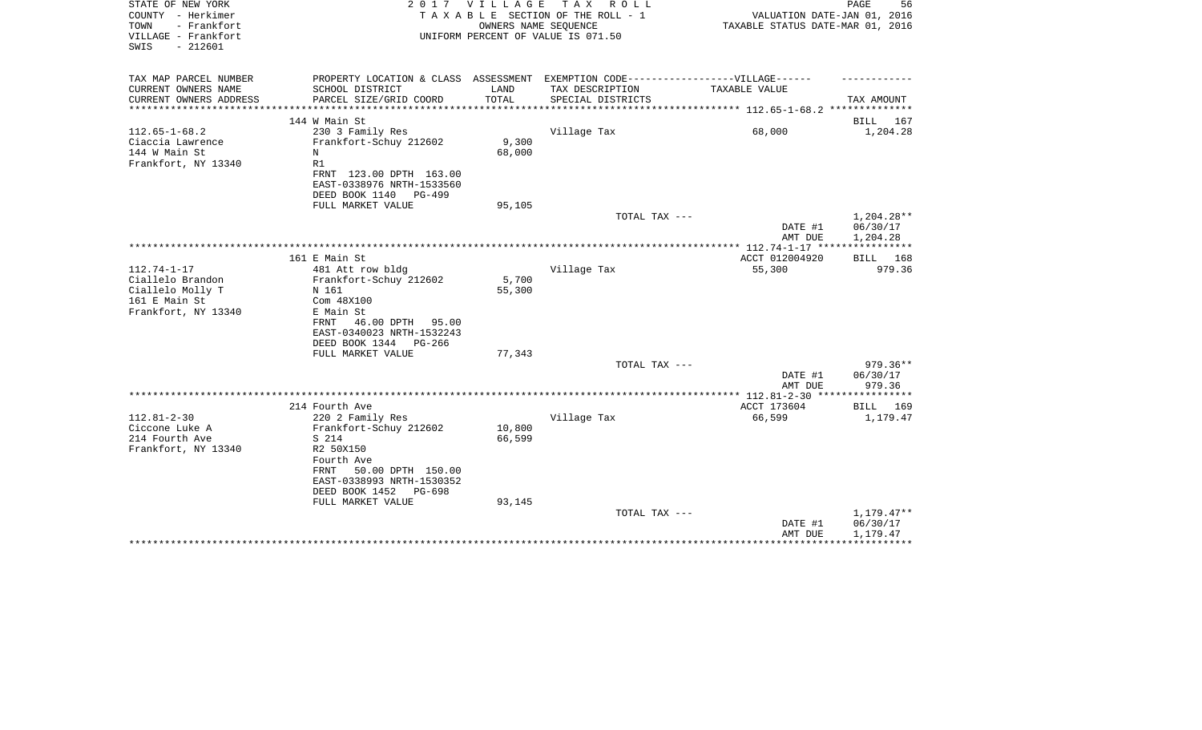STATE OF NEW YORK
COUNTY - Herkimer
TOWN - Frankfort
VILLAGE - Frankfort
SWIS - 212601

2 0 1 7 V I L L A G E T A X R O L L
T A X A B L E SECTION OF THE ROLL - 1
OWNERS NAME SEQUENCE
UNIFORM PERCENT OF VALUE IS 071.50

VALUATION DATE-JAN 01, 2016
TAXABLE STATUS DATE-MAR 01, 2016

| TAX MAP PARCEL NUMBER / CURRENT OWNERS NAME / CURRENT OWNERS ADDRESS | PROPERTY LOCATION & CLASS / SCHOOL DISTRICT / PARCEL SIZE/GRID COORD | ASSESSMENT LAND / TOTAL | EXEMPTION CODE / TAX DESCRIPTION / SPECIAL DISTRICTS | TAXABLE VALUE | TAX AMOUNT |
|---|---|---|---|---|---|
| 112.65-1-68.2 | 144 W Main St | | | | BILL 167 |
| | 230 3 Family Res | | Village Tax | 68,000 | 1,204.28 |
| Ciaccia Lawrence | Frankfort-Schuy 212602 | 9,300 | | | |
| 144 W Main St | N | 68,000 | | | |
| Frankfort, NY 13340 | R1 | | | | |
| | FRNT 123.00 DPTH 163.00 | | | | |
| | EAST-0338976 NRTH-1533560 | | | | |
| | DEED BOOK 1140 PG-499 | | | | |
| | FULL MARKET VALUE | 95,105 | | | |
| | | | TOTAL TAX --- | | 1,204.28** |
| | | | | DATE #1 | 06/30/17 |
| | | | | AMT DUE | 1,204.28 |
| 112.74-1-17 | 161 E Main St | | | ACCT 012004920 | BILL 168 |
| | 481 Att row bldg | | Village Tax | 55,300 | 979.36 |
| Ciallelo Brandon | Frankfort-Schuy 212602 | 5,700 | | | |
| Ciallelo Molly T | N 161 | 55,300 | | | |
| 161 E Main St | Com 48X100 | | | | |
| Frankfort, NY 13340 | E Main St | | | | |
| | FRNT 46.00 DPTH 95.00 | | | | |
| | EAST-0340023 NRTH-1532243 | | | | |
| | DEED BOOK 1344 PG-266 | | | | |
| | FULL MARKET VALUE | 77,343 | | | |
| | | | TOTAL TAX --- | | 979.36** |
| | | | | DATE #1 | 06/30/17 |
| | | | | AMT DUE | 979.36 |
| 112.81-2-30 | 214 Fourth Ave | | | ACCT 173604 | BILL 169 |
| | 220 2 Family Res | | Village Tax | 66,599 | 1,179.47 |
| Ciccone Luke A | Frankfort-Schuy 212602 | 10,800 | | | |
| 214 Fourth Ave | S 214 | 66,599 | | | |
| Frankfort, NY 13340 | R2 50X150 | | | | |
| | Fourth Ave | | | | |
| | FRNT 50.00 DPTH 150.00 | | | | |
| | EAST-0338993 NRTH-1530352 | | | | |
| | DEED BOOK 1452 PG-698 | | | | |
| | FULL MARKET VALUE | 93,145 | | | |
| | | | TOTAL TAX --- | | 1,179.47** |
| | | | | DATE #1 | 06/30/17 |
| | | | | AMT DUE | 1,179.47 |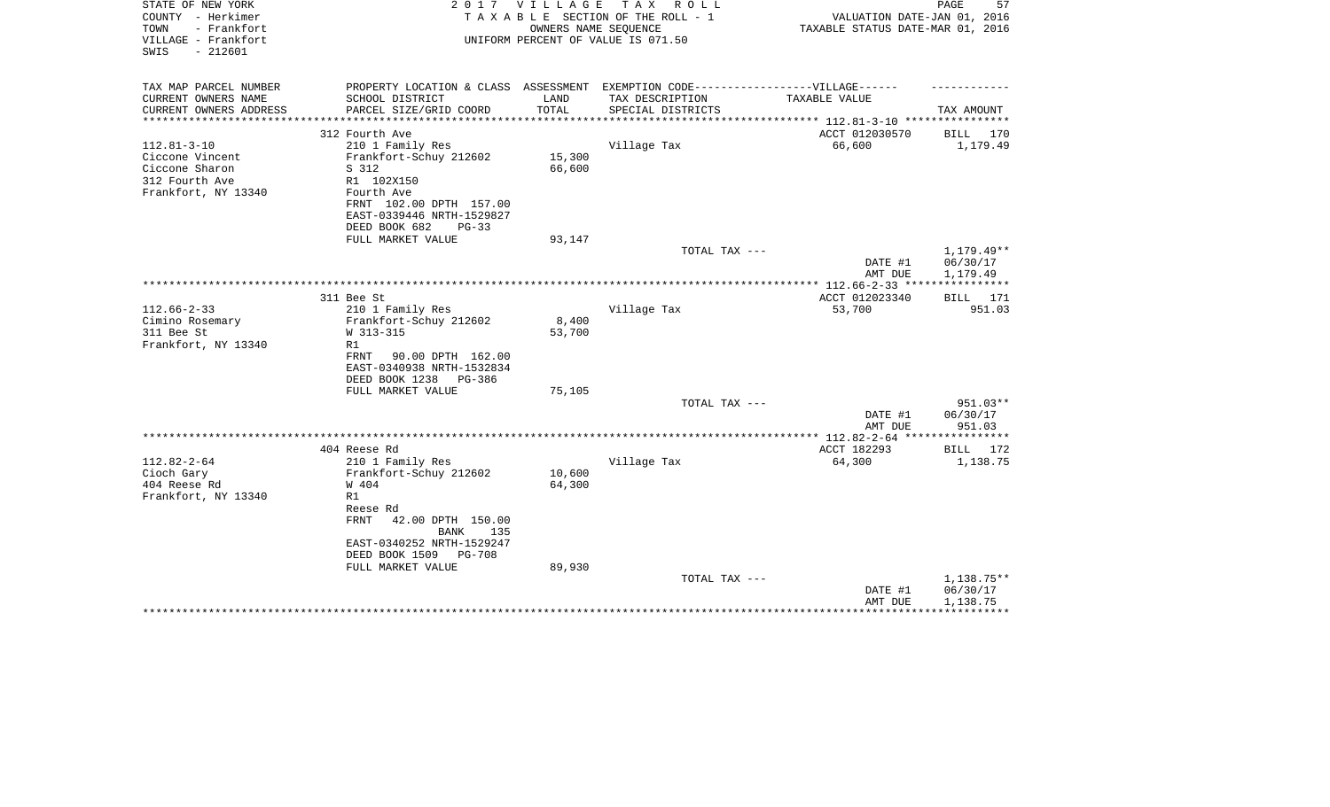STATE OF NEW YORK
COUNTY - Herkimer
TOWN - Frankfort
VILLAGE - Frankfort
SWIS - 212601

2 0 1 7 V I L L A G E T A X R O L L
T A X A B L E SECTION OF THE ROLL - 1
OWNERS NAME SEQUENCE
UNIFORM PERCENT OF VALUE IS 071.50

VALUATION DATE-JAN 01, 2016
TAXABLE STATUS DATE-MAR 01, 2016

| TAX MAP PARCEL NUMBER<br>CURRENT OWNERS NAME<br>CURRENT OWNERS ADDRESS | PROPERTY LOCATION & CLASS<br>SCHOOL DISTRICT<br>PARCEL SIZE/GRID COORD | ASSESSMENT<br>LAND<br>TOTAL | EXEMPTION CODE------------------VILLAGE------<br>TAX DESCRIPTION<br>SPECIAL DISTRICTS | TAXABLE VALUE | TAX AMOUNT |
|---|---|---|---|---|---|
| | 312 Fourth Ave | | | ACCT 012030570 | BILL 170 |
| 112.81-3-10 | 210 1 Family Res | | Village Tax | 66,600 | 1,179.49 |
| Ciccone Vincent | Frankfort-Schuy 212602 | 15,300 | | | |
| Ciccone Sharon | S 312 | 66,600 | | | |
| 312 Fourth Ave | R1 102X150 | | | | |
| Frankfort, NY 13340 | Fourth Ave | | | | |
| | FRNT 102.00 DPTH 157.00 | | | | |
| | EAST-0339446 NRTH-1529827 | | | | |
| | DEED BOOK 682 PG-33 | | | | |
| | FULL MARKET VALUE | 93,147 | | | |
| | | | TOTAL TAX --- | | 1,179.49** |
| | | | | DATE #1 | 06/30/17 |
| | | | | AMT DUE | 1,179.49 |
| | 311 Bee St | | | ACCT 012023340 | BILL 171 |
| 112.66-2-33 | 210 1 Family Res | | Village Tax | 53,700 | 951.03 |
| Cimino Rosemary | Frankfort-Schuy 212602 | 8,400 | | | |
| 311 Bee St | W 313-315 | 53,700 | | | |
| Frankfort, NY 13340 | R1 | | | | |
| | FRNT 90.00 DPTH 162.00 | | | | |
| | EAST-0340938 NRTH-1532834 | | | | |
| | DEED BOOK 1238 PG-386 | | | | |
| | FULL MARKET VALUE | 75,105 | | | |
| | | | TOTAL TAX --- | | 951.03** |
| | | | | DATE #1 | 06/30/17 |
| | | | | AMT DUE | 951.03 |
| | 404 Reese Rd | | | ACCT 182293 | BILL 172 |
| 112.82-2-64 | 210 1 Family Res | | Village Tax | 64,300 | 1,138.75 |
| Cioch Gary | Frankfort-Schuy 212602 | 10,600 | | | |
| 404 Reese Rd | W 404 | 64,300 | | | |
| Frankfort, NY 13340 | R1 | | | | |
| | Reese Rd | | | | |
| | FRNT 42.00 DPTH 150.00 | | | | |
| | BANK 135 | | | | |
| | EAST-0340252 NRTH-1529247 | | | | |
| | DEED BOOK 1509 PG-708 | | | | |
| | FULL MARKET VALUE | 89,930 | | | |
| | | | TOTAL TAX --- | | 1,138.75** |
| | | | | DATE #1 | 06/30/17 |
| | | | | AMT DUE | 1,138.75 |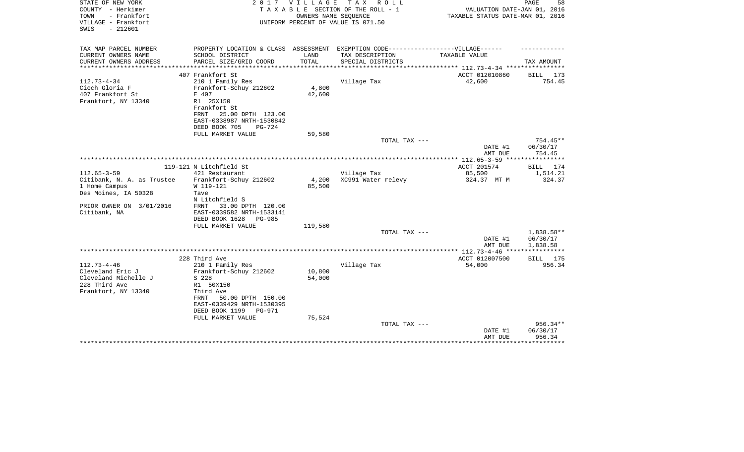STATE OF NEW YORK — 2017 VILLAGE TAX ROLL
COUNTY - Herkimer — TAXABLE SECTION OF THE ROLL - 1 — VALUATION DATE-JAN 01, 2016
TOWN - Frankfort — OWNERS NAME SEQUENCE — TAXABLE STATUS DATE-MAR 01, 2016
VILLAGE - Frankfort — UNIFORM PERCENT OF VALUE IS 071.50
SWIS - 212601

| TAX MAP PARCEL NUMBER / CURRENT OWNERS NAME / CURRENT OWNERS ADDRESS | PROPERTY LOCATION & CLASS / SCHOOL DISTRICT / PARCEL SIZE/GRID COORD | ASSESSMENT LAND / TOTAL | EXEMPTION CODE / TAX DESCRIPTION / SPECIAL DISTRICTS | TAXABLE VALUE | TAX AMOUNT |
|---|---|---|---|---|---|
| **112.73-4-34** | 407 Frankfort St | | | ACCT 012010860 | BILL 173 |
| Cioch Gloria F | 210 1 Family Res | | Village Tax | 42,600 | 754.45 |
| 407 Frankfort St | Frankfort-Schuy 212602 | 4,800 | | | |
| Frankfort, NY 13340 | E 407 | 42,600 | | | |
| | R1 25X150 | | | | |
| | Frankfort St | | | | |
| | FRNT 25.00 DPTH 123.00 | | | | |
| | EAST-0338987 NRTH-1530842 | | | | |
| | DEED BOOK 705 PG-724 | | | | |
| | FULL MARKET VALUE | 59,580 | | | |
| | | | TOTAL TAX --- | | 754.45** |
| | | | | DATE #1 | 06/30/17 |
| | | | | AMT DUE | 754.45 |
| **112.65-3-59** | 119-121 N Litchfield St | | | ACCT 201574 | BILL 174 |
| Citibank, N. A. as Trustee | 421 Restaurant | | Village Tax | 85,500 | 1,514.21 |
| 1 Home Campus | Frankfort-Schuy 212602 | 4,200 | XC991 Water relevy | 324.37 MT M | 324.37 |
| Des Moines, IA 50328 | W 119-121 | 85,500 | | | |
| | Tave | | | | |
| PRIOR OWNER ON 3/01/2016 | N Litchfield S | | | | |
| Citibank, NA | FRNT 33.00 DPTH 120.00 | | | | |
| | EAST-0339582 NRTH-1533141 | | | | |
| | DEED BOOK 1628 PG-985 | | | | |
| | FULL MARKET VALUE | 119,580 | | | |
| | | | TOTAL TAX --- | | 1,838.58** |
| | | | | DATE #1 | 06/30/17 |
| | | | | AMT DUE | 1,838.58 |
| **112.73-4-46** | 228 Third Ave | | | ACCT 012007500 | BILL 175 |
| Cleveland Eric J | 210 1 Family Res | | Village Tax | 54,000 | 956.34 |
| Cleveland Michelle J | Frankfort-Schuy 212602 | 10,800 | | | |
| 228 Third Ave | S 228 | 54,000 | | | |
| Frankfort, NY 13340 | R1 50X150 | | | | |
| | Third Ave | | | | |
| | FRNT 50.00 DPTH 150.00 | | | | |
| | EAST-0339429 NRTH-1530395 | | | | |
| | DEED BOOK 1199 PG-971 | | | | |
| | FULL MARKET VALUE | 75,524 | | | |
| | | | TOTAL TAX --- | | 956.34** |
| | | | | DATE #1 | 06/30/17 |
| | | | | AMT DUE | 956.34 |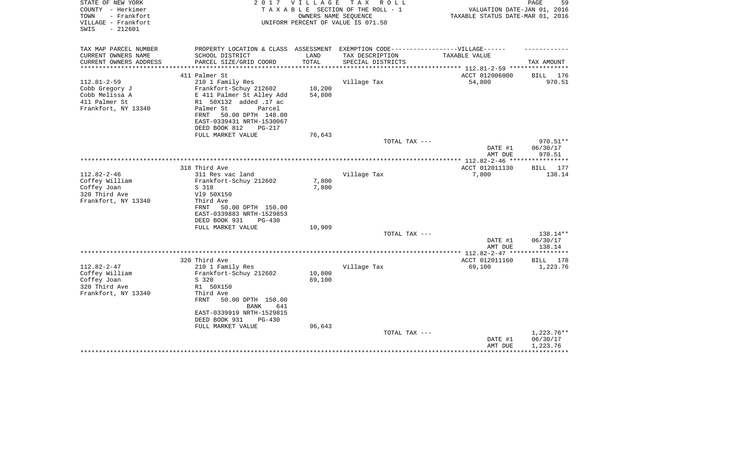STATE OF NEW YORK
COUNTY - Herkimer
TOWN - Frankfort
VILLAGE - Frankfort
SWIS - 212601

2017 VILLAGE TAX ROLL
TAXABLE SECTION OF THE ROLL - 1
OWNERS NAME SEQUENCE
UNIFORM PERCENT OF VALUE IS 071.50

VALUATION DATE-JAN 01, 2016
TAXABLE STATUS DATE-MAR 01, 2016

| TAX MAP PARCEL NUMBER<br>CURRENT OWNERS NAME<br>CURRENT OWNERS ADDRESS | PROPERTY LOCATION & CLASS<br>SCHOOL DISTRICT<br>PARCEL SIZE/GRID COORD | ASSESSMENT<br>LAND<br>TOTAL | EXEMPTION CODE------VILLAGE------<br>TAX DESCRIPTION<br>SPECIAL DISTRICTS | TAXABLE VALUE | TAX AMOUNT |
|---|---|---|---|---|---|
| | 411 Palmer St | | | ACCT 012006000 | BILL 176 |
| 112.81-2-59<br>Cobb Gregory J<br>Cobb Melissa A<br>411 Palmer St<br>Frankfort, NY 13340 | 210 1 Family Res<br>Frankfort-Schuy 212602<br>E 411 Palmer St Alley Add<br>R1 50X132 added .17 ac<br>Palmer St Parcel<br>FRNT 50.00 DPTH 148.00<br>EAST-0339431 NRTH-1530067<br>DEED BOOK 812 PG-217<br>FULL MARKET VALUE | 10,200<br>54,800<br><br><br><br><br><br><br>76,643 | Village Tax | 54,800 | 970.51 |
| | | | TOTAL TAX --- | | 970.51** |
| | | | | DATE #1 | 06/30/17 |
| | | | | AMT DUE | 970.51 |
| | 318 Third Ave | | | ACCT 012011130 | BILL 177 |
| 112.82-2-46<br>Coffey William<br>Coffey Joan<br>320 Third Ave<br>Frankfort, NY 13340 | 311 Res vac land<br>Frankfort-Schuy 212602<br>S 318<br>Vl9 50X150<br>Third Ave<br>FRNT 50.00 DPTH 150.00<br>EAST-0339883 NRTH-1529853<br>DEED BOOK 931 PG-430<br>FULL MARKET VALUE | 7,800<br>7,800<br><br><br><br><br><br><br>10,909 | Village Tax | 7,800 | 138.14 |
| | | | TOTAL TAX --- | | 138.14** |
| | | | | DATE #1 | 06/30/17 |
| | | | | AMT DUE | 138.14 |
| | 320 Third Ave | | | ACCT 012011160 | BILL 178 |
| 112.82-2-47<br>Coffey William<br>Coffey Joan<br>320 Third Ave<br>Frankfort, NY 13340 | 210 1 Family Res<br>Frankfort-Schuy 212602<br>S 320<br>R1 50X150<br>Third Ave<br>FRNT 50.00 DPTH 150.00<br>BANK 641<br>EAST-0339919 NRTH-1529815<br>DEED BOOK 931 PG-430<br>FULL MARKET VALUE | 10,800<br>69,100<br><br><br><br><br><br><br><br>96,643 | Village Tax | 69,100 | 1,223.76 |
| | | | TOTAL TAX --- | | 1,223.76** |
| | | | | DATE #1 | 06/30/17 |
| | | | | AMT DUE | 1,223.76 |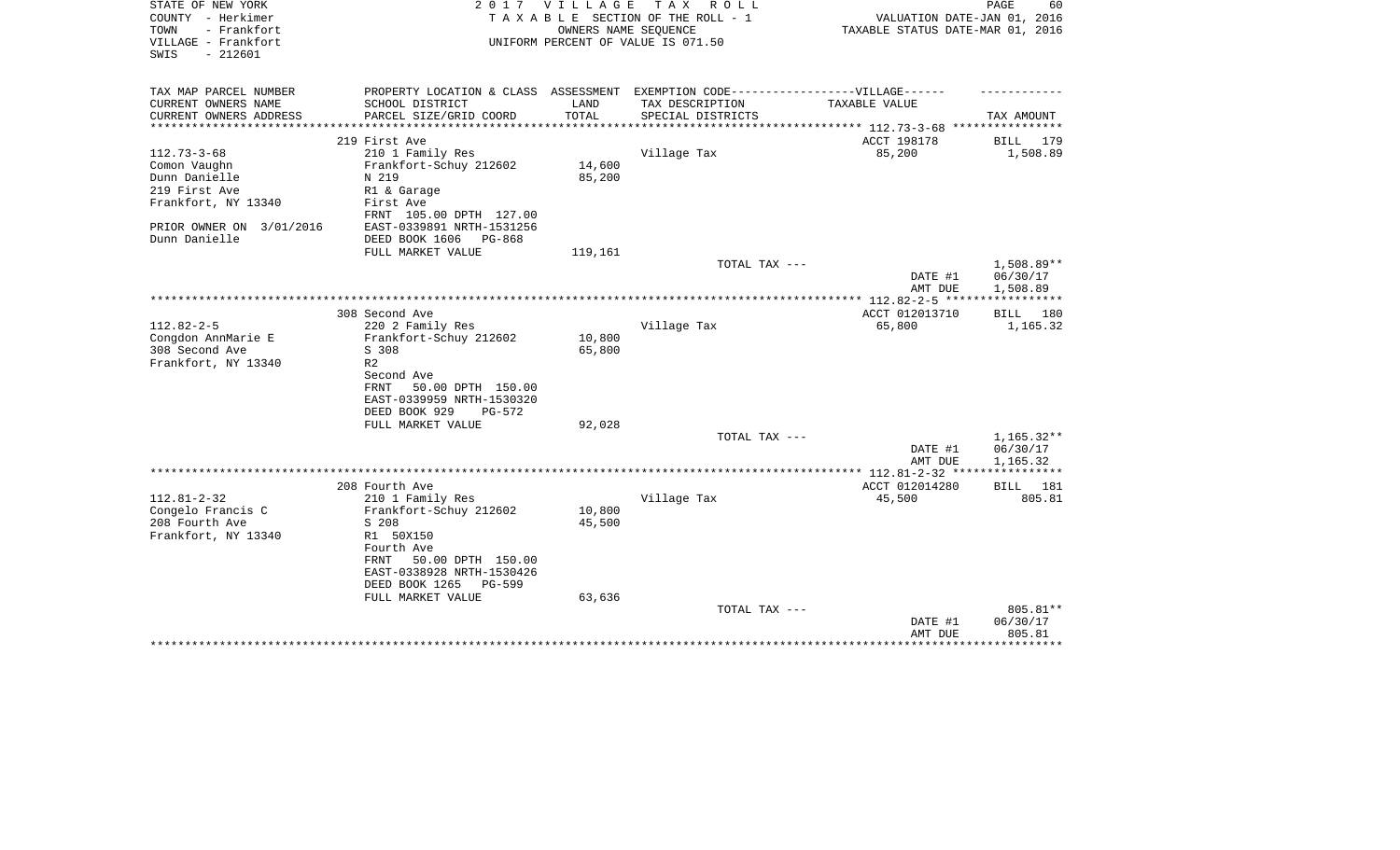STATE OF NEW YORK
COUNTY - Herkimer
TOWN - Frankfort
VILLAGE - Frankfort
SWIS - 212601

2 0 1 7 V I L L A G E T A X R O L L
T A X A B L E SECTION OF THE ROLL - 1
OWNERS NAME SEQUENCE
UNIFORM PERCENT OF VALUE IS 071.50

VALUATION DATE-JAN 01, 2016
TAXABLE STATUS DATE-MAR 01, 2016

| TAX MAP PARCEL NUMBER<br>CURRENT OWNERS NAME<br>CURRENT OWNERS ADDRESS | PROPERTY LOCATION & CLASS<br>SCHOOL DISTRICT<br>PARCEL SIZE/GRID COORD | ASSESSMENT<br>LAND<br>TOTAL | EXEMPTION CODE------------------VILLAGE------<br>TAX DESCRIPTION<br>SPECIAL DISTRICTS | TAXABLE VALUE | TAX AMOUNT |
|---|---|---|---|---|---|
| | 219 First Ave | | | ACCT 198178 | BILL 179 |
| 112.73-3-68 | 210 1 Family Res | | Village Tax | 85,200 | 1,508.89 |
| Comon Vaughn | Frankfort-Schuy 212602 | 14,600 | | | |
| Dunn Danielle | N 219 | 85,200 | | | |
| 219 First Ave | R1 & Garage | | | | |
| Frankfort, NY 13340 | First Ave | | | | |
| | FRNT 105.00 DPTH 127.00 | | | | |
| PRIOR OWNER ON 3/01/2016 | EAST-0339891 NRTH-1531256 | | | | |
| Dunn Danielle | DEED BOOK 1606 PG-868 | | | | |
| | FULL MARKET VALUE | 119,161 | | | |
| | | | TOTAL TAX --- | | 1,508.89** |
| | | | | DATE #1 | 06/30/17 |
| | | | | AMT DUE | 1,508.89 |
| | 308 Second Ave | | | ACCT 012013710 | BILL 180 |
| 112.82-2-5 | 220 2 Family Res | | Village Tax | 65,800 | 1,165.32 |
| Congdon AnnMarie E | Frankfort-Schuy 212602 | 10,800 | | | |
| 308 Second Ave | S 308 | 65,800 | | | |
| Frankfort, NY 13340 | R2 | | | | |
| | Second Ave | | | | |
| | FRNT 50.00 DPTH 150.00 | | | | |
| | EAST-0339959 NRTH-1530320 | | | | |
| | DEED BOOK 929 PG-572 | | | | |
| | FULL MARKET VALUE | 92,028 | | | |
| | | | TOTAL TAX --- | | 1,165.32** |
| | | | | DATE #1 | 06/30/17 |
| | | | | AMT DUE | 1,165.32 |
| | 208 Fourth Ave | | | ACCT 012014280 | BILL 181 |
| 112.81-2-32 | 210 1 Family Res | | Village Tax | 45,500 | 805.81 |
| Congelo Francis C | Frankfort-Schuy 212602 | 10,800 | | | |
| 208 Fourth Ave | S 208 | 45,500 | | | |
| Frankfort, NY 13340 | R1 50X150 | | | | |
| | Fourth Ave | | | | |
| | FRNT 50.00 DPTH 150.00 | | | | |
| | EAST-0338928 NRTH-1530426 | | | | |
| | DEED BOOK 1265 PG-599 | | | | |
| | FULL MARKET VALUE | 63,636 | | | |
| | | | TOTAL TAX --- | | 805.81** |
| | | | | DATE #1 | 06/30/17 |
| | | | | AMT DUE | 805.81 |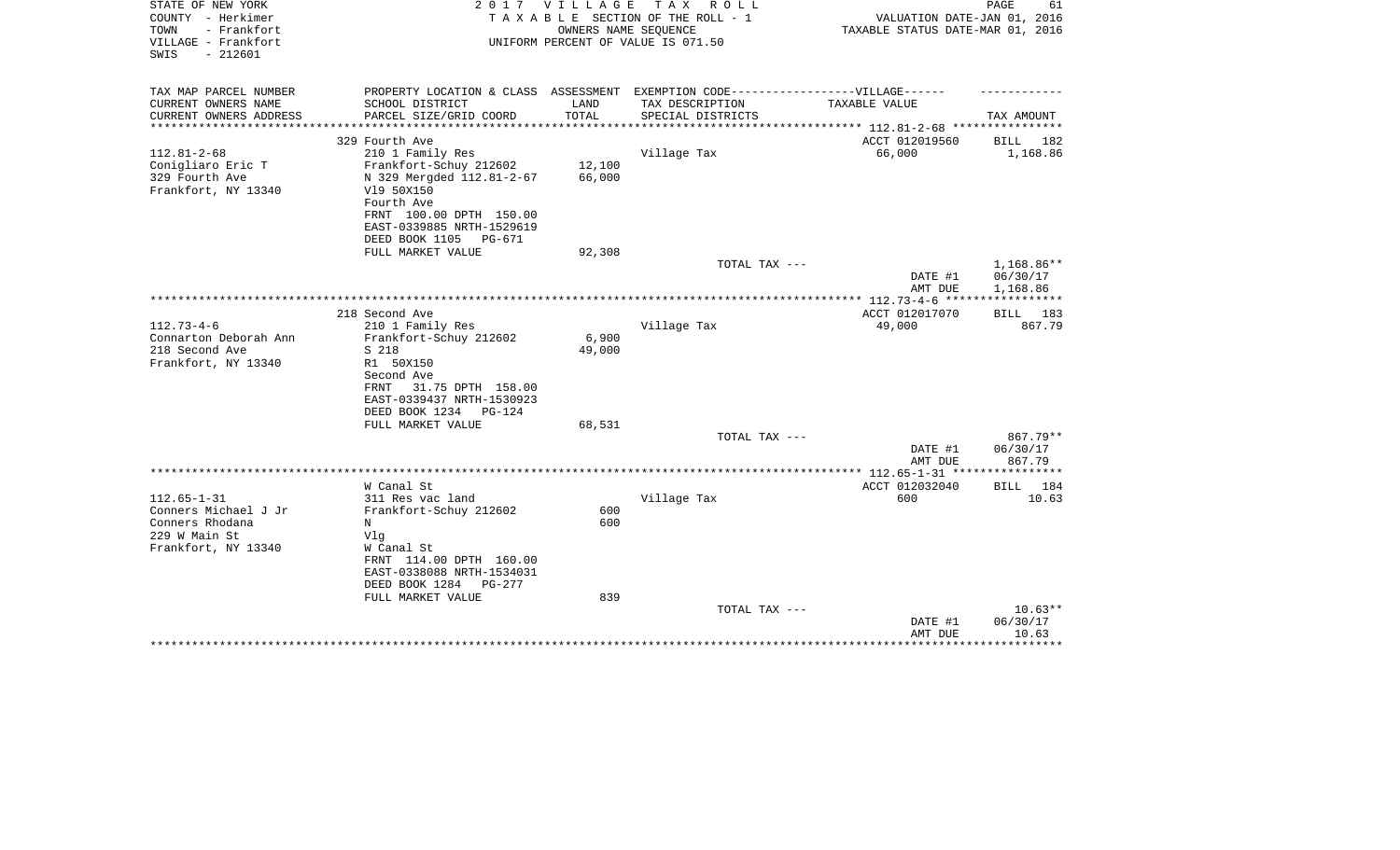STATE OF NEW YORK
COUNTY - Herkimer
TOWN - Frankfort
VILLAGE - Frankfort
SWIS - 212601

2 0 1 7 V I L L A G E T A X R O L L
T A X A B L E SECTION OF THE ROLL - 1
OWNERS NAME SEQUENCE
UNIFORM PERCENT OF VALUE IS 071.50

VALUATION DATE-JAN 01, 2016
TAXABLE STATUS DATE-MAR 01, 2016

| TAX MAP PARCEL NUMBER / CURRENT OWNERS NAME / CURRENT OWNERS ADDRESS | PROPERTY LOCATION & CLASS / SCHOOL DISTRICT / PARCEL SIZE/GRID COORD | ASSESSMENT LAND / TOTAL | EXEMPTION CODE-VILLAGE / TAX DESCRIPTION / SPECIAL DISTRICTS | TAXABLE VALUE | TAX AMOUNT |
|---|---|---|---|---|---|
| 112.81-2-68 | 329 Fourth Ave | | | ACCT 012019560 | BILL 182 |
| Conigliaro Eric T | 210 1 Family Res | | Village Tax | 66,000 | 1,168.86 |
| 329 Fourth Ave | Frankfort-Schuy 212602 | 12,100 | | | |
| Frankfort, NY 13340 | N 329 Mergded 112.81-2-67 | 66,000 | | | |
| | Vl9 50X150 | | | | |
| | Fourth Ave | | | | |
| | FRNT 100.00 DPTH 150.00 | | | | |
| | EAST-0339885 NRTH-1529619 | | | | |
| | DEED BOOK 1105 PG-671 | | | | |
| | FULL MARKET VALUE | 92,308 | | | |
| | | | TOTAL TAX --- | | 1,168.86** |
| | | | | DATE #1 | 06/30/17 |
| | | | | AMT DUE | 1,168.86 |
| 112.73-4-6 | 218 Second Ave | | | ACCT 012017070 | BILL 183 |
| Connarton Deborah Ann | 210 1 Family Res | | Village Tax | 49,000 | 867.79 |
| 218 Second Ave | Frankfort-Schuy 212602 | 6,900 | | | |
| Frankfort, NY 13340 | S 218 | 49,000 | | | |
| | R1 50X150 | | | | |
| | Second Ave | | | | |
| | FRNT 31.75 DPTH 158.00 | | | | |
| | EAST-0339437 NRTH-1530923 | | | | |
| | DEED BOOK 1234 PG-124 | | | | |
| | FULL MARKET VALUE | 68,531 | | | |
| | | | TOTAL TAX --- | | 867.79** |
| | | | | DATE #1 | 06/30/17 |
| | | | | AMT DUE | 867.79 |
| 112.65-1-31 | W Canal St | | | ACCT 012032040 | BILL 184 |
| Conners Michael J Jr | 311 Res vac land | | Village Tax | 600 | 10.63 |
| Conners Rhodana | Frankfort-Schuy 212602 | 600 | | | |
| 229 W Main St | N | 600 | | | |
| Frankfort, NY 13340 | Vlg | | | | |
| | W Canal St | | | | |
| | FRNT 114.00 DPTH 160.00 | | | | |
| | EAST-0338088 NRTH-1534031 | | | | |
| | DEED BOOK 1284 PG-277 | | | | |
| | FULL MARKET VALUE | 839 | | | |
| | | | TOTAL TAX --- | | 10.63** |
| | | | | DATE #1 | 06/30/17 |
| | | | | AMT DUE | 10.63 |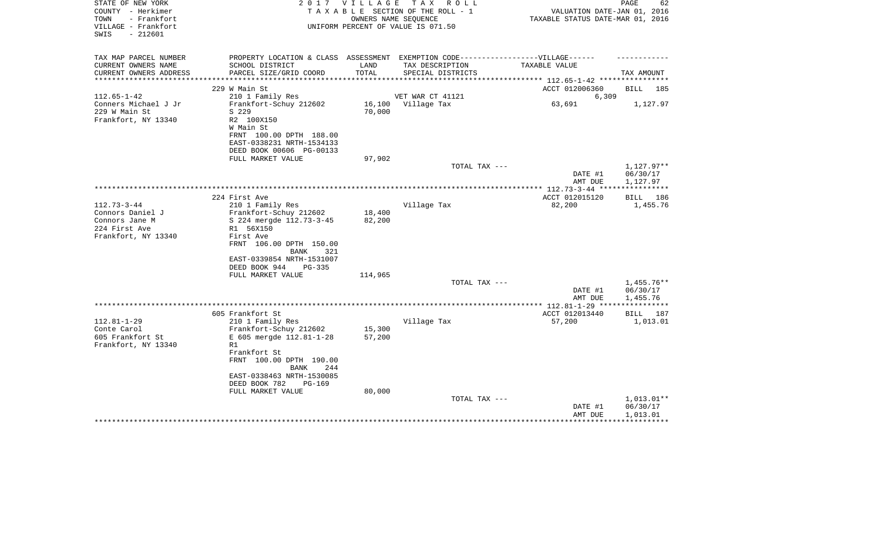STATE OF NEW YORK
COUNTY - Herkimer
TOWN - Frankfort
VILLAGE - Frankfort
SWIS - 212601

2 0 1 7 V I L L A G E T A X R O L L
T A X A B L E SECTION OF THE ROLL - 1
OWNERS NAME SEQUENCE
UNIFORM PERCENT OF VALUE IS 071.50

VALUATION DATE-JAN 01, 2016
TAXABLE STATUS DATE-MAR 01, 2016

| TAX MAP PARCEL NUMBER / CURRENT OWNERS NAME / CURRENT OWNERS ADDRESS | PROPERTY LOCATION & CLASS / SCHOOL DISTRICT / PARCEL SIZE/GRID COORD | ASSESSMENT LAND / TOTAL | EXEMPTION CODE / TAX DESCRIPTION / SPECIAL DISTRICTS | TAXABLE VALUE | TAX AMOUNT |
|---|---|---|---|---|---|
| 112.65-1-42 | 229 W Main St | | | ACCT 012006360 | BILL 185 |
| | 210 1 Family Res | | VET WAR CT 41121 | 6,309 | |
| Conners Michael J Jr | Frankfort-Schuy 212602 | 16,100 | Village Tax | 63,691 | 1,127.97 |
| 229 W Main St | S 229 | 70,000 | | | |
| Frankfort, NY 13340 | R2 100X150 | | | | |
| | W Main St | | | | |
| | FRNT 100.00 DPTH 188.00 | | | | |
| | EAST-0338231 NRTH-1534133 | | | | |
| | DEED BOOK 00606 PG-00133 | | | | |
| | FULL MARKET VALUE | 97,902 | | | |
| | | | TOTAL TAX --- | | 1,127.97** |
| | | | | DATE #1 | 06/30/17 |
| | | | | AMT DUE | 1,127.97 |
| 112.73-3-44 | 224 First Ave | | | ACCT 012015120 | BILL 186 |
| | 210 1 Family Res | | Village Tax | 82,200 | 1,455.76 |
| Connors Daniel J | Frankfort-Schuy 212602 | 18,400 | | | |
| Connors Jane M | S 224 mergde 112.73-3-45 | 82,200 | | | |
| 224 First Ave | R1 56X150 | | | | |
| Frankfort, NY 13340 | First Ave | | | | |
| | FRNT 106.00 DPTH 150.00 | | | | |
| | BANK 321 | | | | |
| | EAST-0339854 NRTH-1531007 | | | | |
| | DEED BOOK 944 PG-335 | | | | |
| | FULL MARKET VALUE | 114,965 | | | |
| | | | TOTAL TAX --- | | 1,455.76** |
| | | | | DATE #1 | 06/30/17 |
| | | | | AMT DUE | 1,455.76 |
| 112.81-1-29 | 605 Frankfort St | | | ACCT 012013440 | BILL 187 |
| | 210 1 Family Res | | Village Tax | 57,200 | 1,013.01 |
| Conte Carol | Frankfort-Schuy 212602 | 15,300 | | | |
| 605 Frankfort St | E 605 mergde 112.81-1-28 | 57,200 | | | |
| Frankfort, NY 13340 | R1 | | | | |
| | Frankfort St | | | | |
| | FRNT 100.00 DPTH 190.00 | | | | |
| | BANK 244 | | | | |
| | EAST-0338463 NRTH-1530085 | | | | |
| | DEED BOOK 782 PG-169 | | | | |
| | FULL MARKET VALUE | 80,000 | | | |
| | | | TOTAL TAX --- | | 1,013.01** |
| | | | | DATE #1 | 06/30/17 |
| | | | | AMT DUE | 1,013.01 |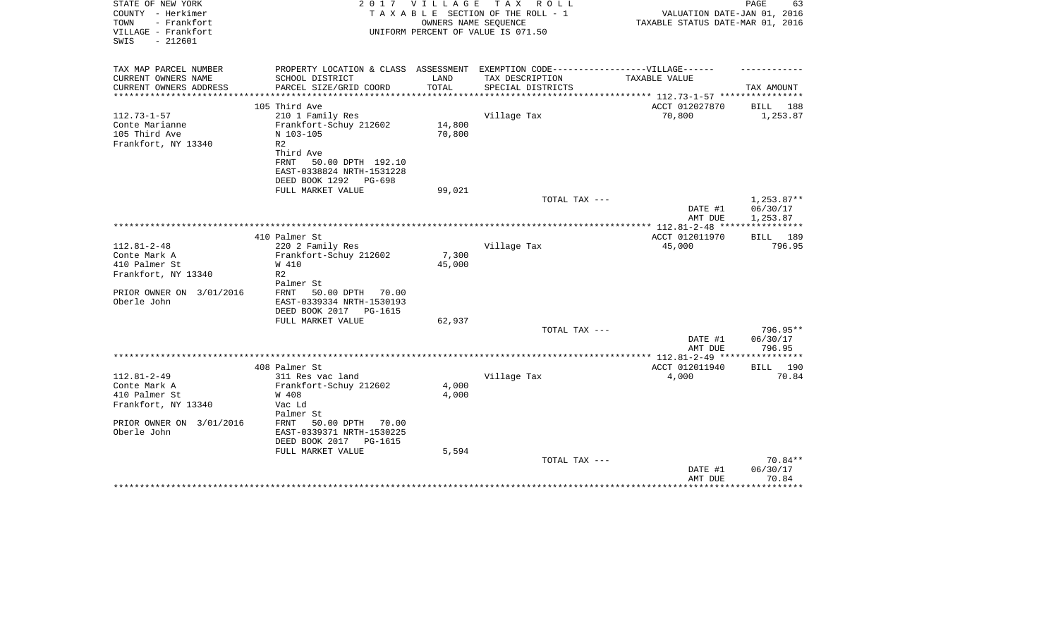STATE OF NEW YORK
COUNTY - Herkimer
TOWN - Frankfort
VILLAGE - Frankfort
SWIS - 212601

2 0 1 7 V I L L A G E T A X R O L L
T A X A B L E SECTION OF THE ROLL - 1
OWNERS NAME SEQUENCE
UNIFORM PERCENT OF VALUE IS 071.50

VALUATION DATE-JAN 01, 2016
TAXABLE STATUS DATE-MAR 01, 2016

| TAX MAP PARCEL NUMBER<br>CURRENT OWNERS NAME<br>CURRENT OWNERS ADDRESS | PROPERTY LOCATION & CLASS<br>SCHOOL DISTRICT<br>PARCEL SIZE/GRID COORD | ASSESSMENT<br>LAND<br>TOTAL | EXEMPTION CODE------VILLAGE------<br>TAX DESCRIPTION<br>SPECIAL DISTRICTS | TAXABLE VALUE | TAX AMOUNT |
|---|---|---|---|---|---|
| **112.73-1-57** | 105 Third Ave | | | ACCT 012027870 | BILL 188 |
| 112.73-1-57 | 210 1 Family Res | | Village Tax | 70,800 | 1,253.87 |
| Conte Marianne | Frankfort-Schuy 212602 | 14,800 | | | |
| 105 Third Ave | N 103-105 | 70,800 | | | |
| Frankfort, NY 13340 | R2 | | | | |
| | Third Ave | | | | |
| | FRNT 50.00 DPTH 192.10 | | | | |
| | EAST-0338824 NRTH-1531228 | | | | |
| | DEED BOOK 1292 PG-698 | | | | |
| | FULL MARKET VALUE | 99,021 | | | |
| | | | TOTAL TAX --- | | 1,253.87** |
| | | | | DATE #1 | 06/30/17 |
| | | | | AMT DUE | 1,253.87 |
| **112.81-2-48** | 410 Palmer St | | | ACCT 012011970 | BILL 189 |
| 112.81-2-48 | 220 2 Family Res | | Village Tax | 45,000 | 796.95 |
| Conte Mark A | Frankfort-Schuy 212602 | 7,300 | | | |
| 410 Palmer St | W 410 | 45,000 | | | |
| Frankfort, NY 13340 | R2 | | | | |
| | Palmer St | | | | |
| PRIOR OWNER ON 3/01/2016 | FRNT 50.00 DPTH 70.00 | | | | |
| Oberle John | EAST-0339334 NRTH-1530193 | | | | |
| | DEED BOOK 2017 PG-1615 | | | | |
| | FULL MARKET VALUE | 62,937 | | | |
| | | | TOTAL TAX --- | | 796.95** |
| | | | | DATE #1 | 06/30/17 |
| | | | | AMT DUE | 796.95 |
| **112.81-2-49** | 408 Palmer St | | | ACCT 012011940 | BILL 190 |
| 112.81-2-49 | 311 Res vac land | | Village Tax | 4,000 | 70.84 |
| Conte Mark A | Frankfort-Schuy 212602 | 4,000 | | | |
| 410 Palmer St | W 408 | 4,000 | | | |
| Frankfort, NY 13340 | Vac Ld | | | | |
| | Palmer St | | | | |
| PRIOR OWNER ON 3/01/2016 | FRNT 50.00 DPTH 70.00 | | | | |
| Oberle John | EAST-0339371 NRTH-1530225 | | | | |
| | DEED BOOK 2017 PG-1615 | | | | |
| | FULL MARKET VALUE | 5,594 | | | |
| | | | TOTAL TAX --- | | 70.84** |
| | | | | DATE #1 | 06/30/17 |
| | | | | AMT DUE | 70.84 |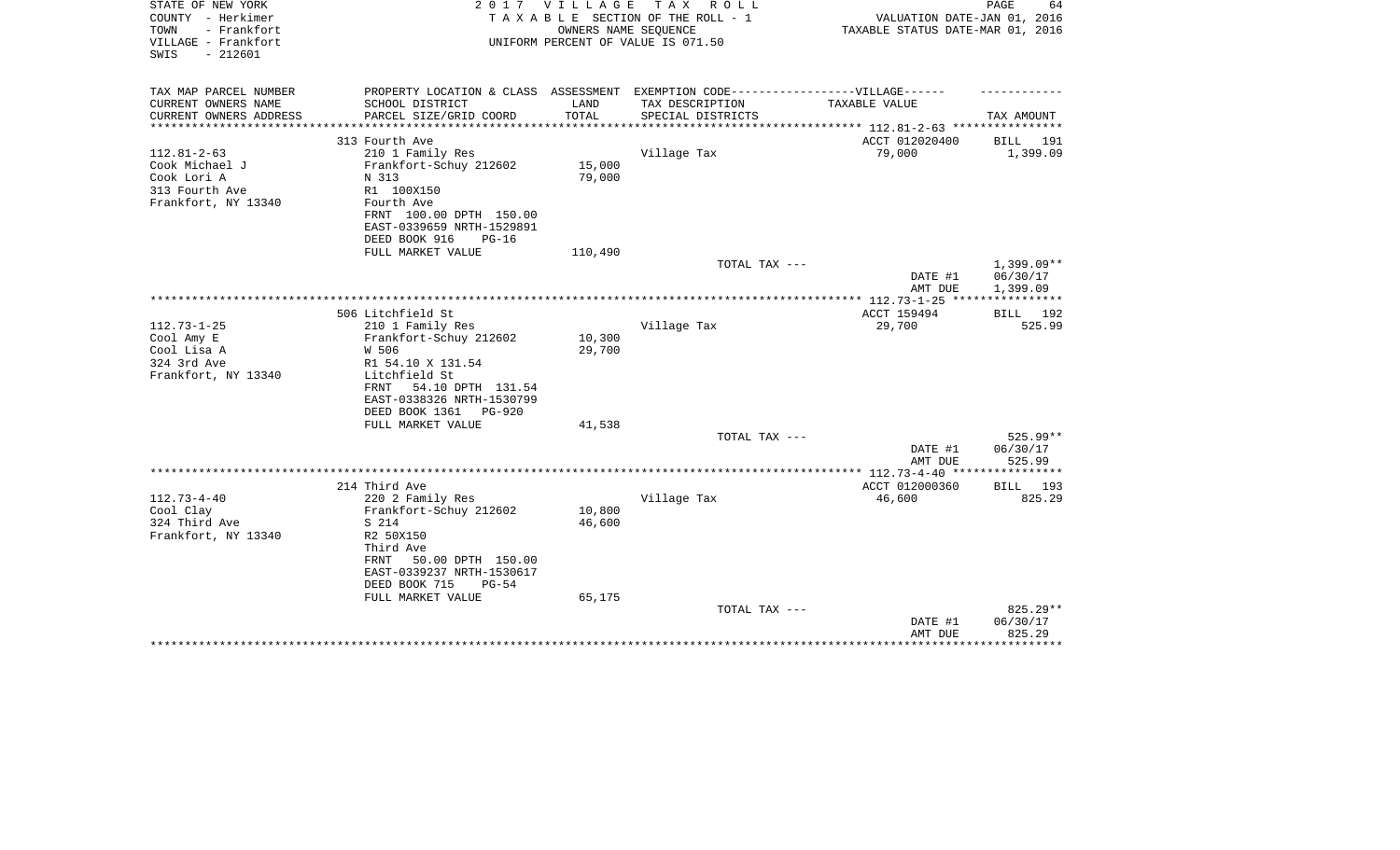STATE OF NEW YORK
COUNTY - Herkimer
TOWN - Frankfort
VILLAGE - Frankfort
SWIS - 212601

2 0 1 7 V I L L A G E T A X R O L L
T A X A B L E SECTION OF THE ROLL - 1
OWNERS NAME SEQUENCE
UNIFORM PERCENT OF VALUE IS 071.50

VALUATION DATE-JAN 01, 2016
TAXABLE STATUS DATE-MAR 01, 2016

| TAX MAP PARCEL NUMBER<br>CURRENT OWNERS NAME<br>CURRENT OWNERS ADDRESS | PROPERTY LOCATION & CLASS<br>SCHOOL DISTRICT<br>PARCEL SIZE/GRID COORD | ASSESSMENT<br>LAND<br>TOTAL | EXEMPTION CODE------------------VILLAGE------<br>TAX DESCRIPTION<br>SPECIAL DISTRICTS | TAXABLE VALUE | TAX AMOUNT |
|---|---|---|---|---|---|
| | 313 Fourth Ave | | | ACCT 012020400 | BILL 191 |
| 112.81-2-63 | 210 1 Family Res | | Village Tax | 79,000 | 1,399.09 |
| Cook Michael J | Frankfort-Schuy 212602 | 15,000 | | | |
| Cook Lori A | N 313 | 79,000 | | | |
| 313 Fourth Ave | R1 100X150 | | | | |
| Frankfort, NY 13340 | Fourth Ave | | | | |
| | FRNT 100.00 DPTH 150.00 | | | | |
| | EAST-0339659 NRTH-1529891 | | | | |
| | DEED BOOK 916 PG-16 | | | | |
| | FULL MARKET VALUE | 110,490 | | | |
| | | | TOTAL TAX --- | | 1,399.09** |
| | | | | DATE #1 | 06/30/17 |
| | | | | AMT DUE | 1,399.09 |
| | 506 Litchfield St | | | ACCT 159494 | BILL 192 |
| 112.73-1-25 | 210 1 Family Res | | Village Tax | 29,700 | 525.99 |
| Cool Amy E | Frankfort-Schuy 212602 | 10,300 | | | |
| Cool Lisa A | W 506 | 29,700 | | | |
| 324 3rd Ave | R1 54.10 X 131.54 | | | | |
| Frankfort, NY 13340 | Litchfield St | | | | |
| | FRNT 54.10 DPTH 131.54 | | | | |
| | EAST-0338326 NRTH-1530799 | | | | |
| | DEED BOOK 1361 PG-920 | | | | |
| | FULL MARKET VALUE | 41,538 | | | |
| | | | TOTAL TAX --- | | 525.99** |
| | | | | DATE #1 | 06/30/17 |
| | | | | AMT DUE | 525.99 |
| | 214 Third Ave | | | ACCT 012000360 | BILL 193 |
| 112.73-4-40 | 220 2 Family Res | | Village Tax | 46,600 | 825.29 |
| Cool Clay | Frankfort-Schuy 212602 | 10,800 | | | |
| 324 Third Ave | S 214 | 46,600 | | | |
| Frankfort, NY 13340 | R2 50X150 | | | | |
| | Third Ave | | | | |
| | FRNT 50.00 DPTH 150.00 | | | | |
| | EAST-0339237 NRTH-1530617 | | | | |
| | DEED BOOK 715 PG-54 | | | | |
| | FULL MARKET VALUE | 65,175 | | | |
| | | | TOTAL TAX --- | | 825.29** |
| | | | | DATE #1 | 06/30/17 |
| | | | | AMT DUE | 825.29 |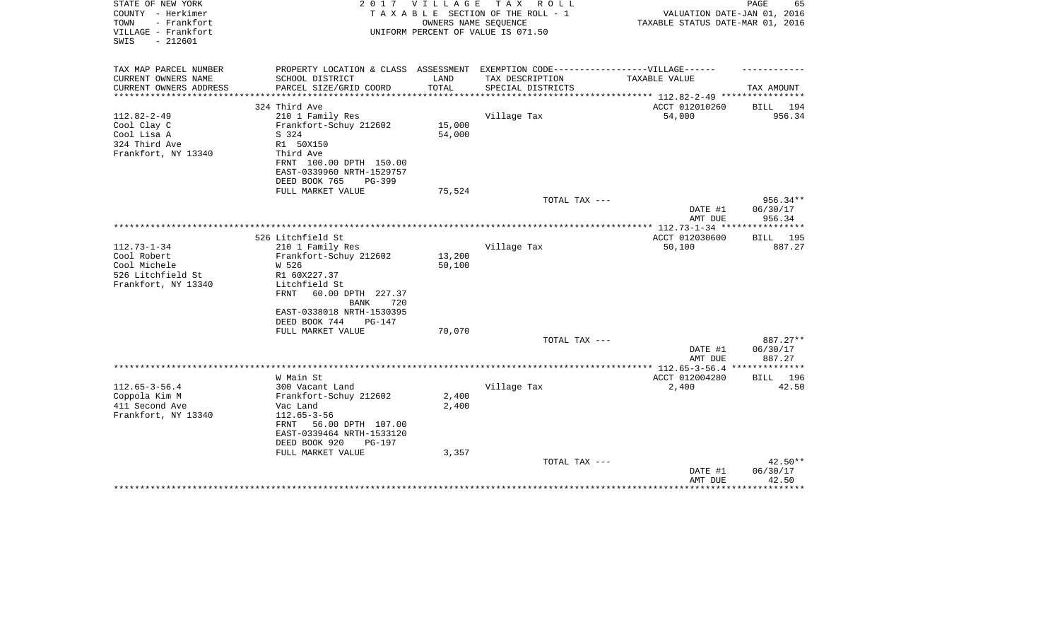STATE OF NEW YORK
COUNTY - Herkimer
TOWN - Frankfort
VILLAGE - Frankfort
SWIS - 212601

2 0 1 7 V I L L A G E T A X R O L L
T A X A B L E SECTION OF THE ROLL - 1
OWNERS NAME SEQUENCE
UNIFORM PERCENT OF VALUE IS 071.50

VALUATION DATE-JAN 01, 2016
TAXABLE STATUS DATE-MAR 01, 2016

| TAX MAP PARCEL NUMBER<br>CURRENT OWNERS NAME<br>CURRENT OWNERS ADDRESS | PROPERTY LOCATION & CLASS<br>SCHOOL DISTRICT<br>PARCEL SIZE/GRID COORD | ASSESSMENT<br>LAND<br>TOTAL | EXEMPTION CODE------------------VILLAGE------<br>TAX DESCRIPTION<br>SPECIAL DISTRICTS | TAXABLE VALUE | TAX AMOUNT |
|---|---|---|---|---|---|
| | 324 Third Ave | | | ACCT 012010260 | BILL 194 |
| 112.82-2-49 | 210 1 Family Res | | Village Tax | 54,000 | 956.34 |
| Cool Clay C | Frankfort-Schuy 212602 | 15,000 | | | |
| Cool Lisa A | S 324 | 54,000 | | | |
| 324 Third Ave | R1 50X150 | | | | |
| Frankfort, NY 13340 | Third Ave | | | | |
| | FRNT 100.00 DPTH 150.00 | | | | |
| | EAST-0339960 NRTH-1529757 | | | | |
| | DEED BOOK 765 PG-399 | | | | |
| | FULL MARKET VALUE | 75,524 | | | |
| | | | TOTAL TAX --- | | 956.34** |
| | | | | DATE #1 | 06/30/17 |
| | | | | AMT DUE | 956.34 |
| | 526 Litchfield St | | | ACCT 012030600 | BILL 195 |
| 112.73-1-34 | 210 1 Family Res | | Village Tax | 50,100 | 887.27 |
| Cool Robert | Frankfort-Schuy 212602 | 13,200 | | | |
| Cool Michele | W 526 | 50,100 | | | |
| 526 Litchfield St | R1 60X227.37 | | | | |
| Frankfort, NY 13340 | Litchfield St | | | | |
| | FRNT 60.00 DPTH 227.37 | | | | |
| | BANK 720 | | | | |
| | EAST-0338018 NRTH-1530395 | | | | |
| | DEED BOOK 744 PG-147 | | | | |
| | FULL MARKET VALUE | 70,070 | | | |
| | | | TOTAL TAX --- | | 887.27** |
| | | | | DATE #1 | 06/30/17 |
| | | | | AMT DUE | 887.27 |
| | W Main St | | | ACCT 012004280 | BILL 196 |
| 112.65-3-56.4 | 300 Vacant Land | | Village Tax | 2,400 | 42.50 |
| Coppola Kim M | Frankfort-Schuy 212602 | 2,400 | | | |
| 411 Second Ave | Vac Land | 2,400 | | | |
| Frankfort, NY 13340 | 112.65-3-56 | | | | |
| | FRNT 56.00 DPTH 107.00 | | | | |
| | EAST-0339464 NRTH-1533120 | | | | |
| | DEED BOOK 920 PG-197 | | | | |
| | FULL MARKET VALUE | 3,357 | | | |
| | | | TOTAL TAX --- | | 42.50** |
| | | | | DATE #1 | 06/30/17 |
| | | | | AMT DUE | 42.50 |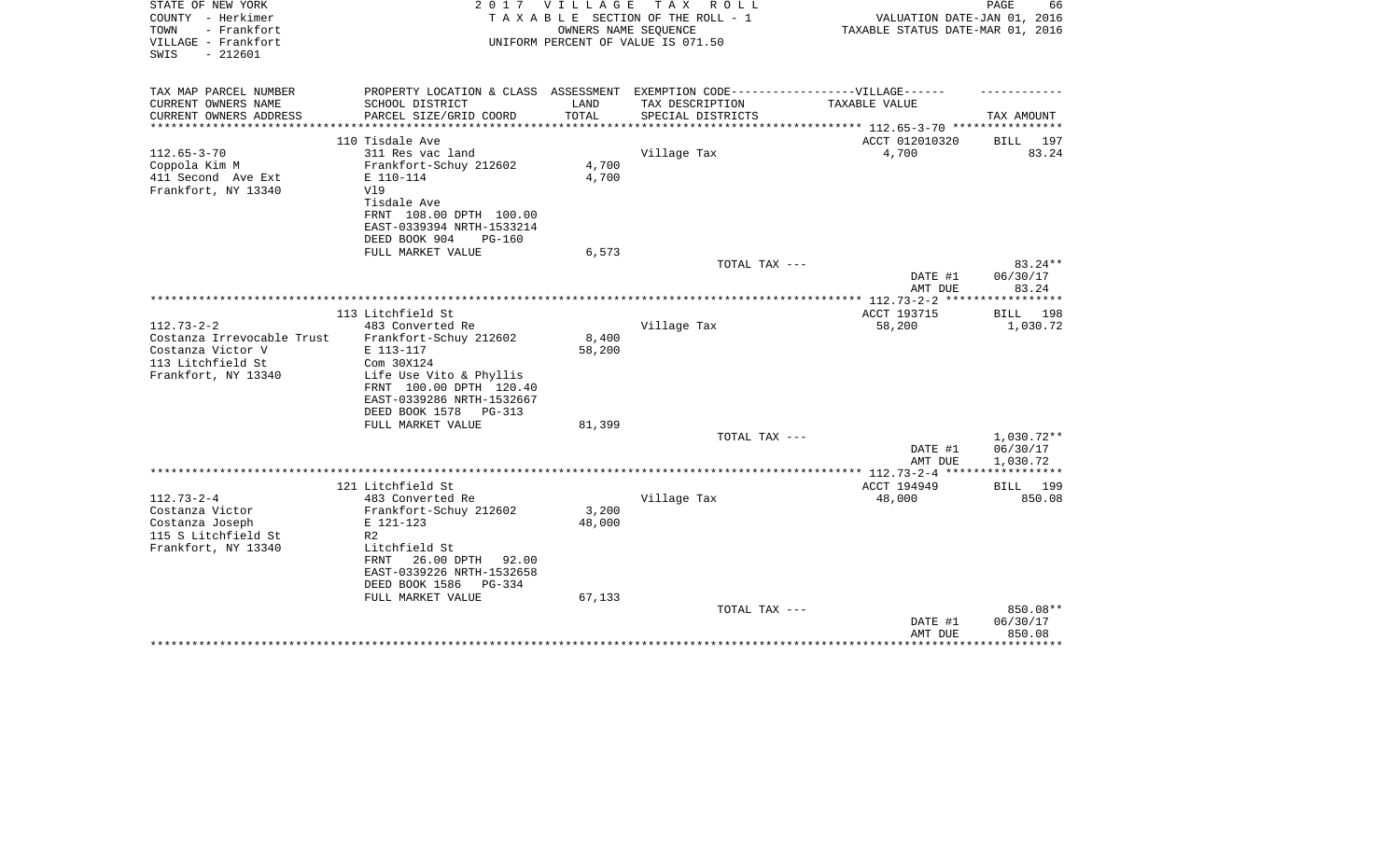STATE OF NEW YORK
COUNTY - Herkimer
TOWN - Frankfort
VILLAGE - Frankfort
SWIS - 212601

2 0 1 7 V I L L A G E T A X R O L L
T A X A B L E SECTION OF THE ROLL - 1
OWNERS NAME SEQUENCE
UNIFORM PERCENT OF VALUE IS 071.50

VALUATION DATE-JAN 01, 2016
TAXABLE STATUS DATE-MAR 01, 2016

| TAX MAP PARCEL NUMBER<br>CURRENT OWNERS NAME<br>CURRENT OWNERS ADDRESS | PROPERTY LOCATION & CLASS<br>SCHOOL DISTRICT<br>PARCEL SIZE/GRID COORD | ASSESSMENT<br>LAND<br>TOTAL | EXEMPTION CODE------VILLAGE------<br>TAX DESCRIPTION<br>SPECIAL DISTRICTS | TAXABLE VALUE | TAX AMOUNT |
|---|---|---|---|---|---|
| 112.65-3-70 | 110 Tisdale Ave | | | ACCT 012010320 | BILL 197 |
| 112.65-3-70 | 311 Res vac land | | Village Tax | 4,700 | 83.24 |
| Coppola Kim M | Frankfort-Schuy 212602 | 4,700 | | | |
| 411 Second Ave Ext | E 110-114 | 4,700 | | | |
| Frankfort, NY 13340 | Vl9 | | | | |
| | Tisdale Ave | | | | |
| | FRNT 108.00 DPTH 100.00 | | | | |
| | EAST-0339394 NRTH-1533214 | | | | |
| | DEED BOOK 904 PG-160 | | | | |
| | FULL MARKET VALUE | 6,573 | | | |
| | | | TOTAL TAX --- | | 83.24** |
| | | | | DATE #1 | 06/30/17 |
| | | | | AMT DUE | 83.24 |
| 112.73-2-2 | 113 Litchfield St | | | ACCT 193715 | BILL 198 |
| 112.73-2-2 | 483 Converted Re | | Village Tax | 58,200 | 1,030.72 |
| Costanza Irrevocable Trust | Frankfort-Schuy 212602 | 8,400 | | | |
| Costanza Victor V | E 113-117 | 58,200 | | | |
| 113 Litchfield St | Com 30X124 | | | | |
| Frankfort, NY 13340 | Life Use Vito & Phyllis | | | | |
| | FRNT 100.00 DPTH 120.40 | | | | |
| | EAST-0339286 NRTH-1532667 | | | | |
| | DEED BOOK 1578 PG-313 | | | | |
| | FULL MARKET VALUE | 81,399 | | | |
| | | | TOTAL TAX --- | | 1,030.72** |
| | | | | DATE #1 | 06/30/17 |
| | | | | AMT DUE | 1,030.72 |
| 112.73-2-4 | 121 Litchfield St | | | ACCT 194949 | BILL 199 |
| 112.73-2-4 | 483 Converted Re | | Village Tax | 48,000 | 850.08 |
| Costanza Victor | Frankfort-Schuy 212602 | 3,200 | | | |
| Costanza Joseph | E 121-123 | 48,000 | | | |
| 115 S Litchfield St | R2 | | | | |
| Frankfort, NY 13340 | Litchfield St | | | | |
| | FRNT 26.00 DPTH 92.00 | | | | |
| | EAST-0339226 NRTH-1532658 | | | | |
| | DEED BOOK 1586 PG-334 | | | | |
| | FULL MARKET VALUE | 67,133 | | | |
| | | | TOTAL TAX --- | | 850.08** |
| | | | | DATE #1 | 06/30/17 |
| | | | | AMT DUE | 850.08 |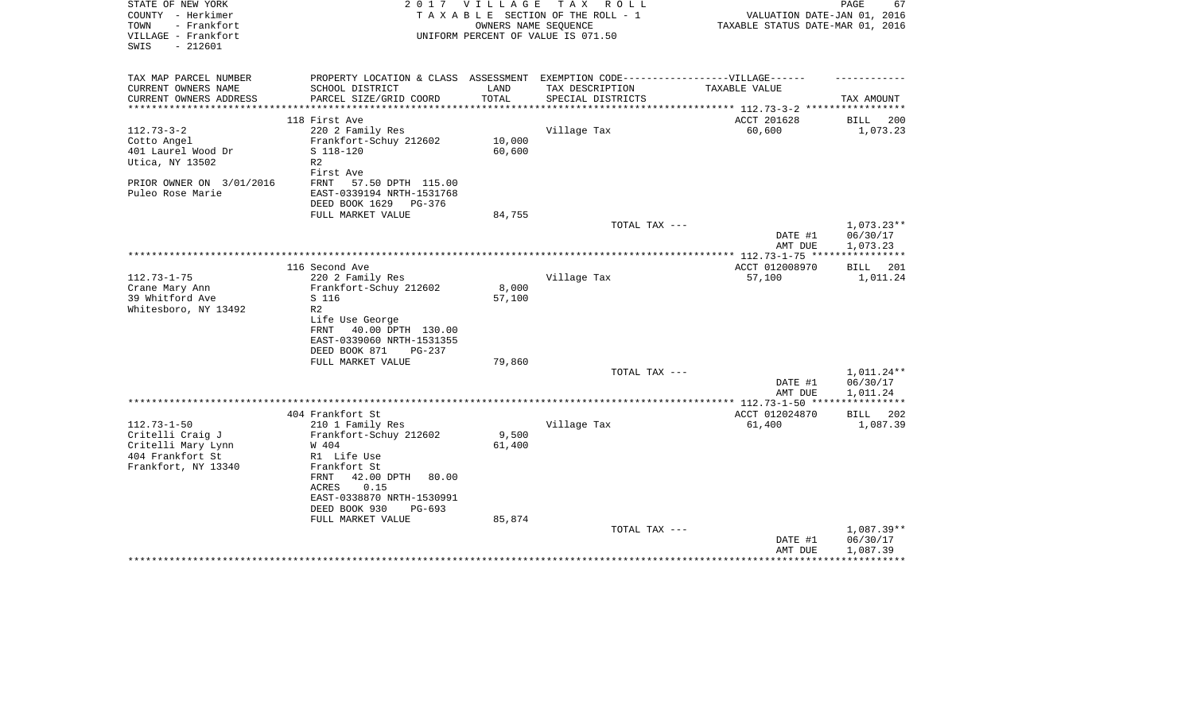STATE OF NEW YORK
COUNTY - Herkimer
TOWN - Frankfort
VILLAGE - Frankfort
SWIS - 212601

# 2 0 1 7 V I L L A G E T A X R O L L

T A X A B L E SECTION OF THE ROLL - 1
OWNERS NAME SEQUENCE
UNIFORM PERCENT OF VALUE IS 071.50

VALUATION DATE-JAN 01, 2016
TAXABLE STATUS DATE-MAR 01, 2016

| TAX MAP PARCEL NUMBER<br>CURRENT OWNERS NAME<br>CURRENT OWNERS ADDRESS | PROPERTY LOCATION & CLASS<br>SCHOOL DISTRICT<br>PARCEL SIZE/GRID COORD | ASSESSMENT<br>LAND<br>TOTAL | EXEMPTION CODE------------------VILLAGE------<br>TAX DESCRIPTION<br>SPECIAL DISTRICTS | TAXABLE VALUE | TAX AMOUNT |
|---|---|---|---|---|---|
| | 118 First Ave | | | ACCT 201628 | BILL 200 |
| 112.73-3-2 | 220 2 Family Res | | Village Tax | 60,600 | 1,073.23 |
| Cotto Angel | Frankfort-Schuy 212602 | 10,000 | | | |
| 401 Laurel Wood Dr | S 118-120 | 60,600 | | | |
| Utica, NY 13502 | R2 | | | | |
| | First Ave | | | | |
| PRIOR OWNER ON 3/01/2016 | FRNT 57.50 DPTH 115.00 | | | | |
| Puleo Rose Marie | EAST-0339194 NRTH-1531768 | | | | |
| | DEED BOOK 1629 PG-376 | | | | |
| | FULL MARKET VALUE | 84,755 | | | |
| | | | TOTAL TAX --- | | 1,073.23** |
| | | | | DATE #1 | 06/30/17 |
| | | | | AMT DUE | 1,073.23 |
| | 116 Second Ave | | | ACCT 012008970 | BILL 201 |
| 112.73-1-75 | 220 2 Family Res | | Village Tax | 57,100 | 1,011.24 |
| Crane Mary Ann | Frankfort-Schuy 212602 | 8,000 | | | |
| 39 Whitford Ave | S 116 | 57,100 | | | |
| Whitesboro, NY 13492 | R2 | | | | |
| | Life Use George | | | | |
| | FRNT 40.00 DPTH 130.00 | | | | |
| | EAST-0339060 NRTH-1531355 | | | | |
| | DEED BOOK 871 PG-237 | | | | |
| | FULL MARKET VALUE | 79,860 | | | |
| | | | TOTAL TAX --- | | 1,011.24** |
| | | | | DATE #1 | 06/30/17 |
| | | | | AMT DUE | 1,011.24 |
| | 404 Frankfort St | | | ACCT 012024870 | BILL 202 |
| 112.73-1-50 | 210 1 Family Res | | Village Tax | 61,400 | 1,087.39 |
| Critelli Craig J | Frankfort-Schuy 212602 | 9,500 | | | |
| Critelli Mary Lynn | W 404 | 61,400 | | | |
| 404 Frankfort St | R1 Life Use | | | | |
| Frankfort, NY 13340 | Frankfort St | | | | |
| | FRNT 42.00 DPTH 80.00 | | | | |
| | ACRES 0.15 | | | | |
| | EAST-0338870 NRTH-1530991 | | | | |
| | DEED BOOK 930 PG-693 | | | | |
| | FULL MARKET VALUE | 85,874 | | | |
| | | | TOTAL TAX --- | | 1,087.39** |
| | | | | DATE #1 | 06/30/17 |
| | | | | AMT DUE | 1,087.39 |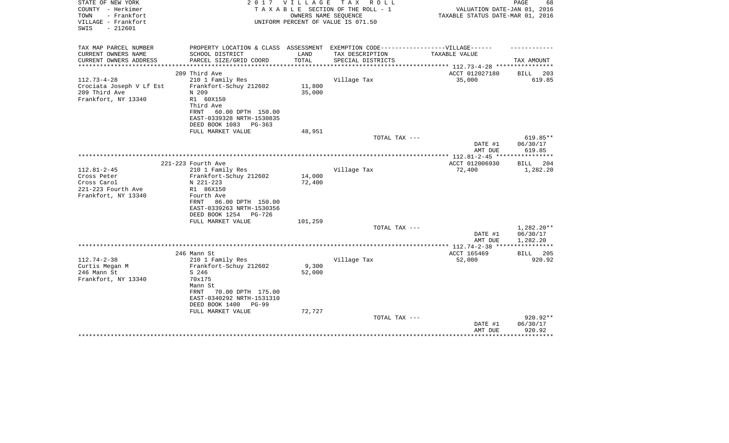STATE OF NEW YORK
COUNTY - Herkimer
TOWN - Frankfort
VILLAGE - Frankfort
SWIS - 212601

2 0 1 7 V I L L A G E T A X R O L L
T A X A B L E SECTION OF THE ROLL - 1
OWNERS NAME SEQUENCE
UNIFORM PERCENT OF VALUE IS 071.50

VALUATION DATE-JAN 01, 2016
TAXABLE STATUS DATE-MAR 01, 2016

| TAX MAP PARCEL NUMBER<br>CURRENT OWNERS NAME<br>CURRENT OWNERS ADDRESS | PROPERTY LOCATION & CLASS<br>SCHOOL DISTRICT<br>PARCEL SIZE/GRID COORD | ASSESSMENT<br>LAND<br>TOTAL | EXEMPTION CODE------VILLAGE------<br>TAX DESCRIPTION<br>SPECIAL DISTRICTS | TAXABLE VALUE | TAX AMOUNT |
|---|---|---|---|---|---|
| 112.73-4-28 | 209 Third Ave | | | ACCT 012027180 | BILL 203 |
| 112.73-4-28 | 210 1 Family Res | | Village Tax | 35,000 | 619.85 |
| Crociata Joseph V Lf Est | Frankfort-Schuy 212602 | 11,800 | | | |
| 209 Third Ave | N 209 | 35,000 | | | |
| Frankfort, NY 13340 | R1 60X150 | | | | |
| | Third Ave | | | | |
| | FRNT 60.00 DPTH 150.00 | | | | |
| | EAST-0339328 NRTH-1530835 | | | | |
| | DEED BOOK 1083 PG-363 | | | | |
| | FULL MARKET VALUE | 48,951 | | | |
| | | | TOTAL TAX --- | | 619.85** |
| | | | | DATE #1 | 06/30/17 |
| | | | | AMT DUE | 619.85 |
| 112.81-2-45 | 221-223 Fourth Ave | | | ACCT 012006930 | BILL 204 |
| 112.81-2-45 | 210 1 Family Res | | Village Tax | 72,400 | 1,282.20 |
| Cross Peter | Frankfort-Schuy 212602 | 14,000 | | | |
| Cross Carol | N 221-223 | 72,400 | | | |
| 221-223 Fourth Ave | R1 86X150 | | | | |
| Frankfort, NY 13340 | Fourth Ave | | | | |
| | FRNT 86.00 DPTH 150.00 | | | | |
| | EAST-0339263 NRTH-1530356 | | | | |
| | DEED BOOK 1254 PG-726 | | | | |
| | FULL MARKET VALUE | 101,259 | | | |
| | | | TOTAL TAX --- | | 1,282.20** |
| | | | | DATE #1 | 06/30/17 |
| | | | | AMT DUE | 1,282.20 |
| 112.74-2-38 | 246 Mann St | | | ACCT 165469 | BILL 205 |
| 112.74-2-38 | 210 1 Family Res | | Village Tax | 52,000 | 920.92 |
| Curtis Megan M | Frankfort-Schuy 212602 | 9,300 | | | |
| 246 Mann St | S 246 | 52,000 | | | |
| Frankfort, NY 13340 | 70x175 | | | | |
| | Mann St | | | | |
| | FRNT 70.00 DPTH 175.00 | | | | |
| | EAST-0340292 NRTH-1531310 | | | | |
| | DEED BOOK 1400 PG-99 | | | | |
| | FULL MARKET VALUE | 72,727 | | | |
| | | | TOTAL TAX --- | | 920.92** |
| | | | | DATE #1 | 06/30/17 |
| | | | | AMT DUE | 920.92 |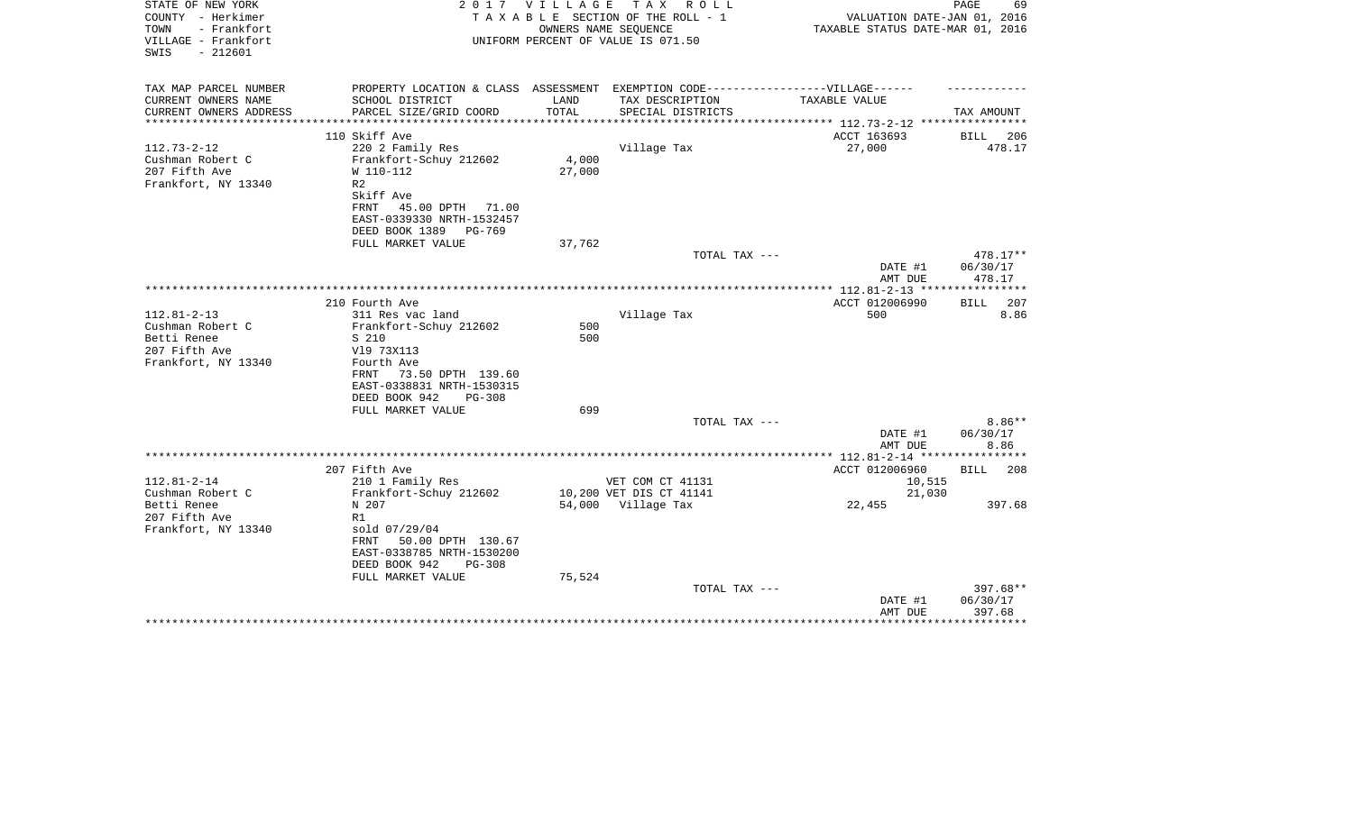STATE OF NEW YORK
COUNTY - Herkimer
TOWN - Frankfort
VILLAGE - Frankfort
SWIS - 212601

2 0 1 7 V I L L A G E T A X R O L L
T A X A B L E SECTION OF THE ROLL - 1
OWNERS NAME SEQUENCE
UNIFORM PERCENT OF VALUE IS 071.50

VALUATION DATE-JAN 01, 2016
TAXABLE STATUS DATE-MAR 01, 2016

| TAX MAP PARCEL NUMBER<br>CURRENT OWNERS NAME<br>CURRENT OWNERS ADDRESS | PROPERTY LOCATION & CLASS<br>SCHOOL DISTRICT<br>PARCEL SIZE/GRID COORD | ASSESSMENT<br>LAND<br>TOTAL | EXEMPTION CODE------------------VILLAGE------<br>TAX DESCRIPTION<br>SPECIAL DISTRICTS | TAXABLE VALUE | TAX AMOUNT |
|---|---|---|---|---|---|
| | 110 Skiff Ave | | | ACCT 163693 | BILL 206 |
| 112.73-2-12 | 220 2 Family Res | | Village Tax | 27,000 | 478.17 |
| Cushman Robert C | Frankfort-Schuy 212602 | 4,000 | | | |
| 207 Fifth Ave | W 110-112 | 27,000 | | | |
| Frankfort, NY 13340 | R2 | | | | |
| | Skiff Ave | | | | |
| | FRNT 45.00 DPTH 71.00 | | | | |
| | EAST-0339330 NRTH-1532457 | | | | |
| | DEED BOOK 1389 PG-769 | | | | |
| | FULL MARKET VALUE | 37,762 | | | |
| | | | TOTAL TAX --- | | 478.17** |
| | | | | DATE #1 | 06/30/17 |
| | | | | AMT DUE | 478.17 |
| | 210 Fourth Ave | | | ACCT 012006990 | BILL 207 |
| 112.81-2-13 | 311 Res vac land | | Village Tax | 500 | 8.86 |
| Cushman Robert C | Frankfort-Schuy 212602 | 500 | | | |
| Betti Renee | S 210 | 500 | | | |
| 207 Fifth Ave | Vl9 73X113 | | | | |
| Frankfort, NY 13340 | Fourth Ave | | | | |
| | FRNT 73.50 DPTH 139.60 | | | | |
| | EAST-0338831 NRTH-1530315 | | | | |
| | DEED BOOK 942 PG-308 | | | | |
| | FULL MARKET VALUE | 699 | | | |
| | | | TOTAL TAX --- | | 8.86** |
| | | | | DATE #1 | 06/30/17 |
| | | | | AMT DUE | 8.86 |
| | 207 Fifth Ave | | | ACCT 012006960 | BILL 208 |
| 112.81-2-14 | 210 1 Family Res | | VET COM CT 41131 | 10,515 | |
| Cushman Robert C | Frankfort-Schuy 212602 | 10,200 | VET DIS CT 41141 | 21,030 | |
| Betti Renee | N 207 | 54,000 | Village Tax | 22,455 | 397.68 |
| 207 Fifth Ave | R1 | | | | |
| Frankfort, NY 13340 | sold 07/29/04 | | | | |
| | FRNT 50.00 DPTH 130.67 | | | | |
| | EAST-0338785 NRTH-1530200 | | | | |
| | DEED BOOK 942 PG-308 | | | | |
| | FULL MARKET VALUE | 75,524 | | | |
| | | | TOTAL TAX --- | | 397.68** |
| | | | | DATE #1 | 06/30/17 |
| | | | | AMT DUE | 397.68 |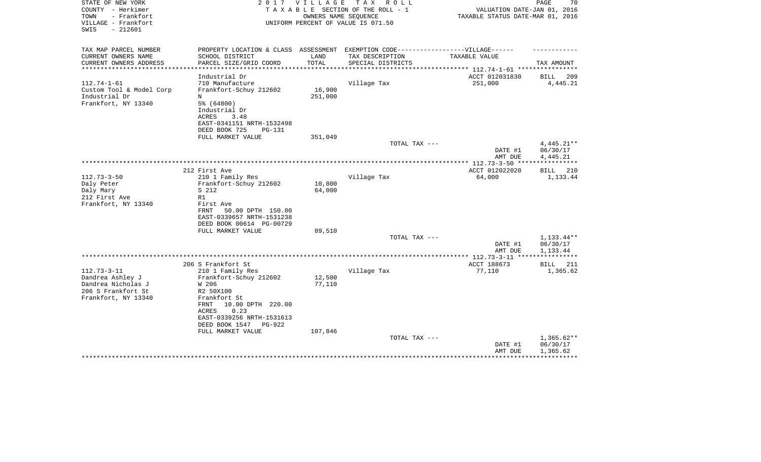STATE OF NEW YORK
COUNTY - Herkimer
TOWN - Frankfort
VILLAGE - Frankfort
SWIS - 212601

2 0 1 7 V I L L A G E T A X R O L L
T A X A B L E SECTION OF THE ROLL - 1
OWNERS NAME SEQUENCE
UNIFORM PERCENT OF VALUE IS 071.50

VALUATION DATE-JAN 01, 2016
TAXABLE STATUS DATE-MAR 01, 2016

| TAX MAP PARCEL NUMBER<br>CURRENT OWNERS NAME<br>CURRENT OWNERS ADDRESS | PROPERTY LOCATION & CLASS<br>SCHOOL DISTRICT<br>PARCEL SIZE/GRID COORD | ASSESSMENT<br>LAND<br>TOTAL | EXEMPTION CODE------VILLAGE------<br>TAX DESCRIPTION<br>SPECIAL DISTRICTS | TAXABLE VALUE | TAX AMOUNT |
|---|---|---|---|---|---|
| | Industrial Dr | | | ACCT 012031830 | BILL 209 |
| 112.74-1-61 | 710 Manufacture | | Village Tax | 251,000 | 4,445.21 |
| Custom Tool & Model Corp | Frankfort-Schuy 212602 | 16,900 | | | |
| Industrial Dr | N | 251,000 | | | |
| Frankfort, NY 13340 | 5% (64800) | | | | |
| | Industrial Dr | | | | |
| | ACRES 3.48 | | | | |
| | EAST-0341151 NRTH-1532498 | | | | |
| | DEED BOOK 725 PG-131 | | | | |
| | FULL MARKET VALUE | 351,049 | | | |
| | | | TOTAL TAX --- | | 4,445.21** |
| | | | | DATE #1 | 06/30/17 |
| | | | | AMT DUE | 4,445.21 |
| | 212 First Ave | | | ACCT 012022020 | BILL 210 |
| 112.73-3-50 | 210 1 Family Res | | Village Tax | 64,000 | 1,133.44 |
| Daly Peter | Frankfort-Schuy 212602 | 10,800 | | | |
| Daly Mary | S 212 | 64,000 | | | |
| 212 First Ave | R1 | | | | |
| Frankfort, NY 13340 | First Ave | | | | |
| | FRNT 50.00 DPTH 150.00 | | | | |
| | EAST-0339657 NRTH-1531238 | | | | |
| | DEED BOOK 00614 PG-00729 | | | | |
| | FULL MARKET VALUE | 89,510 | | | |
| | | | TOTAL TAX --- | | 1,133.44** |
| | | | | DATE #1 | 06/30/17 |
| | | | | AMT DUE | 1,133.44 |
| | 206 S Frankfort St | | | ACCT 188673 | BILL 211 |
| 112.73-3-11 | 210 1 Family Res | | Village Tax | 77,110 | 1,365.62 |
| Dandrea Ashley J | Frankfort-Schuy 212602 | 12,500 | | | |
| Dandrea Nicholas J | W 206 | 77,110 | | | |
| 206 S Frankfort St | R2 50X100 | | | | |
| Frankfort, NY 13340 | Frankfort St | | | | |
| | FRNT 10.00 DPTH 220.00 | | | | |
| | ACRES 0.23 | | | | |
| | EAST-0339256 NRTH-1531613 | | | | |
| | DEED BOOK 1547 PG-922 | | | | |
| | FULL MARKET VALUE | 107,846 | | | |
| | | | TOTAL TAX --- | | 1,365.62** |
| | | | | DATE #1 | 06/30/17 |
| | | | | AMT DUE | 1,365.62 |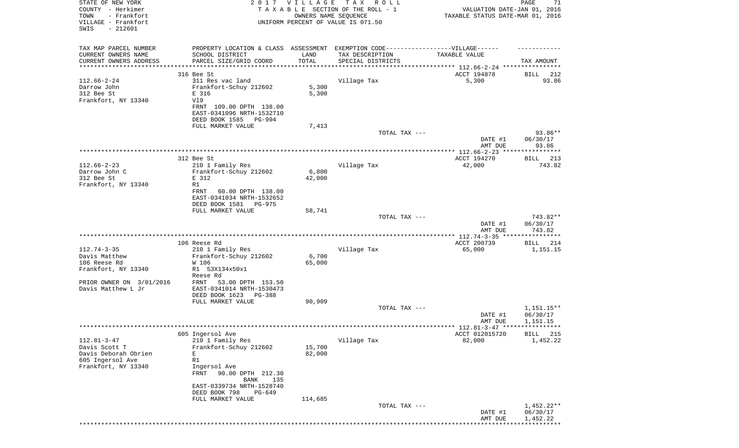STATE OF NEW YORK
COUNTY - Herkimer
TOWN - Frankfort
VILLAGE - Frankfort
SWIS - 212601

2017 VILLAGE TAX ROLL
TAXABLE SECTION OF THE ROLL - 1
OWNERS NAME SEQUENCE
UNIFORM PERCENT OF VALUE IS 071.50

VALUATION DATE-JAN 01, 2016
TAXABLE STATUS DATE-MAR 01, 2016

| TAX MAP PARCEL NUMBER<br>CURRENT OWNERS NAME<br>CURRENT OWNERS ADDRESS | PROPERTY LOCATION & CLASS<br>SCHOOL DISTRICT<br>PARCEL SIZE/GRID COORD | ASSESSMENT<br>LAND<br>TOTAL | EXEMPTION CODE------VILLAGE------<br>TAX DESCRIPTION<br>SPECIAL DISTRICTS | TAXABLE VALUE | TAX AMOUNT |
|---|---|---|---|---|---|
| | 316 Bee St | | | ACCT 194878 | BILL 212 |
| 112.66-2-24 | 311 Res vac land | | Village Tax | 5,300 | 93.86 |
| Darrow John | Frankfort-Schuy 212602 | 5,300 | | | |
| 312 Bee St | E 316 | 5,300 | | | |
| Frankfort, NY 13340 | Vl9 | | | | |
| | FRNT 109.00 DPTH 138.00 | | | | |
| | EAST-0341096 NRTH-1532710 | | | | |
| | DEED BOOK 1585 PG-994 | | | | |
| | FULL MARKET VALUE | 7,413 | | | |
| | | | TOTAL TAX --- | | 93.86** |
| | | | | DATE #1 | 06/30/17 |
| | | | | AMT DUE | 93.86 |
| | 312 Bee St | | | ACCT 194270 | BILL 213 |
| 112.66-2-23 | 210 1 Family Res | | Village Tax | 42,000 | 743.82 |
| Darrow John C | Frankfort-Schuy 212602 | 6,800 | | | |
| 312 Bee St | E 312 | 42,000 | | | |
| Frankfort, NY 13340 | R1 | | | | |
| | FRNT 60.00 DPTH 138.00 | | | | |
| | EAST-0341034 NRTH-1532652 | | | | |
| | DEED BOOK 1581 PG-975 | | | | |
| | FULL MARKET VALUE | 58,741 | | | |
| | | | TOTAL TAX --- | | 743.82** |
| | | | | DATE #1 | 06/30/17 |
| | | | | AMT DUE | 743.82 |
| | 106 Reese Rd | | | ACCT 200739 | BILL 214 |
| 112.74-3-35 | 210 1 Family Res | | Village Tax | 65,000 | 1,151.15 |
| Davis Matthew | Frankfort-Schuy 212602 | 6,700 | | | |
| 106 Reese Rd | W 106 | 65,000 | | | |
| Frankfort, NY 13340 | R1 53X134x50x1 | | | | |
| | Reese Rd | | | | |
| PRIOR OWNER ON 3/01/2016 | FRNT 53.00 DPTH 153.50 | | | | |
| Davis Matthew L Jr | EAST-0341014 NRTH-1530473 | | | | |
| | DEED BOOK 1623 PG-388 | | | | |
| | FULL MARKET VALUE | 90,909 | | | |
| | | | TOTAL TAX --- | | 1,151.15** |
| | | | | DATE #1 | 06/30/17 |
| | | | | AMT DUE | 1,151.15 |
| | 605 Ingersol Ave | | | ACCT 012015720 | BILL 215 |
| 112.81-3-47 | 210 1 Family Res | | Village Tax | 82,000 | 1,452.22 |
| Davis Scott T | Frankfort-Schuy 212602 | 15,700 | | | |
| Davis Deborah Obrien | E | 82,000 | | | |
| 605 Ingersol Ave | R1 | | | | |
| Frankfort, NY 13340 | Ingersol Ave | | | | |
| | FRNT 90.00 DPTH 212.30 | | | | |
| | BANK 135 | | | | |
| | EAST-0339734 NRTH-1528740 | | | | |
| | DEED BOOK 798 PG-649 | | | | |
| | FULL MARKET VALUE | 114,685 | | | |
| | | | TOTAL TAX --- | | 1,452.22** |
| | | | | DATE #1 | 06/30/17 |
| | | | | AMT DUE | 1,452.22 |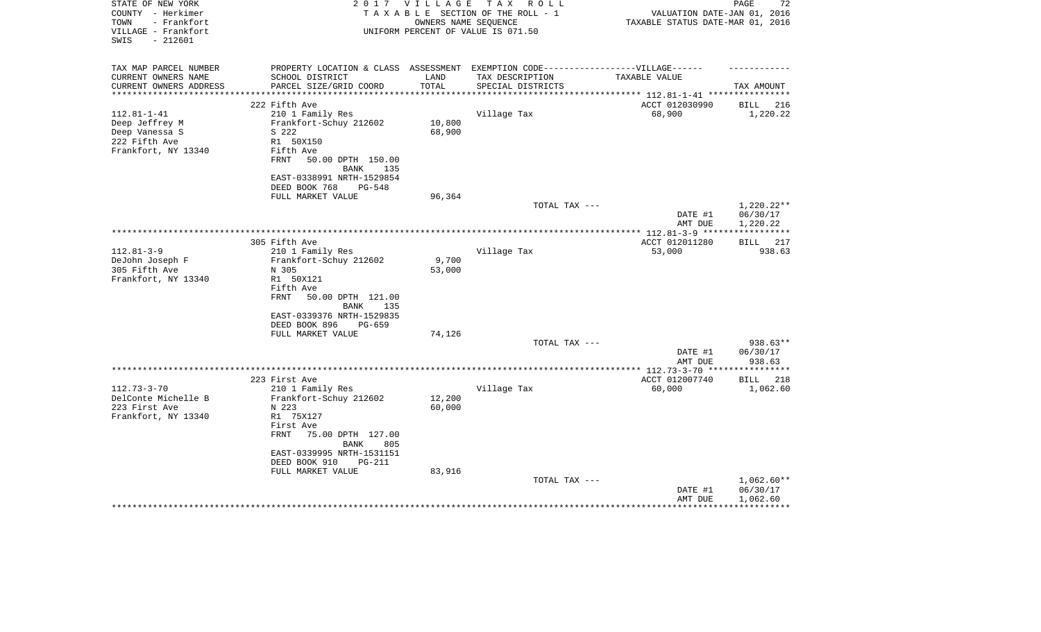STATE OF NEW YORK
COUNTY - Herkimer
TOWN - Frankfort
VILLAGE - Frankfort
SWIS - 212601

2 0 1 7 V I L L A G E T A X R O L L
T A X A B L E SECTION OF THE ROLL - 1
OWNERS NAME SEQUENCE
UNIFORM PERCENT OF VALUE IS 071.50

VALUATION DATE-JAN 01, 2016
TAXABLE STATUS DATE-MAR 01, 2016

| TAX MAP PARCEL NUMBER / CURRENT OWNERS NAME / CURRENT OWNERS ADDRESS | PROPERTY LOCATION & CLASS / SCHOOL DISTRICT / PARCEL SIZE/GRID COORD | ASSESSMENT LAND / TOTAL | EXEMPTION CODE / TAX DESCRIPTION / SPECIAL DISTRICTS | TAXABLE VALUE | TAX AMOUNT |
|---|---|---|---|---|---|
| 112.81-1-41 | 222 Fifth Ave | | | ACCT 012030990 | BILL 216 |
| Deep Jeffrey M | 210 1 Family Res | | Village Tax | 68,900 | 1,220.22 |
| Deep Vanessa S | Frankfort-Schuy 212602 | 10,800 | | | |
| 222 Fifth Ave | S 222 | 68,900 | | | |
| Frankfort, NY 13340 | R1 50X150 | | | | |
| | Fifth Ave | | | | |
| | FRNT 50.00 DPTH 150.00 | | | | |
| | BANK 135 | | | | |
| | EAST-0338991 NRTH-1529854 | | | | |
| | DEED BOOK 768 PG-548 | | | | |
| | FULL MARKET VALUE | 96,364 | | | |
| | | | TOTAL TAX --- | | 1,220.22** |
| | | | | DATE #1 | 06/30/17 |
| | | | | AMT DUE | 1,220.22 |
| 112.81-3-9 | 305 Fifth Ave | | | ACCT 012011280 | BILL 217 |
| DeJohn Joseph F | 210 1 Family Res | | Village Tax | 53,000 | 938.63 |
| 305 Fifth Ave | Frankfort-Schuy 212602 | 9,700 | | | |
| Frankfort, NY 13340 | N 305 | 53,000 | | | |
| | R1 50X121 | | | | |
| | Fifth Ave | | | | |
| | FRNT 50.00 DPTH 121.00 | | | | |
| | BANK 135 | | | | |
| | EAST-0339376 NRTH-1529835 | | | | |
| | DEED BOOK 896 PG-659 | | | | |
| | FULL MARKET VALUE | 74,126 | | | |
| | | | TOTAL TAX --- | | 938.63** |
| | | | | DATE #1 | 06/30/17 |
| | | | | AMT DUE | 938.63 |
| 112.73-3-70 | 223 First Ave | | | ACCT 012007740 | BILL 218 |
| DelConte Michelle B | 210 1 Family Res | | Village Tax | 60,000 | 1,062.60 |
| 223 First Ave | Frankfort-Schuy 212602 | 12,200 | | | |
| Frankfort, NY 13340 | N 223 | 60,000 | | | |
| | R1 75X127 | | | | |
| | First Ave | | | | |
| | FRNT 75.00 DPTH 127.00 | | | | |
| | BANK 805 | | | | |
| | EAST-0339995 NRTH-1531151 | | | | |
| | DEED BOOK 910 PG-211 | | | | |
| | FULL MARKET VALUE | 83,916 | | | |
| | | | TOTAL TAX --- | | 1,062.60** |
| | | | | DATE #1 | 06/30/17 |
| | | | | AMT DUE | 1,062.60 |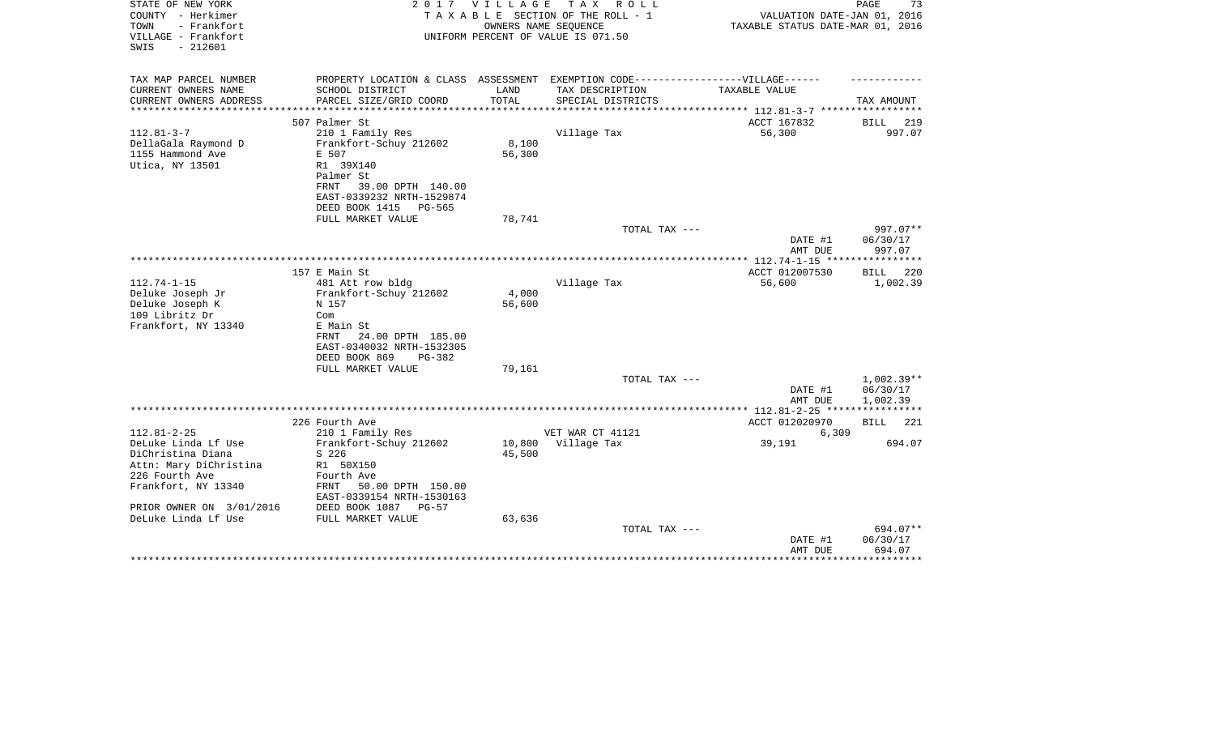STATE OF NEW YORK — 2017 VILLAGE TAX ROLL
COUNTY - Herkimer — TAXABLE SECTION OF THE ROLL - 1 — VALUATION DATE-JAN 01, 2016
TOWN - Frankfort — OWNERS NAME SEQUENCE — TAXABLE STATUS DATE-MAR 01, 2016
VILLAGE - Frankfort — UNIFORM PERCENT OF VALUE IS 071.50
SWIS - 212601

| TAX MAP PARCEL NUMBER / CURRENT OWNERS NAME / CURRENT OWNERS ADDRESS | PROPERTY LOCATION & CLASS / SCHOOL DISTRICT / PARCEL SIZE/GRID COORD | ASSESSMENT LAND / TOTAL | EXEMPTION CODE / TAX DESCRIPTION / SPECIAL DISTRICTS | TAXABLE VALUE | TAX AMOUNT |
|---|---|---|---|---|---|
| | 507 Palmer St | | | ACCT 167832 | BILL 219 |
| 112.81-3-7 | 210 1 Family Res | | Village Tax | 56,300 | 997.07 |
| DellaGala Raymond D | Frankfort-Schuy 212602 | 8,100 | | | |
| 1155 Hammond Ave | E 507 | 56,300 | | | |
| Utica, NY 13501 | R1 39X140 | | | | |
| | Palmer St | | | | |
| | FRNT 39.00 DPTH 140.00 | | | | |
| | EAST-0339232 NRTH-1529874 | | | | |
| | DEED BOOK 1415 PG-565 | | | | |
| | FULL MARKET VALUE | 78,741 | | | |
| | | | TOTAL TAX --- | | 997.07** |
| | | | | DATE #1 | 06/30/17 |
| | | | | AMT DUE | 997.07 |
| | 157 E Main St | | | ACCT 012007530 | BILL 220 |
| 112.74-1-15 | 481 Att row bldg | | Village Tax | 56,600 | 1,002.39 |
| Deluke Joseph Jr | Frankfort-Schuy 212602 | 4,000 | | | |
| Deluke Joseph K | N 157 | 56,600 | | | |
| 109 Libritz Dr | Com | | | | |
| Frankfort, NY 13340 | E Main St | | | | |
| | FRNT 24.00 DPTH 185.00 | | | | |
| | EAST-0340032 NRTH-1532305 | | | | |
| | DEED BOOK 869 PG-382 | | | | |
| | FULL MARKET VALUE | 79,161 | | | |
| | | | TOTAL TAX --- | | 1,002.39** |
| | | | | DATE #1 | 06/30/17 |
| | | | | AMT DUE | 1,002.39 |
| | 226 Fourth Ave | | | ACCT 012020970 | BILL 221 |
| 112.81-2-25 | 210 1 Family Res | | VET WAR CT 41121 | 6,309 | |
| DeLuke Linda Lf Use | Frankfort-Schuy 212602 | 10,800 | Village Tax | 39,191 | 694.07 |
| DiChristina Diana | S 226 | 45,500 | | | |
| Attn: Mary DiChristina | R1 50X150 | | | | |
| 226 Fourth Ave | Fourth Ave | | | | |
| Frankfort, NY 13340 | FRNT 50.00 DPTH 150.00 | | | | |
| | EAST-0339154 NRTH-1530163 | | | | |
| PRIOR OWNER ON 3/01/2016 | DEED BOOK 1087 PG-57 | | | | |
| DeLuke Linda Lf Use | FULL MARKET VALUE | 63,636 | | | |
| | | | TOTAL TAX --- | | 694.07** |
| | | | | DATE #1 | 06/30/17 |
| | | | | AMT DUE | 694.07 |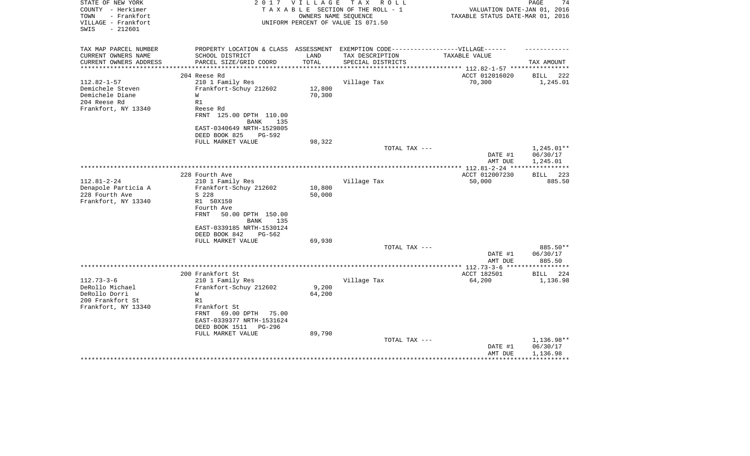STATE OF NEW YORK
COUNTY - Herkimer
TOWN - Frankfort
VILLAGE - Frankfort
SWIS - 212601

2017 VILLAGE TAX ROLL
TAXABLE SECTION OF THE ROLL - 1
OWNERS NAME SEQUENCE
UNIFORM PERCENT OF VALUE IS 071.50

VALUATION DATE-JAN 01, 2016
TAXABLE STATUS DATE-MAR 01, 2016

| TAX MAP PARCEL NUMBER<br>CURRENT OWNERS NAME<br>CURRENT OWNERS ADDRESS | PROPERTY LOCATION & CLASS<br>SCHOOL DISTRICT<br>PARCEL SIZE/GRID COORD | ASSESSMENT<br>LAND<br>TOTAL | EXEMPTION CODE------VILLAGE------<br>TAX DESCRIPTION<br>SPECIAL DISTRICTS | TAXABLE VALUE | TAX AMOUNT |
|---|---|---|---|---|---|
| | 204 Reese Rd | | | ACCT 012016020 | BILL 222 |
| 112.82-1-57 | 210 1 Family Res | | Village Tax | 70,300 | 1,245.01 |
| Demichele Steven | Frankfort-Schuy 212602 | 12,800 | | | |
| Demichele Diane | W | 70,300 | | | |
| 204 Reese Rd | R1 | | | | |
| Frankfort, NY 13340 | Reese Rd | | | | |
| | FRNT 125.00 DPTH 110.00 | | | | |
| | BANK 135 | | | | |
| | EAST-0340649 NRTH-1529805 | | | | |
| | DEED BOOK 825 PG-592 | | | | |
| | FULL MARKET VALUE | 98,322 | | | |
| | | | TOTAL TAX --- | | 1,245.01** |
| | | | | DATE #1 | 06/30/17 |
| | | | | AMT DUE | 1,245.01 |
| | 228 Fourth Ave | | | ACCT 012007230 | BILL 223 |
| 112.81-2-24 | 210 1 Family Res | | Village Tax | 50,000 | 885.50 |
| Denapole Particia A | Frankfort-Schuy 212602 | 10,800 | | | |
| 228 Fourth Ave | S 228 | 50,000 | | | |
| Frankfort, NY 13340 | R1 50X150 | | | | |
| | Fourth Ave | | | | |
| | FRNT 50.00 DPTH 150.00 | | | | |
| | BANK 135 | | | | |
| | EAST-0339185 NRTH-1530124 | | | | |
| | DEED BOOK 842 PG-562 | | | | |
| | FULL MARKET VALUE | 69,930 | | | |
| | | | TOTAL TAX --- | | 885.50** |
| | | | | DATE #1 | 06/30/17 |
| | | | | AMT DUE | 885.50 |
| | 200 Frankfort St | | | ACCT 182501 | BILL 224 |
| 112.73-3-6 | 210 1 Family Res | | Village Tax | 64,200 | 1,136.98 |
| DeRollo Michael | Frankfort-Schuy 212602 | 9,200 | | | |
| DeRollo Dorri | W | 64,200 | | | |
| 200 Frankfort St | R1 | | | | |
| Frankfort, NY 13340 | Frankfort St | | | | |
| | FRNT 69.00 DPTH 75.00 | | | | |
| | EAST-0339377 NRTH-1531624 | | | | |
| | DEED BOOK 1511 PG-296 | | | | |
| | FULL MARKET VALUE | 89,790 | | | |
| | | | TOTAL TAX --- | | 1,136.98** |
| | | | | DATE #1 | 06/30/17 |
| | | | | AMT DUE | 1,136.98 |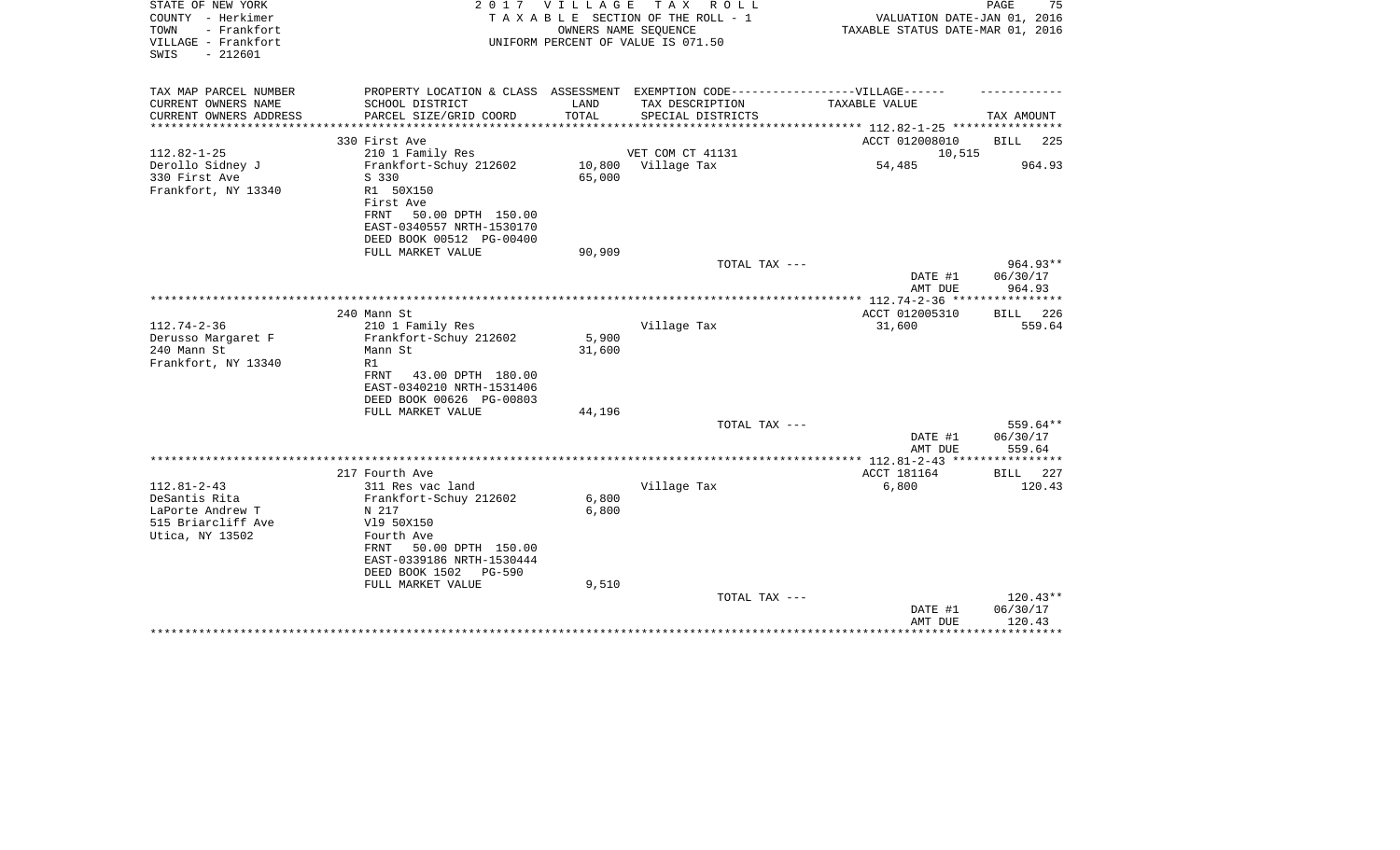STATE OF NEW YORK
COUNTY - Herkimer
TOWN - Frankfort
VILLAGE - Frankfort
SWIS - 212601

2 0 1 7 V I L L A G E T A X R O L L
T A X A B L E SECTION OF THE ROLL - 1
OWNERS NAME SEQUENCE
UNIFORM PERCENT OF VALUE IS 071.50

VALUATION DATE-JAN 01, 2016
TAXABLE STATUS DATE-MAR 01, 2016

| TAX MAP PARCEL NUMBER<br>CURRENT OWNERS NAME<br>CURRENT OWNERS ADDRESS | PROPERTY LOCATION & CLASS<br>SCHOOL DISTRICT<br>PARCEL SIZE/GRID COORD | ASSESSMENT<br>LAND<br>TOTAL | EXEMPTION CODE------------------VILLAGE------<br>TAX DESCRIPTION<br>SPECIAL DISTRICTS | TAXABLE VALUE | TAX AMOUNT |
|---|---|---|---|---|---|
| | 330 First Ave | | | ACCT 012008010 | BILL 225 |
| 112.82-1-25 | 210 1 Family Res | | VET COM CT 41131 | 10,515 | |
| Derollo Sidney J | Frankfort-Schuy 212602 | 10,800 | Village Tax | 54,485 | 964.93 |
| 330 First Ave | S 330 | 65,000 | | | |
| Frankfort, NY 13340 | R1 50X150 | | | | |
| | First Ave | | | | |
| | FRNT 50.00 DPTH 150.00 | | | | |
| | EAST-0340557 NRTH-1530170 | | | | |
| | DEED BOOK 00512 PG-00400 | | | | |
| | FULL MARKET VALUE | 90,909 | | | |
| | | | TOTAL TAX --- | | 964.93** |
| | | | | DATE #1 | 06/30/17 |
| | | | | AMT DUE | 964.93 |
| | 240 Mann St | | | ACCT 012005310 | BILL 226 |
| 112.74-2-36 | 210 1 Family Res | | Village Tax | 31,600 | 559.64 |
| Derusso Margaret F | Frankfort-Schuy 212602 | 5,900 | | | |
| 240 Mann St | Mann St | 31,600 | | | |
| Frankfort, NY 13340 | R1 | | | | |
| | FRNT 43.00 DPTH 180.00 | | | | |
| | EAST-0340210 NRTH-1531406 | | | | |
| | DEED BOOK 00626 PG-00803 | | | | |
| | FULL MARKET VALUE | 44,196 | | | |
| | | | TOTAL TAX --- | | 559.64** |
| | | | | DATE #1 | 06/30/17 |
| | | | | AMT DUE | 559.64 |
| | 217 Fourth Ave | | | ACCT 181164 | BILL 227 |
| 112.81-2-43 | 311 Res vac land | | Village Tax | 6,800 | 120.43 |
| DeSantis Rita | Frankfort-Schuy 212602 | 6,800 | | | |
| LaPorte Andrew T | N 217 | 6,800 | | | |
| 515 Briarcliff Ave | Vl9 50X150 | | | | |
| Utica, NY 13502 | Fourth Ave | | | | |
| | FRNT 50.00 DPTH 150.00 | | | | |
| | EAST-0339186 NRTH-1530444 | | | | |
| | DEED BOOK 1502 PG-590 | | | | |
| | FULL MARKET VALUE | 9,510 | | | |
| | | | TOTAL TAX --- | | 120.43** |
| | | | | DATE #1 | 06/30/17 |
| | | | | AMT DUE | 120.43 |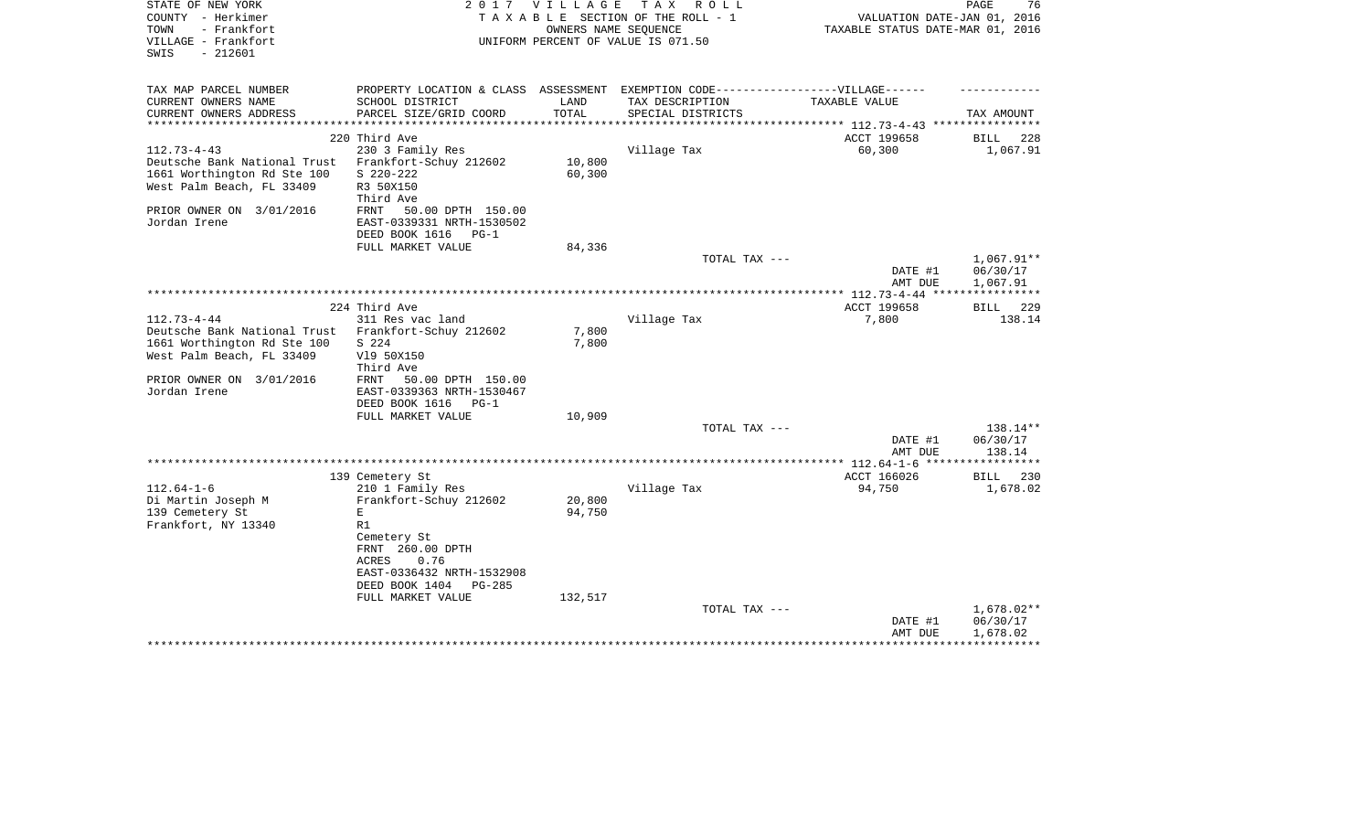STATE OF NEW YORK
COUNTY - Herkimer
TOWN - Frankfort
VILLAGE - Frankfort
SWIS - 212601

2 0 1 7 V I L L A G E T A X R O L L
T A X A B L E SECTION OF THE ROLL - 1
OWNERS NAME SEQUENCE
UNIFORM PERCENT OF VALUE IS 071.50

VALUATION DATE-JAN 01, 2016
TAXABLE STATUS DATE-MAR 01, 2016

| TAX MAP PARCEL NUMBER<br>CURRENT OWNERS NAME<br>CURRENT OWNERS ADDRESS | PROPERTY LOCATION & CLASS<br>SCHOOL DISTRICT<br>PARCEL SIZE/GRID COORD | ASSESSMENT<br>LAND<br>TOTAL | EXEMPTION CODE------------------VILLAGE------<br>TAX DESCRIPTION<br>SPECIAL DISTRICTS | TAXABLE VALUE | TAX AMOUNT |
|---|---|---|---|---|---|
| ********** 112.73-4-43 ********** | | | | | |
| | 220 Third Ave | | | ACCT 199658 | BILL 228 |
| 112.73-4-43 | 230 3 Family Res | | Village Tax | 60,300 | 1,067.91 |
| Deutsche Bank National Trust | Frankfort-Schuy 212602 | 10,800 | | | |
| 1661 Worthington Rd Ste 100 | S 220-222 | 60,300 | | | |
| West Palm Beach, FL 33409 | R3 50X150 | | | | |
| | Third Ave | | | | |
| PRIOR OWNER ON 3/01/2016 | FRNT 50.00 DPTH 150.00 | | | | |
| Jordan Irene | EAST-0339331 NRTH-1530502 | | | | |
| | DEED BOOK 1616 PG-1 | | | | |
| | FULL MARKET VALUE | 84,336 | | | |
| | | | TOTAL TAX --- | | 1,067.91** |
| | | | | DATE #1 | 06/30/17 |
| | | | | AMT DUE | 1,067.91 |
| ********** 112.73-4-44 ********** | | | | | |
| | 224 Third Ave | | | ACCT 199658 | BILL 229 |
| 112.73-4-44 | 311 Res vac land | | Village Tax | 7,800 | 138.14 |
| Deutsche Bank National Trust | Frankfort-Schuy 212602 | 7,800 | | | |
| 1661 Worthington Rd Ste 100 | S 224 | 7,800 | | | |
| West Palm Beach, FL 33409 | Vl9 50X150 | | | | |
| | Third Ave | | | | |
| PRIOR OWNER ON 3/01/2016 | FRNT 50.00 DPTH 150.00 | | | | |
| Jordan Irene | EAST-0339363 NRTH-1530467 | | | | |
| | DEED BOOK 1616 PG-1 | | | | |
| | FULL MARKET VALUE | 10,909 | | | |
| | | | TOTAL TAX --- | | 138.14** |
| | | | | DATE #1 | 06/30/17 |
| | | | | AMT DUE | 138.14 |
| ********** 112.64-1-6 ********** | | | | | |
| | 139 Cemetery St | | | ACCT 166026 | BILL 230 |
| 112.64-1-6 | 210 1 Family Res | | Village Tax | 94,750 | 1,678.02 |
| Di Martin Joseph M | Frankfort-Schuy 212602 | 20,800 | | | |
| 139 Cemetery St | E | 94,750 | | | |
| Frankfort, NY 13340 | R1 | | | | |
| | Cemetery St | | | | |
| | FRNT 260.00 DPTH | | | | |
| | ACRES 0.76 | | | | |
| | EAST-0336432 NRTH-1532908 | | | | |
| | DEED BOOK 1404 PG-285 | | | | |
| | FULL MARKET VALUE | 132,517 | | | |
| | | | TOTAL TAX --- | | 1,678.02** |
| | | | | DATE #1 | 06/30/17 |
| | | | | AMT DUE | 1,678.02 |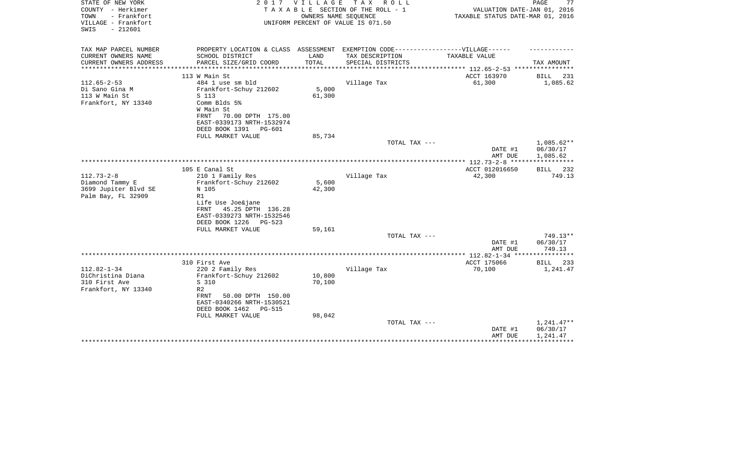STATE OF NEW YORK
COUNTY - Herkimer
TOWN - Frankfort
VILLAGE - Frankfort
SWIS - 212601

2017 VILLAGE TAX ROLL
TAXABLE SECTION OF THE ROLL - 1
OWNERS NAME SEQUENCE
UNIFORM PERCENT OF VALUE IS 071.50

VALUATION DATE-JAN 01, 2016
TAXABLE STATUS DATE-MAR 01, 2016

| TAX MAP PARCEL NUMBER / CURRENT OWNERS NAME / CURRENT OWNERS ADDRESS | PROPERTY LOCATION & CLASS / SCHOOL DISTRICT / PARCEL SIZE/GRID COORD | ASSESSMENT LAND / TOTAL | EXEMPTION CODE / TAX DESCRIPTION / SPECIAL DISTRICTS | TAXABLE VALUE | TAX AMOUNT |
|---|---|---|---|---|---|
| | 113 W Main St | | | ACCT 163970 | BILL 231 |
| 112.65-2-53 | 484 1 use sm bld | | Village Tax | 61,300 | 1,085.62 |
| Di Sano Gina M | Frankfort-Schuy 212602 | 5,000 | | | |
| 113 W Main St | S 113 | 61,300 | | | |
| Frankfort, NY 13340 | Comm Blds 5% | | | | |
| | W Main St | | | | |
| | FRNT 70.00 DPTH 175.00 | | | | |
| | EAST-0339173 NRTH-1532974 | | | | |
| | DEED BOOK 1391 PG-601 | | | | |
| | FULL MARKET VALUE | 85,734 | | | |
| | | | TOTAL TAX --- | | 1,085.62** |
| | | | | DATE #1 | 06/30/17 |
| | | | | AMT DUE | 1,085.62 |
| | 105 E Canal St | | | ACCT 012016650 | BILL 232 |
| 112.73-2-8 | 210 1 Family Res | | Village Tax | 42,300 | 749.13 |
| Diamond Tammy E | Frankfort-Schuy 212602 | 5,600 | | | |
| 3699 Jupiter Blvd SE | N 105 | 42,300 | | | |
| Palm Bay, FL 32909 | R1 | | | | |
| | Life Use Joe&jane | | | | |
| | FRNT 45.25 DPTH 136.28 | | | | |
| | EAST-0339273 NRTH-1532546 | | | | |
| | DEED BOOK 1226 PG-523 | | | | |
| | FULL MARKET VALUE | 59,161 | | | |
| | | | TOTAL TAX --- | | 749.13** |
| | | | | DATE #1 | 06/30/17 |
| | | | | AMT DUE | 749.13 |
| | 310 First Ave | | | ACCT 175066 | BILL 233 |
| 112.82-1-34 | 220 2 Family Res | | Village Tax | 70,100 | 1,241.47 |
| DiChristina Diana | Frankfort-Schuy 212602 | 10,800 | | | |
| 310 First Ave | S 310 | 70,100 | | | |
| Frankfort, NY 13340 | R2 | | | | |
| | FRNT 50.00 DPTH 150.00 | | | | |
| | EAST-0340266 NRTH-1530521 | | | | |
| | DEED BOOK 1462 PG-515 | | | | |
| | FULL MARKET VALUE | 98,042 | | | |
| | | | TOTAL TAX --- | | 1,241.47** |
| | | | | DATE #1 | 06/30/17 |
| | | | | AMT DUE | 1,241.47 |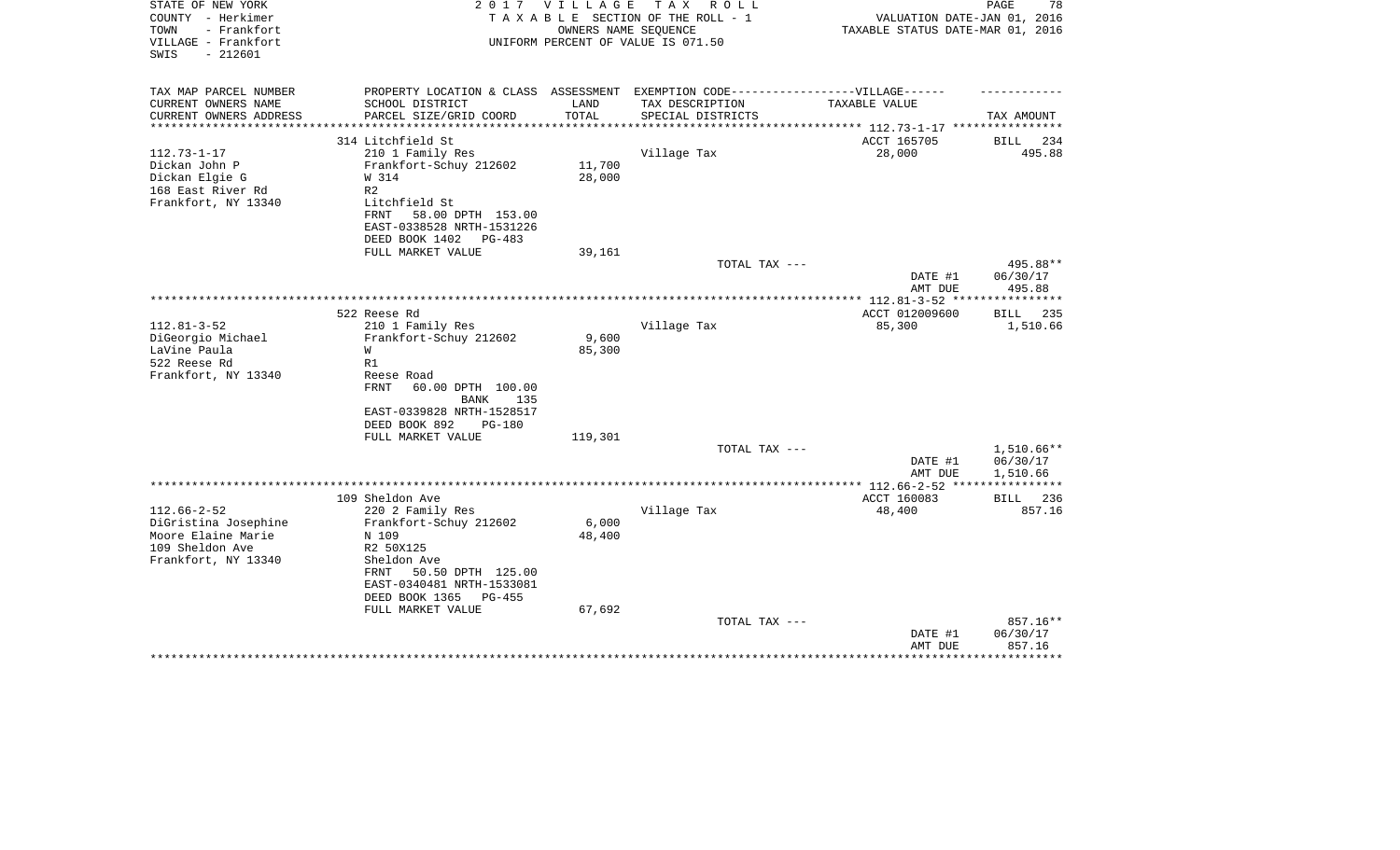STATE OF NEW YORK
COUNTY - Herkimer
TOWN - Frankfort
VILLAGE - Frankfort
SWIS - 212601

2017 VILLAGE TAX ROLL
TAXABLE SECTION OF THE ROLL - 1
OWNERS NAME SEQUENCE
UNIFORM PERCENT OF VALUE IS 071.50

VALUATION DATE-JAN 01, 2016
TAXABLE STATUS DATE-MAR 01, 2016

| TAX MAP PARCEL NUMBER / CURRENT OWNERS NAME / CURRENT OWNERS ADDRESS | PROPERTY LOCATION & CLASS / SCHOOL DISTRICT / PARCEL SIZE/GRID COORD | ASSESSMENT LAND / TOTAL | EXEMPTION CODE-----VILLAGE------ TAX DESCRIPTION / SPECIAL DISTRICTS | TAXABLE VALUE | TAX AMOUNT |
|---|---|---|---|---|---|
| | 314 Litchfield St | | | ACCT 165705 | BILL 234 |
| 112.73-1-17 | 210 1 Family Res | | Village Tax | 28,000 | 495.88 |
| Dickan John P | Frankfort-Schuy 212602 | 11,700 | | | |
| Dickan Elgie G | W 314 | 28,000 | | | |
| 168 East River Rd | R2 | | | | |
| Frankfort, NY 13340 | Litchfield St | | | | |
| | FRNT 58.00 DPTH 153.00 | | | | |
| | EAST-0338528 NRTH-1531226 | | | | |
| | DEED BOOK 1402 PG-483 | | | | |
| | FULL MARKET VALUE | 39,161 | | | |
| | | | TOTAL TAX --- | | 495.88** |
| | | | | DATE #1 | 06/30/17 |
| | | | | AMT DUE | 495.88 |
| | 522 Reese Rd | | | ACCT 012009600 | BILL 235 |
| 112.81-3-52 | 210 1 Family Res | | Village Tax | 85,300 | 1,510.66 |
| DiGeorgio Michael | Frankfort-Schuy 212602 | 9,600 | | | |
| LaVine Paula | W | 85,300 | | | |
| 522 Reese Rd | R1 | | | | |
| Frankfort, NY 13340 | Reese Road | | | | |
| | FRNT 60.00 DPTH 100.00 | | | | |
| | BANK 135 | | | | |
| | EAST-0339828 NRTH-1528517 | | | | |
| | DEED BOOK 892 PG-180 | | | | |
| | FULL MARKET VALUE | 119,301 | | | |
| | | | TOTAL TAX --- | | 1,510.66** |
| | | | | DATE #1 | 06/30/17 |
| | | | | AMT DUE | 1,510.66 |
| | 109 Sheldon Ave | | | ACCT 160083 | BILL 236 |
| 112.66-2-52 | 220 2 Family Res | | Village Tax | 48,400 | 857.16 |
| DiGristina Josephine | Frankfort-Schuy 212602 | 6,000 | | | |
| Moore Elaine Marie | N 109 | 48,400 | | | |
| 109 Sheldon Ave | R2 50X125 | | | | |
| Frankfort, NY 13340 | Sheldon Ave | | | | |
| | FRNT 50.50 DPTH 125.00 | | | | |
| | EAST-0340481 NRTH-1533081 | | | | |
| | DEED BOOK 1365 PG-455 | | | | |
| | FULL MARKET VALUE | 67,692 | | | |
| | | | TOTAL TAX --- | | 857.16** |
| | | | | DATE #1 | 06/30/17 |
| | | | | AMT DUE | 857.16 |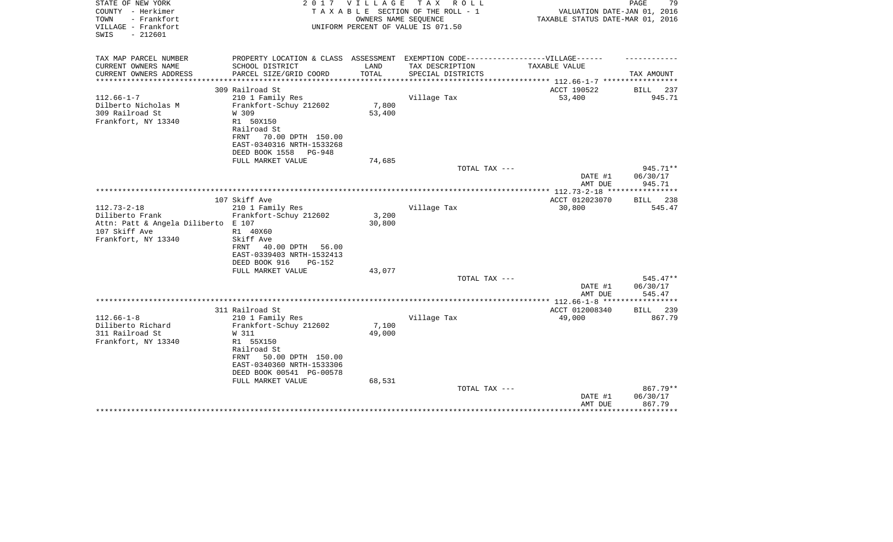STATE OF NEW YORK
COUNTY - Herkimer
TOWN - Frankfort
VILLAGE - Frankfort
SWIS - 212601

2 0 1 7 V I L L A G E T A X R O L L
T A X A B L E SECTION OF THE ROLL - 1
OWNERS NAME SEQUENCE
UNIFORM PERCENT OF VALUE IS 071.50

VALUATION DATE-JAN 01, 2016
TAXABLE STATUS DATE-MAR 01, 2016

| TAX MAP PARCEL NUMBER / CURRENT OWNERS NAME / CURRENT OWNERS ADDRESS | PROPERTY LOCATION & CLASS / SCHOOL DISTRICT / PARCEL SIZE/GRID COORD | ASSESSMENT LAND / TOTAL | EXEMPTION CODE-----VILLAGE------ TAX DESCRIPTION / SPECIAL DISTRICTS | TAXABLE VALUE | TAX AMOUNT |
|---|---|---|---|---|---|
| 112.66-1-7 | 309 Railroad St | | | ACCT 190522 | BILL 237 |
| Dilberto Nicholas M | 210 1 Family Res | | Village Tax | 53,400 | 945.71 |
| 309 Railroad St | Frankfort-Schuy 212602 | 7,800 | | | |
| Frankfort, NY 13340 | W 309 | 53,400 | | | |
| | R1 50X150 | | | | |
| | Railroad St | | | | |
| | FRNT 70.00 DPTH 150.00 | | | | |
| | EAST-0340316 NRTH-1533268 | | | | |
| | DEED BOOK 1558 PG-948 | | | | |
| | FULL MARKET VALUE | 74,685 | | | |
| | | | TOTAL TAX --- | | 945.71** |
| | | | | DATE #1 | 06/30/17 |
| | | | | AMT DUE | 945.71 |
| 112.73-2-18 | 107 Skiff Ave | | | ACCT 012023070 | BILL 238 |
| Diliberto Frank | 210 1 Family Res | | Village Tax | 30,800 | 545.47 |
| Attn: Patt & Angela Diliberto | Frankfort-Schuy 212602 | 3,200 | | | |
| 107 Skiff Ave | E 107 | 30,800 | | | |
| Frankfort, NY 13340 | R1 40X60 | | | | |
| | Skiff Ave | | | | |
| | FRNT 40.00 DPTH 56.00 | | | | |
| | EAST-0339403 NRTH-1532413 | | | | |
| | DEED BOOK 916 PG-152 | | | | |
| | FULL MARKET VALUE | 43,077 | | | |
| | | | TOTAL TAX --- | | 545.47** |
| | | | | DATE #1 | 06/30/17 |
| | | | | AMT DUE | 545.47 |
| 112.66-1-8 | 311 Railroad St | | | ACCT 012008340 | BILL 239 |
| Diliberto Richard | 210 1 Family Res | | Village Tax | 49,000 | 867.79 |
| 311 Railroad St | Frankfort-Schuy 212602 | 7,100 | | | |
| Frankfort, NY 13340 | W 311 | 49,000 | | | |
| | R1 55X150 | | | | |
| | Railroad St | | | | |
| | FRNT 50.00 DPTH 150.00 | | | | |
| | EAST-0340360 NRTH-1533306 | | | | |
| | DEED BOOK 00541 PG-00578 | | | | |
| | FULL MARKET VALUE | 68,531 | | | |
| | | | TOTAL TAX --- | | 867.79** |
| | | | | DATE #1 | 06/30/17 |
| | | | | AMT DUE | 867.79 |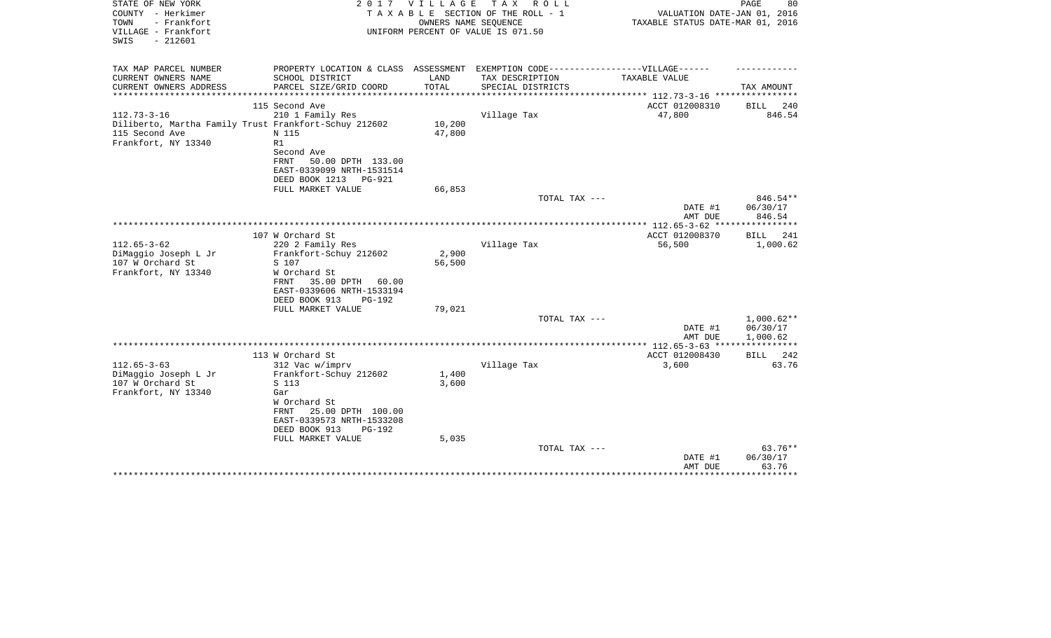STATE OF NEW YORK
COUNTY - Herkimer
TOWN - Frankfort
VILLAGE - Frankfort
SWIS - 212601

2 0 1 7 V I L L A G E T A X R O L L
T A X A B L E SECTION OF THE ROLL - 1
OWNERS NAME SEQUENCE
UNIFORM PERCENT OF VALUE IS 071.50

VALUATION DATE-JAN 01, 2016
TAXABLE STATUS DATE-MAR 01, 2016

| TAX MAP PARCEL NUMBER<br>CURRENT OWNERS NAME<br>CURRENT OWNERS ADDRESS | PROPERTY LOCATION & CLASS<br>SCHOOL DISTRICT<br>PARCEL SIZE/GRID COORD | ASSESSMENT<br>LAND<br>TOTAL | EXEMPTION CODE------VILLAGE------<br>TAX DESCRIPTION<br>SPECIAL DISTRICTS | TAXABLE VALUE | TAX AMOUNT |
|---|---|---|---|---|---|
| 112.73-3-16 | 115 Second Ave | | | ACCT 012008310 | BILL 240 |
| 112.73-3-16 | 210 1 Family Res | | Village Tax | 47,800 | 846.54 |
| Diliberto, Martha Family Trust | Frankfort-Schuy 212602 | 10,200 | | | |
| 115 Second Ave | N 115 | 47,800 | | | |
| Frankfort, NY 13340 | R1 | | | | |
| | Second Ave | | | | |
| | FRNT 50.00 DPTH 133.00 | | | | |
| | EAST-0339099 NRTH-1531514 | | | | |
| | DEED BOOK 1213 PG-921 | | | | |
| | FULL MARKET VALUE | 66,853 | | | |
| | | | TOTAL TAX --- | | 846.54** |
| | | | | DATE #1 | 06/30/17 |
| | | | | AMT DUE | 846.54 |
| 112.65-3-62 | 107 W Orchard St | | | ACCT 012008370 | BILL 241 |
| 112.65-3-62 | 220 2 Family Res | | Village Tax | 56,500 | 1,000.62 |
| DiMaggio Joseph L Jr | Frankfort-Schuy 212602 | 2,900 | | | |
| 107 W Orchard St | S 107 | 56,500 | | | |
| Frankfort, NY 13340 | W Orchard St | | | | |
| | FRNT 35.00 DPTH 60.00 | | | | |
| | EAST-0339606 NRTH-1533194 | | | | |
| | DEED BOOK 913 PG-192 | | | | |
| | FULL MARKET VALUE | 79,021 | | | |
| | | | TOTAL TAX --- | | 1,000.62** |
| | | | | DATE #1 | 06/30/17 |
| | | | | AMT DUE | 1,000.62 |
| 112.65-3-63 | 113 W Orchard St | | | ACCT 012008430 | BILL 242 |
| 112.65-3-63 | 312 Vac w/imprv | | Village Tax | 3,600 | 63.76 |
| DiMaggio Joseph L Jr | Frankfort-Schuy 212602 | 1,400 | | | |
| 107 W Orchard St | S 113 | 3,600 | | | |
| Frankfort, NY 13340 | Gar | | | | |
| | W Orchard St | | | | |
| | FRNT 25.00 DPTH 100.00 | | | | |
| | EAST-0339573 NRTH-1533208 | | | | |
| | DEED BOOK 913 PG-192 | | | | |
| | FULL MARKET VALUE | 5,035 | | | |
| | | | TOTAL TAX --- | | 63.76** |
| | | | | DATE #1 | 06/30/17 |
| | | | | AMT DUE | 63.76 |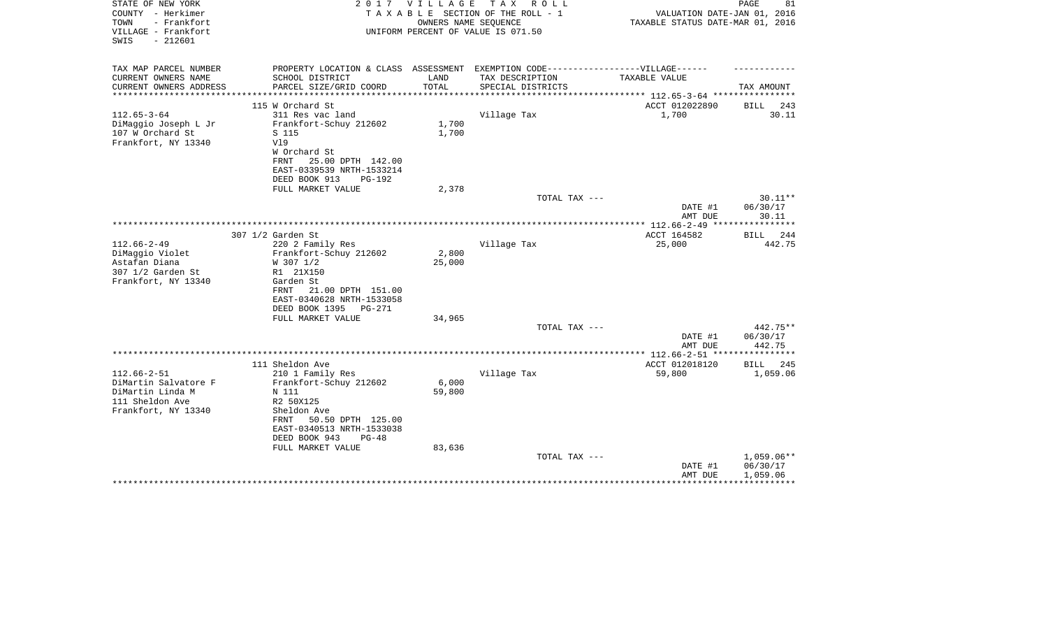STATE OF NEW YORK
COUNTY - Herkimer
TOWN - Frankfort
VILLAGE - Frankfort
SWIS - 212601

2 0 1 7 V I L L A G E T A X R O L L
T A X A B L E SECTION OF THE ROLL - 1
OWNERS NAME SEQUENCE
UNIFORM PERCENT OF VALUE IS 071.50

VALUATION DATE-JAN 01, 2016
TAXABLE STATUS DATE-MAR 01, 2016

| TAX MAP PARCEL NUMBER<br>CURRENT OWNERS NAME<br>CURRENT OWNERS ADDRESS | PROPERTY LOCATION & CLASS<br>SCHOOL DISTRICT<br>PARCEL SIZE/GRID COORD | ASSESSMENT<br>LAND<br>TOTAL | EXEMPTION CODE-----VILLAGE------<br>TAX DESCRIPTION<br>SPECIAL DISTRICTS | TAXABLE VALUE | TAX AMOUNT |
|---|---|---|---|---|---|
| | 115 W Orchard St | | | ACCT 012022890 | BILL 243 |
| 112.65-3-64 | 311 Res vac land | | Village Tax | 1,700 | 30.11 |
| DiMaggio Joseph L Jr | Frankfort-Schuy 212602 | 1,700 | | | |
| 107 W Orchard St | S 115 | 1,700 | | | |
| Frankfort, NY 13340 | Vl9 | | | | |
| | W Orchard St | | | | |
| | FRNT 25.00 DPTH 142.00 | | | | |
| | EAST-0339539 NRTH-1533214 | | | | |
| | DEED BOOK 913 PG-192 | | | | |
| | FULL MARKET VALUE | 2,378 | | | |
| | | | TOTAL TAX --- | | 30.11** |
| | | | | DATE #1 | 06/30/17 |
| | | | | AMT DUE | 30.11 |
| | 307 1/2 Garden St | | | ACCT 164582 | BILL 244 |
| 112.66-2-49 | 220 2 Family Res | | Village Tax | 25,000 | 442.75 |
| DiMaggio Violet | Frankfort-Schuy 212602 | 2,800 | | | |
| Astafan Diana | W 307 1/2 | 25,000 | | | |
| 307 1/2 Garden St | R1 21X150 | | | | |
| Frankfort, NY 13340 | Garden St | | | | |
| | FRNT 21.00 DPTH 151.00 | | | | |
| | EAST-0340628 NRTH-1533058 | | | | |
| | DEED BOOK 1395 PG-271 | | | | |
| | FULL MARKET VALUE | 34,965 | | | |
| | | | TOTAL TAX --- | | 442.75** |
| | | | | DATE #1 | 06/30/17 |
| | | | | AMT DUE | 442.75 |
| | 111 Sheldon Ave | | | ACCT 012018120 | BILL 245 |
| 112.66-2-51 | 210 1 Family Res | | Village Tax | 59,800 | 1,059.06 |
| DiMartin Salvatore F | Frankfort-Schuy 212602 | 6,000 | | | |
| DiMartin Linda M | N 111 | 59,800 | | | |
| 111 Sheldon Ave | R2 50X125 | | | | |
| Frankfort, NY 13340 | Sheldon Ave | | | | |
| | FRNT 50.50 DPTH 125.00 | | | | |
| | EAST-0340513 NRTH-1533038 | | | | |
| | DEED BOOK 943 PG-48 | | | | |
| | FULL MARKET VALUE | 83,636 | | | |
| | | | TOTAL TAX --- | | 1,059.06** |
| | | | | DATE #1 | 06/30/17 |
| | | | | AMT DUE | 1,059.06 |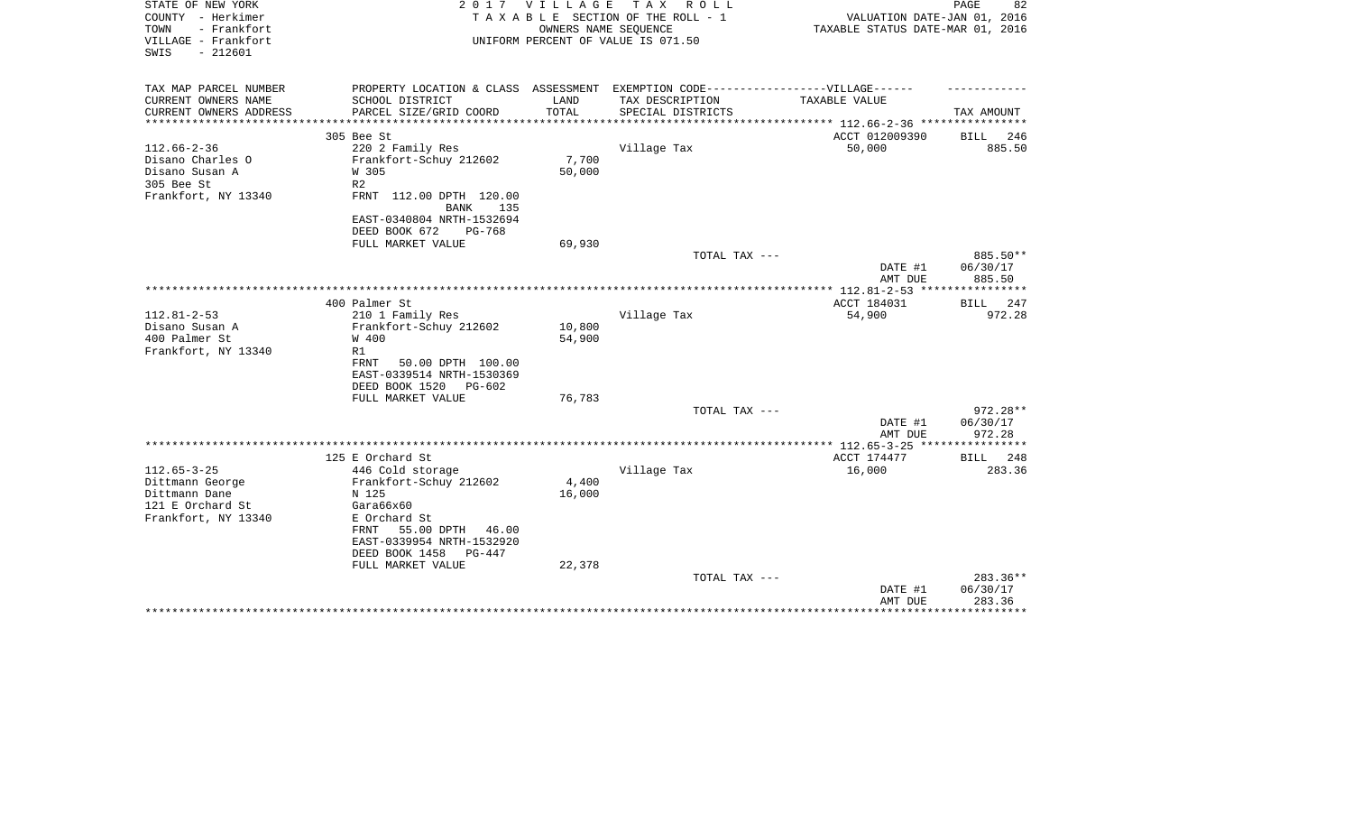STATE OF NEW YORK
COUNTY - Herkimer
TOWN - Frankfort
VILLAGE - Frankfort
SWIS - 212601

2 0 1 7 V I L L A G E T A X R O L L
T A X A B L E SECTION OF THE ROLL - 1
OWNERS NAME SEQUENCE
UNIFORM PERCENT OF VALUE IS 071.50

VALUATION DATE-JAN 01, 2016
TAXABLE STATUS DATE-MAR 01, 2016

| TAX MAP PARCEL NUMBER<br>CURRENT OWNERS NAME<br>CURRENT OWNERS ADDRESS | PROPERTY LOCATION & CLASS<br>SCHOOL DISTRICT<br>PARCEL SIZE/GRID COORD | ASSESSMENT<br>LAND<br>TOTAL | EXEMPTION CODE------------------VILLAGE------<br>TAX DESCRIPTION<br>SPECIAL DISTRICTS | TAXABLE VALUE | TAX AMOUNT |
|---|---|---|---|---|---|
| | 305 Bee St | | | ACCT 012009390 | BILL 246 |
| 112.66-2-36 | 220 2 Family Res | | Village Tax | 50,000 | 885.50 |
| Disano Charles O | Frankfort-Schuy 212602 | 7,700 | | | |
| Disano Susan A | W 305 | 50,000 | | | |
| 305 Bee St | R2 | | | | |
| Frankfort, NY 13340 | FRNT 112.00 DPTH 120.00 | | | | |
| | BANK 135 | | | | |
| | EAST-0340804 NRTH-1532694 | | | | |
| | DEED BOOK 672 PG-768 | | | | |
| | FULL MARKET VALUE | 69,930 | | | |
| | | | TOTAL TAX --- | | 885.50** |
| | | | | DATE #1 | 06/30/17 |
| | | | | AMT DUE | 885.50 |
| | 400 Palmer St | | | ACCT 184031 | BILL 247 |
| 112.81-2-53 | 210 1 Family Res | | Village Tax | 54,900 | 972.28 |
| Disano Susan A | Frankfort-Schuy 212602 | 10,800 | | | |
| 400 Palmer St | W 400 | 54,900 | | | |
| Frankfort, NY 13340 | R1 | | | | |
| | FRNT 50.00 DPTH 100.00 | | | | |
| | EAST-0339514 NRTH-1530369 | | | | |
| | DEED BOOK 1520 PG-602 | | | | |
| | FULL MARKET VALUE | 76,783 | | | |
| | | | TOTAL TAX --- | | 972.28** |
| | | | | DATE #1 | 06/30/17 |
| | | | | AMT DUE | 972.28 |
| | 125 E Orchard St | | | ACCT 174477 | BILL 248 |
| 112.65-3-25 | 446 Cold storage | | Village Tax | 16,000 | 283.36 |
| Dittmann George | Frankfort-Schuy 212602 | 4,400 | | | |
| Dittmann Dane | N 125 | 16,000 | | | |
| 121 E Orchard St | Gara66x60 | | | | |
| Frankfort, NY 13340 | E Orchard St | | | | |
| | FRNT 55.00 DPTH 46.00 | | | | |
| | EAST-0339954 NRTH-1532920 | | | | |
| | DEED BOOK 1458 PG-447 | | | | |
| | FULL MARKET VALUE | 22,378 | | | |
| | | | TOTAL TAX --- | | 283.36** |
| | | | | DATE #1 | 06/30/17 |
| | | | | AMT DUE | 283.36 |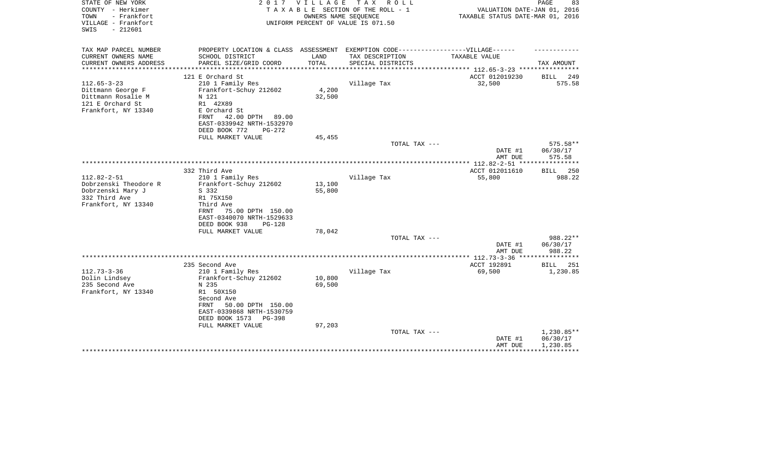STATE OF NEW YORK
COUNTY - Herkimer
TOWN - Frankfort
VILLAGE - Frankfort
SWIS - 212601

2 0 1 7 V I L L A G E T A X R O L L
T A X A B L E SECTION OF THE ROLL - 1
OWNERS NAME SEQUENCE
UNIFORM PERCENT OF VALUE IS 071.50

VALUATION DATE-JAN 01, 2016
TAXABLE STATUS DATE-MAR 01, 2016

| TAX MAP PARCEL NUMBER<br>CURRENT OWNERS NAME<br>CURRENT OWNERS ADDRESS | PROPERTY LOCATION & CLASS<br>SCHOOL DISTRICT<br>PARCEL SIZE/GRID COORD | ASSESSMENT<br>LAND<br>TOTAL | EXEMPTION CODE------VILLAGE------<br>TAX DESCRIPTION<br>SPECIAL DISTRICTS | TAXABLE VALUE | TAX AMOUNT |
|---|---|---|---|---|---|
| 112.65-3-23 | 121 E Orchard St | | | ACCT 012019230 | BILL 249 |
| Dittmann George F | 210 1 Family Res | | Village Tax | 32,500 | 575.58 |
| Dittmann Rosalie M | Frankfort-Schuy 212602 | 4,200 | | | |
| 121 E Orchard St | N 121 | 32,500 | | | |
| Frankfort, NY 13340 | R1 42X89 | | | | |
| | E Orchard St | | | | |
| | FRNT 42.00 DPTH 89.00 | | | | |
| | EAST-0339942 NRTH-1532970 | | | | |
| | DEED BOOK 772 PG-272 | | | | |
| | FULL MARKET VALUE | 45,455 | | | |
| | | | TOTAL TAX --- | | 575.58** |
| | | | | DATE #1 | 06/30/17 |
| | | | | AMT DUE | 575.58 |
| 112.82-2-51 | 332 Third Ave | | | ACCT 012011610 | BILL 250 |
| Dobrzenski Theodore R | 210 1 Family Res | | Village Tax | 55,800 | 988.22 |
| Dobrzenski Mary J | Frankfort-Schuy 212602 | 13,100 | | | |
| 332 Third Ave | S 332 | 55,800 | | | |
| Frankfort, NY 13340 | R1 75X150 | | | | |
| | Third Ave | | | | |
| | FRNT 75.00 DPTH 150.00 | | | | |
| | EAST-0340070 NRTH-1529633 | | | | |
| | DEED BOOK 938 PG-128 | | | | |
| | FULL MARKET VALUE | 78,042 | | | |
| | | | TOTAL TAX --- | | 988.22** |
| | | | | DATE #1 | 06/30/17 |
| | | | | AMT DUE | 988.22 |
| 112.73-3-36 | 235 Second Ave | | | ACCT 192891 | BILL 251 |
| Dolin Lindsey | 210 1 Family Res | | Village Tax | 69,500 | 1,230.85 |
| 235 Second Ave | Frankfort-Schuy 212602 | 10,800 | | | |
| Frankfort, NY 13340 | N 235 | 69,500 | | | |
| | R1 50X150 | | | | |
| | Second Ave | | | | |
| | FRNT 50.00 DPTH 150.00 | | | | |
| | EAST-0339868 NRTH-1530759 | | | | |
| | DEED BOOK 1573 PG-398 | | | | |
| | FULL MARKET VALUE | 97,203 | | | |
| | | | TOTAL TAX --- | | 1,230.85** |
| | | | | DATE #1 | 06/30/17 |
| | | | | AMT DUE | 1,230.85 |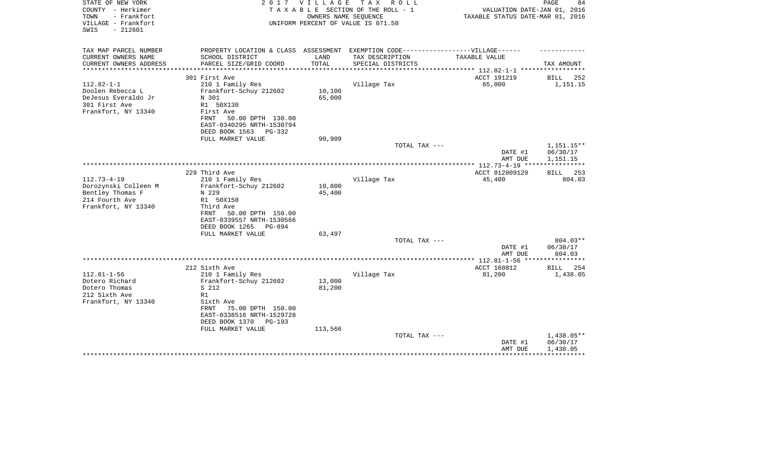STATE OF NEW YORK
COUNTY - Herkimer
TOWN - Frankfort
VILLAGE - Frankfort
SWIS - 212601

2 0 1 7 V I L L A G E T A X R O L L
T A X A B L E SECTION OF THE ROLL - 1
OWNERS NAME SEQUENCE
UNIFORM PERCENT OF VALUE IS 071.50

VALUATION DATE-JAN 01, 2016
TAXABLE STATUS DATE-MAR 01, 2016

| TAX MAP PARCEL NUMBER / CURRENT OWNERS NAME / CURRENT OWNERS ADDRESS | PROPERTY LOCATION & CLASS / SCHOOL DISTRICT / PARCEL SIZE/GRID COORD | ASSESSMENT LAND / TOTAL | EXEMPTION CODE / TAX DESCRIPTION / SPECIAL DISTRICTS | TAXABLE VALUE | TAX AMOUNT |
|---|---|---|---|---|---|
| | 301 First Ave | | | ACCT 191219 | BILL 252 |
| 112.82-1-1 | 210 1 Family Res | | Village Tax | 65,000 | 1,151.15 |
| Doolen Rebecca L | Frankfort-Schuy 212602 | 10,100 | | | |
| DeJesus Everaldo Jr | N 301 | 65,000 | | | |
| 301 First Ave | R1 50X130 | | | | |
| Frankfort, NY 13340 | First Ave | | | | |
| | FRNT 50.00 DPTH 130.00 | | | | |
| | EAST-0340295 NRTH-1530794 | | | | |
| | DEED BOOK 1563 PG-332 | | | | |
| | FULL MARKET VALUE | 90,909 | | | |
| | | | TOTAL TAX --- | | 1,151.15** |
| | | | | DATE #1 | 06/30/17 |
| | | | | AMT DUE | 1,151.15 |
| | 229 Third Ave | | | ACCT 012009120 | BILL 253 |
| 112.73-4-19 | 210 1 Family Res | | Village Tax | 45,400 | 804.03 |
| Dorozynski Colleen M | Frankfort-Schuy 212602 | 10,800 | | | |
| Bentley Thomas F | N 229 | 45,400 | | | |
| 214 Fourth Ave | R1 50X150 | | | | |
| Frankfort, NY 13340 | Third Ave | | | | |
| | FRNT 50.00 DPTH 150.00 | | | | |
| | EAST-0339557 NRTH-1530566 | | | | |
| | DEED BOOK 1265 PG-894 | | | | |
| | FULL MARKET VALUE | 63,497 | | | |
| | | | TOTAL TAX --- | | 804.03** |
| | | | | DATE #1 | 06/30/17 |
| | | | | AMT DUE | 804.03 |
| | 212 Sixth Ave | | | ACCT 160812 | BILL 254 |
| 112.81-1-56 | 210 1 Family Res | | Village Tax | 81,200 | 1,438.05 |
| Dotero Richard | Frankfort-Schuy 212602 | 13,000 | | | |
| Dotero Thomas | S 212 | 81,200 | | | |
| 212 Sixth Ave | R1 | | | | |
| Frankfort, NY 13340 | Sixth Ave | | | | |
| | FRNT 75.00 DPTH 150.00 | | | | |
| | EAST-0338516 NRTH-1529728 | | | | |
| | DEED BOOK 1370 PG-193 | | | | |
| | FULL MARKET VALUE | 113,566 | | | |
| | | | TOTAL TAX --- | | 1,438.05** |
| | | | | DATE #1 | 06/30/17 |
| | | | | AMT DUE | 1,438.05 |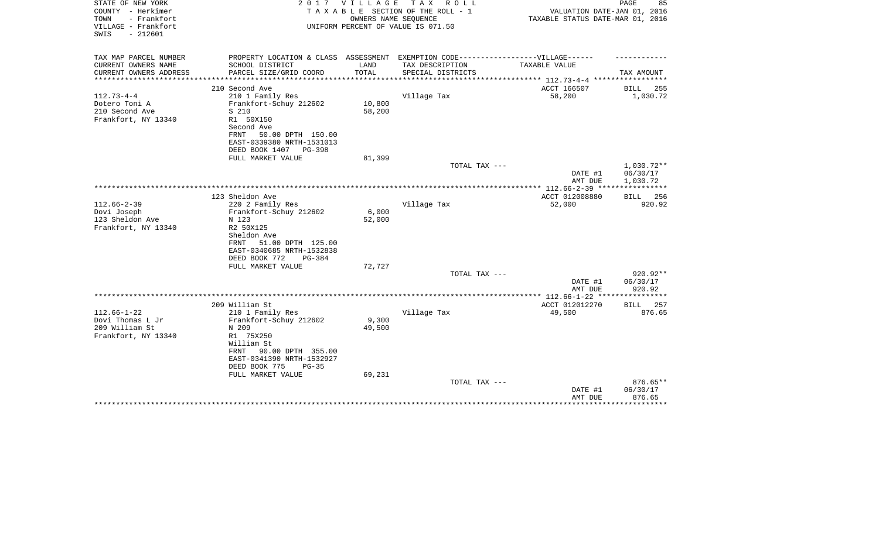STATE OF NEW YORK
COUNTY - Herkimer
TOWN - Frankfort
VILLAGE - Frankfort
SWIS - 212601

**2 0 1 7 V I L L A G E T A X R O L L**
T A X A B L E SECTION OF THE ROLL - 1
OWNERS NAME SEQUENCE
UNIFORM PERCENT OF VALUE IS 071.50

VALUATION DATE-JAN 01, 2016
TAXABLE STATUS DATE-MAR 01, 2016

| TAX MAP PARCEL NUMBER<br>CURRENT OWNERS NAME<br>CURRENT OWNERS ADDRESS | PROPERTY LOCATION & CLASS<br>SCHOOL DISTRICT<br>PARCEL SIZE/GRID COORD | ASSESSMENT<br>LAND<br>TOTAL | EXEMPTION CODE------VILLAGE------<br>TAX DESCRIPTION<br>SPECIAL DISTRICTS | TAXABLE VALUE | TAX AMOUNT |
|---|---|---|---|---|---|
| | 210 Second Ave | | | ACCT 166507 | BILL 255 |
| 112.73-4-4 | 210 1 Family Res | | Village Tax | 58,200 | 1,030.72 |
| Dotero Toni A | Frankfort-Schuy 212602 | 10,800 | | | |
| 210 Second Ave | S 210 | 58,200 | | | |
| Frankfort, NY 13340 | R1 50X150 | | | | |
| | Second Ave | | | | |
| | FRNT 50.00 DPTH 150.00 | | | | |
| | EAST-0339380 NRTH-1531013 | | | | |
| | DEED BOOK 1407 PG-398 | | | | |
| | FULL MARKET VALUE | 81,399 | | | |
| | | | TOTAL TAX --- | | 1,030.72** |
| | | | | DATE #1 | 06/30/17 |
| | | | | AMT DUE | 1,030.72 |
| | 123 Sheldon Ave | | | ACCT 012008880 | BILL 256 |
| 112.66-2-39 | 220 2 Family Res | | Village Tax | 52,000 | 920.92 |
| Dovi Joseph | Frankfort-Schuy 212602 | 6,000 | | | |
| 123 Sheldon Ave | N 123 | 52,000 | | | |
| Frankfort, NY 13340 | R2 50X125 | | | | |
| | Sheldon Ave | | | | |
| | FRNT 51.00 DPTH 125.00 | | | | |
| | EAST-0340685 NRTH-1532838 | | | | |
| | DEED BOOK 772 PG-384 | | | | |
| | FULL MARKET VALUE | 72,727 | | | |
| | | | TOTAL TAX --- | | 920.92** |
| | | | | DATE #1 | 06/30/17 |
| | | | | AMT DUE | 920.92 |
| | 209 William St | | | ACCT 012012270 | BILL 257 |
| 112.66-1-22 | 210 1 Family Res | | Village Tax | 49,500 | 876.65 |
| Dovi Thomas L Jr | Frankfort-Schuy 212602 | 9,300 | | | |
| 209 William St | N 209 | 49,500 | | | |
| Frankfort, NY 13340 | R1 75X250 | | | | |
| | William St | | | | |
| | FRNT 90.00 DPTH 355.00 | | | | |
| | EAST-0341390 NRTH-1532927 | | | | |
| | DEED BOOK 775 PG-35 | | | | |
| | FULL MARKET VALUE | 69,231 | | | |
| | | | TOTAL TAX --- | | 876.65** |
| | | | | DATE #1 | 06/30/17 |
| | | | | AMT DUE | 876.65 |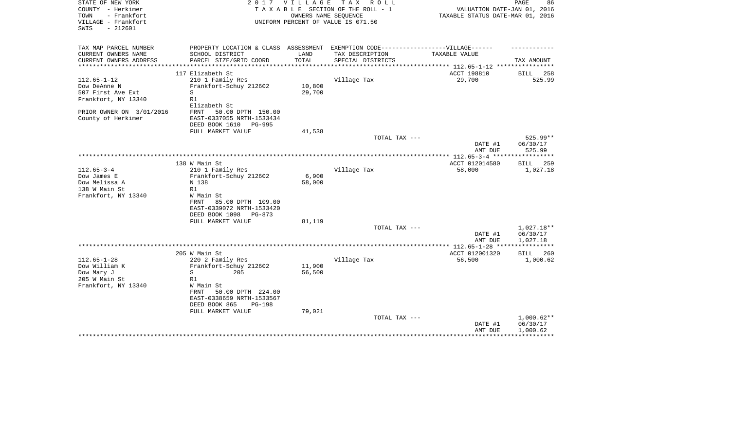STATE OF NEW YORK
COUNTY - Herkimer
TOWN - Frankfort
VILLAGE - Frankfort
SWIS - 212601

2 0 1 7 V I L L A G E T A X R O L L
T A X A B L E SECTION OF THE ROLL - 1
OWNERS NAME SEQUENCE
UNIFORM PERCENT OF VALUE IS 071.50

VALUATION DATE-JAN 01, 2016
TAXABLE STATUS DATE-MAR 01, 2016

| TAX MAP PARCEL NUMBER<br>CURRENT OWNERS NAME<br>CURRENT OWNERS ADDRESS | PROPERTY LOCATION & CLASS<br>SCHOOL DISTRICT<br>PARCEL SIZE/GRID COORD | ASSESSMENT<br>LAND<br>TOTAL | EXEMPTION CODE------VILLAGE------<br>TAX DESCRIPTION<br>SPECIAL DISTRICTS | TAXABLE VALUE | TAX AMOUNT |
|---|---|---|---|---|---|
| | 117 Elizabeth St | | | ACCT 198810 | BILL 258 |
| 112.65-1-12 | 210 1 Family Res | | Village Tax | 29,700 | 525.99 |
| Dow DeAnne N | Frankfort-Schuy 212602 | 10,800 | | | |
| 507 First Ave Ext | S | 29,700 | | | |
| Frankfort, NY 13340 | R1 | | | | |
| | Elizabeth St | | | | |
| PRIOR OWNER ON 3/01/2016 | FRNT 50.00 DPTH 150.00 | | | | |
| County of Herkimer | EAST-0337055 NRTH-1533434 | | | | |
| | DEED BOOK 1610 PG-995 | | | | |
| | FULL MARKET VALUE | 41,538 | | | |
| | | | TOTAL TAX --- | | 525.99** |
| | | | | DATE #1 | 06/30/17 |
| | | | | AMT DUE | 525.99 |
| | 138 W Main St | | | ACCT 012014580 | BILL 259 |
| 112.65-3-4 | 210 1 Family Res | | Village Tax | 58,000 | 1,027.18 |
| Dow James E | Frankfort-Schuy 212602 | 6,900 | | | |
| Dow Melissa A | N 138 | 58,000 | | | |
| 138 W Main St | R1 | | | | |
| Frankfort, NY 13340 | W Main St | | | | |
| | FRNT 85.00 DPTH 109.00 | | | | |
| | EAST-0339072 NRTH-1533420 | | | | |
| | DEED BOOK 1098 PG-873 | | | | |
| | FULL MARKET VALUE | 81,119 | | | |
| | | | TOTAL TAX --- | | 1,027.18** |
| | | | | DATE #1 | 06/30/17 |
| | | | | AMT DUE | 1,027.18 |
| | 205 W Main St | | | ACCT 012001320 | BILL 260 |
| 112.65-1-28 | 220 2 Family Res | | Village Tax | 56,500 | 1,000.62 |
| Dow William K | Frankfort-Schuy 212602 | 11,900 | | | |
| Dow Mary J | S 205 | 56,500 | | | |
| 205 W Main St | R1 | | | | |
| Frankfort, NY 13340 | W Main St | | | | |
| | FRNT 50.00 DPTH 224.00 | | | | |
| | EAST-0338659 NRTH-1533567 | | | | |
| | DEED BOOK 865 PG-198 | | | | |
| | FULL MARKET VALUE | 79,021 | | | |
| | | | TOTAL TAX --- | | 1,000.62** |
| | | | | DATE #1 | 06/30/17 |
| | | | | AMT DUE | 1,000.62 |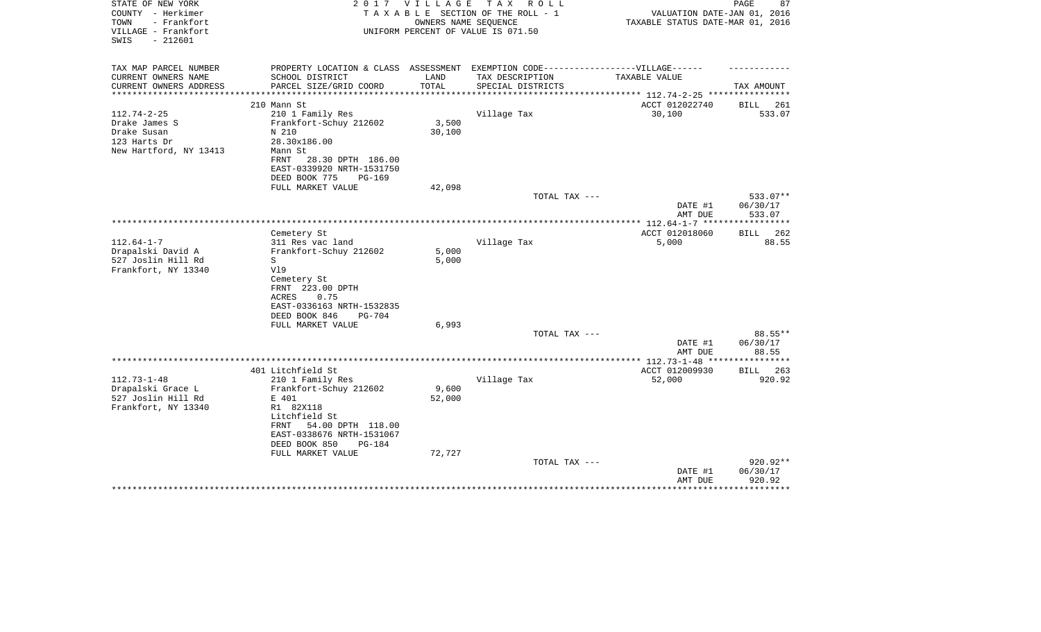STATE OF NEW YORK
COUNTY - Herkimer
TOWN - Frankfort
VILLAGE - Frankfort
SWIS - 212601

2 0 1 7 V I L L A G E T A X R O L L
T A X A B L E SECTION OF THE ROLL - 1
OWNERS NAME SEQUENCE
UNIFORM PERCENT OF VALUE IS 071.50

VALUATION DATE-JAN 01, 2016
TAXABLE STATUS DATE-MAR 01, 2016

| TAX MAP PARCEL NUMBER<br>CURRENT OWNERS NAME<br>CURRENT OWNERS ADDRESS | PROPERTY LOCATION & CLASS<br>SCHOOL DISTRICT<br>PARCEL SIZE/GRID COORD | ASSESSMENT<br>LAND<br>TOTAL | EXEMPTION CODE------------------VILLAGE------<br>TAX DESCRIPTION<br>SPECIAL DISTRICTS | TAXABLE VALUE | TAX AMOUNT |
|---|---|---|---|---|---|
| | 210 Mann St | | | ACCT 012022740 | BILL 261 |
| 112.74-2-25 | 210 1 Family Res | | Village Tax | 30,100 | 533.07 |
| Drake James S | Frankfort-Schuy 212602 | 3,500 | | | |
| Drake Susan | N 210 | 30,100 | | | |
| 123 Harts Dr | 28.30x186.00 | | | | |
| New Hartford, NY 13413 | Mann St | | | | |
| | FRNT 28.30 DPTH 186.00 | | | | |
| | EAST-0339920 NRTH-1531750 | | | | |
| | DEED BOOK 775 PG-169 | | | | |
| | FULL MARKET VALUE | 42,098 | | | |
| | | | TOTAL TAX --- | | 533.07** |
| | | | | DATE #1 | 06/30/17 |
| | | | | AMT DUE | 533.07 |
| | Cemetery St | | | ACCT 012018060 | BILL 262 |
| 112.64-1-7 | 311 Res vac land | | Village Tax | 5,000 | 88.55 |
| Drapalski David A | Frankfort-Schuy 212602 | 5,000 | | | |
| 527 Joslin Hill Rd | S | 5,000 | | | |
| Frankfort, NY 13340 | Vl9 | | | | |
| | Cemetery St | | | | |
| | FRNT 223.00 DPTH | | | | |
| | ACRES 0.75 | | | | |
| | EAST-0336163 NRTH-1532835 | | | | |
| | DEED BOOK 846 PG-704 | | | | |
| | FULL MARKET VALUE | 6,993 | | | |
| | | | TOTAL TAX --- | | 88.55** |
| | | | | DATE #1 | 06/30/17 |
| | | | | AMT DUE | 88.55 |
| | 401 Litchfield St | | | ACCT 012009930 | BILL 263 |
| 112.73-1-48 | 210 1 Family Res | | Village Tax | 52,000 | 920.92 |
| Drapalski Grace L | Frankfort-Schuy 212602 | 9,600 | | | |
| 527 Joslin Hill Rd | E 401 | 52,000 | | | |
| Frankfort, NY 13340 | R1 82X118 | | | | |
| | Litchfield St | | | | |
| | FRNT 54.00 DPTH 118.00 | | | | |
| | EAST-0338676 NRTH-1531067 | | | | |
| | DEED BOOK 850 PG-184 | | | | |
| | FULL MARKET VALUE | 72,727 | | | |
| | | | TOTAL TAX --- | | 920.92** |
| | | | | DATE #1 | 06/30/17 |
| | | | | AMT DUE | 920.92 |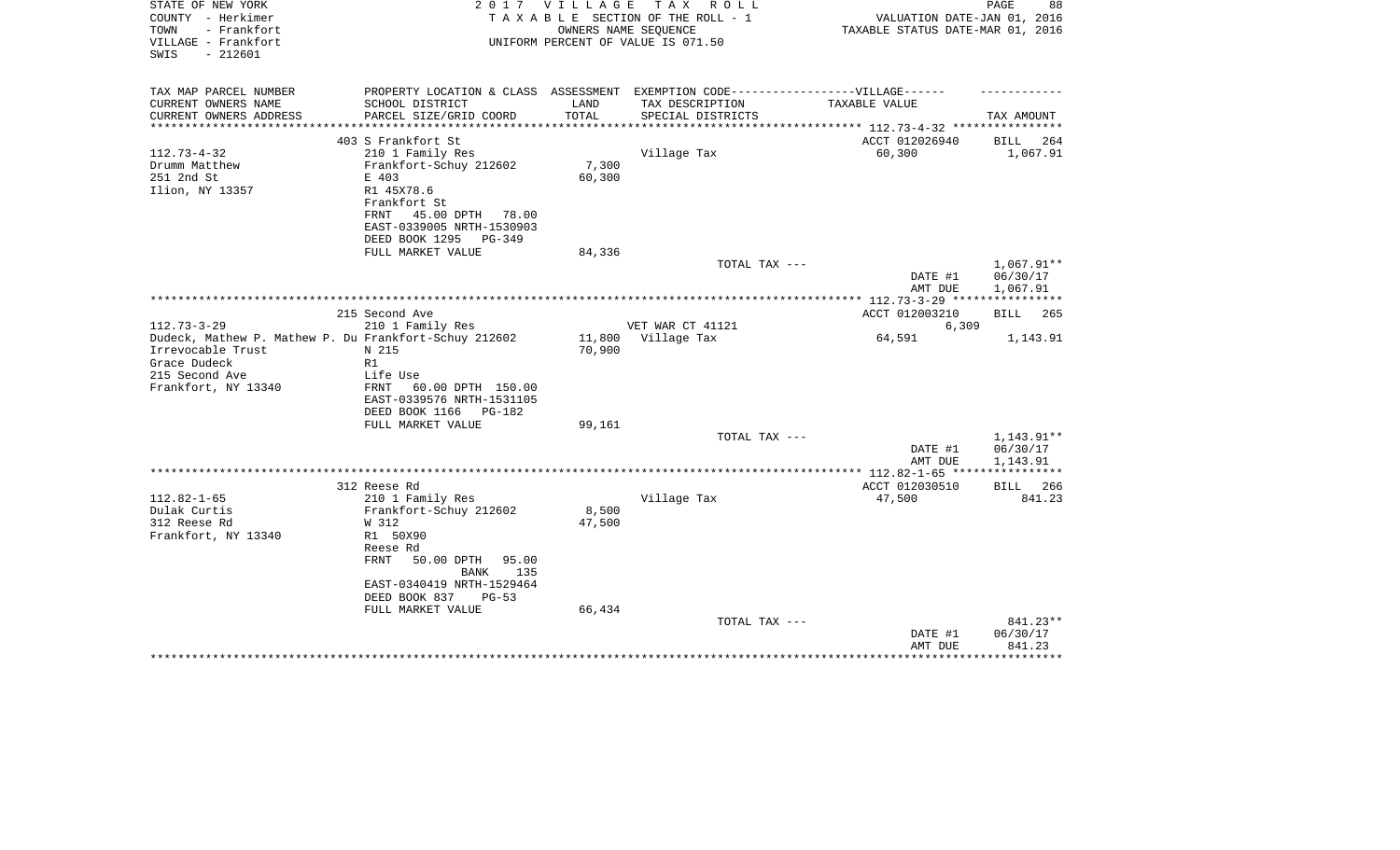STATE OF NEW YORK | COUNTY - Herkimer | TOWN - Frankfort | VILLAGE - Frankfort | SWIS - 212601

**2017 VILLAGE TAX ROLL**
TAXABLE SECTION OF THE ROLL - 1
OWNERS NAME SEQUENCE
UNIFORM PERCENT OF VALUE IS 071.50

VALUATION DATE-JAN 01, 2016
TAXABLE STATUS DATE-MAR 01, 2016

| TAX MAP PARCEL NUMBER / CURRENT OWNERS NAME / CURRENT OWNERS ADDRESS | PROPERTY LOCATION & CLASS / SCHOOL DISTRICT / PARCEL SIZE/GRID COORD | ASSESSMENT LAND / TOTAL | EXEMPTION CODE / TAX DESCRIPTION / SPECIAL DISTRICTS | TAXABLE VALUE | TAX AMOUNT |
|---|---|---|---|---|---|
| **112.73-4-32** | 403 S Frankfort St | | | ACCT 012026940 | BILL 264 |
| 112.73-4-32 | 210 1 Family Res | | Village Tax | 60,300 | 1,067.91 |
| Drumm Matthew | Frankfort-Schuy 212602 | 7,300 | | | |
| 251 2nd St | E 403 | 60,300 | | | |
| Ilion, NY 13357 | R1 45X78.6 | | | | |
| | Frankfort St | | | | |
| | FRNT 45.00 DPTH 78.00 | | | | |
| | EAST-0339005 NRTH-1530903 | | | | |
| | DEED BOOK 1295 PG-349 | | | | |
| | FULL MARKET VALUE | 84,336 | | | |
| | | | TOTAL TAX --- | | 1,067.91** |
| | | | | DATE #1 | 06/30/17 |
| | | | | AMT DUE | 1,067.91 |
| **112.73-3-29** | 215 Second Ave | | | ACCT 012003210 | BILL 265 |
| 112.73-3-29 | 210 1 Family Res | | VET WAR CT 41121 | 6,309 | |
| Dudeck, Mathew P. Mathew P. Du | Frankfort-Schuy 212602 | 11,800 | Village Tax | 64,591 | 1,143.91 |
| Irrevocable Trust | N 215 | 70,900 | | | |
| Grace Dudeck | R1 | | | | |
| 215 Second Ave | Life Use | | | | |
| Frankfort, NY 13340 | FRNT 60.00 DPTH 150.00 | | | | |
| | EAST-0339576 NRTH-1531105 | | | | |
| | DEED BOOK 1166 PG-182 | | | | |
| | FULL MARKET VALUE | 99,161 | | | |
| | | | TOTAL TAX --- | | 1,143.91** |
| | | | | DATE #1 | 06/30/17 |
| | | | | AMT DUE | 1,143.91 |
| **112.82-1-65** | 312 Reese Rd | | | ACCT 012030510 | BILL 266 |
| 112.82-1-65 | 210 1 Family Res | | Village Tax | 47,500 | 841.23 |
| Dulak Curtis | Frankfort-Schuy 212602 | 8,500 | | | |
| 312 Reese Rd | W 312 | 47,500 | | | |
| Frankfort, NY 13340 | R1 50X90 | | | | |
| | Reese Rd | | | | |
| | FRNT 50.00 DPTH 95.00 | | | | |
| | BANK 135 | | | | |
| | EAST-0340419 NRTH-1529464 | | | | |
| | DEED BOOK 837 PG-53 | | | | |
| | FULL MARKET VALUE | 66,434 | | | |
| | | | TOTAL TAX --- | | 841.23** |
| | | | | DATE #1 | 06/30/17 |
| | | | | AMT DUE | 841.23 |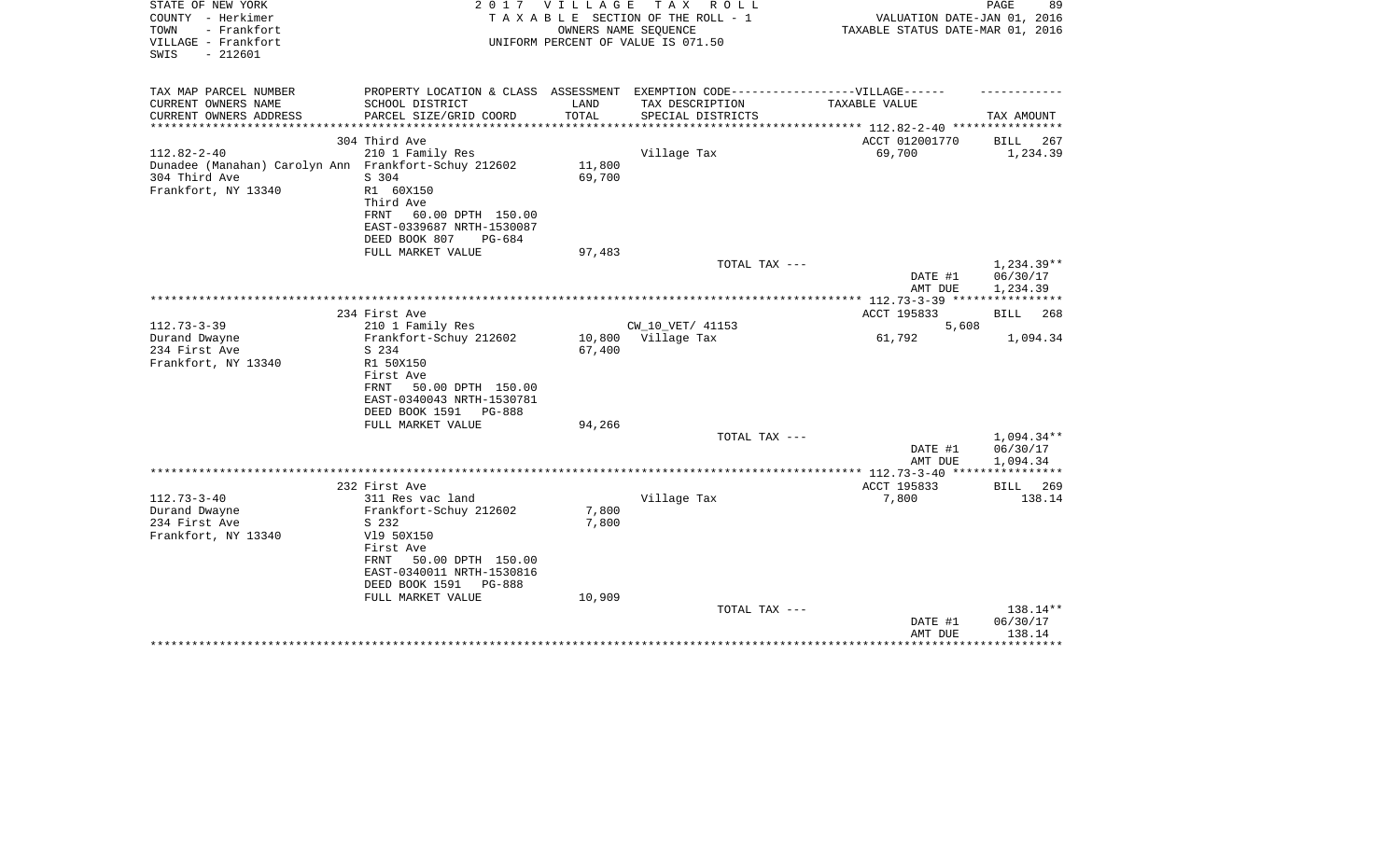STATE OF NEW YORK — COUNTY - Herkimer — TOWN - Frankfort — VILLAGE - Frankfort — SWIS - 212601

2017 VILLAGE TAX ROLL
TAXABLE SECTION OF THE ROLL - 1
OWNERS NAME SEQUENCE
UNIFORM PERCENT OF VALUE IS 071.50

VALUATION DATE-JAN 01, 2016
TAXABLE STATUS DATE-MAR 01, 2016

| TAX MAP PARCEL NUMBER / CURRENT OWNERS NAME / CURRENT OWNERS ADDRESS | PROPERTY LOCATION & CLASS / SCHOOL DISTRICT / PARCEL SIZE/GRID COORD | ASSESSMENT LAND / TOTAL | EXEMPTION CODE / TAX DESCRIPTION / SPECIAL DISTRICTS | TAXABLE VALUE | TAX AMOUNT |
|---|---|---|---|---|---|
| 112.82-2-40 | 304 Third Ave | | | ACCT 012001770 | BILL 267 |
| | 210 1 Family Res | | Village Tax | 69,700 | 1,234.39 |
| Dunadee (Manahan) Carolyn Ann | Frankfort-Schuy 212602 | 11,800 | | | |
| 304 Third Ave | S 304 | 69,700 | | | |
| Frankfort, NY 13340 | R1 60X150 | | | | |
| | Third Ave | | | | |
| | FRNT 60.00 DPTH 150.00 | | | | |
| | EAST-0339687 NRTH-1530087 | | | | |
| | DEED BOOK 807 PG-684 | | | | |
| | FULL MARKET VALUE | 97,483 | | | |
| | | | TOTAL TAX --- | | 1,234.39** |
| | | | | DATE #1 | 06/30/17 |
| | | | | AMT DUE | 1,234.39 |
| 112.73-3-39 | 234 First Ave | | | ACCT 195833 | BILL 268 |
| | 210 1 Family Res | | CW_10_VET/ 41153 | 5,608 | |
| Durand Dwayne | Frankfort-Schuy 212602 | 10,800 | Village Tax | 61,792 | 1,094.34 |
| 234 First Ave | S 234 | 67,400 | | | |
| Frankfort, NY 13340 | R1 50X150 | | | | |
| | First Ave | | | | |
| | FRNT 50.00 DPTH 150.00 | | | | |
| | EAST-0340043 NRTH-1530781 | | | | |
| | DEED BOOK 1591 PG-888 | | | | |
| | FULL MARKET VALUE | 94,266 | | | |
| | | | TOTAL TAX --- | | 1,094.34** |
| | | | | DATE #1 | 06/30/17 |
| | | | | AMT DUE | 1,094.34 |
| 112.73-3-40 | 232 First Ave | | | ACCT 195833 | BILL 269 |
| | 311 Res vac land | | Village Tax | 7,800 | 138.14 |
| Durand Dwayne | Frankfort-Schuy 212602 | 7,800 | | | |
| 234 First Ave | S 232 | 7,800 | | | |
| Frankfort, NY 13340 | Vl9 50X150 | | | | |
| | First Ave | | | | |
| | FRNT 50.00 DPTH 150.00 | | | | |
| | EAST-0340011 NRTH-1530816 | | | | |
| | DEED BOOK 1591 PG-888 | | | | |
| | FULL MARKET VALUE | 10,909 | | | |
| | | | TOTAL TAX --- | | 138.14** |
| | | | | DATE #1 | 06/30/17 |
| | | | | AMT DUE | 138.14 |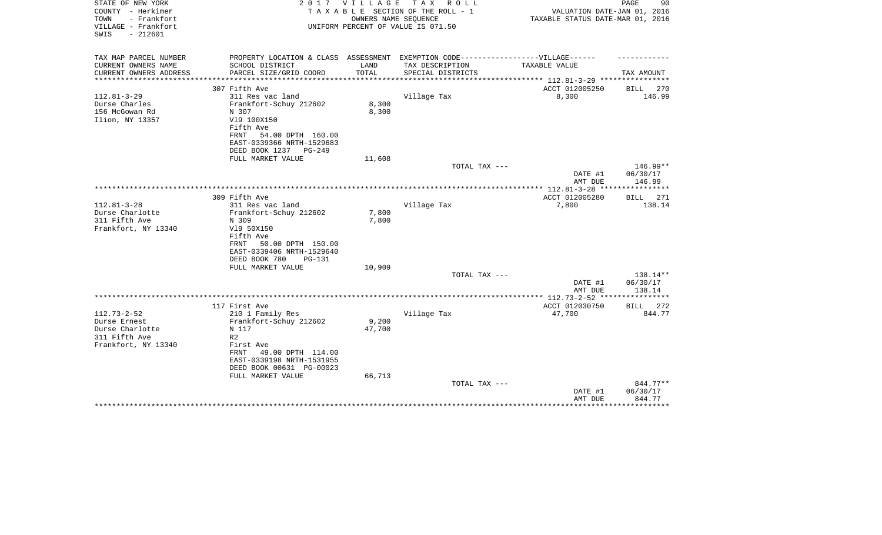STATE OF NEW YORK
COUNTY - Herkimer
TOWN - Frankfort
VILLAGE - Frankfort
SWIS - 212601

2 0 1 7 V I L L A G E T A X R O L L
T A X A B L E SECTION OF THE ROLL - 1
OWNERS NAME SEQUENCE
UNIFORM PERCENT OF VALUE IS 071.50

VALUATION DATE-JAN 01, 2016
TAXABLE STATUS DATE-MAR 01, 2016

| TAX MAP PARCEL NUMBER / CURRENT OWNERS NAME / CURRENT OWNERS ADDRESS | PROPERTY LOCATION & CLASS / SCHOOL DISTRICT / PARCEL SIZE/GRID COORD | ASSESSMENT LAND / TOTAL | EXEMPTION CODE / TAX DESCRIPTION / SPECIAL DISTRICTS | TAXABLE VALUE | TAX AMOUNT |
|---|---|---|---|---|---|
| | 307 Fifth Ave | | | ACCT 012005250 | BILL 270 |
| 112.81-3-29 | 311 Res vac land | | Village Tax | 8,300 | 146.99 |
| Durse Charles | Frankfort-Schuy 212602 | 8,300 | | | |
| 156 McGowan Rd | N 307 | 8,300 | | | |
| Ilion, NY 13357 | Vl9 100X150 | | | | |
| | Fifth Ave | | | | |
| | FRNT 54.00 DPTH 160.00 | | | | |
| | EAST-0339366 NRTH-1529683 | | | | |
| | DEED BOOK 1237 PG-249 | | | | |
| | FULL MARKET VALUE | 11,608 | | | |
| | | | TOTAL TAX --- | | 146.99** |
| | | | | DATE #1 | 06/30/17 |
| | | | | AMT DUE | 146.99 |
| | 309 Fifth Ave | | | ACCT 012005280 | BILL 271 |
| 112.81-3-28 | 311 Res vac land | | Village Tax | 7,800 | 138.14 |
| Durse Charlotte | Frankfort-Schuy 212602 | 7,800 | | | |
| 311 Fifth Ave | N 309 | 7,800 | | | |
| Frankfort, NY 13340 | Vl9 50X150 | | | | |
| | Fifth Ave | | | | |
| | FRNT 50.00 DPTH 150.00 | | | | |
| | EAST-0339406 NRTH-1529640 | | | | |
| | DEED BOOK 780 PG-131 | | | | |
| | FULL MARKET VALUE | 10,909 | | | |
| | | | TOTAL TAX --- | | 138.14** |
| | | | | DATE #1 | 06/30/17 |
| | | | | AMT DUE | 138.14 |
| | 117 First Ave | | | ACCT 012030750 | BILL 272 |
| 112.73-2-52 | 210 1 Family Res | | Village Tax | 47,700 | 844.77 |
| Durse Ernest | Frankfort-Schuy 212602 | 9,200 | | | |
| Durse Charlotte | N 117 | 47,700 | | | |
| 311 Fifth Ave | R2 | | | | |
| Frankfort, NY 13340 | First Ave | | | | |
| | FRNT 49.00 DPTH 114.00 | | | | |
| | EAST-0339198 NRTH-1531955 | | | | |
| | DEED BOOK 00631 PG-00023 | | | | |
| | FULL MARKET VALUE | 66,713 | | | |
| | | | TOTAL TAX --- | | 844.77** |
| | | | | DATE #1 | 06/30/17 |
| | | | | AMT DUE | 844.77 |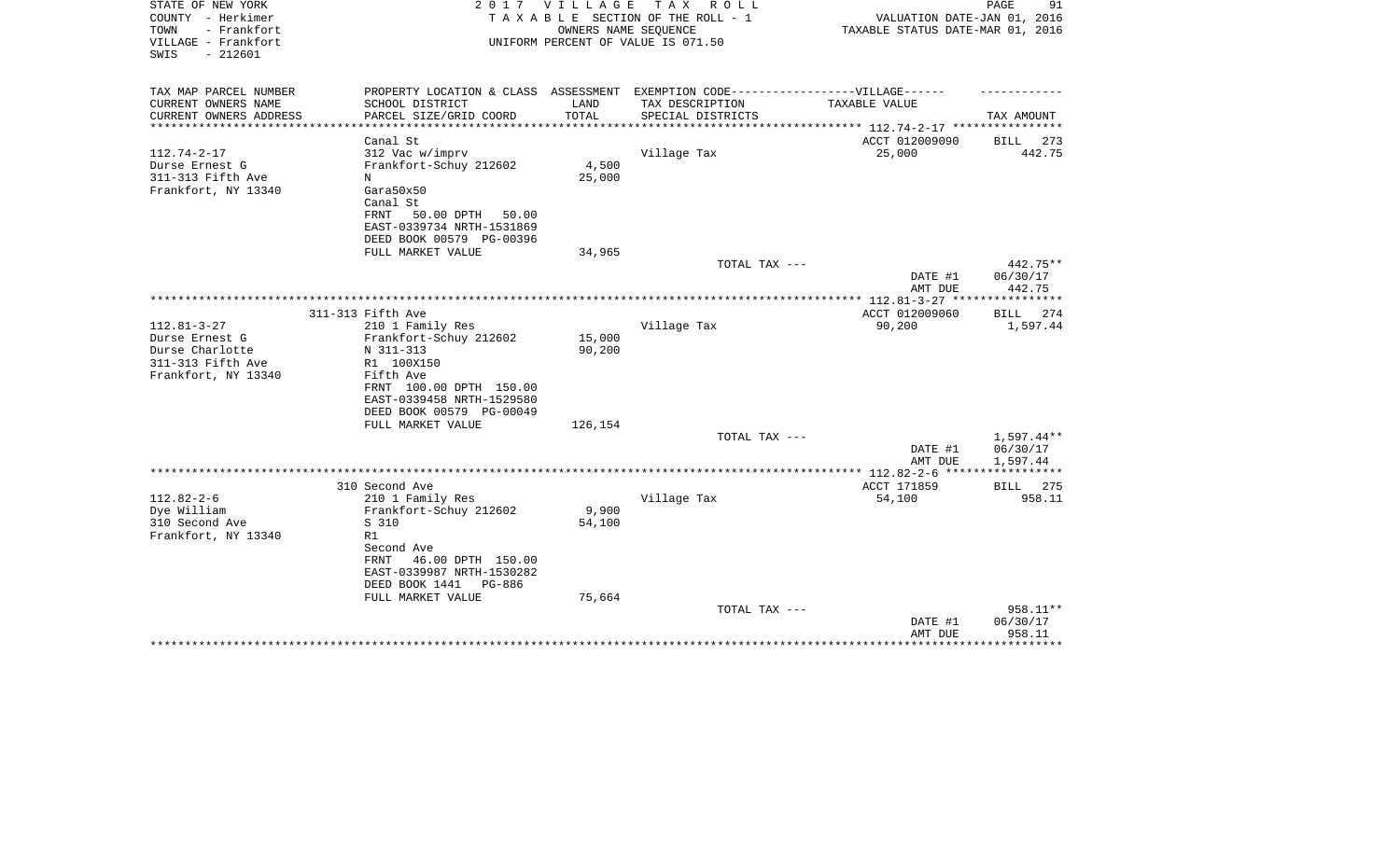STATE OF NEW YORK
COUNTY - Herkimer
TOWN - Frankfort
VILLAGE - Frankfort
SWIS - 212601

**2017 VILLAGE TAX ROLL**
TAXABLE SECTION OF THE ROLL - 1
OWNERS NAME SEQUENCE
UNIFORM PERCENT OF VALUE IS 071.50

VALUATION DATE-JAN 01, 2016
TAXABLE STATUS DATE-MAR 01, 2016

| TAX MAP PARCEL NUMBER / CURRENT OWNERS NAME / CURRENT OWNERS ADDRESS | PROPERTY LOCATION & CLASS / SCHOOL DISTRICT / PARCEL SIZE/GRID COORD | ASSESSMENT LAND / TOTAL | EXEMPTION CODE / TAX DESCRIPTION / SPECIAL DISTRICTS | TAXABLE VALUE | TAX AMOUNT |
|---|---|---|---|---|---|
| 112.74-2-17 | Canal St | | | ACCT 012009090 | BILL 273 |
| Durse Ernest G | 312 Vac w/imprv | | Village Tax | 25,000 | 442.75 |
| 311-313 Fifth Ave | Frankfort-Schuy 212602 | 4,500 | | | |
| Frankfort, NY 13340 | N | 25,000 | | | |
| | Gara50x50 | | | | |
| | Canal St | | | | |
| | FRNT 50.00 DPTH 50.00 | | | | |
| | EAST-0339734 NRTH-1531869 | | | | |
| | DEED BOOK 00579 PG-00396 | | | | |
| | FULL MARKET VALUE | 34,965 | | | |
| | | | TOTAL TAX --- | | 442.75** |
| | | | | DATE #1 | 06/30/17 |
| | | | | AMT DUE | 442.75 |
| 112.81-3-27 | 311-313 Fifth Ave | | | ACCT 012009060 | BILL 274 |
| Durse Ernest G | 210 1 Family Res | | Village Tax | 90,200 | 1,597.44 |
| Durse Charlotte | Frankfort-Schuy 212602 | 15,000 | | | |
| 311-313 Fifth Ave | N 311-313 | 90,200 | | | |
| Frankfort, NY 13340 | R1 100X150 | | | | |
| | Fifth Ave | | | | |
| | FRNT 100.00 DPTH 150.00 | | | | |
| | EAST-0339458 NRTH-1529580 | | | | |
| | DEED BOOK 00579 PG-00049 | | | | |
| | FULL MARKET VALUE | 126,154 | | | |
| | | | TOTAL TAX --- | | 1,597.44** |
| | | | | DATE #1 | 06/30/17 |
| | | | | AMT DUE | 1,597.44 |
| 112.82-2-6 | 310 Second Ave | | | ACCT 171859 | BILL 275 |
| Dye William | 210 1 Family Res | | Village Tax | 54,100 | 958.11 |
| 310 Second Ave | Frankfort-Schuy 212602 | 9,900 | | | |
| Frankfort, NY 13340 | S 310 | 54,100 | | | |
| | R1 | | | | |
| | Second Ave | | | | |
| | FRNT 46.00 DPTH 150.00 | | | | |
| | EAST-0339987 NRTH-1530282 | | | | |
| | DEED BOOK 1441 PG-886 | | | | |
| | FULL MARKET VALUE | 75,664 | | | |
| | | | TOTAL TAX --- | | 958.11** |
| | | | | DATE #1 | 06/30/17 |
| | | | | AMT DUE | 958.11 |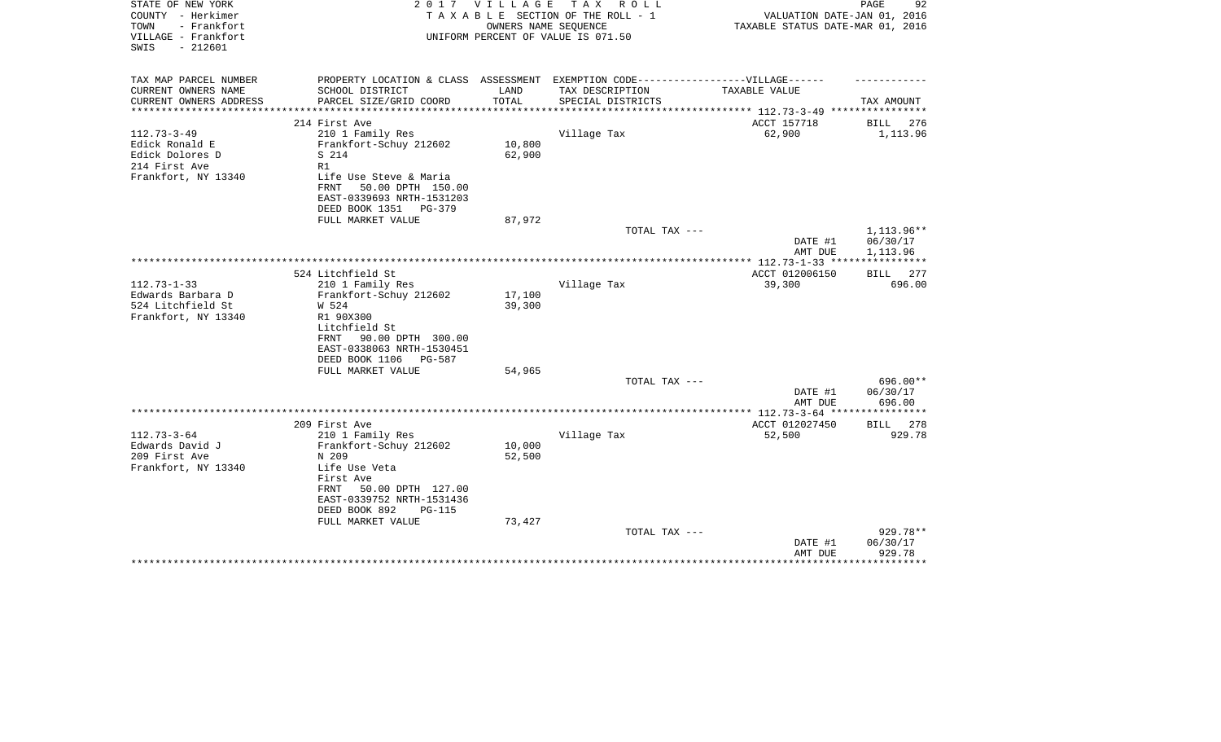STATE OF NEW YORK
COUNTY - Herkimer
TOWN - Frankfort
VILLAGE - Frankfort
SWIS - 212601

2017 VILLAGE TAX ROLL
TAXABLE SECTION OF THE ROLL - 1
OWNERS NAME SEQUENCE
UNIFORM PERCENT OF VALUE IS 071.50

VALUATION DATE-JAN 01, 2016
TAXABLE STATUS DATE-MAR 01, 2016

| TAX MAP PARCEL NUMBER / CURRENT OWNERS NAME / CURRENT OWNERS ADDRESS | PROPERTY LOCATION & CLASS / SCHOOL DISTRICT / PARCEL SIZE/GRID COORD | ASSESSMENT LAND / TOTAL | EXEMPTION CODE-----VILLAGE------ TAX DESCRIPTION / SPECIAL DISTRICTS | TAXABLE VALUE | TAX AMOUNT |
|---|---|---|---|---|---|
| | 214 First Ave | | | ACCT 157718 | BILL 276 |
| 112.73-3-49 | 210 1 Family Res | | Village Tax | 62,900 | 1,113.96 |
| Edick Ronald E | Frankfort-Schuy 212602 | 10,800 | | | |
| Edick Dolores D | S 214 | 62,900 | | | |
| 214 First Ave | R1 | | | | |
| Frankfort, NY 13340 | Life Use Steve & Maria | | | | |
| | FRNT 50.00 DPTH 150.00 | | | | |
| | EAST-0339693 NRTH-1531203 | | | | |
| | DEED BOOK 1351 PG-379 | | | | |
| | FULL MARKET VALUE | 87,972 | | | |
| | | | TOTAL TAX --- | | 1,113.96** |
| | | | | DATE #1 | 06/30/17 |
| | | | | AMT DUE | 1,113.96 |
| | 524 Litchfield St | | | ACCT 012006150 | BILL 277 |
| 112.73-1-33 | 210 1 Family Res | | Village Tax | 39,300 | 696.00 |
| Edwards Barbara D | Frankfort-Schuy 212602 | 17,100 | | | |
| 524 Litchfield St | W 524 | 39,300 | | | |
| Frankfort, NY 13340 | R1 90X300 | | | | |
| | Litchfield St | | | | |
| | FRNT 90.00 DPTH 300.00 | | | | |
| | EAST-0338063 NRTH-1530451 | | | | |
| | DEED BOOK 1106 PG-587 | | | | |
| | FULL MARKET VALUE | 54,965 | | | |
| | | | TOTAL TAX --- | | 696.00** |
| | | | | DATE #1 | 06/30/17 |
| | | | | AMT DUE | 696.00 |
| | 209 First Ave | | | ACCT 012027450 | BILL 278 |
| 112.73-3-64 | 210 1 Family Res | | Village Tax | 52,500 | 929.78 |
| Edwards David J | Frankfort-Schuy 212602 | 10,000 | | | |
| 209 First Ave | N 209 | 52,500 | | | |
| Frankfort, NY 13340 | Life Use Veta | | | | |
| | First Ave | | | | |
| | FRNT 50.00 DPTH 127.00 | | | | |
| | EAST-0339752 NRTH-1531436 | | | | |
| | DEED BOOK 892 PG-115 | | | | |
| | FULL MARKET VALUE | 73,427 | | | |
| | | | TOTAL TAX --- | | 929.78** |
| | | | | DATE #1 | 06/30/17 |
| | | | | AMT DUE | 929.78 |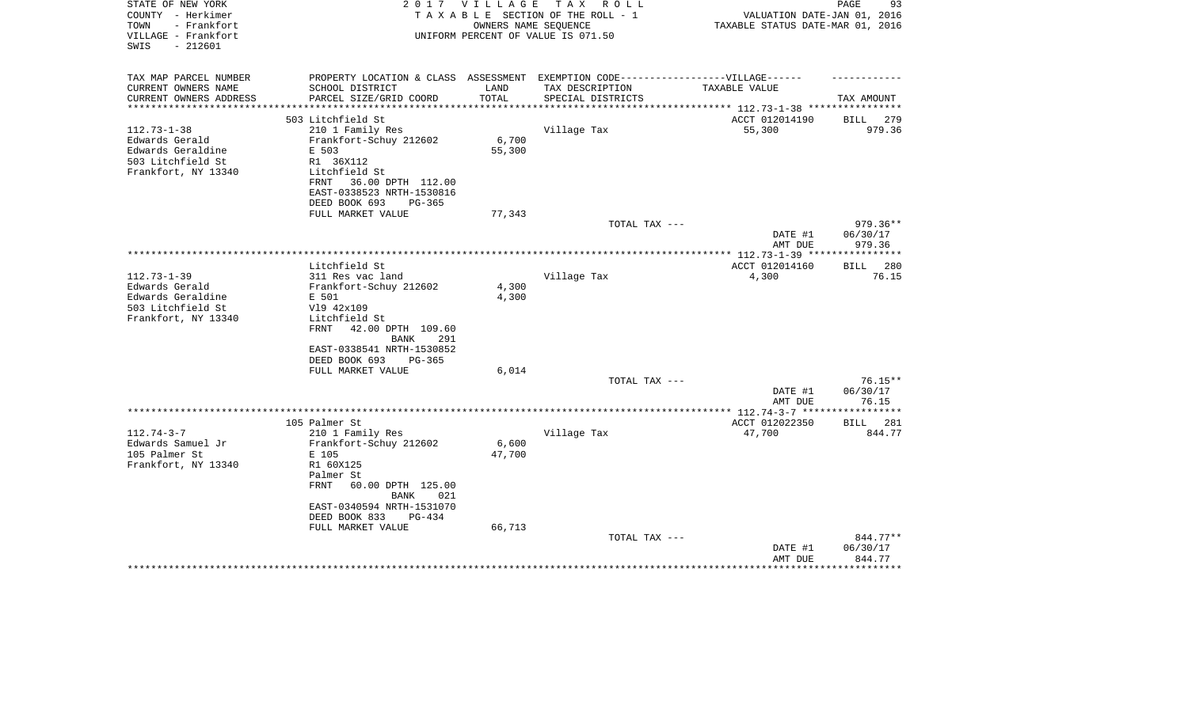STATE OF NEW YORK
COUNTY - Herkimer
TOWN - Frankfort
VILLAGE - Frankfort
SWIS - 212601

2 0 1 7 V I L L A G E T A X R O L L
T A X A B L E SECTION OF THE ROLL - 1
OWNERS NAME SEQUENCE
UNIFORM PERCENT OF VALUE IS 071.50

VALUATION DATE-JAN 01, 2016
TAXABLE STATUS DATE-MAR 01, 2016

| TAX MAP PARCEL NUMBER / CURRENT OWNERS NAME / CURRENT OWNERS ADDRESS | PROPERTY LOCATION & CLASS / SCHOOL DISTRICT / PARCEL SIZE/GRID COORD | ASSESSMENT LAND / TOTAL | EXEMPTION CODE / TAX DESCRIPTION / SPECIAL DISTRICTS | TAXABLE VALUE | TAX AMOUNT |
|---|---|---|---|---|---|
| | 503 Litchfield St | | | ACCT 012014190 | BILL 279 |
| 112.73-1-38 | 210 1 Family Res | | Village Tax | 55,300 | 979.36 |
| Edwards Gerald | Frankfort-Schuy 212602 | 6,700 | | | |
| Edwards Geraldine | E 503 | 55,300 | | | |
| 503 Litchfield St | R1 36X112 | | | | |
| Frankfort, NY 13340 | Litchfield St | | | | |
| | FRNT 36.00 DPTH 112.00 | | | | |
| | EAST-0338523 NRTH-1530816 | | | | |
| | DEED BOOK 693 PG-365 | | | | |
| | FULL MARKET VALUE | 77,343 | | | |
| | | | TOTAL TAX --- | | 979.36** |
| | | | | DATE #1 | 06/30/17 |
| | | | | AMT DUE | 979.36 |
| | Litchfield St | | | ACCT 012014160 | BILL 280 |
| 112.73-1-39 | 311 Res vac land | | Village Tax | 4,300 | 76.15 |
| Edwards Gerald | Frankfort-Schuy 212602 | 4,300 | | | |
| Edwards Geraldine | E 501 | 4,300 | | | |
| 503 Litchfield St | Vl9 42x109 | | | | |
| Frankfort, NY 13340 | Litchfield St | | | | |
| | FRNT 42.00 DPTH 109.60 | | | | |
| | BANK 291 | | | | |
| | EAST-0338541 NRTH-1530852 | | | | |
| | DEED BOOK 693 PG-365 | | | | |
| | FULL MARKET VALUE | 6,014 | | | |
| | | | TOTAL TAX --- | | 76.15** |
| | | | | DATE #1 | 06/30/17 |
| | | | | AMT DUE | 76.15 |
| | 105 Palmer St | | | ACCT 012022350 | BILL 281 |
| 112.74-3-7 | 210 1 Family Res | | Village Tax | 47,700 | 844.77 |
| Edwards Samuel Jr | Frankfort-Schuy 212602 | 6,600 | | | |
| 105 Palmer St | E 105 | 47,700 | | | |
| Frankfort, NY 13340 | R1 60X125 | | | | |
| | Palmer St | | | | |
| | FRNT 60.00 DPTH 125.00 | | | | |
| | BANK 021 | | | | |
| | EAST-0340594 NRTH-1531070 | | | | |
| | DEED BOOK 833 PG-434 | | | | |
| | FULL MARKET VALUE | 66,713 | | | |
| | | | TOTAL TAX --- | | 844.77** |
| | | | | DATE #1 | 06/30/17 |
| | | | | AMT DUE | 844.77 |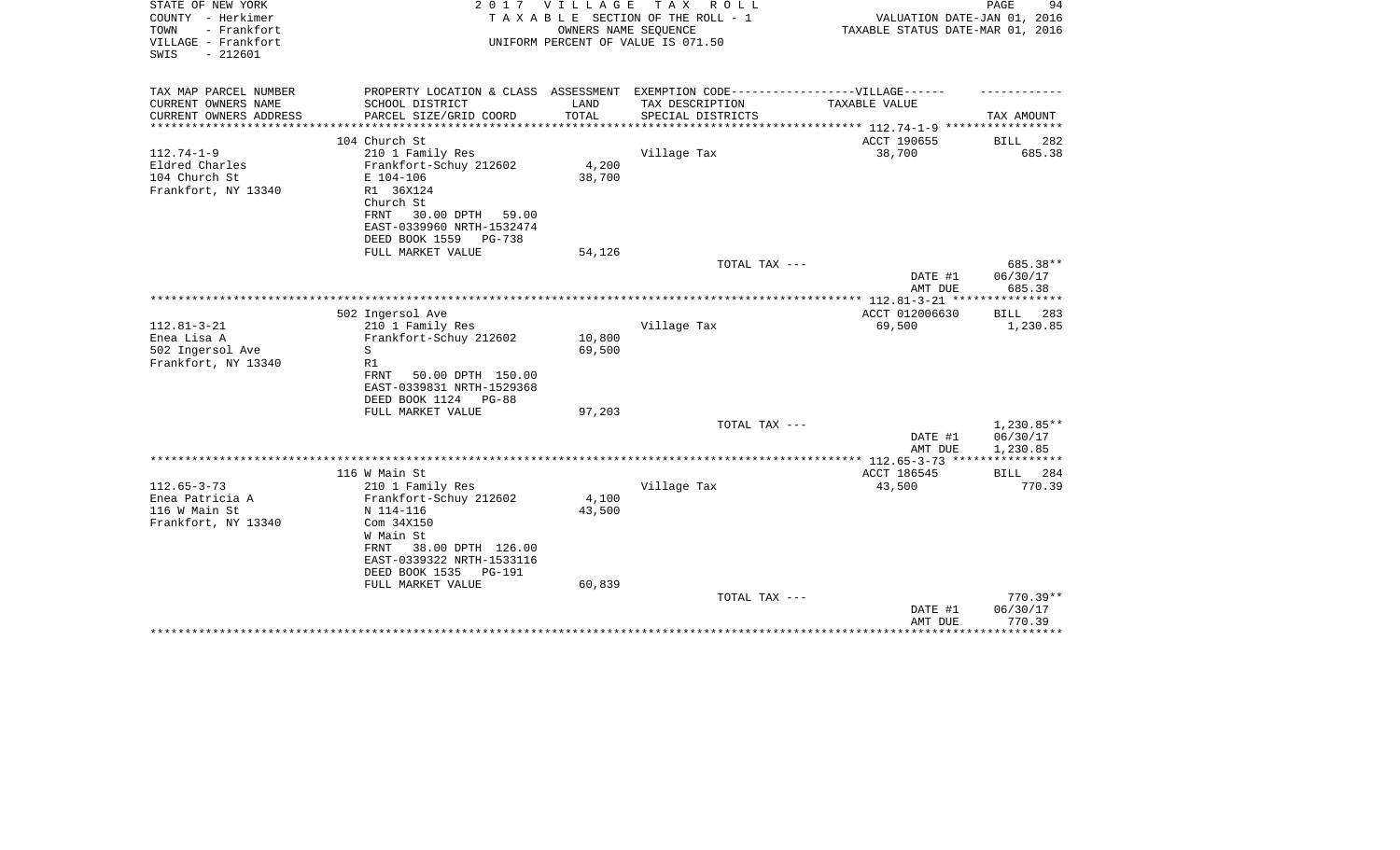STATE OF NEW YORK
COUNTY - Herkimer
TOWN - Frankfort
VILLAGE - Frankfort
SWIS - 212601

2 0 1 7 V I L L A G E T A X R O L L
T A X A B L E SECTION OF THE ROLL - 1
OWNERS NAME SEQUENCE
UNIFORM PERCENT OF VALUE IS 071.50

VALUATION DATE-JAN 01, 2016
TAXABLE STATUS DATE-MAR 01, 2016

| TAX MAP PARCEL NUMBER<br>CURRENT OWNERS NAME<br>CURRENT OWNERS ADDRESS | PROPERTY LOCATION & CLASS<br>SCHOOL DISTRICT<br>PARCEL SIZE/GRID COORD | ASSESSMENT<br>LAND<br>TOTAL | EXEMPTION CODE------------------VILLAGE------<br>TAX DESCRIPTION<br>SPECIAL DISTRICTS | TAXABLE VALUE | TAX AMOUNT |
|---|---|---|---|---|---|
| | 104 Church St | | | ACCT 190655 | BILL 282 |
| 112.74-1-9 | 210 1 Family Res | | Village Tax | 38,700 | 685.38 |
| Eldred Charles | Frankfort-Schuy 212602 | 4,200 | | | |
| 104 Church St | E 104-106 | 38,700 | | | |
| Frankfort, NY 13340 | R1 36X124 | | | | |
| | Church St | | | | |
| | FRNT 30.00 DPTH 59.00 | | | | |
| | EAST-0339960 NRTH-1532474 | | | | |
| | DEED BOOK 1559 PG-738 | | | | |
| | FULL MARKET VALUE | 54,126 | | | |
| | | | TOTAL TAX --- | | 685.38** |
| | | | | DATE #1 | 06/30/17 |
| | | | | AMT DUE | 685.38 |
| | 502 Ingersol Ave | | | ACCT 012006630 | BILL 283 |
| 112.81-3-21 | 210 1 Family Res | | Village Tax | 69,500 | 1,230.85 |
| Enea Lisa A | Frankfort-Schuy 212602 | 10,800 | | | |
| 502 Ingersol Ave | S | 69,500 | | | |
| Frankfort, NY 13340 | R1 | | | | |
| | FRNT 50.00 DPTH 150.00 | | | | |
| | EAST-0339831 NRTH-1529368 | | | | |
| | DEED BOOK 1124 PG-88 | | | | |
| | FULL MARKET VALUE | 97,203 | | | |
| | | | TOTAL TAX --- | | 1,230.85** |
| | | | | DATE #1 | 06/30/17 |
| | | | | AMT DUE | 1,230.85 |
| | 116 W Main St | | | ACCT 186545 | BILL 284 |
| 112.65-3-73 | 210 1 Family Res | | Village Tax | 43,500 | 770.39 |
| Enea Patricia A | Frankfort-Schuy 212602 | 4,100 | | | |
| 116 W Main St | N 114-116 | 43,500 | | | |
| Frankfort, NY 13340 | Com 34X150 | | | | |
| | W Main St | | | | |
| | FRNT 38.00 DPTH 126.00 | | | | |
| | EAST-0339322 NRTH-1533116 | | | | |
| | DEED BOOK 1535 PG-191 | | | | |
| | FULL MARKET VALUE | 60,839 | | | |
| | | | TOTAL TAX --- | | 770.39** |
| | | | | DATE #1 | 06/30/17 |
| | | | | AMT DUE | 770.39 |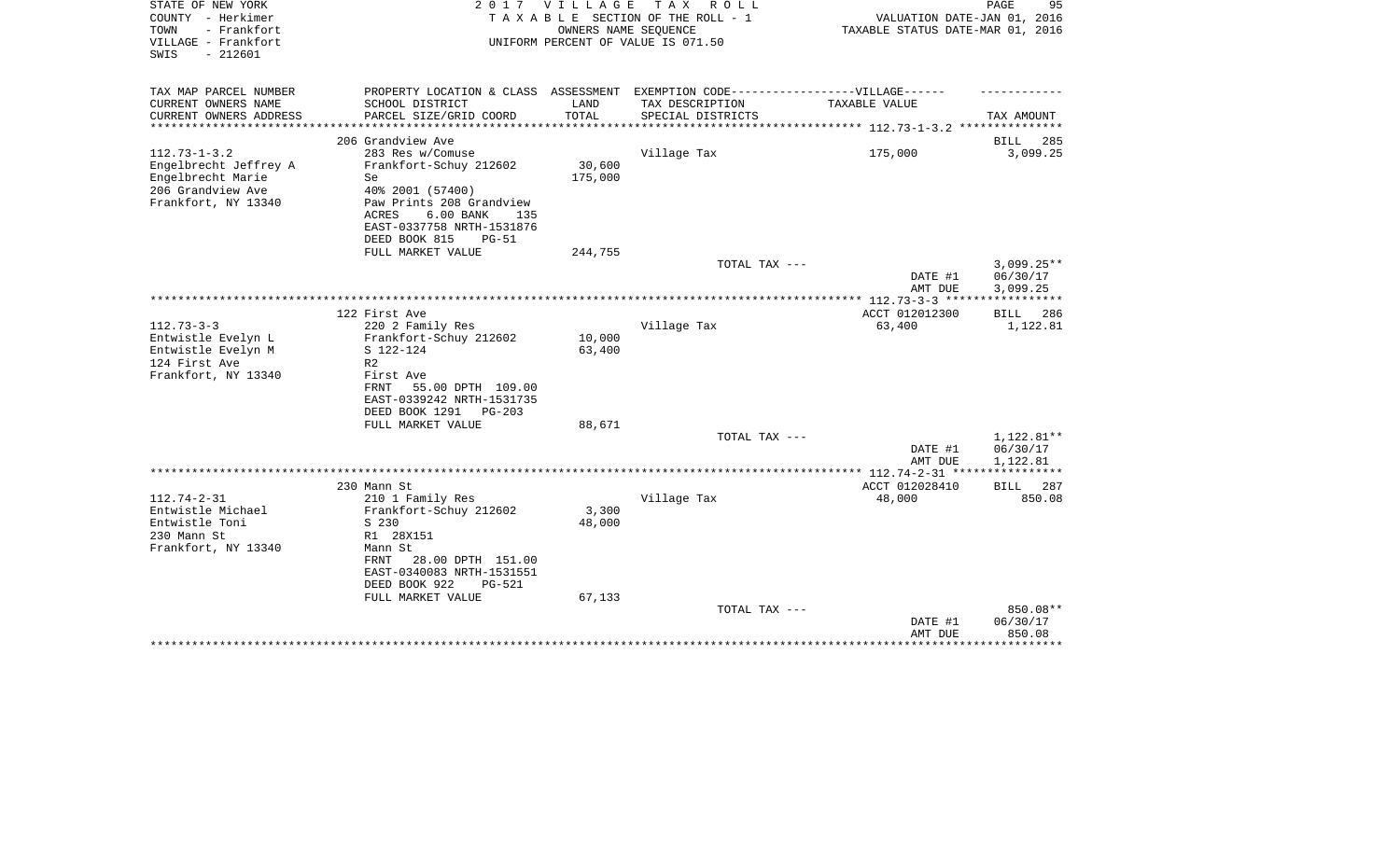STATE OF NEW YORK
COUNTY - Herkimer
TOWN - Frankfort
VILLAGE - Frankfort
SWIS - 212601

2 0 1 7 V I L L A G E T A X R O L L
T A X A B L E SECTION OF THE ROLL - 1
OWNERS NAME SEQUENCE
UNIFORM PERCENT OF VALUE IS 071.50

VALUATION DATE-JAN 01, 2016
TAXABLE STATUS DATE-MAR 01, 2016

| TAX MAP PARCEL NUMBER<br>CURRENT OWNERS NAME<br>CURRENT OWNERS ADDRESS | PROPERTY LOCATION & CLASS<br>SCHOOL DISTRICT<br>PARCEL SIZE/GRID COORD | ASSESSMENT<br>LAND<br>TOTAL | EXEMPTION CODE------VILLAGE------<br>TAX DESCRIPTION<br>SPECIAL DISTRICTS | TAXABLE VALUE | TAX AMOUNT |
|---|---|---|---|---|---|
| 112.73-1-3.2 | 206 Grandview Ave | | | | BILL 285 |
| 112.73-1-3.2 | 283 Res w/Comuse | | Village Tax | 175,000 | 3,099.25 |
| Engelbrecht Jeffrey A | Frankfort-Schuy 212602 | 30,600 | | | |
| Engelbrecht Marie | Se | 175,000 | | | |
| 206 Grandview Ave | 40% 2001 (57400) | | | | |
| Frankfort, NY 13340 | Paw Prints 208 Grandview | | | | |
| | ACRES 6.00 BANK 135 | | | | |
| | EAST-0337758 NRTH-1531876 | | | | |
| | DEED BOOK 815 PG-51 | | | | |
| | FULL MARKET VALUE | 244,755 | | | |
| | | | TOTAL TAX --- | | 3,099.25** |
| | | | | DATE #1 | 06/30/17 |
| | | | | AMT DUE | 3,099.25 |
| 112.73-3-3 | 122 First Ave | | | ACCT 012012300 | BILL 286 |
| 112.73-3-3 | 220 2 Family Res | | Village Tax | 63,400 | 1,122.81 |
| Entwistle Evelyn L | Frankfort-Schuy 212602 | 10,000 | | | |
| Entwistle Evelyn M | S 122-124 | 63,400 | | | |
| 124 First Ave | R2 | | | | |
| Frankfort, NY 13340 | First Ave | | | | |
| | FRNT 55.00 DPTH 109.00 | | | | |
| | EAST-0339242 NRTH-1531735 | | | | |
| | DEED BOOK 1291 PG-203 | | | | |
| | FULL MARKET VALUE | 88,671 | | | |
| | | | TOTAL TAX --- | | 1,122.81** |
| | | | | DATE #1 | 06/30/17 |
| | | | | AMT DUE | 1,122.81 |
| 112.74-2-31 | 230 Mann St | | | ACCT 012028410 | BILL 287 |
| 112.74-2-31 | 210 1 Family Res | | Village Tax | 48,000 | 850.08 |
| Entwistle Michael | Frankfort-Schuy 212602 | 3,300 | | | |
| Entwistle Toni | S 230 | 48,000 | | | |
| 230 Mann St | R1 28X151 | | | | |
| Frankfort, NY 13340 | Mann St | | | | |
| | FRNT 28.00 DPTH 151.00 | | | | |
| | EAST-0340083 NRTH-1531551 | | | | |
| | DEED BOOK 922 PG-521 | | | | |
| | FULL MARKET VALUE | 67,133 | | | |
| | | | TOTAL TAX --- | | 850.08** |
| | | | | DATE #1 | 06/30/17 |
| | | | | AMT DUE | 850.08 |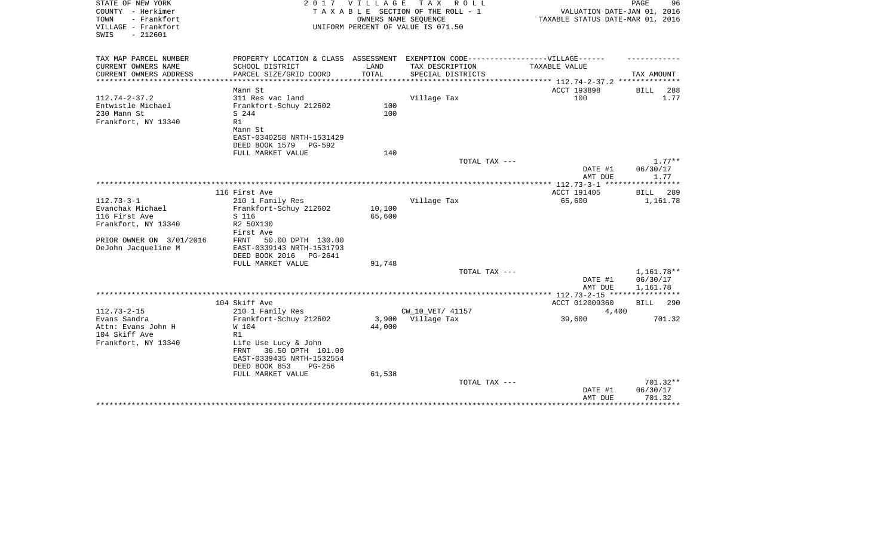STATE OF NEW YORK
COUNTY - Herkimer
TOWN - Frankfort
VILLAGE - Frankfort
SWIS - 212601

2 0 1 7 V I L L A G E T A X R O L L
T A X A B L E SECTION OF THE ROLL - 1
OWNERS NAME SEQUENCE
UNIFORM PERCENT OF VALUE IS 071.50

VALUATION DATE-JAN 01, 2016
TAXABLE STATUS DATE-MAR 01, 2016

| TAX MAP PARCEL NUMBER<br>CURRENT OWNERS NAME<br>CURRENT OWNERS ADDRESS | PROPERTY LOCATION & CLASS<br>SCHOOL DISTRICT<br>PARCEL SIZE/GRID COORD | ASSESSMENT<br>LAND<br>TOTAL | EXEMPTION CODE------------------VILLAGE------<br>TAX DESCRIPTION<br>SPECIAL DISTRICTS | TAXABLE VALUE | TAX AMOUNT |
|---|---|---|---|---|---|
| ***** 112.74-2-37.2 ***** | | | | | |
| | Mann St | | | ACCT 193898 | BILL 288 |
| 112.74-2-37.2 | 311 Res vac land | | Village Tax | 100 | 1.77 |
| Entwistle Michael | Frankfort-Schuy 212602 | 100 | | | |
| 230 Mann St | S 244 | 100 | | | |
| Frankfort, NY 13340 | R1 | | | | |
| | Mann St | | | | |
| | EAST-0340258 NRTH-1531429 | | | | |
| | DEED BOOK 1579 PG-592 | | | | |
| | FULL MARKET VALUE | 140 | | | |
| | | | TOTAL TAX --- | | 1.77** |
| | | | | DATE #1 | 06/30/17 |
| | | | | AMT DUE | 1.77 |
| ***** 112.73-3-1 ***** | | | | | |
| | 116 First Ave | | | ACCT 191405 | BILL 289 |
| 112.73-3-1 | 210 1 Family Res | | Village Tax | 65,600 | 1,161.78 |
| Evanchak Michael | Frankfort-Schuy 212602 | 10,100 | | | |
| 116 First Ave | S 116 | 65,600 | | | |
| Frankfort, NY 13340 | R2 50X130 | | | | |
| | First Ave | | | | |
| PRIOR OWNER ON 3/01/2016 | FRNT 50.00 DPTH 130.00 | | | | |
| DeJohn Jacqueline M | EAST-0339143 NRTH-1531793 | | | | |
| | DEED BOOK 2016 PG-2641 | | | | |
| | FULL MARKET VALUE | 91,748 | | | |
| | | | TOTAL TAX --- | | 1,161.78** |
| | | | | DATE #1 | 06/30/17 |
| | | | | AMT DUE | 1,161.78 |
| ***** 112.73-2-15 ***** | | | | | |
| | 104 Skiff Ave | | | ACCT 012009360 | BILL 290 |
| 112.73-2-15 | 210 1 Family Res | | CW_10_VET/ 41157 | 4,400 | |
| Evans Sandra | Frankfort-Schuy 212602 | 3,900 | Village Tax | 39,600 | 701.32 |
| Attn: Evans John H | W 104 | 44,000 | | | |
| 104 Skiff Ave | R1 | | | | |
| Frankfort, NY 13340 | Life Use Lucy & John | | | | |
| | FRNT 36.50 DPTH 101.00 | | | | |
| | EAST-0339435 NRTH-1532554 | | | | |
| | DEED BOOK 853 PG-256 | | | | |
| | FULL MARKET VALUE | 61,538 | | | |
| | | | TOTAL TAX --- | | 701.32** |
| | | | | DATE #1 | 06/30/17 |
| | | | | AMT DUE | 701.32 |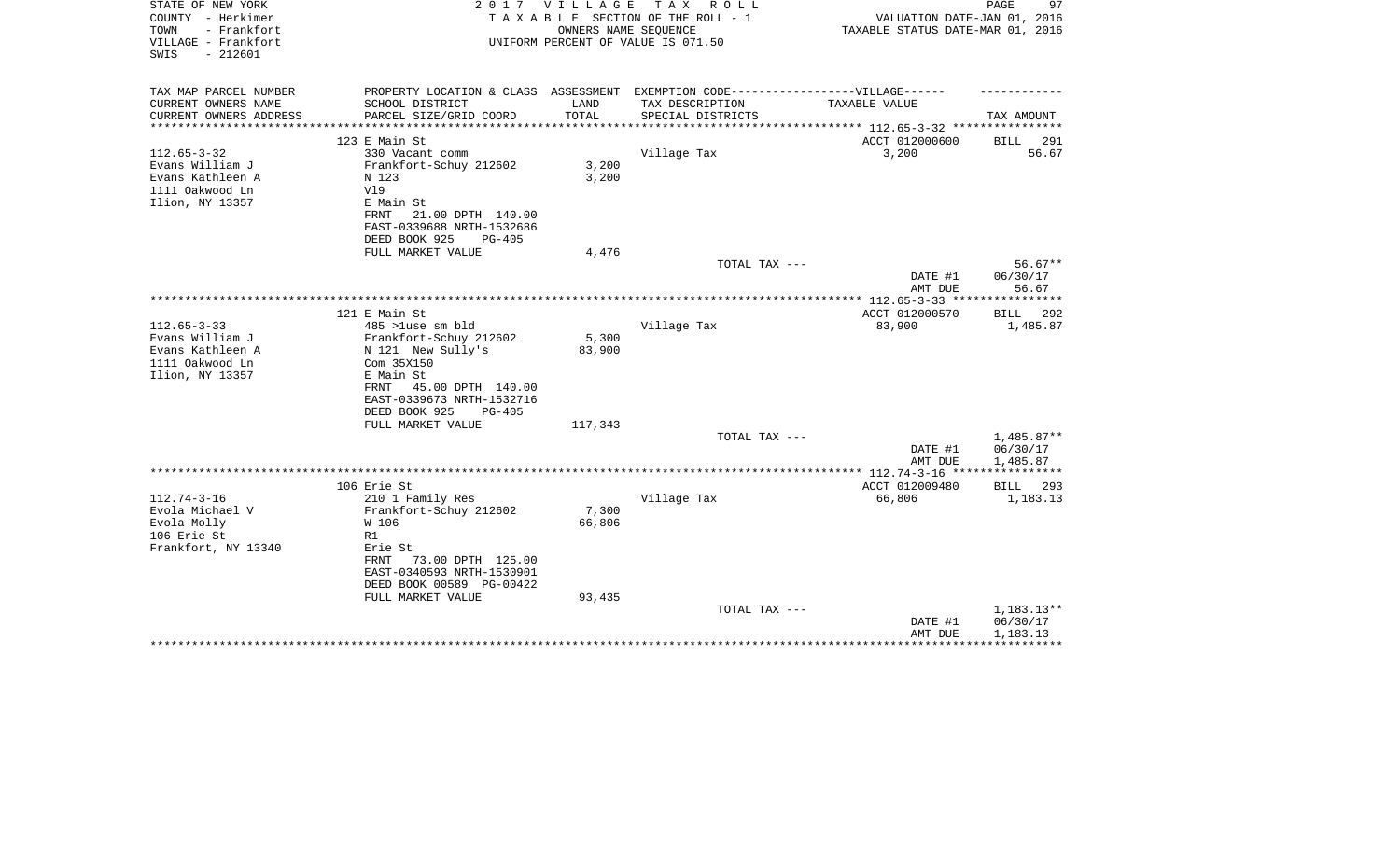STATE OF NEW YORK
COUNTY - Herkimer
TOWN - Frankfort
VILLAGE - Frankfort
SWIS - 212601

2 0 1 7 V I L L A G E T A X R O L L
T A X A B L E SECTION OF THE ROLL - 1
OWNERS NAME SEQUENCE
UNIFORM PERCENT OF VALUE IS 071.50

VALUATION DATE-JAN 01, 2016
TAXABLE STATUS DATE-MAR 01, 2016

| TAX MAP PARCEL NUMBER<br>CURRENT OWNERS NAME<br>CURRENT OWNERS ADDRESS | PROPERTY LOCATION & CLASS<br>SCHOOL DISTRICT<br>PARCEL SIZE/GRID COORD | ASSESSMENT<br>LAND<br>TOTAL | EXEMPTION CODE------------------VILLAGE------<br>TAX DESCRIPTION<br>SPECIAL DISTRICTS | TAXABLE VALUE | TAX AMOUNT |
|---|---|---|---|---|---|
| **112.65-3-32** | 123 E Main St | | | ACCT 012000600 | BILL 291 |
| 112.65-3-32 | 330 Vacant comm | | Village Tax | 3,200 | 56.67 |
| Evans William J | Frankfort-Schuy 212602 | 3,200 | | | |
| Evans Kathleen A | N 123 | 3,200 | | | |
| 1111 Oakwood Ln | Vl9 | | | | |
| Ilion, NY 13357 | E Main St | | | | |
| | FRNT 21.00 DPTH 140.00 | | | | |
| | EAST-0339688 NRTH-1532686 | | | | |
| | DEED BOOK 925 PG-405 | | | | |
| | FULL MARKET VALUE | 4,476 | | | |
| | | | TOTAL TAX --- | | 56.67** |
| | | | | DATE #1 | 06/30/17 |
| | | | | AMT DUE | 56.67 |
| **112.65-3-33** | 121 E Main St | | | ACCT 012000570 | BILL 292 |
| 112.65-3-33 | 485 >1use sm bld | | Village Tax | 83,900 | 1,485.87 |
| Evans William J | Frankfort-Schuy 212602 | 5,300 | | | |
| Evans Kathleen A | N 121 New Sully's | 83,900 | | | |
| 1111 Oakwood Ln | Com 35X150 | | | | |
| Ilion, NY 13357 | E Main St | | | | |
| | FRNT 45.00 DPTH 140.00 | | | | |
| | EAST-0339673 NRTH-1532716 | | | | |
| | DEED BOOK 925 PG-405 | | | | |
| | FULL MARKET VALUE | 117,343 | | | |
| | | | TOTAL TAX --- | | 1,485.87** |
| | | | | DATE #1 | 06/30/17 |
| | | | | AMT DUE | 1,485.87 |
| **112.74-3-16** | 106 Erie St | | | ACCT 012009480 | BILL 293 |
| 112.74-3-16 | 210 1 Family Res | | Village Tax | 66,806 | 1,183.13 |
| Evola Michael V | Frankfort-Schuy 212602 | 7,300 | | | |
| Evola Molly | W 106 | 66,806 | | | |
| 106 Erie St | R1 | | | | |
| Frankfort, NY 13340 | Erie St | | | | |
| | FRNT 73.00 DPTH 125.00 | | | | |
| | EAST-0340593 NRTH-1530901 | | | | |
| | DEED BOOK 00589 PG-00422 | | | | |
| | FULL MARKET VALUE | 93,435 | | | |
| | | | TOTAL TAX --- | | 1,183.13** |
| | | | | DATE #1 | 06/30/17 |
| | | | | AMT DUE | 1,183.13 |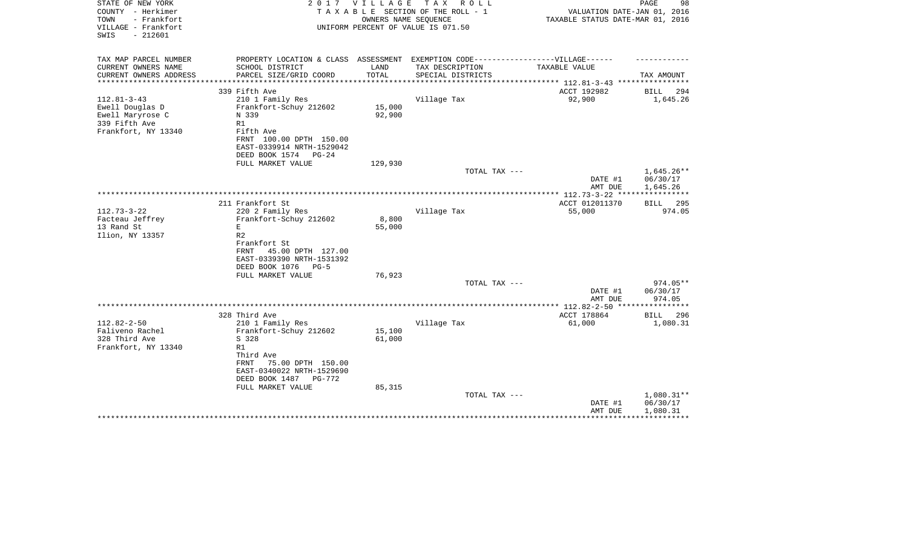STATE OF NEW YORK
COUNTY - Herkimer
TOWN - Frankfort
VILLAGE - Frankfort
SWIS - 212601

2017 VILLAGE TAX ROLL
TAXABLE SECTION OF THE ROLL - 1
OWNERS NAME SEQUENCE
UNIFORM PERCENT OF VALUE IS 071.50

VALUATION DATE-JAN 01, 2016
TAXABLE STATUS DATE-MAR 01, 2016

| TAX MAP PARCEL NUMBER<br>CURRENT OWNERS NAME<br>CURRENT OWNERS ADDRESS | PROPERTY LOCATION & CLASS<br>SCHOOL DISTRICT<br>PARCEL SIZE/GRID COORD | ASSESSMENT<br>LAND<br>TOTAL | EXEMPTION CODE------VILLAGE------<br>TAX DESCRIPTION<br>SPECIAL DISTRICTS | TAXABLE VALUE | TAX AMOUNT |
|---|---|---|---|---|---|
| | 339 Fifth Ave | | | ACCT 192982 | BILL 294 |
| 112.81-3-43 | 210 1 Family Res | | Village Tax | 92,900 | 1,645.26 |
| Ewell Douglas D | Frankfort-Schuy 212602 | 15,000 | | | |
| Ewell Maryrose C | N 339 | 92,900 | | | |
| 339 Fifth Ave | R1 | | | | |
| Frankfort, NY 13340 | Fifth Ave | | | | |
| | FRNT 100.00 DPTH 150.00 | | | | |
| | EAST-0339914 NRTH-1529042 | | | | |
| | DEED BOOK 1574 PG-24 | | | | |
| | FULL MARKET VALUE | 129,930 | | | |
| | | | TOTAL TAX --- | | 1,645.26** |
| | | | | DATE #1 | 06/30/17 |
| | | | | AMT DUE | 1,645.26 |
| | 211 Frankfort St | | | ACCT 012011370 | BILL 295 |
| 112.73-3-22 | 220 2 Family Res | | Village Tax | 55,000 | 974.05 |
| Facteau Jeffrey | Frankfort-Schuy 212602 | 8,800 | | | |
| 13 Rand St | E | 55,000 | | | |
| Ilion, NY 13357 | R2 | | | | |
| | Frankfort St | | | | |
| | FRNT 45.00 DPTH 127.00 | | | | |
| | EAST-0339390 NRTH-1531392 | | | | |
| | DEED BOOK 1076 PG-5 | | | | |
| | FULL MARKET VALUE | 76,923 | | | |
| | | | TOTAL TAX --- | | 974.05** |
| | | | | DATE #1 | 06/30/17 |
| | | | | AMT DUE | 974.05 |
| | 328 Third Ave | | | ACCT 178864 | BILL 296 |
| 112.82-2-50 | 210 1 Family Res | | Village Tax | 61,000 | 1,080.31 |
| Faliveno Rachel | Frankfort-Schuy 212602 | 15,100 | | | |
| 328 Third Ave | S 328 | 61,000 | | | |
| Frankfort, NY 13340 | R1 | | | | |
| | Third Ave | | | | |
| | FRNT 75.00 DPTH 150.00 | | | | |
| | EAST-0340022 NRTH-1529690 | | | | |
| | DEED BOOK 1487 PG-772 | | | | |
| | FULL MARKET VALUE | 85,315 | | | |
| | | | TOTAL TAX --- | | 1,080.31** |
| | | | | DATE #1 | 06/30/17 |
| | | | | AMT DUE | 1,080.31 |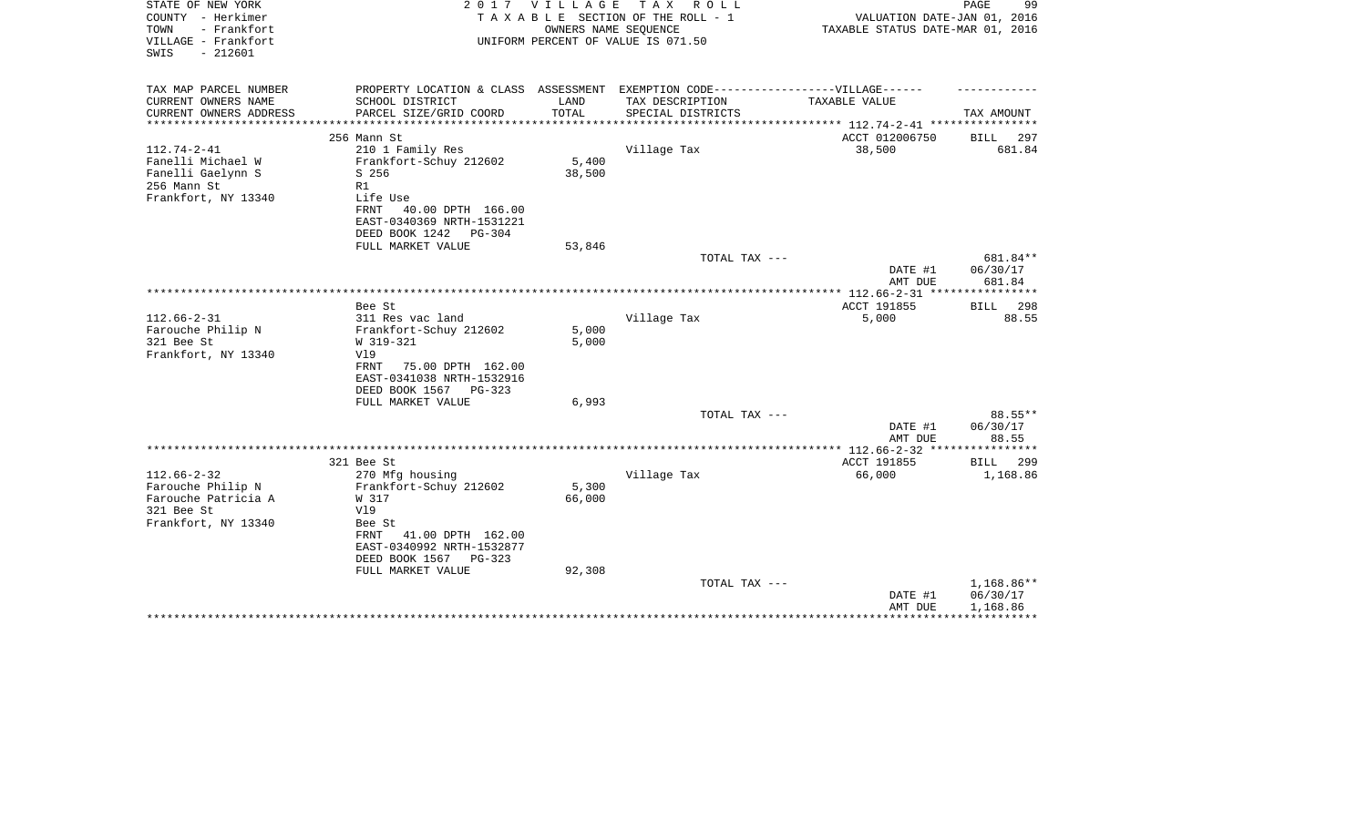STATE OF NEW YORK
COUNTY - Herkimer
TOWN - Frankfort
VILLAGE - Frankfort
SWIS - 212601

2 0 1 7 V I L L A G E T A X R O L L
T A X A B L E SECTION OF THE ROLL - 1
OWNERS NAME SEQUENCE
UNIFORM PERCENT OF VALUE IS 071.50

VALUATION DATE-JAN 01, 2016
TAXABLE STATUS DATE-MAR 01, 2016

| TAX MAP PARCEL NUMBER<br>CURRENT OWNERS NAME<br>CURRENT OWNERS ADDRESS | PROPERTY LOCATION & CLASS<br>SCHOOL DISTRICT<br>PARCEL SIZE/GRID COORD | ASSESSMENT<br>LAND<br>TOTAL | EXEMPTION CODE------------------VILLAGE------<br>TAX DESCRIPTION<br>SPECIAL DISTRICTS | TAXABLE VALUE | TAX AMOUNT |
|---|---|---|---|---|---|
| **112.74-2-41** | 256 Mann St | | | ACCT 012006750 | BILL 297 |
| 112.74-2-41 | 210 1 Family Res | | Village Tax | 38,500 | 681.84 |
| Fanelli Michael W | Frankfort-Schuy 212602 | 5,400 | | | |
| Fanelli Gaelynn S | S 256 | 38,500 | | | |
| 256 Mann St | R1 | | | | |
| Frankfort, NY 13340 | Life Use | | | | |
| | FRNT 40.00 DPTH 166.00 | | | | |
| | EAST-0340369 NRTH-1531221 | | | | |
| | DEED BOOK 1242 PG-304 | | | | |
| | FULL MARKET VALUE | 53,846 | | | |
| | | | TOTAL TAX --- | | 681.84** |
| | | | | DATE #1 | 06/30/17 |
| | | | | AMT DUE | 681.84 |
| **112.66-2-31** | Bee St | | | ACCT 191855 | BILL 298 |
| 112.66-2-31 | 311 Res vac land | | Village Tax | 5,000 | 88.55 |
| Farouche Philip N | Frankfort-Schuy 212602 | 5,000 | | | |
| 321 Bee St | W 319-321 | 5,000 | | | |
| Frankfort, NY 13340 | Vl9 | | | | |
| | FRNT 75.00 DPTH 162.00 | | | | |
| | EAST-0341038 NRTH-1532916 | | | | |
| | DEED BOOK 1567 PG-323 | | | | |
| | FULL MARKET VALUE | 6,993 | | | |
| | | | TOTAL TAX --- | | 88.55** |
| | | | | DATE #1 | 06/30/17 |
| | | | | AMT DUE | 88.55 |
| **112.66-2-32** | 321 Bee St | | | ACCT 191855 | BILL 299 |
| 112.66-2-32 | 270 Mfg housing | | Village Tax | 66,000 | 1,168.86 |
| Farouche Philip N | Frankfort-Schuy 212602 | 5,300 | | | |
| Farouche Patricia A | W 317 | 66,000 | | | |
| 321 Bee St | Vl9 | | | | |
| Frankfort, NY 13340 | Bee St | | | | |
| | FRNT 41.00 DPTH 162.00 | | | | |
| | EAST-0340992 NRTH-1532877 | | | | |
| | DEED BOOK 1567 PG-323 | | | | |
| | FULL MARKET VALUE | 92,308 | | | |
| | | | TOTAL TAX --- | | 1,168.86** |
| | | | | DATE #1 | 06/30/17 |
| | | | | AMT DUE | 1,168.86 |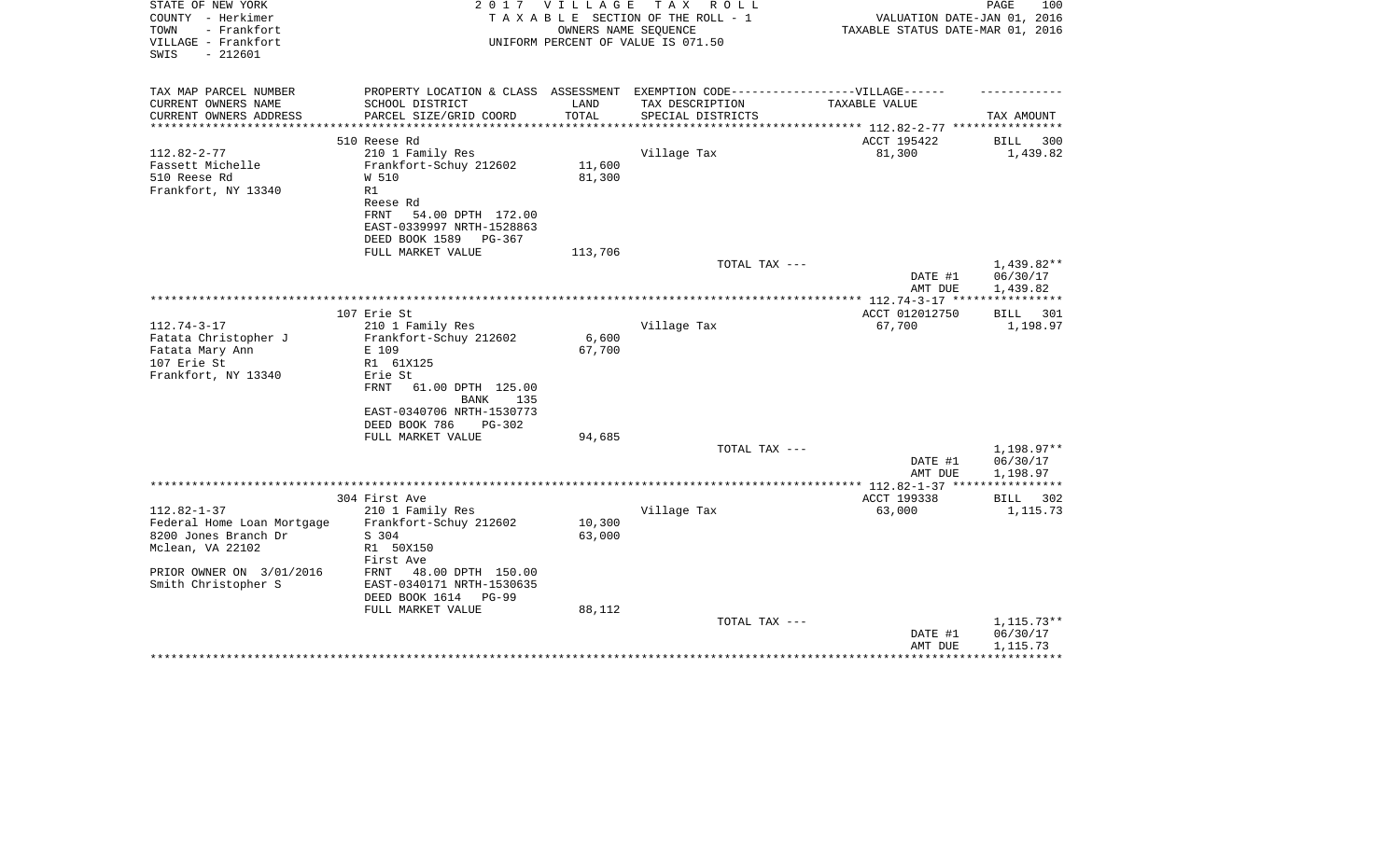STATE OF NEW YORK
COUNTY - Herkimer
TOWN - Frankfort
VILLAGE - Frankfort
SWIS - 212601

2 0 1 7 V I L L A G E T A X R O L L
T A X A B L E SECTION OF THE ROLL - 1
OWNERS NAME SEQUENCE
UNIFORM PERCENT OF VALUE IS 071.50

VALUATION DATE-JAN 01, 2016
TAXABLE STATUS DATE-MAR 01, 2016

| TAX MAP PARCEL NUMBER / CURRENT OWNERS NAME / CURRENT OWNERS ADDRESS | PROPERTY LOCATION & CLASS / SCHOOL DISTRICT / PARCEL SIZE/GRID COORD | ASSESSMENT LAND / TOTAL | EXEMPTION CODE / TAX DESCRIPTION / SPECIAL DISTRICTS | TAXABLE VALUE | TAX AMOUNT |
|---|---|---|---|---|---|
| | 510 Reese Rd | | | ACCT 195422 | BILL 300 |
| 112.82-2-77 | 210 1 Family Res | | Village Tax | 81,300 | 1,439.82 |
| Fassett Michelle | Frankfort-Schuy 212602 | 11,600 | | | |
| 510 Reese Rd | W 510 | 81,300 | | | |
| Frankfort, NY 13340 | R1 | | | | |
| | Reese Rd | | | | |
| | FRNT 54.00 DPTH 172.00 | | | | |
| | EAST-0339997 NRTH-1528863 | | | | |
| | DEED BOOK 1589 PG-367 | | | | |
| | FULL MARKET VALUE | 113,706 | | | |
| | | | TOTAL TAX --- | | 1,439.82** |
| | | | | DATE #1 | 06/30/17 |
| | | | | AMT DUE | 1,439.82 |
| | 107 Erie St | | | ACCT 012012750 | BILL 301 |
| 112.74-3-17 | 210 1 Family Res | | Village Tax | 67,700 | 1,198.97 |
| Fatata Christopher J | Frankfort-Schuy 212602 | 6,600 | | | |
| Fatata Mary Ann | E 109 | 67,700 | | | |
| 107 Erie St | R1 61X125 | | | | |
| Frankfort, NY 13340 | Erie St | | | | |
| | FRNT 61.00 DPTH 125.00 | | | | |
| | BANK 135 | | | | |
| | EAST-0340706 NRTH-1530773 | | | | |
| | DEED BOOK 786 PG-302 | | | | |
| | FULL MARKET VALUE | 94,685 | | | |
| | | | TOTAL TAX --- | | 1,198.97** |
| | | | | DATE #1 | 06/30/17 |
| | | | | AMT DUE | 1,198.97 |
| | 304 First Ave | | | ACCT 199338 | BILL 302 |
| 112.82-1-37 | 210 1 Family Res | | Village Tax | 63,000 | 1,115.73 |
| Federal Home Loan Mortgage | Frankfort-Schuy 212602 | 10,300 | | | |
| 8200 Jones Branch Dr | S 304 | 63,000 | | | |
| Mclean, VA 22102 | R1 50X150 | | | | |
| | First Ave | | | | |
| PRIOR OWNER ON 3/01/2016 | FRNT 48.00 DPTH 150.00 | | | | |
| Smith Christopher S | EAST-0340171 NRTH-1530635 | | | | |
| | DEED BOOK 1614 PG-99 | | | | |
| | FULL MARKET VALUE | 88,112 | | | |
| | | | TOTAL TAX --- | | 1,115.73** |
| | | | | DATE #1 | 06/30/17 |
| | | | | AMT DUE | 1,115.73 |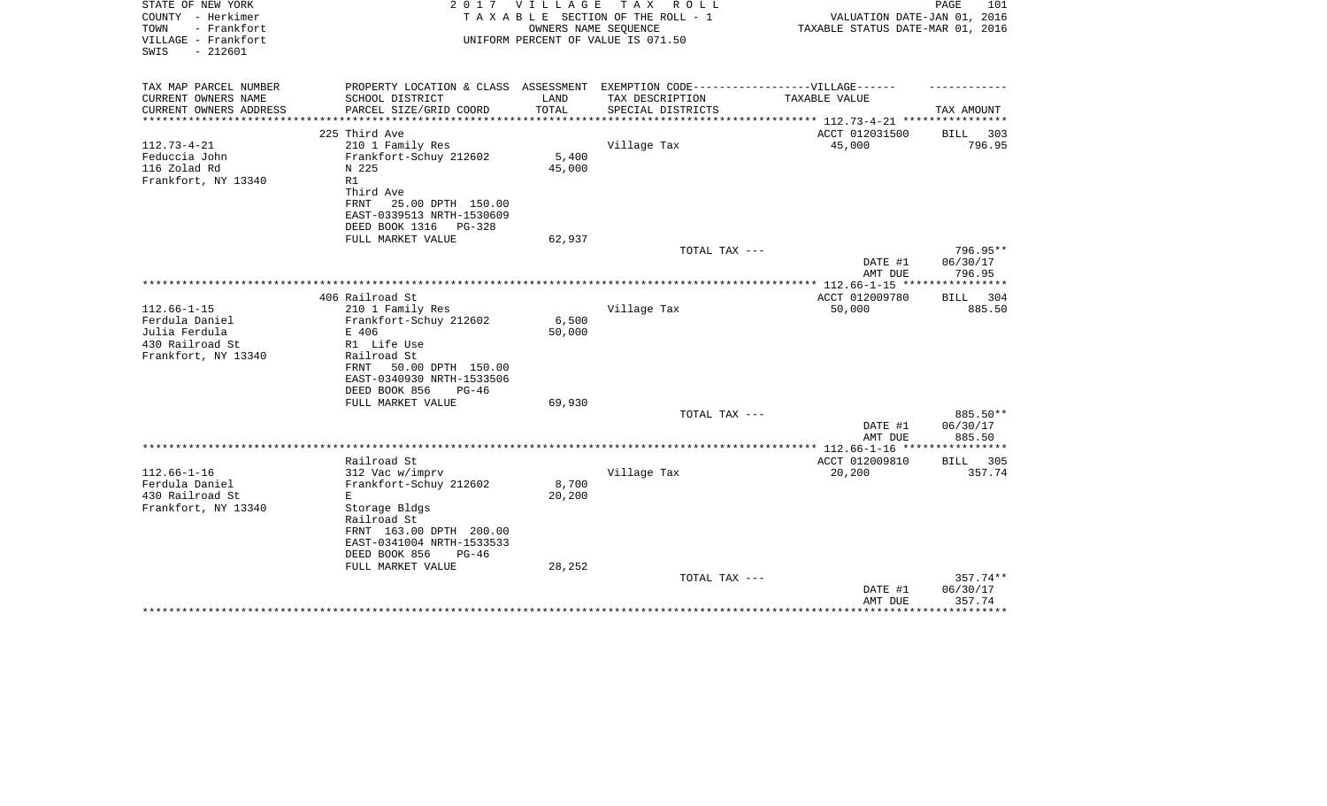STATE OF NEW YORK
COUNTY - Herkimer
TOWN - Frankfort
VILLAGE - Frankfort
SWIS - 212601

2 0 1 7 V I L L A G E T A X R O L L
T A X A B L E SECTION OF THE ROLL - 1
OWNERS NAME SEQUENCE
UNIFORM PERCENT OF VALUE IS 071.50

VALUATION DATE-JAN 01, 2016
TAXABLE STATUS DATE-MAR 01, 2016

| TAX MAP PARCEL NUMBER / CURRENT OWNERS NAME / CURRENT OWNERS ADDRESS | PROPERTY LOCATION & CLASS / SCHOOL DISTRICT / PARCEL SIZE/GRID COORD | ASSESSMENT LAND / TOTAL | EXEMPTION CODE-----VILLAGE------ TAX DESCRIPTION / SPECIAL DISTRICTS | TAXABLE VALUE | TAX AMOUNT |
|---|---|---|---|---|---|
| 112.73-4-21 | 225 Third Ave | | | ACCT 012031500 | BILL 303 |
| Feduccia John | 210 1 Family Res | | Village Tax | 45,000 | 796.95 |
| 116 Zolad Rd | Frankfort-Schuy 212602 | 5,400 | | | |
| Frankfort, NY 13340 | N 225 | 45,000 | | | |
| | R1 | | | | |
| | Third Ave | | | | |
| | FRNT 25.00 DPTH 150.00 | | | | |
| | EAST-0339513 NRTH-1530609 | | | | |
| | DEED BOOK 1316 PG-328 | | | | |
| | FULL MARKET VALUE | 62,937 | | | |
| | | | TOTAL TAX --- | | 796.95** |
| | | | | DATE #1 | 06/30/17 |
| | | | | AMT DUE | 796.95 |
| 112.66-1-15 | 406 Railroad St | | | ACCT 012009780 | BILL 304 |
| Ferdula Daniel | 210 1 Family Res | | Village Tax | 50,000 | 885.50 |
| Julia Ferdula | Frankfort-Schuy 212602 | 6,500 | | | |
| 430 Railroad St | E 406 | 50,000 | | | |
| Frankfort, NY 13340 | R1 Life Use | | | | |
| | Railroad St | | | | |
| | FRNT 50.00 DPTH 150.00 | | | | |
| | EAST-0340930 NRTH-1533506 | | | | |
| | DEED BOOK 856 PG-46 | | | | |
| | FULL MARKET VALUE | 69,930 | | | |
| | | | TOTAL TAX --- | | 885.50** |
| | | | | DATE #1 | 06/30/17 |
| | | | | AMT DUE | 885.50 |
| 112.66-1-16 | Railroad St | | | ACCT 012009810 | BILL 305 |
| Ferdula Daniel | 312 Vac w/imprv | | Village Tax | 20,200 | 357.74 |
| 430 Railroad St | Frankfort-Schuy 212602 | 8,700 | | | |
| Frankfort, NY 13340 | E | 20,200 | | | |
| | Storage Bldgs | | | | |
| | Railroad St | | | | |
| | FRNT 163.00 DPTH 200.00 | | | | |
| | EAST-0341004 NRTH-1533533 | | | | |
| | DEED BOOK 856 PG-46 | | | | |
| | FULL MARKET VALUE | 28,252 | | | |
| | | | TOTAL TAX --- | | 357.74** |
| | | | | DATE #1 | 06/30/17 |
| | | | | AMT DUE | 357.74 |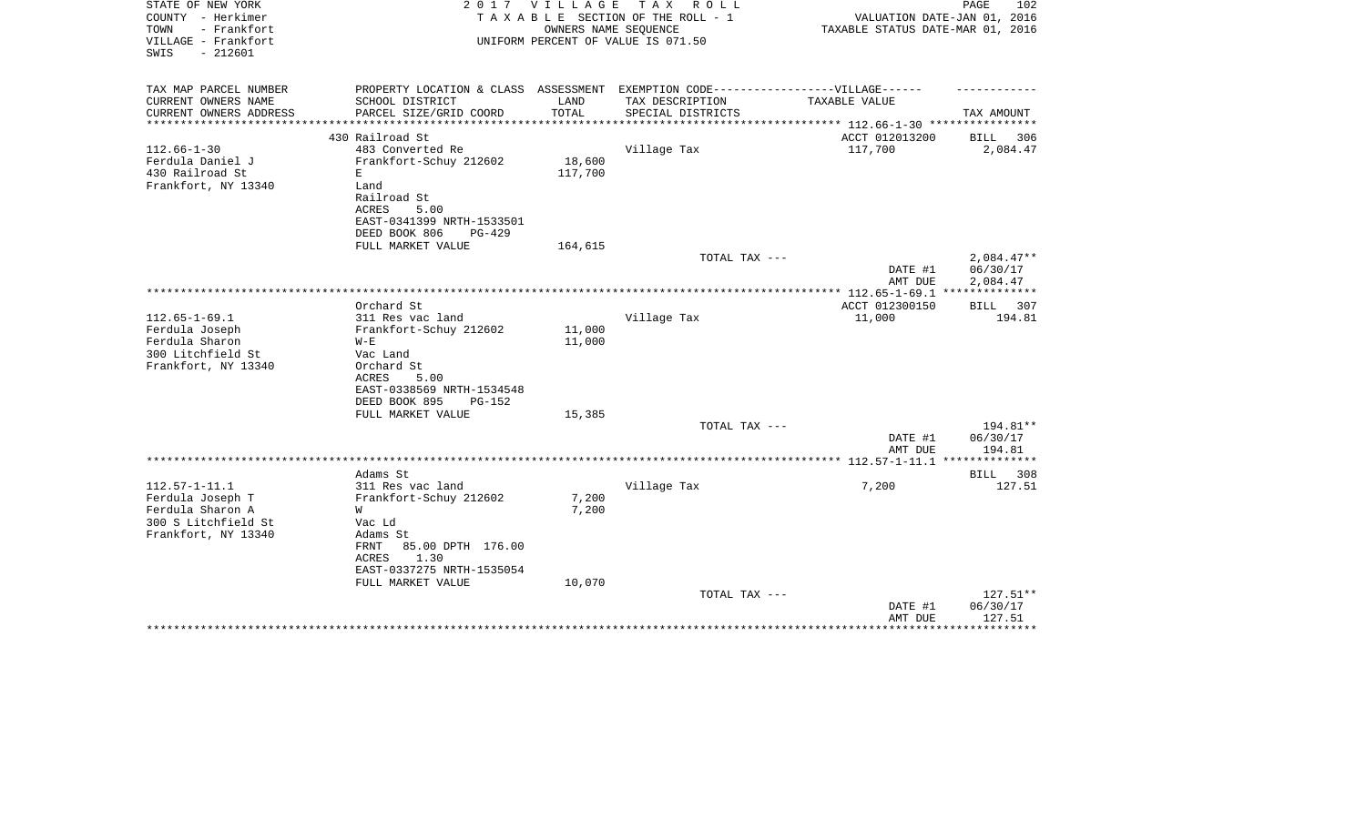STATE OF NEW YORK
COUNTY - Herkimer
TOWN - Frankfort
VILLAGE - Frankfort
SWIS - 212601

2 0 1 7 V I L L A G E T A X R O L L
T A X A B L E SECTION OF THE ROLL - 1
OWNERS NAME SEQUENCE
UNIFORM PERCENT OF VALUE IS 071.50

VALUATION DATE-JAN 01, 2016
TAXABLE STATUS DATE-MAR 01, 2016

| TAX MAP PARCEL NUMBER<br>CURRENT OWNERS NAME<br>CURRENT OWNERS ADDRESS | PROPERTY LOCATION & CLASS<br>SCHOOL DISTRICT<br>PARCEL SIZE/GRID COORD | ASSESSMENT<br>LAND<br>TOTAL | EXEMPTION CODE------------------VILLAGE------<br>TAX DESCRIPTION<br>SPECIAL DISTRICTS | TAXABLE VALUE | TAX AMOUNT |
|---|---|---|---|---|---|
| | 430 Railroad St | | | ACCT 012013200 | BILL 306 |
| 112.66-1-30 | 483 Converted Re | | Village Tax | 117,700 | 2,084.47 |
| Ferdula Daniel J | Frankfort-Schuy 212602 | 18,600 | | | |
| 430 Railroad St | E | 117,700 | | | |
| Frankfort, NY 13340 | Land | | | | |
| | Railroad St | | | | |
| | ACRES 5.00 | | | | |
| | EAST-0341399 NRTH-1533501 | | | | |
| | DEED BOOK 806 PG-429 | | | | |
| | FULL MARKET VALUE | 164,615 | | | |
| | | | TOTAL TAX --- | | 2,084.47** |
| | | | | DATE #1 | 06/30/17 |
| | | | | AMT DUE | 2,084.47 |
| | Orchard St | | | ACCT 012300150 | BILL 307 |
| 112.65-1-69.1 | 311 Res vac land | | Village Tax | 11,000 | 194.81 |
| Ferdula Joseph | Frankfort-Schuy 212602 | 11,000 | | | |
| Ferdula Sharon | W-E | 11,000 | | | |
| 300 Litchfield St | Vac Land | | | | |
| Frankfort, NY 13340 | Orchard St | | | | |
| | ACRES 5.00 | | | | |
| | EAST-0338569 NRTH-1534548 | | | | |
| | DEED BOOK 895 PG-152 | | | | |
| | FULL MARKET VALUE | 15,385 | | | |
| | | | TOTAL TAX --- | | 194.81** |
| | | | | DATE #1 | 06/30/17 |
| | | | | AMT DUE | 194.81 |
| | Adams St | | | | BILL 308 |
| 112.57-1-11.1 | 311 Res vac land | | Village Tax | 7,200 | 127.51 |
| Ferdula Joseph T | Frankfort-Schuy 212602 | 7,200 | | | |
| Ferdula Sharon A | W | 7,200 | | | |
| 300 S Litchfield St | Vac Ld | | | | |
| Frankfort, NY 13340 | Adams St | | | | |
| | FRNT 85.00 DPTH 176.00 | | | | |
| | ACRES 1.30 | | | | |
| | EAST-0337275 NRTH-1535054 | | | | |
| | FULL MARKET VALUE | 10,070 | | | |
| | | | TOTAL TAX --- | | 127.51** |
| | | | | DATE #1 | 06/30/17 |
| | | | | AMT DUE | 127.51 |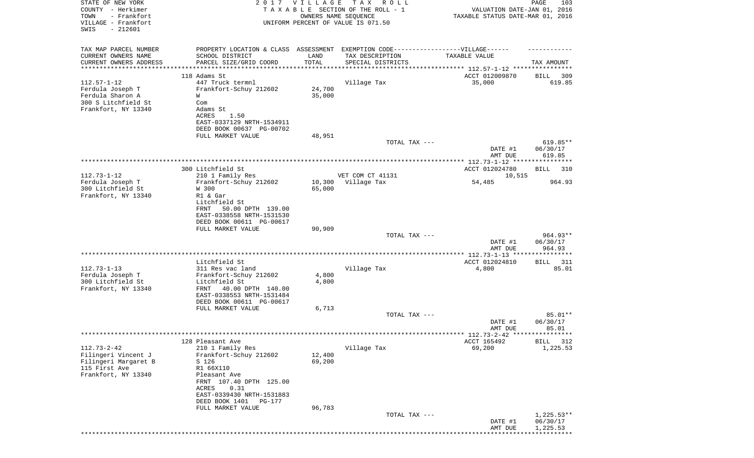STATE OF NEW YORK
COUNTY - Herkimer
TOWN - Frankfort
VILLAGE - Frankfort
SWIS - 212601

2 0 1 7 V I L L A G E T A X R O L L
T A X A B L E SECTION OF THE ROLL - 1
OWNERS NAME SEQUENCE
UNIFORM PERCENT OF VALUE IS 071.50

VALUATION DATE-JAN 01, 2016
TAXABLE STATUS DATE-MAR 01, 2016

| TAX MAP PARCEL NUMBER<br>CURRENT OWNERS NAME<br>CURRENT OWNERS ADDRESS | PROPERTY LOCATION & CLASS<br>SCHOOL DISTRICT<br>PARCEL SIZE/GRID COORD | ASSESSMENT<br>LAND<br>TOTAL | EXEMPTION CODE------------------VILLAGE------<br>TAX DESCRIPTION<br>SPECIAL DISTRICTS | TAXABLE VALUE | TAX AMOUNT |
|---|---|---|---|---|---|
| 112.57-1-12 | 118 Adams St | | | ACCT 012009870 | BILL 309 |
| 112.57-1-12 | 447 Truck termnl | | Village Tax | 35,000 | 619.85 |
| Ferdula Joseph T | Frankfort-Schuy 212602 | 24,700 | | | |
| Ferdula Sharon A | W | 35,000 | | | |
| 300 S Litchfield St | Com | | | | |
| Frankfort, NY 13340 | Adams St | | | | |
| | ACRES 1.50 | | | | |
| | EAST-0337129 NRTH-1534911 | | | | |
| | DEED BOOK 00637 PG-00702 | | | | |
| | FULL MARKET VALUE | 48,951 | | | |
| | | | TOTAL TAX --- | | 619.85** |
| | | | | DATE #1 | 06/30/17 |
| | | | | AMT DUE | 619.85 |
| 112.73-1-12 | 300 Litchfield St | | | ACCT 012024780 | BILL 310 |
| 112.73-1-12 | 210 1 Family Res | | VET COM CT 41131 | 10,515 | |
| Ferdula Joseph T | Frankfort-Schuy 212602 | 10,300 | Village Tax | 54,485 | 964.93 |
| 300 Litchfield St | W 300 | 65,000 | | | |
| Frankfort, NY 13340 | R1 & Gar | | | | |
| | Litchfield St | | | | |
| | FRNT 50.00 DPTH 139.00 | | | | |
| | EAST-0338558 NRTH-1531530 | | | | |
| | DEED BOOK 00611 PG-00617 | | | | |
| | FULL MARKET VALUE | 90,909 | | | |
| | | | TOTAL TAX --- | | 964.93** |
| | | | | DATE #1 | 06/30/17 |
| | | | | AMT DUE | 964.93 |
| 112.73-1-13 | Litchfield St | | | ACCT 012024810 | BILL 311 |
| 112.73-1-13 | 311 Res vac land | | Village Tax | 4,800 | 85.01 |
| Ferdula Joseph T | Frankfort-Schuy 212602 | 4,800 | | | |
| 300 Litchfield St | Litchfield St | 4,800 | | | |
| Frankfort, NY 13340 | FRNT 40.00 DPTH 140.00 | | | | |
| | EAST-0338553 NRTH-1531484 | | | | |
| | DEED BOOK 00611 PG-00617 | | | | |
| | FULL MARKET VALUE | 6,713 | | | |
| | | | TOTAL TAX --- | | 85.01** |
| | | | | DATE #1 | 06/30/17 |
| | | | | AMT DUE | 85.01 |
| 112.73-2-42 | 128 Pleasant Ave | | | ACCT 165492 | BILL 312 |
| 112.73-2-42 | 210 1 Family Res | | Village Tax | 69,200 | 1,225.53 |
| Filingeri Vincent J | Frankfort-Schuy 212602 | 12,400 | | | |
| Filingeri Margaret B | S 126 | 69,200 | | | |
| 115 First Ave | R1 66X110 | | | | |
| Frankfort, NY 13340 | Pleasant Ave | | | | |
| | FRNT 107.40 DPTH 125.00 | | | | |
| | ACRES 0.31 | | | | |
| | EAST-0339430 NRTH-1531883 | | | | |
| | DEED BOOK 1401 PG-177 | | | | |
| | FULL MARKET VALUE | 96,783 | | | |
| | | | TOTAL TAX --- | | 1,225.53** |
| | | | | DATE #1 | 06/30/17 |
| | | | | AMT DUE | 1,225.53 |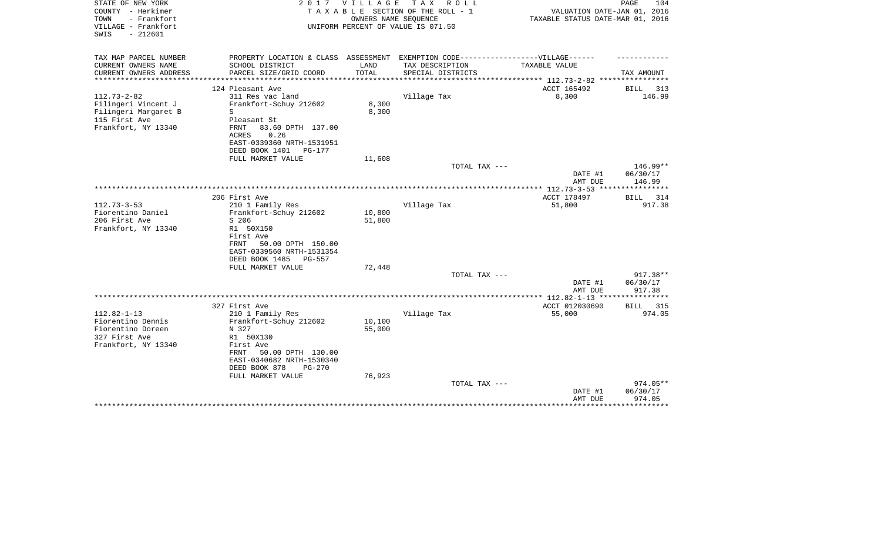STATE OF NEW YORK
COUNTY - Herkimer
TOWN - Frankfort
VILLAGE - Frankfort
SWIS - 212601

2017 VILLAGE TAX ROLL
TAXABLE SECTION OF THE ROLL - 1
OWNERS NAME SEQUENCE
UNIFORM PERCENT OF VALUE IS 071.50

VALUATION DATE-JAN 01, 2016
TAXABLE STATUS DATE-MAR 01, 2016

| TAX MAP PARCEL NUMBER / CURRENT OWNERS NAME / CURRENT OWNERS ADDRESS | PROPERTY LOCATION & CLASS / SCHOOL DISTRICT / PARCEL SIZE/GRID COORD | ASSESSMENT LAND / TOTAL | EXEMPTION CODE / TAX DESCRIPTION / SPECIAL DISTRICTS | TAXABLE VALUE | TAX AMOUNT |
|---|---|---|---|---|---|
| 112.73-2-82 | 124 Pleasant Ave | | | ACCT 165492 | BILL 313 |
| Filingeri Vincent J | 311 Res vac land | | Village Tax | 8,300 | 146.99 |
| Filingeri Margaret B | Frankfort-Schuy 212602 | 8,300 | | | |
| 115 First Ave | S | 8,300 | | | |
| Frankfort, NY 13340 | Pleasant St | | | | |
| | FRNT 83.60 DPTH 137.00 | | | | |
| | ACRES 0.26 | | | | |
| | EAST-0339360 NRTH-1531951 | | | | |
| | DEED BOOK 1401 PG-177 | | | | |
| | FULL MARKET VALUE | 11,608 | | | |
| | | | TOTAL TAX --- | | 146.99** |
| | | | | DATE #1 | 06/30/17 |
| | | | | AMT DUE | 146.99 |
| 112.73-3-53 | 206 First Ave | | | ACCT 178497 | BILL 314 |
| Fiorentino Daniel | 210 1 Family Res | | Village Tax | 51,800 | 917.38 |
| 206 First Ave | Frankfort-Schuy 212602 | 10,800 | | | |
| Frankfort, NY 13340 | S 206 | 51,800 | | | |
| | R1 50X150 | | | | |
| | First Ave | | | | |
| | FRNT 50.00 DPTH 150.00 | | | | |
| | EAST-0339560 NRTH-1531354 | | | | |
| | DEED BOOK 1485 PG-557 | | | | |
| | FULL MARKET VALUE | 72,448 | | | |
| | | | TOTAL TAX --- | | 917.38** |
| | | | | DATE #1 | 06/30/17 |
| | | | | AMT DUE | 917.38 |
| 112.82-1-13 | 327 First Ave | | | ACCT 012030690 | BILL 315 |
| Fiorentino Dennis | 210 1 Family Res | | Village Tax | 55,000 | 974.05 |
| Fiorentino Doreen | Frankfort-Schuy 212602 | 10,100 | | | |
| 327 First Ave | N 327 | 55,000 | | | |
| Frankfort, NY 13340 | R1 50X130 | | | | |
| | First Ave | | | | |
| | FRNT 50.00 DPTH 130.00 | | | | |
| | EAST-0340682 NRTH-1530340 | | | | |
| | DEED BOOK 878 PG-270 | | | | |
| | FULL MARKET VALUE | 76,923 | | | |
| | | | TOTAL TAX --- | | 974.05** |
| | | | | DATE #1 | 06/30/17 |
| | | | | AMT DUE | 974.05 |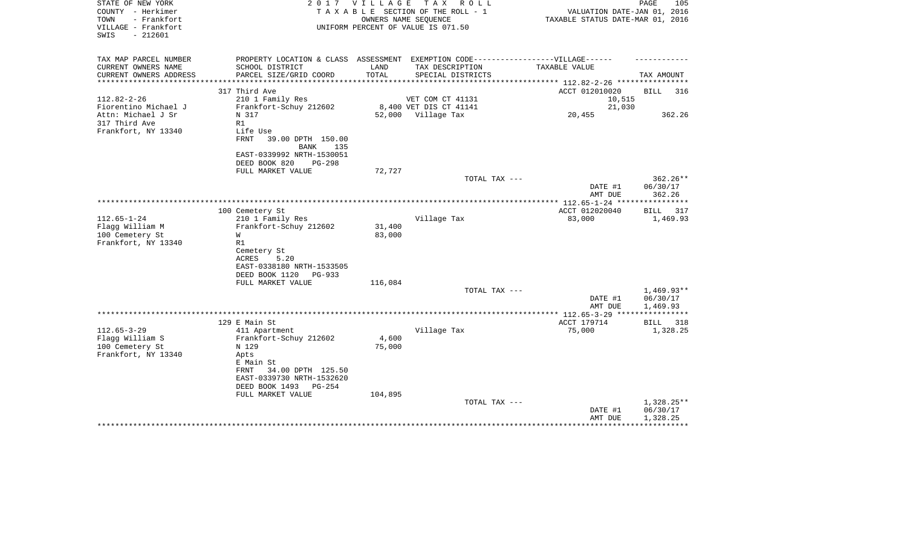STATE OF NEW YORK
COUNTY - Herkimer
TOWN - Frankfort
VILLAGE - Frankfort
SWIS - 212601

2017 VILLAGE TAX ROLL
TAXABLE SECTION OF THE ROLL - 1
OWNERS NAME SEQUENCE
UNIFORM PERCENT OF VALUE IS 071.50

VALUATION DATE-JAN 01, 2016
TAXABLE STATUS DATE-MAR 01, 2016

| TAX MAP PARCEL NUMBER<br>CURRENT OWNERS NAME<br>CURRENT OWNERS ADDRESS | PROPERTY LOCATION & CLASS<br>SCHOOL DISTRICT<br>PARCEL SIZE/GRID COORD | ASSESSMENT<br>LAND<br>TOTAL | EXEMPTION CODE------VILLAGE------<br>TAX DESCRIPTION<br>SPECIAL DISTRICTS | TAXABLE VALUE | TAX AMOUNT |
|---|---|---|---|---|---|
| | 317 Third Ave | | | ACCT 012010020 | BILL 316 |
| 112.82-2-26 | 210 1 Family Res | | VET COM CT 41131 | 10,515 | |
| Fiorentino Michael J | Frankfort-Schuy 212602 | 8,400 | VET DIS CT 41141 | 21,030 | |
| Attn: Michael J Sr | N 317 | 52,000 | Village Tax | 20,455 | 362.26 |
| 317 Third Ave | R1 | | | | |
| Frankfort, NY 13340 | Life Use | | | | |
| | FRNT 39.00 DPTH 150.00 | | | | |
| | BANK 135 | | | | |
| | EAST-0339992 NRTH-1530051 | | | | |
| | DEED BOOK 820 PG-298 | | | | |
| | FULL MARKET VALUE | 72,727 | | | |
| | | | TOTAL TAX --- | | 362.26** |
| | | | | DATE #1 | 06/30/17 |
| | | | | AMT DUE | 362.26 |
| | 100 Cemetery St | | | ACCT 012020040 | BILL 317 |
| 112.65-1-24 | 210 1 Family Res | | Village Tax | 83,000 | 1,469.93 |
| Flagg William M | Frankfort-Schuy 212602 | 31,400 | | | |
| 100 Cemetery St | W | 83,000 | | | |
| Frankfort, NY 13340 | R1 | | | | |
| | Cemetery St | | | | |
| | ACRES 5.20 | | | | |
| | EAST-0338180 NRTH-1533505 | | | | |
| | DEED BOOK 1120 PG-933 | | | | |
| | FULL MARKET VALUE | 116,084 | | | |
| | | | TOTAL TAX --- | | 1,469.93** |
| | | | | DATE #1 | 06/30/17 |
| | | | | AMT DUE | 1,469.93 |
| | 129 E Main St | | | ACCT 179714 | BILL 318 |
| 112.65-3-29 | 411 Apartment | | Village Tax | 75,000 | 1,328.25 |
| Flagg William S | Frankfort-Schuy 212602 | 4,600 | | | |
| 100 Cemetery St | N 129 | 75,000 | | | |
| Frankfort, NY 13340 | Apts | | | | |
| | E Main St | | | | |
| | FRNT 34.00 DPTH 125.50 | | | | |
| | EAST-0339730 NRTH-1532620 | | | | |
| | DEED BOOK 1493 PG-254 | | | | |
| | FULL MARKET VALUE | 104,895 | | | |
| | | | TOTAL TAX --- | | 1,328.25** |
| | | | | DATE #1 | 06/30/17 |
| | | | | AMT DUE | 1,328.25 |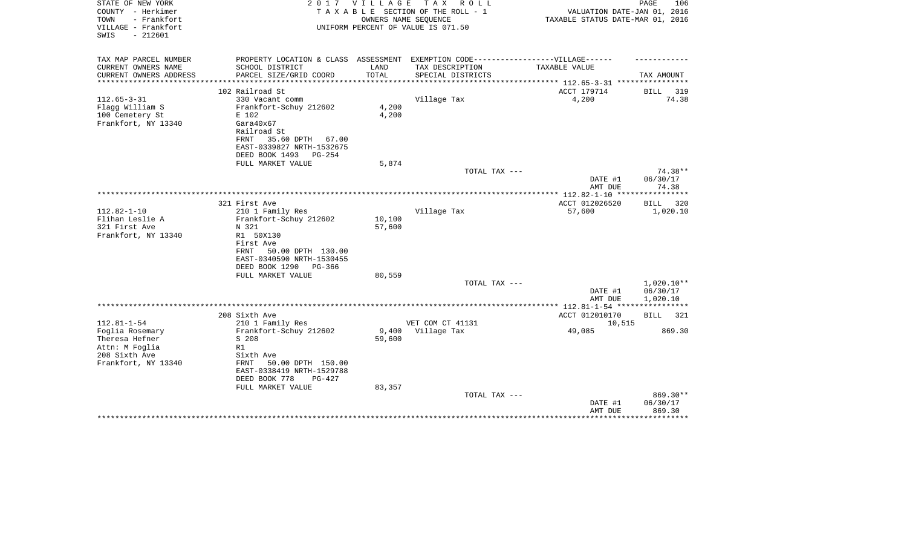STATE OF NEW YORK
COUNTY - Herkimer
TOWN - Frankfort
VILLAGE - Frankfort
SWIS - 212601

2 0 1 7 V I L L A G E T A X R O L L
T A X A B L E SECTION OF THE ROLL - 1
OWNERS NAME SEQUENCE
UNIFORM PERCENT OF VALUE IS 071.50

VALUATION DATE-JAN 01, 2016
TAXABLE STATUS DATE-MAR 01, 2016

| TAX MAP PARCEL NUMBER / CURRENT OWNERS NAME / CURRENT OWNERS ADDRESS | PROPERTY LOCATION & CLASS / SCHOOL DISTRICT / PARCEL SIZE/GRID COORD | ASSESSMENT LAND / TOTAL | EXEMPTION CODE / TAX DESCRIPTION / SPECIAL DISTRICTS | TAXABLE VALUE | TAX AMOUNT |
|---|---|---|---|---|---|
| 112.65-3-31 | 102 Railroad St | | | ACCT 179714 | BILL 319 |
| Flagg William S | 330 Vacant comm | | Village Tax | 4,200 | 74.38 |
| 100 Cemetery St | Frankfort-Schuy 212602 | 4,200 | | | |
| Frankfort, NY 13340 | E 102 | 4,200 | | | |
| | Gara40x67 | | | | |
| | Railroad St | | | | |
| | FRNT 35.60 DPTH 67.00 | | | | |
| | EAST-0339827 NRTH-1532675 | | | | |
| | DEED BOOK 1493 PG-254 | | | | |
| | FULL MARKET VALUE | 5,874 | | | |
| | | | TOTAL TAX --- | | 74.38** |
| | | | | DATE #1 | 06/30/17 |
| | | | | AMT DUE | 74.38 |
| 112.82-1-10 | 321 First Ave | | | ACCT 012026520 | BILL 320 |
| Flihan Leslie A | 210 1 Family Res | | Village Tax | 57,600 | 1,020.10 |
| 321 First Ave | Frankfort-Schuy 212602 | 10,100 | | | |
| Frankfort, NY 13340 | N 321 | 57,600 | | | |
| | R1 50X130 | | | | |
| | First Ave | | | | |
| | FRNT 50.00 DPTH 130.00 | | | | |
| | EAST-0340590 NRTH-1530455 | | | | |
| | DEED BOOK 1290 PG-366 | | | | |
| | FULL MARKET VALUE | 80,559 | | | |
| | | | TOTAL TAX --- | | 1,020.10** |
| | | | | DATE #1 | 06/30/17 |
| | | | | AMT DUE | 1,020.10 |
| 112.81-1-54 | 208 Sixth Ave | | | ACCT 012010170 | BILL 321 |
| Foglia Rosemary | 210 1 Family Res | | VET COM CT 41131 | 10,515 | |
| Theresa Hefner | Frankfort-Schuy 212602 | 9,400 | Village Tax | 49,085 | 869.30 |
| Attn: M Foglia | S 208 | 59,600 | | | |
| 208 Sixth Ave | R1 | | | | |
| Frankfort, NY 13340 | Sixth Ave | | | | |
| | FRNT 50.00 DPTH 150.00 | | | | |
| | EAST-0338419 NRTH-1529788 | | | | |
| | DEED BOOK 778 PG-427 | | | | |
| | FULL MARKET VALUE | 83,357 | | | |
| | | | TOTAL TAX --- | | 869.30** |
| | | | | DATE #1 | 06/30/17 |
| | | | | AMT DUE | 869.30 |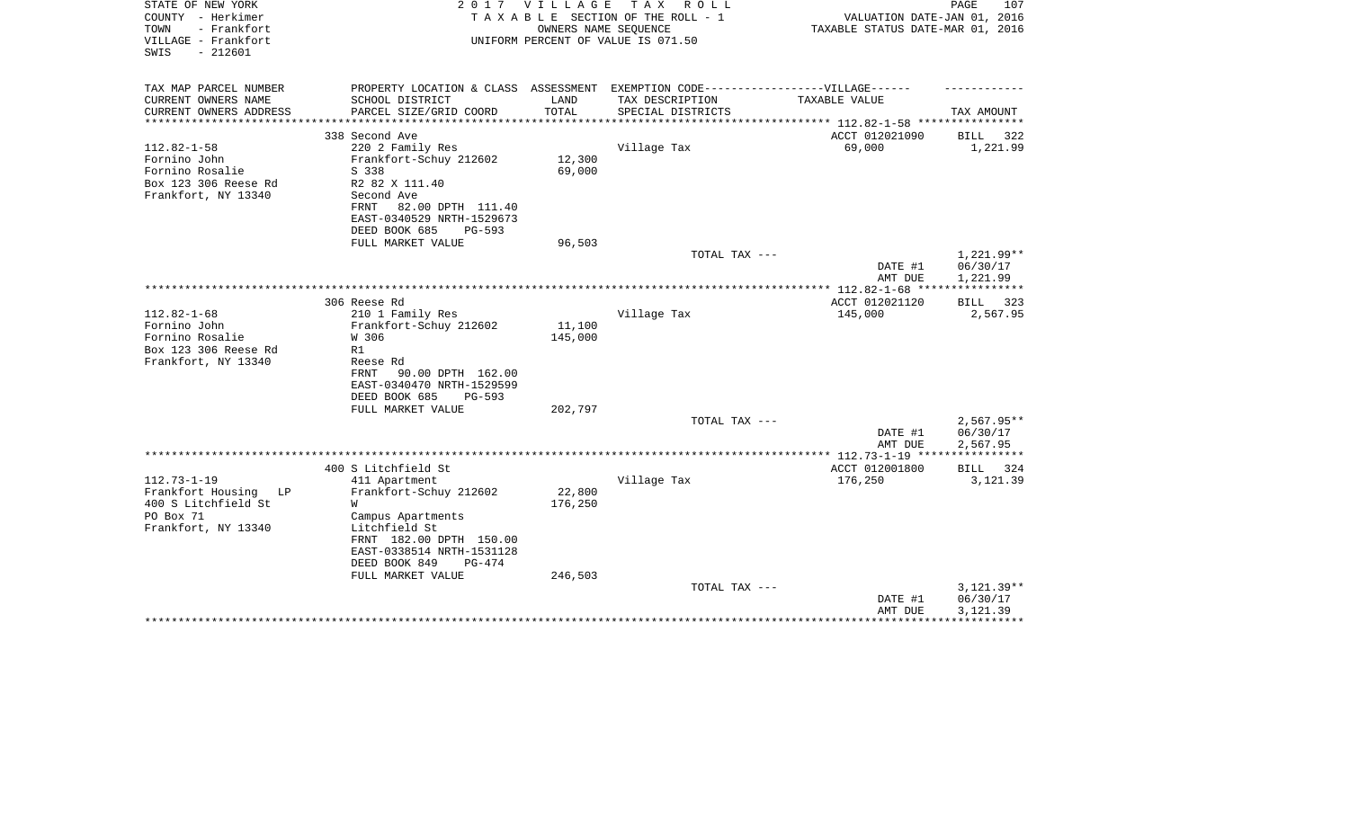STATE OF NEW YORK
COUNTY - Herkimer
TOWN - Frankfort
VILLAGE - Frankfort
SWIS - 212601

2 0 1 7 V I L L A G E T A X R O L L
T A X A B L E SECTION OF THE ROLL - 1
OWNERS NAME SEQUENCE
UNIFORM PERCENT OF VALUE IS 071.50

VALUATION DATE-JAN 01, 2016
TAXABLE STATUS DATE-MAR 01, 2016

| TAX MAP PARCEL NUMBER<br>CURRENT OWNERS NAME<br>CURRENT OWNERS ADDRESS | PROPERTY LOCATION & CLASS<br>SCHOOL DISTRICT<br>PARCEL SIZE/GRID COORD | ASSESSMENT<br>LAND<br>TOTAL | EXEMPTION CODE------VILLAGE------<br>TAX DESCRIPTION<br>SPECIAL DISTRICTS | TAXABLE VALUE | TAX AMOUNT |
|---|---|---|---|---|---|
| | 338 Second Ave | | | ACCT 012021090 | BILL 322 |
| 112.82-1-58 | 220 2 Family Res | | Village Tax | 69,000 | 1,221.99 |
| Fornino John | Frankfort-Schuy 212602 | 12,300 | | | |
| Fornino Rosalie | S 338 | 69,000 | | | |
| Box 123 306 Reese Rd | R2 82 X 111.40 | | | | |
| Frankfort, NY 13340 | Second Ave | | | | |
| | FRNT 82.00 DPTH 111.40 | | | | |
| | EAST-0340529 NRTH-1529673 | | | | |
| | DEED BOOK 685 PG-593 | | | | |
| | FULL MARKET VALUE | 96,503 | | | |
| | | | TOTAL TAX --- | | 1,221.99** |
| | | | | DATE #1 | 06/30/17 |
| | | | | AMT DUE | 1,221.99 |
| | 306 Reese Rd | | | ACCT 012021120 | BILL 323 |
| 112.82-1-68 | 210 1 Family Res | | Village Tax | 145,000 | 2,567.95 |
| Fornino John | Frankfort-Schuy 212602 | 11,100 | | | |
| Fornino Rosalie | W 306 | 145,000 | | | |
| Box 123 306 Reese Rd | R1 | | | | |
| Frankfort, NY 13340 | Reese Rd | | | | |
| | FRNT 90.00 DPTH 162.00 | | | | |
| | EAST-0340470 NRTH-1529599 | | | | |
| | DEED BOOK 685 PG-593 | | | | |
| | FULL MARKET VALUE | 202,797 | | | |
| | | | TOTAL TAX --- | | 2,567.95** |
| | | | | DATE #1 | 06/30/17 |
| | | | | AMT DUE | 2,567.95 |
| | 400 S Litchfield St | | | ACCT 012001800 | BILL 324 |
| 112.73-1-19 | 411 Apartment | | Village Tax | 176,250 | 3,121.39 |
| Frankfort Housing LP | Frankfort-Schuy 212602 | 22,800 | | | |
| 400 S Litchfield St | W | 176,250 | | | |
| PO Box 71 | Campus Apartments | | | | |
| Frankfort, NY 13340 | Litchfield St | | | | |
| | FRNT 182.00 DPTH 150.00 | | | | |
| | EAST-0338514 NRTH-1531128 | | | | |
| | DEED BOOK 849 PG-474 | | | | |
| | FULL MARKET VALUE | 246,503 | | | |
| | | | TOTAL TAX --- | | 3,121.39** |
| | | | | DATE #1 | 06/30/17 |
| | | | | AMT DUE | 3,121.39 |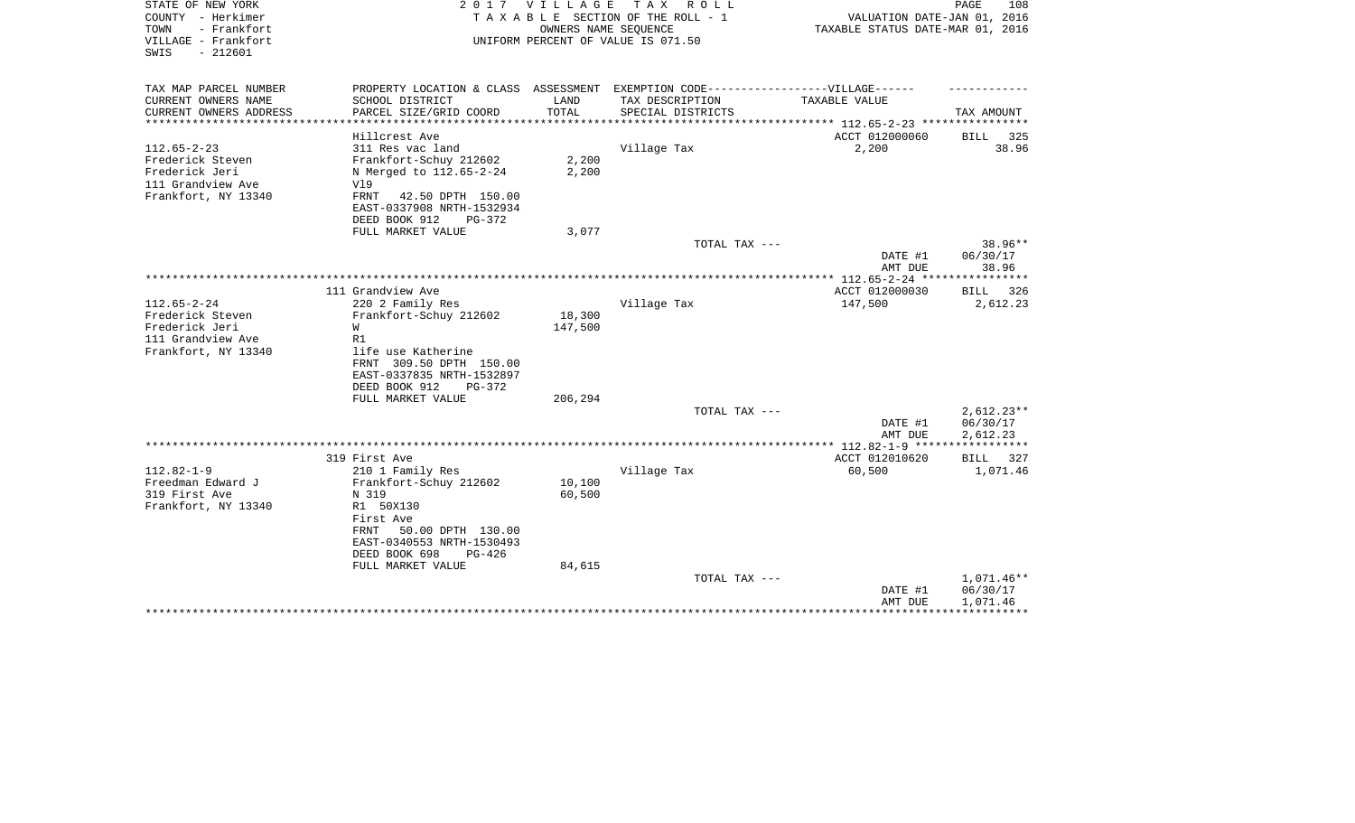STATE OF NEW YORK  
COUNTY - Herkimer  
TOWN - Frankfort  
VILLAGE - Frankfort  
SWIS - 212601

# 2017 VILLAGE TAX ROLL

TAXABLE SECTION OF THE ROLL - 1  
OWNERS NAME SEQUENCE  
UNIFORM PERCENT OF VALUE IS 071.50

VALUATION DATE-JAN 01, 2016  
TAXABLE STATUS DATE-MAR 01, 2016

| TAX MAP PARCEL NUMBER<br>CURRENT OWNERS NAME<br>CURRENT OWNERS ADDRESS | PROPERTY LOCATION & CLASS<br>SCHOOL DISTRICT<br>PARCEL SIZE/GRID COORD | ASSESSMENT<br>LAND<br>TOTAL | EXEMPTION CODE-----VILLAGE------<br>TAX DESCRIPTION<br>SPECIAL DISTRICTS | TAXABLE VALUE | TAX AMOUNT |
|---|---|---|---|---|---|
| 112.65-2-23 | Hillcrest Ave | | | ACCT 012000060 | BILL 325 |
| 112.65-2-23 | 311 Res vac land | | Village Tax | 2,200 | 38.96 |
| Frederick Steven | Frankfort-Schuy 212602 | 2,200 | | | |
| Frederick Jeri | N Merged to 112.65-2-24 | 2,200 | | | |
| 111 Grandview Ave | Vl9 | | | | |
| Frankfort, NY 13340 | FRNT 42.50 DPTH 150.00 | | | | |
| | EAST-0337908 NRTH-1532934 | | | | |
| | DEED BOOK 912 PG-372 | | | | |
| | FULL MARKET VALUE | 3,077 | | | |
| | | | TOTAL TAX --- | | 38.96** |
| | | | | DATE #1 | 06/30/17 |
| | | | | AMT DUE | 38.96 |
| 112.65-2-24 | 111 Grandview Ave | | | ACCT 012000030 | BILL 326 |
| 112.65-2-24 | 220 2 Family Res | | Village Tax | 147,500 | 2,612.23 |
| Frederick Steven | Frankfort-Schuy 212602 | 18,300 | | | |
| Frederick Jeri | W | 147,500 | | | |
| 111 Grandview Ave | R1 | | | | |
| Frankfort, NY 13340 | life use Katherine | | | | |
| | FRNT 309.50 DPTH 150.00 | | | | |
| | EAST-0337835 NRTH-1532897 | | | | |
| | DEED BOOK 912 PG-372 | | | | |
| | FULL MARKET VALUE | 206,294 | | | |
| | | | TOTAL TAX --- | | 2,612.23** |
| | | | | DATE #1 | 06/30/17 |
| | | | | AMT DUE | 2,612.23 |
| 112.82-1-9 | 319 First Ave | | | ACCT 012010620 | BILL 327 |
| 112.82-1-9 | 210 1 Family Res | | Village Tax | 60,500 | 1,071.46 |
| Freedman Edward J | Frankfort-Schuy 212602 | 10,100 | | | |
| 319 First Ave | N 319 | 60,500 | | | |
| Frankfort, NY 13340 | R1 50X130 | | | | |
| | First Ave | | | | |
| | FRNT 50.00 DPTH 130.00 | | | | |
| | EAST-0340553 NRTH-1530493 | | | | |
| | DEED BOOK 698 PG-426 | | | | |
| | FULL MARKET VALUE | 84,615 | | | |
| | | | TOTAL TAX --- | | 1,071.46** |
| | | | | DATE #1 | 06/30/17 |
| | | | | AMT DUE | 1,071.46 |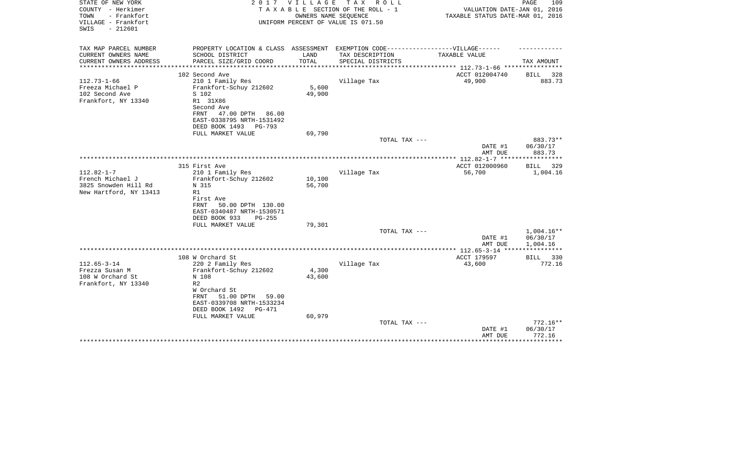STATE OF NEW YORK
COUNTY - Herkimer
TOWN - Frankfort
VILLAGE - Frankfort
SWIS - 212601

2017 VILLAGE TAX ROLL
TAXABLE SECTION OF THE ROLL - 1
OWNERS NAME SEQUENCE
UNIFORM PERCENT OF VALUE IS 071.50

VALUATION DATE-JAN 01, 2016
TAXABLE STATUS DATE-MAR 01, 2016

| TAX MAP PARCEL NUMBER<br>CURRENT OWNERS NAME<br>CURRENT OWNERS ADDRESS | PROPERTY LOCATION & CLASS<br>SCHOOL DISTRICT<br>PARCEL SIZE/GRID COORD | ASSESSMENT<br>LAND<br>TOTAL | EXEMPTION CODE------VILLAGE------<br>TAX DESCRIPTION<br>SPECIAL DISTRICTS | TAXABLE VALUE | TAX AMOUNT |
|---|---|---|---|---|---|
| | 102 Second Ave | | | ACCT 012004740 | BILL 328 |
| 112.73-1-66 | 210 1 Family Res | | Village Tax | 49,900 | 883.73 |
| Freeza Michael P | Frankfort-Schuy 212602 | 5,600 | | | |
| 102 Second Ave | S 102 | 49,900 | | | |
| Frankfort, NY 13340 | R1 31X86 | | | | |
| | Second Ave | | | | |
| | FRNT 47.00 DPTH 86.00 | | | | |
| | EAST-0338795 NRTH-1531492 | | | | |
| | DEED BOOK 1493 PG-793 | | | | |
| | FULL MARKET VALUE | 69,790 | | | |
| | | | TOTAL TAX --- | | 883.73** |
| | | | | DATE #1 | 06/30/17 |
| | | | | AMT DUE | 883.73 |
| | 315 First Ave | | | ACCT 012000960 | BILL 329 |
| 112.82-1-7 | 210 1 Family Res | | Village Tax | 56,700 | 1,004.16 |
| French Michael J | Frankfort-Schuy 212602 | 10,100 | | | |
| 3825 Snowden Hill Rd | N 315 | 56,700 | | | |
| New Hartford, NY 13413 | R1 | | | | |
| | First Ave | | | | |
| | FRNT 50.00 DPTH 130.00 | | | | |
| | EAST-0340487 NRTH-1530571 | | | | |
| | DEED BOOK 933 PG-255 | | | | |
| | FULL MARKET VALUE | 79,301 | | | |
| | | | TOTAL TAX --- | | 1,004.16** |
| | | | | DATE #1 | 06/30/17 |
| | | | | AMT DUE | 1,004.16 |
| | 108 W Orchard St | | | ACCT 179597 | BILL 330 |
| 112.65-3-14 | 220 2 Family Res | | Village Tax | 43,600 | 772.16 |
| Frezza Susan M | Frankfort-Schuy 212602 | 4,300 | | | |
| 108 W Orchard St | N 108 | 43,600 | | | |
| Frankfort, NY 13340 | R2 | | | | |
| | W Orchard St | | | | |
| | FRNT 51.00 DPTH 59.00 | | | | |
| | EAST-0339708 NRTH-1533234 | | | | |
| | DEED BOOK 1492 PG-471 | | | | |
| | FULL MARKET VALUE | 60,979 | | | |
| | | | TOTAL TAX --- | | 772.16** |
| | | | | DATE #1 | 06/30/17 |
| | | | | AMT DUE | 772.16 |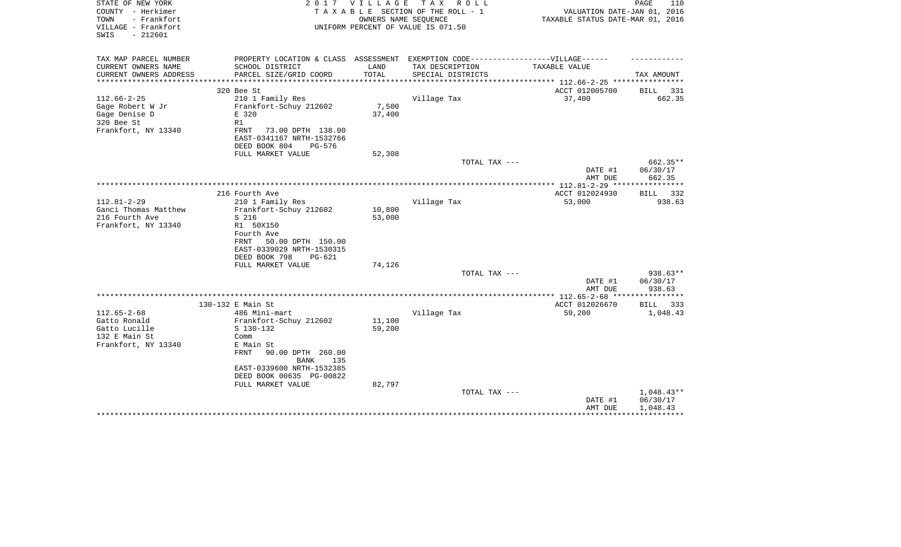STATE OF NEW YORK
COUNTY - Herkimer
TOWN - Frankfort
VILLAGE - Frankfort
SWIS - 212601

# 2017 VILLAGE TAX ROLL

TAXABLE SECTION OF THE ROLL - 1
OWNERS NAME SEQUENCE
UNIFORM PERCENT OF VALUE IS 071.50

VALUATION DATE-JAN 01, 2016
TAXABLE STATUS DATE-MAR 01, 2016

| TAX MAP PARCEL NUMBER<br>CURRENT OWNERS NAME<br>CURRENT OWNERS ADDRESS | PROPERTY LOCATION & CLASS<br>SCHOOL DISTRICT<br>PARCEL SIZE/GRID COORD | ASSESSMENT<br>LAND<br>TOTAL | EXEMPTION CODE------VILLAGE------<br>TAX DESCRIPTION<br>SPECIAL DISTRICTS | TAXABLE VALUE | TAX AMOUNT |
|---|---|---|---|---|---|
| | 320 Bee St | | | ACCT 012005700 | BILL 331 |
| 112.66-2-25 | 210 1 Family Res | | Village Tax | 37,400 | 662.35 |
| Gage Robert W Jr | Frankfort-Schuy 212602 | 7,500 | | | |
| Gage Denise D | E 320 | 37,400 | | | |
| 320 Bee St | R1 | | | | |
| Frankfort, NY 13340 | FRNT 73.00 DPTH 138.00 | | | | |
| | EAST-0341167 NRTH-1532766 | | | | |
| | DEED BOOK 804 PG-576 | | | | |
| | FULL MARKET VALUE | 52,308 | | | |
| | | | TOTAL TAX --- | | 662.35** |
| | | | | DATE #1 | 06/30/17 |
| | | | | AMT DUE | 662.35 |
| | 216 Fourth Ave | | | ACCT 012024930 | BILL 332 |
| 112.81-2-29 | 210 1 Family Res | | Village Tax | 53,000 | 938.63 |
| Ganci Thomas Matthew | Frankfort-Schuy 212602 | 10,800 | | | |
| 216 Fourth Ave | S 216 | 53,000 | | | |
| Frankfort, NY 13340 | R1 50X150 | | | | |
| | Fourth Ave | | | | |
| | FRNT 50.00 DPTH 150.00 | | | | |
| | EAST-0339029 NRTH-1530315 | | | | |
| | DEED BOOK 798 PG-621 | | | | |
| | FULL MARKET VALUE | 74,126 | | | |
| | | | TOTAL TAX --- | | 938.63** |
| | | | | DATE #1 | 06/30/17 |
| | | | | AMT DUE | 938.63 |
| | 130-132 E Main St | | | ACCT 012026670 | BILL 333 |
| 112.65-2-68 | 486 Mini-mart | | Village Tax | 59,200 | 1,048.43 |
| Gatto Ronald | Frankfort-Schuy 212602 | 11,100 | | | |
| Gatto Lucille | S 130-132 | 59,200 | | | |
| 132 E Main St | Comm | | | | |
| Frankfort, NY 13340 | E Main St | | | | |
| | FRNT 90.00 DPTH 260.00 | | | | |
| | BANK 135 | | | | |
| | EAST-0339600 NRTH-1532385 | | | | |
| | DEED BOOK 00635 PG-00822 | | | | |
| | FULL MARKET VALUE | 82,797 | | | |
| | | | TOTAL TAX --- | | 1,048.43** |
| | | | | DATE #1 | 06/30/17 |
| | | | | AMT DUE | 1,048.43 |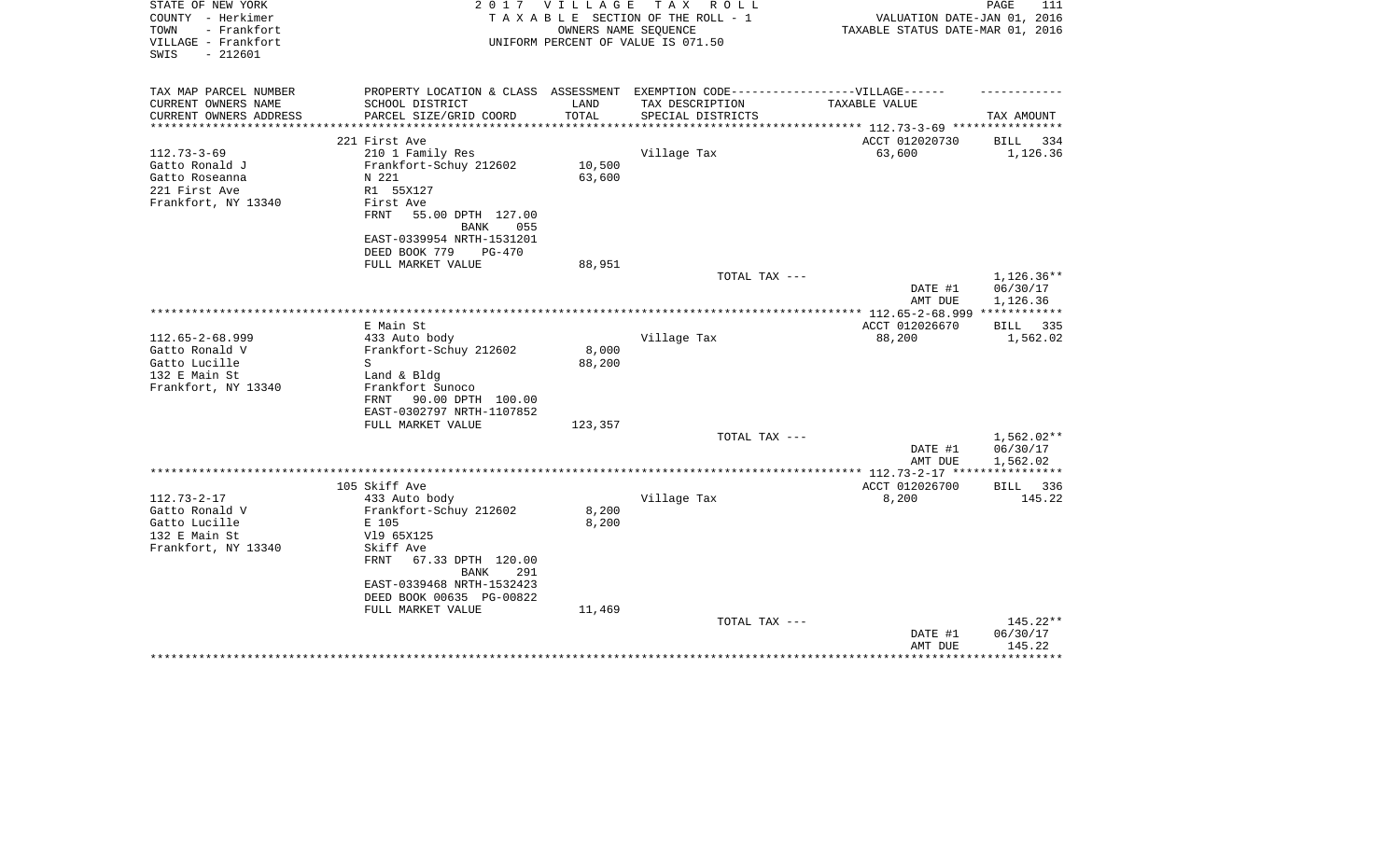STATE OF NEW YORK
COUNTY - Herkimer
TOWN - Frankfort
VILLAGE - Frankfort
SWIS - 212601

2 0 1 7 V I L L A G E T A X R O L L
T A X A B L E SECTION OF THE ROLL - 1
OWNERS NAME SEQUENCE
UNIFORM PERCENT OF VALUE IS 071.50

VALUATION DATE-JAN 01, 2016
TAXABLE STATUS DATE-MAR 01, 2016

| TAX MAP PARCEL NUMBER / CURRENT OWNERS NAME / CURRENT OWNERS ADDRESS | PROPERTY LOCATION & CLASS / SCHOOL DISTRICT / PARCEL SIZE/GRID COORD | ASSESSMENT LAND / TOTAL | EXEMPTION CODE / TAX DESCRIPTION / SPECIAL DISTRICTS | TAXABLE VALUE | TAX AMOUNT |
|---|---|---|---|---|---|
| | 221 First Ave | | | ACCT 012020730 | BILL 334 |
| 112.73-3-69 | 210 1 Family Res | | Village Tax | 63,600 | 1,126.36 |
| Gatto Ronald J | Frankfort-Schuy 212602 | 10,500 | | | |
| Gatto Roseanna | N 221 | 63,600 | | | |
| 221 First Ave | R1 55X127 | | | | |
| Frankfort, NY 13340 | First Ave | | | | |
| | FRNT 55.00 DPTH 127.00 | | | | |
| | BANK 055 | | | | |
| | EAST-0339954 NRTH-1531201 | | | | |
| | DEED BOOK 779 PG-470 | | | | |
| | FULL MARKET VALUE | 88,951 | | | |
| | | | TOTAL TAX --- | | 1,126.36** |
| | | | | DATE #1 | 06/30/17 |
| | | | | AMT DUE | 1,126.36 |
| | E Main St | | | ACCT 012026670 | BILL 335 |
| 112.65-2-68.999 | 433 Auto body | | Village Tax | 88,200 | 1,562.02 |
| Gatto Ronald V | Frankfort-Schuy 212602 | 8,000 | | | |
| Gatto Lucille | S | 88,200 | | | |
| 132 E Main St | Land & Bldg | | | | |
| Frankfort, NY 13340 | Frankfort Sunoco | | | | |
| | FRNT 90.00 DPTH 100.00 | | | | |
| | EAST-0302797 NRTH-1107852 | | | | |
| | FULL MARKET VALUE | 123,357 | | | |
| | | | TOTAL TAX --- | | 1,562.02** |
| | | | | DATE #1 | 06/30/17 |
| | | | | AMT DUE | 1,562.02 |
| | 105 Skiff Ave | | | ACCT 012026700 | BILL 336 |
| 112.73-2-17 | 433 Auto body | | Village Tax | 8,200 | 145.22 |
| Gatto Ronald V | Frankfort-Schuy 212602 | 8,200 | | | |
| Gatto Lucille | E 105 | 8,200 | | | |
| 132 E Main St | Vl9 65X125 | | | | |
| Frankfort, NY 13340 | Skiff Ave | | | | |
| | FRNT 67.33 DPTH 120.00 | | | | |
| | BANK 291 | | | | |
| | EAST-0339468 NRTH-1532423 | | | | |
| | DEED BOOK 00635 PG-00822 | | | | |
| | FULL MARKET VALUE | 11,469 | | | |
| | | | TOTAL TAX --- | | 145.22** |
| | | | | DATE #1 | 06/30/17 |
| | | | | AMT DUE | 145.22 |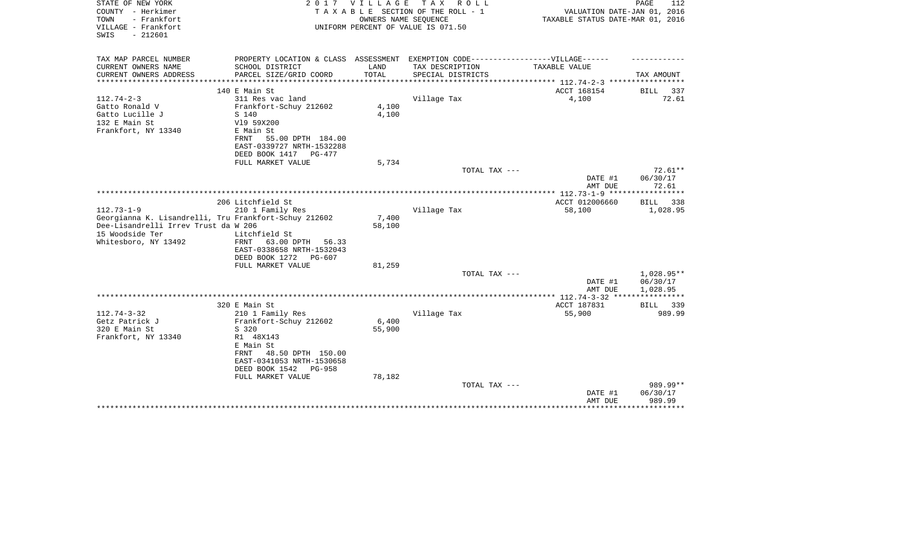STATE OF NEW YORK
COUNTY - Herkimer
TOWN - Frankfort
VILLAGE - Frankfort
SWIS - 212601

2 0 1 7 V I L L A G E T A X R O L L
T A X A B L E SECTION OF THE ROLL - 1
OWNERS NAME SEQUENCE
UNIFORM PERCENT OF VALUE IS 071.50

VALUATION DATE-JAN 01, 2016
TAXABLE STATUS DATE-MAR 01, 2016

| TAX MAP PARCEL NUMBER / CURRENT OWNERS NAME / CURRENT OWNERS ADDRESS | PROPERTY LOCATION & CLASS / SCHOOL DISTRICT / PARCEL SIZE/GRID COORD | ASSESSMENT LAND / TOTAL | EXEMPTION CODE / TAX DESCRIPTION / SPECIAL DISTRICTS | TAXABLE VALUE | TAX AMOUNT |
|---|---|---|---|---|---|
| 112.74-2-3 | 140 E Main St | | | ACCT 168154 | BILL 337 |
| Gatto Ronald V | 311 Res vac land | | Village Tax | 4,100 | 72.61 |
| Gatto Lucille J | Frankfort-Schuy 212602 | 4,100 | | | |
| 132 E Main St | S 140 | 4,100 | | | |
| Frankfort, NY 13340 | Vl9 59X200 | | | | |
| | E Main St | | | | |
| | FRNT 55.00 DPTH 184.00 | | | | |
| | EAST-0339727 NRTH-1532288 | | | | |
| | DEED BOOK 1417 PG-477 | | | | |
| | FULL MARKET VALUE | 5,734 | | | |
| | | | TOTAL TAX --- | | 72.61** |
| | | | | DATE #1 | 06/30/17 |
| | | | | AMT DUE | 72.61 |
| 112.73-1-9 | 206 Litchfield St | | | ACCT 012006660 | BILL 338 |
| Georgianna K. Lisandrelli, Tru | 210 1 Family Res | | Village Tax | 58,100 | 1,028.95 |
| Dee-Lisandrelli Irrev Trust da | Frankfort-Schuy 212602 | 7,400 | | | |
| 15 Woodside Ter | W 206 | 58,100 | | | |
| Whitesboro, NY 13492 | Litchfield St | | | | |
| | FRNT 63.00 DPTH 56.33 | | | | |
| | EAST-0338658 NRTH-1532043 | | | | |
| | DEED BOOK 1272 PG-607 | | | | |
| | FULL MARKET VALUE | 81,259 | | | |
| | | | TOTAL TAX --- | | 1,028.95** |
| | | | | DATE #1 | 06/30/17 |
| | | | | AMT DUE | 1,028.95 |
| 112.74-3-32 | 320 E Main St | | | ACCT 187831 | BILL 339 |
| Getz Patrick J | 210 1 Family Res | | Village Tax | 55,900 | 989.99 |
| 320 E Main St | Frankfort-Schuy 212602 | 6,400 | | | |
| Frankfort, NY 13340 | S 320 | 55,900 | | | |
| | R1 48X143 | | | | |
| | E Main St | | | | |
| | FRNT 48.50 DPTH 150.00 | | | | |
| | EAST-0341053 NRTH-1530658 | | | | |
| | DEED BOOK 1542 PG-958 | | | | |
| | FULL MARKET VALUE | 78,182 | | | |
| | | | TOTAL TAX --- | | 989.99** |
| | | | | DATE #1 | 06/30/17 |
| | | | | AMT DUE | 989.99 |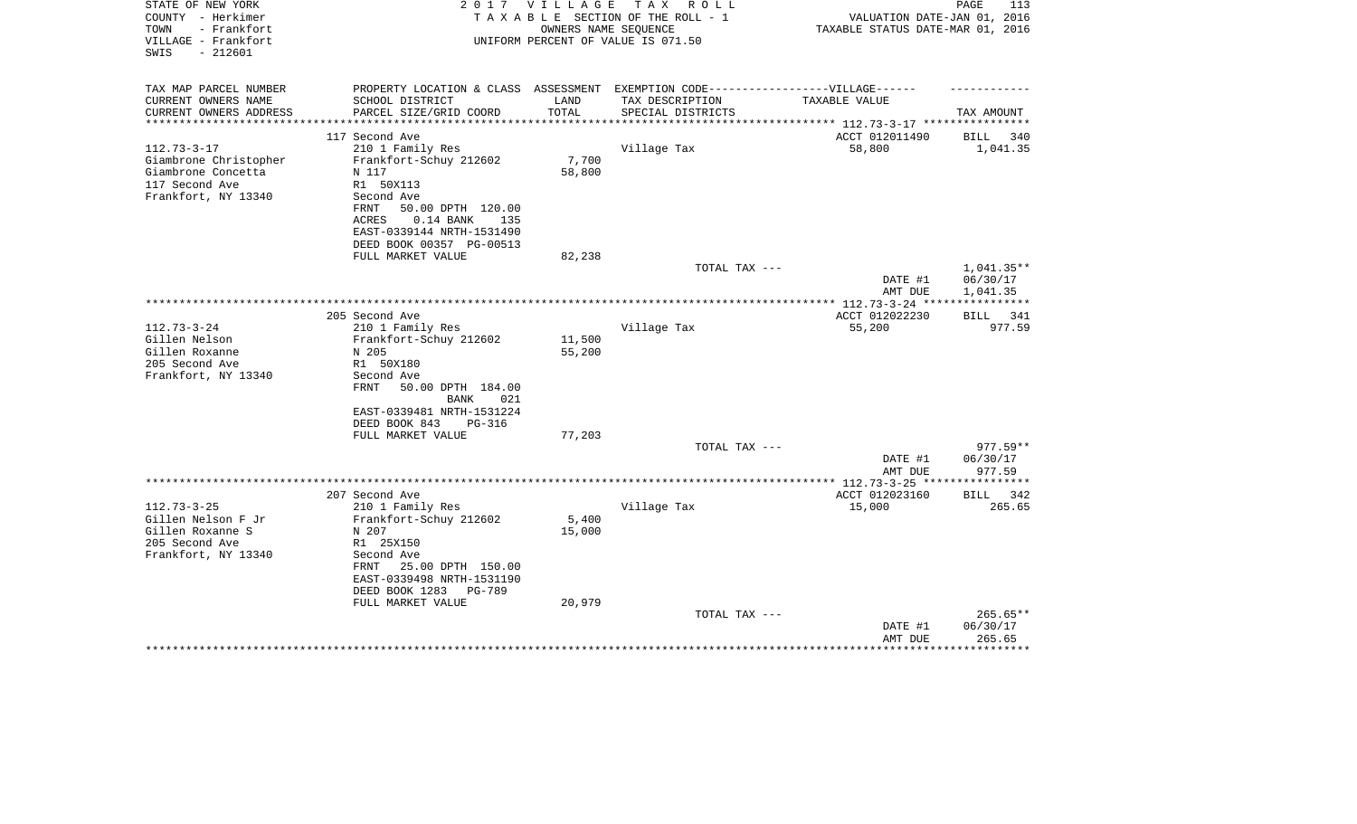STATE OF NEW YORK
COUNTY - Herkimer
TOWN - Frankfort
VILLAGE - Frankfort
SWIS - 212601

# 2017 VILLAGE TAX ROLL

TAXABLE SECTION OF THE ROLL - 1
OWNERS NAME SEQUENCE
UNIFORM PERCENT OF VALUE IS 071.50

VALUATION DATE-JAN 01, 2016
TAXABLE STATUS DATE-MAR 01, 2016

| TAX MAP PARCEL NUMBER<br>CURRENT OWNERS NAME<br>CURRENT OWNERS ADDRESS | PROPERTY LOCATION & CLASS<br>SCHOOL DISTRICT<br>PARCEL SIZE/GRID COORD | ASSESSMENT<br>LAND<br>TOTAL | EXEMPTION CODE-----VILLAGE------<br>TAX DESCRIPTION<br>SPECIAL DISTRICTS | TAXABLE VALUE | TAX AMOUNT |
|---|---|---|---|---|---|
| | 117 Second Ave | | | ACCT 012011490 | BILL 340 |
| 112.73-3-17 | 210 1 Family Res | | Village Tax | 58,800 | 1,041.35 |
| Giambrone Christopher | Frankfort-Schuy 212602 | 7,700 | | | |
| Giambrone Concetta | N 117 | 58,800 | | | |
| 117 Second Ave | R1 50X113 | | | | |
| Frankfort, NY 13340 | Second Ave | | | | |
| | FRNT 50.00 DPTH 120.00 | | | | |
| | ACRES 0.14 BANK 135 | | | | |
| | EAST-0339144 NRTH-1531490 | | | | |
| | DEED BOOK 00357 PG-00513 | | | | |
| | FULL MARKET VALUE | 82,238 | | | |
| | | | TOTAL TAX --- | | 1,041.35** |
| | | | | DATE #1 | 06/30/17 |
| | | | | AMT DUE | 1,041.35 |
| | 205 Second Ave | | | ACCT 012022230 | BILL 341 |
| 112.73-3-24 | 210 1 Family Res | | Village Tax | 55,200 | 977.59 |
| Gillen Nelson | Frankfort-Schuy 212602 | 11,500 | | | |
| Gillen Roxanne | N 205 | 55,200 | | | |
| 205 Second Ave | R1 50X180 | | | | |
| Frankfort, NY 13340 | Second Ave | | | | |
| | FRNT 50.00 DPTH 184.00 | | | | |
| | BANK 021 | | | | |
| | EAST-0339481 NRTH-1531224 | | | | |
| | DEED BOOK 843 PG-316 | | | | |
| | FULL MARKET VALUE | 77,203 | | | |
| | | | TOTAL TAX --- | | 977.59** |
| | | | | DATE #1 | 06/30/17 |
| | | | | AMT DUE | 977.59 |
| | 207 Second Ave | | | ACCT 012023160 | BILL 342 |
| 112.73-3-25 | 210 1 Family Res | | Village Tax | 15,000 | 265.65 |
| Gillen Nelson F Jr | Frankfort-Schuy 212602 | 5,400 | | | |
| Gillen Roxanne S | N 207 | 15,000 | | | |
| 205 Second Ave | R1 25X150 | | | | |
| Frankfort, NY 13340 | Second Ave | | | | |
| | FRNT 25.00 DPTH 150.00 | | | | |
| | EAST-0339498 NRTH-1531190 | | | | |
| | DEED BOOK 1283 PG-789 | | | | |
| | FULL MARKET VALUE | 20,979 | | | |
| | | | TOTAL TAX --- | | 265.65** |
| | | | | DATE #1 | 06/30/17 |
| | | | | AMT DUE | 265.65 |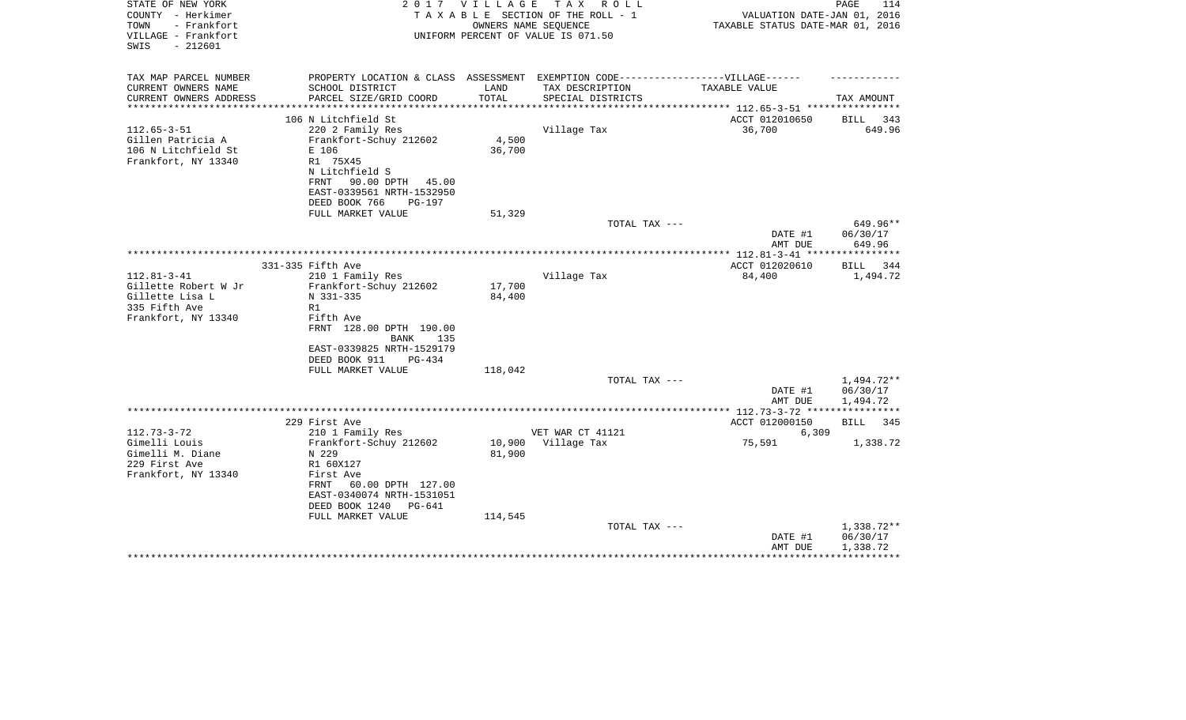STATE OF NEW YORK
COUNTY - Herkimer
TOWN - Frankfort
VILLAGE - Frankfort
SWIS - 212601

2 0 1 7 V I L L A G E T A X R O L L
T A X A B L E SECTION OF THE ROLL - 1
OWNERS NAME SEQUENCE
UNIFORM PERCENT OF VALUE IS 071.50

VALUATION DATE-JAN 01, 2016
TAXABLE STATUS DATE-MAR 01, 2016

| TAX MAP PARCEL NUMBER / CURRENT OWNERS NAME / CURRENT OWNERS ADDRESS | PROPERTY LOCATION & CLASS / SCHOOL DISTRICT / PARCEL SIZE/GRID COORD | ASSESSMENT LAND / TOTAL | EXEMPTION CODE / TAX DESCRIPTION / SPECIAL DISTRICTS | TAXABLE VALUE | TAX AMOUNT |
|---|---|---|---|---|---|
| | 106 N Litchfield St | | | ACCT 012010650 | BILL 343 |
| 112.65-3-51 | 220 2 Family Res | | Village Tax | 36,700 | 649.96 |
| Gillen Patricia A | Frankfort-Schuy 212602 | 4,500 | | | |
| 106 N Litchfield St | E 106 | 36,700 | | | |
| Frankfort, NY 13340 | R1 75X45 | | | | |
| | N Litchfield S | | | | |
| | FRNT 90.00 DPTH 45.00 | | | | |
| | EAST-0339561 NRTH-1532950 | | | | |
| | DEED BOOK 766 PG-197 | | | | |
| | FULL MARKET VALUE | 51,329 | | | |
| | | | TOTAL TAX --- | | 649.96** |
| | | | | DATE #1 | 06/30/17 |
| | | | | AMT DUE | 649.96 |
| | 331-335 Fifth Ave | | | ACCT 012020610 | BILL 344 |
| 112.81-3-41 | 210 1 Family Res | | Village Tax | 84,400 | 1,494.72 |
| Gillette Robert W Jr | Frankfort-Schuy 212602 | 17,700 | | | |
| Gillette Lisa L | N 331-335 | 84,400 | | | |
| 335 Fifth Ave | R1 | | | | |
| Frankfort, NY 13340 | Fifth Ave | | | | |
| | FRNT 128.00 DPTH 190.00 | | | | |
| | BANK 135 | | | | |
| | EAST-0339825 NRTH-1529179 | | | | |
| | DEED BOOK 911 PG-434 | | | | |
| | FULL MARKET VALUE | 118,042 | | | |
| | | | TOTAL TAX --- | | 1,494.72** |
| | | | | DATE #1 | 06/30/17 |
| | | | | AMT DUE | 1,494.72 |
| | 229 First Ave | | | ACCT 012000150 | BILL 345 |
| 112.73-3-72 | 210 1 Family Res | | VET WAR CT 41121 | 6,309 | |
| Gimelli Louis | Frankfort-Schuy 212602 | 10,900 | Village Tax | 75,591 | 1,338.72 |
| Gimelli M. Diane | N 229 | 81,900 | | | |
| 229 First Ave | R1 60X127 | | | | |
| Frankfort, NY 13340 | First Ave | | | | |
| | FRNT 60.00 DPTH 127.00 | | | | |
| | EAST-0340074 NRTH-1531051 | | | | |
| | DEED BOOK 1240 PG-641 | | | | |
| | FULL MARKET VALUE | 114,545 | | | |
| | | | TOTAL TAX --- | | 1,338.72** |
| | | | | DATE #1 | 06/30/17 |
| | | | | AMT DUE | 1,338.72 |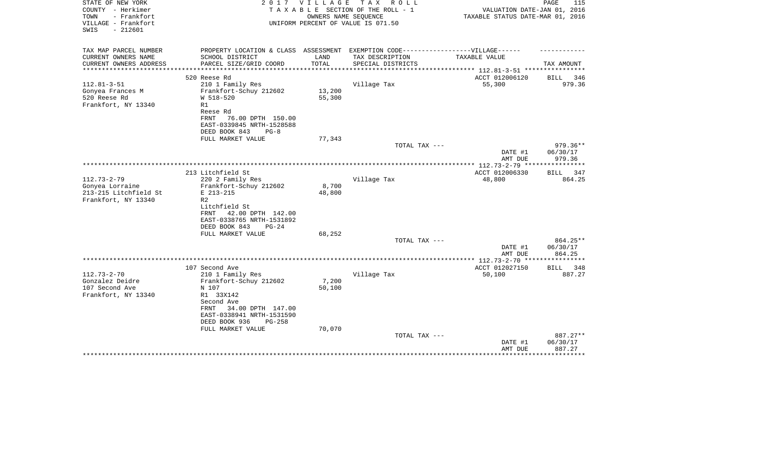STATE OF NEW YORK — 2017 VILLAGE TAX ROLL
COUNTY - Herkimer — TAXABLE SECTION OF THE ROLL - 1 — VALUATION DATE-JAN 01, 2016
TOWN - Frankfort — OWNERS NAME SEQUENCE — TAXABLE STATUS DATE-MAR 01, 2016
VILLAGE - Frankfort — UNIFORM PERCENT OF VALUE IS 071.50
SWIS - 212601

| TAX MAP PARCEL NUMBER / CURRENT OWNERS NAME / CURRENT OWNERS ADDRESS | PROPERTY LOCATION & CLASS / SCHOOL DISTRICT / PARCEL SIZE/GRID COORD | ASSESSMENT LAND / TOTAL | EXEMPTION CODE / TAX DESCRIPTION / SPECIAL DISTRICTS | VILLAGE TAXABLE VALUE | TAX AMOUNT |
|---|---|---|---|---|---|
| **112.81-3-51** | 520 Reese Rd | | | ACCT 012006120 | BILL 346 |
| Gonyea Frances M | 210 1 Family Res | | Village Tax | 55,300 | 979.36 |
| 520 Reese Rd | Frankfort-Schuy 212602 | 13,200 | | | |
| Frankfort, NY 13340 | W 518-520 | 55,300 | | | |
| | R1 | | | | |
| | Reese Rd | | | | |
| | FRNT 76.00 DPTH 150.00 | | | | |
| | EAST-0339845 NRTH-1528588 | | | | |
| | DEED BOOK 843 PG-8 | | | | |
| | FULL MARKET VALUE | 77,343 | | | |
| | | | TOTAL TAX --- | | 979.36** |
| | | | | DATE #1 | 06/30/17 |
| | | | | AMT DUE | 979.36 |
| **112.73-2-79** | 213 Litchfield St | | | ACCT 012006330 | BILL 347 |
| Gonyea Lorraine | 220 2 Family Res | | Village Tax | 48,800 | 864.25 |
| 213-215 Litchfield St | Frankfort-Schuy 212602 | 8,700 | | | |
| Frankfort, NY 13340 | E 213-215 | 48,800 | | | |
| | R2 | | | | |
| | Litchfield St | | | | |
| | FRNT 42.00 DPTH 142.00 | | | | |
| | EAST-0338765 NRTH-1531892 | | | | |
| | DEED BOOK 843 PG-24 | | | | |
| | FULL MARKET VALUE | 68,252 | | | |
| | | | TOTAL TAX --- | | 864.25** |
| | | | | DATE #1 | 06/30/17 |
| | | | | AMT DUE | 864.25 |
| **112.73-2-70** | 107 Second Ave | | | ACCT 012027150 | BILL 348 |
| Gonzalez Deidre | 210 1 Family Res | | Village Tax | 50,100 | 887.27 |
| 107 Second Ave | Frankfort-Schuy 212602 | 7,200 | | | |
| Frankfort, NY 13340 | N 107 | 50,100 | | | |
| | R1 33X142 | | | | |
| | Second Ave | | | | |
| | FRNT 34.00 DPTH 147.00 | | | | |
| | EAST-0338941 NRTH-1531590 | | | | |
| | DEED BOOK 936 PG-258 | | | | |
| | FULL MARKET VALUE | 70,070 | | | |
| | | | TOTAL TAX --- | | 887.27** |
| | | | | DATE #1 | 06/30/17 |
| | | | | AMT DUE | 887.27 |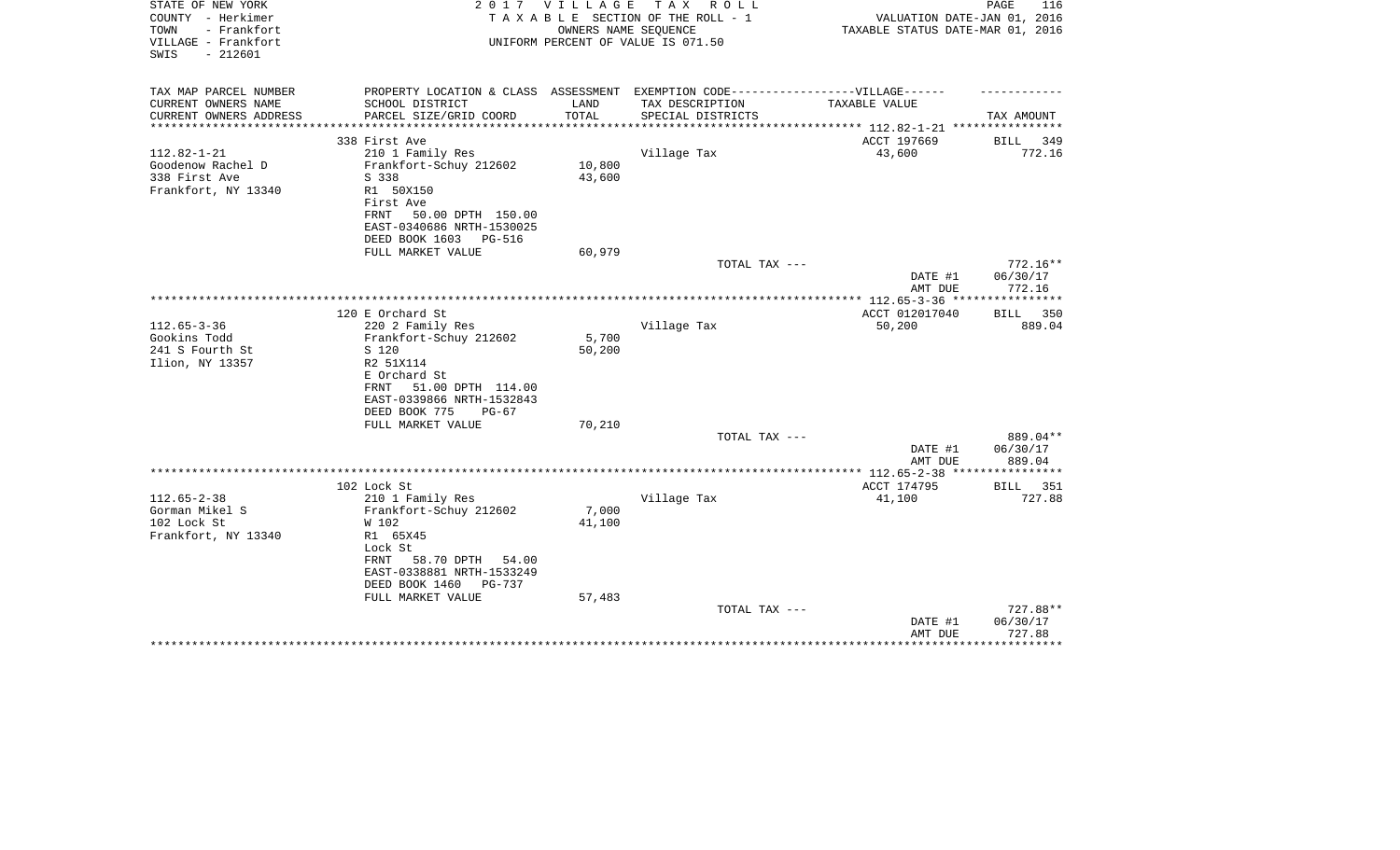STATE OF NEW YORK · COUNTY - Herkimer · TOWN - Frankfort · VILLAGE - Frankfort · SWIS - 212601

2017 VILLAGE TAX ROLL
TAXABLE SECTION OF THE ROLL - 1
OWNERS NAME SEQUENCE
UNIFORM PERCENT OF VALUE IS 071.50

VALUATION DATE-JAN 01, 2016
TAXABLE STATUS DATE-MAR 01, 2016

| TAX MAP PARCEL NUMBER / CURRENT OWNERS NAME / CURRENT OWNERS ADDRESS | PROPERTY LOCATION & CLASS / SCHOOL DISTRICT / PARCEL SIZE/GRID COORD | ASSESSMENT LAND / TOTAL | EXEMPTION CODE / TAX DESCRIPTION / SPECIAL DISTRICTS | TAXABLE VALUE | TAX AMOUNT |
|---|---|---|---|---|---|
| 112.82-1-21 | 338 First Ave | | | ACCT 197669 | BILL 349 |
| Goodenow Rachel D | 210 1 Family Res | | Village Tax | 43,600 | 772.16 |
| 338 First Ave | Frankfort-Schuy 212602 | 10,800 | | | |
| Frankfort, NY 13340 | S 338 | 43,600 | | | |
| | R1 50X150 | | | | |
| | First Ave | | | | |
| | FRNT 50.00 DPTH 150.00 | | | | |
| | EAST-0340686 NRTH-1530025 | | | | |
| | DEED BOOK 1603 PG-516 | | | | |
| | FULL MARKET VALUE | 60,979 | | | |
| | | | TOTAL TAX --- | | 772.16** |
| | | | | DATE #1 | 06/30/17 |
| | | | | AMT DUE | 772.16 |
| 112.65-3-36 | 120 E Orchard St | | | ACCT 012017040 | BILL 350 |
| Gookins Todd | 220 2 Family Res | | Village Tax | 50,200 | 889.04 |
| 241 S Fourth St | Frankfort-Schuy 212602 | 5,700 | | | |
| Ilion, NY 13357 | S 120 | 50,200 | | | |
| | R2 51X114 | | | | |
| | E Orchard St | | | | |
| | FRNT 51.00 DPTH 114.00 | | | | |
| | EAST-0339866 NRTH-1532843 | | | | |
| | DEED BOOK 775 PG-67 | | | | |
| | FULL MARKET VALUE | 70,210 | | | |
| | | | TOTAL TAX --- | | 889.04** |
| | | | | DATE #1 | 06/30/17 |
| | | | | AMT DUE | 889.04 |
| 112.65-2-38 | 102 Lock St | | | ACCT 174795 | BILL 351 |
| Gorman Mikel S | 210 1 Family Res | | Village Tax | 41,100 | 727.88 |
| 102 Lock St | Frankfort-Schuy 212602 | 7,000 | | | |
| Frankfort, NY 13340 | W 102 | 41,100 | | | |
| | R1 65X45 | | | | |
| | Lock St | | | | |
| | FRNT 58.70 DPTH 54.00 | | | | |
| | EAST-0338881 NRTH-1533249 | | | | |
| | DEED BOOK 1460 PG-737 | | | | |
| | FULL MARKET VALUE | 57,483 | | | |
| | | | TOTAL TAX --- | | 727.88** |
| | | | | DATE #1 | 06/30/17 |
| | | | | AMT DUE | 727.88 |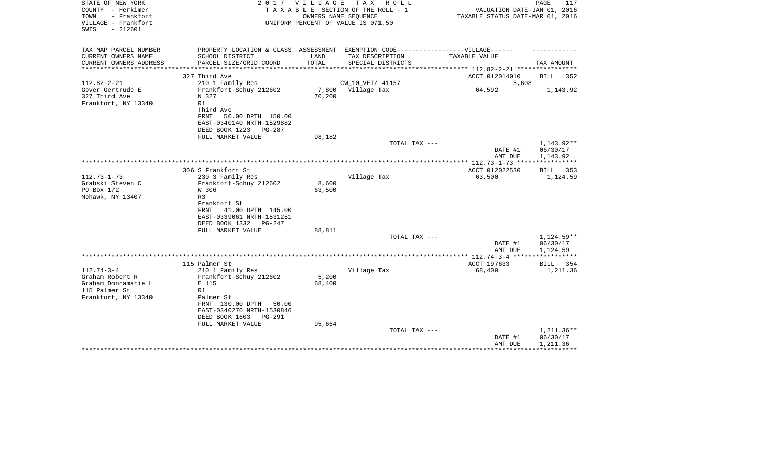STATE OF NEW YORK
COUNTY - Herkimer
TOWN - Frankfort
VILLAGE - Frankfort
SWIS - 212601

2 0 1 7 V I L L A G E T A X R O L L
T A X A B L E SECTION OF THE ROLL - 1
OWNERS NAME SEQUENCE
UNIFORM PERCENT OF VALUE IS 071.50

VALUATION DATE-JAN 01, 2016
TAXABLE STATUS DATE-MAR 01, 2016

| TAX MAP PARCEL NUMBER<br>CURRENT OWNERS NAME<br>CURRENT OWNERS ADDRESS | PROPERTY LOCATION & CLASS<br>SCHOOL DISTRICT<br>PARCEL SIZE/GRID COORD | ASSESSMENT<br>LAND<br>TOTAL | EXEMPTION CODE------VILLAGE------<br>TAX DESCRIPTION<br>SPECIAL DISTRICTS | TAXABLE VALUE | TAX AMOUNT |
|---|---|---|---|---|---|
| | 327 Third Ave | | | ACCT 012014010 | BILL 352 |
| 112.82-2-21 | 210 1 Family Res | | CW_10_VET/ 41157 | 5,608 | |
| Gover Gertrude E | Frankfort-Schuy 212602 | 7,800 | Village Tax | 64,592 | 1,143.92 |
| 327 Third Ave | N 327 | 70,200 | | | |
| Frankfort, NY 13340 | R1 | | | | |
| | Third Ave | | | | |
| | FRNT 50.00 DPTH 150.00 | | | | |
| | EAST-0340140 NRTH-1529882 | | | | |
| | DEED BOOK 1223 PG-287 | | | | |
| | FULL MARKET VALUE | 98,182 | | | |
| | | | TOTAL TAX --- | | 1,143.92** |
| | | | | DATE #1 | 06/30/17 |
| | | | | AMT DUE | 1,143.92 |
| | 306 S Frankfort St | | | ACCT 012022530 | BILL 353 |
| 112.73-1-73 | 230 3 Family Res | | Village Tax | 63,500 | 1,124.59 |
| Grabski Steven C | Frankfort-Schuy 212602 | 8,600 | | | |
| PO Box 172 | W 306 | 63,500 | | | |
| Mohawk, NY 13407 | R3 | | | | |
| | Frankfort St | | | | |
| | FRNT 41.00 DPTH 145.00 | | | | |
| | EAST-0339061 NRTH-1531251 | | | | |
| | DEED BOOK 1332 PG-247 | | | | |
| | FULL MARKET VALUE | 88,811 | | | |
| | | | TOTAL TAX --- | | 1,124.59** |
| | | | | DATE #1 | 06/30/17 |
| | | | | AMT DUE | 1,124.59 |
| | 115 Palmer St | | | ACCT 197633 | BILL 354 |
| 112.74-3-4 | 210 1 Family Res | | Village Tax | 68,400 | 1,211.36 |
| Graham Robert R | Frankfort-Schuy 212602 | 5,200 | | | |
| Graham Donnamarie L | E 115 | 68,400 | | | |
| 115 Palmer St | R1 | | | | |
| Frankfort, NY 13340 | Palmer St | | | | |
| | FRNT 130.00 DPTH 50.00 | | | | |
| | EAST-0340270 NRTH-1530846 | | | | |
| | DEED BOOK 1603 PG-291 | | | | |
| | FULL MARKET VALUE | 95,664 | | | |
| | | | TOTAL TAX --- | | 1,211.36** |
| | | | | DATE #1 | 06/30/17 |
| | | | | AMT DUE | 1,211.36 |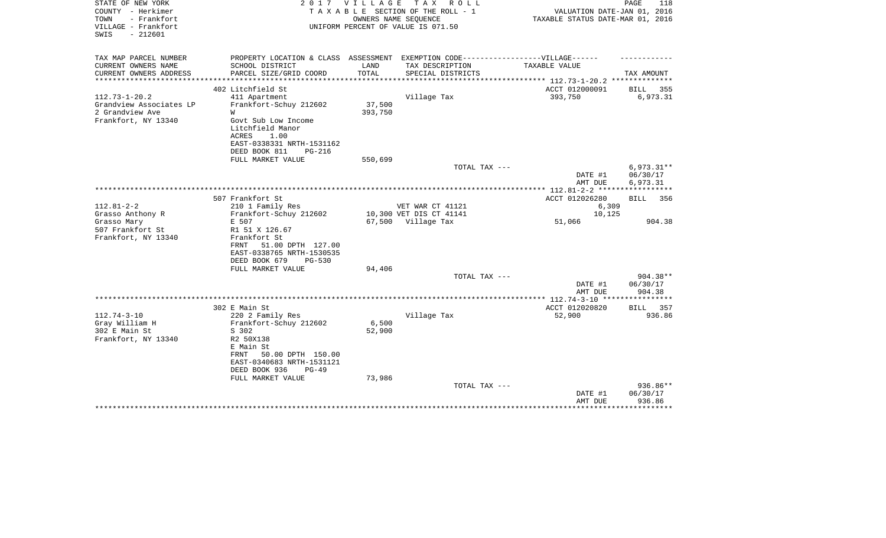STATE OF NEW YORK
COUNTY - Herkimer
TOWN - Frankfort
VILLAGE - Frankfort
SWIS - 212601

2 0 1 7 V I L L A G E T A X R O L L
T A X A B L E SECTION OF THE ROLL - 1
OWNERS NAME SEQUENCE
UNIFORM PERCENT OF VALUE IS 071.50

VALUATION DATE-JAN 01, 2016
TAXABLE STATUS DATE-MAR 01, 2016

| TAX MAP PARCEL NUMBER<br>CURRENT OWNERS NAME<br>CURRENT OWNERS ADDRESS | PROPERTY LOCATION & CLASS<br>SCHOOL DISTRICT<br>PARCEL SIZE/GRID COORD | ASSESSMENT<br>LAND<br>TOTAL | EXEMPTION CODE------VILLAGE------<br>TAX DESCRIPTION<br>SPECIAL DISTRICTS | TAXABLE VALUE | TAX AMOUNT |
|---|---|---|---|---|---|
| | 402 Litchfield St | | | ACCT 012000091 | BILL 355 |
| 112.73-1-20.2 | 411 Apartment | | Village Tax | 393,750 | 6,973.31 |
| Grandview Associates LP | Frankfort-Schuy 212602 | 37,500 | | | |
| 2 Grandview Ave | W | 393,750 | | | |
| Frankfort, NY 13340 | Govt Sub Low Income | | | | |
| | Litchfield Manor | | | | |
| | ACRES 1.00 | | | | |
| | EAST-0338331 NRTH-1531162 | | | | |
| | DEED BOOK 811 PG-216 | | | | |
| | FULL MARKET VALUE | 550,699 | | | |
| | | | TOTAL TAX --- | | 6,973.31** |
| | | | | DATE #1 | 06/30/17 |
| | | | | AMT DUE | 6,973.31 |
| | 507 Frankfort St | | | ACCT 012026280 | BILL 356 |
| 112.81-2-2 | 210 1 Family Res | | VET WAR CT 41121 | 6,309 | |
| Grasso Anthony R | Frankfort-Schuy 212602 | 10,300 | VET DIS CT 41141 | 10,125 | |
| Grasso Mary | E 507 | 67,500 | Village Tax | 51,066 | 904.38 |
| 507 Frankfort St | R1 51 X 126.67 | | | | |
| Frankfort, NY 13340 | Frankfort St | | | | |
| | FRNT 51.00 DPTH 127.00 | | | | |
| | EAST-0338765 NRTH-1530535 | | | | |
| | DEED BOOK 679 PG-530 | | | | |
| | FULL MARKET VALUE | 94,406 | | | |
| | | | TOTAL TAX --- | | 904.38** |
| | | | | DATE #1 | 06/30/17 |
| | | | | AMT DUE | 904.38 |
| | 302 E Main St | | | ACCT 012020820 | BILL 357 |
| 112.74-3-10 | 220 2 Family Res | | Village Tax | 52,900 | 936.86 |
| Gray William H | Frankfort-Schuy 212602 | 6,500 | | | |
| 302 E Main St | S 302 | 52,900 | | | |
| Frankfort, NY 13340 | R2 50X138 | | | | |
| | E Main St | | | | |
| | FRNT 50.00 DPTH 150.00 | | | | |
| | EAST-0340683 NRTH-1531121 | | | | |
| | DEED BOOK 936 PG-49 | | | | |
| | FULL MARKET VALUE | 73,986 | | | |
| | | | TOTAL TAX --- | | 936.86** |
| | | | | DATE #1 | 06/30/17 |
| | | | | AMT DUE | 936.86 |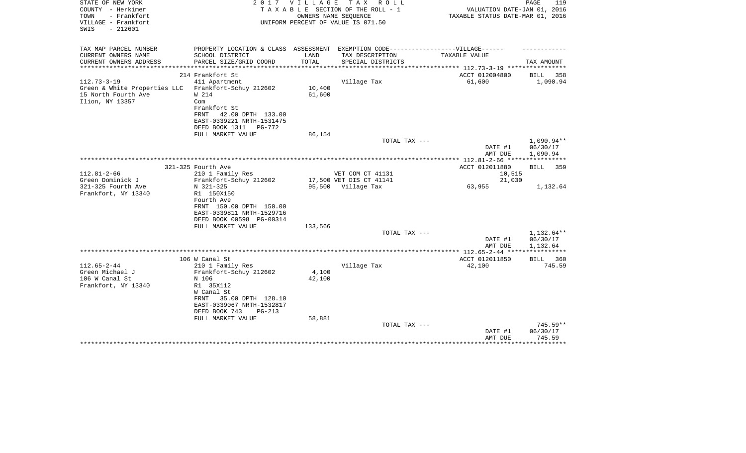STATE OF NEW YORK
COUNTY - Herkimer
TOWN - Frankfort
VILLAGE - Frankfort
SWIS - 212601

2017 VILLAGE TAX ROLL
TAXABLE SECTION OF THE ROLL - 1
OWNERS NAME SEQUENCE
UNIFORM PERCENT OF VALUE IS 071.50

VALUATION DATE-JAN 01, 2016
TAXABLE STATUS DATE-MAR 01, 2016

| TAX MAP PARCEL NUMBER<br>CURRENT OWNERS NAME<br>CURRENT OWNERS ADDRESS | PROPERTY LOCATION & CLASS<br>SCHOOL DISTRICT<br>PARCEL SIZE/GRID COORD | ASSESSMENT<br>LAND<br>TOTAL | EXEMPTION CODE-----VILLAGE------<br>TAX DESCRIPTION<br>SPECIAL DISTRICTS | TAXABLE VALUE | TAX AMOUNT |
|---|---|---|---|---|---|
| **112.73-3-19** | 214 Frankfort St | | | ACCT 012004800 | BILL 358 |
| 112.73-3-19 | 411 Apartment | | Village Tax | 61,600 | 1,090.94 |
| Green & White Properties LLC | Frankfort-Schuy 212602 | 10,400 | | | |
| 15 North Fourth Ave | W 214 | 61,600 | | | |
| Ilion, NY 13357 | Com | | | | |
| | Frankfort St | | | | |
| | FRNT 42.00 DPTH 133.00 | | | | |
| | EAST-0339221 NRTH-1531475 | | | | |
| | DEED BOOK 1311 PG-772 | | | | |
| | FULL MARKET VALUE | 86,154 | | | |
| | | | TOTAL TAX --- | | 1,090.94** |
| | | | | DATE #1 | 06/30/17 |
| | | | | AMT DUE | 1,090.94 |
| **112.81-2-66** | 321-325 Fourth Ave | | | ACCT 012011880 | BILL 359 |
| 112.81-2-66 | 210 1 Family Res | | VET COM CT 41131 | 10,515 | |
| Green Dominick J | Frankfort-Schuy 212602 | 17,500 | VET DIS CT 41141 | 21,030 | |
| 321-325 Fourth Ave | N 321-325 | 95,500 | Village Tax | 63,955 | 1,132.64 |
| Frankfort, NY 13340 | R1 150X150 | | | | |
| | Fourth Ave | | | | |
| | FRNT 150.00 DPTH 150.00 | | | | |
| | EAST-0339811 NRTH-1529716 | | | | |
| | DEED BOOK 00598 PG-00314 | | | | |
| | FULL MARKET VALUE | 133,566 | | | |
| | | | TOTAL TAX --- | | 1,132.64** |
| | | | | DATE #1 | 06/30/17 |
| | | | | AMT DUE | 1,132.64 |
| **112.65-2-44** | 106 W Canal St | | | ACCT 012011850 | BILL 360 |
| 112.65-2-44 | 210 1 Family Res | | Village Tax | 42,100 | 745.59 |
| Green Michael J | Frankfort-Schuy 212602 | 4,100 | | | |
| 106 W Canal St | N 106 | 42,100 | | | |
| Frankfort, NY 13340 | R1 35X112 | | | | |
| | W Canal St | | | | |
| | FRNT 35.00 DPTH 128.10 | | | | |
| | EAST-0339067 NRTH-1532817 | | | | |
| | DEED BOOK 743 PG-213 | | | | |
| | FULL MARKET VALUE | 58,881 | | | |
| | | | TOTAL TAX --- | | 745.59** |
| | | | | DATE #1 | 06/30/17 |
| | | | | AMT DUE | 745.59 |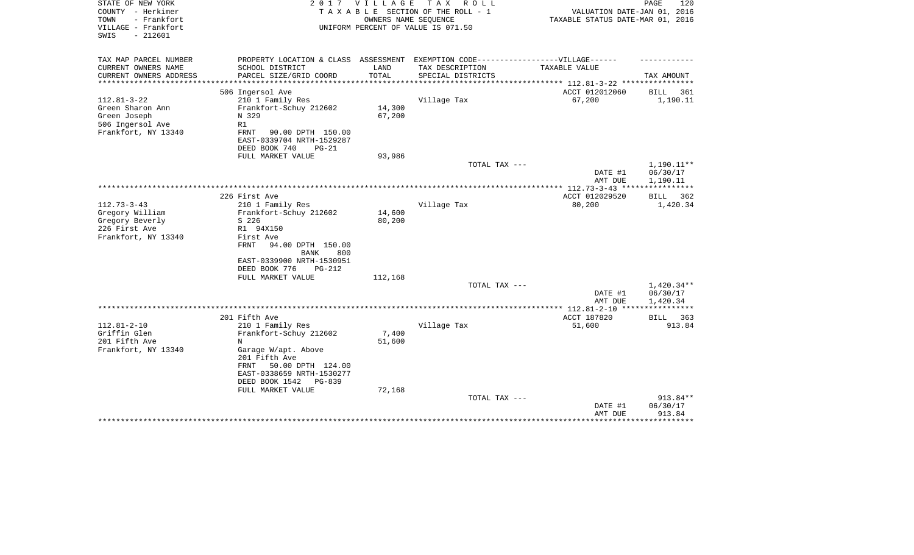STATE OF NEW YORK — 2017 VILLAGE TAX ROLL
COUNTY - Herkimer — TAXABLE SECTION OF THE ROLL - 1 — VALUATION DATE-JAN 01, 2016
TOWN - Frankfort — OWNERS NAME SEQUENCE — TAXABLE STATUS DATE-MAR 01, 2016
VILLAGE - Frankfort — UNIFORM PERCENT OF VALUE IS 071.50
SWIS - 212601

| TAX MAP PARCEL NUMBER / CURRENT OWNERS NAME / CURRENT OWNERS ADDRESS | PROPERTY LOCATION & CLASS / SCHOOL DISTRICT / PARCEL SIZE/GRID COORD | ASSESSMENT LAND / TOTAL | EXEMPTION CODE / TAX DESCRIPTION / SPECIAL DISTRICTS | VILLAGE TAXABLE VALUE | TAX AMOUNT |
|---|---|---|---|---|---|
| | 506 Ingersol Ave | | | ACCT 012012060 | BILL 361 |
| 112.81-3-22 | 210 1 Family Res | | Village Tax | 67,200 | 1,190.11 |
| Green Sharon Ann | Frankfort-Schuy 212602 | 14,300 | | | |
| Green Joseph | N 329 | 67,200 | | | |
| 506 Ingersol Ave | R1 | | | | |
| Frankfort, NY 13340 | FRNT 90.00 DPTH 150.00 | | | | |
| | EAST-0339704 NRTH-1529287 | | | | |
| | DEED BOOK 740 PG-21 | | | | |
| | FULL MARKET VALUE | 93,986 | | | |
| | | | TOTAL TAX --- | | 1,190.11** |
| | | | | DATE #1 | 06/30/17 |
| | | | | AMT DUE | 1,190.11 |
| | 226 First Ave | | | ACCT 012029520 | BILL 362 |
| 112.73-3-43 | 210 1 Family Res | | Village Tax | 80,200 | 1,420.34 |
| Gregory William | Frankfort-Schuy 212602 | 14,600 | | | |
| Gregory Beverly | S 226 | 80,200 | | | |
| 226 First Ave | R1 94X150 | | | | |
| Frankfort, NY 13340 | First Ave | | | | |
| | FRNT 94.00 DPTH 150.00 | | | | |
| | BANK 800 | | | | |
| | EAST-0339900 NRTH-1530951 | | | | |
| | DEED BOOK 776 PG-212 | | | | |
| | FULL MARKET VALUE | 112,168 | | | |
| | | | TOTAL TAX --- | | 1,420.34** |
| | | | | DATE #1 | 06/30/17 |
| | | | | AMT DUE | 1,420.34 |
| | 201 Fifth Ave | | | ACCT 187820 | BILL 363 |
| 112.81-2-10 | 210 1 Family Res | | Village Tax | 51,600 | 913.84 |
| Griffin Glen | Frankfort-Schuy 212602 | 7,400 | | | |
| 201 Fifth Ave | N | 51,600 | | | |
| Frankfort, NY 13340 | Garage W/apt. Above | | | | |
| | 201 Fifth Ave | | | | |
| | FRNT 50.00 DPTH 124.00 | | | | |
| | EAST-0338659 NRTH-1530277 | | | | |
| | DEED BOOK 1542 PG-839 | | | | |
| | FULL MARKET VALUE | 72,168 | | | |
| | | | TOTAL TAX --- | | 913.84** |
| | | | | DATE #1 | 06/30/17 |
| | | | | AMT DUE | 913.84 |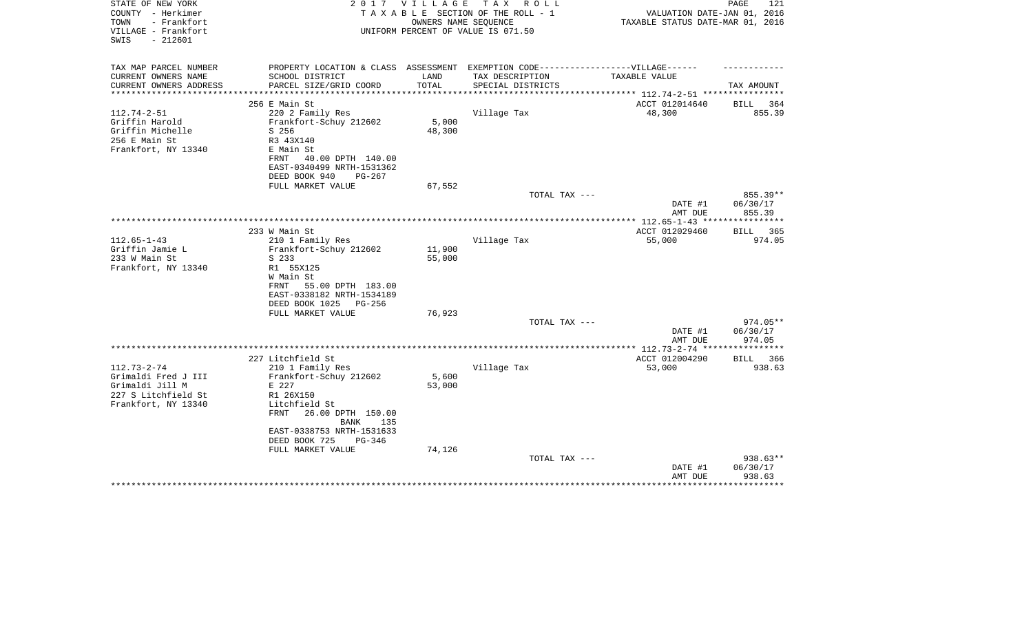STATE OF NEW YORK
COUNTY - Herkimer
TOWN - Frankfort
VILLAGE - Frankfort
SWIS - 212601

# 2017 VILLAGE TAX ROLL

TAXABLE SECTION OF THE ROLL - 1
OWNERS NAME SEQUENCE
UNIFORM PERCENT OF VALUE IS 071.50

VALUATION DATE-JAN 01, 2016
TAXABLE STATUS DATE-MAR 01, 2016

| TAX MAP PARCEL NUMBER<br>CURRENT OWNERS NAME<br>CURRENT OWNERS ADDRESS | PROPERTY LOCATION & CLASS<br>SCHOOL DISTRICT<br>PARCEL SIZE/GRID COORD | ASSESSMENT<br>LAND<br>TOTAL | EXEMPTION CODE-----VILLAGE------<br>TAX DESCRIPTION<br>SPECIAL DISTRICTS | TAXABLE VALUE | TAX AMOUNT |
|---|---|---|---|---|---|
| **112.74-2-51** | 256 E Main St | | | ACCT 012014640 | BILL 364 |
| 112.74-2-51 | 220 2 Family Res | | Village Tax | 48,300 | 855.39 |
| Griffin Harold | Frankfort-Schuy 212602 | 5,000 | | | |
| Griffin Michelle | S 256 | 48,300 | | | |
| 256 E Main St | R3 43X140 | | | | |
| Frankfort, NY 13340 | E Main St | | | | |
| | FRNT 40.00 DPTH 140.00 | | | | |
| | EAST-0340499 NRTH-1531362 | | | | |
| | DEED BOOK 940 PG-267 | | | | |
| | FULL MARKET VALUE | 67,552 | | | |
| | | | TOTAL TAX --- | | 855.39** |
| | | | | DATE #1 | 06/30/17 |
| | | | | AMT DUE | 855.39 |
| **112.65-1-43** | 233 W Main St | | | ACCT 012029460 | BILL 365 |
| 112.65-1-43 | 210 1 Family Res | | Village Tax | 55,000 | 974.05 |
| Griffin Jamie L | Frankfort-Schuy 212602 | 11,900 | | | |
| 233 W Main St | S 233 | 55,000 | | | |
| Frankfort, NY 13340 | R1 55X125 | | | | |
| | W Main St | | | | |
| | FRNT 55.00 DPTH 183.00 | | | | |
| | EAST-0338182 NRTH-1534189 | | | | |
| | DEED BOOK 1025 PG-256 | | | | |
| | FULL MARKET VALUE | 76,923 | | | |
| | | | TOTAL TAX --- | | 974.05** |
| | | | | DATE #1 | 06/30/17 |
| | | | | AMT DUE | 974.05 |
| **112.73-2-74** | 227 Litchfield St | | | ACCT 012004290 | BILL 366 |
| 112.73-2-74 | 210 1 Family Res | | Village Tax | 53,000 | 938.63 |
| Grimaldi Fred J III | Frankfort-Schuy 212602 | 5,600 | | | |
| Grimaldi Jill M | E 227 | 53,000 | | | |
| 227 S Litchfield St | R1 26X150 | | | | |
| Frankfort, NY 13340 | Litchfield St | | | | |
| | FRNT 26.00 DPTH 150.00 | | | | |
| | BANK 135 | | | | |
| | EAST-0338753 NRTH-1531633 | | | | |
| | DEED BOOK 725 PG-346 | | | | |
| | FULL MARKET VALUE | 74,126 | | | |
| | | | TOTAL TAX --- | | 938.63** |
| | | | | DATE #1 | 06/30/17 |
| | | | | AMT DUE | 938.63 |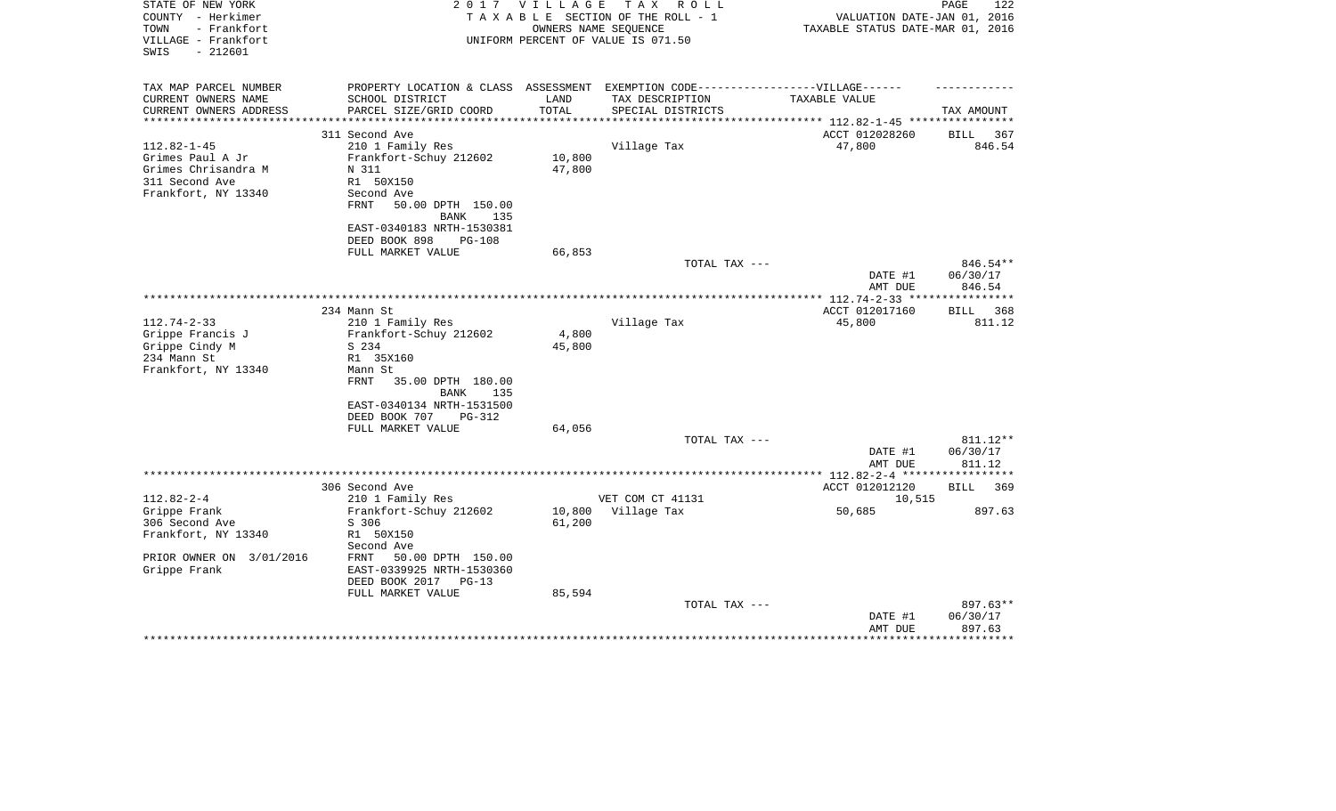STATE OF NEW YORK  
COUNTY - Herkimer  
TOWN - Frankfort  
VILLAGE - Frankfort  
SWIS - 212601

2 0 1 7 V I L L A G E T A X R O L L  
T A X A B L E SECTION OF THE ROLL - 1  
OWNERS NAME SEQUENCE  
UNIFORM PERCENT OF VALUE IS 071.50

VALUATION DATE-JAN 01, 2016  
TAXABLE STATUS DATE-MAR 01, 2016

| TAX MAP PARCEL NUMBER<br>CURRENT OWNERS NAME<br>CURRENT OWNERS ADDRESS | PROPERTY LOCATION & CLASS<br>SCHOOL DISTRICT<br>PARCEL SIZE/GRID COORD | ASSESSMENT<br>LAND<br>TOTAL | EXEMPTION CODE-----VILLAGE------<br>TAX DESCRIPTION<br>SPECIAL DISTRICTS | TAXABLE VALUE | TAX AMOUNT |
|---|---|---|---|---|---|
| 112.82-1-45 | 311 Second Ave | | | ACCT 012028260 | BILL 367 |
| Grimes Paul A Jr | 210 1 Family Res | | Village Tax | 47,800 | 846.54 |
| Grimes Chrisandra M | Frankfort-Schuy 212602 | 10,800 | | | |
| 311 Second Ave | N 311 | 47,800 | | | |
| Frankfort, NY 13340 | R1 50X150 | | | | |
| | Second Ave | | | | |
| | FRNT 50.00 DPTH 150.00 | | | | |
| | BANK 135 | | | | |
| | EAST-0340183 NRTH-1530381 | | | | |
| | DEED BOOK 898 PG-108 | | | | |
| | FULL MARKET VALUE | 66,853 | | | |
| | | | TOTAL TAX --- | | 846.54** |
| | | | | DATE #1 | 06/30/17 |
| | | | | AMT DUE | 846.54 |
| 112.74-2-33 | 234 Mann St | | | ACCT 012017160 | BILL 368 |
| Grippe Francis J | 210 1 Family Res | | Village Tax | 45,800 | 811.12 |
| Grippe Cindy M | Frankfort-Schuy 212602 | 4,800 | | | |
| 234 Mann St | S 234 | 45,800 | | | |
| Frankfort, NY 13340 | R1 35X160 | | | | |
| | Mann St | | | | |
| | FRNT 35.00 DPTH 180.00 | | | | |
| | BANK 135 | | | | |
| | EAST-0340134 NRTH-1531500 | | | | |
| | DEED BOOK 707 PG-312 | | | | |
| | FULL MARKET VALUE | 64,056 | | | |
| | | | TOTAL TAX --- | | 811.12** |
| | | | | DATE #1 | 06/30/17 |
| | | | | AMT DUE | 811.12 |
| 112.82-2-4 | 306 Second Ave | | | ACCT 012012120 | BILL 369 |
| Grippe Frank | 210 1 Family Res | | VET COM CT 41131 | 10,515 | |
| 306 Second Ave | Frankfort-Schuy 212602 | 10,800 | Village Tax | 50,685 | 897.63 |
| Frankfort, NY 13340 | S 306 | 61,200 | | | |
| | R1 50X150 | | | | |
| | Second Ave | | | | |
| PRIOR OWNER ON 3/01/2016 | FRNT 50.00 DPTH 150.00 | | | | |
| Grippe Frank | EAST-0339925 NRTH-1530360 | | | | |
| | DEED BOOK 2017 PG-13 | | | | |
| | FULL MARKET VALUE | 85,594 | | | |
| | | | TOTAL TAX --- | | 897.63** |
| | | | | DATE #1 | 06/30/17 |
| | | | | AMT DUE | 897.63 |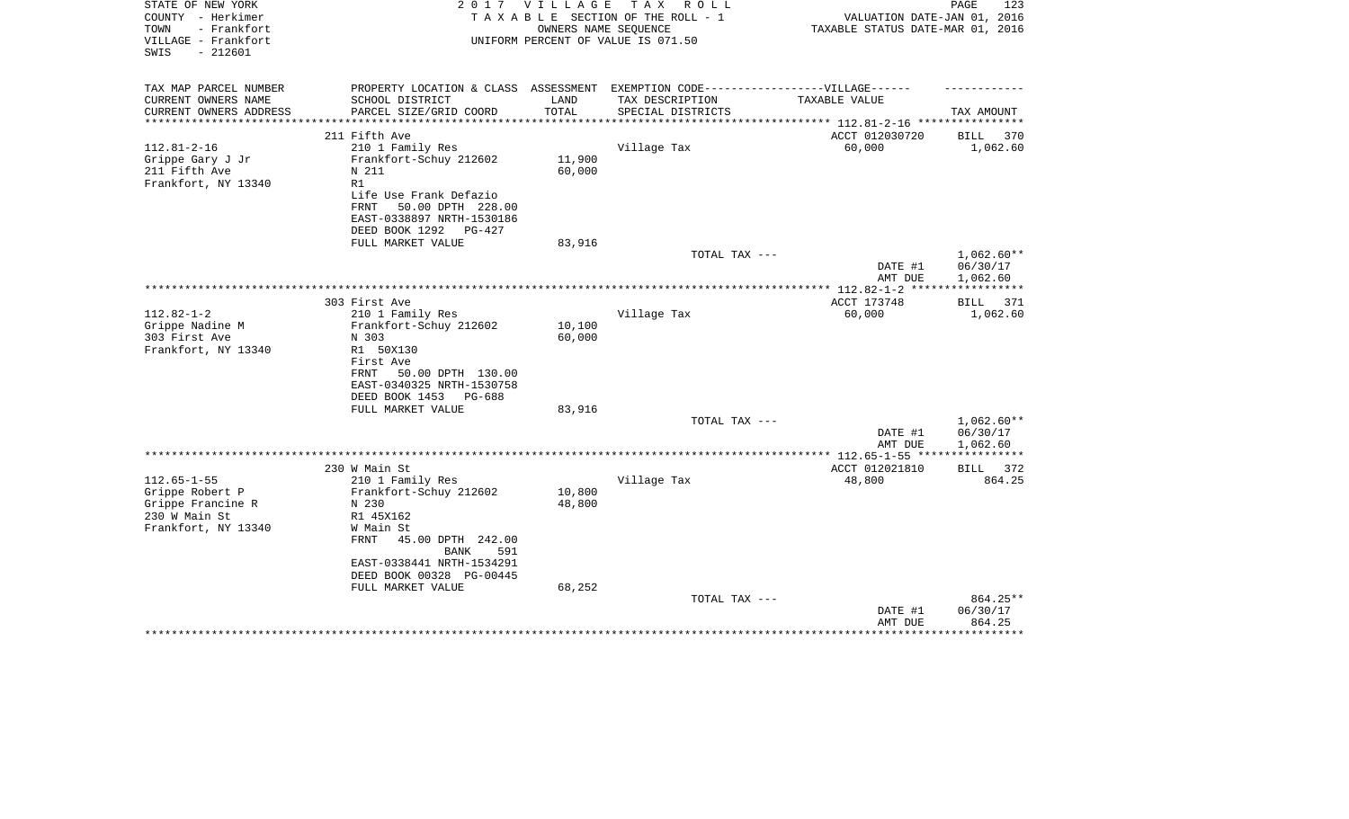STATE OF NEW YORK
COUNTY - Herkimer
TOWN - Frankfort
VILLAGE - Frankfort
SWIS - 212601

2 0 1 7 V I L L A G E T A X R O L L
T A X A B L E SECTION OF THE ROLL - 1
OWNERS NAME SEQUENCE
UNIFORM PERCENT OF VALUE IS 071.50

VALUATION DATE-JAN 01, 2016
TAXABLE STATUS DATE-MAR 01, 2016

| TAX MAP PARCEL NUMBER / CURRENT OWNERS NAME / CURRENT OWNERS ADDRESS | PROPERTY LOCATION & CLASS / SCHOOL DISTRICT / PARCEL SIZE/GRID COORD | ASSESSMENT LAND / TOTAL | EXEMPTION CODE-----VILLAGE------ TAX DESCRIPTION / SPECIAL DISTRICTS | TAXABLE VALUE | TAX AMOUNT |
|---|---|---|---|---|---|
| | 211 Fifth Ave | | | ACCT 012030720 | BILL 370 |
| 112.81-2-16 | 210 1 Family Res | | Village Tax | 60,000 | 1,062.60 |
| Grippe Gary J Jr | Frankfort-Schuy 212602 | 11,900 | | | |
| 211 Fifth Ave | N 211 | 60,000 | | | |
| Frankfort, NY 13340 | R1 | | | | |
| | Life Use Frank Defazio | | | | |
| | FRNT 50.00 DPTH 228.00 | | | | |
| | EAST-0338897 NRTH-1530186 | | | | |
| | DEED BOOK 1292 PG-427 | | | | |
| | FULL MARKET VALUE | 83,916 | | | |
| | | | TOTAL TAX --- | | 1,062.60** |
| | | | | DATE #1 | 06/30/17 |
| | | | | AMT DUE | 1,062.60 |
| | 303 First Ave | | | ACCT 173748 | BILL 371 |
| 112.82-1-2 | 210 1 Family Res | | Village Tax | 60,000 | 1,062.60 |
| Grippe Nadine M | Frankfort-Schuy 212602 | 10,100 | | | |
| 303 First Ave | N 303 | 60,000 | | | |
| Frankfort, NY 13340 | R1 50X130 | | | | |
| | First Ave | | | | |
| | FRNT 50.00 DPTH 130.00 | | | | |
| | EAST-0340325 NRTH-1530758 | | | | |
| | DEED BOOK 1453 PG-688 | | | | |
| | FULL MARKET VALUE | 83,916 | | | |
| | | | TOTAL TAX --- | | 1,062.60** |
| | | | | DATE #1 | 06/30/17 |
| | | | | AMT DUE | 1,062.60 |
| | 230 W Main St | | | ACCT 012021810 | BILL 372 |
| 112.65-1-55 | 210 1 Family Res | | Village Tax | 48,800 | 864.25 |
| Grippe Robert P | Frankfort-Schuy 212602 | 10,800 | | | |
| Grippe Francine R | N 230 | 48,800 | | | |
| 230 W Main St | R1 45X162 | | | | |
| Frankfort, NY 13340 | W Main St | | | | |
| | FRNT 45.00 DPTH 242.00 | | | | |
| | BANK 591 | | | | |
| | EAST-0338441 NRTH-1534291 | | | | |
| | DEED BOOK 00328 PG-00445 | | | | |
| | FULL MARKET VALUE | 68,252 | | | |
| | | | TOTAL TAX --- | | 864.25** |
| | | | | DATE #1 | 06/30/17 |
| | | | | AMT DUE | 864.25 |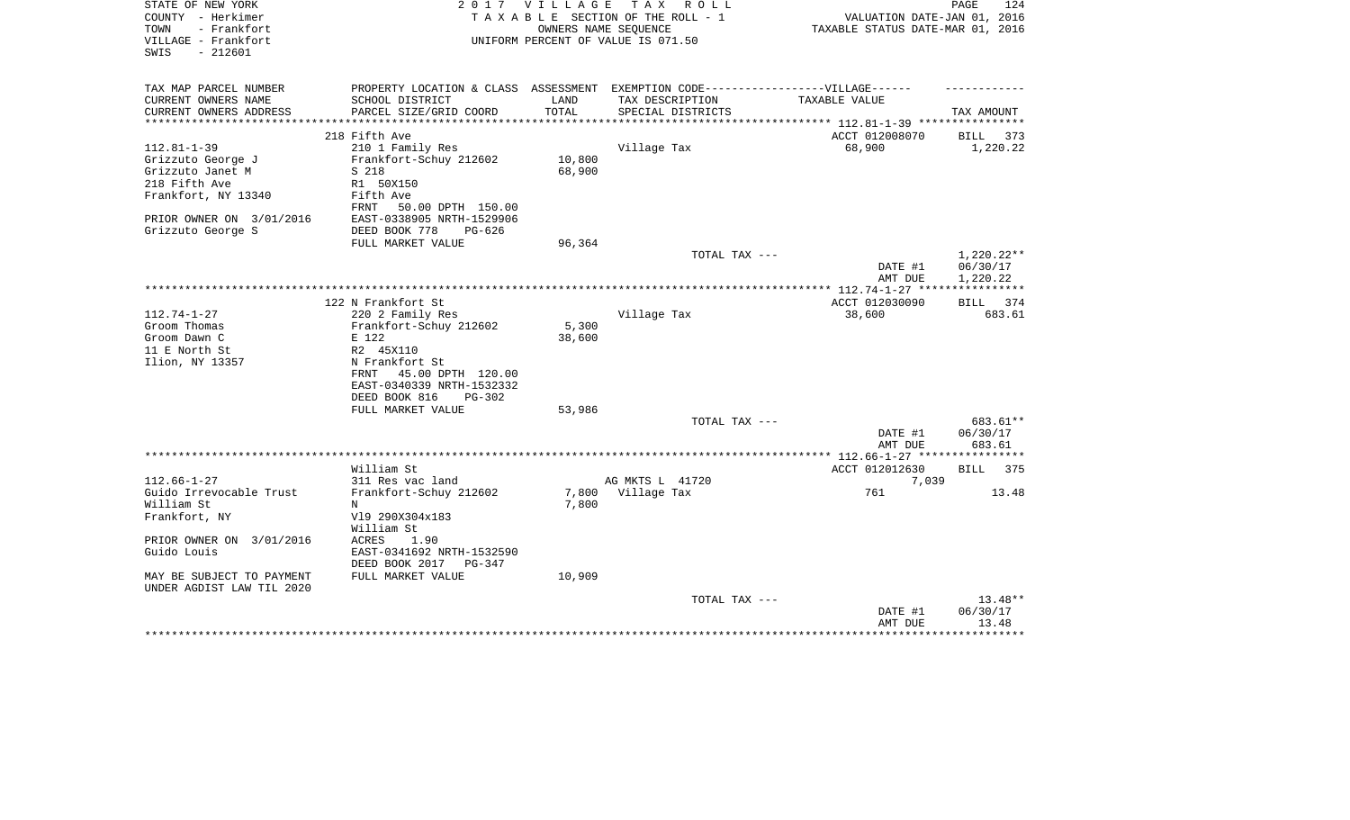STATE OF NEW YORK
COUNTY - Herkimer
TOWN - Frankfort
VILLAGE - Frankfort
SWIS - 212601

2017 VILLAGE TAX ROLL
TAXABLE SECTION OF THE ROLL - 1
OWNERS NAME SEQUENCE
UNIFORM PERCENT OF VALUE IS 071.50

VALUATION DATE-JAN 01, 2016
TAXABLE STATUS DATE-MAR 01, 2016

| TAX MAP PARCEL NUMBER<br>CURRENT OWNERS NAME<br>CURRENT OWNERS ADDRESS | PROPERTY LOCATION & CLASS<br>SCHOOL DISTRICT<br>PARCEL SIZE/GRID COORD | ASSESSMENT<br>LAND<br>TOTAL | EXEMPTION CODE------------------VILLAGE------<br>TAX DESCRIPTION<br>SPECIAL DISTRICTS | TAXABLE VALUE | TAX AMOUNT |
|---|---|---|---|---|---|
| | 218 Fifth Ave | | | ACCT 012008070 | BILL 373 |
| 112.81-1-39 | 210 1 Family Res | | Village Tax | 68,900 | 1,220.22 |
| Grizzuto George J | Frankfort-Schuy 212602 | 10,800 | | | |
| Grizzuto Janet M | S 218 | 68,900 | | | |
| 218 Fifth Ave | R1 50X150 | | | | |
| Frankfort, NY 13340 | Fifth Ave | | | | |
| | FRNT 50.00 DPTH 150.00 | | | | |
| PRIOR OWNER ON 3/01/2016 | EAST-0338905 NRTH-1529906 | | | | |
| Grizzuto George S | DEED BOOK 778 PG-626 | | | | |
| | FULL MARKET VALUE | 96,364 | | | |
| | | | TOTAL TAX --- | | 1,220.22** |
| | | | | DATE #1 | 06/30/17 |
| | | | | AMT DUE | 1,220.22 |
| | 122 N Frankfort St | | | ACCT 012030090 | BILL 374 |
| 112.74-1-27 | 220 2 Family Res | | Village Tax | 38,600 | 683.61 |
| Groom Thomas | Frankfort-Schuy 212602 | 5,300 | | | |
| Groom Dawn C | E 122 | 38,600 | | | |
| 11 E North St | R2 45X110 | | | | |
| Ilion, NY 13357 | N Frankfort St | | | | |
| | FRNT 45.00 DPTH 120.00 | | | | |
| | EAST-0340339 NRTH-1532332 | | | | |
| | DEED BOOK 816 PG-302 | | | | |
| | FULL MARKET VALUE | 53,986 | | | |
| | | | TOTAL TAX --- | | 683.61** |
| | | | | DATE #1 | 06/30/17 |
| | | | | AMT DUE | 683.61 |
| | William St | | | ACCT 012012630 | BILL 375 |
| 112.66-1-27 | 311 Res vac land | | AG MKTS L 41720 | 7,039 | |
| Guido Irrevocable Trust | Frankfort-Schuy 212602 | 7,800 | Village Tax | 761 | 13.48 |
| William St | N | 7,800 | | | |
| Frankfort, NY | Vl9 290X304x183 | | | | |
| | William St | | | | |
| PRIOR OWNER ON 3/01/2016 | ACRES 1.90 | | | | |
| Guido Louis | EAST-0341692 NRTH-1532590 | | | | |
| | DEED BOOK 2017 PG-347 | | | | |
| MAY BE SUBJECT TO PAYMENT | FULL MARKET VALUE | 10,909 | | | |
| UNDER AGDIST LAW TIL 2020 | | | | | |
| | | | TOTAL TAX --- | | 13.48** |
| | | | | DATE #1 | 06/30/17 |
| | | | | AMT DUE | 13.48 |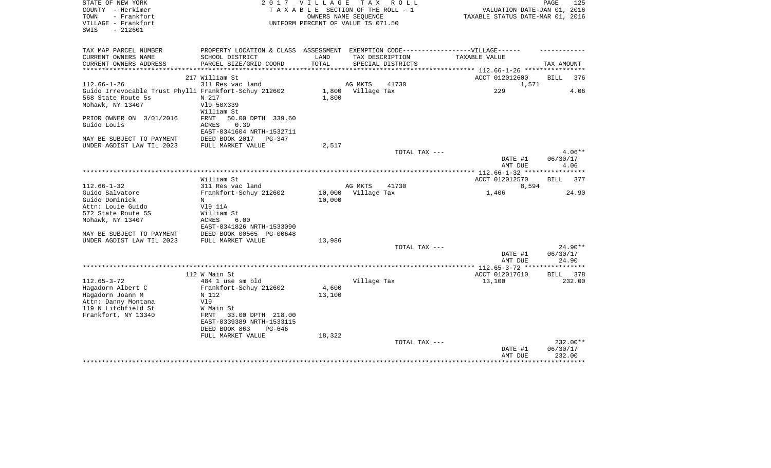STATE OF NEW YORK
COUNTY - Herkimer
TOWN - Frankfort
VILLAGE - Frankfort
SWIS - 212601

2017 VILLAGE TAX ROLL
TAXABLE SECTION OF THE ROLL - 1
OWNERS NAME SEQUENCE
UNIFORM PERCENT OF VALUE IS 071.50

VALUATION DATE-JAN 01, 2016
TAXABLE STATUS DATE-MAR 01, 2016

| TAX MAP PARCEL NUMBER / CURRENT OWNERS NAME / CURRENT OWNERS ADDRESS | PROPERTY LOCATION & CLASS / SCHOOL DISTRICT / PARCEL SIZE/GRID COORD | ASSESSMENT LAND / TOTAL | EXEMPTION CODE / TAX DESCRIPTION / SPECIAL DISTRICTS | TAXABLE VALUE | TAX AMOUNT |
|---|---|---|---|---|---|
| | 217 William St | | | ACCT 012012600 | BILL 376 |
| 112.66-1-26 | 311 Res vac land | | AG MKTS 41730 | 1,571 | |
| Guido Irrevocable Trust Phylli | Frankfort-Schuy 212602 | 1,800 | Village Tax | 229 | 4.06 |
| 568 State Route 5s | N 217 | 1,800 | | | |
| Mohawk, NY 13407 | Vl9 50X339 | | | | |
| | William St | | | | |
| PRIOR OWNER ON 3/01/2016 | FRNT 50.00 DPTH 339.60 | | | | |
| Guido Louis | ACRES 0.39 | | | | |
| | EAST-0341604 NRTH-1532711 | | | | |
| MAY BE SUBJECT TO PAYMENT | DEED BOOK 2017 PG-347 | | | | |
| UNDER AGDIST LAW TIL 2023 | FULL MARKET VALUE | 2,517 | | | |
| | | | TOTAL TAX --- | | 4.06** |
| | | | | DATE #1 | 06/30/17 |
| | | | | AMT DUE | 4.06 |
| | William St | | | ACCT 012012570 | BILL 377 |
| 112.66-1-32 | 311 Res vac land | | AG MKTS 41730 | 8,594 | |
| Guido Salvatore | Frankfort-Schuy 212602 | 10,000 | Village Tax | 1,406 | 24.90 |
| Guido Dominick | N | 10,000 | | | |
| Attn: Louie Guido | Vl9 11A | | | | |
| 572 State Route 5S | William St | | | | |
| Mohawk, NY 13407 | ACRES 6.00 | | | | |
| | EAST-0341826 NRTH-1533090 | | | | |
| MAY BE SUBJECT TO PAYMENT | DEED BOOK 00565 PG-00648 | | | | |
| UNDER AGDIST LAW TIL 2023 | FULL MARKET VALUE | 13,986 | | | |
| | | | TOTAL TAX --- | | 24.90** |
| | | | | DATE #1 | 06/30/17 |
| | | | | AMT DUE | 24.90 |
| | 112 W Main St | | | ACCT 012017610 | BILL 378 |
| 112.65-3-72 | 484 1 use sm bld | | Village Tax | 13,100 | 232.00 |
| Hagadorn Albert C | Frankfort-Schuy 212602 | 4,600 | | | |
| Hagadorn Joann M | N 112 | 13,100 | | | |
| Attn: Danny Montana | Vl9 | | | | |
| 119 N Litchfield St | W Main St | | | | |
| Frankfort, NY 13340 | FRNT 33.00 DPTH 218.00 | | | | |
| | EAST-0339389 NRTH-1533115 | | | | |
| | DEED BOOK 863 PG-646 | | | | |
| | FULL MARKET VALUE | 18,322 | | | |
| | | | TOTAL TAX --- | | 232.00** |
| | | | | DATE #1 | 06/30/17 |
| | | | | AMT DUE | 232.00 |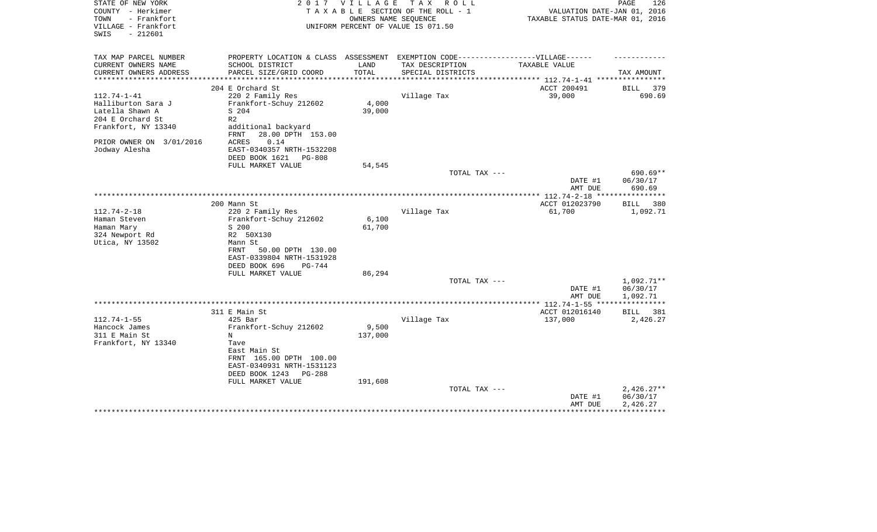STATE OF NEW YORK
COUNTY - Herkimer
TOWN - Frankfort
VILLAGE - Frankfort
SWIS - 212601

2017 VILLAGE TAX ROLL
TAXABLE SECTION OF THE ROLL - 1
OWNERS NAME SEQUENCE
UNIFORM PERCENT OF VALUE IS 071.50

VALUATION DATE-JAN 01, 2016
TAXABLE STATUS DATE-MAR 01, 2016

| TAX MAP PARCEL NUMBER<br>CURRENT OWNERS NAME<br>CURRENT OWNERS ADDRESS | PROPERTY LOCATION & CLASS<br>SCHOOL DISTRICT<br>PARCEL SIZE/GRID COORD | ASSESSMENT<br>LAND<br>TOTAL | EXEMPTION CODE------VILLAGE------<br>TAX DESCRIPTION<br>SPECIAL DISTRICTS | TAXABLE VALUE | TAX AMOUNT |
|---|---|---|---|---|---|
| 112.74-1-41 | 204 E Orchard St | | | ACCT 200491 | BILL 379 |
| 112.74-1-41 | 220 2 Family Res | | Village Tax | 39,000 | 690.69 |
| Halliburton Sara J | Frankfort-Schuy 212602 | 4,000 | | | |
| Latella Shawn A | S 204 | 39,000 | | | |
| 204 E Orchard St | R2 | | | | |
| Frankfort, NY 13340 | additional backyard | | | | |
| | FRNT 28.00 DPTH 153.00 | | | | |
| PRIOR OWNER ON 3/01/2016 | ACRES 0.14 | | | | |
| Jodway Alesha | EAST-0340357 NRTH-1532208 | | | | |
| | DEED BOOK 1621 PG-808 | | | | |
| | FULL MARKET VALUE | 54,545 | | | |
| | | | TOTAL TAX --- | | 690.69** |
| | | | | DATE #1 | 06/30/17 |
| | | | | AMT DUE | 690.69 |
| 112.74-2-18 | 200 Mann St | | | ACCT 012023790 | BILL 380 |
| 112.74-2-18 | 220 2 Family Res | | Village Tax | 61,700 | 1,092.71 |
| Haman Steven | Frankfort-Schuy 212602 | 6,100 | | | |
| Haman Mary | S 200 | 61,700 | | | |
| 324 Newport Rd | R2 50X130 | | | | |
| Utica, NY 13502 | Mann St | | | | |
| | FRNT 50.00 DPTH 130.00 | | | | |
| | EAST-0339804 NRTH-1531928 | | | | |
| | DEED BOOK 696 PG-744 | | | | |
| | FULL MARKET VALUE | 86,294 | | | |
| | | | TOTAL TAX --- | | 1,092.71** |
| | | | | DATE #1 | 06/30/17 |
| | | | | AMT DUE | 1,092.71 |
| 112.74-1-55 | 311 E Main St | | | ACCT 012016140 | BILL 381 |
| 112.74-1-55 | 425 Bar | | Village Tax | 137,000 | 2,426.27 |
| Hancock James | Frankfort-Schuy 212602 | 9,500 | | | |
| 311 E Main St | N | 137,000 | | | |
| Frankfort, NY 13340 | Tave | | | | |
| | East Main St | | | | |
| | FRNT 165.00 DPTH 100.00 | | | | |
| | EAST-0340931 NRTH-1531123 | | | | |
| | DEED BOOK 1243 PG-288 | | | | |
| | FULL MARKET VALUE | 191,608 | | | |
| | | | TOTAL TAX --- | | 2,426.27** |
| | | | | DATE #1 | 06/30/17 |
| | | | | AMT DUE | 2,426.27 |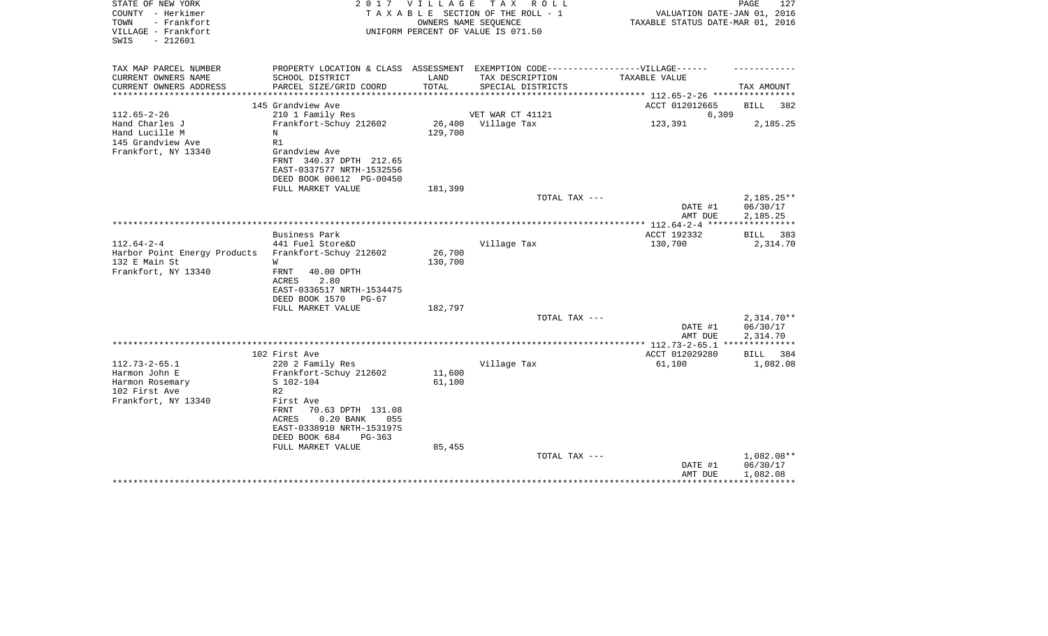STATE OF NEW YORK
COUNTY - Herkimer
TOWN - Frankfort
VILLAGE - Frankfort
SWIS - 212601

2 0 1 7 V I L L A G E T A X R O L L
T A X A B L E SECTION OF THE ROLL - 1
OWNERS NAME SEQUENCE
UNIFORM PERCENT OF VALUE IS 071.50

VALUATION DATE-JAN 01, 2016
TAXABLE STATUS DATE-MAR 01, 2016

| TAX MAP PARCEL NUMBER<br>CURRENT OWNERS NAME<br>CURRENT OWNERS ADDRESS | PROPERTY LOCATION & CLASS<br>SCHOOL DISTRICT<br>PARCEL SIZE/GRID COORD | ASSESSMENT<br>LAND<br>TOTAL | EXEMPTION CODE------------------VILLAGE------<br>TAX DESCRIPTION<br>SPECIAL DISTRICTS | TAXABLE VALUE | TAX AMOUNT |
|---|---|---|---|---|---|
| | 145 Grandview Ave | | | ACCT 012012665 | BILL 382 |
| 112.65-2-26 | 210 1 Family Res | | VET WAR CT 41121 | 6,309 | |
| Hand Charles J | Frankfort-Schuy 212602 | 26,400 | Village Tax | 123,391 | 2,185.25 |
| Hand Lucille M | N | 129,700 | | | |
| 145 Grandview Ave | R1 | | | | |
| Frankfort, NY 13340 | Grandview Ave | | | | |
| | FRNT 340.37 DPTH 212.65 | | | | |
| | EAST-0337577 NRTH-1532556 | | | | |
| | DEED BOOK 00612 PG-00450 | | | | |
| | FULL MARKET VALUE | 181,399 | | | |
| | | | TOTAL TAX --- | | 2,185.25** |
| | | | | DATE #1 | 06/30/17 |
| | | | | AMT DUE | 2,185.25 |
| | Business Park | | | ACCT 192332 | BILL 383 |
| 112.64-2-4 | 441 Fuel Store&D | | Village Tax | 130,700 | 2,314.70 |
| Harbor Point Energy Products | Frankfort-Schuy 212602 | 26,700 | | | |
| 132 E Main St | W | 130,700 | | | |
| Frankfort, NY 13340 | FRNT 40.00 DPTH | | | | |
| | ACRES 2.80 | | | | |
| | EAST-0336517 NRTH-1534475 | | | | |
| | DEED BOOK 1570 PG-67 | | | | |
| | FULL MARKET VALUE | 182,797 | | | |
| | | | TOTAL TAX --- | | 2,314.70** |
| | | | | DATE #1 | 06/30/17 |
| | | | | AMT DUE | 2,314.70 |
| | 102 First Ave | | | ACCT 012029280 | BILL 384 |
| 112.73-2-65.1 | 220 2 Family Res | | Village Tax | 61,100 | 1,082.08 |
| Harmon John E | Frankfort-Schuy 212602 | 11,600 | | | |
| Harmon Rosemary | S 102-104 | 61,100 | | | |
| 102 First Ave | R2 | | | | |
| Frankfort, NY 13340 | First Ave | | | | |
| | FRNT 70.63 DPTH 131.08 | | | | |
| | ACRES 0.20 BANK 055 | | | | |
| | EAST-0338910 NRTH-1531975 | | | | |
| | DEED BOOK 684 PG-363 | | | | |
| | FULL MARKET VALUE | 85,455 | | | |
| | | | TOTAL TAX --- | | 1,082.08** |
| | | | | DATE #1 | 06/30/17 |
| | | | | AMT DUE | 1,082.08 |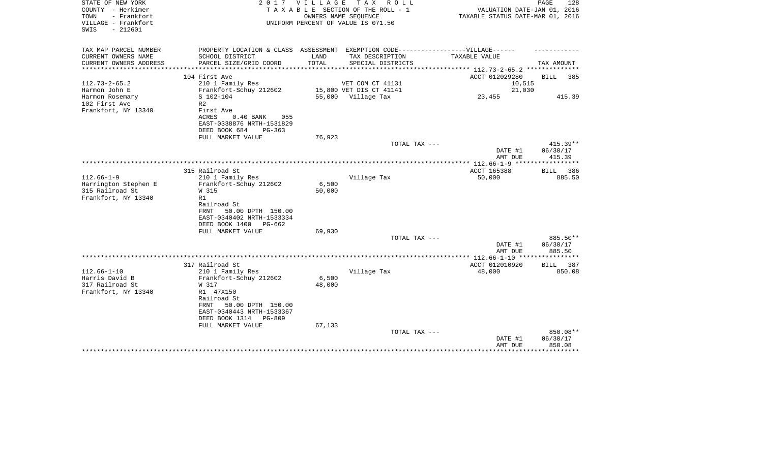STATE OF NEW YORK
COUNTY - Herkimer
TOWN - Frankfort
VILLAGE - Frankfort
SWIS - 212601

2017 VILLAGE TAX ROLL
TAXABLE SECTION OF THE ROLL - 1
OWNERS NAME SEQUENCE
UNIFORM PERCENT OF VALUE IS 071.50

VALUATION DATE-JAN 01, 2016
TAXABLE STATUS DATE-MAR 01, 2016

| TAX MAP PARCEL NUMBER / CURRENT OWNERS NAME / CURRENT OWNERS ADDRESS | PROPERTY LOCATION & CLASS / SCHOOL DISTRICT / PARCEL SIZE/GRID COORD | ASSESSMENT LAND / TOTAL | EXEMPTION CODE / TAX DESCRIPTION / SPECIAL DISTRICTS | TAXABLE VALUE | TAX AMOUNT |
|---|---|---|---|---|---|
| | 104 First Ave | | | ACCT 012029280 | BILL 385 |
| 112.73-2-65.2 | 210 1 Family Res | | VET COM CT 41131 | 10,515 | |
| Harmon John E | Frankfort-Schuy 212602 | 15,800 | VET DIS CT 41141 | 21,030 | |
| Harmon Rosemary | S 102-104 | 55,000 | Village Tax | 23,455 | 415.39 |
| 102 First Ave | R2 | | | | |
| Frankfort, NY 13340 | First Ave | | | | |
| | ACRES 0.40 BANK 055 | | | | |
| | EAST-0338876 NRTH-1531829 | | | | |
| | DEED BOOK 684 PG-363 | | | | |
| | FULL MARKET VALUE | 76,923 | | | |
| | | | TOTAL TAX --- | | 415.39** |
| | | | | DATE #1 | 06/30/17 |
| | | | | AMT DUE | 415.39 |
| | 315 Railroad St | | | ACCT 165388 | BILL 386 |
| 112.66-1-9 | 210 1 Family Res | | Village Tax | 50,000 | 885.50 |
| Harrington Stephen E | Frankfort-Schuy 212602 | 6,500 | | | |
| 315 Railroad St | W 315 | 50,000 | | | |
| Frankfort, NY 13340 | R1 | | | | |
| | Railroad St | | | | |
| | FRNT 50.00 DPTH 150.00 | | | | |
| | EAST-0340402 NRTH-1533334 | | | | |
| | DEED BOOK 1400 PG-662 | | | | |
| | FULL MARKET VALUE | 69,930 | | | |
| | | | TOTAL TAX --- | | 885.50** |
| | | | | DATE #1 | 06/30/17 |
| | | | | AMT DUE | 885.50 |
| | 317 Railroad St | | | ACCT 012010920 | BILL 387 |
| 112.66-1-10 | 210 1 Family Res | | Village Tax | 48,000 | 850.08 |
| Harris David B | Frankfort-Schuy 212602 | 6,500 | | | |
| 317 Railroad St | W 317 | 48,000 | | | |
| Frankfort, NY 13340 | R1 47X150 | | | | |
| | Railroad St | | | | |
| | FRNT 50.00 DPTH 150.00 | | | | |
| | EAST-0340443 NRTH-1533367 | | | | |
| | DEED BOOK 1314 PG-809 | | | | |
| | FULL MARKET VALUE | 67,133 | | | |
| | | | TOTAL TAX --- | | 850.08** |
| | | | | DATE #1 | 06/30/17 |
| | | | | AMT DUE | 850.08 |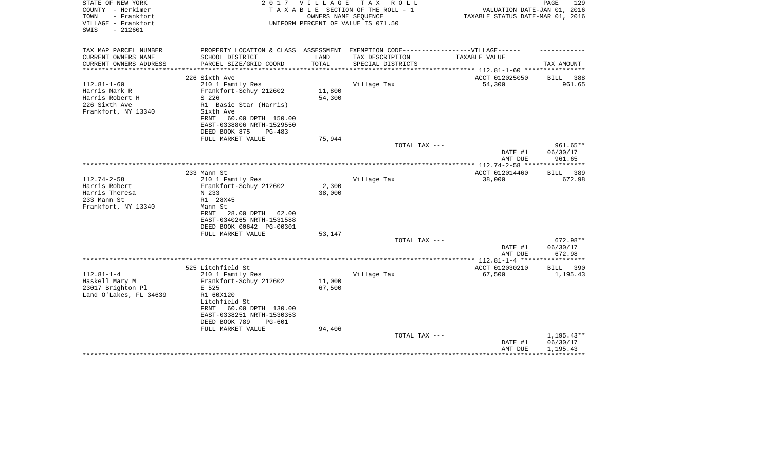STATE OF NEW YORK
COUNTY - Herkimer
TOWN - Frankfort
VILLAGE - Frankfort
SWIS - 212601

2 0 1 7 V I L L A G E T A X R O L L
T A X A B L E SECTION OF THE ROLL - 1
OWNERS NAME SEQUENCE
UNIFORM PERCENT OF VALUE IS 071.50

VALUATION DATE-JAN 01, 2016
TAXABLE STATUS DATE-MAR 01, 2016

| TAX MAP PARCEL NUMBER<br>CURRENT OWNERS NAME<br>CURRENT OWNERS ADDRESS | PROPERTY LOCATION & CLASS<br>SCHOOL DISTRICT<br>PARCEL SIZE/GRID COORD | ASSESSMENT<br>LAND<br>TOTAL | EXEMPTION CODE------VILLAGE------<br>TAX DESCRIPTION<br>SPECIAL DISTRICTS | TAXABLE VALUE | TAX AMOUNT |
|---|---|---|---|---|---|
| | 226 Sixth Ave | | | ACCT 012025050 | BILL 388 |
| 112.81-1-60 | 210 1 Family Res | | Village Tax | 54,300 | 961.65 |
| Harris Mark R | Frankfort-Schuy 212602 | 11,800 | | | |
| Harris Robert H | S 226 | 54,300 | | | |
| 226 Sixth Ave | R1 Basic Star (Harris) | | | | |
| Frankfort, NY 13340 | Sixth Ave | | | | |
| | FRNT 60.00 DPTH 150.00 | | | | |
| | EAST-0338806 NRTH-1529550 | | | | |
| | DEED BOOK 875 PG-483 | | | | |
| | FULL MARKET VALUE | 75,944 | | | |
| | | | TOTAL TAX --- | | 961.65** |
| | | | | DATE #1 | 06/30/17 |
| | | | | AMT DUE | 961.65 |
| | 233 Mann St | | | ACCT 012014460 | BILL 389 |
| 112.74-2-58 | 210 1 Family Res | | Village Tax | 38,000 | 672.98 |
| Harris Robert | Frankfort-Schuy 212602 | 2,300 | | | |
| Harris Theresa | N 233 | 38,000 | | | |
| 233 Mann St | R1 28X45 | | | | |
| Frankfort, NY 13340 | Mann St | | | | |
| | FRNT 28.00 DPTH 62.00 | | | | |
| | EAST-0340265 NRTH-1531588 | | | | |
| | DEED BOOK 00642 PG-00301 | | | | |
| | FULL MARKET VALUE | 53,147 | | | |
| | | | TOTAL TAX --- | | 672.98** |
| | | | | DATE #1 | 06/30/17 |
| | | | | AMT DUE | 672.98 |
| | 525 Litchfield St | | | ACCT 012030210 | BILL 390 |
| 112.81-1-4 | 210 1 Family Res | | Village Tax | 67,500 | 1,195.43 |
| Haskell Mary M | Frankfort-Schuy 212602 | 11,000 | | | |
| 23017 Brighton Pl | E 525 | 67,500 | | | |
| Land O'Lakes, FL 34639 | R1 60X120 | | | | |
| | Litchfield St | | | | |
| | FRNT 60.00 DPTH 130.00 | | | | |
| | EAST-0338251 NRTH-1530353 | | | | |
| | DEED BOOK 789 PG-601 | | | | |
| | FULL MARKET VALUE | 94,406 | | | |
| | | | TOTAL TAX --- | | 1,195.43** |
| | | | | DATE #1 | 06/30/17 |
| | | | | AMT DUE | 1,195.43 |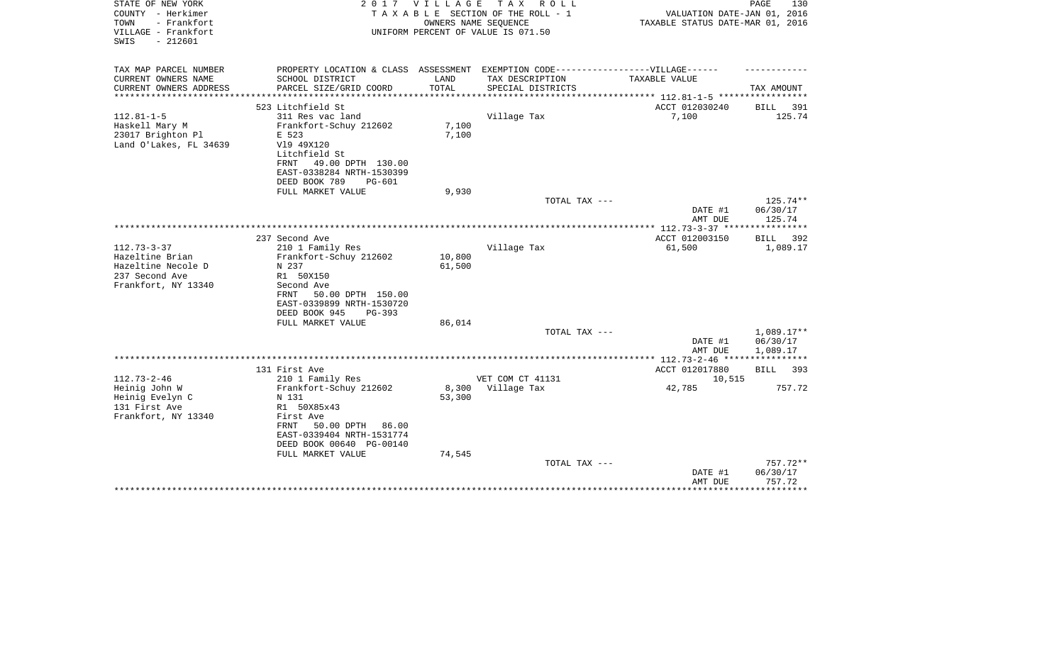STATE OF NEW YORK
COUNTY - Herkimer
TOWN - Frankfort
VILLAGE - Frankfort
SWIS - 212601

2 0 1 7 V I L L A G E T A X R O L L
T A X A B L E SECTION OF THE ROLL - 1
OWNERS NAME SEQUENCE
UNIFORM PERCENT OF VALUE IS 071.50

VALUATION DATE-JAN 01, 2016
TAXABLE STATUS DATE-MAR 01, 2016

| TAX MAP PARCEL NUMBER<br>CURRENT OWNERS NAME<br>CURRENT OWNERS ADDRESS | PROPERTY LOCATION & CLASS<br>SCHOOL DISTRICT<br>PARCEL SIZE/GRID COORD | ASSESSMENT<br>LAND<br>TOTAL | EXEMPTION CODE-----VILLAGE------<br>TAX DESCRIPTION<br>SPECIAL DISTRICTS | TAXABLE VALUE | TAX AMOUNT |
|---|---|---|---|---|---|
| | 523 Litchfield St | | | ACCT 012030240 | BILL 391 |
| 112.81-1-5 | 311 Res vac land | | Village Tax | 7,100 | 125.74 |
| Haskell Mary M | Frankfort-Schuy 212602 | 7,100 | | | |
| 23017 Brighton Pl | E 523 | 7,100 | | | |
| Land O'Lakes, FL 34639 | Vl9 49X120 | | | | |
| | Litchfield St | | | | |
| | FRNT 49.00 DPTH 130.00 | | | | |
| | EAST-0338284 NRTH-1530399 | | | | |
| | DEED BOOK 789 PG-601 | | | | |
| | FULL MARKET VALUE | 9,930 | | | |
| | | | TOTAL TAX --- | | 125.74** |
| | | | | DATE #1 | 06/30/17 |
| | | | | AMT DUE | 125.74 |
| | 237 Second Ave | | | ACCT 012003150 | BILL 392 |
| 112.73-3-37 | 210 1 Family Res | | Village Tax | 61,500 | 1,089.17 |
| Hazeltine Brian | Frankfort-Schuy 212602 | 10,800 | | | |
| Hazeltine Necole D | N 237 | 61,500 | | | |
| 237 Second Ave | R1 50X150 | | | | |
| Frankfort, NY 13340 | Second Ave | | | | |
| | FRNT 50.00 DPTH 150.00 | | | | |
| | EAST-0339899 NRTH-1530720 | | | | |
| | DEED BOOK 945 PG-393 | | | | |
| | FULL MARKET VALUE | 86,014 | | | |
| | | | TOTAL TAX --- | | 1,089.17** |
| | | | | DATE #1 | 06/30/17 |
| | | | | AMT DUE | 1,089.17 |
| | 131 First Ave | | | ACCT 012017880 | BILL 393 |
| 112.73-2-46 | 210 1 Family Res | | VET COM CT 41131 | 10,515 | |
| Heinig John W | Frankfort-Schuy 212602 | 8,300 | Village Tax | 42,785 | 757.72 |
| Heinig Evelyn C | N 131 | 53,300 | | | |
| 131 First Ave | R1 50X85x43 | | | | |
| Frankfort, NY 13340 | First Ave | | | | |
| | FRNT 50.00 DPTH 86.00 | | | | |
| | EAST-0339404 NRTH-1531774 | | | | |
| | DEED BOOK 00640 PG-00140 | | | | |
| | FULL MARKET VALUE | 74,545 | | | |
| | | | TOTAL TAX --- | | 757.72** |
| | | | | DATE #1 | 06/30/17 |
| | | | | AMT DUE | 757.72 |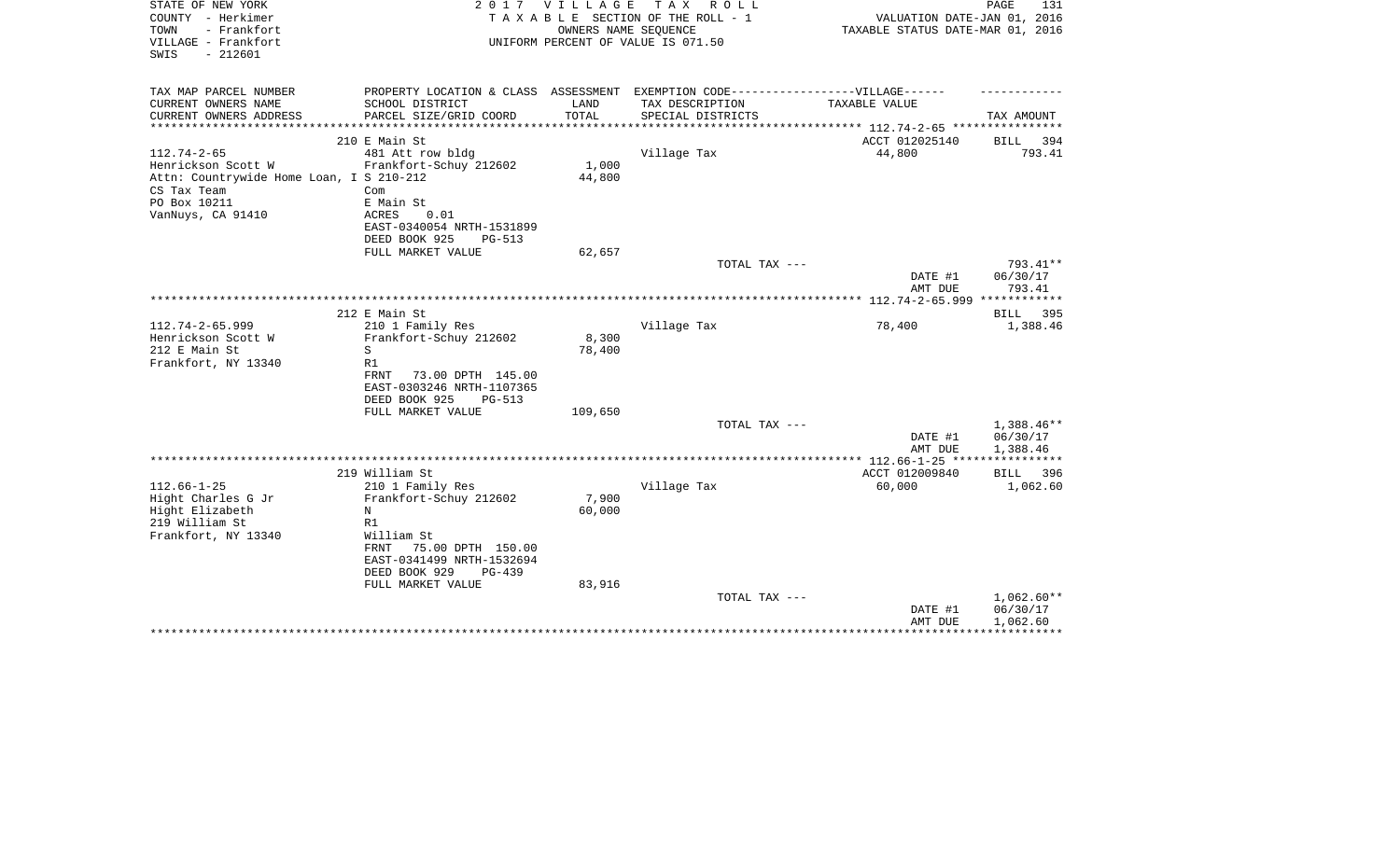STATE OF NEW YORK
COUNTY - Herkimer
TOWN - Frankfort
VILLAGE - Frankfort
SWIS - 212601

2 0 1 7 V I L L A G E T A X R O L L
T A X A B L E SECTION OF THE ROLL - 1
OWNERS NAME SEQUENCE
UNIFORM PERCENT OF VALUE IS 071.50

VALUATION DATE-JAN 01, 2016
TAXABLE STATUS DATE-MAR 01, 2016

| TAX MAP PARCEL NUMBER<br>CURRENT OWNERS NAME<br>CURRENT OWNERS ADDRESS | PROPERTY LOCATION & CLASS<br>SCHOOL DISTRICT<br>PARCEL SIZE/GRID COORD | ASSESSMENT<br>LAND<br>TOTAL | EXEMPTION CODE-----VILLAGE------<br>TAX DESCRIPTION<br>SPECIAL DISTRICTS | TAXABLE VALUE | TAX AMOUNT |
|---|---|---|---|---|---|
| | 210 E Main St | | | ACCT 012025140 | BILL 394 |
| 112.74-2-65 | 481 Att row bldg | | Village Tax | 44,800 | 793.41 |
| Henrickson Scott W | Frankfort-Schuy 212602 | 1,000 | | | |
| Attn: Countrywide Home Loan, I | S 210-212 | 44,800 | | | |
| CS Tax Team | Com | | | | |
| PO Box 10211 | E Main St | | | | |
| VanNuys, CA 91410 | ACRES 0.01 | | | | |
| | EAST-0340054 NRTH-1531899 | | | | |
| | DEED BOOK 925 PG-513 | | | | |
| | FULL MARKET VALUE | 62,657 | | | |
| | | | TOTAL TAX --- | | 793.41** |
| | | | | DATE #1 | 06/30/17 |
| | | | | AMT DUE | 793.41 |
| | 212 E Main St | | | | BILL 395 |
| 112.74-2-65.999 | 210 1 Family Res | | Village Tax | 78,400 | 1,388.46 |
| Henrickson Scott W | Frankfort-Schuy 212602 | 8,300 | | | |
| 212 E Main St | S | 78,400 | | | |
| Frankfort, NY 13340 | R1 | | | | |
| | FRNT 73.00 DPTH 145.00 | | | | |
| | EAST-0303246 NRTH-1107365 | | | | |
| | DEED BOOK 925 PG-513 | | | | |
| | FULL MARKET VALUE | 109,650 | | | |
| | | | TOTAL TAX --- | | 1,388.46** |
| | | | | DATE #1 | 06/30/17 |
| | | | | AMT DUE | 1,388.46 |
| | 219 William St | | | ACCT 012009840 | BILL 396 |
| 112.66-1-25 | 210 1 Family Res | | Village Tax | 60,000 | 1,062.60 |
| Hight Charles G Jr | Frankfort-Schuy 212602 | 7,900 | | | |
| Hight Elizabeth | N | 60,000 | | | |
| 219 William St | R1 | | | | |
| Frankfort, NY 13340 | William St | | | | |
| | FRNT 75.00 DPTH 150.00 | | | | |
| | EAST-0341499 NRTH-1532694 | | | | |
| | DEED BOOK 929 PG-439 | | | | |
| | FULL MARKET VALUE | 83,916 | | | |
| | | | TOTAL TAX --- | | 1,062.60** |
| | | | | DATE #1 | 06/30/17 |
| | | | | AMT DUE | 1,062.60 |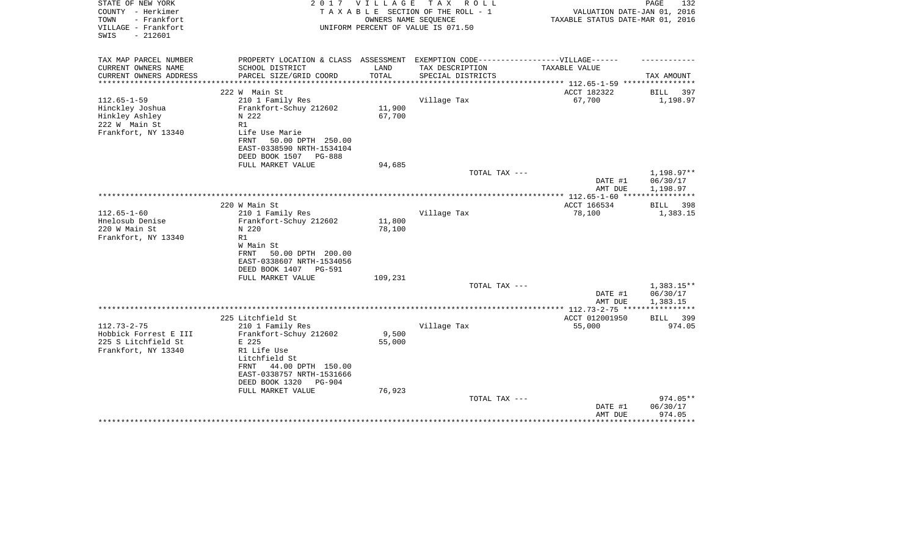STATE OF NEW YORK
COUNTY - Herkimer
TOWN - Frankfort
VILLAGE - Frankfort
SWIS - 212601

2 0 1 7 V I L L A G E T A X R O L L
T A X A B L E SECTION OF THE ROLL - 1
OWNERS NAME SEQUENCE
UNIFORM PERCENT OF VALUE IS 071.50

VALUATION DATE-JAN 01, 2016
TAXABLE STATUS DATE-MAR 01, 2016

| TAX MAP PARCEL NUMBER<br>CURRENT OWNERS NAME<br>CURRENT OWNERS ADDRESS | PROPERTY LOCATION & CLASS<br>SCHOOL DISTRICT<br>PARCEL SIZE/GRID COORD | ASSESSMENT<br>LAND<br>TOTAL | EXEMPTION CODE------VILLAGE------<br>TAX DESCRIPTION<br>SPECIAL DISTRICTS | TAXABLE VALUE | TAX AMOUNT |
|---|---|---|---|---|---|
| | 222 W Main St | | | ACCT 182322 | BILL 397 |
| 112.65-1-59 | 210 1 Family Res | | Village Tax | 67,700 | 1,198.97 |
| Hinckley Joshua | Frankfort-Schuy 212602 | 11,900 | | | |
| Hinkley Ashley | N 222 | 67,700 | | | |
| 222 W Main St | R1 | | | | |
| Frankfort, NY 13340 | Life Use Marie | | | | |
| | FRNT 50.00 DPTH 250.00 | | | | |
| | EAST-0338590 NRTH-1534104 | | | | |
| | DEED BOOK 1507 PG-888 | | | | |
| | FULL MARKET VALUE | 94,685 | | | |
| | | | TOTAL TAX --- | | 1,198.97** |
| | | | | DATE #1 | 06/30/17 |
| | | | | AMT DUE | 1,198.97 |
| | 220 W Main St | | | ACCT 166534 | BILL 398 |
| 112.65-1-60 | 210 1 Family Res | | Village Tax | 78,100 | 1,383.15 |
| Hnelosub Denise | Frankfort-Schuy 212602 | 11,800 | | | |
| 220 W Main St | N 220 | 78,100 | | | |
| Frankfort, NY 13340 | R1 | | | | |
| | W Main St | | | | |
| | FRNT 50.00 DPTH 200.00 | | | | |
| | EAST-0338607 NRTH-1534056 | | | | |
| | DEED BOOK 1407 PG-591 | | | | |
| | FULL MARKET VALUE | 109,231 | | | |
| | | | TOTAL TAX --- | | 1,383.15** |
| | | | | DATE #1 | 06/30/17 |
| | | | | AMT DUE | 1,383.15 |
| | 225 Litchfield St | | | ACCT 012001950 | BILL 399 |
| 112.73-2-75 | 210 1 Family Res | | Village Tax | 55,000 | 974.05 |
| Hobbick Forrest E III | Frankfort-Schuy 212602 | 9,500 | | | |
| 225 S Litchfield St | E 225 | 55,000 | | | |
| Frankfort, NY 13340 | R1 Life Use | | | | |
| | Litchfield St | | | | |
| | FRNT 44.00 DPTH 150.00 | | | | |
| | EAST-0338757 NRTH-1531666 | | | | |
| | DEED BOOK 1320 PG-904 | | | | |
| | FULL MARKET VALUE | 76,923 | | | |
| | | | TOTAL TAX --- | | 974.05** |
| | | | | DATE #1 | 06/30/17 |
| | | | | AMT DUE | 974.05 |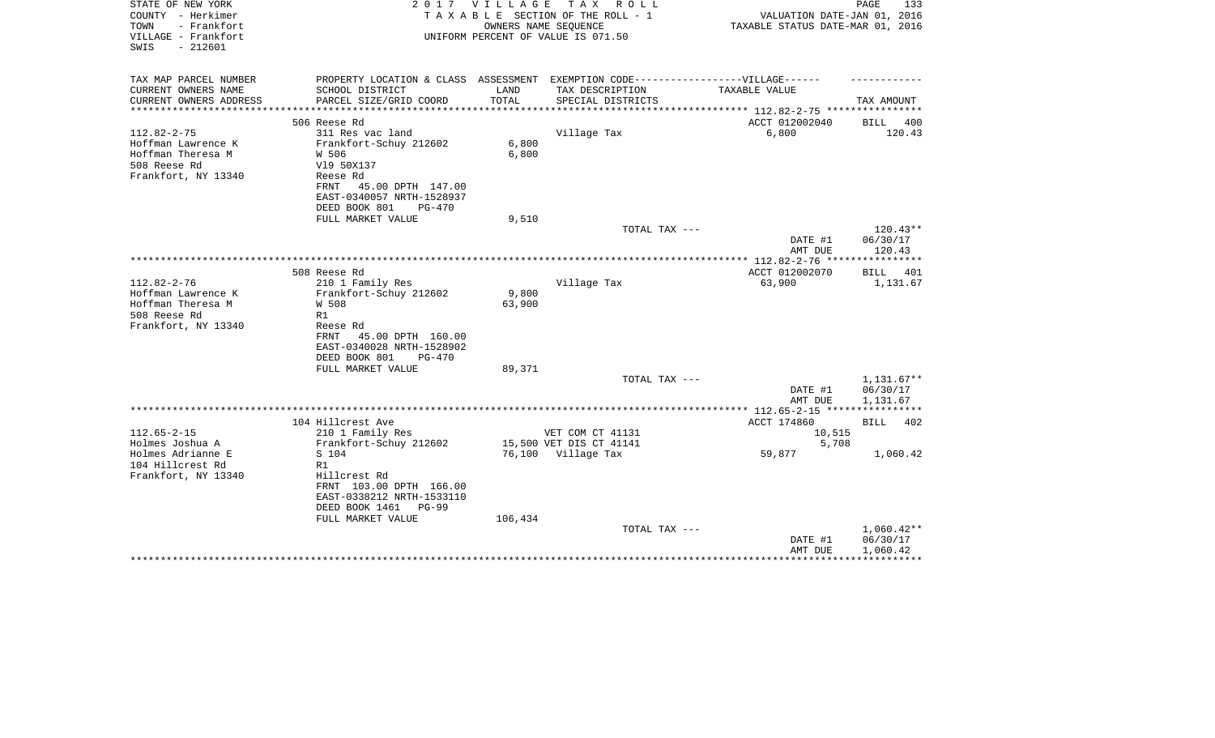STATE OF NEW YORK
COUNTY - Herkimer
TOWN - Frankfort
VILLAGE - Frankfort
SWIS - 212601

2 0 1 7 V I L L A G E T A X R O L L
T A X A B L E SECTION OF THE ROLL - 1
OWNERS NAME SEQUENCE
UNIFORM PERCENT OF VALUE IS 071.50

VALUATION DATE-JAN 01, 2016
TAXABLE STATUS DATE-MAR 01, 2016

| TAX MAP PARCEL NUMBER / CURRENT OWNERS NAME / CURRENT OWNERS ADDRESS | PROPERTY LOCATION & CLASS / SCHOOL DISTRICT / PARCEL SIZE/GRID COORD | ASSESSMENT LAND / TOTAL | EXEMPTION CODE / TAX DESCRIPTION / SPECIAL DISTRICTS | TAXABLE VALUE | TAX AMOUNT |
|---|---|---|---|---|---|
| | 506 Reese Rd | | | ACCT 012002040 | BILL 400 |
| 112.82-2-75 | 311 Res vac land | | Village Tax | 6,800 | 120.43 |
| Hoffman Lawrence K | Frankfort-Schuy 212602 | 6,800 | | | |
| Hoffman Theresa M | W 506 | 6,800 | | | |
| 508 Reese Rd | Vl9 50X137 | | | | |
| Frankfort, NY 13340 | Reese Rd | | | | |
| | FRNT 45.00 DPTH 147.00 | | | | |
| | EAST-0340057 NRTH-1528937 | | | | |
| | DEED BOOK 801 PG-470 | | | | |
| | FULL MARKET VALUE | 9,510 | | | |
| | | | TOTAL TAX --- | | 120.43** |
| | | | | DATE #1 | 06/30/17 |
| | | | | AMT DUE | 120.43 |
| | 508 Reese Rd | | | ACCT 012002070 | BILL 401 |
| 112.82-2-76 | 210 1 Family Res | | Village Tax | 63,900 | 1,131.67 |
| Hoffman Lawrence K | Frankfort-Schuy 212602 | 9,800 | | | |
| Hoffman Theresa M | W 508 | 63,900 | | | |
| 508 Reese Rd | R1 | | | | |
| Frankfort, NY 13340 | Reese Rd | | | | |
| | FRNT 45.00 DPTH 160.00 | | | | |
| | EAST-0340028 NRTH-1528902 | | | | |
| | DEED BOOK 801 PG-470 | | | | |
| | FULL MARKET VALUE | 89,371 | | | |
| | | | TOTAL TAX --- | | 1,131.67** |
| | | | | DATE #1 | 06/30/17 |
| | | | | AMT DUE | 1,131.67 |
| | 104 Hillcrest Ave | | | ACCT 174860 | BILL 402 |
| 112.65-2-15 | 210 1 Family Res | | VET COM CT 41131 | 10,515 | |
| Holmes Joshua A | Frankfort-Schuy 212602 | 15,500 | VET DIS CT 41141 | 5,708 | |
| Holmes Adrianne E | S 104 | 76,100 | Village Tax | 59,877 | 1,060.42 |
| 104 Hillcrest Rd | R1 | | | | |
| Frankfort, NY 13340 | Hillcrest Rd | | | | |
| | FRNT 103.00 DPTH 166.00 | | | | |
| | EAST-0338212 NRTH-1533110 | | | | |
| | DEED BOOK 1461 PG-99 | | | | |
| | FULL MARKET VALUE | 106,434 | | | |
| | | | TOTAL TAX --- | | 1,060.42** |
| | | | | DATE #1 | 06/30/17 |
| | | | | AMT DUE | 1,060.42 |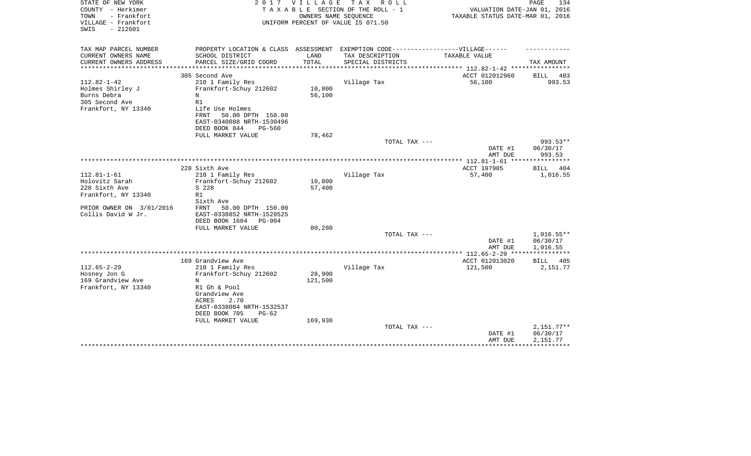STATE OF NEW YORK
COUNTY - Herkimer
TOWN - Frankfort
VILLAGE - Frankfort
SWIS - 212601

# 2017 VILLAGE TAX ROLL

TAXABLE SECTION OF THE ROLL - 1
OWNERS NAME SEQUENCE
UNIFORM PERCENT OF VALUE IS 071.50

VALUATION DATE-JAN 01, 2016
TAXABLE STATUS DATE-MAR 01, 2016

| TAX MAP PARCEL NUMBER<br>CURRENT OWNERS NAME<br>CURRENT OWNERS ADDRESS | PROPERTY LOCATION & CLASS<br>SCHOOL DISTRICT<br>PARCEL SIZE/GRID COORD | ASSESSMENT<br>LAND<br>TOTAL | EXEMPTION CODE-----VILLAGE------<br>TAX DESCRIPTION<br>SPECIAL DISTRICTS | TAXABLE VALUE | TAX AMOUNT |
|---|---|---|---|---|---|
| | 305 Second Ave | | | ACCT 012012960 | BILL 403 |
| 112.82-1-42 | 210 1 Family Res | | Village Tax | 56,100 | 993.53 |
| Holmes Shirley J | Frankfort-Schuy 212602 | 10,800 | | | |
| Burns Debra | N | 56,100 | | | |
| 305 Second Ave | R1 | | | | |
| Frankfort, NY 13340 | Life Use Holmes | | | | |
| | FRNT 50.00 DPTH 150.00 | | | | |
| | EAST-0340088 NRTH-1530496 | | | | |
| | DEED BOOK 844 PG-560 | | | | |
| | FULL MARKET VALUE | 78,462 | | | |
| | | | TOTAL TAX --- | | 993.53** |
| | | | | DATE #1 | 06/30/17 |
| | | | | AMT DUE | 993.53 |
| | 228 Sixth Ave | | | ACCT 197905 | BILL 404 |
| 112.81-1-61 | 210 1 Family Res | | Village Tax | 57,400 | 1,016.55 |
| Holovitz Sarah | Frankfort-Schuy 212602 | 10,800 | | | |
| 228 Sixth Ave | S 228 | 57,400 | | | |
| Frankfort, NY 13340 | R1 | | | | |
| | Sixth Ave | | | | |
| PRIOR OWNER ON 3/01/2016 | FRNT 50.00 DPTH 150.00 | | | | |
| Collis David W Jr. | EAST-0338852 NRTH-1529525 | | | | |
| | DEED BOOK 1604 PG-904 | | | | |
| | FULL MARKET VALUE | 80,280 | | | |
| | | | TOTAL TAX --- | | 1,016.55** |
| | | | | DATE #1 | 06/30/17 |
| | | | | AMT DUE | 1,016.55 |
| | 169 Grandview Ave | | | ACCT 012013020 | BILL 405 |
| 112.65-2-29 | 210 1 Family Res | | Village Tax | 121,500 | 2,151.77 |
| Hosney Jon G | Frankfort-Schuy 212602 | 28,900 | | | |
| 169 Grandview Ave | N | 121,500 | | | |
| Frankfort, NY 13340 | R1 Gh & Pool | | | | |
| | Grandview Ave | | | | |
| | ACRES 2.70 | | | | |
| | EAST-0338084 NRTH-1532537 | | | | |
| | DEED BOOK 705 PG-62 | | | | |
| | FULL MARKET VALUE | 169,930 | | | |
| | | | TOTAL TAX --- | | 2,151.77** |
| | | | | DATE #1 | 06/30/17 |
| | | | | AMT DUE | 2,151.77 |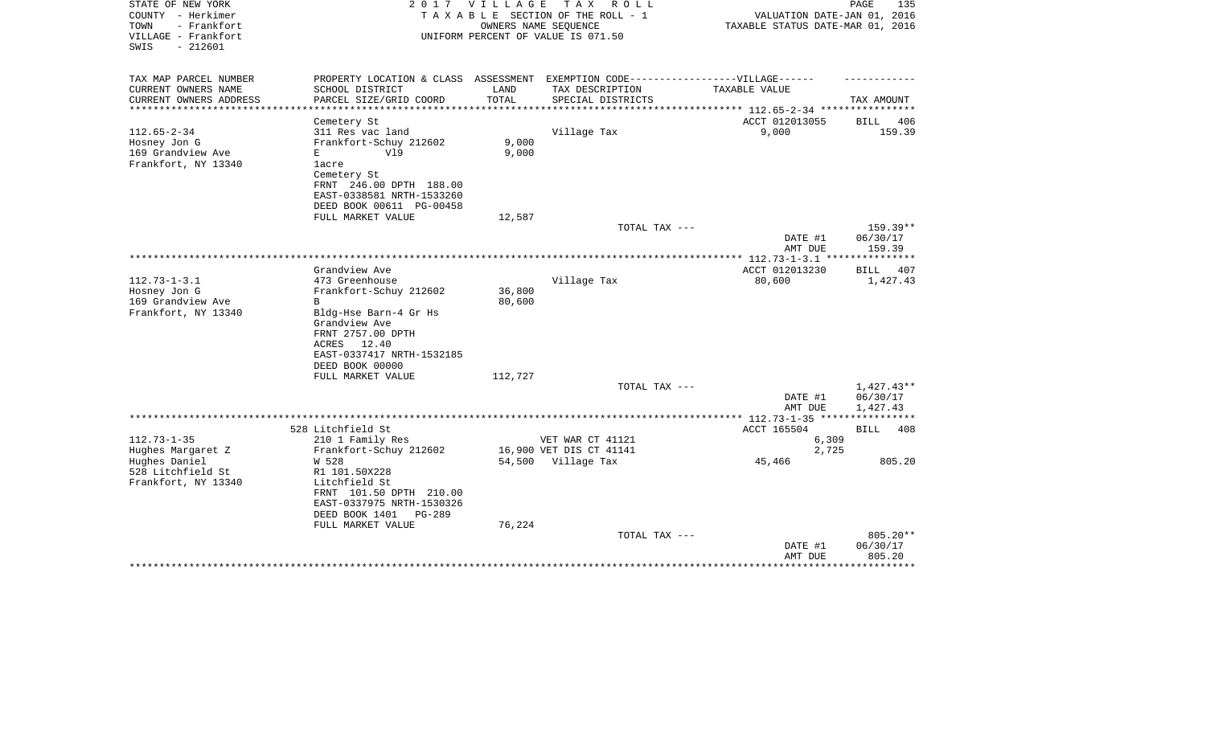STATE OF NEW YORK
COUNTY - Herkimer
TOWN - Frankfort
VILLAGE - Frankfort
SWIS - 212601

2 0 1 7 V I L L A G E T A X R O L L
T A X A B L E SECTION OF THE ROLL - 1
OWNERS NAME SEQUENCE
UNIFORM PERCENT OF VALUE IS 071.50

VALUATION DATE-JAN 01, 2016
TAXABLE STATUS DATE-MAR 01, 2016

| TAX MAP PARCEL NUMBER<br>CURRENT OWNERS NAME<br>CURRENT OWNERS ADDRESS | PROPERTY LOCATION & CLASS<br>SCHOOL DISTRICT<br>PARCEL SIZE/GRID COORD | ASSESSMENT<br>LAND<br>TOTAL | EXEMPTION CODE------------------VILLAGE------<br>TAX DESCRIPTION<br>SPECIAL DISTRICTS | TAXABLE VALUE | TAX AMOUNT |
|---|---|---|---|---|---|
| **112.65-2-34** | Cemetery St | | | ACCT 012013055 | BILL 406 |
| 112.65-2-34 | 311 Res vac land | | Village Tax | 9,000 | 159.39 |
| Hosney Jon G | Frankfort-Schuy 212602 | 9,000 | | | |
| 169 Grandview Ave | E V19 | 9,000 | | | |
| Frankfort, NY 13340 | 1acre | | | | |
| | Cemetery St | | | | |
| | FRNT 246.00 DPTH 188.00 | | | | |
| | EAST-0338581 NRTH-1533260 | | | | |
| | DEED BOOK 00611 PG-00458 | | | | |
| | FULL MARKET VALUE | 12,587 | | | |
| | | | TOTAL TAX --- | | 159.39** |
| | | | | DATE #1 | 06/30/17 |
| | | | | AMT DUE | 159.39 |
| **112.73-1-3.1** | Grandview Ave | | | ACCT 012013230 | BILL 407 |
| 112.73-1-3.1 | 473 Greenhouse | | Village Tax | 80,600 | 1,427.43 |
| Hosney Jon G | Frankfort-Schuy 212602 | 36,800 | | | |
| 169 Grandview Ave | B | 80,600 | | | |
| Frankfort, NY 13340 | Bldg-Hse Barn-4 Gr Hs | | | | |
| | Grandview Ave | | | | |
| | FRNT 2757.00 DPTH | | | | |
| | ACRES 12.40 | | | | |
| | EAST-0337417 NRTH-1532185 | | | | |
| | DEED BOOK 00000 | | | | |
| | FULL MARKET VALUE | 112,727 | | | |
| | | | TOTAL TAX --- | | 1,427.43** |
| | | | | DATE #1 | 06/30/17 |
| | | | | AMT DUE | 1,427.43 |
| **112.73-1-35** | 528 Litchfield St | | | ACCT 165504 | BILL 408 |
| 112.73-1-35 | 210 1 Family Res | | VET WAR CT 41121 | 6,309 | |
| Hughes Margaret Z | Frankfort-Schuy 212602 | 16,900 | VET DIS CT 41141 | 2,725 | |
| Hughes Daniel | W 528 | 54,500 | Village Tax | 45,466 | 805.20 |
| 528 Litchfield St | R1 101.50X228 | | | | |
| Frankfort, NY 13340 | Litchfield St | | | | |
| | FRNT 101.50 DPTH 210.00 | | | | |
| | EAST-0337975 NRTH-1530326 | | | | |
| | DEED BOOK 1401 PG-289 | | | | |
| | FULL MARKET VALUE | 76,224 | | | |
| | | | TOTAL TAX --- | | 805.20** |
| | | | | DATE #1 | 06/30/17 |
| | | | | AMT DUE | 805.20 |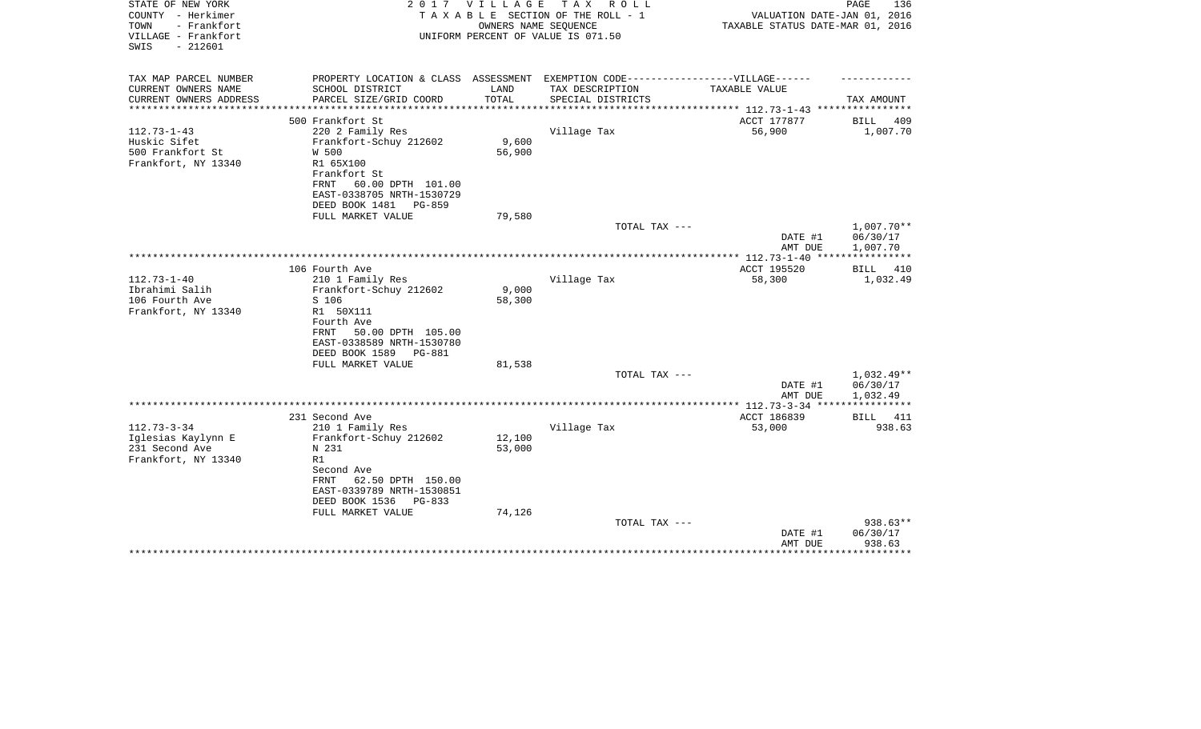STATE OF NEW YORK
COUNTY - Herkimer
TOWN - Frankfort
VILLAGE - Frankfort
SWIS - 212601

2 0 1 7 V I L L A G E T A X R O L L
T A X A B L E SECTION OF THE ROLL - 1
OWNERS NAME SEQUENCE
UNIFORM PERCENT OF VALUE IS 071.50

VALUATION DATE-JAN 01, 2016
TAXABLE STATUS DATE-MAR 01, 2016

| TAX MAP PARCEL NUMBER / CURRENT OWNERS NAME / CURRENT OWNERS ADDRESS | PROPERTY LOCATION & CLASS / SCHOOL DISTRICT / PARCEL SIZE/GRID COORD | ASSESSMENT LAND / TOTAL | EXEMPTION CODE / TAX DESCRIPTION / SPECIAL DISTRICTS | VILLAGE TAXABLE VALUE | TAX AMOUNT |
|---|---|---|---|---|---|
| | 500 Frankfort St | | | ACCT 177877 | BILL 409 |
| 112.73-1-43 | 220 2 Family Res | | Village Tax | 56,900 | 1,007.70 |
| Huskic Sifet | Frankfort-Schuy 212602 | 9,600 | | | |
| 500 Frankfort St | W 500 | 56,900 | | | |
| Frankfort, NY 13340 | R1 65X100 | | | | |
| | Frankfort St | | | | |
| | FRNT 60.00 DPTH 101.00 | | | | |
| | EAST-0338705 NRTH-1530729 | | | | |
| | DEED BOOK 1481 PG-859 | | | | |
| | FULL MARKET VALUE | 79,580 | | | |
| | | | TOTAL TAX --- | | 1,007.70** |
| | | | | DATE #1 | 06/30/17 |
| | | | | AMT DUE | 1,007.70 |
| | 106 Fourth Ave | | | ACCT 195520 | BILL 410 |
| 112.73-1-40 | 210 1 Family Res | | Village Tax | 58,300 | 1,032.49 |
| Ibrahimi Salih | Frankfort-Schuy 212602 | 9,000 | | | |
| 106 Fourth Ave | S 106 | 58,300 | | | |
| Frankfort, NY 13340 | R1 50X111 | | | | |
| | Fourth Ave | | | | |
| | FRNT 50.00 DPTH 105.00 | | | | |
| | EAST-0338589 NRTH-1530780 | | | | |
| | DEED BOOK 1589 PG-881 | | | | |
| | FULL MARKET VALUE | 81,538 | | | |
| | | | TOTAL TAX --- | | 1,032.49** |
| | | | | DATE #1 | 06/30/17 |
| | | | | AMT DUE | 1,032.49 |
| | 231 Second Ave | | | ACCT 186839 | BILL 411 |
| 112.73-3-34 | 210 1 Family Res | | Village Tax | 53,000 | 938.63 |
| Iglesias Kaylynn E | Frankfort-Schuy 212602 | 12,100 | | | |
| 231 Second Ave | N 231 | 53,000 | | | |
| Frankfort, NY 13340 | R1 | | | | |
| | Second Ave | | | | |
| | FRNT 62.50 DPTH 150.00 | | | | |
| | EAST-0339789 NRTH-1530851 | | | | |
| | DEED BOOK 1536 PG-833 | | | | |
| | FULL MARKET VALUE | 74,126 | | | |
| | | | TOTAL TAX --- | | 938.63** |
| | | | | DATE #1 | 06/30/17 |
| | | | | AMT DUE | 938.63 |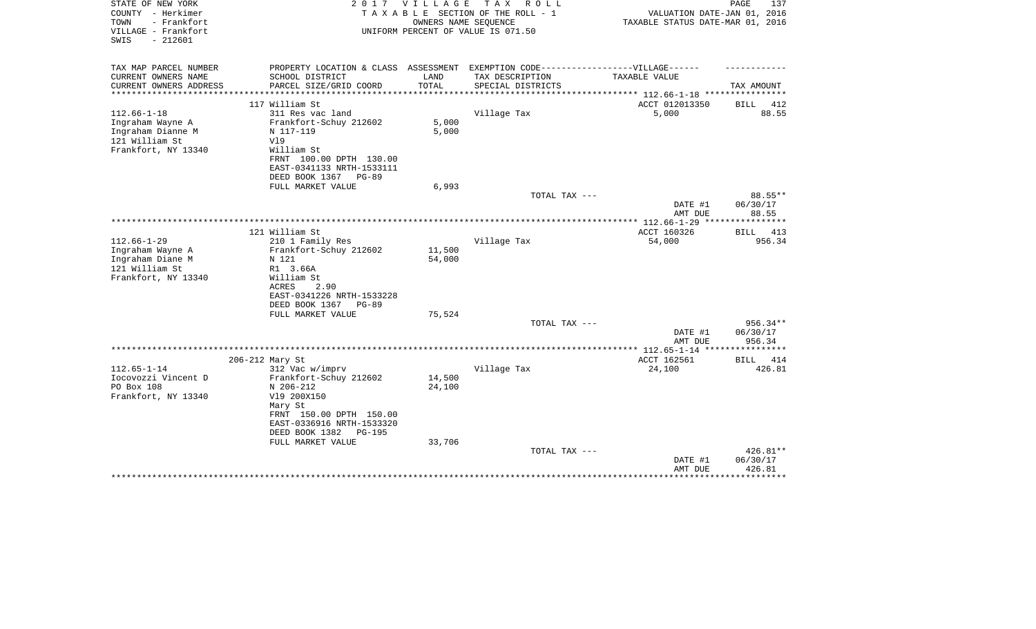STATE OF NEW YORK | 2 0 1 7 V I L L A G E T A X R O L L
COUNTY - Herkimer | T A X A B L E SECTION OF THE ROLL - 1 | VALUATION DATE-JAN 01, 2016
TOWN - Frankfort | OWNERS NAME SEQUENCE | TAXABLE STATUS DATE-MAR 01, 2016
VILLAGE - Frankfort | UNIFORM PERCENT OF VALUE IS 071.50
SWIS - 212601

| TAX MAP PARCEL NUMBER<br>CURRENT OWNERS NAME<br>CURRENT OWNERS ADDRESS | PROPERTY LOCATION & CLASS<br>SCHOOL DISTRICT<br>PARCEL SIZE/GRID COORD | ASSESSMENT<br>LAND<br>TOTAL | EXEMPTION CODE------------------VILLAGE------<br>TAX DESCRIPTION<br>SPECIAL DISTRICTS | TAXABLE VALUE | TAX AMOUNT |
|---|---|---|---|---|---|
| **112.66-1-18** | 117 William St | | | ACCT 012013350 | BILL 412 |
| 112.66-1-18 | 311 Res vac land | | Village Tax | 5,000 | 88.55 |
| Ingraham Wayne A | Frankfort-Schuy 212602 | 5,000 | | | |
| Ingraham Dianne M | N 117-119 | 5,000 | | | |
| 121 William St | Vl9 | | | | |
| Frankfort, NY 13340 | William St | | | | |
| | FRNT 100.00 DPTH 130.00 | | | | |
| | EAST-0341133 NRTH-1533111 | | | | |
| | DEED BOOK 1367 PG-89 | | | | |
| | FULL MARKET VALUE | 6,993 | | | |
| | | | TOTAL TAX --- | | 88.55** |
| | | | | DATE #1 | 06/30/17 |
| | | | | AMT DUE | 88.55 |
| **112.66-1-29** | 121 William St | | | ACCT 160326 | BILL 413 |
| 112.66-1-29 | 210 1 Family Res | | Village Tax | 54,000 | 956.34 |
| Ingraham Wayne A | Frankfort-Schuy 212602 | 11,500 | | | |
| Ingraham Diane M | N 121 | 54,000 | | | |
| 121 William St | R1 3.66A | | | | |
| Frankfort, NY 13340 | William St | | | | |
| | ACRES 2.90 | | | | |
| | EAST-0341226 NRTH-1533228 | | | | |
| | DEED BOOK 1367 PG-89 | | | | |
| | FULL MARKET VALUE | 75,524 | | | |
| | | | TOTAL TAX --- | | 956.34** |
| | | | | DATE #1 | 06/30/17 |
| | | | | AMT DUE | 956.34 |
| **112.65-1-14** | 206-212 Mary St | | | ACCT 162561 | BILL 414 |
| 112.65-1-14 | 312 Vac w/imprv | | Village Tax | 24,100 | 426.81 |
| Iocovozzi Vincent D | Frankfort-Schuy 212602 | 14,500 | | | |
| PO Box 108 | N 206-212 | 24,100 | | | |
| Frankfort, NY 13340 | Vl9 200X150 | | | | |
| | Mary St | | | | |
| | FRNT 150.00 DPTH 150.00 | | | | |
| | EAST-0336916 NRTH-1533320 | | | | |
| | DEED BOOK 1382 PG-195 | | | | |
| | FULL MARKET VALUE | 33,706 | | | |
| | | | TOTAL TAX --- | | 426.81** |
| | | | | DATE #1 | 06/30/17 |
| | | | | AMT DUE | 426.81 |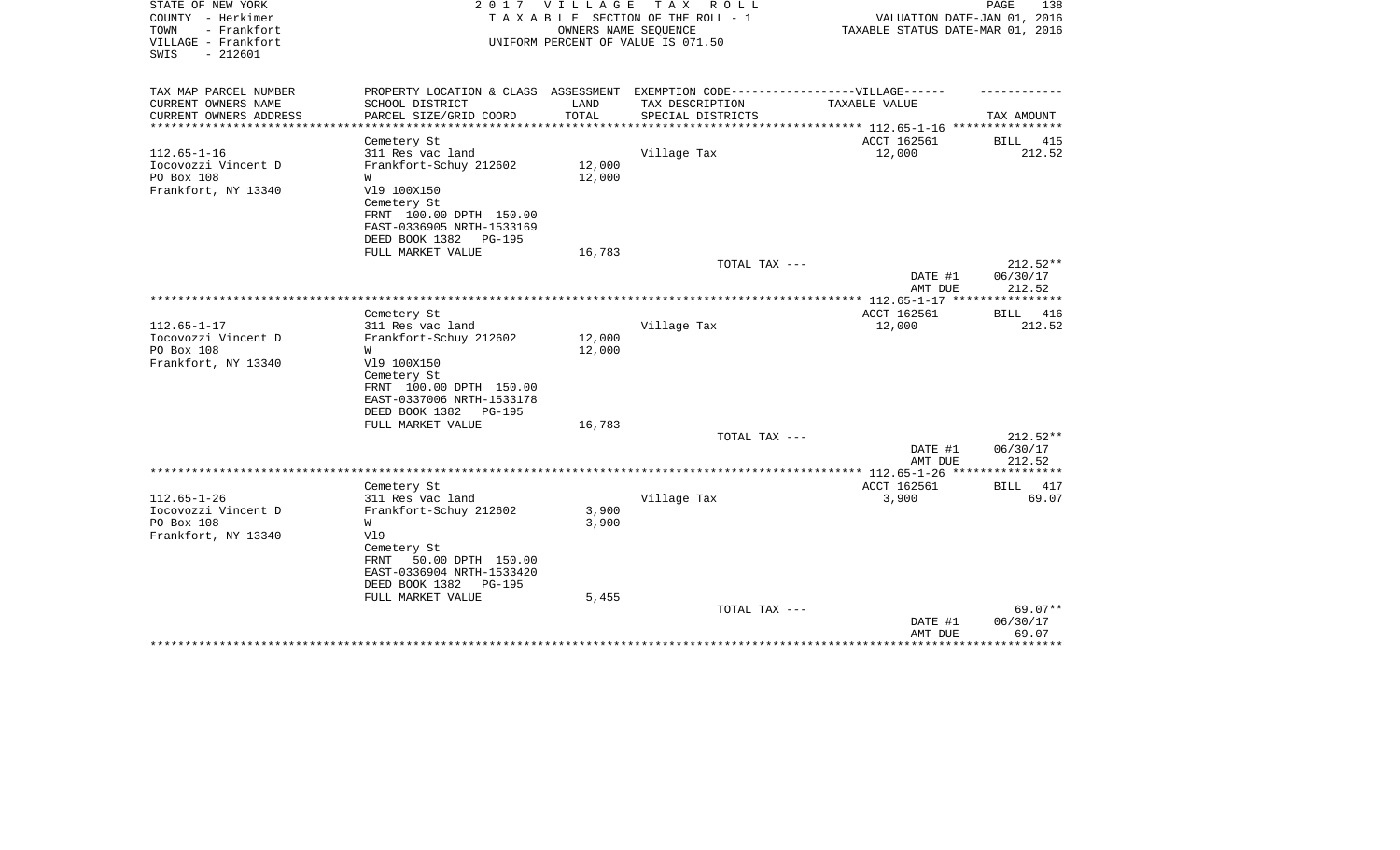STATE OF NEW YORK
COUNTY - Herkimer
TOWN - Frankfort
VILLAGE - Frankfort
SWIS - 212601

2017 VILLAGE TAX ROLL
TAXABLE SECTION OF THE ROLL - 1
OWNERS NAME SEQUENCE
UNIFORM PERCENT OF VALUE IS 071.50

VALUATION DATE-JAN 01, 2016
TAXABLE STATUS DATE-MAR 01, 2016

| TAX MAP PARCEL NUMBER<br>CURRENT OWNERS NAME<br>CURRENT OWNERS ADDRESS | PROPERTY LOCATION & CLASS<br>SCHOOL DISTRICT<br>PARCEL SIZE/GRID COORD | ASSESSMENT<br>LAND<br>TOTAL | EXEMPTION CODE------VILLAGE------<br>TAX DESCRIPTION<br>SPECIAL DISTRICTS | TAXABLE VALUE | TAX AMOUNT |
|---|---|---|---|---|---|
| 112.65-1-16 | Cemetery St | | | ACCT 162561 | BILL 415 |
| 112.65-1-16 | 311 Res vac land | | Village Tax | 12,000 | 212.52 |
| Iocovozzi Vincent D | Frankfort-Schuy 212602 | 12,000 | | | |
| PO Box 108 | W | 12,000 | | | |
| Frankfort, NY 13340 | Vl9 100X150 | | | | |
| | Cemetery St | | | | |
| | FRNT 100.00 DPTH 150.00 | | | | |
| | EAST-0336905 NRTH-1533169 | | | | |
| | DEED BOOK 1382 PG-195 | | | | |
| | FULL MARKET VALUE | 16,783 | | | |
| | | | TOTAL TAX --- | | 212.52** |
| | | | | DATE #1 | 06/30/17 |
| | | | | AMT DUE | 212.52 |
| 112.65-1-17 | Cemetery St | | | ACCT 162561 | BILL 416 |
| 112.65-1-17 | 311 Res vac land | | Village Tax | 12,000 | 212.52 |
| Iocovozzi Vincent D | Frankfort-Schuy 212602 | 12,000 | | | |
| PO Box 108 | W | 12,000 | | | |
| Frankfort, NY 13340 | Vl9 100X150 | | | | |
| | Cemetery St | | | | |
| | FRNT 100.00 DPTH 150.00 | | | | |
| | EAST-0337006 NRTH-1533178 | | | | |
| | DEED BOOK 1382 PG-195 | | | | |
| | FULL MARKET VALUE | 16,783 | | | |
| | | | TOTAL TAX --- | | 212.52** |
| | | | | DATE #1 | 06/30/17 |
| | | | | AMT DUE | 212.52 |
| 112.65-1-26 | Cemetery St | | | ACCT 162561 | BILL 417 |
| 112.65-1-26 | 311 Res vac land | | Village Tax | 3,900 | 69.07 |
| Iocovozzi Vincent D | Frankfort-Schuy 212602 | 3,900 | | | |
| PO Box 108 | W | 3,900 | | | |
| Frankfort, NY 13340 | Vl9 | | | | |
| | Cemetery St | | | | |
| | FRNT 50.00 DPTH 150.00 | | | | |
| | EAST-0336904 NRTH-1533420 | | | | |
| | DEED BOOK 1382 PG-195 | | | | |
| | FULL MARKET VALUE | 5,455 | | | |
| | | | TOTAL TAX --- | | 69.07** |
| | | | | DATE #1 | 06/30/17 |
| | | | | AMT DUE | 69.07 |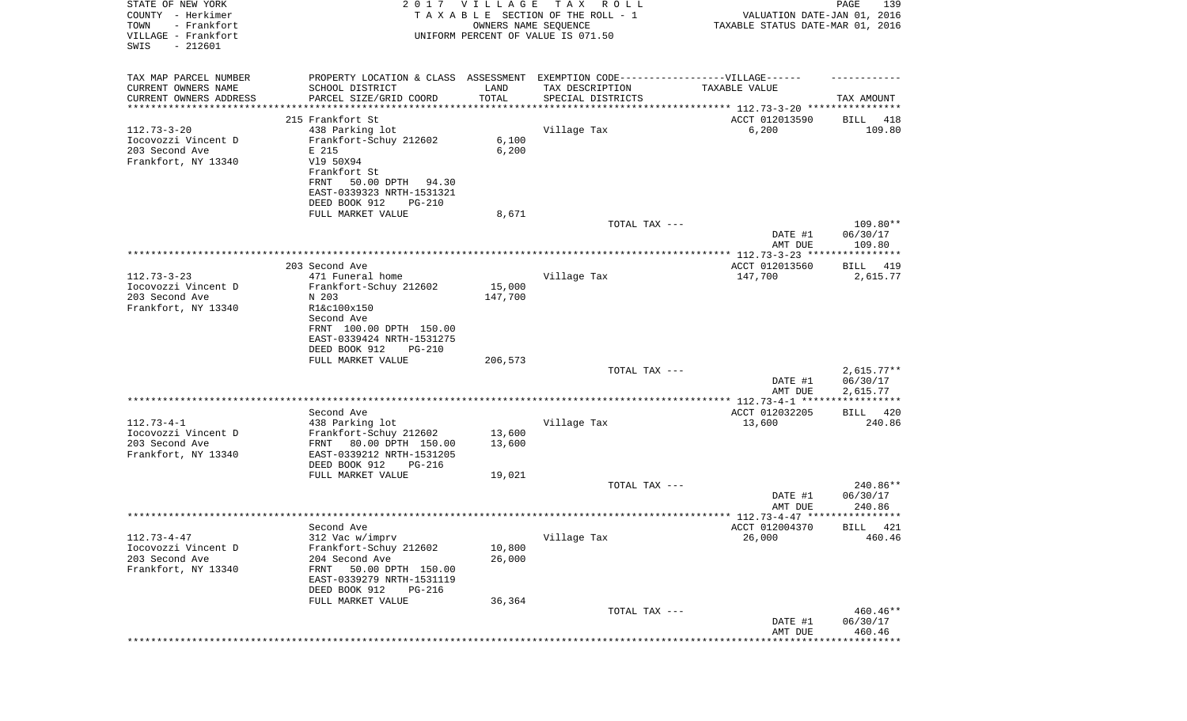STATE OF NEW YORK
COUNTY - Herkimer
TOWN - Frankfort
VILLAGE - Frankfort
SWIS - 212601

2017 VILLAGE TAX ROLL
TAXABLE SECTION OF THE ROLL - 1
OWNERS NAME SEQUENCE
UNIFORM PERCENT OF VALUE IS 071.50

VALUATION DATE-JAN 01, 2016
TAXABLE STATUS DATE-MAR 01, 2016

| TAX MAP PARCEL NUMBER / CURRENT OWNERS NAME / CURRENT OWNERS ADDRESS | PROPERTY LOCATION & CLASS / SCHOOL DISTRICT / PARCEL SIZE/GRID COORD | ASSESSMENT LAND / TOTAL | EXEMPTION CODE / TAX DESCRIPTION / SPECIAL DISTRICTS | TAXABLE VALUE | TAX AMOUNT |
|---|---|---|---|---|---|
| 112.73-3-20 | 215 Frankfort St | | | ACCT 012013590 | BILL 418 |
| Iocovozzi Vincent D | 438 Parking lot | | Village Tax | 6,200 | 109.80 |
| 203 Second Ave | Frankfort-Schuy 212602 | 6,100 | | | |
| Frankfort, NY 13340 | E 215 | 6,200 | | | |
| | Vl9 50X94 | | | | |
| | Frankfort St | | | | |
| | FRNT 50.00 DPTH 94.30 | | | | |
| | EAST-0339323 NRTH-1531321 | | | | |
| | DEED BOOK 912 PG-210 | | | | |
| | FULL MARKET VALUE | 8,671 | | | |
| | | | TOTAL TAX --- | | 109.80** |
| | | | | DATE #1 | 06/30/17 |
| | | | | AMT DUE | 109.80 |
| 112.73-3-23 | 203 Second Ave | | | ACCT 012013560 | BILL 419 |
| Iocovozzi Vincent D | 471 Funeral home | | Village Tax | 147,700 | 2,615.77 |
| 203 Second Ave | Frankfort-Schuy 212602 | 15,000 | | | |
| Frankfort, NY 13340 | N 203 | 147,700 | | | |
| | R1&c100x150 | | | | |
| | Second Ave | | | | |
| | FRNT 100.00 DPTH 150.00 | | | | |
| | EAST-0339424 NRTH-1531275 | | | | |
| | DEED BOOK 912 PG-210 | | | | |
| | FULL MARKET VALUE | 206,573 | | | |
| | | | TOTAL TAX --- | | 2,615.77** |
| | | | | DATE #1 | 06/30/17 |
| | | | | AMT DUE | 2,615.77 |
| 112.73-4-1 | Second Ave | | | ACCT 012032205 | BILL 420 |
| Iocovozzi Vincent D | 438 Parking lot | | Village Tax | 13,600 | 240.86 |
| 203 Second Ave | Frankfort-Schuy 212602 | 13,600 | | | |
| Frankfort, NY 13340 | FRNT 80.00 DPTH 150.00 | 13,600 | | | |
| | EAST-0339212 NRTH-1531205 | | | | |
| | DEED BOOK 912 PG-216 | | | | |
| | FULL MARKET VALUE | 19,021 | | | |
| | | | TOTAL TAX --- | | 240.86** |
| | | | | DATE #1 | 06/30/17 |
| | | | | AMT DUE | 240.86 |
| 112.73-4-47 | Second Ave | | | ACCT 012004370 | BILL 421 |
| Iocovozzi Vincent D | 312 Vac w/imprv | | Village Tax | 26,000 | 460.46 |
| 203 Second Ave | Frankfort-Schuy 212602 | 10,800 | | | |
| Frankfort, NY 13340 | 204 Second Ave | 26,000 | | | |
| | FRNT 50.00 DPTH 150.00 | | | | |
| | EAST-0339279 NRTH-1531119 | | | | |
| | DEED BOOK 912 PG-216 | | | | |
| | FULL MARKET VALUE | 36,364 | | | |
| | | | TOTAL TAX --- | | 460.46** |
| | | | | DATE #1 | 06/30/17 |
| | | | | AMT DUE | 460.46 |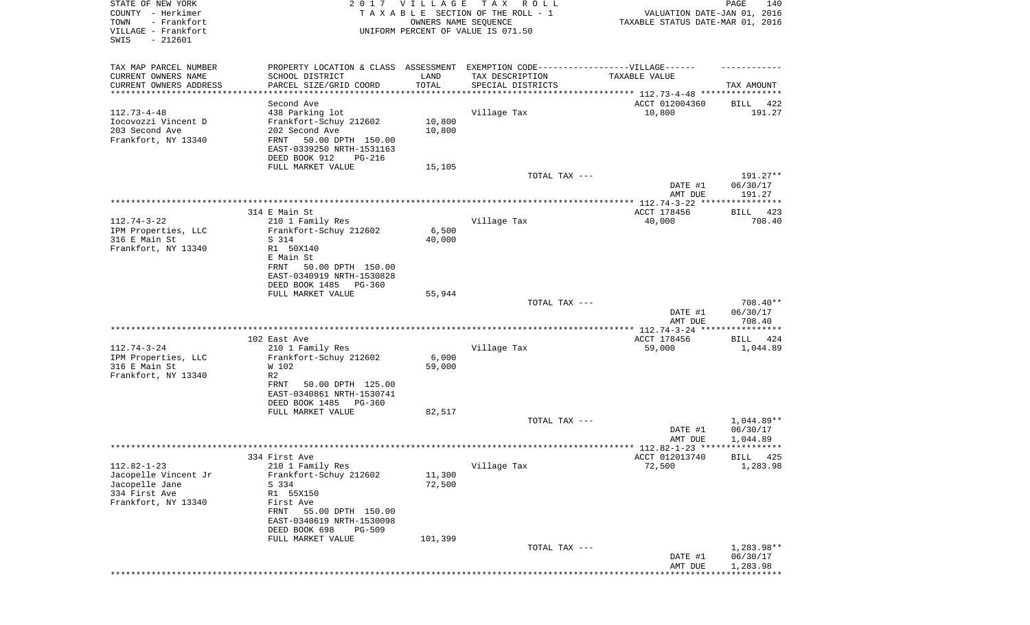STATE OF NEW YORK — COUNTY - Herkimer — TOWN - Frankfort — VILLAGE - Frankfort — SWIS - 212601

2017 VILLAGE TAX ROLL
TAXABLE SECTION OF THE ROLL - 1
OWNERS NAME SEQUENCE
UNIFORM PERCENT OF VALUE IS 071.50

VALUATION DATE-JAN 01, 2016
TAXABLE STATUS DATE-MAR 01, 2016

| TAX MAP PARCEL NUMBER / CURRENT OWNERS NAME / CURRENT OWNERS ADDRESS | PROPERTY LOCATION & CLASS / SCHOOL DISTRICT / PARCEL SIZE/GRID COORD | ASSESSMENT LAND / TOTAL | EXEMPTION CODE / TAX DESCRIPTION / SPECIAL DISTRICTS | TAXABLE VALUE | TAX AMOUNT |
|---|---|---|---|---|---|
| 112.73-4-48 | Second Ave | | | ACCT 012004360 | BILL 422 |
| Iocovozzi Vincent D | 438 Parking lot | | Village Tax | 10,800 | 191.27 |
| 203 Second Ave | Frankfort-Schuy 212602 | 10,800 | | | |
| Frankfort, NY 13340 | 202 Second Ave | 10,800 | | | |
| | FRNT 50.00 DPTH 150.00 | | | | |
| | EAST-0339250 NRTH-1531163 | | | | |
| | DEED BOOK 912 PG-216 | | | | |
| | FULL MARKET VALUE | 15,105 | | | |
| | | | TOTAL TAX --- | | 191.27** |
| | | | | DATE #1 | 06/30/17 |
| | | | | AMT DUE | 191.27 |
| 112.74-3-22 | 314 E Main St | | | ACCT 178456 | BILL 423 |
| IPM Properties, LLC | 210 1 Family Res | | Village Tax | 40,000 | 708.40 |
| 316 E Main St | Frankfort-Schuy 212602 | 6,500 | | | |
| Frankfort, NY 13340 | S 314 | 40,000 | | | |
| | R1 50X140 | | | | |
| | E Main St | | | | |
| | FRNT 50.00 DPTH 150.00 | | | | |
| | EAST-0340919 NRTH-1530828 | | | | |
| | DEED BOOK 1485 PG-360 | | | | |
| | FULL MARKET VALUE | 55,944 | | | |
| | | | TOTAL TAX --- | | 708.40** |
| | | | | DATE #1 | 06/30/17 |
| | | | | AMT DUE | 708.40 |
| 112.74-3-24 | 102 East Ave | | | ACCT 178456 | BILL 424 |
| IPM Properties, LLC | 210 1 Family Res | | Village Tax | 59,000 | 1,044.89 |
| 316 E Main St | Frankfort-Schuy 212602 | 6,000 | | | |
| Frankfort, NY 13340 | W 102 | 59,000 | | | |
| | R2 | | | | |
| | FRNT 50.00 DPTH 125.00 | | | | |
| | EAST-0340861 NRTH-1530741 | | | | |
| | DEED BOOK 1485 PG-360 | | | | |
| | FULL MARKET VALUE | 82,517 | | | |
| | | | TOTAL TAX --- | | 1,044.89** |
| | | | | DATE #1 | 06/30/17 |
| | | | | AMT DUE | 1,044.89 |
| 112.82-1-23 | 334 First Ave | | | ACCT 012013740 | BILL 425 |
| Jacopelle Vincent Jr | 210 1 Family Res | | Village Tax | 72,500 | 1,283.98 |
| Jacopelle Jane | Frankfort-Schuy 212602 | 11,300 | | | |
| 334 First Ave | S 334 | 72,500 | | | |
| Frankfort, NY 13340 | R1 55X150 | | | | |
| | First Ave | | | | |
| | FRNT 55.00 DPTH 150.00 | | | | |
| | EAST-0340619 NRTH-1530098 | | | | |
| | DEED BOOK 698 PG-509 | | | | |
| | FULL MARKET VALUE | 101,399 | | | |
| | | | TOTAL TAX --- | | 1,283.98** |
| | | | | DATE #1 | 06/30/17 |
| | | | | AMT DUE | 1,283.98 |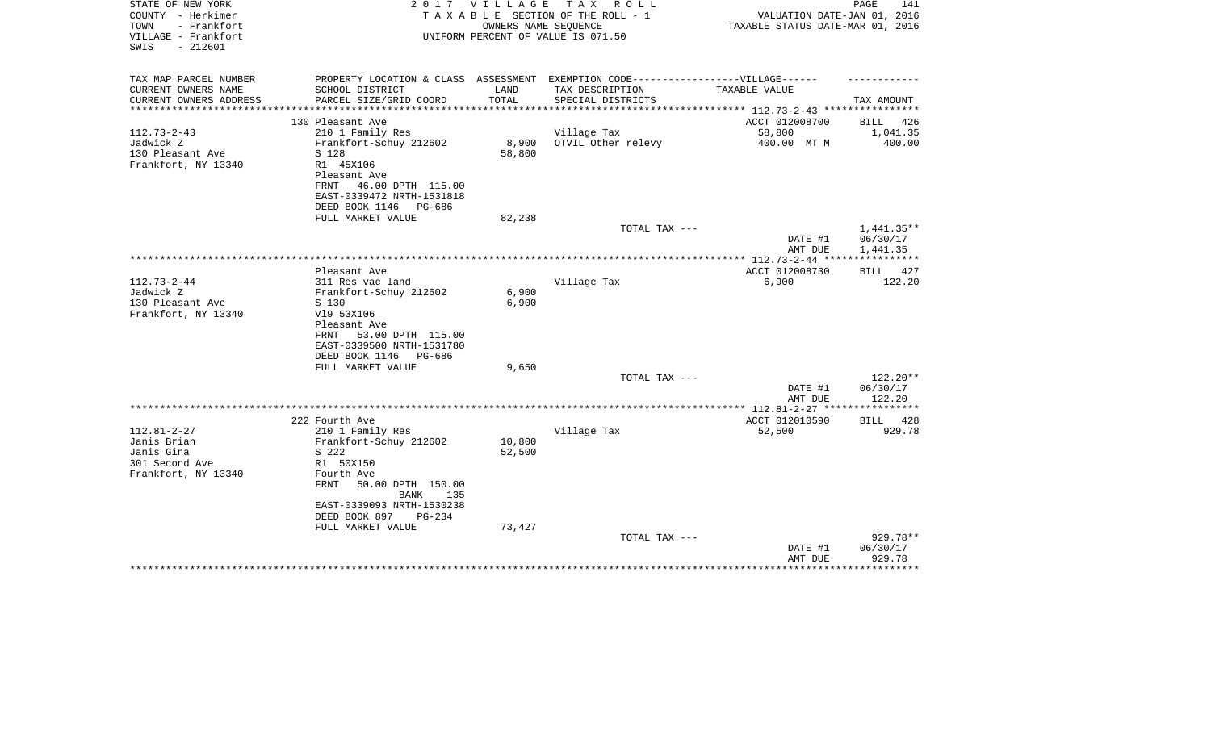STATE OF NEW YORK
COUNTY - Herkimer
TOWN - Frankfort
VILLAGE - Frankfort
SWIS - 212601

2 0 1 7 V I L L A G E T A X R O L L
T A X A B L E SECTION OF THE ROLL - 1
OWNERS NAME SEQUENCE
UNIFORM PERCENT OF VALUE IS 071.50

VALUATION DATE-JAN 01, 2016
TAXABLE STATUS DATE-MAR 01, 2016

| TAX MAP PARCEL NUMBER<br>CURRENT OWNERS NAME<br>CURRENT OWNERS ADDRESS | PROPERTY LOCATION & CLASS<br>SCHOOL DISTRICT<br>PARCEL SIZE/GRID COORD | ASSESSMENT<br>LAND<br>TOTAL | EXEMPTION CODE------VILLAGE------<br>TAX DESCRIPTION<br>SPECIAL DISTRICTS | TAXABLE VALUE | TAX AMOUNT |
|---|---|---|---|---|---|
| | 130 Pleasant Ave | | | ACCT 012008700 | BILL 426 |
| 112.73-2-43 | 210 1 Family Res | | Village Tax | 58,800 | 1,041.35 |
| Jadwick Z | Frankfort-Schuy 212602 | 8,900 | OTVIL Other relevy | 400.00 MT M | 400.00 |
| 130 Pleasant Ave | S 128 | 58,800 | | | |
| Frankfort, NY 13340 | R1 45X106 | | | | |
| | Pleasant Ave | | | | |
| | FRNT 46.00 DPTH 115.00 | | | | |
| | EAST-0339472 NRTH-1531818 | | | | |
| | DEED BOOK 1146 PG-686 | | | | |
| | FULL MARKET VALUE | 82,238 | | | |
| | | | TOTAL TAX --- | | 1,441.35** |
| | | | | DATE #1 | 06/30/17 |
| | | | | AMT DUE | 1,441.35 |
| | Pleasant Ave | | | ACCT 012008730 | BILL 427 |
| 112.73-2-44 | 311 Res vac land | | Village Tax | 6,900 | 122.20 |
| Jadwick Z | Frankfort-Schuy 212602 | 6,900 | | | |
| 130 Pleasant Ave | S 130 | 6,900 | | | |
| Frankfort, NY 13340 | Vl9 53X106 | | | | |
| | Pleasant Ave | | | | |
| | FRNT 53.00 DPTH 115.00 | | | | |
| | EAST-0339500 NRTH-1531780 | | | | |
| | DEED BOOK 1146 PG-686 | | | | |
| | FULL MARKET VALUE | 9,650 | | | |
| | | | TOTAL TAX --- | | 122.20** |
| | | | | DATE #1 | 06/30/17 |
| | | | | AMT DUE | 122.20 |
| | 222 Fourth Ave | | | ACCT 012010590 | BILL 428 |
| 112.81-2-27 | 210 1 Family Res | | Village Tax | 52,500 | 929.78 |
| Janis Brian | Frankfort-Schuy 212602 | 10,800 | | | |
| Janis Gina | S 222 | 52,500 | | | |
| 301 Second Ave | R1 50X150 | | | | |
| Frankfort, NY 13340 | Fourth Ave | | | | |
| | FRNT 50.00 DPTH 150.00 | | | | |
| | BANK 135 | | | | |
| | EAST-0339093 NRTH-1530238 | | | | |
| | DEED BOOK 897 PG-234 | | | | |
| | FULL MARKET VALUE | 73,427 | | | |
| | | | TOTAL TAX --- | | 929.78** |
| | | | | DATE #1 | 06/30/17 |
| | | | | AMT DUE | 929.78 |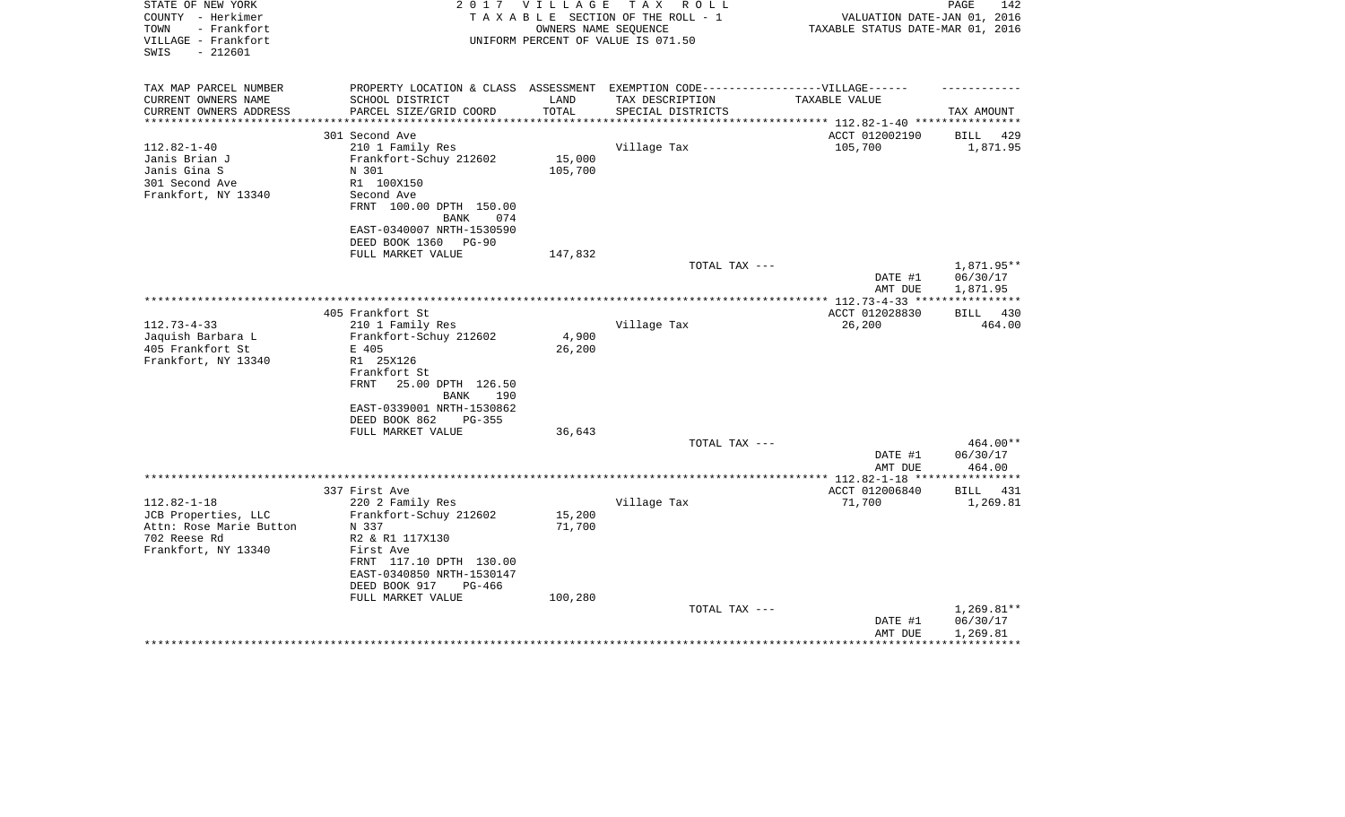STATE OF NEW YORK
COUNTY - Herkimer
TOWN - Frankfort
VILLAGE - Frankfort
SWIS - 212601

2017 VILLAGE TAX ROLL
TAXABLE SECTION OF THE ROLL - 1
OWNERS NAME SEQUENCE
UNIFORM PERCENT OF VALUE IS 071.50

VALUATION DATE-JAN 01, 2016
TAXABLE STATUS DATE-MAR 01, 2016

| TAX MAP PARCEL NUMBER / CURRENT OWNERS NAME / CURRENT OWNERS ADDRESS | PROPERTY LOCATION & CLASS / SCHOOL DISTRICT / PARCEL SIZE/GRID COORD | ASSESSMENT LAND / TOTAL | EXEMPTION CODE / TAX DESCRIPTION / SPECIAL DISTRICTS | TAXABLE VALUE | TAX AMOUNT |
|---|---|---|---|---|---|
| 112.82-1-40 | 301 Second Ave | | | ACCT 012002190 | BILL 429 |
| Janis Brian J | 210 1 Family Res | | Village Tax | 105,700 | 1,871.95 |
| Janis Gina S | Frankfort-Schuy 212602 | 15,000 | | | |
| 301 Second Ave | N 301 | 105,700 | | | |
| Frankfort, NY 13340 | R1 100X150 | | | | |
| | Second Ave | | | | |
| | FRNT 100.00 DPTH 150.00 | | | | |
| | BANK 074 | | | | |
| | EAST-0340007 NRTH-1530590 | | | | |
| | DEED BOOK 1360 PG-90 | | | | |
| | FULL MARKET VALUE | 147,832 | | | |
| | | | TOTAL TAX --- | | 1,871.95** |
| | | | | DATE #1 | 06/30/17 |
| | | | | AMT DUE | 1,871.95 |
| 112.73-4-33 | 405 Frankfort St | | | ACCT 012028830 | BILL 430 |
| Jaquish Barbara L | 210 1 Family Res | | Village Tax | 26,200 | 464.00 |
| 405 Frankfort St | Frankfort-Schuy 212602 | 4,900 | | | |
| Frankfort, NY 13340 | E 405 | 26,200 | | | |
| | R1 25X126 | | | | |
| | Frankfort St | | | | |
| | FRNT 25.00 DPTH 126.50 | | | | |
| | BANK 190 | | | | |
| | EAST-0339001 NRTH-1530862 | | | | |
| | DEED BOOK 862 PG-355 | | | | |
| | FULL MARKET VALUE | 36,643 | | | |
| | | | TOTAL TAX --- | | 464.00** |
| | | | | DATE #1 | 06/30/17 |
| | | | | AMT DUE | 464.00 |
| 112.82-1-18 | 337 First Ave | | | ACCT 012006840 | BILL 431 |
| JCB Properties, LLC | 220 2 Family Res | | Village Tax | 71,700 | 1,269.81 |
| Attn: Rose Marie Button | Frankfort-Schuy 212602 | 15,200 | | | |
| 702 Reese Rd | N 337 | 71,700 | | | |
| Frankfort, NY 13340 | R2 & R1 117X130 | | | | |
| | First Ave | | | | |
| | FRNT 117.10 DPTH 130.00 | | | | |
| | EAST-0340850 NRTH-1530147 | | | | |
| | DEED BOOK 917 PG-466 | | | | |
| | FULL MARKET VALUE | 100,280 | | | |
| | | | TOTAL TAX --- | | 1,269.81** |
| | | | | DATE #1 | 06/30/17 |
| | | | | AMT DUE | 1,269.81 |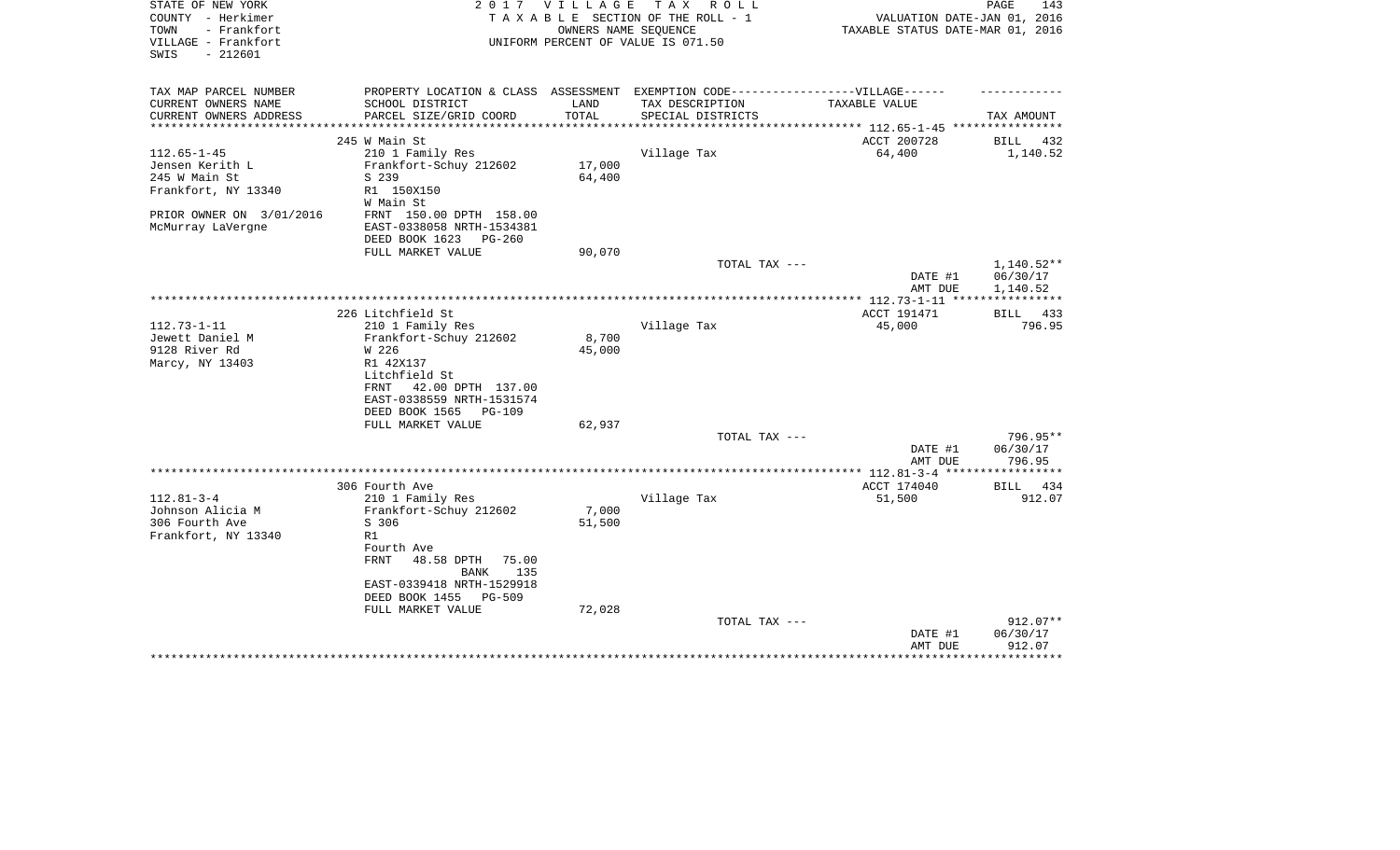STATE OF NEW YORK
COUNTY - Herkimer
TOWN - Frankfort
VILLAGE - Frankfort
SWIS - 212601

2017 VILLAGE TAX ROLL
TAXABLE SECTION OF THE ROLL - 1
OWNERS NAME SEQUENCE
UNIFORM PERCENT OF VALUE IS 071.50

VALUATION DATE-JAN 01, 2016
TAXABLE STATUS DATE-MAR 01, 2016

| TAX MAP PARCEL NUMBER<br>CURRENT OWNERS NAME<br>CURRENT OWNERS ADDRESS | PROPERTY LOCATION & CLASS<br>SCHOOL DISTRICT<br>PARCEL SIZE/GRID COORD | ASSESSMENT<br>LAND<br>TOTAL | EXEMPTION CODE------VILLAGE------<br>TAX DESCRIPTION<br>SPECIAL DISTRICTS | TAXABLE VALUE | TAX AMOUNT |
|---|---|---|---|---|---|
| 112.65-1-45 | 245 W Main St | | | ACCT 200728 | BILL 432 |
| 112.65-1-45 | 210 1 Family Res | | Village Tax | 64,400 | 1,140.52 |
| Jensen Kerith L | Frankfort-Schuy 212602 | 17,000 | | | |
| 245 W Main St | S 239 | 64,400 | | | |
| Frankfort, NY 13340 | R1 150X150 | | | | |
| | W Main St | | | | |
| PRIOR OWNER ON 3/01/2016 | FRNT 150.00 DPTH 158.00 | | | | |
| McMurray LaVergne | EAST-0338058 NRTH-1534381 | | | | |
| | DEED BOOK 1623 PG-260 | | | | |
| | FULL MARKET VALUE | 90,070 | | | |
| | | | TOTAL TAX --- | | 1,140.52** |
| | | | | DATE #1 | 06/30/17 |
| | | | | AMT DUE | 1,140.52 |
| 112.73-1-11 | 226 Litchfield St | | | ACCT 191471 | BILL 433 |
| 112.73-1-11 | 210 1 Family Res | | Village Tax | 45,000 | 796.95 |
| Jewett Daniel M | Frankfort-Schuy 212602 | 8,700 | | | |
| 9128 River Rd | W 226 | 45,000 | | | |
| Marcy, NY 13403 | R1 42X137 | | | | |
| | Litchfield St | | | | |
| | FRNT 42.00 DPTH 137.00 | | | | |
| | EAST-0338559 NRTH-1531574 | | | | |
| | DEED BOOK 1565 PG-109 | | | | |
| | FULL MARKET VALUE | 62,937 | | | |
| | | | TOTAL TAX --- | | 796.95** |
| | | | | DATE #1 | 06/30/17 |
| | | | | AMT DUE | 796.95 |
| 112.81-3-4 | 306 Fourth Ave | | | ACCT 174040 | BILL 434 |
| 112.81-3-4 | 210 1 Family Res | | Village Tax | 51,500 | 912.07 |
| Johnson Alicia M | Frankfort-Schuy 212602 | 7,000 | | | |
| 306 Fourth Ave | S 306 | 51,500 | | | |
| Frankfort, NY 13340 | R1 | | | | |
| | Fourth Ave | | | | |
| | FRNT 48.58 DPTH 75.00 | | | | |
| | BANK 135 | | | | |
| | EAST-0339418 NRTH-1529918 | | | | |
| | DEED BOOK 1455 PG-509 | | | | |
| | FULL MARKET VALUE | 72,028 | | | |
| | | | TOTAL TAX --- | | 912.07** |
| | | | | DATE #1 | 06/30/17 |
| | | | | AMT DUE | 912.07 |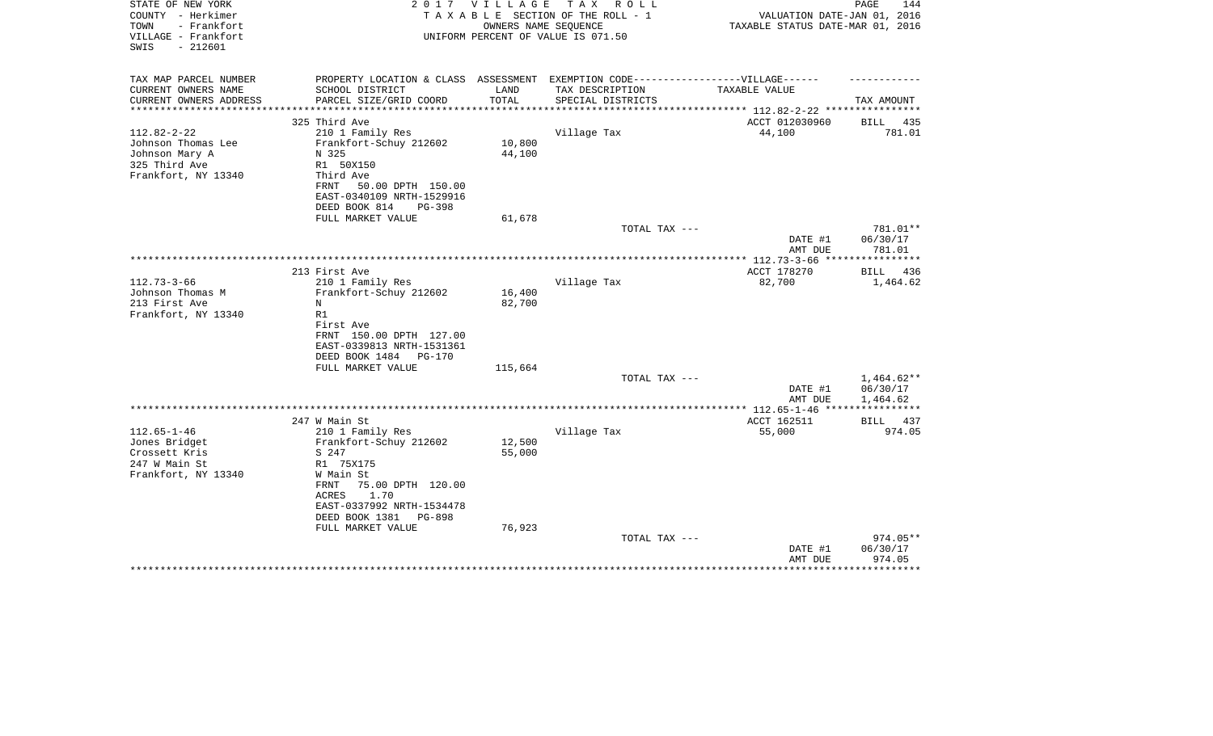STATE OF NEW YORK
COUNTY - Herkimer
TOWN - Frankfort
VILLAGE - Frankfort
SWIS - 212601

2 0 1 7 V I L L A G E T A X R O L L
T A X A B L E SECTION OF THE ROLL - 1
OWNERS NAME SEQUENCE
UNIFORM PERCENT OF VALUE IS 071.50

VALUATION DATE-JAN 01, 2016
TAXABLE STATUS DATE-MAR 01, 2016

| TAX MAP PARCEL NUMBER / CURRENT OWNERS NAME / CURRENT OWNERS ADDRESS | PROPERTY LOCATION & CLASS / SCHOOL DISTRICT / PARCEL SIZE/GRID COORD | ASSESSMENT LAND / TOTAL | EXEMPTION CODE-----VILLAGE------ TAX DESCRIPTION / SPECIAL DISTRICTS | TAXABLE VALUE | TAX AMOUNT |
|---|---|---|---|---|---|
| 112.82-2-22 | 325 Third Ave | | | ACCT 012030960 | BILL 435 |
| Johnson Thomas Lee | 210 1 Family Res | | Village Tax | 44,100 | 781.01 |
| Johnson Mary A | Frankfort-Schuy 212602 | 10,800 | | | |
| 325 Third Ave | N 325 | 44,100 | | | |
| Frankfort, NY 13340 | R1 50X150 | | | | |
| | Third Ave | | | | |
| | FRNT 50.00 DPTH 150.00 | | | | |
| | EAST-0340109 NRTH-1529916 | | | | |
| | DEED BOOK 814 PG-398 | | | | |
| | FULL MARKET VALUE | 61,678 | | | |
| | | | TOTAL TAX --- | | 781.01** |
| | | | | DATE #1 | 06/30/17 |
| | | | | AMT DUE | 781.01 |
| 112.73-3-66 | 213 First Ave | | | ACCT 178270 | BILL 436 |
| Johnson Thomas M | 210 1 Family Res | | Village Tax | 82,700 | 1,464.62 |
| 213 First Ave | Frankfort-Schuy 212602 | 16,400 | | | |
| Frankfort, NY 13340 | N | 82,700 | | | |
| | R1 | | | | |
| | First Ave | | | | |
| | FRNT 150.00 DPTH 127.00 | | | | |
| | EAST-0339813 NRTH-1531361 | | | | |
| | DEED BOOK 1484 PG-170 | | | | |
| | FULL MARKET VALUE | 115,664 | | | |
| | | | TOTAL TAX --- | | 1,464.62** |
| | | | | DATE #1 | 06/30/17 |
| | | | | AMT DUE | 1,464.62 |
| 112.65-1-46 | 247 W Main St | | | ACCT 162511 | BILL 437 |
| Jones Bridget | 210 1 Family Res | | Village Tax | 55,000 | 974.05 |
| Crossett Kris | Frankfort-Schuy 212602 | 12,500 | | | |
| 247 W Main St | S 247 | 55,000 | | | |
| Frankfort, NY 13340 | R1 75X175 | | | | |
| | W Main St | | | | |
| | FRNT 75.00 DPTH 120.00 | | | | |
| | ACRES 1.70 | | | | |
| | EAST-0337992 NRTH-1534478 | | | | |
| | DEED BOOK 1381 PG-898 | | | | |
| | FULL MARKET VALUE | 76,923 | | | |
| | | | TOTAL TAX --- | | 974.05** |
| | | | | DATE #1 | 06/30/17 |
| | | | | AMT DUE | 974.05 |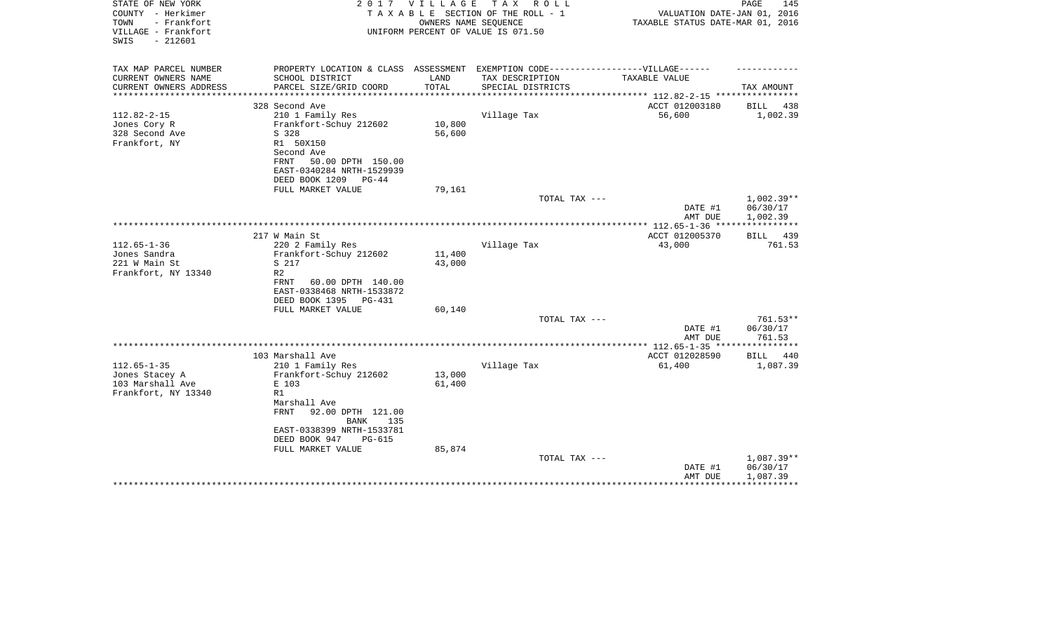STATE OF NEW YORK
COUNTY - Herkimer
TOWN - Frankfort
VILLAGE - Frankfort
SWIS - 212601

2017 VILLAGE TAX ROLL
TAXABLE SECTION OF THE ROLL - 1
OWNERS NAME SEQUENCE
UNIFORM PERCENT OF VALUE IS 071.50

VALUATION DATE-JAN 01, 2016
TAXABLE STATUS DATE-MAR 01, 2016

| TAX MAP PARCEL NUMBER<br>CURRENT OWNERS NAME<br>CURRENT OWNERS ADDRESS | PROPERTY LOCATION & CLASS<br>SCHOOL DISTRICT<br>PARCEL SIZE/GRID COORD | ASSESSMENT<br>LAND<br>TOTAL | EXEMPTION CODE------------------VILLAGE------<br>TAX DESCRIPTION<br>SPECIAL DISTRICTS | TAXABLE VALUE | TAX AMOUNT |
|---|---|---|---|---|---|
| **112.82-2-15** | 328 Second Ave | | | ACCT 012003180 | BILL 438 |
| 112.82-2-15 | 210 1 Family Res | | Village Tax | 56,600 | 1,002.39 |
| Jones Cory R | Frankfort-Schuy 212602 | 10,800 | | | |
| 328 Second Ave | S 328 | 56,600 | | | |
| Frankfort, NY | R1 50X150 | | | | |
| | Second Ave | | | | |
| | FRNT 50.00 DPTH 150.00 | | | | |
| | EAST-0340284 NRTH-1529939 | | | | |
| | DEED BOOK 1209 PG-44 | | | | |
| | FULL MARKET VALUE | 79,161 | | | |
| | | | TOTAL TAX --- | | 1,002.39** |
| | | | | DATE #1 | 06/30/17 |
| | | | | AMT DUE | 1,002.39 |
| **112.65-1-36** | 217 W Main St | | | ACCT 012005370 | BILL 439 |
| 112.65-1-36 | 220 2 Family Res | | Village Tax | 43,000 | 761.53 |
| Jones Sandra | Frankfort-Schuy 212602 | 11,400 | | | |
| 221 W Main St | S 217 | 43,000 | | | |
| Frankfort, NY 13340 | R2 | | | | |
| | FRNT 60.00 DPTH 140.00 | | | | |
| | EAST-0338468 NRTH-1533872 | | | | |
| | DEED BOOK 1395 PG-431 | | | | |
| | FULL MARKET VALUE | 60,140 | | | |
| | | | TOTAL TAX --- | | 761.53** |
| | | | | DATE #1 | 06/30/17 |
| | | | | AMT DUE | 761.53 |
| **112.65-1-35** | 103 Marshall Ave | | | ACCT 012028590 | BILL 440 |
| 112.65-1-35 | 210 1 Family Res | | Village Tax | 61,400 | 1,087.39 |
| Jones Stacey A | Frankfort-Schuy 212602 | 13,000 | | | |
| 103 Marshall Ave | E 103 | 61,400 | | | |
| Frankfort, NY 13340 | R1 | | | | |
| | Marshall Ave | | | | |
| | FRNT 92.00 DPTH 121.00 | | | | |
| | BANK 135 | | | | |
| | EAST-0338399 NRTH-1533781 | | | | |
| | DEED BOOK 947 PG-615 | | | | |
| | FULL MARKET VALUE | 85,874 | | | |
| | | | TOTAL TAX --- | | 1,087.39** |
| | | | | DATE #1 | 06/30/17 |
| | | | | AMT DUE | 1,087.39 |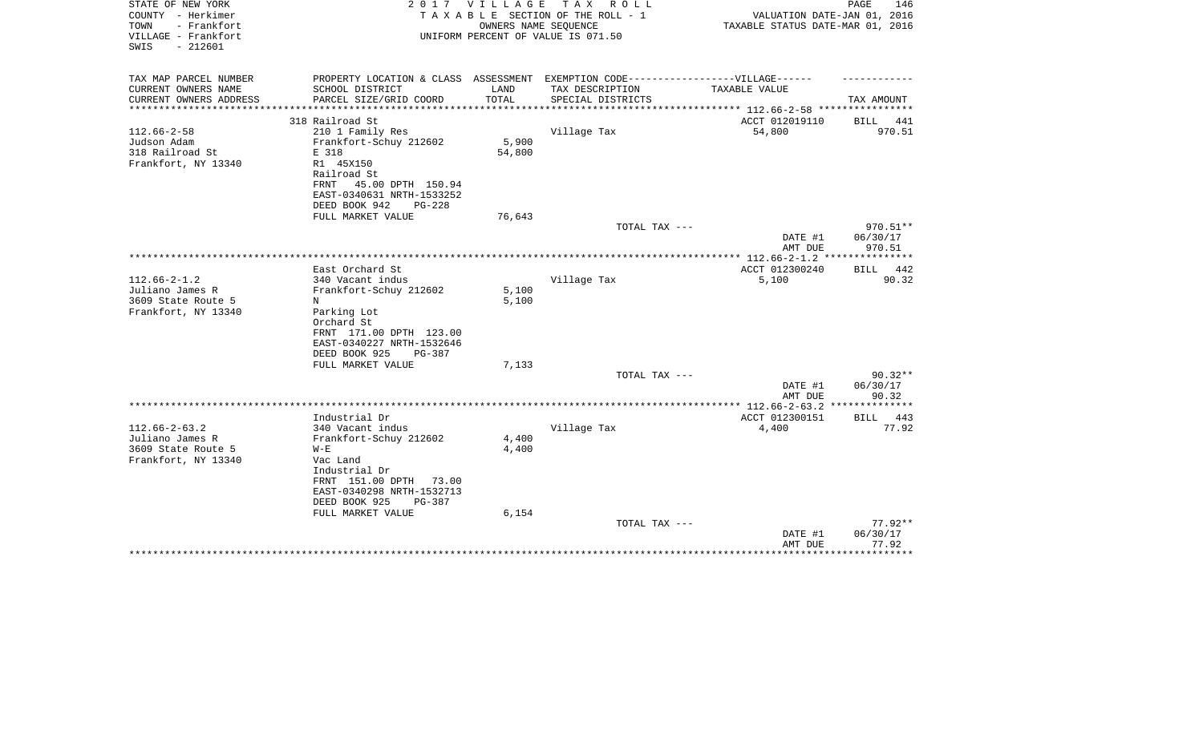STATE OF NEW YORK
COUNTY - Herkimer
TOWN - Frankfort
VILLAGE - Frankfort
SWIS - 212601

2 0 1 7 V I L L A G E T A X R O L L
T A X A B L E SECTION OF THE ROLL - 1
OWNERS NAME SEQUENCE
UNIFORM PERCENT OF VALUE IS 071.50

VALUATION DATE-JAN 01, 2016
TAXABLE STATUS DATE-MAR 01, 2016

| TAX MAP PARCEL NUMBER<br>CURRENT OWNERS NAME<br>CURRENT OWNERS ADDRESS | PROPERTY LOCATION & CLASS<br>SCHOOL DISTRICT<br>PARCEL SIZE/GRID COORD | ASSESSMENT<br>LAND<br>TOTAL | EXEMPTION CODE------VILLAGE------<br>TAX DESCRIPTION<br>SPECIAL DISTRICTS | TAXABLE VALUE | TAX AMOUNT |
|---|---|---|---|---|---|
| ********* 112.66-2-58 ********* | | | | | |
| | 318 Railroad St | | | ACCT 012019110 | BILL 441 |
| 112.66-2-58 | 210 1 Family Res | | Village Tax | 54,800 | 970.51 |
| Judson Adam | Frankfort-Schuy 212602 | 5,900 | | | |
| 318 Railroad St | E 318 | 54,800 | | | |
| Frankfort, NY 13340 | R1 45X150 | | | | |
| | Railroad St | | | | |
| | FRNT 45.00 DPTH 150.94 | | | | |
| | EAST-0340631 NRTH-1533252 | | | | |
| | DEED BOOK 942 PG-228 | | | | |
| | FULL MARKET VALUE | 76,643 | | | |
| | | | TOTAL TAX --- | | 970.51** |
| | | | | DATE #1 | 06/30/17 |
| | | | | AMT DUE | 970.51 |
| ********* 112.66-2-1.2 ********* | | | | | |
| | East Orchard St | | | ACCT 012300240 | BILL 442 |
| 112.66-2-1.2 | 340 Vacant indus | | Village Tax | 5,100 | 90.32 |
| Juliano James R | Frankfort-Schuy 212602 | 5,100 | | | |
| 3609 State Route 5 | N | 5,100 | | | |
| Frankfort, NY 13340 | Parking Lot | | | | |
| | Orchard St | | | | |
| | FRNT 171.00 DPTH 123.00 | | | | |
| | EAST-0340227 NRTH-1532646 | | | | |
| | DEED BOOK 925 PG-387 | | | | |
| | FULL MARKET VALUE | 7,133 | | | |
| | | | TOTAL TAX --- | | 90.32** |
| | | | | DATE #1 | 06/30/17 |
| | | | | AMT DUE | 90.32 |
| ********* 112.66-2-63.2 ********* | | | | | |
| | Industrial Dr | | | ACCT 012300151 | BILL 443 |
| 112.66-2-63.2 | 340 Vacant indus | | Village Tax | 4,400 | 77.92 |
| Juliano James R | Frankfort-Schuy 212602 | 4,400 | | | |
| 3609 State Route 5 | W-E | 4,400 | | | |
| Frankfort, NY 13340 | Vac Land | | | | |
| | Industrial Dr | | | | |
| | FRNT 151.00 DPTH 73.00 | | | | |
| | EAST-0340298 NRTH-1532713 | | | | |
| | DEED BOOK 925 PG-387 | | | | |
| | FULL MARKET VALUE | 6,154 | | | |
| | | | TOTAL TAX --- | | 77.92** |
| | | | | DATE #1 | 06/30/17 |
| | | | | AMT DUE | 77.92 |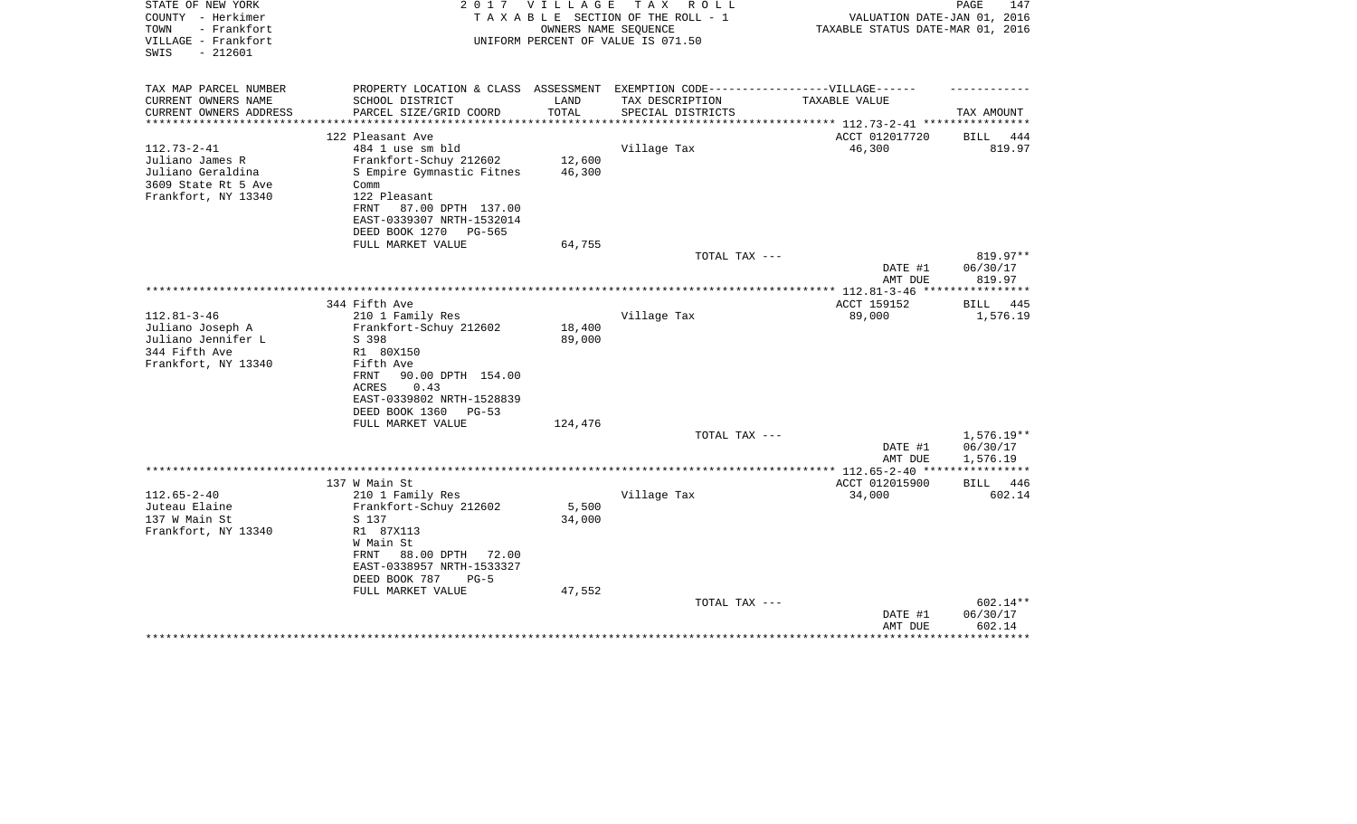STATE OF NEW YORK
COUNTY - Herkimer
TOWN - Frankfort
VILLAGE - Frankfort
SWIS - 212601

2017 VILLAGE TAX ROLL
TAXABLE SECTION OF THE ROLL - 1
OWNERS NAME SEQUENCE
UNIFORM PERCENT OF VALUE IS 071.50

VALUATION DATE-JAN 01, 2016
TAXABLE STATUS DATE-MAR 01, 2016

| TAX MAP PARCEL NUMBER / CURRENT OWNERS NAME / CURRENT OWNERS ADDRESS | PROPERTY LOCATION & CLASS / SCHOOL DISTRICT / PARCEL SIZE/GRID COORD | ASSESSMENT LAND / TOTAL | EXEMPTION CODE-----VILLAGE------ TAX DESCRIPTION / SPECIAL DISTRICTS | TAXABLE VALUE | TAX AMOUNT |
|---|---|---|---|---|---|
| **112.73-2-41** | 122 Pleasant Ave | | | ACCT 012017720 | BILL 444 |
| 112.73-2-41 | 484 1 use sm bld | | Village Tax | 46,300 | 819.97 |
| Juliano James R | Frankfort-Schuy 212602 | 12,600 | | | |
| Juliano Geraldina | S Empire Gymnastic Fitnes | 46,300 | | | |
| 3609 State Rt 5 Ave | Comm | | | | |
| Frankfort, NY 13340 | 122 Pleasant | | | | |
| | FRNT 87.00 DPTH 137.00 | | | | |
| | EAST-0339307 NRTH-1532014 | | | | |
| | DEED BOOK 1270 PG-565 | | | | |
| | FULL MARKET VALUE | 64,755 | | | |
| | | | TOTAL TAX --- | | 819.97** |
| | | | | DATE #1 | 06/30/17 |
| | | | | AMT DUE | 819.97 |
| **112.81-3-46** | 344 Fifth Ave | | | ACCT 159152 | BILL 445 |
| 112.81-3-46 | 210 1 Family Res | | Village Tax | 89,000 | 1,576.19 |
| Juliano Joseph A | Frankfort-Schuy 212602 | 18,400 | | | |
| Juliano Jennifer L | S 398 | 89,000 | | | |
| 344 Fifth Ave | R1 80X150 | | | | |
| Frankfort, NY 13340 | Fifth Ave | | | | |
| | FRNT 90.00 DPTH 154.00 | | | | |
| | ACRES 0.43 | | | | |
| | EAST-0339802 NRTH-1528839 | | | | |
| | DEED BOOK 1360 PG-53 | | | | |
| | FULL MARKET VALUE | 124,476 | | | |
| | | | TOTAL TAX --- | | 1,576.19** |
| | | | | DATE #1 | 06/30/17 |
| | | | | AMT DUE | 1,576.19 |
| **112.65-2-40** | 137 W Main St | | | ACCT 012015900 | BILL 446 |
| 112.65-2-40 | 210 1 Family Res | | Village Tax | 34,000 | 602.14 |
| Juteau Elaine | Frankfort-Schuy 212602 | 5,500 | | | |
| 137 W Main St | S 137 | 34,000 | | | |
| Frankfort, NY 13340 | R1 87X113 | | | | |
| | W Main St | | | | |
| | FRNT 88.00 DPTH 72.00 | | | | |
| | EAST-0338957 NRTH-1533327 | | | | |
| | DEED BOOK 787 PG-5 | | | | |
| | FULL MARKET VALUE | 47,552 | | | |
| | | | TOTAL TAX --- | | 602.14** |
| | | | | DATE #1 | 06/30/17 |
| | | | | AMT DUE | 602.14 |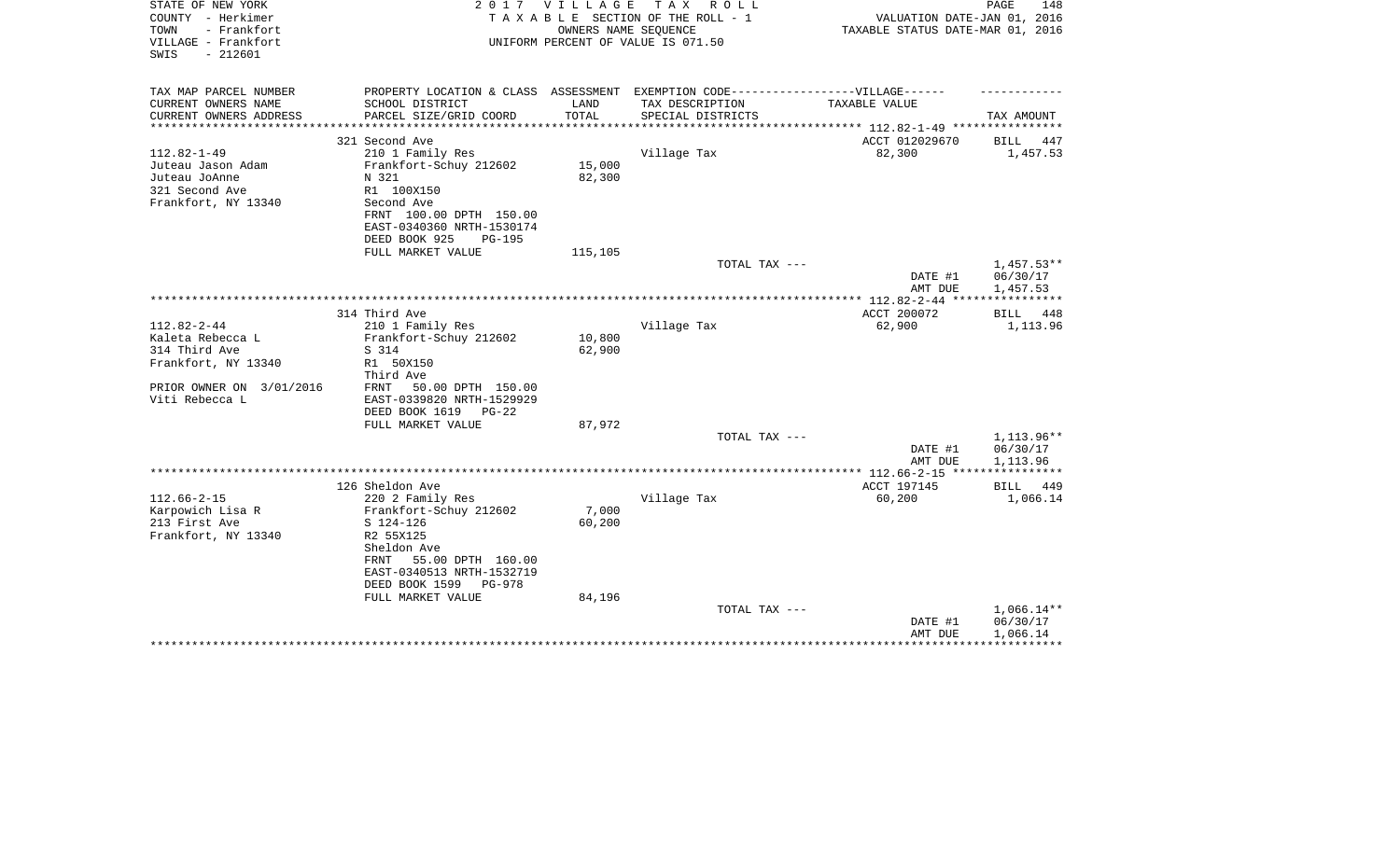STATE OF NEW YORK
COUNTY - Herkimer
TOWN - Frankfort
VILLAGE - Frankfort
SWIS - 212601

2 0 1 7 V I L L A G E T A X R O L L
T A X A B L E SECTION OF THE ROLL - 1
OWNERS NAME SEQUENCE
UNIFORM PERCENT OF VALUE IS 071.50

VALUATION DATE-JAN 01, 2016
TAXABLE STATUS DATE-MAR 01, 2016

| TAX MAP PARCEL NUMBER / CURRENT OWNERS NAME / CURRENT OWNERS ADDRESS | PROPERTY LOCATION & CLASS / SCHOOL DISTRICT / PARCEL SIZE/GRID COORD | ASSESSMENT LAND / TOTAL | EXEMPTION CODE-----VILLAGE------ / TAX DESCRIPTION / SPECIAL DISTRICTS | TAXABLE VALUE | TAX AMOUNT |
|---|---|---|---|---|---|
| | 321 Second Ave | | | ACCT 012029670 | BILL 447 |
| 112.82-1-49 | 210 1 Family Res | | Village Tax | 82,300 | 1,457.53 |
| Juteau Jason Adam | Frankfort-Schuy 212602 | 15,000 | | | |
| Juteau JoAnne | N 321 | 82,300 | | | |
| 321 Second Ave | R1 100X150 | | | | |
| Frankfort, NY 13340 | Second Ave | | | | |
| | FRNT 100.00 DPTH 150.00 | | | | |
| | EAST-0340360 NRTH-1530174 | | | | |
| | DEED BOOK 925 PG-195 | | | | |
| | FULL MARKET VALUE | 115,105 | | | |
| | | | TOTAL TAX --- | | 1,457.53** |
| | | | | DATE #1 | 06/30/17 |
| | | | | AMT DUE | 1,457.53 |
| | 314 Third Ave | | | ACCT 200072 | BILL 448 |
| 112.82-2-44 | 210 1 Family Res | | Village Tax | 62,900 | 1,113.96 |
| Kaleta Rebecca L | Frankfort-Schuy 212602 | 10,800 | | | |
| 314 Third Ave | S 314 | 62,900 | | | |
| Frankfort, NY 13340 | R1 50X150 | | | | |
| | Third Ave | | | | |
| PRIOR OWNER ON 3/01/2016 | FRNT 50.00 DPTH 150.00 | | | | |
| Viti Rebecca L | EAST-0339820 NRTH-1529929 | | | | |
| | DEED BOOK 1619 PG-22 | | | | |
| | FULL MARKET VALUE | 87,972 | | | |
| | | | TOTAL TAX --- | | 1,113.96** |
| | | | | DATE #1 | 06/30/17 |
| | | | | AMT DUE | 1,113.96 |
| | 126 Sheldon Ave | | | ACCT 197145 | BILL 449 |
| 112.66-2-15 | 220 2 Family Res | | Village Tax | 60,200 | 1,066.14 |
| Karpowich Lisa R | Frankfort-Schuy 212602 | 7,000 | | | |
| 213 First Ave | S 124-126 | 60,200 | | | |
| Frankfort, NY 13340 | R2 55X125 | | | | |
| | Sheldon Ave | | | | |
| | FRNT 55.00 DPTH 160.00 | | | | |
| | EAST-0340513 NRTH-1532719 | | | | |
| | DEED BOOK 1599 PG-978 | | | | |
| | FULL MARKET VALUE | 84,196 | | | |
| | | | TOTAL TAX --- | | 1,066.14** |
| | | | | DATE #1 | 06/30/17 |
| | | | | AMT DUE | 1,066.14 |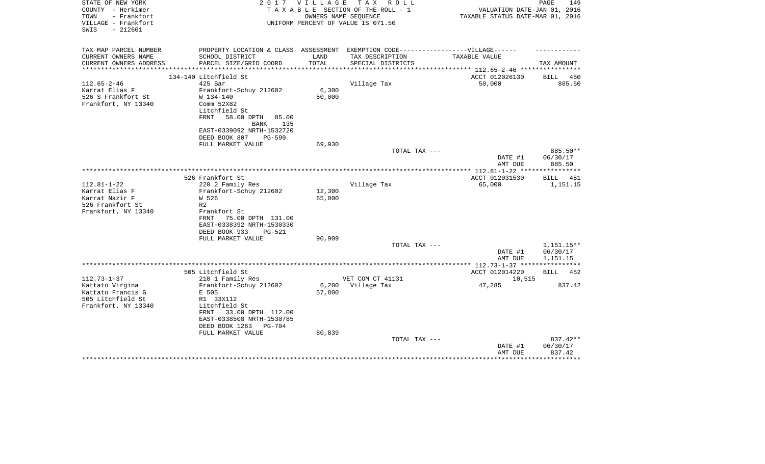STATE OF NEW YORK
COUNTY - Herkimer
TOWN - Frankfort
VILLAGE - Frankfort
SWIS - 212601

# 2017 VILLAGE TAX ROLL

TAXABLE SECTION OF THE ROLL - 1
OWNERS NAME SEQUENCE
UNIFORM PERCENT OF VALUE IS 071.50

VALUATION DATE-JAN 01, 2016
TAXABLE STATUS DATE-MAR 01, 2016

| TAX MAP PARCEL NUMBER<br>CURRENT OWNERS NAME<br>CURRENT OWNERS ADDRESS | PROPERTY LOCATION & CLASS<br>SCHOOL DISTRICT<br>PARCEL SIZE/GRID COORD | ASSESSMENT<br>LAND<br>TOTAL | EXEMPTION CODE------VILLAGE------<br>TAX DESCRIPTION<br>SPECIAL DISTRICTS | TAXABLE VALUE | TAX AMOUNT |
|---|---|---|---|---|---|
| 112.65-2-46 | 134-140 Litchfield St | | | ACCT 012026130 | BILL 450 |
| Karrat Elias F | 425 Bar | | Village Tax | 50,000 | 885.50 |
| 526 S Frankfort St | Frankfort-Schuy 212602 | 6,300 | | | |
| Frankfort, NY 13340 | W 134-140 | 50,000 | | | |
| | Comm 52X82 | | | | |
| | Litchfield St | | | | |
| | FRNT 58.00 DPTH 85.00 | | | | |
| | BANK 135 | | | | |
| | EAST-0339092 NRTH-1532720 | | | | |
| | DEED BOOK 807 PG-599 | | | | |
| | FULL MARKET VALUE | 69,930 | | | |
| | | | TOTAL TAX --- | | 885.50** |
| | | | | DATE #1 | 06/30/17 |
| | | | | AMT DUE | 885.50 |
| 112.81-1-22 | 526 Frankfort St | | | ACCT 012031530 | BILL 451 |
| Karrat Elias F | 220 2 Family Res | | Village Tax | 65,000 | 1,151.15 |
| Karrat Nazir F | Frankfort-Schuy 212602 | 12,300 | | | |
| 526 Frankfort St | W 526 | 65,000 | | | |
| Frankfort, NY 13340 | R2 | | | | |
| | Frankfort St | | | | |
| | FRNT 75.00 DPTH 131.00 | | | | |
| | EAST-0338392 NRTH-1530330 | | | | |
| | DEED BOOK 933 PG-521 | | | | |
| | FULL MARKET VALUE | 90,909 | | | |
| | | | TOTAL TAX --- | | 1,151.15** |
| | | | | DATE #1 | 06/30/17 |
| | | | | AMT DUE | 1,151.15 |
| 112.73-1-37 | 505 Litchfield St | | | ACCT 012014220 | BILL 452 |
| Kattato Virgina | 210 1 Family Res | | VET COM CT 41131 | 10,515 | |
| Kattato Francis G | Frankfort-Schuy 212602 | 6,200 | Village Tax | 47,285 | 837.42 |
| 505 Litchfield St | E 505 | 57,800 | | | |
| Frankfort, NY 13340 | R1 33X112 | | | | |
| | Litchfield St | | | | |
| | FRNT 33.00 DPTH 112.00 | | | | |
| | EAST-0338508 NRTH-1530785 | | | | |
| | DEED BOOK 1263 PG-704 | | | | |
| | FULL MARKET VALUE | 80,839 | | | |
| | | | TOTAL TAX --- | | 837.42** |
| | | | | DATE #1 | 06/30/17 |
| | | | | AMT DUE | 837.42 |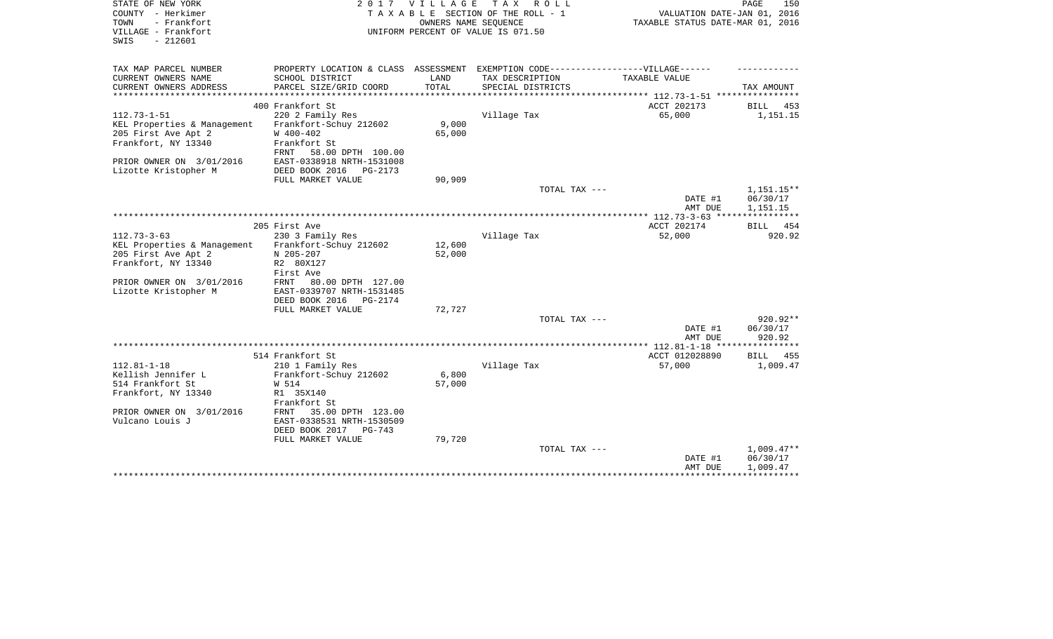STATE OF NEW YORK
COUNTY - Herkimer
TOWN - Frankfort
VILLAGE - Frankfort
SWIS - 212601

2 0 1 7 V I L L A G E T A X R O L L
T A X A B L E SECTION OF THE ROLL - 1
OWNERS NAME SEQUENCE
UNIFORM PERCENT OF VALUE IS 071.50

VALUATION DATE-JAN 01, 2016
TAXABLE STATUS DATE-MAR 01, 2016

| TAX MAP PARCEL NUMBER<br>CURRENT OWNERS NAME<br>CURRENT OWNERS ADDRESS | PROPERTY LOCATION & CLASS<br>SCHOOL DISTRICT<br>PARCEL SIZE/GRID COORD | ASSESSMENT<br>LAND<br>TOTAL | EXEMPTION CODE------VILLAGE------<br>TAX DESCRIPTION<br>SPECIAL DISTRICTS | TAXABLE VALUE | TAX AMOUNT |
|---|---|---|---|---|---|
| | 400 Frankfort St | | | ACCT 202173 | BILL 453 |
| 112.73-1-51 | 220 2 Family Res | | Village Tax | 65,000 | 1,151.15 |
| KEL Properties & Management | Frankfort-Schuy 212602 | 9,000 | | | |
| 205 First Ave Apt 2 | W 400-402 | 65,000 | | | |
| Frankfort, NY 13340 | Frankfort St | | | | |
| | FRNT 58.00 DPTH 100.00 | | | | |
| PRIOR OWNER ON 3/01/2016 | EAST-0338918 NRTH-1531008 | | | | |
| Lizotte Kristopher M | DEED BOOK 2016 PG-2173 | | | | |
| | FULL MARKET VALUE | 90,909 | | | |
| | | | TOTAL TAX --- | | 1,151.15** |
| | | | | DATE #1 | 06/30/17 |
| | | | | AMT DUE | 1,151.15 |
| | 205 First Ave | | | ACCT 202174 | BILL 454 |
| 112.73-3-63 | 230 3 Family Res | | Village Tax | 52,000 | 920.92 |
| KEL Properties & Management | Frankfort-Schuy 212602 | 12,600 | | | |
| 205 First Ave Apt 2 | N 205-207 | 52,000 | | | |
| Frankfort, NY 13340 | R2 80X127 | | | | |
| | First Ave | | | | |
| PRIOR OWNER ON 3/01/2016 | FRNT 80.00 DPTH 127.00 | | | | |
| Lizotte Kristopher M | EAST-0339707 NRTH-1531485 | | | | |
| | DEED BOOK 2016 PG-2174 | | | | |
| | FULL MARKET VALUE | 72,727 | | | |
| | | | TOTAL TAX --- | | 920.92** |
| | | | | DATE #1 | 06/30/17 |
| | | | | AMT DUE | 920.92 |
| | 514 Frankfort St | | | ACCT 012028890 | BILL 455 |
| 112.81-1-18 | 210 1 Family Res | | Village Tax | 57,000 | 1,009.47 |
| Kellish Jennifer L | Frankfort-Schuy 212602 | 6,800 | | | |
| 514 Frankfort St | W 514 | 57,000 | | | |
| Frankfort, NY 13340 | R1 35X140 | | | | |
| | Frankfort St | | | | |
| PRIOR OWNER ON 3/01/2016 | FRNT 35.00 DPTH 123.00 | | | | |
| Vulcano Louis J | EAST-0338531 NRTH-1530509 | | | | |
| | DEED BOOK 2017 PG-743 | | | | |
| | FULL MARKET VALUE | 79,720 | | | |
| | | | TOTAL TAX --- | | 1,009.47** |
| | | | | DATE #1 | 06/30/17 |
| | | | | AMT DUE | 1,009.47 |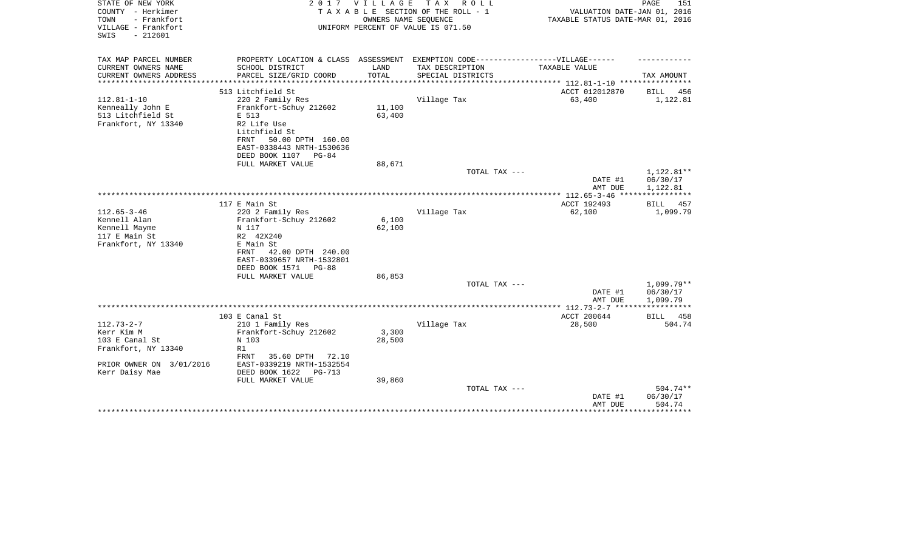STATE OF NEW YORK
COUNTY - Herkimer
TOWN - Frankfort
VILLAGE - Frankfort
SWIS - 212601

2 0 1 7 V I L L A G E T A X R O L L
T A X A B L E SECTION OF THE ROLL - 1
OWNERS NAME SEQUENCE
UNIFORM PERCENT OF VALUE IS 071.50

VALUATION DATE-JAN 01, 2016
TAXABLE STATUS DATE-MAR 01, 2016

| TAX MAP PARCEL NUMBER / CURRENT OWNERS NAME / CURRENT OWNERS ADDRESS | PROPERTY LOCATION & CLASS / SCHOOL DISTRICT / PARCEL SIZE/GRID COORD | ASSESSMENT LAND / TOTAL | EXEMPTION CODE / TAX DESCRIPTION / SPECIAL DISTRICTS | VILLAGE TAXABLE VALUE | TAX AMOUNT |
|---|---|---|---|---|---|
| | 513 Litchfield St | | | ACCT 012012870 | BILL 456 |
| 112.81-1-10 | 220 2 Family Res | | Village Tax | 63,400 | 1,122.81 |
| Kenneally John E | Frankfort-Schuy 212602 | 11,100 | | | |
| 513 Litchfield St | E 513 | 63,400 | | | |
| Frankfort, NY 13340 | R2 Life Use | | | | |
| | Litchfield St | | | | |
| | FRNT 50.00 DPTH 160.00 | | | | |
| | EAST-0338443 NRTH-1530636 | | | | |
| | DEED BOOK 1107 PG-84 | | | | |
| | FULL MARKET VALUE | 88,671 | | | |
| | | | TOTAL TAX --- | | 1,122.81** |
| | | | | DATE #1 | 06/30/17 |
| | | | | AMT DUE | 1,122.81 |
| | 117 E Main St | | | ACCT 192493 | BILL 457 |
| 112.65-3-46 | 220 2 Family Res | | Village Tax | 62,100 | 1,099.79 |
| Kennell Alan | Frankfort-Schuy 212602 | 6,100 | | | |
| Kennell Mayme | N 117 | 62,100 | | | |
| 117 E Main St | R2 42X240 | | | | |
| Frankfort, NY 13340 | E Main St | | | | |
| | FRNT 42.00 DPTH 240.00 | | | | |
| | EAST-0339657 NRTH-1532801 | | | | |
| | DEED BOOK 1571 PG-88 | | | | |
| | FULL MARKET VALUE | 86,853 | | | |
| | | | TOTAL TAX --- | | 1,099.79** |
| | | | | DATE #1 | 06/30/17 |
| | | | | AMT DUE | 1,099.79 |
| | 103 E Canal St | | | ACCT 200644 | BILL 458 |
| 112.73-2-7 | 210 1 Family Res | | Village Tax | 28,500 | 504.74 |
| Kerr Kim M | Frankfort-Schuy 212602 | 3,300 | | | |
| 103 E Canal St | N 103 | 28,500 | | | |
| Frankfort, NY 13340 | R1 | | | | |
| | FRNT 35.60 DPTH 72.10 | | | | |
| PRIOR OWNER ON 3/01/2016 | EAST-0339219 NRTH-1532554 | | | | |
| Kerr Daisy Mae | DEED BOOK 1622 PG-713 | | | | |
| | FULL MARKET VALUE | 39,860 | | | |
| | | | TOTAL TAX --- | | 504.74** |
| | | | | DATE #1 | 06/30/17 |
| | | | | AMT DUE | 504.74 |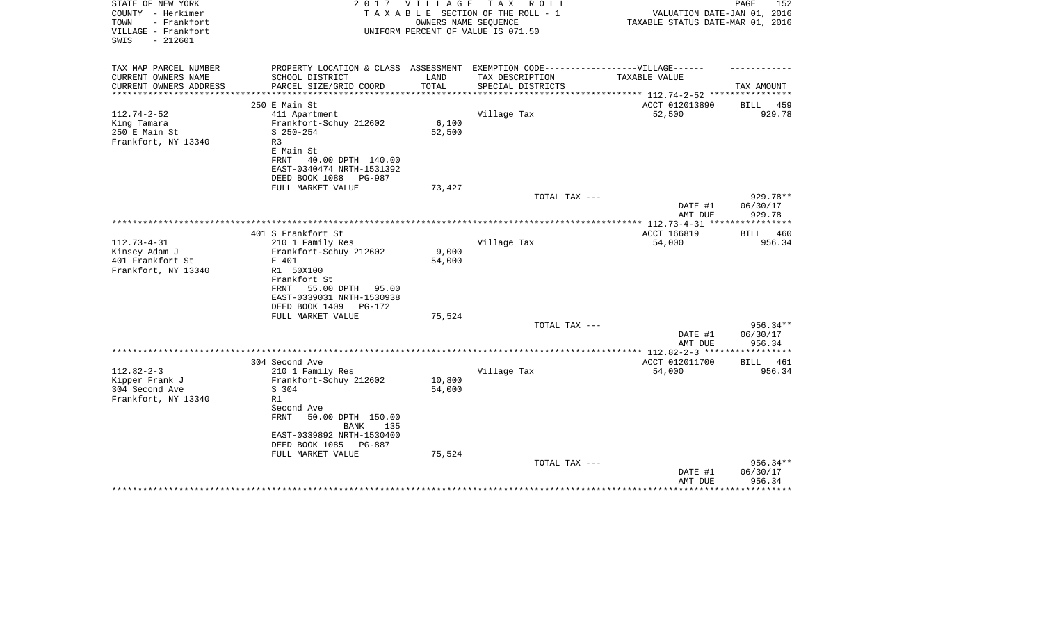STATE OF NEW YORK
COUNTY - Herkimer
TOWN - Frankfort
VILLAGE - Frankfort
SWIS - 212601

2017 VILLAGE TAX ROLL
TAXABLE SECTION OF THE ROLL - 1
OWNERS NAME SEQUENCE
UNIFORM PERCENT OF VALUE IS 071.50

VALUATION DATE-JAN 01, 2016
TAXABLE STATUS DATE-MAR 01, 2016

| TAX MAP PARCEL NUMBER<br>CURRENT OWNERS NAME<br>CURRENT OWNERS ADDRESS | PROPERTY LOCATION & CLASS<br>SCHOOL DISTRICT<br>PARCEL SIZE/GRID COORD | ASSESSMENT<br>LAND<br>TOTAL | EXEMPTION CODE------VILLAGE------<br>TAX DESCRIPTION<br>SPECIAL DISTRICTS | TAXABLE VALUE | TAX AMOUNT |
|---|---|---|---|---|---|
| | 250 E Main St | | | ACCT 012013890 | BILL 459 |
| 112.74-2-52 | 411 Apartment | | Village Tax | 52,500 | 929.78 |
| King Tamara | Frankfort-Schuy 212602 | 6,100 | | | |
| 250 E Main St | S 250-254 | 52,500 | | | |
| Frankfort, NY 13340 | R3 | | | | |
| | E Main St | | | | |
| | FRNT 40.00 DPTH 140.00 | | | | |
| | EAST-0340474 NRTH-1531392 | | | | |
| | DEED BOOK 1088 PG-987 | | | | |
| | FULL MARKET VALUE | 73,427 | | | |
| | | | TOTAL TAX --- | | 929.78** |
| | | | | DATE #1 | 06/30/17 |
| | | | | AMT DUE | 929.78 |
| | 401 S Frankfort St | | | ACCT 166819 | BILL 460 |
| 112.73-4-31 | 210 1 Family Res | | Village Tax | 54,000 | 956.34 |
| Kinsey Adam J | Frankfort-Schuy 212602 | 9,000 | | | |
| 401 Frankfort St | E 401 | 54,000 | | | |
| Frankfort, NY 13340 | R1 50X100 | | | | |
| | Frankfort St | | | | |
| | FRNT 55.00 DPTH 95.00 | | | | |
| | EAST-0339031 NRTH-1530938 | | | | |
| | DEED BOOK 1409 PG-172 | | | | |
| | FULL MARKET VALUE | 75,524 | | | |
| | | | TOTAL TAX --- | | 956.34** |
| | | | | DATE #1 | 06/30/17 |
| | | | | AMT DUE | 956.34 |
| | 304 Second Ave | | | ACCT 012011700 | BILL 461 |
| 112.82-2-3 | 210 1 Family Res | | Village Tax | 54,000 | 956.34 |
| Kipper Frank J | Frankfort-Schuy 212602 | 10,800 | | | |
| 304 Second Ave | S 304 | 54,000 | | | |
| Frankfort, NY 13340 | R1 | | | | |
| | Second Ave | | | | |
| | FRNT 50.00 DPTH 150.00 | | | | |
| | BANK 135 | | | | |
| | EAST-0339892 NRTH-1530400 | | | | |
| | DEED BOOK 1085 PG-887 | | | | |
| | FULL MARKET VALUE | 75,524 | | | |
| | | | TOTAL TAX --- | | 956.34** |
| | | | | DATE #1 | 06/30/17 |
| | | | | AMT DUE | 956.34 |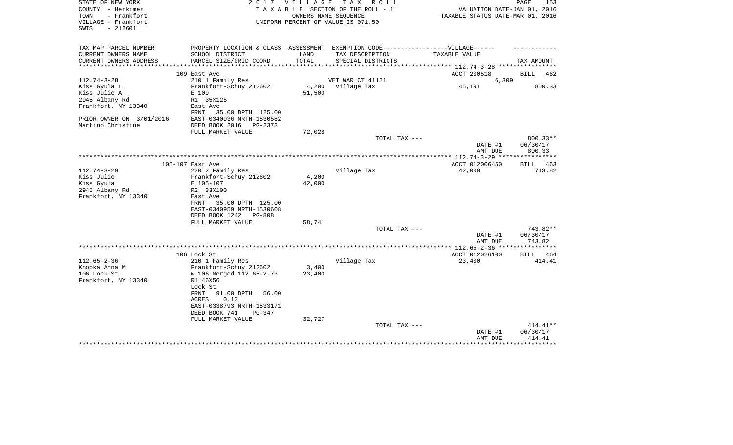STATE OF NEW YORK
COUNTY - Herkimer
TOWN - Frankfort
VILLAGE - Frankfort
SWIS - 212601

2 0 1 7 V I L L A G E T A X R O L L
T A X A B L E SECTION OF THE ROLL - 1
OWNERS NAME SEQUENCE
UNIFORM PERCENT OF VALUE IS 071.50

VALUATION DATE-JAN 01, 2016
TAXABLE STATUS DATE-MAR 01, 2016

| TAX MAP PARCEL NUMBER / CURRENT OWNERS NAME / CURRENT OWNERS ADDRESS | PROPERTY LOCATION & CLASS / SCHOOL DISTRICT / PARCEL SIZE/GRID COORD | ASSESSMENT LAND / TOTAL | EXEMPTION CODE / TAX DESCRIPTION / SPECIAL DISTRICTS | TAXABLE VALUE | TAX AMOUNT |
|---|---|---|---|---|---|
| | 109 East Ave | | | ACCT 200518 | BILL 462 |
| 112.74-3-28 | 210 1 Family Res | | VET WAR CT 41121 | 6,309 | |
| Kiss Gyula L | Frankfort-Schuy 212602 | 4,200 | Village Tax | 45,191 | 800.33 |
| Kiss Julie A | E 109 | 51,500 | | | |
| 2945 Albany Rd | R1 35X125 | | | | |
| Frankfort, NY 13340 | East Ave | | | | |
| | FRNT 35.00 DPTH 125.00 | | | | |
| PRIOR OWNER ON 3/01/2016 | EAST-0340936 NRTH-1530582 | | | | |
| Martino Christine | DEED BOOK 2016 PG-2373 | | | | |
| | FULL MARKET VALUE | 72,028 | | | |
| | | | TOTAL TAX --- | | 800.33** |
| | | | | DATE #1 | 06/30/17 |
| | | | | AMT DUE | 800.33 |
| | 105-107 East Ave | | | ACCT 012006450 | BILL 463 |
| 112.74-3-29 | 220 2 Family Res | | Village Tax | 42,000 | 743.82 |
| Kiss Julie | Frankfort-Schuy 212602 | 4,200 | | | |
| Kiss Gyula | E 105-107 | 42,000 | | | |
| 2945 Albany Rd | R2 33X100 | | | | |
| Frankfort, NY 13340 | East Ave | | | | |
| | FRNT 35.00 DPTH 125.00 | | | | |
| | EAST-0340959 NRTH-1530608 | | | | |
| | DEED BOOK 1242 PG-808 | | | | |
| | FULL MARKET VALUE | 58,741 | | | |
| | | | TOTAL TAX --- | | 743.82** |
| | | | | DATE #1 | 06/30/17 |
| | | | | AMT DUE | 743.82 |
| | 106 Lock St | | | ACCT 012026100 | BILL 464 |
| 112.65-2-36 | 210 1 Family Res | | Village Tax | 23,400 | 414.41 |
| Knopka Anna M | Frankfort-Schuy 212602 | 3,400 | | | |
| 106 Lock St | W 106 Merged 112.65-2-73 | 23,400 | | | |
| Frankfort, NY 13340 | R1 46X56 | | | | |
| | Lock St | | | | |
| | FRNT 91.00 DPTH 56.00 | | | | |
| | ACRES 0.13 | | | | |
| | EAST-0338793 NRTH-1533171 | | | | |
| | DEED BOOK 741 PG-347 | | | | |
| | FULL MARKET VALUE | 32,727 | | | |
| | | | TOTAL TAX --- | | 414.41** |
| | | | | DATE #1 | 06/30/17 |
| | | | | AMT DUE | 414.41 |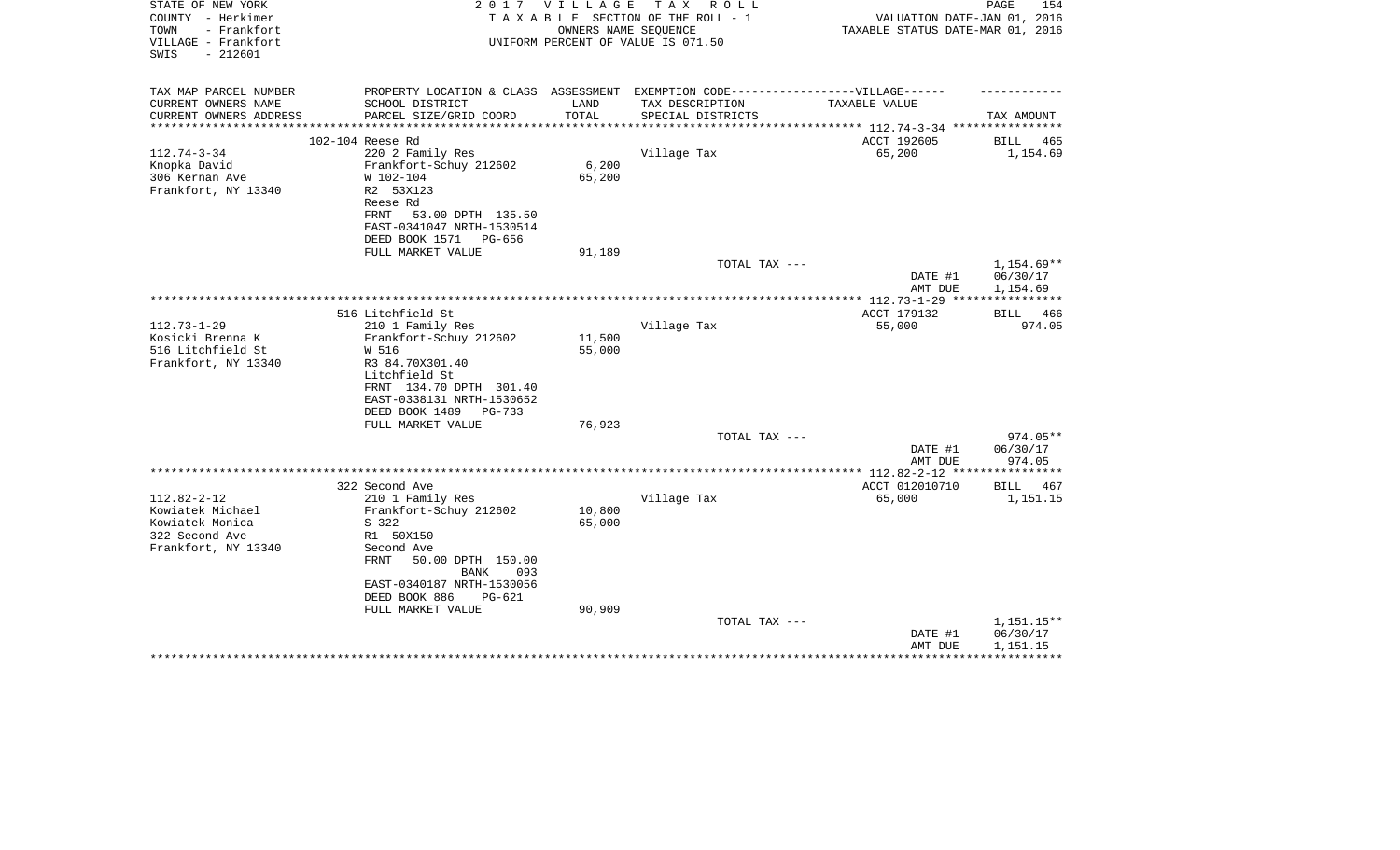STATE OF NEW YORK
COUNTY - Herkimer
TOWN - Frankfort
VILLAGE - Frankfort
SWIS - 212601

2 0 1 7 V I L L A G E T A X R O L L
T A X A B L E SECTION OF THE ROLL - 1
OWNERS NAME SEQUENCE
UNIFORM PERCENT OF VALUE IS 071.50

VALUATION DATE-JAN 01, 2016
TAXABLE STATUS DATE-MAR 01, 2016

| TAX MAP PARCEL NUMBER / CURRENT OWNERS NAME / CURRENT OWNERS ADDRESS | PROPERTY LOCATION & CLASS / SCHOOL DISTRICT / PARCEL SIZE/GRID COORD | ASSESSMENT LAND | ASSESSMENT TOTAL | EXEMPTION CODE / TAX DESCRIPTION / SPECIAL DISTRICTS | TAXABLE VALUE | TAX AMOUNT |
|---|---|---|---|---|---|---|
| 112.74-3-34 | 102-104 Reese Rd | | | | ACCT 192605 | BILL 465 |
| Knopka David | 220 2 Family Res | | | Village Tax | 65,200 | 1,154.69 |
| 306 Kernan Ave | Frankfort-Schuy 212602 | 6,200 | 65,200 | | | |
| Frankfort, NY 13340 | W 102-104 | | | | | |
| | R2 53X123 | | | | | |
| | Reese Rd | | | | | |
| | FRNT 53.00 DPTH 135.50 | | | | | |
| | EAST-0341047 NRTH-1530514 | | | | | |
| | DEED BOOK 1571 PG-656 | | | | | |
| | FULL MARKET VALUE | | 91,189 | | | |
| | | | | TOTAL TAX --- | | 1,154.69** |
| | | | | | DATE #1 | 06/30/17 |
| | | | | | AMT DUE | 1,154.69 |
| 112.73-1-29 | 516 Litchfield St | | | | ACCT 179132 | BILL 466 |
| Kosicki Brenna K | 210 1 Family Res | | | Village Tax | 55,000 | 974.05 |
| 516 Litchfield St | Frankfort-Schuy 212602 | 11,500 | 55,000 | | | |
| Frankfort, NY 13340 | W 516 | | | | | |
| | R3 84.70X301.40 | | | | | |
| | Litchfield St | | | | | |
| | FRNT 134.70 DPTH 301.40 | | | | | |
| | EAST-0338131 NRTH-1530652 | | | | | |
| | DEED BOOK 1489 PG-733 | | | | | |
| | FULL MARKET VALUE | | 76,923 | | | |
| | | | | TOTAL TAX --- | | 974.05** |
| | | | | | DATE #1 | 06/30/17 |
| | | | | | AMT DUE | 974.05 |
| 112.82-2-12 | 322 Second Ave | | | | ACCT 012010710 | BILL 467 |
| Kowiatek Michael | 210 1 Family Res | | | Village Tax | 65,000 | 1,151.15 |
| Kowiatek Monica | Frankfort-Schuy 212602 | 10,800 | 65,000 | | | |
| 322 Second Ave | S 322 | | | | | |
| Frankfort, NY 13340 | R1 50X150 | | | | | |
| | Second Ave | | | | | |
| | FRNT 50.00 DPTH 150.00 | | | | | |
| | BANK 093 | | | | | |
| | EAST-0340187 NRTH-1530056 | | | | | |
| | DEED BOOK 886 PG-621 | | | | | |
| | FULL MARKET VALUE | | 90,909 | | | |
| | | | | TOTAL TAX --- | | 1,151.15** |
| | | | | | DATE #1 | 06/30/17 |
| | | | | | AMT DUE | 1,151.15 |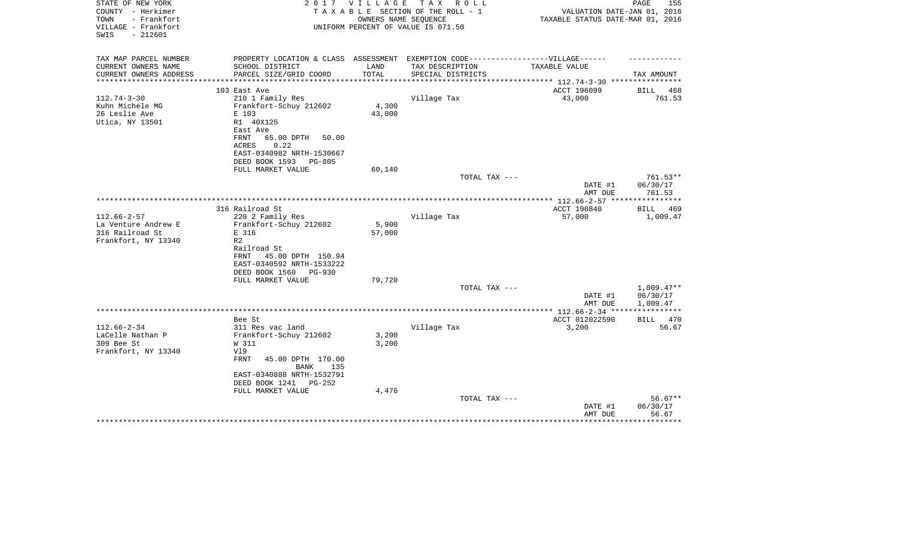STATE OF NEW YORK
COUNTY - Herkimer
TOWN - Frankfort
VILLAGE - Frankfort
SWIS - 212601

2 0 1 7 V I L L A G E T A X R O L L
T A X A B L E SECTION OF THE ROLL - 1
OWNERS NAME SEQUENCE
UNIFORM PERCENT OF VALUE IS 071.50

VALUATION DATE-JAN 01, 2016
TAXABLE STATUS DATE-MAR 01, 2016

| TAX MAP PARCEL NUMBER<br>CURRENT OWNERS NAME<br>CURRENT OWNERS ADDRESS | PROPERTY LOCATION & CLASS<br>SCHOOL DISTRICT<br>PARCEL SIZE/GRID COORD | ASSESSMENT<br>LAND<br>TOTAL | EXEMPTION CODE-----VILLAGE------<br>TAX DESCRIPTION<br>SPECIAL DISTRICTS | TAXABLE VALUE | TAX AMOUNT |
|---|---|---|---|---|---|
| | 103 East Ave | | | ACCT 196099 | BILL 468 |
| 112.74-3-30 | 210 1 Family Res | | Village Tax | 43,000 | 761.53 |
| Kuhn Michele MG | Frankfort-Schuy 212602 | 4,300 | | | |
| 26 Leslie Ave | E 103 | 43,000 | | | |
| Utica, NY 13501 | R1 40X125 | | | | |
| | East Ave | | | | |
| | FRNT 65.00 DPTH 50.00 | | | | |
| | ACRES 0.22 | | | | |
| | EAST-0340982 NRTH-1530667 | | | | |
| | DEED BOOK 1593 PG-805 | | | | |
| | FULL MARKET VALUE | 60,140 | | | |
| | | | TOTAL TAX --- | | 761.53** |
| | | | | DATE #1 | 06/30/17 |
| | | | | AMT DUE | 761.53 |
| | 316 Railroad St | | | ACCT 190840 | BILL 469 |
| 112.66-2-57 | 220 2 Family Res | | Village Tax | 57,000 | 1,009.47 |
| La Venture Andrew E | Frankfort-Schuy 212602 | 5,900 | | | |
| 316 Railroad St | E 316 | 57,000 | | | |
| Frankfort, NY 13340 | R2 | | | | |
| | Railroad St | | | | |
| | FRNT 45.00 DPTH 150.94 | | | | |
| | EAST-0340592 NRTH-1533222 | | | | |
| | DEED BOOK 1560 PG-930 | | | | |
| | FULL MARKET VALUE | 79,720 | | | |
| | | | TOTAL TAX --- | | 1,009.47** |
| | | | | DATE #1 | 06/30/17 |
| | | | | AMT DUE | 1,009.47 |
| | Bee St | | | ACCT 012022590 | BILL 470 |
| 112.66-2-34 | 311 Res vac land | | Village Tax | 3,200 | 56.67 |
| LaCelle Nathan P | Frankfort-Schuy 212602 | 3,200 | | | |
| 309 Bee St | W 311 | 3,200 | | | |
| Frankfort, NY 13340 | Vl9 | | | | |
| | FRNT 45.00 DPTH 170.00 | | | | |
| | BANK 135 | | | | |
| | EAST-0340888 NRTH-1532791 | | | | |
| | DEED BOOK 1241 PG-252 | | | | |
| | FULL MARKET VALUE | 4,476 | | | |
| | | | TOTAL TAX --- | | 56.67** |
| | | | | DATE #1 | 06/30/17 |
| | | | | AMT DUE | 56.67 |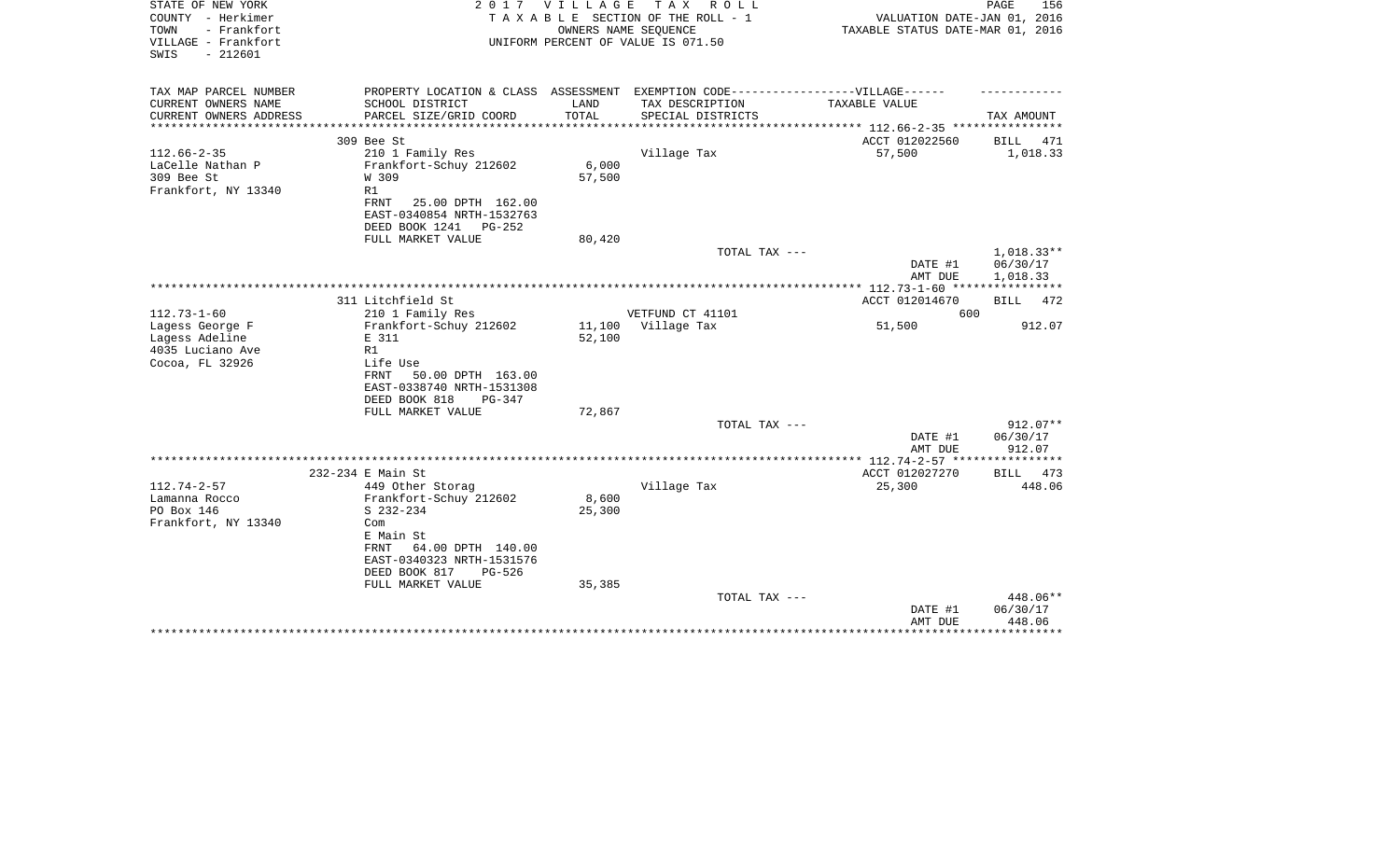STATE OF NEW YORK
COUNTY - Herkimer
TOWN - Frankfort
VILLAGE - Frankfort
SWIS - 212601

2 0 1 7 V I L L A G E T A X R O L L
T A X A B L E SECTION OF THE ROLL - 1
OWNERS NAME SEQUENCE
UNIFORM PERCENT OF VALUE IS 071.50

VALUATION DATE-JAN 01, 2016
TAXABLE STATUS DATE-MAR 01, 2016

| TAX MAP PARCEL NUMBER / CURRENT OWNERS NAME / CURRENT OWNERS ADDRESS | PROPERTY LOCATION & CLASS / SCHOOL DISTRICT / PARCEL SIZE/GRID COORD | ASSESSMENT LAND / TOTAL | EXEMPTION CODE / TAX DESCRIPTION / SPECIAL DISTRICTS | TAXABLE VALUE | TAX AMOUNT |
|---|---|---|---|---|---|
| | 309 Bee St | | | ACCT 012022560 | BILL 471 |
| 112.66-2-35 | 210 1 Family Res | | Village Tax | 57,500 | 1,018.33 |
| LaCelle Nathan P | Frankfort-Schuy 212602 | 6,000 | | | |
| 309 Bee St | W 309 | 57,500 | | | |
| Frankfort, NY 13340 | R1 | | | | |
| | FRNT 25.00 DPTH 162.00 | | | | |
| | EAST-0340854 NRTH-1532763 | | | | |
| | DEED BOOK 1241 PG-252 | | | | |
| | FULL MARKET VALUE | 80,420 | | | |
| | | | TOTAL TAX --- | | 1,018.33** |
| | | | | DATE #1 | 06/30/17 |
| | | | | AMT DUE | 1,018.33 |
| | 311 Litchfield St | | | ACCT 012014670 | BILL 472 |
| 112.73-1-60 | 210 1 Family Res | | VETFUND CT 41101 | 600 | |
| Lagess George F | Frankfort-Schuy 212602 | 11,100 | Village Tax | 51,500 | 912.07 |
| Lagess Adeline | E 311 | 52,100 | | | |
| 4035 Luciano Ave | R1 | | | | |
| Cocoa, FL 32926 | Life Use | | | | |
| | FRNT 50.00 DPTH 163.00 | | | | |
| | EAST-0338740 NRTH-1531308 | | | | |
| | DEED BOOK 818 PG-347 | | | | |
| | FULL MARKET VALUE | 72,867 | | | |
| | | | TOTAL TAX --- | | 912.07** |
| | | | | DATE #1 | 06/30/17 |
| | | | | AMT DUE | 912.07 |
| | 232-234 E Main St | | | ACCT 012027270 | BILL 473 |
| 112.74-2-57 | 449 Other Storag | | Village Tax | 25,300 | 448.06 |
| Lamanna Rocco | Frankfort-Schuy 212602 | 8,600 | | | |
| PO Box 146 | S 232-234 | 25,300 | | | |
| Frankfort, NY 13340 | Com | | | | |
| | E Main St | | | | |
| | FRNT 64.00 DPTH 140.00 | | | | |
| | EAST-0340323 NRTH-1531576 | | | | |
| | DEED BOOK 817 PG-526 | | | | |
| | FULL MARKET VALUE | 35,385 | | | |
| | | | TOTAL TAX --- | | 448.06** |
| | | | | DATE #1 | 06/30/17 |
| | | | | AMT DUE | 448.06 |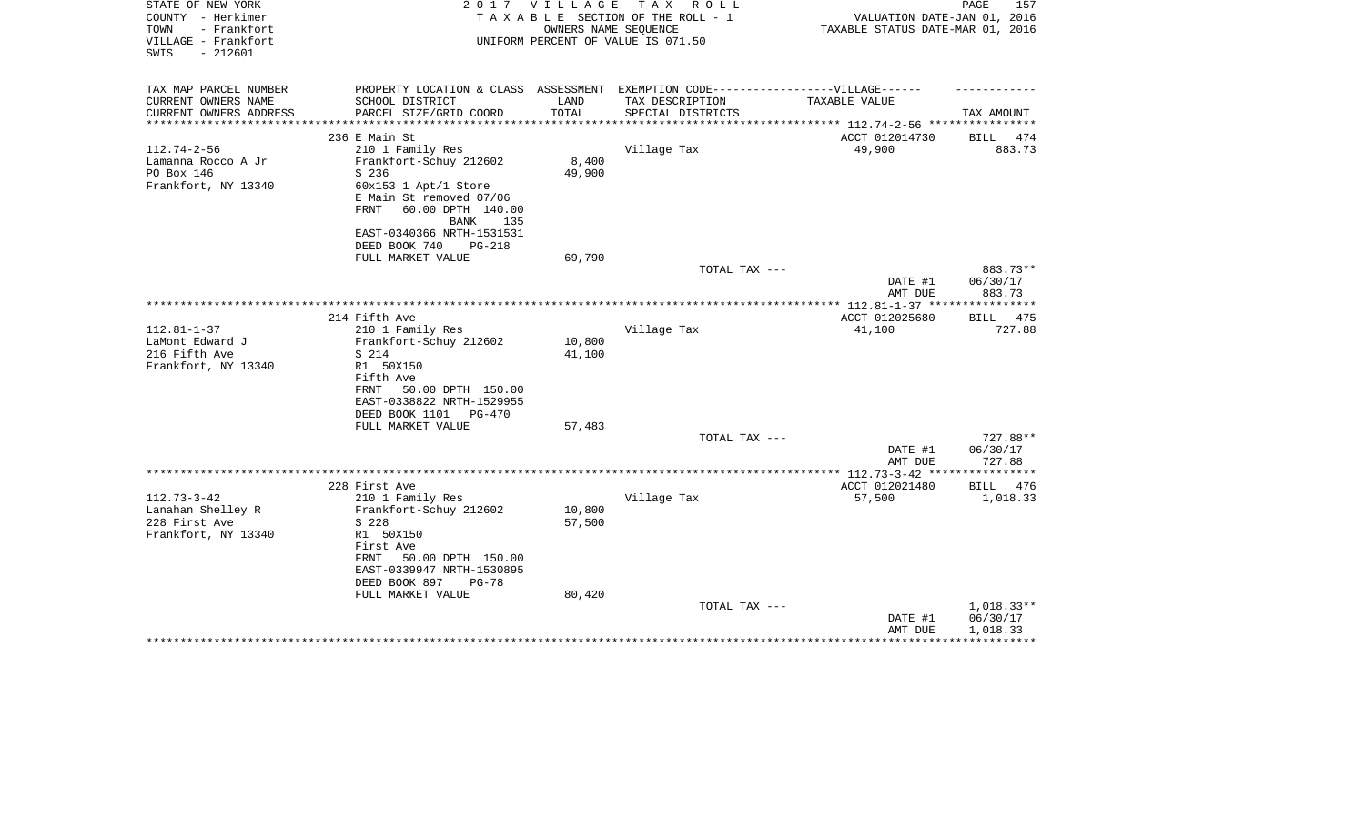STATE OF NEW YORK
COUNTY - Herkimer
TOWN - Frankfort
VILLAGE - Frankfort
SWIS - 212601

2 0 1 7 V I L L A G E T A X R O L L
T A X A B L E SECTION OF THE ROLL - 1
OWNERS NAME SEQUENCE
UNIFORM PERCENT OF VALUE IS 071.50

VALUATION DATE-JAN 01, 2016
TAXABLE STATUS DATE-MAR 01, 2016

| TAX MAP PARCEL NUMBER<br>CURRENT OWNERS NAME<br>CURRENT OWNERS ADDRESS | PROPERTY LOCATION & CLASS<br>SCHOOL DISTRICT<br>PARCEL SIZE/GRID COORD | ASSESSMENT<br>LAND<br>TOTAL | EXEMPTION CODE------------------VILLAGE------<br>TAX DESCRIPTION<br>SPECIAL DISTRICTS | TAXABLE VALUE | TAX AMOUNT |
|---|---|---|---|---|---|
| | 236 E Main St | | | ACCT 012014730 | BILL 474 |
| 112.74-2-56 | 210 1 Family Res | | Village Tax | 49,900 | 883.73 |
| Lamanna Rocco A Jr | Frankfort-Schuy 212602 | 8,400 | | | |
| PO Box 146 | S 236 | 49,900 | | | |
| Frankfort, NY 13340 | 60x153 1 Apt/1 Store | | | | |
| | E Main St removed 07/06 | | | | |
| | FRNT 60.00 DPTH 140.00 | | | | |
| | BANK 135 | | | | |
| | EAST-0340366 NRTH-1531531 | | | | |
| | DEED BOOK 740 PG-218 | | | | |
| | FULL MARKET VALUE | 69,790 | | | |
| | | | TOTAL TAX --- | | 883.73** |
| | | | | DATE #1 | 06/30/17 |
| | | | | AMT DUE | 883.73 |
| | 214 Fifth Ave | | | ACCT 012025680 | BILL 475 |
| 112.81-1-37 | 210 1 Family Res | | Village Tax | 41,100 | 727.88 |
| LaMont Edward J | Frankfort-Schuy 212602 | 10,800 | | | |
| 216 Fifth Ave | S 214 | 41,100 | | | |
| Frankfort, NY 13340 | R1 50X150 | | | | |
| | Fifth Ave | | | | |
| | FRNT 50.00 DPTH 150.00 | | | | |
| | EAST-0338822 NRTH-1529955 | | | | |
| | DEED BOOK 1101 PG-470 | | | | |
| | FULL MARKET VALUE | 57,483 | | | |
| | | | TOTAL TAX --- | | 727.88** |
| | | | | DATE #1 | 06/30/17 |
| | | | | AMT DUE | 727.88 |
| | 228 First Ave | | | ACCT 012021480 | BILL 476 |
| 112.73-3-42 | 210 1 Family Res | | Village Tax | 57,500 | 1,018.33 |
| Lanahan Shelley R | Frankfort-Schuy 212602 | 10,800 | | | |
| 228 First Ave | S 228 | 57,500 | | | |
| Frankfort, NY 13340 | R1 50X150 | | | | |
| | First Ave | | | | |
| | FRNT 50.00 DPTH 150.00 | | | | |
| | EAST-0339947 NRTH-1530895 | | | | |
| | DEED BOOK 897 PG-78 | | | | |
| | FULL MARKET VALUE | 80,420 | | | |
| | | | TOTAL TAX --- | | 1,018.33** |
| | | | | DATE #1 | 06/30/17 |
| | | | | AMT DUE | 1,018.33 |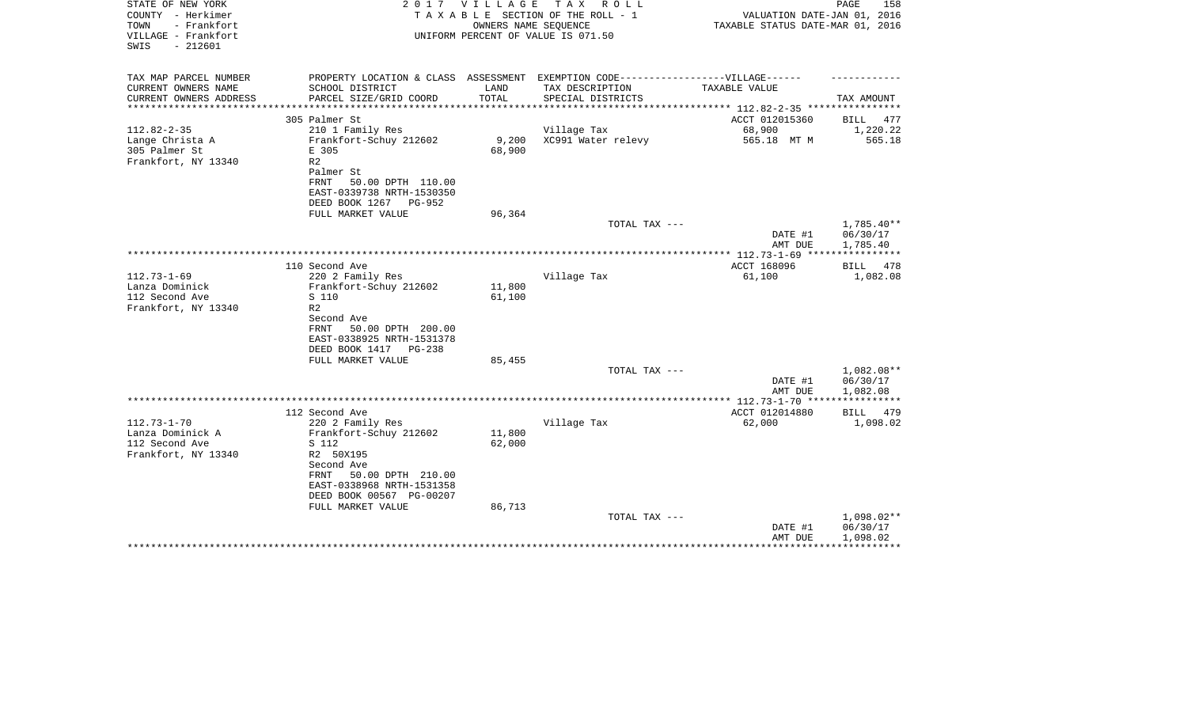STATE OF NEW YORK — 2017 VILLAGE TAX ROLL
COUNTY - Herkimer — TAXABLE SECTION OF THE ROLL - 1 — VALUATION DATE-JAN 01, 2016
TOWN - Frankfort — OWNERS NAME SEQUENCE — TAXABLE STATUS DATE-MAR 01, 2016
VILLAGE - Frankfort — UNIFORM PERCENT OF VALUE IS 071.50
SWIS - 212601

| TAX MAP PARCEL NUMBER / CURRENT OWNERS NAME / CURRENT OWNERS ADDRESS | PROPERTY LOCATION & CLASS / SCHOOL DISTRICT / PARCEL SIZE/GRID COORD | ASSESSMENT LAND / TOTAL | EXEMPTION CODE / TAX DESCRIPTION / SPECIAL DISTRICTS | TAXABLE VALUE | TAX AMOUNT |
|---|---|---|---|---|---|
| **112.82-2-35** | 305 Palmer St | | | ACCT 012015360 | BILL 477 |
| Lange Christa A | 210 1 Family Res | | Village Tax | 68,900 | 1,220.22 |
| 305 Palmer St | Frankfort-Schuy 212602 | 9,200 | XC991 Water relevy | 565.18 MT M | 565.18 |
| Frankfort, NY 13340 | E 305 | 68,900 | | | |
| | R2 | | | | |
| | Palmer St | | | | |
| | FRNT 50.00 DPTH 110.00 | | | | |
| | EAST-0339738 NRTH-1530350 | | | | |
| | DEED BOOK 1267 PG-952 | | | | |
| | FULL MARKET VALUE | 96,364 | | | |
| | | | TOTAL TAX --- | | 1,785.40** |
| | | | | DATE #1 | 06/30/17 |
| | | | | AMT DUE | 1,785.40 |
| **112.73-1-69** | 110 Second Ave | | | ACCT 168096 | BILL 478 |
| Lanza Dominick | 220 2 Family Res | | Village Tax | 61,100 | 1,082.08 |
| 112 Second Ave | Frankfort-Schuy 212602 | 11,800 | | | |
| Frankfort, NY 13340 | S 110 | 61,100 | | | |
| | R2 | | | | |
| | Second Ave | | | | |
| | FRNT 50.00 DPTH 200.00 | | | | |
| | EAST-0338925 NRTH-1531378 | | | | |
| | DEED BOOK 1417 PG-238 | | | | |
| | FULL MARKET VALUE | 85,455 | | | |
| | | | TOTAL TAX --- | | 1,082.08** |
| | | | | DATE #1 | 06/30/17 |
| | | | | AMT DUE | 1,082.08 |
| **112.73-1-70** | 112 Second Ave | | | ACCT 012014880 | BILL 479 |
| Lanza Dominick A | 220 2 Family Res | | Village Tax | 62,000 | 1,098.02 |
| 112 Second Ave | Frankfort-Schuy 212602 | 11,800 | | | |
| Frankfort, NY 13340 | S 112 | 62,000 | | | |
| | R2 50X195 | | | | |
| | Second Ave | | | | |
| | FRNT 50.00 DPTH 210.00 | | | | |
| | EAST-0338968 NRTH-1531358 | | | | |
| | DEED BOOK 00567 PG-00207 | | | | |
| | FULL MARKET VALUE | 86,713 | | | |
| | | | TOTAL TAX --- | | 1,098.02** |
| | | | | DATE #1 | 06/30/17 |
| | | | | AMT DUE | 1,098.02 |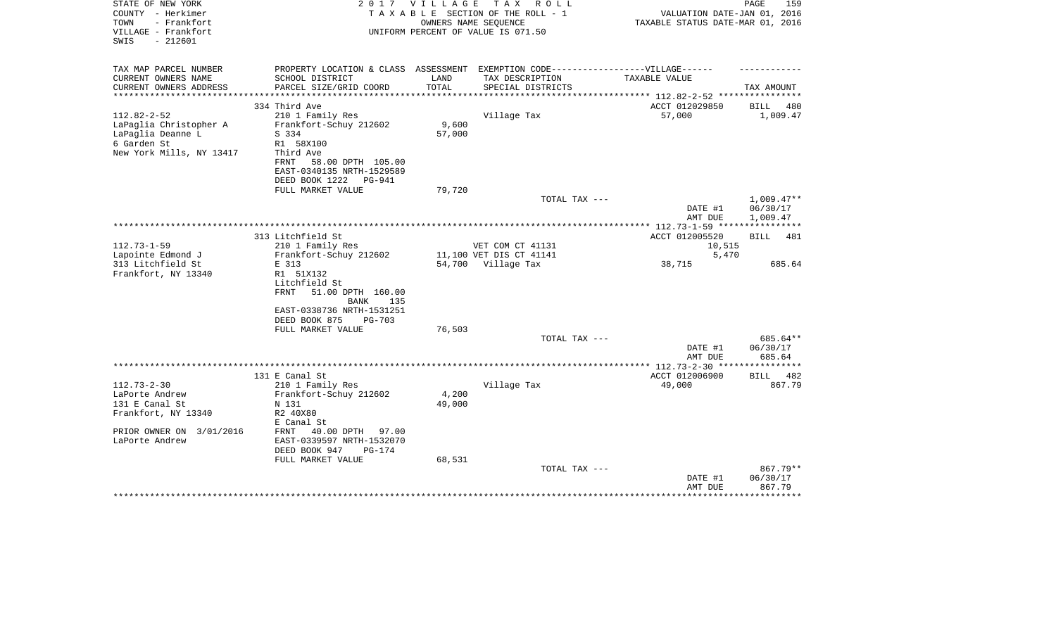STATE OF NEW YORK
COUNTY - Herkimer
TOWN - Frankfort
VILLAGE - Frankfort
SWIS - 212601

2 0 1 7 V I L L A G E T A X R O L L
T A X A B L E SECTION OF THE ROLL - 1
OWNERS NAME SEQUENCE
UNIFORM PERCENT OF VALUE IS 071.50

VALUATION DATE-JAN 01, 2016
TAXABLE STATUS DATE-MAR 01, 2016

| TAX MAP PARCEL NUMBER / CURRENT OWNERS NAME / CURRENT OWNERS ADDRESS | PROPERTY LOCATION & CLASS / SCHOOL DISTRICT / PARCEL SIZE/GRID COORD | ASSESSMENT LAND / TOTAL | EXEMPTION CODE / TAX DESCRIPTION / SPECIAL DISTRICTS | VILLAGE TAXABLE VALUE | TAX AMOUNT |
|---|---|---|---|---|---|
| | 334 Third Ave | | | ACCT 012029850 | BILL 480 |
| 112.82-2-52 | 210 1 Family Res | | Village Tax | 57,000 | 1,009.47 |
| LaPaglia Christopher A | Frankfort-Schuy 212602 | 9,600 | | | |
| LaPaglia Deanne L | S 334 | 57,000 | | | |
| 6 Garden St | R1 58X100 | | | | |
| New York Mills, NY 13417 | Third Ave | | | | |
| | FRNT 58.00 DPTH 105.00 | | | | |
| | EAST-0340135 NRTH-1529589 | | | | |
| | DEED BOOK 1222 PG-941 | | | | |
| | FULL MARKET VALUE | 79,720 | | | |
| | | | TOTAL TAX --- | | 1,009.47** |
| | | | | DATE #1 | 06/30/17 |
| | | | | AMT DUE | 1,009.47 |
| | 313 Litchfield St | | | ACCT 012005520 | BILL 481 |
| 112.73-1-59 | 210 1 Family Res | | VET COM CT 41131 | 10,515 | |
| Lapointe Edmond J | Frankfort-Schuy 212602 | 11,100 | VET DIS CT 41141 | 5,470 | |
| 313 Litchfield St | E 313 | 54,700 | Village Tax | 38,715 | 685.64 |
| Frankfort, NY 13340 | R1 51X132 | | | | |
| | Litchfield St | | | | |
| | FRNT 51.00 DPTH 160.00 | | | | |
| | BANK 135 | | | | |
| | EAST-0338736 NRTH-1531251 | | | | |
| | DEED BOOK 875 PG-703 | | | | |
| | FULL MARKET VALUE | 76,503 | | | |
| | | | TOTAL TAX --- | | 685.64** |
| | | | | DATE #1 | 06/30/17 |
| | | | | AMT DUE | 685.64 |
| | 131 E Canal St | | | ACCT 012006900 | BILL 482 |
| 112.73-2-30 | 210 1 Family Res | | Village Tax | 49,000 | 867.79 |
| LaPorte Andrew | Frankfort-Schuy 212602 | 4,200 | | | |
| 131 E Canal St | N 131 | 49,000 | | | |
| Frankfort, NY 13340 | R2 40X80 | | | | |
| | E Canal St | | | | |
| PRIOR OWNER ON 3/01/2016 | FRNT 40.00 DPTH 97.00 | | | | |
| LaPorte Andrew | EAST-0339597 NRTH-1532070 | | | | |
| | DEED BOOK 947 PG-174 | | | | |
| | FULL MARKET VALUE | 68,531 | | | |
| | | | TOTAL TAX --- | | 867.79** |
| | | | | DATE #1 | 06/30/17 |
| | | | | AMT DUE | 867.79 |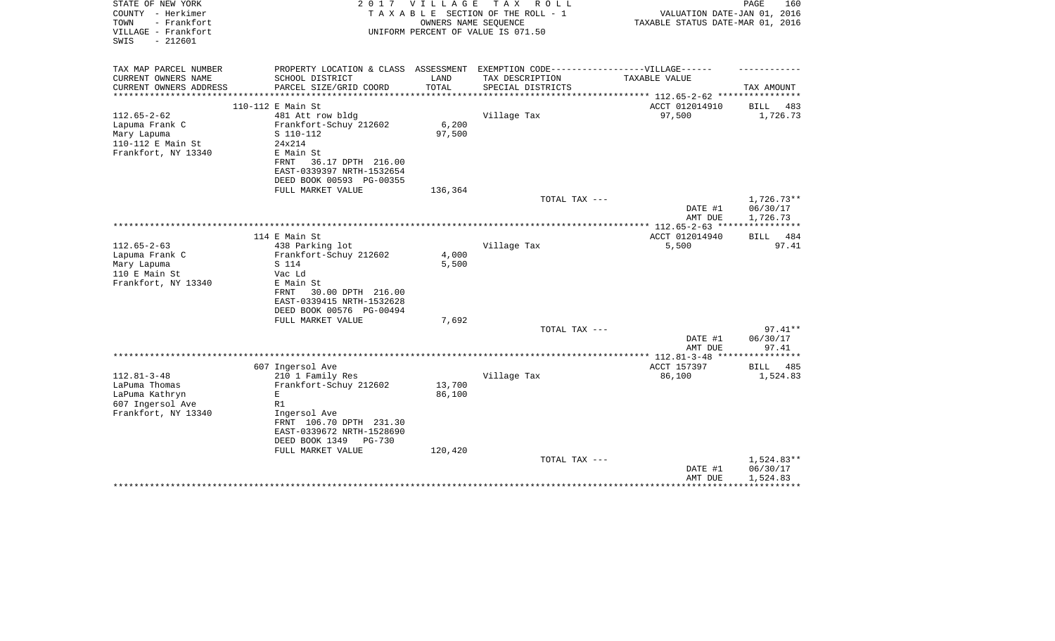STATE OF NEW YORK
COUNTY - Herkimer
TOWN - Frankfort
VILLAGE - Frankfort
SWIS - 212601

2 0 1 7 V I L L A G E T A X R O L L
T A X A B L E SECTION OF THE ROLL - 1
OWNERS NAME SEQUENCE
UNIFORM PERCENT OF VALUE IS 071.50

VALUATION DATE-JAN 01, 2016
TAXABLE STATUS DATE-MAR 01, 2016

| TAX MAP PARCEL NUMBER<br>CURRENT OWNERS NAME<br>CURRENT OWNERS ADDRESS | PROPERTY LOCATION & CLASS<br>SCHOOL DISTRICT<br>PARCEL SIZE/GRID COORD | ASSESSMENT<br>LAND<br>TOTAL | EXEMPTION CODE-------VILLAGE------<br>TAX DESCRIPTION<br>SPECIAL DISTRICTS | TAXABLE VALUE | TAX AMOUNT |
|---|---|---|---|---|---|
| | 110-112 E Main St | | | ACCT 012014910 | BILL 483 |
| 112.65-2-62 | 481 Att row bldg | | Village Tax | 97,500 | 1,726.73 |
| Lapuma Frank C | Frankfort-Schuy 212602 | 6,200 | | | |
| Mary Lapuma | S 110-112 | 97,500 | | | |
| 110-112 E Main St | 24x214 | | | | |
| Frankfort, NY 13340 | E Main St | | | | |
| | FRNT 36.17 DPTH 216.00 | | | | |
| | EAST-0339397 NRTH-1532654 | | | | |
| | DEED BOOK 00593 PG-00355 | | | | |
| | FULL MARKET VALUE | 136,364 | | | |
| | | | TOTAL TAX --- | | 1,726.73** |
| | | | | DATE #1 | 06/30/17 |
| | | | | AMT DUE | 1,726.73 |
| | 114 E Main St | | | ACCT 012014940 | BILL 484 |
| 112.65-2-63 | 438 Parking lot | | Village Tax | 5,500 | 97.41 |
| Lapuma Frank C | Frankfort-Schuy 212602 | 4,000 | | | |
| Mary Lapuma | S 114 | 5,500 | | | |
| 110 E Main St | Vac Ld | | | | |
| Frankfort, NY 13340 | E Main St | | | | |
| | FRNT 30.00 DPTH 216.00 | | | | |
| | EAST-0339415 NRTH-1532628 | | | | |
| | DEED BOOK 00576 PG-00494 | | | | |
| | FULL MARKET VALUE | 7,692 | | | |
| | | | TOTAL TAX --- | | 97.41** |
| | | | | DATE #1 | 06/30/17 |
| | | | | AMT DUE | 97.41 |
| | 607 Ingersol Ave | | | ACCT 157397 | BILL 485 |
| 112.81-3-48 | 210 1 Family Res | | Village Tax | 86,100 | 1,524.83 |
| LaPuma Thomas | Frankfort-Schuy 212602 | 13,700 | | | |
| LaPuma Kathryn | E | 86,100 | | | |
| 607 Ingersol Ave | R1 | | | | |
| Frankfort, NY 13340 | Ingersol Ave | | | | |
| | FRNT 106.70 DPTH 231.30 | | | | |
| | EAST-0339672 NRTH-1528690 | | | | |
| | DEED BOOK 1349 PG-730 | | | | |
| | FULL MARKET VALUE | 120,420 | | | |
| | | | TOTAL TAX --- | | 1,524.83** |
| | | | | DATE #1 | 06/30/17 |
| | | | | AMT DUE | 1,524.83 |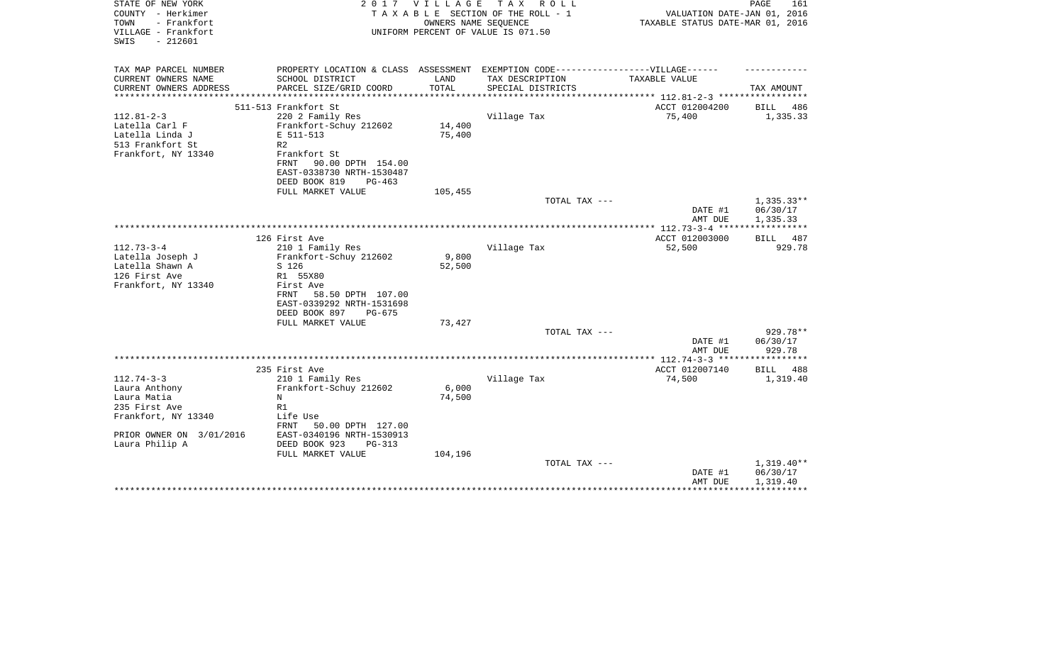STATE OF NEW YORK · COUNTY - Herkimer · TOWN - Frankfort · VILLAGE - Frankfort · SWIS - 212601

**2017 VILLAGE TAX ROLL**
TAXABLE SECTION OF THE ROLL - 1
OWNERS NAME SEQUENCE
UNIFORM PERCENT OF VALUE IS 071.50

VALUATION DATE-JAN 01, 2016
TAXABLE STATUS DATE-MAR 01, 2016

| TAX MAP PARCEL NUMBER / CURRENT OWNERS NAME / CURRENT OWNERS ADDRESS | PROPERTY LOCATION & CLASS / SCHOOL DISTRICT / PARCEL SIZE/GRID COORD | ASSESSMENT LAND | TOTAL | EXEMPTION CODE / TAX DESCRIPTION / SPECIAL DISTRICTS | TAXABLE VALUE | TAX AMOUNT |
|---|---|---|---|---|---|---|
| 112.81-2-3 | 511-513 Frankfort St | | | | ACCT 012004200 | BILL 486 |
| Latella Carl F | 220 2 Family Res | | | Village Tax | 75,400 | 1,335.33 |
| Latella Linda J | Frankfort-Schuy 212602 | 14,400 | | | | |
| 513 Frankfort St | E 511-513 | | 75,400 | | | |
| Frankfort, NY 13340 | R2 | | | | | |
| | Frankfort St | | | | | |
| | FRNT 90.00 DPTH 154.00 | | | | | |
| | EAST-0338730 NRTH-1530487 | | | | | |
| | DEED BOOK 819 PG-463 | | | | | |
| | FULL MARKET VALUE | | 105,455 | | | |
| | | | | TOTAL TAX --- | | 1,335.33** |
| | | | | | DATE #1 | 06/30/17 |
| | | | | | AMT DUE | 1,335.33 |
| 112.73-3-4 | 126 First Ave | | | | ACCT 012003000 | BILL 487 |
| Latella Joseph J | 210 1 Family Res | | | Village Tax | 52,500 | 929.78 |
| Latella Shawn A | Frankfort-Schuy 212602 | 9,800 | | | | |
| 126 First Ave | S 126 | | 52,500 | | | |
| Frankfort, NY 13340 | R1 55X80 | | | | | |
| | First Ave | | | | | |
| | FRNT 58.50 DPTH 107.00 | | | | | |
| | EAST-0339292 NRTH-1531698 | | | | | |
| | DEED BOOK 897 PG-675 | | | | | |
| | FULL MARKET VALUE | | 73,427 | | | |
| | | | | TOTAL TAX --- | | 929.78** |
| | | | | | DATE #1 | 06/30/17 |
| | | | | | AMT DUE | 929.78 |
| 112.74-3-3 | 235 First Ave | | | | ACCT 012007140 | BILL 488 |
| Laura Anthony | 210 1 Family Res | | | Village Tax | 74,500 | 1,319.40 |
| Laura Matia | Frankfort-Schuy 212602 | 6,000 | | | | |
| 235 First Ave | N | | 74,500 | | | |
| Frankfort, NY 13340 | R1 | | | | | |
| | Life Use | | | | | |
| | FRNT 50.00 DPTH 127.00 | | | | | |
| PRIOR OWNER ON 3/01/2016 | EAST-0340196 NRTH-1530913 | | | | | |
| Laura Philip A | DEED BOOK 923 PG-313 | | | | | |
| | FULL MARKET VALUE | | 104,196 | | | |
| | | | | TOTAL TAX --- | | 1,319.40** |
| | | | | | DATE #1 | 06/30/17 |
| | | | | | AMT DUE | 1,319.40 |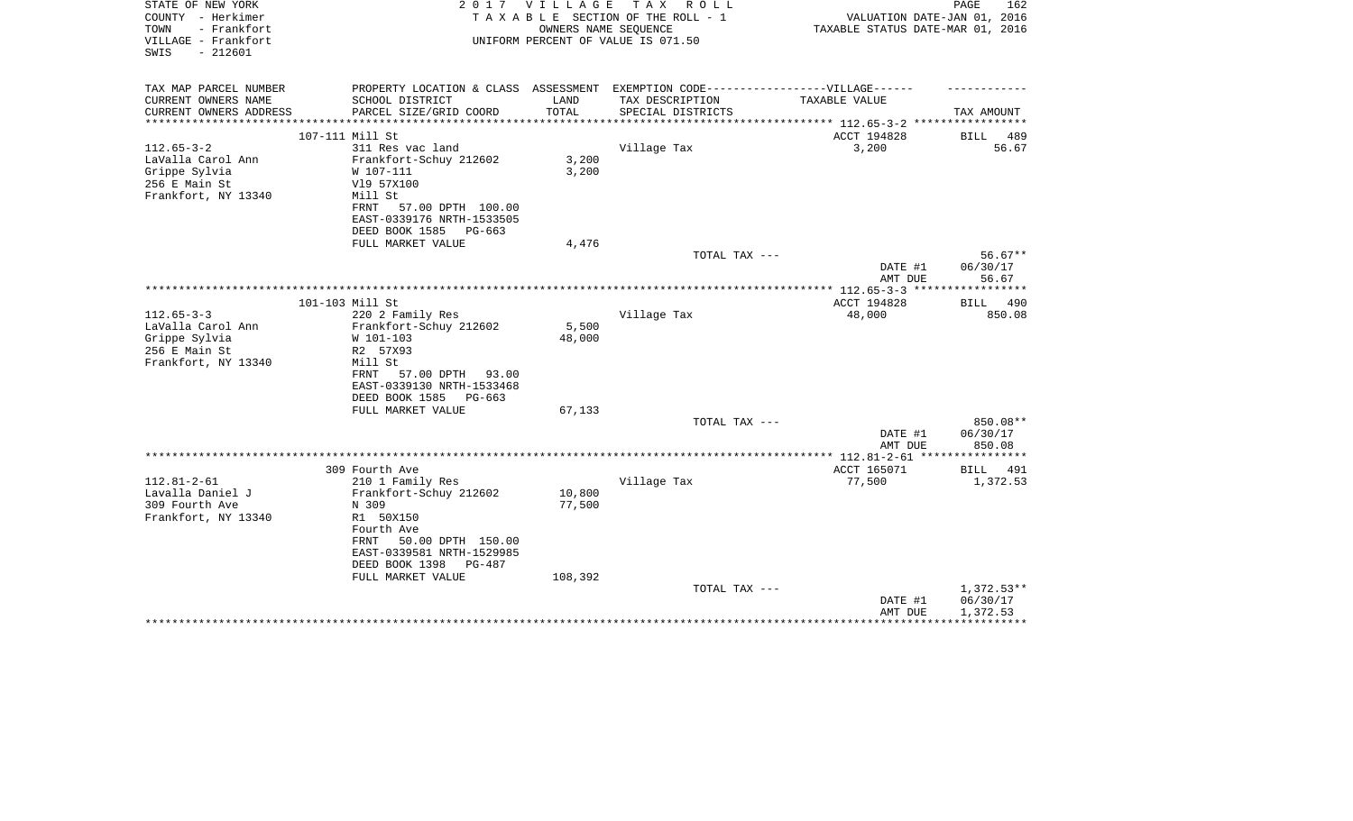STATE OF NEW YORK
COUNTY - Herkimer
TOWN - Frankfort
VILLAGE - Frankfort
SWIS - 212601

2017 VILLAGE TAX ROLL
TAXABLE SECTION OF THE ROLL - 1
OWNERS NAME SEQUENCE
UNIFORM PERCENT OF VALUE IS 071.50

VALUATION DATE-JAN 01, 2016
TAXABLE STATUS DATE-MAR 01, 2016

| TAX MAP PARCEL NUMBER / CURRENT OWNERS NAME / CURRENT OWNERS ADDRESS | PROPERTY LOCATION & CLASS / SCHOOL DISTRICT / PARCEL SIZE/GRID COORD | ASSESSMENT LAND / TOTAL | EXEMPTION CODE / TAX DESCRIPTION / SPECIAL DISTRICTS | TAXABLE VALUE | TAX AMOUNT |
|---|---|---|---|---|---|
| 112.65-3-2 | 107-111 Mill St | | | ACCT 194828 | BILL 489 |
| LaValla Carol Ann | 311 Res vac land | | Village Tax | 3,200 | 56.67 |
| Grippe Sylvia | Frankfort-Schuy 212602 | 3,200 | | | |
| 256 E Main St | W 107-111 | 3,200 | | | |
| Frankfort, NY 13340 | Vl9 57X100 | | | | |
| | Mill St | | | | |
| | FRNT 57.00 DPTH 100.00 | | | | |
| | EAST-0339176 NRTH-1533505 | | | | |
| | DEED BOOK 1585 PG-663 | | | | |
| | FULL MARKET VALUE | 4,476 | | | |
| | | | TOTAL TAX --- | | 56.67** |
| | | | | DATE #1 | 06/30/17 |
| | | | | AMT DUE | 56.67 |
| 112.65-3-3 | 101-103 Mill St | | | ACCT 194828 | BILL 490 |
| LaValla Carol Ann | 220 2 Family Res | | Village Tax | 48,000 | 850.08 |
| Grippe Sylvia | Frankfort-Schuy 212602 | 5,500 | | | |
| 256 E Main St | W 101-103 | 48,000 | | | |
| Frankfort, NY 13340 | R2 57X93 | | | | |
| | Mill St | | | | |
| | FRNT 57.00 DPTH 93.00 | | | | |
| | EAST-0339130 NRTH-1533468 | | | | |
| | DEED BOOK 1585 PG-663 | | | | |
| | FULL MARKET VALUE | 67,133 | | | |
| | | | TOTAL TAX --- | | 850.08** |
| | | | | DATE #1 | 06/30/17 |
| | | | | AMT DUE | 850.08 |
| 112.81-2-61 | 309 Fourth Ave | | | ACCT 165071 | BILL 491 |
| Lavalla Daniel J | 210 1 Family Res | | Village Tax | 77,500 | 1,372.53 |
| 309 Fourth Ave | Frankfort-Schuy 212602 | 10,800 | | | |
| Frankfort, NY 13340 | N 309 | 77,500 | | | |
| | R1 50X150 | | | | |
| | Fourth Ave | | | | |
| | FRNT 50.00 DPTH 150.00 | | | | |
| | EAST-0339581 NRTH-1529985 | | | | |
| | DEED BOOK 1398 PG-487 | | | | |
| | FULL MARKET VALUE | 108,392 | | | |
| | | | TOTAL TAX --- | | 1,372.53** |
| | | | | DATE #1 | 06/30/17 |
| | | | | AMT DUE | 1,372.53 |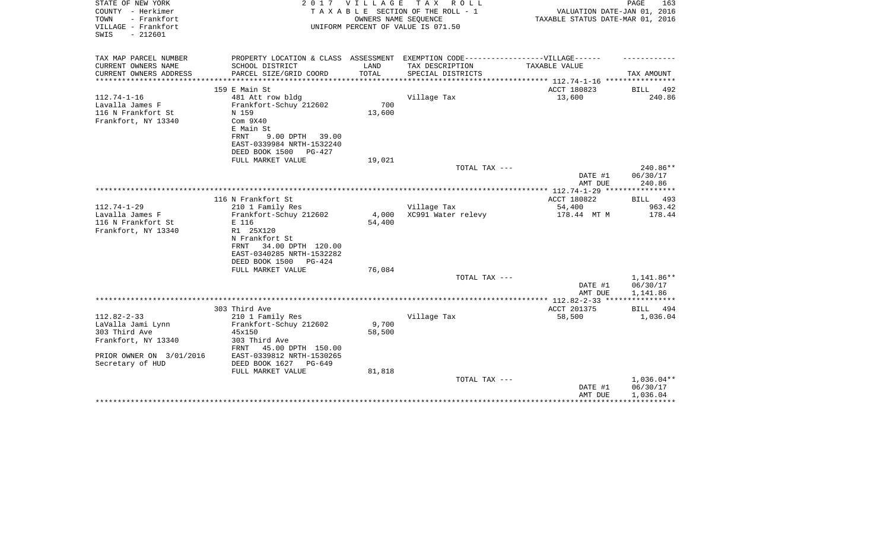STATE OF NEW YORK — 2 0 1 7 V I L L A G E T A X R O L L

COUNTY - Herkimer — T A X A B L E SECTION OF THE ROLL - 1 — VALUATION DATE-JAN 01, 2016

TOWN - Frankfort — OWNERS NAME SEQUENCE — TAXABLE STATUS DATE-MAR 01, 2016

VILLAGE - Frankfort — UNIFORM PERCENT OF VALUE IS 071.50

SWIS - 212601

| TAX MAP PARCEL NUMBER / CURRENT OWNERS NAME / CURRENT OWNERS ADDRESS | PROPERTY LOCATION & CLASS / SCHOOL DISTRICT / PARCEL SIZE/GRID COORD | ASSESSMENT LAND / TOTAL | EXEMPTION CODE / TAX DESCRIPTION / SPECIAL DISTRICTS | TAXABLE VALUE | TAX AMOUNT |
|---|---|---|---|---|---|
| **112.74-1-16** | 159 E Main St | | | ACCT 180823 | BILL 492 |
| Lavalla James F | 481 Att row bldg | | Village Tax | 13,600 | 240.86 |
| 116 N Frankfort St | Frankfort-Schuy 212602 | 700 | | | |
| Frankfort, NY 13340 | N 159 | 13,600 | | | |
| | Com 9X40 | | | | |
| | E Main St | | | | |
| | FRNT 9.00 DPTH 39.00 | | | | |
| | EAST-0339984 NRTH-1532240 | | | | |
| | DEED BOOK 1500 PG-427 | | | | |
| | FULL MARKET VALUE | 19,021 | | | |
| | | | TOTAL TAX --- | | 240.86** |
| | | | | DATE #1 | 06/30/17 |
| | | | | AMT DUE | 240.86 |
| **112.74-1-29** | 116 N Frankfort St | | | ACCT 180822 | BILL 493 |
| Lavalla James F | 210 1 Family Res | | Village Tax | 54,400 | 963.42 |
| 116 N Frankfort St | Frankfort-Schuy 212602 | 4,000 | XC991 Water relevy | 178.44 MT M | 178.44 |
| Frankfort, NY 13340 | E 116 | 54,400 | | | |
| | R1 25X120 | | | | |
| | N Frankfort St | | | | |
| | FRNT 34.00 DPTH 120.00 | | | | |
| | EAST-0340285 NRTH-1532282 | | | | |
| | DEED BOOK 1500 PG-424 | | | | |
| | FULL MARKET VALUE | 76,084 | | | |
| | | | TOTAL TAX --- | | 1,141.86** |
| | | | | DATE #1 | 06/30/17 |
| | | | | AMT DUE | 1,141.86 |
| **112.82-2-33** | 303 Third Ave | | | ACCT 201375 | BILL 494 |
| LaValla Jami Lynn | 210 1 Family Res | | Village Tax | 58,500 | 1,036.04 |
| 303 Third Ave | Frankfort-Schuy 212602 | 9,700 | | | |
| Frankfort, NY 13340 | 45x150 | 58,500 | | | |
| | 303 Third Ave | | | | |
| | FRNT 45.00 DPTH 150.00 | | | | |
| PRIOR OWNER ON 3/01/2016 | EAST-0339812 NRTH-1530265 | | | | |
| Secretary of HUD | DEED BOOK 1627 PG-649 | | | | |
| | FULL MARKET VALUE | 81,818 | | | |
| | | | TOTAL TAX --- | | 1,036.04** |
| | | | | DATE #1 | 06/30/17 |
| | | | | AMT DUE | 1,036.04 |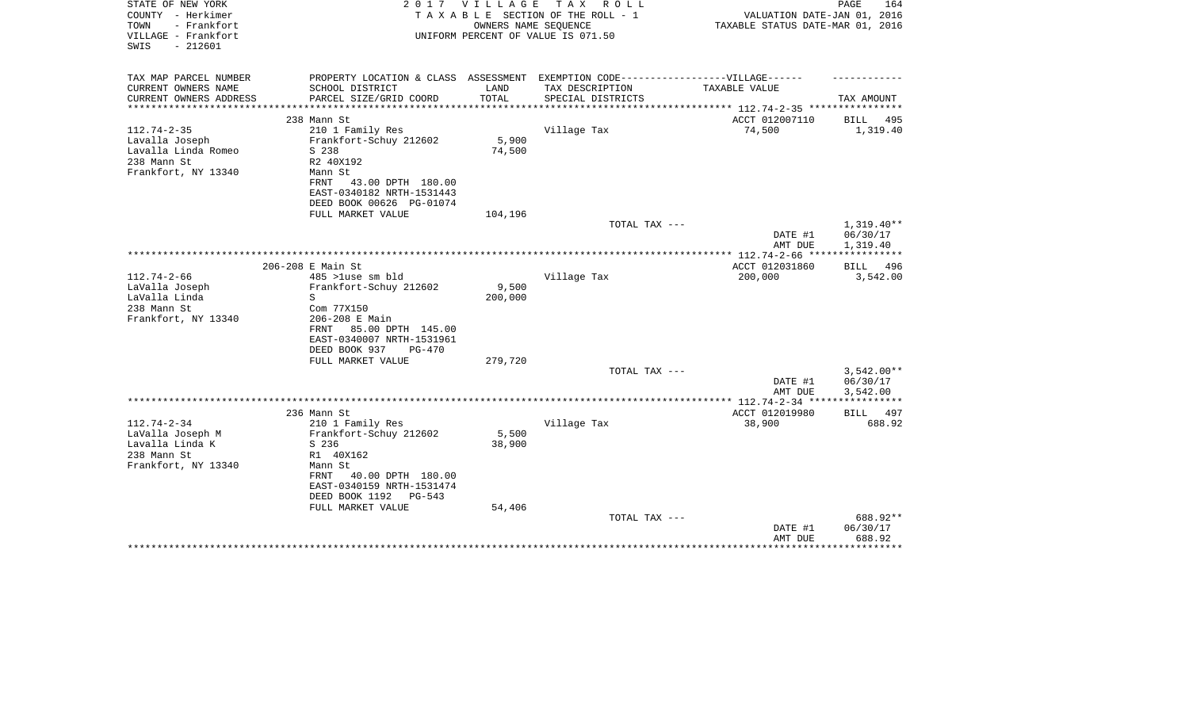STATE OF NEW YORK | COUNTY - Herkimer | TOWN - Frankfort | VILLAGE - Frankfort | SWIS - 212601

**2017 VILLAGE TAX ROLL**
TAXABLE SECTION OF THE ROLL - 1
OWNERS NAME SEQUENCE
UNIFORM PERCENT OF VALUE IS 071.50

VALUATION DATE-JAN 01, 2016
TAXABLE STATUS DATE-MAR 01, 2016

| TAX MAP PARCEL NUMBER / CURRENT OWNERS NAME / CURRENT OWNERS ADDRESS | PROPERTY LOCATION & CLASS / SCHOOL DISTRICT / PARCEL SIZE/GRID COORD | ASSESSMENT LAND / TOTAL | EXEMPTION CODE / TAX DESCRIPTION / SPECIAL DISTRICTS | TAXABLE VALUE | TAX AMOUNT |
|---|---|---|---|---|---|
| | 238 Mann St | | | ACCT 012007110 | BILL 495 |
| 112.74-2-35 | 210 1 Family Res | | Village Tax | 74,500 | 1,319.40 |
| Lavalla Joseph | Frankfort-Schuy 212602 | 5,900 | | | |
| Lavalla Linda Romeo | S 238 | 74,500 | | | |
| 238 Mann St | R2 40X192 | | | | |
| Frankfort, NY 13340 | Mann St | | | | |
| | FRNT 43.00 DPTH 180.00 | | | | |
| | EAST-0340182 NRTH-1531443 | | | | |
| | DEED BOOK 00626 PG-01074 | | | | |
| | FULL MARKET VALUE | 104,196 | | | |
| | | | TOTAL TAX --- | | 1,319.40** |
| | | | | DATE #1 | 06/30/17 |
| | | | | AMT DUE | 1,319.40 |
| | 206-208 E Main St | | | ACCT 012031860 | BILL 496 |
| 112.74-2-66 | 485 >1use sm bld | | Village Tax | 200,000 | 3,542.00 |
| LaValla Joseph | Frankfort-Schuy 212602 | 9,500 | | | |
| LaValla Linda | S | 200,000 | | | |
| 238 Mann St | Com 77X150 | | | | |
| Frankfort, NY 13340 | 206-208 E Main | | | | |
| | FRNT 85.00 DPTH 145.00 | | | | |
| | EAST-0340007 NRTH-1531961 | | | | |
| | DEED BOOK 937 PG-470 | | | | |
| | FULL MARKET VALUE | 279,720 | | | |
| | | | TOTAL TAX --- | | 3,542.00** |
| | | | | DATE #1 | 06/30/17 |
| | | | | AMT DUE | 3,542.00 |
| | 236 Mann St | | | ACCT 012019980 | BILL 497 |
| 112.74-2-34 | 210 1 Family Res | | Village Tax | 38,900 | 688.92 |
| LaValla Joseph M | Frankfort-Schuy 212602 | 5,500 | | | |
| Lavalla Linda K | S 236 | 38,900 | | | |
| 238 Mann St | R1 40X162 | | | | |
| Frankfort, NY 13340 | Mann St | | | | |
| | FRNT 40.00 DPTH 180.00 | | | | |
| | EAST-0340159 NRTH-1531474 | | | | |
| | DEED BOOK 1192 PG-543 | | | | |
| | FULL MARKET VALUE | 54,406 | | | |
| | | | TOTAL TAX --- | | 688.92** |
| | | | | DATE #1 | 06/30/17 |
| | | | | AMT DUE | 688.92 |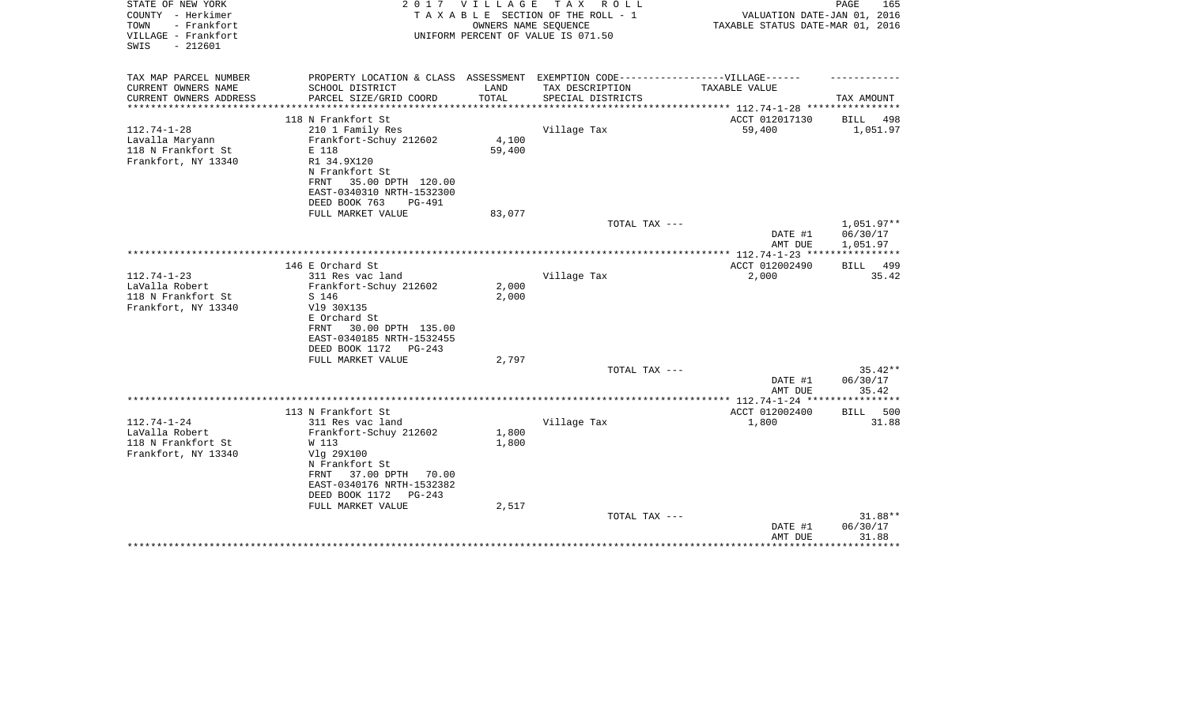STATE OF NEW YORK
COUNTY - Herkimer
TOWN - Frankfort
VILLAGE - Frankfort
SWIS - 212601

2017 VILLAGE TAX ROLL
TAXABLE SECTION OF THE ROLL - 1
OWNERS NAME SEQUENCE
UNIFORM PERCENT OF VALUE IS 071.50

VALUATION DATE-JAN 01, 2016
TAXABLE STATUS DATE-MAR 01, 2016

| TAX MAP PARCEL NUMBER<br>CURRENT OWNERS NAME<br>CURRENT OWNERS ADDRESS | PROPERTY LOCATION & CLASS<br>SCHOOL DISTRICT<br>PARCEL SIZE/GRID COORD | ASSESSMENT<br>LAND<br>TOTAL | EXEMPTION CODE------VILLAGE------<br>TAX DESCRIPTION<br>SPECIAL DISTRICTS | TAXABLE VALUE | TAX AMOUNT |
|---|---|---|---|---|---|
| 112.74-1-28 | 118 N Frankfort St | | | ACCT 012017130 | BILL 498 |
| Lavalla Maryann | 210 1 Family Res | | Village Tax | 59,400 | 1,051.97 |
| 118 N Frankfort St | Frankfort-Schuy 212602 | 4,100 | | | |
| Frankfort, NY 13340 | E 118 | 59,400 | | | |
| | R1 34.9X120 | | | | |
| | N Frankfort St | | | | |
| | FRNT 35.00 DPTH 120.00 | | | | |
| | EAST-0340310 NRTH-1532300 | | | | |
| | DEED BOOK 763 PG-491 | | | | |
| | FULL MARKET VALUE | 83,077 | | | |
| | | | TOTAL TAX --- | | 1,051.97** |
| | | | | DATE #1 | 06/30/17 |
| | | | | AMT DUE | 1,051.97 |
| 112.74-1-23 | 146 E Orchard St | | | ACCT 012002490 | BILL 499 |
| LaValla Robert | 311 Res vac land | | Village Tax | 2,000 | 35.42 |
| 118 N Frankfort St | Frankfort-Schuy 212602 | 2,000 | | | |
| Frankfort, NY 13340 | S 146 | 2,000 | | | |
| | Vl9 30X135 | | | | |
| | E Orchard St | | | | |
| | FRNT 30.00 DPTH 135.00 | | | | |
| | EAST-0340185 NRTH-1532455 | | | | |
| | DEED BOOK 1172 PG-243 | | | | |
| | FULL MARKET VALUE | 2,797 | | | |
| | | | TOTAL TAX --- | | 35.42** |
| | | | | DATE #1 | 06/30/17 |
| | | | | AMT DUE | 35.42 |
| 112.74-1-24 | 113 N Frankfort St | | | ACCT 012002400 | BILL 500 |
| LaValla Robert | 311 Res vac land | | Village Tax | 1,800 | 31.88 |
| 118 N Frankfort St | Frankfort-Schuy 212602 | 1,800 | | | |
| Frankfort, NY 13340 | W 113 | 1,800 | | | |
| | Vlg 29X100 | | | | |
| | N Frankfort St | | | | |
| | FRNT 37.00 DPTH 70.00 | | | | |
| | EAST-0340176 NRTH-1532382 | | | | |
| | DEED BOOK 1172 PG-243 | | | | |
| | FULL MARKET VALUE | 2,517 | | | |
| | | | TOTAL TAX --- | | 31.88** |
| | | | | DATE #1 | 06/30/17 |
| | | | | AMT DUE | 31.88 |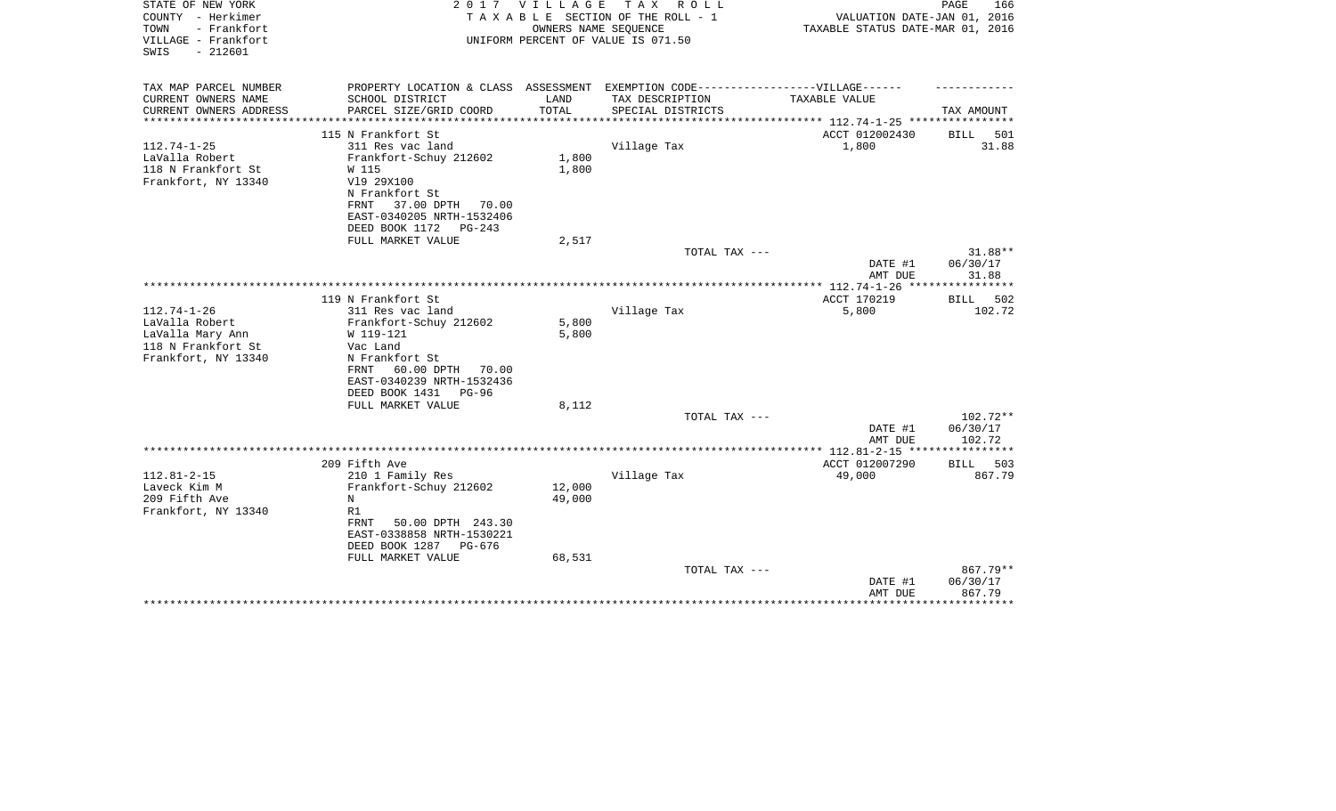STATE OF NEW YORK
COUNTY - Herkimer
TOWN - Frankfort
VILLAGE - Frankfort
SWIS - 212601

2017 VILLAGE TAX ROLL
TAXABLE SECTION OF THE ROLL - 1
OWNERS NAME SEQUENCE
UNIFORM PERCENT OF VALUE IS 071.50

VALUATION DATE-JAN 01, 2016
TAXABLE STATUS DATE-MAR 01, 2016

| TAX MAP PARCEL NUMBER<br>CURRENT OWNERS NAME<br>CURRENT OWNERS ADDRESS | PROPERTY LOCATION & CLASS<br>SCHOOL DISTRICT<br>PARCEL SIZE/GRID COORD | ASSESSMENT<br>LAND<br>TOTAL | EXEMPTION CODE-----VILLAGE------<br>TAX DESCRIPTION<br>SPECIAL DISTRICTS | TAXABLE VALUE | TAX AMOUNT |
|---|---|---|---|---|---|
| 112.74-1-25 | 115 N Frankfort St | | | ACCT 012002430 | BILL 501 |
| LaValla Robert<br>118 N Frankfort St<br>Frankfort, NY 13340 | 311 Res vac land<br>Frankfort-Schuy 212602<br>W 115<br>Vl9 29X100<br>N Frankfort St<br>FRNT 37.00 DPTH 70.00<br>EAST-0340205 NRTH-1532406<br>DEED BOOK 1172 PG-243<br>FULL MARKET VALUE | 1,800<br>1,800<br><br><br><br><br><br><br>2,517 | Village Tax | 1,800 | 31.88 |
| | | | TOTAL TAX --- | | 31.88** |
| | | | | DATE #1 | 06/30/17 |
| | | | | AMT DUE | 31.88 |
| 112.74-1-26 | 119 N Frankfort St | | | ACCT 170219 | BILL 502 |
| LaValla Robert<br>LaValla Mary Ann<br>118 N Frankfort St<br>Frankfort, NY 13340 | 311 Res vac land<br>Frankfort-Schuy 212602<br>W 119-121<br>Vac Land<br>N Frankfort St<br>FRNT 60.00 DPTH 70.00<br>EAST-0340239 NRTH-1532436<br>DEED BOOK 1431 PG-96<br>FULL MARKET VALUE | 5,800<br>5,800<br><br><br><br><br><br><br>8,112 | Village Tax | 5,800 | 102.72 |
| | | | TOTAL TAX --- | | 102.72** |
| | | | | DATE #1 | 06/30/17 |
| | | | | AMT DUE | 102.72 |
| 112.81-2-15 | 209 Fifth Ave | | | ACCT 012007290 | BILL 503 |
| Laveck Kim M<br>209 Fifth Ave<br>Frankfort, NY 13340 | 210 1 Family Res<br>Frankfort-Schuy 212602<br>N<br>R1<br>FRNT 50.00 DPTH 243.30<br>EAST-0338858 NRTH-1530221<br>DEED BOOK 1287 PG-676<br>FULL MARKET VALUE | 12,000<br>49,000<br><br><br><br><br><br>68,531 | Village Tax | 49,000 | 867.79 |
| | | | TOTAL TAX --- | | 867.79** |
| | | | | DATE #1 | 06/30/17 |
| | | | | AMT DUE | 867.79 |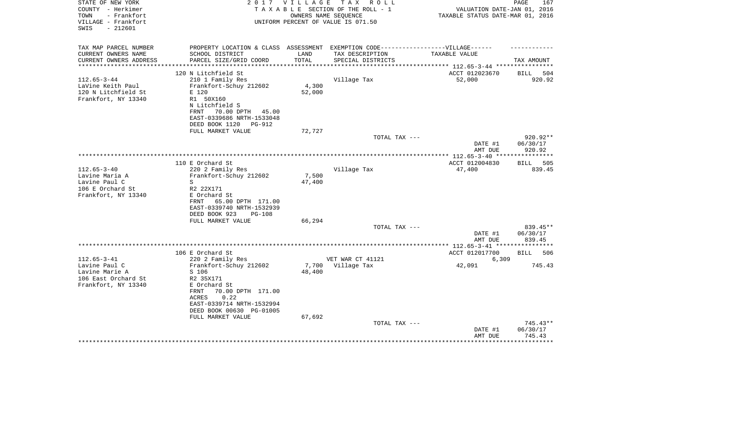STATE OF NEW YORK — COUNTY - Herkimer — TOWN - Frankfort — VILLAGE - Frankfort — SWIS - 212601

2017 VILLAGE TAX ROLL
TAXABLE SECTION OF THE ROLL - 1
OWNERS NAME SEQUENCE
UNIFORM PERCENT OF VALUE IS 071.50

VALUATION DATE-JAN 01, 2016
TAXABLE STATUS DATE-MAR 01, 2016

| TAX MAP PARCEL NUMBER / CURRENT OWNERS NAME / CURRENT OWNERS ADDRESS | PROPERTY LOCATION & CLASS / SCHOOL DISTRICT / PARCEL SIZE/GRID COORD | ASSESSMENT LAND / TOTAL | EXEMPTION CODE / TAX DESCRIPTION / SPECIAL DISTRICTS | TAXABLE VALUE | TAX AMOUNT |
|---|---|---|---|---|---|
| 112.65-3-44 | 120 N Litchfield St | | | ACCT 012023670 | BILL 504 |
| LaVine Keith Paul | 210 1 Family Res | | Village Tax | 52,000 | 920.92 |
| 120 N Litchfield St | Frankfort-Schuy 212602 | 4,300 | | | |
| Frankfort, NY 13340 | E 120 | 52,000 | | | |
| | R1 50X160 | | | | |
| | N Litchfield S | | | | |
| | FRNT 70.00 DPTH 45.00 | | | | |
| | EAST-0339686 NRTH-1533048 | | | | |
| | DEED BOOK 1120 PG-912 | | | | |
| | FULL MARKET VALUE | 72,727 | | | |
| | | | TOTAL TAX --- | | 920.92** |
| | | | | DATE #1 | 06/30/17 |
| | | | | AMT DUE | 920.92 |
| 112.65-3-40 | 110 E Orchard St | | | ACCT 012004830 | BILL 505 |
| Lavine Maria A | 220 2 Family Res | | Village Tax | 47,400 | 839.45 |
| Lavine Paul C | Frankfort-Schuy 212602 | 7,500 | | | |
| 106 E Orchard St | S | 47,400 | | | |
| Frankfort, NY 13340 | R2 22X171 | | | | |
| | E Orchard St | | | | |
| | FRNT 65.00 DPTH 171.00 | | | | |
| | EAST-0339740 NRTH-1532939 | | | | |
| | DEED BOOK 923 PG-108 | | | | |
| | FULL MARKET VALUE | 66,294 | | | |
| | | | TOTAL TAX --- | | 839.45** |
| | | | | DATE #1 | 06/30/17 |
| | | | | AMT DUE | 839.45 |
| 112.65-3-41 | 106 E Orchard St | | | ACCT 012017700 | BILL 506 |
| Lavine Paul C | 220 2 Family Res | | VET WAR CT 41121 | 6,309 | |
| Lavine Marie A | Frankfort-Schuy 212602 | 7,700 | Village Tax | 42,091 | 745.43 |
| 106 East Orchard St | S 106 | 48,400 | | | |
| Frankfort, NY 13340 | R2 35X171 | | | | |
| | E Orchard St | | | | |
| | FRNT 70.00 DPTH 171.00 | | | | |
| | ACRES 0.22 | | | | |
| | EAST-0339714 NRTH-1532994 | | | | |
| | DEED BOOK 00630 PG-01005 | | | | |
| | FULL MARKET VALUE | 67,692 | | | |
| | | | TOTAL TAX --- | | 745.43** |
| | | | | DATE #1 | 06/30/17 |
| | | | | AMT DUE | 745.43 |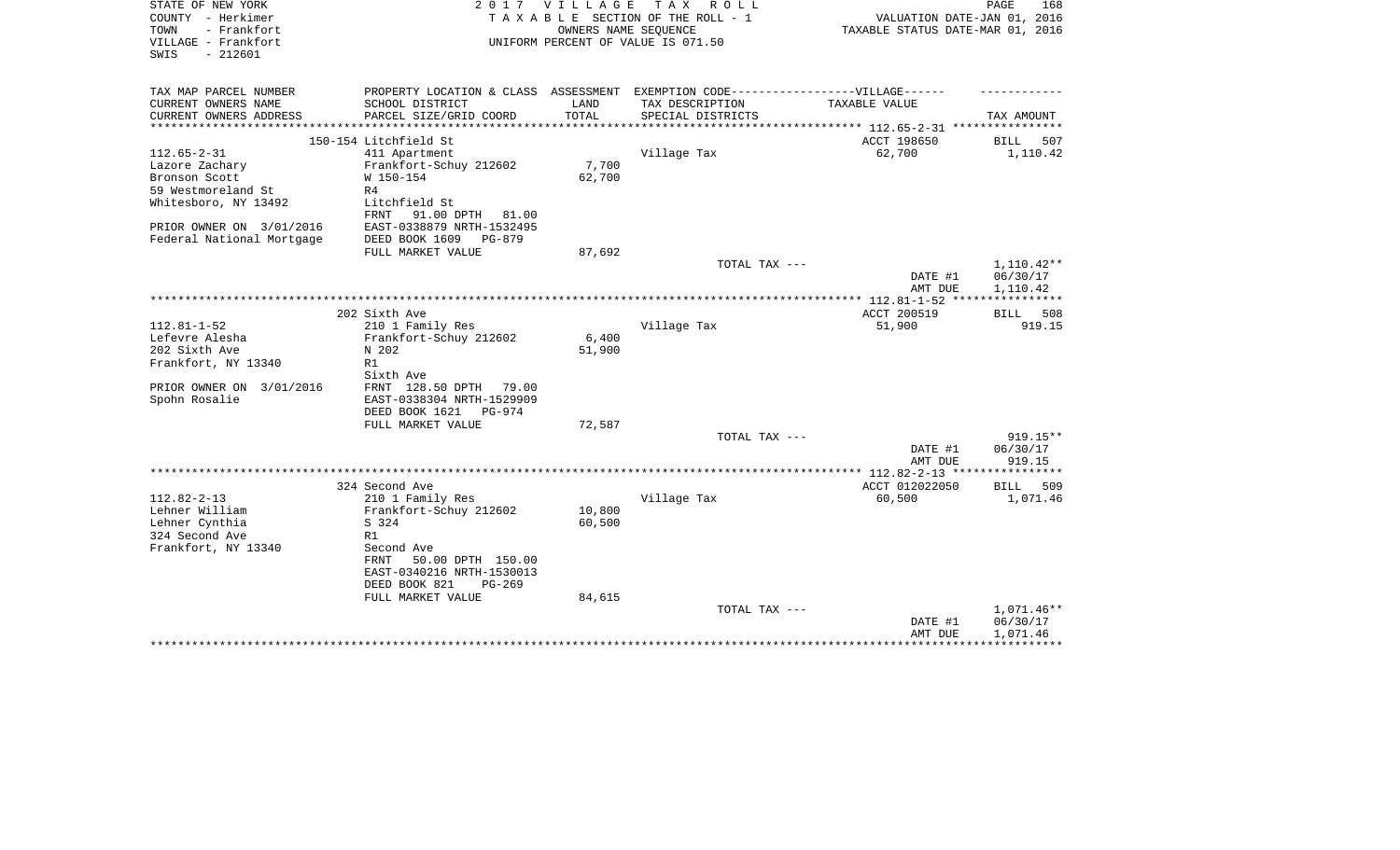STATE OF NEW YORK — 2017 VILLAGE TAX ROLL — PAGE 168
COUNTY - Herkimer — TAXABLE SECTION OF THE ROLL - 1 — VALUATION DATE-JAN 01, 2016
TOWN - Frankfort — OWNERS NAME SEQUENCE — TAXABLE STATUS DATE-MAR 01, 2016
VILLAGE - Frankfort — UNIFORM PERCENT OF VALUE IS 071.50
SWIS - 212601

| TAX MAP PARCEL NUMBER / CURRENT OWNERS NAME / CURRENT OWNERS ADDRESS | PROPERTY LOCATION & CLASS / SCHOOL DISTRICT / PARCEL SIZE/GRID COORD | ASSESSMENT LAND / TOTAL | EXEMPTION CODE-VILLAGE / TAX DESCRIPTION / SPECIAL DISTRICTS | TAXABLE VALUE | TAX AMOUNT |
|---|---|---|---|---|---|
| | 150-154 Litchfield St | | | ACCT 198650 | BILL 507 |
| 112.65-2-31 | 411 Apartment | | Village Tax | 62,700 | 1,110.42 |
| Lazore Zachary | Frankfort-Schuy 212602 | 7,700 | | | |
| Bronson Scott | W 150-154 | 62,700 | | | |
| 59 Westmoreland St | R4 | | | | |
| Whitesboro, NY 13492 | Litchfield St | | | | |
| | FRNT 91.00 DPTH 81.00 | | | | |
| PRIOR OWNER ON 3/01/2016 | EAST-0338879 NRTH-1532495 | | | | |
| Federal National Mortgage | DEED BOOK 1609 PG-879 | | | | |
| | FULL MARKET VALUE | 87,692 | | | |
| | | | TOTAL TAX --- | | 1,110.42** |
| | | | | DATE #1 | 06/30/17 |
| | | | | AMT DUE | 1,110.42 |
| | 202 Sixth Ave | | | ACCT 200519 | BILL 508 |
| 112.81-1-52 | 210 1 Family Res | | Village Tax | 51,900 | 919.15 |
| Lefevre Alesha | Frankfort-Schuy 212602 | 6,400 | | | |
| 202 Sixth Ave | N 202 | 51,900 | | | |
| Frankfort, NY 13340 | R1 | | | | |
| | Sixth Ave | | | | |
| PRIOR OWNER ON 3/01/2016 | FRNT 128.50 DPTH 79.00 | | | | |
| Spohn Rosalie | EAST-0338304 NRTH-1529909 | | | | |
| | DEED BOOK 1621 PG-974 | | | | |
| | FULL MARKET VALUE | 72,587 | | | |
| | | | TOTAL TAX --- | | 919.15** |
| | | | | DATE #1 | 06/30/17 |
| | | | | AMT DUE | 919.15 |
| | 324 Second Ave | | | ACCT 012022050 | BILL 509 |
| 112.82-2-13 | 210 1 Family Res | | Village Tax | 60,500 | 1,071.46 |
| Lehner William | Frankfort-Schuy 212602 | 10,800 | | | |
| Lehner Cynthia | S 324 | 60,500 | | | |
| 324 Second Ave | R1 | | | | |
| Frankfort, NY 13340 | Second Ave | | | | |
| | FRNT 50.00 DPTH 150.00 | | | | |
| | EAST-0340216 NRTH-1530013 | | | | |
| | DEED BOOK 821 PG-269 | | | | |
| | FULL MARKET VALUE | 84,615 | | | |
| | | | TOTAL TAX --- | | 1,071.46** |
| | | | | DATE #1 | 06/30/17 |
| | | | | AMT DUE | 1,071.46 |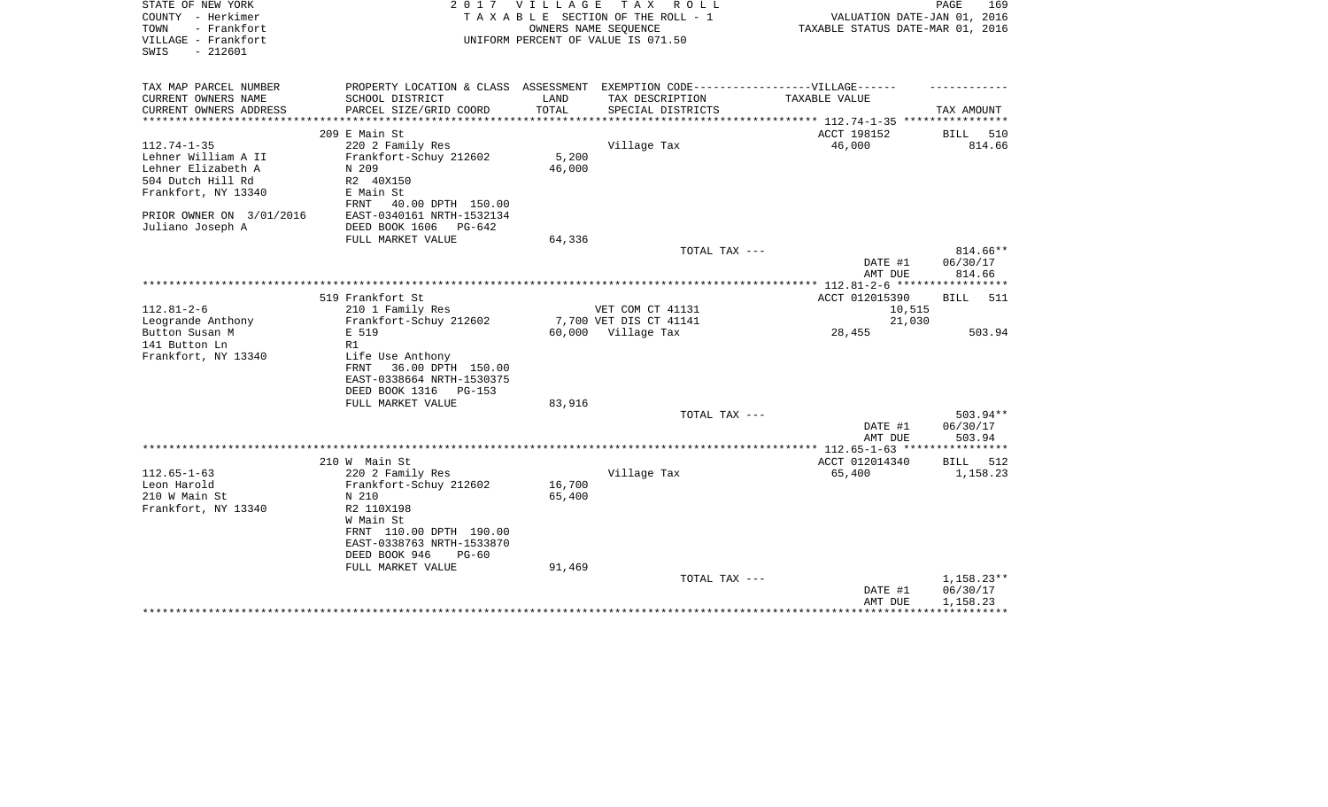STATE OF NEW YORK
COUNTY - Herkimer
TOWN - Frankfort
VILLAGE - Frankfort
SWIS - 212601

2017 VILLAGE TAX ROLL
TAXABLE SECTION OF THE ROLL - 1
OWNERS NAME SEQUENCE
UNIFORM PERCENT OF VALUE IS 071.50

VALUATION DATE-JAN 01, 2016
TAXABLE STATUS DATE-MAR 01, 2016

| TAX MAP PARCEL NUMBER / CURRENT OWNERS NAME / CURRENT OWNERS ADDRESS | PROPERTY LOCATION & CLASS / SCHOOL DISTRICT / PARCEL SIZE/GRID COORD | ASSESSMENT LAND / TOTAL | EXEMPTION CODE / TAX DESCRIPTION / SPECIAL DISTRICTS | TAXABLE VALUE | TAX AMOUNT |
|---|---|---|---|---|---|
| 112.74-1-35 | 209 E Main St | | | ACCT 198152 | BILL 510 |
| Lehner William A II | 220 2 Family Res | | Village Tax | 46,000 | 814.66 |
| Lehner Elizabeth A | Frankfort-Schuy 212602 | 5,200 | | | |
| 504 Dutch Hill Rd | N 209 | 46,000 | | | |
| Frankfort, NY 13340 | R2 40X150 | | | | |
| | E Main St | | | | |
| | FRNT 40.00 DPTH 150.00 | | | | |
| PRIOR OWNER ON 3/01/2016 | EAST-0340161 NRTH-1532134 | | | | |
| Juliano Joseph A | DEED BOOK 1606 PG-642 | | | | |
| | FULL MARKET VALUE | 64,336 | | | |
| | | | TOTAL TAX --- | | 814.66** |
| | | | | DATE #1 | 06/30/17 |
| | | | | AMT DUE | 814.66 |
| 112.81-2-6 | 519 Frankfort St | | | ACCT 012015390 | BILL 511 |
| Leogrande Anthony | 210 1 Family Res | | VET COM CT 41131 | 10,515 | |
| Button Susan M | Frankfort-Schuy 212602 | 7,700 | VET DIS CT 41141 | 21,030 | |
| 141 Button Ln | E 519 | 60,000 | Village Tax | 28,455 | 503.94 |
| Frankfort, NY 13340 | R1 | | | | |
| | Life Use Anthony | | | | |
| | FRNT 36.00 DPTH 150.00 | | | | |
| | EAST-0338664 NRTH-1530375 | | | | |
| | DEED BOOK 1316 PG-153 | | | | |
| | FULL MARKET VALUE | 83,916 | | | |
| | | | TOTAL TAX --- | | 503.94** |
| | | | | DATE #1 | 06/30/17 |
| | | | | AMT DUE | 503.94 |
| 112.65-1-63 | 210 W Main St | | | ACCT 012014340 | BILL 512 |
| Leon Harold | 220 2 Family Res | | Village Tax | 65,400 | 1,158.23 |
| 210 W Main St | Frankfort-Schuy 212602 | 16,700 | | | |
| Frankfort, NY 13340 | N 210 | 65,400 | | | |
| | R2 110X198 | | | | |
| | W Main St | | | | |
| | FRNT 110.00 DPTH 190.00 | | | | |
| | EAST-0338763 NRTH-1533870 | | | | |
| | DEED BOOK 946 PG-60 | | | | |
| | FULL MARKET VALUE | 91,469 | | | |
| | | | TOTAL TAX --- | | 1,158.23** |
| | | | | DATE #1 | 06/30/17 |
| | | | | AMT DUE | 1,158.23 |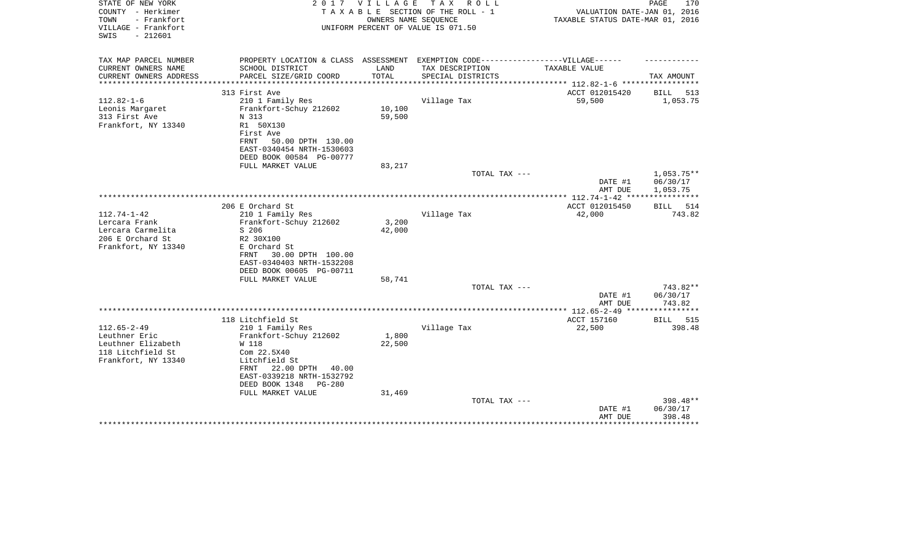STATE OF NEW YORK
COUNTY - Herkimer
TOWN - Frankfort
VILLAGE - Frankfort
SWIS - 212601

2 0 1 7 V I L L A G E T A X R O L L
T A X A B L E SECTION OF THE ROLL - 1
OWNERS NAME SEQUENCE
UNIFORM PERCENT OF VALUE IS 071.50

PAGE 170
VALUATION DATE-JAN 01, 2016
TAXABLE STATUS DATE-MAR 01, 2016

| TAX MAP PARCEL NUMBER<br>CURRENT OWNERS NAME<br>CURRENT OWNERS ADDRESS | PROPERTY LOCATION & CLASS<br>SCHOOL DISTRICT<br>PARCEL SIZE/GRID COORD | ASSESSMENT<br>LAND<br>TOTAL | EXEMPTION CODE------------------VILLAGE------<br>TAX DESCRIPTION<br>SPECIAL DISTRICTS | TAXABLE VALUE | TAX AMOUNT |
|---|---|---|---|---|---|
| | 313 First Ave | | | ACCT 012015420 | BILL 513 |
| 112.82-1-6 | 210 1 Family Res | | Village Tax | 59,500 | 1,053.75 |
| Leonis Margaret | Frankfort-Schuy 212602 | 10,100 | | | |
| 313 First Ave | N 313 | 59,500 | | | |
| Frankfort, NY 13340 | R1 50X130 | | | | |
| | First Ave | | | | |
| | FRNT 50.00 DPTH 130.00 | | | | |
| | EAST-0340454 NRTH-1530603 | | | | |
| | DEED BOOK 00584 PG-00777 | | | | |
| | FULL MARKET VALUE | 83,217 | | | |
| | | | TOTAL TAX --- | | 1,053.75** |
| | | | | DATE #1 | 06/30/17 |
| | | | | AMT DUE | 1,053.75 |
| | 206 E Orchard St | | | ACCT 012015450 | BILL 514 |
| 112.74-1-42 | 210 1 Family Res | | Village Tax | 42,000 | 743.82 |
| Lercara Frank | Frankfort-Schuy 212602 | 3,200 | | | |
| Lercara Carmelita | S 206 | 42,000 | | | |
| 206 E Orchard St | R2 30X100 | | | | |
| Frankfort, NY 13340 | E Orchard St | | | | |
| | FRNT 30.00 DPTH 100.00 | | | | |
| | EAST-0340403 NRTH-1532208 | | | | |
| | DEED BOOK 00605 PG-00711 | | | | |
| | FULL MARKET VALUE | 58,741 | | | |
| | | | TOTAL TAX --- | | 743.82** |
| | | | | DATE #1 | 06/30/17 |
| | | | | AMT DUE | 743.82 |
| | 118 Litchfield St | | | ACCT 157160 | BILL 515 |
| 112.65-2-49 | 210 1 Family Res | | Village Tax | 22,500 | 398.48 |
| Leuthner Eric | Frankfort-Schuy 212602 | 1,800 | | | |
| Leuthner Elizabeth | W 118 | 22,500 | | | |
| 118 Litchfield St | Com 22.5X40 | | | | |
| Frankfort, NY 13340 | Litchfield St | | | | |
| | FRNT 22.00 DPTH 40.00 | | | | |
| | EAST-0339218 NRTH-1532792 | | | | |
| | DEED BOOK 1348 PG-280 | | | | |
| | FULL MARKET VALUE | 31,469 | | | |
| | | | TOTAL TAX --- | | 398.48** |
| | | | | DATE #1 | 06/30/17 |
| | | | | AMT DUE | 398.48 |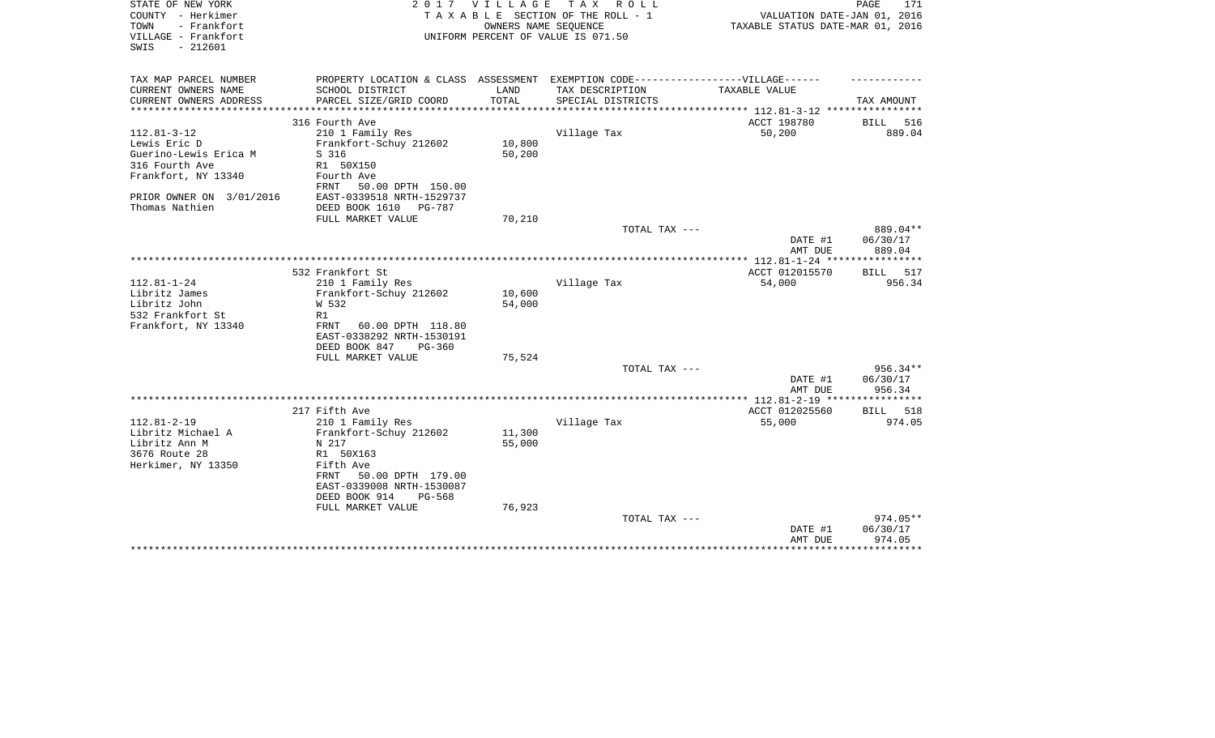STATE OF NEW YORK
COUNTY - Herkimer
TOWN - Frankfort
VILLAGE - Frankfort
SWIS - 212601

2 0 1 7 V I L L A G E T A X R O L L
T A X A B L E SECTION OF THE ROLL - 1
OWNERS NAME SEQUENCE
UNIFORM PERCENT OF VALUE IS 071.50

VALUATION DATE-JAN 01, 2016
TAXABLE STATUS DATE-MAR 01, 2016

| TAX MAP PARCEL NUMBER<br>CURRENT OWNERS NAME<br>CURRENT OWNERS ADDRESS | PROPERTY LOCATION & CLASS<br>SCHOOL DISTRICT<br>PARCEL SIZE/GRID COORD | ASSESSMENT<br>LAND<br>TOTAL | EXEMPTION CODE------------------VILLAGE------<br>TAX DESCRIPTION<br>SPECIAL DISTRICTS | TAXABLE VALUE | TAX AMOUNT |
|---|---|---|---|---|---|
| 112.81-3-12 | 316 Fourth Ave | | | ACCT 198780 | BILL 516 |
| 112.81-3-12<br>Lewis Eric D<br>Guerino-Lewis Erica M<br>316 Fourth Ave<br>Frankfort, NY 13340<br>PRIOR OWNER ON 3/01/2016<br>Thomas Nathien | 210 1 Family Res<br>Frankfort-Schuy 212602<br>S 316<br>R1 50X150<br>Fourth Ave<br>FRNT 50.00 DPTH 150.00<br>EAST-0339518 NRTH-1529737<br>DEED BOOK 1610 PG-787<br>FULL MARKET VALUE | <br>10,800<br>50,200<br><br><br><br><br><br>70,210 | Village Tax | 50,200 | 889.04 |
| | | | TOTAL TAX --- | | 889.04** |
| | | | | DATE #1<br>AMT DUE | 06/30/17<br>889.04 |
| 112.81-1-24 | 532 Frankfort St | | | ACCT 012015570 | BILL 517 |
| 112.81-1-24<br>Libritz James<br>Libritz John<br>532 Frankfort St<br>Frankfort, NY 13340 | 210 1 Family Res<br>Frankfort-Schuy 212602<br>W 532<br>R1<br>FRNT 60.00 DPTH 118.80<br>EAST-0338292 NRTH-1530191<br>DEED BOOK 847 PG-360<br>FULL MARKET VALUE | <br>10,600<br>54,000<br><br><br><br><br>75,524 | Village Tax | 54,000 | 956.34 |
| | | | TOTAL TAX --- | | 956.34** |
| | | | | DATE #1<br>AMT DUE | 06/30/17<br>956.34 |
| 112.81-2-19 | 217 Fifth Ave | | | ACCT 012025560 | BILL 518 |
| 112.81-2-19<br>Libritz Michael A<br>Libritz Ann M<br>3676 Route 28<br>Herkimer, NY 13350 | 210 1 Family Res<br>Frankfort-Schuy 212602<br>N 217<br>R1 50X163<br>Fifth Ave<br>FRNT 50.00 DPTH 179.00<br>EAST-0339008 NRTH-1530087<br>DEED BOOK 914 PG-568<br>FULL MARKET VALUE | <br>11,300<br>55,000<br><br><br><br><br><br>76,923 | Village Tax | 55,000 | 974.05 |
| | | | TOTAL TAX --- | | 974.05** |
| | | | | DATE #1<br>AMT DUE | 06/30/17<br>974.05 |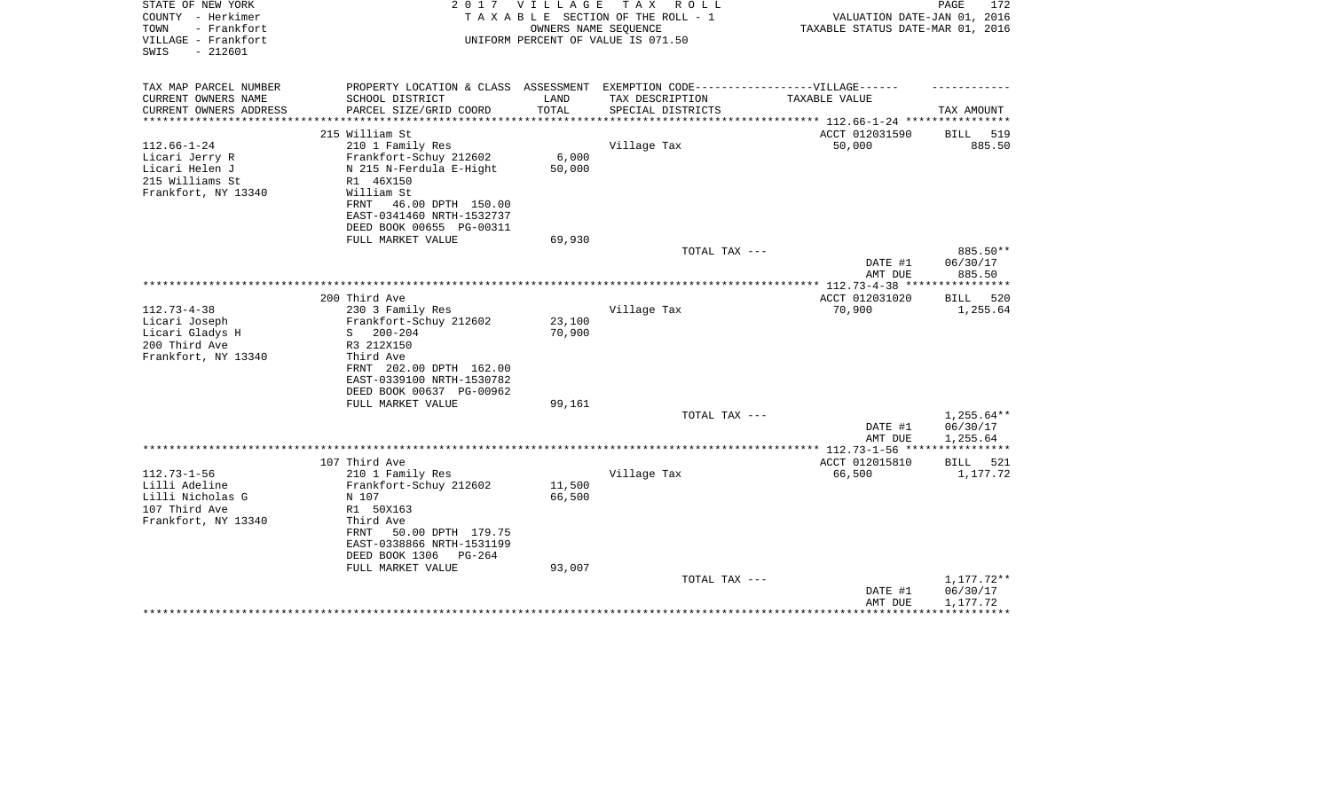STATE OF NEW YORK
COUNTY - Herkimer
TOWN - Frankfort
VILLAGE - Frankfort
SWIS - 212601

2 0 1 7 V I L L A G E T A X R O L L
T A X A B L E SECTION OF THE ROLL - 1
OWNERS NAME SEQUENCE
UNIFORM PERCENT OF VALUE IS 071.50

VALUATION DATE-JAN 01, 2016
TAXABLE STATUS DATE-MAR 01, 2016

| TAX MAP PARCEL NUMBER<br>CURRENT OWNERS NAME<br>CURRENT OWNERS ADDRESS | PROPERTY LOCATION & CLASS<br>SCHOOL DISTRICT<br>PARCEL SIZE/GRID COORD | ASSESSMENT<br>LAND<br>TOTAL | EXEMPTION CODE------------------VILLAGE------<br>TAX DESCRIPTION<br>SPECIAL DISTRICTS | TAXABLE VALUE | TAX AMOUNT |
|---|---|---|---|---|---|
| | 215 William St | | | ACCT 012031590 | BILL 519 |
| 112.66-1-24 | 210 1 Family Res | | Village Tax | 50,000 | 885.50 |
| Licari Jerry R | Frankfort-Schuy 212602 | 6,000 | | | |
| Licari Helen J | N 215 N-Ferdula E-Hight | 50,000 | | | |
| 215 Williams St | R1 46X150 | | | | |
| Frankfort, NY 13340 | William St | | | | |
| | FRNT 46.00 DPTH 150.00 | | | | |
| | EAST-0341460 NRTH-1532737 | | | | |
| | DEED BOOK 00655 PG-00311 | | | | |
| | FULL MARKET VALUE | 69,930 | | | |
| | | | TOTAL TAX --- | | 885.50** |
| | | | | DATE #1 | 06/30/17 |
| | | | | AMT DUE | 885.50 |
| | 200 Third Ave | | | ACCT 012031020 | BILL 520 |
| 112.73-4-38 | 230 3 Family Res | | Village Tax | 70,900 | 1,255.64 |
| Licari Joseph | Frankfort-Schuy 212602 | 23,100 | | | |
| Licari Gladys H | S 200-204 | 70,900 | | | |
| 200 Third Ave | R3 212X150 | | | | |
| Frankfort, NY 13340 | Third Ave | | | | |
| | FRNT 202.00 DPTH 162.00 | | | | |
| | EAST-0339100 NRTH-1530782 | | | | |
| | DEED BOOK 00637 PG-00962 | | | | |
| | FULL MARKET VALUE | 99,161 | | | |
| | | | TOTAL TAX --- | | 1,255.64** |
| | | | | DATE #1 | 06/30/17 |
| | | | | AMT DUE | 1,255.64 |
| | 107 Third Ave | | | ACCT 012015810 | BILL 521 |
| 112.73-1-56 | 210 1 Family Res | | Village Tax | 66,500 | 1,177.72 |
| Lilli Adeline | Frankfort-Schuy 212602 | 11,500 | | | |
| Lilli Nicholas G | N 107 | 66,500 | | | |
| 107 Third Ave | R1 50X163 | | | | |
| Frankfort, NY 13340 | Third Ave | | | | |
| | FRNT 50.00 DPTH 179.75 | | | | |
| | EAST-0338866 NRTH-1531199 | | | | |
| | DEED BOOK 1306 PG-264 | | | | |
| | FULL MARKET VALUE | 93,007 | | | |
| | | | TOTAL TAX --- | | 1,177.72** |
| | | | | DATE #1 | 06/30/17 |
| | | | | AMT DUE | 1,177.72 |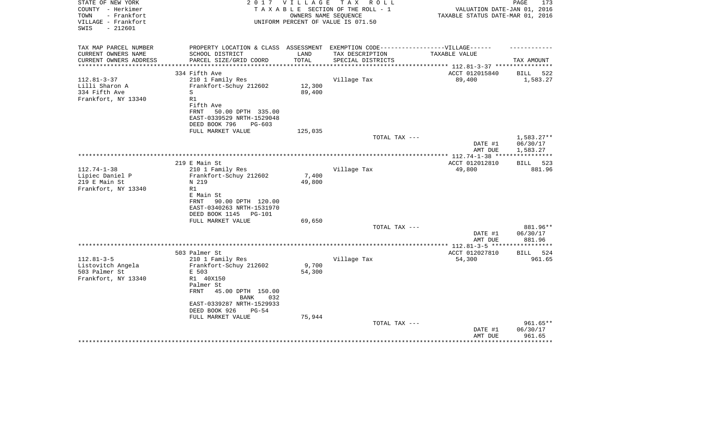STATE OF NEW YORK
COUNTY - Herkimer
TOWN - Frankfort
VILLAGE - Frankfort
SWIS - 212601

2 0 1 7 V I L L A G E T A X R O L L
T A X A B L E SECTION OF THE ROLL - 1
OWNERS NAME SEQUENCE
UNIFORM PERCENT OF VALUE IS 071.50

PAGE 173
VALUATION DATE-JAN 01, 2016
TAXABLE STATUS DATE-MAR 01, 2016

| TAX MAP PARCEL NUMBER<br>CURRENT OWNERS NAME<br>CURRENT OWNERS ADDRESS | PROPERTY LOCATION & CLASS<br>SCHOOL DISTRICT<br>PARCEL SIZE/GRID COORD | ASSESSMENT<br>LAND<br>TOTAL | EXEMPTION CODE------------------VILLAGE------<br>TAX DESCRIPTION<br>SPECIAL DISTRICTS | TAXABLE VALUE | TAX AMOUNT |
|---|---|---|---|---|---|
| ******** 112.81-3-37 ******** | | | | | |
| | 334 Fifth Ave | | | ACCT 012015840 | BILL 522 |
| 112.81-3-37 | 210 1 Family Res | | Village Tax | 89,400 | 1,583.27 |
| Lilli Sharon A | Frankfort-Schuy 212602 | 12,300 | | | |
| 334 Fifth Ave | S | 89,400 | | | |
| Frankfort, NY 13340 | R1 | | | | |
| | Fifth Ave | | | | |
| | FRNT 50.00 DPTH 335.00 | | | | |
| | EAST-0339529 NRTH-1529048 | | | | |
| | DEED BOOK 796 PG-603 | | | | |
| | FULL MARKET VALUE | 125,035 | | | |
| | | | TOTAL TAX --- | | 1,583.27** |
| | | | | DATE #1 | 06/30/17 |
| | | | | AMT DUE | 1,583.27 |
| ******** 112.74-1-38 ******** | | | | | |
| | 219 E Main St | | | ACCT 012012810 | BILL 523 |
| 112.74-1-38 | 210 1 Family Res | | Village Tax | 49,800 | 881.96 |
| Lipiec Daniel P | Frankfort-Schuy 212602 | 7,400 | | | |
| 219 E Main St | N 219 | 49,800 | | | |
| Frankfort, NY 13340 | R1 | | | | |
| | E Main St | | | | |
| | FRNT 90.00 DPTH 120.00 | | | | |
| | EAST-0340263 NRTH-1531970 | | | | |
| | DEED BOOK 1145 PG-101 | | | | |
| | FULL MARKET VALUE | 69,650 | | | |
| | | | TOTAL TAX --- | | 881.96** |
| | | | | DATE #1 | 06/30/17 |
| | | | | AMT DUE | 881.96 |
| ******** 112.81-3-5 ******** | | | | | |
| | 503 Palmer St | | | ACCT 012027810 | BILL 524 |
| 112.81-3-5 | 210 1 Family Res | | Village Tax | 54,300 | 961.65 |
| Listovitch Angela | Frankfort-Schuy 212602 | 9,700 | | | |
| 503 Palmer St | E 503 | 54,300 | | | |
| Frankfort, NY 13340 | R1 40X150 | | | | |
| | Palmer St | | | | |
| | FRNT 45.00 DPTH 150.00 | | | | |
| | BANK 032 | | | | |
| | EAST-0339287 NRTH-1529933 | | | | |
| | DEED BOOK 926 PG-54 | | | | |
| | FULL MARKET VALUE | 75,944 | | | |
| | | | TOTAL TAX --- | | 961.65** |
| | | | | DATE #1 | 06/30/17 |
| | | | | AMT DUE | 961.65 |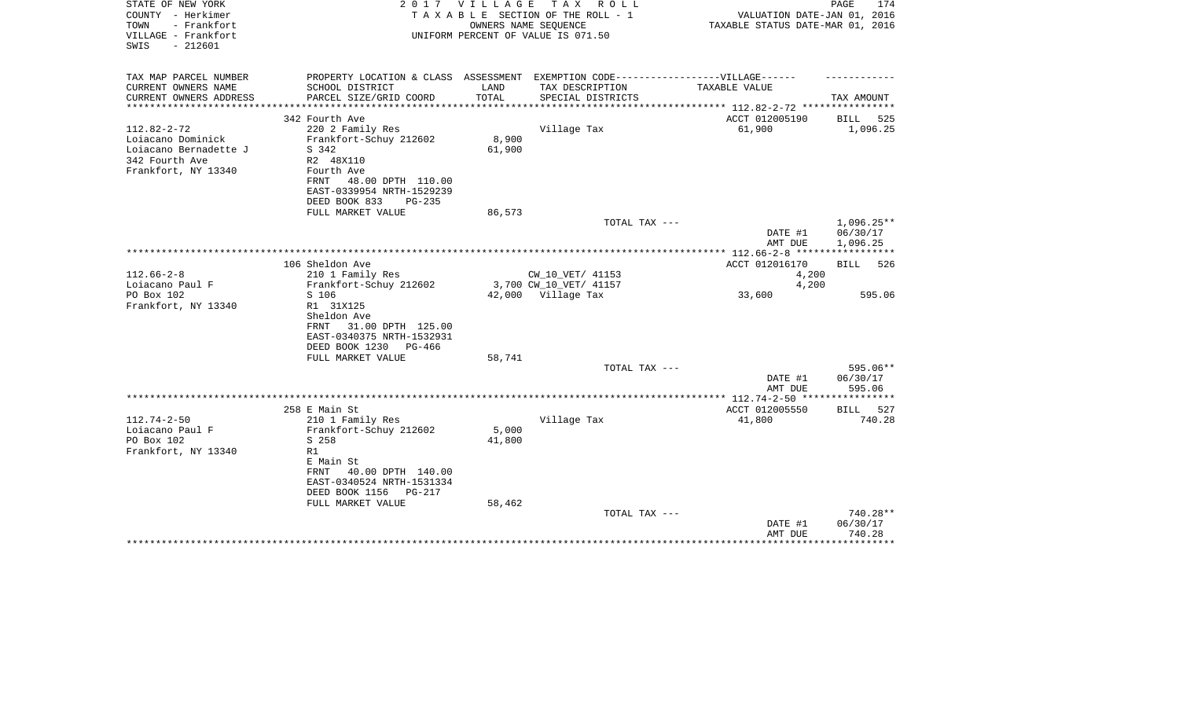STATE OF NEW YORK — COUNTY - Herkimer — TOWN - Frankfort — VILLAGE - Frankfort — SWIS - 212601

2017 VILLAGE TAX ROLL
TAXABLE SECTION OF THE ROLL - 1
OWNERS NAME SEQUENCE
UNIFORM PERCENT OF VALUE IS 071.50

VALUATION DATE-JAN 01, 2016
TAXABLE STATUS DATE-MAR 01, 2016

| TAX MAP PARCEL NUMBER / CURRENT OWNERS NAME / CURRENT OWNERS ADDRESS | PROPERTY LOCATION & CLASS / SCHOOL DISTRICT / PARCEL SIZE/GRID COORD | ASSESSMENT LAND / TOTAL | EXEMPTION CODE / TAX DESCRIPTION / SPECIAL DISTRICTS | VILLAGE TAXABLE VALUE | TAX AMOUNT |
|---|---|---|---|---|---|
| **112.82-2-72** | 342 Fourth Ave | | | ACCT 012005190 | BILL 525 |
| Loiacano Dominick | 220 2 Family Res | | Village Tax | 61,900 | 1,096.25 |
| Loiacano Bernadette J | Frankfort-Schuy 212602 | 8,900 | | | |
| 342 Fourth Ave | S 342 | 61,900 | | | |
| Frankfort, NY 13340 | R2 48X110 | | | | |
| | Fourth Ave | | | | |
| | FRNT 48.00 DPTH 110.00 | | | | |
| | EAST-0339954 NRTH-1529239 | | | | |
| | DEED BOOK 833 PG-235 | | | | |
| | FULL MARKET VALUE | 86,573 | | | |
| | | | TOTAL TAX --- | | 1,096.25** |
| | | | | DATE #1 | 06/30/17 |
| | | | | AMT DUE | 1,096.25 |
| **112.66-2-8** | 106 Sheldon Ave | | | ACCT 012016170 | BILL 526 |
| Loiacano Paul F | 210 1 Family Res | | CW_10_VET/ 41153 | 4,200 | |
| PO Box 102 | Frankfort-Schuy 212602 | 3,700 | CW_10_VET/ 41157 | 4,200 | |
| Frankfort, NY 13340 | S 106 | 42,000 | Village Tax | 33,600 | 595.06 |
| | R1 31X125 | | | | |
| | Sheldon Ave | | | | |
| | FRNT 31.00 DPTH 125.00 | | | | |
| | EAST-0340375 NRTH-1532931 | | | | |
| | DEED BOOK 1230 PG-466 | | | | |
| | FULL MARKET VALUE | 58,741 | | | |
| | | | TOTAL TAX --- | | 595.06** |
| | | | | DATE #1 | 06/30/17 |
| | | | | AMT DUE | 595.06 |
| **112.74-2-50** | 258 E Main St | | | ACCT 012005550 | BILL 527 |
| Loiacano Paul F | 210 1 Family Res | | Village Tax | 41,800 | 740.28 |
| PO Box 102 | Frankfort-Schuy 212602 | 5,000 | | | |
| Frankfort, NY 13340 | S 258 | 41,800 | | | |
| | R1 | | | | |
| | E Main St | | | | |
| | FRNT 40.00 DPTH 140.00 | | | | |
| | EAST-0340524 NRTH-1531334 | | | | |
| | DEED BOOK 1156 PG-217 | | | | |
| | FULL MARKET VALUE | 58,462 | | | |
| | | | TOTAL TAX --- | | 740.28** |
| | | | | DATE #1 | 06/30/17 |
| | | | | AMT DUE | 740.28 |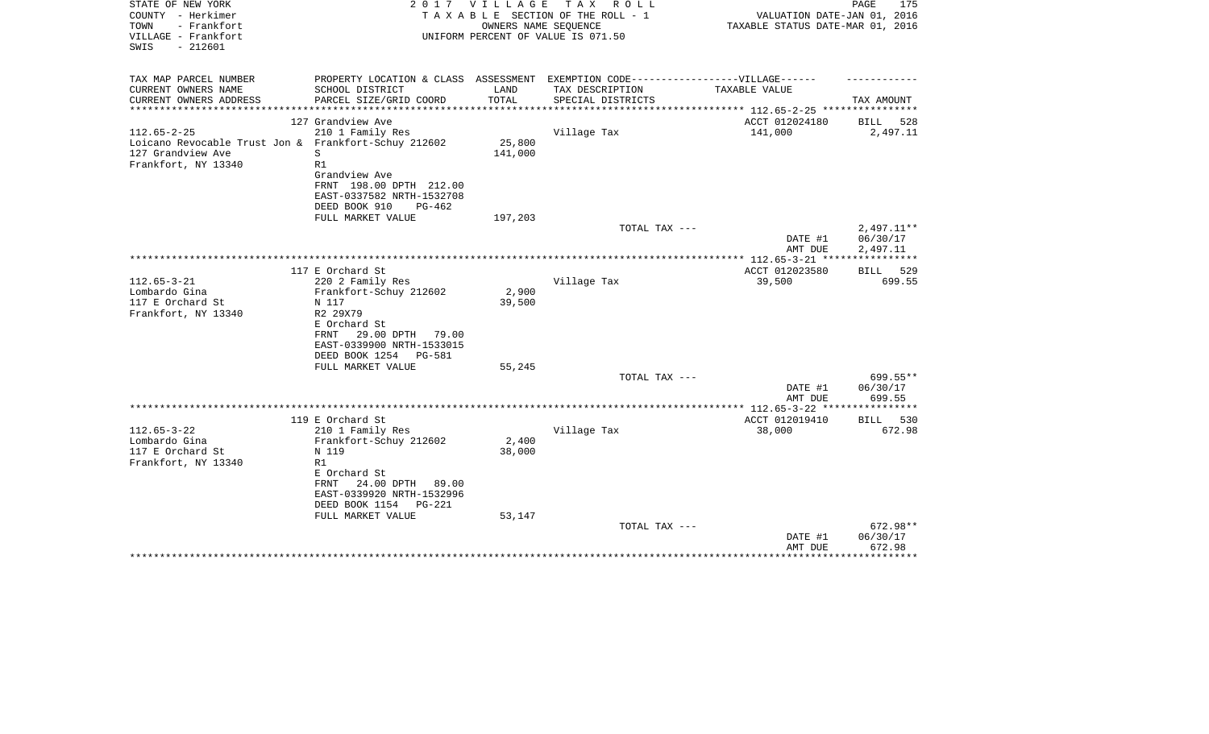STATE OF NEW YORK
COUNTY - Herkimer
TOWN - Frankfort
VILLAGE - Frankfort
SWIS - 212601

2 0 1 7 V I L L A G E T A X R O L L
T A X A B L E SECTION OF THE ROLL - 1
OWNERS NAME SEQUENCE
UNIFORM PERCENT OF VALUE IS 071.50

VALUATION DATE-JAN 01, 2016
TAXABLE STATUS DATE-MAR 01, 2016

| TAX MAP PARCEL NUMBER<br>CURRENT OWNERS NAME<br>CURRENT OWNERS ADDRESS | PROPERTY LOCATION & CLASS<br>SCHOOL DISTRICT<br>PARCEL SIZE/GRID COORD | ASSESSMENT<br>LAND<br>TOTAL | EXEMPTION CODE------------------VILLAGE------<br>TAX DESCRIPTION<br>SPECIAL DISTRICTS | TAXABLE VALUE | TAX AMOUNT |
|---|---|---|---|---|---|
| 112.65-2-25 | 127 Grandview Ave | | | ACCT 012024180 | BILL 528 |
| 112.65-2-25 | 210 1 Family Res | | Village Tax | 141,000 | 2,497.11 |
| Loicano Revocable Trust Jon & | Frankfort-Schuy 212602 | 25,800 | | | |
| 127 Grandview Ave | S | 141,000 | | | |
| Frankfort, NY 13340 | R1 | | | | |
| | Grandview Ave | | | | |
| | FRNT 198.00 DPTH 212.00 | | | | |
| | EAST-0337582 NRTH-1532708 | | | | |
| | DEED BOOK 910 PG-462 | | | | |
| | FULL MARKET VALUE | 197,203 | | | |
| | | | TOTAL TAX --- | | 2,497.11** |
| | | | | DATE #1 | 06/30/17 |
| | | | | AMT DUE | 2,497.11 |
| 112.65-3-21 | 117 E Orchard St | | | ACCT 012023580 | BILL 529 |
| 112.65-3-21 | 220 2 Family Res | | Village Tax | 39,500 | 699.55 |
| Lombardo Gina | Frankfort-Schuy 212602 | 2,900 | | | |
| 117 E Orchard St | N 117 | 39,500 | | | |
| Frankfort, NY 13340 | R2 29X79 | | | | |
| | E Orchard St | | | | |
| | FRNT 29.00 DPTH 79.00 | | | | |
| | EAST-0339900 NRTH-1533015 | | | | |
| | DEED BOOK 1254 PG-581 | | | | |
| | FULL MARKET VALUE | 55,245 | | | |
| | | | TOTAL TAX --- | | 699.55** |
| | | | | DATE #1 | 06/30/17 |
| | | | | AMT DUE | 699.55 |
| 112.65-3-22 | 119 E Orchard St | | | ACCT 012019410 | BILL 530 |
| 112.65-3-22 | 210 1 Family Res | | Village Tax | 38,000 | 672.98 |
| Lombardo Gina | Frankfort-Schuy 212602 | 2,400 | | | |
| 117 E Orchard St | N 119 | 38,000 | | | |
| Frankfort, NY 13340 | R1 | | | | |
| | E Orchard St | | | | |
| | FRNT 24.00 DPTH 89.00 | | | | |
| | EAST-0339920 NRTH-1532996 | | | | |
| | DEED BOOK 1154 PG-221 | | | | |
| | FULL MARKET VALUE | 53,147 | | | |
| | | | TOTAL TAX --- | | 672.98** |
| | | | | DATE #1 | 06/30/17 |
| | | | | AMT DUE | 672.98 |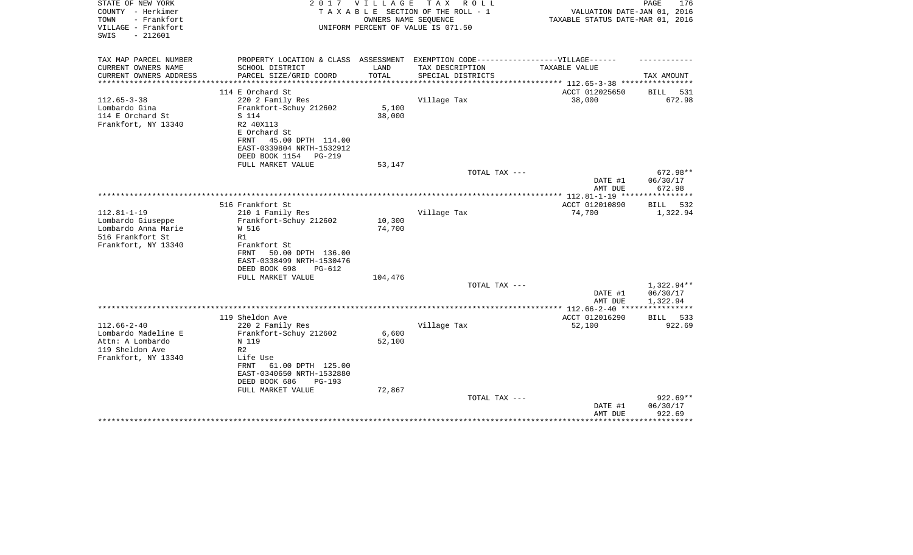STATE OF NEW YORK
COUNTY - Herkimer
TOWN - Frankfort
VILLAGE - Frankfort
SWIS - 212601

2 0 1 7 V I L L A G E T A X R O L L
T A X A B L E SECTION OF THE ROLL - 1
OWNERS NAME SEQUENCE
UNIFORM PERCENT OF VALUE IS 071.50

VALUATION DATE-JAN 01, 2016
TAXABLE STATUS DATE-MAR 01, 2016

| TAX MAP PARCEL NUMBER<br>CURRENT OWNERS NAME<br>CURRENT OWNERS ADDRESS | PROPERTY LOCATION & CLASS<br>SCHOOL DISTRICT<br>PARCEL SIZE/GRID COORD | ASSESSMENT<br>LAND<br>TOTAL | EXEMPTION CODE------------------VILLAGE------<br>TAX DESCRIPTION<br>SPECIAL DISTRICTS | TAXABLE VALUE | TAX AMOUNT |
|---|---|---|---|---|---|
| | 114 E Orchard St | | | ACCT 012025650 | BILL 531 |
| 112.65-3-38 | 220 2 Family Res | | Village Tax | 38,000 | 672.98 |
| Lombardo Gina | Frankfort-Schuy 212602 | 5,100 | | | |
| 114 E Orchard St | S 114 | 38,000 | | | |
| Frankfort, NY 13340 | R2 40X113 | | | | |
| | E Orchard St | | | | |
| | FRNT 45.00 DPTH 114.00 | | | | |
| | EAST-0339804 NRTH-1532912 | | | | |
| | DEED BOOK 1154 PG-219 | | | | |
| | FULL MARKET VALUE | 53,147 | | | |
| | | | TOTAL TAX --- | | 672.98** |
| | | | | DATE #1 | 06/30/17 |
| | | | | AMT DUE | 672.98 |
| | 516 Frankfort St | | | ACCT 012010890 | BILL 532 |
| 112.81-1-19 | 210 1 Family Res | | Village Tax | 74,700 | 1,322.94 |
| Lombardo Giuseppe | Frankfort-Schuy 212602 | 10,300 | | | |
| Lombardo Anna Marie | W 516 | 74,700 | | | |
| 516 Frankfort St | R1 | | | | |
| Frankfort, NY 13340 | Frankfort St | | | | |
| | FRNT 50.00 DPTH 136.00 | | | | |
| | EAST-0338499 NRTH-1530476 | | | | |
| | DEED BOOK 698 PG-612 | | | | |
| | FULL MARKET VALUE | 104,476 | | | |
| | | | TOTAL TAX --- | | 1,322.94** |
| | | | | DATE #1 | 06/30/17 |
| | | | | AMT DUE | 1,322.94 |
| | 119 Sheldon Ave | | | ACCT 012016290 | BILL 533 |
| 112.66-2-40 | 220 2 Family Res | | Village Tax | 52,100 | 922.69 |
| Lombardo Madeline E | Frankfort-Schuy 212602 | 6,600 | | | |
| Attn: A Lombardo | N 119 | 52,100 | | | |
| 119 Sheldon Ave | R2 | | | | |
| Frankfort, NY 13340 | Life Use | | | | |
| | FRNT 61.00 DPTH 125.00 | | | | |
| | EAST-0340650 NRTH-1532880 | | | | |
| | DEED BOOK 686 PG-193 | | | | |
| | FULL MARKET VALUE | 72,867 | | | |
| | | | TOTAL TAX --- | | 922.69** |
| | | | | DATE #1 | 06/30/17 |
| | | | | AMT DUE | 922.69 |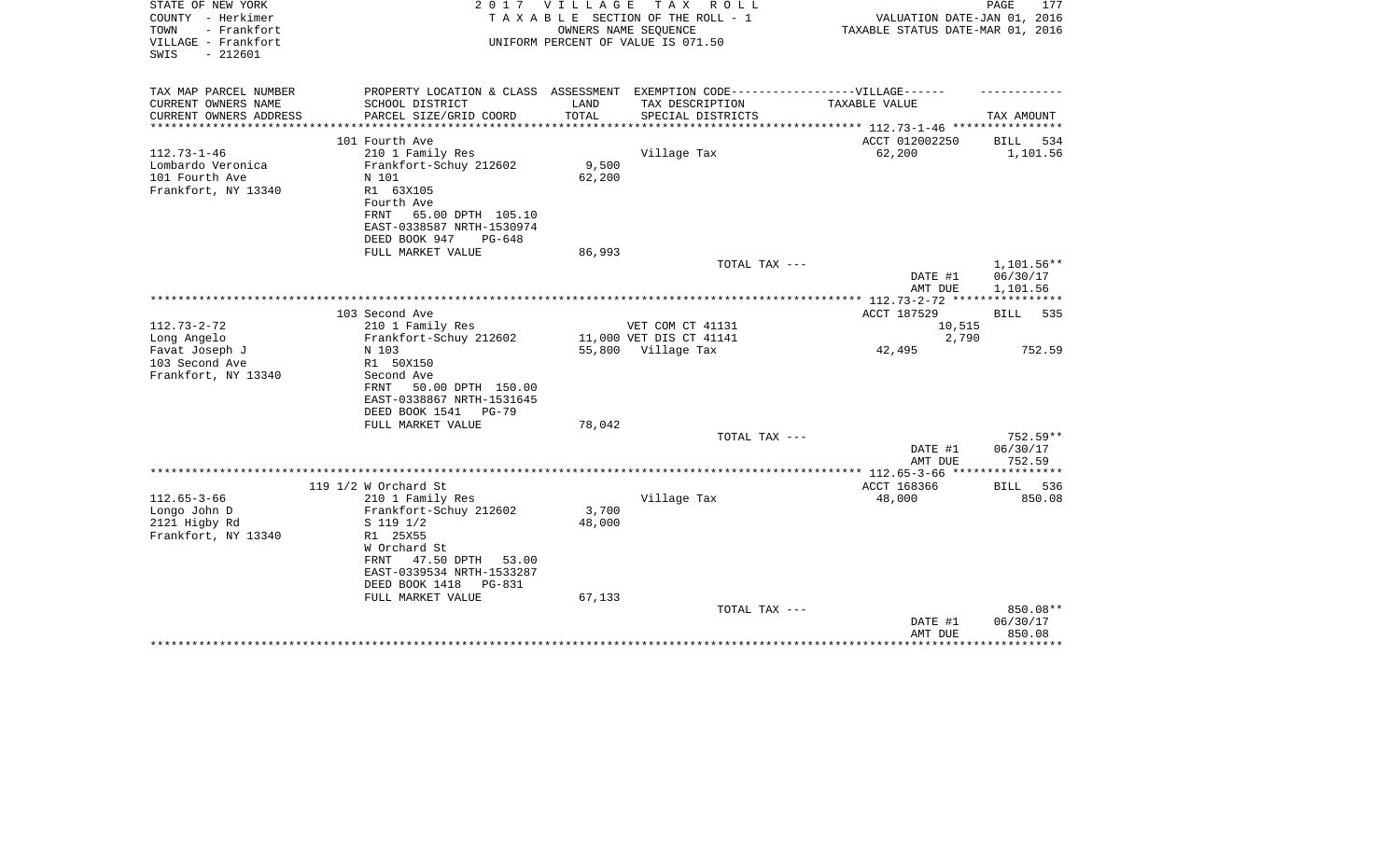STATE OF NEW YORK　　　　　　　　2 0 1 7　V I L L A G E　T A X　R O L L
COUNTY - Herkimer　　　　　　　　T A X A B L E SECTION OF THE ROLL - 1　　　　VALUATION DATE-JAN 01, 2016
TOWN - Frankfort　　　　　　　　　　OWNERS NAME SEQUENCE　　　　　　　TAXABLE STATUS DATE-MAR 01, 2016
VILLAGE - Frankfort　　　　　　　UNIFORM PERCENT OF VALUE IS 071.50
SWIS - 212601

| TAX MAP PARCEL NUMBER / CURRENT OWNERS NAME / CURRENT OWNERS ADDRESS | PROPERTY LOCATION & CLASS / SCHOOL DISTRICT / PARCEL SIZE/GRID COORD | ASSESSMENT LAND / TOTAL | EXEMPTION CODE / TAX DESCRIPTION / SPECIAL DISTRICTS | TAXABLE VALUE | TAX AMOUNT |
|---|---|---|---|---|---|
| 112.73-1-46 | 101 Fourth Ave | | | ACCT 012002250 | BILL 534 |
| Lombardo Veronica | 210 1 Family Res | | Village Tax | 62,200 | 1,101.56 |
| 101 Fourth Ave | Frankfort-Schuy 212602 | 9,500 | | | |
| Frankfort, NY 13340 | N 101 | 62,200 | | | |
| | R1 63X105 | | | | |
| | Fourth Ave | | | | |
| | FRNT 65.00 DPTH 105.10 | | | | |
| | EAST-0338587 NRTH-1530974 | | | | |
| | DEED BOOK 947 PG-648 | | | | |
| | FULL MARKET VALUE | 86,993 | | | |
| | | | TOTAL TAX --- | | 1,101.56** |
| | | | | DATE #1 | 06/30/17 |
| | | | | AMT DUE | 1,101.56 |
| 112.73-2-72 | 103 Second Ave | | | ACCT 187529 | BILL 535 |
| Long Angelo | 210 1 Family Res | | VET COM CT 41131 | 10,515 | |
| Favat Joseph J | Frankfort-Schuy 212602 | 11,000 | VET DIS CT 41141 | 2,790 | |
| 103 Second Ave | N 103 | 55,800 | Village Tax | 42,495 | 752.59 |
| Frankfort, NY 13340 | R1 50X150 | | | | |
| | Second Ave | | | | |
| | FRNT 50.00 DPTH 150.00 | | | | |
| | EAST-0338867 NRTH-1531645 | | | | |
| | DEED BOOK 1541 PG-79 | | | | |
| | FULL MARKET VALUE | 78,042 | | | |
| | | | TOTAL TAX --- | | 752.59** |
| | | | | DATE #1 | 06/30/17 |
| | | | | AMT DUE | 752.59 |
| 112.65-3-66 | 119 1/2 W Orchard St | | | ACCT 168366 | BILL 536 |
| Longo John D | 210 1 Family Res | | Village Tax | 48,000 | 850.08 |
| 2121 Higby Rd | Frankfort-Schuy 212602 | 3,700 | | | |
| Frankfort, NY 13340 | S 119 1/2 | 48,000 | | | |
| | R1 25X55 | | | | |
| | W Orchard St | | | | |
| | FRNT 47.50 DPTH 53.00 | | | | |
| | EAST-0339534 NRTH-1533287 | | | | |
| | DEED BOOK 1418 PG-831 | | | | |
| | FULL MARKET VALUE | 67,133 | | | |
| | | | TOTAL TAX --- | | 850.08** |
| | | | | DATE #1 | 06/30/17 |
| | | | | AMT DUE | 850.08 |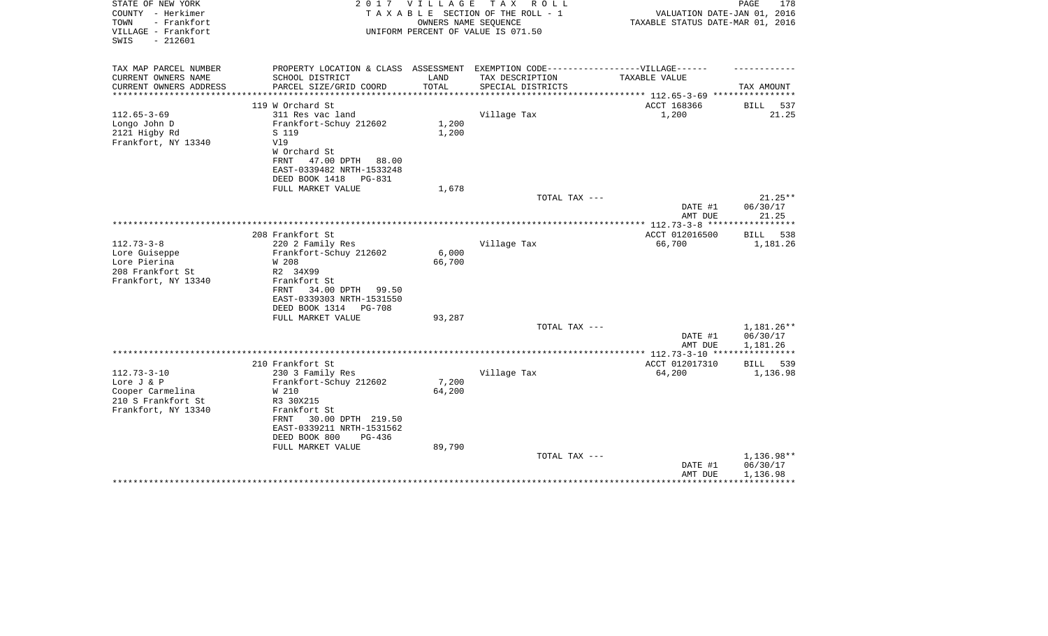STATE OF NEW YORK
COUNTY - Herkimer
TOWN - Frankfort
VILLAGE - Frankfort
SWIS - 212601

2 0 1 7 V I L L A G E T A X R O L L
T A X A B L E SECTION OF THE ROLL - 1
OWNERS NAME SEQUENCE
UNIFORM PERCENT OF VALUE IS 071.50

VALUATION DATE-JAN 01, 2016
TAXABLE STATUS DATE-MAR 01, 2016

| TAX MAP PARCEL NUMBER / CURRENT OWNERS NAME / CURRENT OWNERS ADDRESS | PROPERTY LOCATION & CLASS / SCHOOL DISTRICT / PARCEL SIZE/GRID COORD | ASSESSMENT LAND / TOTAL | EXEMPTION CODE / TAX DESCRIPTION / SPECIAL DISTRICTS | TAXABLE VALUE | TAX AMOUNT |
|---|---|---|---|---|---|
| 112.65-3-69 | 119 W Orchard St | | | ACCT 168366 | BILL 537 |
| Longo John D | 311 Res vac land | | Village Tax | 1,200 | 21.25 |
| 2121 Higby Rd | Frankfort-Schuy 212602 | 1,200 | | | |
| Frankfort, NY 13340 | S 119 | 1,200 | | | |
| | Vl9 | | | | |
| | W Orchard St | | | | |
| | FRNT 47.00 DPTH 88.00 | | | | |
| | EAST-0339482 NRTH-1533248 | | | | |
| | DEED BOOK 1418 PG-831 | | | | |
| | FULL MARKET VALUE | 1,678 | | | |
| | | | TOTAL TAX --- | | 21.25** |
| | | | | DATE #1 | 06/30/17 |
| | | | | AMT DUE | 21.25 |
| 112.73-3-8 | 208 Frankfort St | | | ACCT 012016500 | BILL 538 |
| Lore Guiseppe | 220 2 Family Res | | Village Tax | 66,700 | 1,181.26 |
| Lore Pierina | Frankfort-Schuy 212602 | 6,000 | | | |
| 208 Frankfort St | W 208 | 66,700 | | | |
| Frankfort, NY 13340 | R2 34X99 | | | | |
| | Frankfort St | | | | |
| | FRNT 34.00 DPTH 99.50 | | | | |
| | EAST-0339303 NRTH-1531550 | | | | |
| | DEED BOOK 1314 PG-708 | | | | |
| | FULL MARKET VALUE | 93,287 | | | |
| | | | TOTAL TAX --- | | 1,181.26** |
| | | | | DATE #1 | 06/30/17 |
| | | | | AMT DUE | 1,181.26 |
| 112.73-3-10 | 210 Frankfort St | | | ACCT 012017310 | BILL 539 |
| Lore J & P | 230 3 Family Res | | Village Tax | 64,200 | 1,136.98 |
| Cooper Carmelina | Frankfort-Schuy 212602 | 7,200 | | | |
| 210 S Frankfort St | W 210 | 64,200 | | | |
| Frankfort, NY 13340 | R3 30X215 | | | | |
| | Frankfort St | | | | |
| | FRNT 30.00 DPTH 219.50 | | | | |
| | EAST-0339211 NRTH-1531562 | | | | |
| | DEED BOOK 800 PG-436 | | | | |
| | FULL MARKET VALUE | 89,790 | | | |
| | | | TOTAL TAX --- | | 1,136.98** |
| | | | | DATE #1 | 06/30/17 |
| | | | | AMT DUE | 1,136.98 |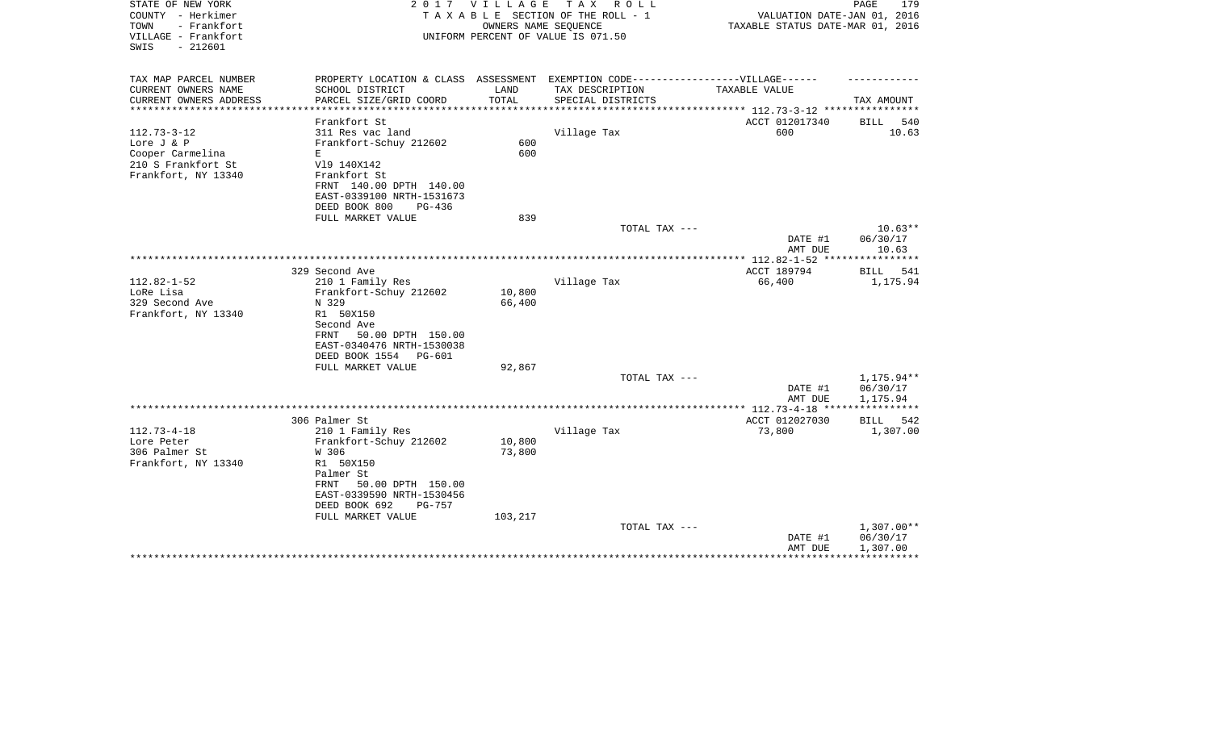STATE OF NEW YORK
COUNTY - Herkimer
TOWN - Frankfort
VILLAGE - Frankfort
SWIS - 212601

2 0 1 7 V I L L A G E T A X R O L L
T A X A B L E SECTION OF THE ROLL - 1
OWNERS NAME SEQUENCE
UNIFORM PERCENT OF VALUE IS 071.50

VALUATION DATE-JAN 01, 2016
TAXABLE STATUS DATE-MAR 01, 2016

| TAX MAP PARCEL NUMBER<br>CURRENT OWNERS NAME<br>CURRENT OWNERS ADDRESS | PROPERTY LOCATION & CLASS<br>SCHOOL DISTRICT<br>PARCEL SIZE/GRID COORD | ASSESSMENT<br>LAND<br>TOTAL | EXEMPTION CODE------VILLAGE------<br>TAX DESCRIPTION<br>SPECIAL DISTRICTS | TAXABLE VALUE | TAX AMOUNT |
|---|---|---|---|---|---|
| | Frankfort St | | | ACCT 012017340 | BILL 540 |
| 112.73-3-12 | 311 Res vac land | | Village Tax | 600 | 10.63 |
| Lore J & P | Frankfort-Schuy 212602 | 600 | | | |
| Cooper Carmelina | E | 600 | | | |
| 210 S Frankfort St | Vl9 140X142 | | | | |
| Frankfort, NY 13340 | Frankfort St | | | | |
| | FRNT 140.00 DPTH 140.00 | | | | |
| | EAST-0339100 NRTH-1531673 | | | | |
| | DEED BOOK 800 PG-436 | | | | |
| | FULL MARKET VALUE | 839 | | | |
| | | | TOTAL TAX --- | | 10.63** |
| | | | | DATE #1 | 06/30/17 |
| | | | | AMT DUE | 10.63 |
| | 329 Second Ave | | | ACCT 189794 | BILL 541 |
| 112.82-1-52 | 210 1 Family Res | | Village Tax | 66,400 | 1,175.94 |
| LoRe Lisa | Frankfort-Schuy 212602 | 10,800 | | | |
| 329 Second Ave | N 329 | 66,400 | | | |
| Frankfort, NY 13340 | R1 50X150 | | | | |
| | Second Ave | | | | |
| | FRNT 50.00 DPTH 150.00 | | | | |
| | EAST-0340476 NRTH-1530038 | | | | |
| | DEED BOOK 1554 PG-601 | | | | |
| | FULL MARKET VALUE | 92,867 | | | |
| | | | TOTAL TAX --- | | 1,175.94** |
| | | | | DATE #1 | 06/30/17 |
| | | | | AMT DUE | 1,175.94 |
| | 306 Palmer St | | | ACCT 012027030 | BILL 542 |
| 112.73-4-18 | 210 1 Family Res | | Village Tax | 73,800 | 1,307.00 |
| Lore Peter | Frankfort-Schuy 212602 | 10,800 | | | |
| 306 Palmer St | W 306 | 73,800 | | | |
| Frankfort, NY 13340 | R1 50X150 | | | | |
| | Palmer St | | | | |
| | FRNT 50.00 DPTH 150.00 | | | | |
| | EAST-0339590 NRTH-1530456 | | | | |
| | DEED BOOK 692 PG-757 | | | | |
| | FULL MARKET VALUE | 103,217 | | | |
| | | | TOTAL TAX --- | | 1,307.00** |
| | | | | DATE #1 | 06/30/17 |
| | | | | AMT DUE | 1,307.00 |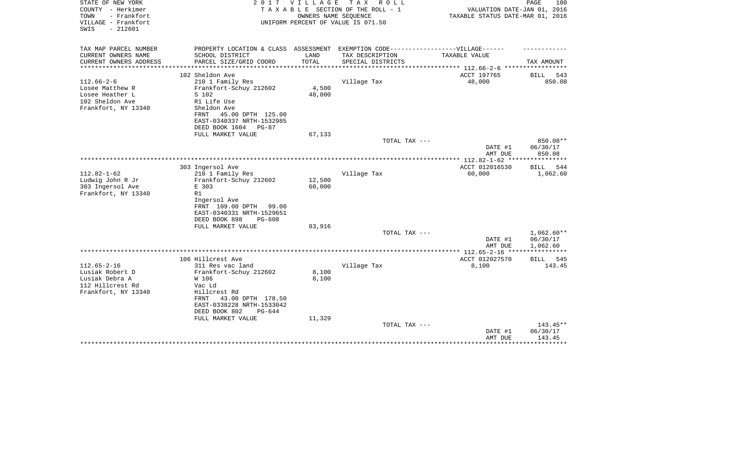STATE OF NEW YORK
COUNTY - Herkimer
TOWN - Frankfort
VILLAGE - Frankfort
SWIS - 212601

2017 VILLAGE TAX ROLL
TAXABLE SECTION OF THE ROLL - 1
OWNERS NAME SEQUENCE
UNIFORM PERCENT OF VALUE IS 071.50

VALUATION DATE-JAN 01, 2016
TAXABLE STATUS DATE-MAR 01, 2016

| TAX MAP PARCEL NUMBER / CURRENT OWNERS NAME / CURRENT OWNERS ADDRESS | PROPERTY LOCATION & CLASS / SCHOOL DISTRICT / PARCEL SIZE/GRID COORD | ASSESSMENT LAND / TOTAL | EXEMPTION CODE / TAX DESCRIPTION / SPECIAL DISTRICTS | VILLAGE TAXABLE VALUE | TAX AMOUNT |
|---|---|---|---|---|---|
| 112.66-2-6 | 102 Sheldon Ave | | | ACCT 197765 | BILL 543 |
| Losee Matthew R | 210 1 Family Res | | Village Tax | 48,000 | 850.08 |
| Losee Heather L | Frankfort-Schuy 212602 | 4,500 | | | |
| 102 Sheldon Ave | S 102 | 48,000 | | | |
| Frankfort, NY 13340 | R1 Life Use | | | | |
| | Sheldon Ave | | | | |
| | FRNT 45.00 DPTH 125.00 | | | | |
| | EAST-0340337 NRTH-1532985 | | | | |
| | DEED BOOK 1604 PG-87 | | | | |
| | FULL MARKET VALUE | 67,133 | | | |
| | | | TOTAL TAX --- | | 850.08** |
| | | | | DATE #1 | 06/30/17 |
| | | | | AMT DUE | 850.08 |
| 112.82-1-62 | 303 Ingersol Ave | | | ACCT 012016530 | BILL 544 |
| Ludwig John R Jr | 210 1 Family Res | | Village Tax | 60,000 | 1,062.60 |
| 303 Ingersol Ave | Frankfort-Schuy 212602 | 12,500 | | | |
| Frankfort, NY 13340 | E 303 | 60,000 | | | |
| | R1 | | | | |
| | Ingersol Ave | | | | |
| | FRNT 109.00 DPTH 99.00 | | | | |
| | EAST-0340331 NRTH-1529651 | | | | |
| | DEED BOOK 898 PG-608 | | | | |
| | FULL MARKET VALUE | 83,916 | | | |
| | | | TOTAL TAX --- | | 1,062.60** |
| | | | | DATE #1 | 06/30/17 |
| | | | | AMT DUE | 1,062.60 |
| 112.65-2-16 | 106 Hillcrest Ave | | | ACCT 012027570 | BILL 545 |
| Lusiak Robert D | 311 Res vac land | | Village Tax | 8,100 | 143.45 |
| Lusiak Debra A | Frankfort-Schuy 212602 | 8,100 | | | |
| 112 Hillcrest Rd | W 106 | 8,100 | | | |
| Frankfort, NY 13340 | Vac Ld | | | | |
| | Hillcrest Rd | | | | |
| | FRNT 43.00 DPTH 178.50 | | | | |
| | EAST-0338228 NRTH-1533042 | | | | |
| | DEED BOOK 802 PG-644 | | | | |
| | FULL MARKET VALUE | 11,329 | | | |
| | | | TOTAL TAX --- | | 143.45** |
| | | | | DATE #1 | 06/30/17 |
| | | | | AMT DUE | 143.45 |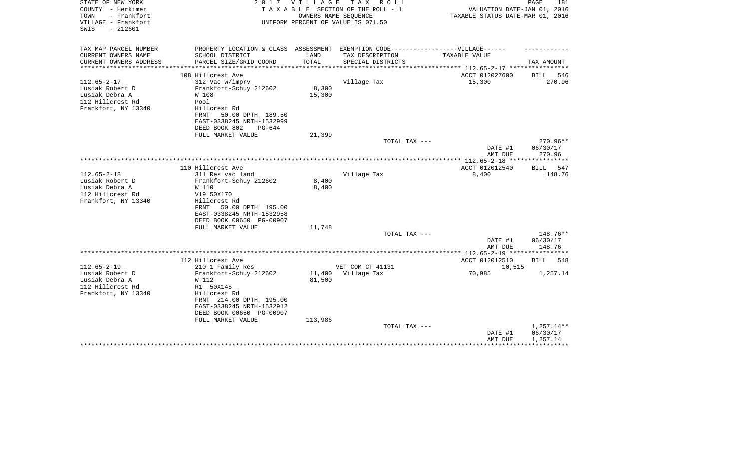STATE OF NEW YORK
COUNTY - Herkimer
TOWN - Frankfort
VILLAGE - Frankfort
SWIS - 212601

2 0 1 7 V I L L A G E T A X R O L L
T A X A B L E SECTION OF THE ROLL - 1
OWNERS NAME SEQUENCE
UNIFORM PERCENT OF VALUE IS 071.50

VALUATION DATE-JAN 01, 2016
TAXABLE STATUS DATE-MAR 01, 2016

| TAX MAP PARCEL NUMBER<br>CURRENT OWNERS NAME<br>CURRENT OWNERS ADDRESS | PROPERTY LOCATION & CLASS<br>SCHOOL DISTRICT<br>PARCEL SIZE/GRID COORD | ASSESSMENT<br>LAND<br>TOTAL | EXEMPTION CODE------------------VILLAGE------<br>TAX DESCRIPTION<br>SPECIAL DISTRICTS | TAXABLE VALUE | TAX AMOUNT |
|---|---|---|---|---|---|
| | 108 Hillcrest Ave | | | ACCT 012027600 | BILL 546 |
| 112.65-2-17 | 312 Vac w/imprv | | Village Tax | 15,300 | 270.96 |
| Lusiak Robert D | Frankfort-Schuy 212602 | 8,300 | | | |
| Lusiak Debra A | W 108 | 15,300 | | | |
| 112 Hillcrest Rd | Pool | | | | |
| Frankfort, NY 13340 | Hillcrest Rd | | | | |
| | FRNT 50.00 DPTH 189.50 | | | | |
| | EAST-0338245 NRTH-1532999 | | | | |
| | DEED BOOK 802 PG-644 | | | | |
| | FULL MARKET VALUE | 21,399 | | | |
| | | | TOTAL TAX --- | | 270.96** |
| | | | | DATE #1 | 06/30/17 |
| | | | | AMT DUE | 270.96 |
| | 110 Hillcrest Ave | | | ACCT 012012540 | BILL 547 |
| 112.65-2-18 | 311 Res vac land | | Village Tax | 8,400 | 148.76 |
| Lusiak Robert D | Frankfort-Schuy 212602 | 8,400 | | | |
| Lusiak Debra A | W 110 | 8,400 | | | |
| 112 Hillcrest Rd | Vl9 50X170 | | | | |
| Frankfort, NY 13340 | Hillcrest Rd | | | | |
| | FRNT 50.00 DPTH 195.00 | | | | |
| | EAST-0338245 NRTH-1532958 | | | | |
| | DEED BOOK 00650 PG-00907 | | | | |
| | FULL MARKET VALUE | 11,748 | | | |
| | | | TOTAL TAX --- | | 148.76** |
| | | | | DATE #1 | 06/30/17 |
| | | | | AMT DUE | 148.76 |
| | 112 Hillcrest Ave | | | ACCT 012012510 | BILL 548 |
| 112.65-2-19 | 210 1 Family Res | | VET COM CT 41131 | 10,515 | |
| Lusiak Robert D | Frankfort-Schuy 212602 | 11,400 | Village Tax | 70,985 | 1,257.14 |
| Lusiak Debra A | W 112 | 81,500 | | | |
| 112 Hillcrest Rd | R1 50X145 | | | | |
| Frankfort, NY 13340 | Hillcrest Rd | | | | |
| | FRNT 214.00 DPTH 195.00 | | | | |
| | EAST-0338245 NRTH-1532912 | | | | |
| | DEED BOOK 00650 PG-00907 | | | | |
| | FULL MARKET VALUE | 113,986 | | | |
| | | | TOTAL TAX --- | | 1,257.14** |
| | | | | DATE #1 | 06/30/17 |
| | | | | AMT DUE | 1,257.14 |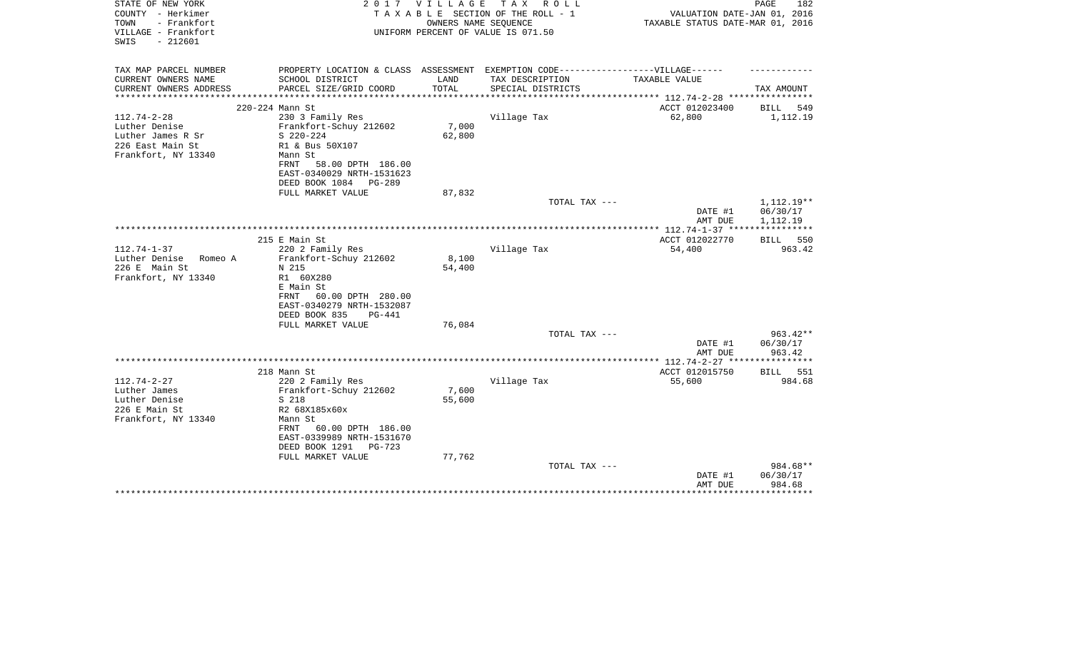STATE OF NEW YORK  
COUNTY - Herkimer  
TOWN - Frankfort  
VILLAGE - Frankfort  
SWIS - 212601

**2017 VILLAGE TAX ROLL**  
TAXABLE SECTION OF THE ROLL - 1  
OWNERS NAME SEQUENCE  
UNIFORM PERCENT OF VALUE IS 071.50

VALUATION DATE-JAN 01, 2016  
TAXABLE STATUS DATE-MAR 01, 2016

| TAX MAP PARCEL NUMBER / CURRENT OWNERS NAME / CURRENT OWNERS ADDRESS | PROPERTY LOCATION & CLASS / SCHOOL DISTRICT / PARCEL SIZE/GRID COORD | ASSESSMENT LAND / TOTAL | EXEMPTION CODE-VILLAGE / TAX DESCRIPTION / SPECIAL DISTRICTS | TAXABLE VALUE | TAX AMOUNT |
|---|---|---|---|---|---|
| | 220-224 Mann St | | | ACCT 012023400 | BILL 549 |
| 112.74-2-28 | 230 3 Family Res | | Village Tax | 62,800 | 1,112.19 |
| Luther Denise | Frankfort-Schuy 212602 | 7,000 | | | |
| Luther James R Sr | S 220-224 | 62,800 | | | |
| 226 East Main St | R1 & Bus 50X107 | | | | |
| Frankfort, NY 13340 | Mann St | | | | |
| | FRNT 58.00 DPTH 186.00 | | | | |
| | EAST-0340029 NRTH-1531623 | | | | |
| | DEED BOOK 1084 PG-289 | | | | |
| | FULL MARKET VALUE | 87,832 | | | |
| | | | TOTAL TAX --- | | 1,112.19** |
| | | | | DATE #1 | 06/30/17 |
| | | | | AMT DUE | 1,112.19 |
| | 215 E Main St | | | ACCT 012022770 | BILL 550 |
| 112.74-1-37 | 220 2 Family Res | | Village Tax | 54,400 | 963.42 |
| Luther Denise Romeo A | Frankfort-Schuy 212602 | 8,100 | | | |
| 226 E Main St | N 215 | 54,400 | | | |
| Frankfort, NY 13340 | R1 60X280 | | | | |
| | E Main St | | | | |
| | FRNT 60.00 DPTH 280.00 | | | | |
| | EAST-0340279 NRTH-1532087 | | | | |
| | DEED BOOK 835 PG-441 | | | | |
| | FULL MARKET VALUE | 76,084 | | | |
| | | | TOTAL TAX --- | | 963.42** |
| | | | | DATE #1 | 06/30/17 |
| | | | | AMT DUE | 963.42 |
| | 218 Mann St | | | ACCT 012015750 | BILL 551 |
| 112.74-2-27 | 220 2 Family Res | | Village Tax | 55,600 | 984.68 |
| Luther James | Frankfort-Schuy 212602 | 7,600 | | | |
| Luther Denise | S 218 | 55,600 | | | |
| 226 E Main St | R2 68X185x60x | | | | |
| Frankfort, NY 13340 | Mann St | | | | |
| | FRNT 60.00 DPTH 186.00 | | | | |
| | EAST-0339989 NRTH-1531670 | | | | |
| | DEED BOOK 1291 PG-723 | | | | |
| | FULL MARKET VALUE | 77,762 | | | |
| | | | TOTAL TAX --- | | 984.68** |
| | | | | DATE #1 | 06/30/17 |
| | | | | AMT DUE | 984.68 |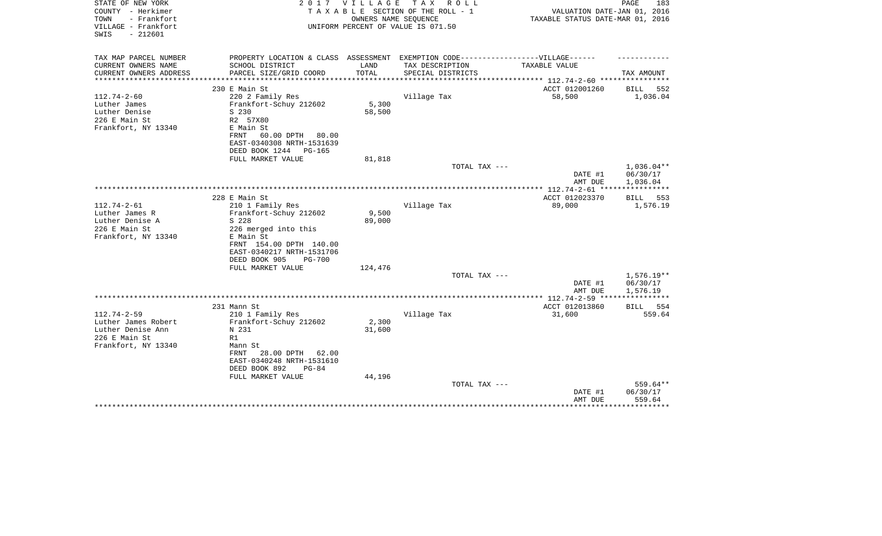STATE OF NEW YORK
COUNTY - Herkimer
TOWN - Frankfort
VILLAGE - Frankfort
SWIS - 212601

2 0 1 7 V I L L A G E T A X R O L L
T A X A B L E SECTION OF THE ROLL - 1
OWNERS NAME SEQUENCE
UNIFORM PERCENT OF VALUE IS 071.50

VALUATION DATE-JAN 01, 2016
TAXABLE STATUS DATE-MAR 01, 2016

| TAX MAP PARCEL NUMBER<br>CURRENT OWNERS NAME<br>CURRENT OWNERS ADDRESS | PROPERTY LOCATION & CLASS<br>SCHOOL DISTRICT<br>PARCEL SIZE/GRID COORD | ASSESSMENT<br>LAND<br>TOTAL | EXEMPTION CODE------VILLAGE------<br>TAX DESCRIPTION<br>SPECIAL DISTRICTS | TAXABLE VALUE | TAX AMOUNT |
|---|---|---|---|---|---|
| | 230 E Main St | | | ACCT 012001260 | BILL 552 |
| 112.74-2-60 | 220 2 Family Res | | Village Tax | 58,500 | 1,036.04 |
| Luther James | Frankfort-Schuy 212602 | 5,300 | | | |
| Luther Denise | S 230 | 58,500 | | | |
| 226 E Main St | R2 57X80 | | | | |
| Frankfort, NY 13340 | E Main St | | | | |
| | FRNT 60.00 DPTH 80.00 | | | | |
| | EAST-0340308 NRTH-1531639 | | | | |
| | DEED BOOK 1244 PG-165 | | | | |
| | FULL MARKET VALUE | 81,818 | | | |
| | | | TOTAL TAX --- | | 1,036.04** |
| | | | | DATE #1 | 06/30/17 |
| | | | | AMT DUE | 1,036.04 |
| | 228 E Main St | | | ACCT 012023370 | BILL 553 |
| 112.74-2-61 | 210 1 Family Res | | Village Tax | 89,000 | 1,576.19 |
| Luther James R | Frankfort-Schuy 212602 | 9,500 | | | |
| Luther Denise A | S 228 | 89,000 | | | |
| 226 E Main St | 226 merged into this | | | | |
| Frankfort, NY 13340 | E Main St | | | | |
| | FRNT 154.00 DPTH 140.00 | | | | |
| | EAST-0340217 NRTH-1531706 | | | | |
| | DEED BOOK 905 PG-700 | | | | |
| | FULL MARKET VALUE | 124,476 | | | |
| | | | TOTAL TAX --- | | 1,576.19** |
| | | | | DATE #1 | 06/30/17 |
| | | | | AMT DUE | 1,576.19 |
| | 231 Mann St | | | ACCT 012013860 | BILL 554 |
| 112.74-2-59 | 210 1 Family Res | | Village Tax | 31,600 | 559.64 |
| Luther James Robert | Frankfort-Schuy 212602 | 2,300 | | | |
| Luther Denise Ann | N 231 | 31,600 | | | |
| 226 E Main St | R1 | | | | |
| Frankfort, NY 13340 | Mann St | | | | |
| | FRNT 28.00 DPTH 62.00 | | | | |
| | EAST-0340248 NRTH-1531610 | | | | |
| | DEED BOOK 892 PG-84 | | | | |
| | FULL MARKET VALUE | 44,196 | | | |
| | | | TOTAL TAX --- | | 559.64** |
| | | | | DATE #1 | 06/30/17 |
| | | | | AMT DUE | 559.64 |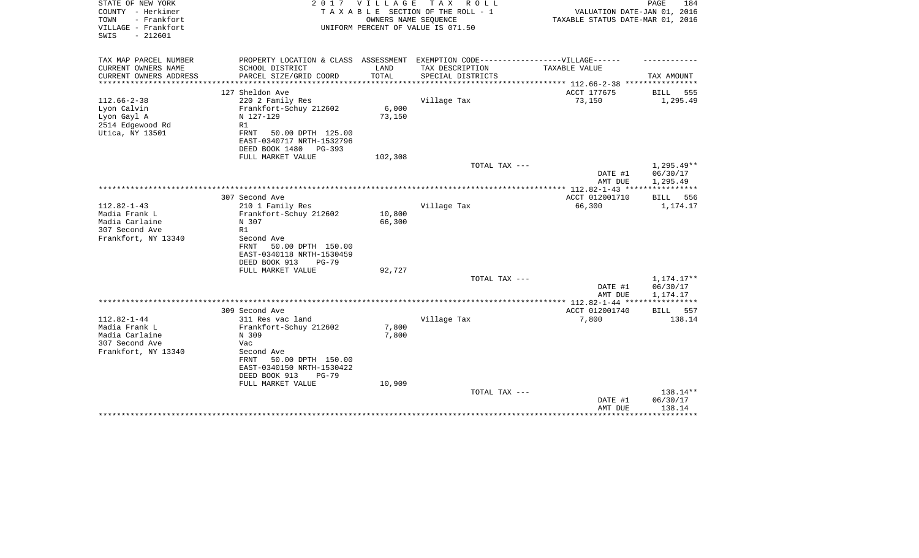STATE OF NEW YORK | COUNTY - Herkimer | TOWN - Frankfort | VILLAGE - Frankfort | SWIS - 212601

**2017 VILLAGE TAX ROLL**
TAXABLE SECTION OF THE ROLL - 1
OWNERS NAME SEQUENCE
UNIFORM PERCENT OF VALUE IS 071.50

VALUATION DATE-JAN 01, 2016
TAXABLE STATUS DATE-MAR 01, 2016

| TAX MAP PARCEL NUMBER / CURRENT OWNERS NAME / CURRENT OWNERS ADDRESS | PROPERTY LOCATION & CLASS / SCHOOL DISTRICT / PARCEL SIZE/GRID COORD | ASSESSMENT LAND / TOTAL | EXEMPTION CODE-----VILLAGE------ TAX DESCRIPTION / SPECIAL DISTRICTS | TAXABLE VALUE | TAX AMOUNT |
|---|---|---|---|---|---|
| | 127 Sheldon Ave | | | ACCT 177675 | BILL 555 |
| 112.66-2-38 | 220 2 Family Res | | Village Tax | 73,150 | 1,295.49 |
| Lyon Calvin | Frankfort-Schuy 212602 | 6,000 | | | |
| Lyon Gayl A | N 127-129 | 73,150 | | | |
| 2514 Edgewood Rd | R1 | | | | |
| Utica, NY 13501 | FRNT 50.00 DPTH 125.00 | | | | |
| | EAST-0340717 NRTH-1532796 | | | | |
| | DEED BOOK 1480 PG-393 | | | | |
| | FULL MARKET VALUE | 102,308 | | | |
| | | | TOTAL TAX --- | | 1,295.49** |
| | | | | DATE #1 | 06/30/17 |
| | | | | AMT DUE | 1,295.49 |
| | 307 Second Ave | | | ACCT 012001710 | BILL 556 |
| 112.82-1-43 | 210 1 Family Res | | Village Tax | 66,300 | 1,174.17 |
| Madia Frank L | Frankfort-Schuy 212602 | 10,800 | | | |
| Madia Carlaine | N 307 | 66,300 | | | |
| 307 Second Ave | R1 | | | | |
| Frankfort, NY 13340 | Second Ave | | | | |
| | FRNT 50.00 DPTH 150.00 | | | | |
| | EAST-0340118 NRTH-1530459 | | | | |
| | DEED BOOK 913 PG-79 | | | | |
| | FULL MARKET VALUE | 92,727 | | | |
| | | | TOTAL TAX --- | | 1,174.17** |
| | | | | DATE #1 | 06/30/17 |
| | | | | AMT DUE | 1,174.17 |
| | 309 Second Ave | | | ACCT 012001740 | BILL 557 |
| 112.82-1-44 | 311 Res vac land | | Village Tax | 7,800 | 138.14 |
| Madia Frank L | Frankfort-Schuy 212602 | 7,800 | | | |
| Madia Carlaine | N 309 | 7,800 | | | |
| 307 Second Ave | Vac | | | | |
| Frankfort, NY 13340 | Second Ave | | | | |
| | FRNT 50.00 DPTH 150.00 | | | | |
| | EAST-0340150 NRTH-1530422 | | | | |
| | DEED BOOK 913 PG-79 | | | | |
| | FULL MARKET VALUE | 10,909 | | | |
| | | | TOTAL TAX --- | | 138.14** |
| | | | | DATE #1 | 06/30/17 |
| | | | | AMT DUE | 138.14 |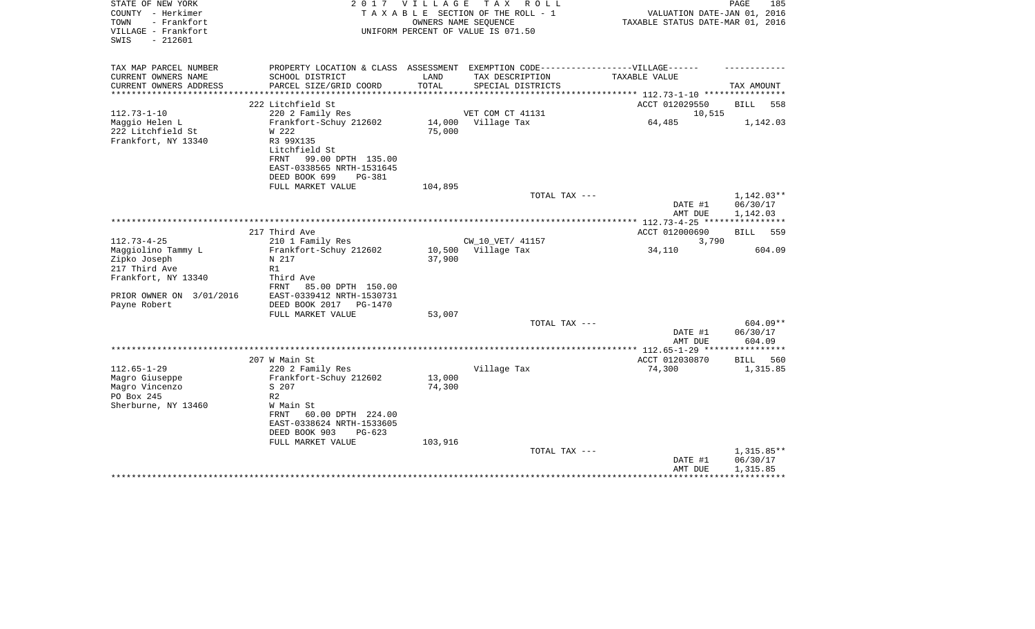STATE OF NEW YORK
COUNTY - Herkimer
TOWN - Frankfort
VILLAGE - Frankfort
SWIS - 212601

2 0 1 7 V I L L A G E T A X R O L L
T A X A B L E SECTION OF THE ROLL - 1
OWNERS NAME SEQUENCE
UNIFORM PERCENT OF VALUE IS 071.50

VALUATION DATE-JAN 01, 2016
TAXABLE STATUS DATE-MAR 01, 2016

| TAX MAP PARCEL NUMBER<br>CURRENT OWNERS NAME<br>CURRENT OWNERS ADDRESS | PROPERTY LOCATION & CLASS<br>SCHOOL DISTRICT<br>PARCEL SIZE/GRID COORD | ASSESSMENT<br>LAND<br>TOTAL | EXEMPTION CODE------VILLAGE------<br>TAX DESCRIPTION<br>SPECIAL DISTRICTS | TAXABLE VALUE | TAX AMOUNT |
|---|---|---|---|---|---|
| | 222 Litchfield St | | | ACCT 012029550 | BILL 558 |
| 112.73-1-10 | 220 2 Family Res | | VET COM CT 41131 | 10,515 | |
| Maggio Helen L | Frankfort-Schuy 212602 | 14,000 | Village Tax | 64,485 | 1,142.03 |
| 222 Litchfield St | W 222 | 75,000 | | | |
| Frankfort, NY 13340 | R3 99X135 | | | | |
| | Litchfield St | | | | |
| | FRNT 99.00 DPTH 135.00 | | | | |
| | EAST-0338565 NRTH-1531645 | | | | |
| | DEED BOOK 699 PG-381 | | | | |
| | FULL MARKET VALUE | 104,895 | | | |
| | | | TOTAL TAX --- | | 1,142.03** |
| | | | | DATE #1 | 06/30/17 |
| | | | | AMT DUE | 1,142.03 |
| | 217 Third Ave | | | ACCT 012000690 | BILL 559 |
| 112.73-4-25 | 210 1 Family Res | | CW_10_VET/ 41157 | 3,790 | |
| Maggiolino Tammy L | Frankfort-Schuy 212602 | 10,500 | Village Tax | 34,110 | 604.09 |
| Zipko Joseph | N 217 | 37,900 | | | |
| 217 Third Ave | R1 | | | | |
| Frankfort, NY 13340 | Third Ave | | | | |
| | FRNT 85.00 DPTH 150.00 | | | | |
| PRIOR OWNER ON 3/01/2016 | EAST-0339412 NRTH-1530731 | | | | |
| Payne Robert | DEED BOOK 2017 PG-1470 | | | | |
| | FULL MARKET VALUE | 53,007 | | | |
| | | | TOTAL TAX --- | | 604.09** |
| | | | | DATE #1 | 06/30/17 |
| | | | | AMT DUE | 604.09 |
| | 207 W Main St | | | ACCT 012030870 | BILL 560 |
| 112.65-1-29 | 220 2 Family Res | | Village Tax | 74,300 | 1,315.85 |
| Magro Giuseppe | Frankfort-Schuy 212602 | 13,000 | | | |
| Magro Vincenzo | S 207 | 74,300 | | | |
| PO Box 245 | R2 | | | | |
| Sherburne, NY 13460 | W Main St | | | | |
| | FRNT 60.00 DPTH 224.00 | | | | |
| | EAST-0338624 NRTH-1533605 | | | | |
| | DEED BOOK 903 PG-623 | | | | |
| | FULL MARKET VALUE | 103,916 | | | |
| | | | TOTAL TAX --- | | 1,315.85** |
| | | | | DATE #1 | 06/30/17 |
| | | | | AMT DUE | 1,315.85 |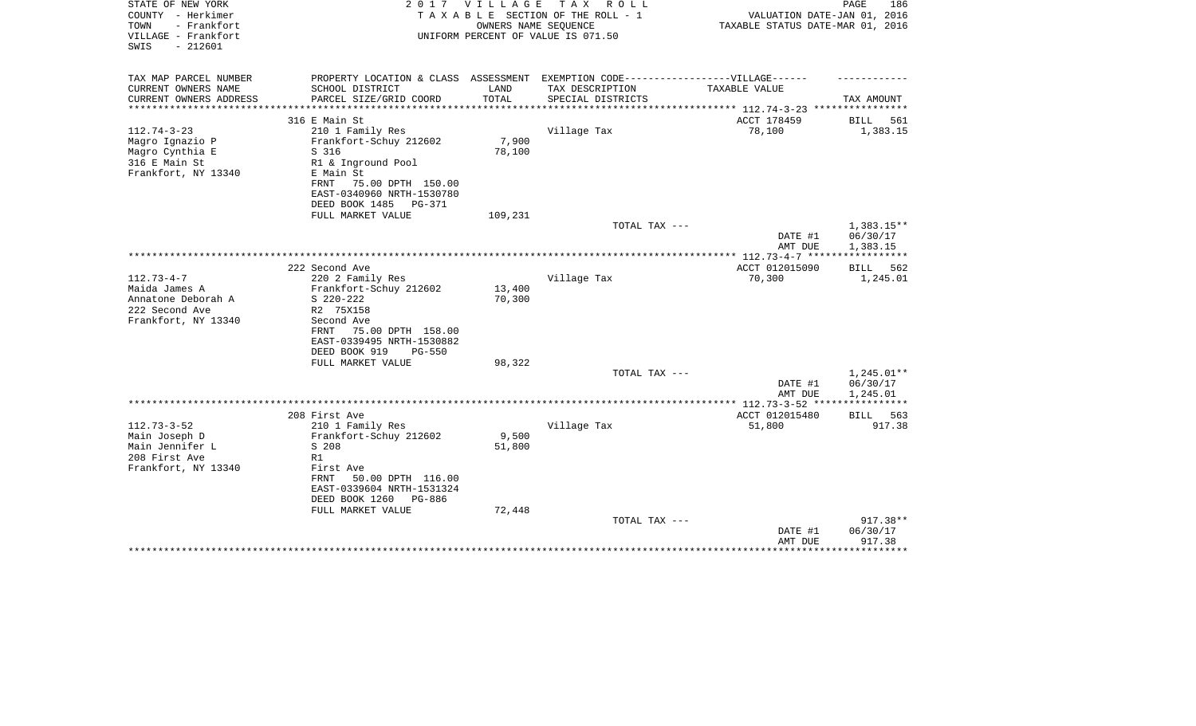STATE OF NEW YORK
COUNTY - Herkimer
TOWN - Frankfort
VILLAGE - Frankfort
SWIS - 212601

2 0 1 7 V I L L A G E T A X R O L L
T A X A B L E SECTION OF THE ROLL - 1
OWNERS NAME SEQUENCE
UNIFORM PERCENT OF VALUE IS 071.50

VALUATION DATE-JAN 01, 2016
TAXABLE STATUS DATE-MAR 01, 2016

| TAX MAP PARCEL NUMBER<br>CURRENT OWNERS NAME<br>CURRENT OWNERS ADDRESS | PROPERTY LOCATION & CLASS<br>SCHOOL DISTRICT<br>PARCEL SIZE/GRID COORD | ASSESSMENT<br>LAND<br>TOTAL | EXEMPTION CODE------VILLAGE------<br>TAX DESCRIPTION<br>SPECIAL DISTRICTS | TAXABLE VALUE | TAX AMOUNT |
|---|---|---|---|---|---|
| | 316 E Main St | | | ACCT 178459 | BILL 561 |
| 112.74-3-23 | 210 1 Family Res | | Village Tax | 78,100 | 1,383.15 |
| Magro Ignazio P | Frankfort-Schuy 212602 | 7,900 | | | |
| Magro Cynthia E | S 316 | 78,100 | | | |
| 316 E Main St | R1 & Inground Pool | | | | |
| Frankfort, NY 13340 | E Main St | | | | |
| | FRNT 75.00 DPTH 150.00 | | | | |
| | EAST-0340960 NRTH-1530780 | | | | |
| | DEED BOOK 1485 PG-371 | | | | |
| | FULL MARKET VALUE | 109,231 | | | |
| | | | TOTAL TAX --- | | 1,383.15** |
| | | | | DATE #1 | 06/30/17 |
| | | | | AMT DUE | 1,383.15 |
| | 222 Second Ave | | | ACCT 012015090 | BILL 562 |
| 112.73-4-7 | 220 2 Family Res | | Village Tax | 70,300 | 1,245.01 |
| Maida James A | Frankfort-Schuy 212602 | 13,400 | | | |
| Annatone Deborah A | S 220-222 | 70,300 | | | |
| 222 Second Ave | R2 75X158 | | | | |
| Frankfort, NY 13340 | Second Ave | | | | |
| | FRNT 75.00 DPTH 158.00 | | | | |
| | EAST-0339495 NRTH-1530882 | | | | |
| | DEED BOOK 919 PG-550 | | | | |
| | FULL MARKET VALUE | 98,322 | | | |
| | | | TOTAL TAX --- | | 1,245.01** |
| | | | | DATE #1 | 06/30/17 |
| | | | | AMT DUE | 1,245.01 |
| | 208 First Ave | | | ACCT 012015480 | BILL 563 |
| 112.73-3-52 | 210 1 Family Res | | Village Tax | 51,800 | 917.38 |
| Main Joseph D | Frankfort-Schuy 212602 | 9,500 | | | |
| Main Jennifer L | S 208 | 51,800 | | | |
| 208 First Ave | R1 | | | | |
| Frankfort, NY 13340 | First Ave | | | | |
| | FRNT 50.00 DPTH 116.00 | | | | |
| | EAST-0339604 NRTH-1531324 | | | | |
| | DEED BOOK 1260 PG-886 | | | | |
| | FULL MARKET VALUE | 72,448 | | | |
| | | | TOTAL TAX --- | | 917.38** |
| | | | | DATE #1 | 06/30/17 |
| | | | | AMT DUE | 917.38 |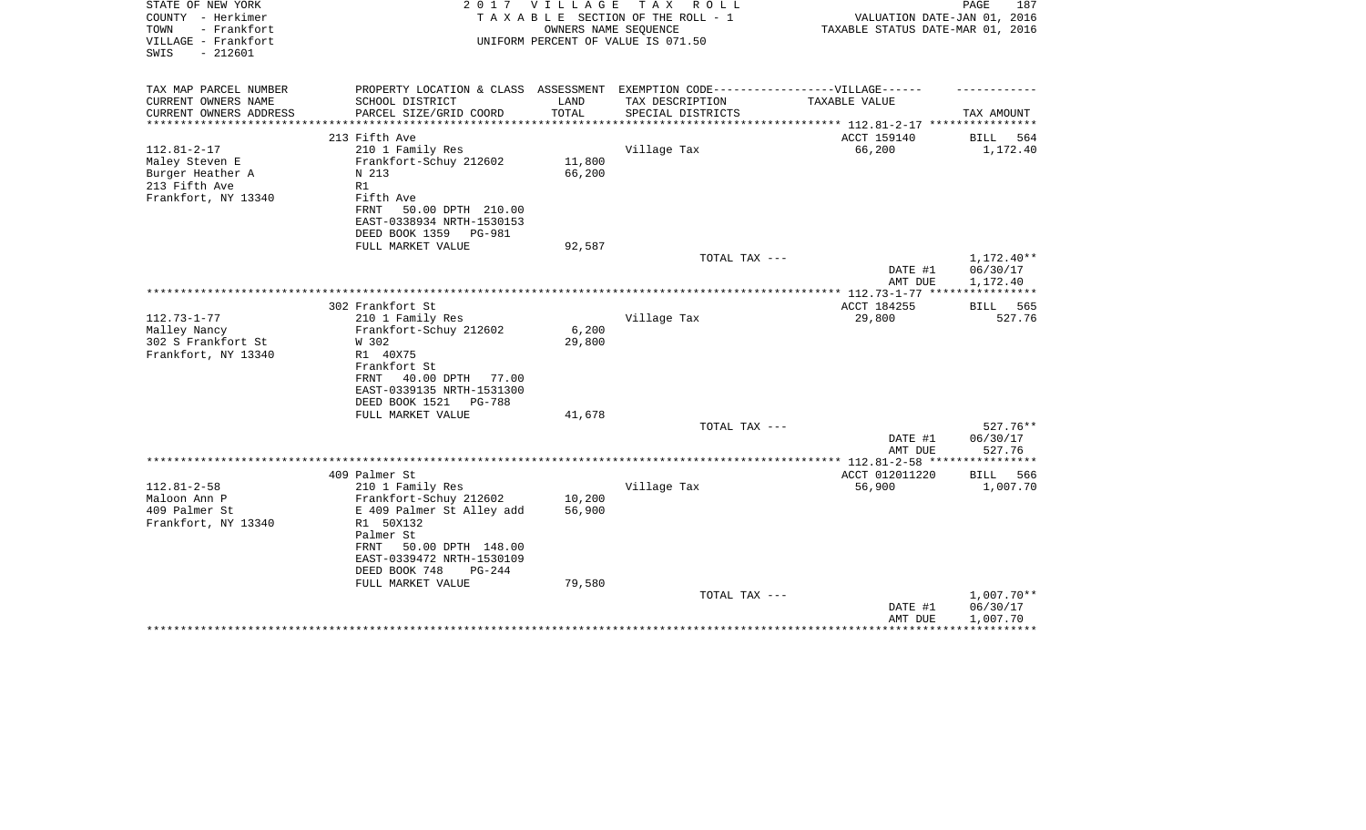STATE OF NEW YORK
COUNTY - Herkimer
TOWN - Frankfort
VILLAGE - Frankfort
SWIS - 212601

2 0 1 7 V I L L A G E T A X R O L L
T A X A B L E SECTION OF THE ROLL - 1
OWNERS NAME SEQUENCE
UNIFORM PERCENT OF VALUE IS 071.50

VALUATION DATE-JAN 01, 2016
TAXABLE STATUS DATE-MAR 01, 2016

| TAX MAP PARCEL NUMBER<br>CURRENT OWNERS NAME<br>CURRENT OWNERS ADDRESS | PROPERTY LOCATION & CLASS<br>SCHOOL DISTRICT<br>PARCEL SIZE/GRID COORD | ASSESSMENT<br>LAND<br>TOTAL | EXEMPTION CODE------------------VILLAGE------<br>TAX DESCRIPTION<br>SPECIAL DISTRICTS | TAXABLE VALUE | TAX AMOUNT |
|---|---|---|---|---|---|
| | 213 Fifth Ave | | | ACCT 159140 | BILL 564 |
| 112.81-2-17 | 210 1 Family Res | | Village Tax | 66,200 | 1,172.40 |
| Maley Steven E | Frankfort-Schuy 212602 | 11,800 | | | |
| Burger Heather A | N 213 | 66,200 | | | |
| 213 Fifth Ave | R1 | | | | |
| Frankfort, NY 13340 | Fifth Ave | | | | |
| | FRNT 50.00 DPTH 210.00 | | | | |
| | EAST-0338934 NRTH-1530153 | | | | |
| | DEED BOOK 1359 PG-981 | | | | |
| | FULL MARKET VALUE | 92,587 | | | |
| | | | TOTAL TAX --- | | 1,172.40** |
| | | | | DATE #1 | 06/30/17 |
| | | | | AMT DUE | 1,172.40 |
| | 302 Frankfort St | | | ACCT 184255 | BILL 565 |
| 112.73-1-77 | 210 1 Family Res | | Village Tax | 29,800 | 527.76 |
| Malley Nancy | Frankfort-Schuy 212602 | 6,200 | | | |
| 302 S Frankfort St | W 302 | 29,800 | | | |
| Frankfort, NY 13340 | R1 40X75 | | | | |
| | Frankfort St | | | | |
| | FRNT 40.00 DPTH 77.00 | | | | |
| | EAST-0339135 NRTH-1531300 | | | | |
| | DEED BOOK 1521 PG-788 | | | | |
| | FULL MARKET VALUE | 41,678 | | | |
| | | | TOTAL TAX --- | | 527.76** |
| | | | | DATE #1 | 06/30/17 |
| | | | | AMT DUE | 527.76 |
| | 409 Palmer St | | | ACCT 012011220 | BILL 566 |
| 112.81-2-58 | 210 1 Family Res | | Village Tax | 56,900 | 1,007.70 |
| Maloon Ann P | Frankfort-Schuy 212602 | 10,200 | | | |
| 409 Palmer St | E 409 Palmer St Alley add | 56,900 | | | |
| Frankfort, NY 13340 | R1 50X132 | | | | |
| | Palmer St | | | | |
| | FRNT 50.00 DPTH 148.00 | | | | |
| | EAST-0339472 NRTH-1530109 | | | | |
| | DEED BOOK 748 PG-244 | | | | |
| | FULL MARKET VALUE | 79,580 | | | |
| | | | TOTAL TAX --- | | 1,007.70** |
| | | | | DATE #1 | 06/30/17 |
| | | | | AMT DUE | 1,007.70 |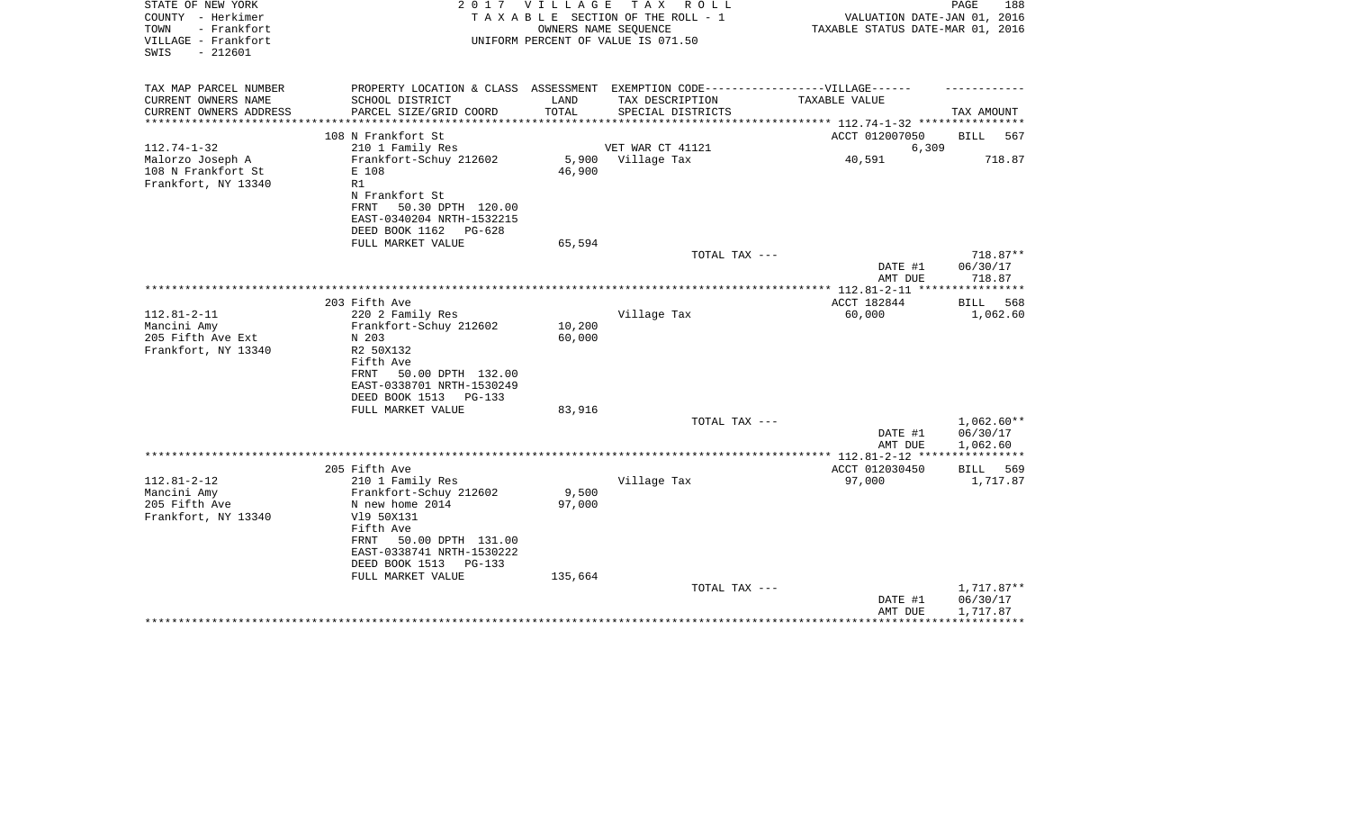STATE OF NEW YORK
COUNTY - Herkimer
TOWN - Frankfort
VILLAGE - Frankfort
SWIS - 212601

2 0 1 7 V I L L A G E T A X R O L L
T A X A B L E SECTION OF THE ROLL - 1
OWNERS NAME SEQUENCE
UNIFORM PERCENT OF VALUE IS 071.50

VALUATION DATE-JAN 01, 2016
TAXABLE STATUS DATE-MAR 01, 2016

| TAX MAP PARCEL NUMBER<br>CURRENT OWNERS NAME<br>CURRENT OWNERS ADDRESS | PROPERTY LOCATION & CLASS<br>SCHOOL DISTRICT<br>PARCEL SIZE/GRID COORD | ASSESSMENT<br>LAND<br>TOTAL | EXEMPTION CODE------------------VILLAGE------<br>TAX DESCRIPTION<br>SPECIAL DISTRICTS | TAXABLE VALUE | TAX AMOUNT |
|---|---|---|---|---|---|
| | 108 N Frankfort St | | | ACCT 012007050 | BILL 567 |
| 112.74-1-32 | 210 1 Family Res | | VET WAR CT 41121 | 6,309 | |
| Malorzo Joseph A | Frankfort-Schuy 212602 | 5,900 | Village Tax | 40,591 | 718.87 |
| 108 N Frankfort St | E 108 | 46,900 | | | |
| Frankfort, NY 13340 | R1 | | | | |
| | N Frankfort St | | | | |
| | FRNT 50.30 DPTH 120.00 | | | | |
| | EAST-0340204 NRTH-1532215 | | | | |
| | DEED BOOK 1162 PG-628 | | | | |
| | FULL MARKET VALUE | 65,594 | | | |
| | | | TOTAL TAX --- | | 718.87** |
| | | | | DATE #1 | 06/30/17 |
| | | | | AMT DUE | 718.87 |
| | 203 Fifth Ave | | | ACCT 182844 | BILL 568 |
| 112.81-2-11 | 220 2 Family Res | | Village Tax | 60,000 | 1,062.60 |
| Mancini Amy | Frankfort-Schuy 212602 | 10,200 | | | |
| 205 Fifth Ave Ext | N 203 | 60,000 | | | |
| Frankfort, NY 13340 | R2 50X132 | | | | |
| | Fifth Ave | | | | |
| | FRNT 50.00 DPTH 132.00 | | | | |
| | EAST-0338701 NRTH-1530249 | | | | |
| | DEED BOOK 1513 PG-133 | | | | |
| | FULL MARKET VALUE | 83,916 | | | |
| | | | TOTAL TAX --- | | 1,062.60** |
| | | | | DATE #1 | 06/30/17 |
| | | | | AMT DUE | 1,062.60 |
| | 205 Fifth Ave | | | ACCT 012030450 | BILL 569 |
| 112.81-2-12 | 210 1 Family Res | | Village Tax | 97,000 | 1,717.87 |
| Mancini Amy | Frankfort-Schuy 212602 | 9,500 | | | |
| 205 Fifth Ave | N new home 2014 | 97,000 | | | |
| Frankfort, NY 13340 | Vl9 50X131 | | | | |
| | Fifth Ave | | | | |
| | FRNT 50.00 DPTH 131.00 | | | | |
| | EAST-0338741 NRTH-1530222 | | | | |
| | DEED BOOK 1513 PG-133 | | | | |
| | FULL MARKET VALUE | 135,664 | | | |
| | | | TOTAL TAX --- | | 1,717.87** |
| | | | | DATE #1 | 06/30/17 |
| | | | | AMT DUE | 1,717.87 |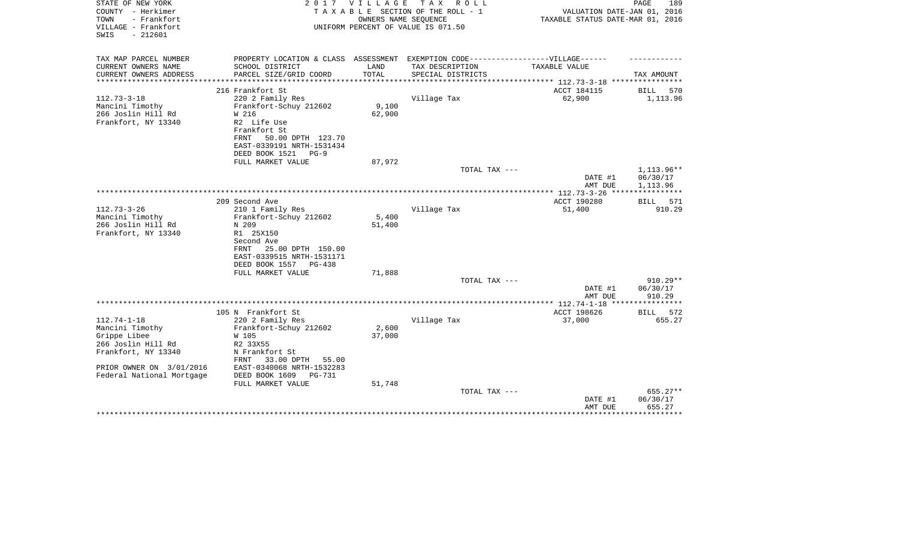STATE OF NEW YORK
COUNTY - Herkimer
TOWN - Frankfort
VILLAGE - Frankfort
SWIS - 212601

**2 0 1 7 V I L L A G E T A X R O L L**
T A X A B L E SECTION OF THE ROLL - 1
OWNERS NAME SEQUENCE
UNIFORM PERCENT OF VALUE IS 071.50

VALUATION DATE-JAN 01, 2016
TAXABLE STATUS DATE-MAR 01, 2016

| TAX MAP PARCEL NUMBER<br>CURRENT OWNERS NAME<br>CURRENT OWNERS ADDRESS | PROPERTY LOCATION & CLASS<br>SCHOOL DISTRICT<br>PARCEL SIZE/GRID COORD | ASSESSMENT<br>LAND<br>TOTAL | EXEMPTION CODE-----VILLAGE------<br>TAX DESCRIPTION<br>SPECIAL DISTRICTS | TAXABLE VALUE | TAX AMOUNT |
|---|---|---|---|---|---|
| | 216 Frankfort St | | | ACCT 184115 | BILL 570 |
| 112.73-3-18 | 220 2 Family Res | | Village Tax | 62,900 | 1,113.96 |
| Mancini Timothy | Frankfort-Schuy 212602 | 9,100 | | | |
| 266 Joslin Hill Rd | W 216 | 62,900 | | | |
| Frankfort, NY 13340 | R2 Life Use | | | | |
| | Frankfort St | | | | |
| | FRNT 50.00 DPTH 123.70 | | | | |
| | EAST-0339191 NRTH-1531434 | | | | |
| | DEED BOOK 1521 PG-9 | | | | |
| | FULL MARKET VALUE | 87,972 | | | |
| | | | TOTAL TAX --- | | 1,113.96** |
| | | | | DATE #1 | 06/30/17 |
| | | | | AMT DUE | 1,113.96 |
| | 209 Second Ave | | | ACCT 190280 | BILL 571 |
| 112.73-3-26 | 210 1 Family Res | | Village Tax | 51,400 | 910.29 |
| Mancini Timothy | Frankfort-Schuy 212602 | 5,400 | | | |
| 266 Joslin Hill Rd | N 209 | 51,400 | | | |
| Frankfort, NY 13340 | R1 25X150 | | | | |
| | Second Ave | | | | |
| | FRNT 25.00 DPTH 150.00 | | | | |
| | EAST-0339515 NRTH-1531171 | | | | |
| | DEED BOOK 1557 PG-438 | | | | |
| | FULL MARKET VALUE | 71,888 | | | |
| | | | TOTAL TAX --- | | 910.29** |
| | | | | DATE #1 | 06/30/17 |
| | | | | AMT DUE | 910.29 |
| | 105 N Frankfort St | | | ACCT 198626 | BILL 572 |
| 112.74-1-18 | 220 2 Family Res | | Village Tax | 37,000 | 655.27 |
| Mancini Timothy | Frankfort-Schuy 212602 | 2,600 | | | |
| Grippe Libee | W 105 | 37,000 | | | |
| 266 Joslin Hill Rd | R2 33X55 | | | | |
| Frankfort, NY 13340 | N Frankfort St | | | | |
| | FRNT 33.00 DPTH 55.00 | | | | |
| PRIOR OWNER ON 3/01/2016 | EAST-0340068 NRTH-1532283 | | | | |
| Federal National Mortgage | DEED BOOK 1609 PG-731 | | | | |
| | FULL MARKET VALUE | 51,748 | | | |
| | | | TOTAL TAX --- | | 655.27** |
| | | | | DATE #1 | 06/30/17 |
| | | | | AMT DUE | 655.27 |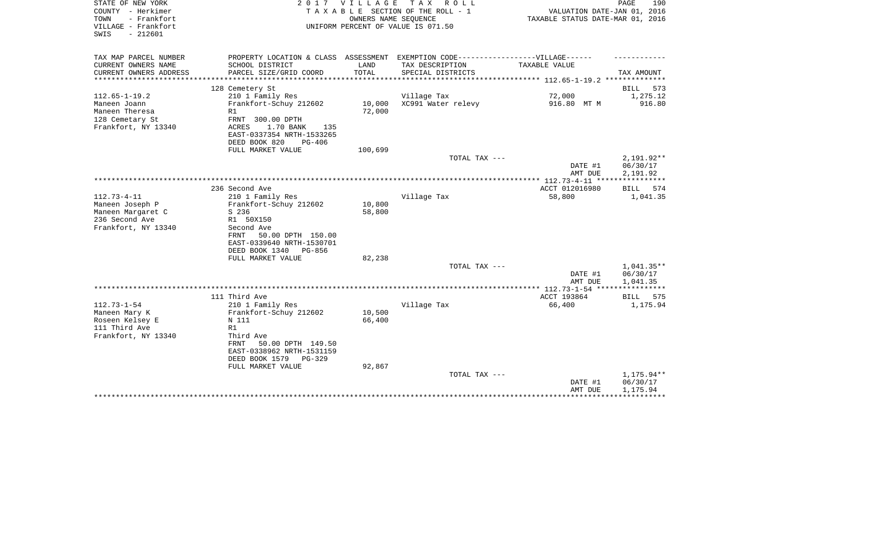STATE OF NEW YORK
COUNTY - Herkimer
TOWN - Frankfort
VILLAGE - Frankfort
SWIS - 212601

2 0 1 7 V I L L A G E T A X R O L L
T A X A B L E SECTION OF THE ROLL - 1
OWNERS NAME SEQUENCE
UNIFORM PERCENT OF VALUE IS 071.50

VALUATION DATE-JAN 01, 2016
TAXABLE STATUS DATE-MAR 01, 2016

| TAX MAP PARCEL NUMBER<br>CURRENT OWNERS NAME<br>CURRENT OWNERS ADDRESS | PROPERTY LOCATION & CLASS<br>SCHOOL DISTRICT<br>PARCEL SIZE/GRID COORD | ASSESSMENT<br>LAND<br>TOTAL | EXEMPTION CODE------------------VILLAGE------<br>TAX DESCRIPTION<br>SPECIAL DISTRICTS | TAXABLE VALUE | TAX AMOUNT |
|---|---|---|---|---|---|
| | 128 Cemetery St | | | | BILL 573 |
| 112.65-1-19.2 | 210 1 Family Res | | Village Tax | 72,000 | 1,275.12 |
| Maneen Joann | Frankfort-Schuy 212602 | 10,000 | XC991 Water relevy | 916.80 MT M | 916.80 |
| Maneen Theresa | R1 | 72,000 | | | |
| 128 Cemetary St | FRNT 300.00 DPTH | | | | |
| Frankfort, NY 13340 | ACRES 1.70 BANK 135 | | | | |
| | EAST-0337354 NRTH-1533265 | | | | |
| | DEED BOOK 820 PG-406 | | | | |
| | FULL MARKET VALUE | 100,699 | | | |
| | | | TOTAL TAX --- | | 2,191.92** |
| | | | | DATE #1 | 06/30/17 |
| | | | | AMT DUE | 2,191.92 |
| | 236 Second Ave | | | ACCT 012016980 | BILL 574 |
| 112.73-4-11 | 210 1 Family Res | | Village Tax | 58,800 | 1,041.35 |
| Maneen Joseph P | Frankfort-Schuy 212602 | 10,800 | | | |
| Maneen Margaret C | S 236 | 58,800 | | | |
| 236 Second Ave | R1 50X150 | | | | |
| Frankfort, NY 13340 | Second Ave | | | | |
| | FRNT 50.00 DPTH 150.00 | | | | |
| | EAST-0339640 NRTH-1530701 | | | | |
| | DEED BOOK 1340 PG-856 | | | | |
| | FULL MARKET VALUE | 82,238 | | | |
| | | | TOTAL TAX --- | | 1,041.35** |
| | | | | DATE #1 | 06/30/17 |
| | | | | AMT DUE | 1,041.35 |
| | 111 Third Ave | | | ACCT 193864 | BILL 575 |
| 112.73-1-54 | 210 1 Family Res | | Village Tax | 66,400 | 1,175.94 |
| Maneen Mary K | Frankfort-Schuy 212602 | 10,500 | | | |
| Roseen Kelsey E | N 111 | 66,400 | | | |
| 111 Third Ave | R1 | | | | |
| Frankfort, NY 13340 | Third Ave | | | | |
| | FRNT 50.00 DPTH 149.50 | | | | |
| | EAST-0338962 NRTH-1531159 | | | | |
| | DEED BOOK 1579 PG-329 | | | | |
| | FULL MARKET VALUE | 92,867 | | | |
| | | | TOTAL TAX --- | | 1,175.94** |
| | | | | DATE #1 | 06/30/17 |
| | | | | AMT DUE | 1,175.94 |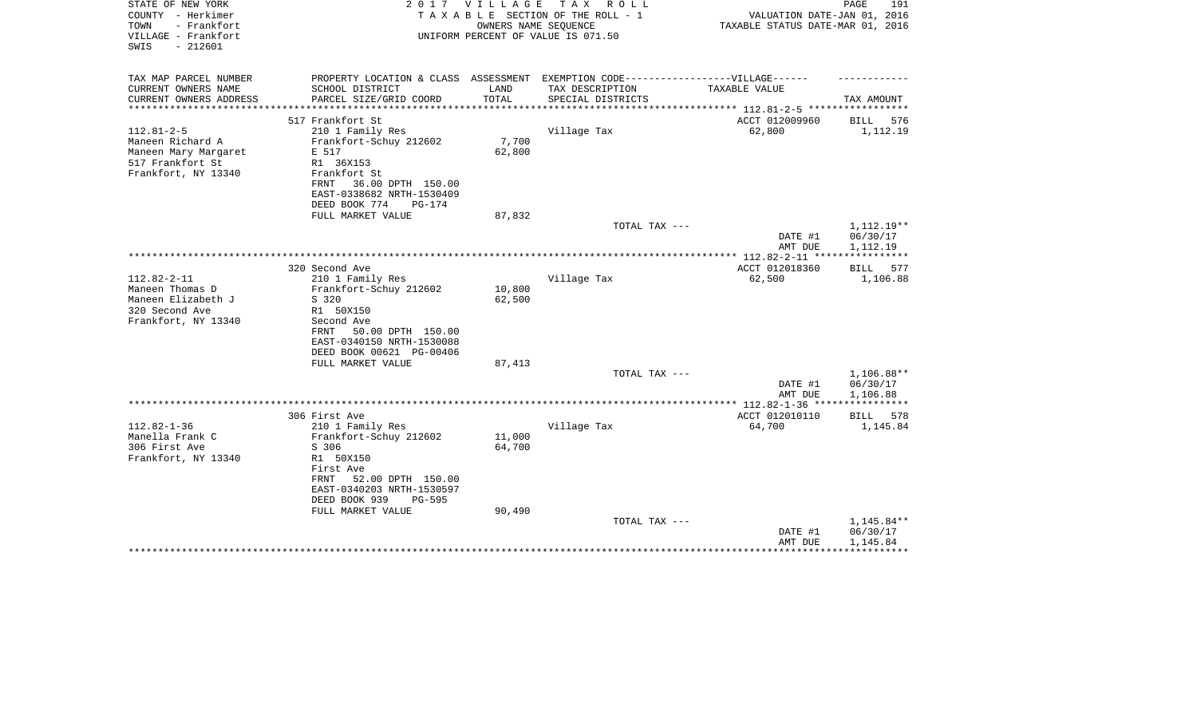STATE OF NEW YORK
COUNTY - Herkimer
TOWN - Frankfort
VILLAGE - Frankfort
SWIS - 212601

2 0 1 7 V I L L A G E T A X R O L L
T A X A B L E SECTION OF THE ROLL - 1
OWNERS NAME SEQUENCE
UNIFORM PERCENT OF VALUE IS 071.50

VALUATION DATE-JAN 01, 2016
TAXABLE STATUS DATE-MAR 01, 2016

| TAX MAP PARCEL NUMBER / CURRENT OWNERS NAME / CURRENT OWNERS ADDRESS | PROPERTY LOCATION & CLASS / SCHOOL DISTRICT / PARCEL SIZE/GRID COORD | ASSESSMENT LAND / TOTAL | EXEMPTION CODE / TAX DESCRIPTION / SPECIAL DISTRICTS | TAXABLE VALUE | TAX AMOUNT |
|---|---|---|---|---|---|
| 112.81-2-5 | 517 Frankfort St | | | ACCT 012009960 | BILL 576 |
| Maneen Richard A | 210 1 Family Res | | Village Tax | 62,800 | 1,112.19 |
| Maneen Mary Margaret | Frankfort-Schuy 212602 | 7,700 | | | |
| 517 Frankfort St | E 517 | 62,800 | | | |
| Frankfort, NY 13340 | R1 36X153 | | | | |
| | Frankfort St | | | | |
| | FRNT 36.00 DPTH 150.00 | | | | |
| | EAST-0338682 NRTH-1530409 | | | | |
| | DEED BOOK 774 PG-174 | | | | |
| | FULL MARKET VALUE | 87,832 | | | |
| | | | TOTAL TAX --- | | 1,112.19** |
| | | | | DATE #1 | 06/30/17 |
| | | | | AMT DUE | 1,112.19 |
| 112.82-2-11 | 320 Second Ave | | | ACCT 012018360 | BILL 577 |
| Maneen Thomas D | 210 1 Family Res | | Village Tax | 62,500 | 1,106.88 |
| Maneen Elizabeth J | Frankfort-Schuy 212602 | 10,800 | | | |
| 320 Second Ave | S 320 | 62,500 | | | |
| Frankfort, NY 13340 | R1 50X150 | | | | |
| | Second Ave | | | | |
| | FRNT 50.00 DPTH 150.00 | | | | |
| | EAST-0340150 NRTH-1530088 | | | | |
| | DEED BOOK 00621 PG-00406 | | | | |
| | FULL MARKET VALUE | 87,413 | | | |
| | | | TOTAL TAX --- | | 1,106.88** |
| | | | | DATE #1 | 06/30/17 |
| | | | | AMT DUE | 1,106.88 |
| 112.82-1-36 | 306 First Ave | | | ACCT 012010110 | BILL 578 |
| Manella Frank C | 210 1 Family Res | | Village Tax | 64,700 | 1,145.84 |
| 306 First Ave | Frankfort-Schuy 212602 | 11,000 | | | |
| Frankfort, NY 13340 | S 306 | 64,700 | | | |
| | R1 50X150 | | | | |
| | First Ave | | | | |
| | FRNT 52.00 DPTH 150.00 | | | | |
| | EAST-0340203 NRTH-1530597 | | | | |
| | DEED BOOK 939 PG-595 | | | | |
| | FULL MARKET VALUE | 90,490 | | | |
| | | | TOTAL TAX --- | | 1,145.84** |
| | | | | DATE #1 | 06/30/17 |
| | | | | AMT DUE | 1,145.84 |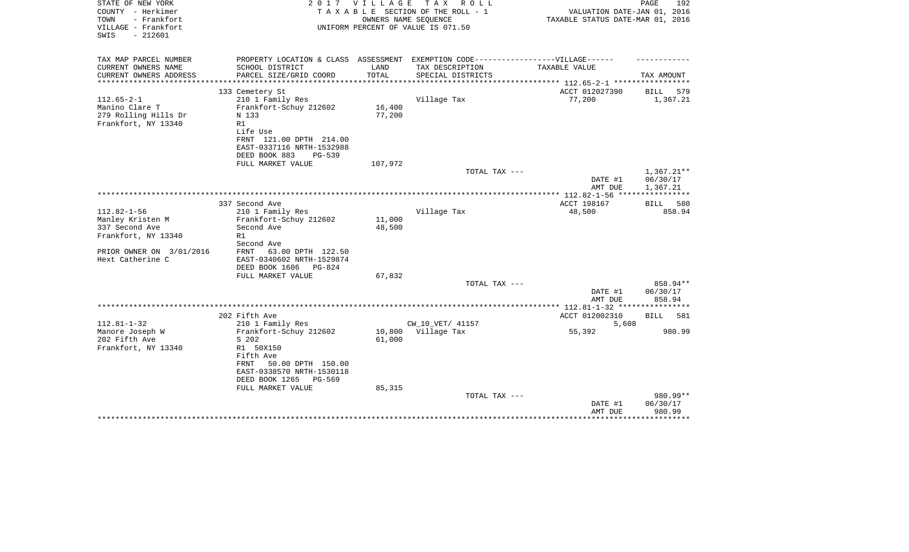STATE OF NEW YORK
COUNTY - Herkimer
TOWN - Frankfort
VILLAGE - Frankfort
SWIS - 212601

2017 VILLAGE TAX ROLL
TAXABLE SECTION OF THE ROLL - 1
OWNERS NAME SEQUENCE
UNIFORM PERCENT OF VALUE IS 071.50

VALUATION DATE-JAN 01, 2016
TAXABLE STATUS DATE-MAR 01, 2016

| TAX MAP PARCEL NUMBER / CURRENT OWNERS NAME / CURRENT OWNERS ADDRESS | PROPERTY LOCATION & CLASS / SCHOOL DISTRICT / PARCEL SIZE/GRID COORD | ASSESSMENT LAND / TOTAL | EXEMPTION CODE / TAX DESCRIPTION / SPECIAL DISTRICTS | TAXABLE VALUE | TAX AMOUNT |
|---|---|---|---|---|---|
| 112.65-2-1 | 133 Cemetery St | | | ACCT 012027390 | BILL 579 |
| Manino Clare T | 210 1 Family Res | | Village Tax | 77,200 | 1,367.21 |
| 279 Rolling Hills Dr | Frankfort-Schuy 212602 | 16,400 | | | |
| Frankfort, NY 13340 | N 133 | 77,200 | | | |
| | R1 | | | | |
| | Life Use | | | | |
| | FRNT 121.00 DPTH 214.00 | | | | |
| | EAST-0337116 NRTH-1532988 | | | | |
| | DEED BOOK 883 PG-539 | | | | |
| | FULL MARKET VALUE | 107,972 | | | |
| | | | TOTAL TAX --- | | 1,367.21** |
| | | | | DATE #1 | 06/30/17 |
| | | | | AMT DUE | 1,367.21 |
| 112.82-1-56 | 337 Second Ave | | | ACCT 198167 | BILL 580 |
| Manley Kristen M | 210 1 Family Res | | Village Tax | 48,500 | 858.94 |
| 337 Second Ave | Frankfort-Schuy 212602 | 11,000 | | | |
| Frankfort, NY 13340 | Second Ave | 48,500 | | | |
| | R1 | | | | |
| | Second Ave | | | | |
| PRIOR OWNER ON 3/01/2016 | FRNT 63.00 DPTH 122.50 | | | | |
| Hext Catherine C | EAST-0340602 NRTH-1529874 | | | | |
| | DEED BOOK 1606 PG-824 | | | | |
| | FULL MARKET VALUE | 67,832 | | | |
| | | | TOTAL TAX --- | | 858.94** |
| | | | | DATE #1 | 06/30/17 |
| | | | | AMT DUE | 858.94 |
| 112.81-1-32 | 202 Fifth Ave | | | ACCT 012002310 | BILL 581 |
| Manore Joseph W | 210 1 Family Res | | CW_10_VET/ 41157 | 5,608 | |
| 202 Fifth Ave | Frankfort-Schuy 212602 | 10,800 | Village Tax | 55,392 | 980.99 |
| Frankfort, NY 13340 | S 202 | 61,000 | | | |
| | R1 50X150 | | | | |
| | Fifth Ave | | | | |
| | FRNT 50.00 DPTH 150.00 | | | | |
| | EAST-0338570 NRTH-1530118 | | | | |
| | DEED BOOK 1265 PG-569 | | | | |
| | FULL MARKET VALUE | 85,315 | | | |
| | | | TOTAL TAX --- | | 980.99** |
| | | | | DATE #1 | 06/30/17 |
| | | | | AMT DUE | 980.99 |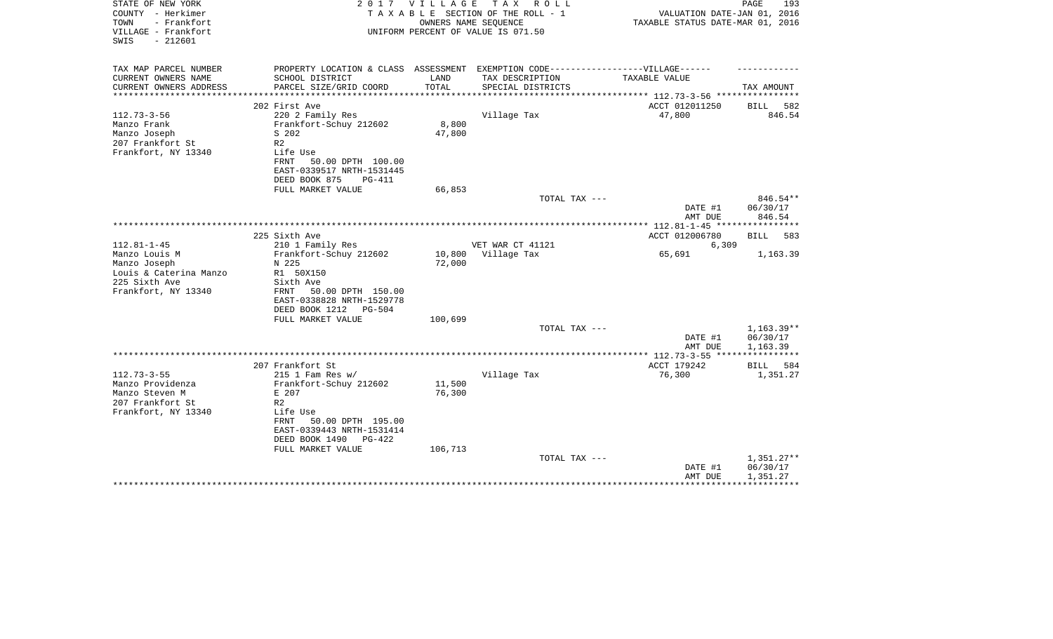STATE OF NEW YORK
COUNTY - Herkimer
TOWN - Frankfort
VILLAGE - Frankfort
SWIS - 212601

2 0 1 7 V I L L A G E T A X R O L L
T A X A B L E SECTION OF THE ROLL - 1
OWNERS NAME SEQUENCE
UNIFORM PERCENT OF VALUE IS 071.50

VALUATION DATE-JAN 01, 2016
TAXABLE STATUS DATE-MAR 01, 2016

| TAX MAP PARCEL NUMBER<br>CURRENT OWNERS NAME<br>CURRENT OWNERS ADDRESS | PROPERTY LOCATION & CLASS<br>SCHOOL DISTRICT<br>PARCEL SIZE/GRID COORD | ASSESSMENT<br>LAND<br>TOTAL | EXEMPTION CODE------------------VILLAGE------<br>TAX DESCRIPTION<br>SPECIAL DISTRICTS | TAXABLE VALUE | TAX AMOUNT |
|---|---|---|---|---|---|
| | 202 First Ave | | | ACCT 012011250 | BILL 582 |
| 112.73-3-56 | 220 2 Family Res | | Village Tax | 47,800 | 846.54 |
| Manzo Frank | Frankfort-Schuy 212602 | 8,800 | | | |
| Manzo Joseph | S 202 | 47,800 | | | |
| 207 Frankfort St | R2 | | | | |
| Frankfort, NY 13340 | Life Use | | | | |
| | FRNT 50.00 DPTH 100.00 | | | | |
| | EAST-0339517 NRTH-1531445 | | | | |
| | DEED BOOK 875 PG-411 | | | | |
| | FULL MARKET VALUE | 66,853 | | | |
| | | | TOTAL TAX --- | | 846.54** |
| | | | | DATE #1 | 06/30/17 |
| | | | | AMT DUE | 846.54 |
| | 225 Sixth Ave | | | ACCT 012006780 | BILL 583 |
| 112.81-1-45 | 210 1 Family Res | | VET WAR CT 41121 | 6,309 | |
| Manzo Louis M | Frankfort-Schuy 212602 | 10,800 | Village Tax | 65,691 | 1,163.39 |
| Manzo Joseph | N 225 | 72,000 | | | |
| Louis & Caterina Manzo | R1 50X150 | | | | |
| 225 Sixth Ave | Sixth Ave | | | | |
| Frankfort, NY 13340 | FRNT 50.00 DPTH 150.00 | | | | |
| | EAST-0338828 NRTH-1529778 | | | | |
| | DEED BOOK 1212 PG-504 | | | | |
| | FULL MARKET VALUE | 100,699 | | | |
| | | | TOTAL TAX --- | | 1,163.39** |
| | | | | DATE #1 | 06/30/17 |
| | | | | AMT DUE | 1,163.39 |
| | 207 Frankfort St | | | ACCT 179242 | BILL 584 |
| 112.73-3-55 | 215 1 Fam Res w/ | | Village Tax | 76,300 | 1,351.27 |
| Manzo Providenza | Frankfort-Schuy 212602 | 11,500 | | | |
| Manzo Steven M | E 207 | 76,300 | | | |
| 207 Frankfort St | R2 | | | | |
| Frankfort, NY 13340 | Life Use | | | | |
| | FRNT 50.00 DPTH 195.00 | | | | |
| | EAST-0339443 NRTH-1531414 | | | | |
| | DEED BOOK 1490 PG-422 | | | | |
| | FULL MARKET VALUE | 106,713 | | | |
| | | | TOTAL TAX --- | | 1,351.27** |
| | | | | DATE #1 | 06/30/17 |
| | | | | AMT DUE | 1,351.27 |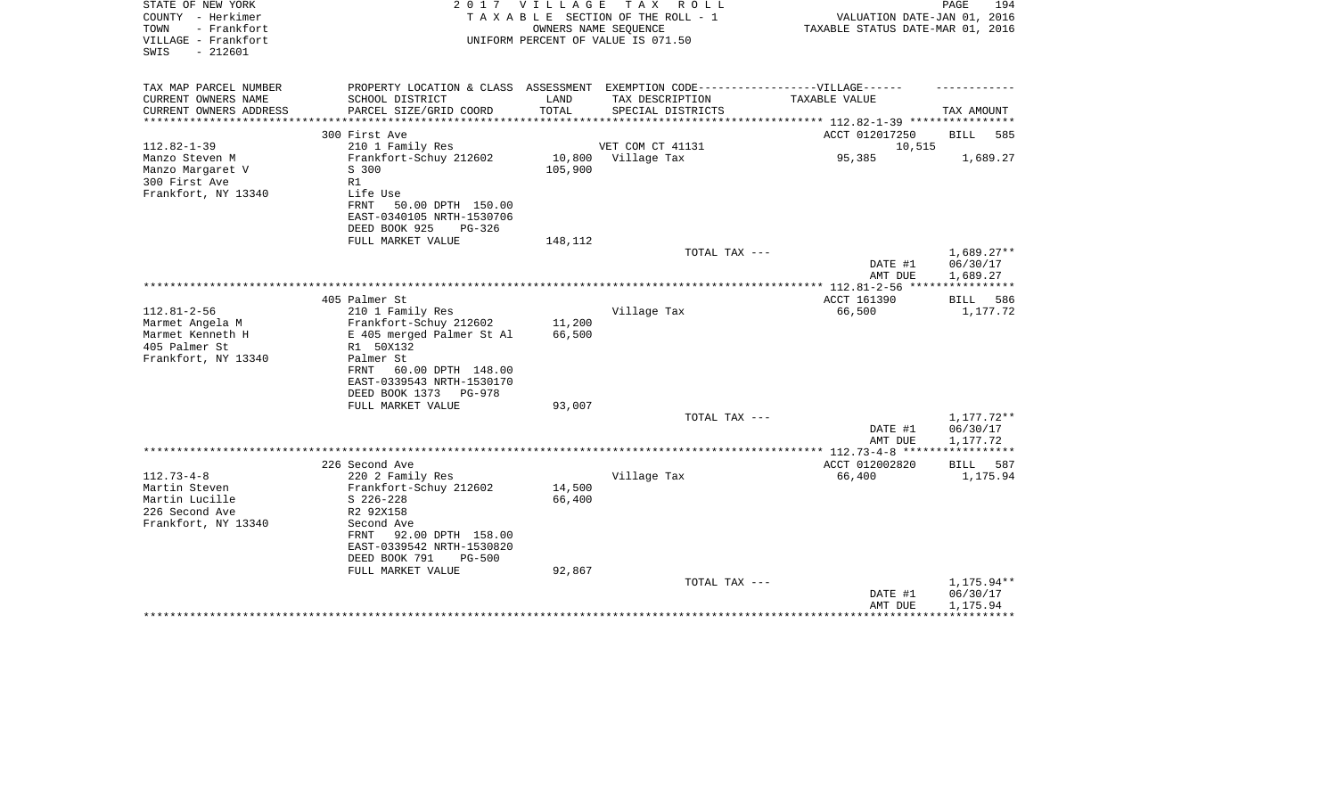STATE OF NEW YORK
COUNTY - Herkimer
TOWN - Frankfort
VILLAGE - Frankfort
SWIS - 212601

2 0 1 7 V I L L A G E T A X R O L L
T A X A B L E SECTION OF THE ROLL - 1
OWNERS NAME SEQUENCE
UNIFORM PERCENT OF VALUE IS 071.50

VALUATION DATE-JAN 01, 2016
TAXABLE STATUS DATE-MAR 01, 2016

| TAX MAP PARCEL NUMBER<br>CURRENT OWNERS NAME<br>CURRENT OWNERS ADDRESS | PROPERTY LOCATION & CLASS<br>SCHOOL DISTRICT<br>PARCEL SIZE/GRID COORD | ASSESSMENT<br>LAND<br>TOTAL | EXEMPTION CODE------------------VILLAGE------<br>TAX DESCRIPTION<br>SPECIAL DISTRICTS | TAXABLE VALUE | TAX AMOUNT |
|---|---|---|---|---|---|
| | 300 First Ave | | | ACCT 012017250 | BILL 585 |
| 112.82-1-39 | 210 1 Family Res | | VET COM CT 41131 | 10,515 | |
| Manzo Steven M | Frankfort-Schuy 212602 | 10,800 | Village Tax | 95,385 | 1,689.27 |
| Manzo Margaret V | S 300 | 105,900 | | | |
| 300 First Ave | R1 | | | | |
| Frankfort, NY 13340 | Life Use | | | | |
| | FRNT 50.00 DPTH 150.00 | | | | |
| | EAST-0340105 NRTH-1530706 | | | | |
| | DEED BOOK 925 PG-326 | | | | |
| | FULL MARKET VALUE | 148,112 | | | |
| | | | TOTAL TAX --- | | 1,689.27** |
| | | | | DATE #1 | 06/30/17 |
| | | | | AMT DUE | 1,689.27 |
| | 405 Palmer St | | | ACCT 161390 | BILL 586 |
| 112.81-2-56 | 210 1 Family Res | | Village Tax | 66,500 | 1,177.72 |
| Marmet Angela M | Frankfort-Schuy 212602 | 11,200 | | | |
| Marmet Kenneth H | E 405 merged Palmer St Al | 66,500 | | | |
| 405 Palmer St | R1 50X132 | | | | |
| Frankfort, NY 13340 | Palmer St | | | | |
| | FRNT 60.00 DPTH 148.00 | | | | |
| | EAST-0339543 NRTH-1530170 | | | | |
| | DEED BOOK 1373 PG-978 | | | | |
| | FULL MARKET VALUE | 93,007 | | | |
| | | | TOTAL TAX --- | | 1,177.72** |
| | | | | DATE #1 | 06/30/17 |
| | | | | AMT DUE | 1,177.72 |
| | 226 Second Ave | | | ACCT 012002820 | BILL 587 |
| 112.73-4-8 | 220 2 Family Res | | Village Tax | 66,400 | 1,175.94 |
| Martin Steven | Frankfort-Schuy 212602 | 14,500 | | | |
| Martin Lucille | S 226-228 | 66,400 | | | |
| 226 Second Ave | R2 92X158 | | | | |
| Frankfort, NY 13340 | Second Ave | | | | |
| | FRNT 92.00 DPTH 158.00 | | | | |
| | EAST-0339542 NRTH-1530820 | | | | |
| | DEED BOOK 791 PG-500 | | | | |
| | FULL MARKET VALUE | 92,867 | | | |
| | | | TOTAL TAX --- | | 1,175.94** |
| | | | | DATE #1 | 06/30/17 |
| | | | | AMT DUE | 1,175.94 |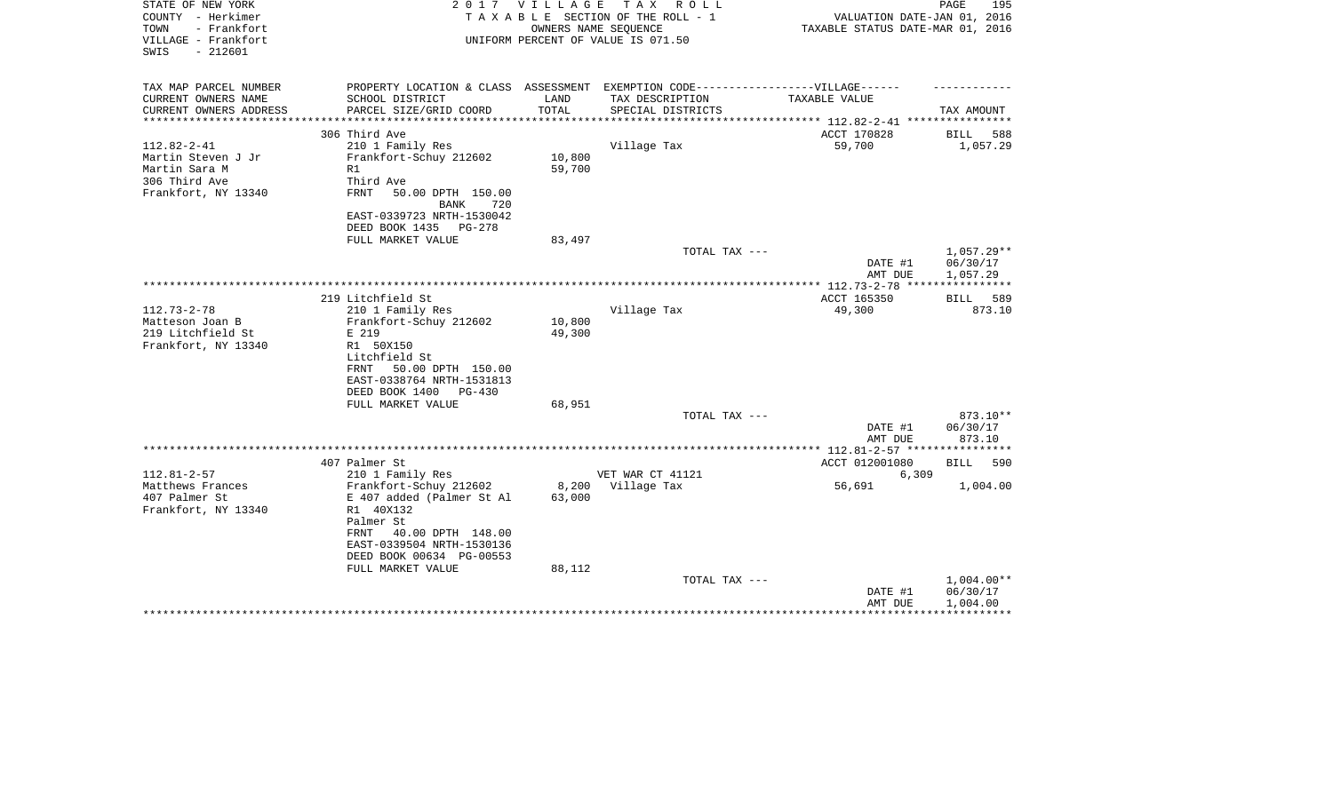STATE OF NEW YORK
COUNTY - Herkimer
TOWN - Frankfort
VILLAGE - Frankfort
SWIS - 212601

2017 VILLAGE TAX ROLL
TAXABLE SECTION OF THE ROLL - 1
OWNERS NAME SEQUENCE
UNIFORM PERCENT OF VALUE IS 071.50

VALUATION DATE-JAN 01, 2016
TAXABLE STATUS DATE-MAR 01, 2016

| TAX MAP PARCEL NUMBER<br>CURRENT OWNERS NAME<br>CURRENT OWNERS ADDRESS | PROPERTY LOCATION & CLASS<br>SCHOOL DISTRICT<br>PARCEL SIZE/GRID COORD | ASSESSMENT<br>LAND<br>TOTAL | EXEMPTION CODE-----VILLAGE------<br>TAX DESCRIPTION<br>SPECIAL DISTRICTS | TAXABLE VALUE | TAX AMOUNT |
|---|---|---|---|---|---|
| 112.82-2-41 | 306 Third Ave | | | ACCT 170828 | BILL 588 |
| Martin Steven J Jr | 210 1 Family Res | | Village Tax | 59,700 | 1,057.29 |
| Martin Sara M | Frankfort-Schuy 212602 | 10,800 | | | |
| 306 Third Ave | R1 | 59,700 | | | |
| Frankfort, NY 13340 | Third Ave | | | | |
| | FRNT 50.00 DPTH 150.00 | | | | |
| | BANK 720 | | | | |
| | EAST-0339723 NRTH-1530042 | | | | |
| | DEED BOOK 1435 PG-278 | | | | |
| | FULL MARKET VALUE | 83,497 | | | |
| | | | TOTAL TAX --- | | 1,057.29** |
| | | | | DATE #1 | 06/30/17 |
| | | | | AMT DUE | 1,057.29 |
| 112.73-2-78 | 219 Litchfield St | | | ACCT 165350 | BILL 589 |
| Matteson Joan B | 210 1 Family Res | | Village Tax | 49,300 | 873.10 |
| 219 Litchfield St | Frankfort-Schuy 212602 | 10,800 | | | |
| Frankfort, NY 13340 | E 219 | 49,300 | | | |
| | R1 50X150 | | | | |
| | Litchfield St | | | | |
| | FRNT 50.00 DPTH 150.00 | | | | |
| | EAST-0338764 NRTH-1531813 | | | | |
| | DEED BOOK 1400 PG-430 | | | | |
| | FULL MARKET VALUE | 68,951 | | | |
| | | | TOTAL TAX --- | | 873.10** |
| | | | | DATE #1 | 06/30/17 |
| | | | | AMT DUE | 873.10 |
| 112.81-2-57 | 407 Palmer St | | | ACCT 012001080 | BILL 590 |
| Matthews Frances | 210 1 Family Res | | VET WAR CT 41121 | 6,309 | |
| 407 Palmer St | Frankfort-Schuy 212602 | 8,200 | Village Tax | 56,691 | 1,004.00 |
| Frankfort, NY 13340 | E 407 added (Palmer St Al | 63,000 | | | |
| | R1 40X132 | | | | |
| | Palmer St | | | | |
| | FRNT 40.00 DPTH 148.00 | | | | |
| | EAST-0339504 NRTH-1530136 | | | | |
| | DEED BOOK 00634 PG-00553 | | | | |
| | FULL MARKET VALUE | 88,112 | | | |
| | | | TOTAL TAX --- | | 1,004.00** |
| | | | | DATE #1 | 06/30/17 |
| | | | | AMT DUE | 1,004.00 |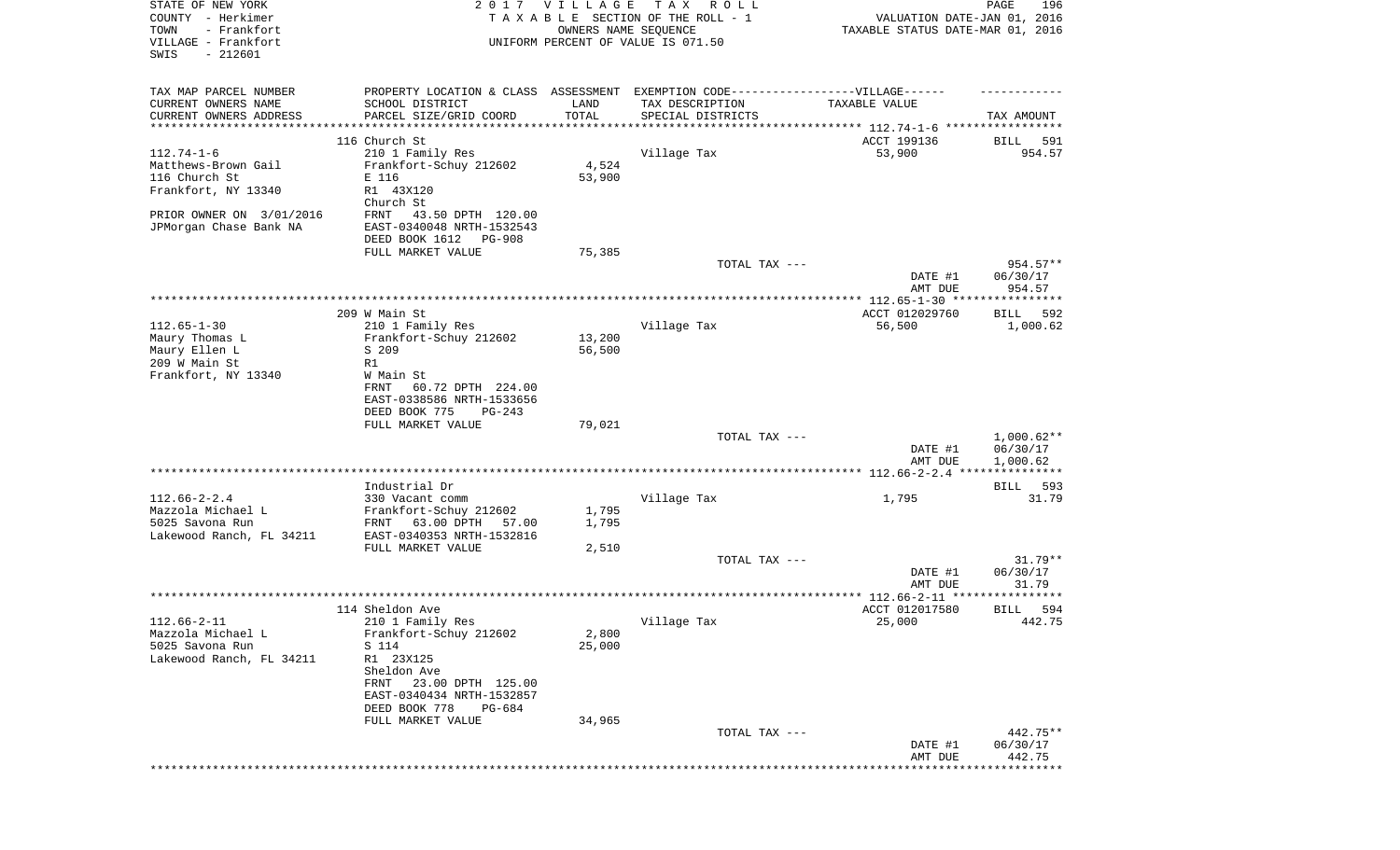STATE OF NEW YORK | COUNTY - Herkimer | TOWN - Frankfort | VILLAGE - Frankfort | SWIS - 212601

2017 VILLAGE TAX ROLL
TAXABLE SECTION OF THE ROLL - 1
OWNERS NAME SEQUENCE
UNIFORM PERCENT OF VALUE IS 071.50

VALUATION DATE-JAN 01, 2016
TAXABLE STATUS DATE-MAR 01, 2016

| TAX MAP PARCEL NUMBER / CURRENT OWNERS NAME / CURRENT OWNERS ADDRESS | PROPERTY LOCATION & CLASS / SCHOOL DISTRICT / PARCEL SIZE/GRID COORD | ASSESSMENT LAND / TOTAL | EXEMPTION CODE / TAX DESCRIPTION / SPECIAL DISTRICTS | TAXABLE VALUE | TAX AMOUNT |
|---|---|---|---|---|---|
| | 116 Church St | | | ACCT 199136 | BILL 591 |
| 112.74-1-6 | 210 1 Family Res | | Village Tax | 53,900 | 954.57 |
| Matthews-Brown Gail | Frankfort-Schuy 212602 | 4,524 | | | |
| 116 Church St | E 116 | 53,900 | | | |
| Frankfort, NY 13340 | R1 43X120 | | | | |
| | Church St | | | | |
| PRIOR OWNER ON 3/01/2016 | FRNT 43.50 DPTH 120.00 | | | | |
| JPMorgan Chase Bank NA | EAST-0340048 NRTH-1532543 | | | | |
| | DEED BOOK 1612 PG-908 | | | | |
| | FULL MARKET VALUE | 75,385 | | | |
| | | | TOTAL TAX --- | | 954.57** |
| | | | | DATE #1 | 06/30/17 |
| | | | | AMT DUE | 954.57 |
| | 209 W Main St | | | ACCT 012029760 | BILL 592 |
| 112.65-1-30 | 210 1 Family Res | | Village Tax | 56,500 | 1,000.62 |
| Maury Thomas L | Frankfort-Schuy 212602 | 13,200 | | | |
| Maury Ellen L | S 209 | 56,500 | | | |
| 209 W Main St | R1 | | | | |
| Frankfort, NY 13340 | W Main St | | | | |
| | FRNT 60.72 DPTH 224.00 | | | | |
| | EAST-0338586 NRTH-1533656 | | | | |
| | DEED BOOK 775 PG-243 | | | | |
| | FULL MARKET VALUE | 79,021 | | | |
| | | | TOTAL TAX --- | | 1,000.62** |
| | | | | DATE #1 | 06/30/17 |
| | | | | AMT DUE | 1,000.62 |
| | Industrial Dr | | | | BILL 593 |
| 112.66-2-2.4 | 330 Vacant comm | | Village Tax | 1,795 | 31.79 |
| Mazzola Michael L | Frankfort-Schuy 212602 | 1,795 | | | |
| 5025 Savona Run | FRNT 63.00 DPTH 57.00 | 1,795 | | | |
| Lakewood Ranch, FL 34211 | EAST-0340353 NRTH-1532816 | | | | |
| | FULL MARKET VALUE | 2,510 | | | |
| | | | TOTAL TAX --- | | 31.79** |
| | | | | DATE #1 | 06/30/17 |
| | | | | AMT DUE | 31.79 |
| | 114 Sheldon Ave | | | ACCT 012017580 | BILL 594 |
| 112.66-2-11 | 210 1 Family Res | | Village Tax | 25,000 | 442.75 |
| Mazzola Michael L | Frankfort-Schuy 212602 | 2,800 | | | |
| 5025 Savona Run | S 114 | 25,000 | | | |
| Lakewood Ranch, FL 34211 | R1 23X125 | | | | |
| | Sheldon Ave | | | | |
| | FRNT 23.00 DPTH 125.00 | | | | |
| | EAST-0340434 NRTH-1532857 | | | | |
| | DEED BOOK 778 PG-684 | | | | |
| | FULL MARKET VALUE | 34,965 | | | |
| | | | TOTAL TAX --- | | 442.75** |
| | | | | DATE #1 | 06/30/17 |
| | | | | AMT DUE | 442.75 |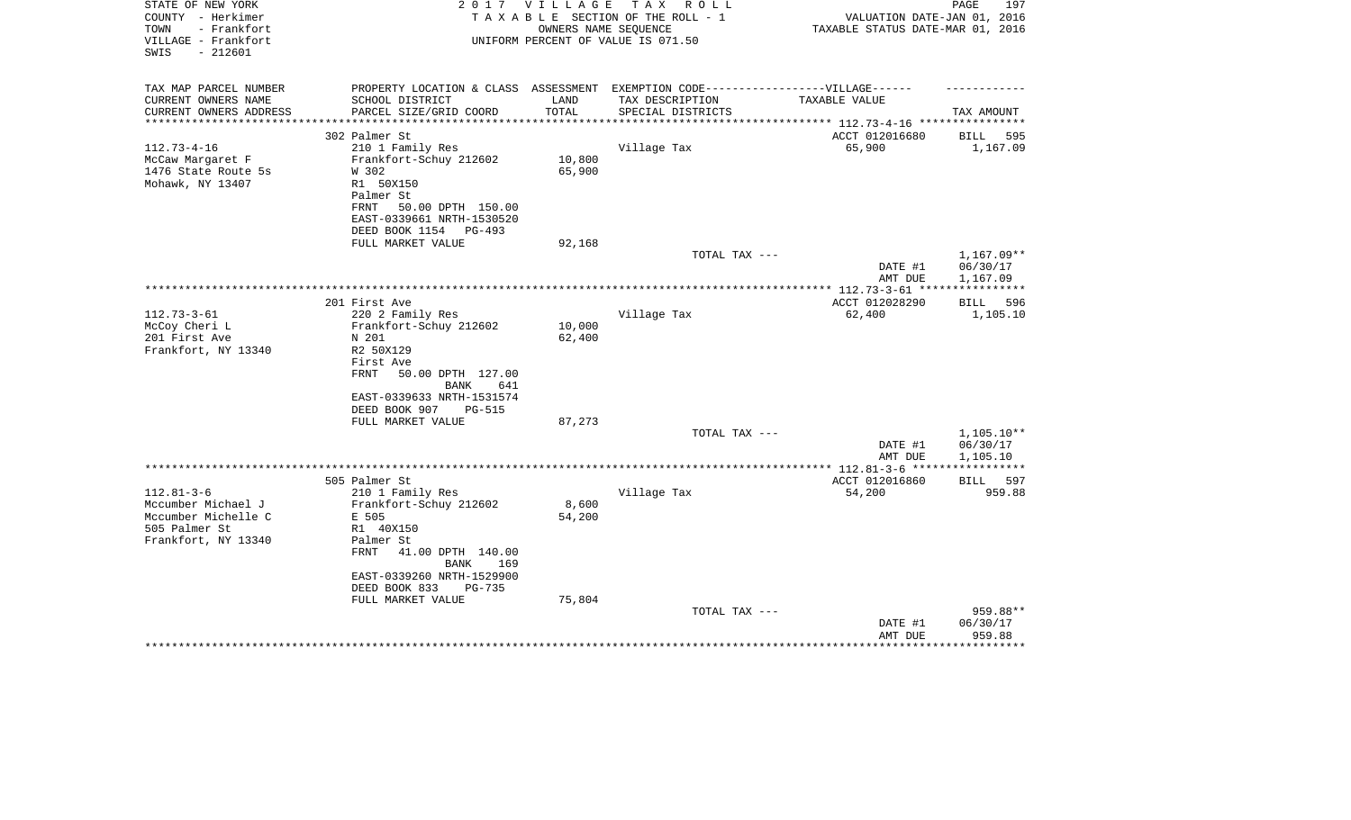STATE OF NEW YORK
COUNTY - Herkimer
TOWN - Frankfort
VILLAGE - Frankfort
SWIS - 212601

2 0 1 7 V I L L A G E T A X R O L L
T A X A B L E SECTION OF THE ROLL - 1
OWNERS NAME SEQUENCE
UNIFORM PERCENT OF VALUE IS 071.50

VALUATION DATE-JAN 01, 2016
TAXABLE STATUS DATE-MAR 01, 2016

| TAX MAP PARCEL NUMBER<br>CURRENT OWNERS NAME<br>CURRENT OWNERS ADDRESS | PROPERTY LOCATION & CLASS<br>SCHOOL DISTRICT<br>PARCEL SIZE/GRID COORD | ASSESSMENT<br>LAND<br>TOTAL | EXEMPTION CODE------VILLAGE------<br>TAX DESCRIPTION<br>SPECIAL DISTRICTS | TAXABLE VALUE | TAX AMOUNT |
|---|---|---|---|---|---|
| | 302 Palmer St | | | ACCT 012016680 | BILL 595 |
| 112.73-4-16 | 210 1 Family Res | | Village Tax | 65,900 | 1,167.09 |
| McCaw Margaret F | Frankfort-Schuy 212602 | 10,800 | | | |
| 1476 State Route 5s | W 302 | 65,900 | | | |
| Mohawk, NY 13407 | R1 50X150 | | | | |
| | Palmer St | | | | |
| | FRNT 50.00 DPTH 150.00 | | | | |
| | EAST-0339661 NRTH-1530520 | | | | |
| | DEED BOOK 1154 PG-493 | | | | |
| | FULL MARKET VALUE | 92,168 | | | |
| | | | TOTAL TAX --- | | 1,167.09** |
| | | | | DATE #1 | 06/30/17 |
| | | | | AMT DUE | 1,167.09 |
| | 201 First Ave | | | ACCT 012028290 | BILL 596 |
| 112.73-3-61 | 220 2 Family Res | | Village Tax | 62,400 | 1,105.10 |
| McCoy Cheri L | Frankfort-Schuy 212602 | 10,000 | | | |
| 201 First Ave | N 201 | 62,400 | | | |
| Frankfort, NY 13340 | R2 50X129 | | | | |
| | First Ave | | | | |
| | FRNT 50.00 DPTH 127.00 | | | | |
| | BANK 641 | | | | |
| | EAST-0339633 NRTH-1531574 | | | | |
| | DEED BOOK 907 PG-515 | | | | |
| | FULL MARKET VALUE | 87,273 | | | |
| | | | TOTAL TAX --- | | 1,105.10** |
| | | | | DATE #1 | 06/30/17 |
| | | | | AMT DUE | 1,105.10 |
| | 505 Palmer St | | | ACCT 012016860 | BILL 597 |
| 112.81-3-6 | 210 1 Family Res | | Village Tax | 54,200 | 959.88 |
| Mccumber Michael J | Frankfort-Schuy 212602 | 8,600 | | | |
| Mccumber Michelle C | E 505 | 54,200 | | | |
| 505 Palmer St | R1 40X150 | | | | |
| Frankfort, NY 13340 | Palmer St | | | | |
| | FRNT 41.00 DPTH 140.00 | | | | |
| | BANK 169 | | | | |
| | EAST-0339260 NRTH-1529900 | | | | |
| | DEED BOOK 833 PG-735 | | | | |
| | FULL MARKET VALUE | 75,804 | | | |
| | | | TOTAL TAX --- | | 959.88** |
| | | | | DATE #1 | 06/30/17 |
| | | | | AMT DUE | 959.88 |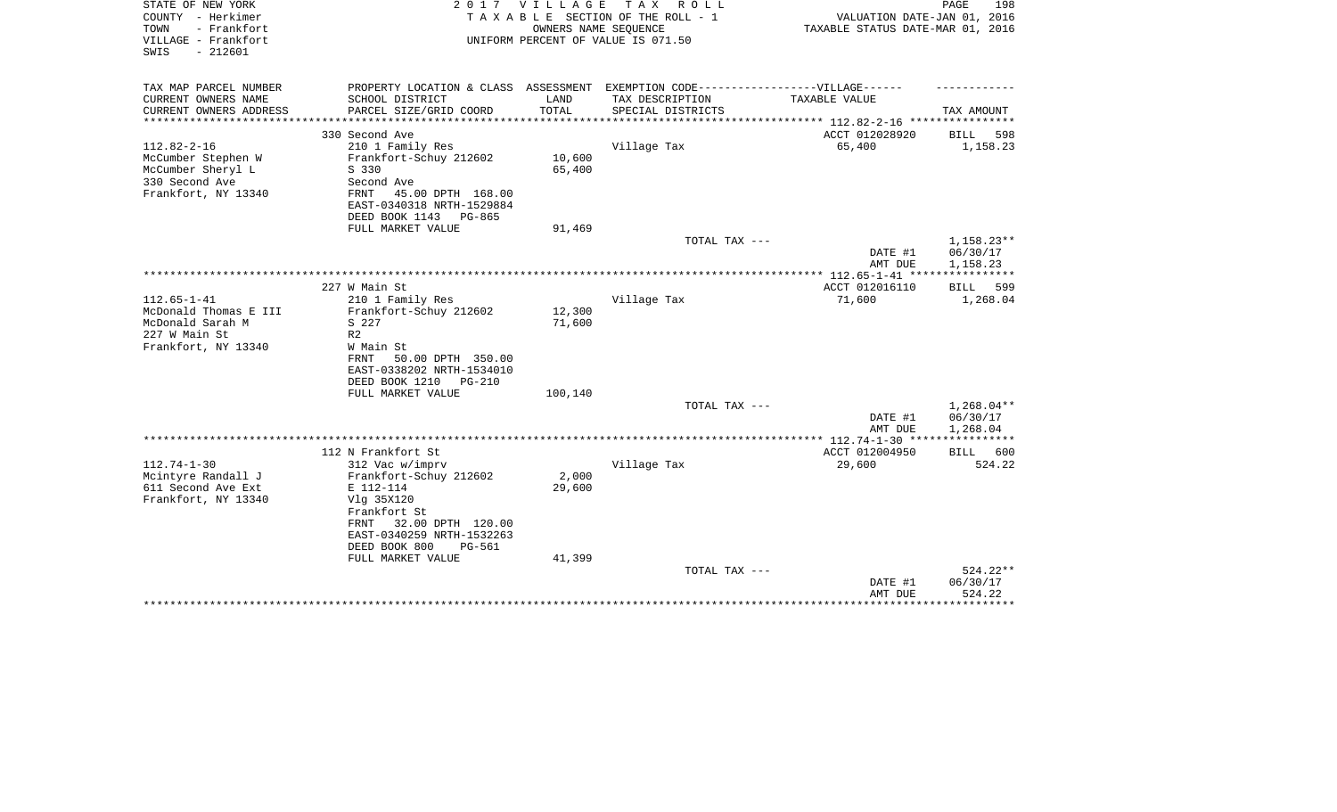STATE OF NEW YORK
COUNTY - Herkimer
TOWN - Frankfort
VILLAGE - Frankfort
SWIS - 212601

2 0 1 7 V I L L A G E T A X R O L L
T A X A B L E SECTION OF THE ROLL - 1
OWNERS NAME SEQUENCE
UNIFORM PERCENT OF VALUE IS 071.50

VALUATION DATE-JAN 01, 2016
TAXABLE STATUS DATE-MAR 01, 2016

| TAX MAP PARCEL NUMBER / CURRENT OWNERS NAME / CURRENT OWNERS ADDRESS | PROPERTY LOCATION & CLASS / SCHOOL DISTRICT / PARCEL SIZE/GRID COORD | ASSESSMENT LAND / TOTAL | EXEMPTION CODE-----VILLAGE------ TAX DESCRIPTION / SPECIAL DISTRICTS | TAXABLE VALUE | TAX AMOUNT |
|---|---|---|---|---|---|
| 112.82-2-16 | 330 Second Ave | | | ACCT 012028920 | BILL 598 |
| McCumber Stephen W | 210 1 Family Res | | Village Tax | 65,400 | 1,158.23 |
| McCumber Sheryl L | Frankfort-Schuy 212602 | 10,600 | | | |
| 330 Second Ave | S 330 | 65,400 | | | |
| Frankfort, NY 13340 | Second Ave | | | | |
| | FRNT 45.00 DPTH 168.00 | | | | |
| | EAST-0340318 NRTH-1529884 | | | | |
| | DEED BOOK 1143 PG-865 | | | | |
| | FULL MARKET VALUE | 91,469 | | | |
| | | | TOTAL TAX --- | | 1,158.23** |
| | | | | DATE #1 | 06/30/17 |
| | | | | AMT DUE | 1,158.23 |
| 112.65-1-41 | 227 W Main St | | | ACCT 012016110 | BILL 599 |
| McDonald Thomas E III | 210 1 Family Res | | Village Tax | 71,600 | 1,268.04 |
| McDonald Sarah M | Frankfort-Schuy 212602 | 12,300 | | | |
| 227 W Main St | S 227 | 71,600 | | | |
| Frankfort, NY 13340 | R2 | | | | |
| | W Main St | | | | |
| | FRNT 50.00 DPTH 350.00 | | | | |
| | EAST-0338202 NRTH-1534010 | | | | |
| | DEED BOOK 1210 PG-210 | | | | |
| | FULL MARKET VALUE | 100,140 | | | |
| | | | TOTAL TAX --- | | 1,268.04** |
| | | | | DATE #1 | 06/30/17 |
| | | | | AMT DUE | 1,268.04 |
| 112.74-1-30 | 112 N Frankfort St | | | ACCT 012004950 | BILL 600 |
| Mcintyre Randall J | 312 Vac w/imprv | | Village Tax | 29,600 | 524.22 |
| 611 Second Ave Ext | Frankfort-Schuy 212602 | 2,000 | | | |
| Frankfort, NY 13340 | E 112-114 | 29,600 | | | |
| | Vlg 35X120 | | | | |
| | Frankfort St | | | | |
| | FRNT 32.00 DPTH 120.00 | | | | |
| | EAST-0340259 NRTH-1532263 | | | | |
| | DEED BOOK 800 PG-561 | | | | |
| | FULL MARKET VALUE | 41,399 | | | |
| | | | TOTAL TAX --- | | 524.22** |
| | | | | DATE #1 | 06/30/17 |
| | | | | AMT DUE | 524.22 |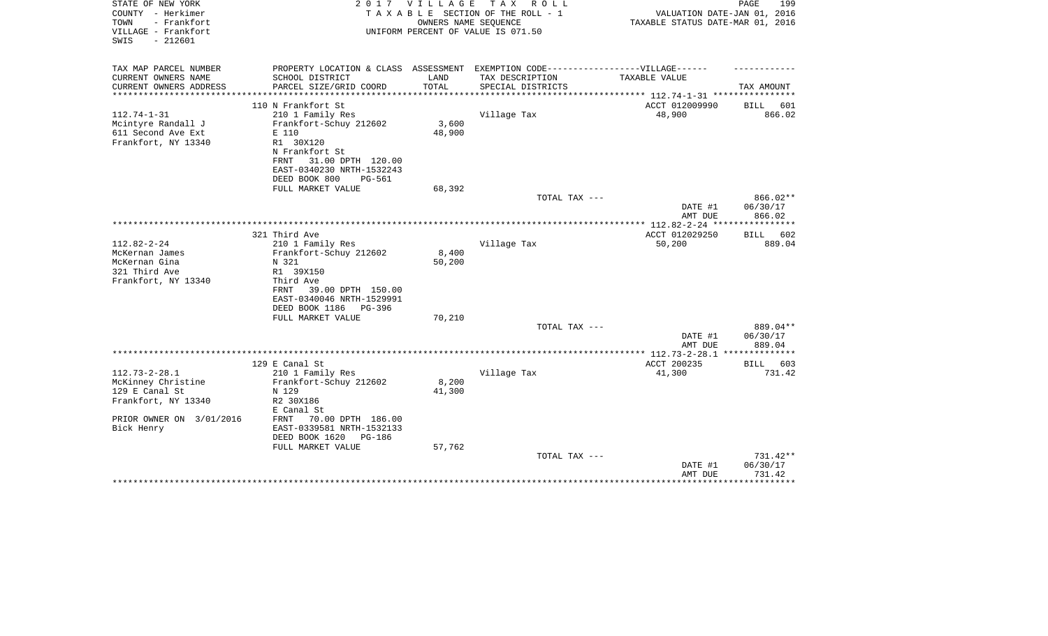STATE OF NEW YORK | 2 0 1 7 V I L L A G E T A X R O L L
COUNTY - Herkimer | T A X A B L E SECTION OF THE ROLL - 1 | VALUATION DATE-JAN 01, 2016
TOWN - Frankfort | OWNERS NAME SEQUENCE | TAXABLE STATUS DATE-MAR 01, 2016
VILLAGE - Frankfort | UNIFORM PERCENT OF VALUE IS 071.50
SWIS - 212601

| TAX MAP PARCEL NUMBER / CURRENT OWNERS NAME / CURRENT OWNERS ADDRESS | PROPERTY LOCATION & CLASS / SCHOOL DISTRICT / PARCEL SIZE/GRID COORD | ASSESSMENT LAND / TOTAL | EXEMPTION CODE / TAX DESCRIPTION / SPECIAL DISTRICTS | VILLAGE TAXABLE VALUE | TAX AMOUNT |
|---|---|---|---|---|---|
| 112.74-1-31 | 110 N Frankfort St | | | ACCT 012009990 | BILL 601 |
| Mcintyre Randall J | 210 1 Family Res | | Village Tax | 48,900 | 866.02 |
| 611 Second Ave Ext | Frankfort-Schuy 212602 | 3,600 | | | |
| Frankfort, NY 13340 | E 110 | 48,900 | | | |
| | R1 30X120 | | | | |
| | N Frankfort St | | | | |
| | FRNT 31.00 DPTH 120.00 | | | | |
| | EAST-0340230 NRTH-1532243 | | | | |
| | DEED BOOK 800 PG-561 | | | | |
| | FULL MARKET VALUE | 68,392 | | | |
| | | | TOTAL TAX --- | | 866.02** |
| | | | | DATE #1 | 06/30/17 |
| | | | | AMT DUE | 866.02 |
| 112.82-2-24 | 321 Third Ave | | | ACCT 012029250 | BILL 602 |
| McKernan James | 210 1 Family Res | | Village Tax | 50,200 | 889.04 |
| McKernan Gina | Frankfort-Schuy 212602 | 8,400 | | | |
| 321 Third Ave | N 321 | 50,200 | | | |
| Frankfort, NY 13340 | R1 39X150 | | | | |
| | Third Ave | | | | |
| | FRNT 39.00 DPTH 150.00 | | | | |
| | EAST-0340046 NRTH-1529991 | | | | |
| | DEED BOOK 1186 PG-396 | | | | |
| | FULL MARKET VALUE | 70,210 | | | |
| | | | TOTAL TAX --- | | 889.04** |
| | | | | DATE #1 | 06/30/17 |
| | | | | AMT DUE | 889.04 |
| 112.73-2-28.1 | 129 E Canal St | | | ACCT 200235 | BILL 603 |
| McKinney Christine | 210 1 Family Res | | Village Tax | 41,300 | 731.42 |
| 129 E Canal St | Frankfort-Schuy 212602 | 8,200 | | | |
| Frankfort, NY 13340 | N 129 | 41,300 | | | |
| | R2 30X186 | | | | |
| | E Canal St | | | | |
| PRIOR OWNER ON 3/01/2016 | FRNT 70.00 DPTH 186.00 | | | | |
| Bick Henry | EAST-0339581 NRTH-1532133 | | | | |
| | DEED BOOK 1620 PG-186 | | | | |
| | FULL MARKET VALUE | 57,762 | | | |
| | | | TOTAL TAX --- | | 731.42** |
| | | | | DATE #1 | 06/30/17 |
| | | | | AMT DUE | 731.42 |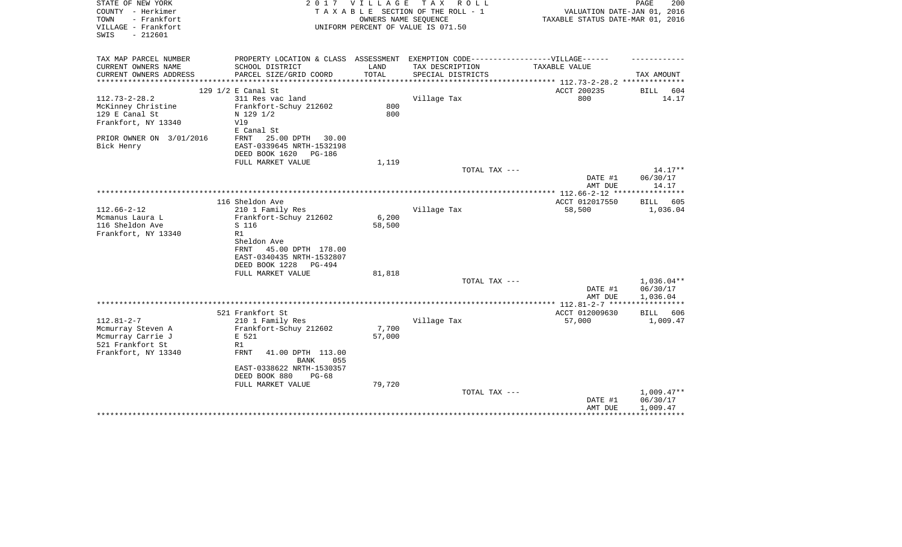STATE OF NEW YORK
COUNTY - Herkimer
TOWN - Frankfort
VILLAGE - Frankfort
SWIS - 212601

2 0 1 7 V I L L A G E T A X R O L L
T A X A B L E SECTION OF THE ROLL - 1
OWNERS NAME SEQUENCE
UNIFORM PERCENT OF VALUE IS 071.50

VALUATION DATE-JAN 01, 2016
TAXABLE STATUS DATE-MAR 01, 2016

| TAX MAP PARCEL NUMBER / CURRENT OWNERS NAME / CURRENT OWNERS ADDRESS | PROPERTY LOCATION & CLASS / SCHOOL DISTRICT / PARCEL SIZE/GRID COORD | ASSESSMENT LAND / TOTAL | EXEMPTION CODE / TAX DESCRIPTION / SPECIAL DISTRICTS | VILLAGE TAXABLE VALUE | TAX AMOUNT |
|---|---|---|---|---|---|
| | 129 1/2 E Canal St | | | ACCT 200235 | BILL 604 |
| 112.73-2-28.2 | 311 Res vac land | | Village Tax | 800 | 14.17 |
| McKinney Christine | Frankfort-Schuy 212602 | 800 | | | |
| 129 E Canal St | N 129 1/2 | 800 | | | |
| Frankfort, NY 13340 | Vl9 | | | | |
| | E Canal St | | | | |
| PRIOR OWNER ON 3/01/2016 | FRNT 25.00 DPTH 30.00 | | | | |
| Bick Henry | EAST-0339645 NRTH-1532198 | | | | |
| | DEED BOOK 1620 PG-186 | | | | |
| | FULL MARKET VALUE | 1,119 | | | |
| | | | TOTAL TAX --- | | 14.17** |
| | | | | DATE #1 | 06/30/17 |
| | | | | AMT DUE | 14.17 |
| | 116 Sheldon Ave | | | ACCT 012017550 | BILL 605 |
| 112.66-2-12 | 210 1 Family Res | | Village Tax | 58,500 | 1,036.04 |
| Mcmanus Laura L | Frankfort-Schuy 212602 | 6,200 | | | |
| 116 Sheldon Ave | S 116 | 58,500 | | | |
| Frankfort, NY 13340 | R1 | | | | |
| | Sheldon Ave | | | | |
| | FRNT 45.00 DPTH 178.00 | | | | |
| | EAST-0340435 NRTH-1532807 | | | | |
| | DEED BOOK 1228 PG-494 | | | | |
| | FULL MARKET VALUE | 81,818 | | | |
| | | | TOTAL TAX --- | | 1,036.04** |
| | | | | DATE #1 | 06/30/17 |
| | | | | AMT DUE | 1,036.04 |
| | 521 Frankfort St | | | ACCT 012009630 | BILL 606 |
| 112.81-2-7 | 210 1 Family Res | | Village Tax | 57,000 | 1,009.47 |
| Mcmurray Steven A | Frankfort-Schuy 212602 | 7,700 | | | |
| Mcmurray Carrie J | E 521 | 57,000 | | | |
| 521 Frankfort St | R1 | | | | |
| Frankfort, NY 13340 | FRNT 41.00 DPTH 113.00 | | | | |
| | BANK 055 | | | | |
| | EAST-0338622 NRTH-1530357 | | | | |
| | DEED BOOK 880 PG-68 | | | | |
| | FULL MARKET VALUE | 79,720 | | | |
| | | | TOTAL TAX --- | | 1,009.47** |
| | | | | DATE #1 | 06/30/17 |
| | | | | AMT DUE | 1,009.47 |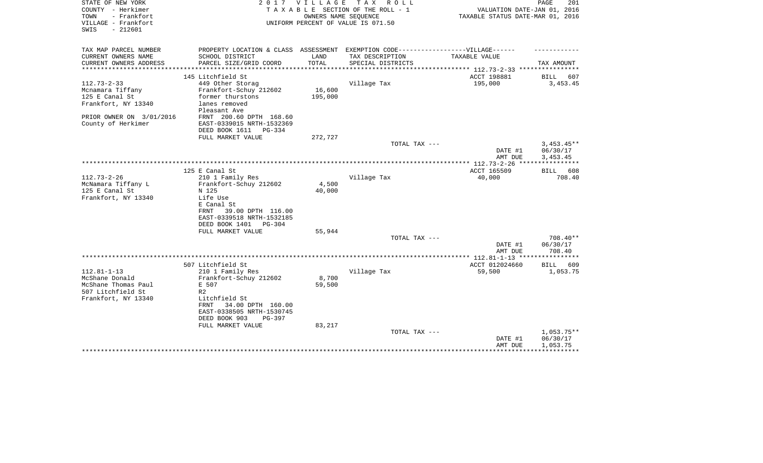STATE OF NEW YORK
COUNTY - Herkimer
TOWN - Frankfort
VILLAGE - Frankfort
SWIS - 212601

2 0 1 7 V I L L A G E T A X R O L L
T A X A B L E SECTION OF THE ROLL - 1
OWNERS NAME SEQUENCE
UNIFORM PERCENT OF VALUE IS 071.50

VALUATION DATE-JAN 01, 2016
TAXABLE STATUS DATE-MAR 01, 2016

| TAX MAP PARCEL NUMBER<br>CURRENT OWNERS NAME<br>CURRENT OWNERS ADDRESS | PROPERTY LOCATION & CLASS<br>SCHOOL DISTRICT<br>PARCEL SIZE/GRID COORD | ASSESSMENT<br>LAND<br>TOTAL | EXEMPTION CODE------VILLAGE------<br>TAX DESCRIPTION<br>SPECIAL DISTRICTS | TAXABLE VALUE | TAX AMOUNT |
|---|---|---|---|---|---|
| | 145 Litchfield St | | | ACCT 198881 | BILL 607 |
| 112.73-2-33 | 449 Other Storag | | Village Tax | 195,000 | 3,453.45 |
| Mcnamara Tiffany | Frankfort-Schuy 212602 | 16,600 | | | |
| 125 E Canal St | former thurstons | 195,000 | | | |
| Frankfort, NY 13340 | lanes removed | | | | |
| | Pleasant Ave | | | | |
| PRIOR OWNER ON 3/01/2016 | FRNT 200.60 DPTH 168.60 | | | | |
| County of Herkimer | EAST-0339015 NRTH-1532369 | | | | |
| | DEED BOOK 1611 PG-334 | | | | |
| | FULL MARKET VALUE | 272,727 | | | |
| | | | TOTAL TAX --- | | 3,453.45** |
| | | | | DATE #1 | 06/30/17 |
| | | | | AMT DUE | 3,453.45 |
| | 125 E Canal St | | | ACCT 165509 | BILL 608 |
| 112.73-2-26 | 210 1 Family Res | | Village Tax | 40,000 | 708.40 |
| McNamara Tiffany L | Frankfort-Schuy 212602 | 4,500 | | | |
| 125 E Canal St | N 125 | 40,000 | | | |
| Frankfort, NY 13340 | Life Use | | | | |
| | E Canal St | | | | |
| | FRNT 39.00 DPTH 116.00 | | | | |
| | EAST-0339518 NRTH-1532185 | | | | |
| | DEED BOOK 1401 PG-304 | | | | |
| | FULL MARKET VALUE | 55,944 | | | |
| | | | TOTAL TAX --- | | 708.40** |
| | | | | DATE #1 | 06/30/17 |
| | | | | AMT DUE | 708.40 |
| | 507 Litchfield St | | | ACCT 012024660 | BILL 609 |
| 112.81-1-13 | 210 1 Family Res | | Village Tax | 59,500 | 1,053.75 |
| McShane Donald | Frankfort-Schuy 212602 | 8,700 | | | |
| McShane Thomas Paul | E 507 | 59,500 | | | |
| 507 Litchfield St | R2 | | | | |
| Frankfort, NY 13340 | Litchfield St | | | | |
| | FRNT 34.00 DPTH 160.00 | | | | |
| | EAST-0338505 NRTH-1530745 | | | | |
| | DEED BOOK 903 PG-397 | | | | |
| | FULL MARKET VALUE | 83,217 | | | |
| | | | TOTAL TAX --- | | 1,053.75** |
| | | | | DATE #1 | 06/30/17 |
| | | | | AMT DUE | 1,053.75 |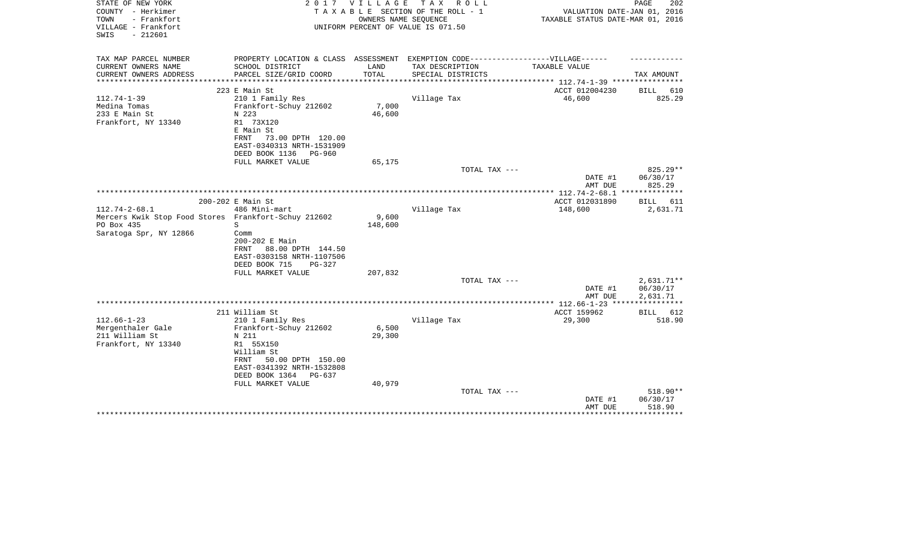STATE OF NEW YORK
COUNTY - Herkimer
TOWN - Frankfort
VILLAGE - Frankfort
SWIS - 212601

2 0 1 7 V I L L A G E T A X R O L L
T A X A B L E SECTION OF THE ROLL - 1
OWNERS NAME SEQUENCE
UNIFORM PERCENT OF VALUE IS 071.50

VALUATION DATE-JAN 01, 2016
TAXABLE STATUS DATE-MAR 01, 2016

| TAX MAP PARCEL NUMBER<br>CURRENT OWNERS NAME<br>CURRENT OWNERS ADDRESS | PROPERTY LOCATION & CLASS<br>SCHOOL DISTRICT<br>PARCEL SIZE/GRID COORD | ASSESSMENT<br>LAND<br>TOTAL | EXEMPTION CODE------VILLAGE------<br>TAX DESCRIPTION<br>SPECIAL DISTRICTS | TAXABLE VALUE | TAX AMOUNT |
|---|---|---|---|---|---|
| | 223 E Main St | | | ACCT 012004230 | BILL 610 |
| 112.74-1-39 | 210 1 Family Res | | Village Tax | 46,600 | 825.29 |
| Medina Tomas | Frankfort-Schuy 212602 | 7,000 | | | |
| 233 E Main St | N 223 | 46,600 | | | |
| Frankfort, NY 13340 | R1 73X120 | | | | |
| | E Main St | | | | |
| | FRNT 73.00 DPTH 120.00 | | | | |
| | EAST-0340313 NRTH-1531909 | | | | |
| | DEED BOOK 1136 PG-960 | | | | |
| | FULL MARKET VALUE | 65,175 | | | |
| | | | TOTAL TAX --- | | 825.29** |
| | | | | DATE #1 | 06/30/17 |
| | | | | AMT DUE | 825.29 |
| | 200-202 E Main St | | | ACCT 012031890 | BILL 611 |
| 112.74-2-68.1 | 486 Mini-mart | | Village Tax | 148,600 | 2,631.71 |
| Mercers Kwik Stop Food Stores | Frankfort-Schuy 212602 | 9,600 | | | |
| PO Box 435 | S | 148,600 | | | |
| Saratoga Spr, NY 12866 | Comm | | | | |
| | 200-202 E Main | | | | |
| | FRNT 88.00 DPTH 144.50 | | | | |
| | EAST-0303158 NRTH-1107506 | | | | |
| | DEED BOOK 715 PG-327 | | | | |
| | FULL MARKET VALUE | 207,832 | | | |
| | | | TOTAL TAX --- | | 2,631.71** |
| | | | | DATE #1 | 06/30/17 |
| | | | | AMT DUE | 2,631.71 |
| | 211 William St | | | ACCT 159962 | BILL 612 |
| 112.66-1-23 | 210 1 Family Res | | Village Tax | 29,300 | 518.90 |
| Mergenthaler Gale | Frankfort-Schuy 212602 | 6,500 | | | |
| 211 William St | N 211 | 29,300 | | | |
| Frankfort, NY 13340 | R1 55X150 | | | | |
| | William St | | | | |
| | FRNT 50.00 DPTH 150.00 | | | | |
| | EAST-0341392 NRTH-1532808 | | | | |
| | DEED BOOK 1364 PG-637 | | | | |
| | FULL MARKET VALUE | 40,979 | | | |
| | | | TOTAL TAX --- | | 518.90** |
| | | | | DATE #1 | 06/30/17 |
| | | | | AMT DUE | 518.90 |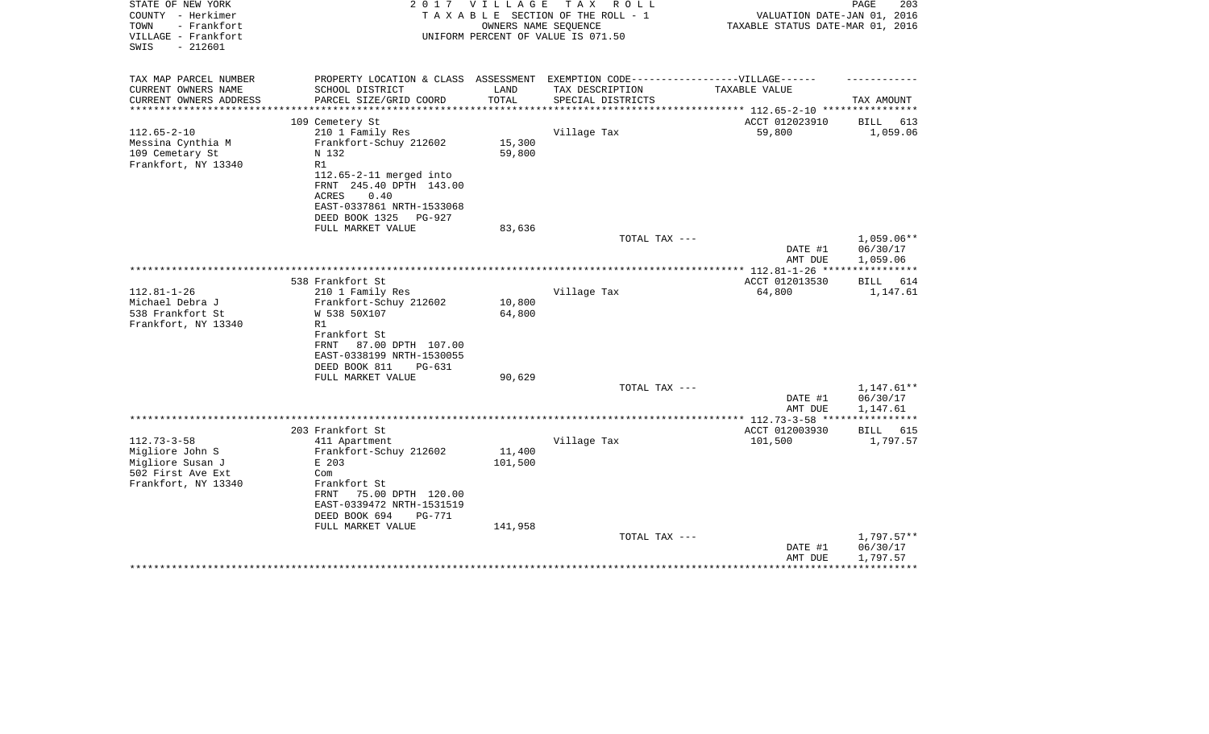STATE OF NEW YORK | COUNTY - Herkimer | TOWN - Frankfort | VILLAGE - Frankfort | SWIS - 212601

**2017 VILLAGE TAX ROLL**
TAXABLE SECTION OF THE ROLL - 1
OWNERS NAME SEQUENCE
UNIFORM PERCENT OF VALUE IS 071.50

VALUATION DATE-JAN 01, 2016
TAXABLE STATUS DATE-MAR 01, 2016

| TAX MAP PARCEL NUMBER / CURRENT OWNERS NAME / CURRENT OWNERS ADDRESS | PROPERTY LOCATION & CLASS / SCHOOL DISTRICT / PARCEL SIZE/GRID COORD | ASSESSMENT LAND | TOTAL | EXEMPTION CODE / TAX DESCRIPTION / SPECIAL DISTRICTS | TAXABLE VALUE | TAX AMOUNT |
|---|---|---|---|---|---|---|
| 112.65-2-10 | 109 Cemetery St | | | | ACCT 012023910 | BILL 613 |
| Messina Cynthia M | 210 1 Family Res | | | Village Tax | 59,800 | 1,059.06 |
| 109 Cemetary St | Frankfort-Schuy 212602 | 15,300 | | | | |
| Frankfort, NY 13340 | N 132 | | 59,800 | | | |
| | R1 | | | | | |
| | 112.65-2-11 merged into | | | | | |
| | FRNT 245.40 DPTH 143.00 | | | | | |
| | ACRES 0.40 | | | | | |
| | EAST-0337861 NRTH-1533068 | | | | | |
| | DEED BOOK 1325 PG-927 | | | | | |
| | FULL MARKET VALUE | | 83,636 | | | |
| | | | | TOTAL TAX --- | | 1,059.06** |
| | | | | | DATE #1 | 06/30/17 |
| | | | | | AMT DUE | 1,059.06 |
| 112.81-1-26 | 538 Frankfort St | | | | ACCT 012013530 | BILL 614 |
| Michael Debra J | 210 1 Family Res | | | Village Tax | 64,800 | 1,147.61 |
| 538 Frankfort St | Frankfort-Schuy 212602 | 10,800 | | | | |
| Frankfort, NY 13340 | W 538 50X107 | | 64,800 | | | |
| | R1 | | | | | |
| | Frankfort St | | | | | |
| | FRNT 87.00 DPTH 107.00 | | | | | |
| | EAST-0338199 NRTH-1530055 | | | | | |
| | DEED BOOK 811 PG-631 | | | | | |
| | FULL MARKET VALUE | | 90,629 | | | |
| | | | | TOTAL TAX --- | | 1,147.61** |
| | | | | | DATE #1 | 06/30/17 |
| | | | | | AMT DUE | 1,147.61 |
| 112.73-3-58 | 203 Frankfort St | | | | ACCT 012003930 | BILL 615 |
| Migliore John S | 411 Apartment | | | Village Tax | 101,500 | 1,797.57 |
| Migliore Susan J | Frankfort-Schuy 212602 | 11,400 | | | | |
| 502 First Ave Ext | E 203 | | 101,500 | | | |
| Frankfort, NY 13340 | Com | | | | | |
| | Frankfort St | | | | | |
| | FRNT 75.00 DPTH 120.00 | | | | | |
| | EAST-0339472 NRTH-1531519 | | | | | |
| | DEED BOOK 694 PG-771 | | | | | |
| | FULL MARKET VALUE | | 141,958 | | | |
| | | | | TOTAL TAX --- | | 1,797.57** |
| | | | | | DATE #1 | 06/30/17 |
| | | | | | AMT DUE | 1,797.57 |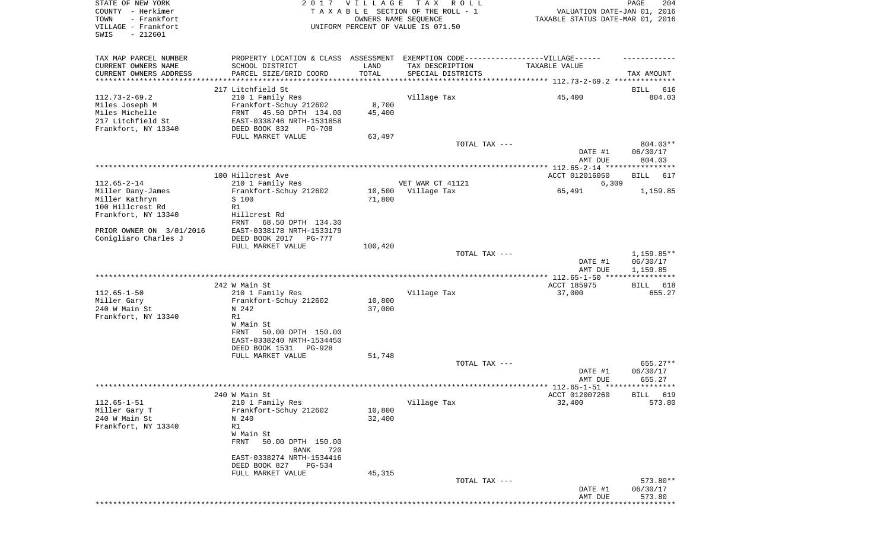STATE OF NEW YORK
COUNTY - Herkimer
TOWN - Frankfort
VILLAGE - Frankfort
SWIS - 212601

2 0 1 7 V I L L A G E T A X R O L L
T A X A B L E SECTION OF THE ROLL - 1
OWNERS NAME SEQUENCE
UNIFORM PERCENT OF VALUE IS 071.50

VALUATION DATE-JAN 01, 2016
TAXABLE STATUS DATE-MAR 01, 2016

| TAX MAP PARCEL NUMBER<br>CURRENT OWNERS NAME<br>CURRENT OWNERS ADDRESS | PROPERTY LOCATION & CLASS<br>SCHOOL DISTRICT<br>PARCEL SIZE/GRID COORD | ASSESSMENT<br>LAND<br>TOTAL | EXEMPTION CODE------VILLAGE------<br>TAX DESCRIPTION<br>SPECIAL DISTRICTS | TAXABLE VALUE | TAX AMOUNT |
|---|---|---|---|---|---|
| 112.73-2-69.2 | 217 Litchfield St | | | | BILL 616 |
| 112.73-2-69.2 | 210 1 Family Res | | Village Tax | 45,400 | 804.03 |
| Miles Joseph M | Frankfort-Schuy 212602 | 8,700 | | | |
| Miles Michelle | FRNT 45.50 DPTH 134.00 | 45,400 | | | |
| 217 Litchfield St | EAST-0338746 NRTH-1531858 | | | | |
| Frankfort, NY 13340 | DEED BOOK 832 PG-708 | | | | |
| | FULL MARKET VALUE | 63,497 | | | |
| | | | TOTAL TAX --- | | 804.03** |
| | | | | DATE #1 | 06/30/17 |
| | | | | AMT DUE | 804.03 |
| 112.65-2-14 | 100 Hillcrest Ave | | | ACCT 012016050 | BILL 617 |
| 112.65-2-14 | 210 1 Family Res | | VET WAR CT 41121 | 6,309 | |
| Miller Dany-James | Frankfort-Schuy 212602 | 10,500 | Village Tax | 65,491 | 1,159.85 |
| Miller Kathryn | S 100 | 71,800 | | | |
| 100 Hillcrest Rd | R1 | | | | |
| Frankfort, NY 13340 | Hillcrest Rd | | | | |
| | FRNT 68.50 DPTH 134.30 | | | | |
| PRIOR OWNER ON 3/01/2016 | EAST-0338178 NRTH-1533179 | | | | |
| Conigliaro Charles J | DEED BOOK 2017 PG-777 | | | | |
| | FULL MARKET VALUE | 100,420 | | | |
| | | | TOTAL TAX --- | | 1,159.85** |
| | | | | DATE #1 | 06/30/17 |
| | | | | AMT DUE | 1,159.85 |
| 112.65-1-50 | 242 W Main St | | | ACCT 185975 | BILL 618 |
| 112.65-1-50 | 210 1 Family Res | | Village Tax | 37,000 | 655.27 |
| Miller Gary | Frankfort-Schuy 212602 | 10,800 | | | |
| 240 W Main St | N 242 | 37,000 | | | |
| Frankfort, NY 13340 | R1 | | | | |
| | W Main St | | | | |
| | FRNT 50.00 DPTH 150.00 | | | | |
| | EAST-0338240 NRTH-1534450 | | | | |
| | DEED BOOK 1531 PG-928 | | | | |
| | FULL MARKET VALUE | 51,748 | | | |
| | | | TOTAL TAX --- | | 655.27** |
| | | | | DATE #1 | 06/30/17 |
| | | | | AMT DUE | 655.27 |
| 112.65-1-51 | 240 W Main St | | | ACCT 012007260 | BILL 619 |
| 112.65-1-51 | 210 1 Family Res | | Village Tax | 32,400 | 573.80 |
| Miller Gary T | Frankfort-Schuy 212602 | 10,800 | | | |
| 240 W Main St | N 240 | 32,400 | | | |
| Frankfort, NY 13340 | R1 | | | | |
| | W Main St | | | | |
| | FRNT 50.00 DPTH 150.00 | | | | |
| | BANK 720 | | | | |
| | EAST-0338274 NRTH-1534416 | | | | |
| | DEED BOOK 827 PG-534 | | | | |
| | FULL MARKET VALUE | 45,315 | | | |
| | | | TOTAL TAX --- | | 573.80** |
| | | | | DATE #1 | 06/30/17 |
| | | | | AMT DUE | 573.80 |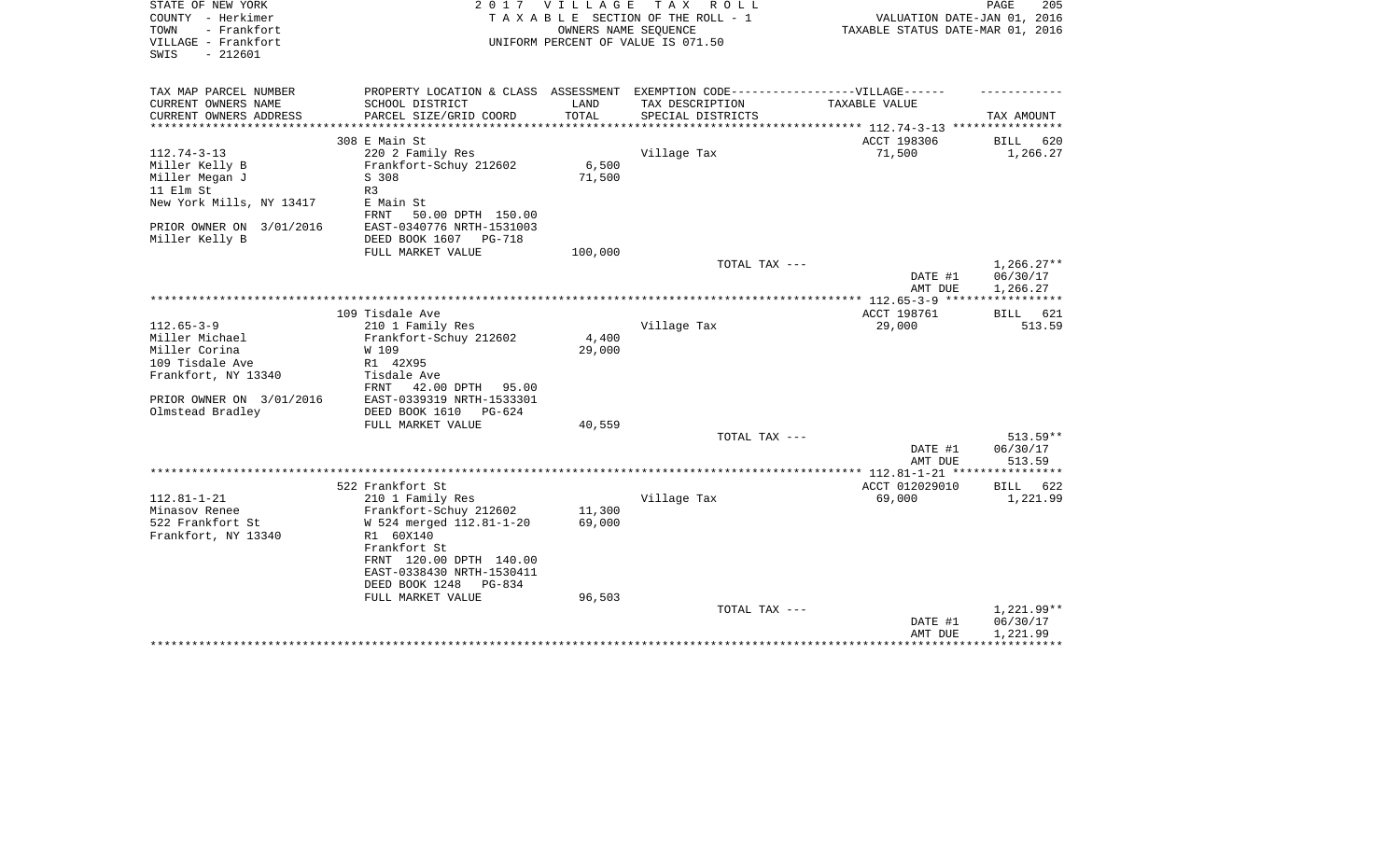STATE OF NEW YORK
COUNTY - Herkimer
TOWN - Frankfort
VILLAGE - Frankfort
SWIS - 212601

2 0 1 7 V I L L A G E T A X R O L L
T A X A B L E SECTION OF THE ROLL - 1
OWNERS NAME SEQUENCE
UNIFORM PERCENT OF VALUE IS 071.50

VALUATION DATE-JAN 01, 2016
TAXABLE STATUS DATE-MAR 01, 2016

| TAX MAP PARCEL NUMBER<br>CURRENT OWNERS NAME<br>CURRENT OWNERS ADDRESS | PROPERTY LOCATION & CLASS<br>SCHOOL DISTRICT<br>PARCEL SIZE/GRID COORD | ASSESSMENT<br>LAND<br>TOTAL | EXEMPTION CODE------VILLAGE------<br>TAX DESCRIPTION<br>SPECIAL DISTRICTS | TAXABLE VALUE | TAX AMOUNT |
|---|---|---|---|---|---|
| 112.74-3-13 | 308 E Main St | | | ACCT 198306 | BILL 620 |
| 112.74-3-13 | 220 2 Family Res | | Village Tax | 71,500 | 1,266.27 |
| Miller Kelly B | Frankfort-Schuy 212602 | 6,500 | | | |
| Miller Megan J | S 308 | 71,500 | | | |
| 11 Elm St | R3 | | | | |
| New York Mills, NY 13417 | E Main St | | | | |
| | FRNT 50.00 DPTH 150.00 | | | | |
| PRIOR OWNER ON 3/01/2016 | EAST-0340776 NRTH-1531003 | | | | |
| Miller Kelly B | DEED BOOK 1607 PG-718 | | | | |
| | FULL MARKET VALUE | 100,000 | | | |
| | | | TOTAL TAX --- | | 1,266.27** |
| | | | | DATE #1 | 06/30/17 |
| | | | | AMT DUE | 1,266.27 |
| 112.65-3-9 | 109 Tisdale Ave | | | ACCT 198761 | BILL 621 |
| 112.65-3-9 | 210 1 Family Res | | Village Tax | 29,000 | 513.59 |
| Miller Michael | Frankfort-Schuy 212602 | 4,400 | | | |
| Miller Corina | W 109 | 29,000 | | | |
| 109 Tisdale Ave | R1 42X95 | | | | |
| Frankfort, NY 13340 | Tisdale Ave | | | | |
| | FRNT 42.00 DPTH 95.00 | | | | |
| PRIOR OWNER ON 3/01/2016 | EAST-0339319 NRTH-1533301 | | | | |
| Olmstead Bradley | DEED BOOK 1610 PG-624 | | | | |
| | FULL MARKET VALUE | 40,559 | | | |
| | | | TOTAL TAX --- | | 513.59** |
| | | | | DATE #1 | 06/30/17 |
| | | | | AMT DUE | 513.59 |
| 112.81-1-21 | 522 Frankfort St | | | ACCT 012029010 | BILL 622 |
| 112.81-1-21 | 210 1 Family Res | | Village Tax | 69,000 | 1,221.99 |
| Minasov Renee | Frankfort-Schuy 212602 | 11,300 | | | |
| 522 Frankfort St | W 524 merged 112.81-1-20 | 69,000 | | | |
| Frankfort, NY 13340 | R1 60X140 | | | | |
| | Frankfort St | | | | |
| | FRNT 120.00 DPTH 140.00 | | | | |
| | EAST-0338430 NRTH-1530411 | | | | |
| | DEED BOOK 1248 PG-834 | | | | |
| | FULL MARKET VALUE | 96,503 | | | |
| | | | TOTAL TAX --- | | 1,221.99** |
| | | | | DATE #1 | 06/30/17 |
| | | | | AMT DUE | 1,221.99 |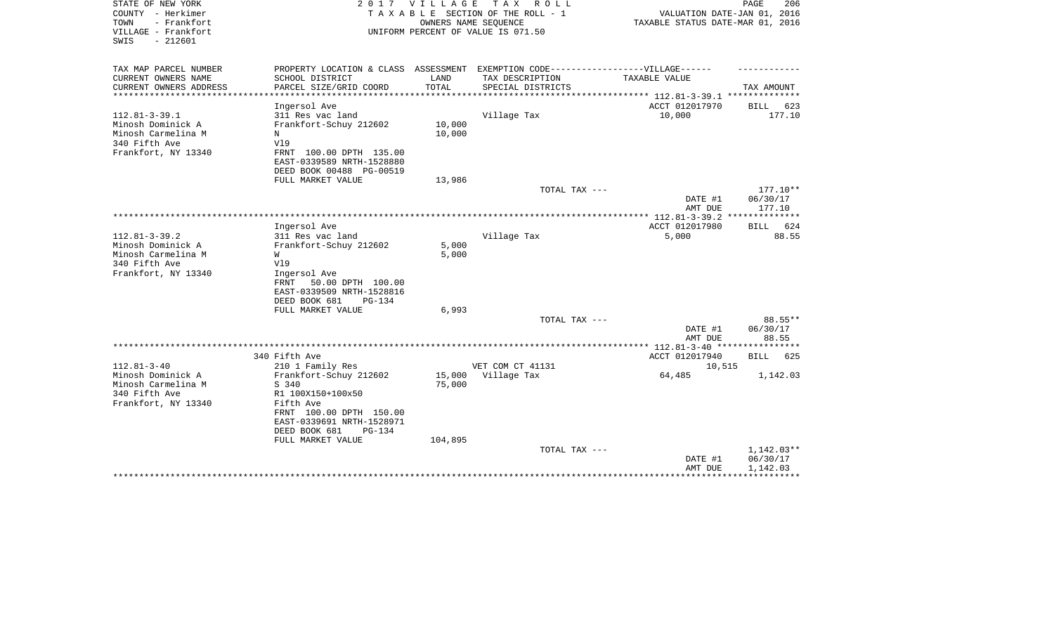STATE OF NEW YORK
COUNTY - Herkimer
TOWN - Frankfort
VILLAGE - Frankfort
SWIS - 212601

2017 VILLAGE TAX ROLL
TAXABLE SECTION OF THE ROLL - 1
OWNERS NAME SEQUENCE
UNIFORM PERCENT OF VALUE IS 071.50

VALUATION DATE-JAN 01, 2016
TAXABLE STATUS DATE-MAR 01, 2016

| TAX MAP PARCEL NUMBER / CURRENT OWNERS NAME / CURRENT OWNERS ADDRESS | PROPERTY LOCATION & CLASS / SCHOOL DISTRICT / PARCEL SIZE/GRID COORD | ASSESSMENT LAND / TOTAL | EXEMPTION CODE / TAX DESCRIPTION / SPECIAL DISTRICTS | TAXABLE VALUE | TAX AMOUNT |
|---|---|---|---|---|---|
| **112.81-3-39.1** | Ingersol Ave | | | ACCT 012017970 | BILL 623 |
| 112.81-3-39.1 | 311 Res vac land | | Village Tax | 10,000 | 177.10 |
| Minosh Dominick A | Frankfort-Schuy 212602 | 10,000 | | | |
| Minosh Carmelina M | N | 10,000 | | | |
| 340 Fifth Ave | Vl9 | | | | |
| Frankfort, NY 13340 | FRNT 100.00 DPTH 135.00 | | | | |
| | EAST-0339589 NRTH-1528880 | | | | |
| | DEED BOOK 00488 PG-00519 | | | | |
| | FULL MARKET VALUE | 13,986 | | | |
| | | | TOTAL TAX --- | | 177.10** |
| | | | | DATE #1 | 06/30/17 |
| | | | | AMT DUE | 177.10 |
| **112.81-3-39.2** | Ingersol Ave | | | ACCT 012017980 | BILL 624 |
| 112.81-3-39.2 | 311 Res vac land | | Village Tax | 5,000 | 88.55 |
| Minosh Dominick A | Frankfort-Schuy 212602 | 5,000 | | | |
| Minosh Carmelina M | W | 5,000 | | | |
| 340 Fifth Ave | Vl9 | | | | |
| Frankfort, NY 13340 | Ingersol Ave | | | | |
| | FRNT 50.00 DPTH 100.00 | | | | |
| | EAST-0339509 NRTH-1528816 | | | | |
| | DEED BOOK 681 PG-134 | | | | |
| | FULL MARKET VALUE | 6,993 | | | |
| | | | TOTAL TAX --- | | 88.55** |
| | | | | DATE #1 | 06/30/17 |
| | | | | AMT DUE | 88.55 |
| **112.81-3-40** | 340 Fifth Ave | | | ACCT 012017940 | BILL 625 |
| 112.81-3-40 | 210 1 Family Res | | VET COM CT 41131 | 10,515 | |
| Minosh Dominick A | Frankfort-Schuy 212602 | 15,000 | Village Tax | 64,485 | 1,142.03 |
| Minosh Carmelina M | S 340 | 75,000 | | | |
| 340 Fifth Ave | R1 100X150+100x50 | | | | |
| Frankfort, NY 13340 | Fifth Ave | | | | |
| | FRNT 100.00 DPTH 150.00 | | | | |
| | EAST-0339691 NRTH-1528971 | | | | |
| | DEED BOOK 681 PG-134 | | | | |
| | FULL MARKET VALUE | 104,895 | | | |
| | | | TOTAL TAX --- | | 1,142.03** |
| | | | | DATE #1 | 06/30/17 |
| | | | | AMT DUE | 1,142.03 |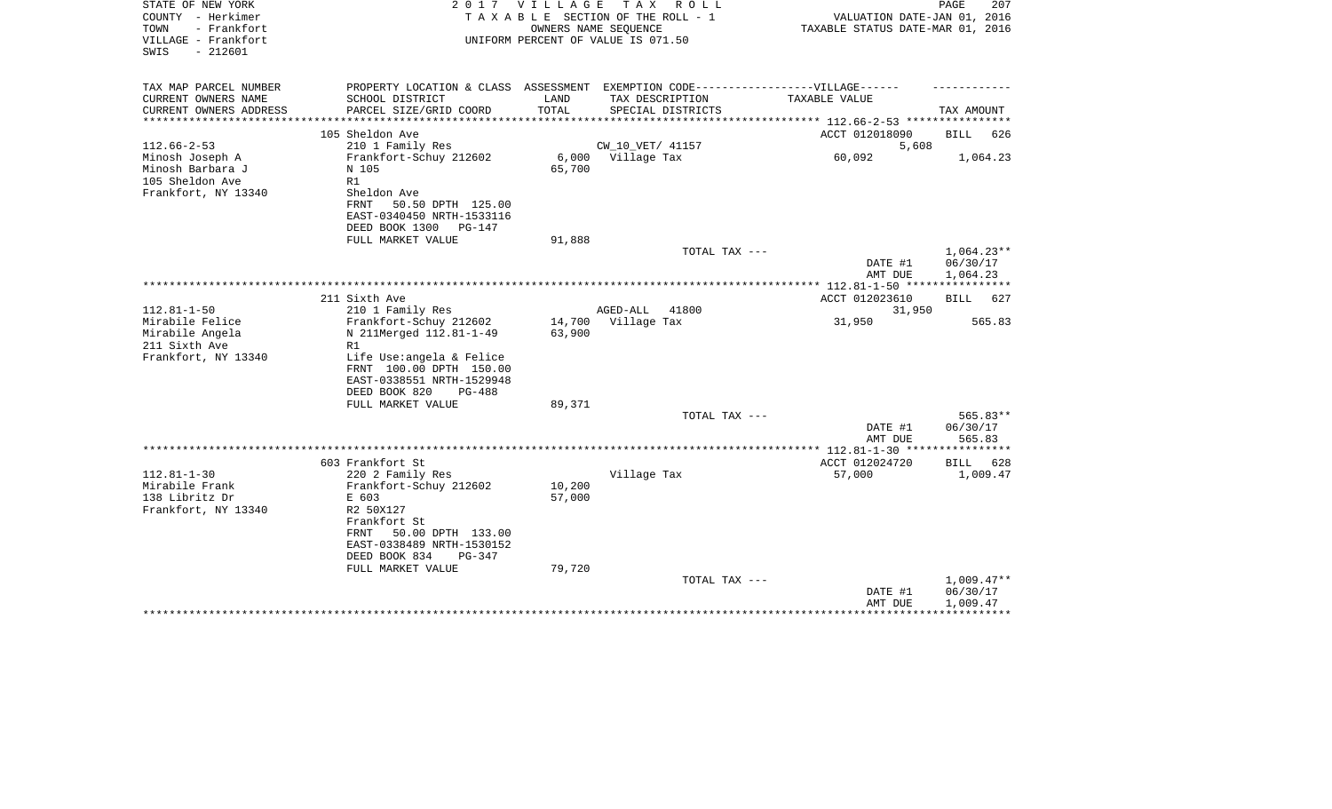STATE OF NEW YORK
COUNTY - Herkimer
TOWN - Frankfort
VILLAGE - Frankfort
SWIS - 212601

2017 VILLAGE TAX ROLL
TAXABLE SECTION OF THE ROLL - 1
OWNERS NAME SEQUENCE
UNIFORM PERCENT OF VALUE IS 071.50

VALUATION DATE-JAN 01, 2016
TAXABLE STATUS DATE-MAR 01, 2016

| TAX MAP PARCEL NUMBER / CURRENT OWNERS NAME / CURRENT OWNERS ADDRESS | PROPERTY LOCATION & CLASS / SCHOOL DISTRICT / PARCEL SIZE/GRID COORD | ASSESSMENT LAND | TOTAL | EXEMPTION CODE / TAX DESCRIPTION / SPECIAL DISTRICTS | VILLAGE TAXABLE VALUE | TAX AMOUNT |
|---|---|---|---|---|---|---|
| 112.66-2-53 | 105 Sheldon Ave | | | | ACCT 012018090 | BILL 626 |
| Minosh Joseph A | 210 1 Family Res | | | CW_10_VET/ 41157 | 5,608 | |
| Minosh Barbara J | Frankfort-Schuy 212602 | 6,000 | | Village Tax | 60,092 | 1,064.23 |
| 105 Sheldon Ave | N 105 | | 65,700 | | | |
| Frankfort, NY 13340 | R1 | | | | | |
| | Sheldon Ave | | | | | |
| | FRNT 50.50 DPTH 125.00 | | | | | |
| | EAST-0340450 NRTH-1533116 | | | | | |
| | DEED BOOK 1300 PG-147 | | | | | |
| | FULL MARKET VALUE | | 91,888 | | | |
| | | | | TOTAL TAX --- | | 1,064.23** |
| | | | | | DATE #1 | 06/30/17 |
| | | | | | AMT DUE | 1,064.23 |
| 112.81-1-50 | 211 Sixth Ave | | | | ACCT 012023610 | BILL 627 |
| Mirabile Felice | 210 1 Family Res | | | AGED-ALL 41800 | 31,950 | |
| Mirabile Angela | Frankfort-Schuy 212602 | 14,700 | | Village Tax | 31,950 | 565.83 |
| 211 Sixth Ave | N 211Merged 112.81-1-49 | | 63,900 | | | |
| Frankfort, NY 13340 | R1 | | | | | |
| | Life Use:angela & Felice | | | | | |
| | FRNT 100.00 DPTH 150.00 | | | | | |
| | EAST-0338551 NRTH-1529948 | | | | | |
| | DEED BOOK 820 PG-488 | | | | | |
| | FULL MARKET VALUE | | 89,371 | | | |
| | | | | TOTAL TAX --- | | 565.83** |
| | | | | | DATE #1 | 06/30/17 |
| | | | | | AMT DUE | 565.83 |
| 112.81-1-30 | 603 Frankfort St | | | | ACCT 012024720 | BILL 628 |
| Mirabile Frank | 220 2 Family Res | | | Village Tax | 57,000 | 1,009.47 |
| 138 Libritz Dr | Frankfort-Schuy 212602 | 10,200 | | | | |
| Frankfort, NY 13340 | E 603 | | 57,000 | | | |
| | R2 50X127 | | | | | |
| | Frankfort St | | | | | |
| | FRNT 50.00 DPTH 133.00 | | | | | |
| | EAST-0338489 NRTH-1530152 | | | | | |
| | DEED BOOK 834 PG-347 | | | | | |
| | FULL MARKET VALUE | | 79,720 | | | |
| | | | | TOTAL TAX --- | | 1,009.47** |
| | | | | | DATE #1 | 06/30/17 |
| | | | | | AMT DUE | 1,009.47 |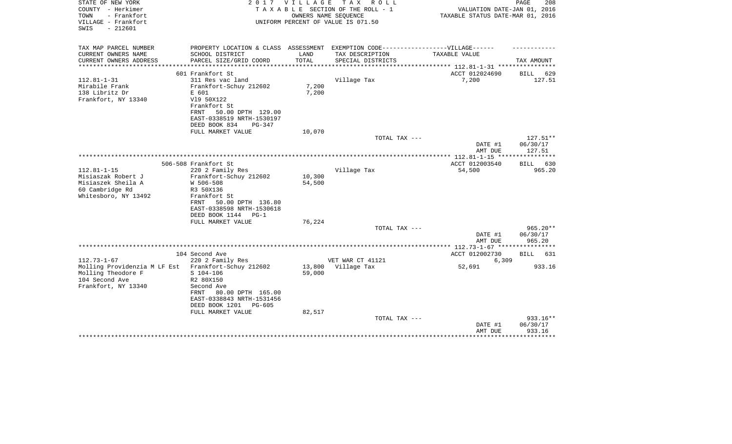STATE OF NEW YORK
COUNTY - Herkimer
TOWN - Frankfort
VILLAGE - Frankfort
SWIS - 212601

2 0 1 7 V I L L A G E T A X R O L L
T A X A B L E SECTION OF THE ROLL - 1
OWNERS NAME SEQUENCE
UNIFORM PERCENT OF VALUE IS 071.50

PAGE 208
VALUATION DATE-JAN 01, 2016
TAXABLE STATUS DATE-MAR 01, 2016

| TAX MAP PARCEL NUMBER<br>CURRENT OWNERS NAME<br>CURRENT OWNERS ADDRESS | PROPERTY LOCATION & CLASS<br>SCHOOL DISTRICT<br>PARCEL SIZE/GRID COORD | ASSESSMENT<br>LAND<br>TOTAL | EXEMPTION CODE------------------VILLAGE------<br>TAX DESCRIPTION<br>SPECIAL DISTRICTS | TAXABLE VALUE | TAX AMOUNT |
|---|---|---|---|---|---|
| | 601 Frankfort St | | | ACCT 012024690 | BILL 629 |
| 112.81-1-31 | 311 Res vac land | | Village Tax | 7,200 | 127.51 |
| Mirabile Frank | Frankfort-Schuy 212602 | 7,200 | | | |
| 138 Libritz Dr | E 601 | 7,200 | | | |
| Frankfort, NY 13340 | Vl9 50X122 | | | | |
| | Frankfort St | | | | |
| | FRNT 50.00 DPTH 129.00 | | | | |
| | EAST-0338519 NRTH-1530197 | | | | |
| | DEED BOOK 834 PG-347 | | | | |
| | FULL MARKET VALUE | 10,070 | | | |
| | | | TOTAL TAX --- | | 127.51** |
| | | | | DATE #1 | 06/30/17 |
| | | | | AMT DUE | 127.51 |
| | 506-508 Frankfort St | | | ACCT 012003540 | BILL 630 |
| 112.81-1-15 | 220 2 Family Res | | Village Tax | 54,500 | 965.20 |
| Misiaszak Robert J | Frankfort-Schuy 212602 | 10,300 | | | |
| Misiaszek Sheila A | W 506-508 | 54,500 | | | |
| 60 Cambridge Rd | R3 50X136 | | | | |
| Whitesboro, NY 13492 | Frankfort St | | | | |
| | FRNT 50.00 DPTH 136.80 | | | | |
| | EAST-0338598 NRTH-1530618 | | | | |
| | DEED BOOK 1144 PG-1 | | | | |
| | FULL MARKET VALUE | 76,224 | | | |
| | | | TOTAL TAX --- | | 965.20** |
| | | | | DATE #1 | 06/30/17 |
| | | | | AMT DUE | 965.20 |
| | 104 Second Ave | | | ACCT 012002730 | BILL 631 |
| 112.73-1-67 | 220 2 Family Res | | VET WAR CT 41121 | 6,309 | |
| Molling Providenzia M LF Est | Frankfort-Schuy 212602 | 13,800 | Village Tax | 52,691 | 933.16 |
| Molling Theodore F | S 104-106 | 59,000 | | | |
| 104 Second Ave | R2 80X150 | | | | |
| Frankfort, NY 13340 | Second Ave | | | | |
| | FRNT 80.00 DPTH 165.00 | | | | |
| | EAST-0338843 NRTH-1531456 | | | | |
| | DEED BOOK 1201 PG-605 | | | | |
| | FULL MARKET VALUE | 82,517 | | | |
| | | | TOTAL TAX --- | | 933.16** |
| | | | | DATE #1 | 06/30/17 |
| | | | | AMT DUE | 933.16 |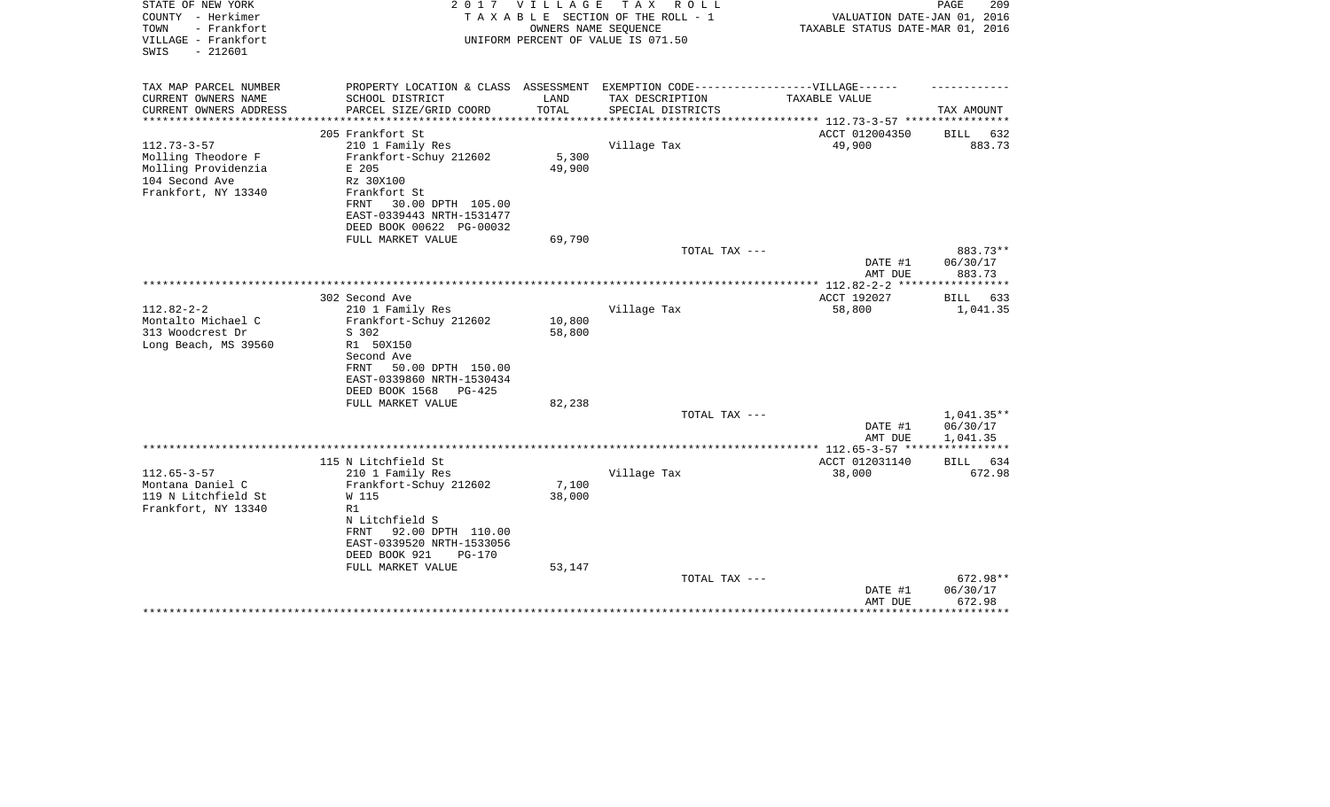STATE OF NEW YORK
COUNTY - Herkimer
TOWN - Frankfort
VILLAGE - Frankfort
SWIS - 212601

2017 VILLAGE TAX ROLL
TAXABLE SECTION OF THE ROLL - 1
OWNERS NAME SEQUENCE
UNIFORM PERCENT OF VALUE IS 071.50

VALUATION DATE-JAN 01, 2016
TAXABLE STATUS DATE-MAR 01, 2016

| TAX MAP PARCEL NUMBER<br>CURRENT OWNERS NAME<br>CURRENT OWNERS ADDRESS | PROPERTY LOCATION & CLASS<br>SCHOOL DISTRICT<br>PARCEL SIZE/GRID COORD | ASSESSMENT<br>LAND<br>TOTAL | EXEMPTION CODE------VILLAGE------<br>TAX DESCRIPTION<br>SPECIAL DISTRICTS | TAXABLE VALUE | TAX AMOUNT |
|---|---|---|---|---|---|
| | 205 Frankfort St | | | ACCT 012004350 | BILL 632 |
| 112.73-3-57 | 210 1 Family Res | | Village Tax | 49,900 | 883.73 |
| Molling Theodore F | Frankfort-Schuy 212602 | 5,300 | | | |
| Molling Providenzia | E 205 | 49,900 | | | |
| 104 Second Ave | Rz 30X100 | | | | |
| Frankfort, NY 13340 | Frankfort St | | | | |
| | FRNT 30.00 DPTH 105.00 | | | | |
| | EAST-0339443 NRTH-1531477 | | | | |
| | DEED BOOK 00622 PG-00032 | | | | |
| | FULL MARKET VALUE | 69,790 | | | |
| | | | TOTAL TAX --- | | 883.73** |
| | | | | DATE #1 | 06/30/17 |
| | | | | AMT DUE | 883.73 |
| | 302 Second Ave | | | ACCT 192027 | BILL 633 |
| 112.82-2-2 | 210 1 Family Res | | Village Tax | 58,800 | 1,041.35 |
| Montalto Michael C | Frankfort-Schuy 212602 | 10,800 | | | |
| 313 Woodcrest Dr | S 302 | 58,800 | | | |
| Long Beach, MS 39560 | R1 50X150 | | | | |
| | Second Ave | | | | |
| | FRNT 50.00 DPTH 150.00 | | | | |
| | EAST-0339860 NRTH-1530434 | | | | |
| | DEED BOOK 1568 PG-425 | | | | |
| | FULL MARKET VALUE | 82,238 | | | |
| | | | TOTAL TAX --- | | 1,041.35** |
| | | | | DATE #1 | 06/30/17 |
| | | | | AMT DUE | 1,041.35 |
| | 115 N Litchfield St | | | ACCT 012031140 | BILL 634 |
| 112.65-3-57 | 210 1 Family Res | | Village Tax | 38,000 | 672.98 |
| Montana Daniel C | Frankfort-Schuy 212602 | 7,100 | | | |
| 119 N Litchfield St | W 115 | 38,000 | | | |
| Frankfort, NY 13340 | R1 | | | | |
| | N Litchfield S | | | | |
| | FRNT 92.00 DPTH 110.00 | | | | |
| | EAST-0339520 NRTH-1533056 | | | | |
| | DEED BOOK 921 PG-170 | | | | |
| | FULL MARKET VALUE | 53,147 | | | |
| | | | TOTAL TAX --- | | 672.98** |
| | | | | DATE #1 | 06/30/17 |
| | | | | AMT DUE | 672.98 |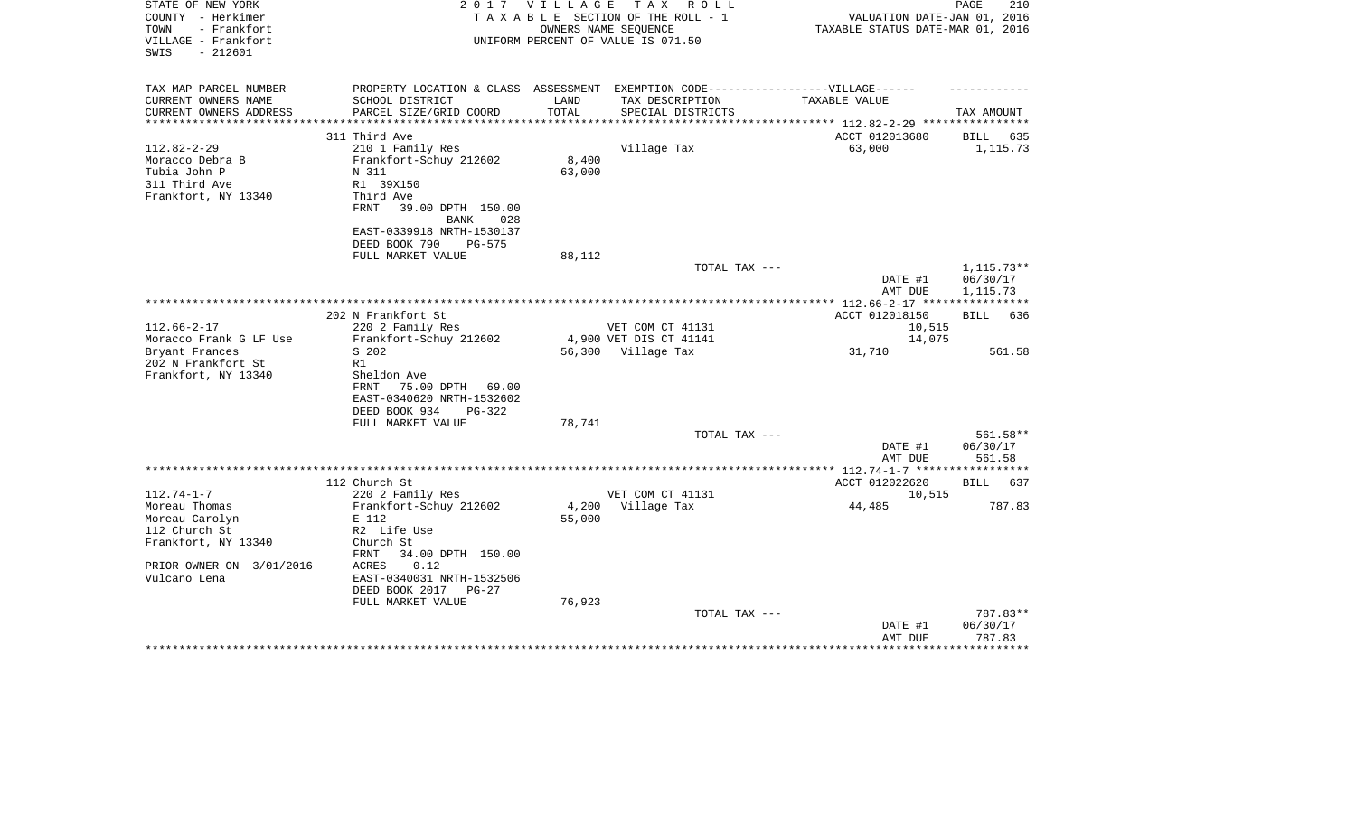STATE OF NEW YORK
COUNTY - Herkimer
TOWN - Frankfort
VILLAGE - Frankfort
SWIS - 212601

2017 VILLAGE TAX ROLL
TAXABLE SECTION OF THE ROLL - 1
OWNERS NAME SEQUENCE
UNIFORM PERCENT OF VALUE IS 071.50

VALUATION DATE-JAN 01, 2016
TAXABLE STATUS DATE-MAR 01, 2016

| TAX MAP PARCEL NUMBER / CURRENT OWNERS NAME / CURRENT OWNERS ADDRESS | PROPERTY LOCATION & CLASS / SCHOOL DISTRICT / PARCEL SIZE/GRID COORD | ASSESSMENT LAND / TOTAL | EXEMPTION CODE / TAX DESCRIPTION / SPECIAL DISTRICTS | TAXABLE VALUE | TAX AMOUNT |
|---|---|---|---|---|---|
| | 311 Third Ave | | | ACCT 012013680 | BILL 635 |
| 112.82-2-29 | 210 1 Family Res | | Village Tax | 63,000 | 1,115.73 |
| Moracco Debra B | Frankfort-Schuy 212602 | 8,400 | | | |
| Tubia John P | N 311 | 63,000 | | | |
| 311 Third Ave | R1 39X150 | | | | |
| Frankfort, NY 13340 | Third Ave | | | | |
| | FRNT 39.00 DPTH 150.00 | | | | |
| | BANK 028 | | | | |
| | EAST-0339918 NRTH-1530137 | | | | |
| | DEED BOOK 790 PG-575 | | | | |
| | FULL MARKET VALUE | 88,112 | | | |
| | | | TOTAL TAX --- | | 1,115.73** |
| | | | | DATE #1 | 06/30/17 |
| | | | | AMT DUE | 1,115.73 |
| | 202 N Frankfort St | | | ACCT 012018150 | BILL 636 |
| 112.66-2-17 | 220 2 Family Res | | VET COM CT 41131 | 10,515 | |
| Moracco Frank G LF Use | Frankfort-Schuy 212602 | 4,900 | VET DIS CT 41141 | 14,075 | |
| Bryant Frances | S 202 | 56,300 | Village Tax | 31,710 | 561.58 |
| 202 N Frankfort St | R1 | | | | |
| Frankfort, NY 13340 | Sheldon Ave | | | | |
| | FRNT 75.00 DPTH 69.00 | | | | |
| | EAST-0340620 NRTH-1532602 | | | | |
| | DEED BOOK 934 PG-322 | | | | |
| | FULL MARKET VALUE | 78,741 | | | |
| | | | TOTAL TAX --- | | 561.58** |
| | | | | DATE #1 | 06/30/17 |
| | | | | AMT DUE | 561.58 |
| | 112 Church St | | | ACCT 012022620 | BILL 637 |
| 112.74-1-7 | 220 2 Family Res | | VET COM CT 41131 | 10,515 | |
| Moreau Thomas | Frankfort-Schuy 212602 | 4,200 | Village Tax | 44,485 | 787.83 |
| Moreau Carolyn | E 112 | 55,000 | | | |
| 112 Church St | R2 Life Use | | | | |
| Frankfort, NY 13340 | Church St | | | | |
| | FRNT 34.00 DPTH 150.00 | | | | |
| PRIOR OWNER ON 3/01/2016 | ACRES 0.12 | | | | |
| Vulcano Lena | EAST-0340031 NRTH-1532506 | | | | |
| | DEED BOOK 2017 PG-27 | | | | |
| | FULL MARKET VALUE | 76,923 | | | |
| | | | TOTAL TAX --- | | 787.83** |
| | | | | DATE #1 | 06/30/17 |
| | | | | AMT DUE | 787.83 |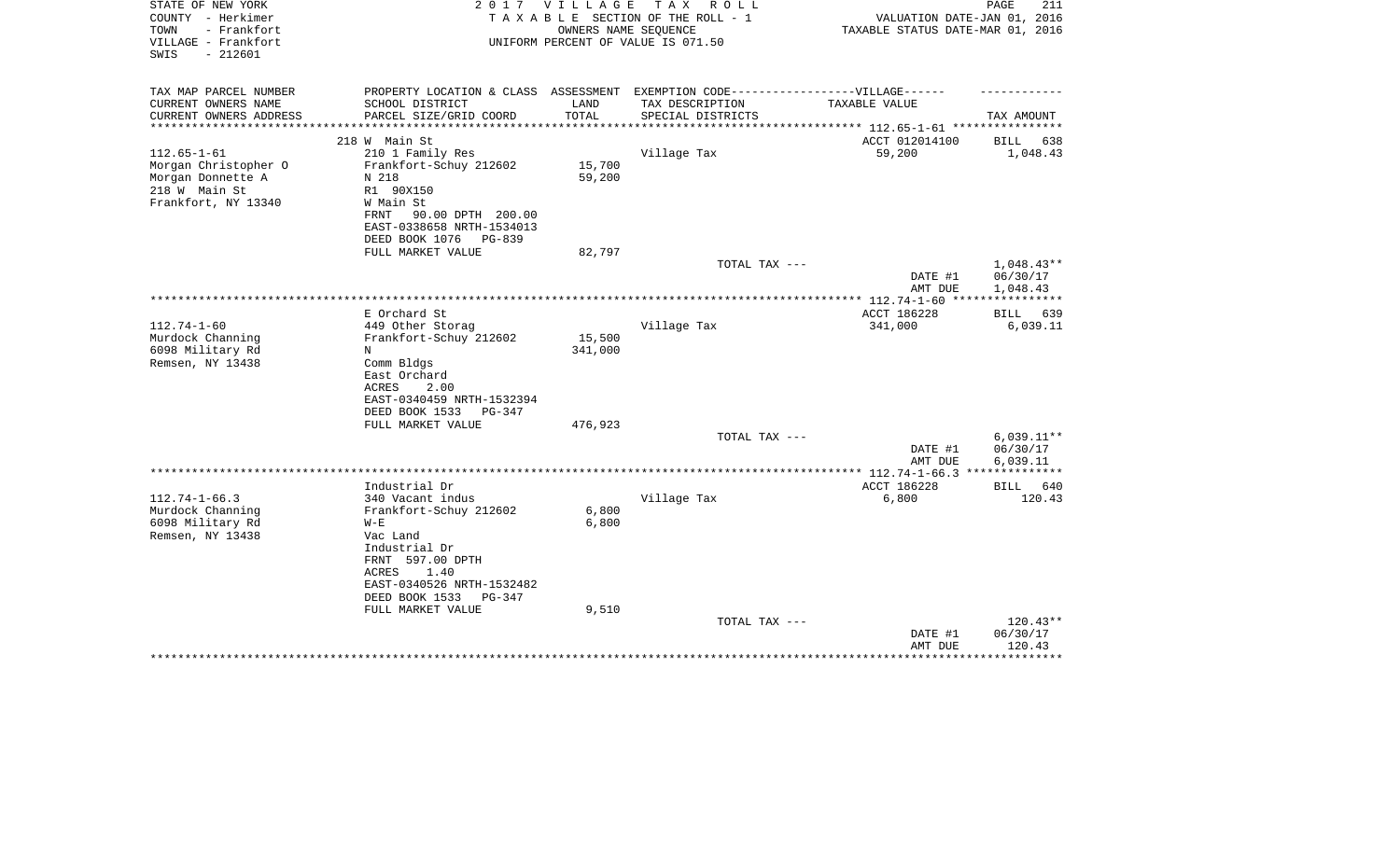STATE OF NEW YORK
COUNTY - Herkimer
TOWN - Frankfort
VILLAGE - Frankfort
SWIS - 212601

2 0 1 7 V I L L A G E T A X R O L L
T A X A B L E SECTION OF THE ROLL - 1
OWNERS NAME SEQUENCE
UNIFORM PERCENT OF VALUE IS 071.50

VALUATION DATE-JAN 01, 2016
TAXABLE STATUS DATE-MAR 01, 2016

| TAX MAP PARCEL NUMBER<br>CURRENT OWNERS NAME<br>CURRENT OWNERS ADDRESS | PROPERTY LOCATION & CLASS<br>SCHOOL DISTRICT<br>PARCEL SIZE/GRID COORD | ASSESSMENT<br>LAND<br>TOTAL | EXEMPTION CODE------------------VILLAGE------<br>TAX DESCRIPTION<br>SPECIAL DISTRICTS | TAXABLE VALUE | TAX AMOUNT |
|---|---|---|---|---|---|
| | 218 W Main St | | | ACCT 012014100 | BILL 638 |
| 112.65-1-61 | 210 1 Family Res | | Village Tax | 59,200 | 1,048.43 |
| Morgan Christopher O | Frankfort-Schuy 212602 | 15,700 | | | |
| Morgan Donnette A | N 218 | 59,200 | | | |
| 218 W Main St | R1 90X150 | | | | |
| Frankfort, NY 13340 | W Main St | | | | |
| | FRNT 90.00 DPTH 200.00 | | | | |
| | EAST-0338658 NRTH-1534013 | | | | |
| | DEED BOOK 1076 PG-839 | | | | |
| | FULL MARKET VALUE | 82,797 | | | |
| | | | TOTAL TAX --- | | 1,048.43** |
| | | | | DATE #1 | 06/30/17 |
| | | | | AMT DUE | 1,048.43 |
| | E Orchard St | | | ACCT 186228 | BILL 639 |
| 112.74-1-60 | 449 Other Storag | | Village Tax | 341,000 | 6,039.11 |
| Murdock Channing | Frankfort-Schuy 212602 | 15,500 | | | |
| 6098 Military Rd | N | 341,000 | | | |
| Remsen, NY 13438 | Comm Bldgs | | | | |
| | East Orchard | | | | |
| | ACRES 2.00 | | | | |
| | EAST-0340459 NRTH-1532394 | | | | |
| | DEED BOOK 1533 PG-347 | | | | |
| | FULL MARKET VALUE | 476,923 | | | |
| | | | TOTAL TAX --- | | 6,039.11** |
| | | | | DATE #1 | 06/30/17 |
| | | | | AMT DUE | 6,039.11 |
| | Industrial Dr | | | ACCT 186228 | BILL 640 |
| 112.74-1-66.3 | 340 Vacant indus | | Village Tax | 6,800 | 120.43 |
| Murdock Channing | Frankfort-Schuy 212602 | 6,800 | | | |
| 6098 Military Rd | W-E | 6,800 | | | |
| Remsen, NY 13438 | Vac Land | | | | |
| | Industrial Dr | | | | |
| | FRNT 597.00 DPTH | | | | |
| | ACRES 1.40 | | | | |
| | EAST-0340526 NRTH-1532482 | | | | |
| | DEED BOOK 1533 PG-347 | | | | |
| | FULL MARKET VALUE | 9,510 | | | |
| | | | TOTAL TAX --- | | 120.43** |
| | | | | DATE #1 | 06/30/17 |
| | | | | AMT DUE | 120.43 |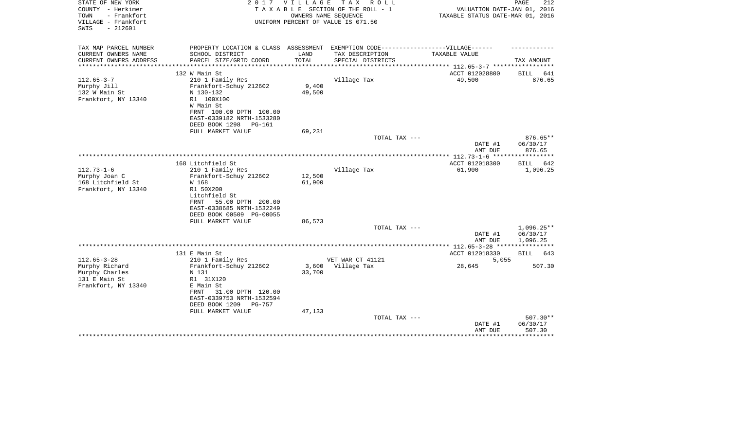STATE OF NEW YORK
COUNTY - Herkimer
TOWN - Frankfort
VILLAGE - Frankfort
SWIS - 212601

2017 VILLAGE TAX ROLL
TAXABLE SECTION OF THE ROLL - 1
OWNERS NAME SEQUENCE
UNIFORM PERCENT OF VALUE IS 071.50

VALUATION DATE-JAN 01, 2016
TAXABLE STATUS DATE-MAR 01, 2016

| TAX MAP PARCEL NUMBER<br>CURRENT OWNERS NAME<br>CURRENT OWNERS ADDRESS | PROPERTY LOCATION & CLASS<br>SCHOOL DISTRICT<br>PARCEL SIZE/GRID COORD | ASSESSMENT<br>LAND<br>TOTAL | EXEMPTION CODE-----VILLAGE------<br>TAX DESCRIPTION<br>SPECIAL DISTRICTS | TAXABLE VALUE | TAX AMOUNT |
|---|---|---|---|---|---|
| | 132 W Main St | | | ACCT 012028800 | BILL 641 |
| 112.65-3-7 | 210 1 Family Res | | Village Tax | 49,500 | 876.65 |
| Murphy Jill | Frankfort-Schuy 212602 | 9,400 | | | |
| 132 W Main St | N 130-132 | 49,500 | | | |
| Frankfort, NY 13340 | R1 100X100 | | | | |
| | W Main St | | | | |
| | FRNT 100.00 DPTH 100.00 | | | | |
| | EAST-0339182 NRTH-1533280 | | | | |
| | DEED BOOK 1298 PG-161 | | | | |
| | FULL MARKET VALUE | 69,231 | | | |
| | | | TOTAL TAX --- | | 876.65** |
| | | | | DATE #1 | 06/30/17 |
| | | | | AMT DUE | 876.65 |
| | 168 Litchfield St | | | ACCT 012018300 | BILL 642 |
| 112.73-1-6 | 210 1 Family Res | | Village Tax | 61,900 | 1,096.25 |
| Murphy Joan C | Frankfort-Schuy 212602 | 12,500 | | | |
| 168 Litchfield St | W 168 | 61,900 | | | |
| Frankfort, NY 13340 | R1 50X200 | | | | |
| | Litchfield St | | | | |
| | FRNT 55.00 DPTH 200.00 | | | | |
| | EAST-0338685 NRTH-1532249 | | | | |
| | DEED BOOK 00509 PG-00055 | | | | |
| | FULL MARKET VALUE | 86,573 | | | |
| | | | TOTAL TAX --- | | 1,096.25** |
| | | | | DATE #1 | 06/30/17 |
| | | | | AMT DUE | 1,096.25 |
| | 131 E Main St | | | ACCT 012018330 | BILL 643 |
| 112.65-3-28 | 210 1 Family Res | | VET WAR CT 41121 | 5,055 | |
| Murphy Richard | Frankfort-Schuy 212602 | 3,600 | Village Tax | 28,645 | 507.30 |
| Murphy Charles | N 131 | 33,700 | | | |
| 131 E Main St | R1 31X120 | | | | |
| Frankfort, NY 13340 | E Main St | | | | |
| | FRNT 31.00 DPTH 120.00 | | | | |
| | EAST-0339753 NRTH-1532594 | | | | |
| | DEED BOOK 1209 PG-757 | | | | |
| | FULL MARKET VALUE | 47,133 | | | |
| | | | TOTAL TAX --- | | 507.30** |
| | | | | DATE #1 | 06/30/17 |
| | | | | AMT DUE | 507.30 |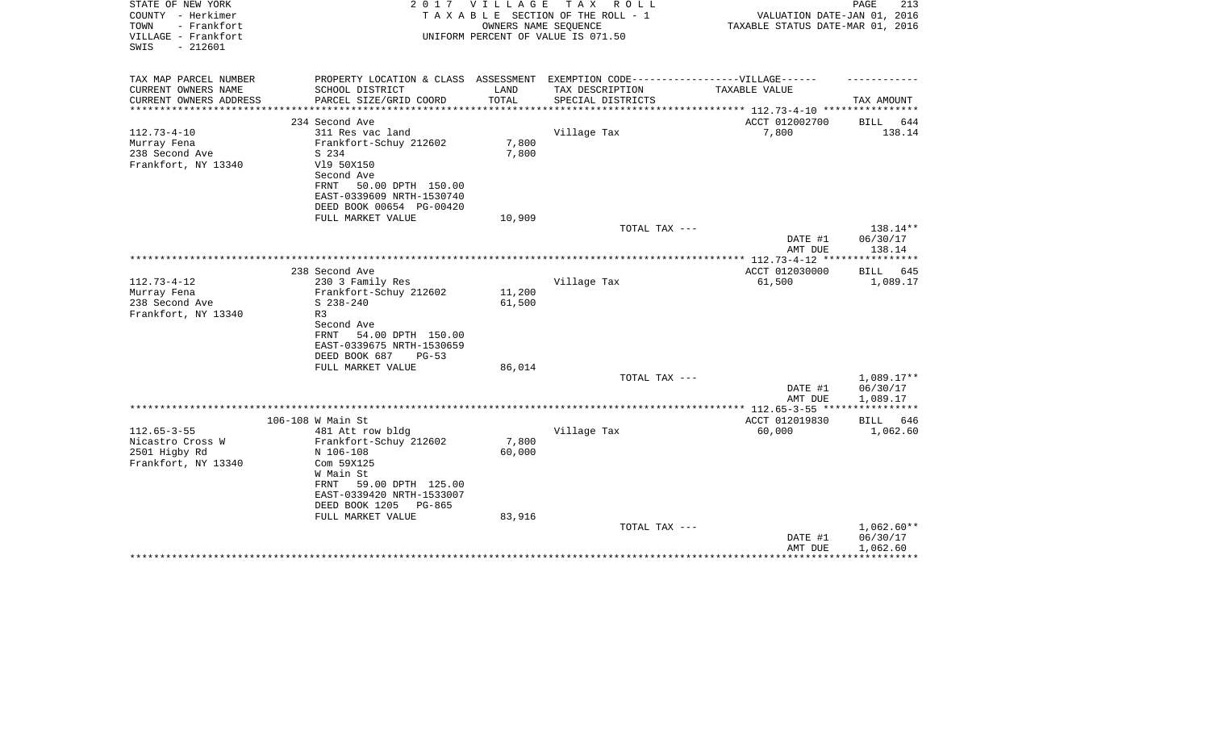STATE OF NEW YORK
COUNTY - Herkimer
TOWN - Frankfort
VILLAGE - Frankfort
SWIS - 212601

**2017 VILLAGE TAX ROLL**
TAXABLE SECTION OF THE ROLL - 1
OWNERS NAME SEQUENCE
UNIFORM PERCENT OF VALUE IS 071.50

VALUATION DATE-JAN 01, 2016
TAXABLE STATUS DATE-MAR 01, 2016

| TAX MAP PARCEL NUMBER / CURRENT OWNERS NAME / CURRENT OWNERS ADDRESS | PROPERTY LOCATION & CLASS / SCHOOL DISTRICT / PARCEL SIZE/GRID COORD | ASSESSMENT LAND / TOTAL | EXEMPTION CODE / TAX DESCRIPTION / SPECIAL DISTRICTS | VILLAGE TAXABLE VALUE | TAX AMOUNT |
|---|---|---|---|---|---|
| | 234 Second Ave | | | ACCT 012002700 | BILL 644 |
| 112.73-4-10 | 311 Res vac land | | Village Tax | 7,800 | 138.14 |
| Murray Fena | Frankfort-Schuy 212602 | 7,800 | | | |
| 238 Second Ave | S 234 | 7,800 | | | |
| Frankfort, NY 13340 | Vl9 50X150 | | | | |
| | Second Ave | | | | |
| | FRNT 50.00 DPTH 150.00 | | | | |
| | EAST-0339609 NRTH-1530740 | | | | |
| | DEED BOOK 00654 PG-00420 | | | | |
| | FULL MARKET VALUE | 10,909 | | | |
| | | | TOTAL TAX --- | | 138.14** |
| | | | | DATE #1 | 06/30/17 |
| | | | | AMT DUE | 138.14 |
| | 238 Second Ave | | | ACCT 012030000 | BILL 645 |
| 112.73-4-12 | 230 3 Family Res | | Village Tax | 61,500 | 1,089.17 |
| Murray Fena | Frankfort-Schuy 212602 | 11,200 | | | |
| 238 Second Ave | S 238-240 | 61,500 | | | |
| Frankfort, NY 13340 | R3 | | | | |
| | Second Ave | | | | |
| | FRNT 54.00 DPTH 150.00 | | | | |
| | EAST-0339675 NRTH-1530659 | | | | |
| | DEED BOOK 687 PG-53 | | | | |
| | FULL MARKET VALUE | 86,014 | | | |
| | | | TOTAL TAX --- | | 1,089.17** |
| | | | | DATE #1 | 06/30/17 |
| | | | | AMT DUE | 1,089.17 |
| | 106-108 W Main St | | | ACCT 012019830 | BILL 646 |
| 112.65-3-55 | 481 Att row bldg | | Village Tax | 60,000 | 1,062.60 |
| Nicastro Cross W | Frankfort-Schuy 212602 | 7,800 | | | |
| 2501 Higby Rd | N 106-108 | 60,000 | | | |
| Frankfort, NY 13340 | Com 59X125 | | | | |
| | W Main St | | | | |
| | FRNT 59.00 DPTH 125.00 | | | | |
| | EAST-0339420 NRTH-1533007 | | | | |
| | DEED BOOK 1205 PG-865 | | | | |
| | FULL MARKET VALUE | 83,916 | | | |
| | | | TOTAL TAX --- | | 1,062.60** |
| | | | | DATE #1 | 06/30/17 |
| | | | | AMT DUE | 1,062.60 |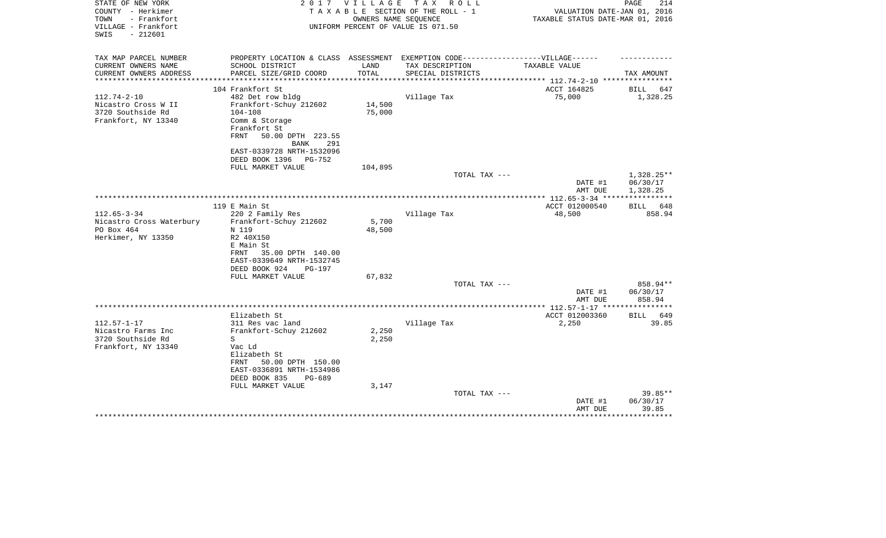STATE OF NEW YORK
COUNTY - Herkimer
TOWN - Frankfort
VILLAGE - Frankfort
SWIS - 212601

2 0 1 7 V I L L A G E T A X R O L L
T A X A B L E SECTION OF THE ROLL - 1
OWNERS NAME SEQUENCE
UNIFORM PERCENT OF VALUE IS 071.50

VALUATION DATE-JAN 01, 2016
TAXABLE STATUS DATE-MAR 01, 2016

| TAX MAP PARCEL NUMBER<br>CURRENT OWNERS NAME<br>CURRENT OWNERS ADDRESS | PROPERTY LOCATION & CLASS<br>SCHOOL DISTRICT<br>PARCEL SIZE/GRID COORD | ASSESSMENT<br>LAND<br>TOTAL | EXEMPTION CODE------------------VILLAGE------<br>TAX DESCRIPTION<br>SPECIAL DISTRICTS | TAXABLE VALUE | TAX AMOUNT |
|---|---|---|---|---|---|
| ******** 112.74-2-10 ******** | | | | | |
| | 104 Frankfort St | | | ACCT 164825 | BILL 647 |
| 112.74-2-10 | 482 Det row bldg | | Village Tax | 75,000 | 1,328.25 |
| Nicastro Cross W II | Frankfort-Schuy 212602 | 14,500 | | | |
| 3720 Southside Rd | 104-108 | 75,000 | | | |
| Frankfort, NY 13340 | Comm & Storage | | | | |
| | Frankfort St | | | | |
| | FRNT 50.00 DPTH 223.55 | | | | |
| | BANK 291 | | | | |
| | EAST-0339728 NRTH-1532096 | | | | |
| | DEED BOOK 1396 PG-752 | | | | |
| | FULL MARKET VALUE | 104,895 | | | |
| | | | TOTAL TAX --- | | 1,328.25** |
| | | | | DATE #1 | 06/30/17 |
| | | | | AMT DUE | 1,328.25 |
| ******** 112.65-3-34 ******** | | | | | |
| | 119 E Main St | | | ACCT 012000540 | BILL 648 |
| 112.65-3-34 | 220 2 Family Res | | Village Tax | 48,500 | 858.94 |
| Nicastro Cross Waterbury | Frankfort-Schuy 212602 | 5,700 | | | |
| PO Box 464 | N 119 | 48,500 | | | |
| Herkimer, NY 13350 | R2 40X150 | | | | |
| | E Main St | | | | |
| | FRNT 35.00 DPTH 140.00 | | | | |
| | EAST-0339649 NRTH-1532745 | | | | |
| | DEED BOOK 924 PG-197 | | | | |
| | FULL MARKET VALUE | 67,832 | | | |
| | | | TOTAL TAX --- | | 858.94** |
| | | | | DATE #1 | 06/30/17 |
| | | | | AMT DUE | 858.94 |
| ******** 112.57-1-17 ******** | | | | | |
| | Elizabeth St | | | ACCT 012003360 | BILL 649 |
| 112.57-1-17 | 311 Res vac land | | Village Tax | 2,250 | 39.85 |
| Nicastro Farms Inc | Frankfort-Schuy 212602 | 2,250 | | | |
| 3720 Southside Rd | S | 2,250 | | | |
| Frankfort, NY 13340 | Vac Ld | | | | |
| | Elizabeth St | | | | |
| | FRNT 50.00 DPTH 150.00 | | | | |
| | EAST-0336891 NRTH-1534986 | | | | |
| | DEED BOOK 835 PG-689 | | | | |
| | FULL MARKET VALUE | 3,147 | | | |
| | | | TOTAL TAX --- | | 39.85** |
| | | | | DATE #1 | 06/30/17 |
| | | | | AMT DUE | 39.85 |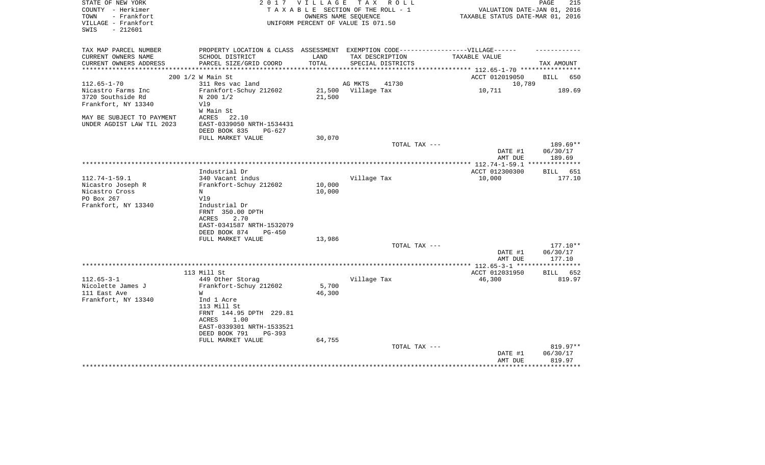STATE OF NEW YORK
COUNTY - Herkimer
TOWN - Frankfort
VILLAGE - Frankfort
SWIS - 212601

2 0 1 7 V I L L A G E T A X R O L L
T A X A B L E SECTION OF THE ROLL - 1
OWNERS NAME SEQUENCE
UNIFORM PERCENT OF VALUE IS 071.50

VALUATION DATE-JAN 01, 2016
TAXABLE STATUS DATE-MAR 01, 2016

| TAX MAP PARCEL NUMBER<br>CURRENT OWNERS NAME<br>CURRENT OWNERS ADDRESS | PROPERTY LOCATION & CLASS<br>SCHOOL DISTRICT<br>PARCEL SIZE/GRID COORD | ASSESSMENT<br>LAND<br>TOTAL | EXEMPTION CODE------------------VILLAGE------<br>TAX DESCRIPTION<br>SPECIAL DISTRICTS | TAXABLE VALUE | TAX AMOUNT |
|---|---|---|---|---|---|
| | 200 1/2 W Main St | | | ACCT 012019050 | BILL 650 |
| 112.65-1-70 | 311 Res vac land | | AG MKTS 41730 | 10,789 | |
| Nicastro Farms Inc | Frankfort-Schuy 212602 | 21,500 | Village Tax | 10,711 | 189.69 |
| 3720 Southside Rd | N 200 1/2 | 21,500 | | | |
| Frankfort, NY 13340 | Vl9 | | | | |
| | W Main St | | | | |
| MAY BE SUBJECT TO PAYMENT | ACRES 22.10 | | | | |
| UNDER AGDIST LAW TIL 2023 | EAST-0339050 NRTH-1534431 | | | | |
| | DEED BOOK 835 PG-627 | | | | |
| | FULL MARKET VALUE | 30,070 | | | |
| | | | TOTAL TAX --- | | 189.69** |
| | | | | DATE #1 | 06/30/17 |
| | | | | AMT DUE | 189.69 |
| | Industrial Dr | | | ACCT 012300300 | BILL 651 |
| 112.74-1-59.1 | 340 Vacant indus | | Village Tax | 10,000 | 177.10 |
| Nicastro Joseph R | Frankfort-Schuy 212602 | 10,000 | | | |
| Nicastro Cross | N | 10,000 | | | |
| PO Box 267 | Vl9 | | | | |
| Frankfort, NY 13340 | Industrial Dr | | | | |
| | FRNT 350.00 DPTH | | | | |
| | ACRES 2.70 | | | | |
| | EAST-0341587 NRTH-1532079 | | | | |
| | DEED BOOK 874 PG-450 | | | | |
| | FULL MARKET VALUE | 13,986 | | | |
| | | | TOTAL TAX --- | | 177.10** |
| | | | | DATE #1 | 06/30/17 |
| | | | | AMT DUE | 177.10 |
| | 113 Mill St | | | ACCT 012031950 | BILL 652 |
| 112.65-3-1 | 449 Other Storag | | Village Tax | 46,300 | 819.97 |
| Nicolette James J | Frankfort-Schuy 212602 | 5,700 | | | |
| 111 East Ave | W | 46,300 | | | |
| Frankfort, NY 13340 | Ind 1 Acre | | | | |
| | 113 Mill St | | | | |
| | FRNT 144.95 DPTH 229.81 | | | | |
| | ACRES 1.00 | | | | |
| | EAST-0339301 NRTH-1533521 | | | | |
| | DEED BOOK 791 PG-393 | | | | |
| | FULL MARKET VALUE | 64,755 | | | |
| | | | TOTAL TAX --- | | 819.97** |
| | | | | DATE #1 | 06/30/17 |
| | | | | AMT DUE | 819.97 |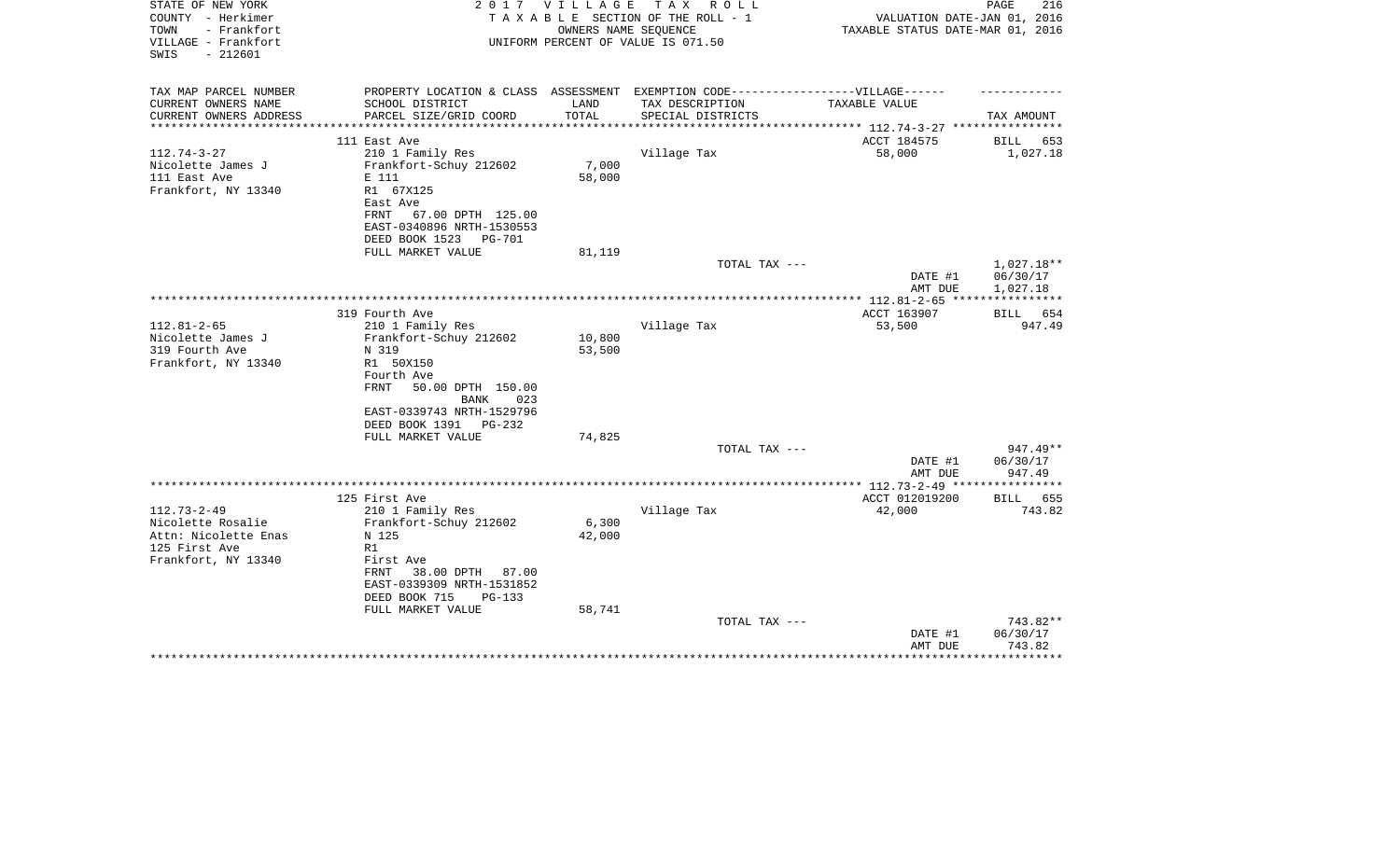STATE OF NEW YORK
COUNTY - Herkimer
TOWN - Frankfort
VILLAGE - Frankfort
SWIS - 212601

2 0 1 7 V I L L A G E T A X R O L L
T A X A B L E SECTION OF THE ROLL - 1
OWNERS NAME SEQUENCE
UNIFORM PERCENT OF VALUE IS 071.50

VALUATION DATE-JAN 01, 2016
TAXABLE STATUS DATE-MAR 01, 2016

| TAX MAP PARCEL NUMBER<br>CURRENT OWNERS NAME<br>CURRENT OWNERS ADDRESS | PROPERTY LOCATION & CLASS<br>SCHOOL DISTRICT<br>PARCEL SIZE/GRID COORD | ASSESSMENT<br>LAND<br>TOTAL | EXEMPTION CODE------VILLAGE------<br>TAX DESCRIPTION<br>SPECIAL DISTRICTS | TAXABLE VALUE | TAX AMOUNT |
|---|---|---|---|---|---|
| 112.74-3-27 | 111 East Ave | | | ACCT 184575 | BILL 653 |
| Nicolette James J | 210 1 Family Res | | Village Tax | 58,000 | 1,027.18 |
| 111 East Ave | Frankfort-Schuy 212602 | 7,000 | | | |
| Frankfort, NY 13340 | E 111 | 58,000 | | | |
| | R1 67X125 | | | | |
| | East Ave | | | | |
| | FRNT 67.00 DPTH 125.00 | | | | |
| | EAST-0340896 NRTH-1530553 | | | | |
| | DEED BOOK 1523 PG-701 | | | | |
| | FULL MARKET VALUE | 81,119 | | | |
| | | | TOTAL TAX --- | | 1,027.18** |
| | | | | DATE #1 | 06/30/17 |
| | | | | AMT DUE | 1,027.18 |
| 112.81-2-65 | 319 Fourth Ave | | | ACCT 163907 | BILL 654 |
| Nicolette James J | 210 1 Family Res | | Village Tax | 53,500 | 947.49 |
| 319 Fourth Ave | Frankfort-Schuy 212602 | 10,800 | | | |
| Frankfort, NY 13340 | N 319 | 53,500 | | | |
| | R1 50X150 | | | | |
| | Fourth Ave | | | | |
| | FRNT 50.00 DPTH 150.00 | | | | |
| | BANK 023 | | | | |
| | EAST-0339743 NRTH-1529796 | | | | |
| | DEED BOOK 1391 PG-232 | | | | |
| | FULL MARKET VALUE | 74,825 | | | |
| | | | TOTAL TAX --- | | 947.49** |
| | | | | DATE #1 | 06/30/17 |
| | | | | AMT DUE | 947.49 |
| 112.73-2-49 | 125 First Ave | | | ACCT 012019200 | BILL 655 |
| Nicolette Rosalie | 210 1 Family Res | | Village Tax | 42,000 | 743.82 |
| Attn: Nicolette Enas | Frankfort-Schuy 212602 | 6,300 | | | |
| 125 First Ave | N 125 | 42,000 | | | |
| Frankfort, NY 13340 | R1 | | | | |
| | First Ave | | | | |
| | FRNT 38.00 DPTH 87.00 | | | | |
| | EAST-0339309 NRTH-1531852 | | | | |
| | DEED BOOK 715 PG-133 | | | | |
| | FULL MARKET VALUE | 58,741 | | | |
| | | | TOTAL TAX --- | | 743.82** |
| | | | | DATE #1 | 06/30/17 |
| | | | | AMT DUE | 743.82 |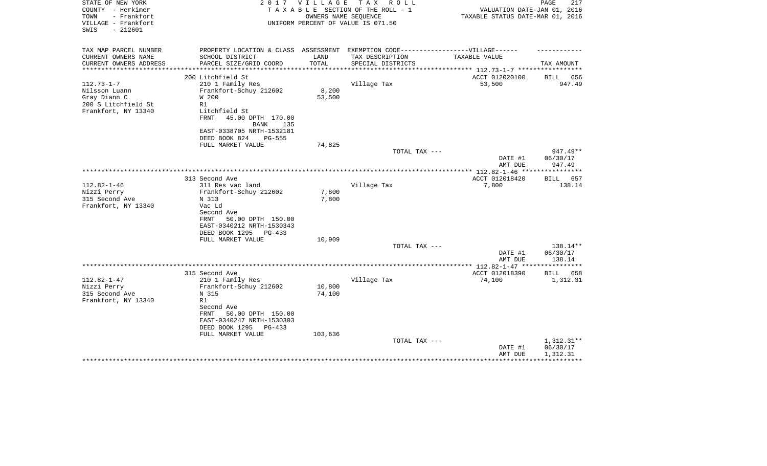STATE OF NEW YORK
COUNTY - Herkimer
TOWN - Frankfort
VILLAGE - Frankfort
SWIS - 212601

2 0 1 7 V I L L A G E T A X R O L L
T A X A B L E SECTION OF THE ROLL - 1
OWNERS NAME SEQUENCE
UNIFORM PERCENT OF VALUE IS 071.50

VALUATION DATE-JAN 01, 2016
TAXABLE STATUS DATE-MAR 01, 2016

| TAX MAP PARCEL NUMBER<br>CURRENT OWNERS NAME<br>CURRENT OWNERS ADDRESS | PROPERTY LOCATION & CLASS<br>SCHOOL DISTRICT<br>PARCEL SIZE/GRID COORD | ASSESSMENT<br>LAND<br>TOTAL | EXEMPTION CODE------------------VILLAGE------<br>TAX DESCRIPTION<br>SPECIAL DISTRICTS | TAXABLE VALUE | TAX AMOUNT |
|---|---|---|---|---|---|
| | 200 Litchfield St | | | ACCT 012020100 | BILL 656 |
| 112.73-1-7 | 210 1 Family Res | | Village Tax | 53,500 | 947.49 |
| Nilsson Luann | Frankfort-Schuy 212602 | 8,200 | | | |
| Gray Diann C | W 200 | 53,500 | | | |
| 200 S Litchfield St | R1 | | | | |
| Frankfort, NY 13340 | Litchfield St | | | | |
| | FRNT 45.00 DPTH 170.00 | | | | |
| | BANK 135 | | | | |
| | EAST-0338705 NRTH-1532181 | | | | |
| | DEED BOOK 824 PG-555 | | | | |
| | FULL MARKET VALUE | 74,825 | | | |
| | | | TOTAL TAX --- | | 947.49** |
| | | | | DATE #1 | 06/30/17 |
| | | | | AMT DUE | 947.49 |
| | 313 Second Ave | | | ACCT 012018420 | BILL 657 |
| 112.82-1-46 | 311 Res vac land | | Village Tax | 7,800 | 138.14 |
| Nizzi Perry | Frankfort-Schuy 212602 | 7,800 | | | |
| 315 Second Ave | N 313 | 7,800 | | | |
| Frankfort, NY 13340 | Vac Ld | | | | |
| | Second Ave | | | | |
| | FRNT 50.00 DPTH 150.00 | | | | |
| | EAST-0340212 NRTH-1530343 | | | | |
| | DEED BOOK 1295 PG-433 | | | | |
| | FULL MARKET VALUE | 10,909 | | | |
| | | | TOTAL TAX --- | | 138.14** |
| | | | | DATE #1 | 06/30/17 |
| | | | | AMT DUE | 138.14 |
| | 315 Second Ave | | | ACCT 012018390 | BILL 658 |
| 112.82-1-47 | 210 1 Family Res | | Village Tax | 74,100 | 1,312.31 |
| Nizzi Perry | Frankfort-Schuy 212602 | 10,800 | | | |
| 315 Second Ave | N 315 | 74,100 | | | |
| Frankfort, NY 13340 | R1 | | | | |
| | Second Ave | | | | |
| | FRNT 50.00 DPTH 150.00 | | | | |
| | EAST-0340247 NRTH-1530303 | | | | |
| | DEED BOOK 1295 PG-433 | | | | |
| | FULL MARKET VALUE | 103,636 | | | |
| | | | TOTAL TAX --- | | 1,312.31** |
| | | | | DATE #1 | 06/30/17 |
| | | | | AMT DUE | 1,312.31 |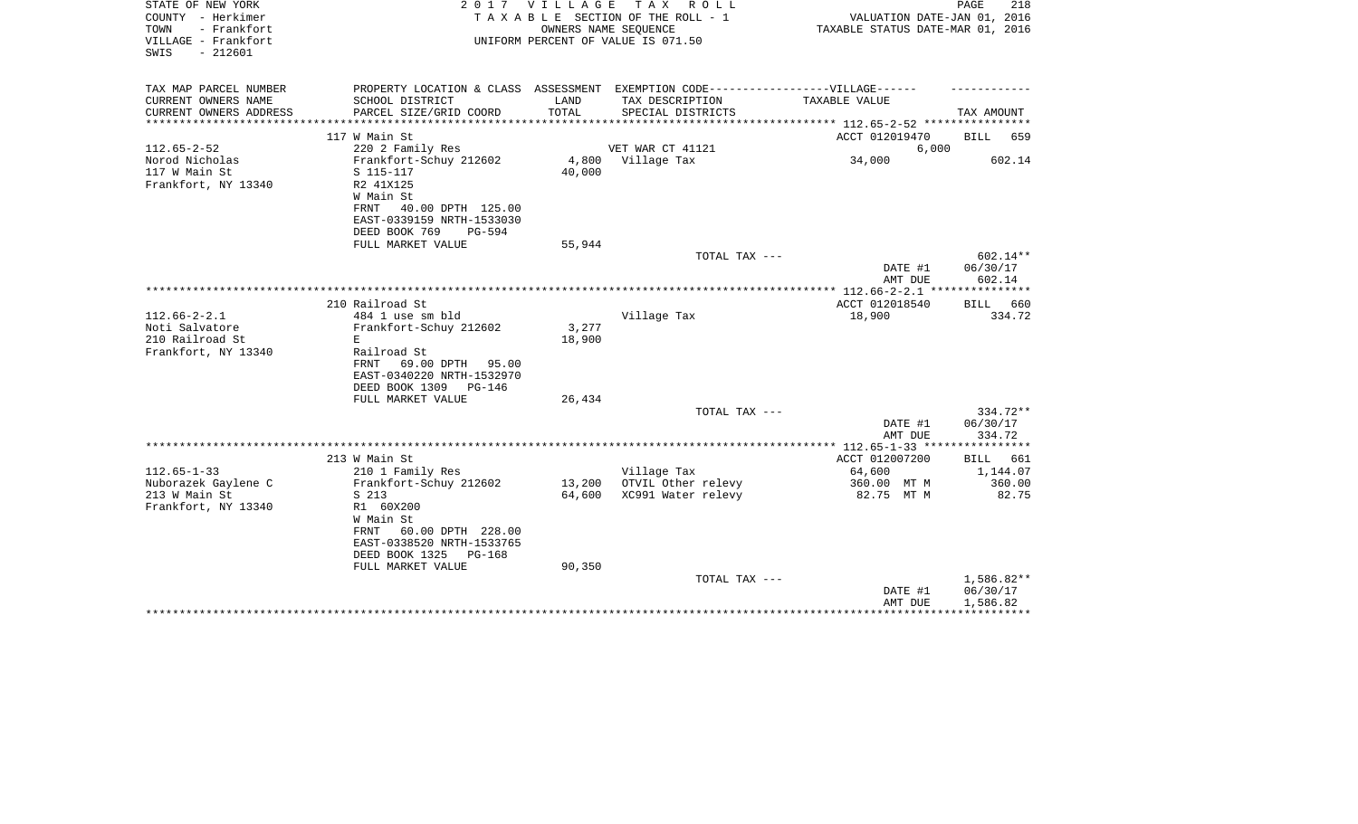STATE OF NEW YORK
COUNTY - Herkimer
TOWN - Frankfort
VILLAGE - Frankfort
SWIS - 212601

2 0 1 7 V I L L A G E T A X R O L L
T A X A B L E SECTION OF THE ROLL - 1
OWNERS NAME SEQUENCE
UNIFORM PERCENT OF VALUE IS 071.50

VALUATION DATE-JAN 01, 2016
TAXABLE STATUS DATE-MAR 01, 2016

| TAX MAP PARCEL NUMBER<br>CURRENT OWNERS NAME<br>CURRENT OWNERS ADDRESS | PROPERTY LOCATION & CLASS<br>SCHOOL DISTRICT<br>PARCEL SIZE/GRID COORD | ASSESSMENT<br>LAND<br>TOTAL | EXEMPTION CODE------VILLAGE------<br>TAX DESCRIPTION<br>SPECIAL DISTRICTS | TAXABLE VALUE | TAX AMOUNT |
|---|---|---|---|---|---|
| 112.65-2-52 | 117 W Main St | | | ACCT 012019470 | BILL 659 |
| 112.65-2-52 | 220 2 Family Res | | VET WAR CT 41121 | 6,000 | |
| Norod Nicholas | Frankfort-Schuy 212602 | 4,800 | Village Tax | 34,000 | 602.14 |
| 117 W Main St | S 115-117 | 40,000 | | | |
| Frankfort, NY 13340 | R2 41X125 | | | | |
| | W Main St | | | | |
| | FRNT 40.00 DPTH 125.00 | | | | |
| | EAST-0339159 NRTH-1533030 | | | | |
| | DEED BOOK 769 PG-594 | | | | |
| | FULL MARKET VALUE | 55,944 | | | |
| | | | TOTAL TAX --- | | 602.14** |
| | | | | DATE #1 | 06/30/17 |
| | | | | AMT DUE | 602.14 |
| 112.66-2-2.1 | 210 Railroad St | | | ACCT 012018540 | BILL 660 |
| 112.66-2-2.1 | 484 1 use sm bld | | Village Tax | 18,900 | 334.72 |
| Noti Salvatore | Frankfort-Schuy 212602 | 3,277 | | | |
| 210 Railroad St | E | 18,900 | | | |
| Frankfort, NY 13340 | Railroad St | | | | |
| | FRNT 69.00 DPTH 95.00 | | | | |
| | EAST-0340220 NRTH-1532970 | | | | |
| | DEED BOOK 1309 PG-146 | | | | |
| | FULL MARKET VALUE | 26,434 | | | |
| | | | TOTAL TAX --- | | 334.72** |
| | | | | DATE #1 | 06/30/17 |
| | | | | AMT DUE | 334.72 |
| 112.65-1-33 | 213 W Main St | | | ACCT 012007200 | BILL 661 |
| 112.65-1-33 | 210 1 Family Res | | Village Tax | 64,600 | 1,144.07 |
| Nuborazek Gaylene C | Frankfort-Schuy 212602 | 13,200 | OTVIL Other relevy | 360.00 MT M | 360.00 |
| 213 W Main St | S 213 | 64,600 | XC991 Water relevy | 82.75 MT M | 82.75 |
| Frankfort, NY 13340 | R1 60X200 | | | | |
| | W Main St | | | | |
| | FRNT 60.00 DPTH 228.00 | | | | |
| | EAST-0338520 NRTH-1533765 | | | | |
| | DEED BOOK 1325 PG-168 | | | | |
| | FULL MARKET VALUE | 90,350 | | | |
| | | | TOTAL TAX --- | | 1,586.82** |
| | | | | DATE #1 | 06/30/17 |
| | | | | AMT DUE | 1,586.82 |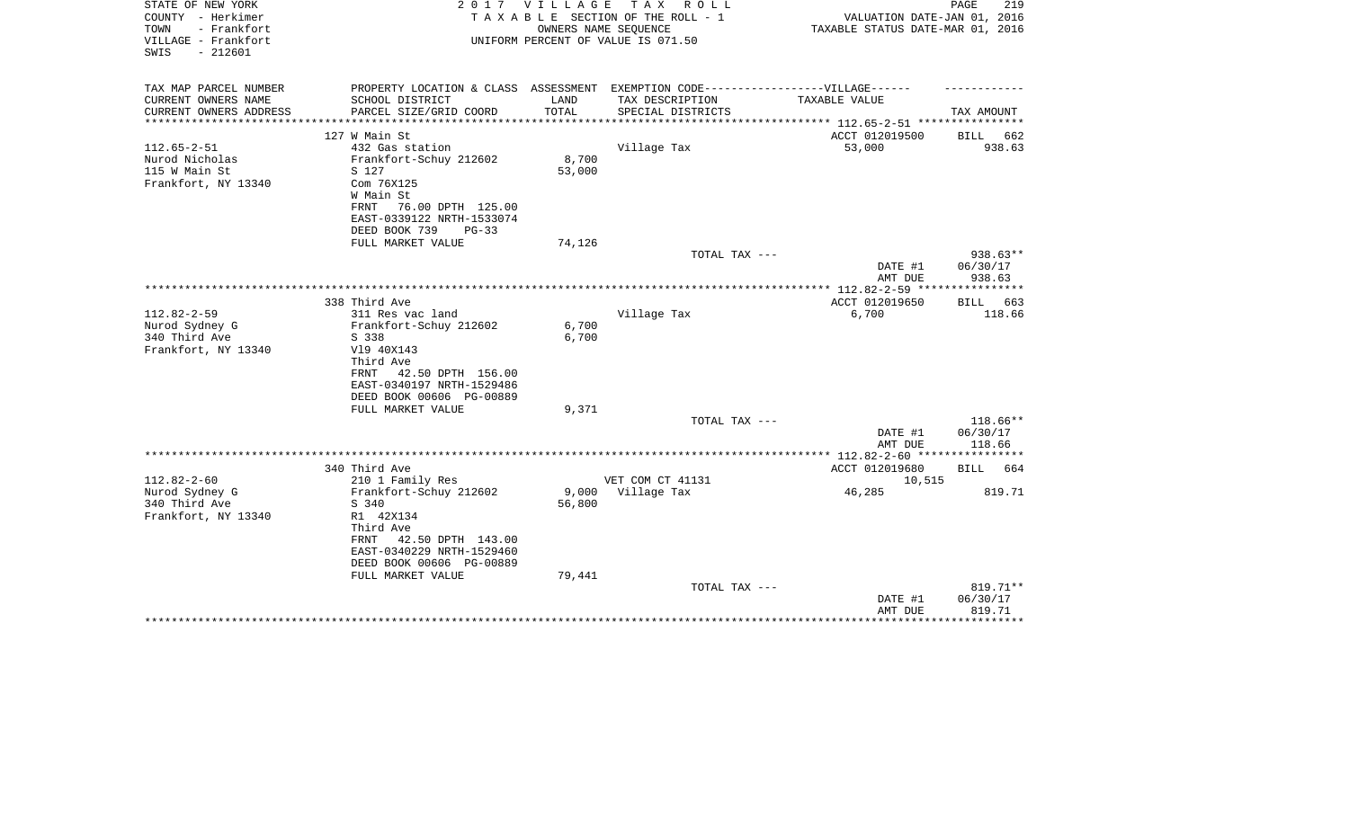STATE OF NEW YORK
COUNTY - Herkimer
TOWN - Frankfort
VILLAGE - Frankfort
SWIS - 212601

2 0 1 7 V I L L A G E T A X R O L L
T A X A B L E SECTION OF THE ROLL - 1
OWNERS NAME SEQUENCE
UNIFORM PERCENT OF VALUE IS 071.50

VALUATION DATE-JAN 01, 2016
TAXABLE STATUS DATE-MAR 01, 2016

| TAX MAP PARCEL NUMBER<br>CURRENT OWNERS NAME<br>CURRENT OWNERS ADDRESS | PROPERTY LOCATION & CLASS<br>SCHOOL DISTRICT<br>PARCEL SIZE/GRID COORD | ASSESSMENT<br>LAND<br>TOTAL | EXEMPTION CODE------VILLAGE------<br>TAX DESCRIPTION<br>SPECIAL DISTRICTS | TAXABLE VALUE | TAX AMOUNT |
|---|---|---|---|---|---|
| **112.65-2-51** | 127 W Main St | | | ACCT 012019500 | BILL 662 |
| 112.65-2-51 | 432 Gas station | | Village Tax | 53,000 | 938.63 |
| Nurod Nicholas | Frankfort-Schuy 212602 | 8,700 | | | |
| 115 W Main St | S 127 | 53,000 | | | |
| Frankfort, NY 13340 | Com 76X125 | | | | |
| | W Main St | | | | |
| | FRNT 76.00 DPTH 125.00 | | | | |
| | EAST-0339122 NRTH-1533074 | | | | |
| | DEED BOOK 739 PG-33 | | | | |
| | FULL MARKET VALUE | 74,126 | | | |
| | | | TOTAL TAX --- | | 938.63** |
| | | | | DATE #1 | 06/30/17 |
| | | | | AMT DUE | 938.63 |
| **112.82-2-59** | 338 Third Ave | | | ACCT 012019650 | BILL 663 |
| 112.82-2-59 | 311 Res vac land | | Village Tax | 6,700 | 118.66 |
| Nurod Sydney G | Frankfort-Schuy 212602 | 6,700 | | | |
| 340 Third Ave | S 338 | 6,700 | | | |
| Frankfort, NY 13340 | Vl9 40X143 | | | | |
| | Third Ave | | | | |
| | FRNT 42.50 DPTH 156.00 | | | | |
| | EAST-0340197 NRTH-1529486 | | | | |
| | DEED BOOK 00606 PG-00889 | | | | |
| | FULL MARKET VALUE | 9,371 | | | |
| | | | TOTAL TAX --- | | 118.66** |
| | | | | DATE #1 | 06/30/17 |
| | | | | AMT DUE | 118.66 |
| **112.82-2-60** | 340 Third Ave | | | ACCT 012019680 | BILL 664 |
| 112.82-2-60 | 210 1 Family Res | | VET COM CT 41131 | 10,515 | |
| Nurod Sydney G | Frankfort-Schuy 212602 | 9,000 | Village Tax | 46,285 | 819.71 |
| 340 Third Ave | S 340 | 56,800 | | | |
| Frankfort, NY 13340 | R1 42X134 | | | | |
| | Third Ave | | | | |
| | FRNT 42.50 DPTH 143.00 | | | | |
| | EAST-0340229 NRTH-1529460 | | | | |
| | DEED BOOK 00606 PG-00889 | | | | |
| | FULL MARKET VALUE | 79,441 | | | |
| | | | TOTAL TAX --- | | 819.71** |
| | | | | DATE #1 | 06/30/17 |
| | | | | AMT DUE | 819.71 |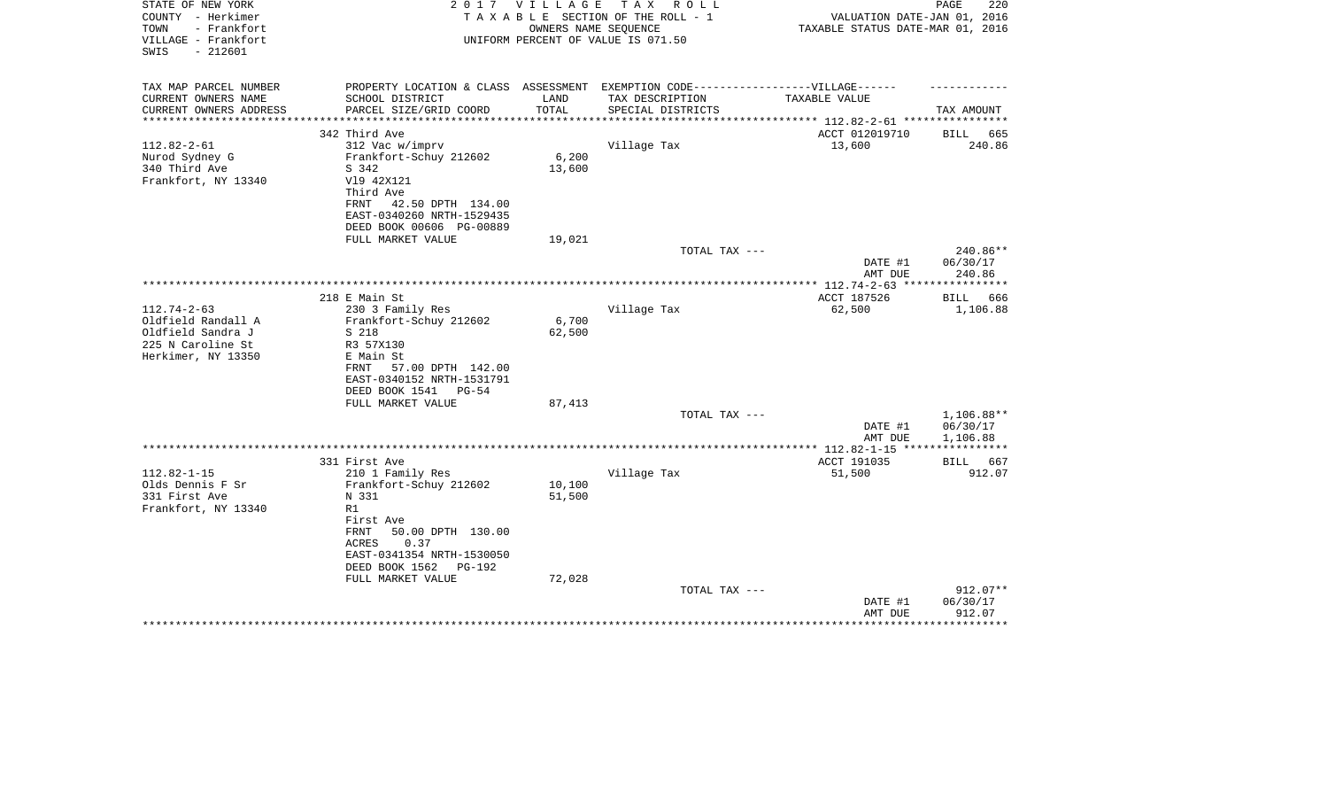STATE OF NEW YORK — 2017 VILLAGE TAX ROLL
COUNTY - Herkimer — TAXABLE SECTION OF THE ROLL - 1 — VALUATION DATE-JAN 01, 2016
TOWN - Frankfort — OWNERS NAME SEQUENCE — TAXABLE STATUS DATE-MAR 01, 2016
VILLAGE - Frankfort — UNIFORM PERCENT OF VALUE IS 071.50
SWIS - 212601

| TAX MAP PARCEL NUMBER / CURRENT OWNERS NAME / CURRENT OWNERS ADDRESS | PROPERTY LOCATION & CLASS / SCHOOL DISTRICT / PARCEL SIZE/GRID COORD | ASSESSMENT LAND / TOTAL | EXEMPTION CODE / TAX DESCRIPTION / SPECIAL DISTRICTS | TAXABLE VALUE | TAX AMOUNT |
|---|---|---|---|---|---|
| 112.82-2-61 | 342 Third Ave | | | ACCT 012019710 | BILL 665 |
| | 312 Vac w/imprv | | Village Tax | 13,600 | 240.86 |
| Nurod Sydney G | Frankfort-Schuy 212602 | 6,200 | | | |
| 340 Third Ave | S 342 | 13,600 | | | |
| Frankfort, NY 13340 | Vl9 42X121 | | | | |
| | Third Ave | | | | |
| | FRNT 42.50 DPTH 134.00 | | | | |
| | EAST-0340260 NRTH-1529435 | | | | |
| | DEED BOOK 00606 PG-00889 | | | | |
| | FULL MARKET VALUE | 19,021 | | | |
| | | | TOTAL TAX --- | | 240.86** |
| | | | | DATE #1 | 06/30/17 |
| | | | | AMT DUE | 240.86 |
| 112.74-2-63 | 218 E Main St | | | ACCT 187526 | BILL 666 |
| | 230 3 Family Res | | Village Tax | 62,500 | 1,106.88 |
| Oldfield Randall A | Frankfort-Schuy 212602 | 6,700 | | | |
| Oldfield Sandra J | S 218 | 62,500 | | | |
| 225 N Caroline St | R3 57X130 | | | | |
| Herkimer, NY 13350 | E Main St | | | | |
| | FRNT 57.00 DPTH 142.00 | | | | |
| | EAST-0340152 NRTH-1531791 | | | | |
| | DEED BOOK 1541 PG-54 | | | | |
| | FULL MARKET VALUE | 87,413 | | | |
| | | | TOTAL TAX --- | | 1,106.88** |
| | | | | DATE #1 | 06/30/17 |
| | | | | AMT DUE | 1,106.88 |
| 112.82-1-15 | 331 First Ave | | | ACCT 191035 | BILL 667 |
| | 210 1 Family Res | | Village Tax | 51,500 | 912.07 |
| Olds Dennis F Sr | Frankfort-Schuy 212602 | 10,100 | | | |
| 331 First Ave | N 331 | 51,500 | | | |
| Frankfort, NY 13340 | R1 | | | | |
| | First Ave | | | | |
| | FRNT 50.00 DPTH 130.00 | | | | |
| | ACRES 0.37 | | | | |
| | EAST-0341354 NRTH-1530050 | | | | |
| | DEED BOOK 1562 PG-192 | | | | |
| | FULL MARKET VALUE | 72,028 | | | |
| | | | TOTAL TAX --- | | 912.07** |
| | | | | DATE #1 | 06/30/17 |
| | | | | AMT DUE | 912.07 |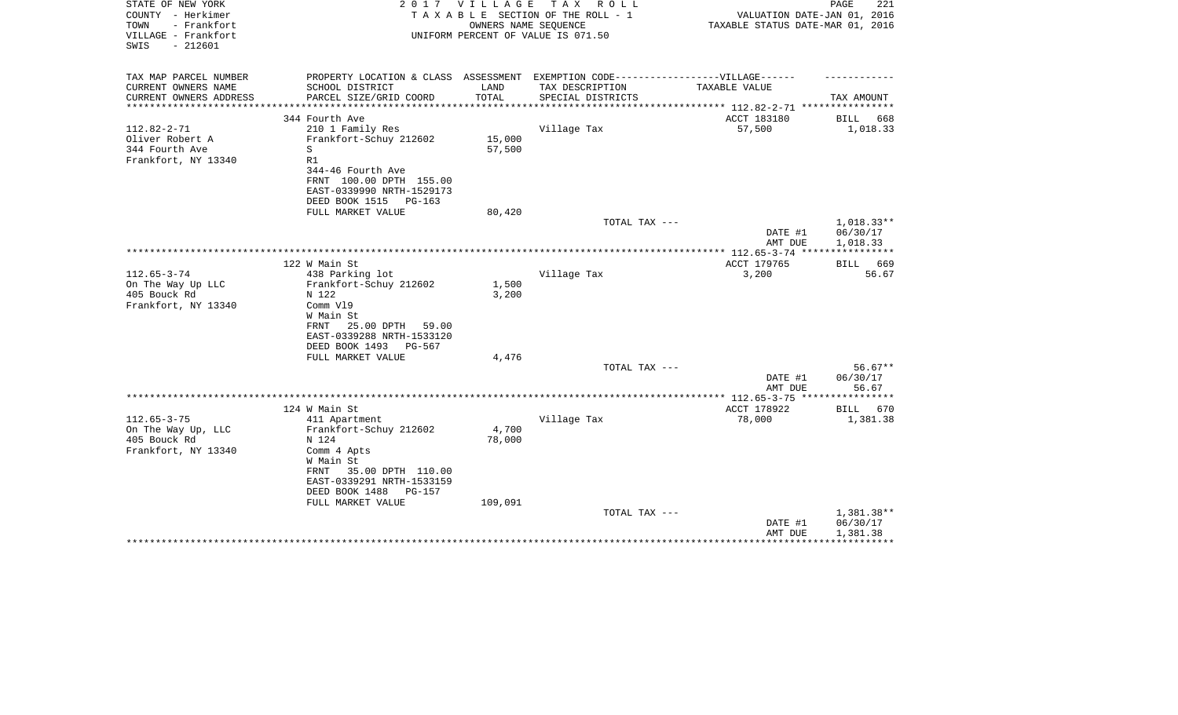STATE OF NEW YORK — 2017 VILLAGE TAX ROLL
COUNTY - Herkimer — TAXABLE SECTION OF THE ROLL - 1 — VALUATION DATE-JAN 01, 2016
TOWN - Frankfort — OWNERS NAME SEQUENCE — TAXABLE STATUS DATE-MAR 01, 2016
VILLAGE - Frankfort — UNIFORM PERCENT OF VALUE IS 071.50
SWIS - 212601

| TAX MAP PARCEL NUMBER / CURRENT OWNERS NAME / CURRENT OWNERS ADDRESS | PROPERTY LOCATION & CLASS / SCHOOL DISTRICT / PARCEL SIZE/GRID COORD | ASSESSMENT LAND / TOTAL | EXEMPTION CODE / TAX DESCRIPTION / SPECIAL DISTRICTS | TAXABLE VALUE | TAX AMOUNT |
|---|---|---|---|---|---|
| | 344 Fourth Ave | | | ACCT 183180 | BILL 668 |
| 112.82-2-71 | 210 1 Family Res | | Village Tax | 57,500 | 1,018.33 |
| Oliver Robert A | Frankfort-Schuy 212602 | 15,000 | | | |
| 344 Fourth Ave | S | 57,500 | | | |
| Frankfort, NY 13340 | R1 | | | | |
| | 344-46 Fourth Ave | | | | |
| | FRNT 100.00 DPTH 155.00 | | | | |
| | EAST-0339990 NRTH-1529173 | | | | |
| | DEED BOOK 1515 PG-163 | | | | |
| | FULL MARKET VALUE | 80,420 | | | |
| | | | TOTAL TAX --- | | 1,018.33** |
| | | | | DATE #1 | 06/30/17 |
| | | | | AMT DUE | 1,018.33 |
| | 122 W Main St | | | ACCT 179765 | BILL 669 |
| 112.65-3-74 | 438 Parking lot | | Village Tax | 3,200 | 56.67 |
| On The Way Up LLC | Frankfort-Schuy 212602 | 1,500 | | | |
| 405 Bouck Rd | N 122 | 3,200 | | | |
| Frankfort, NY 13340 | Comm Vl9 | | | | |
| | W Main St | | | | |
| | FRNT 25.00 DPTH 59.00 | | | | |
| | EAST-0339288 NRTH-1533120 | | | | |
| | DEED BOOK 1493 PG-567 | | | | |
| | FULL MARKET VALUE | 4,476 | | | |
| | | | TOTAL TAX --- | | 56.67** |
| | | | | DATE #1 | 06/30/17 |
| | | | | AMT DUE | 56.67 |
| | 124 W Main St | | | ACCT 178922 | BILL 670 |
| 112.65-3-75 | 411 Apartment | | Village Tax | 78,000 | 1,381.38 |
| On The Way Up, LLC | Frankfort-Schuy 212602 | 4,700 | | | |
| 405 Bouck Rd | N 124 | 78,000 | | | |
| Frankfort, NY 13340 | Comm 4 Apts | | | | |
| | W Main St | | | | |
| | FRNT 35.00 DPTH 110.00 | | | | |
| | EAST-0339291 NRTH-1533159 | | | | |
| | DEED BOOK 1488 PG-157 | | | | |
| | FULL MARKET VALUE | 109,091 | | | |
| | | | TOTAL TAX --- | | 1,381.38** |
| | | | | DATE #1 | 06/30/17 |
| | | | | AMT DUE | 1,381.38 |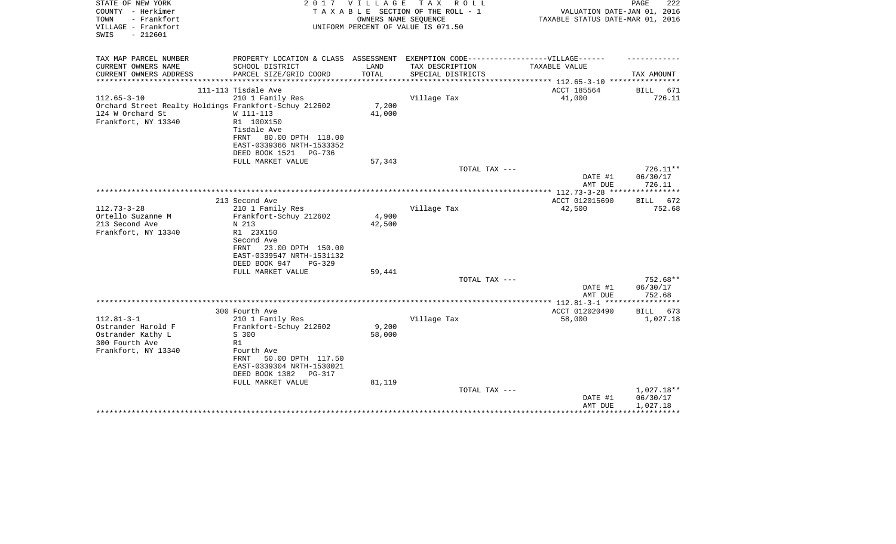STATE OF NEW YORK
COUNTY - Herkimer
TOWN - Frankfort
VILLAGE - Frankfort
SWIS - 212601

2 0 1 7 V I L L A G E T A X R O L L
T A X A B L E SECTION OF THE ROLL - 1
OWNERS NAME SEQUENCE
UNIFORM PERCENT OF VALUE IS 071.50

VALUATION DATE-JAN 01, 2016
TAXABLE STATUS DATE-MAR 01, 2016

| TAX MAP PARCEL NUMBER<br>CURRENT OWNERS NAME<br>CURRENT OWNERS ADDRESS | PROPERTY LOCATION & CLASS<br>SCHOOL DISTRICT<br>PARCEL SIZE/GRID COORD | ASSESSMENT<br>LAND<br>TOTAL | EXEMPTION CODE------VILLAGE------<br>TAX DESCRIPTION<br>SPECIAL DISTRICTS | TAXABLE VALUE | TAX AMOUNT |
|---|---|---|---|---|---|
| 112.65-3-10 | 111-113 Tisdale Ave | | | ACCT 185564 | BILL 671 |
| 112.65-3-10 | 210 1 Family Res | | Village Tax | 41,000 | 726.11 |
| Orchard Street Realty Holdings | Frankfort-Schuy 212602 | 7,200 | | | |
| 124 W Orchard St | W 111-113 | 41,000 | | | |
| Frankfort, NY 13340 | R1 100X150 | | | | |
| | Tisdale Ave | | | | |
| | FRNT 80.00 DPTH 118.00 | | | | |
| | EAST-0339366 NRTH-1533352 | | | | |
| | DEED BOOK 1521 PG-736 | | | | |
| | FULL MARKET VALUE | 57,343 | | | |
| | | | TOTAL TAX --- | | 726.11** |
| | | | | DATE #1 | 06/30/17 |
| | | | | AMT DUE | 726.11 |
| 112.73-3-28 | 213 Second Ave | | | ACCT 012015690 | BILL 672 |
| 112.73-3-28 | 210 1 Family Res | | Village Tax | 42,500 | 752.68 |
| Ortello Suzanne M | Frankfort-Schuy 212602 | 4,900 | | | |
| 213 Second Ave | N 213 | 42,500 | | | |
| Frankfort, NY 13340 | R1 23X150 | | | | |
| | Second Ave | | | | |
| | FRNT 23.00 DPTH 150.00 | | | | |
| | EAST-0339547 NRTH-1531132 | | | | |
| | DEED BOOK 947 PG-329 | | | | |
| | FULL MARKET VALUE | 59,441 | | | |
| | | | TOTAL TAX --- | | 752.68** |
| | | | | DATE #1 | 06/30/17 |
| | | | | AMT DUE | 752.68 |
| 112.81-3-1 | 300 Fourth Ave | | | ACCT 012020490 | BILL 673 |
| 112.81-3-1 | 210 1 Family Res | | Village Tax | 58,000 | 1,027.18 |
| Ostrander Harold F | Frankfort-Schuy 212602 | 9,200 | | | |
| Ostrander Kathy L | S 300 | 58,000 | | | |
| 300 Fourth Ave | R1 | | | | |
| Frankfort, NY 13340 | Fourth Ave | | | | |
| | FRNT 50.00 DPTH 117.50 | | | | |
| | EAST-0339304 NRTH-1530021 | | | | |
| | DEED BOOK 1382 PG-317 | | | | |
| | FULL MARKET VALUE | 81,119 | | | |
| | | | TOTAL TAX --- | | 1,027.18** |
| | | | | DATE #1 | 06/30/17 |
| | | | | AMT DUE | 1,027.18 |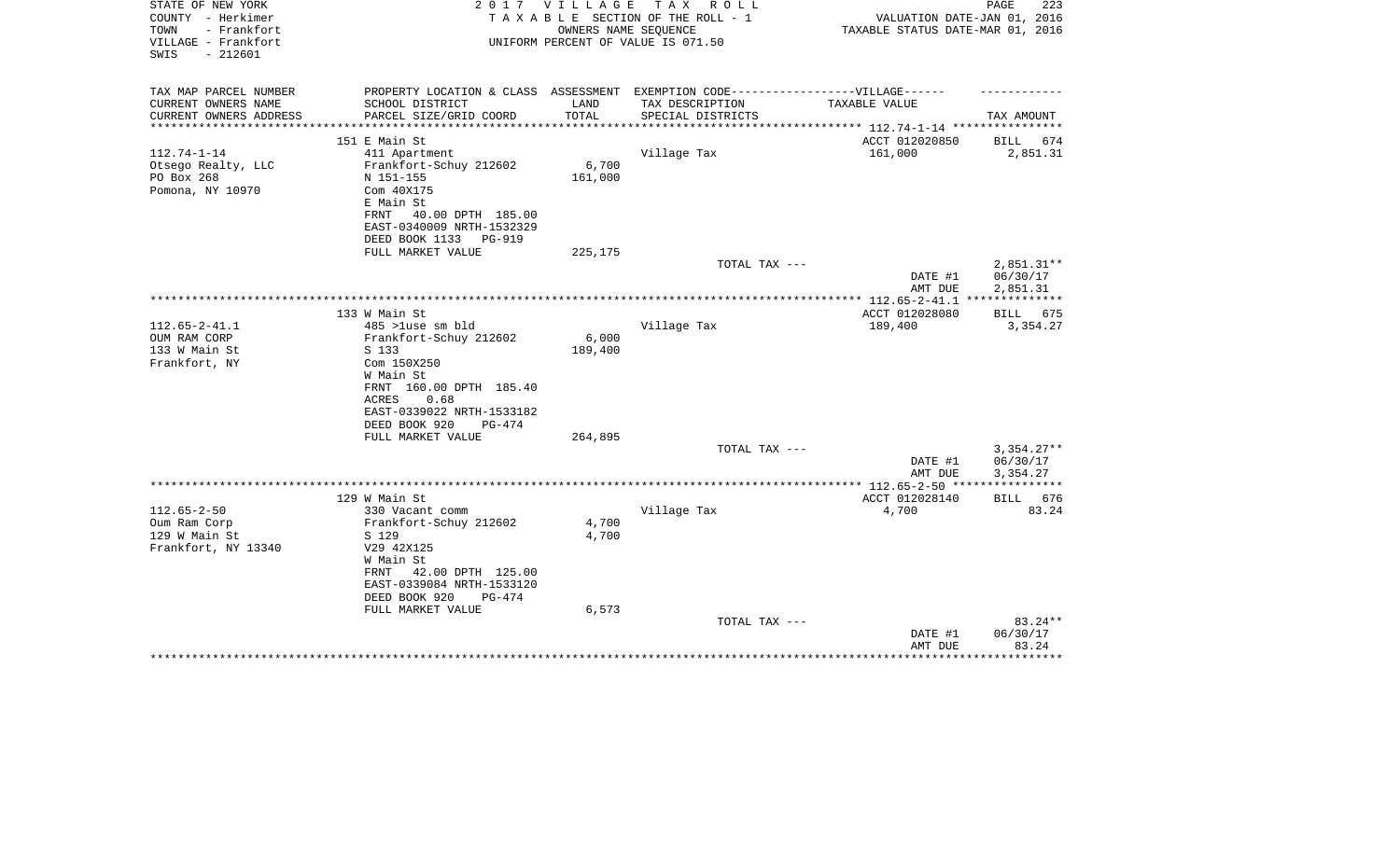STATE OF NEW YORK
COUNTY - Herkimer
TOWN - Frankfort
VILLAGE - Frankfort
SWIS - 212601

2 0 1 7 V I L L A G E T A X R O L L
T A X A B L E SECTION OF THE ROLL - 1
OWNERS NAME SEQUENCE
UNIFORM PERCENT OF VALUE IS 071.50

VALUATION DATE-JAN 01, 2016
TAXABLE STATUS DATE-MAR 01, 2016

| TAX MAP PARCEL NUMBER / CURRENT OWNERS NAME / CURRENT OWNERS ADDRESS | PROPERTY LOCATION & CLASS / SCHOOL DISTRICT / PARCEL SIZE/GRID COORD | ASSESSMENT LAND / TOTAL | EXEMPTION CODE / TAX DESCRIPTION / SPECIAL DISTRICTS | VILLAGE TAXABLE VALUE | TAX AMOUNT |
|---|---|---|---|---|---|
| 112.74-1-14 | 151 E Main St | | | ACCT 012020850 | BILL 674 |
| Otsego Realty, LLC | 411 Apartment | | Village Tax | 161,000 | 2,851.31 |
| PO Box 268 | Frankfort-Schuy 212602 | 6,700 | | | |
| Pomona, NY 10970 | N 151-155 | 161,000 | | | |
| | Com 40X175 | | | | |
| | E Main St | | | | |
| | FRNT 40.00 DPTH 185.00 | | | | |
| | EAST-0340009 NRTH-1532329 | | | | |
| | DEED BOOK 1133 PG-919 | | | | |
| | FULL MARKET VALUE | 225,175 | | | |
| | | | TOTAL TAX --- | | 2,851.31** |
| | | | | DATE #1 | 06/30/17 |
| | | | | AMT DUE | 2,851.31 |
| 112.65-2-41.1 | 133 W Main St | | | ACCT 012028080 | BILL 675 |
| OUM RAM CORP | 485 >1use sm bld | | Village Tax | 189,400 | 3,354.27 |
| 133 W Main St | Frankfort-Schuy 212602 | 6,000 | | | |
| Frankfort, NY | S 133 | 189,400 | | | |
| | Com 150X250 | | | | |
| | W Main St | | | | |
| | FRNT 160.00 DPTH 185.40 | | | | |
| | ACRES 0.68 | | | | |
| | EAST-0339022 NRTH-1533182 | | | | |
| | DEED BOOK 920 PG-474 | | | | |
| | FULL MARKET VALUE | 264,895 | | | |
| | | | TOTAL TAX --- | | 3,354.27** |
| | | | | DATE #1 | 06/30/17 |
| | | | | AMT DUE | 3,354.27 |
| 112.65-2-50 | 129 W Main St | | | ACCT 012028140 | BILL 676 |
| Oum Ram Corp | 330 Vacant comm | | Village Tax | 4,700 | 83.24 |
| 129 W Main St | Frankfort-Schuy 212602 | 4,700 | | | |
| Frankfort, NY 13340 | S 129 | 4,700 | | | |
| | V29 42X125 | | | | |
| | W Main St | | | | |
| | FRNT 42.00 DPTH 125.00 | | | | |
| | EAST-0339084 NRTH-1533120 | | | | |
| | DEED BOOK 920 PG-474 | | | | |
| | FULL MARKET VALUE | 6,573 | | | |
| | | | TOTAL TAX --- | | 83.24** |
| | | | | DATE #1 | 06/30/17 |
| | | | | AMT DUE | 83.24 |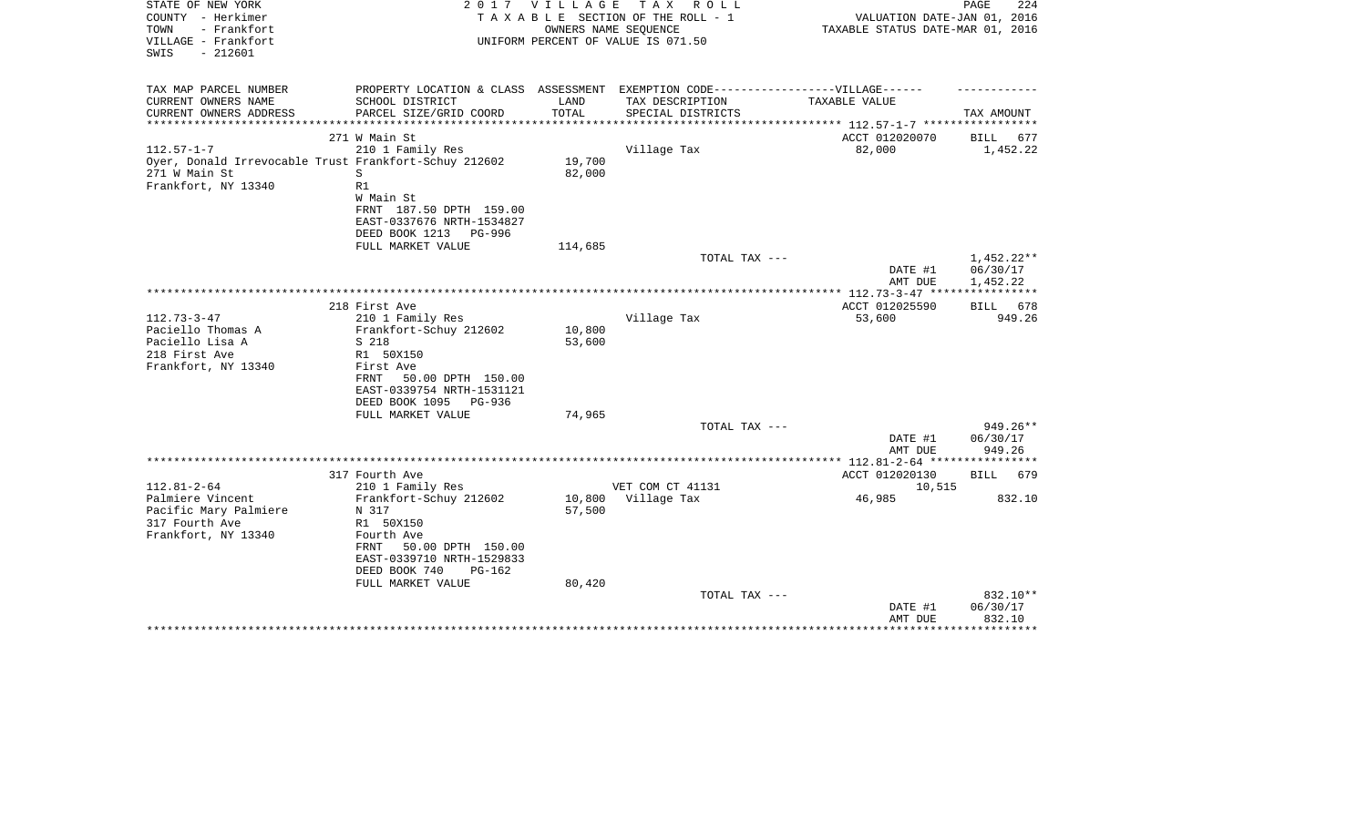STATE OF NEW YORK
COUNTY - Herkimer
TOWN - Frankfort
VILLAGE - Frankfort
SWIS - 212601

2 0 1 7 V I L L A G E T A X R O L L
T A X A B L E SECTION OF THE ROLL - 1
OWNERS NAME SEQUENCE
UNIFORM PERCENT OF VALUE IS 071.50

VALUATION DATE-JAN 01, 2016
TAXABLE STATUS DATE-MAR 01, 2016

| TAX MAP PARCEL NUMBER / CURRENT OWNERS NAME / CURRENT OWNERS ADDRESS | PROPERTY LOCATION & CLASS / SCHOOL DISTRICT / PARCEL SIZE/GRID COORD | ASSESSMENT LAND / TOTAL | EXEMPTION CODE / TAX DESCRIPTION / SPECIAL DISTRICTS | TAXABLE VALUE | TAX AMOUNT |
|---|---|---|---|---|---|
| | 271 W Main St | | | ACCT 012020070 | BILL 677 |
| 112.57-1-7 | 210 1 Family Res | | Village Tax | 82,000 | 1,452.22 |
| Oyer, Donald Irrevocable Trust | Frankfort-Schuy 212602 | 19,700 | | | |
| 271 W Main St | S | 82,000 | | | |
| Frankfort, NY 13340 | R1 | | | | |
| | W Main St | | | | |
| | FRNT 187.50 DPTH 159.00 | | | | |
| | EAST-0337676 NRTH-1534827 | | | | |
| | DEED BOOK 1213 PG-996 | | | | |
| | FULL MARKET VALUE | 114,685 | | | |
| | | | TOTAL TAX --- | | 1,452.22** |
| | | | | DATE #1 | 06/30/17 |
| | | | | AMT DUE | 1,452.22 |
| | 218 First Ave | | | ACCT 012025590 | BILL 678 |
| 112.73-3-47 | 210 1 Family Res | | Village Tax | 53,600 | 949.26 |
| Paciello Thomas A | Frankfort-Schuy 212602 | 10,800 | | | |
| Paciello Lisa A | S 218 | 53,600 | | | |
| 218 First Ave | R1 50X150 | | | | |
| Frankfort, NY 13340 | First Ave | | | | |
| | FRNT 50.00 DPTH 150.00 | | | | |
| | EAST-0339754 NRTH-1531121 | | | | |
| | DEED BOOK 1095 PG-936 | | | | |
| | FULL MARKET VALUE | 74,965 | | | |
| | | | TOTAL TAX --- | | 949.26** |
| | | | | DATE #1 | 06/30/17 |
| | | | | AMT DUE | 949.26 |
| | 317 Fourth Ave | | | ACCT 012020130 | BILL 679 |
| 112.81-2-64 | 210 1 Family Res | | VET COM CT 41131 | 10,515 | |
| Palmiere Vincent | Frankfort-Schuy 212602 | 10,800 | Village Tax | 46,985 | 832.10 |
| Pacific Mary Palmiere | N 317 | 57,500 | | | |
| 317 Fourth Ave | R1 50X150 | | | | |
| Frankfort, NY 13340 | Fourth Ave | | | | |
| | FRNT 50.00 DPTH 150.00 | | | | |
| | EAST-0339710 NRTH-1529833 | | | | |
| | DEED BOOK 740 PG-162 | | | | |
| | FULL MARKET VALUE | 80,420 | | | |
| | | | TOTAL TAX --- | | 832.10** |
| | | | | DATE #1 | 06/30/17 |
| | | | | AMT DUE | 832.10 |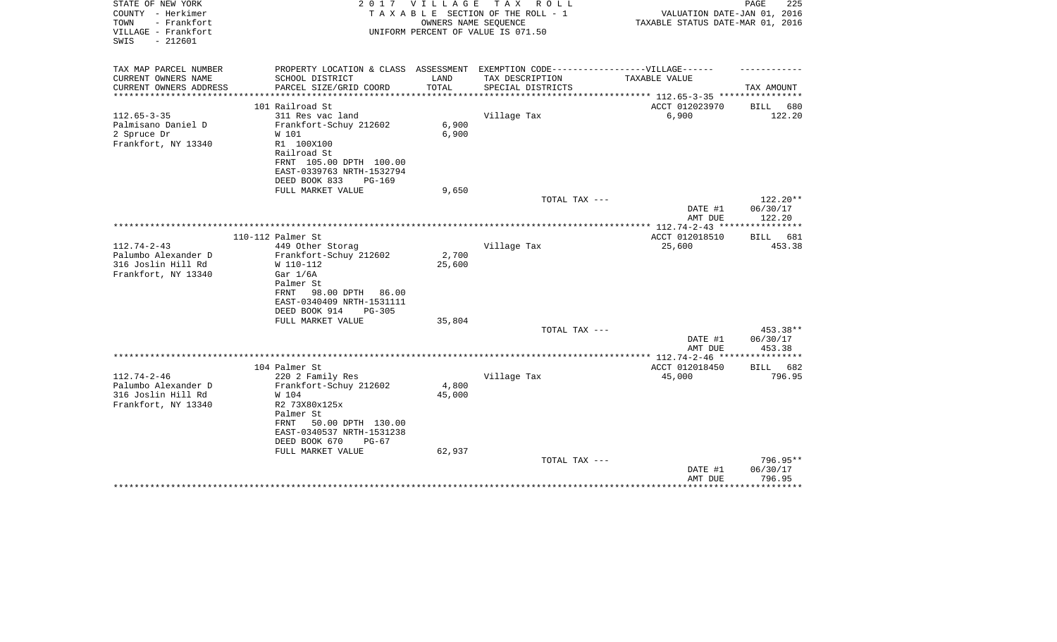STATE OF NEW YORK
COUNTY - Herkimer
TOWN - Frankfort
VILLAGE - Frankfort
SWIS - 212601

2 0 1 7 V I L L A G E T A X R O L L
T A X A B L E SECTION OF THE ROLL - 1
OWNERS NAME SEQUENCE
UNIFORM PERCENT OF VALUE IS 071.50

VALUATION DATE-JAN 01, 2016
TAXABLE STATUS DATE-MAR 01, 2016

| TAX MAP PARCEL NUMBER / CURRENT OWNERS NAME / CURRENT OWNERS ADDRESS | PROPERTY LOCATION & CLASS / SCHOOL DISTRICT / PARCEL SIZE/GRID COORD | ASSESSMENT LAND / TOTAL | EXEMPTION CODE-----VILLAGE------ TAX DESCRIPTION / SPECIAL DISTRICTS | TAXABLE VALUE | TAX AMOUNT |
|---|---|---|---|---|---|
| | 101 Railroad St | | | ACCT 012023970 | BILL 680 |
| 112.65-3-35 | 311 Res vac land | | Village Tax | 6,900 | 122.20 |
| Palmisano Daniel D | Frankfort-Schuy 212602 | 6,900 | | | |
| 2 Spruce Dr | W 101 | 6,900 | | | |
| Frankfort, NY 13340 | R1 100X100 | | | | |
| | Railroad St | | | | |
| | FRNT 105.00 DPTH 100.00 | | | | |
| | EAST-0339763 NRTH-1532794 | | | | |
| | DEED BOOK 833 PG-169 | | | | |
| | FULL MARKET VALUE | 9,650 | | | |
| | | | TOTAL TAX --- | | 122.20** |
| | | | | DATE #1 | 06/30/17 |
| | | | | AMT DUE | 122.20 |
| | 110-112 Palmer St | | | ACCT 012018510 | BILL 681 |
| 112.74-2-43 | 449 Other Storag | | Village Tax | 25,600 | 453.38 |
| Palumbo Alexander D | Frankfort-Schuy 212602 | 2,700 | | | |
| 316 Joslin Hill Rd | W 110-112 | 25,600 | | | |
| Frankfort, NY 13340 | Gar 1/6A | | | | |
| | Palmer St | | | | |
| | FRNT 98.00 DPTH 86.00 | | | | |
| | EAST-0340409 NRTH-1531111 | | | | |
| | DEED BOOK 914 PG-305 | | | | |
| | FULL MARKET VALUE | 35,804 | | | |
| | | | TOTAL TAX --- | | 453.38** |
| | | | | DATE #1 | 06/30/17 |
| | | | | AMT DUE | 453.38 |
| | 104 Palmer St | | | ACCT 012018450 | BILL 682 |
| 112.74-2-46 | 220 2 Family Res | | Village Tax | 45,000 | 796.95 |
| Palumbo Alexander D | Frankfort-Schuy 212602 | 4,800 | | | |
| 316 Joslin Hill Rd | W 104 | 45,000 | | | |
| Frankfort, NY 13340 | R2 73X80x125x | | | | |
| | Palmer St | | | | |
| | FRNT 50.00 DPTH 130.00 | | | | |
| | EAST-0340537 NRTH-1531238 | | | | |
| | DEED BOOK 670 PG-67 | | | | |
| | FULL MARKET VALUE | 62,937 | | | |
| | | | TOTAL TAX --- | | 796.95** |
| | | | | DATE #1 | 06/30/17 |
| | | | | AMT DUE | 796.95 |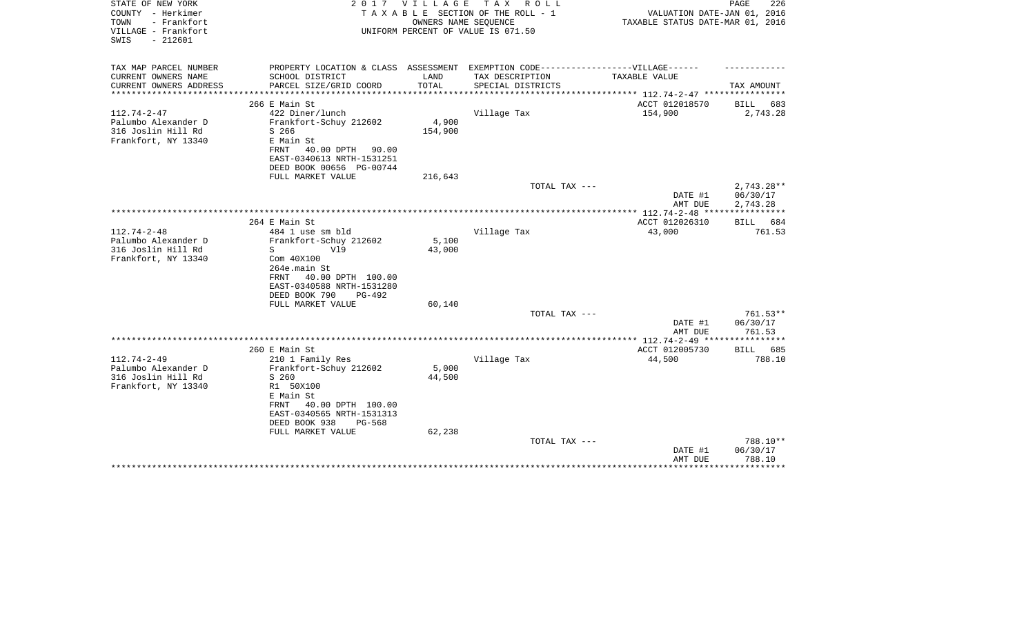STATE OF NEW YORK
COUNTY - Herkimer
TOWN - Frankfort
VILLAGE - Frankfort
SWIS - 212601

2 0 1 7 V I L L A G E T A X R O L L
T A X A B L E SECTION OF THE ROLL - 1
OWNERS NAME SEQUENCE
UNIFORM PERCENT OF VALUE IS 071.50

VALUATION DATE-JAN 01, 2016
TAXABLE STATUS DATE-MAR 01, 2016

| TAX MAP PARCEL NUMBER<br>CURRENT OWNERS NAME<br>CURRENT OWNERS ADDRESS | PROPERTY LOCATION & CLASS<br>SCHOOL DISTRICT<br>PARCEL SIZE/GRID COORD | ASSESSMENT<br>LAND<br>TOTAL | EXEMPTION CODE------------------VILLAGE------<br>TAX DESCRIPTION<br>SPECIAL DISTRICTS | TAXABLE VALUE | TAX AMOUNT |
|---|---|---|---|---|---|
| 112.74-2-47 | 266 E Main St | | | ACCT 012018570 | BILL 683 |
| 112.74-2-47 | 422 Diner/lunch | | Village Tax | 154,900 | 2,743.28 |
| Palumbo Alexander D | Frankfort-Schuy 212602 | 4,900 | | | |
| 316 Joslin Hill Rd | S 266 | 154,900 | | | |
| Frankfort, NY 13340 | E Main St | | | | |
| | FRNT 40.00 DPTH 90.00 | | | | |
| | EAST-0340613 NRTH-1531251 | | | | |
| | DEED BOOK 00656 PG-00744 | | | | |
| | FULL MARKET VALUE | 216,643 | | | |
| | | | TOTAL TAX --- | | 2,743.28** |
| | | | | DATE #1 | 06/30/17 |
| | | | | AMT DUE | 2,743.28 |
| 112.74-2-48 | 264 E Main St | | | ACCT 012026310 | BILL 684 |
| 112.74-2-48 | 484 1 use sm bld | | Village Tax | 43,000 | 761.53 |
| Palumbo Alexander D | Frankfort-Schuy 212602 | 5,100 | | | |
| 316 Joslin Hill Rd | S V19 | 43,000 | | | |
| Frankfort, NY 13340 | Com 40X100 | | | | |
| | 264e.main St | | | | |
| | FRNT 40.00 DPTH 100.00 | | | | |
| | EAST-0340588 NRTH-1531280 | | | | |
| | DEED BOOK 790 PG-492 | | | | |
| | FULL MARKET VALUE | 60,140 | | | |
| | | | TOTAL TAX --- | | 761.53** |
| | | | | DATE #1 | 06/30/17 |
| | | | | AMT DUE | 761.53 |
| 112.74-2-49 | 260 E Main St | | | ACCT 012005730 | BILL 685 |
| 112.74-2-49 | 210 1 Family Res | | Village Tax | 44,500 | 788.10 |
| Palumbo Alexander D | Frankfort-Schuy 212602 | 5,000 | | | |
| 316 Joslin Hill Rd | S 260 | 44,500 | | | |
| Frankfort, NY 13340 | R1 50X100 | | | | |
| | E Main St | | | | |
| | FRNT 40.00 DPTH 100.00 | | | | |
| | EAST-0340565 NRTH-1531313 | | | | |
| | DEED BOOK 938 PG-568 | | | | |
| | FULL MARKET VALUE | 62,238 | | | |
| | | | TOTAL TAX --- | | 788.10** |
| | | | | DATE #1 | 06/30/17 |
| | | | | AMT DUE | 788.10 |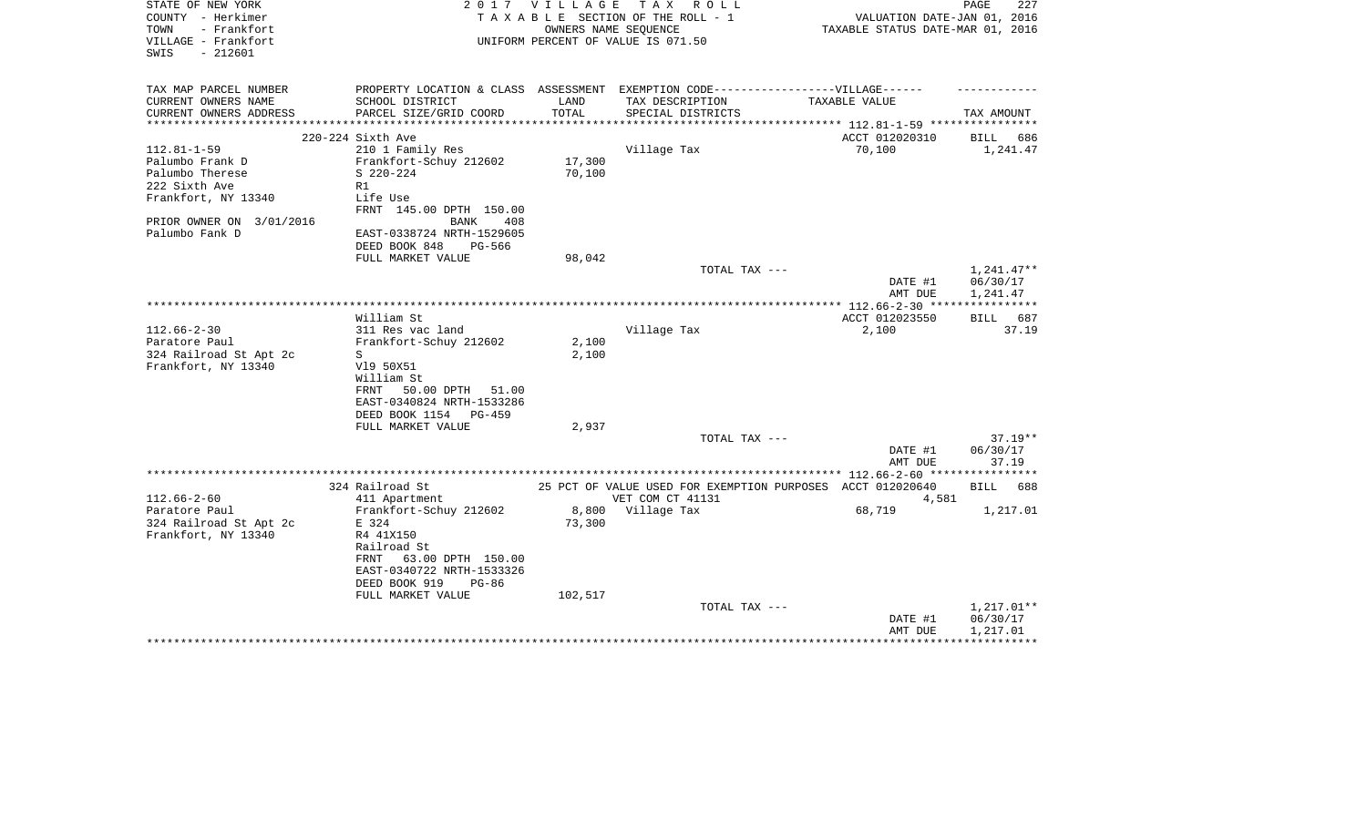STATE OF NEW YORK
COUNTY - Herkimer
TOWN - Frankfort
VILLAGE - Frankfort
SWIS - 212601

2 0 1 7 V I L L A G E T A X R O L L
T A X A B L E SECTION OF THE ROLL - 1
OWNERS NAME SEQUENCE
UNIFORM PERCENT OF VALUE IS 071.50

VALUATION DATE-JAN 01, 2016
TAXABLE STATUS DATE-MAR 01, 2016

| TAX MAP PARCEL NUMBER / CURRENT OWNERS NAME / CURRENT OWNERS ADDRESS | PROPERTY LOCATION & CLASS / SCHOOL DISTRICT / PARCEL SIZE/GRID COORD | ASSESSMENT LAND / TOTAL | EXEMPTION CODE / TAX DESCRIPTION / SPECIAL DISTRICTS | TAXABLE VALUE | TAX AMOUNT |
|---|---|---|---|---|---|
| | 220-224 Sixth Ave | | | ACCT 012020310 | BILL 686 |
| 112.81-1-59 | 210 1 Family Res | | Village Tax | 70,100 | 1,241.47 |
| Palumbo Frank D | Frankfort-Schuy 212602 | 17,300 | | | |
| Palumbo Therese | S 220-224 | 70,100 | | | |
| 222 Sixth Ave | R1 | | | | |
| Frankfort, NY 13340 | Life Use | | | | |
| | FRNT 145.00 DPTH 150.00 | | | | |
| PRIOR OWNER ON 3/01/2016 | BANK 408 | | | | |
| Palumbo Fank D | EAST-0338724 NRTH-1529605 | | | | |
| | DEED BOOK 848 PG-566 | | | | |
| | FULL MARKET VALUE | 98,042 | | | |
| | | | TOTAL TAX --- | | 1,241.47** |
| | | | | DATE #1 | 06/30/17 |
| | | | | AMT DUE | 1,241.47 |
| | William St | | | ACCT 012023550 | BILL 687 |
| 112.66-2-30 | 311 Res vac land | | Village Tax | 2,100 | 37.19 |
| Paratore Paul | Frankfort-Schuy 212602 | 2,100 | | | |
| 324 Railroad St Apt 2c | S | 2,100 | | | |
| Frankfort, NY 13340 | Vl9 50X51 | | | | |
| | William St | | | | |
| | FRNT 50.00 DPTH 51.00 | | | | |
| | EAST-0340824 NRTH-1533286 | | | | |
| | DEED BOOK 1154 PG-459 | | | | |
| | FULL MARKET VALUE | 2,937 | | | |
| | | | TOTAL TAX --- | | 37.19** |
| | | | | DATE #1 | 06/30/17 |
| | | | | AMT DUE | 37.19 |
| | 324 Railroad St | | 25 PCT OF VALUE USED FOR EXEMPTION PURPOSES | ACCT 012020640 | BILL 688 |
| 112.66-2-60 | 411 Apartment | | VET COM CT 41131 | 4,581 | |
| Paratore Paul | Frankfort-Schuy 212602 | 8,800 | Village Tax | 68,719 | 1,217.01 |
| 324 Railroad St Apt 2c | E 324 | 73,300 | | | |
| Frankfort, NY 13340 | R4 41X150 | | | | |
| | Railroad St | | | | |
| | FRNT 63.00 DPTH 150.00 | | | | |
| | EAST-0340722 NRTH-1533326 | | | | |
| | DEED BOOK 919 PG-86 | | | | |
| | FULL MARKET VALUE | 102,517 | | | |
| | | | TOTAL TAX --- | | 1,217.01** |
| | | | | DATE #1 | 06/30/17 |
| | | | | AMT DUE | 1,217.01 |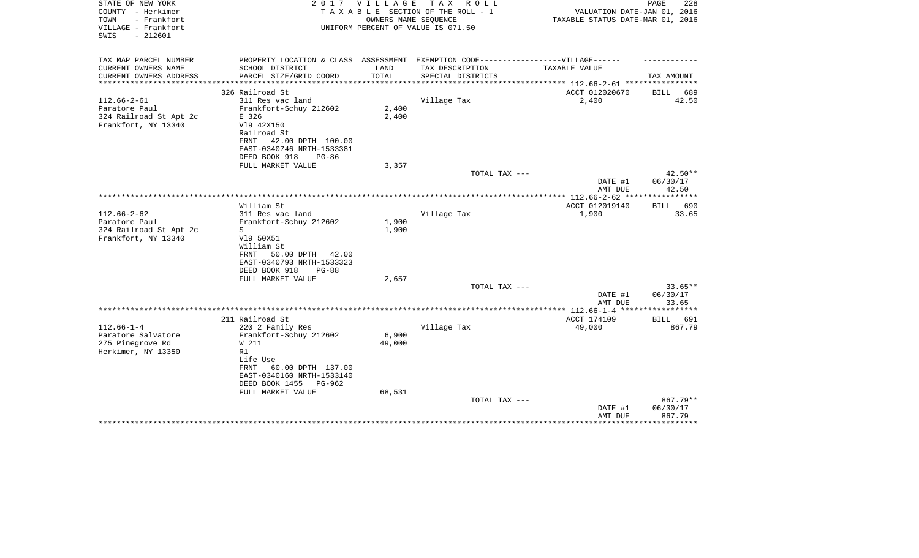STATE OF NEW YORK
COUNTY - Herkimer
TOWN - Frankfort
VILLAGE - Frankfort
SWIS - 212601

2 0 1 7 V I L L A G E T A X R O L L
T A X A B L E SECTION OF THE ROLL - 1
OWNERS NAME SEQUENCE
UNIFORM PERCENT OF VALUE IS 071.50

VALUATION DATE-JAN 01, 2016
TAXABLE STATUS DATE-MAR 01, 2016

| TAX MAP PARCEL NUMBER<br>CURRENT OWNERS NAME<br>CURRENT OWNERS ADDRESS | PROPERTY LOCATION & CLASS<br>SCHOOL DISTRICT<br>PARCEL SIZE/GRID COORD | ASSESSMENT<br>LAND<br>TOTAL | EXEMPTION CODE------VILLAGE------<br>TAX DESCRIPTION<br>SPECIAL DISTRICTS | TAXABLE VALUE | TAX AMOUNT |
|---|---|---|---|---|---|
| 112.66-2-61 | 326 Railroad St | | | ACCT 012020670 | BILL 689 |
| 112.66-2-61<br>Paratore Paul<br>324 Railroad St Apt 2c<br>Frankfort, NY 13340 | 311 Res vac land<br>Frankfort-Schuy 212602<br>E 326<br>Vl9 42X150<br>Railroad St<br>FRNT 42.00 DPTH 100.00<br>EAST-0340746 NRTH-1533381<br>DEED BOOK 918 PG-86<br>FULL MARKET VALUE | 2,400<br>2,400<br><br><br><br><br><br><br>3,357 | Village Tax | 2,400 | 42.50 |
| | | | TOTAL TAX --- | | 42.50** |
| | | | | DATE #1<br>AMT DUE | 06/30/17<br>42.50 |
| 112.66-2-62 | William St | | | ACCT 012019140 | BILL 690 |
| 112.66-2-62<br>Paratore Paul<br>324 Railroad St Apt 2c<br>Frankfort, NY 13340 | 311 Res vac land<br>Frankfort-Schuy 212602<br>S<br>Vl9 50X51<br>William St<br>FRNT 50.00 DPTH 42.00<br>EAST-0340793 NRTH-1533323<br>DEED BOOK 918 PG-88<br>FULL MARKET VALUE | 1,900<br>1,900<br><br><br><br><br><br><br>2,657 | Village Tax | 1,900 | 33.65 |
| | | | TOTAL TAX --- | | 33.65** |
| | | | | DATE #1<br>AMT DUE | 06/30/17<br>33.65 |
| 112.66-1-4 | 211 Railroad St | | | ACCT 174109 | BILL 691 |
| 112.66-1-4<br>Paratore Salvatore<br>275 Pinegrove Rd<br>Herkimer, NY 13350 | 220 2 Family Res<br>Frankfort-Schuy 212602<br>W 211<br>R1<br>Life Use<br>FRNT 60.00 DPTH 137.00<br>EAST-0340160 NRTH-1533140<br>DEED BOOK 1455 PG-962<br>FULL MARKET VALUE | 6,900<br>49,000<br><br><br><br><br><br><br>68,531 | Village Tax | 49,000 | 867.79 |
| | | | TOTAL TAX --- | | 867.79** |
| | | | | DATE #1<br>AMT DUE | 06/30/17<br>867.79 |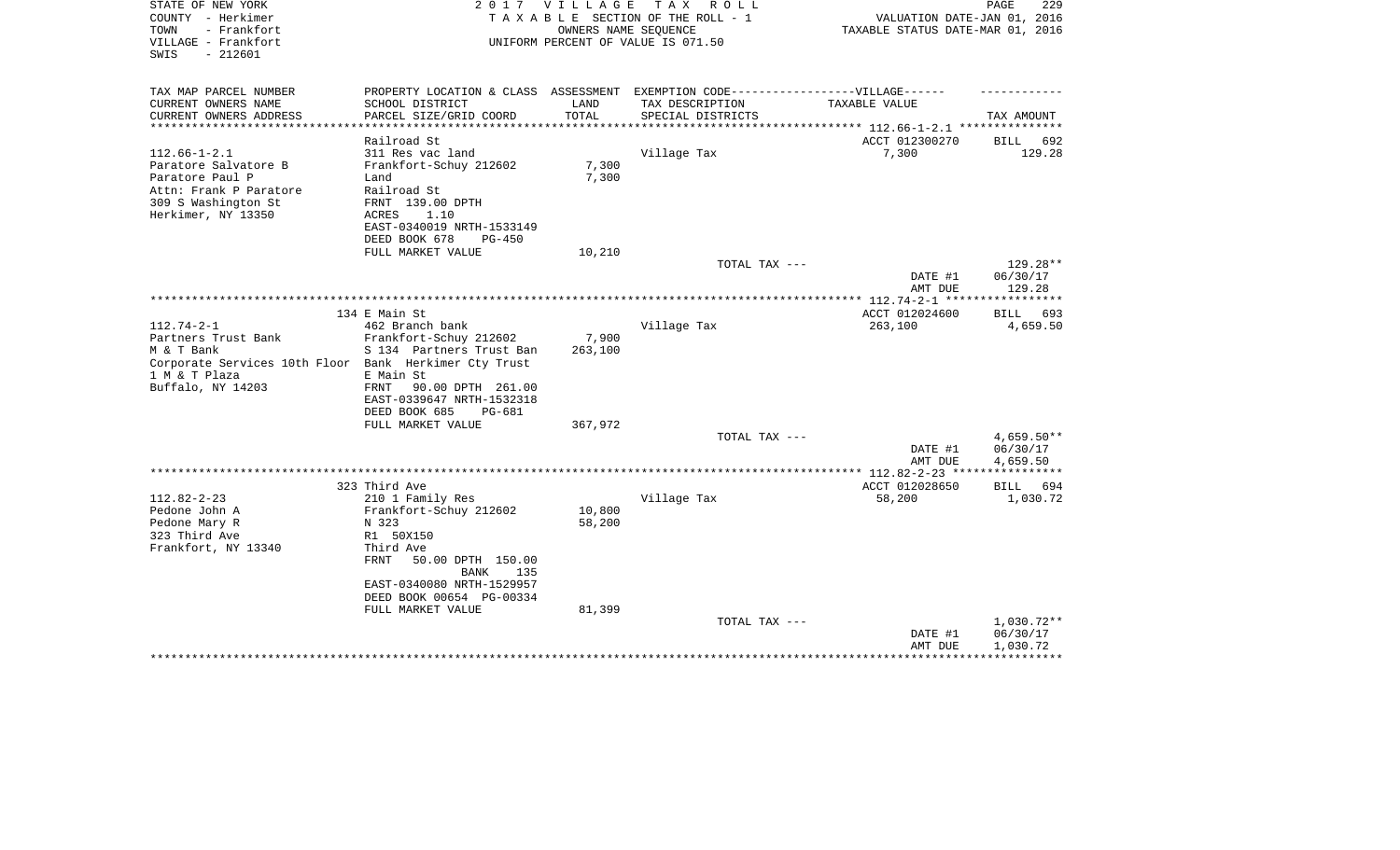STATE OF NEW YORK
COUNTY - Herkimer
TOWN - Frankfort
VILLAGE - Frankfort
SWIS - 212601

2 0 1 7 V I L L A G E T A X R O L L
T A X A B L E SECTION OF THE ROLL - 1
OWNERS NAME SEQUENCE
UNIFORM PERCENT OF VALUE IS 071.50

VALUATION DATE-JAN 01, 2016
TAXABLE STATUS DATE-MAR 01, 2016

| TAX MAP PARCEL NUMBER<br>CURRENT OWNERS NAME<br>CURRENT OWNERS ADDRESS | PROPERTY LOCATION & CLASS<br>SCHOOL DISTRICT<br>PARCEL SIZE/GRID COORD | ASSESSMENT<br>LAND<br>TOTAL | EXEMPTION CODE------VILLAGE------<br>TAX DESCRIPTION<br>SPECIAL DISTRICTS | TAXABLE VALUE | TAX AMOUNT |
|---|---|---|---|---|---|
| 112.66-1-2.1 | Railroad St | | | ACCT 012300270 | BILL 692 |
| 112.66-1-2.1<br>Paratore Salvatore B<br>Paratore Paul P<br>Attn: Frank P Paratore<br>309 S Washington St<br>Herkimer, NY 13350 | 311 Res vac land<br>Frankfort-Schuy 212602<br>Land<br>Railroad St<br>FRNT 139.00 DPTH<br>ACRES 1.10<br>EAST-0340019 NRTH-1533149<br>DEED BOOK 678 PG-450<br>FULL MARKET VALUE | 7,300<br>7,300<br><br><br><br><br><br><br>10,210 | Village Tax | 7,300 | 129.28 |
| | | | TOTAL TAX --- | | 129.28** |
| | | | | DATE #1<br>AMT DUE | 06/30/17<br>129.28 |
| 112.74-2-1 | 134 E Main St | | | ACCT 012024600 | BILL 693 |
| 112.74-2-1<br>Partners Trust Bank<br>M & T Bank<br>Corporate Services 10th Floor<br>1 M & T Plaza<br>Buffalo, NY 14203 | 462 Branch bank<br>Frankfort-Schuy 212602<br>S 134 Partners Trust Ban<br>Bank Herkimer Cty Trust<br>E Main St<br>FRNT 90.00 DPTH 261.00<br>EAST-0339647 NRTH-1532318<br>DEED BOOK 685 PG-681<br>FULL MARKET VALUE | 7,900<br>263,100<br><br><br><br><br><br><br>367,972 | Village Tax | 263,100 | 4,659.50 |
| | | | TOTAL TAX --- | | 4,659.50** |
| | | | | DATE #1<br>AMT DUE | 06/30/17<br>4,659.50 |
| 112.82-2-23 | 323 Third Ave | | | ACCT 012028650 | BILL 694 |
| 112.82-2-23<br>Pedone John A<br>Pedone Mary R<br>323 Third Ave<br>Frankfort, NY 13340 | 210 1 Family Res<br>Frankfort-Schuy 212602<br>N 323<br>R1 50X150<br>Third Ave<br>FRNT 50.00 DPTH 150.00<br>BANK 135<br>EAST-0340080 NRTH-1529957<br>DEED BOOK 00654 PG-00334<br>FULL MARKET VALUE | 10,800<br>58,200<br><br><br><br><br><br><br><br>81,399 | Village Tax | 58,200 | 1,030.72 |
| | | | TOTAL TAX --- | | 1,030.72** |
| | | | | DATE #1<br>AMT DUE | 06/30/17<br>1,030.72 |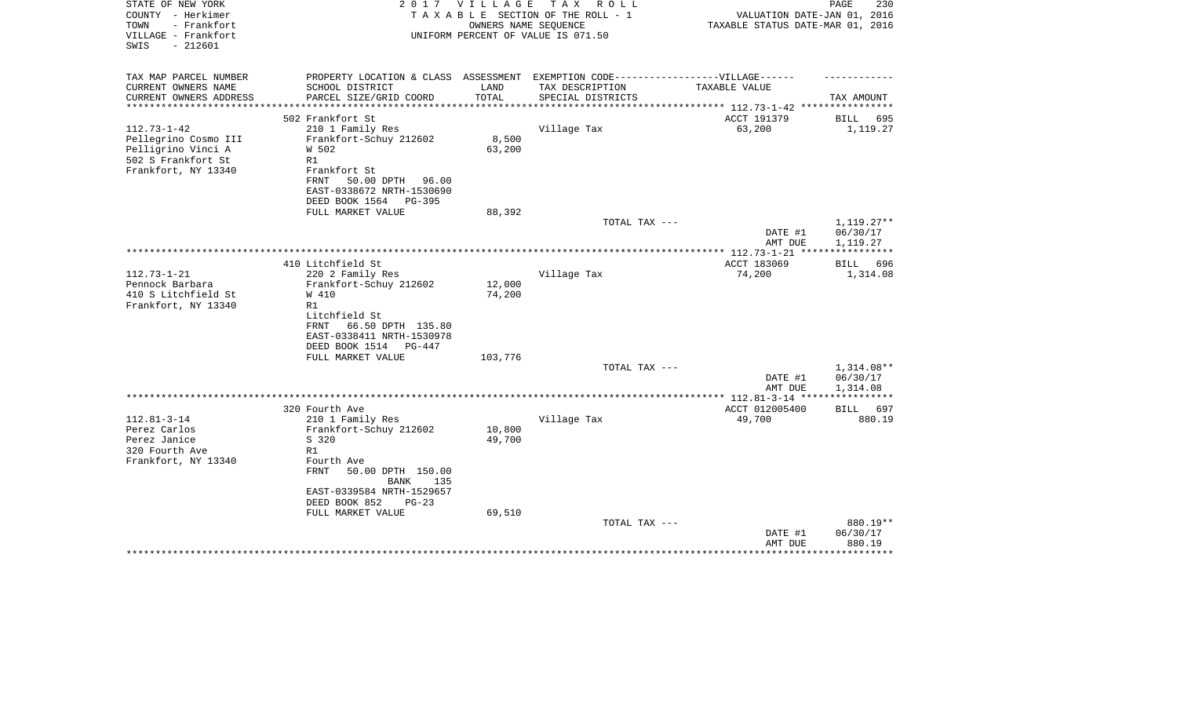STATE OF NEW YORK
COUNTY - Herkimer
TOWN - Frankfort
VILLAGE - Frankfort
SWIS - 212601

2 0 1 7 V I L L A G E T A X R O L L
T A X A B L E SECTION OF THE ROLL - 1
OWNERS NAME SEQUENCE
UNIFORM PERCENT OF VALUE IS 071.50

VALUATION DATE-JAN 01, 2016
TAXABLE STATUS DATE-MAR 01, 2016

| TAX MAP PARCEL NUMBER<br>CURRENT OWNERS NAME<br>CURRENT OWNERS ADDRESS | PROPERTY LOCATION & CLASS<br>SCHOOL DISTRICT<br>PARCEL SIZE/GRID COORD | ASSESSMENT<br>LAND<br>TOTAL | EXEMPTION CODE-----VILLAGE------<br>TAX DESCRIPTION<br>SPECIAL DISTRICTS | TAXABLE VALUE | TAX AMOUNT |
|---|---|---|---|---|---|
| | 502 Frankfort St | | | ACCT 191379 | BILL 695 |
| 112.73-1-42 | 210 1 Family Res | | Village Tax | 63,200 | 1,119.27 |
| Pellegrino Cosmo III | Frankfort-Schuy 212602 | 8,500 | | | |
| Pelligrino Vinci A | W 502 | 63,200 | | | |
| 502 S Frankfort St | R1 | | | | |
| Frankfort, NY 13340 | Frankfort St | | | | |
| | FRNT 50.00 DPTH 96.00 | | | | |
| | EAST-0338672 NRTH-1530690 | | | | |
| | DEED BOOK 1564 PG-395 | | | | |
| | FULL MARKET VALUE | 88,392 | | | |
| | | | TOTAL TAX --- | | 1,119.27** |
| | | | | DATE #1 | 06/30/17 |
| | | | | AMT DUE | 1,119.27 |
| | 410 Litchfield St | | | ACCT 183069 | BILL 696 |
| 112.73-1-21 | 220 2 Family Res | | Village Tax | 74,200 | 1,314.08 |
| Pennock Barbara | Frankfort-Schuy 212602 | 12,000 | | | |
| 410 S Litchfield St | W 410 | 74,200 | | | |
| Frankfort, NY 13340 | R1 | | | | |
| | Litchfield St | | | | |
| | FRNT 66.50 DPTH 135.80 | | | | |
| | EAST-0338411 NRTH-1530978 | | | | |
| | DEED BOOK 1514 PG-447 | | | | |
| | FULL MARKET VALUE | 103,776 | | | |
| | | | TOTAL TAX --- | | 1,314.08** |
| | | | | DATE #1 | 06/30/17 |
| | | | | AMT DUE | 1,314.08 |
| | 320 Fourth Ave | | | ACCT 012005400 | BILL 697 |
| 112.81-3-14 | 210 1 Family Res | | Village Tax | 49,700 | 880.19 |
| Perez Carlos | Frankfort-Schuy 212602 | 10,800 | | | |
| Perez Janice | S 320 | 49,700 | | | |
| 320 Fourth Ave | R1 | | | | |
| Frankfort, NY 13340 | Fourth Ave | | | | |
| | FRNT 50.00 DPTH 150.00 | | | | |
| | BANK 135 | | | | |
| | EAST-0339584 NRTH-1529657 | | | | |
| | DEED BOOK 852 PG-23 | | | | |
| | FULL MARKET VALUE | 69,510 | | | |
| | | | TOTAL TAX --- | | 880.19** |
| | | | | DATE #1 | 06/30/17 |
| | | | | AMT DUE | 880.19 |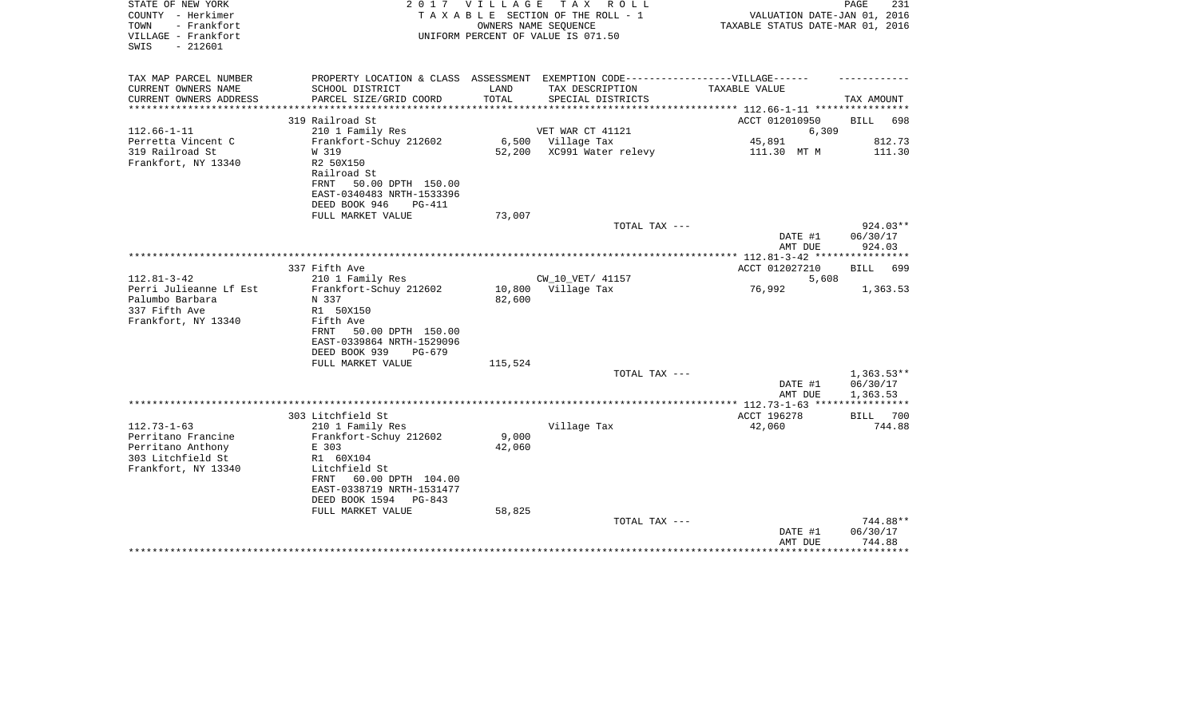STATE OF NEW YORK — 2017 VILLAGE TAX ROLL — PAGE 231
COUNTY - Herkimer — TAXABLE SECTION OF THE ROLL - 1 — VALUATION DATE-JAN 01, 2016
TOWN - Frankfort — OWNERS NAME SEQUENCE — TAXABLE STATUS DATE-MAR 01, 2016
VILLAGE - Frankfort — UNIFORM PERCENT OF VALUE IS 071.50
SWIS - 212601

| TAX MAP PARCEL NUMBER / CURRENT OWNERS NAME / CURRENT OWNERS ADDRESS | PROPERTY LOCATION & CLASS / SCHOOL DISTRICT / PARCEL SIZE/GRID COORD | ASSESSMENT LAND / TOTAL | EXEMPTION CODE / TAX DESCRIPTION / SPECIAL DISTRICTS | VILLAGE TAXABLE VALUE | TAX AMOUNT |
|---|---|---|---|---|---|
| | 319 Railroad St | | | ACCT 012010950 | BILL 698 |
| 112.66-1-11 | 210 1 Family Res | | VET WAR CT 41121 | 6,309 | |
| Perretta Vincent C | Frankfort-Schuy 212602 | 6,500 | Village Tax | 45,891 | 812.73 |
| 319 Railroad St | W 319 | 52,200 | XC991 Water relevy | 111.30 MT M | 111.30 |
| Frankfort, NY 13340 | R2 50X150 | | | | |
| | Railroad St | | | | |
| | FRNT 50.00 DPTH 150.00 | | | | |
| | EAST-0340483 NRTH-1533396 | | | | |
| | DEED BOOK 946 PG-411 | | | | |
| | FULL MARKET VALUE | 73,007 | | | |
| | | | TOTAL TAX --- | | 924.03** |
| | | | | DATE #1 | 06/30/17 |
| | | | | AMT DUE | 924.03 |
| | 337 Fifth Ave | | | ACCT 012027210 | BILL 699 |
| 112.81-3-42 | 210 1 Family Res | | CW_10_VET/ 41157 | 5,608 | |
| Perri Julieanne Lf Est | Frankfort-Schuy 212602 | 10,800 | Village Tax | 76,992 | 1,363.53 |
| Palumbo Barbara | N 337 | 82,600 | | | |
| 337 Fifth Ave | R1 50X150 | | | | |
| Frankfort, NY 13340 | Fifth Ave | | | | |
| | FRNT 50.00 DPTH 150.00 | | | | |
| | EAST-0339864 NRTH-1529096 | | | | |
| | DEED BOOK 939 PG-679 | | | | |
| | FULL MARKET VALUE | 115,524 | | | |
| | | | TOTAL TAX --- | | 1,363.53** |
| | | | | DATE #1 | 06/30/17 |
| | | | | AMT DUE | 1,363.53 |
| | 303 Litchfield St | | | ACCT 196278 | BILL 700 |
| 112.73-1-63 | 210 1 Family Res | | Village Tax | 42,060 | 744.88 |
| Perritano Francine | Frankfort-Schuy 212602 | 9,000 | | | |
| Perritano Anthony | E 303 | 42,060 | | | |
| 303 Litchfield St | R1 60X104 | | | | |
| Frankfort, NY 13340 | Litchfield St | | | | |
| | FRNT 60.00 DPTH 104.00 | | | | |
| | EAST-0338719 NRTH-1531477 | | | | |
| | DEED BOOK 1594 PG-843 | | | | |
| | FULL MARKET VALUE | 58,825 | | | |
| | | | TOTAL TAX --- | | 744.88** |
| | | | | DATE #1 | 06/30/17 |
| | | | | AMT DUE | 744.88 |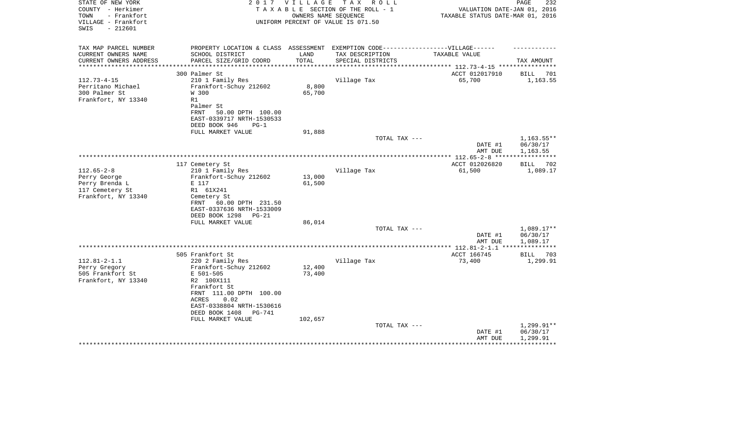STATE OF NEW YORK
COUNTY - Herkimer
TOWN - Frankfort
VILLAGE - Frankfort
SWIS - 212601

2 0 1 7 V I L L A G E T A X R O L L
T A X A B L E SECTION OF THE ROLL - 1
OWNERS NAME SEQUENCE
UNIFORM PERCENT OF VALUE IS 071.50

VALUATION DATE-JAN 01, 2016
TAXABLE STATUS DATE-MAR 01, 2016

| TAX MAP PARCEL NUMBER<br>CURRENT OWNERS NAME<br>CURRENT OWNERS ADDRESS | PROPERTY LOCATION & CLASS<br>SCHOOL DISTRICT<br>PARCEL SIZE/GRID COORD | ASSESSMENT<br>LAND<br>TOTAL | EXEMPTION CODE------------------VILLAGE------<br>TAX DESCRIPTION<br>SPECIAL DISTRICTS | TAXABLE VALUE | TAX AMOUNT |
|---|---|---|---|---|---|
| 112.73-4-15 | 300 Palmer St | | | ACCT 012017910 | BILL 701 |
| 112.73-4-15 | 210 1 Family Res | | Village Tax | 65,700 | 1,163.55 |
| Perritano Michael | Frankfort-Schuy 212602 | 8,800 | | | |
| 300 Palmer St | W 300 | 65,700 | | | |
| Frankfort, NY 13340 | R1 | | | | |
| | Palmer St | | | | |
| | FRNT 50.00 DPTH 100.00 | | | | |
| | EAST-0339717 NRTH-1530533 | | | | |
| | DEED BOOK 946 PG-1 | | | | |
| | FULL MARKET VALUE | 91,888 | | | |
| | | | TOTAL TAX --- | | 1,163.55** |
| | | | | DATE #1 | 06/30/17 |
| | | | | AMT DUE | 1,163.55 |
| 112.65-2-8 | 117 Cemetery St | | | ACCT 012026820 | BILL 702 |
| 112.65-2-8 | 210 1 Family Res | | Village Tax | 61,500 | 1,089.17 |
| Perry George | Frankfort-Schuy 212602 | 13,000 | | | |
| Perry Brenda L | E 117 | 61,500 | | | |
| 117 Cemetery St | R1 61X241 | | | | |
| Frankfort, NY 13340 | Cemetery St | | | | |
| | FRNT 60.00 DPTH 231.50 | | | | |
| | EAST-0337636 NRTH-1533009 | | | | |
| | DEED BOOK 1298 PG-21 | | | | |
| | FULL MARKET VALUE | 86,014 | | | |
| | | | TOTAL TAX --- | | 1,089.17** |
| | | | | DATE #1 | 06/30/17 |
| | | | | AMT DUE | 1,089.17 |
| 112.81-2-1.1 | 505 Frankfort St | | | ACCT 166745 | BILL 703 |
| 112.81-2-1.1 | 220 2 Family Res | | Village Tax | 73,400 | 1,299.91 |
| Perry Gregory | Frankfort-Schuy 212602 | 12,400 | | | |
| 505 Frankfort St | E 501-505 | 73,400 | | | |
| Frankfort, NY 13340 | R2 100X111 | | | | |
| | Frankfort St | | | | |
| | FRNT 111.00 DPTH 100.00 | | | | |
| | ACRES 0.02 | | | | |
| | EAST-0338804 NRTH-1530616 | | | | |
| | DEED BOOK 1408 PG-741 | | | | |
| | FULL MARKET VALUE | 102,657 | | | |
| | | | TOTAL TAX --- | | 1,299.91** |
| | | | | DATE #1 | 06/30/17 |
| | | | | AMT DUE | 1,299.91 |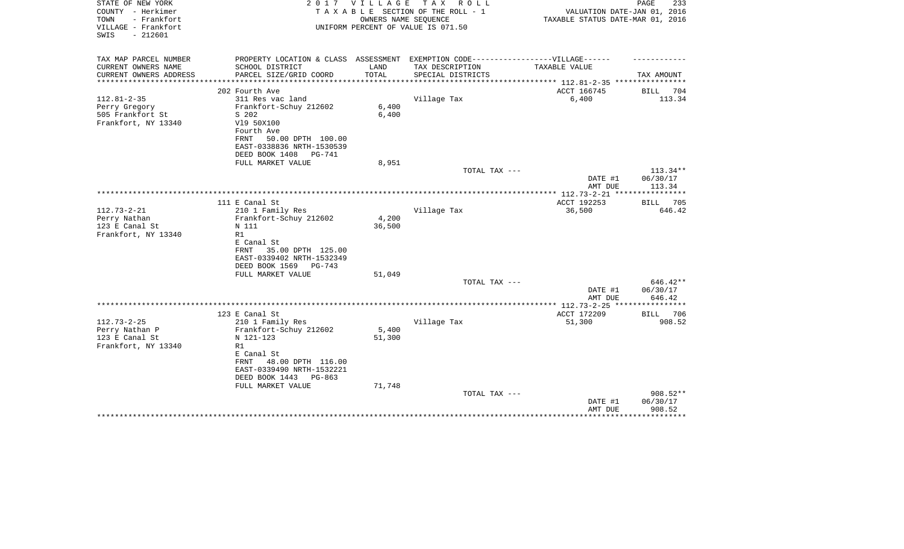STATE OF NEW YORK
COUNTY - Herkimer
TOWN - Frankfort
VILLAGE - Frankfort
SWIS - 212601

2 0 1 7 V I L L A G E T A X R O L L
T A X A B L E SECTION OF THE ROLL - 1
OWNERS NAME SEQUENCE
UNIFORM PERCENT OF VALUE IS 071.50

VALUATION DATE-JAN 01, 2016
TAXABLE STATUS DATE-MAR 01, 2016

| TAX MAP PARCEL NUMBER / CURRENT OWNERS NAME / CURRENT OWNERS ADDRESS | PROPERTY LOCATION & CLASS / SCHOOL DISTRICT / PARCEL SIZE/GRID COORD | ASSESSMENT LAND / TOTAL | EXEMPTION CODE / TAX DESCRIPTION / SPECIAL DISTRICTS | TAXABLE VALUE | TAX AMOUNT |
|---|---|---|---|---|---|
| 112.81-2-35 | 202 Fourth Ave | | | ACCT 166745 | BILL 704 |
| Perry Gregory | 311 Res vac land | | Village Tax | 6,400 | 113.34 |
| 505 Frankfort St | Frankfort-Schuy 212602 | 6,400 | | | |
| Frankfort, NY 13340 | S 202 | 6,400 | | | |
| | Vl9 50X100 | | | | |
| | Fourth Ave | | | | |
| | FRNT 50.00 DPTH 100.00 | | | | |
| | EAST-0338836 NRTH-1530539 | | | | |
| | DEED BOOK 1408 PG-741 | | | | |
| | FULL MARKET VALUE | 8,951 | | | |
| | | | TOTAL TAX --- | | 113.34** |
| | | | | DATE #1 | 06/30/17 |
| | | | | AMT DUE | 113.34 |
| 112.73-2-21 | 111 E Canal St | | | ACCT 192253 | BILL 705 |
| Perry Nathan | 210 1 Family Res | | Village Tax | 36,500 | 646.42 |
| 123 E Canal St | Frankfort-Schuy 212602 | 4,200 | | | |
| Frankfort, NY 13340 | N 111 | 36,500 | | | |
| | R1 | | | | |
| | E Canal St | | | | |
| | FRNT 35.00 DPTH 125.00 | | | | |
| | EAST-0339402 NRTH-1532349 | | | | |
| | DEED BOOK 1569 PG-743 | | | | |
| | FULL MARKET VALUE | 51,049 | | | |
| | | | TOTAL TAX --- | | 646.42** |
| | | | | DATE #1 | 06/30/17 |
| | | | | AMT DUE | 646.42 |
| 112.73-2-25 | 123 E Canal St | | | ACCT 172209 | BILL 706 |
| Perry Nathan P | 210 1 Family Res | | Village Tax | 51,300 | 908.52 |
| 123 E Canal St | Frankfort-Schuy 212602 | 5,400 | | | |
| Frankfort, NY 13340 | N 121-123 | 51,300 | | | |
| | R1 | | | | |
| | E Canal St | | | | |
| | FRNT 48.00 DPTH 116.00 | | | | |
| | EAST-0339490 NRTH-1532221 | | | | |
| | DEED BOOK 1443 PG-863 | | | | |
| | FULL MARKET VALUE | 71,748 | | | |
| | | | TOTAL TAX --- | | 908.52** |
| | | | | DATE #1 | 06/30/17 |
| | | | | AMT DUE | 908.52 |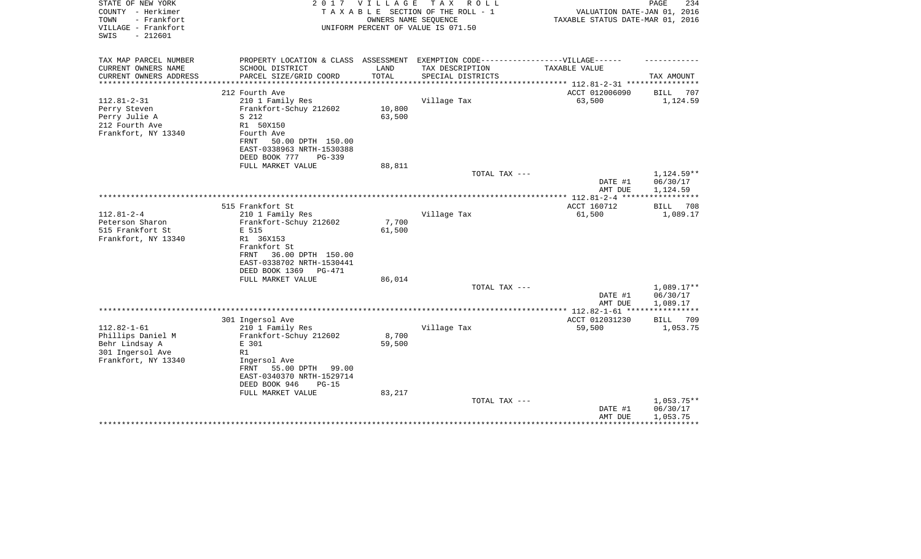STATE OF NEW YORK
COUNTY - Herkimer
TOWN - Frankfort
VILLAGE - Frankfort
SWIS - 212601

2 0 1 7 V I L L A G E T A X R O L L
T A X A B L E SECTION OF THE ROLL - 1
OWNERS NAME SEQUENCE
UNIFORM PERCENT OF VALUE IS 071.50

VALUATION DATE-JAN 01, 2016
TAXABLE STATUS DATE-MAR 01, 2016

| TAX MAP PARCEL NUMBER<br>CURRENT OWNERS NAME<br>CURRENT OWNERS ADDRESS | PROPERTY LOCATION & CLASS<br>SCHOOL DISTRICT<br>PARCEL SIZE/GRID COORD | ASSESSMENT<br>LAND<br>TOTAL | EXEMPTION CODE------VILLAGE------<br>TAX DESCRIPTION<br>SPECIAL DISTRICTS | TAXABLE VALUE | TAX AMOUNT |
|---|---|---|---|---|---|
| | 212 Fourth Ave | | | ACCT 012006090 | BILL 707 |
| 112.81-2-31 | 210 1 Family Res | | Village Tax | 63,500 | 1,124.59 |
| Perry Steven | Frankfort-Schuy 212602 | 10,800 | | | |
| Perry Julie A | S 212 | 63,500 | | | |
| 212 Fourth Ave | R1 50X150 | | | | |
| Frankfort, NY 13340 | Fourth Ave | | | | |
| | FRNT 50.00 DPTH 150.00 | | | | |
| | EAST-0338963 NRTH-1530388 | | | | |
| | DEED BOOK 777 PG-339 | | | | |
| | FULL MARKET VALUE | 88,811 | | | |
| | | | TOTAL TAX --- | | 1,124.59** |
| | | | | DATE #1 | 06/30/17 |
| | | | | AMT DUE | 1,124.59 |
| | 515 Frankfort St | | | ACCT 160712 | BILL 708 |
| 112.81-2-4 | 210 1 Family Res | | Village Tax | 61,500 | 1,089.17 |
| Peterson Sharon | Frankfort-Schuy 212602 | 7,700 | | | |
| 515 Frankfort St | E 515 | 61,500 | | | |
| Frankfort, NY 13340 | R1 36X153 | | | | |
| | Frankfort St | | | | |
| | FRNT 36.00 DPTH 150.00 | | | | |
| | EAST-0338702 NRTH-1530441 | | | | |
| | DEED BOOK 1369 PG-471 | | | | |
| | FULL MARKET VALUE | 86,014 | | | |
| | | | TOTAL TAX --- | | 1,089.17** |
| | | | | DATE #1 | 06/30/17 |
| | | | | AMT DUE | 1,089.17 |
| | 301 Ingersol Ave | | | ACCT 012031230 | BILL 709 |
| 112.82-1-61 | 210 1 Family Res | | Village Tax | 59,500 | 1,053.75 |
| Phillips Daniel M | Frankfort-Schuy 212602 | 8,700 | | | |
| Behr Lindsay A | E 301 | 59,500 | | | |
| 301 Ingersol Ave | R1 | | | | |
| Frankfort, NY 13340 | Ingersol Ave | | | | |
| | FRNT 55.00 DPTH 99.00 | | | | |
| | EAST-0340370 NRTH-1529714 | | | | |
| | DEED BOOK 946 PG-15 | | | | |
| | FULL MARKET VALUE | 83,217 | | | |
| | | | TOTAL TAX --- | | 1,053.75** |
| | | | | DATE #1 | 06/30/17 |
| | | | | AMT DUE | 1,053.75 |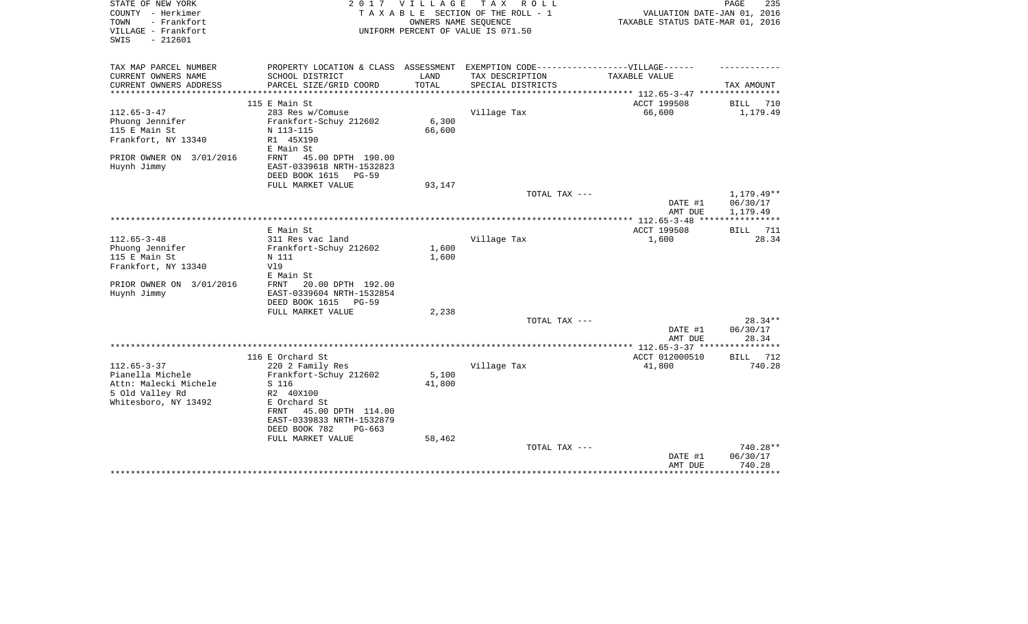STATE OF NEW YORK
COUNTY - Herkimer
TOWN - Frankfort
VILLAGE - Frankfort
SWIS - 212601

2 0 1 7 V I L L A G E T A X R O L L
T A X A B L E SECTION OF THE ROLL - 1
OWNERS NAME SEQUENCE
UNIFORM PERCENT OF VALUE IS 071.50

VALUATION DATE-JAN 01, 2016
TAXABLE STATUS DATE-MAR 01, 2016

| TAX MAP PARCEL NUMBER<br>CURRENT OWNERS NAME<br>CURRENT OWNERS ADDRESS | PROPERTY LOCATION & CLASS<br>SCHOOL DISTRICT<br>PARCEL SIZE/GRID COORD | ASSESSMENT<br>LAND<br>TOTAL | EXEMPTION CODE------------------VILLAGE------<br>TAX DESCRIPTION<br>SPECIAL DISTRICTS | TAXABLE VALUE | TAX AMOUNT |
|---|---|---|---|---|---|
| ***** 112.65-3-47 ***** | | | | | |
| | 115 E Main St | | | ACCT 199508 | BILL 710 |
| 112.65-3-47 | 283 Res w/Comuse | | Village Tax | 66,600 | 1,179.49 |
| Phuong Jennifer | Frankfort-Schuy 212602 | 6,300 | | | |
| 115 E Main St | N 113-115 | 66,600 | | | |
| Frankfort, NY 13340 | R1 45X190 | | | | |
| | E Main St | | | | |
| PRIOR OWNER ON 3/01/2016 | FRNT 45.00 DPTH 190.00 | | | | |
| Huynh Jimmy | EAST-0339618 NRTH-1532823 | | | | |
| | DEED BOOK 1615 PG-59 | | | | |
| | FULL MARKET VALUE | 93,147 | | | |
| | | | TOTAL TAX --- | | 1,179.49** |
| | | | | DATE #1 | 06/30/17 |
| | | | | AMT DUE | 1,179.49 |
| ***** 112.65-3-48 ***** | | | | | |
| | E Main St | | | ACCT 199508 | BILL 711 |
| 112.65-3-48 | 311 Res vac land | | Village Tax | 1,600 | 28.34 |
| Phuong Jennifer | Frankfort-Schuy 212602 | 1,600 | | | |
| 115 E Main St | N 111 | 1,600 | | | |
| Frankfort, NY 13340 | Vl9 | | | | |
| | E Main St | | | | |
| PRIOR OWNER ON 3/01/2016 | FRNT 20.00 DPTH 192.00 | | | | |
| Huynh Jimmy | EAST-0339604 NRTH-1532854 | | | | |
| | DEED BOOK 1615 PG-59 | | | | |
| | FULL MARKET VALUE | 2,238 | | | |
| | | | TOTAL TAX --- | | 28.34** |
| | | | | DATE #1 | 06/30/17 |
| | | | | AMT DUE | 28.34 |
| ***** 112.65-3-37 ***** | | | | | |
| | 116 E Orchard St | | | ACCT 012000510 | BILL 712 |
| 112.65-3-37 | 220 2 Family Res | | Village Tax | 41,800 | 740.28 |
| Pianella Michele | Frankfort-Schuy 212602 | 5,100 | | | |
| Attn: Malecki Michele | S 116 | 41,800 | | | |
| 5 Old Valley Rd | R2 40X100 | | | | |
| Whitesboro, NY 13492 | E Orchard St | | | | |
| | FRNT 45.00 DPTH 114.00 | | | | |
| | EAST-0339833 NRTH-1532879 | | | | |
| | DEED BOOK 782 PG-663 | | | | |
| | FULL MARKET VALUE | 58,462 | | | |
| | | | TOTAL TAX --- | | 740.28** |
| | | | | DATE #1 | 06/30/17 |
| | | | | AMT DUE | 740.28 |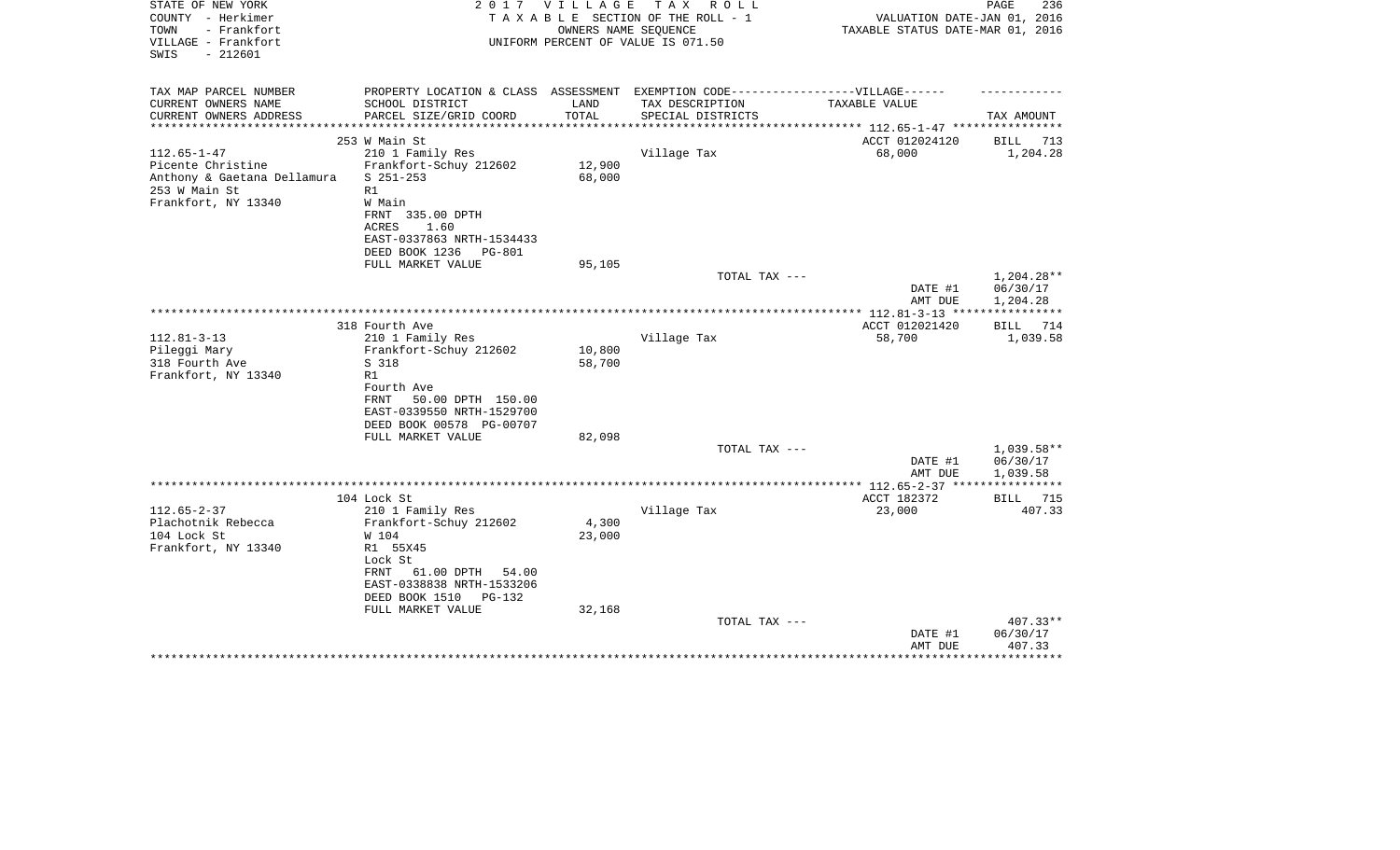STATE OF NEW YORK
COUNTY - Herkimer
TOWN - Frankfort
VILLAGE - Frankfort
SWIS - 212601

**2017 VILLAGE TAX ROLL**
TAXABLE SECTION OF THE ROLL - 1
OWNERS NAME SEQUENCE
UNIFORM PERCENT OF VALUE IS 071.50

VALUATION DATE-JAN 01, 2016
TAXABLE STATUS DATE-MAR 01, 2016

| TAX MAP PARCEL NUMBER<br>CURRENT OWNERS NAME<br>CURRENT OWNERS ADDRESS | PROPERTY LOCATION & CLASS<br>SCHOOL DISTRICT<br>PARCEL SIZE/GRID COORD | ASSESSMENT<br>LAND<br>TOTAL | EXEMPTION CODE------VILLAGE------<br>TAX DESCRIPTION<br>SPECIAL DISTRICTS | TAXABLE VALUE | TAX AMOUNT |
|---|---|---|---|---|---|
| | 253 W Main St | | | ACCT 012024120 | BILL 713 |
| 112.65-1-47 | 210 1 Family Res | | Village Tax | 68,000 | 1,204.28 |
| Picente Christine | Frankfort-Schuy 212602 | 12,900 | | | |
| Anthony & Gaetana Dellamura | S 251-253 | 68,000 | | | |
| 253 W Main St | R1 | | | | |
| Frankfort, NY 13340 | W Main | | | | |
| | FRNT 335.00 DPTH | | | | |
| | ACRES 1.60 | | | | |
| | EAST-0337863 NRTH-1534433 | | | | |
| | DEED BOOK 1236 PG-801 | | | | |
| | FULL MARKET VALUE | 95,105 | | | |
| | | | TOTAL TAX --- | | 1,204.28** |
| | | | | DATE #1 | 06/30/17 |
| | | | | AMT DUE | 1,204.28 |
| | 318 Fourth Ave | | | ACCT 012021420 | BILL 714 |
| 112.81-3-13 | 210 1 Family Res | | Village Tax | 58,700 | 1,039.58 |
| Pileggi Mary | Frankfort-Schuy 212602 | 10,800 | | | |
| 318 Fourth Ave | S 318 | 58,700 | | | |
| Frankfort, NY 13340 | R1 | | | | |
| | Fourth Ave | | | | |
| | FRNT 50.00 DPTH 150.00 | | | | |
| | EAST-0339550 NRTH-1529700 | | | | |
| | DEED BOOK 00578 PG-00707 | | | | |
| | FULL MARKET VALUE | 82,098 | | | |
| | | | TOTAL TAX --- | | 1,039.58** |
| | | | | DATE #1 | 06/30/17 |
| | | | | AMT DUE | 1,039.58 |
| | 104 Lock St | | | ACCT 182372 | BILL 715 |
| 112.65-2-37 | 210 1 Family Res | | Village Tax | 23,000 | 407.33 |
| Plachotnik Rebecca | Frankfort-Schuy 212602 | 4,300 | | | |
| 104 Lock St | W 104 | 23,000 | | | |
| Frankfort, NY 13340 | R1 55X45 | | | | |
| | Lock St | | | | |
| | FRNT 61.00 DPTH 54.00 | | | | |
| | EAST-0338838 NRTH-1533206 | | | | |
| | DEED BOOK 1510 PG-132 | | | | |
| | FULL MARKET VALUE | 32,168 | | | |
| | | | TOTAL TAX --- | | 407.33** |
| | | | | DATE #1 | 06/30/17 |
| | | | | AMT DUE | 407.33 |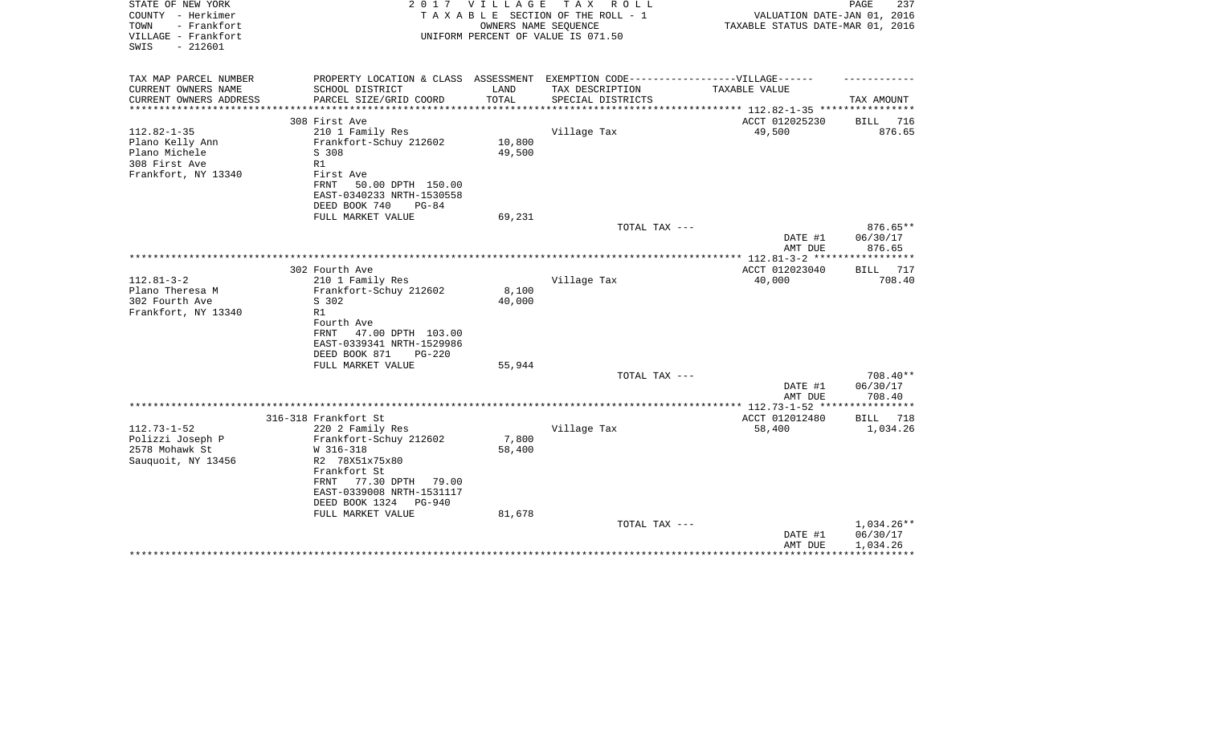STATE OF NEW YORK — COUNTY - Herkimer — TOWN - Frankfort — VILLAGE - Frankfort — SWIS - 212601

**2017 VILLAGE TAX ROLL**
TAXABLE SECTION OF THE ROLL - 1
OWNERS NAME SEQUENCE
UNIFORM PERCENT OF VALUE IS 071.50

VALUATION DATE-JAN 01, 2016
TAXABLE STATUS DATE-MAR 01, 2016

| TAX MAP PARCEL NUMBER / CURRENT OWNERS NAME / CURRENT OWNERS ADDRESS | PROPERTY LOCATION & CLASS / SCHOOL DISTRICT / PARCEL SIZE/GRID COORD | ASSESSMENT LAND / TOTAL | EXEMPTION CODE / TAX DESCRIPTION / SPECIAL DISTRICTS | TAXABLE VALUE | TAX AMOUNT |
|---|---|---|---|---|---|
| 112.82-1-35 | 308 First Ave | | | ACCT 012025230 | BILL 716 |
| Plano Kelly Ann | 210 1 Family Res | | Village Tax | 49,500 | 876.65 |
| Plano Michele | Frankfort-Schuy 212602 | 10,800 | | | |
| 308 First Ave | S 308 | 49,500 | | | |
| Frankfort, NY 13340 | R1 | | | | |
| | First Ave | | | | |
| | FRNT 50.00 DPTH 150.00 | | | | |
| | EAST-0340233 NRTH-1530558 | | | | |
| | DEED BOOK 740 PG-84 | | | | |
| | FULL MARKET VALUE | 69,231 | | | |
| | | | TOTAL TAX --- | | 876.65** |
| | | | | DATE #1 | 06/30/17 |
| | | | | AMT DUE | 876.65 |
| 112.81-3-2 | 302 Fourth Ave | | | ACCT 012023040 | BILL 717 |
| Plano Theresa M | 210 1 Family Res | | Village Tax | 40,000 | 708.40 |
| 302 Fourth Ave | Frankfort-Schuy 212602 | 8,100 | | | |
| Frankfort, NY 13340 | S 302 | 40,000 | | | |
| | R1 | | | | |
| | Fourth Ave | | | | |
| | FRNT 47.00 DPTH 103.00 | | | | |
| | EAST-0339341 NRTH-1529986 | | | | |
| | DEED BOOK 871 PG-220 | | | | |
| | FULL MARKET VALUE | 55,944 | | | |
| | | | TOTAL TAX --- | | 708.40** |
| | | | | DATE #1 | 06/30/17 |
| | | | | AMT DUE | 708.40 |
| 112.73-1-52 | 316-318 Frankfort St | | | ACCT 012012480 | BILL 718 |
| Polizzi Joseph P | 220 2 Family Res | | Village Tax | 58,400 | 1,034.26 |
| 2578 Mohawk St | Frankfort-Schuy 212602 | 7,800 | | | |
| Sauquoit, NY 13456 | W 316-318 | 58,400 | | | |
| | R2 78X51x75x80 | | | | |
| | Frankfort St | | | | |
| | FRNT 77.30 DPTH 79.00 | | | | |
| | EAST-0339008 NRTH-1531117 | | | | |
| | DEED BOOK 1324 PG-940 | | | | |
| | FULL MARKET VALUE | 81,678 | | | |
| | | | TOTAL TAX --- | | 1,034.26** |
| | | | | DATE #1 | 06/30/17 |
| | | | | AMT DUE | 1,034.26 |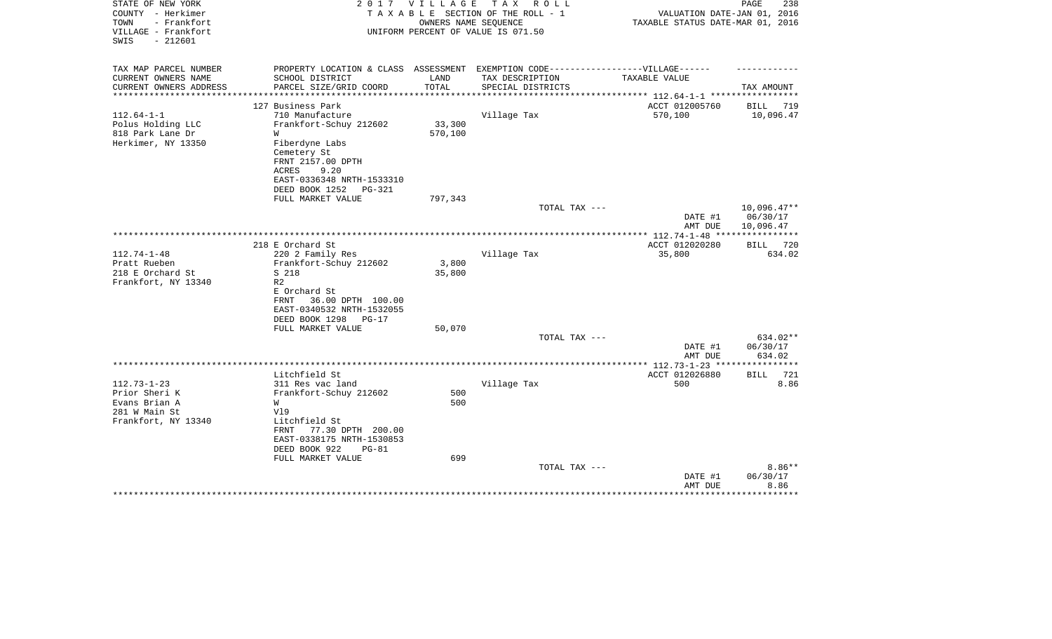STATE OF NEW YORK
COUNTY - Herkimer
TOWN - Frankfort
VILLAGE - Frankfort
SWIS - 212601

2 0 1 7 V I L L A G E T A X R O L L
T A X A B L E SECTION OF THE ROLL - 1
OWNERS NAME SEQUENCE
UNIFORM PERCENT OF VALUE IS 071.50

VALUATION DATE-JAN 01, 2016
TAXABLE STATUS DATE-MAR 01, 2016

| TAX MAP PARCEL NUMBER<br>CURRENT OWNERS NAME<br>CURRENT OWNERS ADDRESS | PROPERTY LOCATION & CLASS<br>SCHOOL DISTRICT<br>PARCEL SIZE/GRID COORD | ASSESSMENT<br>LAND<br>TOTAL | EXEMPTION CODE------------------VILLAGE------<br>TAX DESCRIPTION<br>SPECIAL DISTRICTS | TAXABLE VALUE | TAX AMOUNT |
|---|---|---|---|---|---|
| **112.64-1-1** | 127 Business Park | | | ACCT 012005760 | BILL 719 |
| 112.64-1-1 | 710 Manufacture | | Village Tax | 570,100 | 10,096.47 |
| Polus Holding LLC | Frankfort-Schuy 212602 | 33,300 | | | |
| 818 Park Lane Dr | W | 570,100 | | | |
| Herkimer, NY 13350 | Fiberdyne Labs | | | | |
| | Cemetery St | | | | |
| | FRNT 2157.00 DPTH | | | | |
| | ACRES 9.20 | | | | |
| | EAST-0336348 NRTH-1533310 | | | | |
| | DEED BOOK 1252 PG-321 | | | | |
| | FULL MARKET VALUE | 797,343 | | | |
| | | | TOTAL TAX --- | | 10,096.47** |
| | | | | DATE #1 | 06/30/17 |
| | | | | AMT DUE | 10,096.47 |
| **112.74-1-48** | 218 E Orchard St | | | ACCT 012020280 | BILL 720 |
| 112.74-1-48 | 220 2 Family Res | | Village Tax | 35,800 | 634.02 |
| Pratt Rueben | Frankfort-Schuy 212602 | 3,800 | | | |
| 218 E Orchard St | S 218 | 35,800 | | | |
| Frankfort, NY 13340 | R2 | | | | |
| | E Orchard St | | | | |
| | FRNT 36.00 DPTH 100.00 | | | | |
| | EAST-0340532 NRTH-1532055 | | | | |
| | DEED BOOK 1298 PG-17 | | | | |
| | FULL MARKET VALUE | 50,070 | | | |
| | | | TOTAL TAX --- | | 634.02** |
| | | | | DATE #1 | 06/30/17 |
| | | | | AMT DUE | 634.02 |
| **112.73-1-23** | Litchfield St | | | ACCT 012026880 | BILL 721 |
| 112.73-1-23 | 311 Res vac land | | Village Tax | 500 | 8.86 |
| Prior Sheri K | Frankfort-Schuy 212602 | 500 | | | |
| Evans Brian A | W | 500 | | | |
| 281 W Main St | Vl9 | | | | |
| Frankfort, NY 13340 | Litchfield St | | | | |
| | FRNT 77.30 DPTH 200.00 | | | | |
| | EAST-0338175 NRTH-1530853 | | | | |
| | DEED BOOK 922 PG-81 | | | | |
| | FULL MARKET VALUE | 699 | | | |
| | | | TOTAL TAX --- | | 8.86** |
| | | | | DATE #1 | 06/30/17 |
| | | | | AMT DUE | 8.86 |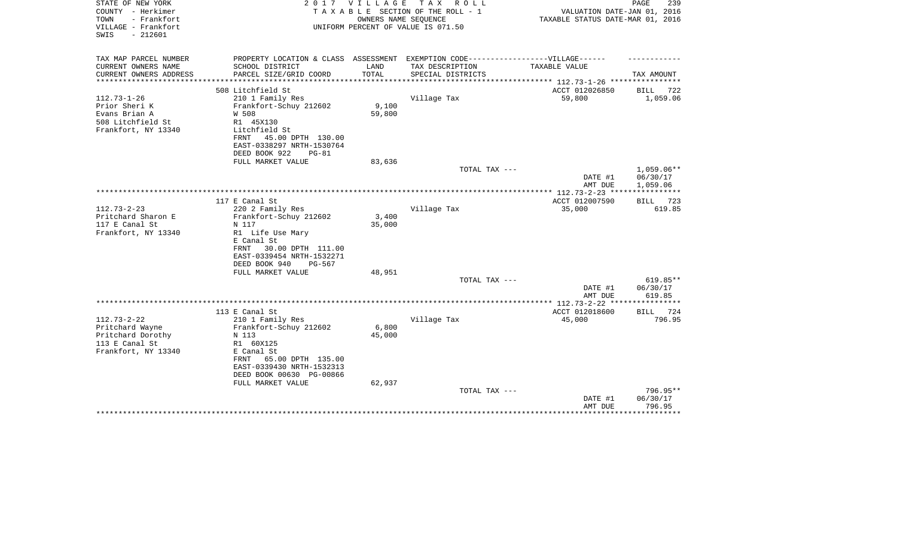STATE OF NEW YORK
COUNTY - Herkimer
TOWN - Frankfort
VILLAGE - Frankfort
SWIS - 212601

2 0 1 7 V I L L A G E T A X R O L L
T A X A B L E SECTION OF THE ROLL - 1
OWNERS NAME SEQUENCE
UNIFORM PERCENT OF VALUE IS 071.50

VALUATION DATE-JAN 01, 2016
TAXABLE STATUS DATE-MAR 01, 2016

| TAX MAP PARCEL NUMBER<br>CURRENT OWNERS NAME<br>CURRENT OWNERS ADDRESS | PROPERTY LOCATION & CLASS<br>SCHOOL DISTRICT<br>PARCEL SIZE/GRID COORD | ASSESSMENT<br>LAND<br>TOTAL | EXEMPTION CODE------------------VILLAGE------<br>TAX DESCRIPTION<br>SPECIAL DISTRICTS | TAXABLE VALUE | TAX AMOUNT |
|---|---|---|---|---|---|
| | 508 Litchfield St | | | ACCT 012026850 | BILL 722 |
| 112.73-1-26 | 210 1 Family Res | | Village Tax | 59,800 | 1,059.06 |
| Prior Sheri K | Frankfort-Schuy 212602 | 9,100 | | | |
| Evans Brian A | W 508 | 59,800 | | | |
| 508 Litchfield St | R1 45X130 | | | | |
| Frankfort, NY 13340 | Litchfield St | | | | |
| | FRNT 45.00 DPTH 130.00 | | | | |
| | EAST-0338297 NRTH-1530764 | | | | |
| | DEED BOOK 922 PG-81 | | | | |
| | FULL MARKET VALUE | 83,636 | | | |
| | | | TOTAL TAX --- | | 1,059.06** |
| | | | | DATE #1 | 06/30/17 |
| | | | | AMT DUE | 1,059.06 |
| | 117 E Canal St | | | ACCT 012007590 | BILL 723 |
| 112.73-2-23 | 220 2 Family Res | | Village Tax | 35,000 | 619.85 |
| Pritchard Sharon E | Frankfort-Schuy 212602 | 3,400 | | | |
| 117 E Canal St | N 117 | 35,000 | | | |
| Frankfort, NY 13340 | R1 Life Use Mary | | | | |
| | E Canal St | | | | |
| | FRNT 30.00 DPTH 111.00 | | | | |
| | EAST-0339454 NRTH-1532271 | | | | |
| | DEED BOOK 940 PG-567 | | | | |
| | FULL MARKET VALUE | 48,951 | | | |
| | | | TOTAL TAX --- | | 619.85** |
| | | | | DATE #1 | 06/30/17 |
| | | | | AMT DUE | 619.85 |
| | 113 E Canal St | | | ACCT 012018600 | BILL 724 |
| 112.73-2-22 | 210 1 Family Res | | Village Tax | 45,000 | 796.95 |
| Pritchard Wayne | Frankfort-Schuy 212602 | 6,800 | | | |
| Pritchard Dorothy | N 113 | 45,000 | | | |
| 113 E Canal St | R1 60X125 | | | | |
| Frankfort, NY 13340 | E Canal St | | | | |
| | FRNT 65.00 DPTH 135.00 | | | | |
| | EAST-0339430 NRTH-1532313 | | | | |
| | DEED BOOK 00630 PG-00866 | | | | |
| | FULL MARKET VALUE | 62,937 | | | |
| | | | TOTAL TAX --- | | 796.95** |
| | | | | DATE #1 | 06/30/17 |
| | | | | AMT DUE | 796.95 |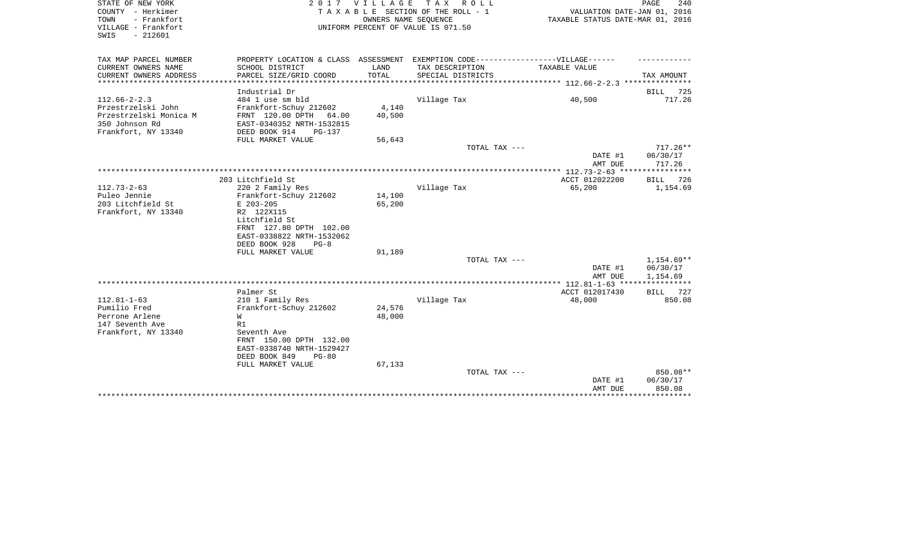STATE OF NEW YORK
COUNTY - Herkimer
TOWN - Frankfort
VILLAGE - Frankfort
SWIS - 212601

# 2017 VILLAGE TAX ROLL

TAXABLE SECTION OF THE ROLL - 1
OWNERS NAME SEQUENCE
UNIFORM PERCENT OF VALUE IS 071.50

VALUATION DATE-JAN 01, 2016
TAXABLE STATUS DATE-MAR 01, 2016

| TAX MAP PARCEL NUMBER / CURRENT OWNERS NAME / CURRENT OWNERS ADDRESS | PROPERTY LOCATION & CLASS / SCHOOL DISTRICT / PARCEL SIZE/GRID COORD | ASSESSMENT LAND / TOTAL | EXEMPTION CODE-VILLAGE / TAX DESCRIPTION / SPECIAL DISTRICTS | TAXABLE VALUE | TAX AMOUNT |
|---|---|---|---|---|---|
| **112.66-2-2.3** | Industrial Dr | | | | BILL 725 |
| 112.66-2-2.3 | 484 1 use sm bld | | Village Tax | 40,500 | 717.26 |
| Przestrzelski John | Frankfort-Schuy 212602 | 4,140 | | | |
| Przestrzelski Monica M | FRNT 120.00 DPTH 64.00 | 40,500 | | | |
| 350 Johnson Rd | EAST-0340352 NRTH-1532815 | | | | |
| Frankfort, NY 13340 | DEED BOOK 914 PG-137 | | | | |
| | FULL MARKET VALUE | 56,643 | | | |
| | | | TOTAL TAX --- | | 717.26** |
| | | | | DATE #1 | 06/30/17 |
| | | | | AMT DUE | 717.26 |
| **112.73-2-63** | 203 Litchfield St | | | ACCT 012022200 | BILL 726 |
| 112.73-2-63 | 220 2 Family Res | | Village Tax | 65,200 | 1,154.69 |
| Puleo Jennie | Frankfort-Schuy 212602 | 14,100 | | | |
| 203 Litchfield St | E 203-205 | 65,200 | | | |
| Frankfort, NY 13340 | R2 122X115 | | | | |
| | Litchfield St | | | | |
| | FRNT 127.80 DPTH 102.00 | | | | |
| | EAST-0338822 NRTH-1532062 | | | | |
| | DEED BOOK 928 PG-8 | | | | |
| | FULL MARKET VALUE | 91,189 | | | |
| | | | TOTAL TAX --- | | 1,154.69** |
| | | | | DATE #1 | 06/30/17 |
| | | | | AMT DUE | 1,154.69 |
| **112.81-1-63** | Palmer St | | | ACCT 012017430 | BILL 727 |
| 112.81-1-63 | 210 1 Family Res | | Village Tax | 48,000 | 850.08 |
| Pumilio Fred | Frankfort-Schuy 212602 | 24,576 | | | |
| Perrone Arlene | W | 48,000 | | | |
| 147 Seventh Ave | R1 | | | | |
| Frankfort, NY 13340 | Seventh Ave | | | | |
| | FRNT 150.00 DPTH 132.00 | | | | |
| | EAST-0338740 NRTH-1529427 | | | | |
| | DEED BOOK 849 PG-80 | | | | |
| | FULL MARKET VALUE | 67,133 | | | |
| | | | TOTAL TAX --- | | 850.08** |
| | | | | DATE #1 | 06/30/17 |
| | | | | AMT DUE | 850.08 |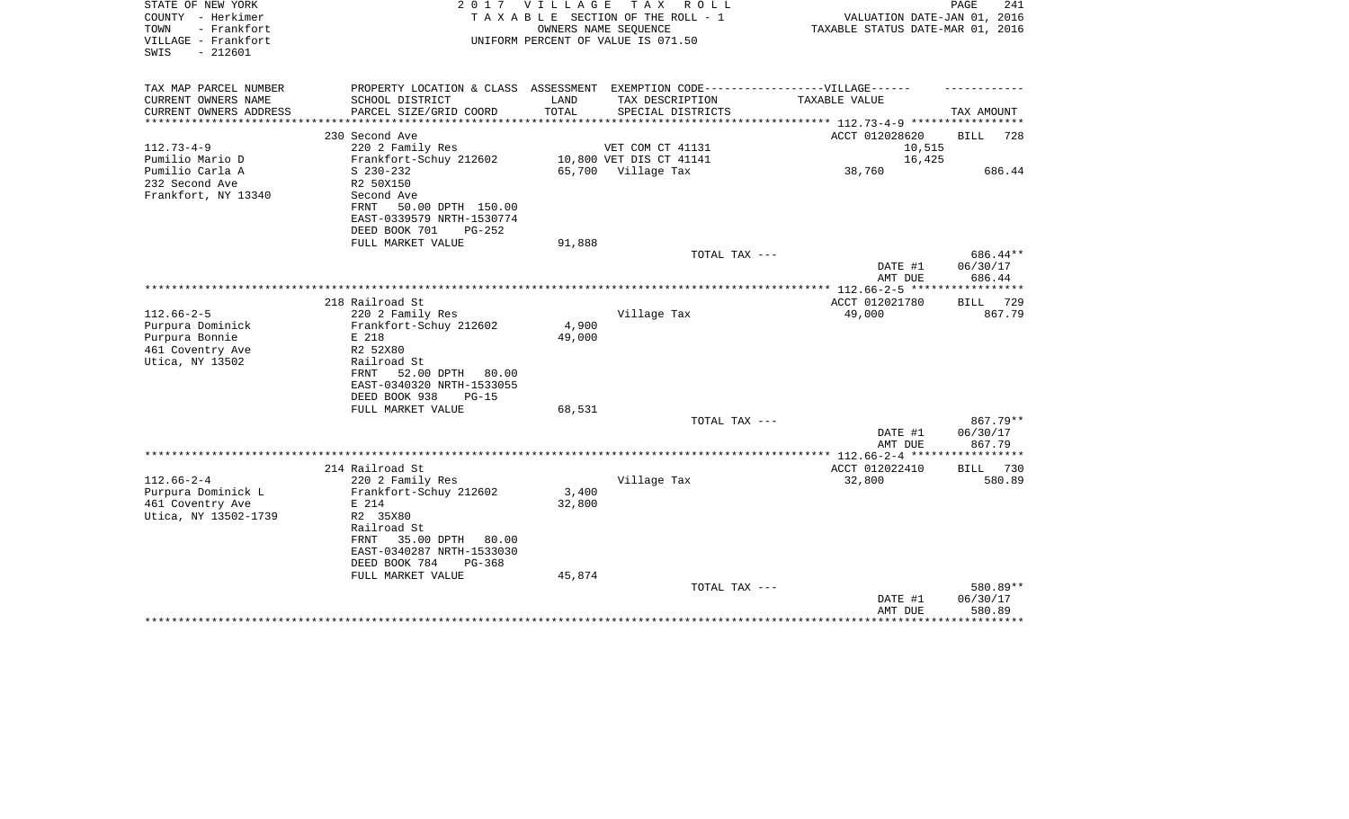STATE OF NEW YORK
COUNTY - Herkimer
TOWN - Frankfort
VILLAGE - Frankfort
SWIS - 212601

2 0 1 7 V I L L A G E T A X R O L L
T A X A B L E SECTION OF THE ROLL - 1
OWNERS NAME SEQUENCE
UNIFORM PERCENT OF VALUE IS 071.50

VALUATION DATE-JAN 01, 2016
TAXABLE STATUS DATE-MAR 01, 2016

| TAX MAP PARCEL NUMBER / CURRENT OWNERS NAME / CURRENT OWNERS ADDRESS | PROPERTY LOCATION & CLASS / SCHOOL DISTRICT / PARCEL SIZE/GRID COORD | ASSESSMENT LAND / TOTAL | EXEMPTION CODE-----VILLAGE------ TAX DESCRIPTION / SPECIAL DISTRICTS | TAXABLE VALUE | TAX AMOUNT |
|---|---|---|---|---|---|
| 112.73-4-9 | 230 Second Ave | | | ACCT 012028620 | BILL 728 |
| Pumilio Mario D | 220 2 Family Res | | VET COM CT 41131 | 10,515 | |
| Pumilio Carla A | Frankfort-Schuy 212602 | 10,800 | VET DIS CT 41141 | 16,425 | |
| 232 Second Ave | S 230-232 | 65,700 | Village Tax | 38,760 | 686.44 |
| Frankfort, NY 13340 | R2 50X150 | | | | |
| | Second Ave | | | | |
| | FRNT 50.00 DPTH 150.00 | | | | |
| | EAST-0339579 NRTH-1530774 | | | | |
| | DEED BOOK 701 PG-252 | | | | |
| | FULL MARKET VALUE | 91,888 | | | |
| | | | TOTAL TAX --- | | 686.44** |
| | | | | DATE #1 | 06/30/17 |
| | | | | AMT DUE | 686.44 |
| 112.66-2-5 | 218 Railroad St | | | ACCT 012021780 | BILL 729 |
| Purpura Dominick | 220 2 Family Res | | Village Tax | 49,000 | 867.79 |
| Purpura Bonnie | Frankfort-Schuy 212602 | 4,900 | | | |
| 461 Coventry Ave | E 218 | 49,000 | | | |
| Utica, NY 13502 | R2 52X80 | | | | |
| | Railroad St | | | | |
| | FRNT 52.00 DPTH 80.00 | | | | |
| | EAST-0340320 NRTH-1533055 | | | | |
| | DEED BOOK 938 PG-15 | | | | |
| | FULL MARKET VALUE | 68,531 | | | |
| | | | TOTAL TAX --- | | 867.79** |
| | | | | DATE #1 | 06/30/17 |
| | | | | AMT DUE | 867.79 |
| 112.66-2-4 | 214 Railroad St | | | ACCT 012022410 | BILL 730 |
| Purpura Dominick L | 220 2 Family Res | | Village Tax | 32,800 | 580.89 |
| 461 Coventry Ave | Frankfort-Schuy 212602 | 3,400 | | | |
| Utica, NY 13502-1739 | E 214 | 32,800 | | | |
| | R2 35X80 | | | | |
| | Railroad St | | | | |
| | FRNT 35.00 DPTH 80.00 | | | | |
| | EAST-0340287 NRTH-1533030 | | | | |
| | DEED BOOK 784 PG-368 | | | | |
| | FULL MARKET VALUE | 45,874 | | | |
| | | | TOTAL TAX --- | | 580.89** |
| | | | | DATE #1 | 06/30/17 |
| | | | | AMT DUE | 580.89 |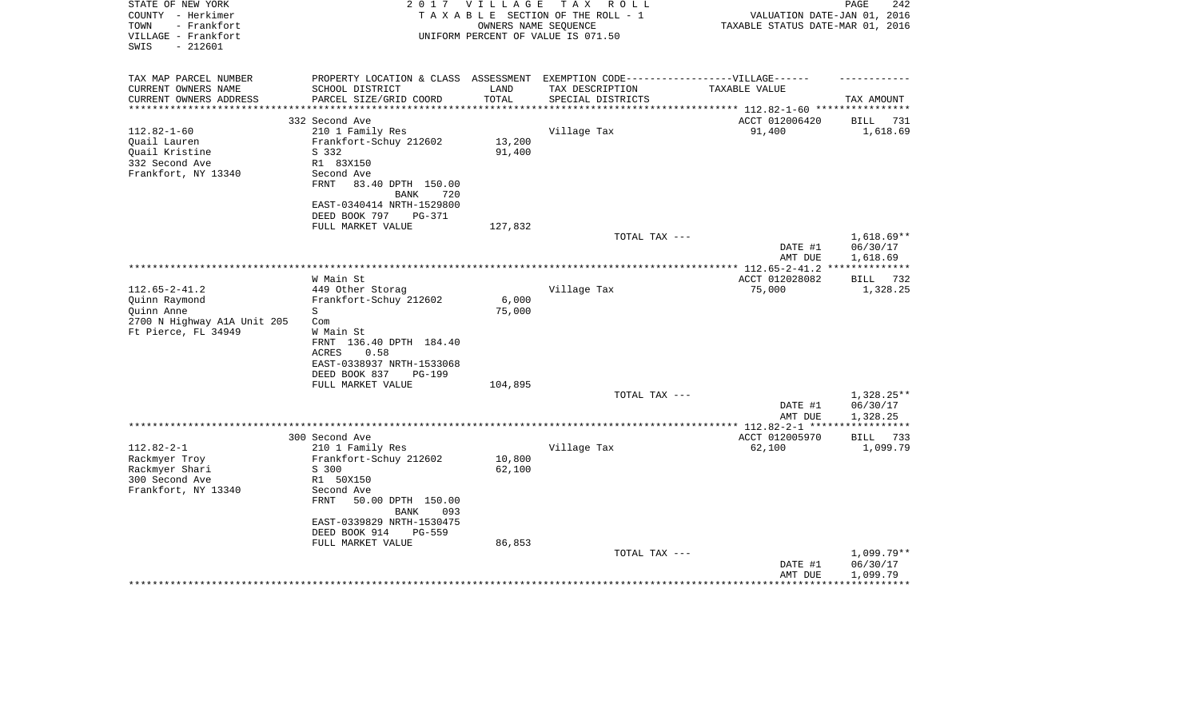STATE OF NEW YORK
COUNTY - Herkimer
TOWN - Frankfort
VILLAGE - Frankfort
SWIS - 212601

2017 VILLAGE TAX ROLL
TAXABLE SECTION OF THE ROLL - 1
OWNERS NAME SEQUENCE
UNIFORM PERCENT OF VALUE IS 071.50

VALUATION DATE-JAN 01, 2016
TAXABLE STATUS DATE-MAR 01, 2016

| TAX MAP PARCEL NUMBER<br>CURRENT OWNERS NAME<br>CURRENT OWNERS ADDRESS | PROPERTY LOCATION & CLASS<br>SCHOOL DISTRICT<br>PARCEL SIZE/GRID COORD | ASSESSMENT<br>LAND<br>TOTAL | EXEMPTION CODE------VILLAGE------<br>TAX DESCRIPTION<br>SPECIAL DISTRICTS | TAXABLE VALUE | TAX AMOUNT |
|---|---|---|---|---|---|
| 112.82-1-60 | 332 Second Ave | | | ACCT 012006420 | BILL 731 |
| Quail Lauren | 210 1 Family Res | | Village Tax | 91,400 | 1,618.69 |
| Quail Kristine | Frankfort-Schuy 212602 | 13,200 | | | |
| 332 Second Ave | S 332 | 91,400 | | | |
| Frankfort, NY 13340 | R1 83X150 | | | | |
| | Second Ave | | | | |
| | FRNT 83.40 DPTH 150.00 | | | | |
| | BANK 720 | | | | |
| | EAST-0340414 NRTH-1529800 | | | | |
| | DEED BOOK 797 PG-371 | | | | |
| | FULL MARKET VALUE | 127,832 | | | |
| | | | TOTAL TAX --- | | 1,618.69** |
| | | | | DATE #1 | 06/30/17 |
| | | | | AMT DUE | 1,618.69 |
| 112.65-2-41.2 | W Main St | | | ACCT 012028082 | BILL 732 |
| Quinn Raymond | 449 Other Storag | | Village Tax | 75,000 | 1,328.25 |
| Quinn Anne | Frankfort-Schuy 212602 | 6,000 | | | |
| 2700 N Highway A1A Unit 205 | S | 75,000 | | | |
| Ft Pierce, FL 34949 | Com | | | | |
| | W Main St | | | | |
| | FRNT 136.40 DPTH 184.40 | | | | |
| | ACRES 0.58 | | | | |
| | EAST-0338937 NRTH-1533068 | | | | |
| | DEED BOOK 837 PG-199 | | | | |
| | FULL MARKET VALUE | 104,895 | | | |
| | | | TOTAL TAX --- | | 1,328.25** |
| | | | | DATE #1 | 06/30/17 |
| | | | | AMT DUE | 1,328.25 |
| 112.82-2-1 | 300 Second Ave | | | ACCT 012005970 | BILL 733 |
| Rackmyer Troy | 210 1 Family Res | | Village Tax | 62,100 | 1,099.79 |
| Rackmyer Shari | Frankfort-Schuy 212602 | 10,800 | | | |
| 300 Second Ave | S 300 | 62,100 | | | |
| Frankfort, NY 13340 | R1 50X150 | | | | |
| | Second Ave | | | | |
| | FRNT 50.00 DPTH 150.00 | | | | |
| | BANK 093 | | | | |
| | EAST-0339829 NRTH-1530475 | | | | |
| | DEED BOOK 914 PG-559 | | | | |
| | FULL MARKET VALUE | 86,853 | | | |
| | | | TOTAL TAX --- | | 1,099.79** |
| | | | | DATE #1 | 06/30/17 |
| | | | | AMT DUE | 1,099.79 |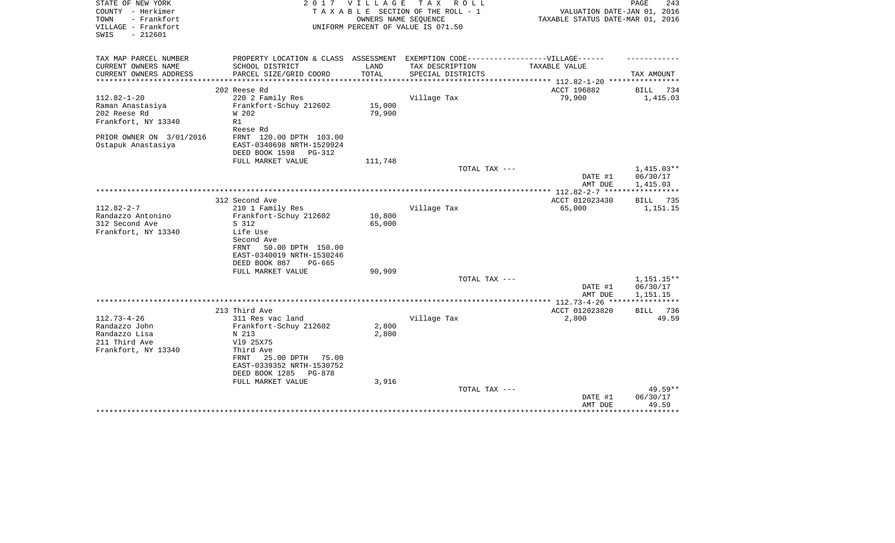STATE OF NEW YORK
COUNTY - Herkimer
TOWN - Frankfort
VILLAGE - Frankfort
SWIS - 212601

2 0 1 7 V I L L A G E T A X R O L L
T A X A B L E SECTION OF THE ROLL - 1
OWNERS NAME SEQUENCE
UNIFORM PERCENT OF VALUE IS 071.50

VALUATION DATE-JAN 01, 2016
TAXABLE STATUS DATE-MAR 01, 2016

| TAX MAP PARCEL NUMBER<br>CURRENT OWNERS NAME<br>CURRENT OWNERS ADDRESS | PROPERTY LOCATION & CLASS<br>SCHOOL DISTRICT<br>PARCEL SIZE/GRID COORD | ASSESSMENT<br>LAND<br>TOTAL | EXEMPTION CODE------------------VILLAGE------<br>TAX DESCRIPTION<br>SPECIAL DISTRICTS | TAXABLE VALUE | TAX AMOUNT |
|---|---|---|---|---|---|
| | 202 Reese Rd | | | ACCT 196882 | BILL 734 |
| 112.82-1-20 | 220 2 Family Res | | Village Tax | 79,900 | 1,415.03 |
| Raman Anastasiya | Frankfort-Schuy 212602 | 15,000 | | | |
| 202 Reese Rd | W 202 | 79,900 | | | |
| Frankfort, NY 13340 | R1 | | | | |
| | Reese Rd | | | | |
| PRIOR OWNER ON 3/01/2016 | FRNT 120.00 DPTH 103.00 | | | | |
| Ostapuk Anastasiya | EAST-0340698 NRTH-1529924 | | | | |
| | DEED BOOK 1598 PG-312 | | | | |
| | FULL MARKET VALUE | 111,748 | | | |
| | | | TOTAL TAX --- | | 1,415.03** |
| | | | | DATE #1 | 06/30/17 |
| | | | | AMT DUE | 1,415.03 |
| | 312 Second Ave | | | ACCT 012023430 | BILL 735 |
| 112.82-2-7 | 210 1 Family Res | | Village Tax | 65,000 | 1,151.15 |
| Randazzo Antonino | Frankfort-Schuy 212602 | 10,800 | | | |
| 312 Second Ave | S 312 | 65,000 | | | |
| Frankfort, NY 13340 | Life Use | | | | |
| | Second Ave | | | | |
| | FRNT 50.00 DPTH 150.00 | | | | |
| | EAST-0340019 NRTH-1530246 | | | | |
| | DEED BOOK 887 PG-665 | | | | |
| | FULL MARKET VALUE | 90,909 | | | |
| | | | TOTAL TAX --- | | 1,151.15** |
| | | | | DATE #1 | 06/30/17 |
| | | | | AMT DUE | 1,151.15 |
| | 213 Third Ave | | | ACCT 012023820 | BILL 736 |
| 112.73-4-26 | 311 Res vac land | | Village Tax | 2,800 | 49.59 |
| Randazzo John | Frankfort-Schuy 212602 | 2,800 | | | |
| Randazzo Lisa | N 213 | 2,800 | | | |
| 211 Third Ave | Vl9 25X75 | | | | |
| Frankfort, NY 13340 | Third Ave | | | | |
| | FRNT 25.00 DPTH 75.00 | | | | |
| | EAST-0339352 NRTH-1530752 | | | | |
| | DEED BOOK 1285 PG-878 | | | | |
| | FULL MARKET VALUE | 3,916 | | | |
| | | | TOTAL TAX --- | | 49.59** |
| | | | | DATE #1 | 06/30/17 |
| | | | | AMT DUE | 49.59 |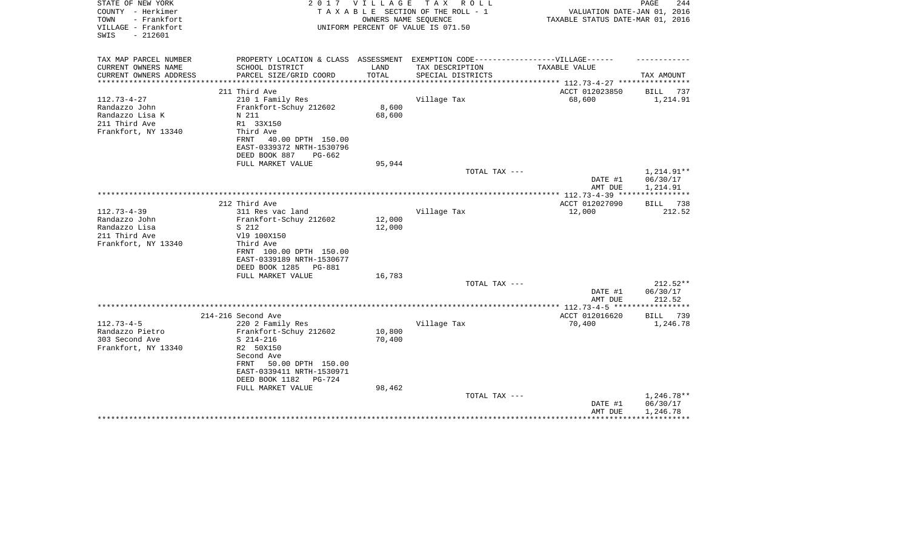STATE OF NEW YORK
COUNTY - Herkimer
TOWN - Frankfort
VILLAGE - Frankfort
SWIS - 212601

2 0 1 7 V I L L A G E T A X R O L L
T A X A B L E SECTION OF THE ROLL - 1
OWNERS NAME SEQUENCE
UNIFORM PERCENT OF VALUE IS 071.50

VALUATION DATE-JAN 01, 2016
TAXABLE STATUS DATE-MAR 01, 2016

| TAX MAP PARCEL NUMBER<br>CURRENT OWNERS NAME<br>CURRENT OWNERS ADDRESS | PROPERTY LOCATION & CLASS<br>SCHOOL DISTRICT<br>PARCEL SIZE/GRID COORD | ASSESSMENT<br>LAND<br>TOTAL | EXEMPTION CODE------VILLAGE------<br>TAX DESCRIPTION<br>SPECIAL DISTRICTS | TAXABLE VALUE | TAX AMOUNT |
|---|---|---|---|---|---|
| | 211 Third Ave | | | ACCT 012023850 | BILL 737 |
| 112.73-4-27 | 210 1 Family Res | | Village Tax | 68,600 | 1,214.91 |
| Randazzo John | Frankfort-Schuy 212602 | 8,600 | | | |
| Randazzo Lisa K | N 211 | 68,600 | | | |
| 211 Third Ave | R1 33X150 | | | | |
| Frankfort, NY 13340 | Third Ave | | | | |
| | FRNT 40.00 DPTH 150.00 | | | | |
| | EAST-0339372 NRTH-1530796 | | | | |
| | DEED BOOK 887 PG-662 | | | | |
| | FULL MARKET VALUE | 95,944 | | | |
| | | | TOTAL TAX --- | | 1,214.91** |
| | | | | DATE #1 | 06/30/17 |
| | | | | AMT DUE | 1,214.91 |
| | 212 Third Ave | | | ACCT 012027090 | BILL 738 |
| 112.73-4-39 | 311 Res vac land | | Village Tax | 12,000 | 212.52 |
| Randazzo John | Frankfort-Schuy 212602 | 12,000 | | | |
| Randazzo Lisa | S 212 | 12,000 | | | |
| 211 Third Ave | Vl9 100X150 | | | | |
| Frankfort, NY 13340 | Third Ave | | | | |
| | FRNT 100.00 DPTH 150.00 | | | | |
| | EAST-0339189 NRTH-1530677 | | | | |
| | DEED BOOK 1285 PG-881 | | | | |
| | FULL MARKET VALUE | 16,783 | | | |
| | | | TOTAL TAX --- | | 212.52** |
| | | | | DATE #1 | 06/30/17 |
| | | | | AMT DUE | 212.52 |
| | 214-216 Second Ave | | | ACCT 012016620 | BILL 739 |
| 112.73-4-5 | 220 2 Family Res | | Village Tax | 70,400 | 1,246.78 |
| Randazzo Pietro | Frankfort-Schuy 212602 | 10,800 | | | |
| 303 Second Ave | S 214-216 | 70,400 | | | |
| Frankfort, NY 13340 | R2 50X150 | | | | |
| | Second Ave | | | | |
| | FRNT 50.00 DPTH 150.00 | | | | |
| | EAST-0339411 NRTH-1530971 | | | | |
| | DEED BOOK 1182 PG-724 | | | | |
| | FULL MARKET VALUE | 98,462 | | | |
| | | | TOTAL TAX --- | | 1,246.78** |
| | | | | DATE #1 | 06/30/17 |
| | | | | AMT DUE | 1,246.78 |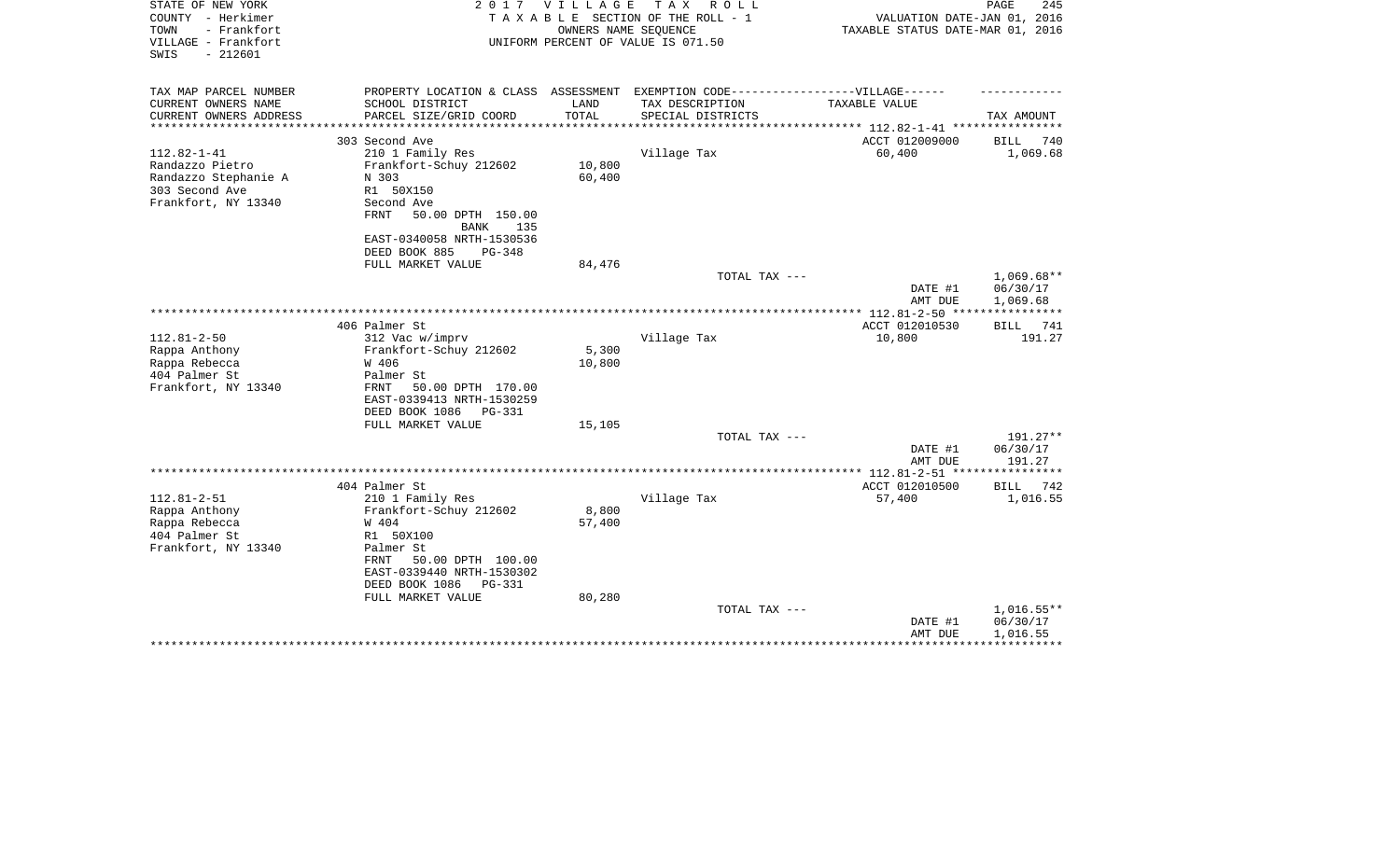STATE OF NEW YORK
COUNTY - Herkimer
TOWN - Frankfort
VILLAGE - Frankfort
SWIS - 212601

**2017 VILLAGE TAX ROLL**
TAXABLE SECTION OF THE ROLL - 1
OWNERS NAME SEQUENCE
UNIFORM PERCENT OF VALUE IS 071.50

VALUATION DATE-JAN 01, 2016
TAXABLE STATUS DATE-MAR 01, 2016

| TAX MAP PARCEL NUMBER<br>CURRENT OWNERS NAME<br>CURRENT OWNERS ADDRESS | PROPERTY LOCATION & CLASS<br>SCHOOL DISTRICT<br>PARCEL SIZE/GRID COORD | ASSESSMENT<br>LAND<br>TOTAL | EXEMPTION CODE------VILLAGE------<br>TAX DESCRIPTION<br>SPECIAL DISTRICTS | TAXABLE VALUE | TAX AMOUNT |
|---|---|---|---|---|---|
| 112.82-1-41 | 303 Second Ave | | | ACCT 012009000 | BILL 740 |
| 112.82-1-41 | 210 1 Family Res | | Village Tax | 60,400 | 1,069.68 |
| Randazzo Pietro | Frankfort-Schuy 212602 | 10,800 | | | |
| Randazzo Stephanie A | N 303 | 60,400 | | | |
| 303 Second Ave | R1 50X150 | | | | |
| Frankfort, NY 13340 | Second Ave | | | | |
| | FRNT 50.00 DPTH 150.00 | | | | |
| | BANK 135 | | | | |
| | EAST-0340058 NRTH-1530536 | | | | |
| | DEED BOOK 885 PG-348 | | | | |
| | FULL MARKET VALUE | 84,476 | | | |
| | | | TOTAL TAX --- | | 1,069.68** |
| | | | | DATE #1 | 06/30/17 |
| | | | | AMT DUE | 1,069.68 |
| 112.81-2-50 | 406 Palmer St | | | ACCT 012010530 | BILL 741 |
| 112.81-2-50 | 312 Vac w/imprv | | Village Tax | 10,800 | 191.27 |
| Rappa Anthony | Frankfort-Schuy 212602 | 5,300 | | | |
| Rappa Rebecca | W 406 | 10,800 | | | |
| 404 Palmer St | Palmer St | | | | |
| Frankfort, NY 13340 | FRNT 50.00 DPTH 170.00 | | | | |
| | EAST-0339413 NRTH-1530259 | | | | |
| | DEED BOOK 1086 PG-331 | | | | |
| | FULL MARKET VALUE | 15,105 | | | |
| | | | TOTAL TAX --- | | 191.27** |
| | | | | DATE #1 | 06/30/17 |
| | | | | AMT DUE | 191.27 |
| 112.81-2-51 | 404 Palmer St | | | ACCT 012010500 | BILL 742 |
| 112.81-2-51 | 210 1 Family Res | | Village Tax | 57,400 | 1,016.55 |
| Rappa Anthony | Frankfort-Schuy 212602 | 8,800 | | | |
| Rappa Rebecca | W 404 | 57,400 | | | |
| 404 Palmer St | R1 50X100 | | | | |
| Frankfort, NY 13340 | Palmer St | | | | |
| | FRNT 50.00 DPTH 100.00 | | | | |
| | EAST-0339440 NRTH-1530302 | | | | |
| | DEED BOOK 1086 PG-331 | | | | |
| | FULL MARKET VALUE | 80,280 | | | |
| | | | TOTAL TAX --- | | 1,016.55** |
| | | | | DATE #1 | 06/30/17 |
| | | | | AMT DUE | 1,016.55 |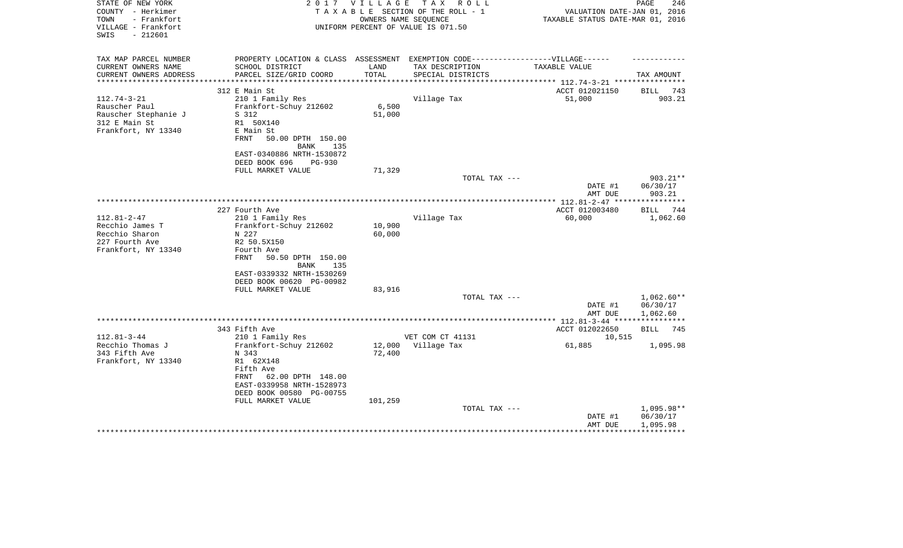STATE OF NEW YORK
COUNTY - Herkimer
TOWN - Frankfort
VILLAGE - Frankfort
SWIS - 212601

2 0 1 7 V I L L A G E T A X R O L L
T A X A B L E SECTION OF THE ROLL - 1
OWNERS NAME SEQUENCE
UNIFORM PERCENT OF VALUE IS 071.50

VALUATION DATE-JAN 01, 2016
TAXABLE STATUS DATE-MAR 01, 2016

| TAX MAP PARCEL NUMBER<br>CURRENT OWNERS NAME<br>CURRENT OWNERS ADDRESS | PROPERTY LOCATION & CLASS<br>SCHOOL DISTRICT<br>PARCEL SIZE/GRID COORD | ASSESSMENT<br>LAND<br>TOTAL | EXEMPTION CODE------VILLAGE------<br>TAX DESCRIPTION<br>SPECIAL DISTRICTS | TAXABLE VALUE | TAX AMOUNT |
|---|---|---|---|---|---|
| 112.74-3-21 | 312 E Main St | | | ACCT 012021150 | BILL 743 |
| | 210 1 Family Res | | Village Tax | 51,000 | 903.21 |
| Rauscher Paul | Frankfort-Schuy 212602 | 6,500 | | | |
| Rauscher Stephanie J | S 312 | 51,000 | | | |
| 312 E Main St | R1 50X140 | | | | |
| Frankfort, NY 13340 | E Main St | | | | |
| | FRNT 50.00 DPTH 150.00 | | | | |
| | BANK 135 | | | | |
| | EAST-0340886 NRTH-1530872 | | | | |
| | DEED BOOK 696 PG-930 | | | | |
| | FULL MARKET VALUE | 71,329 | | | |
| | | | TOTAL TAX --- | | 903.21** |
| | | | | DATE #1 | 06/30/17 |
| | | | | AMT DUE | 903.21 |
| 112.81-2-47 | 227 Fourth Ave | | | ACCT 012003480 | BILL 744 |
| | 210 1 Family Res | | Village Tax | 60,000 | 1,062.60 |
| Recchio James T | Frankfort-Schuy 212602 | 10,900 | | | |
| Recchio Sharon | N 227 | 60,000 | | | |
| 227 Fourth Ave | R2 50.5X150 | | | | |
| Frankfort, NY 13340 | Fourth Ave | | | | |
| | FRNT 50.50 DPTH 150.00 | | | | |
| | BANK 135 | | | | |
| | EAST-0339332 NRTH-1530269 | | | | |
| | DEED BOOK 00620 PG-00982 | | | | |
| | FULL MARKET VALUE | 83,916 | | | |
| | | | TOTAL TAX --- | | 1,062.60** |
| | | | | DATE #1 | 06/30/17 |
| | | | | AMT DUE | 1,062.60 |
| 112.81-3-44 | 343 Fifth Ave | | | ACCT 012022650 | BILL 745 |
| | 210 1 Family Res | | VET COM CT 41131 | 10,515 | |
| Recchio Thomas J | Frankfort-Schuy 212602 | 12,000 | Village Tax | 61,885 | 1,095.98 |
| 343 Fifth Ave | N 343 | 72,400 | | | |
| Frankfort, NY 13340 | R1 62X148 | | | | |
| | Fifth Ave | | | | |
| | FRNT 62.00 DPTH 148.00 | | | | |
| | EAST-0339958 NRTH-1528973 | | | | |
| | DEED BOOK 00580 PG-00755 | | | | |
| | FULL MARKET VALUE | 101,259 | | | |
| | | | TOTAL TAX --- | | 1,095.98** |
| | | | | DATE #1 | 06/30/17 |
| | | | | AMT DUE | 1,095.98 |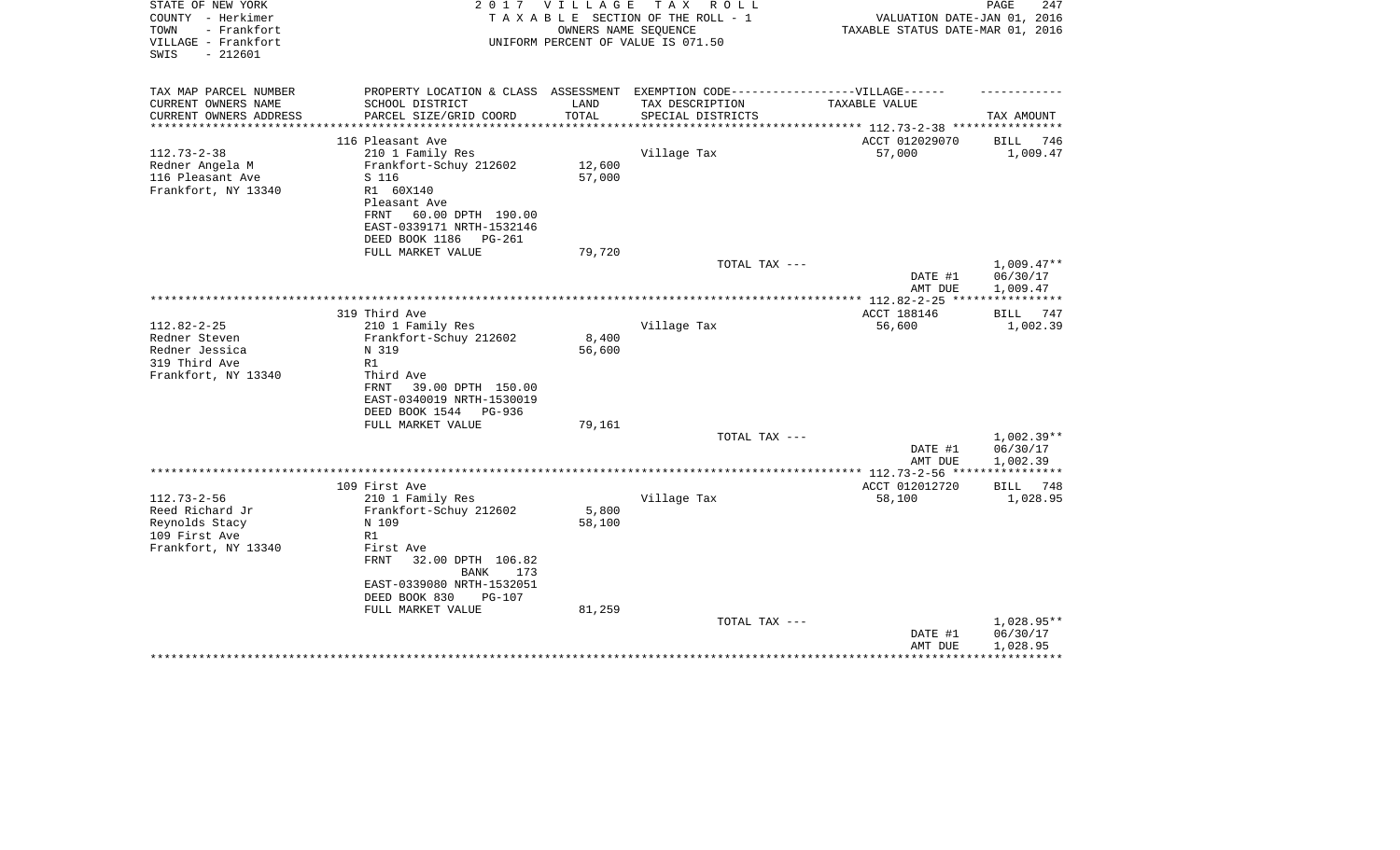STATE OF NEW YORK
COUNTY - Herkimer
TOWN - Frankfort
VILLAGE - Frankfort
SWIS - 212601

2 0 1 7 V I L L A G E T A X R O L L
T A X A B L E SECTION OF THE ROLL - 1
OWNERS NAME SEQUENCE
UNIFORM PERCENT OF VALUE IS 071.50

VALUATION DATE-JAN 01, 2016
TAXABLE STATUS DATE-MAR 01, 2016

| TAX MAP PARCEL NUMBER / CURRENT OWNERS NAME / CURRENT OWNERS ADDRESS | PROPERTY LOCATION & CLASS / SCHOOL DISTRICT / PARCEL SIZE/GRID COORD | ASSESSMENT LAND / TOTAL | EXEMPTION CODE-----VILLAGE------ TAX DESCRIPTION / SPECIAL DISTRICTS | TAXABLE VALUE | TAX AMOUNT |
|---|---|---|---|---|---|
| | 116 Pleasant Ave | | | ACCT 012029070 | BILL 746 |
| 112.73-2-38 | 210 1 Family Res | | Village Tax | 57,000 | 1,009.47 |
| Redner Angela M | Frankfort-Schuy 212602 | 12,600 | | | |
| 116 Pleasant Ave | S 116 | 57,000 | | | |
| Frankfort, NY 13340 | R1 60X140 | | | | |
| | Pleasant Ave | | | | |
| | FRNT 60.00 DPTH 190.00 | | | | |
| | EAST-0339171 NRTH-1532146 | | | | |
| | DEED BOOK 1186 PG-261 | | | | |
| | FULL MARKET VALUE | 79,720 | | | |
| | | | TOTAL TAX --- | | 1,009.47** |
| | | | | DATE #1 | 06/30/17 |
| | | | | AMT DUE | 1,009.47 |
| | 319 Third Ave | | | ACCT 188146 | BILL 747 |
| 112.82-2-25 | 210 1 Family Res | | Village Tax | 56,600 | 1,002.39 |
| Redner Steven | Frankfort-Schuy 212602 | 8,400 | | | |
| Redner Jessica | N 319 | 56,600 | | | |
| 319 Third Ave | R1 | | | | |
| Frankfort, NY 13340 | Third Ave | | | | |
| | FRNT 39.00 DPTH 150.00 | | | | |
| | EAST-0340019 NRTH-1530019 | | | | |
| | DEED BOOK 1544 PG-936 | | | | |
| | FULL MARKET VALUE | 79,161 | | | |
| | | | TOTAL TAX --- | | 1,002.39** |
| | | | | DATE #1 | 06/30/17 |
| | | | | AMT DUE | 1,002.39 |
| | 109 First Ave | | | ACCT 012012720 | BILL 748 |
| 112.73-2-56 | 210 1 Family Res | | Village Tax | 58,100 | 1,028.95 |
| Reed Richard Jr | Frankfort-Schuy 212602 | 5,800 | | | |
| Reynolds Stacy | N 109 | 58,100 | | | |
| 109 First Ave | R1 | | | | |
| Frankfort, NY 13340 | First Ave | | | | |
| | FRNT 32.00 DPTH 106.82 | | | | |
| | BANK 173 | | | | |
| | EAST-0339080 NRTH-1532051 | | | | |
| | DEED BOOK 830 PG-107 | | | | |
| | FULL MARKET VALUE | 81,259 | | | |
| | | | TOTAL TAX --- | | 1,028.95** |
| | | | | DATE #1 | 06/30/17 |
| | | | | AMT DUE | 1,028.95 |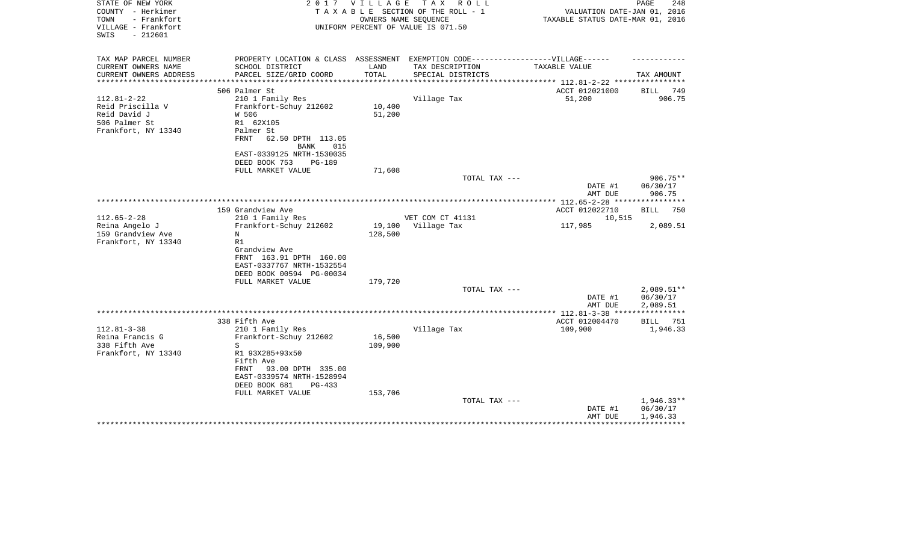STATE OF NEW YORK
COUNTY - Herkimer
TOWN - Frankfort
VILLAGE - Frankfort
SWIS - 212601

2017 VILLAGE TAX ROLL
TAXABLE SECTION OF THE ROLL - 1
OWNERS NAME SEQUENCE
UNIFORM PERCENT OF VALUE IS 071.50

VALUATION DATE-JAN 01, 2016
TAXABLE STATUS DATE-MAR 01, 2016

| TAX MAP PARCEL NUMBER / CURRENT OWNERS NAME / CURRENT OWNERS ADDRESS | PROPERTY LOCATION & CLASS / SCHOOL DISTRICT / PARCEL SIZE/GRID COORD | ASSESSMENT LAND / TOTAL | EXEMPTION CODE / TAX DESCRIPTION / SPECIAL DISTRICTS | TAXABLE VALUE | TAX AMOUNT |
|---|---|---|---|---|---|
| | 506 Palmer St | | | ACCT 012021000 | BILL 749 |
| 112.81-2-22 | 210 1 Family Res | | Village Tax | 51,200 | 906.75 |
| Reid Priscilla V | Frankfort-Schuy 212602 | 10,400 | | | |
| Reid David J | W 506 | 51,200 | | | |
| 506 Palmer St | R1 62X105 | | | | |
| Frankfort, NY 13340 | Palmer St | | | | |
| | FRNT 62.50 DPTH 113.05 | | | | |
| | BANK 015 | | | | |
| | EAST-0339125 NRTH-1530035 | | | | |
| | DEED BOOK 753 PG-189 | | | | |
| | FULL MARKET VALUE | 71,608 | | | |
| | | | TOTAL TAX --- | | 906.75** |
| | | | | DATE #1 | 06/30/17 |
| | | | | AMT DUE | 906.75 |
| | 159 Grandview Ave | | | ACCT 012022710 | BILL 750 |
| 112.65-2-28 | 210 1 Family Res | | VET COM CT 41131 | 10,515 | |
| Reina Angelo J | Frankfort-Schuy 212602 | 19,100 | Village Tax | 117,985 | 2,089.51 |
| 159 Grandview Ave | N | 128,500 | | | |
| Frankfort, NY 13340 | R1 | | | | |
| | Grandview Ave | | | | |
| | FRNT 163.91 DPTH 160.00 | | | | |
| | EAST-0337767 NRTH-1532554 | | | | |
| | DEED BOOK 00594 PG-00034 | | | | |
| | FULL MARKET VALUE | 179,720 | | | |
| | | | TOTAL TAX --- | | 2,089.51** |
| | | | | DATE #1 | 06/30/17 |
| | | | | AMT DUE | 2,089.51 |
| | 338 Fifth Ave | | | ACCT 012004470 | BILL 751 |
| 112.81-3-38 | 210 1 Family Res | | Village Tax | 109,900 | 1,946.33 |
| Reina Francis G | Frankfort-Schuy 212602 | 16,500 | | | |
| 338 Fifth Ave | S | 109,900 | | | |
| Frankfort, NY 13340 | R1 93X285+93x50 | | | | |
| | Fifth Ave | | | | |
| | FRNT 93.00 DPTH 335.00 | | | | |
| | EAST-0339574 NRTH-1528994 | | | | |
| | DEED BOOK 681 PG-433 | | | | |
| | FULL MARKET VALUE | 153,706 | | | |
| | | | TOTAL TAX --- | | 1,946.33** |
| | | | | DATE #1 | 06/30/17 |
| | | | | AMT DUE | 1,946.33 |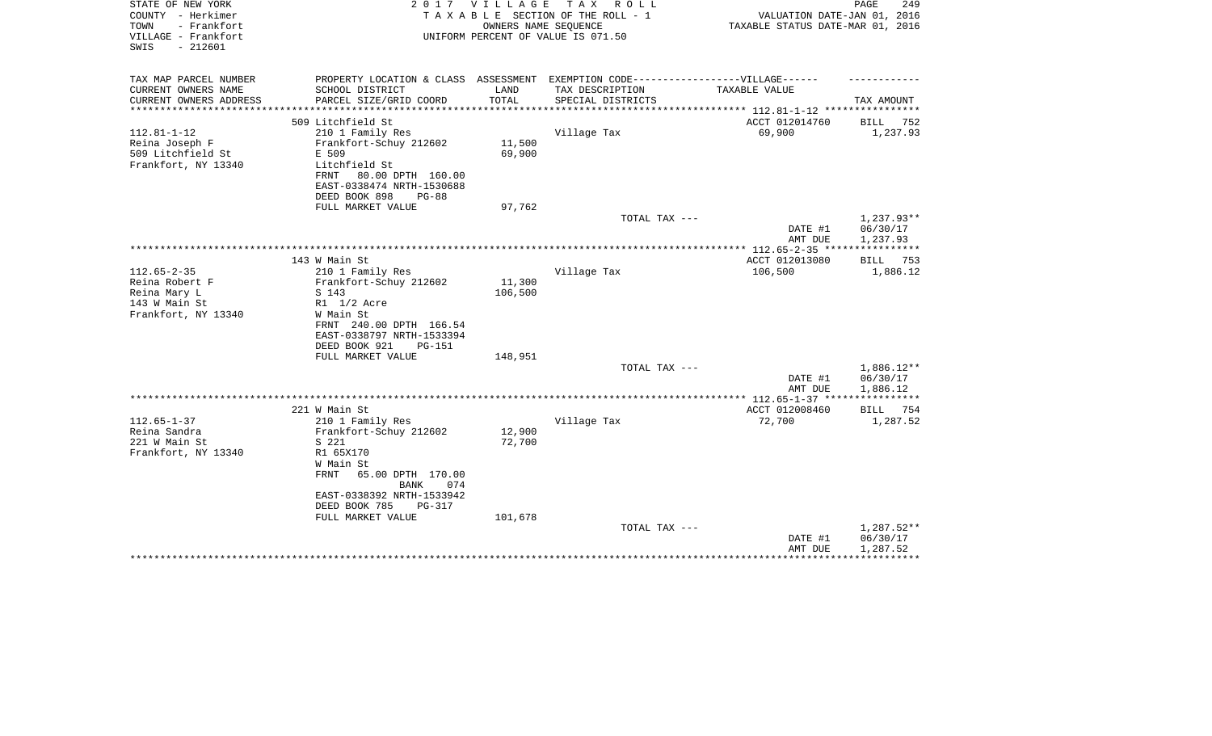STATE OF NEW YORK
COUNTY - Herkimer
TOWN - Frankfort
VILLAGE - Frankfort
SWIS - 212601

2 0 1 7 V I L L A G E T A X R O L L
T A X A B L E SECTION OF THE ROLL - 1
OWNERS NAME SEQUENCE
UNIFORM PERCENT OF VALUE IS 071.50

VALUATION DATE-JAN 01, 2016
TAXABLE STATUS DATE-MAR 01, 2016

| TAX MAP PARCEL NUMBER / CURRENT OWNERS NAME / CURRENT OWNERS ADDRESS | PROPERTY LOCATION & CLASS / SCHOOL DISTRICT / PARCEL SIZE/GRID COORD | ASSESSMENT LAND / TOTAL | EXEMPTION CODE-----VILLAGE------ TAX DESCRIPTION / SPECIAL DISTRICTS | TAXABLE VALUE | TAX AMOUNT |
|---|---|---|---|---|---|
| | 509 Litchfield St | | | ACCT 012014760 | BILL 752 |
| 112.81-1-12 | 210 1 Family Res | | Village Tax | 69,900 | 1,237.93 |
| Reina Joseph F | Frankfort-Schuy 212602 | 11,500 | | | |
| 509 Litchfield St | E 509 | 69,900 | | | |
| Frankfort, NY 13340 | Litchfield St | | | | |
| | FRNT 80.00 DPTH 160.00 | | | | |
| | EAST-0338474 NRTH-1530688 | | | | |
| | DEED BOOK 898 PG-88 | | | | |
| | FULL MARKET VALUE | 97,762 | | | |
| | | | TOTAL TAX --- | | 1,237.93** |
| | | | | DATE #1 | 06/30/17 |
| | | | | AMT DUE | 1,237.93 |
| | 143 W Main St | | | ACCT 012013080 | BILL 753 |
| 112.65-2-35 | 210 1 Family Res | | Village Tax | 106,500 | 1,886.12 |
| Reina Robert F | Frankfort-Schuy 212602 | 11,300 | | | |
| Reina Mary L | S 143 | 106,500 | | | |
| 143 W Main St | R1 1/2 Acre | | | | |
| Frankfort, NY 13340 | W Main St | | | | |
| | FRNT 240.00 DPTH 166.54 | | | | |
| | EAST-0338797 NRTH-1533394 | | | | |
| | DEED BOOK 921 PG-151 | | | | |
| | FULL MARKET VALUE | 148,951 | | | |
| | | | TOTAL TAX --- | | 1,886.12** |
| | | | | DATE #1 | 06/30/17 |
| | | | | AMT DUE | 1,886.12 |
| | 221 W Main St | | | ACCT 012008460 | BILL 754 |
| 112.65-1-37 | 210 1 Family Res | | Village Tax | 72,700 | 1,287.52 |
| Reina Sandra | Frankfort-Schuy 212602 | 12,900 | | | |
| 221 W Main St | S 221 | 72,700 | | | |
| Frankfort, NY 13340 | R1 65X170 | | | | |
| | W Main St | | | | |
| | FRNT 65.00 DPTH 170.00 | | | | |
| | BANK 074 | | | | |
| | EAST-0338392 NRTH-1533942 | | | | |
| | DEED BOOK 785 PG-317 | | | | |
| | FULL MARKET VALUE | 101,678 | | | |
| | | | TOTAL TAX --- | | 1,287.52** |
| | | | | DATE #1 | 06/30/17 |
| | | | | AMT DUE | 1,287.52 |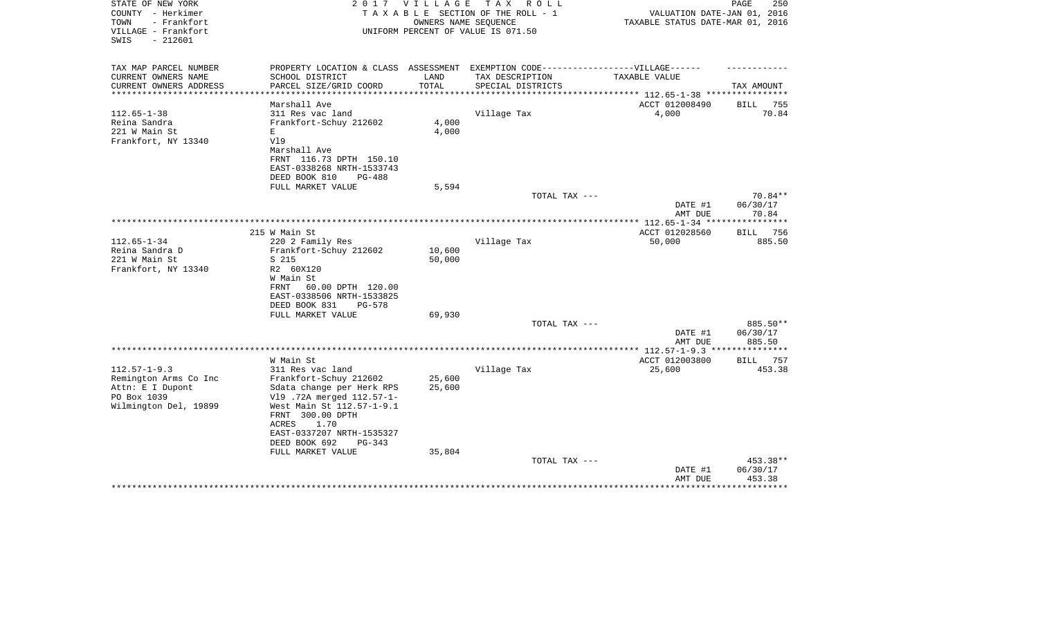STATE OF NEW YORK
COUNTY - Herkimer
TOWN - Frankfort
VILLAGE - Frankfort
SWIS - 212601

**2017 VILLAGE TAX ROLL**
TAXABLE SECTION OF THE ROLL - 1
OWNERS NAME SEQUENCE
UNIFORM PERCENT OF VALUE IS 071.50

VALUATION DATE-JAN 01, 2016
TAXABLE STATUS DATE-MAR 01, 2016

| TAX MAP PARCEL NUMBER / CURRENT OWNERS NAME / CURRENT OWNERS ADDRESS | PROPERTY LOCATION & CLASS / SCHOOL DISTRICT / PARCEL SIZE/GRID COORD | ASSESSMENT LAND / TOTAL | EXEMPTION CODE-VILLAGE / TAX DESCRIPTION / SPECIAL DISTRICTS | TAXABLE VALUE | TAX AMOUNT |
|---|---|---|---|---|---|
| | Marshall Ave | | | ACCT 012008490 | BILL 755 |
| 112.65-1-38 | 311 Res vac land | | Village Tax | 4,000 | 70.84 |
| Reina Sandra | Frankfort-Schuy 212602 | 4,000 | | | |
| 221 W Main St | E | 4,000 | | | |
| Frankfort, NY 13340 | Vl9 | | | | |
| | Marshall Ave | | | | |
| | FRNT 116.73 DPTH 150.10 | | | | |
| | EAST-0338268 NRTH-1533743 | | | | |
| | DEED BOOK 810 PG-488 | | | | |
| | FULL MARKET VALUE | 5,594 | | | |
| | | | TOTAL TAX --- | | 70.84** |
| | | | | DATE #1 | 06/30/17 |
| | | | | AMT DUE | 70.84 |
| | 215 W Main St | | | ACCT 012028560 | BILL 756 |
| 112.65-1-34 | 220 2 Family Res | | Village Tax | 50,000 | 885.50 |
| Reina Sandra D | Frankfort-Schuy 212602 | 10,600 | | | |
| 221 W Main St | S 215 | 50,000 | | | |
| Frankfort, NY 13340 | R2 60X120 | | | | |
| | W Main St | | | | |
| | FRNT 60.00 DPTH 120.00 | | | | |
| | EAST-0338506 NRTH-1533825 | | | | |
| | DEED BOOK 831 PG-578 | | | | |
| | FULL MARKET VALUE | 69,930 | | | |
| | | | TOTAL TAX --- | | 885.50** |
| | | | | DATE #1 | 06/30/17 |
| | | | | AMT DUE | 885.50 |
| | W Main St | | | ACCT 012003800 | BILL 757 |
| 112.57-1-9.3 | 311 Res vac land | | Village Tax | 25,600 | 453.38 |
| Remington Arms Co Inc | Frankfort-Schuy 212602 | 25,600 | | | |
| Attn: E I Dupont | Sdata change per Herk RPS | 25,600 | | | |
| PO Box 1039 | Vl9 .72A merged 112.57-1- | | | | |
| Wilmington Del, 19899 | West Main St 112.57-1-9.1 | | | | |
| | FRNT 300.00 DPTH | | | | |
| | ACRES 1.70 | | | | |
| | EAST-0337207 NRTH-1535327 | | | | |
| | DEED BOOK 692 PG-343 | | | | |
| | FULL MARKET VALUE | 35,804 | | | |
| | | | TOTAL TAX --- | | 453.38** |
| | | | | DATE #1 | 06/30/17 |
| | | | | AMT DUE | 453.38 |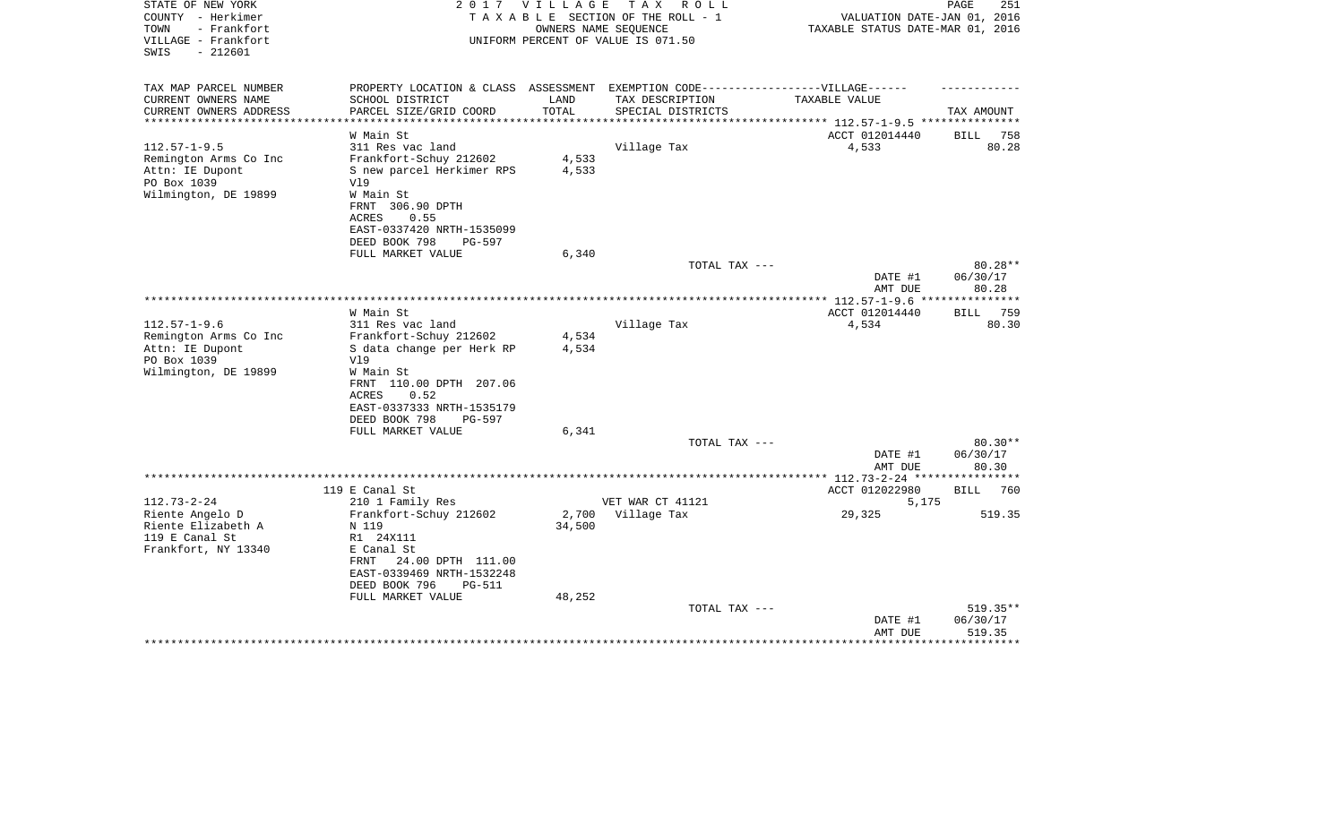STATE OF NEW YORK
COUNTY - Herkimer
TOWN - Frankfort
VILLAGE - Frankfort
SWIS - 212601

2017 VILLAGE TAX ROLL
TAXABLE SECTION OF THE ROLL - 1
OWNERS NAME SEQUENCE
UNIFORM PERCENT OF VALUE IS 071.50

VALUATION DATE-JAN 01, 2016
TAXABLE STATUS DATE-MAR 01, 2016

| TAX MAP PARCEL NUMBER<br>CURRENT OWNERS NAME<br>CURRENT OWNERS ADDRESS | PROPERTY LOCATION & CLASS<br>SCHOOL DISTRICT<br>PARCEL SIZE/GRID COORD | ASSESSMENT<br>LAND<br>TOTAL | EXEMPTION CODE------VILLAGE------<br>TAX DESCRIPTION<br>SPECIAL DISTRICTS | TAXABLE VALUE | TAX AMOUNT |
|---|---|---|---|---|---|
| 112.57-1-9.5 | W Main St | | | ACCT 012014440 | BILL 758 |
| 112.57-1-9.5 | 311 Res vac land | | Village Tax | 4,533 | 80.28 |
| Remington Arms Co Inc | Frankfort-Schuy 212602 | 4,533 | | | |
| Attn: IE Dupont | S new parcel Herkimer RPS | 4,533 | | | |
| PO Box 1039 | Vl9 | | | | |
| Wilmington, DE 19899 | W Main St | | | | |
| | FRNT 306.90 DPTH | | | | |
| | ACRES 0.55 | | | | |
| | EAST-0337420 NRTH-1535099 | | | | |
| | DEED BOOK 798 PG-597 | | | | |
| | FULL MARKET VALUE | 6,340 | | | |
| | | | TOTAL TAX --- | | 80.28** |
| | | | | DATE #1 | 06/30/17 |
| | | | | AMT DUE | 80.28 |
| 112.57-1-9.6 | W Main St | | | ACCT 012014440 | BILL 759 |
| 112.57-1-9.6 | 311 Res vac land | | Village Tax | 4,534 | 80.30 |
| Remington Arms Co Inc | Frankfort-Schuy 212602 | 4,534 | | | |
| Attn: IE Dupont | S data change per Herk RP | 4,534 | | | |
| PO Box 1039 | Vl9 | | | | |
| Wilmington, DE 19899 | W Main St | | | | |
| | FRNT 110.00 DPTH 207.06 | | | | |
| | ACRES 0.52 | | | | |
| | EAST-0337333 NRTH-1535179 | | | | |
| | DEED BOOK 798 PG-597 | | | | |
| | FULL MARKET VALUE | 6,341 | | | |
| | | | TOTAL TAX --- | | 80.30** |
| | | | | DATE #1 | 06/30/17 |
| | | | | AMT DUE | 80.30 |
| 112.73-2-24 | 119 E Canal St | | | ACCT 012022980 | BILL 760 |
| 112.73-2-24 | 210 1 Family Res | | VET WAR CT 41121 | 5,175 | |
| Riente Angelo D | Frankfort-Schuy 212602 | 2,700 | Village Tax | 29,325 | 519.35 |
| Riente Elizabeth A | N 119 | 34,500 | | | |
| 119 E Canal St | R1 24X111 | | | | |
| Frankfort, NY 13340 | E Canal St | | | | |
| | FRNT 24.00 DPTH 111.00 | | | | |
| | EAST-0339469 NRTH-1532248 | | | | |
| | DEED BOOK 796 PG-511 | | | | |
| | FULL MARKET VALUE | 48,252 | | | |
| | | | TOTAL TAX --- | | 519.35** |
| | | | | DATE #1 | 06/30/17 |
| | | | | AMT DUE | 519.35 |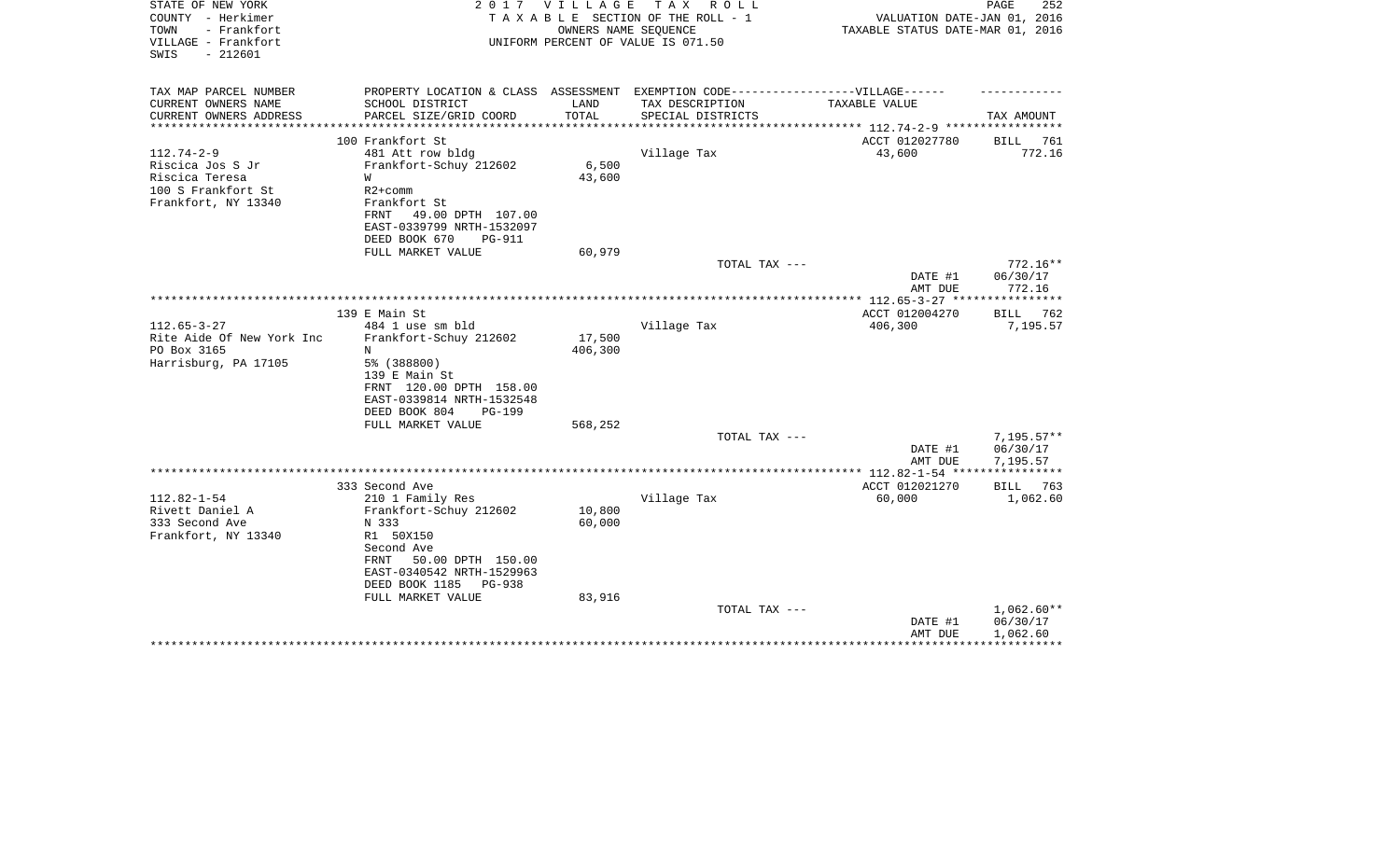STATE OF NEW YORK
COUNTY - Herkimer
TOWN - Frankfort
VILLAGE - Frankfort
SWIS - 212601

2 0 1 7 V I L L A G E T A X R O L L
T A X A B L E SECTION OF THE ROLL - 1
OWNERS NAME SEQUENCE
UNIFORM PERCENT OF VALUE IS 071.50

PAGE 252
VALUATION DATE-JAN 01, 2016
TAXABLE STATUS DATE-MAR 01, 2016

| TAX MAP PARCEL NUMBER<br>CURRENT OWNERS NAME<br>CURRENT OWNERS ADDRESS | PROPERTY LOCATION & CLASS<br>SCHOOL DISTRICT<br>PARCEL SIZE/GRID COORD | ASSESSMENT<br>LAND<br>TOTAL | EXEMPTION CODE------------------VILLAGE------<br>TAX DESCRIPTION<br>SPECIAL DISTRICTS | TAXABLE VALUE | TAX AMOUNT |
|---|---|---|---|---|---|
| | 100 Frankfort St | | | ACCT 012027780 | BILL 761 |
| 112.74-2-9 | 481 Att row bldg | | Village Tax | 43,600 | 772.16 |
| Riscica Jos S Jr | Frankfort-Schuy 212602 | 6,500 | | | |
| Riscica Teresa | W | 43,600 | | | |
| 100 S Frankfort St | R2+comm | | | | |
| Frankfort, NY 13340 | Frankfort St | | | | |
| | FRNT 49.00 DPTH 107.00 | | | | |
| | EAST-0339799 NRTH-1532097 | | | | |
| | DEED BOOK 670 PG-911 | | | | |
| | FULL MARKET VALUE | 60,979 | | | |
| | | | TOTAL TAX --- | | 772.16** |
| | | | | DATE #1 | 06/30/17 |
| | | | | AMT DUE | 772.16 |
| | 139 E Main St | | | ACCT 012004270 | BILL 762 |
| 112.65-3-27 | 484 1 use sm bld | | Village Tax | 406,300 | 7,195.57 |
| Rite Aide Of New York Inc | Frankfort-Schuy 212602 | 17,500 | | | |
| PO Box 3165 | N | 406,300 | | | |
| Harrisburg, PA 17105 | 5% (388800) | | | | |
| | 139 E Main St | | | | |
| | FRNT 120.00 DPTH 158.00 | | | | |
| | EAST-0339814 NRTH-1532548 | | | | |
| | DEED BOOK 804 PG-199 | | | | |
| | FULL MARKET VALUE | 568,252 | | | |
| | | | TOTAL TAX --- | | 7,195.57** |
| | | | | DATE #1 | 06/30/17 |
| | | | | AMT DUE | 7,195.57 |
| | 333 Second Ave | | | ACCT 012021270 | BILL 763 |
| 112.82-1-54 | 210 1 Family Res | | Village Tax | 60,000 | 1,062.60 |
| Rivett Daniel A | Frankfort-Schuy 212602 | 10,800 | | | |
| 333 Second Ave | N 333 | 60,000 | | | |
| Frankfort, NY 13340 | R1 50X150 | | | | |
| | Second Ave | | | | |
| | FRNT 50.00 DPTH 150.00 | | | | |
| | EAST-0340542 NRTH-1529963 | | | | |
| | DEED BOOK 1185 PG-938 | | | | |
| | FULL MARKET VALUE | 83,916 | | | |
| | | | TOTAL TAX --- | | 1,062.60** |
| | | | | DATE #1 | 06/30/17 |
| | | | | AMT DUE | 1,062.60 |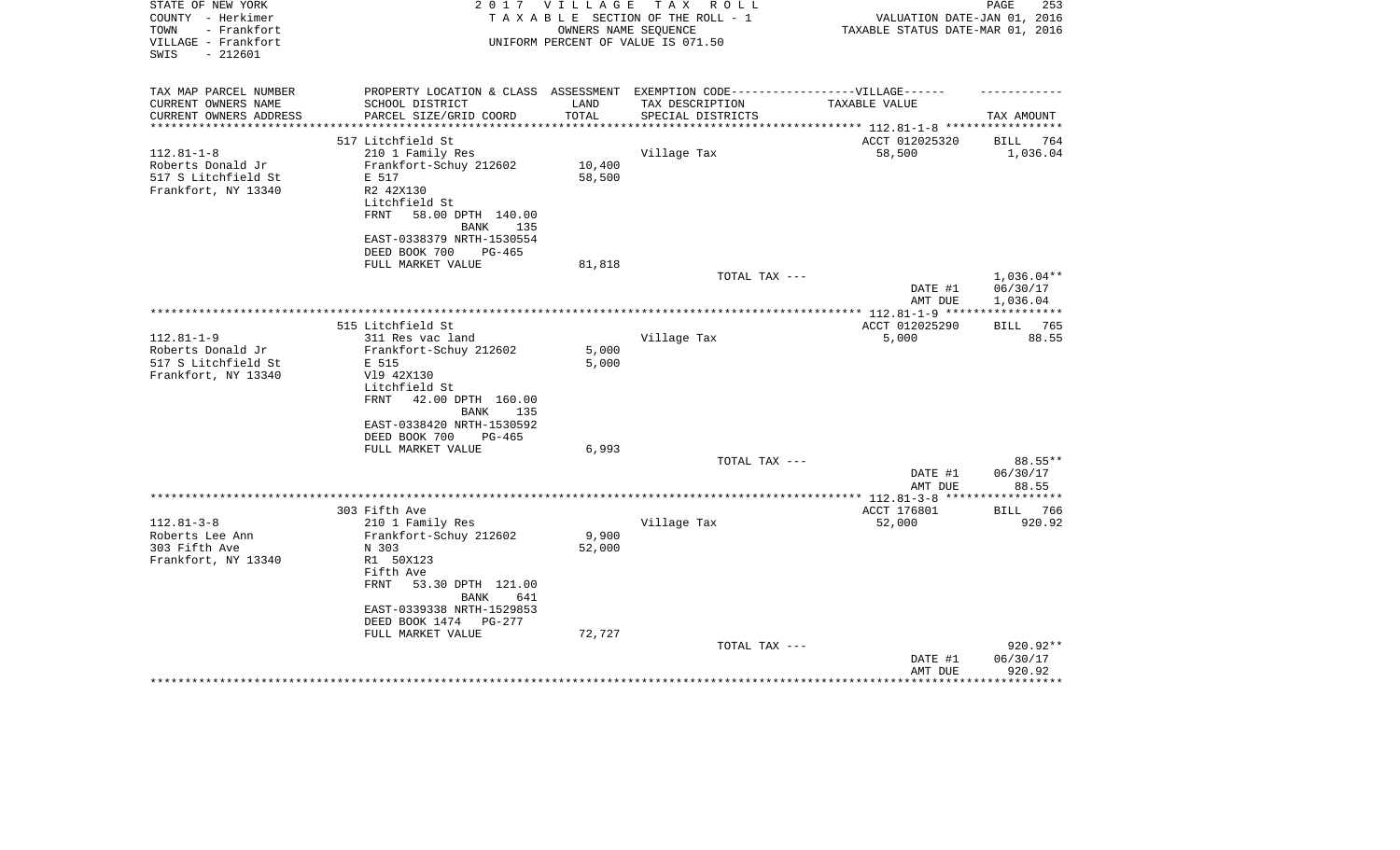STATE OF NEW YORK | 2 0 1 7 V I L L A G E T A X R O L L | PAGE 253
COUNTY - Herkimer | T A X A B L E SECTION OF THE ROLL - 1 | VALUATION DATE-JAN 01, 2016
TOWN - Frankfort | OWNERS NAME SEQUENCE | TAXABLE STATUS DATE-MAR 01, 2016
VILLAGE - Frankfort | UNIFORM PERCENT OF VALUE IS 071.50
SWIS - 212601

| TAX MAP PARCEL NUMBER / CURRENT OWNERS NAME / CURRENT OWNERS ADDRESS | PROPERTY LOCATION & CLASS / SCHOOL DISTRICT / PARCEL SIZE/GRID COORD | ASSESSMENT LAND / TOTAL | EXEMPTION CODE / TAX DESCRIPTION / SPECIAL DISTRICTS | TAXABLE VALUE | TAX AMOUNT |
|---|---|---|---|---|---|
| 112.81-1-8 | 517 Litchfield St | | | ACCT 012025320 | BILL 764 |
| Roberts Donald Jr | 210 1 Family Res | | Village Tax | 58,500 | 1,036.04 |
| 517 S Litchfield St | Frankfort-Schuy 212602 | 10,400 | | | |
| Frankfort, NY 13340 | E 517 | 58,500 | | | |
| | R2 42X130 | | | | |
| | Litchfield St | | | | |
| | FRNT 58.00 DPTH 140.00 | | | | |
| | BANK 135 | | | | |
| | EAST-0338379 NRTH-1530554 | | | | |
| | DEED BOOK 700 PG-465 | | | | |
| | FULL MARKET VALUE | 81,818 | | | |
| | | | TOTAL TAX --- | | 1,036.04** |
| | | | | DATE #1 | 06/30/17 |
| | | | | AMT DUE | 1,036.04 |
| 112.81-1-9 | 515 Litchfield St | | | ACCT 012025290 | BILL 765 |
| Roberts Donald Jr | 311 Res vac land | | Village Tax | 5,000 | 88.55 |
| 517 S Litchfield St | Frankfort-Schuy 212602 | 5,000 | | | |
| Frankfort, NY 13340 | E 515 | 5,000 | | | |
| | Vl9 42X130 | | | | |
| | Litchfield St | | | | |
| | FRNT 42.00 DPTH 160.00 | | | | |
| | BANK 135 | | | | |
| | EAST-0338420 NRTH-1530592 | | | | |
| | DEED BOOK 700 PG-465 | | | | |
| | FULL MARKET VALUE | 6,993 | | | |
| | | | TOTAL TAX --- | | 88.55** |
| | | | | DATE #1 | 06/30/17 |
| | | | | AMT DUE | 88.55 |
| 112.81-3-8 | 303 Fifth Ave | | | ACCT 176801 | BILL 766 |
| Roberts Lee Ann | 210 1 Family Res | | Village Tax | 52,000 | 920.92 |
| 303 Fifth Ave | Frankfort-Schuy 212602 | 9,900 | | | |
| Frankfort, NY 13340 | N 303 | 52,000 | | | |
| | R1 50X123 | | | | |
| | Fifth Ave | | | | |
| | FRNT 53.30 DPTH 121.00 | | | | |
| | BANK 641 | | | | |
| | EAST-0339338 NRTH-1529853 | | | | |
| | DEED BOOK 1474 PG-277 | | | | |
| | FULL MARKET VALUE | 72,727 | | | |
| | | | TOTAL TAX --- | | 920.92** |
| | | | | DATE #1 | 06/30/17 |
| | | | | AMT DUE | 920.92 |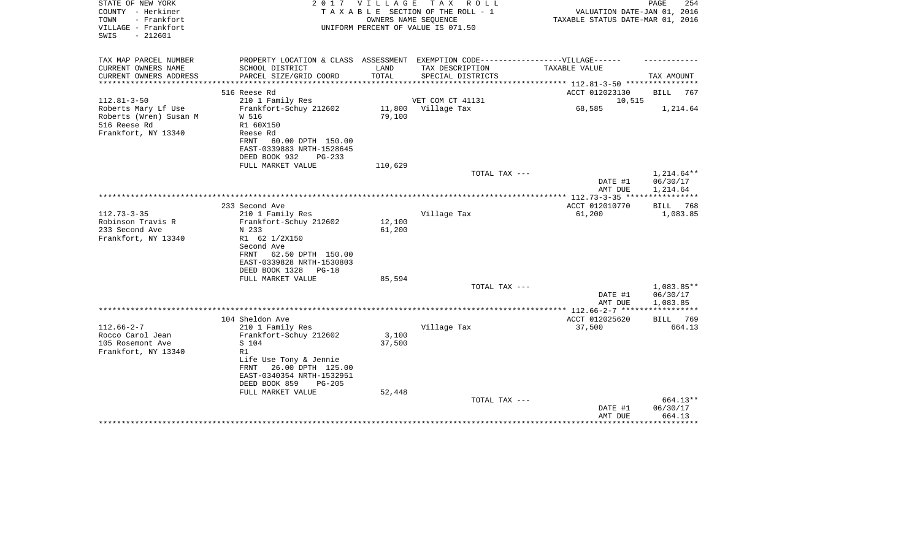STATE OF NEW YORK — 2017 VILLAGE TAX ROLL

COUNTY - Herkimer — TAXABLE SECTION OF THE ROLL - 1 — VALUATION DATE-JAN 01, 2016

TOWN - Frankfort — OWNERS NAME SEQUENCE — TAXABLE STATUS DATE-MAR 01, 2016

VILLAGE - Frankfort — UNIFORM PERCENT OF VALUE IS 071.50

SWIS - 212601

| TAX MAP PARCEL NUMBER / CURRENT OWNERS NAME / CURRENT OWNERS ADDRESS | PROPERTY LOCATION & CLASS / SCHOOL DISTRICT / PARCEL SIZE/GRID COORD | ASSESSMENT LAND / TOTAL | EXEMPTION CODE / TAX DESCRIPTION / SPECIAL DISTRICTS | VILLAGE TAXABLE VALUE | TAX AMOUNT |
|---|---|---|---|---|---|
| 112.81-3-50 | 516 Reese Rd | | | ACCT 012023130 | BILL 767 |
| Roberts Mary Lf Use | 210 1 Family Res | | VET COM CT 41131 | 10,515 | |
| Roberts (Wren) Susan M | Frankfort-Schuy 212602 | 11,800 | Village Tax | 68,585 | 1,214.64 |
| 516 Reese Rd | W 516 | 79,100 | | | |
| Frankfort, NY 13340 | R1 60X150 | | | | |
| | Reese Rd | | | | |
| | FRNT 60.00 DPTH 150.00 | | | | |
| | EAST-0339883 NRTH-1528645 | | | | |
| | DEED BOOK 932 PG-233 | | | | |
| | FULL MARKET VALUE | 110,629 | | | |
| | | | TOTAL TAX --- | | 1,214.64** |
| | | | | DATE #1 | 06/30/17 |
| | | | | AMT DUE | 1,214.64 |
| 112.73-3-35 | 233 Second Ave | | | ACCT 012010770 | BILL 768 |
| Robinson Travis R | 210 1 Family Res | | Village Tax | 61,200 | 1,083.85 |
| 233 Second Ave | Frankfort-Schuy 212602 | 12,100 | | | |
| Frankfort, NY 13340 | N 233 | 61,200 | | | |
| | R1 62 1/2X150 | | | | |
| | Second Ave | | | | |
| | FRNT 62.50 DPTH 150.00 | | | | |
| | EAST-0339828 NRTH-1530803 | | | | |
| | DEED BOOK 1328 PG-18 | | | | |
| | FULL MARKET VALUE | 85,594 | | | |
| | | | TOTAL TAX --- | | 1,083.85** |
| | | | | DATE #1 | 06/30/17 |
| | | | | AMT DUE | 1,083.85 |
| 112.66-2-7 | 104 Sheldon Ave | | | ACCT 012025620 | BILL 769 |
| Rocco Carol Jean | 210 1 Family Res | | Village Tax | 37,500 | 664.13 |
| 105 Rosemont Ave | Frankfort-Schuy 212602 | 3,100 | | | |
| Frankfort, NY 13340 | S 104 | 37,500 | | | |
| | R1 | | | | |
| | Life Use Tony & Jennie | | | | |
| | FRNT 26.00 DPTH 125.00 | | | | |
| | EAST-0340354 NRTH-1532951 | | | | |
| | DEED BOOK 859 PG-205 | | | | |
| | FULL MARKET VALUE | 52,448 | | | |
| | | | TOTAL TAX --- | | 664.13** |
| | | | | DATE #1 | 06/30/17 |
| | | | | AMT DUE | 664.13 |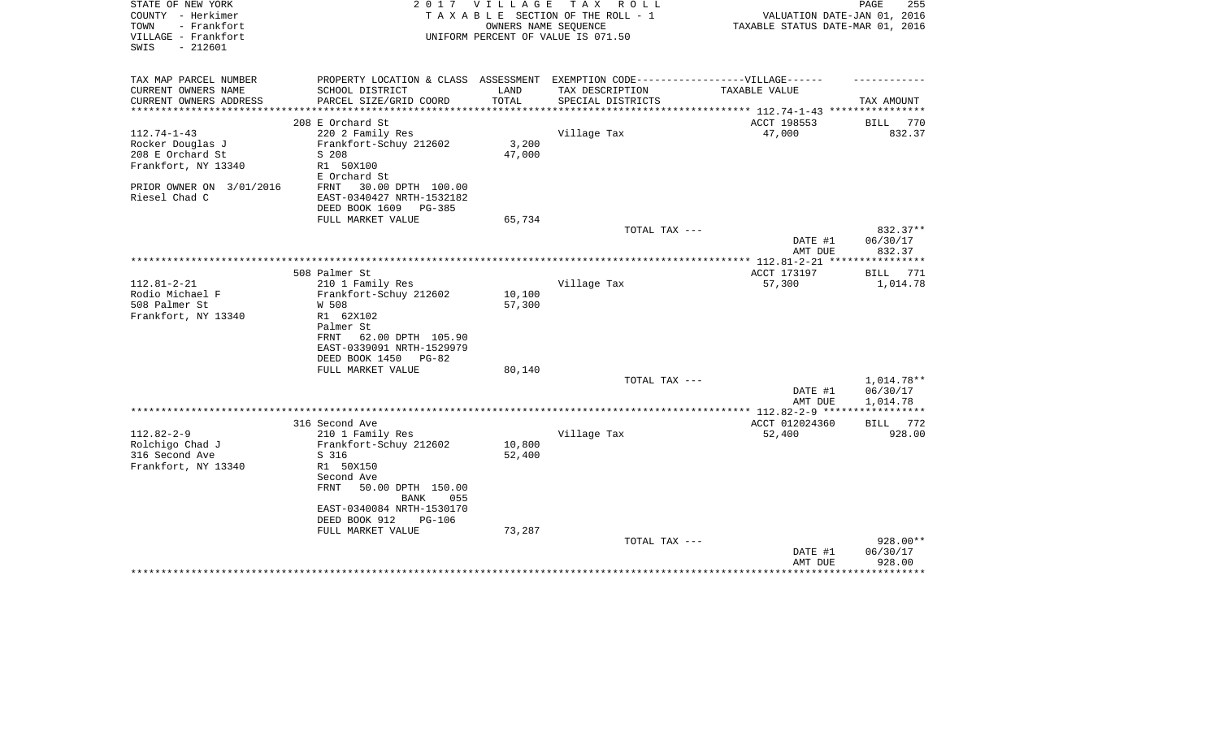STATE OF NEW YORK
COUNTY - Herkimer
TOWN - Frankfort
VILLAGE - Frankfort
SWIS - 212601

2 0 1 7 V I L L A G E T A X R O L L
T A X A B L E SECTION OF THE ROLL - 1
OWNERS NAME SEQUENCE
UNIFORM PERCENT OF VALUE IS 071.50

VALUATION DATE-JAN 01, 2016
TAXABLE STATUS DATE-MAR 01, 2016

| TAX MAP PARCEL NUMBER<br>CURRENT OWNERS NAME<br>CURRENT OWNERS ADDRESS | PROPERTY LOCATION & CLASS<br>SCHOOL DISTRICT<br>PARCEL SIZE/GRID COORD | ASSESSMENT<br>LAND<br>TOTAL | EXEMPTION CODE------------------VILLAGE------<br>TAX DESCRIPTION<br>SPECIAL DISTRICTS | TAXABLE VALUE | TAX AMOUNT |
|---|---|---|---|---|---|
| | 208 E Orchard St | | | ACCT 198553 | BILL 770 |
| 112.74-1-43 | 220 2 Family Res | | Village Tax | 47,000 | 832.37 |
| Rocker Douglas J | Frankfort-Schuy 212602 | 3,200 | | | |
| 208 E Orchard St | S 208 | 47,000 | | | |
| Frankfort, NY 13340 | R1 50X100 | | | | |
| | E Orchard St | | | | |
| PRIOR OWNER ON 3/01/2016 | FRNT 30.00 DPTH 100.00 | | | | |
| Riesel Chad C | EAST-0340427 NRTH-1532182 | | | | |
| | DEED BOOK 1609 PG-385 | | | | |
| | FULL MARKET VALUE | 65,734 | | | |
| | | | TOTAL TAX --- | | 832.37** |
| | | | | DATE #1 | 06/30/17 |
| | | | | AMT DUE | 832.37 |
| | 508 Palmer St | | | ACCT 173197 | BILL 771 |
| 112.81-2-21 | 210 1 Family Res | | Village Tax | 57,300 | 1,014.78 |
| Rodio Michael F | Frankfort-Schuy 212602 | 10,100 | | | |
| 508 Palmer St | W 508 | 57,300 | | | |
| Frankfort, NY 13340 | R1 62X102 | | | | |
| | Palmer St | | | | |
| | FRNT 62.00 DPTH 105.90 | | | | |
| | EAST-0339091 NRTH-1529979 | | | | |
| | DEED BOOK 1450 PG-82 | | | | |
| | FULL MARKET VALUE | 80,140 | | | |
| | | | TOTAL TAX --- | | 1,014.78** |
| | | | | DATE #1 | 06/30/17 |
| | | | | AMT DUE | 1,014.78 |
| | 316 Second Ave | | | ACCT 012024360 | BILL 772 |
| 112.82-2-9 | 210 1 Family Res | | Village Tax | 52,400 | 928.00 |
| Rolchigo Chad J | Frankfort-Schuy 212602 | 10,800 | | | |
| 316 Second Ave | S 316 | 52,400 | | | |
| Frankfort, NY 13340 | R1 50X150 | | | | |
| | Second Ave | | | | |
| | FRNT 50.00 DPTH 150.00 | | | | |
| | BANK 055 | | | | |
| | EAST-0340084 NRTH-1530170 | | | | |
| | DEED BOOK 912 PG-106 | | | | |
| | FULL MARKET VALUE | 73,287 | | | |
| | | | TOTAL TAX --- | | 928.00** |
| | | | | DATE #1 | 06/30/17 |
| | | | | AMT DUE | 928.00 |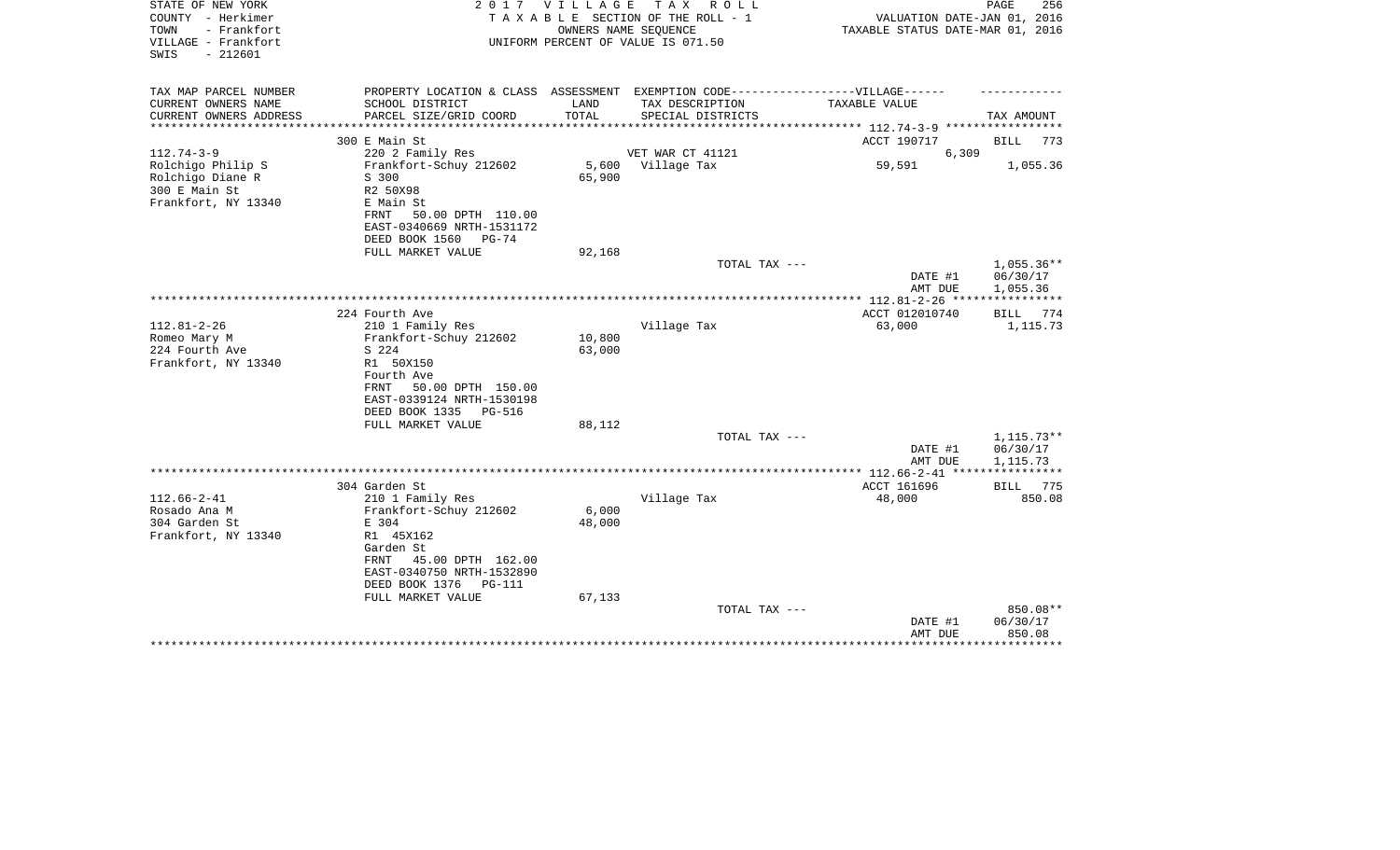STATE OF NEW YORK
COUNTY - Herkimer
TOWN - Frankfort
VILLAGE - Frankfort
SWIS - 212601

2 0 1 7 V I L L A G E T A X R O L L
T A X A B L E SECTION OF THE ROLL - 1
OWNERS NAME SEQUENCE
UNIFORM PERCENT OF VALUE IS 071.50

VALUATION DATE-JAN 01, 2016
TAXABLE STATUS DATE-MAR 01, 2016

| TAX MAP PARCEL NUMBER / CURRENT OWNERS NAME / CURRENT OWNERS ADDRESS | PROPERTY LOCATION & CLASS / SCHOOL DISTRICT / PARCEL SIZE/GRID COORD | ASSESSMENT LAND / TOTAL | EXEMPTION CODE / TAX DESCRIPTION / SPECIAL DISTRICTS | TAXABLE VALUE | TAX AMOUNT |
|---|---|---|---|---|---|
| | 300 E Main St | | | ACCT 190717 | BILL 773 |
| 112.74-3-9 | 220 2 Family Res | | VET WAR CT 41121 | 6,309 | |
| Rolchigo Philip S | Frankfort-Schuy 212602 | 5,600 | Village Tax | 59,591 | 1,055.36 |
| Rolchigo Diane R | S 300 | 65,900 | | | |
| 300 E Main St | R2 50X98 | | | | |
| Frankfort, NY 13340 | E Main St | | | | |
| | FRNT 50.00 DPTH 110.00 | | | | |
| | EAST-0340669 NRTH-1531172 | | | | |
| | DEED BOOK 1560 PG-74 | | | | |
| | FULL MARKET VALUE | 92,168 | | | |
| | | | TOTAL TAX --- | | 1,055.36** |
| | | | | DATE #1 | 06/30/17 |
| | | | | AMT DUE | 1,055.36 |
| | 224 Fourth Ave | | | ACCT 012010740 | BILL 774 |
| 112.81-2-26 | 210 1 Family Res | | Village Tax | 63,000 | 1,115.73 |
| Romeo Mary M | Frankfort-Schuy 212602 | 10,800 | | | |
| 224 Fourth Ave | S 224 | 63,000 | | | |
| Frankfort, NY 13340 | R1 50X150 | | | | |
| | Fourth Ave | | | | |
| | FRNT 50.00 DPTH 150.00 | | | | |
| | EAST-0339124 NRTH-1530198 | | | | |
| | DEED BOOK 1335 PG-516 | | | | |
| | FULL MARKET VALUE | 88,112 | | | |
| | | | TOTAL TAX --- | | 1,115.73** |
| | | | | DATE #1 | 06/30/17 |
| | | | | AMT DUE | 1,115.73 |
| | 304 Garden St | | | ACCT 161696 | BILL 775 |
| 112.66-2-41 | 210 1 Family Res | | Village Tax | 48,000 | 850.08 |
| Rosado Ana M | Frankfort-Schuy 212602 | 6,000 | | | |
| 304 Garden St | E 304 | 48,000 | | | |
| Frankfort, NY 13340 | R1 45X162 | | | | |
| | Garden St | | | | |
| | FRNT 45.00 DPTH 162.00 | | | | |
| | EAST-0340750 NRTH-1532890 | | | | |
| | DEED BOOK 1376 PG-111 | | | | |
| | FULL MARKET VALUE | 67,133 | | | |
| | | | TOTAL TAX --- | | 850.08** |
| | | | | DATE #1 | 06/30/17 |
| | | | | AMT DUE | 850.08 |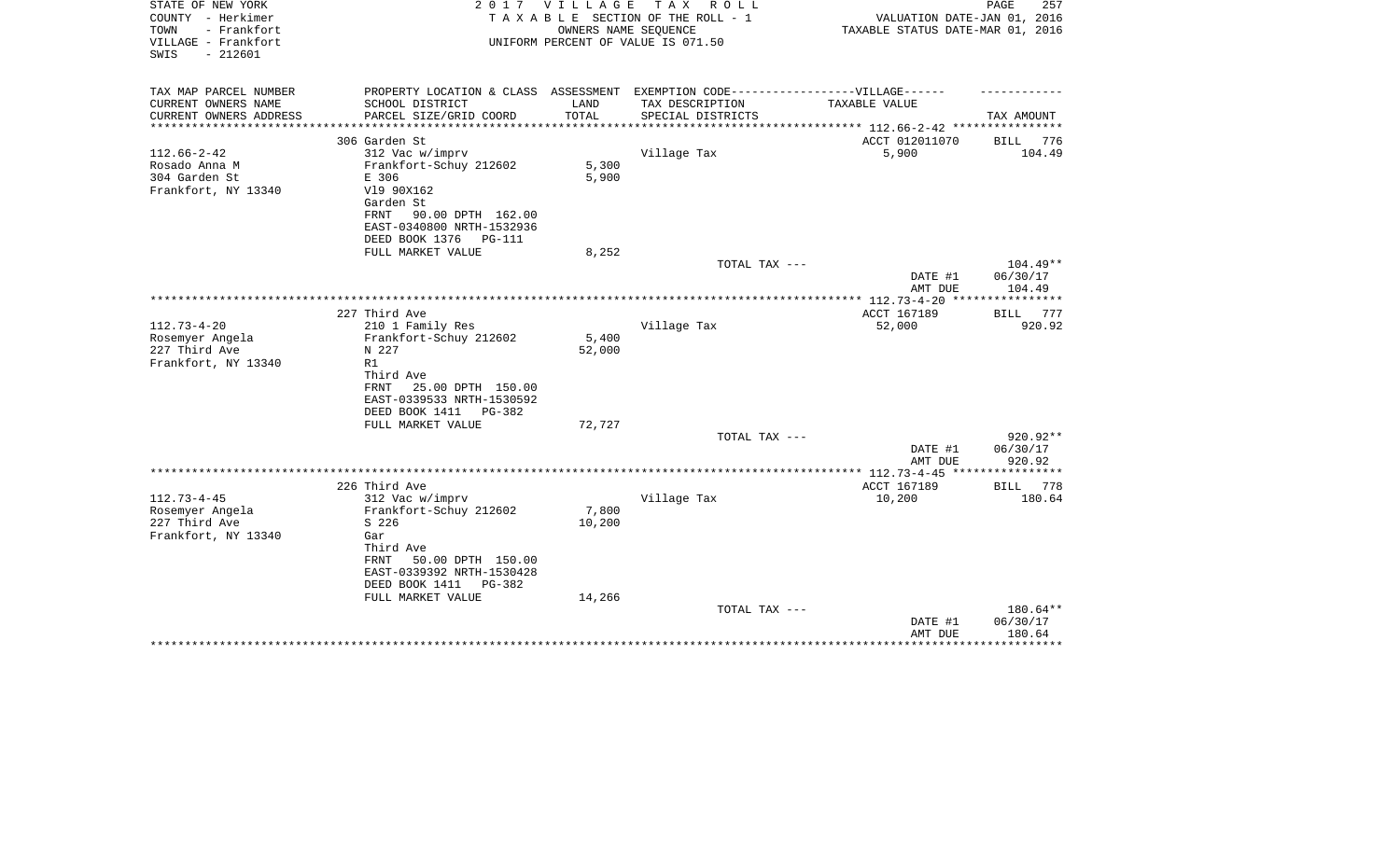STATE OF NEW YORK
COUNTY - Herkimer
TOWN - Frankfort
VILLAGE - Frankfort
SWIS - 212601

2 0 1 7 V I L L A G E T A X R O L L
T A X A B L E SECTION OF THE ROLL - 1
OWNERS NAME SEQUENCE
UNIFORM PERCENT OF VALUE IS 071.50

VALUATION DATE-JAN 01, 2016
TAXABLE STATUS DATE-MAR 01, 2016

| TAX MAP PARCEL NUMBER<br>CURRENT OWNERS NAME<br>CURRENT OWNERS ADDRESS | PROPERTY LOCATION & CLASS<br>SCHOOL DISTRICT<br>PARCEL SIZE/GRID COORD | ASSESSMENT<br>LAND<br>TOTAL | EXEMPTION CODE------VILLAGE------<br>TAX DESCRIPTION<br>SPECIAL DISTRICTS | TAXABLE VALUE | TAX AMOUNT |
|---|---|---|---|---|---|
| 112.66-2-42 | 306 Garden St | | | ACCT 012011070 | BILL 776 |
| Rosado Anna M | 312 Vac w/imprv | | Village Tax | 5,900 | 104.49 |
| 304 Garden St | Frankfort-Schuy 212602 | 5,300 | | | |
| Frankfort, NY 13340 | E 306 | 5,900 | | | |
| | Vl9 90X162 | | | | |
| | Garden St | | | | |
| | FRNT 90.00 DPTH 162.00 | | | | |
| | EAST-0340800 NRTH-1532936 | | | | |
| | DEED BOOK 1376 PG-111 | | | | |
| | FULL MARKET VALUE | 8,252 | | | |
| | | | TOTAL TAX --- | | 104.49** |
| | | | | DATE #1 | 06/30/17 |
| | | | | AMT DUE | 104.49 |
| 112.73-4-20 | 227 Third Ave | | | ACCT 167189 | BILL 777 |
| Rosemyer Angela | 210 1 Family Res | | Village Tax | 52,000 | 920.92 |
| 227 Third Ave | Frankfort-Schuy 212602 | 5,400 | | | |
| Frankfort, NY 13340 | N 227 | 52,000 | | | |
| | R1 | | | | |
| | Third Ave | | | | |
| | FRNT 25.00 DPTH 150.00 | | | | |
| | EAST-0339533 NRTH-1530592 | | | | |
| | DEED BOOK 1411 PG-382 | | | | |
| | FULL MARKET VALUE | 72,727 | | | |
| | | | TOTAL TAX --- | | 920.92** |
| | | | | DATE #1 | 06/30/17 |
| | | | | AMT DUE | 920.92 |
| 112.73-4-45 | 226 Third Ave | | | ACCT 167189 | BILL 778 |
| Rosemyer Angela | 312 Vac w/imprv | | Village Tax | 10,200 | 180.64 |
| 227 Third Ave | Frankfort-Schuy 212602 | 7,800 | | | |
| Frankfort, NY 13340 | S 226 | 10,200 | | | |
| | Gar | | | | |
| | Third Ave | | | | |
| | FRNT 50.00 DPTH 150.00 | | | | |
| | EAST-0339392 NRTH-1530428 | | | | |
| | DEED BOOK 1411 PG-382 | | | | |
| | FULL MARKET VALUE | 14,266 | | | |
| | | | TOTAL TAX --- | | 180.64** |
| | | | | DATE #1 | 06/30/17 |
| | | | | AMT DUE | 180.64 |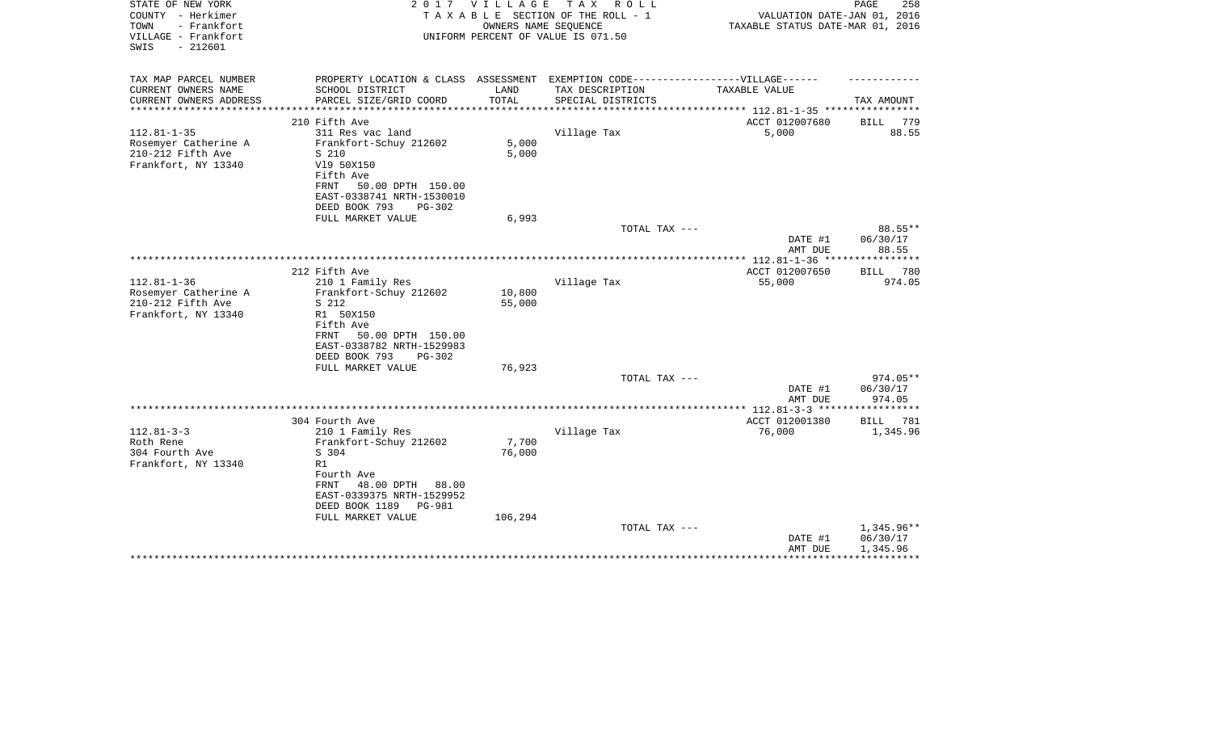STATE OF NEW YORK                2017 VILLAGE TAX ROLL
COUNTY - Herkimer                TAXABLE SECTION OF THE ROLL - 1                VALUATION DATE-JAN 01, 2016
TOWN - Frankfort                 OWNERS NAME SEQUENCE                            TAXABLE STATUS DATE-MAR 01, 2016
VILLAGE - Frankfort              UNIFORM PERCENT OF VALUE IS 071.50
SWIS - 212601

| TAX MAP PARCEL NUMBER / CURRENT OWNERS NAME / CURRENT OWNERS ADDRESS | PROPERTY LOCATION & CLASS / SCHOOL DISTRICT / PARCEL SIZE/GRID COORD | ASSESSMENT LAND | TOTAL | EXEMPTION CODE / TAX DESCRIPTION / SPECIAL DISTRICTS | TAXABLE VALUE | TAX AMOUNT |
|---|---|---|---|---|---|---|
| 112.81-1-35 | 210 Fifth Ave | | | | ACCT 012007680 | BILL 779 |
| Rosemyer Catherine A | 311 Res vac land | | | Village Tax | 5,000 | 88.55 |
| 210-212 Fifth Ave | Frankfort-Schuy 212602 | 5,000 | | | | |
| Frankfort, NY 13340 | S 210 | | 5,000 | | | |
| | Vl9 50X150 | | | | | |
| | Fifth Ave | | | | | |
| | FRNT 50.00 DPTH 150.00 | | | | | |
| | EAST-0338741 NRTH-1530010 | | | | | |
| | DEED BOOK 793 PG-302 | | | | | |
| | FULL MARKET VALUE | | 6,993 | | | |
| | | | | TOTAL TAX --- | | 88.55** |
| | | | | | DATE #1 | 06/30/17 |
| | | | | | AMT DUE | 88.55 |
| 112.81-1-36 | 212 Fifth Ave | | | | ACCT 012007650 | BILL 780 |
| Rosemyer Catherine A | 210 1 Family Res | | | Village Tax | 55,000 | 974.05 |
| 210-212 Fifth Ave | Frankfort-Schuy 212602 | 10,800 | | | | |
| Frankfort, NY 13340 | S 212 | | 55,000 | | | |
| | R1 50X150 | | | | | |
| | Fifth Ave | | | | | |
| | FRNT 50.00 DPTH 150.00 | | | | | |
| | EAST-0338782 NRTH-1529983 | | | | | |
| | DEED BOOK 793 PG-302 | | | | | |
| | FULL MARKET VALUE | | 76,923 | | | |
| | | | | TOTAL TAX --- | | 974.05** |
| | | | | | DATE #1 | 06/30/17 |
| | | | | | AMT DUE | 974.05 |
| 112.81-3-3 | 304 Fourth Ave | | | | ACCT 012001380 | BILL 781 |
| Roth Rene | 210 1 Family Res | | | Village Tax | 76,000 | 1,345.96 |
| 304 Fourth Ave | Frankfort-Schuy 212602 | 7,700 | | | | |
| Frankfort, NY 13340 | S 304 | | 76,000 | | | |
| | R1 | | | | | |
| | Fourth Ave | | | | | |
| | FRNT 48.00 DPTH 88.00 | | | | | |
| | EAST-0339375 NRTH-1529952 | | | | | |
| | DEED BOOK 1189 PG-981 | | | | | |
| | FULL MARKET VALUE | | 106,294 | | | |
| | | | | TOTAL TAX --- | | 1,345.96** |
| | | | | | DATE #1 | 06/30/17 |
| | | | | | AMT DUE | 1,345.96 |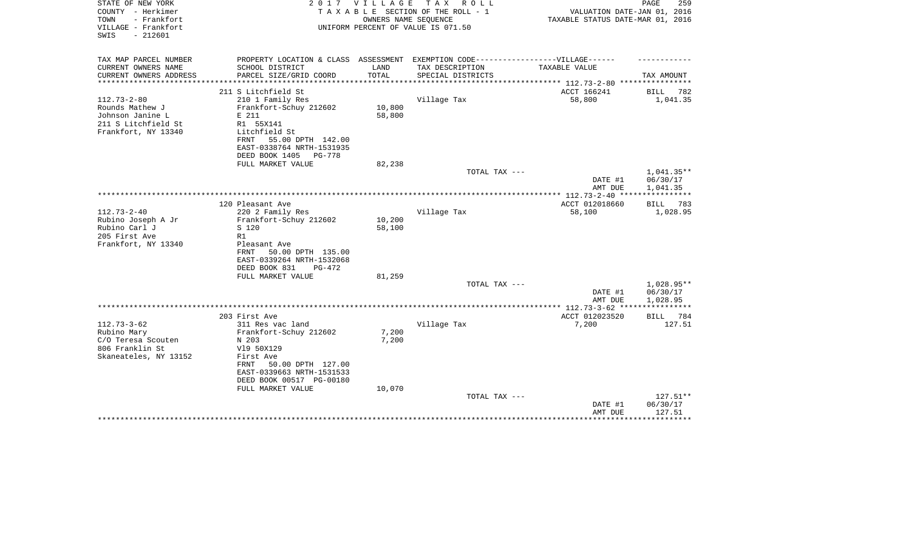STATE OF NEW YORK
COUNTY - Herkimer
TOWN - Frankfort
VILLAGE - Frankfort
SWIS - 212601

2017 VILLAGE TAX ROLL
TAXABLE SECTION OF THE ROLL - 1
OWNERS NAME SEQUENCE
UNIFORM PERCENT OF VALUE IS 071.50

VALUATION DATE-JAN 01, 2016
TAXABLE STATUS DATE-MAR 01, 2016

| TAX MAP PARCEL NUMBER / CURRENT OWNERS NAME / CURRENT OWNERS ADDRESS | PROPERTY LOCATION & CLASS / SCHOOL DISTRICT / PARCEL SIZE/GRID COORD | ASSESSMENT LAND / TOTAL | EXEMPTION CODE-VILLAGE / TAX DESCRIPTION / SPECIAL DISTRICTS | TAXABLE VALUE | TAX AMOUNT |
|---|---|---|---|---|---|
| | 211 S Litchfield St | | | ACCT 166241 | BILL 782 |
| 112.73-2-80 | 210 1 Family Res | | Village Tax | 58,800 | 1,041.35 |
| Rounds Mathew J | Frankfort-Schuy 212602 | 10,800 | | | |
| Johnson Janine L | E 211 | 58,800 | | | |
| 211 S Litchfield St | R1 55X141 | | | | |
| Frankfort, NY 13340 | Litchfield St | | | | |
| | FRNT 55.00 DPTH 142.00 | | | | |
| | EAST-0338764 NRTH-1531935 | | | | |
| | DEED BOOK 1405 PG-778 | | | | |
| | FULL MARKET VALUE | 82,238 | | | |
| | | | TOTAL TAX --- | | 1,041.35** |
| | | | | DATE #1 | 06/30/17 |
| | | | | AMT DUE | 1,041.35 |
| | 120 Pleasant Ave | | | ACCT 012018660 | BILL 783 |
| 112.73-2-40 | 220 2 Family Res | | Village Tax | 58,100 | 1,028.95 |
| Rubino Joseph A Jr | Frankfort-Schuy 212602 | 10,200 | | | |
| Rubino Carl J | S 120 | 58,100 | | | |
| 205 First Ave | R1 | | | | |
| Frankfort, NY 13340 | Pleasant Ave | | | | |
| | FRNT 50.00 DPTH 135.00 | | | | |
| | EAST-0339264 NRTH-1532068 | | | | |
| | DEED BOOK 831 PG-472 | | | | |
| | FULL MARKET VALUE | 81,259 | | | |
| | | | TOTAL TAX --- | | 1,028.95** |
| | | | | DATE #1 | 06/30/17 |
| | | | | AMT DUE | 1,028.95 |
| | 203 First Ave | | | ACCT 012023520 | BILL 784 |
| 112.73-3-62 | 311 Res vac land | | Village Tax | 7,200 | 127.51 |
| Rubino Mary | Frankfort-Schuy 212602 | 7,200 | | | |
| C/O Teresa Scouten | N 203 | 7,200 | | | |
| 806 Franklin St | Vl9 50X129 | | | | |
| Skaneateles, NY 13152 | First Ave | | | | |
| | FRNT 50.00 DPTH 127.00 | | | | |
| | EAST-0339663 NRTH-1531533 | | | | |
| | DEED BOOK 00517 PG-00180 | | | | |
| | FULL MARKET VALUE | 10,070 | | | |
| | | | TOTAL TAX --- | | 127.51** |
| | | | | DATE #1 | 06/30/17 |
| | | | | AMT DUE | 127.51 |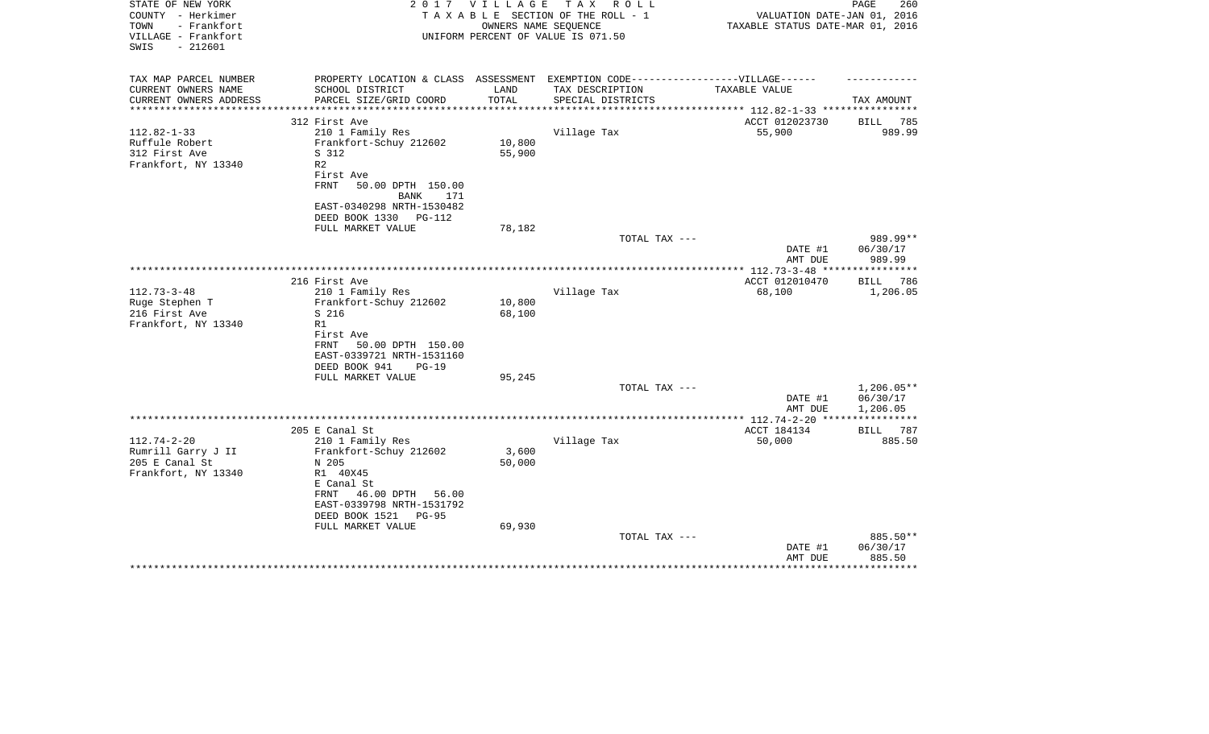STATE OF NEW YORK
COUNTY - Herkimer
TOWN - Frankfort
VILLAGE - Frankfort
SWIS - 212601

2 0 1 7 V I L L A G E T A X R O L L
T A X A B L E SECTION OF THE ROLL - 1
OWNERS NAME SEQUENCE
UNIFORM PERCENT OF VALUE IS 071.50

VALUATION DATE-JAN 01, 2016
TAXABLE STATUS DATE-MAR 01, 2016

| TAX MAP PARCEL NUMBER<br>CURRENT OWNERS NAME<br>CURRENT OWNERS ADDRESS | PROPERTY LOCATION & CLASS<br>SCHOOL DISTRICT<br>PARCEL SIZE/GRID COORD | ASSESSMENT<br>LAND<br>TOTAL | EXEMPTION CODE------------------VILLAGE------<br>TAX DESCRIPTION<br>SPECIAL DISTRICTS | TAXABLE VALUE | TAX AMOUNT |
|---|---|---|---|---|---|
| | 312 First Ave | | | ACCT 012023730 | BILL 785 |
| 112.82-1-33 | 210 1 Family Res | | Village Tax | 55,900 | 989.99 |
| Ruffule Robert | Frankfort-Schuy 212602 | 10,800 | | | |
| 312 First Ave | S 312 | 55,900 | | | |
| Frankfort, NY 13340 | R2 | | | | |
| | First Ave | | | | |
| | FRNT 50.00 DPTH 150.00 | | | | |
| | BANK 171 | | | | |
| | EAST-0340298 NRTH-1530482 | | | | |
| | DEED BOOK 1330 PG-112 | | | | |
| | FULL MARKET VALUE | 78,182 | | | |
| | | | TOTAL TAX --- | | 989.99** |
| | | | | DATE #1 | 06/30/17 |
| | | | | AMT DUE | 989.99 |
| | 216 First Ave | | | ACCT 012010470 | BILL 786 |
| 112.73-3-48 | 210 1 Family Res | | Village Tax | 68,100 | 1,206.05 |
| Ruge Stephen T | Frankfort-Schuy 212602 | 10,800 | | | |
| 216 First Ave | S 216 | 68,100 | | | |
| Frankfort, NY 13340 | R1 | | | | |
| | First Ave | | | | |
| | FRNT 50.00 DPTH 150.00 | | | | |
| | EAST-0339721 NRTH-1531160 | | | | |
| | DEED BOOK 941 PG-19 | | | | |
| | FULL MARKET VALUE | 95,245 | | | |
| | | | TOTAL TAX --- | | 1,206.05** |
| | | | | DATE #1 | 06/30/17 |
| | | | | AMT DUE | 1,206.05 |
| | 205 E Canal St | | | ACCT 184134 | BILL 787 |
| 112.74-2-20 | 210 1 Family Res | | Village Tax | 50,000 | 885.50 |
| Rumrill Garry J II | Frankfort-Schuy 212602 | 3,600 | | | |
| 205 E Canal St | N 205 | 50,000 | | | |
| Frankfort, NY 13340 | R1 40X45 | | | | |
| | E Canal St | | | | |
| | FRNT 46.00 DPTH 56.00 | | | | |
| | EAST-0339798 NRTH-1531792 | | | | |
| | DEED BOOK 1521 PG-95 | | | | |
| | FULL MARKET VALUE | 69,930 | | | |
| | | | TOTAL TAX --- | | 885.50** |
| | | | | DATE #1 | 06/30/17 |
| | | | | AMT DUE | 885.50 |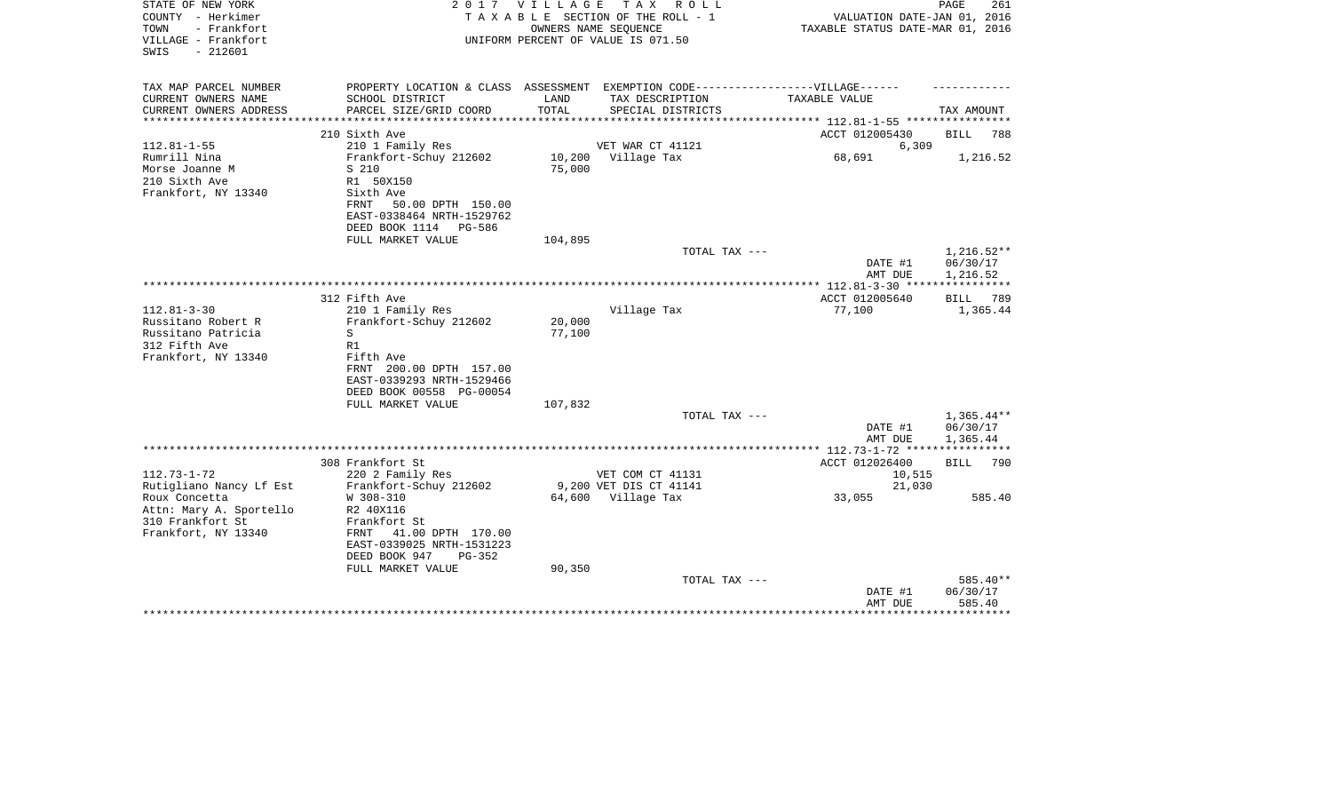STATE OF NEW YORK
COUNTY - Herkimer
TOWN - Frankfort
VILLAGE - Frankfort
SWIS - 212601

2017 VILLAGE TAX ROLL
TAXABLE SECTION OF THE ROLL - 1
OWNERS NAME SEQUENCE
UNIFORM PERCENT OF VALUE IS 071.50

VALUATION DATE-JAN 01, 2016
TAXABLE STATUS DATE-MAR 01, 2016

| TAX MAP PARCEL NUMBER<br>CURRENT OWNERS NAME<br>CURRENT OWNERS ADDRESS | PROPERTY LOCATION & CLASS<br>SCHOOL DISTRICT<br>PARCEL SIZE/GRID COORD | ASSESSMENT<br>LAND<br>TOTAL | EXEMPTION CODE------VILLAGE------<br>TAX DESCRIPTION<br>SPECIAL DISTRICTS | TAXABLE VALUE | TAX AMOUNT |
|---|---|---|---|---|---|
| 112.81-1-55 | 210 Sixth Ave | | | ACCT 012005430 | BILL 788 |
| 112.81-1-55 | 210 1 Family Res | | VET WAR CT 41121 | 6,309 | |
| Rumrill Nina | Frankfort-Schuy 212602 | 10,200 | Village Tax | 68,691 | 1,216.52 |
| Morse Joanne M | S 210 | 75,000 | | | |
| 210 Sixth Ave | R1 50X150 | | | | |
| Frankfort, NY 13340 | Sixth Ave | | | | |
| | FRNT 50.00 DPTH 150.00 | | | | |
| | EAST-0338464 NRTH-1529762 | | | | |
| | DEED BOOK 1114 PG-586 | | | | |
| | FULL MARKET VALUE | 104,895 | | | |
| | | | TOTAL TAX --- | | 1,216.52** |
| | | | | DATE #1 | 06/30/17 |
| | | | | AMT DUE | 1,216.52 |
| 112.81-3-30 | 312 Fifth Ave | | | ACCT 012005640 | BILL 789 |
| 112.81-3-30 | 210 1 Family Res | | Village Tax | 77,100 | 1,365.44 |
| Russitano Robert R | Frankfort-Schuy 212602 | 20,000 | | | |
| Russitano Patricia | S | 77,100 | | | |
| 312 Fifth Ave | R1 | | | | |
| Frankfort, NY 13340 | Fifth Ave | | | | |
| | FRNT 200.00 DPTH 157.00 | | | | |
| | EAST-0339293 NRTH-1529466 | | | | |
| | DEED BOOK 00558 PG-00054 | | | | |
| | FULL MARKET VALUE | 107,832 | | | |
| | | | TOTAL TAX --- | | 1,365.44** |
| | | | | DATE #1 | 06/30/17 |
| | | | | AMT DUE | 1,365.44 |
| 112.73-1-72 | 308 Frankfort St | | | ACCT 012026400 | BILL 790 |
| 112.73-1-72 | 220 2 Family Res | | VET COM CT 41131 | 10,515 | |
| Rutigliano Nancy Lf Est | Frankfort-Schuy 212602 | 9,200 | VET DIS CT 41141 | 21,030 | |
| Roux Concetta | W 308-310 | 64,600 | Village Tax | 33,055 | 585.40 |
| Attn: Mary A. Sportello | R2 40X116 | | | | |
| 310 Frankfort St | Frankfort St | | | | |
| Frankfort, NY 13340 | FRNT 41.00 DPTH 170.00 | | | | |
| | EAST-0339025 NRTH-1531223 | | | | |
| | DEED BOOK 947 PG-352 | | | | |
| | FULL MARKET VALUE | 90,350 | | | |
| | | | TOTAL TAX --- | | 585.40** |
| | | | | DATE #1 | 06/30/17 |
| | | | | AMT DUE | 585.40 |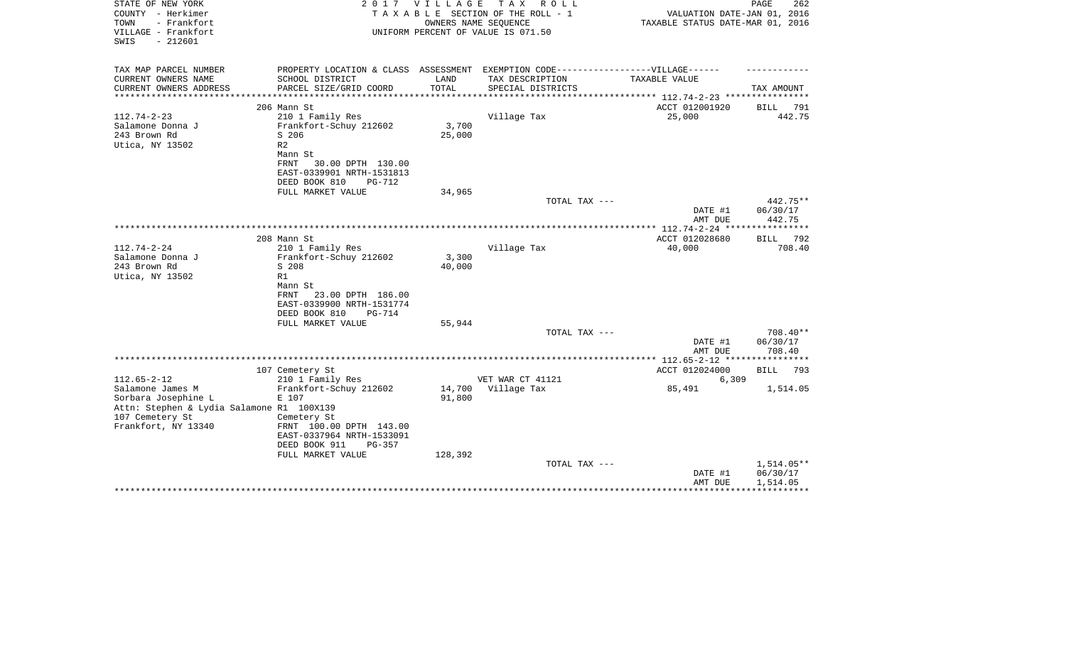STATE OF NEW YORK
COUNTY - Herkimer
TOWN - Frankfort
VILLAGE - Frankfort
SWIS - 212601

# 2017 VILLAGE TAX ROLL

TAXABLE SECTION OF THE ROLL - 1
OWNERS NAME SEQUENCE
UNIFORM PERCENT OF VALUE IS 071.50

VALUATION DATE-JAN 01, 2016
TAXABLE STATUS DATE-MAR 01, 2016

| TAX MAP PARCEL NUMBER / CURRENT OWNERS NAME / CURRENT OWNERS ADDRESS | PROPERTY LOCATION & CLASS / SCHOOL DISTRICT / PARCEL SIZE/GRID COORD | ASSESSMENT LAND / TOTAL | EXEMPTION CODE / TAX DESCRIPTION / SPECIAL DISTRICTS | TAXABLE VALUE | TAX AMOUNT |
|---|---|---|---|---|---|
| 112.74-2-23 | 206 Mann St | | | ACCT 012001920 | BILL 791 |
| Salamone Donna J | 210 1 Family Res | | Village Tax | 25,000 | 442.75 |
| 243 Brown Rd | Frankfort-Schuy 212602 | 3,700 | | | |
| Utica, NY 13502 | S 206 | 25,000 | | | |
| | R2 | | | | |
| | Mann St | | | | |
| | FRNT 30.00 DPTH 130.00 | | | | |
| | EAST-0339901 NRTH-1531813 | | | | |
| | DEED BOOK 810 PG-712 | | | | |
| | FULL MARKET VALUE | 34,965 | | | |
| | | | TOTAL TAX --- | | 442.75** |
| | | | | DATE #1 | 06/30/17 |
| | | | | AMT DUE | 442.75 |
| 112.74-2-24 | 208 Mann St | | | ACCT 012028680 | BILL 792 |
| Salamone Donna J | 210 1 Family Res | | Village Tax | 40,000 | 708.40 |
| 243 Brown Rd | Frankfort-Schuy 212602 | 3,300 | | | |
| Utica, NY 13502 | S 208 | 40,000 | | | |
| | R1 | | | | |
| | Mann St | | | | |
| | FRNT 23.00 DPTH 186.00 | | | | |
| | EAST-0339900 NRTH-1531774 | | | | |
| | DEED BOOK 810 PG-714 | | | | |
| | FULL MARKET VALUE | 55,944 | | | |
| | | | TOTAL TAX --- | | 708.40** |
| | | | | DATE #1 | 06/30/17 |
| | | | | AMT DUE | 708.40 |
| 112.65-2-12 | 107 Cemetery St | | | ACCT 012024000 | BILL 793 |
| Salamone James M | 210 1 Family Res | | VET WAR CT 41121 | 6,309 | |
| Sorbara Josephine L | Frankfort-Schuy 212602 | 14,700 | Village Tax | 85,491 | 1,514.05 |
| Attn: Stephen & Lydia Salamone | E 107 | 91,800 | | | |
| 107 Cemetery St | R1 100X139 | | | | |
| Frankfort, NY 13340 | Cemetery St | | | | |
| | FRNT 100.00 DPTH 143.00 | | | | |
| | EAST-0337964 NRTH-1533091 | | | | |
| | DEED BOOK 911 PG-357 | | | | |
| | FULL MARKET VALUE | 128,392 | | | |
| | | | TOTAL TAX --- | | 1,514.05** |
| | | | | DATE #1 | 06/30/17 |
| | | | | AMT DUE | 1,514.05 |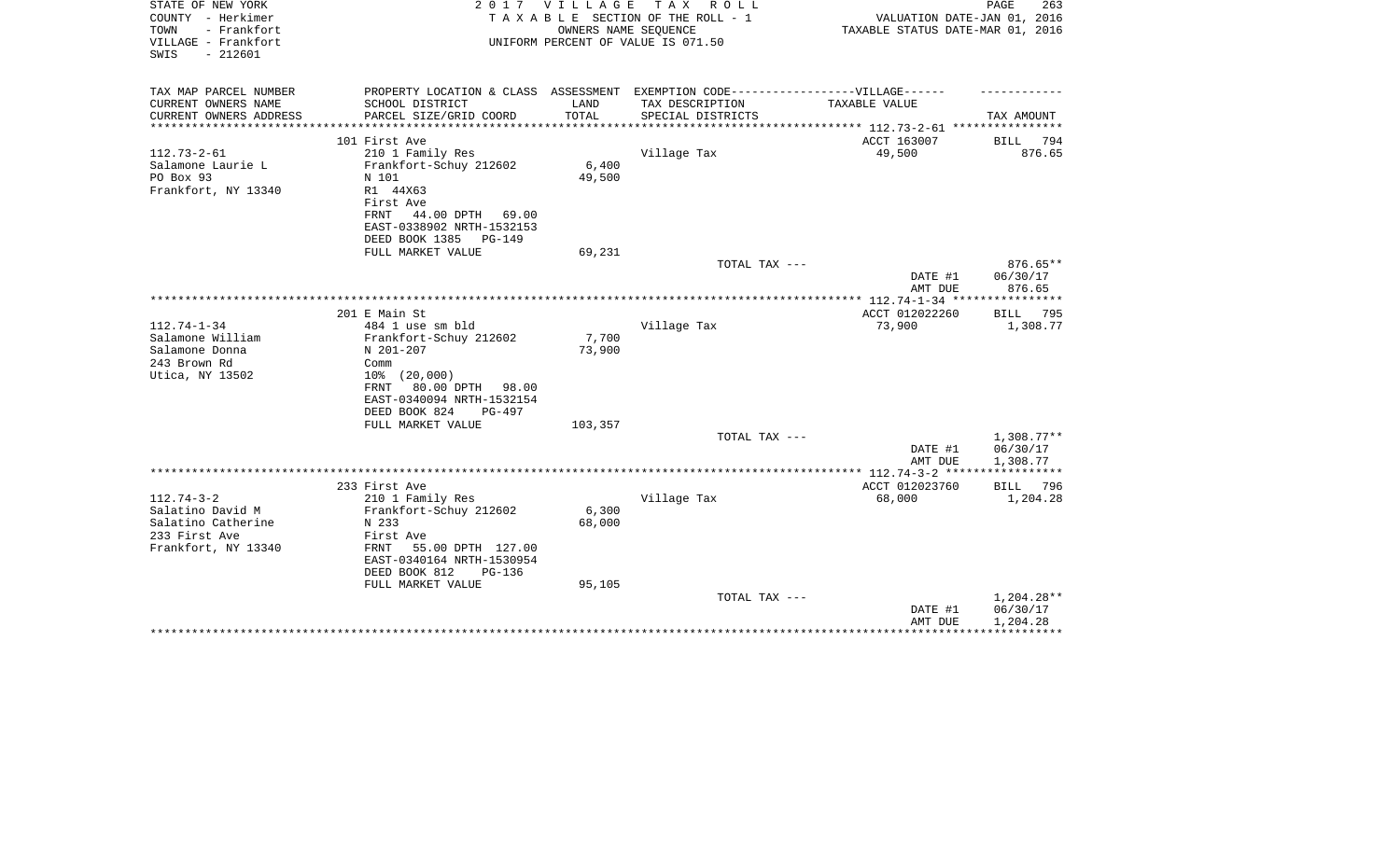STATE OF NEW YORK 2 0 1 7 V I L L A G E T A X R O L L
COUNTY - Herkimer T A X A B L E SECTION OF THE ROLL - 1 VALUATION DATE-JAN 01, 2016
TOWN - Frankfort OWNERS NAME SEQUENCE TAXABLE STATUS DATE-MAR 01, 2016
VILLAGE - Frankfort UNIFORM PERCENT OF VALUE IS 071.50
SWIS - 212601

| TAX MAP PARCEL NUMBER<br>CURRENT OWNERS NAME<br>CURRENT OWNERS ADDRESS | PROPERTY LOCATION & CLASS<br>SCHOOL DISTRICT<br>PARCEL SIZE/GRID COORD | ASSESSMENT<br>LAND<br>TOTAL | EXEMPTION CODE------VILLAGE------<br>TAX DESCRIPTION<br>SPECIAL DISTRICTS | TAXABLE VALUE | TAX AMOUNT |
|---|---|---|---|---|---|
| | 101 First Ave | | | ACCT 163007 | BILL 794 |
| 112.73-2-61 | 210 1 Family Res | | Village Tax | 49,500 | 876.65 |
| Salamone Laurie L | Frankfort-Schuy 212602 | 6,400 | | | |
| PO Box 93 | N 101 | 49,500 | | | |
| Frankfort, NY 13340 | R1 44X63 | | | | |
| | First Ave | | | | |
| | FRNT 44.00 DPTH 69.00 | | | | |
| | EAST-0338902 NRTH-1532153 | | | | |
| | DEED BOOK 1385 PG-149 | | | | |
| | FULL MARKET VALUE | 69,231 | | | |
| | | | TOTAL TAX --- | | 876.65** |
| | | | | DATE #1 | 06/30/17 |
| | | | | AMT DUE | 876.65 |
| | 201 E Main St | | | ACCT 012022260 | BILL 795 |
| 112.74-1-34 | 484 1 use sm bld | | Village Tax | 73,900 | 1,308.77 |
| Salamone William | Frankfort-Schuy 212602 | 7,700 | | | |
| Salamone Donna | N 201-207 | 73,900 | | | |
| 243 Brown Rd | Comm | | | | |
| Utica, NY 13502 | 10% (20,000) | | | | |
| | FRNT 80.00 DPTH 98.00 | | | | |
| | EAST-0340094 NRTH-1532154 | | | | |
| | DEED BOOK 824 PG-497 | | | | |
| | FULL MARKET VALUE | 103,357 | | | |
| | | | TOTAL TAX --- | | 1,308.77** |
| | | | | DATE #1 | 06/30/17 |
| | | | | AMT DUE | 1,308.77 |
| | 233 First Ave | | | ACCT 012023760 | BILL 796 |
| 112.74-3-2 | 210 1 Family Res | | Village Tax | 68,000 | 1,204.28 |
| Salatino David M | Frankfort-Schuy 212602 | 6,300 | | | |
| Salatino Catherine | N 233 | 68,000 | | | |
| 233 First Ave | First Ave | | | | |
| Frankfort, NY 13340 | FRNT 55.00 DPTH 127.00 | | | | |
| | EAST-0340164 NRTH-1530954 | | | | |
| | DEED BOOK 812 PG-136 | | | | |
| | FULL MARKET VALUE | 95,105 | | | |
| | | | TOTAL TAX --- | | 1,204.28** |
| | | | | DATE #1 | 06/30/17 |
| | | | | AMT DUE | 1,204.28 |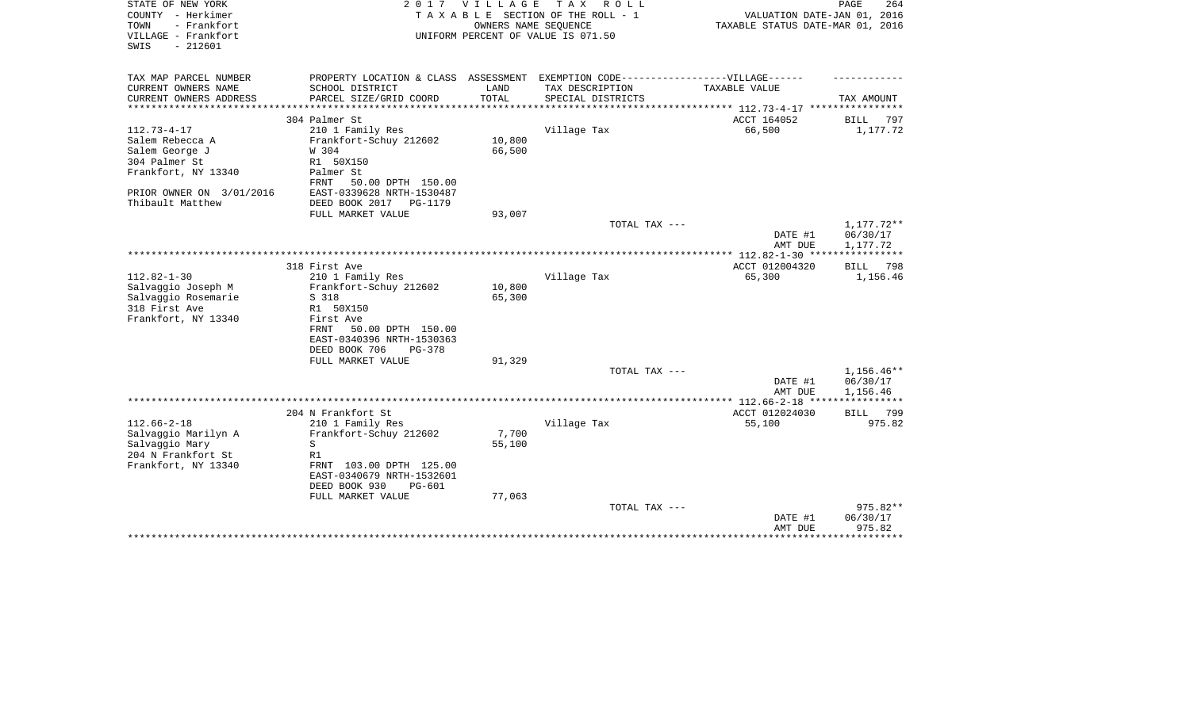STATE OF NEW YORK
COUNTY - Herkimer
TOWN - Frankfort
VILLAGE - Frankfort
SWIS - 212601

2 0 1 7 V I L L A G E T A X R O L L
T A X A B L E SECTION OF THE ROLL - 1
OWNERS NAME SEQUENCE
UNIFORM PERCENT OF VALUE IS 071.50

VALUATION DATE-JAN 01, 2016
TAXABLE STATUS DATE-MAR 01, 2016

| TAX MAP PARCEL NUMBER<br>CURRENT OWNERS NAME<br>CURRENT OWNERS ADDRESS | PROPERTY LOCATION & CLASS<br>SCHOOL DISTRICT<br>PARCEL SIZE/GRID COORD | ASSESSMENT<br>LAND<br>TOTAL | EXEMPTION CODE------VILLAGE------<br>TAX DESCRIPTION<br>SPECIAL DISTRICTS | TAXABLE VALUE | TAX AMOUNT |
|---|---|---|---|---|---|
| | 304 Palmer St | | | ACCT 164052 | BILL 797 |
| 112.73-4-17 | 210 1 Family Res | | Village Tax | 66,500 | 1,177.72 |
| Salem Rebecca A | Frankfort-Schuy 212602 | 10,800 | | | |
| Salem George J | W 304 | 66,500 | | | |
| 304 Palmer St | R1 50X150 | | | | |
| Frankfort, NY 13340 | Palmer St | | | | |
| | FRNT 50.00 DPTH 150.00 | | | | |
| PRIOR OWNER ON 3/01/2016 | EAST-0339628 NRTH-1530487 | | | | |
| Thibault Matthew | DEED BOOK 2017 PG-1179 | | | | |
| | FULL MARKET VALUE | 93,007 | | | |
| | | | TOTAL TAX --- | | 1,177.72** |
| | | | | DATE #1 | 06/30/17 |
| | | | | AMT DUE | 1,177.72 |
| | 318 First Ave | | | ACCT 012004320 | BILL 798 |
| 112.82-1-30 | 210 1 Family Res | | Village Tax | 65,300 | 1,156.46 |
| Salvaggio Joseph M | Frankfort-Schuy 212602 | 10,800 | | | |
| Salvaggio Rosemarie | S 318 | 65,300 | | | |
| 318 First Ave | R1 50X150 | | | | |
| Frankfort, NY 13340 | First Ave | | | | |
| | FRNT 50.00 DPTH 150.00 | | | | |
| | EAST-0340396 NRTH-1530363 | | | | |
| | DEED BOOK 706 PG-378 | | | | |
| | FULL MARKET VALUE | 91,329 | | | |
| | | | TOTAL TAX --- | | 1,156.46** |
| | | | | DATE #1 | 06/30/17 |
| | | | | AMT DUE | 1,156.46 |
| | 204 N Frankfort St | | | ACCT 012024030 | BILL 799 |
| 112.66-2-18 | 210 1 Family Res | | Village Tax | 55,100 | 975.82 |
| Salvaggio Marilyn A | Frankfort-Schuy 212602 | 7,700 | | | |
| Salvaggio Mary | S | 55,100 | | | |
| 204 N Frankfort St | R1 | | | | |
| Frankfort, NY 13340 | FRNT 103.00 DPTH 125.00 | | | | |
| | EAST-0340679 NRTH-1532601 | | | | |
| | DEED BOOK 930 PG-601 | | | | |
| | FULL MARKET VALUE | 77,063 | | | |
| | | | TOTAL TAX --- | | 975.82** |
| | | | | DATE #1 | 06/30/17 |
| | | | | AMT DUE | 975.82 |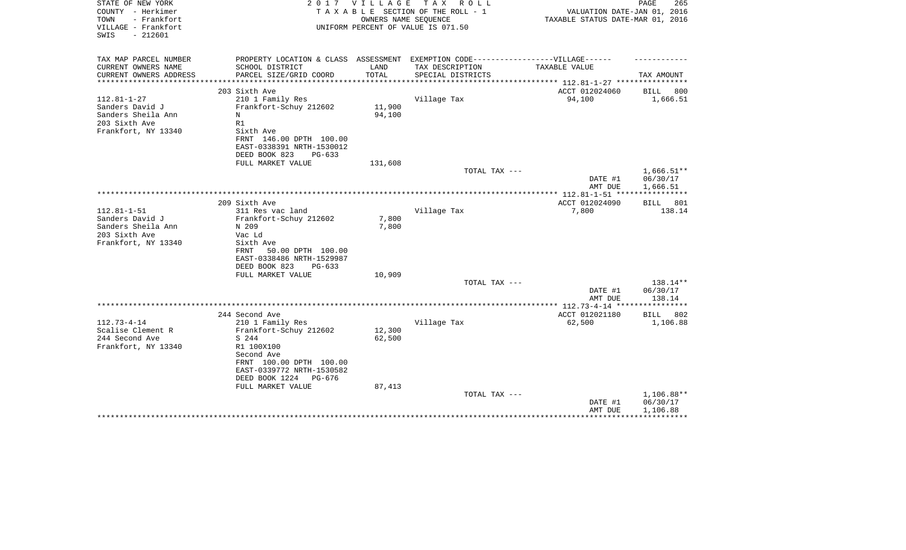STATE OF NEW YORK
COUNTY - Herkimer
TOWN - Frankfort
VILLAGE - Frankfort
SWIS - 212601

2 0 1 7 V I L L A G E T A X R O L L
T A X A B L E SECTION OF THE ROLL - 1
OWNERS NAME SEQUENCE
UNIFORM PERCENT OF VALUE IS 071.50

PAGE 265
VALUATION DATE-JAN 01, 2016
TAXABLE STATUS DATE-MAR 01, 2016

| TAX MAP PARCEL NUMBER<br>CURRENT OWNERS NAME<br>CURRENT OWNERS ADDRESS | PROPERTY LOCATION & CLASS<br>SCHOOL DISTRICT<br>PARCEL SIZE/GRID COORD | ASSESSMENT<br>LAND<br>TOTAL | EXEMPTION CODE------------------VILLAGE------<br>TAX DESCRIPTION<br>SPECIAL DISTRICTS | TAXABLE VALUE | TAX AMOUNT |
|---|---|---|---|---|---|
| | 203 Sixth Ave | | | ACCT 012024060 | BILL 800 |
| 112.81-1-27 | 210 1 Family Res | | Village Tax | 94,100 | 1,666.51 |
| Sanders David J | Frankfort-Schuy 212602 | 11,900 | | | |
| Sanders Sheila Ann | N | 94,100 | | | |
| 203 Sixth Ave | R1 | | | | |
| Frankfort, NY 13340 | Sixth Ave | | | | |
| | FRNT 146.00 DPTH 100.00 | | | | |
| | EAST-0338391 NRTH-1530012 | | | | |
| | DEED BOOK 823 PG-633 | | | | |
| | FULL MARKET VALUE | 131,608 | | | |
| | | | TOTAL TAX --- | | 1,666.51** |
| | | | | DATE #1 | 06/30/17 |
| | | | | AMT DUE | 1,666.51 |
| | 209 Sixth Ave | | | ACCT 012024090 | BILL 801 |
| 112.81-1-51 | 311 Res vac land | | Village Tax | 7,800 | 138.14 |
| Sanders David J | Frankfort-Schuy 212602 | 7,800 | | | |
| Sanders Sheila Ann | N 209 | 7,800 | | | |
| 203 Sixth Ave | Vac Ld | | | | |
| Frankfort, NY 13340 | Sixth Ave | | | | |
| | FRNT 50.00 DPTH 100.00 | | | | |
| | EAST-0338486 NRTH-1529987 | | | | |
| | DEED BOOK 823 PG-633 | | | | |
| | FULL MARKET VALUE | 10,909 | | | |
| | | | TOTAL TAX --- | | 138.14** |
| | | | | DATE #1 | 06/30/17 |
| | | | | AMT DUE | 138.14 |
| | 244 Second Ave | | | ACCT 012021180 | BILL 802 |
| 112.73-4-14 | 210 1 Family Res | | Village Tax | 62,500 | 1,106.88 |
| Scalise Clement R | Frankfort-Schuy 212602 | 12,300 | | | |
| 244 Second Ave | S 244 | 62,500 | | | |
| Frankfort, NY 13340 | R1 100X100 | | | | |
| | Second Ave | | | | |
| | FRNT 100.00 DPTH 100.00 | | | | |
| | EAST-0339772 NRTH-1530582 | | | | |
| | DEED BOOK 1224 PG-676 | | | | |
| | FULL MARKET VALUE | 87,413 | | | |
| | | | TOTAL TAX --- | | 1,106.88** |
| | | | | DATE #1 | 06/30/17 |
| | | | | AMT DUE | 1,106.88 |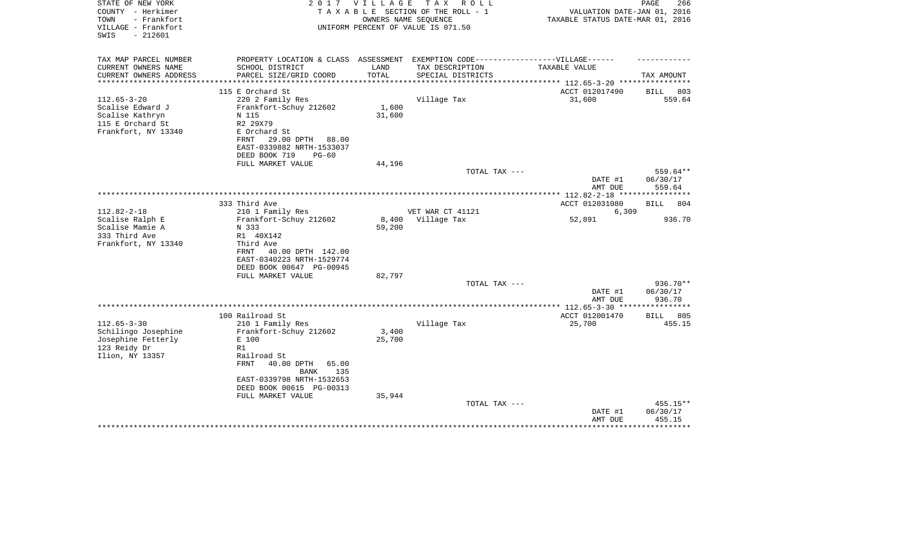STATE OF NEW YORK
COUNTY - Herkimer
TOWN - Frankfort
VILLAGE - Frankfort
SWIS - 212601

2 0 1 7 V I L L A G E T A X R O L L
T A X A B L E SECTION OF THE ROLL - 1
OWNERS NAME SEQUENCE
UNIFORM PERCENT OF VALUE IS 071.50

VALUATION DATE-JAN 01, 2016
TAXABLE STATUS DATE-MAR 01, 2016

| TAX MAP PARCEL NUMBER<br>CURRENT OWNERS NAME<br>CURRENT OWNERS ADDRESS | PROPERTY LOCATION & CLASS<br>SCHOOL DISTRICT<br>PARCEL SIZE/GRID COORD | ASSESSMENT<br>LAND<br>TOTAL | EXEMPTION CODE------------------VILLAGE------<br>TAX DESCRIPTION<br>SPECIAL DISTRICTS | TAXABLE VALUE | TAX AMOUNT |
|---|---|---|---|---|---|
| | 115 E Orchard St | | | ACCT 012017490 | BILL 803 |
| 112.65-3-20 | 220 2 Family Res | | Village Tax | 31,600 | 559.64 |
| Scalise Edward J | Frankfort-Schuy 212602 | 1,600 | | | |
| Scalise Kathryn | N 115 | 31,600 | | | |
| 115 E Orchard St | R2 29X79 | | | | |
| Frankfort, NY 13340 | E Orchard St | | | | |
| | FRNT 29.00 DPTH 88.00 | | | | |
| | EAST-0339882 NRTH-1533037 | | | | |
| | DEED BOOK 719 PG-60 | | | | |
| | FULL MARKET VALUE | 44,196 | | | |
| | | | TOTAL TAX --- | | 559.64** |
| | | | | DATE #1 | 06/30/17 |
| | | | | AMT DUE | 559.64 |
| | 333 Third Ave | | | ACCT 012031080 | BILL 804 |
| 112.82-2-18 | 210 1 Family Res | | VET WAR CT 41121 | 6,309 | |
| Scalise Ralph E | Frankfort-Schuy 212602 | 8,400 | Village Tax | 52,891 | 936.70 |
| Scalise Mamie A | N 333 | 59,200 | | | |
| 333 Third Ave | R1 40X142 | | | | |
| Frankfort, NY 13340 | Third Ave | | | | |
| | FRNT 40.00 DPTH 142.00 | | | | |
| | EAST-0340223 NRTH-1529774 | | | | |
| | DEED BOOK 00647 PG-00945 | | | | |
| | FULL MARKET VALUE | 82,797 | | | |
| | | | TOTAL TAX --- | | 936.70** |
| | | | | DATE #1 | 06/30/17 |
| | | | | AMT DUE | 936.70 |
| | 100 Railroad St | | | ACCT 012001470 | BILL 805 |
| 112.65-3-30 | 210 1 Family Res | | Village Tax | 25,700 | 455.15 |
| Schilingo Josephine | Frankfort-Schuy 212602 | 3,400 | | | |
| Josephine Fetterly | E 100 | 25,700 | | | |
| 123 Reidy Dr | R1 | | | | |
| Ilion, NY 13357 | Railroad St | | | | |
| | FRNT 40.00 DPTH 65.00 | | | | |
| | BANK 135 | | | | |
| | EAST-0339798 NRTH-1532653 | | | | |
| | DEED BOOK 00615 PG-00313 | | | | |
| | FULL MARKET VALUE | 35,944 | | | |
| | | | TOTAL TAX --- | | 455.15** |
| | | | | DATE #1 | 06/30/17 |
| | | | | AMT DUE | 455.15 |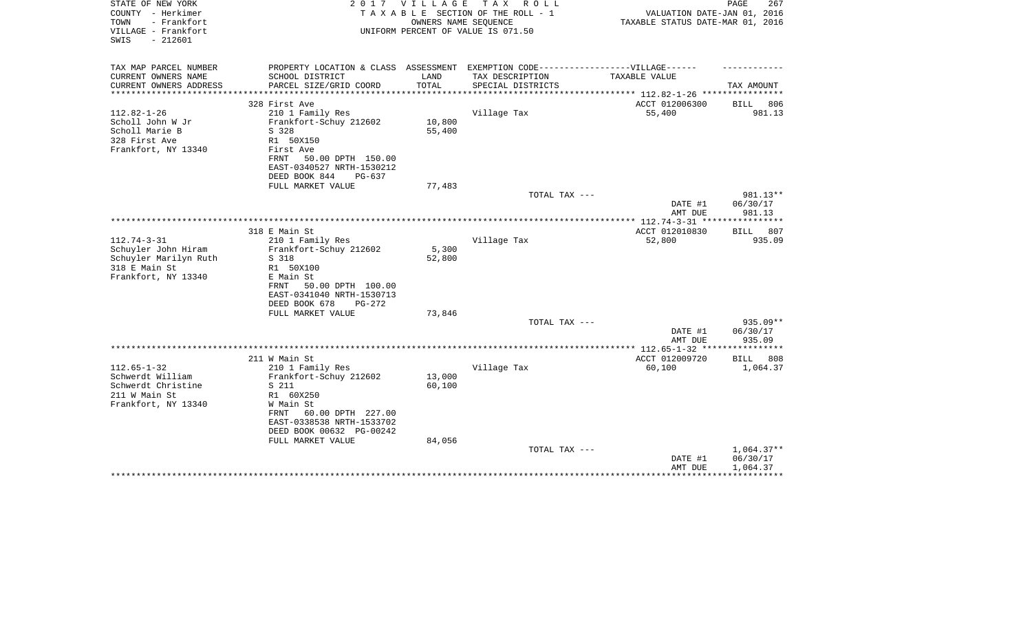STATE OF NEW YORK
COUNTY - Herkimer
TOWN - Frankfort
VILLAGE - Frankfort
SWIS - 212601

2 0 1 7 V I L L A G E T A X R O L L
T A X A B L E SECTION OF THE ROLL - 1
OWNERS NAME SEQUENCE
UNIFORM PERCENT OF VALUE IS 071.50

VALUATION DATE-JAN 01, 2016
TAXABLE STATUS DATE-MAR 01, 2016

| TAX MAP PARCEL NUMBER<br>CURRENT OWNERS NAME<br>CURRENT OWNERS ADDRESS | PROPERTY LOCATION & CLASS<br>SCHOOL DISTRICT<br>PARCEL SIZE/GRID COORD | ASSESSMENT<br>LAND<br>TOTAL | EXEMPTION CODE------VILLAGE------<br>TAX DESCRIPTION<br>SPECIAL DISTRICTS | TAXABLE VALUE | TAX AMOUNT |
|---|---|---|---|---|---|
| | 328 First Ave | | | ACCT 012006300 | BILL 806 |
| 112.82-1-26 | 210 1 Family Res | | Village Tax | 55,400 | 981.13 |
| Scholl John W Jr | Frankfort-Schuy 212602 | 10,800 | | | |
| Scholl Marie B | S 328 | 55,400 | | | |
| 328 First Ave | R1 50X150 | | | | |
| Frankfort, NY 13340 | First Ave | | | | |
| | FRNT 50.00 DPTH 150.00 | | | | |
| | EAST-0340527 NRTH-1530212 | | | | |
| | DEED BOOK 844 PG-637 | | | | |
| | FULL MARKET VALUE | 77,483 | | | |
| | | | TOTAL TAX --- | | 981.13** |
| | | | | DATE #1 | 06/30/17 |
| | | | | AMT DUE | 981.13 |
| | 318 E Main St | | | ACCT 012010830 | BILL 807 |
| 112.74-3-31 | 210 1 Family Res | | Village Tax | 52,800 | 935.09 |
| Schuyler John Hiram | Frankfort-Schuy 212602 | 5,300 | | | |
| Schuyler Marilyn Ruth | S 318 | 52,800 | | | |
| 318 E Main St | R1 50X100 | | | | |
| Frankfort, NY 13340 | E Main St | | | | |
| | FRNT 50.00 DPTH 100.00 | | | | |
| | EAST-0341040 NRTH-1530713 | | | | |
| | DEED BOOK 678 PG-272 | | | | |
| | FULL MARKET VALUE | 73,846 | | | |
| | | | TOTAL TAX --- | | 935.09** |
| | | | | DATE #1 | 06/30/17 |
| | | | | AMT DUE | 935.09 |
| | 211 W Main St | | | ACCT 012009720 | BILL 808 |
| 112.65-1-32 | 210 1 Family Res | | Village Tax | 60,100 | 1,064.37 |
| Schwerdt William | Frankfort-Schuy 212602 | 13,000 | | | |
| Schwerdt Christine | S 211 | 60,100 | | | |
| 211 W Main St | R1 60X250 | | | | |
| Frankfort, NY 13340 | W Main St | | | | |
| | FRNT 60.00 DPTH 227.00 | | | | |
| | EAST-0338538 NRTH-1533702 | | | | |
| | DEED BOOK 00632 PG-00242 | | | | |
| | FULL MARKET VALUE | 84,056 | | | |
| | | | TOTAL TAX --- | | 1,064.37** |
| | | | | DATE #1 | 06/30/17 |
| | | | | AMT DUE | 1,064.37 |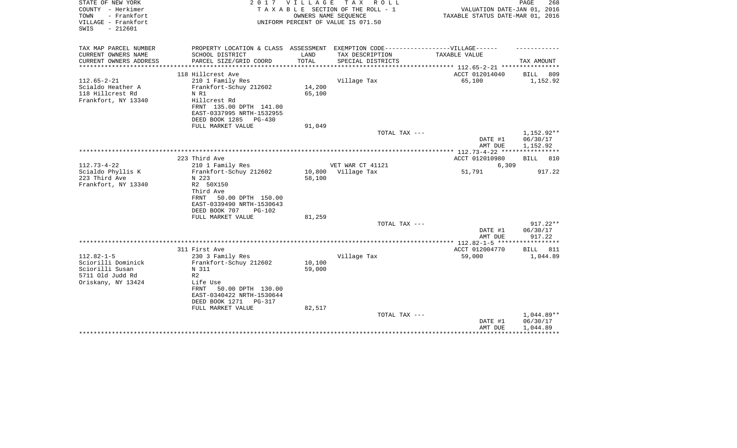STATE OF NEW YORK
COUNTY - Herkimer
TOWN - Frankfort
VILLAGE - Frankfort
SWIS - 212601

2 0 1 7 V I L L A G E T A X R O L L
T A X A B L E SECTION OF THE ROLL - 1
OWNERS NAME SEQUENCE
UNIFORM PERCENT OF VALUE IS 071.50

VALUATION DATE-JAN 01, 2016
TAXABLE STATUS DATE-MAR 01, 2016

| TAX MAP PARCEL NUMBER<br>CURRENT OWNERS NAME<br>CURRENT OWNERS ADDRESS | PROPERTY LOCATION & CLASS<br>SCHOOL DISTRICT<br>PARCEL SIZE/GRID COORD | ASSESSMENT<br>LAND<br>TOTAL | EXEMPTION CODE------------------VILLAGE------<br>TAX DESCRIPTION<br>SPECIAL DISTRICTS | TAXABLE VALUE | TAX AMOUNT |
|---|---|---|---|---|---|
| | 118 Hillcrest Ave | | | ACCT 012014040 | BILL 809 |
| 112.65-2-21 | 210 1 Family Res | | Village Tax | 65,100 | 1,152.92 |
| Scialdo Heather A | Frankfort-Schuy 212602 | 14,200 | | | |
| 118 Hillcrest Rd | N R1 | 65,100 | | | |
| Frankfort, NY 13340 | Hillcrest Rd | | | | |
| | FRNT 135.00 DPTH 141.00 | | | | |
| | EAST-0337995 NRTH-1532955 | | | | |
| | DEED BOOK 1285 PG-430 | | | | |
| | FULL MARKET VALUE | 91,049 | | | |
| | | | TOTAL TAX --- | | 1,152.92** |
| | | | | DATE #1 | 06/30/17 |
| | | | | AMT DUE | 1,152.92 |
| | 223 Third Ave | | | ACCT 012010980 | BILL 810 |
| 112.73-4-22 | 210 1 Family Res | | VET WAR CT 41121 | 6,309 | |
| Scialdo Phyllis K | Frankfort-Schuy 212602 | 10,800 | Village Tax | 51,791 | 917.22 |
| 223 Third Ave | N 223 | 58,100 | | | |
| Frankfort, NY 13340 | R2 50X150 | | | | |
| | Third Ave | | | | |
| | FRNT 50.00 DPTH 150.00 | | | | |
| | EAST-0339490 NRTH-1530643 | | | | |
| | DEED BOOK 707 PG-102 | | | | |
| | FULL MARKET VALUE | 81,259 | | | |
| | | | TOTAL TAX --- | | 917.22** |
| | | | | DATE #1 | 06/30/17 |
| | | | | AMT DUE | 917.22 |
| | 311 First Ave | | | ACCT 012004770 | BILL 811 |
| 112.82-1-5 | 230 3 Family Res | | Village Tax | 59,000 | 1,044.89 |
| Sciorilli Dominick | Frankfort-Schuy 212602 | 10,100 | | | |
| Sciorilli Susan | N 311 | 59,000 | | | |
| 5711 Old Judd Rd | R2 | | | | |
| Oriskany, NY 13424 | Life Use | | | | |
| | FRNT 50.00 DPTH 130.00 | | | | |
| | EAST-0340422 NRTH-1530644 | | | | |
| | DEED BOOK 1271 PG-317 | | | | |
| | FULL MARKET VALUE | 82,517 | | | |
| | | | TOTAL TAX --- | | 1,044.89** |
| | | | | DATE #1 | 06/30/17 |
| | | | | AMT DUE | 1,044.89 |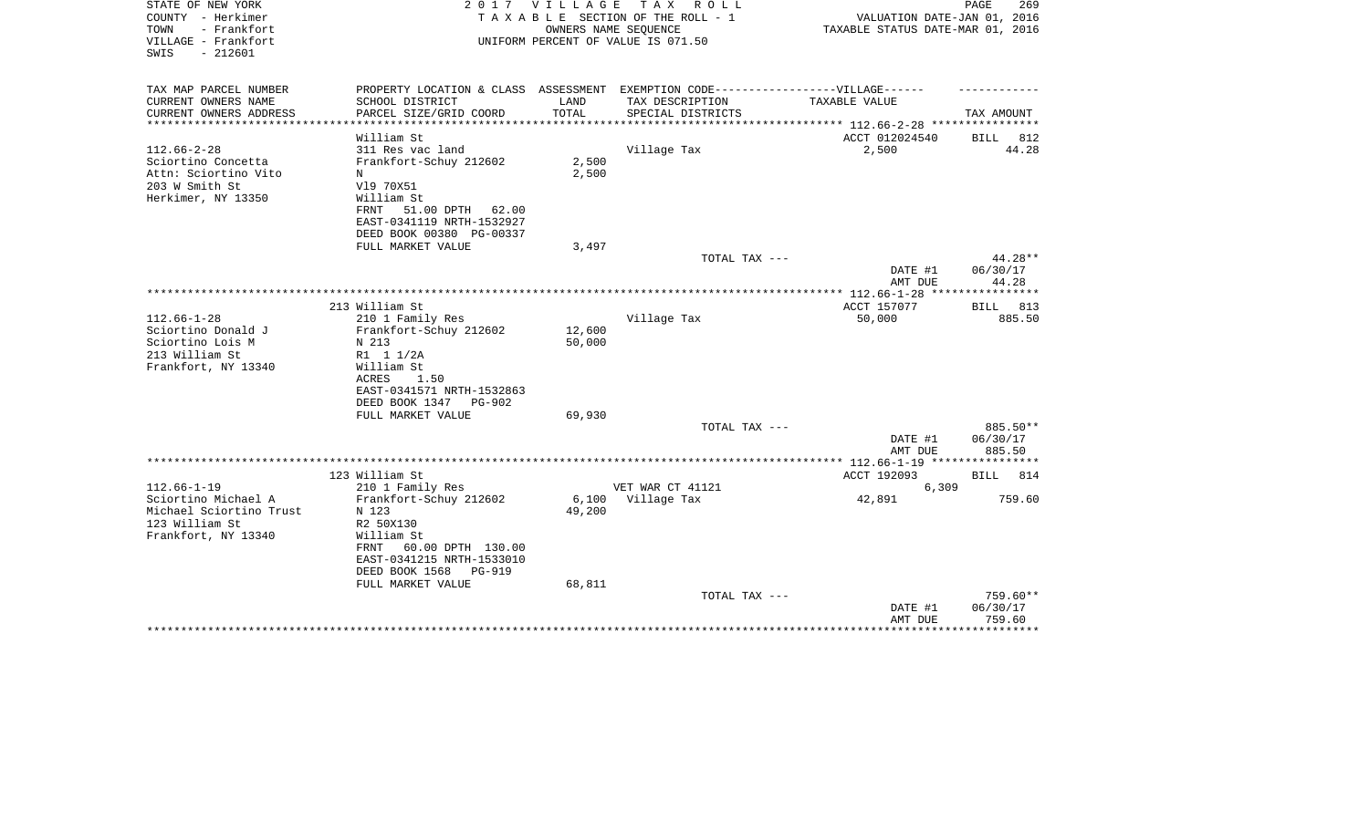STATE OF NEW YORK
COUNTY - Herkimer
TOWN - Frankfort
VILLAGE - Frankfort
SWIS - 212601

2017 VILLAGE TAX ROLL
TAXABLE SECTION OF THE ROLL - 1
OWNERS NAME SEQUENCE
UNIFORM PERCENT OF VALUE IS 071.50

VALUATION DATE-JAN 01, 2016
TAXABLE STATUS DATE-MAR 01, 2016

| TAX MAP PARCEL NUMBER<br>CURRENT OWNERS NAME<br>CURRENT OWNERS ADDRESS | PROPERTY LOCATION & CLASS<br>SCHOOL DISTRICT<br>PARCEL SIZE/GRID COORD | ASSESSMENT<br>LAND<br>TOTAL | EXEMPTION CODE-----VILLAGE------<br>TAX DESCRIPTION<br>SPECIAL DISTRICTS | TAXABLE VALUE | TAX AMOUNT |
|---|---|---|---|---|---|
| | William St | | | ACCT 012024540 | BILL 812 |
| 112.66-2-28 | 311 Res vac land | | Village Tax | 2,500 | 44.28 |
| Sciortino Concetta | Frankfort-Schuy 212602 | 2,500 | | | |
| Attn: Sciortino Vito | N | 2,500 | | | |
| 203 W Smith St | Vl9 70X51 | | | | |
| Herkimer, NY 13350 | William St | | | | |
| | FRNT 51.00 DPTH 62.00 | | | | |
| | EAST-0341119 NRTH-1532927 | | | | |
| | DEED BOOK 00380 PG-00337 | | | | |
| | FULL MARKET VALUE | 3,497 | | | |
| | | | TOTAL TAX --- | | 44.28** |
| | | | | DATE #1 | 06/30/17 |
| | | | | AMT DUE | 44.28 |
| | 213 William St | | | ACCT 157077 | BILL 813 |
| 112.66-1-28 | 210 1 Family Res | | Village Tax | 50,000 | 885.50 |
| Sciortino Donald J | Frankfort-Schuy 212602 | 12,600 | | | |
| Sciortino Lois M | N 213 | 50,000 | | | |
| 213 William St | R1 1 1/2A | | | | |
| Frankfort, NY 13340 | William St | | | | |
| | ACRES 1.50 | | | | |
| | EAST-0341571 NRTH-1532863 | | | | |
| | DEED BOOK 1347 PG-902 | | | | |
| | FULL MARKET VALUE | 69,930 | | | |
| | | | TOTAL TAX --- | | 885.50** |
| | | | | DATE #1 | 06/30/17 |
| | | | | AMT DUE | 885.50 |
| | 123 William St | | | ACCT 192093 | BILL 814 |
| 112.66-1-19 | 210 1 Family Res | | VET WAR CT 41121 | 6,309 | |
| Sciortino Michael A | Frankfort-Schuy 212602 | 6,100 | Village Tax | 42,891 | 759.60 |
| Michael Sciortino Trust | N 123 | 49,200 | | | |
| 123 William St | R2 50X130 | | | | |
| Frankfort, NY 13340 | William St | | | | |
| | FRNT 60.00 DPTH 130.00 | | | | |
| | EAST-0341215 NRTH-1533010 | | | | |
| | DEED BOOK 1568 PG-919 | | | | |
| | FULL MARKET VALUE | 68,811 | | | |
| | | | TOTAL TAX --- | | 759.60** |
| | | | | DATE #1 | 06/30/17 |
| | | | | AMT DUE | 759.60 |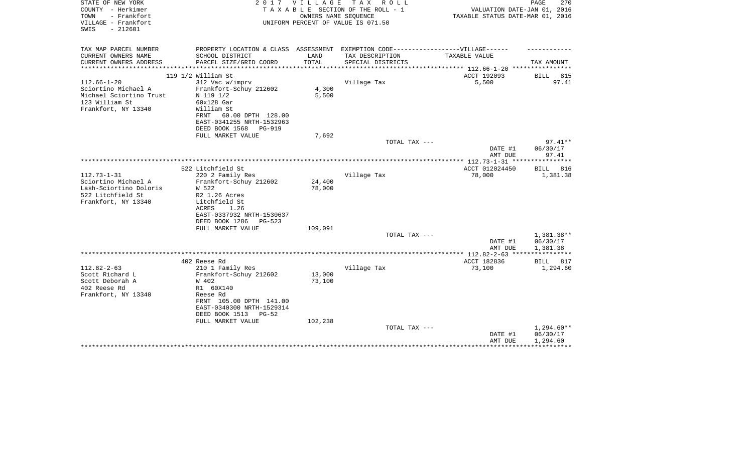STATE OF NEW YORK
COUNTY - Herkimer
TOWN - Frankfort
VILLAGE - Frankfort
SWIS - 212601

2 0 1 7 V I L L A G E T A X R O L L
T A X A B L E SECTION OF THE ROLL - 1
OWNERS NAME SEQUENCE
UNIFORM PERCENT OF VALUE IS 071.50

VALUATION DATE-JAN 01, 2016
TAXABLE STATUS DATE-MAR 01, 2016

| TAX MAP PARCEL NUMBER<br>CURRENT OWNERS NAME<br>CURRENT OWNERS ADDRESS | PROPERTY LOCATION & CLASS<br>SCHOOL DISTRICT<br>PARCEL SIZE/GRID COORD | ASSESSMENT<br>LAND<br>TOTAL | EXEMPTION CODE------------------VILLAGE------<br>TAX DESCRIPTION<br>SPECIAL DISTRICTS | TAXABLE VALUE | TAX AMOUNT |
|---|---|---|---|---|---|
| | 119 1/2 William St | | | ACCT 192093 | BILL 815 |
| 112.66-1-20 | 312 Vac w/imprv | | Village Tax | 5,500 | 97.41 |
| Sciortino Michael A | Frankfort-Schuy 212602 | 4,300 | | | |
| Michael Sciortino Trust | N 119 1/2 | 5,500 | | | |
| 123 William St | 60x128 Gar | | | | |
| Frankfort, NY 13340 | William St | | | | |
| | FRNT 60.00 DPTH 128.00 | | | | |
| | EAST-0341255 NRTH-1532963 | | | | |
| | DEED BOOK 1568 PG-919 | | | | |
| | FULL MARKET VALUE | 7,692 | | | |
| | | | TOTAL TAX --- | | 97.41** |
| | | | | DATE #1 | 06/30/17 |
| | | | | AMT DUE | 97.41 |
| | 522 Litchfield St | | | ACCT 012024450 | BILL 816 |
| 112.73-1-31 | 220 2 Family Res | | Village Tax | 78,000 | 1,381.38 |
| Sciortino Michael A | Frankfort-Schuy 212602 | 24,400 | | | |
| Lash-Sciortino Doloris | W 522 | 78,000 | | | |
| 522 Litchfield St | R2 1.26 Acres | | | | |
| Frankfort, NY 13340 | Litchfield St | | | | |
| | ACRES 1.26 | | | | |
| | EAST-0337932 NRTH-1530637 | | | | |
| | DEED BOOK 1286 PG-523 | | | | |
| | FULL MARKET VALUE | 109,091 | | | |
| | | | TOTAL TAX --- | | 1,381.38** |
| | | | | DATE #1 | 06/30/17 |
| | | | | AMT DUE | 1,381.38 |
| | 402 Reese Rd | | | ACCT 182836 | BILL 817 |
| 112.82-2-63 | 210 1 Family Res | | Village Tax | 73,100 | 1,294.60 |
| Scott Richard L | Frankfort-Schuy 212602 | 13,000 | | | |
| Scott Deborah A | W 402 | 73,100 | | | |
| 402 Reese Rd | R1 60X140 | | | | |
| Frankfort, NY 13340 | Reese Rd | | | | |
| | FRNT 105.00 DPTH 141.00 | | | | |
| | EAST-0340300 NRTH-1529314 | | | | |
| | DEED BOOK 1513 PG-52 | | | | |
| | FULL MARKET VALUE | 102,238 | | | |
| | | | TOTAL TAX --- | | 1,294.60** |
| | | | | DATE #1 | 06/30/17 |
| | | | | AMT DUE | 1,294.60 |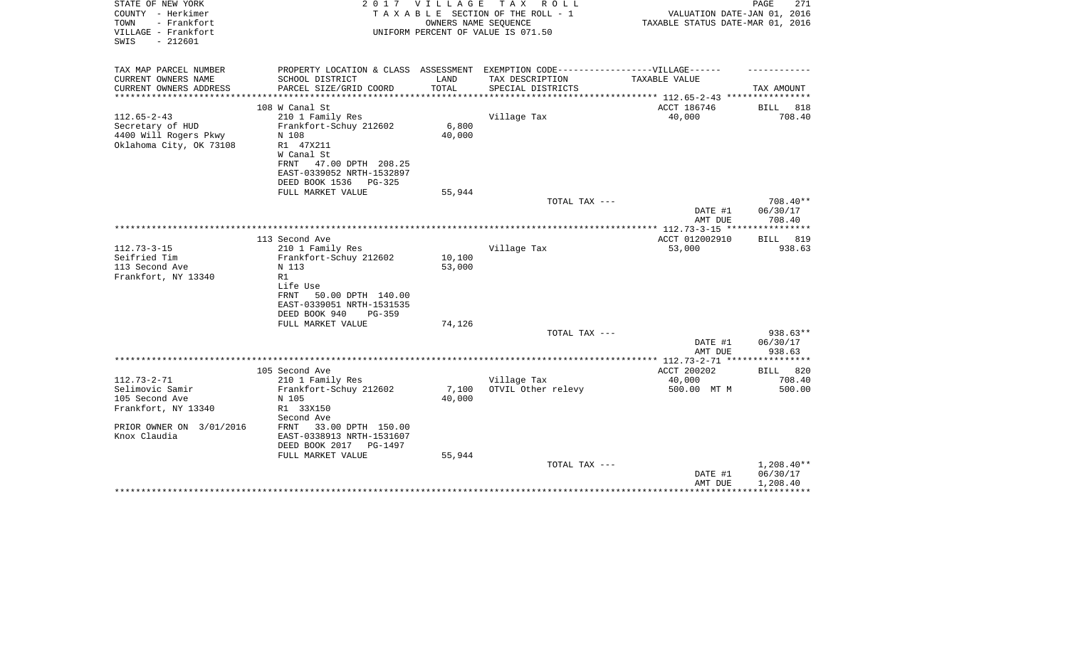STATE OF NEW YORK
COUNTY - Herkimer
TOWN - Frankfort
VILLAGE - Frankfort
SWIS - 212601

2017 VILLAGE TAX ROLL
TAXABLE SECTION OF THE ROLL - 1
OWNERS NAME SEQUENCE
UNIFORM PERCENT OF VALUE IS 071.50

VALUATION DATE-JAN 01, 2016
TAXABLE STATUS DATE-MAR 01, 2016

| TAX MAP PARCEL NUMBER / CURRENT OWNERS NAME / CURRENT OWNERS ADDRESS | PROPERTY LOCATION & CLASS / SCHOOL DISTRICT / PARCEL SIZE/GRID COORD | ASSESSMENT LAND / TOTAL | EXEMPTION CODE / TAX DESCRIPTION / SPECIAL DISTRICTS | TAXABLE VALUE | TAX AMOUNT |
|---|---|---|---|---|---|
| | 108 W Canal St | | | ACCT 186746 | BILL 818 |
| 112.65-2-43 | 210 1 Family Res | | Village Tax | 40,000 | 708.40 |
| Secretary of HUD | Frankfort-Schuy 212602 | 6,800 | | | |
| 4400 Will Rogers Pkwy | N 108 | 40,000 | | | |
| Oklahoma City, OK 73108 | R1 47X211 | | | | |
| | W Canal St | | | | |
| | FRNT 47.00 DPTH 208.25 | | | | |
| | EAST-0339052 NRTH-1532897 | | | | |
| | DEED BOOK 1536 PG-325 | | | | |
| | FULL MARKET VALUE | 55,944 | | | |
| | | | TOTAL TAX --- | | 708.40** |
| | | | | DATE #1 | 06/30/17 |
| | | | | AMT DUE | 708.40 |
| | 113 Second Ave | | | ACCT 012002910 | BILL 819 |
| 112.73-3-15 | 210 1 Family Res | | Village Tax | 53,000 | 938.63 |
| Seifried Tim | Frankfort-Schuy 212602 | 10,100 | | | |
| 113 Second Ave | N 113 | 53,000 | | | |
| Frankfort, NY 13340 | R1 | | | | |
| | Life Use | | | | |
| | FRNT 50.00 DPTH 140.00 | | | | |
| | EAST-0339051 NRTH-1531535 | | | | |
| | DEED BOOK 940 PG-359 | | | | |
| | FULL MARKET VALUE | 74,126 | | | |
| | | | TOTAL TAX --- | | 938.63** |
| | | | | DATE #1 | 06/30/17 |
| | | | | AMT DUE | 938.63 |
| | 105 Second Ave | | | ACCT 200202 | BILL 820 |
| 112.73-2-71 | 210 1 Family Res | | Village Tax | 40,000 | 708.40 |
| Selimovic Samir | Frankfort-Schuy 212602 | 7,100 | OTVIL Other relevy | 500.00 MT M | 500.00 |
| 105 Second Ave | N 105 | 40,000 | | | |
| Frankfort, NY 13340 | R1 33X150 | | | | |
| | Second Ave | | | | |
| PRIOR OWNER ON 3/01/2016 | FRNT 33.00 DPTH 150.00 | | | | |
| Knox Claudia | EAST-0338913 NRTH-1531607 | | | | |
| | DEED BOOK 2017 PG-1497 | | | | |
| | FULL MARKET VALUE | 55,944 | | | |
| | | | TOTAL TAX --- | | 1,208.40** |
| | | | | DATE #1 | 06/30/17 |
| | | | | AMT DUE | 1,208.40 |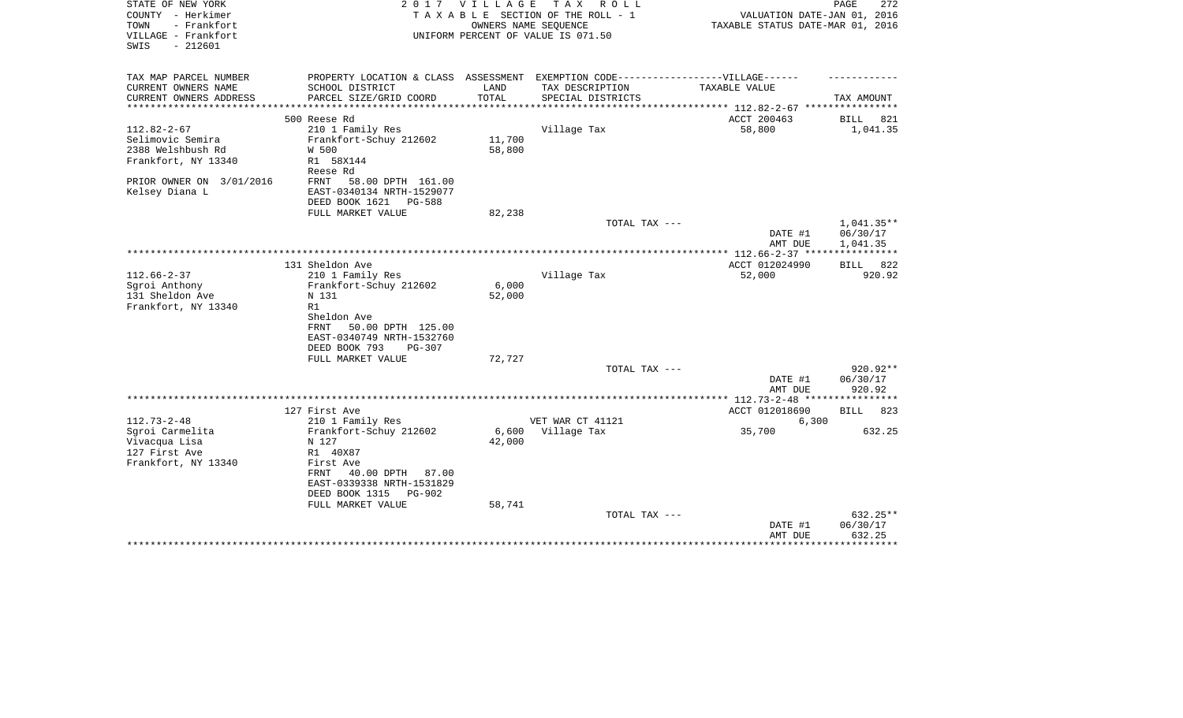STATE OF NEW YORK
COUNTY - Herkimer
TOWN - Frankfort
VILLAGE - Frankfort
SWIS - 212601

2 0 1 7 V I L L A G E T A X R O L L
T A X A B L E SECTION OF THE ROLL - 1
OWNERS NAME SEQUENCE
UNIFORM PERCENT OF VALUE IS 071.50

VALUATION DATE-JAN 01, 2016
TAXABLE STATUS DATE-MAR 01, 2016

| TAX MAP PARCEL NUMBER<br>CURRENT OWNERS NAME<br>CURRENT OWNERS ADDRESS | PROPERTY LOCATION & CLASS<br>SCHOOL DISTRICT<br>PARCEL SIZE/GRID COORD | ASSESSMENT<br>LAND<br>TOTAL | EXEMPTION CODE------------------VILLAGE------<br>TAX DESCRIPTION<br>SPECIAL DISTRICTS | TAXABLE VALUE | TAX AMOUNT |
|---|---|---|---|---|---|
| | 500 Reese Rd | | | ACCT 200463 | BILL 821 |
| 112.82-2-67 | 210 1 Family Res | | Village Tax | 58,800 | 1,041.35 |
| Selimovic Semira | Frankfort-Schuy 212602 | 11,700 | | | |
| 2388 Welshbush Rd | W 500 | 58,800 | | | |
| Frankfort, NY 13340 | R1 58X144 | | | | |
| | Reese Rd | | | | |
| PRIOR OWNER ON 3/01/2016 | FRNT 58.00 DPTH 161.00 | | | | |
| Kelsey Diana L | EAST-0340134 NRTH-1529077 | | | | |
| | DEED BOOK 1621 PG-588 | | | | |
| | FULL MARKET VALUE | 82,238 | | | |
| | | | TOTAL TAX --- | | 1,041.35** |
| | | | | DATE #1 | 06/30/17 |
| | | | | AMT DUE | 1,041.35 |
| | 131 Sheldon Ave | | | ACCT 012024990 | BILL 822 |
| 112.66-2-37 | 210 1 Family Res | | Village Tax | 52,000 | 920.92 |
| Sgroi Anthony | Frankfort-Schuy 212602 | 6,000 | | | |
| 131 Sheldon Ave | N 131 | 52,000 | | | |
| Frankfort, NY 13340 | R1 | | | | |
| | Sheldon Ave | | | | |
| | FRNT 50.00 DPTH 125.00 | | | | |
| | EAST-0340749 NRTH-1532760 | | | | |
| | DEED BOOK 793 PG-307 | | | | |
| | FULL MARKET VALUE | 72,727 | | | |
| | | | TOTAL TAX --- | | 920.92** |
| | | | | DATE #1 | 06/30/17 |
| | | | | AMT DUE | 920.92 |
| | 127 First Ave | | | ACCT 012018690 | BILL 823 |
| 112.73-2-48 | 210 1 Family Res | | VET WAR CT 41121 | 6,300 | |
| Sgroi Carmelita | Frankfort-Schuy 212602 | 6,600 | Village Tax | 35,700 | 632.25 |
| Vivacqua Lisa | N 127 | 42,000 | | | |
| 127 First Ave | R1 40X87 | | | | |
| Frankfort, NY 13340 | First Ave | | | | |
| | FRNT 40.00 DPTH 87.00 | | | | |
| | EAST-0339338 NRTH-1531829 | | | | |
| | DEED BOOK 1315 PG-902 | | | | |
| | FULL MARKET VALUE | 58,741 | | | |
| | | | TOTAL TAX --- | | 632.25** |
| | | | | DATE #1 | 06/30/17 |
| | | | | AMT DUE | 632.25 |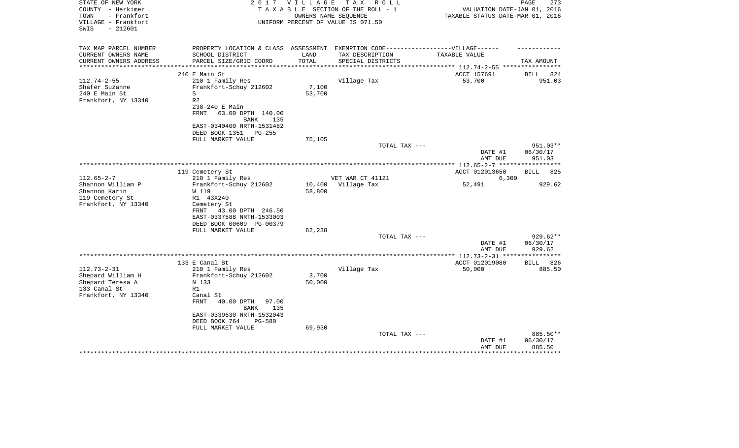STATE OF NEW YORK
COUNTY - Herkimer
TOWN - Frankfort
VILLAGE - Frankfort
SWIS - 212601

2 0 1 7 V I L L A G E T A X R O L L
T A X A B L E SECTION OF THE ROLL - 1
OWNERS NAME SEQUENCE
UNIFORM PERCENT OF VALUE IS 071.50

VALUATION DATE-JAN 01, 2016
TAXABLE STATUS DATE-MAR 01, 2016

| TAX MAP PARCEL NUMBER<br>CURRENT OWNERS NAME<br>CURRENT OWNERS ADDRESS | PROPERTY LOCATION & CLASS<br>SCHOOL DISTRICT<br>PARCEL SIZE/GRID COORD | ASSESSMENT<br>LAND<br>TOTAL | EXEMPTION CODE------VILLAGE------<br>TAX DESCRIPTION<br>SPECIAL DISTRICTS | TAXABLE VALUE | TAX AMOUNT |
|---|---|---|---|---|---|
| | 240 E Main St | | | ACCT 157691 | BILL 824 |
| 112.74-2-55 | 210 1 Family Res | | Village Tax | 53,700 | 951.03 |
| Shafer Suzanne | Frankfort-Schuy 212602 | 7,100 | | | |
| 240 E Main St | S | 53,700 | | | |
| Frankfort, NY 13340 | R2 | | | | |
| | 238-240 E Main | | | | |
| | FRNT 63.00 DPTH 140.00 | | | | |
| | BANK 135 | | | | |
| | EAST-0340400 NRTH-1531482 | | | | |
| | DEED BOOK 1351 PG-255 | | | | |
| | FULL MARKET VALUE | 75,105 | | | |
| | | | TOTAL TAX --- | | 951.03** |
| | | | | DATE #1 | 06/30/17 |
| | | | | AMT DUE | 951.03 |
| | 119 Cemetery St | | | ACCT 012013650 | BILL 825 |
| 112.65-2-7 | 210 1 Family Res | | VET WAR CT 41121 | 6,309 | |
| Shannon William P | Frankfort-Schuy 212602 | 10,400 | Village Tax | 52,491 | 929.62 |
| Shannon Karin | W 119 | 58,800 | | | |
| 119 Cemetery St | R1 43X240 | | | | |
| Frankfort, NY 13340 | Cemetery St | | | | |
| | FRNT 43.00 DPTH 246.50 | | | | |
| | EAST-0337588 NRTH-1533003 | | | | |
| | DEED BOOK 00609 PG-00379 | | | | |
| | FULL MARKET VALUE | 82,238 | | | |
| | | | TOTAL TAX --- | | 929.62** |
| | | | | DATE #1 | 06/30/17 |
| | | | | AMT DUE | 929.62 |
| | 133 E Canal St | | | ACCT 012019080 | BILL 826 |
| 112.73-2-31 | 210 1 Family Res | | Village Tax | 50,000 | 885.50 |
| Shepard William H | Frankfort-Schuy 212602 | 3,700 | | | |
| Shepard Teresa A | N 133 | 50,000 | | | |
| 133 Canal St | R1 | | | | |
| Frankfort, NY 13340 | Canal St | | | | |
| | FRNT 40.00 DPTH 97.00 | | | | |
| | BANK 135 | | | | |
| | EAST-0339630 NRTH-1532043 | | | | |
| | DEED BOOK 764 PG-580 | | | | |
| | FULL MARKET VALUE | 69,930 | | | |
| | | | TOTAL TAX --- | | 885.50** |
| | | | | DATE #1 | 06/30/17 |
| | | | | AMT DUE | 885.50 |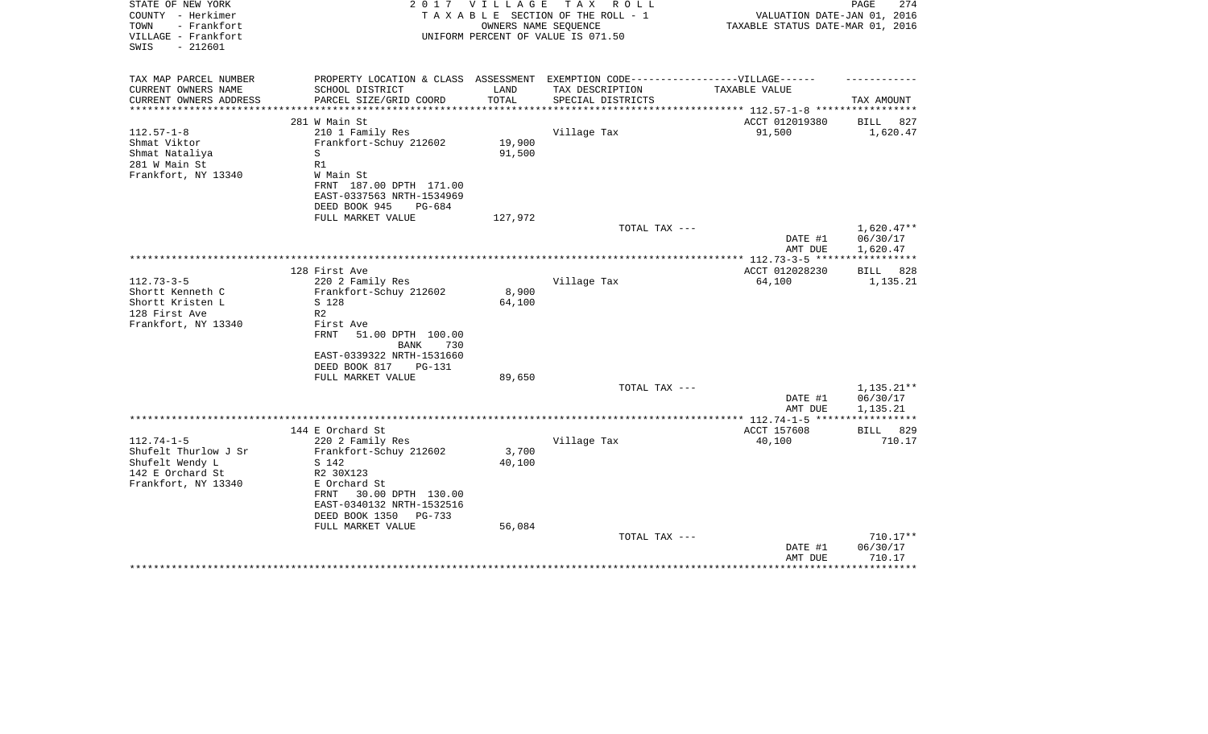STATE OF NEW YORK | 2 0 1 7 V I L L A G E T A X R O L L | PAGE 274
COUNTY - Herkimer | T A X A B L E SECTION OF THE ROLL - 1 | VALUATION DATE-JAN 01, 2016
TOWN - Frankfort | OWNERS NAME SEQUENCE | TAXABLE STATUS DATE-MAR 01, 2016
VILLAGE - Frankfort | UNIFORM PERCENT OF VALUE IS 071.50
SWIS - 212601

| TAX MAP PARCEL NUMBER<br>CURRENT OWNERS NAME<br>CURRENT OWNERS ADDRESS | PROPERTY LOCATION & CLASS<br>SCHOOL DISTRICT<br>PARCEL SIZE/GRID COORD | ASSESSMENT<br>LAND<br>TOTAL | EXEMPTION CODE------VILLAGE------<br>TAX DESCRIPTION<br>SPECIAL DISTRICTS | TAXABLE VALUE | TAX AMOUNT |
|---|---|---|---|---|---|
| | 281 W Main St | | | ACCT 012019380 | BILL 827 |
| 112.57-1-8 | 210 1 Family Res | | Village Tax | 91,500 | 1,620.47 |
| Shmat Viktor | Frankfort-Schuy 212602 | 19,900 | | | |
| Shmat Nataliya | S | 91,500 | | | |
| 281 W Main St | R1 | | | | |
| Frankfort, NY 13340 | W Main St | | | | |
| | FRNT 187.00 DPTH 171.00 | | | | |
| | EAST-0337563 NRTH-1534969 | | | | |
| | DEED BOOK 945 PG-684 | | | | |
| | FULL MARKET VALUE | 127,972 | | | |
| | | | TOTAL TAX --- | | 1,620.47** |
| | | | | DATE #1 | 06/30/17 |
| | | | | AMT DUE | 1,620.47 |
| | 128 First Ave | | | ACCT 012028230 | BILL 828 |
| 112.73-3-5 | 220 2 Family Res | | Village Tax | 64,100 | 1,135.21 |
| Shortt Kenneth C | Frankfort-Schuy 212602 | 8,900 | | | |
| Shortt Kristen L | S 128 | 64,100 | | | |
| 128 First Ave | R2 | | | | |
| Frankfort, NY 13340 | First Ave | | | | |
| | FRNT 51.00 DPTH 100.00 | | | | |
| | BANK 730 | | | | |
| | EAST-0339322 NRTH-1531660 | | | | |
| | DEED BOOK 817 PG-131 | | | | |
| | FULL MARKET VALUE | 89,650 | | | |
| | | | TOTAL TAX --- | | 1,135.21** |
| | | | | DATE #1 | 06/30/17 |
| | | | | AMT DUE | 1,135.21 |
| | 144 E Orchard St | | | ACCT 157608 | BILL 829 |
| 112.74-1-5 | 220 2 Family Res | | Village Tax | 40,100 | 710.17 |
| Shufelt Thurlow J Sr | Frankfort-Schuy 212602 | 3,700 | | | |
| Shufelt Wendy L | S 142 | 40,100 | | | |
| 142 E Orchard St | R2 30X123 | | | | |
| Frankfort, NY 13340 | E Orchard St | | | | |
| | FRNT 30.00 DPTH 130.00 | | | | |
| | EAST-0340132 NRTH-1532516 | | | | |
| | DEED BOOK 1350 PG-733 | | | | |
| | FULL MARKET VALUE | 56,084 | | | |
| | | | TOTAL TAX --- | | 710.17** |
| | | | | DATE #1 | 06/30/17 |
| | | | | AMT DUE | 710.17 |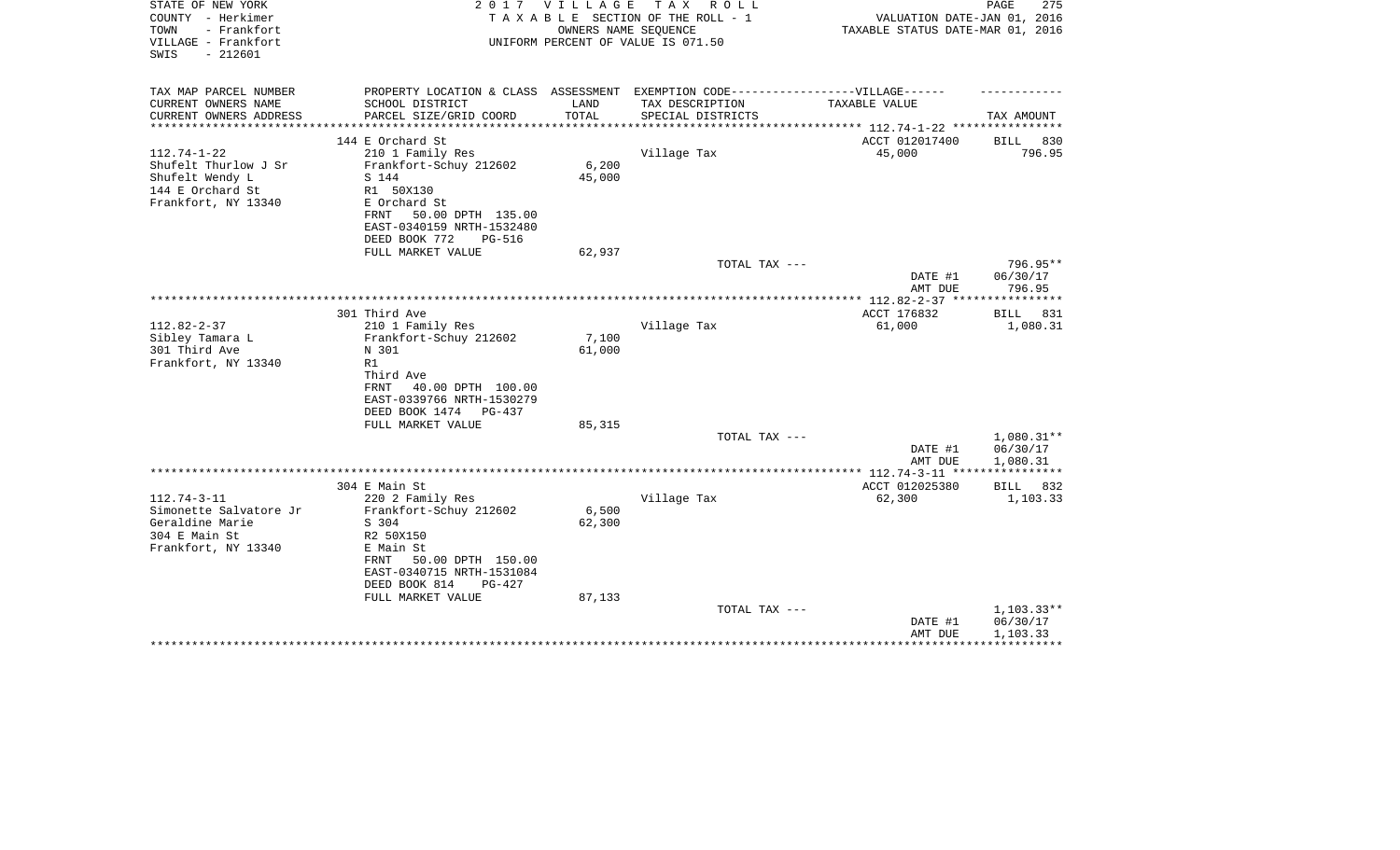STATE OF NEW YORK
COUNTY - Herkimer
TOWN - Frankfort
VILLAGE - Frankfort
SWIS - 212601

2 0 1 7 V I L L A G E T A X R O L L
T A X A B L E SECTION OF THE ROLL - 1
OWNERS NAME SEQUENCE
UNIFORM PERCENT OF VALUE IS 071.50

VALUATION DATE-JAN 01, 2016
TAXABLE STATUS DATE-MAR 01, 2016

| TAX MAP PARCEL NUMBER<br>CURRENT OWNERS NAME<br>CURRENT OWNERS ADDRESS | PROPERTY LOCATION & CLASS<br>SCHOOL DISTRICT<br>PARCEL SIZE/GRID COORD | ASSESSMENT<br>LAND<br>TOTAL | EXEMPTION CODE------VILLAGE------<br>TAX DESCRIPTION<br>SPECIAL DISTRICTS | TAXABLE VALUE | TAX AMOUNT |
|---|---|---|---|---|---|
| | 144 E Orchard St | | | ACCT 012017400 | BILL 830 |
| 112.74-1-22 | 210 1 Family Res | | Village Tax | 45,000 | 796.95 |
| Shufelt Thurlow J Sr | Frankfort-Schuy 212602 | 6,200 | | | |
| Shufelt Wendy L | S 144 | 45,000 | | | |
| 144 E Orchard St | R1 50X130 | | | | |
| Frankfort, NY 13340 | E Orchard St | | | | |
| | FRNT 50.00 DPTH 135.00 | | | | |
| | EAST-0340159 NRTH-1532480 | | | | |
| | DEED BOOK 772 PG-516 | | | | |
| | FULL MARKET VALUE | 62,937 | | | |
| | | | TOTAL TAX --- | | 796.95** |
| | | | | DATE #1 | 06/30/17 |
| | | | | AMT DUE | 796.95 |
| | 301 Third Ave | | | ACCT 176832 | BILL 831 |
| 112.82-2-37 | 210 1 Family Res | | Village Tax | 61,000 | 1,080.31 |
| Sibley Tamara L | Frankfort-Schuy 212602 | 7,100 | | | |
| 301 Third Ave | N 301 | 61,000 | | | |
| Frankfort, NY 13340 | R1 | | | | |
| | Third Ave | | | | |
| | FRNT 40.00 DPTH 100.00 | | | | |
| | EAST-0339766 NRTH-1530279 | | | | |
| | DEED BOOK 1474 PG-437 | | | | |
| | FULL MARKET VALUE | 85,315 | | | |
| | | | TOTAL TAX --- | | 1,080.31** |
| | | | | DATE #1 | 06/30/17 |
| | | | | AMT DUE | 1,080.31 |
| | 304 E Main St | | | ACCT 012025380 | BILL 832 |
| 112.74-3-11 | 220 2 Family Res | | Village Tax | 62,300 | 1,103.33 |
| Simonette Salvatore Jr | Frankfort-Schuy 212602 | 6,500 | | | |
| Geraldine Marie | S 304 | 62,300 | | | |
| 304 E Main St | R2 50X150 | | | | |
| Frankfort, NY 13340 | E Main St | | | | |
| | FRNT 50.00 DPTH 150.00 | | | | |
| | EAST-0340715 NRTH-1531084 | | | | |
| | DEED BOOK 814 PG-427 | | | | |
| | FULL MARKET VALUE | 87,133 | | | |
| | | | TOTAL TAX --- | | 1,103.33** |
| | | | | DATE #1 | 06/30/17 |
| | | | | AMT DUE | 1,103.33 |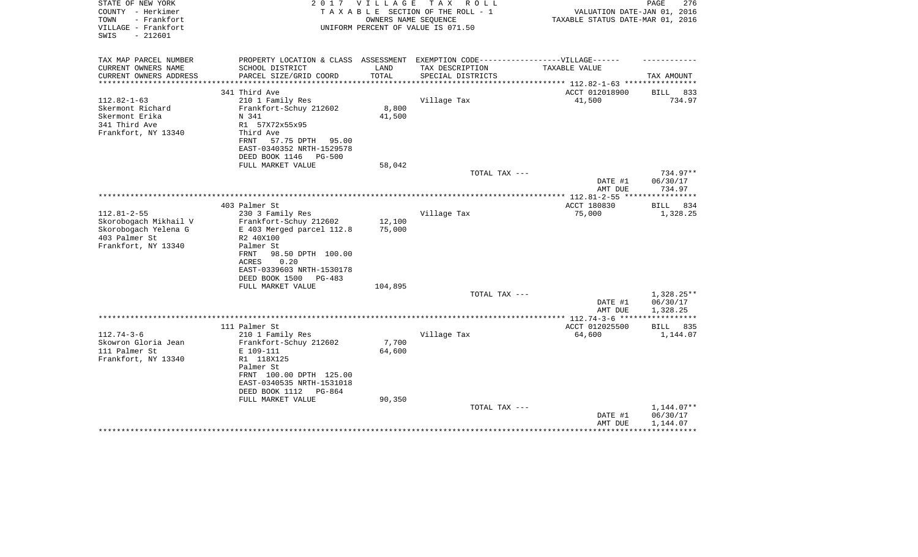STATE OF NEW YORK
COUNTY - Herkimer
TOWN - Frankfort
VILLAGE - Frankfort
SWIS - 212601

2 0 1 7 V I L L A G E T A X R O L L
T A X A B L E SECTION OF THE ROLL - 1
OWNERS NAME SEQUENCE
UNIFORM PERCENT OF VALUE IS 071.50

VALUATION DATE-JAN 01, 2016
TAXABLE STATUS DATE-MAR 01, 2016

| TAX MAP PARCEL NUMBER<br>CURRENT OWNERS NAME<br>CURRENT OWNERS ADDRESS | PROPERTY LOCATION & CLASS<br>SCHOOL DISTRICT<br>PARCEL SIZE/GRID COORD | ASSESSMENT<br>LAND<br>TOTAL | EXEMPTION CODE------VILLAGE------<br>TAX DESCRIPTION<br>SPECIAL DISTRICTS | TAXABLE VALUE | TAX AMOUNT |
|---|---|---|---|---|---|
| **112.82-1-63** | 341 Third Ave | | | ACCT 012018900 | BILL 833 |
| 112.82-1-63 | 210 1 Family Res | | Village Tax | 41,500 | 734.97 |
| Skermont Richard | Frankfort-Schuy 212602 | 8,800 | | | |
| Skermont Erika | N 341 | 41,500 | | | |
| 341 Third Ave | R1 57X72x55x95 | | | | |
| Frankfort, NY 13340 | Third Ave | | | | |
| | FRNT 57.75 DPTH 95.00 | | | | |
| | EAST-0340352 NRTH-1529578 | | | | |
| | DEED BOOK 1146 PG-500 | | | | |
| | FULL MARKET VALUE | 58,042 | | | |
| | | | TOTAL TAX --- | | 734.97** |
| | | | | DATE #1 | 06/30/17 |
| | | | | AMT DUE | 734.97 |
| **112.81-2-55** | 403 Palmer St | | | ACCT 180830 | BILL 834 |
| 112.81-2-55 | 230 3 Family Res | | Village Tax | 75,000 | 1,328.25 |
| Skorobogach Mikhail V | Frankfort-Schuy 212602 | 12,100 | | | |
| Skorobogach Yelena G | E 403 Merged parcel 112.8 | 75,000 | | | |
| 403 Palmer St | R2 40X100 | | | | |
| Frankfort, NY 13340 | Palmer St | | | | |
| | FRNT 98.50 DPTH 100.00 | | | | |
| | ACRES 0.20 | | | | |
| | EAST-0339603 NRTH-1530178 | | | | |
| | DEED BOOK 1500 PG-483 | | | | |
| | FULL MARKET VALUE | 104,895 | | | |
| | | | TOTAL TAX --- | | 1,328.25** |
| | | | | DATE #1 | 06/30/17 |
| | | | | AMT DUE | 1,328.25 |
| **112.74-3-6** | 111 Palmer St | | | ACCT 012025500 | BILL 835 |
| 112.74-3-6 | 210 1 Family Res | | Village Tax | 64,600 | 1,144.07 |
| Skowron Gloria Jean | Frankfort-Schuy 212602 | 7,700 | | | |
| 111 Palmer St | E 109-111 | 64,600 | | | |
| Frankfort, NY 13340 | R1 118X125 | | | | |
| | Palmer St | | | | |
| | FRNT 100.00 DPTH 125.00 | | | | |
| | EAST-0340535 NRTH-1531018 | | | | |
| | DEED BOOK 1112 PG-864 | | | | |
| | FULL MARKET VALUE | 90,350 | | | |
| | | | TOTAL TAX --- | | 1,144.07** |
| | | | | DATE #1 | 06/30/17 |
| | | | | AMT DUE | 1,144.07 |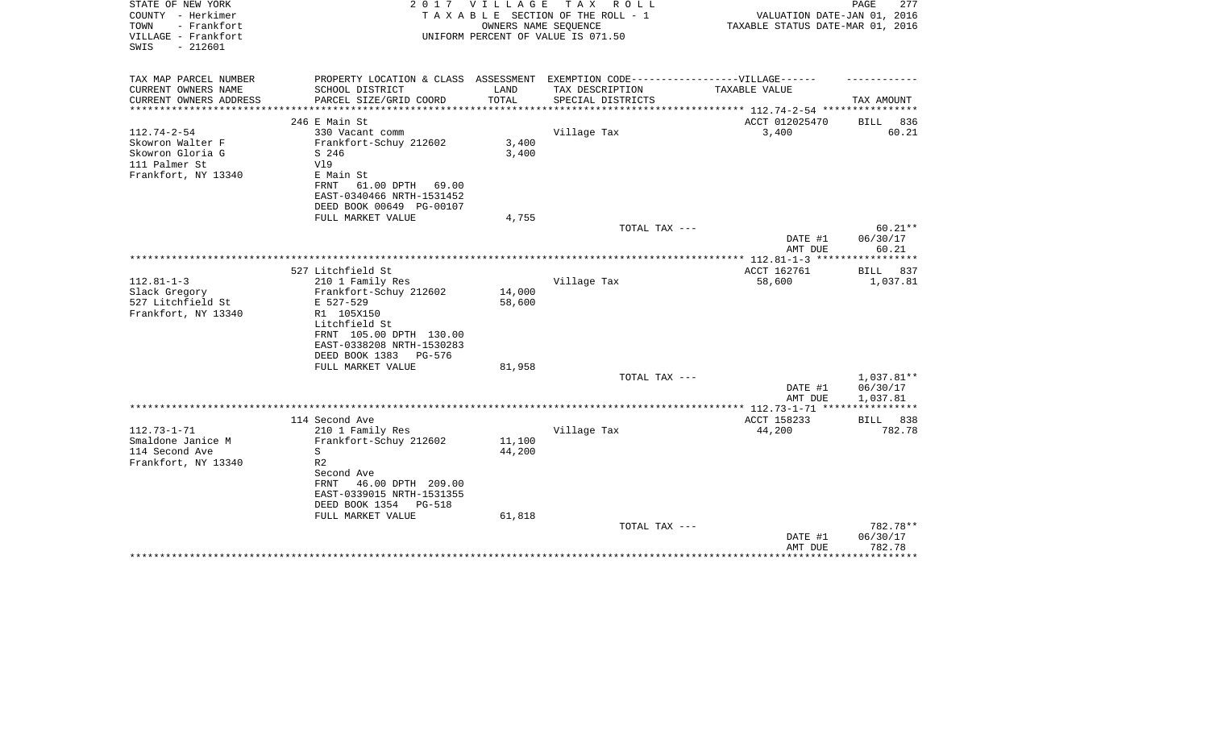STATE OF NEW YORK
COUNTY - Herkimer
TOWN - Frankfort
VILLAGE - Frankfort
SWIS - 212601

2 0 1 7 V I L L A G E T A X R O L L
T A X A B L E SECTION OF THE ROLL - 1
OWNERS NAME SEQUENCE
UNIFORM PERCENT OF VALUE IS 071.50

VALUATION DATE-JAN 01, 2016
TAXABLE STATUS DATE-MAR 01, 2016

| TAX MAP PARCEL NUMBER / CURRENT OWNERS NAME / CURRENT OWNERS ADDRESS | PROPERTY LOCATION & CLASS / SCHOOL DISTRICT / PARCEL SIZE/GRID COORD | ASSESSMENT LAND / TOTAL | EXEMPTION CODE / TAX DESCRIPTION / SPECIAL DISTRICTS | TAXABLE VALUE | TAX AMOUNT |
|---|---|---|---|---|---|
| 112.74-2-54 | 246 E Main St | | | ACCT 012025470 | BILL 836 |
| Skowron Walter F | 330 Vacant comm | | Village Tax | 3,400 | 60.21 |
| Skowron Gloria G | Frankfort-Schuy 212602 | 3,400 | | | |
| 111 Palmer St | S 246 | 3,400 | | | |
| Frankfort, NY 13340 | Vl9 | | | | |
| | E Main St | | | | |
| | FRNT 61.00 DPTH 69.00 | | | | |
| | EAST-0340466 NRTH-1531452 | | | | |
| | DEED BOOK 00649 PG-00107 | | | | |
| | FULL MARKET VALUE | 4,755 | | | |
| | | | TOTAL TAX --- | | 60.21** |
| | | | | DATE #1 | 06/30/17 |
| | | | | AMT DUE | 60.21 |
| 112.81-1-3 | 527 Litchfield St | | | ACCT 162761 | BILL 837 |
| Slack Gregory | 210 1 Family Res | | Village Tax | 58,600 | 1,037.81 |
| 527 Litchfield St | Frankfort-Schuy 212602 | 14,000 | | | |
| Frankfort, NY 13340 | E 527-529 | 58,600 | | | |
| | R1 105X150 | | | | |
| | Litchfield St | | | | |
| | FRNT 105.00 DPTH 130.00 | | | | |
| | EAST-0338208 NRTH-1530283 | | | | |
| | DEED BOOK 1383 PG-576 | | | | |
| | FULL MARKET VALUE | 81,958 | | | |
| | | | TOTAL TAX --- | | 1,037.81** |
| | | | | DATE #1 | 06/30/17 |
| | | | | AMT DUE | 1,037.81 |
| 112.73-1-71 | 114 Second Ave | | | ACCT 158233 | BILL 838 |
| Smaldone Janice M | 210 1 Family Res | | Village Tax | 44,200 | 782.78 |
| 114 Second Ave | Frankfort-Schuy 212602 | 11,100 | | | |
| Frankfort, NY 13340 | S | 44,200 | | | |
| | R2 | | | | |
| | Second Ave | | | | |
| | FRNT 46.00 DPTH 209.00 | | | | |
| | EAST-0339015 NRTH-1531355 | | | | |
| | DEED BOOK 1354 PG-518 | | | | |
| | FULL MARKET VALUE | 61,818 | | | |
| | | | TOTAL TAX --- | | 782.78** |
| | | | | DATE #1 | 06/30/17 |
| | | | | AMT DUE | 782.78 |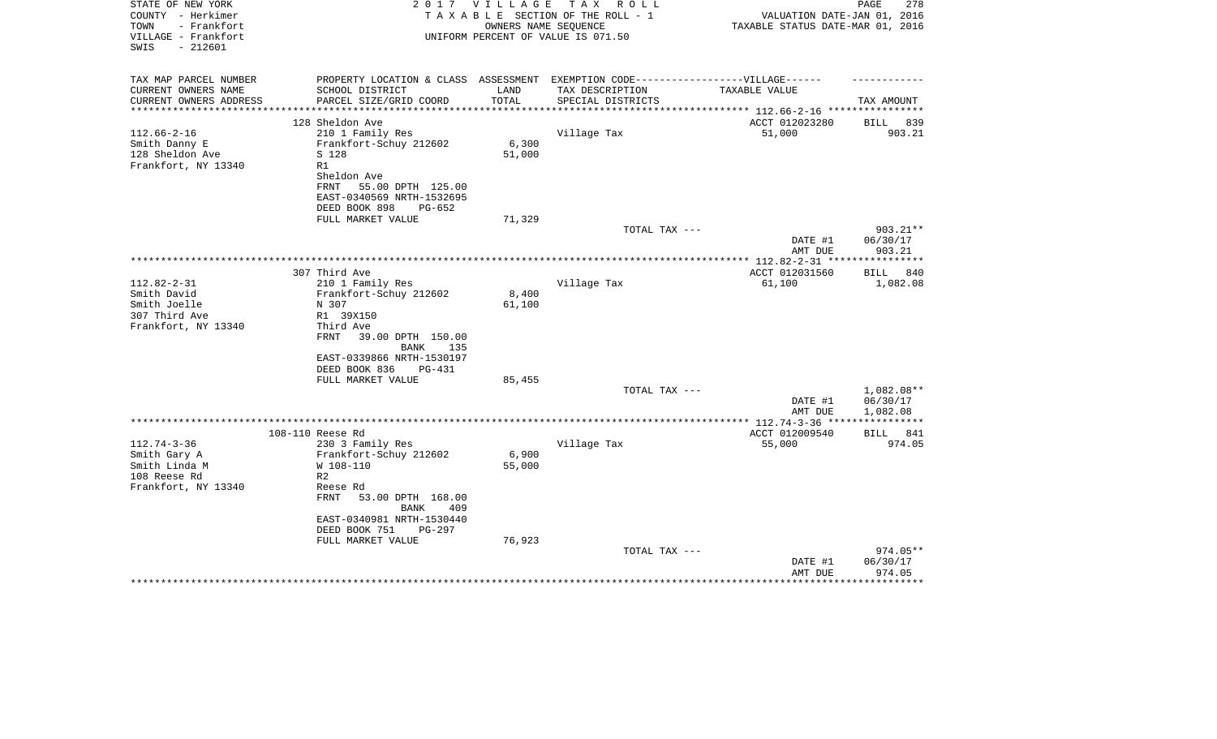STATE OF NEW YORK
COUNTY - Herkimer
TOWN - Frankfort
VILLAGE - Frankfort
SWIS - 212601

2017 VILLAGE TAX ROLL
TAXABLE SECTION OF THE ROLL - 1
OWNERS NAME SEQUENCE
UNIFORM PERCENT OF VALUE IS 071.50

VALUATION DATE-JAN 01, 2016
TAXABLE STATUS DATE-MAR 01, 2016

| TAX MAP PARCEL NUMBER / CURRENT OWNERS NAME / CURRENT OWNERS ADDRESS | PROPERTY LOCATION & CLASS / SCHOOL DISTRICT / PARCEL SIZE/GRID COORD | ASSESSMENT LAND / TOTAL | EXEMPTION CODE----VILLAGE---- TAX DESCRIPTION / SPECIAL DISTRICTS | TAXABLE VALUE | TAX AMOUNT |
|---|---|---|---|---|---|
| 112.66-2-16 | 128 Sheldon Ave | | | ACCT 012023280 | BILL 839 |
| Smith Danny E | 210 1 Family Res | | Village Tax | 51,000 | 903.21 |
| 128 Sheldon Ave | Frankfort-Schuy 212602 | 6,300 | | | |
| Frankfort, NY 13340 | S 128 | 51,000 | | | |
| | R1 | | | | |
| | Sheldon Ave | | | | |
| | FRNT 55.00 DPTH 125.00 | | | | |
| | EAST-0340569 NRTH-1532695 | | | | |
| | DEED BOOK 898 PG-652 | | | | |
| | FULL MARKET VALUE | 71,329 | | | |
| | | | TOTAL TAX --- | | 903.21** |
| | | | | DATE #1 | 06/30/17 |
| | | | | AMT DUE | 903.21 |
| 112.82-2-31 | 307 Third Ave | | | ACCT 012031560 | BILL 840 |
| Smith David | 210 1 Family Res | | Village Tax | 61,100 | 1,082.08 |
| Smith Joelle | Frankfort-Schuy 212602 | 8,400 | | | |
| 307 Third Ave | N 307 | 61,100 | | | |
| Frankfort, NY 13340 | R1 39X150 | | | | |
| | Third Ave | | | | |
| | FRNT 39.00 DPTH 150.00 | | | | |
| | BANK 135 | | | | |
| | EAST-0339866 NRTH-1530197 | | | | |
| | DEED BOOK 836 PG-431 | | | | |
| | FULL MARKET VALUE | 85,455 | | | |
| | | | TOTAL TAX --- | | 1,082.08** |
| | | | | DATE #1 | 06/30/17 |
| | | | | AMT DUE | 1,082.08 |
| 112.74-3-36 | 108-110 Reese Rd | | | ACCT 012009540 | BILL 841 |
| Smith Gary A | 230 3 Family Res | | Village Tax | 55,000 | 974.05 |
| Smith Linda M | Frankfort-Schuy 212602 | 6,900 | | | |
| 108 Reese Rd | W 108-110 | 55,000 | | | |
| Frankfort, NY 13340 | R2 | | | | |
| | Reese Rd | | | | |
| | FRNT 53.00 DPTH 168.00 | | | | |
| | BANK 409 | | | | |
| | EAST-0340981 NRTH-1530440 | | | | |
| | DEED BOOK 751 PG-297 | | | | |
| | FULL MARKET VALUE | 76,923 | | | |
| | | | TOTAL TAX --- | | 974.05** |
| | | | | DATE #1 | 06/30/17 |
| | | | | AMT DUE | 974.05 |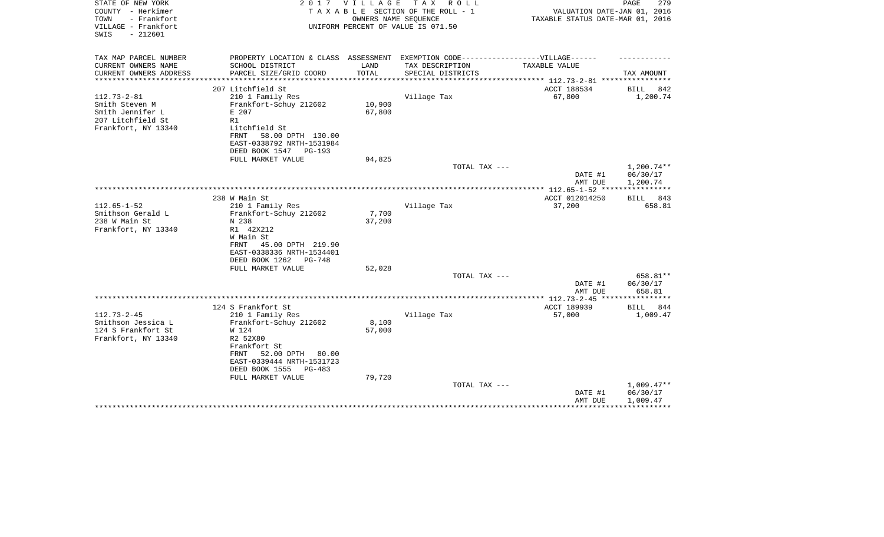STATE OF NEW YORK
COUNTY - Herkimer
TOWN - Frankfort
VILLAGE - Frankfort
SWIS - 212601

2 0 1 7 V I L L A G E T A X R O L L
T A X A B L E SECTION OF THE ROLL - 1
OWNERS NAME SEQUENCE
UNIFORM PERCENT OF VALUE IS 071.50

VALUATION DATE-JAN 01, 2016
TAXABLE STATUS DATE-MAR 01, 2016

| TAX MAP PARCEL NUMBER<br>CURRENT OWNERS NAME<br>CURRENT OWNERS ADDRESS | PROPERTY LOCATION & CLASS<br>SCHOOL DISTRICT<br>PARCEL SIZE/GRID COORD | ASSESSMENT<br>LAND<br>TOTAL | EXEMPTION CODE------VILLAGE------<br>TAX DESCRIPTION<br>SPECIAL DISTRICTS | TAXABLE VALUE | TAX AMOUNT |
|---|---|---|---|---|---|
| 112.73-2-81 | 207 Litchfield St | | | ACCT 188534 | BILL 842 |
| 112.73-2-81 | 210 1 Family Res | | Village Tax | 67,800 | 1,200.74 |
| Smith Steven M | Frankfort-Schuy 212602 | 10,900 | | | |
| Smith Jennifer L | E 207 | 67,800 | | | |
| 207 Litchfield St | R1 | | | | |
| Frankfort, NY 13340 | Litchfield St | | | | |
| | FRNT 58.00 DPTH 130.00 | | | | |
| | EAST-0338792 NRTH-1531984 | | | | |
| | DEED BOOK 1547 PG-193 | | | | |
| | FULL MARKET VALUE | 94,825 | | | |
| | | | TOTAL TAX --- | | 1,200.74** |
| | | | | DATE #1 | 06/30/17 |
| | | | | AMT DUE | 1,200.74 |
| 112.65-1-52 | 238 W Main St | | | ACCT 012014250 | BILL 843 |
| 112.65-1-52 | 210 1 Family Res | | Village Tax | 37,200 | 658.81 |
| Smithson Gerald L | Frankfort-Schuy 212602 | 7,700 | | | |
| 238 W Main St | N 238 | 37,200 | | | |
| Frankfort, NY 13340 | R1 42X212 | | | | |
| | W Main St | | | | |
| | FRNT 45.00 DPTH 219.90 | | | | |
| | EAST-0338336 NRTH-1534401 | | | | |
| | DEED BOOK 1262 PG-748 | | | | |
| | FULL MARKET VALUE | 52,028 | | | |
| | | | TOTAL TAX --- | | 658.81** |
| | | | | DATE #1 | 06/30/17 |
| | | | | AMT DUE | 658.81 |
| 112.73-2-45 | 124 S Frankfort St | | | ACCT 189939 | BILL 844 |
| 112.73-2-45 | 210 1 Family Res | | Village Tax | 57,000 | 1,009.47 |
| Smithson Jessica L | Frankfort-Schuy 212602 | 8,100 | | | |
| 124 S Frankfort St | W 124 | 57,000 | | | |
| Frankfort, NY 13340 | R2 52X80 | | | | |
| | Frankfort St | | | | |
| | FRNT 52.00 DPTH 80.00 | | | | |
| | EAST-0339444 NRTH-1531723 | | | | |
| | DEED BOOK 1555 PG-483 | | | | |
| | FULL MARKET VALUE | 79,720 | | | |
| | | | TOTAL TAX --- | | 1,009.47** |
| | | | | DATE #1 | 06/30/17 |
| | | | | AMT DUE | 1,009.47 |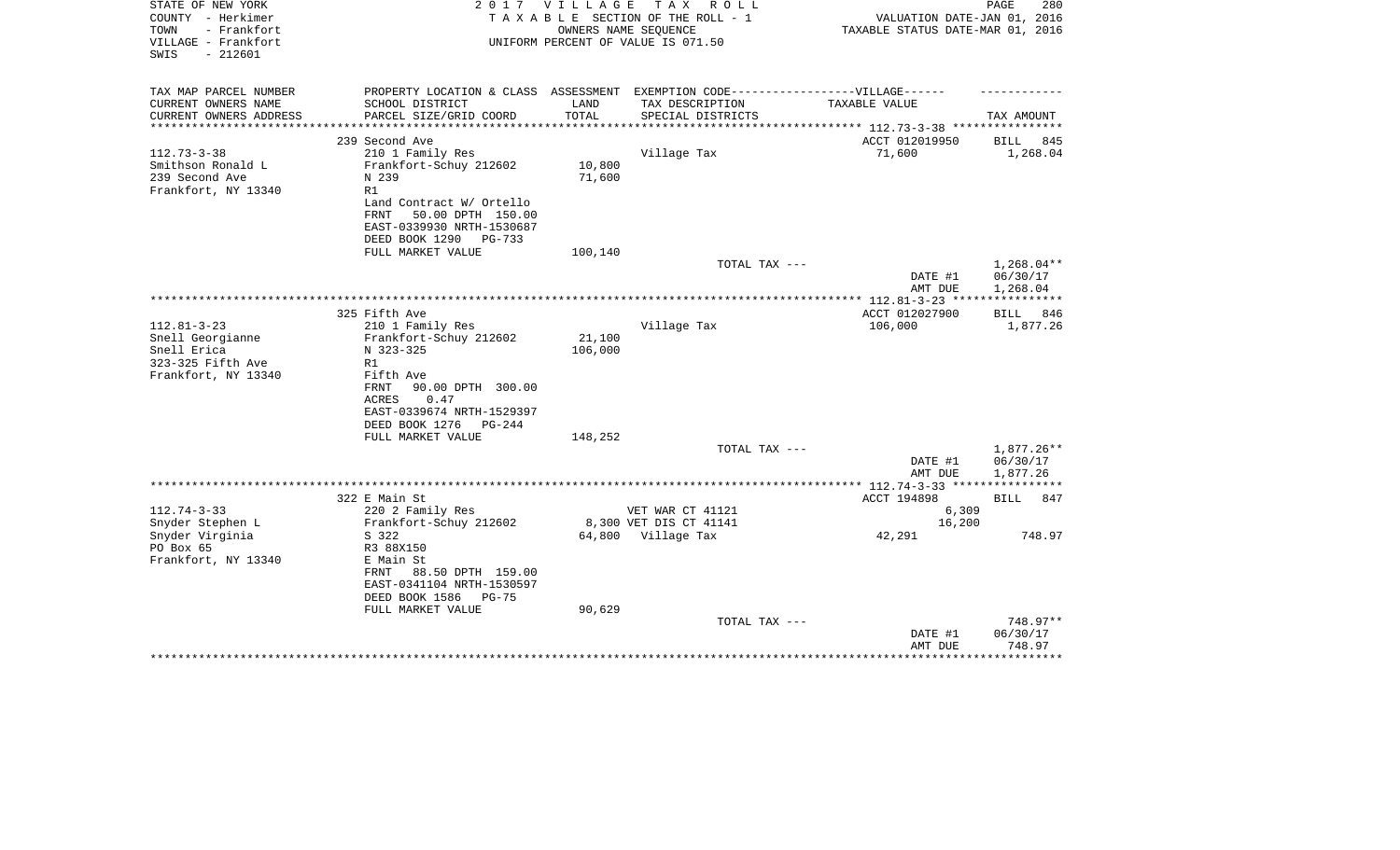STATE OF NEW YORK
COUNTY - Herkimer
TOWN - Frankfort
VILLAGE - Frankfort
SWIS - 212601

2 0 1 7 V I L L A G E T A X R O L L
T A X A B L E SECTION OF THE ROLL - 1
OWNERS NAME SEQUENCE
UNIFORM PERCENT OF VALUE IS 071.50

VALUATION DATE-JAN 01, 2016
TAXABLE STATUS DATE-MAR 01, 2016

| TAX MAP PARCEL NUMBER / CURRENT OWNERS NAME / CURRENT OWNERS ADDRESS | PROPERTY LOCATION & CLASS / SCHOOL DISTRICT / PARCEL SIZE/GRID COORD | ASSESSMENT LAND / TOTAL | EXEMPTION CODE / TAX DESCRIPTION / SPECIAL DISTRICTS | TAXABLE VALUE | TAX AMOUNT |
|---|---|---|---|---|---|
| 112.73-3-38 | 239 Second Ave | | | ACCT 012019950 | BILL 845 |
| Smithson Ronald L | 210 1 Family Res | | Village Tax | 71,600 | 1,268.04 |
| 239 Second Ave | Frankfort-Schuy 212602 | 10,800 | | | |
| Frankfort, NY 13340 | N 239 | 71,600 | | | |
| | R1 | | | | |
| | Land Contract W/ Ortello | | | | |
| | FRNT 50.00 DPTH 150.00 | | | | |
| | EAST-0339930 NRTH-1530687 | | | | |
| | DEED BOOK 1290 PG-733 | | | | |
| | FULL MARKET VALUE | 100,140 | | | |
| | | | TOTAL TAX --- | | 1,268.04** |
| | | | | DATE #1 | 06/30/17 |
| | | | | AMT DUE | 1,268.04 |
| 112.81-3-23 | 325 Fifth Ave | | | ACCT 012027900 | BILL 846 |
| Snell Georgianne | 210 1 Family Res | | Village Tax | 106,000 | 1,877.26 |
| Snell Erica | Frankfort-Schuy 212602 | 21,100 | | | |
| 323-325 Fifth Ave | N 323-325 | 106,000 | | | |
| Frankfort, NY 13340 | R1 | | | | |
| | Fifth Ave | | | | |
| | FRNT 90.00 DPTH 300.00 | | | | |
| | ACRES 0.47 | | | | |
| | EAST-0339674 NRTH-1529397 | | | | |
| | DEED BOOK 1276 PG-244 | | | | |
| | FULL MARKET VALUE | 148,252 | | | |
| | | | TOTAL TAX --- | | 1,877.26** |
| | | | | DATE #1 | 06/30/17 |
| | | | | AMT DUE | 1,877.26 |
| 112.74-3-33 | 322 E Main St | | | ACCT 194898 | BILL 847 |
| Snyder Stephen L | 220 2 Family Res | | VET WAR CT 41121 | 6,309 | |
| Snyder Virginia | Frankfort-Schuy 212602 | 8,300 | VET DIS CT 41141 | 16,200 | |
| PO Box 65 | S 322 | 64,800 | Village Tax | 42,291 | 748.97 |
| Frankfort, NY 13340 | R3 88X150 | | | | |
| | E Main St | | | | |
| | FRNT 88.50 DPTH 159.00 | | | | |
| | EAST-0341104 NRTH-1530597 | | | | |
| | DEED BOOK 1586 PG-75 | | | | |
| | FULL MARKET VALUE | 90,629 | | | |
| | | | TOTAL TAX --- | | 748.97** |
| | | | | DATE #1 | 06/30/17 |
| | | | | AMT DUE | 748.97 |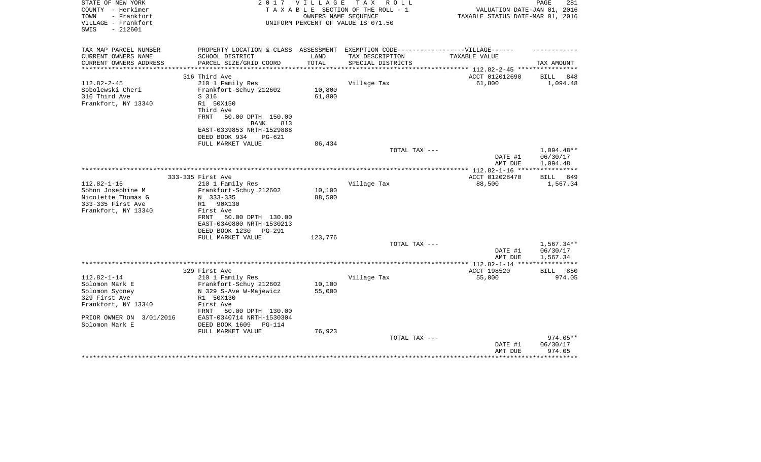STATE OF NEW YORK
COUNTY - Herkimer
TOWN - Frankfort
VILLAGE - Frankfort
SWIS - 212601

2 0 1 7 V I L L A G E T A X R O L L
T A X A B L E SECTION OF THE ROLL - 1
OWNERS NAME SEQUENCE
UNIFORM PERCENT OF VALUE IS 071.50

VALUATION DATE-JAN 01, 2016
TAXABLE STATUS DATE-MAR 01, 2016

| TAX MAP PARCEL NUMBER<br>CURRENT OWNERS NAME<br>CURRENT OWNERS ADDRESS | PROPERTY LOCATION & CLASS<br>SCHOOL DISTRICT<br>PARCEL SIZE/GRID COORD | ASSESSMENT<br>LAND<br>TOTAL | EXEMPTION CODE------VILLAGE------<br>TAX DESCRIPTION<br>SPECIAL DISTRICTS | TAXABLE VALUE | TAX AMOUNT |
|---|---|---|---|---|---|
| | 316 Third Ave | | | ACCT 012012690 | BILL 848 |
| 112.82-2-45 | 210 1 Family Res | | Village Tax | 61,800 | 1,094.48 |
| Sobolewski Cheri | Frankfort-Schuy 212602 | 10,800 | | | |
| 316 Third Ave | S 316 | 61,800 | | | |
| Frankfort, NY 13340 | R1 50X150 | | | | |
| | Third Ave | | | | |
| | FRNT 50.00 DPTH 150.00 | | | | |
| | BANK 813 | | | | |
| | EAST-0339853 NRTH-1529888 | | | | |
| | DEED BOOK 934 PG-621 | | | | |
| | FULL MARKET VALUE | 86,434 | | | |
| | | | TOTAL TAX --- | | 1,094.48** |
| | | | | DATE #1 | 06/30/17 |
| | | | | AMT DUE | 1,094.48 |
| | 333-335 First Ave | | | ACCT 012028470 | BILL 849 |
| 112.82-1-16 | 210 1 Family Res | | Village Tax | 88,500 | 1,567.34 |
| Sohnn Josephine M | Frankfort-Schuy 212602 | 10,100 | | | |
| Nicolette Thomas G | N 333-335 | 88,500 | | | |
| 333-335 First Ave | R1 90X130 | | | | |
| Frankfort, NY 13340 | First Ave | | | | |
| | FRNT 50.00 DPTH 130.00 | | | | |
| | EAST-0340800 NRTH-1530213 | | | | |
| | DEED BOOK 1230 PG-291 | | | | |
| | FULL MARKET VALUE | 123,776 | | | |
| | | | TOTAL TAX --- | | 1,567.34** |
| | | | | DATE #1 | 06/30/17 |
| | | | | AMT DUE | 1,567.34 |
| | 329 First Ave | | | ACCT 198520 | BILL 850 |
| 112.82-1-14 | 210 1 Family Res | | Village Tax | 55,000 | 974.05 |
| Solomon Mark E | Frankfort-Schuy 212602 | 10,100 | | | |
| Solomon Sydney | N 329 S-Ave W-Majewicz | 55,000 | | | |
| 329 First Ave | R1 50X130 | | | | |
| Frankfort, NY 13340 | First Ave | | | | |
| | FRNT 50.00 DPTH 130.00 | | | | |
| PRIOR OWNER ON 3/01/2016 | EAST-0340714 NRTH-1530304 | | | | |
| Solomon Mark E | DEED BOOK 1609 PG-114 | | | | |
| | FULL MARKET VALUE | 76,923 | | | |
| | | | TOTAL TAX --- | | 974.05** |
| | | | | DATE #1 | 06/30/17 |
| | | | | AMT DUE | 974.05 |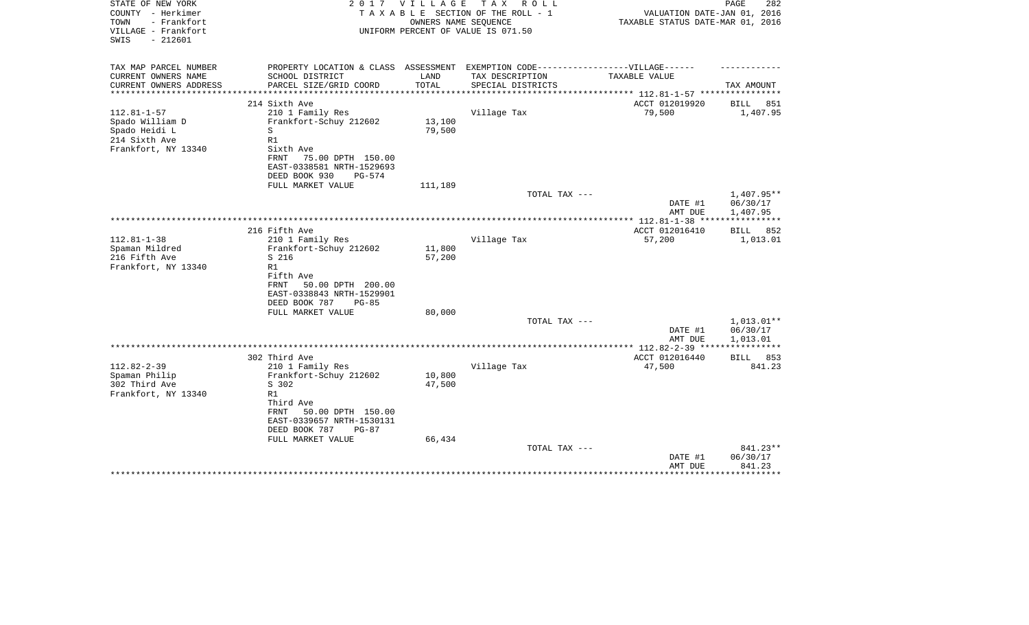STATE OF NEW YORK
COUNTY - Herkimer
TOWN - Frankfort
VILLAGE - Frankfort
SWIS - 212601

2 0 1 7 V I L L A G E T A X R O L L
T A X A B L E SECTION OF THE ROLL - 1
OWNERS NAME SEQUENCE
UNIFORM PERCENT OF VALUE IS 071.50

VALUATION DATE-JAN 01, 2016
TAXABLE STATUS DATE-MAR 01, 2016

| TAX MAP PARCEL NUMBER / CURRENT OWNERS NAME / CURRENT OWNERS ADDRESS | PROPERTY LOCATION & CLASS / SCHOOL DISTRICT / PARCEL SIZE/GRID COORD | ASSESSMENT LAND / TOTAL | EXEMPTION CODE / TAX DESCRIPTION / SPECIAL DISTRICTS | TAXABLE VALUE | TAX AMOUNT |
|---|---|---|---|---|---|
| | 214 Sixth Ave | | | ACCT 012019920 | BILL 851 |
| 112.81-1-57 | 210 1 Family Res | | Village Tax | 79,500 | 1,407.95 |
| Spado William D | Frankfort-Schuy 212602 | 13,100 | | | |
| Spado Heidi L | S | 79,500 | | | |
| 214 Sixth Ave | R1 | | | | |
| Frankfort, NY 13340 | Sixth Ave | | | | |
| | FRNT 75.00 DPTH 150.00 | | | | |
| | EAST-0338581 NRTH-1529693 | | | | |
| | DEED BOOK 930 PG-574 | | | | |
| | FULL MARKET VALUE | 111,189 | | | |
| | | | TOTAL TAX --- | | 1,407.95** |
| | | | | DATE #1 | 06/30/17 |
| | | | | AMT DUE | 1,407.95 |
| | 216 Fifth Ave | | | ACCT 012016410 | BILL 852 |
| 112.81-1-38 | 210 1 Family Res | | Village Tax | 57,200 | 1,013.01 |
| Spaman Mildred | Frankfort-Schuy 212602 | 11,800 | | | |
| 216 Fifth Ave | S 216 | 57,200 | | | |
| Frankfort, NY 13340 | R1 | | | | |
| | Fifth Ave | | | | |
| | FRNT 50.00 DPTH 200.00 | | | | |
| | EAST-0338843 NRTH-1529901 | | | | |
| | DEED BOOK 787 PG-85 | | | | |
| | FULL MARKET VALUE | 80,000 | | | |
| | | | TOTAL TAX --- | | 1,013.01** |
| | | | | DATE #1 | 06/30/17 |
| | | | | AMT DUE | 1,013.01 |
| | 302 Third Ave | | | ACCT 012016440 | BILL 853 |
| 112.82-2-39 | 210 1 Family Res | | Village Tax | 47,500 | 841.23 |
| Spaman Philip | Frankfort-Schuy 212602 | 10,800 | | | |
| 302 Third Ave | S 302 | 47,500 | | | |
| Frankfort, NY 13340 | R1 | | | | |
| | Third Ave | | | | |
| | FRNT 50.00 DPTH 150.00 | | | | |
| | EAST-0339657 NRTH-1530131 | | | | |
| | DEED BOOK 787 PG-87 | | | | |
| | FULL MARKET VALUE | 66,434 | | | |
| | | | TOTAL TAX --- | | 841.23** |
| | | | | DATE #1 | 06/30/17 |
| | | | | AMT DUE | 841.23 |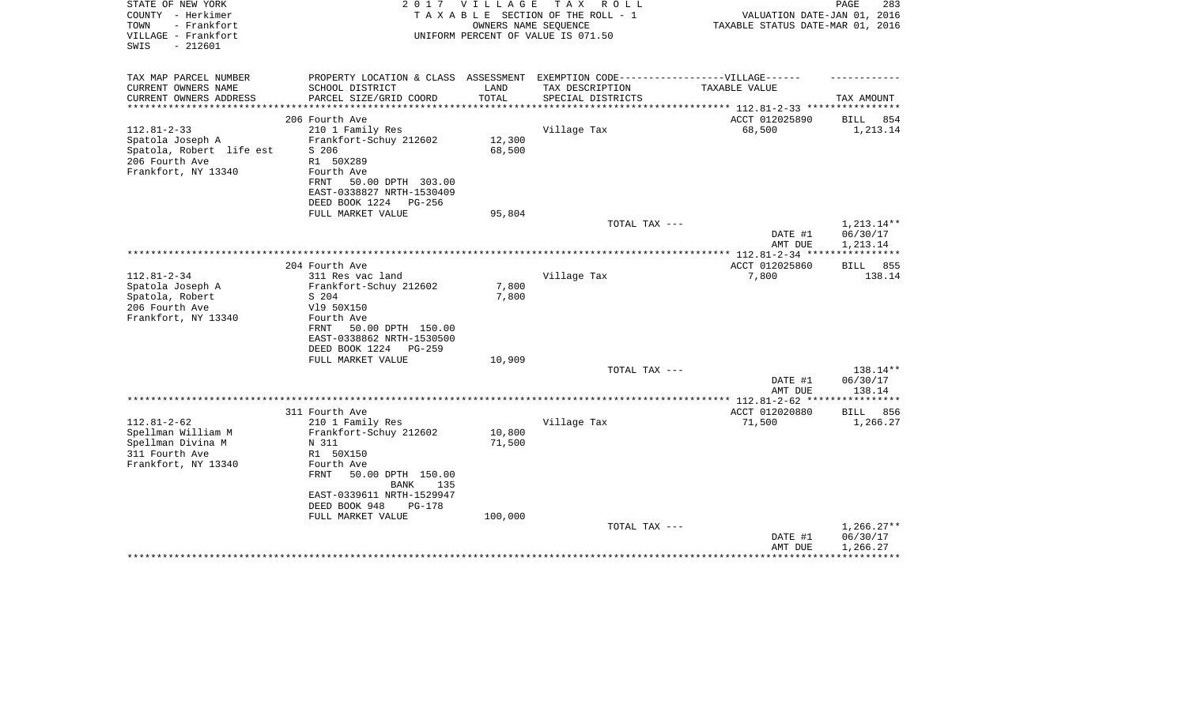STATE OF NEW YORK
COUNTY - Herkimer
TOWN - Frankfort
VILLAGE - Frankfort
SWIS - 212601

2017 VILLAGE TAX ROLL
TAXABLE SECTION OF THE ROLL - 1
OWNERS NAME SEQUENCE
UNIFORM PERCENT OF VALUE IS 071.50

VALUATION DATE-JAN 01, 2016
TAXABLE STATUS DATE-MAR 01, 2016

| TAX MAP PARCEL NUMBER / CURRENT OWNERS NAME / CURRENT OWNERS ADDRESS | PROPERTY LOCATION & CLASS / SCHOOL DISTRICT / PARCEL SIZE/GRID COORD | ASSESSMENT LAND / TOTAL | EXEMPTION CODE-----VILLAGE----- TAX DESCRIPTION / SPECIAL DISTRICTS | TAXABLE VALUE | TAX AMOUNT |
|---|---|---|---|---|---|
| 112.81-2-33 | 206 Fourth Ave | | | ACCT 012025890 | BILL 854 |
| Spatola Joseph A | 210 1 Family Res | | Village Tax | 68,500 | 1,213.14 |
| Spatola, Robert life est | Frankfort-Schuy 212602 | 12,300 | | | |
| 206 Fourth Ave | S 206 | 68,500 | | | |
| Frankfort, NY 13340 | R1 50X289 | | | | |
| | Fourth Ave | | | | |
| | FRNT 50.00 DPTH 303.00 | | | | |
| | EAST-0338827 NRTH-1530409 | | | | |
| | DEED BOOK 1224 PG-256 | | | | |
| | FULL MARKET VALUE | 95,804 | | | |
| | | | TOTAL TAX --- | | 1,213.14** |
| | | | | DATE #1 | 06/30/17 |
| | | | | AMT DUE | 1,213.14 |
| 112.81-2-34 | 204 Fourth Ave | | | ACCT 012025860 | BILL 855 |
| Spatola Joseph A | 311 Res vac land | | Village Tax | 7,800 | 138.14 |
| Spatola, Robert | Frankfort-Schuy 212602 | 7,800 | | | |
| 206 Fourth Ave | S 204 | 7,800 | | | |
| Frankfort, NY 13340 | Vl9 50X150 | | | | |
| | Fourth Ave | | | | |
| | FRNT 50.00 DPTH 150.00 | | | | |
| | EAST-0338862 NRTH-1530500 | | | | |
| | DEED BOOK 1224 PG-259 | | | | |
| | FULL MARKET VALUE | 10,909 | | | |
| | | | TOTAL TAX --- | | 138.14** |
| | | | | DATE #1 | 06/30/17 |
| | | | | AMT DUE | 138.14 |
| 112.81-2-62 | 311 Fourth Ave | | | ACCT 012020880 | BILL 856 |
| Spellman William M | 210 1 Family Res | | Village Tax | 71,500 | 1,266.27 |
| Spellman Divina M | Frankfort-Schuy 212602 | 10,800 | | | |
| 311 Fourth Ave | N 311 | 71,500 | | | |
| Frankfort, NY 13340 | R1 50X150 | | | | |
| | Fourth Ave | | | | |
| | FRNT 50.00 DPTH 150.00 | | | | |
| | BANK 135 | | | | |
| | EAST-0339611 NRTH-1529947 | | | | |
| | DEED BOOK 948 PG-178 | | | | |
| | FULL MARKET VALUE | 100,000 | | | |
| | | | TOTAL TAX --- | | 1,266.27** |
| | | | | DATE #1 | 06/30/17 |
| | | | | AMT DUE | 1,266.27 |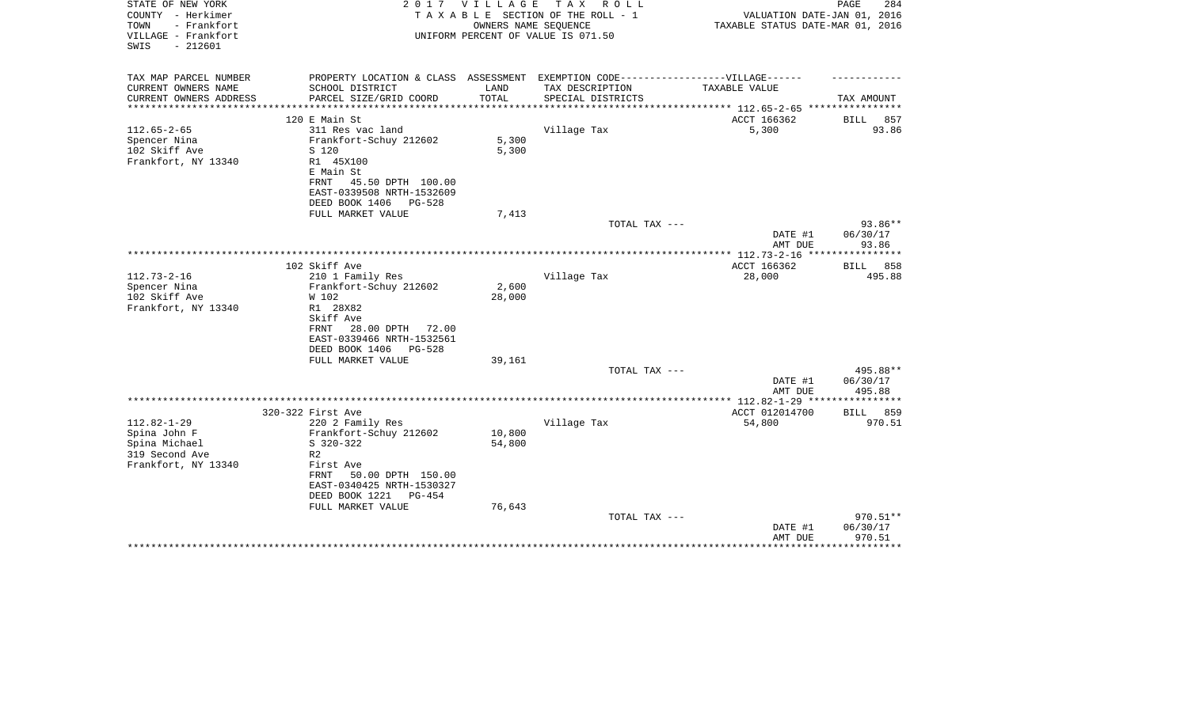STATE OF NEW YORK
COUNTY - Herkimer
TOWN - Frankfort
VILLAGE - Frankfort
SWIS - 212601

2 0 1 7 V I L L A G E T A X R O L L
T A X A B L E SECTION OF THE ROLL - 1
OWNERS NAME SEQUENCE
UNIFORM PERCENT OF VALUE IS 071.50

VALUATION DATE-JAN 01, 2016
TAXABLE STATUS DATE-MAR 01, 2016

| TAX MAP PARCEL NUMBER / CURRENT OWNERS NAME / CURRENT OWNERS ADDRESS | PROPERTY LOCATION & CLASS / SCHOOL DISTRICT / PARCEL SIZE/GRID COORD | ASSESSMENT LAND / TOTAL | EXEMPTION CODE-----VILLAGE------ TAX DESCRIPTION / SPECIAL DISTRICTS | TAXABLE VALUE | TAX AMOUNT |
|---|---|---|---|---|---|
| 112.65-2-65 | 120 E Main St | | | ACCT 166362 | BILL 857 |
| Spencer Nina | 311 Res vac land | | Village Tax | 5,300 | 93.86 |
| 102 Skiff Ave | Frankfort-Schuy 212602 | 5,300 | | | |
| Frankfort, NY 13340 | S 120 | 5,300 | | | |
| | R1 45X100 | | | | |
| | E Main St | | | | |
| | FRNT 45.50 DPTH 100.00 | | | | |
| | EAST-0339508 NRTH-1532609 | | | | |
| | DEED BOOK 1406 PG-528 | | | | |
| | FULL MARKET VALUE | 7,413 | | | |
| | | | TOTAL TAX --- | | 93.86** |
| | | | | DATE #1 | 06/30/17 |
| | | | | AMT DUE | 93.86 |
| 112.73-2-16 | 102 Skiff Ave | | | ACCT 166362 | BILL 858 |
| Spencer Nina | 210 1 Family Res | | Village Tax | 28,000 | 495.88 |
| 102 Skiff Ave | Frankfort-Schuy 212602 | 2,600 | | | |
| Frankfort, NY 13340 | W 102 | 28,000 | | | |
| | R1 28X82 | | | | |
| | Skiff Ave | | | | |
| | FRNT 28.00 DPTH 72.00 | | | | |
| | EAST-0339466 NRTH-1532561 | | | | |
| | DEED BOOK 1406 PG-528 | | | | |
| | FULL MARKET VALUE | 39,161 | | | |
| | | | TOTAL TAX --- | | 495.88** |
| | | | | DATE #1 | 06/30/17 |
| | | | | AMT DUE | 495.88 |
| 112.82-1-29 | 320-322 First Ave | | | ACCT 012014700 | BILL 859 |
| Spina John F | 220 2 Family Res | | Village Tax | 54,800 | 970.51 |
| Spina Michael | Frankfort-Schuy 212602 | 10,800 | | | |
| 319 Second Ave | S 320-322 | 54,800 | | | |
| Frankfort, NY 13340 | R2 | | | | |
| | First Ave | | | | |
| | FRNT 50.00 DPTH 150.00 | | | | |
| | EAST-0340425 NRTH-1530327 | | | | |
| | DEED BOOK 1221 PG-454 | | | | |
| | FULL MARKET VALUE | 76,643 | | | |
| | | | TOTAL TAX --- | | 970.51** |
| | | | | DATE #1 | 06/30/17 |
| | | | | AMT DUE | 970.51 |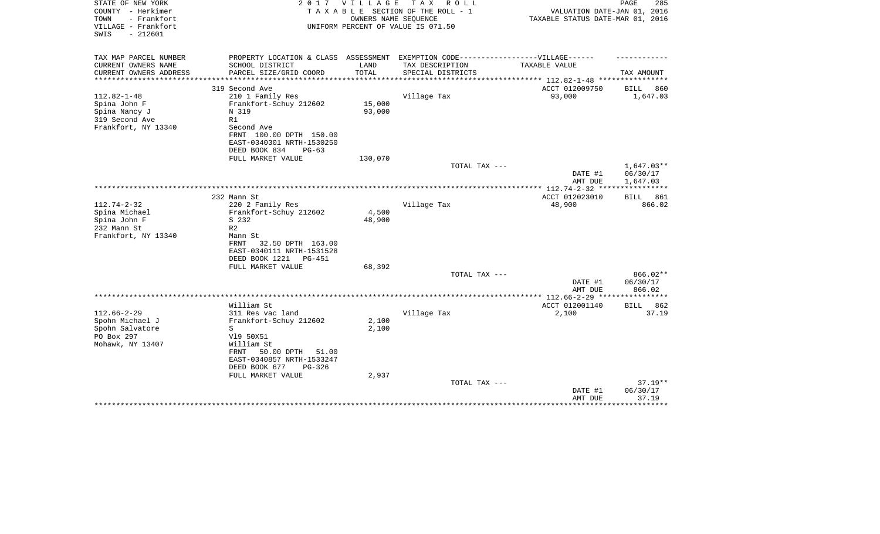STATE OF NEW YORK
COUNTY - Herkimer
TOWN - Frankfort
VILLAGE - Frankfort
SWIS - 212601

**2017 VILLAGE TAX ROLL**
TAXABLE SECTION OF THE ROLL - 1
OWNERS NAME SEQUENCE
UNIFORM PERCENT OF VALUE IS 071.50

VALUATION DATE-JAN 01, 2016
TAXABLE STATUS DATE-MAR 01, 2016

| TAX MAP PARCEL NUMBER / CURRENT OWNERS NAME / CURRENT OWNERS ADDRESS | PROPERTY LOCATION & CLASS / SCHOOL DISTRICT / PARCEL SIZE/GRID COORD | ASSESSMENT LAND / TOTAL | EXEMPTION CODE / TAX DESCRIPTION / SPECIAL DISTRICTS | TAXABLE VALUE | TAX AMOUNT |
|---|---|---|---|---|---|
| 112.82-1-48 | 319 Second Ave | | | ACCT 012009750 | BILL 860 |
| Spina John F | 210 1 Family Res | | Village Tax | 93,000 | 1,647.03 |
| Spina Nancy J | Frankfort-Schuy 212602 | 15,000 | | | |
| 319 Second Ave | N 319 | 93,000 | | | |
| Frankfort, NY 13340 | R1 | | | | |
| | Second Ave | | | | |
| | FRNT 100.00 DPTH 150.00 | | | | |
| | EAST-0340301 NRTH-1530250 | | | | |
| | DEED BOOK 834 PG-63 | | | | |
| | FULL MARKET VALUE | 130,070 | | | |
| | | | TOTAL TAX --- | | 1,647.03** |
| | | | | DATE #1 | 06/30/17 |
| | | | | AMT DUE | 1,647.03 |
| 112.74-2-32 | 232 Mann St | | | ACCT 012023010 | BILL 861 |
| Spina Michael | 220 2 Family Res | | Village Tax | 48,900 | 866.02 |
| Spina John F | Frankfort-Schuy 212602 | 4,500 | | | |
| 232 Mann St | S 232 | 48,900 | | | |
| Frankfort, NY 13340 | R2 | | | | |
| | Mann St | | | | |
| | FRNT 32.50 DPTH 163.00 | | | | |
| | EAST-0340111 NRTH-1531528 | | | | |
| | DEED BOOK 1221 PG-451 | | | | |
| | FULL MARKET VALUE | 68,392 | | | |
| | | | TOTAL TAX --- | | 866.02** |
| | | | | DATE #1 | 06/30/17 |
| | | | | AMT DUE | 866.02 |
| 112.66-2-29 | William St | | | ACCT 012001140 | BILL 862 |
| Spohn Michael J | 311 Res vac land | | Village Tax | 2,100 | 37.19 |
| Spohn Salvatore | Frankfort-Schuy 212602 | 2,100 | | | |
| PO Box 297 | S | 2,100 | | | |
| Mohawk, NY 13407 | Vl9 50X51 | | | | |
| | William St | | | | |
| | FRNT 50.00 DPTH 51.00 | | | | |
| | EAST-0340857 NRTH-1533247 | | | | |
| | DEED BOOK 677 PG-326 | | | | |
| | FULL MARKET VALUE | 2,937 | | | |
| | | | TOTAL TAX --- | | 37.19** |
| | | | | DATE #1 | 06/30/17 |
| | | | | AMT DUE | 37.19 |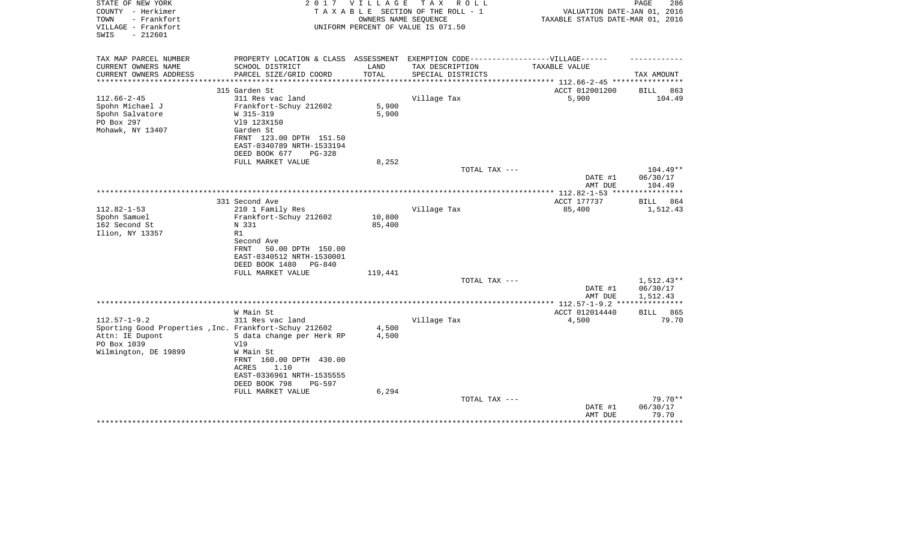STATE OF NEW YORK
COUNTY - Herkimer
TOWN - Frankfort
VILLAGE - Frankfort
SWIS - 212601

# 2017 VILLAGE TAX ROLL

TAXABLE SECTION OF THE ROLL - 1
OWNERS NAME SEQUENCE
UNIFORM PERCENT OF VALUE IS 071.50

VALUATION DATE-JAN 01, 2016
TAXABLE STATUS DATE-MAR 01, 2016

| TAX MAP PARCEL NUMBER<br>CURRENT OWNERS NAME<br>CURRENT OWNERS ADDRESS | PROPERTY LOCATION & CLASS<br>SCHOOL DISTRICT<br>PARCEL SIZE/GRID COORD | ASSESSMENT<br>LAND<br>TOTAL | EXEMPTION CODE-----VILLAGE------<br>TAX DESCRIPTION<br>SPECIAL DISTRICTS | TAXABLE VALUE | TAX AMOUNT |
|---|---|---|---|---|---|
| | 315 Garden St | | | ACCT 012001200 | BILL 863 |
| 112.66-2-45 | 311 Res vac land | | Village Tax | 5,900 | 104.49 |
| Spohn Michael J | Frankfort-Schuy 212602 | 5,900 | | | |
| Spohn Salvatore | W 315-319 | 5,900 | | | |
| PO Box 297 | Vl9 123X150 | | | | |
| Mohawk, NY 13407 | Garden St | | | | |
| | FRNT 123.00 DPTH 151.50 | | | | |
| | EAST-0340789 NRTH-1533194 | | | | |
| | DEED BOOK 677 PG-328 | | | | |
| | FULL MARKET VALUE | 8,252 | | | |
| | | | TOTAL TAX --- | | 104.49** |
| | | | | DATE #1 | 06/30/17 |
| | | | | AMT DUE | 104.49 |
| | 331 Second Ave | | | ACCT 177737 | BILL 864 |
| 112.82-1-53 | 210 1 Family Res | | Village Tax | 85,400 | 1,512.43 |
| Spohn Samuel | Frankfort-Schuy 212602 | 10,800 | | | |
| 162 Second St | N 331 | 85,400 | | | |
| Ilion, NY 13357 | R1 | | | | |
| | Second Ave | | | | |
| | FRNT 50.00 DPTH 150.00 | | | | |
| | EAST-0340512 NRTH-1530001 | | | | |
| | DEED BOOK 1480 PG-840 | | | | |
| | FULL MARKET VALUE | 119,441 | | | |
| | | | TOTAL TAX --- | | 1,512.43** |
| | | | | DATE #1 | 06/30/17 |
| | | | | AMT DUE | 1,512.43 |
| | W Main St | | | ACCT 012014440 | BILL 865 |
| 112.57-1-9.2 | 311 Res vac land | | Village Tax | 4,500 | 79.70 |
| Sporting Good Properties ,Inc. | Frankfort-Schuy 212602 | 4,500 | | | |
| Attn: IE Dupont | S data change per Herk RP | 4,500 | | | |
| PO Box 1039 | Vl9 | | | | |
| Wilmington, DE 19899 | W Main St | | | | |
| | FRNT 160.00 DPTH 430.00 | | | | |
| | ACRES 1.10 | | | | |
| | EAST-0336961 NRTH-1535555 | | | | |
| | DEED BOOK 798 PG-597 | | | | |
| | FULL MARKET VALUE | 6,294 | | | |
| | | | TOTAL TAX --- | | 79.70** |
| | | | | DATE #1 | 06/30/17 |
| | | | | AMT DUE | 79.70 |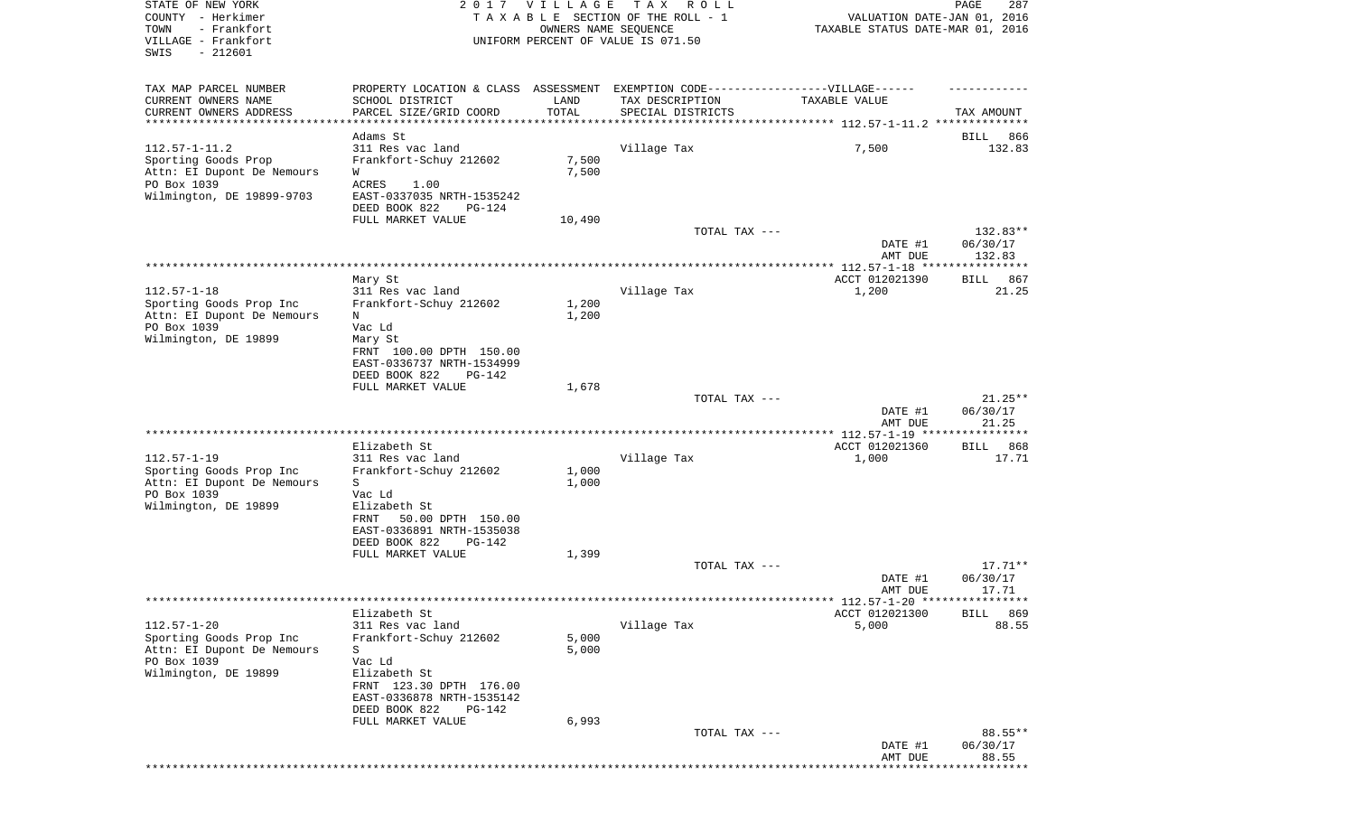STATE OF NEW YORK | 2 0 1 7 V I L L A G E T A X R O L L
COUNTY - Herkimer | T A X A B L E SECTION OF THE ROLL - 1 | VALUATION DATE-JAN 01, 2016
TOWN - Frankfort | OWNERS NAME SEQUENCE | TAXABLE STATUS DATE-MAR 01, 2016
VILLAGE - Frankfort | UNIFORM PERCENT OF VALUE IS 071.50
SWIS - 212601

| TAX MAP PARCEL NUMBER / CURRENT OWNERS NAME / CURRENT OWNERS ADDRESS | PROPERTY LOCATION & CLASS / SCHOOL DISTRICT / PARCEL SIZE/GRID COORD | ASSESSMENT LAND / TOTAL | EXEMPTION CODE / TAX DESCRIPTION / SPECIAL DISTRICTS | TAXABLE VALUE | TAX AMOUNT |
|---|---|---|---|---|---|
| 112.57-1-11.2 | Adams St | | | | BILL 866 |
| 112.57-1-11.2 | 311 Res vac land | | Village Tax | 7,500 | 132.83 |
| Sporting Goods Prop | Frankfort-Schuy 212602 | 7,500 | | | |
| Attn: EI Dupont De Nemours | W | 7,500 | | | |
| PO Box 1039 | ACRES 1.00 | | | | |
| Wilmington, DE 19899-9703 | EAST-0337035 NRTH-1535242 | | | | |
| | DEED BOOK 822 PG-124 | | | | |
| | FULL MARKET VALUE | 10,490 | | | |
| | | | TOTAL TAX --- | | 132.83** |
| | | | | DATE #1 | 06/30/17 |
| | | | | AMT DUE | 132.83 |
| 112.57-1-18 | Mary St | | | ACCT 012021390 | BILL 867 |
| 112.57-1-18 | 311 Res vac land | | Village Tax | 1,200 | 21.25 |
| Sporting Goods Prop Inc | Frankfort-Schuy 212602 | 1,200 | | | |
| Attn: EI Dupont De Nemours | N | 1,200 | | | |
| PO Box 1039 | Vac Ld | | | | |
| Wilmington, DE 19899 | Mary St | | | | |
| | FRNT 100.00 DPTH 150.00 | | | | |
| | EAST-0336737 NRTH-1534999 | | | | |
| | DEED BOOK 822 PG-142 | | | | |
| | FULL MARKET VALUE | 1,678 | | | |
| | | | TOTAL TAX --- | | 21.25** |
| | | | | DATE #1 | 06/30/17 |
| | | | | AMT DUE | 21.25 |
| 112.57-1-19 | Elizabeth St | | | ACCT 012021360 | BILL 868 |
| 112.57-1-19 | 311 Res vac land | | Village Tax | 1,000 | 17.71 |
| Sporting Goods Prop Inc | Frankfort-Schuy 212602 | 1,000 | | | |
| Attn: EI Dupont De Nemours | S | 1,000 | | | |
| PO Box 1039 | Vac Ld | | | | |
| Wilmington, DE 19899 | Elizabeth St | | | | |
| | FRNT 50.00 DPTH 150.00 | | | | |
| | EAST-0336891 NRTH-1535038 | | | | |
| | DEED BOOK 822 PG-142 | | | | |
| | FULL MARKET VALUE | 1,399 | | | |
| | | | TOTAL TAX --- | | 17.71** |
| | | | | DATE #1 | 06/30/17 |
| | | | | AMT DUE | 17.71 |
| 112.57-1-20 | Elizabeth St | | | ACCT 012021300 | BILL 869 |
| 112.57-1-20 | 311 Res vac land | | Village Tax | 5,000 | 88.55 |
| Sporting Goods Prop Inc | Frankfort-Schuy 212602 | 5,000 | | | |
| Attn: EI Dupont De Nemours | S | 5,000 | | | |
| PO Box 1039 | Vac Ld | | | | |
| Wilmington, DE 19899 | Elizabeth St | | | | |
| | FRNT 123.30 DPTH 176.00 | | | | |
| | EAST-0336878 NRTH-1535142 | | | | |
| | DEED BOOK 822 PG-142 | | | | |
| | FULL MARKET VALUE | 6,993 | | | |
| | | | TOTAL TAX --- | | 88.55** |
| | | | | DATE #1 | 06/30/17 |
| | | | | AMT DUE | 88.55 |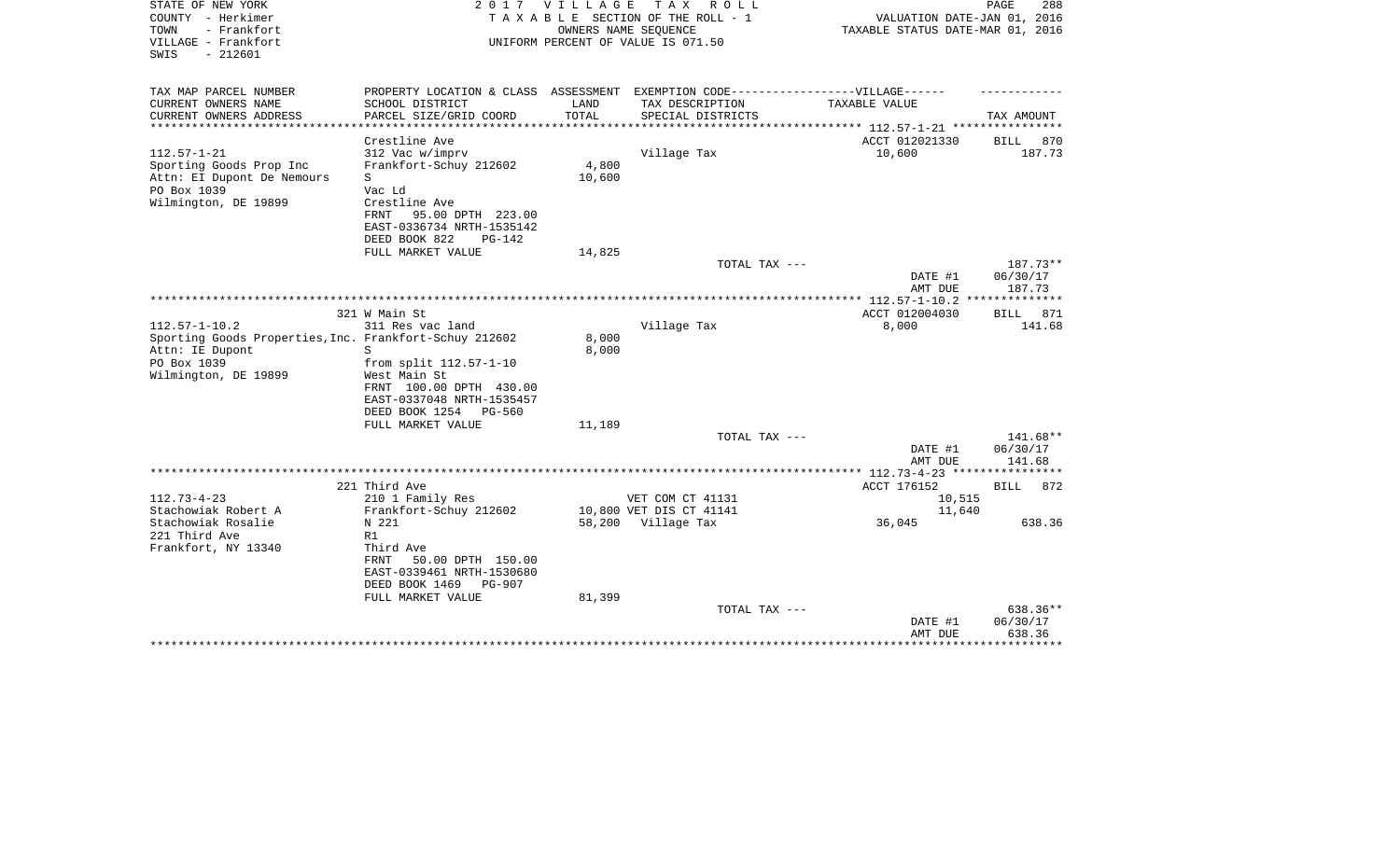STATE OF NEW YORK
COUNTY - Herkimer
TOWN - Frankfort
VILLAGE - Frankfort
SWIS - 212601

2017 VILLAGE TAX ROLL
TAXABLE SECTION OF THE ROLL - 1
OWNERS NAME SEQUENCE
UNIFORM PERCENT OF VALUE IS 071.50

VALUATION DATE-JAN 01, 2016
TAXABLE STATUS DATE-MAR 01, 2016

| TAX MAP PARCEL NUMBER / CURRENT OWNERS NAME / CURRENT OWNERS ADDRESS | PROPERTY LOCATION & CLASS / SCHOOL DISTRICT / PARCEL SIZE/GRID COORD | ASSESSMENT LAND / TOTAL | EXEMPTION CODE / TAX DESCRIPTION / SPECIAL DISTRICTS | TAXABLE VALUE | TAX AMOUNT |
|---|---|---|---|---|---|
| 112.57-1-21 | Crestline Ave | | | ACCT 012021330 | BILL 870 |
| Sporting Goods Prop Inc | 312 Vac w/imprv | | Village Tax | 10,600 | 187.73 |
| Attn: EI Dupont De Nemours | Frankfort-Schuy 212602 | 4,800 | | | |
| PO Box 1039 | S | 10,600 | | | |
| Wilmington, DE 19899 | Vac Ld | | | | |
| | Crestline Ave | | | | |
| | FRNT 95.00 DPTH 223.00 | | | | |
| | EAST-0336734 NRTH-1535142 | | | | |
| | DEED BOOK 822 PG-142 | | | | |
| | FULL MARKET VALUE | 14,825 | | | |
| | | | TOTAL TAX --- | | 187.73** |
| | | | | DATE #1 | 06/30/17 |
| | | | | AMT DUE | 187.73 |
| 112.57-1-10.2 | 321 W Main St | | | ACCT 012004030 | BILL 871 |
| Sporting Goods Properties,Inc. | 311 Res vac land | | Village Tax | 8,000 | 141.68 |
| Attn: IE Dupont | Frankfort-Schuy 212602 | 8,000 | | | |
| PO Box 1039 | S | 8,000 | | | |
| Wilmington, DE 19899 | from split 112.57-1-10 | | | | |
| | West Main St | | | | |
| | FRNT 100.00 DPTH 430.00 | | | | |
| | EAST-0337048 NRTH-1535457 | | | | |
| | DEED BOOK 1254 PG-560 | | | | |
| | FULL MARKET VALUE | 11,189 | | | |
| | | | TOTAL TAX --- | | 141.68** |
| | | | | DATE #1 | 06/30/17 |
| | | | | AMT DUE | 141.68 |
| 112.73-4-23 | 221 Third Ave | | | ACCT 176152 | BILL 872 |
| Stachowiak Robert A | 210 1 Family Res | | VET COM CT 41131 | 10,515 | |
| Stachowiak Rosalie | Frankfort-Schuy 212602 | 10,800 | VET DIS CT 41141 | 11,640 | |
| 221 Third Ave | N 221 | 58,200 | Village Tax | 36,045 | 638.36 |
| Frankfort, NY 13340 | R1 | | | | |
| | Third Ave | | | | |
| | FRNT 50.00 DPTH 150.00 | | | | |
| | EAST-0339461 NRTH-1530680 | | | | |
| | DEED BOOK 1469 PG-907 | | | | |
| | FULL MARKET VALUE | 81,399 | | | |
| | | | TOTAL TAX --- | | 638.36** |
| | | | | DATE #1 | 06/30/17 |
| | | | | AMT DUE | 638.36 |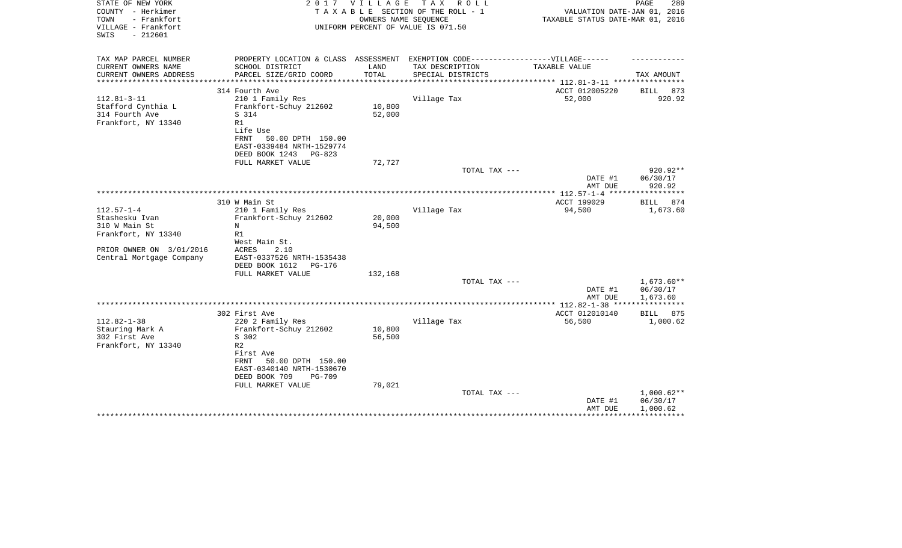STATE OF NEW YORK
COUNTY - Herkimer
TOWN - Frankfort
VILLAGE - Frankfort
SWIS - 212601

2 0 1 7 V I L L A G E T A X R O L L
T A X A B L E SECTION OF THE ROLL - 1
OWNERS NAME SEQUENCE
UNIFORM PERCENT OF VALUE IS 071.50

VALUATION DATE-JAN 01, 2016
TAXABLE STATUS DATE-MAR 01, 2016

| TAX MAP PARCEL NUMBER / CURRENT OWNERS NAME / CURRENT OWNERS ADDRESS | PROPERTY LOCATION & CLASS / SCHOOL DISTRICT / PARCEL SIZE/GRID COORD | ASSESSMENT LAND / TOTAL | EXEMPTION CODE / TAX DESCRIPTION / SPECIAL DISTRICTS | VILLAGE TAXABLE VALUE | TAX AMOUNT |
|---|---|---|---|---|---|
| 112.81-3-11 | 314 Fourth Ave | | | ACCT 012005220 | BILL 873 |
| Stafford Cynthia L | 210 1 Family Res | | Village Tax | 52,000 | 920.92 |
| 314 Fourth Ave | Frankfort-Schuy 212602 | 10,800 | | | |
| Frankfort, NY 13340 | S 314 | 52,000 | | | |
| | R1 | | | | |
| | Life Use | | | | |
| | FRNT 50.00 DPTH 150.00 | | | | |
| | EAST-0339484 NRTH-1529774 | | | | |
| | DEED BOOK 1243 PG-823 | | | | |
| | FULL MARKET VALUE | 72,727 | | | |
| | | | TOTAL TAX --- | | 920.92** |
| | | | | DATE #1 | 06/30/17 |
| | | | | AMT DUE | 920.92 |
| 112.57-1-4 | 310 W Main St | | | ACCT 199029 | BILL 874 |
| Stashesku Ivan | 210 1 Family Res | | Village Tax | 94,500 | 1,673.60 |
| 310 W Main St | Frankfort-Schuy 212602 | 20,000 | | | |
| Frankfort, NY 13340 | N | 94,500 | | | |
| | R1 | | | | |
| | West Main St. | | | | |
| PRIOR OWNER ON 3/01/2016 | ACRES 2.10 | | | | |
| Central Mortgage Company | EAST-0337526 NRTH-1535438 | | | | |
| | DEED BOOK 1612 PG-176 | | | | |
| | FULL MARKET VALUE | 132,168 | | | |
| | | | TOTAL TAX --- | | 1,673.60** |
| | | | | DATE #1 | 06/30/17 |
| | | | | AMT DUE | 1,673.60 |
| 112.82-1-38 | 302 First Ave | | | ACCT 012010140 | BILL 875 |
| Stauring Mark A | 220 2 Family Res | | Village Tax | 56,500 | 1,000.62 |
| 302 First Ave | Frankfort-Schuy 212602 | 10,800 | | | |
| Frankfort, NY 13340 | S 302 | 56,500 | | | |
| | R2 | | | | |
| | First Ave | | | | |
| | FRNT 50.00 DPTH 150.00 | | | | |
| | EAST-0340140 NRTH-1530670 | | | | |
| | DEED BOOK 709 PG-709 | | | | |
| | FULL MARKET VALUE | 79,021 | | | |
| | | | TOTAL TAX --- | | 1,000.62** |
| | | | | DATE #1 | 06/30/17 |
| | | | | AMT DUE | 1,000.62 |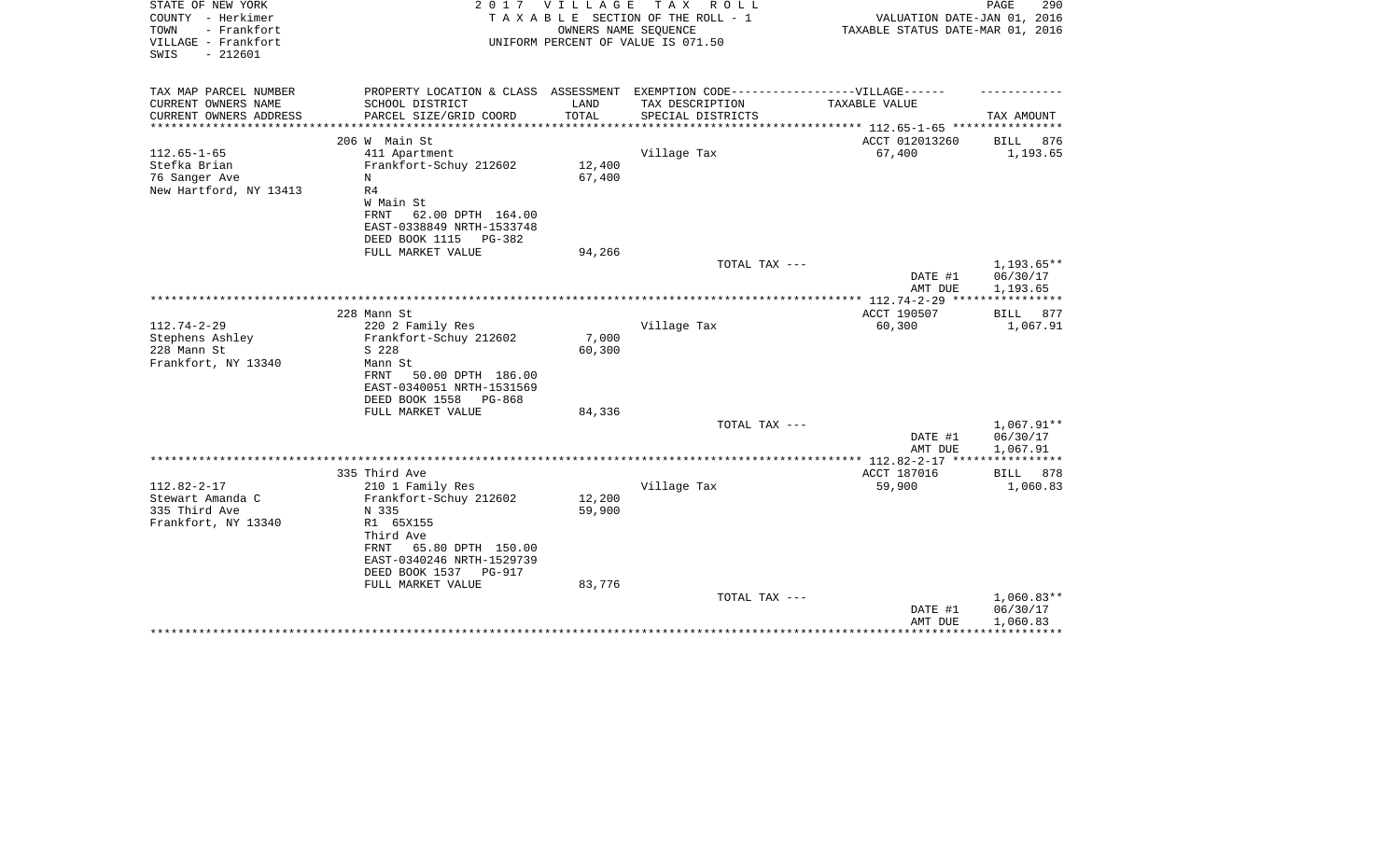STATE OF NEW YORK | 2 0 1 7 V I L L A G E T A X R O L L
COUNTY - Herkimer | T A X A B L E SECTION OF THE ROLL - 1 | VALUATION DATE-JAN 01, 2016
TOWN - Frankfort | OWNERS NAME SEQUENCE | TAXABLE STATUS DATE-MAR 01, 2016
VILLAGE - Frankfort | UNIFORM PERCENT OF VALUE IS 071.50
SWIS - 212601

| TAX MAP PARCEL NUMBER<br>CURRENT OWNERS NAME<br>CURRENT OWNERS ADDRESS | PROPERTY LOCATION & CLASS<br>SCHOOL DISTRICT<br>PARCEL SIZE/GRID COORD | ASSESSMENT<br>LAND<br>TOTAL | EXEMPTION CODE------------------VILLAGE------<br>TAX DESCRIPTION<br>SPECIAL DISTRICTS | TAXABLE VALUE | TAX AMOUNT |
|---|---|---|---|---|---|
| | 206 W Main St | | | ACCT 012013260 | BILL 876 |
| 112.65-1-65 | 411 Apartment | | Village Tax | 67,400 | 1,193.65 |
| Stefka Brian | Frankfort-Schuy 212602 | 12,400 | | | |
| 76 Sanger Ave | N | 67,400 | | | |
| New Hartford, NY 13413 | R4 | | | | |
| | W Main St | | | | |
| | FRNT 62.00 DPTH 164.00 | | | | |
| | EAST-0338849 NRTH-1533748 | | | | |
| | DEED BOOK 1115 PG-382 | | | | |
| | FULL MARKET VALUE | 94,266 | | | |
| | | | TOTAL TAX --- | | 1,193.65** |
| | | | | DATE #1 | 06/30/17 |
| | | | | AMT DUE | 1,193.65 |
| | 228 Mann St | | | ACCT 190507 | BILL 877 |
| 112.74-2-29 | 220 2 Family Res | | Village Tax | 60,300 | 1,067.91 |
| Stephens Ashley | Frankfort-Schuy 212602 | 7,000 | | | |
| 228 Mann St | S 228 | 60,300 | | | |
| Frankfort, NY 13340 | Mann St | | | | |
| | FRNT 50.00 DPTH 186.00 | | | | |
| | EAST-0340051 NRTH-1531569 | | | | |
| | DEED BOOK 1558 PG-868 | | | | |
| | FULL MARKET VALUE | 84,336 | | | |
| | | | TOTAL TAX --- | | 1,067.91** |
| | | | | DATE #1 | 06/30/17 |
| | | | | AMT DUE | 1,067.91 |
| | 335 Third Ave | | | ACCT 187016 | BILL 878 |
| 112.82-2-17 | 210 1 Family Res | | Village Tax | 59,900 | 1,060.83 |
| Stewart Amanda C | Frankfort-Schuy 212602 | 12,200 | | | |
| 335 Third Ave | N 335 | 59,900 | | | |
| Frankfort, NY 13340 | R1 65X155 | | | | |
| | Third Ave | | | | |
| | FRNT 65.80 DPTH 150.00 | | | | |
| | EAST-0340246 NRTH-1529739 | | | | |
| | DEED BOOK 1537 PG-917 | | | | |
| | FULL MARKET VALUE | 83,776 | | | |
| | | | TOTAL TAX --- | | 1,060.83** |
| | | | | DATE #1 | 06/30/17 |
| | | | | AMT DUE | 1,060.83 |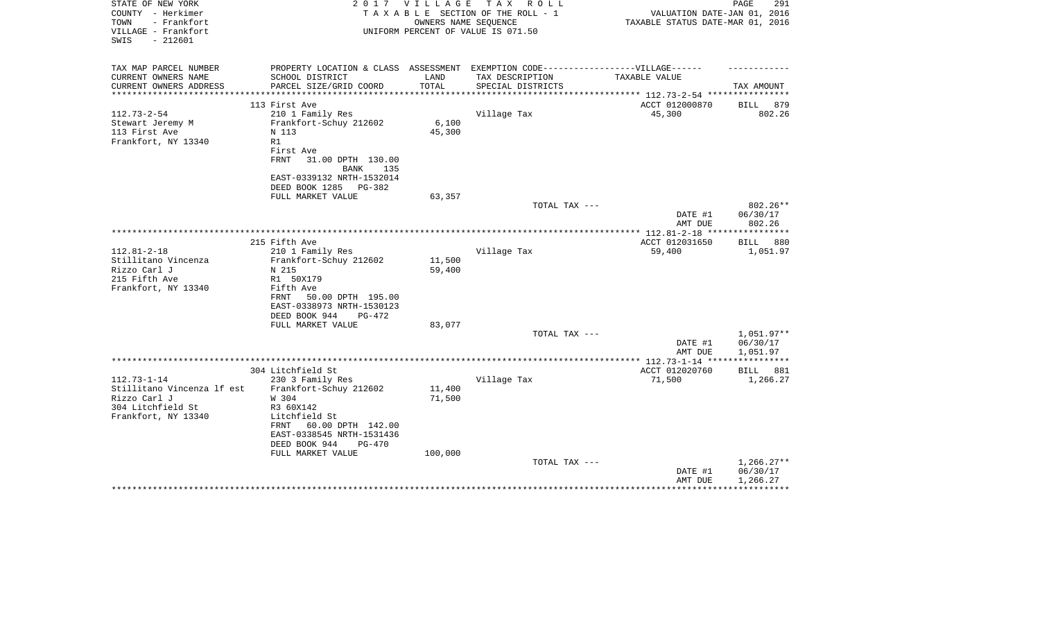STATE OF NEW YORK
COUNTY - Herkimer
TOWN - Frankfort
VILLAGE - Frankfort
SWIS - 212601

# 2017 VILLAGE TAX ROLL

TAXABLE SECTION OF THE ROLL - 1
OWNERS NAME SEQUENCE
UNIFORM PERCENT OF VALUE IS 071.50

VALUATION DATE-JAN 01, 2016
TAXABLE STATUS DATE-MAR 01, 2016

| TAX MAP PARCEL NUMBER<br>CURRENT OWNERS NAME<br>CURRENT OWNERS ADDRESS | PROPERTY LOCATION & CLASS<br>SCHOOL DISTRICT<br>PARCEL SIZE/GRID COORD | ASSESSMENT<br>LAND<br>TOTAL | EXEMPTION CODE------VILLAGE------<br>TAX DESCRIPTION<br>SPECIAL DISTRICTS | TAXABLE VALUE | TAX AMOUNT |
|---|---|---|---|---|---|
| | 113 First Ave | | | ACCT 012000870 | BILL 879 |
| 112.73-2-54 | 210 1 Family Res | | Village Tax | 45,300 | 802.26 |
| Stewart Jeremy M | Frankfort-Schuy 212602 | 6,100 | | | |
| 113 First Ave | N 113 | 45,300 | | | |
| Frankfort, NY 13340 | R1 | | | | |
| | First Ave | | | | |
| | FRNT 31.00 DPTH 130.00 | | | | |
| | BANK 135 | | | | |
| | EAST-0339132 NRTH-1532014 | | | | |
| | DEED BOOK 1285 PG-382 | | | | |
| | FULL MARKET VALUE | 63,357 | | | |
| | | | TOTAL TAX --- | | 802.26** |
| | | | | DATE #1 | 06/30/17 |
| | | | | AMT DUE | 802.26 |
| | 215 Fifth Ave | | | ACCT 012031650 | BILL 880 |
| 112.81-2-18 | 210 1 Family Res | | Village Tax | 59,400 | 1,051.97 |
| Stillitano Vincenza | Frankfort-Schuy 212602 | 11,500 | | | |
| Rizzo Carl J | N 215 | 59,400 | | | |
| 215 Fifth Ave | R1 50X179 | | | | |
| Frankfort, NY 13340 | Fifth Ave | | | | |
| | FRNT 50.00 DPTH 195.00 | | | | |
| | EAST-0338973 NRTH-1530123 | | | | |
| | DEED BOOK 944 PG-472 | | | | |
| | FULL MARKET VALUE | 83,077 | | | |
| | | | TOTAL TAX --- | | 1,051.97** |
| | | | | DATE #1 | 06/30/17 |
| | | | | AMT DUE | 1,051.97 |
| | 304 Litchfield St | | | ACCT 012020760 | BILL 881 |
| 112.73-1-14 | 230 3 Family Res | | Village Tax | 71,500 | 1,266.27 |
| Stillitano Vincenza lf est | Frankfort-Schuy 212602 | 11,400 | | | |
| Rizzo Carl J | W 304 | 71,500 | | | |
| 304 Litchfield St | R3 60X142 | | | | |
| Frankfort, NY 13340 | Litchfield St | | | | |
| | FRNT 60.00 DPTH 142.00 | | | | |
| | EAST-0338545 NRTH-1531436 | | | | |
| | DEED BOOK 944 PG-470 | | | | |
| | FULL MARKET VALUE | 100,000 | | | |
| | | | TOTAL TAX --- | | 1,266.27** |
| | | | | DATE #1 | 06/30/17 |
| | | | | AMT DUE | 1,266.27 |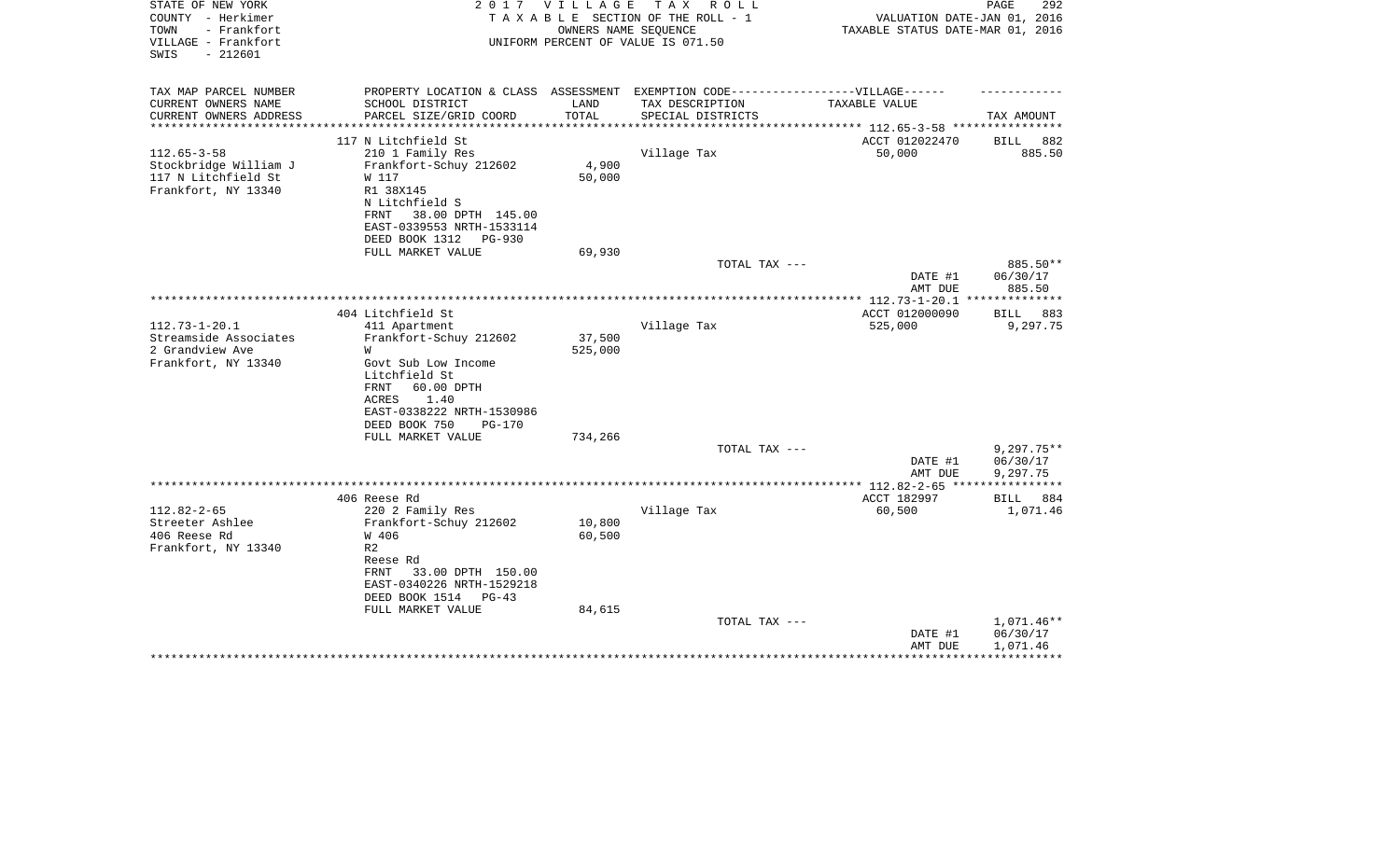STATE OF NEW YORK
COUNTY - Herkimer
TOWN - Frankfort
VILLAGE - Frankfort
SWIS - 212601

2 0 1 7 V I L L A G E T A X R O L L
T A X A B L E SECTION OF THE ROLL - 1
OWNERS NAME SEQUENCE
UNIFORM PERCENT OF VALUE IS 071.50

VALUATION DATE-JAN 01, 2016
TAXABLE STATUS DATE-MAR 01, 2016

| TAX MAP PARCEL NUMBER<br>CURRENT OWNERS NAME<br>CURRENT OWNERS ADDRESS | PROPERTY LOCATION & CLASS<br>SCHOOL DISTRICT<br>PARCEL SIZE/GRID COORD | ASSESSMENT<br>LAND<br>TOTAL | EXEMPTION CODE------VILLAGE------<br>TAX DESCRIPTION<br>SPECIAL DISTRICTS | TAXABLE VALUE | TAX AMOUNT |
|---|---|---|---|---|---|
| 112.65-3-58 | 117 N Litchfield St | | | ACCT 012022470 | BILL 882 |
| Stockbridge William J | 210 1 Family Res | | Village Tax | 50,000 | 885.50 |
| 117 N Litchfield St | Frankfort-Schuy 212602 | 4,900 | | | |
| Frankfort, NY 13340 | W 117 | 50,000 | | | |
| | R1 38X145 | | | | |
| | N Litchfield S | | | | |
| | FRNT 38.00 DPTH 145.00 | | | | |
| | EAST-0339553 NRTH-1533114 | | | | |
| | DEED BOOK 1312 PG-930 | | | | |
| | FULL MARKET VALUE | 69,930 | | | |
| | | | TOTAL TAX --- | | 885.50** |
| | | | | DATE #1 | 06/30/17 |
| | | | | AMT DUE | 885.50 |
| 112.73-1-20.1 | 404 Litchfield St | | | ACCT 012000090 | BILL 883 |
| Streamside Associates | 411 Apartment | | Village Tax | 525,000 | 9,297.75 |
| 2 Grandview Ave | Frankfort-Schuy 212602 | 37,500 | | | |
| Frankfort, NY 13340 | W | 525,000 | | | |
| | Govt Sub Low Income | | | | |
| | Litchfield St | | | | |
| | FRNT 60.00 DPTH | | | | |
| | ACRES 1.40 | | | | |
| | EAST-0338222 NRTH-1530986 | | | | |
| | DEED BOOK 750 PG-170 | | | | |
| | FULL MARKET VALUE | 734,266 | | | |
| | | | TOTAL TAX --- | | 9,297.75** |
| | | | | DATE #1 | 06/30/17 |
| | | | | AMT DUE | 9,297.75 |
| 112.82-2-65 | 406 Reese Rd | | | ACCT 182997 | BILL 884 |
| Streeter Ashlee | 220 2 Family Res | | Village Tax | 60,500 | 1,071.46 |
| 406 Reese Rd | Frankfort-Schuy 212602 | 10,800 | | | |
| Frankfort, NY 13340 | W 406 | 60,500 | | | |
| | R2 | | | | |
| | Reese Rd | | | | |
| | FRNT 33.00 DPTH 150.00 | | | | |
| | EAST-0340226 NRTH-1529218 | | | | |
| | DEED BOOK 1514 PG-43 | | | | |
| | FULL MARKET VALUE | 84,615 | | | |
| | | | TOTAL TAX --- | | 1,071.46** |
| | | | | DATE #1 | 06/30/17 |
| | | | | AMT DUE | 1,071.46 |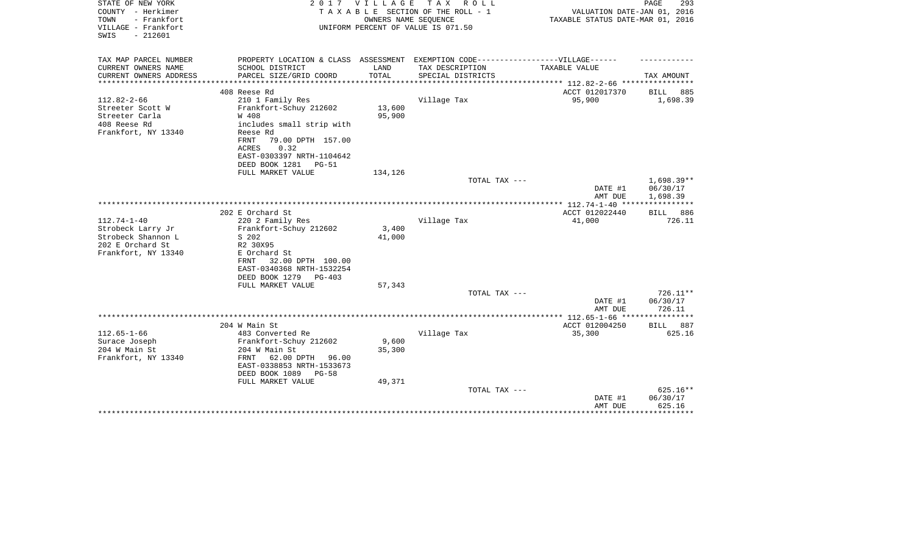STATE OF NEW YORK
COUNTY - Herkimer
TOWN - Frankfort
VILLAGE - Frankfort
SWIS - 212601

2 0 1 7 V I L L A G E T A X R O L L
T A X A B L E SECTION OF THE ROLL - 1
OWNERS NAME SEQUENCE
UNIFORM PERCENT OF VALUE IS 071.50

VALUATION DATE-JAN 01, 2016
TAXABLE STATUS DATE-MAR 01, 2016

| TAX MAP PARCEL NUMBER / CURRENT OWNERS NAME / CURRENT OWNERS ADDRESS | PROPERTY LOCATION & CLASS / SCHOOL DISTRICT / PARCEL SIZE/GRID COORD | ASSESSMENT LAND / TOTAL | EXEMPTION CODE / TAX DESCRIPTION / SPECIAL DISTRICTS | TAXABLE VALUE | TAX AMOUNT |
|---|---|---|---|---|---|
| 112.82-2-66 | 408 Reese Rd | | | ACCT 012017370 | BILL 885 |
| Streeter Scott W | 210 1 Family Res | | Village Tax | 95,900 | 1,698.39 |
| Streeter Carla | Frankfort-Schuy 212602 | 13,600 | | | |
| 408 Reese Rd | W 408 | 95,900 | | | |
| Frankfort, NY 13340 | includes small strip with | | | | |
| | Reese Rd | | | | |
| | FRNT 79.00 DPTH 157.00 | | | | |
| | ACRES 0.32 | | | | |
| | EAST-0303397 NRTH-1104642 | | | | |
| | DEED BOOK 1281 PG-51 | | | | |
| | FULL MARKET VALUE | 134,126 | | | |
| | | | TOTAL TAX --- | | 1,698.39** |
| | | | | DATE #1 | 06/30/17 |
| | | | | AMT DUE | 1,698.39 |
| 112.74-1-40 | 202 E Orchard St | | | ACCT 012022440 | BILL 886 |
| Strobeck Larry Jr | 220 2 Family Res | | Village Tax | 41,000 | 726.11 |
| Strobeck Shannon L | Frankfort-Schuy 212602 | 3,400 | | | |
| 202 E Orchard St | S 202 | 41,000 | | | |
| Frankfort, NY 13340 | R2 30X95 | | | | |
| | E Orchard St | | | | |
| | FRNT 32.00 DPTH 100.00 | | | | |
| | EAST-0340368 NRTH-1532254 | | | | |
| | DEED BOOK 1279 PG-403 | | | | |
| | FULL MARKET VALUE | 57,343 | | | |
| | | | TOTAL TAX --- | | 726.11** |
| | | | | DATE #1 | 06/30/17 |
| | | | | AMT DUE | 726.11 |
| 112.65-1-66 | 204 W Main St | | | ACCT 012004250 | BILL 887 |
| Surace Joseph | 483 Converted Re | | Village Tax | 35,300 | 625.16 |
| 204 W Main St | Frankfort-Schuy 212602 | 9,600 | | | |
| Frankfort, NY 13340 | 204 W Main St | 35,300 | | | |
| | FRNT 62.00 DPTH 96.00 | | | | |
| | EAST-0338853 NRTH-1533673 | | | | |
| | DEED BOOK 1089 PG-58 | | | | |
| | FULL MARKET VALUE | 49,371 | | | |
| | | | TOTAL TAX --- | | 625.16** |
| | | | | DATE #1 | 06/30/17 |
| | | | | AMT DUE | 625.16 |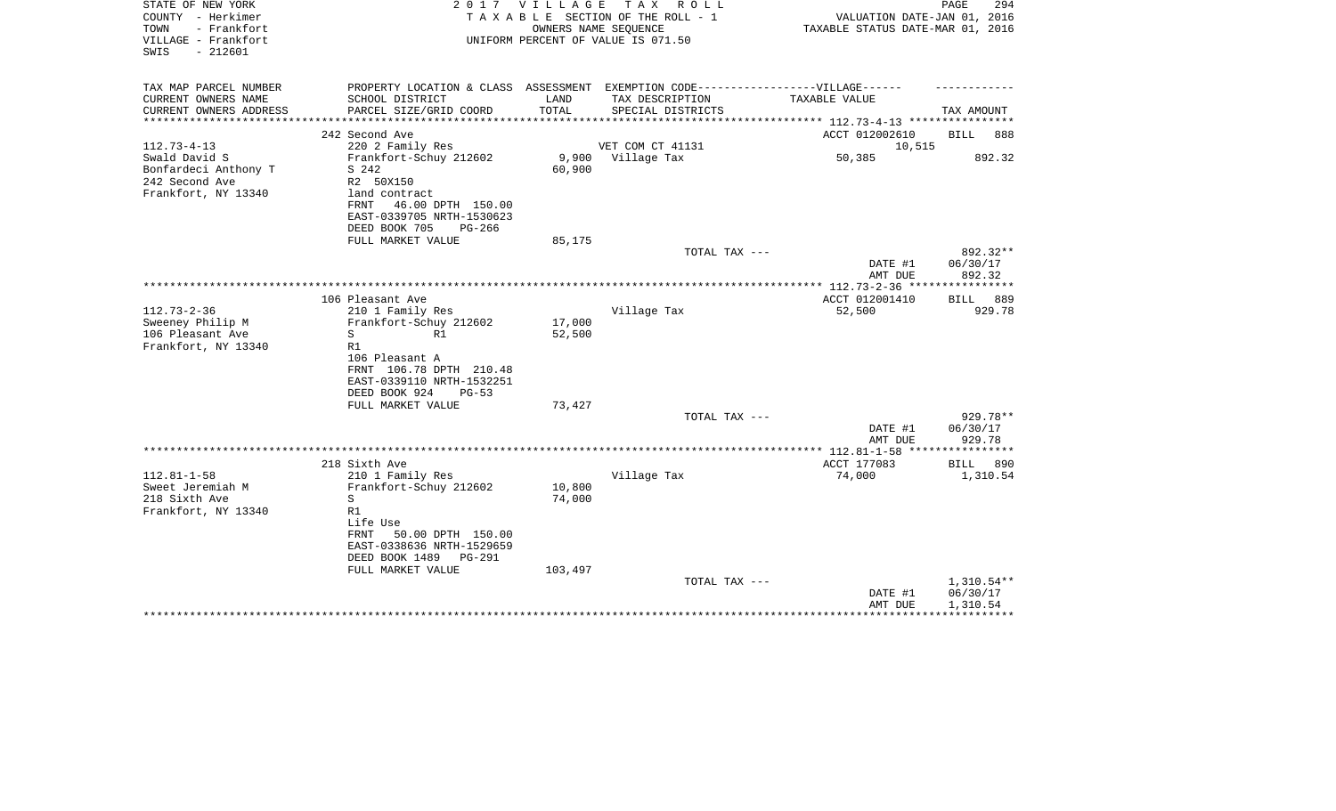STATE OF NEW YORK — 2017 VILLAGE TAX ROLL
COUNTY - Herkimer — TAXABLE SECTION OF THE ROLL - 1 — VALUATION DATE-JAN 01, 2016
TOWN - Frankfort — OWNERS NAME SEQUENCE — TAXABLE STATUS DATE-MAR 01, 2016
VILLAGE - Frankfort — UNIFORM PERCENT OF VALUE IS 071.50
SWIS - 212601

| TAX MAP PARCEL NUMBER / CURRENT OWNERS NAME / CURRENT OWNERS ADDRESS | PROPERTY LOCATION & CLASS / SCHOOL DISTRICT / PARCEL SIZE/GRID COORD | ASSESSMENT LAND / TOTAL | EXEMPTION CODE / TAX DESCRIPTION / SPECIAL DISTRICTS | TAXABLE VALUE | TAX AMOUNT |
|---|---|---|---|---|---|
| **112.73-4-13** | 242 Second Ave | | | ACCT 012002610 | BILL 888 |
| Swald David S | 220 2 Family Res | | VET COM CT 41131 | 10,515 | |
| Bonfardeci Anthony T | Frankfort-Schuy 212602 | 9,900 | Village Tax | 50,385 | 892.32 |
| 242 Second Ave | S 242 | 60,900 | | | |
| Frankfort, NY 13340 | R2 50X150 | | | | |
| | land contract | | | | |
| | FRNT 46.00 DPTH 150.00 | | | | |
| | EAST-0339705 NRTH-1530623 | | | | |
| | DEED BOOK 705 PG-266 | | | | |
| | FULL MARKET VALUE | 85,175 | | | |
| | | | TOTAL TAX --- | | 892.32** |
| | | | | DATE #1 | 06/30/17 |
| | | | | AMT DUE | 892.32 |
| **112.73-2-36** | 106 Pleasant Ave | | | ACCT 012001410 | BILL 889 |
| Sweeney Philip M | 210 1 Family Res | | Village Tax | 52,500 | 929.78 |
| 106 Pleasant Ave | Frankfort-Schuy 212602 | 17,000 | | | |
| Frankfort, NY 13340 | S R1 | 52,500 | | | |
| | R1 | | | | |
| | 106 Pleasant A | | | | |
| | FRNT 106.78 DPTH 210.48 | | | | |
| | EAST-0339110 NRTH-1532251 | | | | |
| | DEED BOOK 924 PG-53 | | | | |
| | FULL MARKET VALUE | 73,427 | | | |
| | | | TOTAL TAX --- | | 929.78** |
| | | | | DATE #1 | 06/30/17 |
| | | | | AMT DUE | 929.78 |
| **112.81-1-58** | 218 Sixth Ave | | | ACCT 177083 | BILL 890 |
| Sweet Jeremiah M | 210 1 Family Res | | Village Tax | 74,000 | 1,310.54 |
| 218 Sixth Ave | Frankfort-Schuy 212602 | 10,800 | | | |
| Frankfort, NY 13340 | S | 74,000 | | | |
| | R1 | | | | |
| | Life Use | | | | |
| | FRNT 50.00 DPTH 150.00 | | | | |
| | EAST-0338636 NRTH-1529659 | | | | |
| | DEED BOOK 1489 PG-291 | | | | |
| | FULL MARKET VALUE | 103,497 | | | |
| | | | TOTAL TAX --- | | 1,310.54** |
| | | | | DATE #1 | 06/30/17 |
| | | | | AMT DUE | 1,310.54 |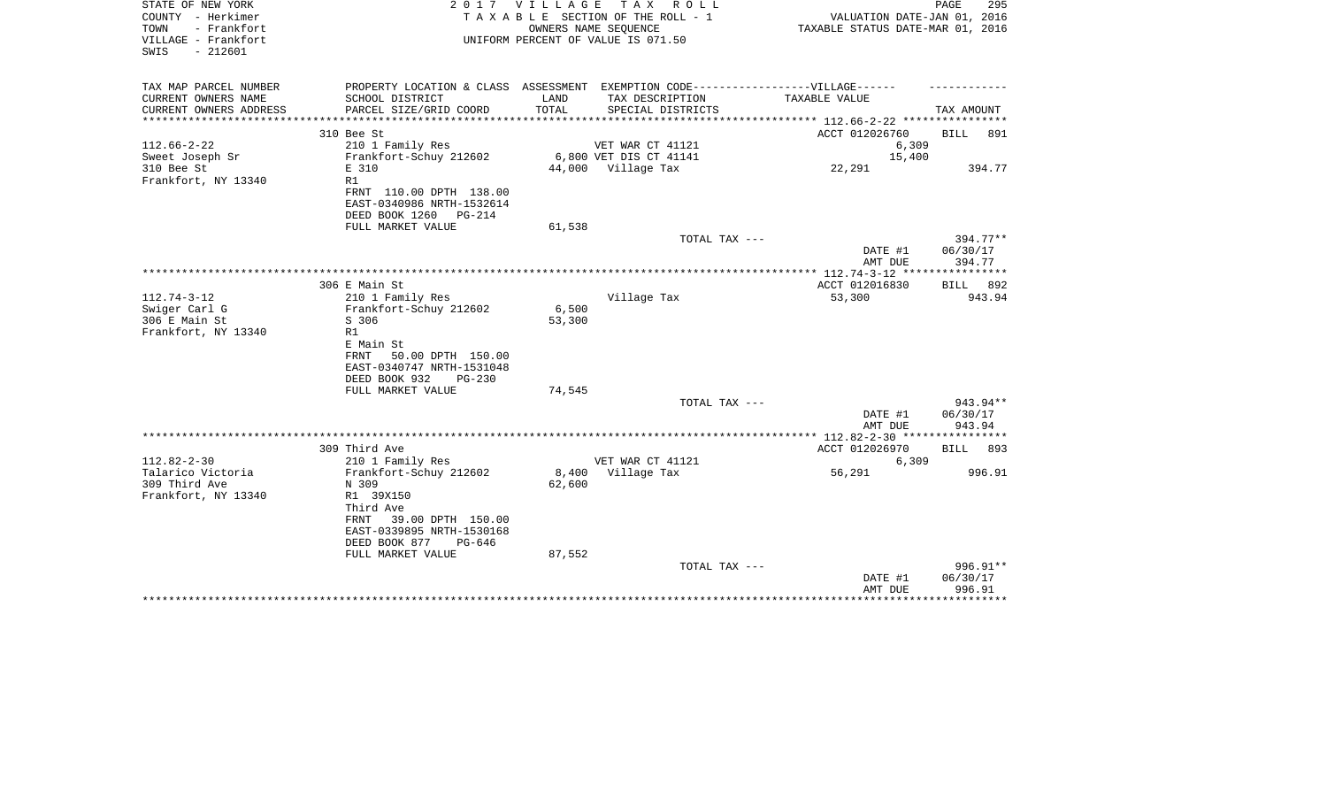STATE OF NEW YORK
COUNTY - Herkimer
TOWN - Frankfort
VILLAGE - Frankfort
SWIS - 212601

2 0 1 7 V I L L A G E T A X R O L L
T A X A B L E SECTION OF THE ROLL - 1
OWNERS NAME SEQUENCE
UNIFORM PERCENT OF VALUE IS 071.50

VALUATION DATE-JAN 01, 2016
TAXABLE STATUS DATE-MAR 01, 2016

| TAX MAP PARCEL NUMBER / CURRENT OWNERS NAME / CURRENT OWNERS ADDRESS | PROPERTY LOCATION & CLASS / SCHOOL DISTRICT / PARCEL SIZE/GRID COORD | ASSESSMENT LAND / TOTAL | EXEMPTION CODE / TAX DESCRIPTION / SPECIAL DISTRICTS | TAXABLE VALUE | TAX AMOUNT |
|---|---|---|---|---|---|
| | 310 Bee St | | | ACCT 012026760 | BILL 891 |
| 112.66-2-22 | 210 1 Family Res | | VET WAR CT 41121 | 6,309 | |
| Sweet Joseph Sr | Frankfort-Schuy 212602 | 6,800 | VET DIS CT 41141 | 15,400 | |
| 310 Bee St | E 310 | 44,000 | Village Tax | 22,291 | 394.77 |
| Frankfort, NY 13340 | R1 | | | | |
| | FRNT 110.00 DPTH 138.00 | | | | |
| | EAST-0340986 NRTH-1532614 | | | | |
| | DEED BOOK 1260 PG-214 | | | | |
| | FULL MARKET VALUE | 61,538 | | | |
| | | | TOTAL TAX --- | | 394.77** |
| | | | | DATE #1 | 06/30/17 |
| | | | | AMT DUE | 394.77 |
| | 306 E Main St | | | ACCT 012016830 | BILL 892 |
| 112.74-3-12 | 210 1 Family Res | | Village Tax | 53,300 | 943.94 |
| Swiger Carl G | Frankfort-Schuy 212602 | 6,500 | | | |
| 306 E Main St | S 306 | 53,300 | | | |
| Frankfort, NY 13340 | R1 | | | | |
| | E Main St | | | | |
| | FRNT 50.00 DPTH 150.00 | | | | |
| | EAST-0340747 NRTH-1531048 | | | | |
| | DEED BOOK 932 PG-230 | | | | |
| | FULL MARKET VALUE | 74,545 | | | |
| | | | TOTAL TAX --- | | 943.94** |
| | | | | DATE #1 | 06/30/17 |
| | | | | AMT DUE | 943.94 |
| | 309 Third Ave | | | ACCT 012026970 | BILL 893 |
| 112.82-2-30 | 210 1 Family Res | | VET WAR CT 41121 | 6,309 | |
| Talarico Victoria | Frankfort-Schuy 212602 | 8,400 | Village Tax | 56,291 | 996.91 |
| 309 Third Ave | N 309 | 62,600 | | | |
| Frankfort, NY 13340 | R1 39X150 | | | | |
| | Third Ave | | | | |
| | FRNT 39.00 DPTH 150.00 | | | | |
| | EAST-0339895 NRTH-1530168 | | | | |
| | DEED BOOK 877 PG-646 | | | | |
| | FULL MARKET VALUE | 87,552 | | | |
| | | | TOTAL TAX --- | | 996.91** |
| | | | | DATE #1 | 06/30/17 |
| | | | | AMT DUE | 996.91 |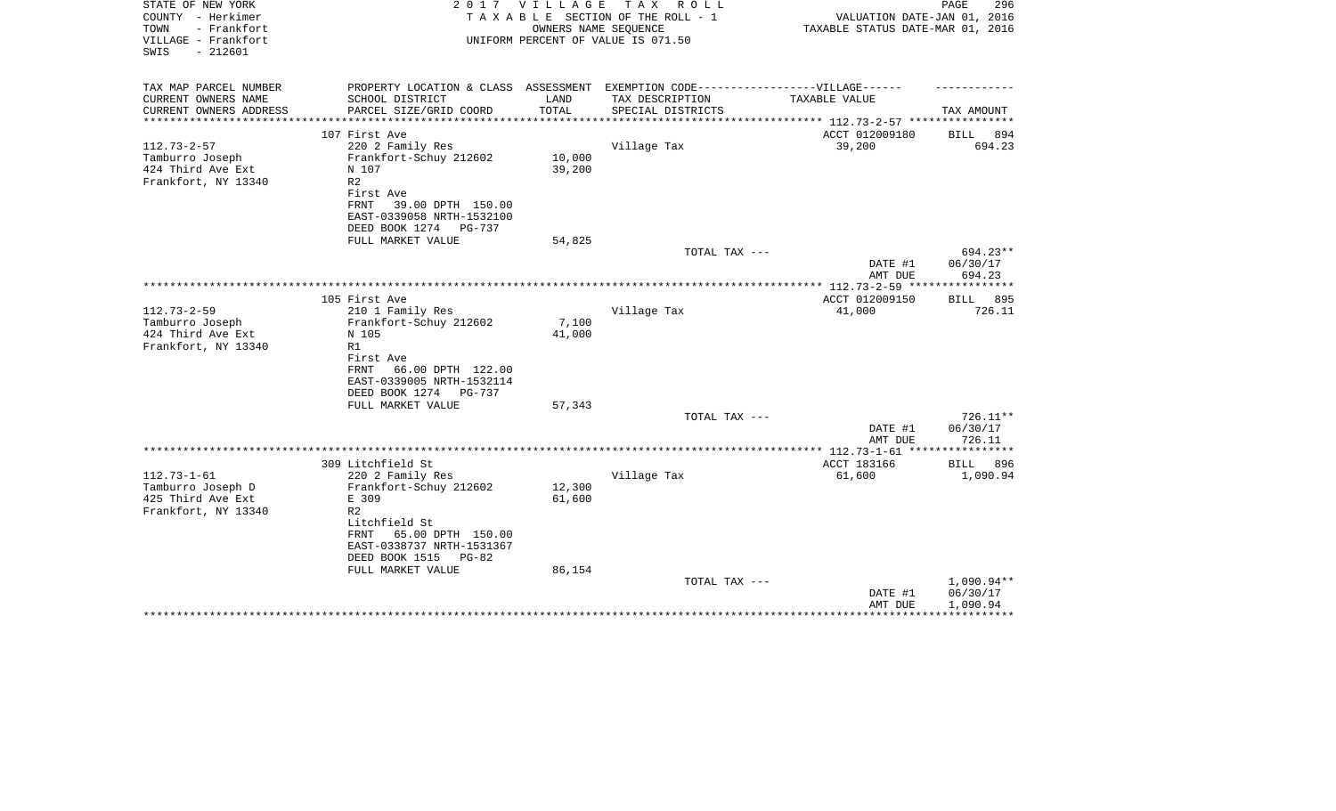STATE OF NEW YORK
COUNTY - Herkimer
TOWN - Frankfort
VILLAGE - Frankfort
SWIS - 212601

2 0 1 7 V I L L A G E T A X R O L L
T A X A B L E SECTION OF THE ROLL - 1
OWNERS NAME SEQUENCE
UNIFORM PERCENT OF VALUE IS 071.50

VALUATION DATE-JAN 01, 2016
TAXABLE STATUS DATE-MAR 01, 2016

| TAX MAP PARCEL NUMBER<br>CURRENT OWNERS NAME<br>CURRENT OWNERS ADDRESS | PROPERTY LOCATION & CLASS<br>SCHOOL DISTRICT<br>PARCEL SIZE/GRID COORD | ASSESSMENT<br>LAND<br>TOTAL | EXEMPTION CODE------VILLAGE------<br>TAX DESCRIPTION<br>SPECIAL DISTRICTS | TAXABLE VALUE | TAX AMOUNT |
|---|---|---|---|---|---|
| | 107 First Ave | | | ACCT 012009180 | BILL 894 |
| 112.73-2-57 | 220 2 Family Res | | Village Tax | 39,200 | 694.23 |
| Tamburro Joseph | Frankfort-Schuy 212602 | 10,000 | | | |
| 424 Third Ave Ext | N 107 | 39,200 | | | |
| Frankfort, NY 13340 | R2 | | | | |
| | First Ave | | | | |
| | FRNT 39.00 DPTH 150.00 | | | | |
| | EAST-0339058 NRTH-1532100 | | | | |
| | DEED BOOK 1274 PG-737 | | | | |
| | FULL MARKET VALUE | 54,825 | | | |
| | | | TOTAL TAX --- | | 694.23** |
| | | | | DATE #1 | 06/30/17 |
| | | | | AMT DUE | 694.23 |
| | 105 First Ave | | | ACCT 012009150 | BILL 895 |
| 112.73-2-59 | 210 1 Family Res | | Village Tax | 41,000 | 726.11 |
| Tamburro Joseph | Frankfort-Schuy 212602 | 7,100 | | | |
| 424 Third Ave Ext | N 105 | 41,000 | | | |
| Frankfort, NY 13340 | R1 | | | | |
| | First Ave | | | | |
| | FRNT 66.00 DPTH 122.00 | | | | |
| | EAST-0339005 NRTH-1532114 | | | | |
| | DEED BOOK 1274 PG-737 | | | | |
| | FULL MARKET VALUE | 57,343 | | | |
| | | | TOTAL TAX --- | | 726.11** |
| | | | | DATE #1 | 06/30/17 |
| | | | | AMT DUE | 726.11 |
| | 309 Litchfield St | | | ACCT 183166 | BILL 896 |
| 112.73-1-61 | 220 2 Family Res | | Village Tax | 61,600 | 1,090.94 |
| Tamburro Joseph D | Frankfort-Schuy 212602 | 12,300 | | | |
| 425 Third Ave Ext | E 309 | 61,600 | | | |
| Frankfort, NY 13340 | R2 | | | | |
| | Litchfield St | | | | |
| | FRNT 65.00 DPTH 150.00 | | | | |
| | EAST-0338737 NRTH-1531367 | | | | |
| | DEED BOOK 1515 PG-82 | | | | |
| | FULL MARKET VALUE | 86,154 | | | |
| | | | TOTAL TAX --- | | 1,090.94** |
| | | | | DATE #1 | 06/30/17 |
| | | | | AMT DUE | 1,090.94 |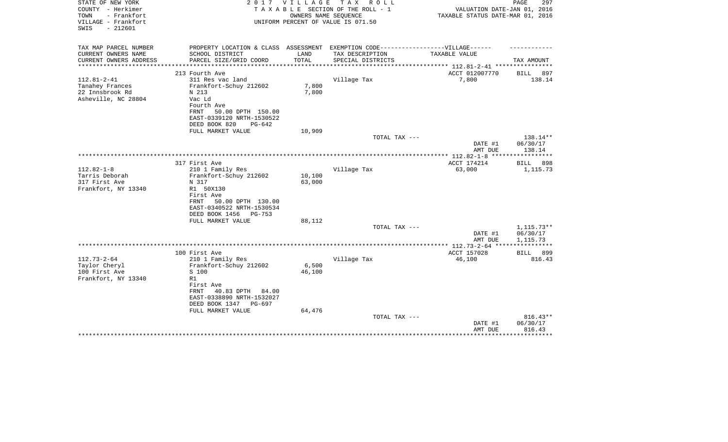STATE OF NEW YORK
COUNTY - Herkimer
TOWN - Frankfort
VILLAGE - Frankfort
SWIS - 212601

2 0 1 7 V I L L A G E T A X R O L L
T A X A B L E SECTION OF THE ROLL - 1
OWNERS NAME SEQUENCE
UNIFORM PERCENT OF VALUE IS 071.50

VALUATION DATE-JAN 01, 2016
TAXABLE STATUS DATE-MAR 01, 2016

| TAX MAP PARCEL NUMBER<br>CURRENT OWNERS NAME<br>CURRENT OWNERS ADDRESS | PROPERTY LOCATION & CLASS<br>SCHOOL DISTRICT<br>PARCEL SIZE/GRID COORD | ASSESSMENT<br>LAND<br>TOTAL | EXEMPTION CODE-----VILLAGE------<br>TAX DESCRIPTION<br>SPECIAL DISTRICTS | TAXABLE VALUE | TAX AMOUNT |
|---|---|---|---|---|---|
| | 213 Fourth Ave | | | ACCT 012007770 | BILL 897 |
| 112.81-2-41 | 311 Res vac land | | Village Tax | 7,800 | 138.14 |
| Tanahey Frances | Frankfort-Schuy 212602 | 7,800 | | | |
| 22 Innsbrook Rd | N 213 | 7,800 | | | |
| Asheville, NC 28804 | Vac Ld | | | | |
| | Fourth Ave | | | | |
| | FRNT 50.00 DPTH 150.00 | | | | |
| | EAST-0339120 NRTH-1530522 | | | | |
| | DEED BOOK 820 PG-642 | | | | |
| | FULL MARKET VALUE | 10,909 | | | |
| | | | TOTAL TAX --- | | 138.14** |
| | | | | DATE #1 | 06/30/17 |
| | | | | AMT DUE | 138.14 |
| | 317 First Ave | | | ACCT 174214 | BILL 898 |
| 112.82-1-8 | 210 1 Family Res | | Village Tax | 63,000 | 1,115.73 |
| Tarris Deborah | Frankfort-Schuy 212602 | 10,100 | | | |
| 317 First Ave | N 317 | 63,000 | | | |
| Frankfort, NY 13340 | R1 50X130 | | | | |
| | First Ave | | | | |
| | FRNT 50.00 DPTH 130.00 | | | | |
| | EAST-0340522 NRTH-1530534 | | | | |
| | DEED BOOK 1456 PG-753 | | | | |
| | FULL MARKET VALUE | 88,112 | | | |
| | | | TOTAL TAX --- | | 1,115.73** |
| | | | | DATE #1 | 06/30/17 |
| | | | | AMT DUE | 1,115.73 |
| | 100 First Ave | | | ACCT 157028 | BILL 899 |
| 112.73-2-64 | 210 1 Family Res | | Village Tax | 46,100 | 816.43 |
| Taylor Cheryl | Frankfort-Schuy 212602 | 6,500 | | | |
| 100 First Ave | S 100 | 46,100 | | | |
| Frankfort, NY 13340 | R1 | | | | |
| | First Ave | | | | |
| | FRNT 40.83 DPTH 84.00 | | | | |
| | EAST-0338890 NRTH-1532027 | | | | |
| | DEED BOOK 1347 PG-697 | | | | |
| | FULL MARKET VALUE | 64,476 | | | |
| | | | TOTAL TAX --- | | 816.43** |
| | | | | DATE #1 | 06/30/17 |
| | | | | AMT DUE | 816.43 |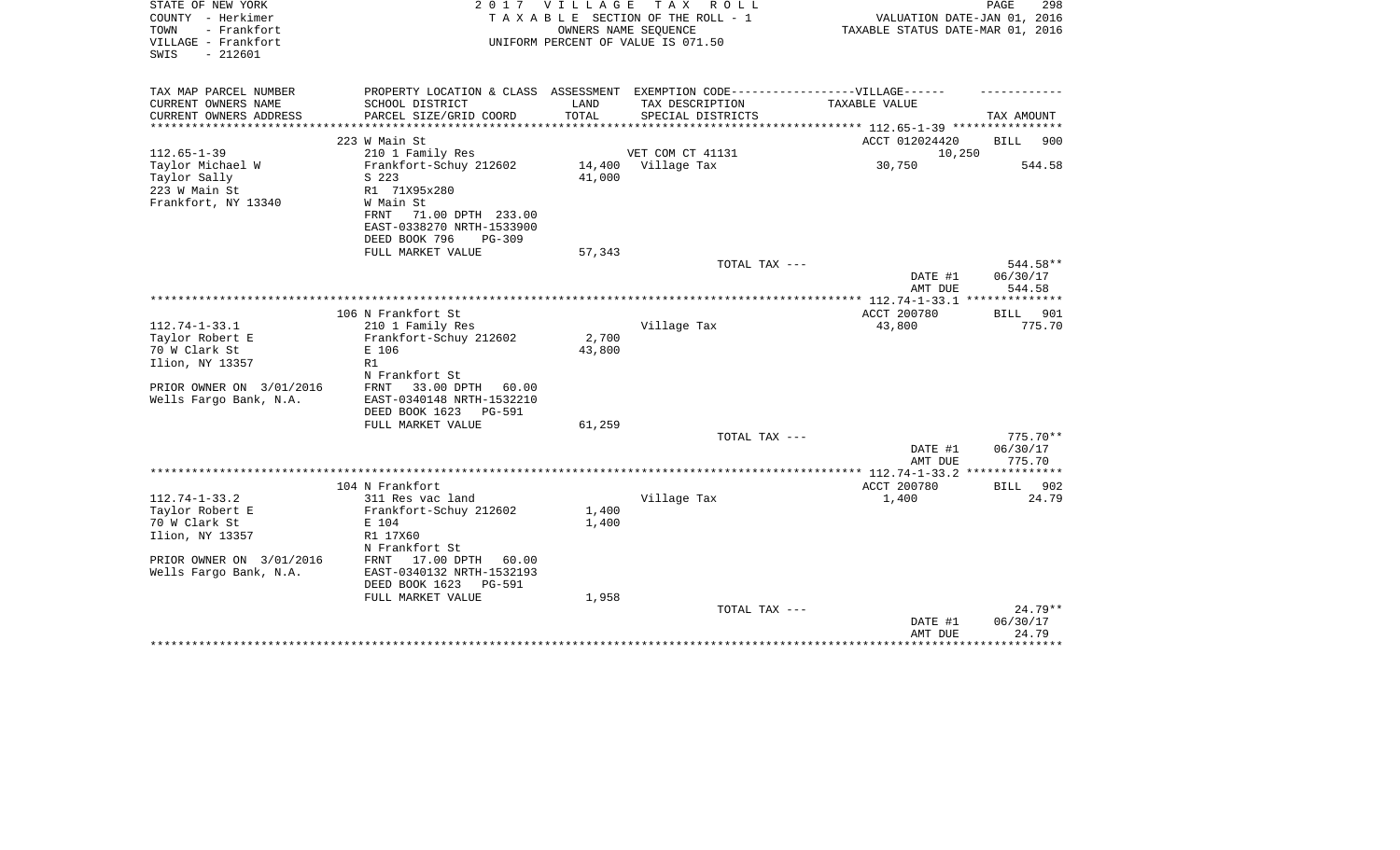STATE OF NEW YORK
COUNTY - Herkimer
TOWN - Frankfort
VILLAGE - Frankfort
SWIS - 212601

2 0 1 7 V I L L A G E T A X R O L L
T A X A B L E SECTION OF THE ROLL - 1
OWNERS NAME SEQUENCE
UNIFORM PERCENT OF VALUE IS 071.50

VALUATION DATE-JAN 01, 2016
TAXABLE STATUS DATE-MAR 01, 2016

| TAX MAP PARCEL NUMBER<br>CURRENT OWNERS NAME<br>CURRENT OWNERS ADDRESS | PROPERTY LOCATION & CLASS<br>SCHOOL DISTRICT<br>PARCEL SIZE/GRID COORD | ASSESSMENT<br>LAND<br>TOTAL | EXEMPTION CODE------------------VILLAGE------<br>TAX DESCRIPTION<br>SPECIAL DISTRICTS | TAXABLE VALUE | TAX AMOUNT |
|---|---|---|---|---|---|
| **112.65-1-39** | 223 W Main St | | | ACCT 012024420 | BILL 900 |
| 112.65-1-39 | 210 1 Family Res | | VET COM CT 41131 | 10,250 | |
| Taylor Michael W | Frankfort-Schuy 212602 | 14,400 | Village Tax | 30,750 | 544.58 |
| Taylor Sally | S 223 | 41,000 | | | |
| 223 W Main St | R1 71X95x280 | | | | |
| Frankfort, NY 13340 | W Main St | | | | |
| | FRNT 71.00 DPTH 233.00 | | | | |
| | EAST-0338270 NRTH-1533900 | | | | |
| | DEED BOOK 796 PG-309 | | | | |
| | FULL MARKET VALUE | 57,343 | | | |
| | | | TOTAL TAX --- | | 544.58** |
| | | | | DATE #1 | 06/30/17 |
| | | | | AMT DUE | 544.58 |
| **112.74-1-33.1** | 106 N Frankfort St | | | ACCT 200780 | BILL 901 |
| 112.74-1-33.1 | 210 1 Family Res | | Village Tax | 43,800 | 775.70 |
| Taylor Robert E | Frankfort-Schuy 212602 | 2,700 | | | |
| 70 W Clark St | E 106 | 43,800 | | | |
| Ilion, NY 13357 | R1 | | | | |
| | N Frankfort St | | | | |
| PRIOR OWNER ON 3/01/2016 | FRNT 33.00 DPTH 60.00 | | | | |
| Wells Fargo Bank, N.A. | EAST-0340148 NRTH-1532210 | | | | |
| | DEED BOOK 1623 PG-591 | | | | |
| | FULL MARKET VALUE | 61,259 | | | |
| | | | TOTAL TAX --- | | 775.70** |
| | | | | DATE #1 | 06/30/17 |
| | | | | AMT DUE | 775.70 |
| **112.74-1-33.2** | 104 N Frankfort | | | ACCT 200780 | BILL 902 |
| 112.74-1-33.2 | 311 Res vac land | | Village Tax | 1,400 | 24.79 |
| Taylor Robert E | Frankfort-Schuy 212602 | 1,400 | | | |
| 70 W Clark St | E 104 | 1,400 | | | |
| Ilion, NY 13357 | R1 17X60 | | | | |
| | N Frankfort St | | | | |
| PRIOR OWNER ON 3/01/2016 | FRNT 17.00 DPTH 60.00 | | | | |
| Wells Fargo Bank, N.A. | EAST-0340132 NRTH-1532193 | | | | |
| | DEED BOOK 1623 PG-591 | | | | |
| | FULL MARKET VALUE | 1,958 | | | |
| | | | TOTAL TAX --- | | 24.79** |
| | | | | DATE #1 | 06/30/17 |
| | | | | AMT DUE | 24.79 |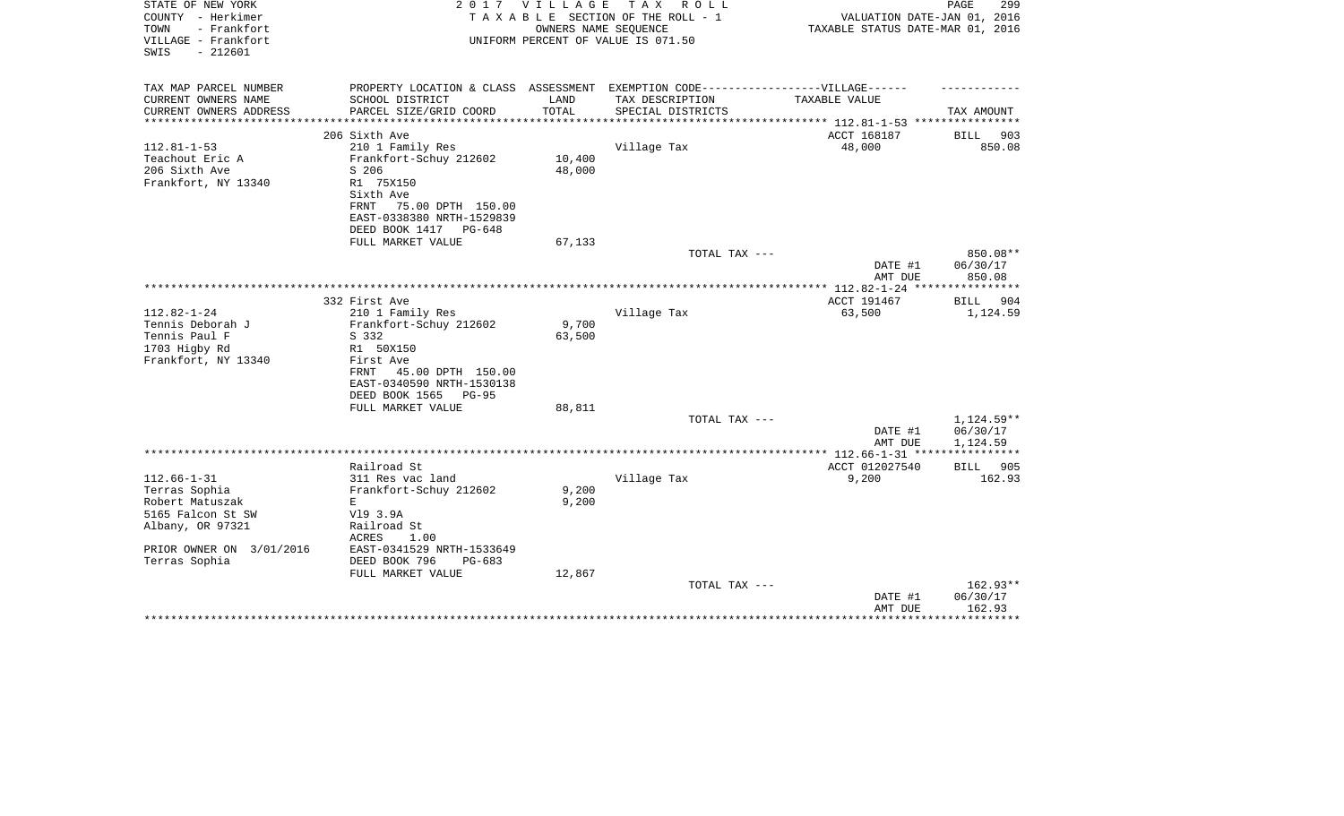STATE OF NEW YORK
COUNTY - Herkimer
TOWN - Frankfort
VILLAGE - Frankfort
SWIS - 212601

2 0 1 7 V I L L A G E T A X R O L L
T A X A B L E SECTION OF THE ROLL - 1
OWNERS NAME SEQUENCE
UNIFORM PERCENT OF VALUE IS 071.50

VALUATION DATE-JAN 01, 2016
TAXABLE STATUS DATE-MAR 01, 2016

| TAX MAP PARCEL NUMBER / CURRENT OWNERS NAME / CURRENT OWNERS ADDRESS | PROPERTY LOCATION & CLASS / SCHOOL DISTRICT / PARCEL SIZE/GRID COORD | ASSESSMENT LAND / TOTAL | EXEMPTION CODE-----VILLAGE------ TAX DESCRIPTION / SPECIAL DISTRICTS | TAXABLE VALUE | TAX AMOUNT |
|---|---|---|---|---|---|
| 112.81-1-53 | 206 Sixth Ave | | | ACCT 168187 | BILL 903 |
| Teachout Eric A | 210 1 Family Res | | Village Tax | 48,000 | 850.08 |
| 206 Sixth Ave | Frankfort-Schuy 212602 | 10,400 | | | |
| Frankfort, NY 13340 | S 206 | 48,000 | | | |
| | R1 75X150 | | | | |
| | Sixth Ave | | | | |
| | FRNT 75.00 DPTH 150.00 | | | | |
| | EAST-0338380 NRTH-1529839 | | | | |
| | DEED BOOK 1417 PG-648 | | | | |
| | FULL MARKET VALUE | 67,133 | | | |
| | | | TOTAL TAX --- | | 850.08** |
| | | | | DATE #1 | 06/30/17 |
| | | | | AMT DUE | 850.08 |
| 112.82-1-24 | 332 First Ave | | | ACCT 191467 | BILL 904 |
| Tennis Deborah J | 210 1 Family Res | | Village Tax | 63,500 | 1,124.59 |
| Tennis Paul F | Frankfort-Schuy 212602 | 9,700 | | | |
| 1703 Higby Rd | S 332 | 63,500 | | | |
| Frankfort, NY 13340 | R1 50X150 | | | | |
| | First Ave | | | | |
| | FRNT 45.00 DPTH 150.00 | | | | |
| | EAST-0340590 NRTH-1530138 | | | | |
| | DEED BOOK 1565 PG-95 | | | | |
| | FULL MARKET VALUE | 88,811 | | | |
| | | | TOTAL TAX --- | | 1,124.59** |
| | | | | DATE #1 | 06/30/17 |
| | | | | AMT DUE | 1,124.59 |
| 112.66-1-31 | Railroad St | | | ACCT 012027540 | BILL 905 |
| Terras Sophia | 311 Res vac land | | Village Tax | 9,200 | 162.93 |
| Robert Matuszak | Frankfort-Schuy 212602 | 9,200 | | | |
| 5165 Falcon St SW | E | 9,200 | | | |
| Albany, OR 97321 | Vl9 3.9A | | | | |
| | Railroad St | | | | |
| PRIOR OWNER ON 3/01/2016 | ACRES 1.00 | | | | |
| Terras Sophia | EAST-0341529 NRTH-1533649 | | | | |
| | DEED BOOK 796 PG-683 | | | | |
| | FULL MARKET VALUE | 12,867 | | | |
| | | | TOTAL TAX --- | | 162.93** |
| | | | | DATE #1 | 06/30/17 |
| | | | | AMT DUE | 162.93 |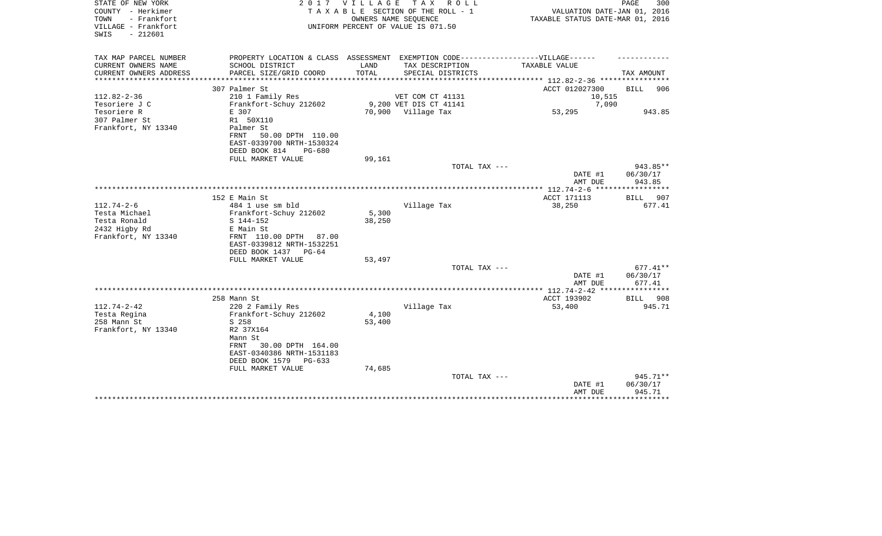STATE OF NEW YORK
COUNTY - Herkimer
TOWN - Frankfort
VILLAGE - Frankfort
SWIS - 212601

**2017 VILLAGE TAX ROLL**
TAXABLE SECTION OF THE ROLL - 1
OWNERS NAME SEQUENCE
UNIFORM PERCENT OF VALUE IS 071.50

VALUATION DATE-JAN 01, 2016
TAXABLE STATUS DATE-MAR 01, 2016

| TAX MAP PARCEL NUMBER / CURRENT OWNERS NAME / CURRENT OWNERS ADDRESS | PROPERTY LOCATION & CLASS / SCHOOL DISTRICT / PARCEL SIZE/GRID COORD | ASSESSMENT LAND / TOTAL | EXEMPTION CODE-----VILLAGE------ / TAX DESCRIPTION / SPECIAL DISTRICTS | TAXABLE VALUE | TAX AMOUNT |
|---|---|---|---|---|---|
| **112.82-2-36** | 307 Palmer St | | | ACCT 012027300 | BILL 906 |
| 112.82-2-36 | 210 1 Family Res | | VET COM CT 41131 | 10,515 | |
| Tesoriere J C | Frankfort-Schuy 212602 | 9,200 | VET DIS CT 41141 | 7,090 | |
| Tesoriere R | E 307 | 70,900 | Village Tax | 53,295 | 943.85 |
| 307 Palmer St | R1 50X110 | | | | |
| Frankfort, NY 13340 | Palmer St | | | | |
| | FRNT 50.00 DPTH 110.00 | | | | |
| | EAST-0339700 NRTH-1530324 | | | | |
| | DEED BOOK 814 PG-680 | | | | |
| | FULL MARKET VALUE | 99,161 | | | |
| | | | TOTAL TAX --- | | 943.85** |
| | | | | DATE #1 | 06/30/17 |
| | | | | AMT DUE | 943.85 |
| **112.74-2-6** | 152 E Main St | | | ACCT 171113 | BILL 907 |
| 112.74-2-6 | 484 1 use sm bld | | Village Tax | 38,250 | 677.41 |
| Testa Michael | Frankfort-Schuy 212602 | 5,300 | | | |
| Testa Ronald | S 144-152 | 38,250 | | | |
| 2432 Higby Rd | E Main St | | | | |
| Frankfort, NY 13340 | FRNT 110.00 DPTH 87.00 | | | | |
| | EAST-0339812 NRTH-1532251 | | | | |
| | DEED BOOK 1437 PG-64 | | | | |
| | FULL MARKET VALUE | 53,497 | | | |
| | | | TOTAL TAX --- | | 677.41** |
| | | | | DATE #1 | 06/30/17 |
| | | | | AMT DUE | 677.41 |
| **112.74-2-42** | 258 Mann St | | | ACCT 193902 | BILL 908 |
| 112.74-2-42 | 220 2 Family Res | | Village Tax | 53,400 | 945.71 |
| Testa Regina | Frankfort-Schuy 212602 | 4,100 | | | |
| 258 Mann St | S 258 | 53,400 | | | |
| Frankfort, NY 13340 | R2 37X164 | | | | |
| | Mann St | | | | |
| | FRNT 30.00 DPTH 164.00 | | | | |
| | EAST-0340386 NRTH-1531183 | | | | |
| | DEED BOOK 1579 PG-633 | | | | |
| | FULL MARKET VALUE | 74,685 | | | |
| | | | TOTAL TAX --- | | 945.71** |
| | | | | DATE #1 | 06/30/17 |
| | | | | AMT DUE | 945.71 |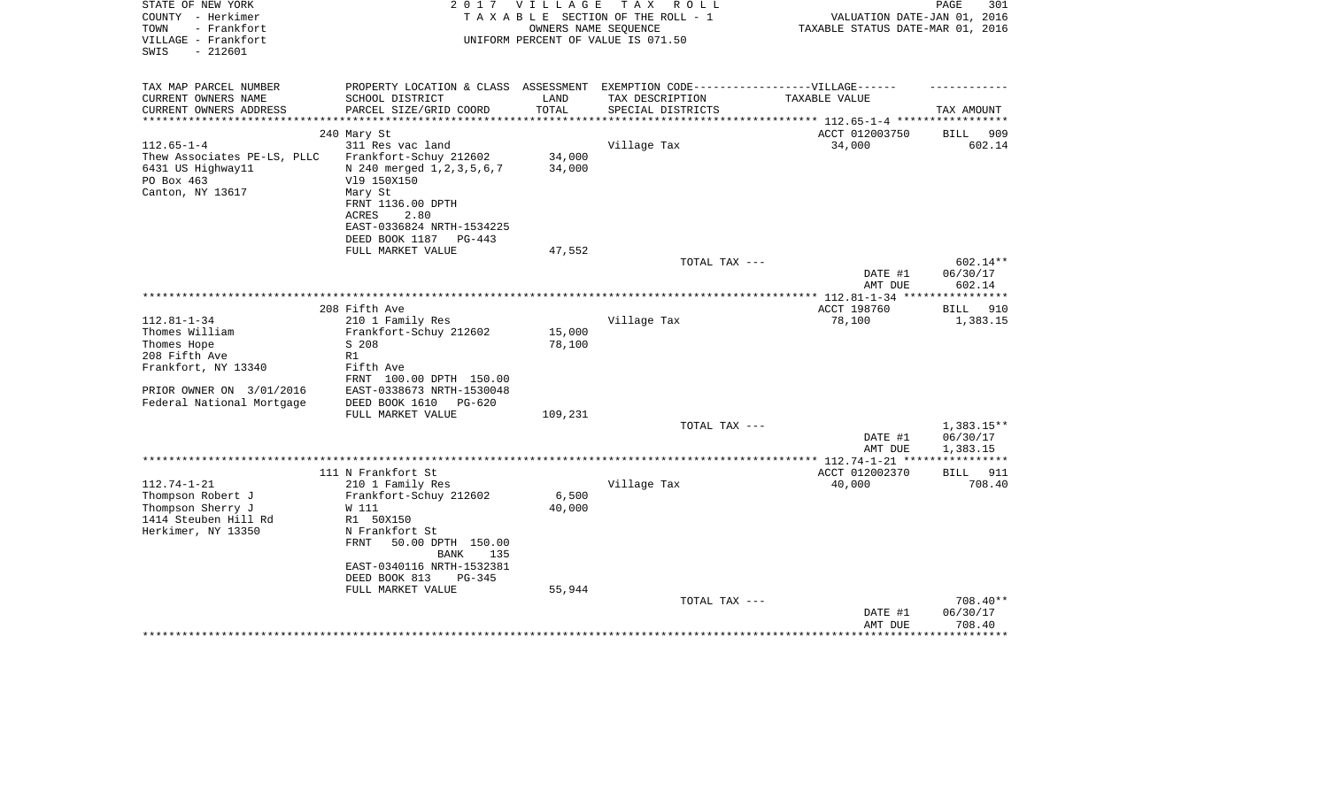STATE OF NEW YORK
COUNTY - Herkimer
TOWN - Frankfort
VILLAGE - Frankfort
SWIS - 212601

2 0 1 7 V I L L A G E T A X R O L L
T A X A B L E SECTION OF THE ROLL - 1
OWNERS NAME SEQUENCE
UNIFORM PERCENT OF VALUE IS 071.50

VALUATION DATE-JAN 01, 2016
TAXABLE STATUS DATE-MAR 01, 2016

| TAX MAP PARCEL NUMBER<br>CURRENT OWNERS NAME<br>CURRENT OWNERS ADDRESS | PROPERTY LOCATION & CLASS<br>SCHOOL DISTRICT<br>PARCEL SIZE/GRID COORD | ASSESSMENT<br>LAND<br>TOTAL | EXEMPTION CODE------------------VILLAGE------<br>TAX DESCRIPTION<br>SPECIAL DISTRICTS | TAXABLE VALUE | TAX AMOUNT |
|---|---|---|---|---|---|
| 112.65-1-4 | 240 Mary St | | | ACCT 012003750 | BILL 909 |
| 112.65-1-4 | 311 Res vac land | | Village Tax | 34,000 | 602.14 |
| Thew Associates PE-LS, PLLC | Frankfort-Schuy 212602 | 34,000 | | | |
| 6431 US Highway11 | N 240 merged 1,2,3,5,6,7 | 34,000 | | | |
| PO Box 463 | Vl9 150X150 | | | | |
| Canton, NY 13617 | Mary St | | | | |
| | FRNT 1136.00 DPTH | | | | |
| | ACRES 2.80 | | | | |
| | EAST-0336824 NRTH-1534225 | | | | |
| | DEED BOOK 1187 PG-443 | | | | |
| | FULL MARKET VALUE | 47,552 | | | |
| | | | TOTAL TAX --- | | 602.14** |
| | | | | DATE #1 | 06/30/17 |
| | | | | AMT DUE | 602.14 |
| 112.81-1-34 | 208 Fifth Ave | | | ACCT 198760 | BILL 910 |
| 112.81-1-34 | 210 1 Family Res | | Village Tax | 78,100 | 1,383.15 |
| Thomes William | Frankfort-Schuy 212602 | 15,000 | | | |
| Thomes Hope | S 208 | 78,100 | | | |
| 208 Fifth Ave | R1 | | | | |
| Frankfort, NY 13340 | Fifth Ave | | | | |
| | FRNT 100.00 DPTH 150.00 | | | | |
| PRIOR OWNER ON 3/01/2016 | EAST-0338673 NRTH-1530048 | | | | |
| Federal National Mortgage | DEED BOOK 1610 PG-620 | | | | |
| | FULL MARKET VALUE | 109,231 | | | |
| | | | TOTAL TAX --- | | 1,383.15** |
| | | | | DATE #1 | 06/30/17 |
| | | | | AMT DUE | 1,383.15 |
| 112.74-1-21 | 111 N Frankfort St | | | ACCT 012002370 | BILL 911 |
| 112.74-1-21 | 210 1 Family Res | | Village Tax | 40,000 | 708.40 |
| Thompson Robert J | Frankfort-Schuy 212602 | 6,500 | | | |
| Thompson Sherry J | W 111 | 40,000 | | | |
| 1414 Steuben Hill Rd | R1 50X150 | | | | |
| Herkimer, NY 13350 | N Frankfort St | | | | |
| | FRNT 50.00 DPTH 150.00 | | | | |
| | BANK 135 | | | | |
| | EAST-0340116 NRTH-1532381 | | | | |
| | DEED BOOK 813 PG-345 | | | | |
| | FULL MARKET VALUE | 55,944 | | | |
| | | | TOTAL TAX --- | | 708.40** |
| | | | | DATE #1 | 06/30/17 |
| | | | | AMT DUE | 708.40 |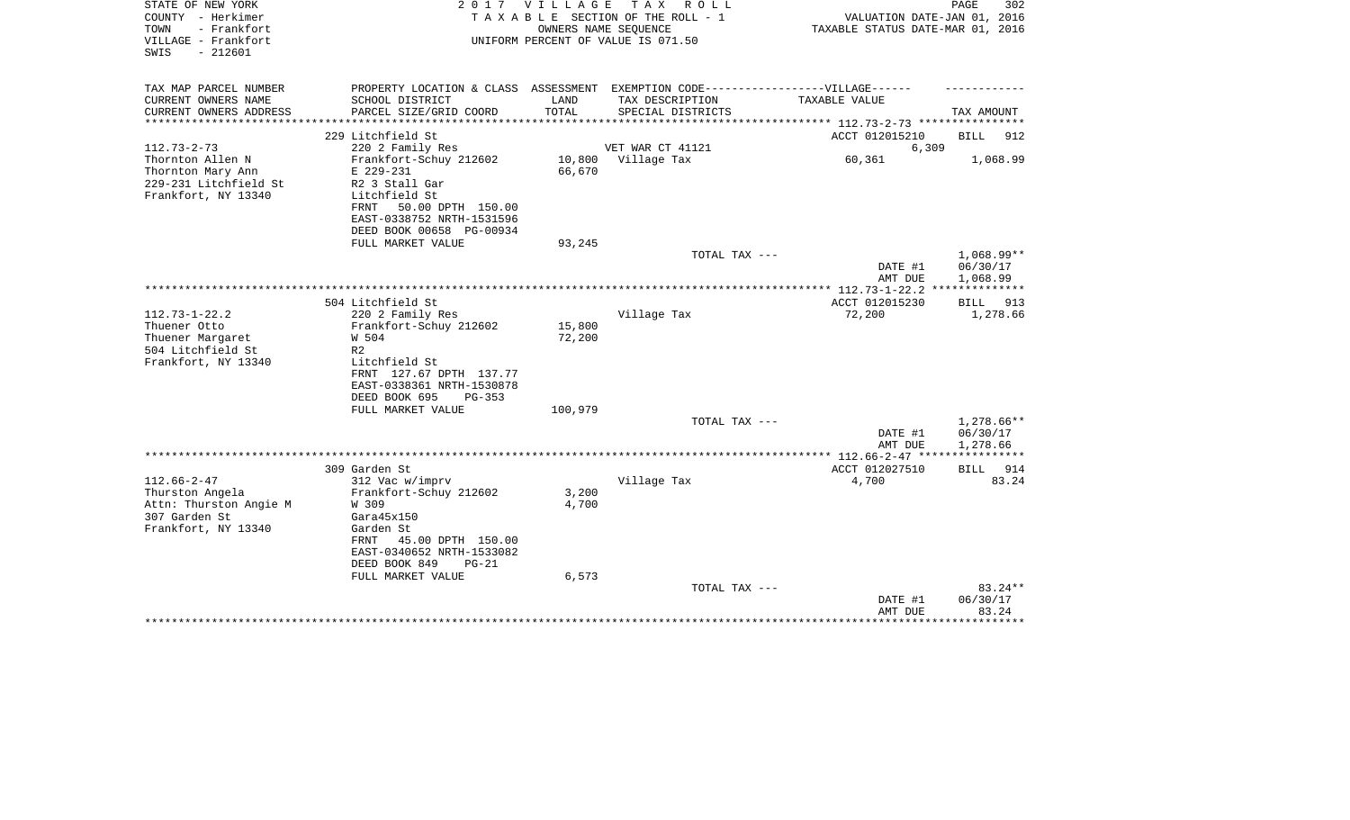STATE OF NEW YORK
COUNTY - Herkimer
TOWN - Frankfort
VILLAGE - Frankfort
SWIS - 212601

2017 VILLAGE TAX ROLL
TAXABLE SECTION OF THE ROLL - 1
OWNERS NAME SEQUENCE
UNIFORM PERCENT OF VALUE IS 071.50

VALUATION DATE-JAN 01, 2016
TAXABLE STATUS DATE-MAR 01, 2016

| TAX MAP PARCEL NUMBER<br>CURRENT OWNERS NAME<br>CURRENT OWNERS ADDRESS | PROPERTY LOCATION & CLASS<br>SCHOOL DISTRICT<br>PARCEL SIZE/GRID COORD | ASSESSMENT<br>LAND<br>TOTAL | EXEMPTION CODE------VILLAGE------<br>TAX DESCRIPTION<br>SPECIAL DISTRICTS | TAXABLE VALUE | TAX AMOUNT |
|---|---|---|---|---|---|
| 112.73-2-73 | 229 Litchfield St | | | ACCT 012015210 | BILL 912 |
| | 220 2 Family Res | | VET WAR CT 41121 | 6,309 | |
| Thornton Allen N | Frankfort-Schuy 212602 | 10,800 | Village Tax | 60,361 | 1,068.99 |
| Thornton Mary Ann | E 229-231 | 66,670 | | | |
| 229-231 Litchfield St | R2 3 Stall Gar | | | | |
| Frankfort, NY 13340 | Litchfield St | | | | |
| | FRNT 50.00 DPTH 150.00 | | | | |
| | EAST-0338752 NRTH-1531596 | | | | |
| | DEED BOOK 00658 PG-00934 | | | | |
| | FULL MARKET VALUE | 93,245 | | | |
| | | | TOTAL TAX --- | | 1,068.99** |
| | | | | DATE #1 | 06/30/17 |
| | | | | AMT DUE | 1,068.99 |
| 112.73-1-22.2 | 504 Litchfield St | | | ACCT 012015230 | BILL 913 |
| | 220 2 Family Res | | Village Tax | 72,200 | 1,278.66 |
| Thuener Otto | Frankfort-Schuy 212602 | 15,800 | | | |
| Thuener Margaret | W 504 | 72,200 | | | |
| 504 Litchfield St | R2 | | | | |
| Frankfort, NY 13340 | Litchfield St | | | | |
| | FRNT 127.67 DPTH 137.77 | | | | |
| | EAST-0338361 NRTH-1530878 | | | | |
| | DEED BOOK 695 PG-353 | | | | |
| | FULL MARKET VALUE | 100,979 | | | |
| | | | TOTAL TAX --- | | 1,278.66** |
| | | | | DATE #1 | 06/30/17 |
| | | | | AMT DUE | 1,278.66 |
| 112.66-2-47 | 309 Garden St | | | ACCT 012027510 | BILL 914 |
| | 312 Vac w/imprv | | Village Tax | 4,700 | 83.24 |
| Thurston Angela | Frankfort-Schuy 212602 | 3,200 | | | |
| Attn: Thurston Angie M | W 309 | 4,700 | | | |
| 307 Garden St | Gara45x150 | | | | |
| Frankfort, NY 13340 | Garden St | | | | |
| | FRNT 45.00 DPTH 150.00 | | | | |
| | EAST-0340652 NRTH-1533082 | | | | |
| | DEED BOOK 849 PG-21 | | | | |
| | FULL MARKET VALUE | 6,573 | | | |
| | | | TOTAL TAX --- | | 83.24** |
| | | | | DATE #1 | 06/30/17 |
| | | | | AMT DUE | 83.24 |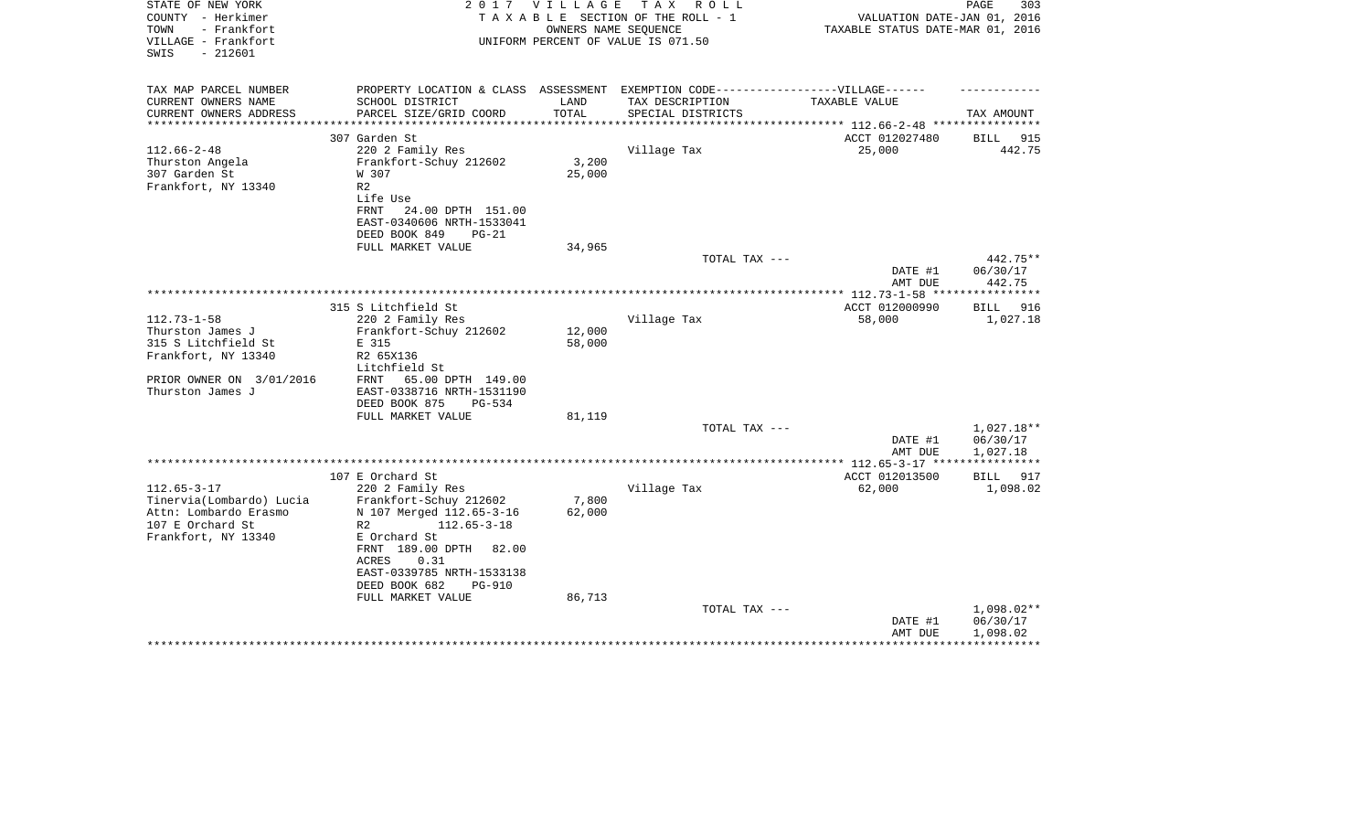STATE OF NEW YORK
COUNTY - Herkimer
TOWN - Frankfort
VILLAGE - Frankfort
SWIS - 212601

2 0 1 7 V I L L A G E T A X R O L L
T A X A B L E SECTION OF THE ROLL - 1
OWNERS NAME SEQUENCE
UNIFORM PERCENT OF VALUE IS 071.50

VALUATION DATE-JAN 01, 2016
TAXABLE STATUS DATE-MAR 01, 2016

| TAX MAP PARCEL NUMBER<br>CURRENT OWNERS NAME<br>CURRENT OWNERS ADDRESS | PROPERTY LOCATION & CLASS<br>SCHOOL DISTRICT<br>PARCEL SIZE/GRID COORD | ASSESSMENT<br>LAND<br>TOTAL | EXEMPTION CODE------VILLAGE------<br>TAX DESCRIPTION<br>SPECIAL DISTRICTS | TAXABLE VALUE | TAX AMOUNT |
|---|---|---|---|---|---|
| 112.66-2-48 | 307 Garden St | | | ACCT 012027480 | BILL 915 |
| Thurston Angela<br>307 Garden St<br>Frankfort, NY 13340 | 220 2 Family Res<br>Frankfort-Schuy 212602<br>W 307<br>R2<br>Life Use<br>FRNT 24.00 DPTH 151.00<br>EAST-0340606 NRTH-1533041<br>DEED BOOK 849 PG-21<br>FULL MARKET VALUE | 3,200<br>25,000<br><br><br><br><br><br><br>34,965 | Village Tax | 25,000 | 442.75 |
| | | | TOTAL TAX --- | | 442.75** |
| | | | | DATE #1 | 06/30/17 |
| | | | | AMT DUE | 442.75 |
| 112.73-1-58 | 315 S Litchfield St | | | ACCT 012000990 | BILL 916 |
| Thurston James J<br>315 S Litchfield St<br>Frankfort, NY 13340<br><br>PRIOR OWNER ON 3/01/2016<br>Thurston James J | 220 2 Family Res<br>Frankfort-Schuy 212602<br>E 315<br>R2 65X136<br>Litchfield St<br>FRNT 65.00 DPTH 149.00<br>EAST-0338716 NRTH-1531190<br>DEED BOOK 875 PG-534<br>FULL MARKET VALUE | 12,000<br>58,000<br><br><br><br><br><br><br>81,119 | Village Tax | 58,000 | 1,027.18 |
| | | | TOTAL TAX --- | | 1,027.18** |
| | | | | DATE #1 | 06/30/17 |
| | | | | AMT DUE | 1,027.18 |
| 112.65-3-17 | 107 E Orchard St | | | ACCT 012013500 | BILL 917 |
| Tinervia(Lombardo) Lucia<br>Attn: Lombardo Erasmo<br>107 E Orchard St<br>Frankfort, NY 13340 | 220 2 Family Res<br>Frankfort-Schuy 212602<br>N 107 Merged 112.65-3-16<br>R2 112.65-3-18<br>E Orchard St<br>FRNT 189.00 DPTH 82.00<br>ACRES 0.31<br>EAST-0339785 NRTH-1533138<br>DEED BOOK 682 PG-910<br>FULL MARKET VALUE | 7,800<br>62,000<br><br><br><br><br><br><br><br>86,713 | Village Tax | 62,000 | 1,098.02 |
| | | | TOTAL TAX --- | | 1,098.02** |
| | | | | DATE #1 | 06/30/17 |
| | | | | AMT DUE | 1,098.02 |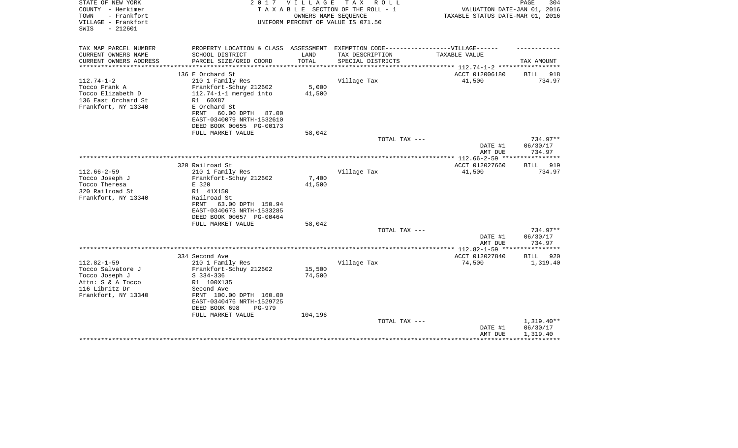STATE OF NEW YORK
COUNTY - Herkimer
TOWN - Frankfort
VILLAGE - Frankfort
SWIS - 212601

2 0 1 7 V I L L A G E T A X R O L L
T A X A B L E SECTION OF THE ROLL - 1
OWNERS NAME SEQUENCE
UNIFORM PERCENT OF VALUE IS 071.50

VALUATION DATE-JAN 01, 2016
TAXABLE STATUS DATE-MAR 01, 2016

| TAX MAP PARCEL NUMBER / CURRENT OWNERS NAME / CURRENT OWNERS ADDRESS | PROPERTY LOCATION & CLASS / SCHOOL DISTRICT / PARCEL SIZE/GRID COORD | ASSESSMENT LAND / TOTAL | EXEMPTION CODE / TAX DESCRIPTION / SPECIAL DISTRICTS | TAXABLE VALUE | TAX AMOUNT |
|---|---|---|---|---|---|
| 112.74-1-2 | 136 E Orchard St | | | ACCT 012006180 | BILL 918 |
| Tocco Frank A | 210 1 Family Res | | Village Tax | 41,500 | 734.97 |
| Tocco Elizabeth D | Frankfort-Schuy 212602 | 5,000 | | | |
| 136 East Orchard St | 112.74-1-1 merged into | 41,500 | | | |
| Frankfort, NY 13340 | R1 60X87 | | | | |
| | E Orchard St | | | | |
| | FRNT 60.00 DPTH 87.00 | | | | |
| | EAST-0340079 NRTH-1532610 | | | | |
| | DEED BOOK 00655 PG-00173 | | | | |
| | FULL MARKET VALUE | 58,042 | | | |
| | | | TOTAL TAX --- | | 734.97** |
| | | | | DATE #1 | 06/30/17 |
| | | | | AMT DUE | 734.97 |
| 112.66-2-59 | 320 Railroad St | | | ACCT 012027660 | BILL 919 |
| Tocco Joseph J | 210 1 Family Res | | Village Tax | 41,500 | 734.97 |
| Tocco Theresa | Frankfort-Schuy 212602 | 7,400 | | | |
| 320 Railroad St | E 320 | 41,500 | | | |
| Frankfort, NY 13340 | R1 41X150 | | | | |
| | Railroad St | | | | |
| | FRNT 63.00 DPTH 150.94 | | | | |
| | EAST-0340673 NRTH-1533285 | | | | |
| | DEED BOOK 00657 PG-00464 | | | | |
| | FULL MARKET VALUE | 58,042 | | | |
| | | | TOTAL TAX --- | | 734.97** |
| | | | | DATE #1 | 06/30/17 |
| | | | | AMT DUE | 734.97 |
| 112.82-1-59 | 334 Second Ave | | | ACCT 012027840 | BILL 920 |
| Tocco Salvatore J | 210 1 Family Res | | Village Tax | 74,500 | 1,319.40 |
| Tocco Joseph J | Frankfort-Schuy 212602 | 15,500 | | | |
| Attn: S & A Tocco | S 334-336 | 74,500 | | | |
| 116 Libritz Dr | R1 100X135 | | | | |
| Frankfort, NY 13340 | Second Ave | | | | |
| | FRNT 100.00 DPTH 160.00 | | | | |
| | EAST-0340476 NRTH-1529725 | | | | |
| | DEED BOOK 698 PG-979 | | | | |
| | FULL MARKET VALUE | 104,196 | | | |
| | | | TOTAL TAX --- | | 1,319.40** |
| | | | | DATE #1 | 06/30/17 |
| | | | | AMT DUE | 1,319.40 |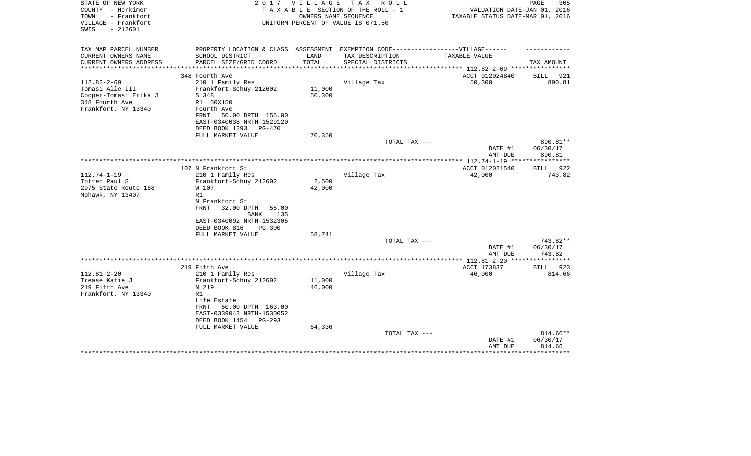STATE OF NEW YORK | COUNTY - Herkimer | TOWN - Frankfort | VILLAGE - Frankfort | SWIS - 212601

**2017 VILLAGE TAX ROLL**
TAXABLE SECTION OF THE ROLL - 1
OWNERS NAME SEQUENCE
UNIFORM PERCENT OF VALUE IS 071.50

VALUATION DATE-JAN 01, 2016
TAXABLE STATUS DATE-MAR 01, 2016

| TAX MAP PARCEL NUMBER / CURRENT OWNERS NAME / CURRENT OWNERS ADDRESS | PROPERTY LOCATION & CLASS / SCHOOL DISTRICT / PARCEL SIZE/GRID COORD | ASSESSMENT LAND | TOTAL | EXEMPTION CODE-----VILLAGE------ TAX DESCRIPTION / SPECIAL DISTRICTS | TAXABLE VALUE | TAX AMOUNT |
|---|---|---|---|---|---|---|
| 112.82-2-69 | 348 Fourth Ave | | | | ACCT 012024840 | BILL 921 |
| Tomasi Alle III | 210 1 Family Res | | | Village Tax | 50,300 | 890.81 |
| Cooper-Tomasi Erika J | Frankfort-Schuy 212602 | 11,000 | | | | |
| 348 Fourth Ave | S 348 | | 50,300 | | | |
| Frankfort, NY 13340 | R1 50X150 | | | | | |
| | Fourth Ave | | | | | |
| | FRNT 50.00 DPTH 155.00 | | | | | |
| | EAST-0340038 NRTH-1529120 | | | | | |
| | DEED BOOK 1293 PG-470 | | | | | |
| | FULL MARKET VALUE | | 70,350 | | | |
| | | | | TOTAL TAX --- | | 890.81** |
| | | | | | DATE #1 | 06/30/17 |
| | | | | | AMT DUE | 890.81 |
| 112.74-1-19 | 107 N Frankfort St | | | | ACCT 012021540 | BILL 922 |
| Totten Paul S | 210 1 Family Res | | | Village Tax | 42,000 | 743.82 |
| 2975 State Route 168 | Frankfort-Schuy 212602 | 2,500 | | | | |
| Mohawk, NY 13407 | W 107 | | 42,000 | | | |
| | R1 | | | | | |
| | N Frankfort St | | | | | |
| | FRNT 32.00 DPTH 55.00 | | | | | |
| | BANK 135 | | | | | |
| | EAST-0340092 NRTH-1532305 | | | | | |
| | DEED BOOK 816 PG-300 | | | | | |
| | FULL MARKET VALUE | | 58,741 | | | |
| | | | | TOTAL TAX --- | | 743.82** |
| | | | | | DATE #1 | 06/30/17 |
| | | | | | AMT DUE | 743.82 |
| 112.81-2-20 | 219 Fifth Ave | | | | ACCT 173837 | BILL 923 |
| Trease Katie J | 210 1 Family Res | | | Village Tax | 46,000 | 814.66 |
| 219 Fifth Ave | Frankfort-Schuy 212602 | 11,000 | | | | |
| Frankfort, NY 13340 | N 219 | | 46,000 | | | |
| | R1 | | | | | |
| | Life Estate | | | | | |
| | FRNT 50.00 DPTH 163.00 | | | | | |
| | EAST-0339043 NRTH-1530052 | | | | | |
| | DEED BOOK 1454 PG-293 | | | | | |
| | FULL MARKET VALUE | | 64,336 | | | |
| | | | | TOTAL TAX --- | | 814.66** |
| | | | | | DATE #1 | 06/30/17 |
| | | | | | AMT DUE | 814.66 |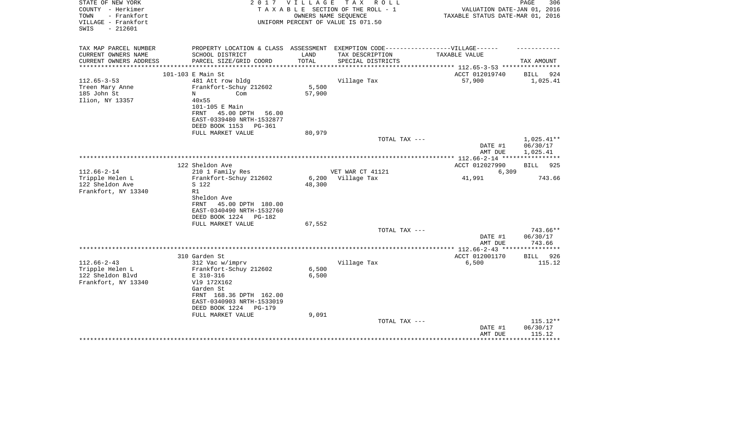STATE OF NEW YORK
COUNTY - Herkimer
TOWN - Frankfort
VILLAGE - Frankfort
SWIS - 212601

2 0 1 7 V I L L A G E T A X R O L L
T A X A B L E SECTION OF THE ROLL - 1
OWNERS NAME SEQUENCE
UNIFORM PERCENT OF VALUE IS 071.50

VALUATION DATE-JAN 01, 2016
TAXABLE STATUS DATE-MAR 01, 2016

| TAX MAP PARCEL NUMBER / CURRENT OWNERS NAME / CURRENT OWNERS ADDRESS | PROPERTY LOCATION & CLASS / SCHOOL DISTRICT / PARCEL SIZE/GRID COORD | ASSESSMENT LAND / TOTAL | EXEMPTION CODE / TAX DESCRIPTION / SPECIAL DISTRICTS | TAXABLE VALUE | TAX AMOUNT |
|---|---|---|---|---|---|
| 112.65-3-53 | 101-103 E Main St | | | ACCT 012019740 | BILL 924 |
| Treen Mary Anne | 481 Att row bldg | | Village Tax | 57,900 | 1,025.41 |
| 185 John St | Frankfort-Schuy 212602 | 5,500 | | | |
| Ilion, NY 13357 | N Com | 57,900 | | | |
| | 40x55 | | | | |
| | 101-105 E Main | | | | |
| | FRNT 45.00 DPTH 56.00 | | | | |
| | EAST-0339480 NRTH-1532877 | | | | |
| | DEED BOOK 1153 PG-361 | | | | |
| | FULL MARKET VALUE | 80,979 | | | |
| | | | TOTAL TAX --- | | 1,025.41** |
| | | | | DATE #1 | 06/30/17 |
| | | | | AMT DUE | 1,025.41 |
| 112.66-2-14 | 122 Sheldon Ave | | | ACCT 012027990 | BILL 925 |
| Tripple Helen L | 210 1 Family Res | | VET WAR CT 41121 | 6,309 | |
| 122 Sheldon Ave | Frankfort-Schuy 212602 | 6,200 | Village Tax | 41,991 | 743.66 |
| Frankfort, NY 13340 | S 122 | 48,300 | | | |
| | R1 | | | | |
| | Sheldon Ave | | | | |
| | FRNT 45.00 DPTH 180.00 | | | | |
| | EAST-0340490 NRTH-1532760 | | | | |
| | DEED BOOK 1224 PG-182 | | | | |
| | FULL MARKET VALUE | 67,552 | | | |
| | | | TOTAL TAX --- | | 743.66** |
| | | | | DATE #1 | 06/30/17 |
| | | | | AMT DUE | 743.66 |
| 112.66-2-43 | 310 Garden St | | | ACCT 012001170 | BILL 926 |
| Tripple Helen L | 312 Vac w/imprv | | Village Tax | 6,500 | 115.12 |
| 122 Sheldon Blvd | Frankfort-Schuy 212602 | 6,500 | | | |
| Frankfort, NY 13340 | E 310-316 | 6,500 | | | |
| | Vl9 172X162 | | | | |
| | Garden St | | | | |
| | FRNT 168.36 DPTH 162.00 | | | | |
| | EAST-0340903 NRTH-1533019 | | | | |
| | DEED BOOK 1224 PG-179 | | | | |
| | FULL MARKET VALUE | 9,091 | | | |
| | | | TOTAL TAX --- | | 115.12** |
| | | | | DATE #1 | 06/30/17 |
| | | | | AMT DUE | 115.12 |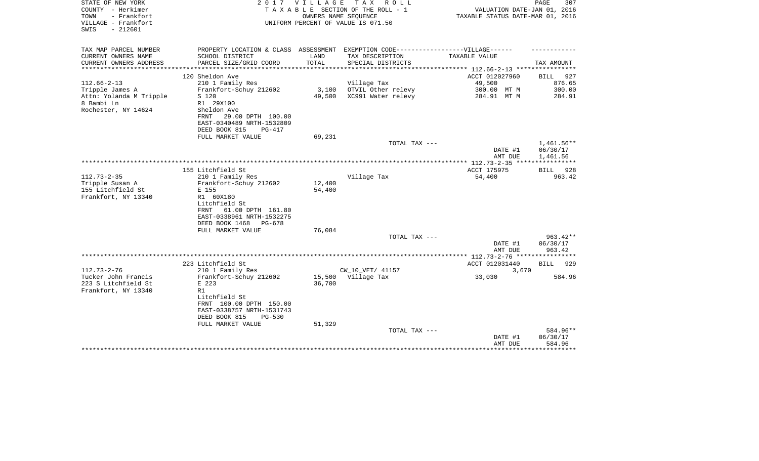STATE OF NEW YORK — COUNTY - Herkimer — TOWN - Frankfort — VILLAGE - Frankfort — SWIS - 212601

2017 VILLAGE TAX ROLL
TAXABLE SECTION OF THE ROLL - 1
OWNERS NAME SEQUENCE
UNIFORM PERCENT OF VALUE IS 071.50

VALUATION DATE-JAN 01, 2016
TAXABLE STATUS DATE-MAR 01, 2016

| TAX MAP PARCEL NUMBER / CURRENT OWNERS NAME / CURRENT OWNERS ADDRESS | PROPERTY LOCATION & CLASS / SCHOOL DISTRICT / PARCEL SIZE/GRID COORD | ASSESSMENT LAND / TOTAL | EXEMPTION CODE / TAX DESCRIPTION / SPECIAL DISTRICTS | TAXABLE VALUE | TAX AMOUNT |
|---|---|---|---|---|---|
| **112.66-2-13** | 120 Sheldon Ave | | | ACCT 012027960 | BILL 927 |
| Tripple James A | 210 1 Family Res | | Village Tax | 49,500 | 876.65 |
| Attn: Yolanda M Tripple | Frankfort-Schuy 212602 | 3,100 | OTVIL Other relevy | 300.00 MT M | 300.00 |
| 8 Bambi Ln | S 120 | 49,500 | XC991 Water relevy | 284.91 MT M | 284.91 |
| Rochester, NY 14624 | R1 29X100 | | | | |
| | Sheldon Ave | | | | |
| | FRNT 29.00 DPTH 100.00 | | | | |
| | EAST-0340489 NRTH-1532809 | | | | |
| | DEED BOOK 815 PG-417 | | | | |
| | FULL MARKET VALUE | 69,231 | | | |
| | | | TOTAL TAX --- | | 1,461.56** |
| | | | | DATE #1 | 06/30/17 |
| | | | | AMT DUE | 1,461.56 |
| **112.73-2-35** | 155 Litchfield St | | | ACCT 175975 | BILL 928 |
| Tripple Susan A | 210 1 Family Res | | Village Tax | 54,400 | 963.42 |
| 155 Litchfield St | Frankfort-Schuy 212602 | 12,400 | | | |
| Frankfort, NY 13340 | E 155 | 54,400 | | | |
| | R1 60X180 | | | | |
| | Litchfield St | | | | |
| | FRNT 61.00 DPTH 161.80 | | | | |
| | EAST-0338961 NRTH-1532275 | | | | |
| | DEED BOOK 1468 PG-678 | | | | |
| | FULL MARKET VALUE | 76,084 | | | |
| | | | TOTAL TAX --- | | 963.42** |
| | | | | DATE #1 | 06/30/17 |
| | | | | AMT DUE | 963.42 |
| **112.73-2-76** | 223 Litchfield St | | | ACCT 012031440 | BILL 929 |
| Tucker John Francis | 210 1 Family Res | | CW_10_VET/ 41157 | 3,670 | |
| 223 S Litchfield St | Frankfort-Schuy 212602 | 15,500 | Village Tax | 33,030 | 584.96 |
| Frankfort, NY 13340 | E 223 | 36,700 | | | |
| | R1 | | | | |
| | Litchfield St | | | | |
| | FRNT 100.00 DPTH 150.00 | | | | |
| | EAST-0338757 NRTH-1531743 | | | | |
| | DEED BOOK 815 PG-530 | | | | |
| | FULL MARKET VALUE | 51,329 | | | |
| | | | TOTAL TAX --- | | 584.96** |
| | | | | DATE #1 | 06/30/17 |
| | | | | AMT DUE | 584.96 |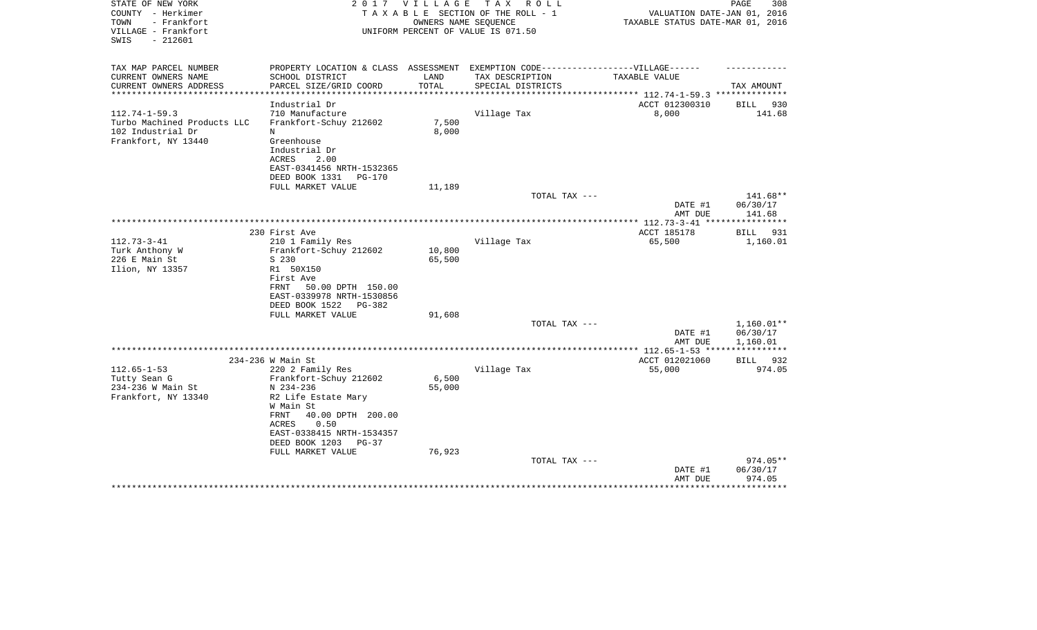STATE OF NEW YORK | COUNTY - Herkimer | TOWN - Frankfort | VILLAGE - Frankfort | SWIS - 212601

**2017 VILLAGE TAX ROLL**
TAXABLE SECTION OF THE ROLL - 1
OWNERS NAME SEQUENCE
UNIFORM PERCENT OF VALUE IS 071.50

VALUATION DATE-JAN 01, 2016
TAXABLE STATUS DATE-MAR 01, 2016

| TAX MAP PARCEL NUMBER / CURRENT OWNERS NAME / CURRENT OWNERS ADDRESS | PROPERTY LOCATION & CLASS / SCHOOL DISTRICT / PARCEL SIZE/GRID COORD | ASSESSMENT LAND / TOTAL | EXEMPTION CODE / TAX DESCRIPTION / SPECIAL DISTRICTS | VILLAGE TAXABLE VALUE | TAX AMOUNT |
|---|---|---|---|---|---|
| 112.74-1-59.3 | Industrial Dr | | | ACCT 012300310 | BILL 930 |
| Turbo Machined Products LLC | 710 Manufacture | | Village Tax | 8,000 | 141.68 |
| 102 Industrial Dr | Frankfort-Schuy 212602 | 7,500 | | | |
| Frankfort, NY 13440 | N | 8,000 | | | |
| | Greenhouse | | | | |
| | Industrial Dr | | | | |
| | ACRES 2.00 | | | | |
| | EAST-0341456 NRTH-1532365 | | | | |
| | DEED BOOK 1331 PG-170 | | | | |
| | FULL MARKET VALUE | 11,189 | | | |
| | | | TOTAL TAX --- | | 141.68** |
| | | | | DATE #1 | 06/30/17 |
| | | | | AMT DUE | 141.68 |
| 112.73-3-41 | 230 First Ave | | | ACCT 185178 | BILL 931 |
| Turk Anthony W | 210 1 Family Res | | Village Tax | 65,500 | 1,160.01 |
| 226 E Main St | Frankfort-Schuy 212602 | 10,800 | | | |
| Ilion, NY 13357 | S 230 | 65,500 | | | |
| | R1 50X150 | | | | |
| | First Ave | | | | |
| | FRNT 50.00 DPTH 150.00 | | | | |
| | EAST-0339978 NRTH-1530856 | | | | |
| | DEED BOOK 1522 PG-382 | | | | |
| | FULL MARKET VALUE | 91,608 | | | |
| | | | TOTAL TAX --- | | 1,160.01** |
| | | | | DATE #1 | 06/30/17 |
| | | | | AMT DUE | 1,160.01 |
| 112.65-1-53 | 234-236 W Main St | | | ACCT 012021060 | BILL 932 |
| Tutty Sean G | 220 2 Family Res | | Village Tax | 55,000 | 974.05 |
| 234-236 W Main St | Frankfort-Schuy 212602 | 6,500 | | | |
| Frankfort, NY 13340 | N 234-236 | 55,000 | | | |
| | R2 Life Estate Mary | | | | |
| | W Main St | | | | |
| | FRNT 40.00 DPTH 200.00 | | | | |
| | ACRES 0.50 | | | | |
| | EAST-0338415 NRTH-1534357 | | | | |
| | DEED BOOK 1203 PG-37 | | | | |
| | FULL MARKET VALUE | 76,923 | | | |
| | | | TOTAL TAX --- | | 974.05** |
| | | | | DATE #1 | 06/30/17 |
| | | | | AMT DUE | 974.05 |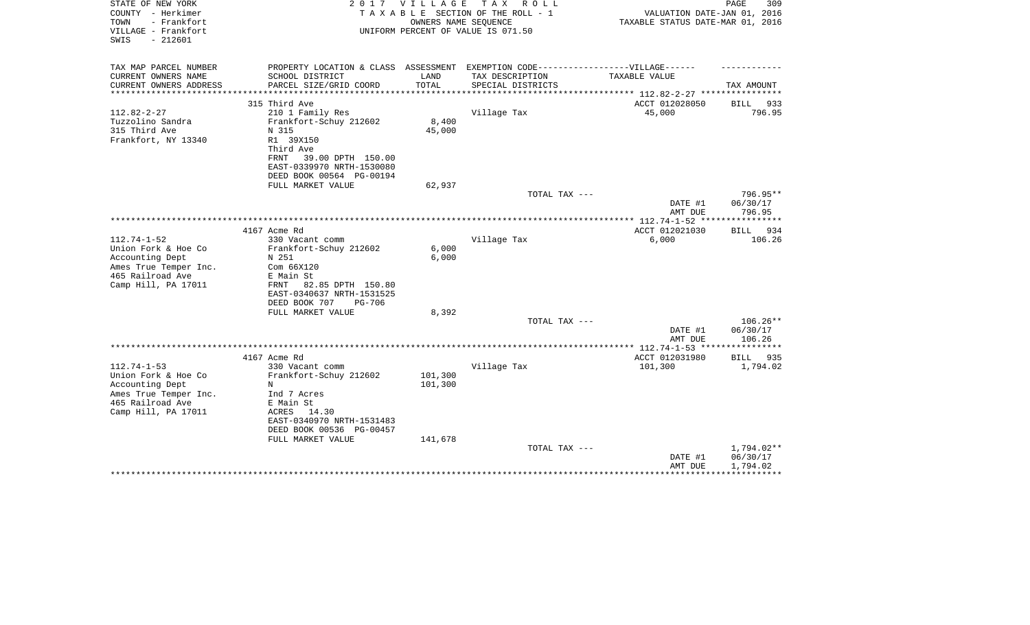STATE OF NEW YORK — 2017 VILLAGE TAX ROLL
COUNTY - Herkimer — TAXABLE SECTION OF THE ROLL - 1 — VALUATION DATE-JAN 01, 2016
TOWN - Frankfort — OWNERS NAME SEQUENCE — TAXABLE STATUS DATE-MAR 01, 2016
VILLAGE - Frankfort — UNIFORM PERCENT OF VALUE IS 071.50
SWIS - 212601

| TAX MAP PARCEL NUMBER / CURRENT OWNERS NAME / CURRENT OWNERS ADDRESS | PROPERTY LOCATION & CLASS / SCHOOL DISTRICT / PARCEL SIZE/GRID COORD | ASSESSMENT LAND / TOTAL | EXEMPTION CODE / TAX DESCRIPTION / SPECIAL DISTRICTS | TAXABLE VALUE | TAX AMOUNT |
|---|---|---|---|---|---|
| **112.82-2-27** | 315 Third Ave | | | ACCT 012028050 | BILL 933 |
| 112.82-2-27 | 210 1 Family Res | | Village Tax | 45,000 | 796.95 |
| Tuzzolino Sandra | Frankfort-Schuy 212602 | 8,400 | | | |
| 315 Third Ave | N 315 | 45,000 | | | |
| Frankfort, NY 13340 | R1 39X150 | | | | |
| | Third Ave | | | | |
| | FRNT 39.00 DPTH 150.00 | | | | |
| | EAST-0339970 NRTH-1530080 | | | | |
| | DEED BOOK 00564 PG-00194 | | | | |
| | FULL MARKET VALUE | 62,937 | | | |
| | | | TOTAL TAX --- | | 796.95** |
| | | | | DATE #1 | 06/30/17 |
| | | | | AMT DUE | 796.95 |
| **112.74-1-52** | 4167 Acme Rd | | | ACCT 012021030 | BILL 934 |
| 112.74-1-52 | 330 Vacant comm | | Village Tax | 6,000 | 106.26 |
| Union Fork & Hoe Co | Frankfort-Schuy 212602 | 6,000 | | | |
| Accounting Dept | N 251 | 6,000 | | | |
| Ames True Temper Inc. | Com 66X120 | | | | |
| 465 Railroad Ave | E Main St | | | | |
| Camp Hill, PA 17011 | FRNT 82.85 DPTH 150.80 | | | | |
| | EAST-0340637 NRTH-1531525 | | | | |
| | DEED BOOK 707 PG-706 | | | | |
| | FULL MARKET VALUE | 8,392 | | | |
| | | | TOTAL TAX --- | | 106.26** |
| | | | | DATE #1 | 06/30/17 |
| | | | | AMT DUE | 106.26 |
| **112.74-1-53** | 4167 Acme Rd | | | ACCT 012031980 | BILL 935 |
| 112.74-1-53 | 330 Vacant comm | | Village Tax | 101,300 | 1,794.02 |
| Union Fork & Hoe Co | Frankfort-Schuy 212602 | 101,300 | | | |
| Accounting Dept | N | 101,300 | | | |
| Ames True Temper Inc. | Ind 7 Acres | | | | |
| 465 Railroad Ave | E Main St | | | | |
| Camp Hill, PA 17011 | ACRES 14.30 | | | | |
| | EAST-0340970 NRTH-1531483 | | | | |
| | DEED BOOK 00536 PG-00457 | | | | |
| | FULL MARKET VALUE | 141,678 | | | |
| | | | TOTAL TAX --- | | 1,794.02** |
| | | | | DATE #1 | 06/30/17 |
| | | | | AMT DUE | 1,794.02 |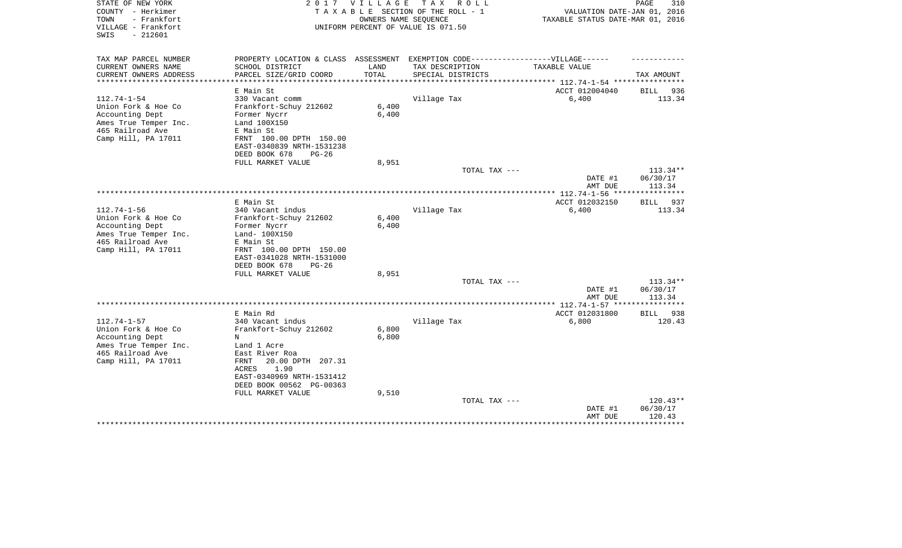STATE OF NEW YORK
COUNTY - Herkimer
TOWN - Frankfort
VILLAGE - Frankfort
SWIS - 212601

2 0 1 7 V I L L A G E T A X R O L L
T A X A B L E SECTION OF THE ROLL - 1
OWNERS NAME SEQUENCE
UNIFORM PERCENT OF VALUE IS 071.50

VALUATION DATE-JAN 01, 2016
TAXABLE STATUS DATE-MAR 01, 2016

| TAX MAP PARCEL NUMBER<br>CURRENT OWNERS NAME<br>CURRENT OWNERS ADDRESS | PROPERTY LOCATION & CLASS<br>SCHOOL DISTRICT<br>PARCEL SIZE/GRID COORD | ASSESSMENT<br>LAND<br>TOTAL | EXEMPTION CODE------------------VILLAGE------<br>TAX DESCRIPTION<br>SPECIAL DISTRICTS | TAXABLE VALUE | TAX AMOUNT |
|---|---|---|---|---|---|
| ****** 112.74-1-54 ****** | | | | | |
| | E Main St | | | ACCT 012004040 | BILL 936 |
| 112.74-1-54 | 330 Vacant comm | | Village Tax | 6,400 | 113.34 |
| Union Fork & Hoe Co | Frankfort-Schuy 212602 | 6,400 | | | |
| Accounting Dept | Former Nycrr | 6,400 | | | |
| Ames True Temper Inc. | Land 100X150 | | | | |
| 465 Railroad Ave | E Main St | | | | |
| Camp Hill, PA 17011 | FRNT 100.00 DPTH 150.00 | | | | |
| | EAST-0340839 NRTH-1531238 | | | | |
| | DEED BOOK 678 PG-26 | | | | |
| | FULL MARKET VALUE | 8,951 | | | |
| | | | TOTAL TAX --- | | 113.34** |
| | | | | DATE #1 | 06/30/17 |
| | | | | AMT DUE | 113.34 |
| ****** 112.74-1-56 ****** | | | | | |
| | E Main St | | | ACCT 012032150 | BILL 937 |
| 112.74-1-56 | 340 Vacant indus | | Village Tax | 6,400 | 113.34 |
| Union Fork & Hoe Co | Frankfort-Schuy 212602 | 6,400 | | | |
| Accounting Dept | Former Nycrr | 6,400 | | | |
| Ames True Temper Inc. | Land- 100X150 | | | | |
| 465 Railroad Ave | E Main St | | | | |
| Camp Hill, PA 17011 | FRNT 100.00 DPTH 150.00 | | | | |
| | EAST-0341028 NRTH-1531000 | | | | |
| | DEED BOOK 678 PG-26 | | | | |
| | FULL MARKET VALUE | 8,951 | | | |
| | | | TOTAL TAX --- | | 113.34** |
| | | | | DATE #1 | 06/30/17 |
| | | | | AMT DUE | 113.34 |
| ****** 112.74-1-57 ****** | | | | | |
| | E Main Rd | | | ACCT 012031800 | BILL 938 |
| 112.74-1-57 | 340 Vacant indus | | Village Tax | 6,800 | 120.43 |
| Union Fork & Hoe Co | Frankfort-Schuy 212602 | 6,800 | | | |
| Accounting Dept | N | 6,800 | | | |
| Ames True Temper Inc. | Land 1 Acre | | | | |
| 465 Railroad Ave | East River Roa | | | | |
| Camp Hill, PA 17011 | FRNT 20.00 DPTH 207.31 | | | | |
| | ACRES 1.90 | | | | |
| | EAST-0340969 NRTH-1531412 | | | | |
| | DEED BOOK 00562 PG-00363 | | | | |
| | FULL MARKET VALUE | 9,510 | | | |
| | | | TOTAL TAX --- | | 120.43** |
| | | | | DATE #1 | 06/30/17 |
| | | | | AMT DUE | 120.43 |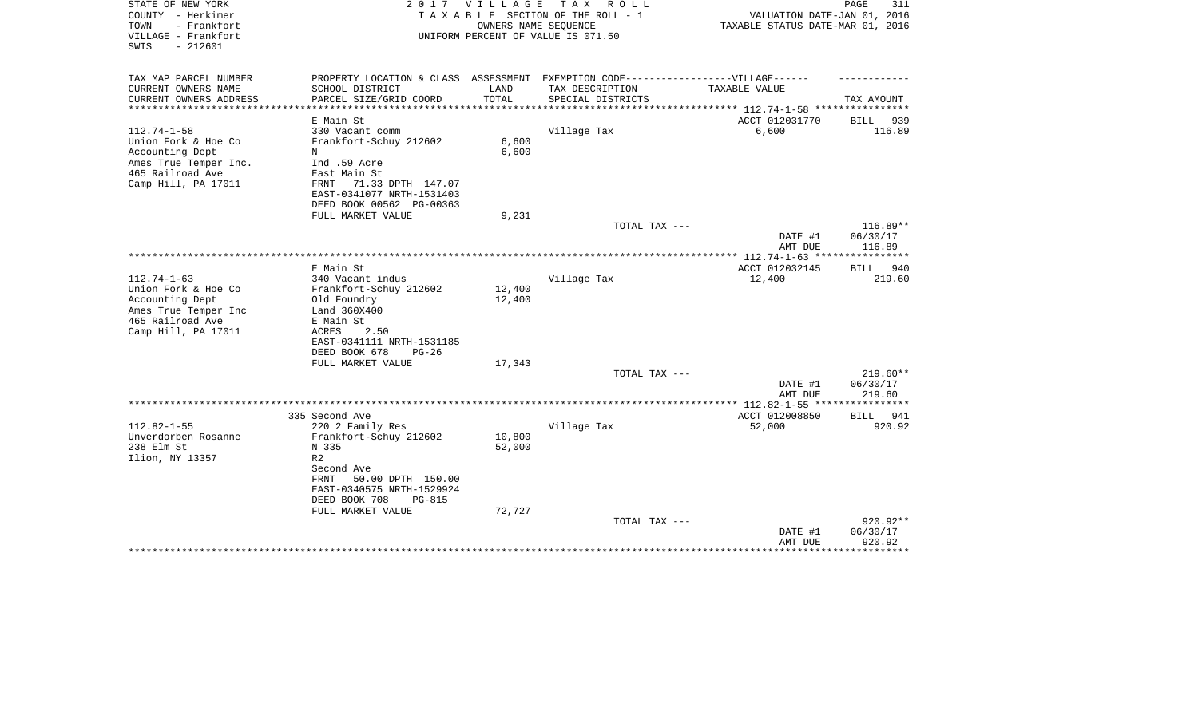STATE OF NEW YORK — COUNTY - Herkimer — TOWN - Frankfort — VILLAGE - Frankfort — SWIS - 212601

2017 VILLAGE TAX ROLL
TAXABLE SECTION OF THE ROLL - 1
OWNERS NAME SEQUENCE
UNIFORM PERCENT OF VALUE IS 071.50

VALUATION DATE-JAN 01, 2016
TAXABLE STATUS DATE-MAR 01, 2016

| TAX MAP PARCEL NUMBER / CURRENT OWNERS NAME / CURRENT OWNERS ADDRESS | PROPERTY LOCATION & CLASS / SCHOOL DISTRICT / PARCEL SIZE/GRID COORD | ASSESSMENT LAND / TOTAL | EXEMPTION CODE---VILLAGE--- TAX DESCRIPTION / SPECIAL DISTRICTS | TAXABLE VALUE | TAX AMOUNT |
|---|---|---|---|---|---|
| 112.74-1-58 | E Main St | | | ACCT 012031770 | BILL 939 |
| Union Fork & Hoe Co | 330 Vacant comm | | Village Tax | 6,600 | 116.89 |
| Accounting Dept | Frankfort-Schuy 212602 | 6,600 | | | |
| Ames True Temper Inc. | N | 6,600 | | | |
| 465 Railroad Ave | Ind .59 Acre | | | | |
| Camp Hill, PA 17011 | East Main St | | | | |
| | FRNT 71.33 DPTH 147.07 | | | | |
| | EAST-0341077 NRTH-1531403 | | | | |
| | DEED BOOK 00562 PG-00363 | | | | |
| | FULL MARKET VALUE | 9,231 | | | |
| | | | TOTAL TAX --- | | 116.89** |
| | | | | DATE #1 | 06/30/17 |
| | | | | AMT DUE | 116.89 |
| 112.74-1-63 | E Main St | | | ACCT 012032145 | BILL 940 |
| Union Fork & Hoe Co | 340 Vacant indus | | Village Tax | 12,400 | 219.60 |
| Accounting Dept | Frankfort-Schuy 212602 | 12,400 | | | |
| Ames True Temper Inc | Old Foundry | 12,400 | | | |
| 465 Railroad Ave | Land 360X400 | | | | |
| Camp Hill, PA 17011 | E Main St | | | | |
| | ACRES 2.50 | | | | |
| | EAST-0341111 NRTH-1531185 | | | | |
| | DEED BOOK 678 PG-26 | | | | |
| | FULL MARKET VALUE | 17,343 | | | |
| | | | TOTAL TAX --- | | 219.60** |
| | | | | DATE #1 | 06/30/17 |
| | | | | AMT DUE | 219.60 |
| 112.82-1-55 | 335 Second Ave | | | ACCT 012008850 | BILL 941 |
| Unverdorben Rosanne | 220 2 Family Res | | Village Tax | 52,000 | 920.92 |
| 238 Elm St | Frankfort-Schuy 212602 | 10,800 | | | |
| Ilion, NY 13357 | N 335 | 52,000 | | | |
| | R2 | | | | |
| | Second Ave | | | | |
| | FRNT 50.00 DPTH 150.00 | | | | |
| | EAST-0340575 NRTH-1529924 | | | | |
| | DEED BOOK 708 PG-815 | | | | |
| | FULL MARKET VALUE | 72,727 | | | |
| | | | TOTAL TAX --- | | 920.92** |
| | | | | DATE #1 | 06/30/17 |
| | | | | AMT DUE | 920.92 |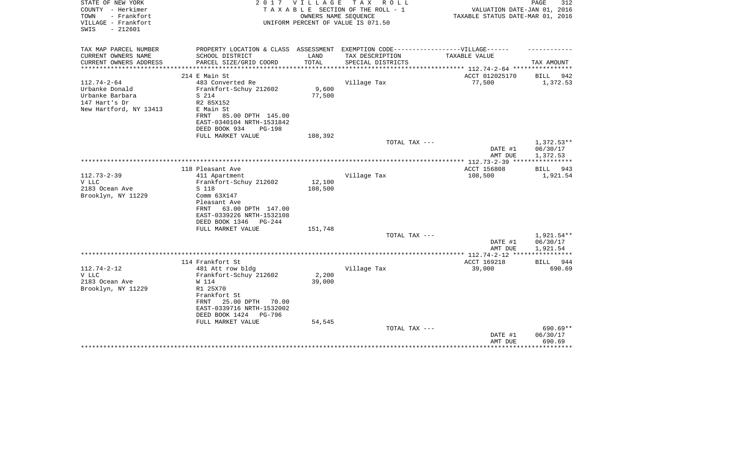STATE OF NEW YORK
COUNTY - Herkimer
TOWN - Frankfort
VILLAGE - Frankfort
SWIS - 212601

2017 VILLAGE TAX ROLL
TAXABLE SECTION OF THE ROLL - 1
OWNERS NAME SEQUENCE
UNIFORM PERCENT OF VALUE IS 071.50

VALUATION DATE-JAN 01, 2016
TAXABLE STATUS DATE-MAR 01, 2016

| TAX MAP PARCEL NUMBER<br>CURRENT OWNERS NAME<br>CURRENT OWNERS ADDRESS | PROPERTY LOCATION & CLASS<br>SCHOOL DISTRICT<br>PARCEL SIZE/GRID COORD | ASSESSMENT<br>LAND<br>TOTAL | EXEMPTION CODE------VILLAGE------<br>TAX DESCRIPTION<br>SPECIAL DISTRICTS | TAXABLE VALUE | TAX AMOUNT |
|---|---|---|---|---|---|
| | 214 E Main St | | | ACCT 012025170 | BILL 942 |
| 112.74-2-64 | 483 Converted Re | | Village Tax | 77,500 | 1,372.53 |
| Urbanke Donald | Frankfort-Schuy 212602 | 9,600 | | | |
| Urbanke Barbara | S 214 | 77,500 | | | |
| 147 Hart's Dr | R2 85X152 | | | | |
| New Hartford, NY 13413 | E Main St | | | | |
| | FRNT 85.00 DPTH 145.00 | | | | |
| | EAST-0340104 NRTH-1531842 | | | | |
| | DEED BOOK 934 PG-198 | | | | |
| | FULL MARKET VALUE | 108,392 | | | |
| | | | TOTAL TAX --- | | 1,372.53** |
| | | | | DATE #1 | 06/30/17 |
| | | | | AMT DUE | 1,372.53 |
| | 118 Pleasant Ave | | | ACCT 156808 | BILL 943 |
| 112.73-2-39 | 411 Apartment | | Village Tax | 108,500 | 1,921.54 |
| V LLC | Frankfort-Schuy 212602 | 12,100 | | | |
| 2183 Ocean Ave | S 118 | 108,500 | | | |
| Brooklyn, NY 11229 | Comm 63X147 | | | | |
| | Pleasant Ave | | | | |
| | FRNT 63.00 DPTH 147.00 | | | | |
| | EAST-0339226 NRTH-1532108 | | | | |
| | DEED BOOK 1346 PG-244 | | | | |
| | FULL MARKET VALUE | 151,748 | | | |
| | | | TOTAL TAX --- | | 1,921.54** |
| | | | | DATE #1 | 06/30/17 |
| | | | | AMT DUE | 1,921.54 |
| | 114 Frankfort St | | | ACCT 169218 | BILL 944 |
| 112.74-2-12 | 481 Att row bldg | | Village Tax | 39,000 | 690.69 |
| V LLC | Frankfort-Schuy 212602 | 2,200 | | | |
| 2183 Ocean Ave | W 114 | 39,000 | | | |
| Brooklyn, NY 11229 | R1 25X70 | | | | |
| | Frankfort St | | | | |
| | FRNT 25.00 DPTH 70.00 | | | | |
| | EAST-0339716 NRTH-1532002 | | | | |
| | DEED BOOK 1424 PG-796 | | | | |
| | FULL MARKET VALUE | 54,545 | | | |
| | | | TOTAL TAX --- | | 690.69** |
| | | | | DATE #1 | 06/30/17 |
| | | | | AMT DUE | 690.69 |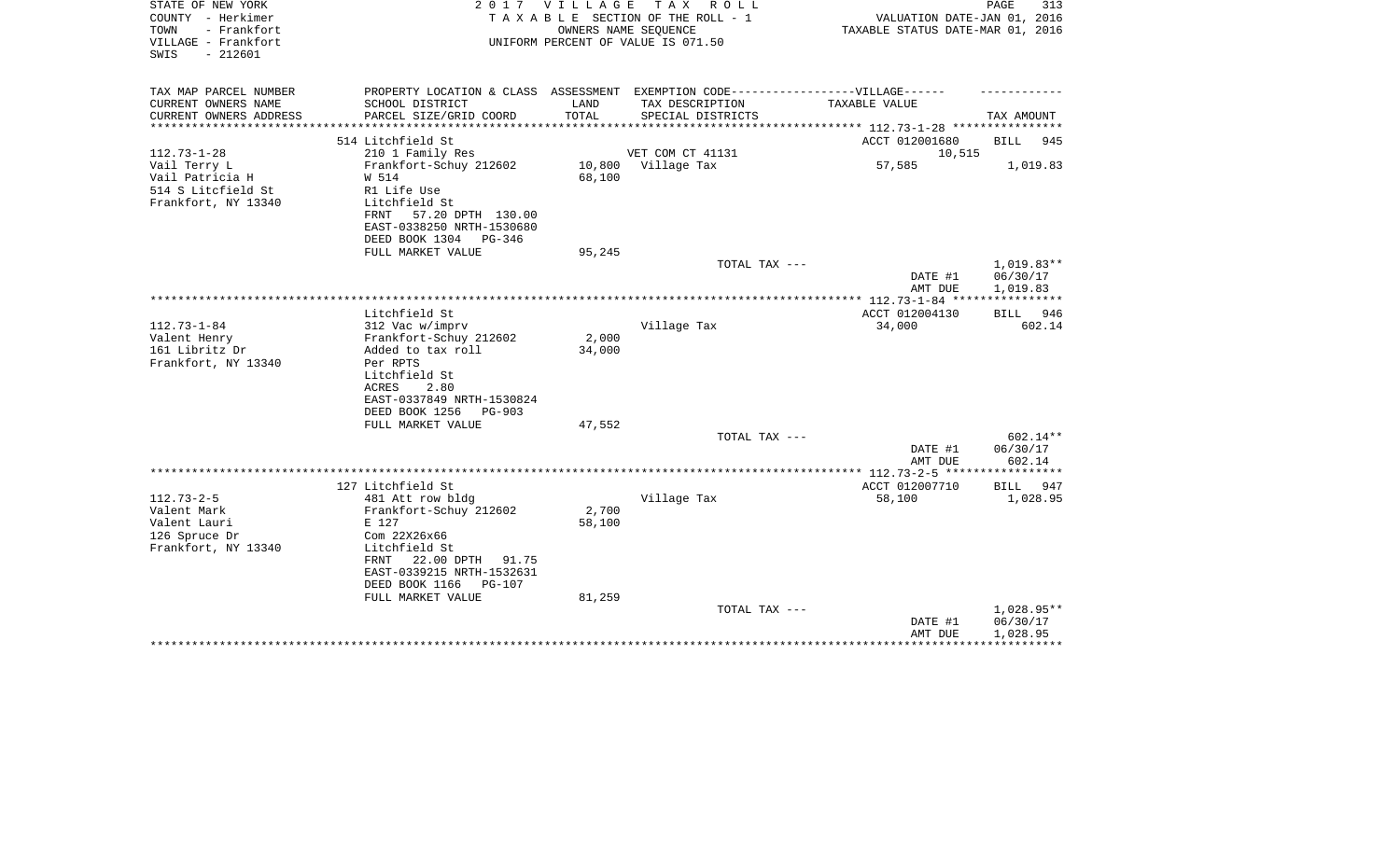STATE OF NEW YORK | COUNTY - Herkimer | TOWN - Frankfort | VILLAGE - Frankfort | SWIS - 212601

2 0 1 7 V I L L A G E T A X R O L L
T A X A B L E SECTION OF THE ROLL - 1
OWNERS NAME SEQUENCE
UNIFORM PERCENT OF VALUE IS 071.50

VALUATION DATE-JAN 01, 2016
TAXABLE STATUS DATE-MAR 01, 2016

| TAX MAP PARCEL NUMBER / CURRENT OWNERS NAME / CURRENT OWNERS ADDRESS | PROPERTY LOCATION & CLASS / SCHOOL DISTRICT / PARCEL SIZE/GRID COORD | ASSESSMENT LAND / TOTAL | EXEMPTION CODE / TAX DESCRIPTION / SPECIAL DISTRICTS | TAXABLE VALUE | TAX AMOUNT |
|---|---|---|---|---|---|
| | 514 Litchfield St | | | ACCT 012001680 | BILL 945 |
| 112.73-1-28 | 210 1 Family Res | | VET COM CT 41131 | 10,515 | |
| Vail Terry L | Frankfort-Schuy 212602 | 10,800 | Village Tax | 57,585 | 1,019.83 |
| Vail Patricia H | W 514 | 68,100 | | | |
| 514 S Litcfield St | R1 Life Use | | | | |
| Frankfort, NY 13340 | Litchfield St | | | | |
| | FRNT 57.20 DPTH 130.00 | | | | |
| | EAST-0338250 NRTH-1530680 | | | | |
| | DEED BOOK 1304 PG-346 | | | | |
| | FULL MARKET VALUE | 95,245 | | | |
| | | | TOTAL TAX --- | | 1,019.83** |
| | | | | DATE #1 | 06/30/17 |
| | | | | AMT DUE | 1,019.83 |
| | Litchfield St | | | ACCT 012004130 | BILL 946 |
| 112.73-1-84 | 312 Vac w/imprv | | Village Tax | 34,000 | 602.14 |
| Valent Henry | Frankfort-Schuy 212602 | 2,000 | | | |
| 161 Libritz Dr | Added to tax roll | 34,000 | | | |
| Frankfort, NY 13340 | Per RPTS | | | | |
| | Litchfield St | | | | |
| | ACRES 2.80 | | | | |
| | EAST-0337849 NRTH-1530824 | | | | |
| | DEED BOOK 1256 PG-903 | | | | |
| | FULL MARKET VALUE | 47,552 | | | |
| | | | TOTAL TAX --- | | 602.14** |
| | | | | DATE #1 | 06/30/17 |
| | | | | AMT DUE | 602.14 |
| | 127 Litchfield St | | | ACCT 012007710 | BILL 947 |
| 112.73-2-5 | 481 Att row bldg | | Village Tax | 58,100 | 1,028.95 |
| Valent Mark | Frankfort-Schuy 212602 | 2,700 | | | |
| Valent Lauri | E 127 | 58,100 | | | |
| 126 Spruce Dr | Com 22X26x66 | | | | |
| Frankfort, NY 13340 | Litchfield St | | | | |
| | FRNT 22.00 DPTH 91.75 | | | | |
| | EAST-0339215 NRTH-1532631 | | | | |
| | DEED BOOK 1166 PG-107 | | | | |
| | FULL MARKET VALUE | 81,259 | | | |
| | | | TOTAL TAX --- | | 1,028.95** |
| | | | | DATE #1 | 06/30/17 |
| | | | | AMT DUE | 1,028.95 |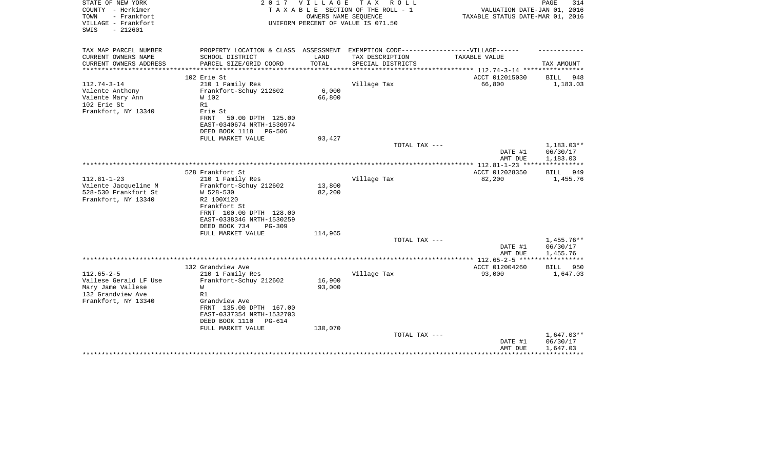STATE OF NEW YORK
COUNTY - Herkimer
TOWN - Frankfort
VILLAGE - Frankfort
SWIS - 212601

2017 VILLAGE TAX ROLL
TAXABLE SECTION OF THE ROLL - 1
OWNERS NAME SEQUENCE
UNIFORM PERCENT OF VALUE IS 071.50

VALUATION DATE-JAN 01, 2016
TAXABLE STATUS DATE-MAR 01, 2016

| TAX MAP PARCEL NUMBER<br>CURRENT OWNERS NAME<br>CURRENT OWNERS ADDRESS | PROPERTY LOCATION & CLASS<br>SCHOOL DISTRICT<br>PARCEL SIZE/GRID COORD | ASSESSMENT<br>LAND<br>TOTAL | EXEMPTION CODE-----VILLAGE------<br>TAX DESCRIPTION<br>SPECIAL DISTRICTS | TAXABLE VALUE | TAX AMOUNT |
|---|---|---|---|---|---|
| | 102 Erie St | | | ACCT 012015030 | BILL 948 |
| 112.74-3-14 | 210 1 Family Res | | Village Tax | 66,800 | 1,183.03 |
| Valente Anthony | Frankfort-Schuy 212602 | 6,000 | | | |
| Valente Mary Ann | W 102 | 66,800 | | | |
| 102 Erie St | R1 | | | | |
| Frankfort, NY 13340 | Erie St | | | | |
| | FRNT 50.00 DPTH 125.00 | | | | |
| | EAST-0340674 NRTH-1530974 | | | | |
| | DEED BOOK 1118 PG-506 | | | | |
| | FULL MARKET VALUE | 93,427 | | | |
| | | | TOTAL TAX --- | | 1,183.03** |
| | | | | DATE #1 | 06/30/17 |
| | | | | AMT DUE | 1,183.03 |
| | 528 Frankfort St | | | ACCT 012028350 | BILL 949 |
| 112.81-1-23 | 210 1 Family Res | | Village Tax | 82,200 | 1,455.76 |
| Valente Jacqueline M | Frankfort-Schuy 212602 | 13,800 | | | |
| 528-530 Frankfort St | W 528-530 | 82,200 | | | |
| Frankfort, NY 13340 | R2 100X120 | | | | |
| | Frankfort St | | | | |
| | FRNT 100.00 DPTH 128.00 | | | | |
| | EAST-0338346 NRTH-1530259 | | | | |
| | DEED BOOK 734 PG-309 | | | | |
| | FULL MARKET VALUE | 114,965 | | | |
| | | | TOTAL TAX --- | | 1,455.76** |
| | | | | DATE #1 | 06/30/17 |
| | | | | AMT DUE | 1,455.76 |
| | 132 Grandview Ave | | | ACCT 012004260 | BILL 950 |
| 112.65-2-5 | 210 1 Family Res | | Village Tax | 93,000 | 1,647.03 |
| Vallese Gerald LF Use | Frankfort-Schuy 212602 | 16,900 | | | |
| Mary Jame Vallese | W | 93,000 | | | |
| 132 Grandview Ave | R1 | | | | |
| Frankfort, NY 13340 | Grandview Ave | | | | |
| | FRNT 135.00 DPTH 167.00 | | | | |
| | EAST-0337354 NRTH-1532703 | | | | |
| | DEED BOOK 1110 PG-614 | | | | |
| | FULL MARKET VALUE | 130,070 | | | |
| | | | TOTAL TAX --- | | 1,647.03** |
| | | | | DATE #1 | 06/30/17 |
| | | | | AMT DUE | 1,647.03 |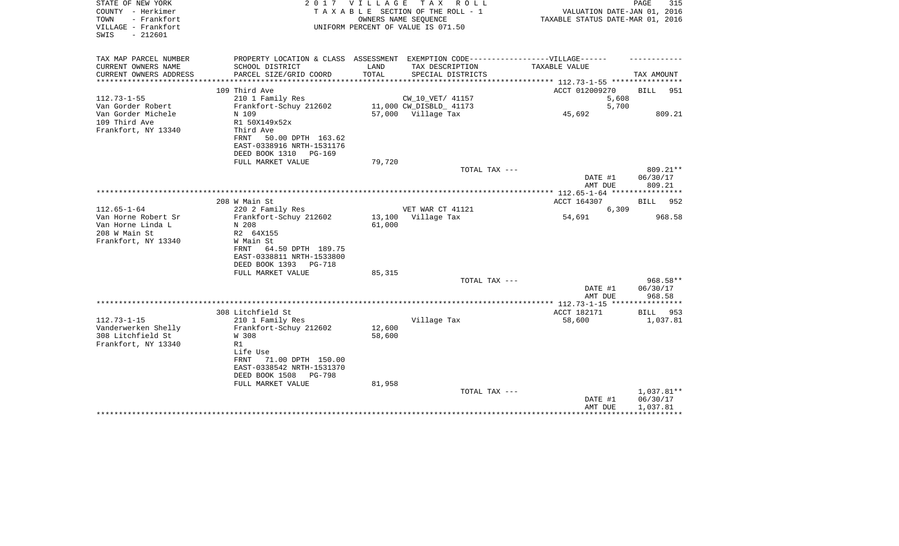STATE OF NEW YORK
COUNTY - Herkimer
TOWN - Frankfort
VILLAGE - Frankfort
SWIS - 212601

2017 VILLAGE TAX ROLL
TAXABLE SECTION OF THE ROLL - 1
OWNERS NAME SEQUENCE
UNIFORM PERCENT OF VALUE IS 071.50

VALUATION DATE-JAN 01, 2016
TAXABLE STATUS DATE-MAR 01, 2016

| TAX MAP PARCEL NUMBER<br>CURRENT OWNERS NAME<br>CURRENT OWNERS ADDRESS | PROPERTY LOCATION & CLASS<br>SCHOOL DISTRICT<br>PARCEL SIZE/GRID COORD | ASSESSMENT<br>LAND<br>TOTAL | EXEMPTION CODE------VILLAGE------<br>TAX DESCRIPTION<br>SPECIAL DISTRICTS | TAXABLE VALUE | TAX AMOUNT |
|---|---|---|---|---|---|
| **112.73-1-55** | 109 Third Ave | | | ACCT 012009270 | BILL 951 |
| 112.73-1-55 | 210 1 Family Res | | CW_10_VET/ 41157 | 5,608 | |
| Van Gorder Robert | Frankfort-Schuy 212602 | 11,000 | CW_DISBLD_ 41173 | 5,700 | |
| Van Gorder Michele | N 109 | 57,000 | Village Tax | 45,692 | 809.21 |
| 109 Third Ave | R1 50X149x52x | | | | |
| Frankfort, NY 13340 | Third Ave | | | | |
| | FRNT 50.00 DPTH 163.62 | | | | |
| | EAST-0338916 NRTH-1531176 | | | | |
| | DEED BOOK 1310 PG-169 | | | | |
| | FULL MARKET VALUE | 79,720 | | | |
| | | | TOTAL TAX --- | | 809.21** |
| | | | | DATE #1 | 06/30/17 |
| | | | | AMT DUE | 809.21 |
| **112.65-1-64** | 208 W Main St | | | ACCT 164307 | BILL 952 |
| 112.65-1-64 | 220 2 Family Res | | VET WAR CT 41121 | 6,309 | |
| Van Horne Robert Sr | Frankfort-Schuy 212602 | 13,100 | Village Tax | 54,691 | 968.58 |
| Van Horne Linda L | N 208 | 61,000 | | | |
| 208 W Main St | R2 64X155 | | | | |
| Frankfort, NY 13340 | W Main St | | | | |
| | FRNT 64.50 DPTH 189.75 | | | | |
| | EAST-0338811 NRTH-1533800 | | | | |
| | DEED BOOK 1393 PG-718 | | | | |
| | FULL MARKET VALUE | 85,315 | | | |
| | | | TOTAL TAX --- | | 968.58** |
| | | | | DATE #1 | 06/30/17 |
| | | | | AMT DUE | 968.58 |
| **112.73-1-15** | 308 Litchfield St | | | ACCT 182171 | BILL 953 |
| 112.73-1-15 | 210 1 Family Res | | Village Tax | 58,600 | 1,037.81 |
| Vanderwerken Shelly | Frankfort-Schuy 212602 | 12,600 | | | |
| 308 Litchfield St | W 308 | 58,600 | | | |
| Frankfort, NY 13340 | R1 | | | | |
| | Life Use | | | | |
| | FRNT 71.00 DPTH 150.00 | | | | |
| | EAST-0338542 NRTH-1531370 | | | | |
| | DEED BOOK 1508 PG-798 | | | | |
| | FULL MARKET VALUE | 81,958 | | | |
| | | | TOTAL TAX --- | | 1,037.81** |
| | | | | DATE #1 | 06/30/17 |
| | | | | AMT DUE | 1,037.81 |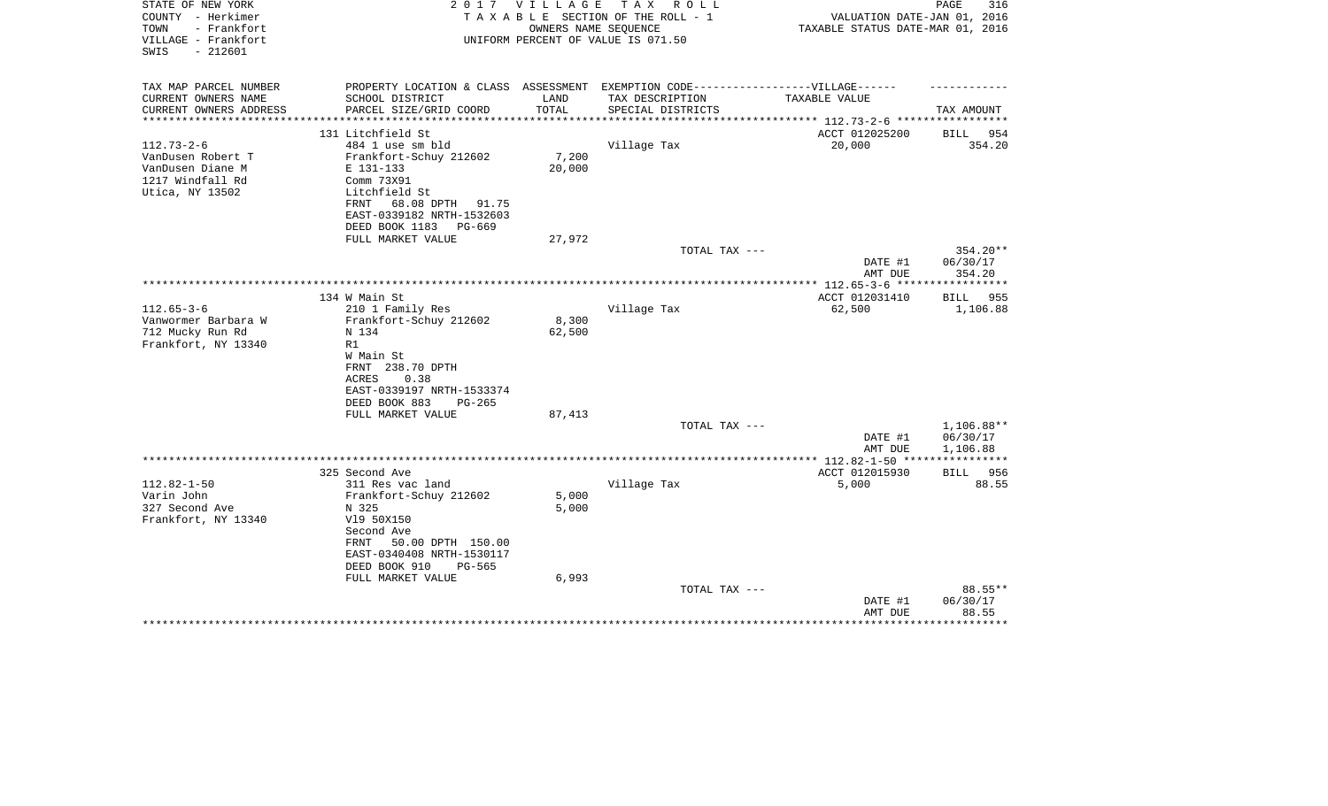STATE OF NEW YORK
COUNTY - Herkimer
TOWN - Frankfort
VILLAGE - Frankfort
SWIS - 212601

2 0 1 7 V I L L A G E T A X R O L L
T A X A B L E SECTION OF THE ROLL - 1
OWNERS NAME SEQUENCE
UNIFORM PERCENT OF VALUE IS 071.50

VALUATION DATE-JAN 01, 2016
TAXABLE STATUS DATE-MAR 01, 2016

| TAX MAP PARCEL NUMBER / CURRENT OWNERS NAME / CURRENT OWNERS ADDRESS | PROPERTY LOCATION & CLASS / SCHOOL DISTRICT / PARCEL SIZE/GRID COORD | ASSESSMENT LAND / TOTAL | EXEMPTION CODE / TAX DESCRIPTION / SPECIAL DISTRICTS | VILLAGE TAXABLE VALUE | TAX AMOUNT |
|---|---|---|---|---|---|
| 112.73-2-6 | 131 Litchfield St | | | ACCT 012025200 | BILL 954 |
| VanDusen Robert T | 484 1 use sm bld | | Village Tax | 20,000 | 354.20 |
| VanDusen Diane M | Frankfort-Schuy 212602 | 7,200 | | | |
| 1217 Windfall Rd | E 131-133 | 20,000 | | | |
| Utica, NY 13502 | Comm 73X91 | | | | |
| | Litchfield St | | | | |
| | FRNT 68.08 DPTH 91.75 | | | | |
| | EAST-0339182 NRTH-1532603 | | | | |
| | DEED BOOK 1183 PG-669 | | | | |
| | FULL MARKET VALUE | 27,972 | | | |
| | | | TOTAL TAX --- | | 354.20** |
| | | | | DATE #1 | 06/30/17 |
| | | | | AMT DUE | 354.20 |
| 112.65-3-6 | 134 W Main St | | | ACCT 012031410 | BILL 955 |
| Vanwormer Barbara W | 210 1 Family Res | | Village Tax | 62,500 | 1,106.88 |
| 712 Mucky Run Rd | Frankfort-Schuy 212602 | 8,300 | | | |
| Frankfort, NY 13340 | N 134 | 62,500 | | | |
| | R1 | | | | |
| | W Main St | | | | |
| | FRNT 238.70 DPTH | | | | |
| | ACRES 0.38 | | | | |
| | EAST-0339197 NRTH-1533374 | | | | |
| | DEED BOOK 883 PG-265 | | | | |
| | FULL MARKET VALUE | 87,413 | | | |
| | | | TOTAL TAX --- | | 1,106.88** |
| | | | | DATE #1 | 06/30/17 |
| | | | | AMT DUE | 1,106.88 |
| 112.82-1-50 | 325 Second Ave | | | ACCT 012015930 | BILL 956 |
| Varin John | 311 Res vac land | | Village Tax | 5,000 | 88.55 |
| 327 Second Ave | Frankfort-Schuy 212602 | 5,000 | | | |
| Frankfort, NY 13340 | N 325 | 5,000 | | | |
| | Vl9 50X150 | | | | |
| | Second Ave | | | | |
| | FRNT 50.00 DPTH 150.00 | | | | |
| | EAST-0340408 NRTH-1530117 | | | | |
| | DEED BOOK 910 PG-565 | | | | |
| | FULL MARKET VALUE | 6,993 | | | |
| | | | TOTAL TAX --- | | 88.55** |
| | | | | DATE #1 | 06/30/17 |
| | | | | AMT DUE | 88.55 |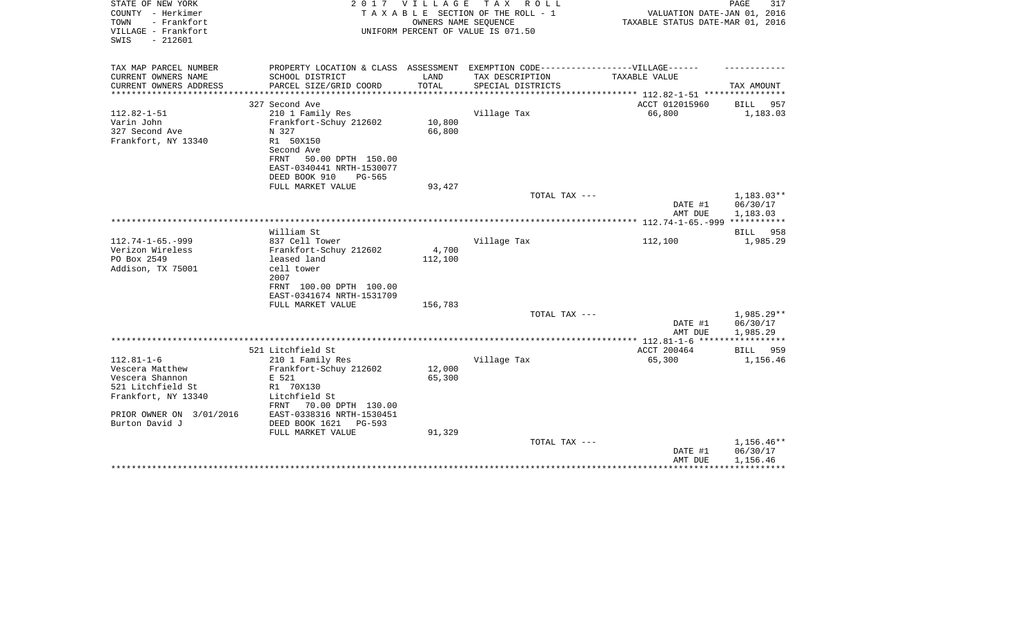STATE OF NEW YORK
COUNTY - Herkimer
TOWN - Frankfort
VILLAGE - Frankfort
SWIS - 212601

2 0 1 7 V I L L A G E T A X R O L L
T A X A B L E SECTION OF THE ROLL - 1
OWNERS NAME SEQUENCE
UNIFORM PERCENT OF VALUE IS 071.50

VALUATION DATE-JAN 01, 2016
TAXABLE STATUS DATE-MAR 01, 2016

| TAX MAP PARCEL NUMBER<br>CURRENT OWNERS NAME<br>CURRENT OWNERS ADDRESS | PROPERTY LOCATION & CLASS<br>SCHOOL DISTRICT<br>PARCEL SIZE/GRID COORD | ASSESSMENT<br>LAND<br>TOTAL | EXEMPTION CODE------VILLAGE------<br>TAX DESCRIPTION<br>SPECIAL DISTRICTS | TAXABLE VALUE | TAX AMOUNT |
|---|---|---|---|---|---|
| 112.82-1-51 | 327 Second Ave | | | ACCT 012015960 | BILL 957 |
| Varin John | 210 1 Family Res | | Village Tax | 66,800 | 1,183.03 |
| 327 Second Ave | Frankfort-Schuy 212602 | 10,800 | | | |
| Frankfort, NY 13340 | N 327 | 66,800 | | | |
| | R1 50X150 | | | | |
| | Second Ave | | | | |
| | FRNT 50.00 DPTH 150.00 | | | | |
| | EAST-0340441 NRTH-1530077 | | | | |
| | DEED BOOK 910 PG-565 | | | | |
| | FULL MARKET VALUE | 93,427 | | | |
| | | | TOTAL TAX --- | | 1,183.03** |
| | | | | DATE #1 | 06/30/17 |
| | | | | AMT DUE | 1,183.03 |
| 112.74-1-65.-999 | William St | | | | BILL 958 |
| Verizon Wireless | 837 Cell Tower | | Village Tax | 112,100 | 1,985.29 |
| PO Box 2549 | Frankfort-Schuy 212602 | 4,700 | | | |
| Addison, TX 75001 | leased land | 112,100 | | | |
| | cell tower | | | | |
| | 2007 | | | | |
| | FRNT 100.00 DPTH 100.00 | | | | |
| | EAST-0341674 NRTH-1531709 | | | | |
| | FULL MARKET VALUE | 156,783 | | | |
| | | | TOTAL TAX --- | | 1,985.29** |
| | | | | DATE #1 | 06/30/17 |
| | | | | AMT DUE | 1,985.29 |
| 112.81-1-6 | 521 Litchfield St | | | ACCT 200464 | BILL 959 |
| Vescera Matthew | 210 1 Family Res | | Village Tax | 65,300 | 1,156.46 |
| Vescera Shannon | Frankfort-Schuy 212602 | 12,000 | | | |
| 521 Litchfield St | E 521 | 65,300 | | | |
| Frankfort, NY 13340 | R1 70X130 | | | | |
| | Litchfield St | | | | |
| | FRNT 70.00 DPTH 130.00 | | | | |
| PRIOR OWNER ON 3/01/2016 | EAST-0338316 NRTH-1530451 | | | | |
| Burton David J | DEED BOOK 1621 PG-593 | | | | |
| | FULL MARKET VALUE | 91,329 | | | |
| | | | TOTAL TAX --- | | 1,156.46** |
| | | | | DATE #1 | 06/30/17 |
| | | | | AMT DUE | 1,156.46 |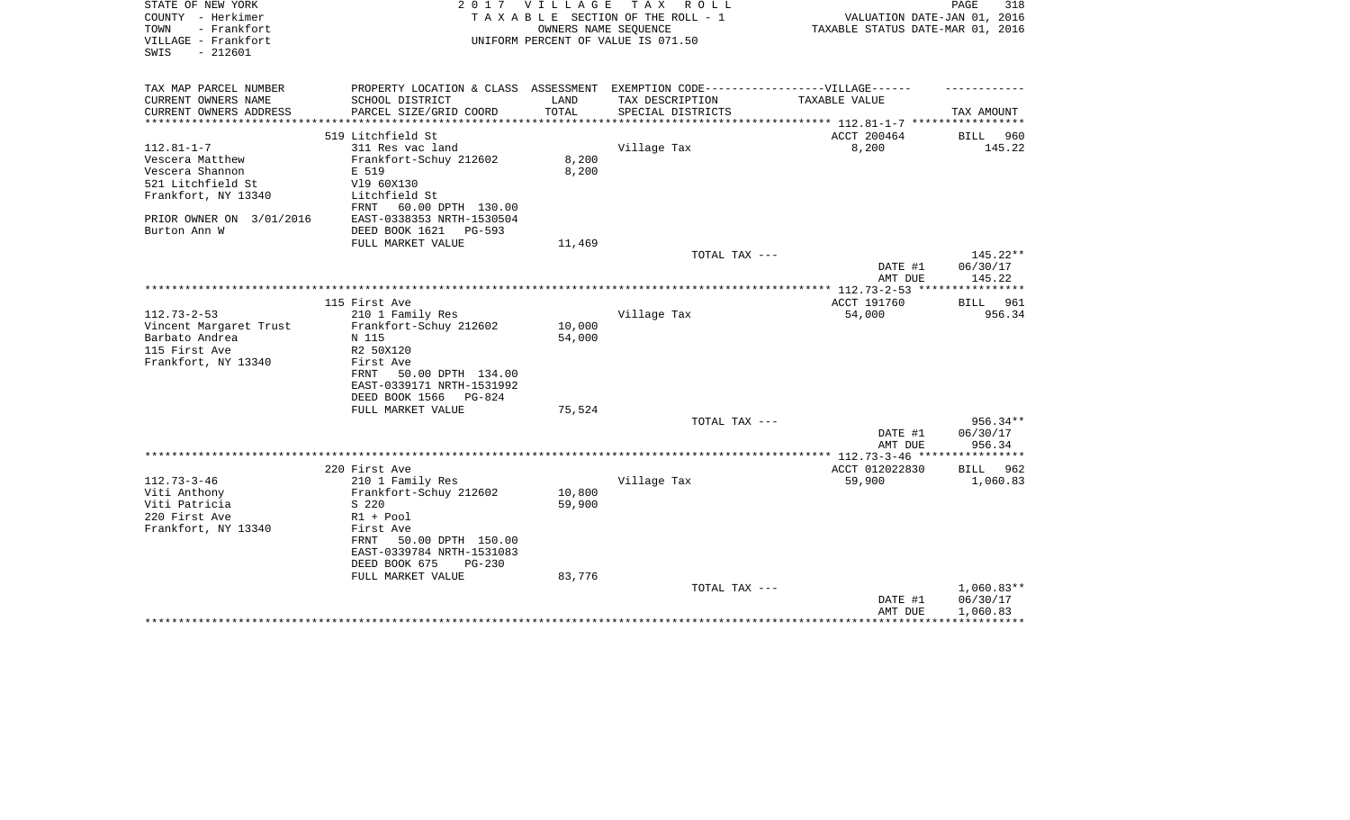STATE OF NEW YORK
COUNTY - Herkimer
TOWN - Frankfort
VILLAGE - Frankfort
SWIS - 212601

**2017 VILLAGE TAX ROLL**
TAXABLE SECTION OF THE ROLL - 1
OWNERS NAME SEQUENCE
UNIFORM PERCENT OF VALUE IS 071.50

VALUATION DATE-JAN 01, 2016
TAXABLE STATUS DATE-MAR 01, 2016

| TAX MAP PARCEL NUMBER / CURRENT OWNERS NAME / CURRENT OWNERS ADDRESS | PROPERTY LOCATION & CLASS / SCHOOL DISTRICT / PARCEL SIZE/GRID COORD | ASSESSMENT LAND / TOTAL | EXEMPTION CODE / TAX DESCRIPTION / SPECIAL DISTRICTS | TAXABLE VALUE | TAX AMOUNT |
|---|---|---|---|---|---|
| **112.81-1-7** | 519 Litchfield St | | | ACCT 200464 | BILL 960 |
| 112.81-1-7 | 311 Res vac land | | Village Tax | 8,200 | 145.22 |
| Vescera Matthew | Frankfort-Schuy 212602 | 8,200 | | | |
| Vescera Shannon | E 519 | 8,200 | | | |
| 521 Litchfield St | Vl9 60X130 | | | | |
| Frankfort, NY 13340 | Litchfield St | | | | |
| | FRNT 60.00 DPTH 130.00 | | | | |
| PRIOR OWNER ON 3/01/2016 | EAST-0338353 NRTH-1530504 | | | | |
| Burton Ann W | DEED BOOK 1621 PG-593 | | | | |
| | FULL MARKET VALUE | 11,469 | | | |
| | | | TOTAL TAX --- | | 145.22** |
| | | | | DATE #1 | 06/30/17 |
| | | | | AMT DUE | 145.22 |
| **112.73-2-53** | 115 First Ave | | | ACCT 191760 | BILL 961 |
| 112.73-2-53 | 210 1 Family Res | | Village Tax | 54,000 | 956.34 |
| Vincent Margaret Trust | Frankfort-Schuy 212602 | 10,000 | | | |
| Barbato Andrea | N 115 | 54,000 | | | |
| 115 First Ave | R2 50X120 | | | | |
| Frankfort, NY 13340 | First Ave | | | | |
| | FRNT 50.00 DPTH 134.00 | | | | |
| | EAST-0339171 NRTH-1531992 | | | | |
| | DEED BOOK 1566 PG-824 | | | | |
| | FULL MARKET VALUE | 75,524 | | | |
| | | | TOTAL TAX --- | | 956.34** |
| | | | | DATE #1 | 06/30/17 |
| | | | | AMT DUE | 956.34 |
| **112.73-3-46** | 220 First Ave | | | ACCT 012022830 | BILL 962 |
| 112.73-3-46 | 210 1 Family Res | | Village Tax | 59,900 | 1,060.83 |
| Viti Anthony | Frankfort-Schuy 212602 | 10,800 | | | |
| Viti Patricia | S 220 | 59,900 | | | |
| 220 First Ave | R1 + Pool | | | | |
| Frankfort, NY 13340 | First Ave | | | | |
| | FRNT 50.00 DPTH 150.00 | | | | |
| | EAST-0339784 NRTH-1531083 | | | | |
| | DEED BOOK 675 PG-230 | | | | |
| | FULL MARKET VALUE | 83,776 | | | |
| | | | TOTAL TAX --- | | 1,060.83** |
| | | | | DATE #1 | 06/30/17 |
| | | | | AMT DUE | 1,060.83 |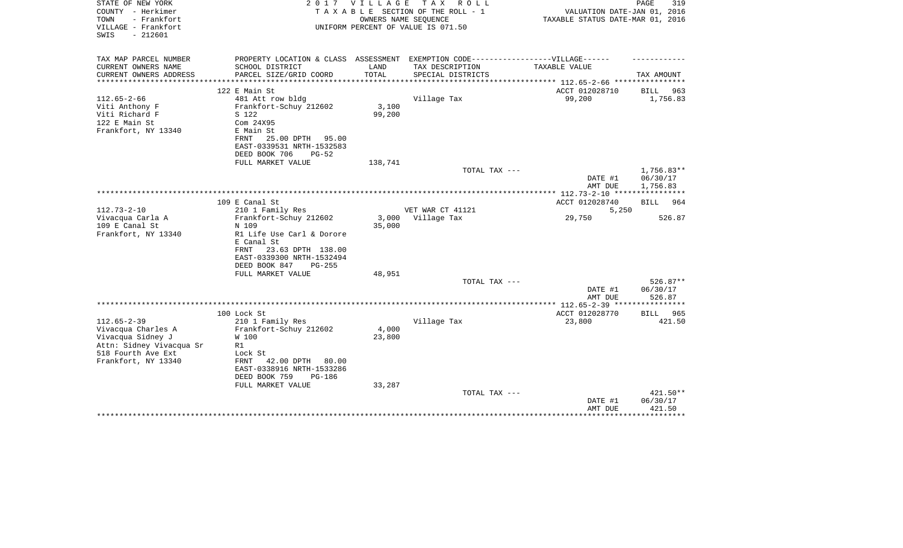STATE OF NEW YORK  
COUNTY - Herkimer  
TOWN - Frankfort  
VILLAGE - Frankfort  
SWIS - 212601

2 0 1 7 V I L L A G E T A X R O L L  
T A X A B L E SECTION OF THE ROLL - 1  
OWNERS NAME SEQUENCE  
UNIFORM PERCENT OF VALUE IS 071.50

VALUATION DATE-JAN 01, 2016  
TAXABLE STATUS DATE-MAR 01, 2016

| TAX MAP PARCEL NUMBER / CURRENT OWNERS NAME / CURRENT OWNERS ADDRESS | PROPERTY LOCATION & CLASS / SCHOOL DISTRICT / PARCEL SIZE/GRID COORD | ASSESSMENT LAND / TOTAL | EXEMPTION CODE / TAX DESCRIPTION / SPECIAL DISTRICTS | VILLAGE TAXABLE VALUE | TAX AMOUNT |
|---|---|---|---|---|---|
| | 122 E Main St | | | ACCT 012028710 | BILL 963 |
| 112.65-2-66 | 481 Att row bldg | | Village Tax | 99,200 | 1,756.83 |
| Viti Anthony F | Frankfort-Schuy 212602 | 3,100 | | | |
| Viti Richard F | S 122 | 99,200 | | | |
| 122 E Main St | Com 24X95 | | | | |
| Frankfort, NY 13340 | E Main St | | | | |
| | FRNT 25.00 DPTH 95.00 | | | | |
| | EAST-0339531 NRTH-1532583 | | | | |
| | DEED BOOK 706 PG-52 | | | | |
| | FULL MARKET VALUE | 138,741 | | | |
| | | | TOTAL TAX --- | | 1,756.83** |
| | | | | DATE #1 | 06/30/17 |
| | | | | AMT DUE | 1,756.83 |
| | 109 E Canal St | | | ACCT 012028740 | BILL 964 |
| 112.73-2-10 | 210 1 Family Res | | VET WAR CT 41121 | 5,250 | |
| Vivacqua Carla A | Frankfort-Schuy 212602 | 3,000 | Village Tax | 29,750 | 526.87 |
| 109 E Canal St | N 109 | 35,000 | | | |
| Frankfort, NY 13340 | R1 Life Use Carl & Dorore | | | | |
| | E Canal St | | | | |
| | FRNT 23.63 DPTH 138.00 | | | | |
| | EAST-0339300 NRTH-1532494 | | | | |
| | DEED BOOK 847 PG-255 | | | | |
| | FULL MARKET VALUE | 48,951 | | | |
| | | | TOTAL TAX --- | | 526.87** |
| | | | | DATE #1 | 06/30/17 |
| | | | | AMT DUE | 526.87 |
| | 100 Lock St | | | ACCT 012028770 | BILL 965 |
| 112.65-2-39 | 210 1 Family Res | | Village Tax | 23,800 | 421.50 |
| Vivacqua Charles A | Frankfort-Schuy 212602 | 4,000 | | | |
| Vivacqua Sidney J | W 100 | 23,800 | | | |
| Attn: Sidney Vivacqua Sr | R1 | | | | |
| 518 Fourth Ave Ext | Lock St | | | | |
| Frankfort, NY 13340 | FRNT 42.00 DPTH 80.00 | | | | |
| | EAST-0338916 NRTH-1533286 | | | | |
| | DEED BOOK 759 PG-186 | | | | |
| | FULL MARKET VALUE | 33,287 | | | |
| | | | TOTAL TAX --- | | 421.50** |
| | | | | DATE #1 | 06/30/17 |
| | | | | AMT DUE | 421.50 |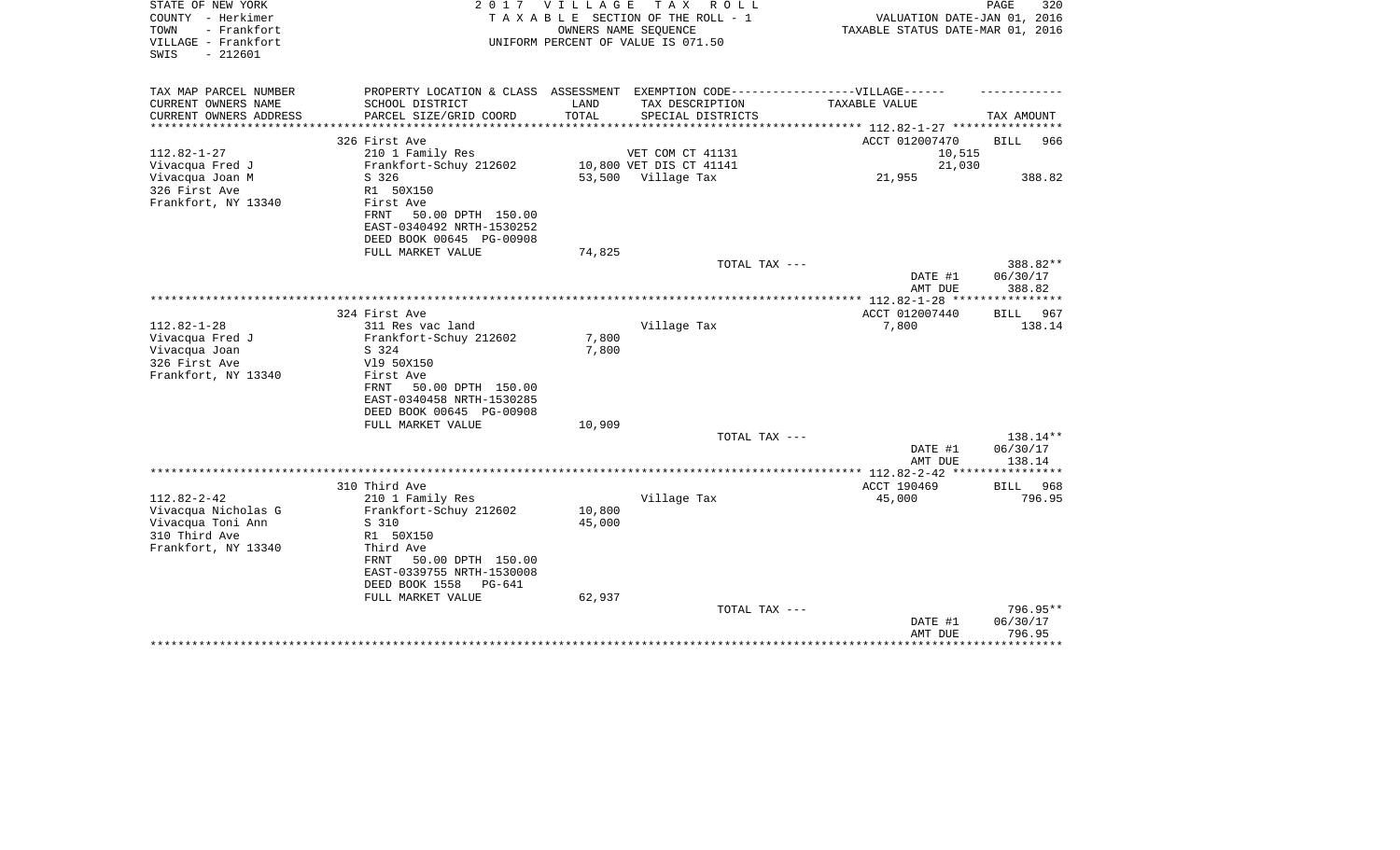STATE OF NEW YORK
COUNTY - Herkimer
TOWN - Frankfort
VILLAGE - Frankfort
SWIS - 212601

2 0 1 7 V I L L A G E T A X R O L L
T A X A B L E SECTION OF THE ROLL - 1
OWNERS NAME SEQUENCE
UNIFORM PERCENT OF VALUE IS 071.50

VALUATION DATE-JAN 01, 2016
TAXABLE STATUS DATE-MAR 01, 2016

| TAX MAP PARCEL NUMBER<br>CURRENT OWNERS NAME<br>CURRENT OWNERS ADDRESS | PROPERTY LOCATION & CLASS<br>SCHOOL DISTRICT<br>PARCEL SIZE/GRID COORD | ASSESSMENT<br>LAND<br>TOTAL | EXEMPTION CODE------VILLAGE------<br>TAX DESCRIPTION<br>SPECIAL DISTRICTS | TAXABLE VALUE | TAX AMOUNT |
|---|---|---|---|---|---|
| **112.82-1-27** | 326 First Ave | | | ACCT 012007470 | BILL 966 |
| 112.82-1-27 | 210 1 Family Res | | VET COM CT 41131 | 10,515 | |
| Vivacqua Fred J | Frankfort-Schuy 212602 | 10,800 | VET DIS CT 41141 | 21,030 | |
| Vivacqua Joan M | S 326 | 53,500 | Village Tax | 21,955 | 388.82 |
| 326 First Ave | R1 50X150 | | | | |
| Frankfort, NY 13340 | First Ave | | | | |
| | FRNT 50.00 DPTH 150.00 | | | | |
| | EAST-0340492 NRTH-1530252 | | | | |
| | DEED BOOK 00645 PG-00908 | | | | |
| | FULL MARKET VALUE | 74,825 | | | |
| | | | TOTAL TAX --- | | 388.82** |
| | | | | DATE #1 | 06/30/17 |
| | | | | AMT DUE | 388.82 |
| **112.82-1-28** | 324 First Ave | | | ACCT 012007440 | BILL 967 |
| 112.82-1-28 | 311 Res vac land | | Village Tax | 7,800 | 138.14 |
| Vivacqua Fred J | Frankfort-Schuy 212602 | 7,800 | | | |
| Vivacqua Joan | S 324 | 7,800 | | | |
| 326 First Ave | Vl9 50X150 | | | | |
| Frankfort, NY 13340 | First Ave | | | | |
| | FRNT 50.00 DPTH 150.00 | | | | |
| | EAST-0340458 NRTH-1530285 | | | | |
| | DEED BOOK 00645 PG-00908 | | | | |
| | FULL MARKET VALUE | 10,909 | | | |
| | | | TOTAL TAX --- | | 138.14** |
| | | | | DATE #1 | 06/30/17 |
| | | | | AMT DUE | 138.14 |
| **112.82-2-42** | 310 Third Ave | | | ACCT 190469 | BILL 968 |
| 112.82-2-42 | 210 1 Family Res | | Village Tax | 45,000 | 796.95 |
| Vivacqua Nicholas G | Frankfort-Schuy 212602 | 10,800 | | | |
| Vivacqua Toni Ann | S 310 | 45,000 | | | |
| 310 Third Ave | R1 50X150 | | | | |
| Frankfort, NY 13340 | Third Ave | | | | |
| | FRNT 50.00 DPTH 150.00 | | | | |
| | EAST-0339755 NRTH-1530008 | | | | |
| | DEED BOOK 1558 PG-641 | | | | |
| | FULL MARKET VALUE | 62,937 | | | |
| | | | TOTAL TAX --- | | 796.95** |
| | | | | DATE #1 | 06/30/17 |
| | | | | AMT DUE | 796.95 |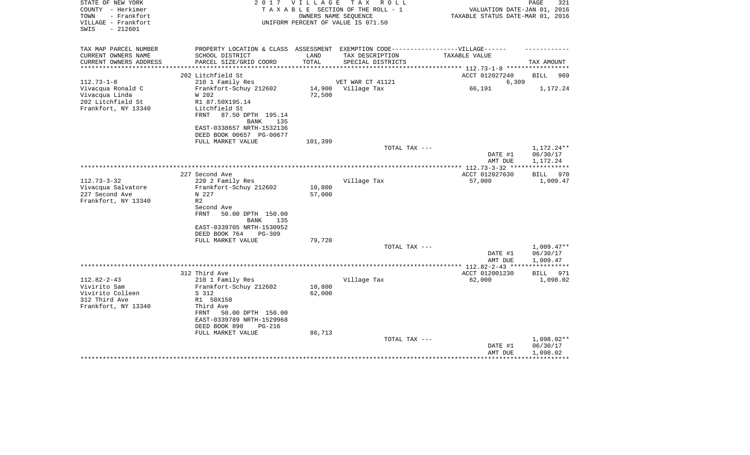STATE OF NEW YORK
COUNTY - Herkimer
TOWN - Frankfort
VILLAGE - Frankfort
SWIS - 212601

2017 VILLAGE TAX ROLL
TAXABLE SECTION OF THE ROLL - 1
OWNERS NAME SEQUENCE
UNIFORM PERCENT OF VALUE IS 071.50

VALUATION DATE-JAN 01, 2016
TAXABLE STATUS DATE-MAR 01, 2016

| TAX MAP PARCEL NUMBER / CURRENT OWNERS NAME / CURRENT OWNERS ADDRESS | PROPERTY LOCATION & CLASS / SCHOOL DISTRICT / PARCEL SIZE/GRID COORD | ASSESSMENT LAND / TOTAL | EXEMPTION CODE / TAX DESCRIPTION / SPECIAL DISTRICTS | VILLAGE TAXABLE VALUE | TAX AMOUNT |
|---|---|---|---|---|---|
| 112.73-1-8 | 202 Litchfield St | | | ACCT 012027240 | BILL 969 |
| Vivacqua Ronald C | 210 1 Family Res | | VET WAR CT 41121 | 6,309 | |
| Vivacqua Linda | Frankfort-Schuy 212602 | 14,900 | Village Tax | 66,191 | 1,172.24 |
| 202 Litchfield St | W 202 | 72,500 | | | |
| Frankfort, NY 13340 | R1 87.50X195.14 | | | | |
| | Litchfield St | | | | |
| | FRNT 87.50 DPTH 195.14 BANK 135 | | | | |
| | EAST-0338657 NRTH-1532136 | | | | |
| | DEED BOOK 00657 PG-00677 | | | | |
| | FULL MARKET VALUE | 101,399 | | | |
| | | | TOTAL TAX --- | | 1,172.24** |
| | | | | DATE #1 | 06/30/17 |
| | | | | AMT DUE | 1,172.24 |
| 112.73-3-32 | 227 Second Ave | | | ACCT 012027630 | BILL 970 |
| Vivacqua Salvatore | 220 2 Family Res | | Village Tax | 57,000 | 1,009.47 |
| 227 Second Ave | Frankfort-Schuy 212602 | 10,800 | | | |
| Frankfort, NY 13340 | N 227 | 57,000 | | | |
| | R2 | | | | |
| | Second Ave | | | | |
| | FRNT 50.00 DPTH 150.00 BANK 135 | | | | |
| | EAST-0339705 NRTH-1530952 | | | | |
| | DEED BOOK 764 PG-309 | | | | |
| | FULL MARKET VALUE | 79,720 | | | |
| | | | TOTAL TAX --- | | 1,009.47** |
| | | | | DATE #1 | 06/30/17 |
| | | | | AMT DUE | 1,009.47 |
| 112.82-2-43 | 312 Third Ave | | | ACCT 012001230 | BILL 971 |
| Vivirito Sam | 210 1 Family Res | | Village Tax | 62,000 | 1,098.02 |
| Vivirito Colleen | Frankfort-Schuy 212602 | 10,800 | | | |
| 312 Third Ave | S 312 | 62,000 | | | |
| Frankfort, NY 13340 | R1 50X150 | | | | |
| | Third Ave | | | | |
| | FRNT 50.00 DPTH 150.00 | | | | |
| | EAST-0339789 NRTH-1529968 | | | | |
| | DEED BOOK 890 PG-216 | | | | |
| | FULL MARKET VALUE | 86,713 | | | |
| | | | TOTAL TAX --- | | 1,098.02** |
| | | | | DATE #1 | 06/30/17 |
| | | | | AMT DUE | 1,098.02 |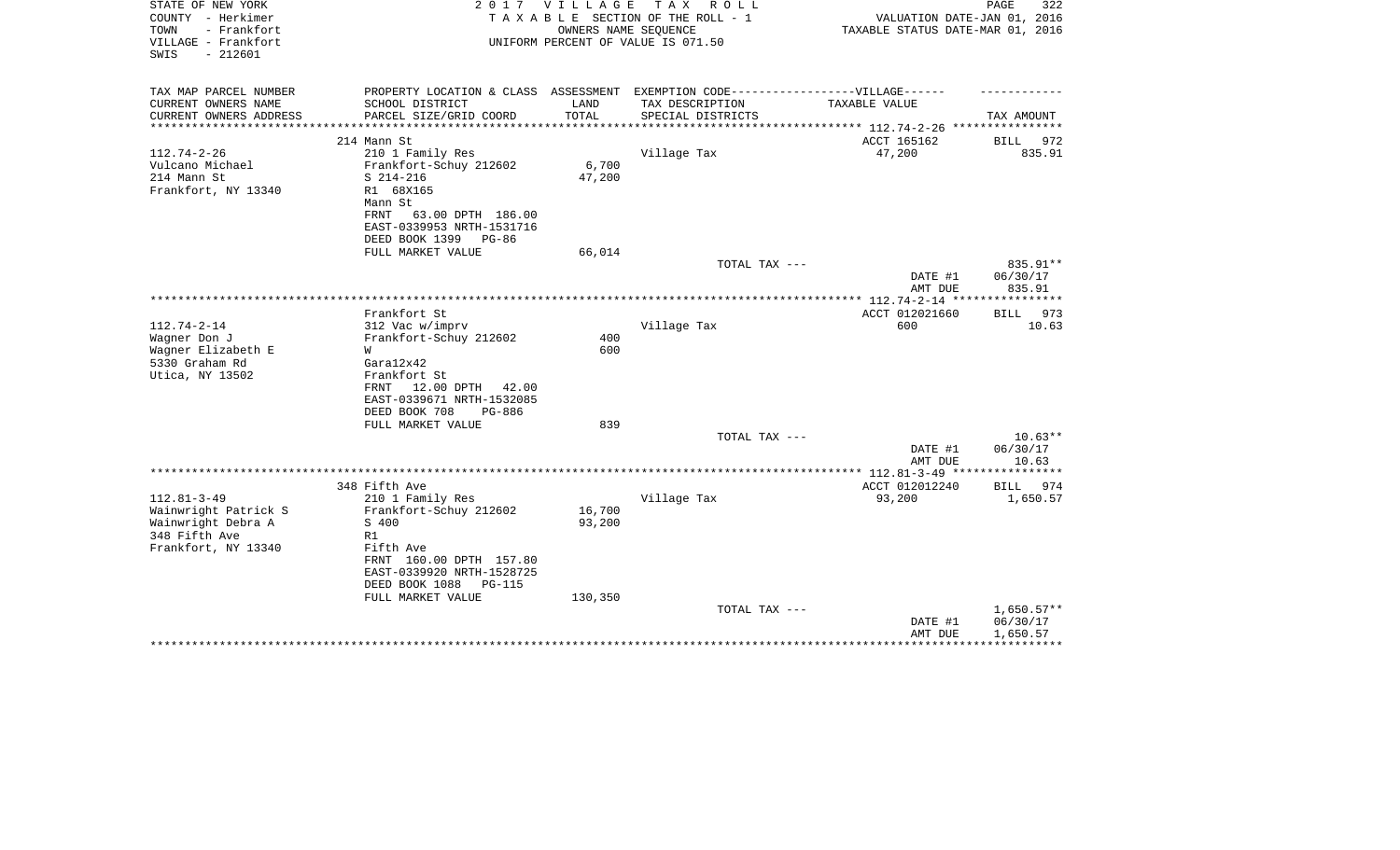STATE OF NEW YORK
COUNTY - Herkimer
TOWN - Frankfort
VILLAGE - Frankfort
SWIS - 212601

2 0 1 7 V I L L A G E T A X R O L L
T A X A B L E SECTION OF THE ROLL - 1
OWNERS NAME SEQUENCE
UNIFORM PERCENT OF VALUE IS 071.50

VALUATION DATE-JAN 01, 2016
TAXABLE STATUS DATE-MAR 01, 2016

| TAX MAP PARCEL NUMBER / CURRENT OWNERS NAME / CURRENT OWNERS ADDRESS | PROPERTY LOCATION & CLASS / SCHOOL DISTRICT / PARCEL SIZE/GRID COORD | ASSESSMENT LAND / TOTAL | EXEMPTION CODE / TAX DESCRIPTION / SPECIAL DISTRICTS | TAXABLE VALUE | TAX AMOUNT |
|---|---|---|---|---|---|
| 112.74-2-26 | 214 Mann St | | | ACCT 165162 | BILL 972 |
| Vulcano Michael | 210 1 Family Res | | Village Tax | 47,200 | 835.91 |
| 214 Mann St | Frankfort-Schuy 212602 | 6,700 | | | |
| Frankfort, NY 13340 | S 214-216 | 47,200 | | | |
| | R1 68X165 | | | | |
| | Mann St | | | | |
| | FRNT 63.00 DPTH 186.00 | | | | |
| | EAST-0339953 NRTH-1531716 | | | | |
| | DEED BOOK 1399 PG-86 | | | | |
| | FULL MARKET VALUE | 66,014 | | | |
| | | | TOTAL TAX --- | | 835.91** |
| | | | | DATE #1 | 06/30/17 |
| | | | | AMT DUE | 835.91 |
| 112.74-2-14 | Frankfort St | | | ACCT 012021660 | BILL 973 |
| Wagner Don J | 312 Vac w/imprv | | Village Tax | 600 | 10.63 |
| Wagner Elizabeth E | Frankfort-Schuy 212602 | 400 | | | |
| 5330 Graham Rd | W | 600 | | | |
| Utica, NY 13502 | Gara12x42 | | | | |
| | Frankfort St | | | | |
| | FRNT 12.00 DPTH 42.00 | | | | |
| | EAST-0339671 NRTH-1532085 | | | | |
| | DEED BOOK 708 PG-886 | | | | |
| | FULL MARKET VALUE | 839 | | | |
| | | | TOTAL TAX --- | | 10.63** |
| | | | | DATE #1 | 06/30/17 |
| | | | | AMT DUE | 10.63 |
| 112.81-3-49 | 348 Fifth Ave | | | ACCT 012012240 | BILL 974 |
| Wainwright Patrick S | 210 1 Family Res | | Village Tax | 93,200 | 1,650.57 |
| Wainwright Debra A | Frankfort-Schuy 212602 | 16,700 | | | |
| 348 Fifth Ave | S 400 | 93,200 | | | |
| Frankfort, NY 13340 | R1 | | | | |
| | Fifth Ave | | | | |
| | FRNT 160.00 DPTH 157.80 | | | | |
| | EAST-0339920 NRTH-1528725 | | | | |
| | DEED BOOK 1088 PG-115 | | | | |
| | FULL MARKET VALUE | 130,350 | | | |
| | | | TOTAL TAX --- | | 1,650.57** |
| | | | | DATE #1 | 06/30/17 |
| | | | | AMT DUE | 1,650.57 |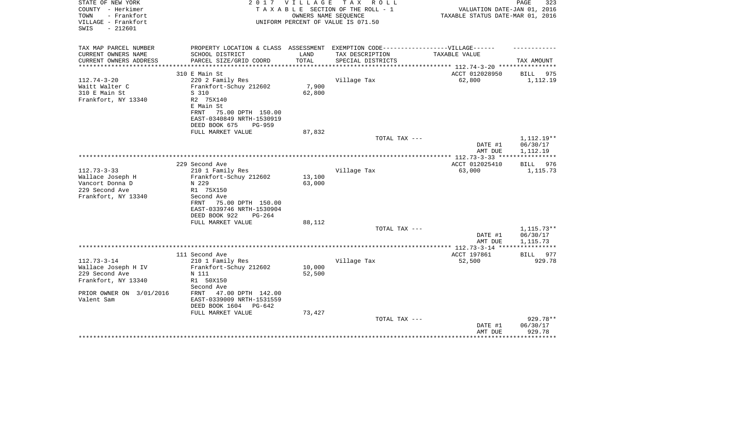STATE OF NEW YORK
COUNTY - Herkimer
TOWN - Frankfort
VILLAGE - Frankfort
SWIS - 212601

2017 VILLAGE TAX ROLL
TAXABLE SECTION OF THE ROLL - 1
OWNERS NAME SEQUENCE
UNIFORM PERCENT OF VALUE IS 071.50

VALUATION DATE-JAN 01, 2016
TAXABLE STATUS DATE-MAR 01, 2016

| TAX MAP PARCEL NUMBER<br>CURRENT OWNERS NAME<br>CURRENT OWNERS ADDRESS | PROPERTY LOCATION & CLASS<br>SCHOOL DISTRICT<br>PARCEL SIZE/GRID COORD | ASSESSMENT<br>LAND<br>TOTAL | EXEMPTION CODE------------------VILLAGE------<br>TAX DESCRIPTION<br>SPECIAL DISTRICTS | TAXABLE VALUE | TAX AMOUNT |
|---|---|---|---|---|---|
| | 310 E Main St | | | ACCT 012028950 | BILL 975 |
| 112.74-3-20 | 220 2 Family Res | | Village Tax | 62,800 | 1,112.19 |
| Waitt Walter C | Frankfort-Schuy 212602 | 7,900 | | | |
| 310 E Main St | S 310 | 62,800 | | | |
| Frankfort, NY 13340 | R2 75X140 | | | | |
| | E Main St | | | | |
| | FRNT 75.00 DPTH 150.00 | | | | |
| | EAST-0340849 NRTH-1530919 | | | | |
| | DEED BOOK 675 PG-959 | | | | |
| | FULL MARKET VALUE | 87,832 | | | |
| | | | TOTAL TAX --- | | 1,112.19** |
| | | | | DATE #1 | 06/30/17 |
| | | | | AMT DUE | 1,112.19 |
| | 229 Second Ave | | | ACCT 012025410 | BILL 976 |
| 112.73-3-33 | 210 1 Family Res | | Village Tax | 63,000 | 1,115.73 |
| Wallace Joseph H | Frankfort-Schuy 212602 | 13,100 | | | |
| Vancort Donna D | N 229 | 63,000 | | | |
| 229 Second Ave | R1 75X150 | | | | |
| Frankfort, NY 13340 | Second Ave | | | | |
| | FRNT 75.00 DPTH 150.00 | | | | |
| | EAST-0339746 NRTH-1530904 | | | | |
| | DEED BOOK 922 PG-264 | | | | |
| | FULL MARKET VALUE | 88,112 | | | |
| | | | TOTAL TAX --- | | 1,115.73** |
| | | | | DATE #1 | 06/30/17 |
| | | | | AMT DUE | 1,115.73 |
| | 111 Second Ave | | | ACCT 197861 | BILL 977 |
| 112.73-3-14 | 210 1 Family Res | | Village Tax | 52,500 | 929.78 |
| Wallace Joseph H IV | Frankfort-Schuy 212602 | 10,000 | | | |
| 229 Second Ave | N 111 | 52,500 | | | |
| Frankfort, NY 13340 | R1 50X150 | | | | |
| | Second Ave | | | | |
| PRIOR OWNER ON 3/01/2016 | FRNT 47.00 DPTH 142.00 | | | | |
| Valent Sam | EAST-0339009 NRTH-1531559 | | | | |
| | DEED BOOK 1604 PG-642 | | | | |
| | FULL MARKET VALUE | 73,427 | | | |
| | | | TOTAL TAX --- | | 929.78** |
| | | | | DATE #1 | 06/30/17 |
| | | | | AMT DUE | 929.78 |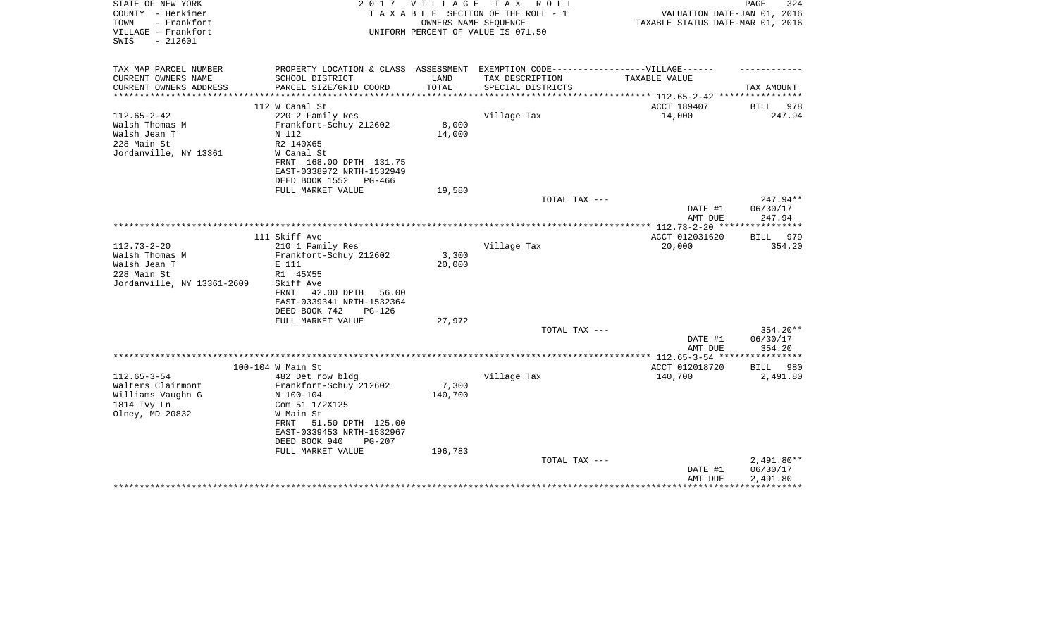STATE OF NEW YORK
COUNTY - Herkimer
TOWN - Frankfort
VILLAGE - Frankfort
SWIS - 212601

2 0 1 7 V I L L A G E T A X R O L L
T A X A B L E SECTION OF THE ROLL - 1
OWNERS NAME SEQUENCE
UNIFORM PERCENT OF VALUE IS 071.50

VALUATION DATE-JAN 01, 2016
TAXABLE STATUS DATE-MAR 01, 2016

| TAX MAP PARCEL NUMBER<br>CURRENT OWNERS NAME<br>CURRENT OWNERS ADDRESS | PROPERTY LOCATION & CLASS<br>SCHOOL DISTRICT<br>PARCEL SIZE/GRID COORD | ASSESSMENT<br>LAND<br>TOTAL | EXEMPTION CODE-----VILLAGE------<br>TAX DESCRIPTION<br>SPECIAL DISTRICTS | TAXABLE VALUE | TAX AMOUNT |
|---|---|---|---|---|---|
| | 112 W Canal St | | | ACCT 189407 | BILL 978 |
| 112.65-2-42 | 220 2 Family Res | | Village Tax | 14,000 | 247.94 |
| Walsh Thomas M | Frankfort-Schuy 212602 | 8,000 | | | |
| Walsh Jean T | N 112 | 14,000 | | | |
| 228 Main St | R2 140X65 | | | | |
| Jordanville, NY 13361 | W Canal St | | | | |
| | FRNT 168.00 DPTH 131.75 | | | | |
| | EAST-0338972 NRTH-1532949 | | | | |
| | DEED BOOK 1552 PG-466 | | | | |
| | FULL MARKET VALUE | 19,580 | | | |
| | | | TOTAL TAX --- | | 247.94** |
| | | | | DATE #1 | 06/30/17 |
| | | | | AMT DUE | 247.94 |
| | 111 Skiff Ave | | | ACCT 012031620 | BILL 979 |
| 112.73-2-20 | 210 1 Family Res | | Village Tax | 20,000 | 354.20 |
| Walsh Thomas M | Frankfort-Schuy 212602 | 3,300 | | | |
| Walsh Jean T | E 111 | 20,000 | | | |
| 228 Main St | R1 45X55 | | | | |
| Jordanville, NY 13361-2609 | Skiff Ave | | | | |
| | FRNT 42.00 DPTH 56.00 | | | | |
| | EAST-0339341 NRTH-1532364 | | | | |
| | DEED BOOK 742 PG-126 | | | | |
| | FULL MARKET VALUE | 27,972 | | | |
| | | | TOTAL TAX --- | | 354.20** |
| | | | | DATE #1 | 06/30/17 |
| | | | | AMT DUE | 354.20 |
| | 100-104 W Main St | | | ACCT 012018720 | BILL 980 |
| 112.65-3-54 | 482 Det row bldg | | Village Tax | 140,700 | 2,491.80 |
| Walters Clairmont | Frankfort-Schuy 212602 | 7,300 | | | |
| Williams Vaughn G | N 100-104 | 140,700 | | | |
| 1814 Ivy Ln | Com 51 1/2X125 | | | | |
| Olney, MD 20832 | W Main St | | | | |
| | FRNT 51.50 DPTH 125.00 | | | | |
| | EAST-0339453 NRTH-1532967 | | | | |
| | DEED BOOK 940 PG-207 | | | | |
| | FULL MARKET VALUE | 196,783 | | | |
| | | | TOTAL TAX --- | | 2,491.80** |
| | | | | DATE #1 | 06/30/17 |
| | | | | AMT DUE | 2,491.80 |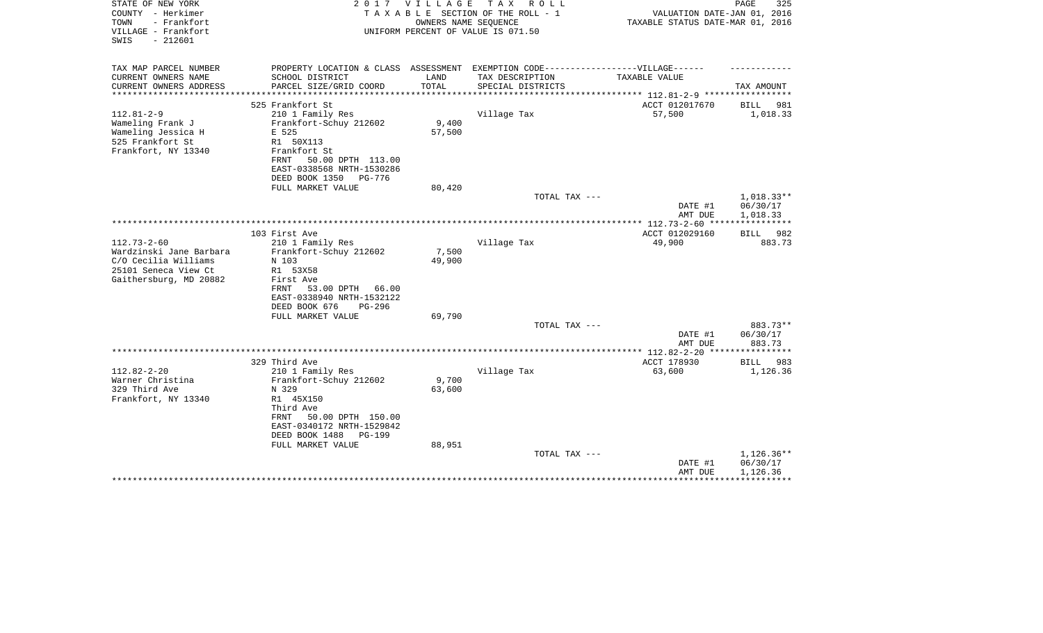STATE OF NEW YORK
COUNTY - Herkimer
TOWN - Frankfort
VILLAGE - Frankfort
SWIS - 212601

2 0 1 7 V I L L A G E T A X R O L L
T A X A B L E SECTION OF THE ROLL - 1
OWNERS NAME SEQUENCE
UNIFORM PERCENT OF VALUE IS 071.50

VALUATION DATE-JAN 01, 2016
TAXABLE STATUS DATE-MAR 01, 2016

| TAX MAP PARCEL NUMBER / CURRENT OWNERS NAME / CURRENT OWNERS ADDRESS | PROPERTY LOCATION & CLASS / SCHOOL DISTRICT / PARCEL SIZE/GRID COORD | ASSESSMENT LAND / TOTAL | EXEMPTION CODE / TAX DESCRIPTION / SPECIAL DISTRICTS | TAXABLE VALUE | TAX AMOUNT |
|---|---|---|---|---|---|
| 112.81-2-9 | 525 Frankfort St | | | ACCT 012017670 | BILL 981 |
| Wameling Frank J | 210 1 Family Res | | Village Tax | 57,500 | 1,018.33 |
| Wameling Jessica H | Frankfort-Schuy 212602 | 9,400 | | | |
| 525 Frankfort St | E 525 | 57,500 | | | |
| Frankfort, NY 13340 | R1 50X113 | | | | |
| | Frankfort St | | | | |
| | FRNT 50.00 DPTH 113.00 | | | | |
| | EAST-0338568 NRTH-1530286 | | | | |
| | DEED BOOK 1350 PG-776 | | | | |
| | FULL MARKET VALUE | 80,420 | | | |
| | | | TOTAL TAX --- | | 1,018.33** |
| | | | | DATE #1 | 06/30/17 |
| | | | | AMT DUE | 1,018.33 |
| 112.73-2-60 | 103 First Ave | | | ACCT 012029160 | BILL 982 |
| Wardzinski Jane Barbara | 210 1 Family Res | | Village Tax | 49,900 | 883.73 |
| C/O Cecilia Williams | Frankfort-Schuy 212602 | 7,500 | | | |
| 25101 Seneca View Ct | N 103 | 49,900 | | | |
| Gaithersburg, MD 20882 | R1 53X58 | | | | |
| | First Ave | | | | |
| | FRNT 53.00 DPTH 66.00 | | | | |
| | EAST-0338940 NRTH-1532122 | | | | |
| | DEED BOOK 676 PG-296 | | | | |
| | FULL MARKET VALUE | 69,790 | | | |
| | | | TOTAL TAX --- | | 883.73** |
| | | | | DATE #1 | 06/30/17 |
| | | | | AMT DUE | 883.73 |
| 112.82-2-20 | 329 Third Ave | | | ACCT 178930 | BILL 983 |
| Warner Christina | 210 1 Family Res | | Village Tax | 63,600 | 1,126.36 |
| 329 Third Ave | Frankfort-Schuy 212602 | 9,700 | | | |
| Frankfort, NY 13340 | N 329 | 63,600 | | | |
| | R1 45X150 | | | | |
| | Third Ave | | | | |
| | FRNT 50.00 DPTH 150.00 | | | | |
| | EAST-0340172 NRTH-1529842 | | | | |
| | DEED BOOK 1488 PG-199 | | | | |
| | FULL MARKET VALUE | 88,951 | | | |
| | | | TOTAL TAX --- | | 1,126.36** |
| | | | | DATE #1 | 06/30/17 |
| | | | | AMT DUE | 1,126.36 |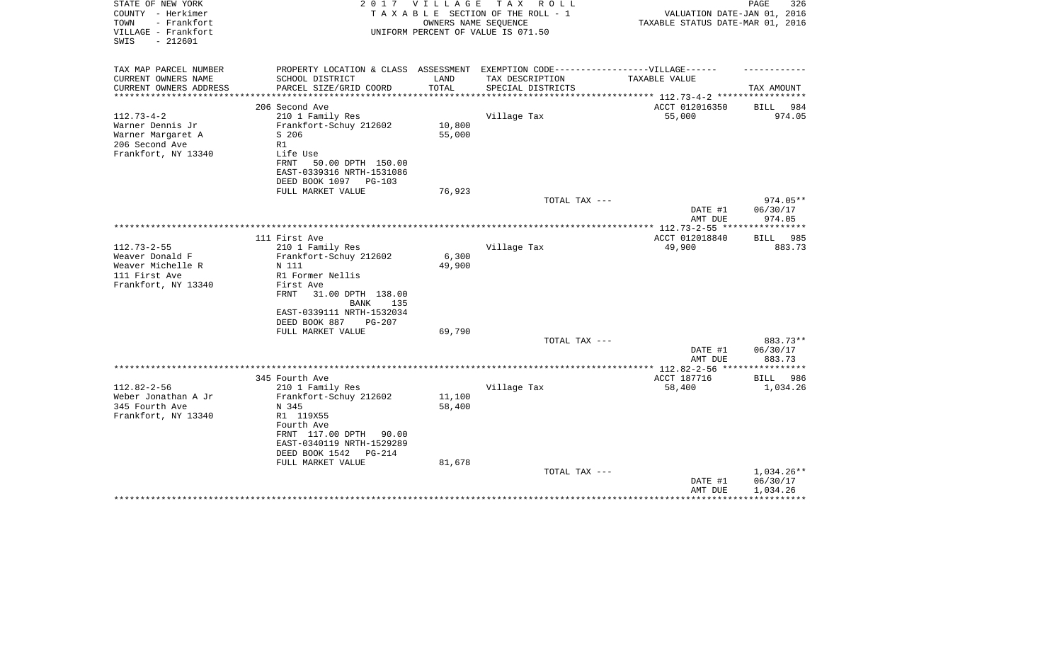STATE OF NEW YORK
COUNTY - Herkimer
TOWN - Frankfort
VILLAGE - Frankfort
SWIS - 212601

2017 VILLAGE TAX ROLL
TAXABLE SECTION OF THE ROLL - 1
OWNERS NAME SEQUENCE
UNIFORM PERCENT OF VALUE IS 071.50

VALUATION DATE-JAN 01, 2016
TAXABLE STATUS DATE-MAR 01, 2016

| TAX MAP PARCEL NUMBER<br>CURRENT OWNERS NAME<br>CURRENT OWNERS ADDRESS | PROPERTY LOCATION & CLASS<br>SCHOOL DISTRICT<br>PARCEL SIZE/GRID COORD | ASSESSMENT<br>LAND<br>TOTAL | EXEMPTION CODE------VILLAGE------<br>TAX DESCRIPTION<br>SPECIAL DISTRICTS | TAXABLE VALUE | TAX AMOUNT |
|---|---|---|---|---|---|
| | 206 Second Ave | | | ACCT 012016350 | BILL 984 |
| 112.73-4-2 | 210 1 Family Res | | Village Tax | 55,000 | 974.05 |
| Warner Dennis Jr | Frankfort-Schuy 212602 | 10,800 | | | |
| Warner Margaret A | S 206 | 55,000 | | | |
| 206 Second Ave | R1 | | | | |
| Frankfort, NY 13340 | Life Use | | | | |
| | FRNT 50.00 DPTH 150.00 | | | | |
| | EAST-0339316 NRTH-1531086 | | | | |
| | DEED BOOK 1097 PG-103 | | | | |
| | FULL MARKET VALUE | 76,923 | | | |
| | | | TOTAL TAX --- | | 974.05** |
| | | | | DATE #1 | 06/30/17 |
| | | | | AMT DUE | 974.05 |
| | 111 First Ave | | | ACCT 012018840 | BILL 985 |
| 112.73-2-55 | 210 1 Family Res | | Village Tax | 49,900 | 883.73 |
| Weaver Donald F | Frankfort-Schuy 212602 | 6,300 | | | |
| Weaver Michelle R | N 111 | 49,900 | | | |
| 111 First Ave | R1 Former Nellis | | | | |
| Frankfort, NY 13340 | First Ave | | | | |
| | FRNT 31.00 DPTH 138.00 | | | | |
| | BANK 135 | | | | |
| | EAST-0339111 NRTH-1532034 | | | | |
| | DEED BOOK 887 PG-207 | | | | |
| | FULL MARKET VALUE | 69,790 | | | |
| | | | TOTAL TAX --- | | 883.73** |
| | | | | DATE #1 | 06/30/17 |
| | | | | AMT DUE | 883.73 |
| | 345 Fourth Ave | | | ACCT 187716 | BILL 986 |
| 112.82-2-56 | 210 1 Family Res | | Village Tax | 58,400 | 1,034.26 |
| Weber Jonathan A Jr | Frankfort-Schuy 212602 | 11,100 | | | |
| 345 Fourth Ave | N 345 | 58,400 | | | |
| Frankfort, NY 13340 | R1 119X55 | | | | |
| | Fourth Ave | | | | |
| | FRNT 117.00 DPTH 90.00 | | | | |
| | EAST-0340119 NRTH-1529289 | | | | |
| | DEED BOOK 1542 PG-214 | | | | |
| | FULL MARKET VALUE | 81,678 | | | |
| | | | TOTAL TAX --- | | 1,034.26** |
| | | | | DATE #1 | 06/30/17 |
| | | | | AMT DUE | 1,034.26 |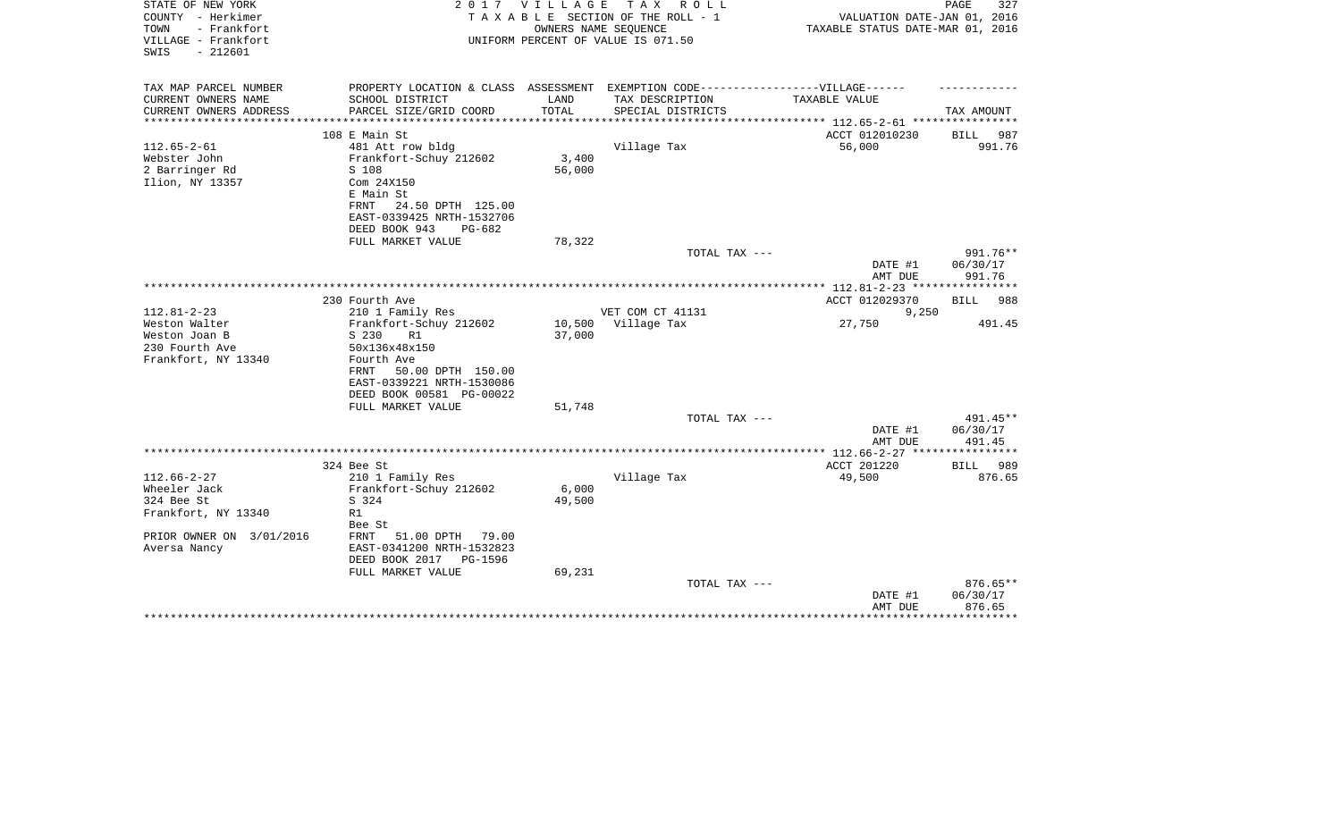STATE OF NEW YORK
COUNTY - Herkimer
TOWN - Frankfort
VILLAGE - Frankfort
SWIS - 212601

2 0 1 7 V I L L A G E T A X R O L L
T A X A B L E SECTION OF THE ROLL - 1
OWNERS NAME SEQUENCE
UNIFORM PERCENT OF VALUE IS 071.50

VALUATION DATE-JAN 01, 2016
TAXABLE STATUS DATE-MAR 01, 2016

| TAX MAP PARCEL NUMBER<br>CURRENT OWNERS NAME<br>CURRENT OWNERS ADDRESS | PROPERTY LOCATION & CLASS<br>SCHOOL DISTRICT<br>PARCEL SIZE/GRID COORD | ASSESSMENT<br>LAND<br>TOTAL | EXEMPTION CODE------VILLAGE------<br>TAX DESCRIPTION<br>SPECIAL DISTRICTS | TAXABLE VALUE | TAX AMOUNT |
|---|---|---|---|---|---|
| **112.65-2-61** | 108 E Main St | | | ACCT 012010230 | BILL 987 |
| 112.65-2-61 | 481 Att row bldg | | Village Tax | 56,000 | 991.76 |
| Webster John | Frankfort-Schuy 212602 | 3,400 | | | |
| 2 Barringer Rd | S 108 | 56,000 | | | |
| Ilion, NY 13357 | Com 24X150 | | | | |
| | E Main St | | | | |
| | FRNT 24.50 DPTH 125.00 | | | | |
| | EAST-0339425 NRTH-1532706 | | | | |
| | DEED BOOK 943 PG-682 | | | | |
| | FULL MARKET VALUE | 78,322 | | | |
| | | | TOTAL TAX --- | | 991.76** |
| | | | | DATE #1 | 06/30/17 |
| | | | | AMT DUE | 991.76 |
| **112.81-2-23** | 230 Fourth Ave | | | ACCT 012029370 | BILL 988 |
| 112.81-2-23 | 210 1 Family Res | | VET COM CT 41131 | 9,250 | |
| Weston Walter | Frankfort-Schuy 212602 | 10,500 | Village Tax | 27,750 | 491.45 |
| Weston Joan B | S 230 R1 | 37,000 | | | |
| 230 Fourth Ave | 50x136x48x150 | | | | |
| Frankfort, NY 13340 | Fourth Ave | | | | |
| | FRNT 50.00 DPTH 150.00 | | | | |
| | EAST-0339221 NRTH-1530086 | | | | |
| | DEED BOOK 00581 PG-00022 | | | | |
| | FULL MARKET VALUE | 51,748 | | | |
| | | | TOTAL TAX --- | | 491.45** |
| | | | | DATE #1 | 06/30/17 |
| | | | | AMT DUE | 491.45 |
| **112.66-2-27** | 324 Bee St | | | ACCT 201220 | BILL 989 |
| 112.66-2-27 | 210 1 Family Res | | Village Tax | 49,500 | 876.65 |
| Wheeler Jack | Frankfort-Schuy 212602 | 6,000 | | | |
| 324 Bee St | S 324 | 49,500 | | | |
| Frankfort, NY 13340 | R1 | | | | |
| | Bee St | | | | |
| PRIOR OWNER ON 3/01/2016 | FRNT 51.00 DPTH 79.00 | | | | |
| Aversa Nancy | EAST-0341200 NRTH-1532823 | | | | |
| | DEED BOOK 2017 PG-1596 | | | | |
| | FULL MARKET VALUE | 69,231 | | | |
| | | | TOTAL TAX --- | | 876.65** |
| | | | | DATE #1 | 06/30/17 |
| | | | | AMT DUE | 876.65 |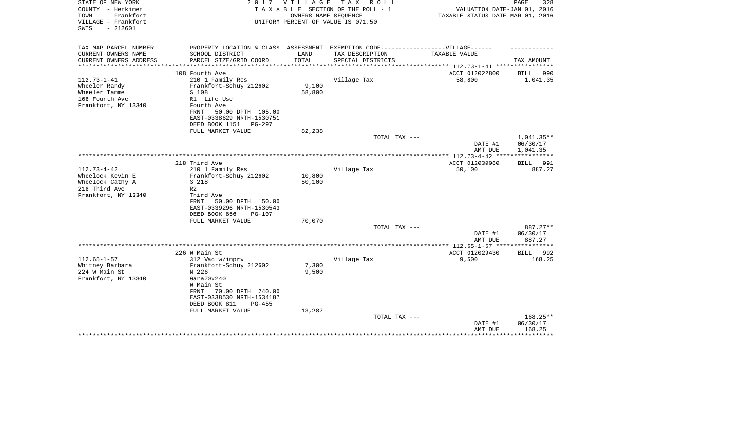STATE OF NEW YORK
COUNTY - Herkimer
TOWN - Frankfort
VILLAGE - Frankfort
SWIS - 212601

2017 VILLAGE TAX ROLL
TAXABLE SECTION OF THE ROLL - 1
OWNERS NAME SEQUENCE
UNIFORM PERCENT OF VALUE IS 071.50

VALUATION DATE-JAN 01, 2016
TAXABLE STATUS DATE-MAR 01, 2016

| TAX MAP PARCEL NUMBER<br>CURRENT OWNERS NAME<br>CURRENT OWNERS ADDRESS | PROPERTY LOCATION & CLASS<br>SCHOOL DISTRICT<br>PARCEL SIZE/GRID COORD | ASSESSMENT<br>LAND<br>TOTAL | EXEMPTION CODE------VILLAGE------<br>TAX DESCRIPTION<br>SPECIAL DISTRICTS | TAXABLE VALUE | TAX AMOUNT |
|---|---|---|---|---|---|
| 112.73-1-41 | 108 Fourth Ave | | | ACCT 012022800 | BILL 990 |
| 112.73-1-41<br>Wheeler Randy<br>Wheeler Tamme<br>108 Fourth Ave<br>Frankfort, NY 13340 | 210 1 Family Res<br>Frankfort-Schuy 212602<br>S 108<br>R1 Life Use<br>Fourth Ave<br>FRNT 50.00 DPTH 105.00<br>EAST-0338629 NRTH-1530751<br>DEED BOOK 1151 PG-297<br>FULL MARKET VALUE | <br>9,100<br>58,800<br><br><br><br><br><br>82,238 | Village Tax | 58,800 | 1,041.35 |
| | | | TOTAL TAX --- | | 1,041.35** |
| | | | | DATE #1 | 06/30/17 |
| | | | | AMT DUE | 1,041.35 |
| 112.73-4-42 | 218 Third Ave | | | ACCT 012030060 | BILL 991 |
| 112.73-4-42<br>Wheelock Kevin E<br>Wheelock Cathy A<br>218 Third Ave<br>Frankfort, NY 13340 | 210 1 Family Res<br>Frankfort-Schuy 212602<br>S 218<br>R2<br>Third Ave<br>FRNT 50.00 DPTH 150.00<br>EAST-0339296 NRTH-1530543<br>DEED BOOK 856 PG-107<br>FULL MARKET VALUE | <br>10,800<br>50,100<br><br><br><br><br><br>70,070 | Village Tax | 50,100 | 887.27 |
| | | | TOTAL TAX --- | | 887.27** |
| | | | | DATE #1 | 06/30/17 |
| | | | | AMT DUE | 887.27 |
| 112.65-1-57 | 226 W Main St | | | ACCT 012029430 | BILL 992 |
| 112.65-1-57<br>Whitney Barbara<br>224 W Main St<br>Frankfort, NY 13340 | 312 Vac w/imprv<br>Frankfort-Schuy 212602<br>N 226<br>Gara70x240<br>W Main St<br>FRNT 70.00 DPTH 240.00<br>EAST-0338530 NRTH-1534187<br>DEED BOOK 811 PG-455<br>FULL MARKET VALUE | <br>7,300<br>9,500<br><br><br><br><br><br>13,287 | Village Tax | 9,500 | 168.25 |
| | | | TOTAL TAX --- | | 168.25** |
| | | | | DATE #1 | 06/30/17 |
| | | | | AMT DUE | 168.25 |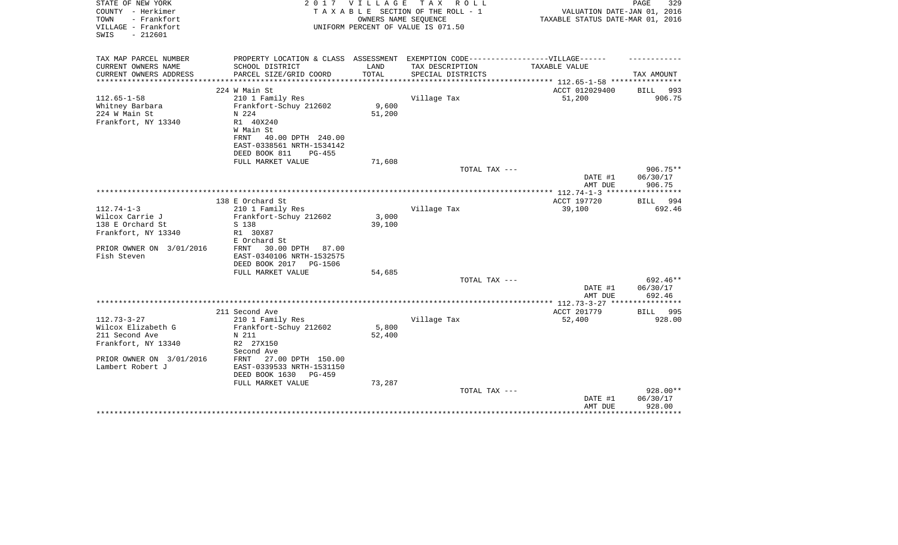STATE OF NEW YORK
COUNTY - Herkimer
TOWN - Frankfort
VILLAGE - Frankfort
SWIS - 212601

2 0 1 7 V I L L A G E T A X R O L L
T A X A B L E SECTION OF THE ROLL - 1
OWNERS NAME SEQUENCE
UNIFORM PERCENT OF VALUE IS 071.50

VALUATION DATE-JAN 01, 2016
TAXABLE STATUS DATE-MAR 01, 2016

| TAX MAP PARCEL NUMBER<br>CURRENT OWNERS NAME<br>CURRENT OWNERS ADDRESS | PROPERTY LOCATION & CLASS<br>SCHOOL DISTRICT<br>PARCEL SIZE/GRID COORD | ASSESSMENT<br>LAND<br>TOTAL | EXEMPTION CODE------VILLAGE------<br>TAX DESCRIPTION<br>SPECIAL DISTRICTS | TAXABLE VALUE | TAX AMOUNT |
|---|---|---|---|---|---|
| 112.65-1-58 | 224 W Main St | | | ACCT 012029400 | BILL 993 |
| Whitney Barbara | 210 1 Family Res | | Village Tax | 51,200 | 906.75 |
| 224 W Main St | Frankfort-Schuy 212602 | 9,600 | | | |
| Frankfort, NY 13340 | N 224 | 51,200 | | | |
| | R1 40X240 | | | | |
| | W Main St | | | | |
| | FRNT 40.00 DPTH 240.00 | | | | |
| | EAST-0338561 NRTH-1534142 | | | | |
| | DEED BOOK 811 PG-455 | | | | |
| | FULL MARKET VALUE | 71,608 | | | |
| | | | TOTAL TAX --- | | 906.75** |
| | | | | DATE #1 | 06/30/17 |
| | | | | AMT DUE | 906.75 |
| 112.74-1-3 | 138 E Orchard St | | | ACCT 197720 | BILL 994 |
| Wilcox Carrie J | 210 1 Family Res | | Village Tax | 39,100 | 692.46 |
| 138 E Orchard St | Frankfort-Schuy 212602 | 3,000 | | | |
| Frankfort, NY 13340 | S 138 | 39,100 | | | |
| | R1 30X87 | | | | |
| | E Orchard St | | | | |
| PRIOR OWNER ON 3/01/2016 | FRNT 30.00 DPTH 87.00 | | | | |
| Fish Steven | EAST-0340106 NRTH-1532575 | | | | |
| | DEED BOOK 2017 PG-1506 | | | | |
| | FULL MARKET VALUE | 54,685 | | | |
| | | | TOTAL TAX --- | | 692.46** |
| | | | | DATE #1 | 06/30/17 |
| | | | | AMT DUE | 692.46 |
| 112.73-3-27 | 211 Second Ave | | | ACCT 201779 | BILL 995 |
| Wilcox Elizabeth G | 210 1 Family Res | | Village Tax | 52,400 | 928.00 |
| 211 Second Ave | Frankfort-Schuy 212602 | 5,800 | | | |
| Frankfort, NY 13340 | N 211 | 52,400 | | | |
| | R2 27X150 | | | | |
| | Second Ave | | | | |
| PRIOR OWNER ON 3/01/2016 | FRNT 27.00 DPTH 150.00 | | | | |
| Lambert Robert J | EAST-0339533 NRTH-1531150 | | | | |
| | DEED BOOK 1630 PG-459 | | | | |
| | FULL MARKET VALUE | 73,287 | | | |
| | | | TOTAL TAX --- | | 928.00** |
| | | | | DATE #1 | 06/30/17 |
| | | | | AMT DUE | 928.00 |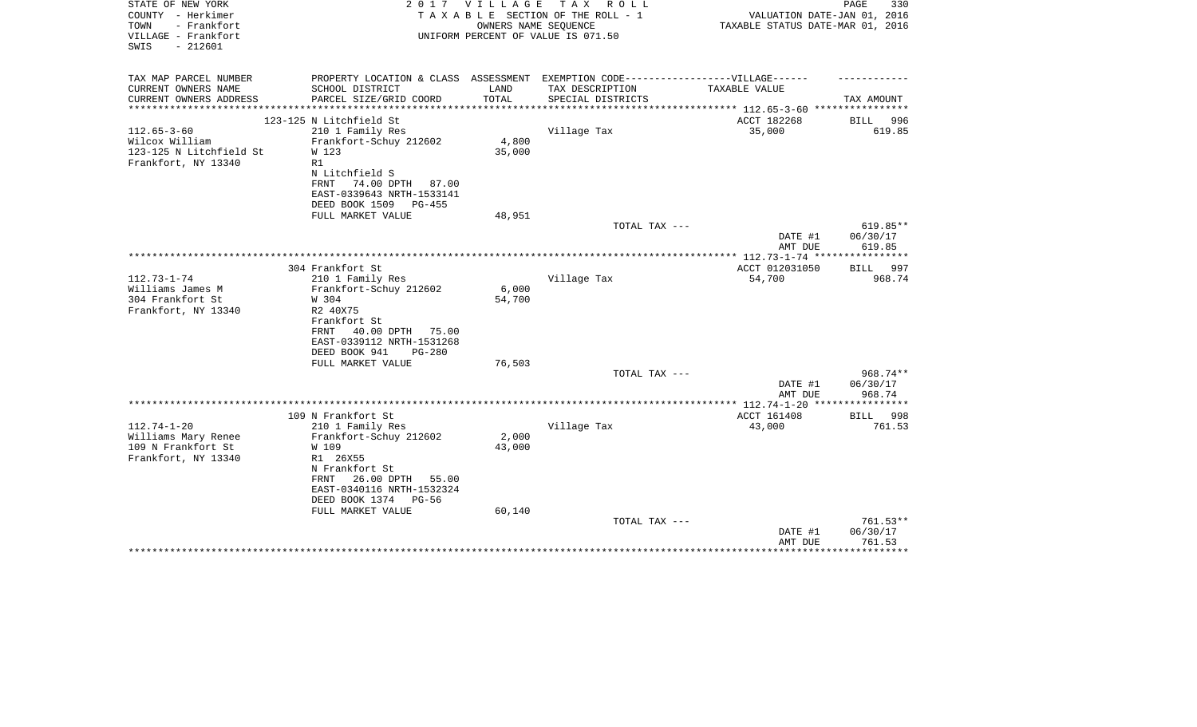STATE OF NEW YORK
COUNTY - Herkimer
TOWN - Frankfort
VILLAGE - Frankfort
SWIS - 212601

2 0 1 7 V I L L A G E T A X R O L L
T A X A B L E SECTION OF THE ROLL - 1
OWNERS NAME SEQUENCE
UNIFORM PERCENT OF VALUE IS 071.50

VALUATION DATE-JAN 01, 2016
TAXABLE STATUS DATE-MAR 01, 2016

| TAX MAP PARCEL NUMBER<br>CURRENT OWNERS NAME<br>CURRENT OWNERS ADDRESS | PROPERTY LOCATION & CLASS<br>SCHOOL DISTRICT<br>PARCEL SIZE/GRID COORD | ASSESSMENT<br>LAND<br>TOTAL | EXEMPTION CODE------VILLAGE------<br>TAX DESCRIPTION<br>SPECIAL DISTRICTS | TAXABLE VALUE | TAX AMOUNT |
|---|---|---|---|---|---|
| 112.65-3-60 | 123-125 N Litchfield St | | | ACCT 182268 | BILL 996 |
| Wilcox William<br>123-125 N Litchfield St<br>Frankfort, NY 13340 | 210 1 Family Res<br>Frankfort-Schuy 212602<br>W 123<br>R1<br>N Litchfield S<br>FRNT 74.00 DPTH 87.00<br>EAST-0339643 NRTH-1533141<br>DEED BOOK 1509 PG-455<br>FULL MARKET VALUE | 4,800<br>35,000<br><br><br><br><br><br><br>48,951 | Village Tax | 35,000 | 619.85 |
| | | | TOTAL TAX --- | | 619.85** |
| | | | | DATE #1<br>AMT DUE | 06/30/17<br>619.85 |
| 112.73-1-74 | 304 Frankfort St | | | ACCT 012031050 | BILL 997 |
| Williams James M<br>304 Frankfort St<br>Frankfort, NY 13340 | 210 1 Family Res<br>Frankfort-Schuy 212602<br>W 304<br>R2 40X75<br>Frankfort St<br>FRNT 40.00 DPTH 75.00<br>EAST-0339112 NRTH-1531268<br>DEED BOOK 941 PG-280<br>FULL MARKET VALUE | 6,000<br>54,700<br><br><br><br><br><br><br>76,503 | Village Tax | 54,700 | 968.74 |
| | | | TOTAL TAX --- | | 968.74** |
| | | | | DATE #1<br>AMT DUE | 06/30/17<br>968.74 |
| 112.74-1-20 | 109 N Frankfort St | | | ACCT 161408 | BILL 998 |
| Williams Mary Renee<br>109 N Frankfort St<br>Frankfort, NY 13340 | 210 1 Family Res<br>Frankfort-Schuy 212602<br>W 109<br>R1 26X55<br>N Frankfort St<br>FRNT 26.00 DPTH 55.00<br>EAST-0340116 NRTH-1532324<br>DEED BOOK 1374 PG-56<br>FULL MARKET VALUE | 2,000<br>43,000<br><br><br><br><br><br><br>60,140 | Village Tax | 43,000 | 761.53 |
| | | | TOTAL TAX --- | | 761.53** |
| | | | | DATE #1<br>AMT DUE | 06/30/17<br>761.53 |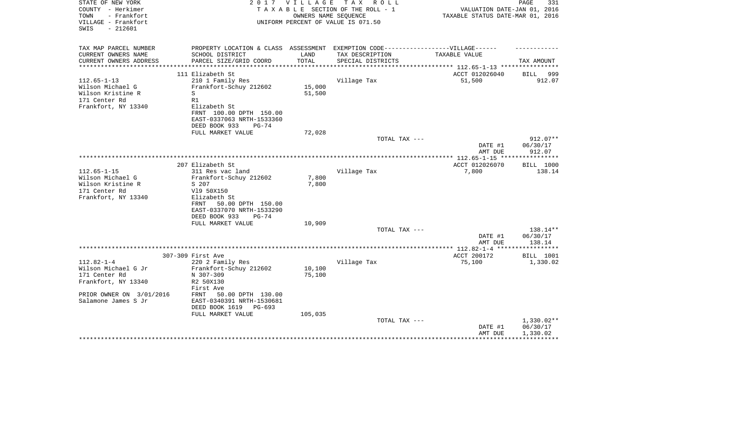STATE OF NEW YORK
COUNTY - Herkimer
TOWN - Frankfort
VILLAGE - Frankfort
SWIS - 212601

2017 VILLAGE TAX ROLL
TAXABLE SECTION OF THE ROLL - 1
OWNERS NAME SEQUENCE
UNIFORM PERCENT OF VALUE IS 071.50

VALUATION DATE-JAN 01, 2016
TAXABLE STATUS DATE-MAR 01, 2016

| TAX MAP PARCEL NUMBER / CURRENT OWNERS NAME / CURRENT OWNERS ADDRESS | PROPERTY LOCATION & CLASS / SCHOOL DISTRICT / PARCEL SIZE/GRID COORD | ASSESSMENT LAND / TOTAL | EXEMPTION CODE / TAX DESCRIPTION / SPECIAL DISTRICTS | VILLAGE TAXABLE VALUE | TAX AMOUNT |
|---|---|---|---|---|---|
| 112.65-1-13 | 111 Elizabeth St | | | ACCT 012026040 | BILL 999 |
| Wilson Michael G | 210 1 Family Res | | Village Tax | 51,500 | 912.07 |
| Wilson Kristine R | Frankfort-Schuy 212602 | 15,000 | | | |
| 171 Center Rd | S | 51,500 | | | |
| Frankfort, NY 13340 | R1 | | | | |
| | Elizabeth St | | | | |
| | FRNT 100.00 DPTH 150.00 | | | | |
| | EAST-0337063 NRTH-1533360 | | | | |
| | DEED BOOK 933 PG-74 | | | | |
| | FULL MARKET VALUE | 72,028 | | | |
| | | | TOTAL TAX --- | | 912.07** |
| | | | | DATE #1 | 06/30/17 |
| | | | | AMT DUE | 912.07 |
| 112.65-1-15 | 207 Elizabeth St | | | ACCT 012026070 | BILL 1000 |
| Wilson Michael G | 311 Res vac land | | Village Tax | 7,800 | 138.14 |
| Wilson Kristine R | Frankfort-Schuy 212602 | 7,800 | | | |
| 171 Center Rd | S 207 | 7,800 | | | |
| Frankfort, NY 13340 | Vl9 50X150 | | | | |
| | Elizabeth St | | | | |
| | FRNT 50.00 DPTH 150.00 | | | | |
| | EAST-0337070 NRTH-1533290 | | | | |
| | DEED BOOK 933 PG-74 | | | | |
| | FULL MARKET VALUE | 10,909 | | | |
| | | | TOTAL TAX --- | | 138.14** |
| | | | | DATE #1 | 06/30/17 |
| | | | | AMT DUE | 138.14 |
| 112.82-1-4 | 307-309 First Ave | | | ACCT 200172 | BILL 1001 |
| Wilson Michael G Jr | 220 2 Family Res | | Village Tax | 75,100 | 1,330.02 |
| 171 Center Rd | Frankfort-Schuy 212602 | 10,100 | | | |
| Frankfort, NY 13340 | N 307-309 | 75,100 | | | |
| | R2 50X130 | | | | |
| | First Ave | | | | |
| PRIOR OWNER ON 3/01/2016 | FRNT 50.00 DPTH 130.00 | | | | |
| Salamone James S Jr | EAST-0340391 NRTH-1530681 | | | | |
| | DEED BOOK 1619 PG-693 | | | | |
| | FULL MARKET VALUE | 105,035 | | | |
| | | | TOTAL TAX --- | | 1,330.02** |
| | | | | DATE #1 | 06/30/17 |
| | | | | AMT DUE | 1,330.02 |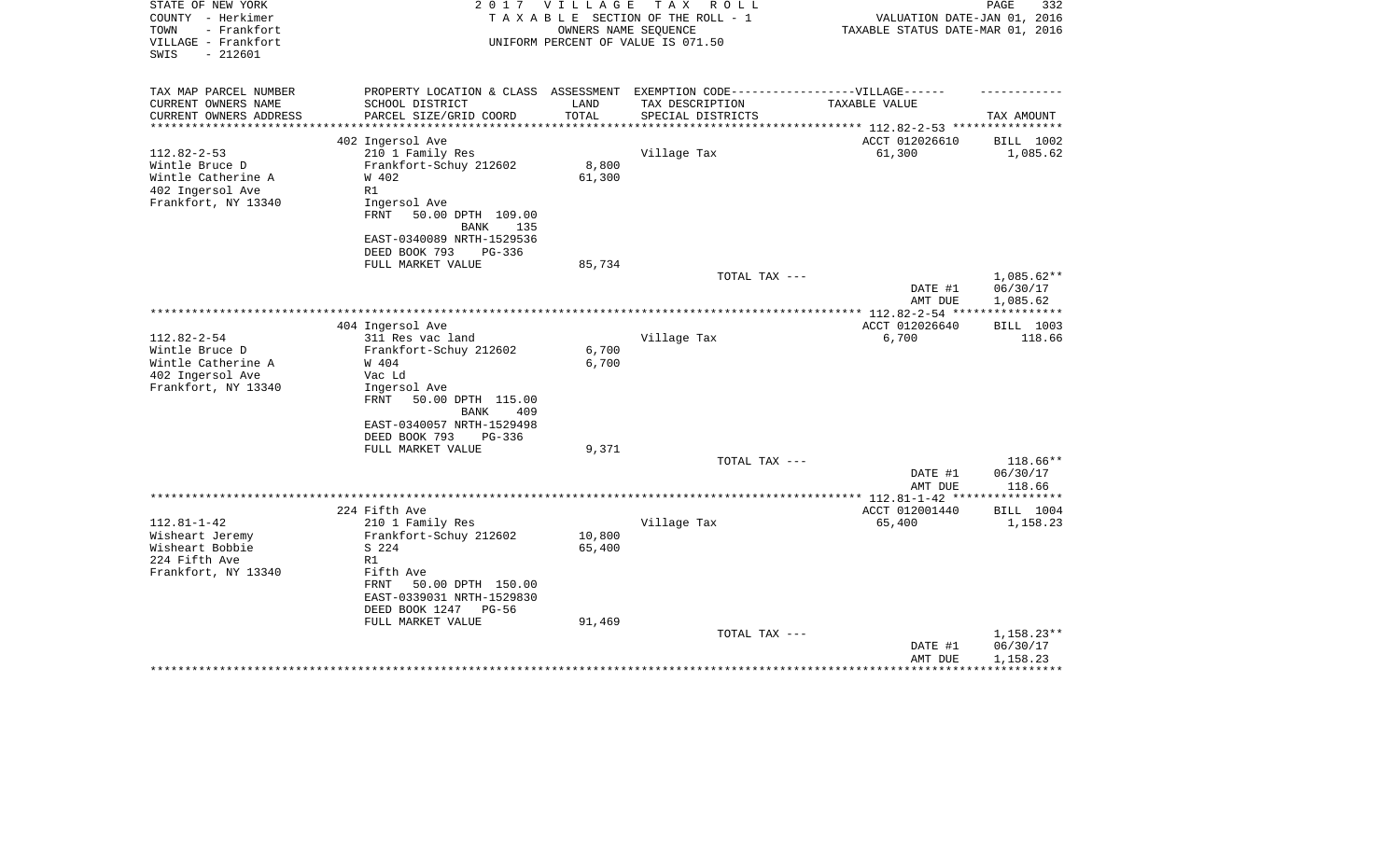STATE OF NEW YORK
COUNTY - Herkimer
TOWN - Frankfort
VILLAGE - Frankfort
SWIS - 212601

2 0 1 7 V I L L A G E T A X R O L L
T A X A B L E SECTION OF THE ROLL - 1
OWNERS NAME SEQUENCE
UNIFORM PERCENT OF VALUE IS 071.50

VALUATION DATE-JAN 01, 2016
TAXABLE STATUS DATE-MAR 01, 2016

| TAX MAP PARCEL NUMBER<br>CURRENT OWNERS NAME<br>CURRENT OWNERS ADDRESS | PROPERTY LOCATION & CLASS<br>SCHOOL DISTRICT<br>PARCEL SIZE/GRID COORD | ASSESSMENT<br>LAND<br>TOTAL | EXEMPTION CODE------------------VILLAGE------<br>TAX DESCRIPTION<br>SPECIAL DISTRICTS | TAXABLE VALUE | TAX AMOUNT |
|---|---|---|---|---|---|
| | 402 Ingersol Ave | | | ACCT 012026610 | BILL 1002 |
| 112.82-2-53 | 210 1 Family Res | | Village Tax | 61,300 | 1,085.62 |
| Wintle Bruce D | Frankfort-Schuy 212602 | 8,800 | | | |
| Wintle Catherine A | W 402 | 61,300 | | | |
| 402 Ingersol Ave | R1 | | | | |
| Frankfort, NY 13340 | Ingersol Ave | | | | |
| | FRNT 50.00 DPTH 109.00 | | | | |
| | BANK 135 | | | | |
| | EAST-0340089 NRTH-1529536 | | | | |
| | DEED BOOK 793 PG-336 | | | | |
| | FULL MARKET VALUE | 85,734 | | | |
| | | | TOTAL TAX --- | | 1,085.62** |
| | | | | DATE #1 | 06/30/17 |
| | | | | AMT DUE | 1,085.62 |
| | 404 Ingersol Ave | | | ACCT 012026640 | BILL 1003 |
| 112.82-2-54 | 311 Res vac land | | Village Tax | 6,700 | 118.66 |
| Wintle Bruce D | Frankfort-Schuy 212602 | 6,700 | | | |
| Wintle Catherine A | W 404 | 6,700 | | | |
| 402 Ingersol Ave | Vac Ld | | | | |
| Frankfort, NY 13340 | Ingersol Ave | | | | |
| | FRNT 50.00 DPTH 115.00 | | | | |
| | BANK 409 | | | | |
| | EAST-0340057 NRTH-1529498 | | | | |
| | DEED BOOK 793 PG-336 | | | | |
| | FULL MARKET VALUE | 9,371 | | | |
| | | | TOTAL TAX --- | | 118.66** |
| | | | | DATE #1 | 06/30/17 |
| | | | | AMT DUE | 118.66 |
| | 224 Fifth Ave | | | ACCT 012001440 | BILL 1004 |
| 112.81-1-42 | 210 1 Family Res | | Village Tax | 65,400 | 1,158.23 |
| Wisheart Jeremy | Frankfort-Schuy 212602 | 10,800 | | | |
| Wisheart Bobbie | S 224 | 65,400 | | | |
| 224 Fifth Ave | R1 | | | | |
| Frankfort, NY 13340 | Fifth Ave | | | | |
| | FRNT 50.00 DPTH 150.00 | | | | |
| | EAST-0339031 NRTH-1529830 | | | | |
| | DEED BOOK 1247 PG-56 | | | | |
| | FULL MARKET VALUE | 91,469 | | | |
| | | | TOTAL TAX --- | | 1,158.23** |
| | | | | DATE #1 | 06/30/17 |
| | | | | AMT DUE | 1,158.23 |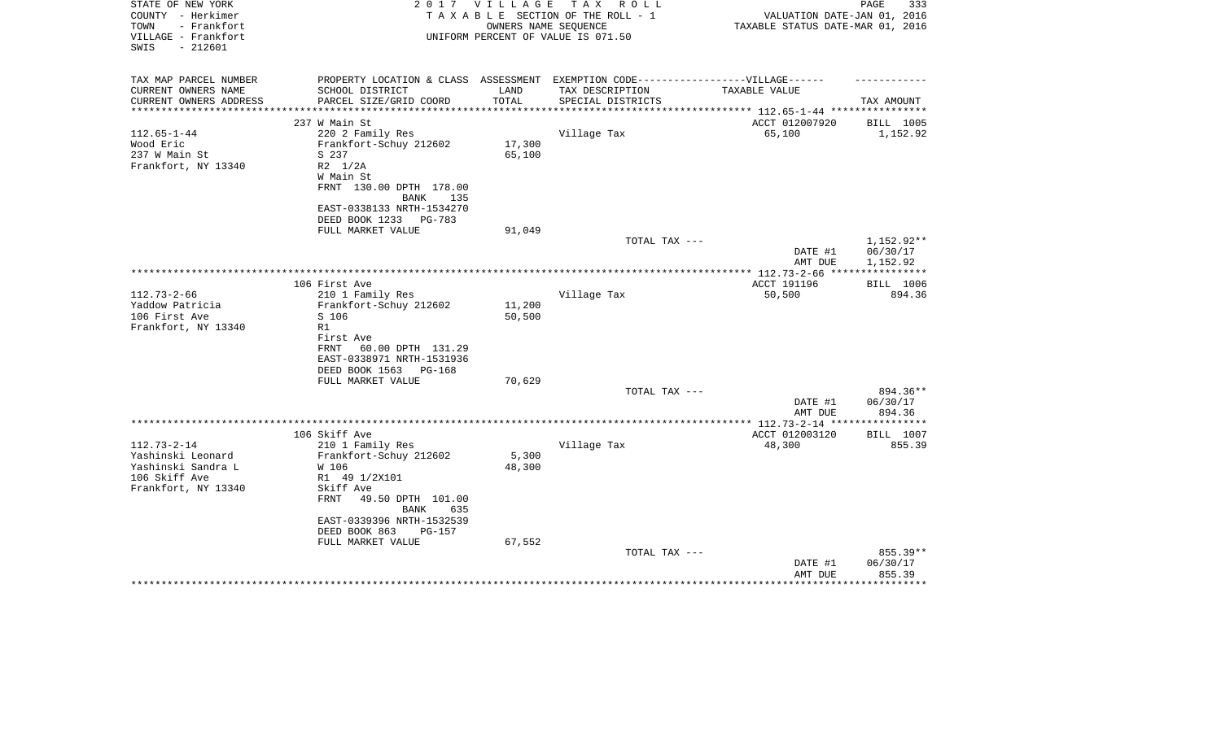STATE OF NEW YORK
COUNTY - Herkimer
TOWN - Frankfort
VILLAGE - Frankfort
SWIS - 212601

2 0 1 7 V I L L A G E T A X R O L L
T A X A B L E SECTION OF THE ROLL - 1
OWNERS NAME SEQUENCE
UNIFORM PERCENT OF VALUE IS 071.50

VALUATION DATE-JAN 01, 2016
TAXABLE STATUS DATE-MAR 01, 2016

| TAX MAP PARCEL NUMBER<br>CURRENT OWNERS NAME<br>CURRENT OWNERS ADDRESS | PROPERTY LOCATION & CLASS<br>SCHOOL DISTRICT<br>PARCEL SIZE/GRID COORD | ASSESSMENT<br>LAND<br>TOTAL | EXEMPTION CODE------VILLAGE------<br>TAX DESCRIPTION<br>SPECIAL DISTRICTS | TAXABLE VALUE | TAX AMOUNT |
|---|---|---|---|---|---|
| 112.65-1-44 | 237 W Main St | | | ACCT 012007920 | BILL 1005 |
| 112.65-1-44<br>Wood Eric<br>237 W Main St<br>Frankfort, NY 13340 | 220 2 Family Res<br>Frankfort-Schuy 212602<br>S 237<br>R2 1/2A<br>W Main St<br>FRNT 130.00 DPTH 178.00<br>BANK 135<br>EAST-0338133 NRTH-1534270<br>DEED BOOK 1233 PG-783<br>FULL MARKET VALUE | <br>17,300<br>65,100<br><br><br><br><br><br><br>91,049 | Village Tax | 65,100 | 1,152.92 |
| | | | TOTAL TAX --- | | 1,152.92** |
| | | | | DATE #1 | 06/30/17 |
| | | | | AMT DUE | 1,152.92 |
| 112.73-2-66 | 106 First Ave | | | ACCT 191196 | BILL 1006 |
| 112.73-2-66<br>Yaddow Patricia<br>106 First Ave<br>Frankfort, NY 13340 | 210 1 Family Res<br>Frankfort-Schuy 212602<br>S 106<br>R1<br>First Ave<br>FRNT 60.00 DPTH 131.29<br>EAST-0338971 NRTH-1531936<br>DEED BOOK 1563 PG-168<br>FULL MARKET VALUE | <br>11,200<br>50,500<br><br><br><br><br><br>70,629 | Village Tax | 50,500 | 894.36 |
| | | | TOTAL TAX --- | | 894.36** |
| | | | | DATE #1 | 06/30/17 |
| | | | | AMT DUE | 894.36 |
| 112.73-2-14 | 106 Skiff Ave | | | ACCT 012003120 | BILL 1007 |
| 112.73-2-14<br>Yashinski Leonard<br>Yashinski Sandra L<br>106 Skiff Ave<br>Frankfort, NY 13340 | 210 1 Family Res<br>Frankfort-Schuy 212602<br>W 106<br>R1 49 1/2X101<br>Skiff Ave<br>FRNT 49.50 DPTH 101.00<br>BANK 635<br>EAST-0339396 NRTH-1532539<br>DEED BOOK 863 PG-157<br>FULL MARKET VALUE | <br>5,300<br>48,300<br><br><br><br><br><br><br>67,552 | Village Tax | 48,300 | 855.39 |
| | | | TOTAL TAX --- | | 855.39** |
| | | | | DATE #1 | 06/30/17 |
| | | | | AMT DUE | 855.39 |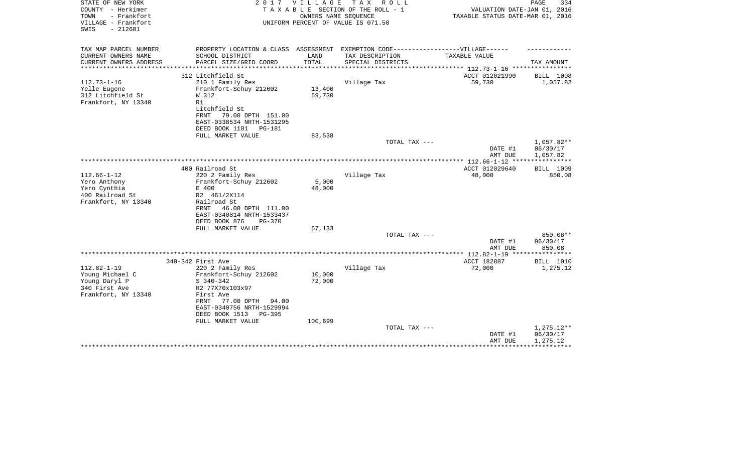STATE OF NEW YORK | COUNTY - Herkimer | TOWN - Frankfort | VILLAGE - Frankfort | SWIS - 212601

2017 VILLAGE TAX ROLL
TAXABLE SECTION OF THE ROLL - 1
OWNERS NAME SEQUENCE
UNIFORM PERCENT OF VALUE IS 071.50

VALUATION DATE-JAN 01, 2016
TAXABLE STATUS DATE-MAR 01, 2016

| TAX MAP PARCEL NUMBER / CURRENT OWNERS NAME / CURRENT OWNERS ADDRESS | PROPERTY LOCATION & CLASS / SCHOOL DISTRICT / PARCEL SIZE/GRID COORD | ASSESSMENT LAND / TOTAL | EXEMPTION CODE-----VILLAGE------ TAX DESCRIPTION / SPECIAL DISTRICTS | TAXABLE VALUE | TAX AMOUNT |
|---|---|---|---|---|---|
| 112.73-1-16 | 312 Litchfield St | | | ACCT 012021990 | BILL 1008 |
| Yelle Eugene | 210 1 Family Res | | Village Tax | 59,730 | 1,057.82 |
| 312 Litchfield St | Frankfort-Schuy 212602 | 13,400 | | | |
| Frankfort, NY 13340 | W 312 | 59,730 | | | |
| | R1 | | | | |
| | Litchfield St | | | | |
| | FRNT 79.00 DPTH 151.00 | | | | |
| | EAST-0338534 NRTH-1531295 | | | | |
| | DEED BOOK 1101 PG-181 | | | | |
| | FULL MARKET VALUE | 83,538 | | | |
| | | | TOTAL TAX --- | | 1,057.82** |
| | | | | DATE #1 | 06/30/17 |
| | | | | AMT DUE | 1,057.82 |
| 112.66-1-12 | 400 Railroad St | | | ACCT 012029640 | BILL 1009 |
| Yero Anthony | 220 2 Family Res | | Village Tax | 48,000 | 850.08 |
| Yero Cynthia | Frankfort-Schuy 212602 | 5,000 | | | |
| 400 Railroad St | E 400 | 48,000 | | | |
| Frankfort, NY 13340 | R2 461/2X114 | | | | |
| | Railroad St | | | | |
| | FRNT 46.00 DPTH 111.00 | | | | |
| | EAST-0340814 NRTH-1533437 | | | | |
| | DEED BOOK 876 PG-370 | | | | |
| | FULL MARKET VALUE | 67,133 | | | |
| | | | TOTAL TAX --- | | 850.08** |
| | | | | DATE #1 | 06/30/17 |
| | | | | AMT DUE | 850.08 |
| 112.82-1-19 | 340-342 First Ave | | | ACCT 182887 | BILL 1010 |
| Young Michael C | 220 2 Family Res | | Village Tax | 72,000 | 1,275.12 |
| Young Daryl P | Frankfort-Schuy 212602 | 10,000 | | | |
| 340 First Ave | S 340-342 | 72,000 | | | |
| Frankfort, NY 13340 | R2 77X70x103x97 | | | | |
| | First Ave | | | | |
| | FRNT 77.00 DPTH 94.00 | | | | |
| | EAST-0340756 NRTH-1529994 | | | | |
| | DEED BOOK 1513 PG-395 | | | | |
| | FULL MARKET VALUE | 100,699 | | | |
| | | | TOTAL TAX --- | | 1,275.12** |
| | | | | DATE #1 | 06/30/17 |
| | | | | AMT DUE | 1,275.12 |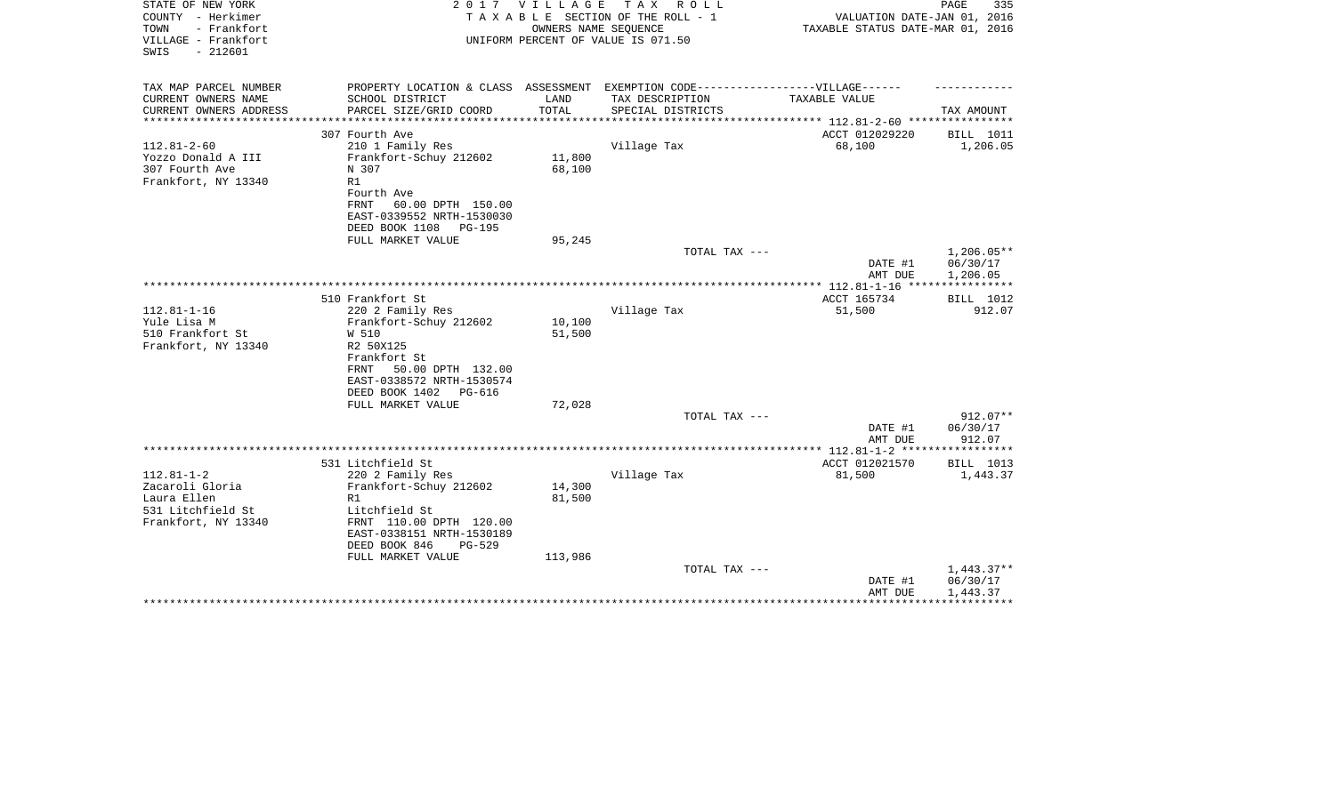STATE OF NEW YORK
COUNTY - Herkimer
TOWN - Frankfort
VILLAGE - Frankfort
SWIS - 212601

2017 VILLAGE TAX ROLL
TAXABLE SECTION OF THE ROLL - 1
OWNERS NAME SEQUENCE
UNIFORM PERCENT OF VALUE IS 071.50

VALUATION DATE-JAN 01, 2016
TAXABLE STATUS DATE-MAR 01, 2016

| TAX MAP PARCEL NUMBER<br>CURRENT OWNERS NAME<br>CURRENT OWNERS ADDRESS | PROPERTY LOCATION & CLASS<br>SCHOOL DISTRICT<br>PARCEL SIZE/GRID COORD | ASSESSMENT<br>LAND<br>TOTAL | EXEMPTION CODE-----VILLAGE------<br>TAX DESCRIPTION<br>SPECIAL DISTRICTS | TAXABLE VALUE | TAX AMOUNT |
|---|---|---|---|---|---|
| 112.81-2-60 | 307 Fourth Ave | | | ACCT 012029220 | BILL 1011 |
| 112.81-2-60 | 210 1 Family Res | | Village Tax | 68,100 | 1,206.05 |
| Yozzo Donald A III | Frankfort-Schuy 212602 | 11,800 | | | |
| 307 Fourth Ave | N 307 | 68,100 | | | |
| Frankfort, NY 13340 | R1 | | | | |
| | Fourth Ave | | | | |
| | FRNT 60.00 DPTH 150.00 | | | | |
| | EAST-0339552 NRTH-1530030 | | | | |
| | DEED BOOK 1108 PG-195 | | | | |
| | FULL MARKET VALUE | 95,245 | | | |
| | | | TOTAL TAX --- | | 1,206.05** |
| | | | | DATE #1 | 06/30/17 |
| | | | | AMT DUE | 1,206.05 |
| 112.81-1-16 | 510 Frankfort St | | | ACCT 165734 | BILL 1012 |
| 112.81-1-16 | 220 2 Family Res | | Village Tax | 51,500 | 912.07 |
| Yule Lisa M | Frankfort-Schuy 212602 | 10,100 | | | |
| 510 Frankfort St | W 510 | 51,500 | | | |
| Frankfort, NY 13340 | R2 50X125 | | | | |
| | Frankfort St | | | | |
| | FRNT 50.00 DPTH 132.00 | | | | |
| | EAST-0338572 NRTH-1530574 | | | | |
| | DEED BOOK 1402 PG-616 | | | | |
| | FULL MARKET VALUE | 72,028 | | | |
| | | | TOTAL TAX --- | | 912.07** |
| | | | | DATE #1 | 06/30/17 |
| | | | | AMT DUE | 912.07 |
| 112.81-1-2 | 531 Litchfield St | | | ACCT 012021570 | BILL 1013 |
| 112.81-1-2 | 220 2 Family Res | | Village Tax | 81,500 | 1,443.37 |
| Zacaroli Gloria | Frankfort-Schuy 212602 | 14,300 | | | |
| Laura Ellen | R1 | 81,500 | | | |
| 531 Litchfield St | Litchfield St | | | | |
| Frankfort, NY 13340 | FRNT 110.00 DPTH 120.00 | | | | |
| | EAST-0338151 NRTH-1530189 | | | | |
| | DEED BOOK 846 PG-529 | | | | |
| | FULL MARKET VALUE | 113,986 | | | |
| | | | TOTAL TAX --- | | 1,443.37** |
| | | | | DATE #1 | 06/30/17 |
| | | | | AMT DUE | 1,443.37 |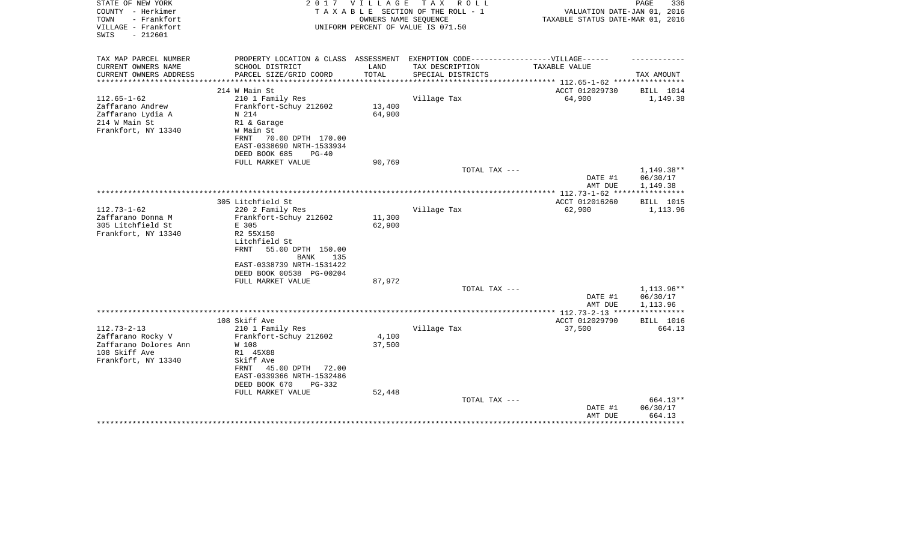STATE OF NEW YORK
COUNTY - Herkimer
TOWN - Frankfort
VILLAGE - Frankfort
SWIS - 212601

2 0 1 7 V I L L A G E T A X R O L L
T A X A B L E SECTION OF THE ROLL - 1
OWNERS NAME SEQUENCE
UNIFORM PERCENT OF VALUE IS 071.50

VALUATION DATE-JAN 01, 2016
TAXABLE STATUS DATE-MAR 01, 2016

| TAX MAP PARCEL NUMBER<br>CURRENT OWNERS NAME<br>CURRENT OWNERS ADDRESS | PROPERTY LOCATION & CLASS<br>SCHOOL DISTRICT<br>PARCEL SIZE/GRID COORD | ASSESSMENT<br>LAND<br>TOTAL | EXEMPTION CODE------VILLAGE------<br>TAX DESCRIPTION<br>SPECIAL DISTRICTS | TAXABLE VALUE | TAX AMOUNT |
|---|---|---|---|---|---|
| | 214 W Main St | | | ACCT 012029730 | BILL 1014 |
| 112.65-1-62 | 210 1 Family Res | | Village Tax | 64,900 | 1,149.38 |
| Zaffarano Andrew | Frankfort-Schuy 212602 | 13,400 | | | |
| Zaffarano Lydia A | N 214 | 64,900 | | | |
| 214 W Main St | R1 & Garage | | | | |
| Frankfort, NY 13340 | W Main St | | | | |
| | FRNT 70.00 DPTH 170.00 | | | | |
| | EAST-0338690 NRTH-1533934 | | | | |
| | DEED BOOK 685 PG-40 | | | | |
| | FULL MARKET VALUE | 90,769 | | | |
| | | | TOTAL TAX --- | | 1,149.38** |
| | | | | DATE #1 | 06/30/17 |
| | | | | AMT DUE | 1,149.38 |
| | 305 Litchfield St | | | ACCT 012016260 | BILL 1015 |
| 112.73-1-62 | 220 2 Family Res | | Village Tax | 62,900 | 1,113.96 |
| Zaffarano Donna M | Frankfort-Schuy 212602 | 11,300 | | | |
| 305 Litchfield St | E 305 | 62,900 | | | |
| Frankfort, NY 13340 | R2 55X150 | | | | |
| | Litchfield St | | | | |
| | FRNT 55.00 DPTH 150.00 | | | | |
| | BANK 135 | | | | |
| | EAST-0338739 NRTH-1531422 | | | | |
| | DEED BOOK 00538 PG-00204 | | | | |
| | FULL MARKET VALUE | 87,972 | | | |
| | | | TOTAL TAX --- | | 1,113.96** |
| | | | | DATE #1 | 06/30/17 |
| | | | | AMT DUE | 1,113.96 |
| | 108 Skiff Ave | | | ACCT 012029790 | BILL 1016 |
| 112.73-2-13 | 210 1 Family Res | | Village Tax | 37,500 | 664.13 |
| Zaffarano Rocky V | Frankfort-Schuy 212602 | 4,100 | | | |
| Zaffarano Dolores Ann | W 108 | 37,500 | | | |
| 108 Skiff Ave | R1 45X88 | | | | |
| Frankfort, NY 13340 | Skiff Ave | | | | |
| | FRNT 45.00 DPTH 72.00 | | | | |
| | EAST-0339366 NRTH-1532486 | | | | |
| | DEED BOOK 670 PG-332 | | | | |
| | FULL MARKET VALUE | 52,448 | | | |
| | | | TOTAL TAX --- | | 664.13** |
| | | | | DATE #1 | 06/30/17 |
| | | | | AMT DUE | 664.13 |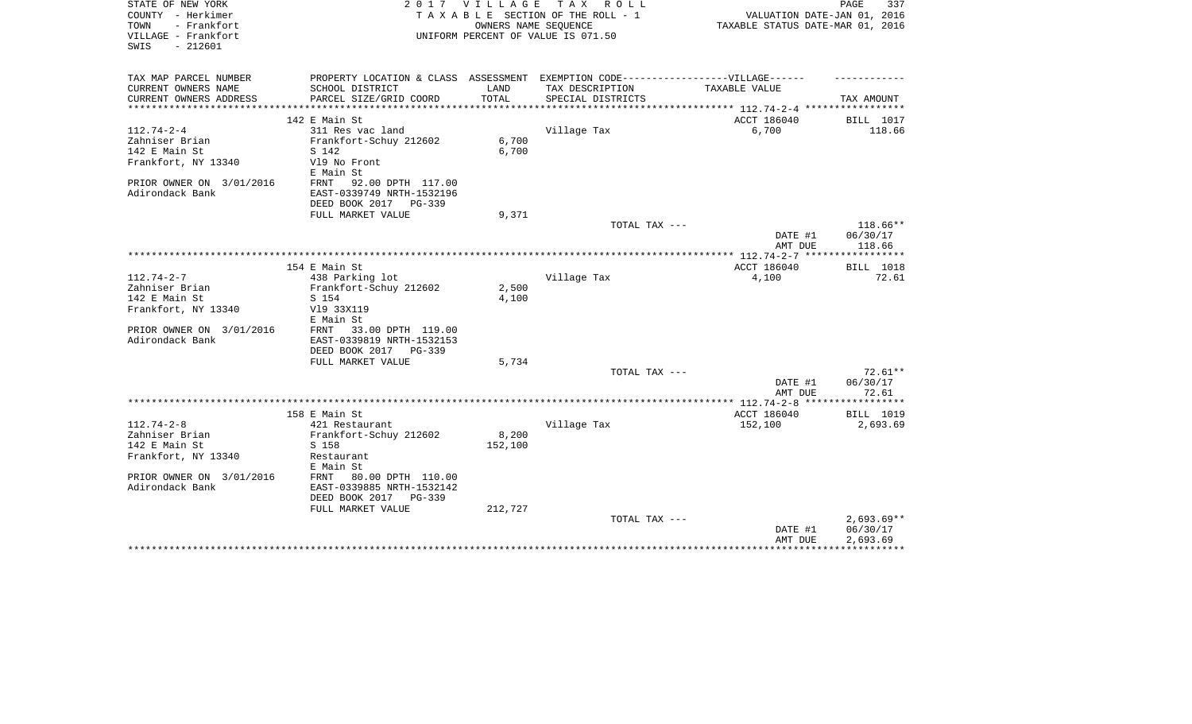STATE OF NEW YORK
COUNTY - Herkimer
TOWN - Frankfort
VILLAGE - Frankfort
SWIS - 212601

2 0 1 7 V I L L A G E T A X R O L L
T A X A B L E SECTION OF THE ROLL - 1
OWNERS NAME SEQUENCE
UNIFORM PERCENT OF VALUE IS 071.50

VALUATION DATE-JAN 01, 2016
TAXABLE STATUS DATE-MAR 01, 2016

| TAX MAP PARCEL NUMBER<br>CURRENT OWNERS NAME<br>CURRENT OWNERS ADDRESS | PROPERTY LOCATION & CLASS<br>SCHOOL DISTRICT<br>PARCEL SIZE/GRID COORD | ASSESSMENT<br>LAND<br>TOTAL | EXEMPTION CODE------VILLAGE------<br>TAX DESCRIPTION<br>SPECIAL DISTRICTS | TAXABLE VALUE | TAX AMOUNT |
|---|---|---|---|---|---|
| | 142 E Main St | | | ACCT 186040 | BILL 1017 |
| 112.74-2-4 | 311 Res vac land | | Village Tax | 6,700 | 118.66 |
| Zahniser Brian | Frankfort-Schuy 212602 | 6,700 | | | |
| 142 E Main St | S 142 | 6,700 | | | |
| Frankfort, NY 13340 | Vl9 No Front | | | | |
| | E Main St | | | | |
| PRIOR OWNER ON 3/01/2016 | FRNT 92.00 DPTH 117.00 | | | | |
| Adirondack Bank | EAST-0339749 NRTH-1532196 | | | | |
| | DEED BOOK 2017 PG-339 | | | | |
| | FULL MARKET VALUE | 9,371 | | | |
| | | | TOTAL TAX --- | | 118.66** |
| | | | | DATE #1 | 06/30/17 |
| | | | | AMT DUE | 118.66 |
| | 154 E Main St | | | ACCT 186040 | BILL 1018 |
| 112.74-2-7 | 438 Parking lot | | Village Tax | 4,100 | 72.61 |
| Zahniser Brian | Frankfort-Schuy 212602 | 2,500 | | | |
| 142 E Main St | S 154 | 4,100 | | | |
| Frankfort, NY 13340 | Vl9 33X119 | | | | |
| | E Main St | | | | |
| PRIOR OWNER ON 3/01/2016 | FRNT 33.00 DPTH 119.00 | | | | |
| Adirondack Bank | EAST-0339819 NRTH-1532153 | | | | |
| | DEED BOOK 2017 PG-339 | | | | |
| | FULL MARKET VALUE | 5,734 | | | |
| | | | TOTAL TAX --- | | 72.61** |
| | | | | DATE #1 | 06/30/17 |
| | | | | AMT DUE | 72.61 |
| | 158 E Main St | | | ACCT 186040 | BILL 1019 |
| 112.74-2-8 | 421 Restaurant | | Village Tax | 152,100 | 2,693.69 |
| Zahniser Brian | Frankfort-Schuy 212602 | 8,200 | | | |
| 142 E Main St | S 158 | 152,100 | | | |
| Frankfort, NY 13340 | Restaurant | | | | |
| | E Main St | | | | |
| PRIOR OWNER ON 3/01/2016 | FRNT 80.00 DPTH 110.00 | | | | |
| Adirondack Bank | EAST-0339885 NRTH-1532142 | | | | |
| | DEED BOOK 2017 PG-339 | | | | |
| | FULL MARKET VALUE | 212,727 | | | |
| | | | TOTAL TAX --- | | 2,693.69** |
| | | | | DATE #1 | 06/30/17 |
| | | | | AMT DUE | 2,693.69 |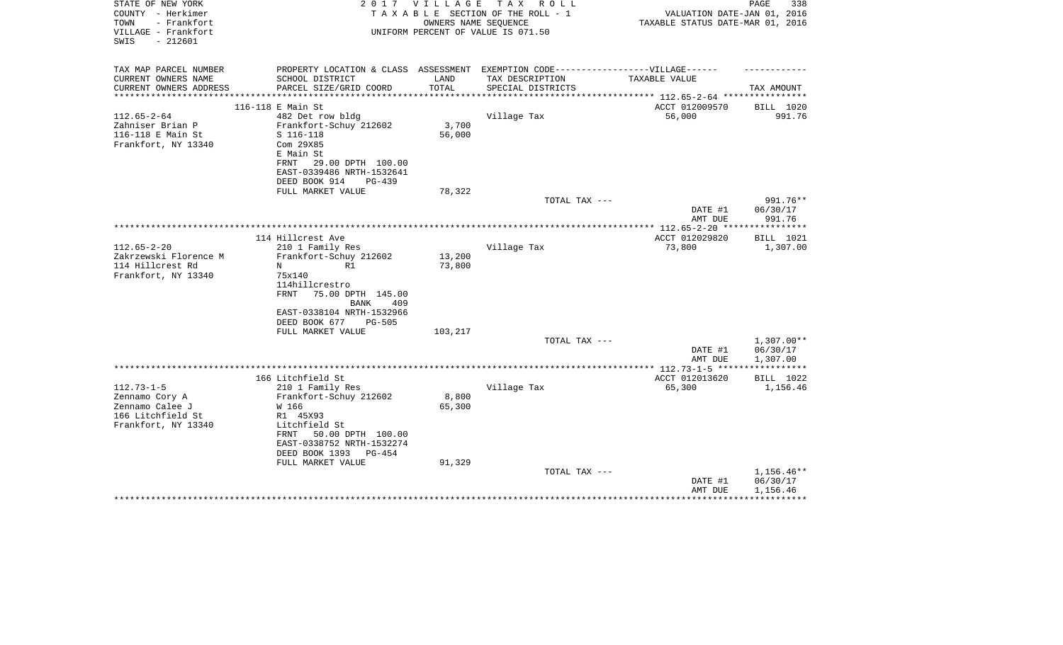STATE OF NEW YORK — 2017 VILLAGE TAX ROLL
COUNTY - Herkimer — TAXABLE SECTION OF THE ROLL - 1 — VALUATION DATE-JAN 01, 2016
TOWN - Frankfort — OWNERS NAME SEQUENCE — TAXABLE STATUS DATE-MAR 01, 2016
VILLAGE - Frankfort — UNIFORM PERCENT OF VALUE IS 071.50
SWIS - 212601

| TAX MAP PARCEL NUMBER / CURRENT OWNERS NAME / CURRENT OWNERS ADDRESS | PROPERTY LOCATION & CLASS / SCHOOL DISTRICT / PARCEL SIZE/GRID COORD | ASSESSMENT LAND / TOTAL | EXEMPTION CODE / TAX DESCRIPTION / SPECIAL DISTRICTS | TAXABLE VALUE | TAX AMOUNT |
|---|---|---|---|---|---|
| | 116-118 E Main St | | | ACCT 012009570 | BILL 1020 |
| 112.65-2-64 | 482 Det row bldg | | Village Tax | 56,000 | 991.76 |
| Zahniser Brian P | Frankfort-Schuy 212602 | 3,700 | | | |
| 116-118 E Main St | S 116-118 | 56,000 | | | |
| Frankfort, NY 13340 | Com 29X85 | | | | |
| | E Main St | | | | |
| | FRNT 29.00 DPTH 100.00 | | | | |
| | EAST-0339486 NRTH-1532641 | | | | |
| | DEED BOOK 914 PG-439 | | | | |
| | FULL MARKET VALUE | 78,322 | | | |
| | | | TOTAL TAX --- | | 991.76** |
| | | | | DATE #1 | 06/30/17 |
| | | | | AMT DUE | 991.76 |
| | 114 Hillcrest Ave | | | ACCT 012029820 | BILL 1021 |
| 112.65-2-20 | 210 1 Family Res | | Village Tax | 73,800 | 1,307.00 |
| Zakrzewski Florence M | Frankfort-Schuy 212602 | 13,200 | | | |
| 114 Hillcrest Rd | N R1 | 73,800 | | | |
| Frankfort, NY 13340 | 75x140 | | | | |
| | 114hillcrestro | | | | |
| | FRNT 75.00 DPTH 145.00 | | | | |
| | BANK 409 | | | | |
| | EAST-0338104 NRTH-1532966 | | | | |
| | DEED BOOK 677 PG-505 | | | | |
| | FULL MARKET VALUE | 103,217 | | | |
| | | | TOTAL TAX --- | | 1,307.00** |
| | | | | DATE #1 | 06/30/17 |
| | | | | AMT DUE | 1,307.00 |
| | 166 Litchfield St | | | ACCT 012013620 | BILL 1022 |
| 112.73-1-5 | 210 1 Family Res | | Village Tax | 65,300 | 1,156.46 |
| Zennamo Cory A | Frankfort-Schuy 212602 | 8,800 | | | |
| Zennamo Calee J | W 166 | 65,300 | | | |
| 166 Litchfield St | R1 45X93 | | | | |
| Frankfort, NY 13340 | Litchfield St | | | | |
| | FRNT 50.00 DPTH 100.00 | | | | |
| | EAST-0338752 NRTH-1532274 | | | | |
| | DEED BOOK 1393 PG-454 | | | | |
| | FULL MARKET VALUE | 91,329 | | | |
| | | | TOTAL TAX --- | | 1,156.46** |
| | | | | DATE #1 | 06/30/17 |
| | | | | AMT DUE | 1,156.46 |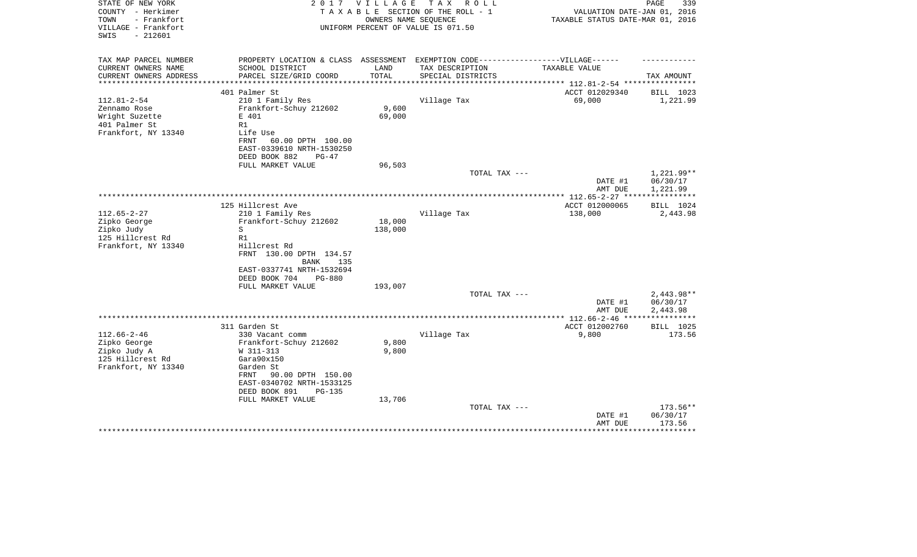STATE OF NEW YORK
COUNTY - Herkimer
TOWN - Frankfort
VILLAGE - Frankfort
SWIS - 212601

2 0 1 7 V I L L A G E T A X R O L L
T A X A B L E SECTION OF THE ROLL - 1
OWNERS NAME SEQUENCE
UNIFORM PERCENT OF VALUE IS 071.50

VALUATION DATE-JAN 01, 2016
TAXABLE STATUS DATE-MAR 01, 2016

| TAX MAP PARCEL NUMBER<br>CURRENT OWNERS NAME<br>CURRENT OWNERS ADDRESS | PROPERTY LOCATION & CLASS<br>SCHOOL DISTRICT<br>PARCEL SIZE/GRID COORD | ASSESSMENT<br>LAND<br>TOTAL | EXEMPTION CODE------VILLAGE------<br>TAX DESCRIPTION<br>SPECIAL DISTRICTS | TAXABLE VALUE | TAX AMOUNT |
|---|---|---|---|---|---|
| 112.81-2-54 | 401 Palmer St | | | ACCT 012029340 | BILL 1023 |
| 112.81-2-54 | 210 1 Family Res | | Village Tax | 69,000 | 1,221.99 |
| Zennamo Rose | Frankfort-Schuy 212602 | 9,600 | | | |
| Wright Suzette | E 401 | 69,000 | | | |
| 401 Palmer St | R1 | | | | |
| Frankfort, NY 13340 | Life Use | | | | |
| | FRNT 60.00 DPTH 100.00 | | | | |
| | EAST-0339610 NRTH-1530250 | | | | |
| | DEED BOOK 882 PG-47 | | | | |
| | FULL MARKET VALUE | 96,503 | | | |
| | | | TOTAL TAX --- | | 1,221.99** |
| | | | | DATE #1 | 06/30/17 |
| | | | | AMT DUE | 1,221.99 |
| 112.65-2-27 | 125 Hillcrest Ave | | | ACCT 012000065 | BILL 1024 |
| 112.65-2-27 | 210 1 Family Res | | Village Tax | 138,000 | 2,443.98 |
| Zipko George | Frankfort-Schuy 212602 | 18,000 | | | |
| Zipko Judy | S | 138,000 | | | |
| 125 Hillcrest Rd | R1 | | | | |
| Frankfort, NY 13340 | Hillcrest Rd | | | | |
| | FRNT 130.00 DPTH 134.57 | | | | |
| | BANK 135 | | | | |
| | EAST-0337741 NRTH-1532694 | | | | |
| | DEED BOOK 704 PG-880 | | | | |
| | FULL MARKET VALUE | 193,007 | | | |
| | | | TOTAL TAX --- | | 2,443.98** |
| | | | | DATE #1 | 06/30/17 |
| | | | | AMT DUE | 2,443.98 |
| 112.66-2-46 | 311 Garden St | | | ACCT 012002760 | BILL 1025 |
| 112.66-2-46 | 330 Vacant comm | | Village Tax | 9,800 | 173.56 |
| Zipko George | Frankfort-Schuy 212602 | 9,800 | | | |
| Zipko Judy A | W 311-313 | 9,800 | | | |
| 125 Hillcrest Rd | Gara90x150 | | | | |
| Frankfort, NY 13340 | Garden St | | | | |
| | FRNT 90.00 DPTH 150.00 | | | | |
| | EAST-0340702 NRTH-1533125 | | | | |
| | DEED BOOK 891 PG-135 | | | | |
| | FULL MARKET VALUE | 13,706 | | | |
| | | | TOTAL TAX --- | | 173.56** |
| | | | | DATE #1 | 06/30/17 |
| | | | | AMT DUE | 173.56 |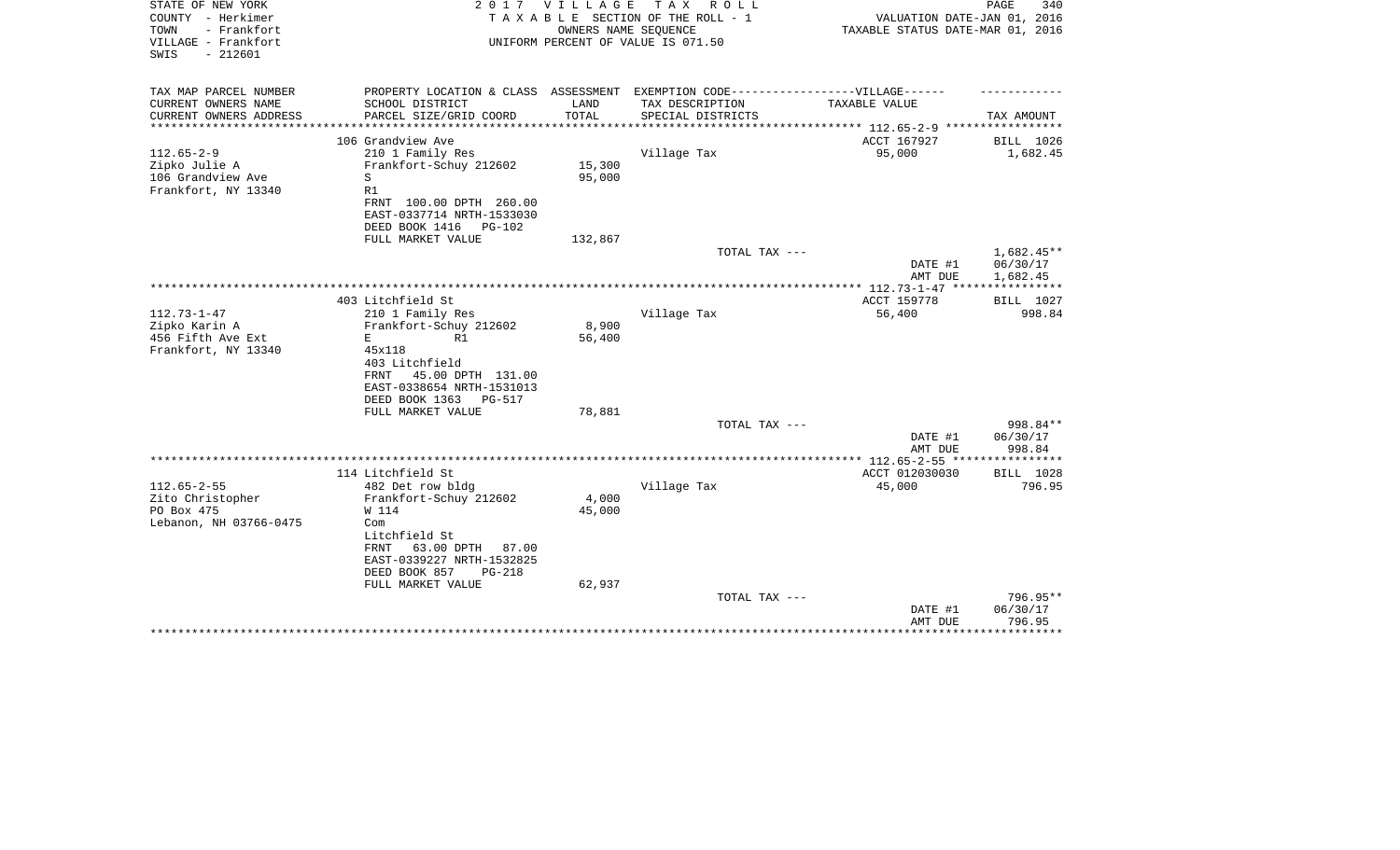STATE OF NEW YORK
COUNTY - Herkimer
TOWN - Frankfort
VILLAGE - Frankfort
SWIS - 212601

2 0 1 7 V I L L A G E T A X R O L L
T A X A B L E SECTION OF THE ROLL - 1
OWNERS NAME SEQUENCE
UNIFORM PERCENT OF VALUE IS 071.50

VALUATION DATE-JAN 01, 2016
TAXABLE STATUS DATE-MAR 01, 2016

| TAX MAP PARCEL NUMBER<br>CURRENT OWNERS NAME<br>CURRENT OWNERS ADDRESS | PROPERTY LOCATION & CLASS<br>SCHOOL DISTRICT<br>PARCEL SIZE/GRID COORD | ASSESSMENT<br>LAND<br>TOTAL | EXEMPTION CODE------------------VILLAGE------<br>TAX DESCRIPTION<br>SPECIAL DISTRICTS | TAXABLE VALUE | TAX AMOUNT |
|---|---|---|---|---|---|
| | 106 Grandview Ave | | | ACCT 167927 | BILL 1026 |
| 112.65-2-9 | 210 1 Family Res | | Village Tax | 95,000 | 1,682.45 |
| Zipko Julie A | Frankfort-Schuy 212602 | 15,300 | | | |
| 106 Grandview Ave | S | 95,000 | | | |
| Frankfort, NY 13340 | R1 | | | | |
| | FRNT 100.00 DPTH 260.00 | | | | |
| | EAST-0337714 NRTH-1533030 | | | | |
| | DEED BOOK 1416 PG-102 | | | | |
| | FULL MARKET VALUE | 132,867 | | | |
| | | | TOTAL TAX --- | | 1,682.45** |
| | | | | DATE #1 | 06/30/17 |
| | | | | AMT DUE | 1,682.45 |
| | 403 Litchfield St | | | ACCT 159778 | BILL 1027 |
| 112.73-1-47 | 210 1 Family Res | | Village Tax | 56,400 | 998.84 |
| Zipko Karin A | Frankfort-Schuy 212602 | 8,900 | | | |
| 456 Fifth Ave Ext | E R1 | 56,400 | | | |
| Frankfort, NY 13340 | 45x118 | | | | |
| | 403 Litchfield | | | | |
| | FRNT 45.00 DPTH 131.00 | | | | |
| | EAST-0338654 NRTH-1531013 | | | | |
| | DEED BOOK 1363 PG-517 | | | | |
| | FULL MARKET VALUE | 78,881 | | | |
| | | | TOTAL TAX --- | | 998.84** |
| | | | | DATE #1 | 06/30/17 |
| | | | | AMT DUE | 998.84 |
| | 114 Litchfield St | | | ACCT 012030030 | BILL 1028 |
| 112.65-2-55 | 482 Det row bldg | | Village Tax | 45,000 | 796.95 |
| Zito Christopher | Frankfort-Schuy 212602 | 4,000 | | | |
| PO Box 475 | W 114 | 45,000 | | | |
| Lebanon, NH 03766-0475 | Com | | | | |
| | Litchfield St | | | | |
| | FRNT 63.00 DPTH 87.00 | | | | |
| | EAST-0339227 NRTH-1532825 | | | | |
| | DEED BOOK 857 PG-218 | | | | |
| | FULL MARKET VALUE | 62,937 | | | |
| | | | TOTAL TAX --- | | 796.95** |
| | | | | DATE #1 | 06/30/17 |
| | | | | AMT DUE | 796.95 |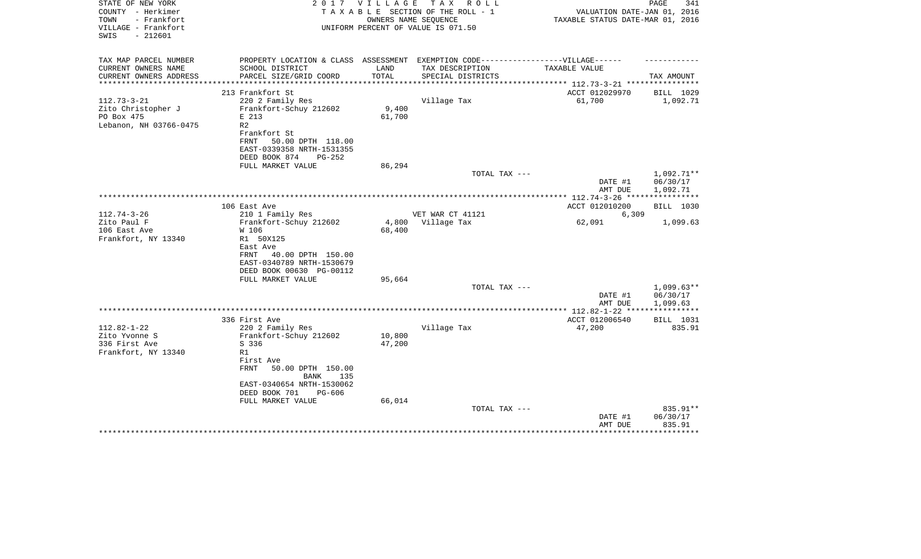STATE OF NEW YORK — 2017 VILLAGE TAX ROLL
COUNTY - Herkimer — TAXABLE SECTION OF THE ROLL - 1 — VALUATION DATE-JAN 01, 2016
TOWN - Frankfort — OWNERS NAME SEQUENCE — TAXABLE STATUS DATE-MAR 01, 2016
VILLAGE - Frankfort — UNIFORM PERCENT OF VALUE IS 071.50
SWIS - 212601

| TAX MAP PARCEL NUMBER / CURRENT OWNERS NAME / CURRENT OWNERS ADDRESS | PROPERTY LOCATION & CLASS / SCHOOL DISTRICT / PARCEL SIZE/GRID COORD | ASSESSMENT LAND | TOTAL | EXEMPTION CODE / TAX DESCRIPTION / SPECIAL DISTRICTS | TAXABLE VALUE | TAX AMOUNT |
|---|---|---|---|---|---|---|
| | 213 Frankfort St | | | | ACCT 012029970 | BILL 1029 |
| 112.73-3-21 | 220 2 Family Res | | | Village Tax | 61,700 | 1,092.71 |
| Zito Christopher J | Frankfort-Schuy 212602 | 9,400 | | | | |
| PO Box 475 | E 213 | | 61,700 | | | |
| Lebanon, NH 03766-0475 | R2 | | | | | |
| | Frankfort St | | | | | |
| | FRNT 50.00 DPTH 118.00 | | | | | |
| | EAST-0339358 NRTH-1531355 | | | | | |
| | DEED BOOK 874 PG-252 | | | | | |
| | FULL MARKET VALUE | | 86,294 | | | |
| | | | | TOTAL TAX --- | | 1,092.71** |
| | | | | | DATE #1 | 06/30/17 |
| | | | | | AMT DUE | 1,092.71 |
| | 106 East Ave | | | | ACCT 012010200 | BILL 1030 |
| 112.74-3-26 | 210 1 Family Res | | | VET WAR CT 41121 | 6,309 | |
| Zito Paul F | Frankfort-Schuy 212602 | 4,800 | | Village Tax | 62,091 | 1,099.63 |
| 106 East Ave | W 106 | | 68,400 | | | |
| Frankfort, NY 13340 | R1 50X125 | | | | | |
| | East Ave | | | | | |
| | FRNT 40.00 DPTH 150.00 | | | | | |
| | EAST-0340789 NRTH-1530679 | | | | | |
| | DEED BOOK 00630 PG-00112 | | | | | |
| | FULL MARKET VALUE | | 95,664 | | | |
| | | | | TOTAL TAX --- | | 1,099.63** |
| | | | | | DATE #1 | 06/30/17 |
| | | | | | AMT DUE | 1,099.63 |
| | 336 First Ave | | | | ACCT 012006540 | BILL 1031 |
| 112.82-1-22 | 220 2 Family Res | | | Village Tax | 47,200 | 835.91 |
| Zito Yvonne S | Frankfort-Schuy 212602 | 10,800 | | | | |
| 336 First Ave | S 336 | | 47,200 | | | |
| Frankfort, NY 13340 | R1 | | | | | |
| | First Ave | | | | | |
| | FRNT 50.00 DPTH 150.00 | | | | | |
| | BANK 135 | | | | | |
| | EAST-0340654 NRTH-1530062 | | | | | |
| | DEED BOOK 701 PG-606 | | | | | |
| | FULL MARKET VALUE | | 66,014 | | | |
| | | | | TOTAL TAX --- | | 835.91** |
| | | | | | DATE #1 | 06/30/17 |
| | | | | | AMT DUE | 835.91 |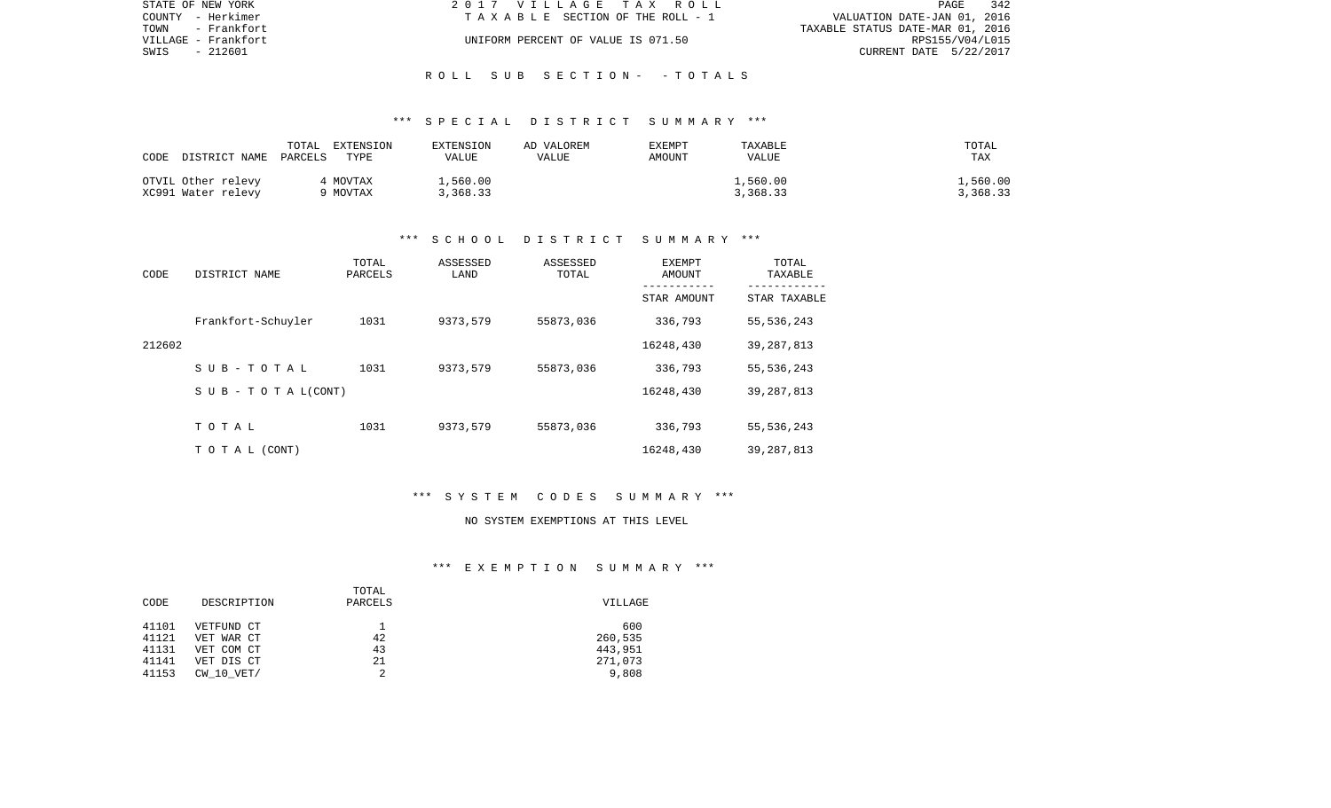STATE OF NEW YORK　　2 0 1 7　V I L L A G E　T A X　R O L L
COUNTY - Herkimer　　T A X A B L E SECTION OF THE ROLL - 1　　VALUATION DATE-JAN 01, 2016
TOWN - Frankfort　　TAXABLE STATUS DATE-MAR 01, 2016
VILLAGE - Frankfort　　UNIFORM PERCENT OF VALUE IS 071.50　　RPS155/V04/L015
SWIS - 212601　　CURRENT DATE 5/22/2017

## R O L L S U B S E C T I O N - - T O T A L S

### *** S P E C I A L D I S T R I C T S U M M A R Y ***

| CODE | DISTRICT NAME | TOTAL PARCELS | EXTENSION TYPE | EXTENSION VALUE | AD VALOREM VALUE | EXEMPT AMOUNT | TAXABLE VALUE | TOTAL TAX |
|---|---|---|---|---|---|---|---|---|
| OTVIL | Other relevy | 4 | MOVTAX | 1,560.00 | | | 1,560.00 | 1,560.00 |
| XC991 | Water relevy | 9 | MOVTAX | 3,368.33 | | | 3,368.33 | 3,368.33 |

### *** S C H O O L D I S T R I C T S U M M A R Y ***

| CODE | DISTRICT NAME | TOTAL PARCELS | ASSESSED LAND | ASSESSED TOTAL | EXEMPT AMOUNT / STAR AMOUNT | TOTAL TAXABLE / STAR TAXABLE |
|---|---|---|---|---|---|---|
| | Frankfort-Schuyler | 1031 | 9373,579 | 55873,036 | 336,793 | 55,536,243 |
| 212602 | | | | | 16248,430 | 39,287,813 |
| | S U B - T O T A L | 1031 | 9373,579 | 55873,036 | 336,793 | 55,536,243 |
| | S U B - T O T A L(CONT) | | | | 16248,430 | 39,287,813 |
| | T O T A L | 1031 | 9373,579 | 55873,036 | 336,793 | 55,536,243 |
| | T O T A L (CONT) | | | | 16248,430 | 39,287,813 |

### *** S Y S T E M C O D E S S U M M A R Y ***

NO SYSTEM EXEMPTIONS AT THIS LEVEL

### *** E X E M P T I O N S U M M A R Y ***

| CODE | DESCRIPTION | TOTAL PARCELS | VILLAGE |
|---|---|---|---|
| 41101 | VETFUND CT | 1 | 600 |
| 41121 | VET WAR CT | 42 | 260,535 |
| 41131 | VET COM CT | 43 | 443,951 |
| 41141 | VET DIS CT | 21 | 271,073 |
| 41153 | CW_10_VET/ | 2 | 9,808 |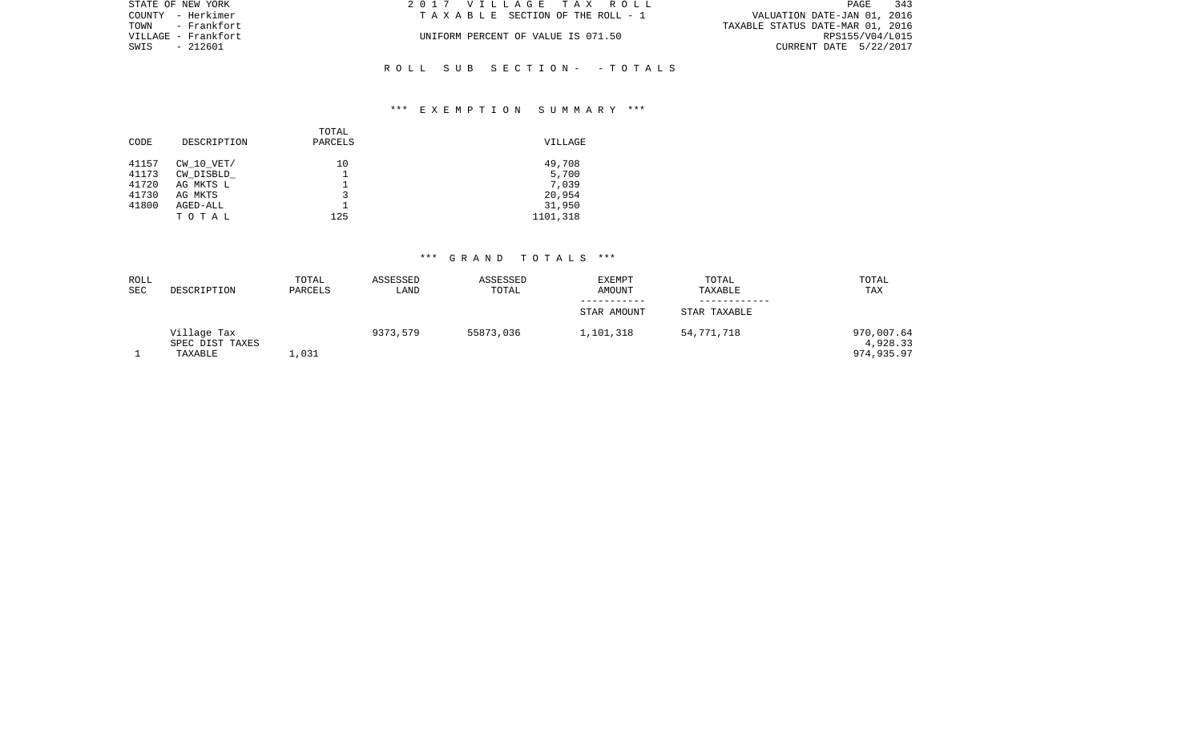STATE OF NEW YORK
COUNTY - Herkimer
TOWN - Frankfort
VILLAGE - Frankfort
SWIS - 212601

2017 VILLAGE TAX ROLL
TAXABLE SECTION OF THE ROLL - 1

UNIFORM PERCENT OF VALUE IS 071.50

VALUATION DATE-JAN 01, 2016
TAXABLE STATUS DATE-MAR 01, 2016
RPS155/V04/L015
CURRENT DATE 5/22/2017

## ROLL SUB SECTION- - TOTALS

### *** EXEMPTION SUMMARY ***

| CODE | DESCRIPTION | TOTAL PARCELS | VILLAGE |
|---|---|---|---|
| 41157 | CW_10_VET/ | 10 | 49,708 |
| 41173 | CW_DISBLD_ | 1 | 5,700 |
| 41720 | AG MKTS L | 1 | 7,039 |
| 41730 | AG MKTS | 3 | 20,954 |
| 41800 | AGED-ALL | 1 | 31,950 |
| | TOTAL | 125 | 1101,318 |

### *** GRAND TOTALS ***

| ROLL SEC | DESCRIPTION | TOTAL PARCELS | ASSESSED LAND | ASSESSED TOTAL | EXEMPT AMOUNT / STAR AMOUNT | TOTAL TAXABLE / STAR TAXABLE | TOTAL TAX |
|---|---|---|---|---|---|---|---|
| | Village Tax | | 9373,579 | 55873,036 | 1,101,318 | 54,771,718 | 970,007.64 |
| | SPEC DIST TAXES | | | | | | 4,928.33 |
| 1 | TAXABLE | 1,031 | | | | | 974,935.97 |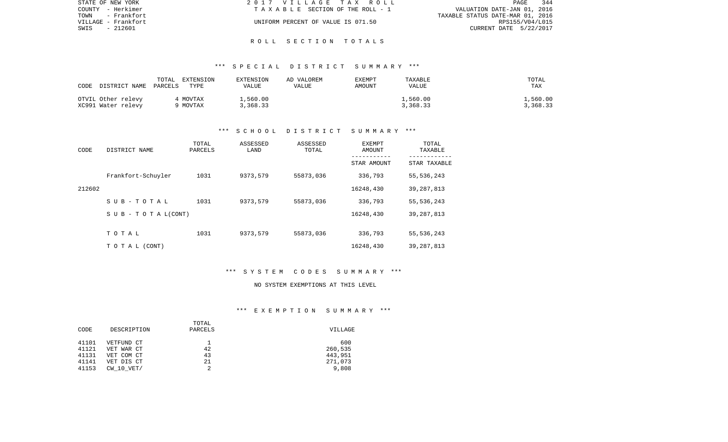STATE OF NEW YORK
COUNTY - Herkimer
TOWN - Frankfort
VILLAGE - Frankfort
SWIS - 212601

2017 VILLAGE TAX ROLL
TAXABLE SECTION OF THE ROLL - 1
UNIFORM PERCENT OF VALUE IS 071.50

PAGE 344
VALUATION DATE-JAN 01, 2016
TAXABLE STATUS DATE-MAR 01, 2016
RPS155/V04/L015
CURRENT DATE 5/22/2017

## ROLL SECTION TOTALS

### *** SPECIAL DISTRICT SUMMARY ***

| CODE | DISTRICT NAME | TOTAL PARCELS | EXTENSION TYPE | EXTENSION VALUE | AD VALOREM VALUE | EXEMPT AMOUNT | TAXABLE VALUE | TOTAL TAX |
|---|---|---|---|---|---|---|---|---|
| OTVIL | Other relevy | 4 | MOVTAX | 1,560.00 | | | 1,560.00 | 1,560.00 |
| XC991 | Water relevy | 9 | MOVTAX | 3,368.33 | | | 3,368.33 | 3,368.33 |

### *** SCHOOL DISTRICT SUMMARY ***

| CODE | DISTRICT NAME | TOTAL PARCELS | ASSESSED LAND | ASSESSED TOTAL | EXEMPT AMOUNT / STAR AMOUNT | TOTAL TAXABLE / STAR TAXABLE |
|---|---|---|---|---|---|---|
| | Frankfort-Schuyler | 1031 | 9373,579 | 55873,036 | 336,793 | 55,536,243 |
| 212602 | | | | | 16248,430 | 39,287,813 |
| | SUB-TOTAL | 1031 | 9373,579 | 55873,036 | 336,793 | 55,536,243 |
| | SUB-TOTAL(CONT) | | | | 16248,430 | 39,287,813 |
| | TOTAL | 1031 | 9373,579 | 55873,036 | 336,793 | 55,536,243 |
| | TOTAL (CONT) | | | | 16248,430 | 39,287,813 |

### *** SYSTEM CODES SUMMARY ***

NO SYSTEM EXEMPTIONS AT THIS LEVEL

### *** EXEMPTION SUMMARY ***

| CODE | DESCRIPTION | TOTAL PARCELS | VILLAGE |
|---|---|---|---|
| 41101 | VETFUND CT | 1 | 600 |
| 41121 | VET WAR CT | 42 | 260,535 |
| 41131 | VET COM CT | 43 | 443,951 |
| 41141 | VET DIS CT | 21 | 271,073 |
| 41153 | CW_10_VET/ | 2 | 9,808 |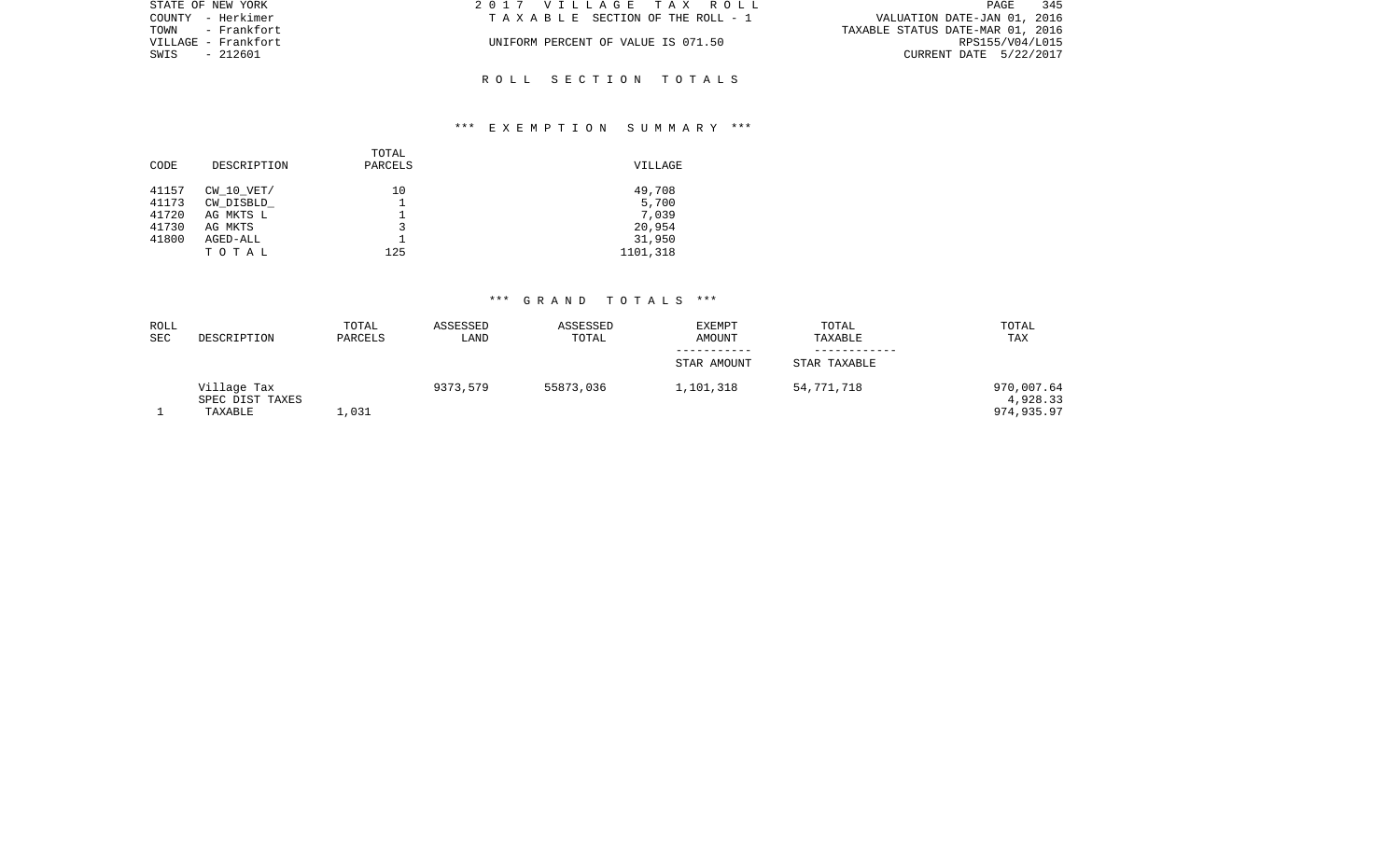STATE OF NEW YORK
COUNTY - Herkimer
TOWN - Frankfort
VILLAGE - Frankfort
SWIS - 212601

2 0 1 7 V I L L A G E T A X R O L L
T A X A B L E SECTION OF THE ROLL - 1

UNIFORM PERCENT OF VALUE IS 071.50

VALUATION DATE-JAN 01, 2016
TAXABLE STATUS DATE-MAR 01, 2016
RPS155/V04/L015
CURRENT DATE 5/22/2017

## R O L L S E C T I O N T O T A L S

### *** E X E M P T I O N S U M M A R Y ***

| CODE | DESCRIPTION | TOTAL PARCELS | VILLAGE |
|---|---|---|---|
| 41157 | CW_10_VET/ | 10 | 49,708 |
| 41173 | CW_DISBLD_ | 1 | 5,700 |
| 41720 | AG MKTS L | 1 | 7,039 |
| 41730 | AG MKTS | 3 | 20,954 |
| 41800 | AGED-ALL | 1 | 31,950 |
| | T O T A L | 125 | 1101,318 |

### *** G R A N D T O T A L S ***

| ROLL SEC | DESCRIPTION | TOTAL PARCELS | ASSESSED LAND | ASSESSED TOTAL | EXEMPT AMOUNT / STAR AMOUNT | TOTAL TAXABLE / STAR TAXABLE | TOTAL TAX |
|---|---|---|---|---|---|---|---|
| | Village Tax | | 9373,579 | 55873,036 | 1,101,318 | 54,771,718 | 970,007.64 |
| | SPEC DIST TAXES | | | | | | 4,928.33 |
| 1 | TAXABLE | 1,031 | | | | | 974,935.97 |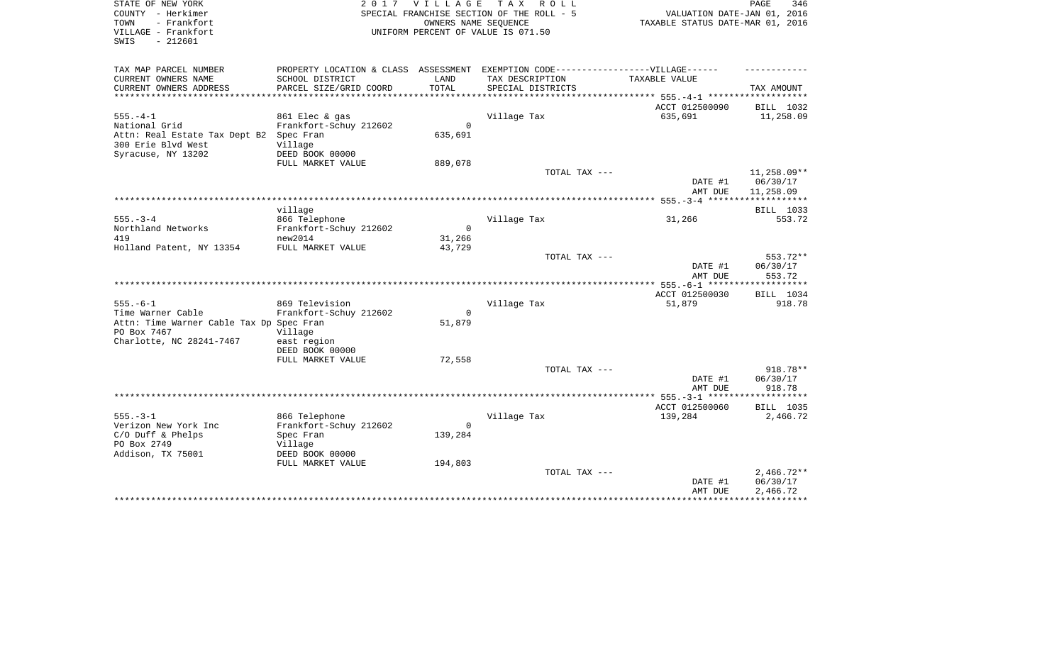STATE OF NEW YORK
COUNTY - Herkimer
TOWN - Frankfort
VILLAGE - Frankfort
SWIS - 212601

2 0 1 7 V I L L A G E T A X R O L L
SPECIAL FRANCHISE SECTION OF THE ROLL - 5
OWNERS NAME SEQUENCE
UNIFORM PERCENT OF VALUE IS 071.50

VALUATION DATE-JAN 01, 2016
TAXABLE STATUS DATE-MAR 01, 2016

| TAX MAP PARCEL NUMBER / CURRENT OWNERS NAME / CURRENT OWNERS ADDRESS | PROPERTY LOCATION & CLASS / SCHOOL DISTRICT / PARCEL SIZE/GRID COORD | ASSESSMENT LAND / TOTAL | EXEMPTION CODE-----VILLAGE------ / TAX DESCRIPTION / SPECIAL DISTRICTS | TAXABLE VALUE | TAX AMOUNT |
|---|---|---|---|---|---|
| 555.-4-1 | | | | ACCT 012500090 | BILL 1032 |
| 555.-4-1 | 861 Elec & gas | | Village Tax | 635,691 | 11,258.09 |
| National Grid | Frankfort-Schuy 212602 | 0 | | | |
| Attn: Real Estate Tax Dept B2 | Spec Fran | 635,691 | | | |
| 300 Erie Blvd West | Village | | | | |
| Syracuse, NY 13202 | DEED BOOK 00000 | | | | |
| | FULL MARKET VALUE | 889,078 | | | |
| | | | TOTAL TAX --- | | 11,258.09** |
| | | | | DATE #1 | 06/30/17 |
| | | | | AMT DUE | 11,258.09 |
| 555.-3-4 | village | | | | BILL 1033 |
| 555.-3-4 | 866 Telephone | | Village Tax | 31,266 | 553.72 |
| Northland Networks | Frankfort-Schuy 212602 | 0 | | | |
| 419 | new2014 | 31,266 | | | |
| Holland Patent, NY 13354 | FULL MARKET VALUE | 43,729 | | | |
| | | | TOTAL TAX --- | | 553.72** |
| | | | | DATE #1 | 06/30/17 |
| | | | | AMT DUE | 553.72 |
| 555.-6-1 | | | | ACCT 012500030 | BILL 1034 |
| 555.-6-1 | 869 Television | | Village Tax | 51,879 | 918.78 |
| Time Warner Cable | Frankfort-Schuy 212602 | 0 | | | |
| Attn: Time Warner Cable Tax Dp | Spec Fran | 51,879 | | | |
| PO Box 7467 | Village | | | | |
| Charlotte, NC 28241-7467 | east region | | | | |
| | DEED BOOK 00000 | | | | |
| | FULL MARKET VALUE | 72,558 | | | |
| | | | TOTAL TAX --- | | 918.78** |
| | | | | DATE #1 | 06/30/17 |
| | | | | AMT DUE | 918.78 |
| 555.-3-1 | | | | ACCT 012500060 | BILL 1035 |
| 555.-3-1 | 866 Telephone | | Village Tax | 139,284 | 2,466.72 |
| Verizon New York Inc | Frankfort-Schuy 212602 | 0 | | | |
| C/O Duff & Phelps | Spec Fran | 139,284 | | | |
| PO Box 2749 | Village | | | | |
| Addison, TX 75001 | DEED BOOK 00000 | | | | |
| | FULL MARKET VALUE | 194,803 | | | |
| | | | TOTAL TAX --- | | 2,466.72** |
| | | | | DATE #1 | 06/30/17 |
| | | | | AMT DUE | 2,466.72 |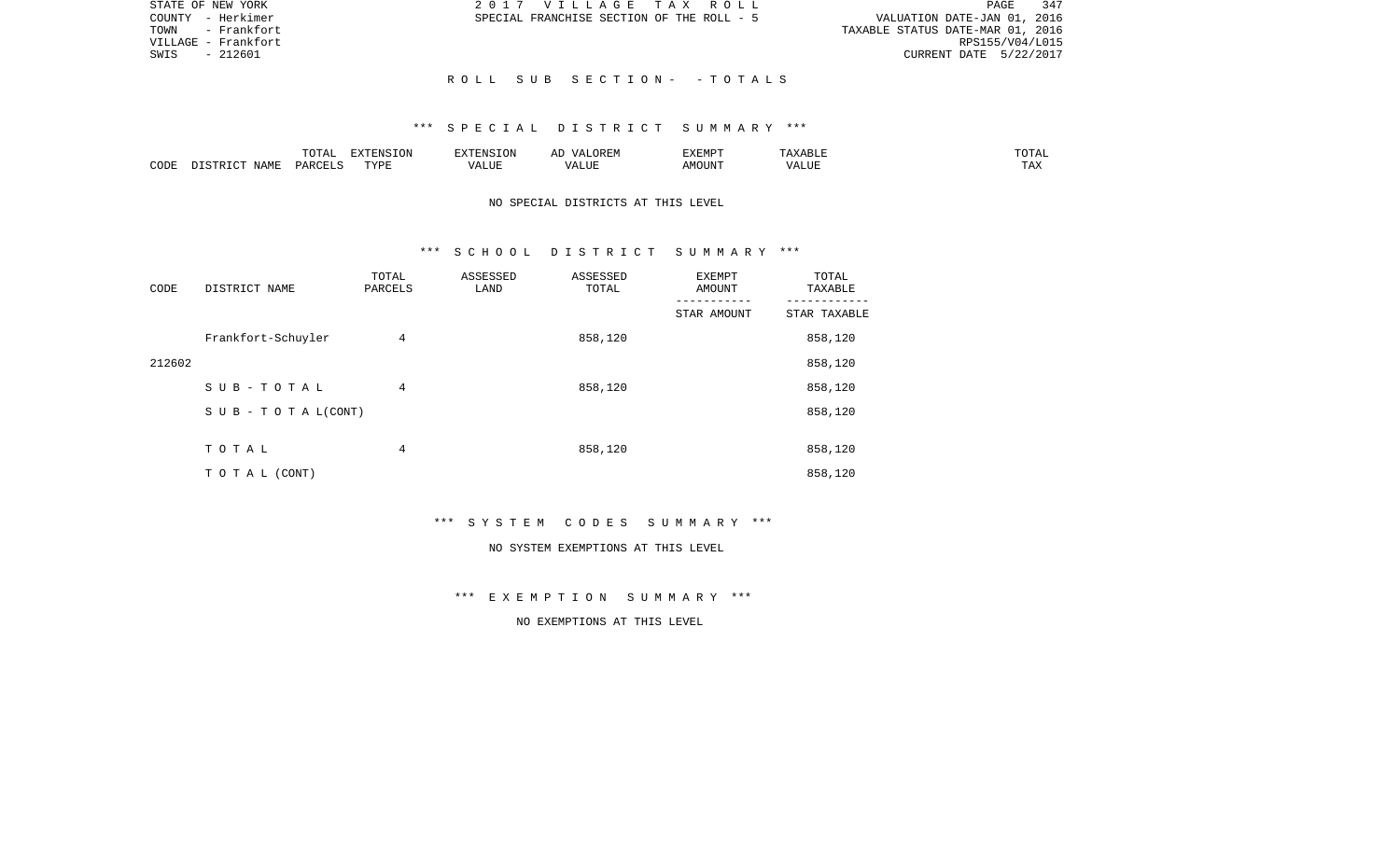STATE OF NEW YORK
COUNTY - Herkimer
TOWN - Frankfort
VILLAGE - Frankfort
SWIS - 212601

2 0 1 7 V I L L A G E T A X R O L L
SPECIAL FRANCHISE SECTION OF THE ROLL - 5

VALUATION DATE-JAN 01, 2016
TAXABLE STATUS DATE-MAR 01, 2016
RPS155/V04/L015
CURRENT DATE 5/22/2017

R O L L S U B S E C T I O N - - T O T A L S

*** S P E C I A L D I S T R I C T S U M M A R Y ***

| CODE | DISTRICT NAME | TOTAL PARCELS | EXTENSION TYPE | EXTENSION VALUE | AD VALOREM VALUE | EXEMPT AMOUNT | TAXABLE VALUE | TOTAL TAX |
|---|---|---|---|---|---|---|---|---|

NO SPECIAL DISTRICTS AT THIS LEVEL

*** S C H O O L D I S T R I C T S U M M A R Y ***

| CODE | DISTRICT NAME | TOTAL PARCELS | ASSESSED LAND | ASSESSED TOTAL | EXEMPT AMOUNT / STAR AMOUNT | TOTAL TAXABLE / STAR TAXABLE |
|---|---|---|---|---|---|---|
| | Frankfort-Schuyler | 4 | | 858,120 | | 858,120 |
| 212602 | | | | | | 858,120 |
| | S U B - T O T A L | 4 | | 858,120 | | 858,120 |
| | S U B - T O T A L(CONT) | | | | | 858,120 |
| | T O T A L | 4 | | 858,120 | | 858,120 |
| | T O T A L (CONT) | | | | | 858,120 |

*** S Y S T E M C O D E S S U M M A R Y ***

NO SYSTEM EXEMPTIONS AT THIS LEVEL

*** E X E M P T I O N S U M M A R Y ***

NO EXEMPTIONS AT THIS LEVEL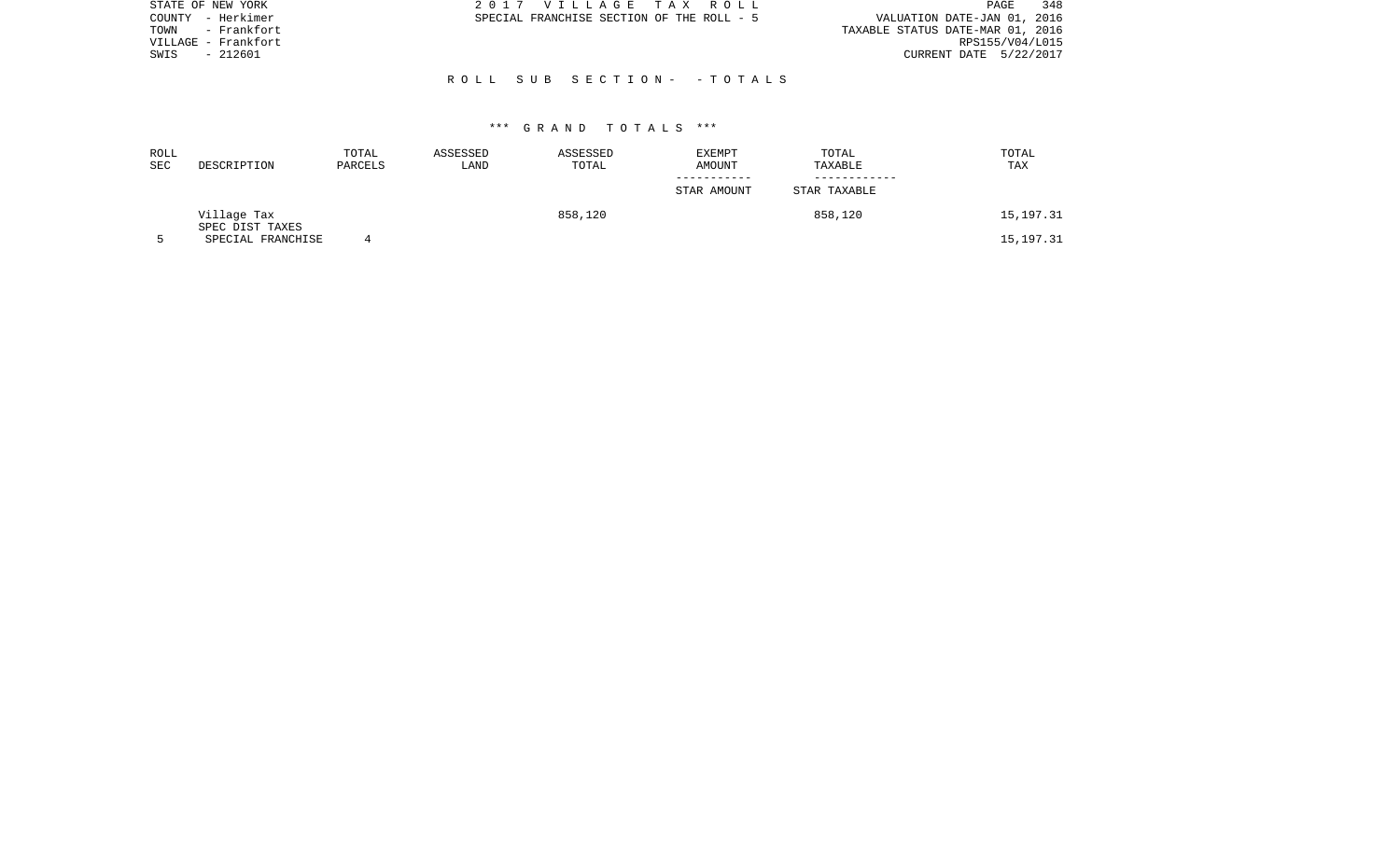STATE OF NEW YORK
COUNTY - Herkimer
TOWN - Frankfort
VILLAGE - Frankfort
SWIS - 212601

2 0 1 7 V I L L A G E T A X R O L L
SPECIAL FRANCHISE SECTION OF THE ROLL - 5

VALUATION DATE-JAN 01, 2016
TAXABLE STATUS DATE-MAR 01, 2016
RPS155/V04/L015
CURRENT DATE 5/22/2017

R O L L S U B S E C T I O N - - T O T A L S

\*\*\* G R A N D T O T A L S \*\*\*

| ROLL SEC | DESCRIPTION | TOTAL PARCELS | ASSESSED LAND | ASSESSED TOTAL | EXEMPT AMOUNT / STAR AMOUNT | TOTAL TAXABLE / STAR TAXABLE | TOTAL TAX |
|---|---|---|---|---|---|---|---|
| | Village Tax | | | 858,120 | | 858,120 | 15,197.31 |
| | SPEC DIST TAXES | | | | | | |
| 5 | SPECIAL FRANCHISE | 4 | | | | | 15,197.31 |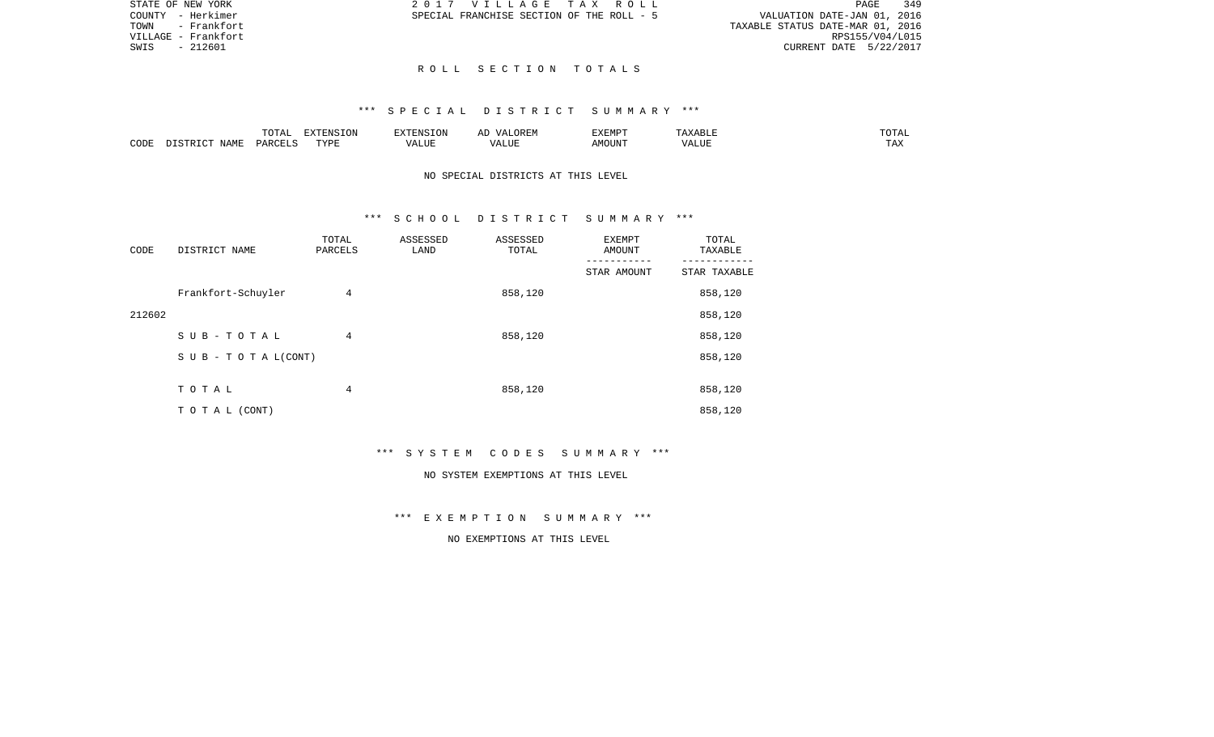STATE OF NEW YORK
COUNTY - Herkimer
TOWN - Frankfort
VILLAGE - Frankfort
SWIS - 212601

2 0 1 7 V I L L A G E T A X R O L L
SPECIAL FRANCHISE SECTION OF THE ROLL - 5

VALUATION DATE-JAN 01, 2016
TAXABLE STATUS DATE-MAR 01, 2016
RPS155/V04/L015
CURRENT DATE 5/22/2017

## R O L L S E C T I O N T O T A L S

### *** S P E C I A L D I S T R I C T S U M M A R Y ***

| CODE | DISTRICT NAME | TOTAL PARCELS | EXTENSION TYPE | EXTENSION VALUE | AD VALOREM VALUE | EXEMPT AMOUNT | TAXABLE VALUE | TOTAL TAX |
|---|---|---|---|---|---|---|---|---|

NO SPECIAL DISTRICTS AT THIS LEVEL

### *** S C H O O L D I S T R I C T S U M M A R Y ***

| CODE | DISTRICT NAME | TOTAL PARCELS | ASSESSED LAND | ASSESSED TOTAL | EXEMPT AMOUNT / STAR AMOUNT | TOTAL TAXABLE / STAR TAXABLE |
|---|---|---|---|---|---|---|
| 212602 | Frankfort-Schuyler | 4 | | 858,120 | | 858,120 |
| | | | | | | 858,120 |
| | S U B - T O T A L | 4 | | 858,120 | | 858,120 |
| | S U B - T O T A L(CONT) | | | | | 858,120 |
| | T O T A L | 4 | | 858,120 | | 858,120 |
| | T O T A L (CONT) | | | | | 858,120 |

### *** S Y S T E M C O D E S S U M M A R Y ***

NO SYSTEM EXEMPTIONS AT THIS LEVEL

### *** E X E M P T I O N S U M M A R Y ***

NO EXEMPTIONS AT THIS LEVEL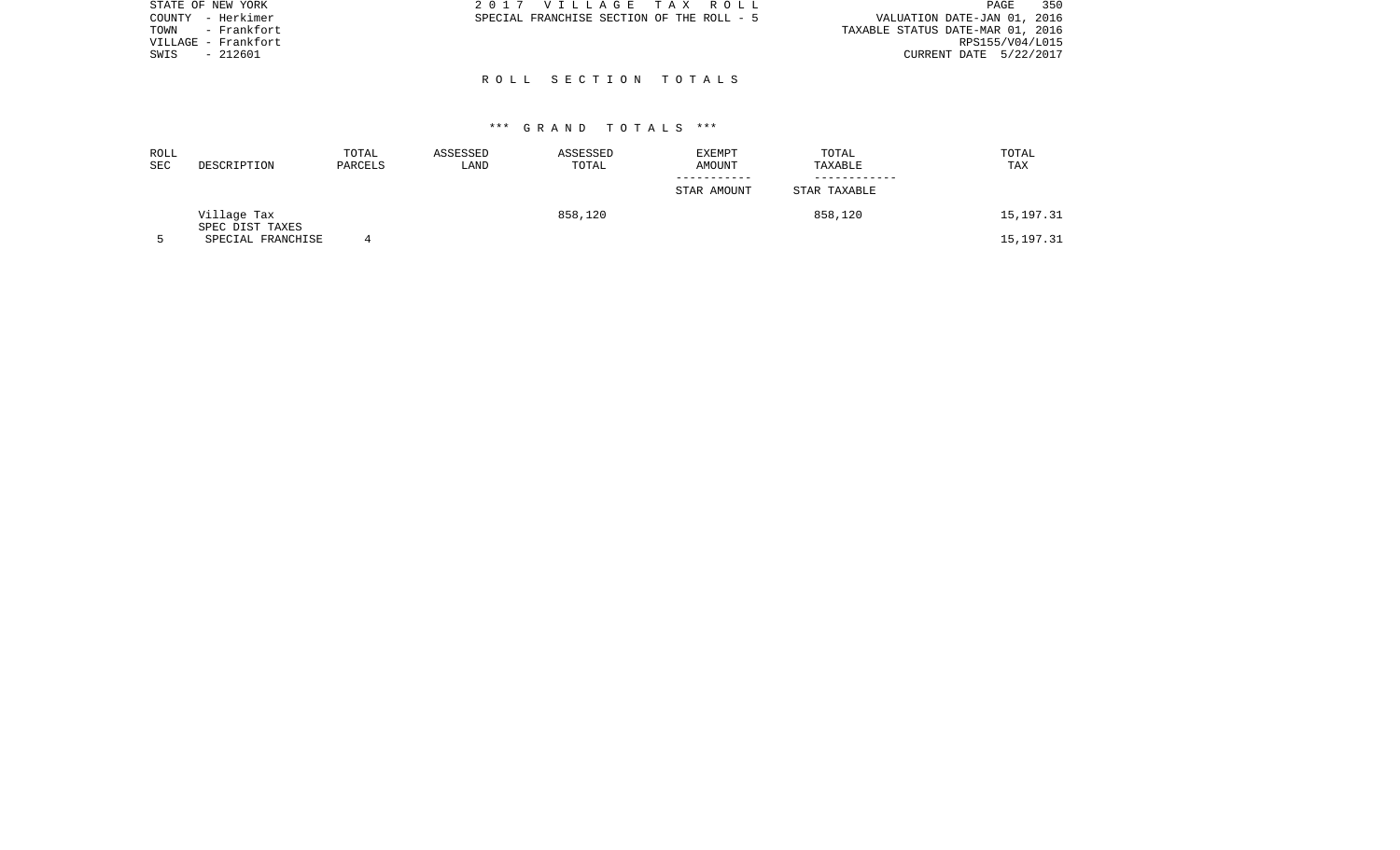STATE OF NEW YORK
COUNTY - Herkimer
TOWN - Frankfort
VILLAGE - Frankfort
SWIS - 212601

2 0 1 7 V I L L A G E T A X R O L L
SPECIAL FRANCHISE SECTION OF THE ROLL - 5

VALUATION DATE-JAN 01, 2016
TAXABLE STATUS DATE-MAR 01, 2016
RPS155/V04/L015
CURRENT DATE 5/22/2017

## R O L L S E C T I O N T O T A L S

### *** G R A N D T O T A L S ***

| ROLL SEC | DESCRIPTION | TOTAL PARCELS | ASSESSED LAND | ASSESSED TOTAL | EXEMPT AMOUNT / STAR AMOUNT | TOTAL TAXABLE / STAR TAXABLE | TOTAL TAX |
|---|---|---|---|---|---|---|---|
| | Village Tax | | | 858,120 | | 858,120 | 15,197.31 |
| | SPEC DIST TAXES | | | | | | |
| 5 | SPECIAL FRANCHISE | 4 | | | | | 15,197.31 |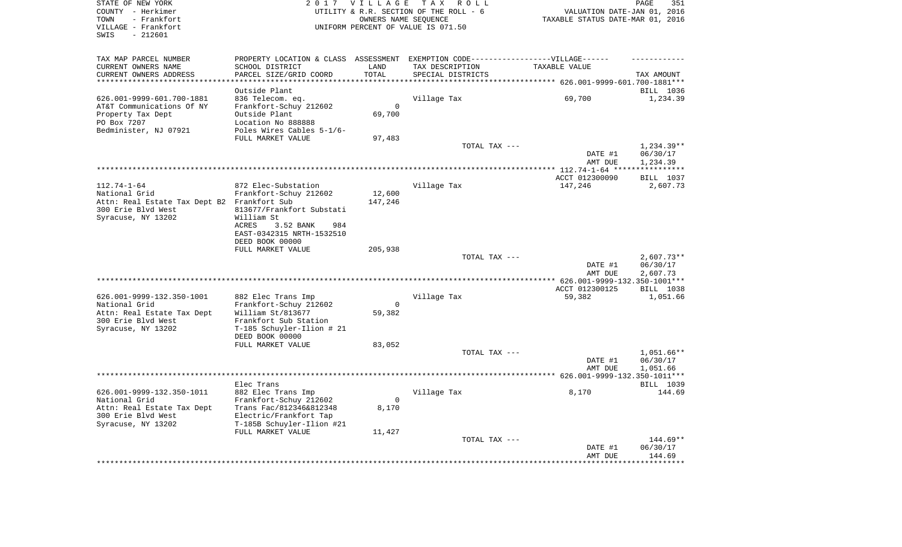STATE OF NEW YORK
COUNTY - Herkimer
TOWN - Frankfort
VILLAGE - Frankfort
SWIS - 212601

2 0 1 7 V I L L A G E T A X R O L L
UTILITY & R.R. SECTION OF THE ROLL - 6
OWNERS NAME SEQUENCE
UNIFORM PERCENT OF VALUE IS 071.50

VALUATION DATE-JAN 01, 2016
TAXABLE STATUS DATE-MAR 01, 2016

| TAX MAP PARCEL NUMBER<br>CURRENT OWNERS NAME<br>CURRENT OWNERS ADDRESS | PROPERTY LOCATION & CLASS<br>SCHOOL DISTRICT<br>PARCEL SIZE/GRID COORD | ASSESSMENT<br>LAND<br>TOTAL | EXEMPTION CODE-----VILLAGE------<br>TAX DESCRIPTION<br>SPECIAL DISTRICTS | TAXABLE VALUE | TAX AMOUNT |
|---|---|---|---|---|---|
| **626.001-9999-601.700-1881** | Outside Plant | | | | BILL 1036 |
| 626.001-9999-601.700-1881 | 836 Telecom. eq. | | Village Tax | 69,700 | 1,234.39 |
| AT&T Communications Of NY | Frankfort-Schuy 212602 | 0 | | | |
| Property Tax Dept | Outside Plant | 69,700 | | | |
| PO Box 7207 | Location No 888888 | | | | |
| Bedminster, NJ 07921 | Poles Wires Cables 5-1/6- | | | | |
| | FULL MARKET VALUE | 97,483 | | | |
| | | | TOTAL TAX --- | | 1,234.39** |
| | | | | DATE #1 | 06/30/17 |
| | | | | AMT DUE | 1,234.39 |
| **112.74-1-64** | | | | ACCT 012300090 | BILL 1037 |
| 112.74-1-64 | 872 Elec-Substation | | Village Tax | 147,246 | 2,607.73 |
| National Grid | Frankfort-Schuy 212602 | 12,600 | | | |
| Attn: Real Estate Tax Dept B2 | Frankfort Sub | 147,246 | | | |
| 300 Erie Blvd West | 813677/Frankfort Substati | | | | |
| Syracuse, NY 13202 | William St | | | | |
| | ACRES 3.52 BANK 984 | | | | |
| | EAST-0342315 NRTH-1532510 | | | | |
| | DEED BOOK 00000 | | | | |
| | FULL MARKET VALUE | 205,938 | | | |
| | | | TOTAL TAX --- | | 2,607.73** |
| | | | | DATE #1 | 06/30/17 |
| | | | | AMT DUE | 2,607.73 |
| **626.001-9999-132.350-1001** | | | | ACCT 012300125 | BILL 1038 |
| 626.001-9999-132.350-1001 | 882 Elec Trans Imp | | Village Tax | 59,382 | 1,051.66 |
| National Grid | Frankfort-Schuy 212602 | 0 | | | |
| Attn: Real Estate Tax Dept | William St/813677 | 59,382 | | | |
| 300 Erie Blvd West | Frankfort Sub Station | | | | |
| Syracuse, NY 13202 | T-185 Schuyler-Ilion # 21 | | | | |
| | DEED BOOK 00000 | | | | |
| | FULL MARKET VALUE | 83,052 | | | |
| | | | TOTAL TAX --- | | 1,051.66** |
| | | | | DATE #1 | 06/30/17 |
| | | | | AMT DUE | 1,051.66 |
| **626.001-9999-132.350-1011** | Elec Trans | | | | BILL 1039 |
| 626.001-9999-132.350-1011 | 882 Elec Trans Imp | | Village Tax | 8,170 | 144.69 |
| National Grid | Frankfort-Schuy 212602 | 0 | | | |
| Attn: Real Estate Tax Dept | Trans Fac/812346&812348 | 8,170 | | | |
| 300 Erie Blvd West | Electric/Frankfort Tap | | | | |
| Syracuse, NY 13202 | T-185B Schuyler-Ilion #21 | | | | |
| | FULL MARKET VALUE | 11,427 | | | |
| | | | TOTAL TAX --- | | 144.69** |
| | | | | DATE #1 | 06/30/17 |
| | | | | AMT DUE | 144.69 |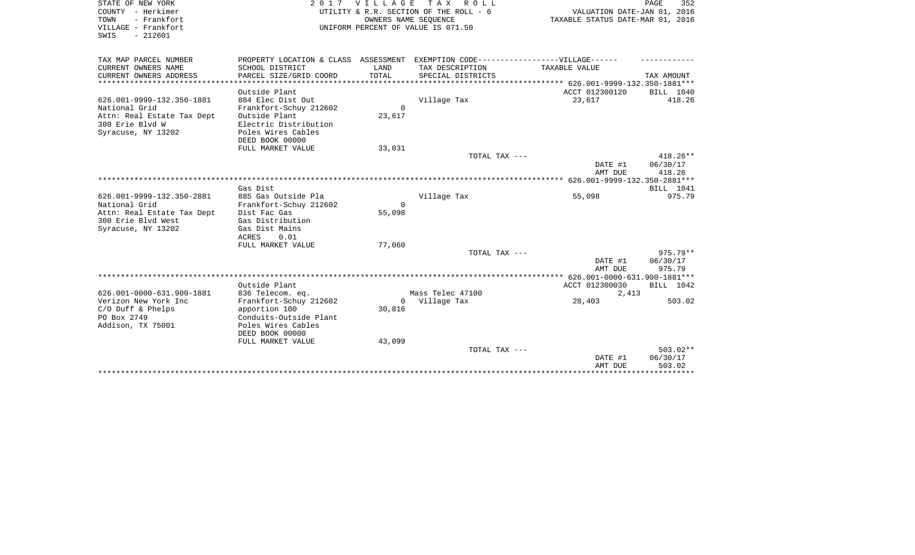STATE OF NEW YORK
COUNTY - Herkimer
TOWN - Frankfort
VILLAGE - Frankfort
SWIS - 212601

2 0 1 7 V I L L A G E T A X R O L L
UTILITY & R.R. SECTION OF THE ROLL - 6
OWNERS NAME SEQUENCE
UNIFORM PERCENT OF VALUE IS 071.50

VALUATION DATE-JAN 01, 2016
TAXABLE STATUS DATE-MAR 01, 2016

| TAX MAP PARCEL NUMBER / CURRENT OWNERS NAME / CURRENT OWNERS ADDRESS | PROPERTY LOCATION & CLASS / SCHOOL DISTRICT / PARCEL SIZE/GRID COORD | ASSESSMENT LAND / TOTAL | EXEMPTION CODE / TAX DESCRIPTION / SPECIAL DISTRICTS | VILLAGE TAXABLE VALUE | TAX AMOUNT |
|---|---|---|---|---|---|
| **626.001-9999-132.350-1881** | Outside Plant | | | ACCT 012300120 | BILL 1040 |
| 626.001-9999-132.350-1881 | 884 Elec Dist Out | | Village Tax | 23,617 | 418.26 |
| National Grid | Frankfort-Schuy 212602 | 0 | | | |
| Attn: Real Estate Tax Dept | Outside Plant | 23,617 | | | |
| 300 Erie Blvd W | Electric Distribution | | | | |
| Syracuse, NY 13202 | Poles Wires Cables | | | | |
| | DEED BOOK 00000 | | | | |
| | FULL MARKET VALUE | 33,031 | | | |
| | | | TOTAL TAX --- | | 418.26** |
| | | | | DATE #1 | 06/30/17 |
| | | | | AMT DUE | 418.26 |
| **626.001-9999-132.350-2881** | Gas Dist | | | | BILL 1041 |
| 626.001-9999-132.350-2881 | 885 Gas Outside Pla | | Village Tax | 55,098 | 975.79 |
| National Grid | Frankfort-Schuy 212602 | 0 | | | |
| Attn: Real Estate Tax Dept | Dist Fac Gas | 55,098 | | | |
| 300 Erie Blvd West | Gas Distribution | | | | |
| Syracuse, NY 13202 | Gas Dist Mains | | | | |
| | ACRES 0.01 | | | | |
| | FULL MARKET VALUE | 77,060 | | | |
| | | | TOTAL TAX --- | | 975.79** |
| | | | | DATE #1 | 06/30/17 |
| | | | | AMT DUE | 975.79 |
| **626.001-0000-631.900-1881** | Outside Plant | | | ACCT 012300030 | BILL 1042 |
| 626.001-0000-631.900-1881 | 836 Telecom. eq. | | Mass Telec 47100 | 2,413 | |
| Verizon New York Inc | Frankfort-Schuy 212602 | 0 | Village Tax | 28,403 | 503.02 |
| C/O Duff & Phelps | apportion 100 | 30,816 | | | |
| PO Box 2749 | Conduits-Outside Plant | | | | |
| Addison, TX 75001 | Poles Wires Cables | | | | |
| | DEED BOOK 00000 | | | | |
| | FULL MARKET VALUE | 43,099 | | | |
| | | | TOTAL TAX --- | | 503.02** |
| | | | | DATE #1 | 06/30/17 |
| | | | | AMT DUE | 503.02 |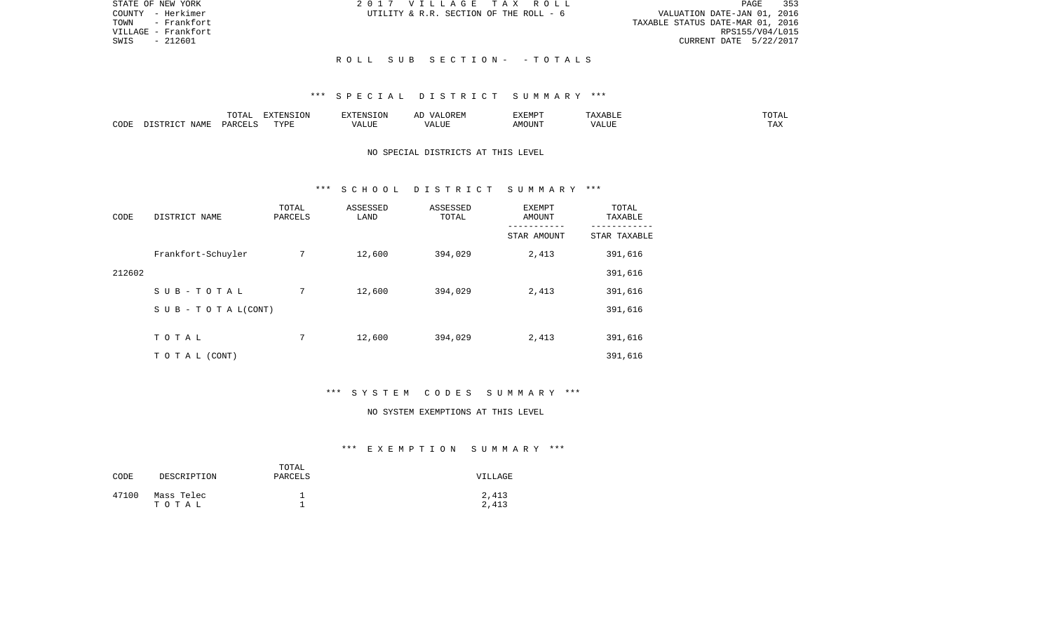STATE OF NEW YORK
COUNTY - Herkimer
TOWN - Frankfort
VILLAGE - Frankfort
SWIS - 212601

2017 VILLAGE TAX ROLL
UTILITY & R.R. SECTION OF THE ROLL - 6

VALUATION DATE-JAN 01, 2016
TAXABLE STATUS DATE-MAR 01, 2016
RPS155/V04/L015
CURRENT DATE 5/22/2017

ROLL SUB SECTION- - TOTALS

*** SPECIAL DISTRICT SUMMARY ***

| CODE | DISTRICT NAME | TOTAL PARCELS | EXTENSION TYPE | EXTENSION VALUE | AD VALOREM VALUE | EXEMPT AMOUNT | TAXABLE VALUE | TOTAL TAX |
|---|---|---|---|---|---|---|---|---|

NO SPECIAL DISTRICTS AT THIS LEVEL

*** SCHOOL DISTRICT SUMMARY ***

| CODE | DISTRICT NAME | TOTAL PARCELS | ASSESSED LAND | ASSESSED TOTAL | EXEMPT AMOUNT / STAR AMOUNT | TOTAL TAXABLE / STAR TAXABLE |
|---|---|---|---|---|---|---|
| | Frankfort-Schuyler | 7 | 12,600 | 394,029 | 2,413 | 391,616 |
| 212602 | | | | | | 391,616 |
| | SUB-TOTAL | 7 | 12,600 | 394,029 | 2,413 | 391,616 |
| | SUB-TOTAL(CONT) | | | | | 391,616 |
| | TOTAL | 7 | 12,600 | 394,029 | 2,413 | 391,616 |
| | TOTAL (CONT) | | | | | 391,616 |

*** SYSTEM CODES SUMMARY ***

NO SYSTEM EXEMPTIONS AT THIS LEVEL

*** EXEMPTION SUMMARY ***

| CODE | DESCRIPTION | TOTAL PARCELS | VILLAGE |
|---|---|---|---|
| 47100 | Mass Telec | 1 | 2,413 |
| | TOTAL | 1 | 2,413 |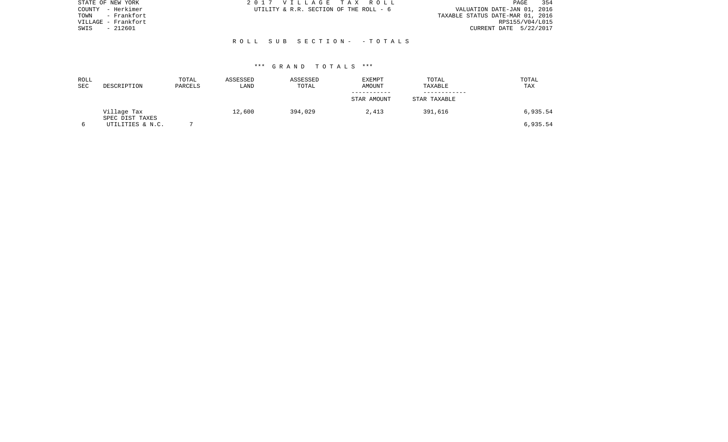STATE OF NEW YORK
COUNTY - Herkimer
TOWN - Frankfort
VILLAGE - Frankfort
SWIS - 212601

2017 VILLAGE TAX ROLL
UTILITY & R.R. SECTION OF THE ROLL - 6

VALUATION DATE-JAN 01, 2016
TAXABLE STATUS DATE-MAR 01, 2016
RPS155/V04/L015
CURRENT DATE 5/22/2017

ROLL SUB SECTION- - TOTALS

*** GRAND TOTALS ***

| ROLL SEC | DESCRIPTION | TOTAL PARCELS | ASSESSED LAND | ASSESSED TOTAL | EXEMPT AMOUNT / STAR AMOUNT | TOTAL TAXABLE / STAR TAXABLE | TOTAL TAX |
|---|---|---|---|---|---|---|---|
| | Village Tax | | 12,600 | 394,029 | 2,413 | 391,616 | 6,935.54 |
| | SPEC DIST TAXES | | | | | | |
| 6 | UTILITIES & N.C. | 7 | | | | | 6,935.54 |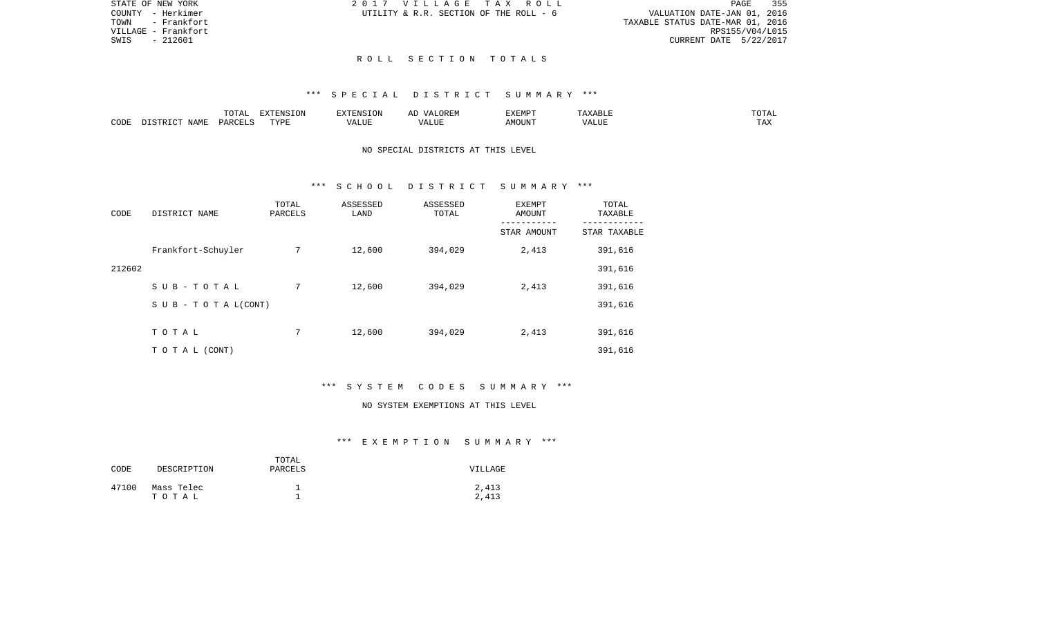STATE OF NEW YORK
COUNTY - Herkimer
TOWN - Frankfort
VILLAGE - Frankfort
SWIS - 212601

2 0 1 7 V I L L A G E T A X R O L L
UTILITY & R.R. SECTION OF THE ROLL - 6

VALUATION DATE-JAN 01, 2016
TAXABLE STATUS DATE-MAR 01, 2016
RPS155/V04/L015
CURRENT DATE 5/22/2017

## R O L L S E C T I O N T O T A L S

### *** S P E C I A L D I S T R I C T S U M M A R Y ***

| CODE | DISTRICT NAME | TOTAL PARCELS | EXTENSION TYPE | EXTENSION VALUE | AD VALOREM VALUE | EXEMPT AMOUNT | TAXABLE VALUE | TOTAL TAX |
|---|---|---|---|---|---|---|---|---|

NO SPECIAL DISTRICTS AT THIS LEVEL

### *** S C H O O L D I S T R I C T S U M M A R Y ***

| CODE | DISTRICT NAME | TOTAL PARCELS | ASSESSED LAND | ASSESSED TOTAL | EXEMPT AMOUNT / STAR AMOUNT | TOTAL TAXABLE / STAR TAXABLE |
|---|---|---|---|---|---|---|
| | Frankfort-Schuyler | 7 | 12,600 | 394,029 | 2,413 | 391,616 |
| 212602 | | | | | | 391,616 |
| | S U B - T O T A L | 7 | 12,600 | 394,029 | 2,413 | 391,616 |
| | S U B - T O T A L(CONT) | | | | | 391,616 |
| | T O T A L | 7 | 12,600 | 394,029 | 2,413 | 391,616 |
| | T O T A L (CONT) | | | | | 391,616 |

### *** S Y S T E M C O D E S S U M M A R Y ***

NO SYSTEM EXEMPTIONS AT THIS LEVEL

### *** E X E M P T I O N S U M M A R Y ***

| CODE | DESCRIPTION | TOTAL PARCELS | VILLAGE |
|---|---|---|---|
| 47100 | Mass Telec | 1 | 2,413 |
| | T O T A L | 1 | 2,413 |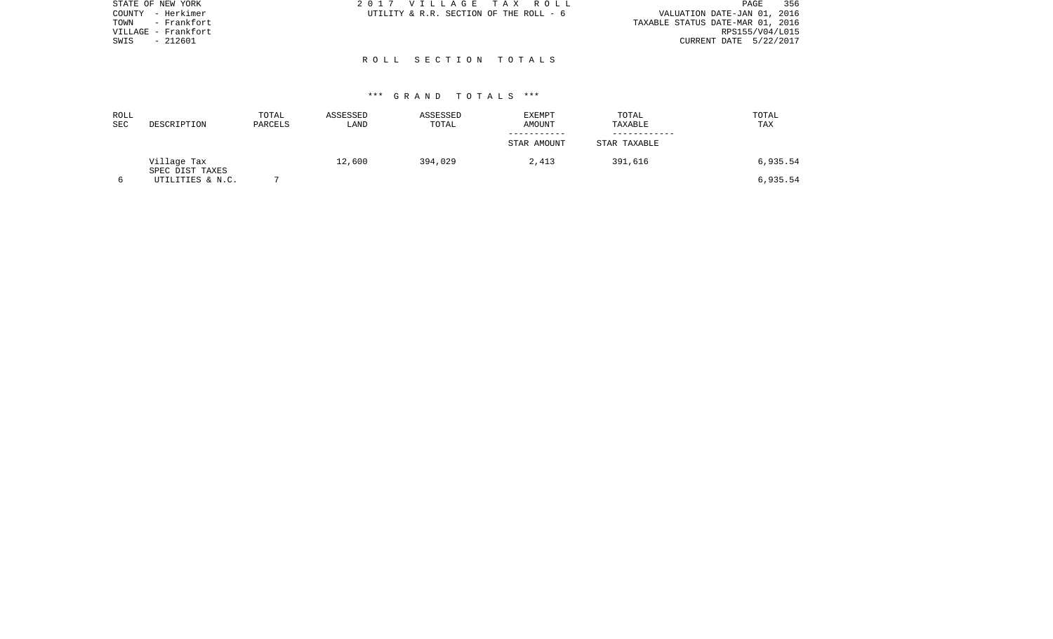STATE OF NEW YORK
COUNTY - Herkimer
TOWN - Frankfort
VILLAGE - Frankfort
SWIS - 212601

2 0 1 7 V I L L A G E T A X R O L L
UTILITY & R.R. SECTION OF THE ROLL - 6

VALUATION DATE-JAN 01, 2016
TAXABLE STATUS DATE-MAR 01, 2016
RPS155/V04/L015
CURRENT DATE 5/22/2017

## R O L L S E C T I O N T O T A L S

### *** G R A N D T O T A L S ***

| ROLL SEC | DESCRIPTION | TOTAL PARCELS | ASSESSED LAND | ASSESSED TOTAL | EXEMPT AMOUNT / STAR AMOUNT | TOTAL TAXABLE / STAR TAXABLE | TOTAL TAX |
|---|---|---|---|---|---|---|---|
| | Village Tax | | 12,600 | 394,029 | 2,413 | 391,616 | 6,935.54 |
| | SPEC DIST TAXES | | | | | | |
| 6 | UTILITIES & N.C. | 7 | | | | | 6,935.54 |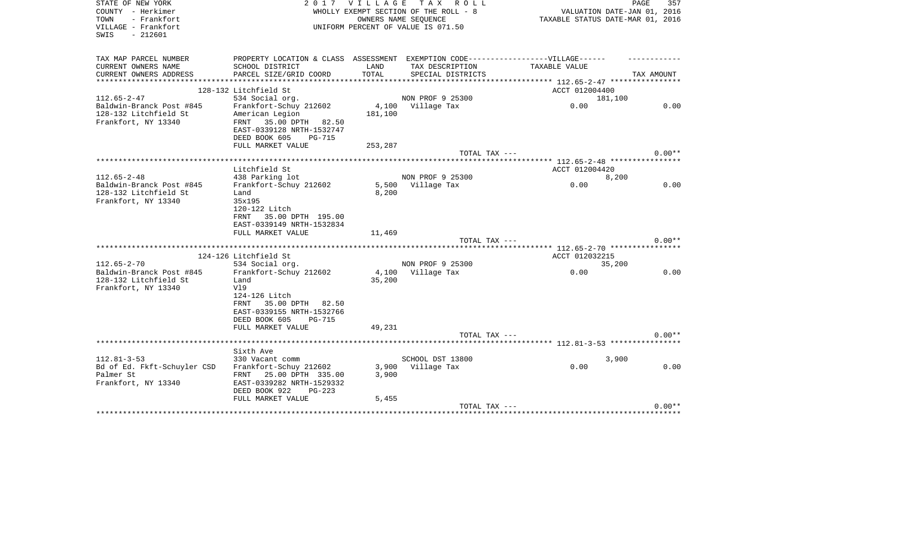STATE OF NEW YORK
COUNTY - Herkimer
TOWN - Frankfort
VILLAGE - Frankfort
SWIS - 212601

2 0 1 7 V I L L A G E T A X R O L L
WHOLLY EXEMPT SECTION OF THE ROLL - 8
OWNERS NAME SEQUENCE
UNIFORM PERCENT OF VALUE IS 071.50

VALUATION DATE-JAN 01, 2016
TAXABLE STATUS DATE-MAR 01, 2016

| TAX MAP PARCEL NUMBER / CURRENT OWNERS NAME / CURRENT OWNERS ADDRESS | PROPERTY LOCATION & CLASS / SCHOOL DISTRICT / PARCEL SIZE/GRID COORD | ASSESSMENT LAND / TOTAL | EXEMPTION CODE-----VILLAGE----- TAX DESCRIPTION / SPECIAL DISTRICTS | TAXABLE VALUE | TAX AMOUNT |
|---|---|---|---|---|---|
| | 128-132 Litchfield St | | | ACCT 012004400 | |
| 112.65-2-47 | 534 Social org. | | NON PROF 9 25300 | 181,100 | |
| Baldwin-Branck Post #845 | Frankfort-Schuy 212602 | 4,100 | Village Tax | 0.00 | 0.00 |
| 128-132 Litchfield St | American Legion | 181,100 | | | |
| Frankfort, NY 13340 | FRNT 35.00 DPTH 82.50 | | | | |
| | EAST-0339128 NRTH-1532747 | | | | |
| | DEED BOOK 605 PG-715 | | | | |
| | FULL MARKET VALUE | 253,287 | | | |
| | | | TOTAL TAX --- | | 0.00** |
| | Litchfield St | | | ACCT 012004420 | |
| 112.65-2-48 | 438 Parking lot | | NON PROF 9 25300 | 8,200 | |
| Baldwin-Branck Post #845 | Frankfort-Schuy 212602 | 5,500 | Village Tax | 0.00 | 0.00 |
| 128-132 Litchfield St | Land | 8,200 | | | |
| Frankfort, NY 13340 | 35x195 | | | | |
| | 120-122 Litch | | | | |
| | FRNT 35.00 DPTH 195.00 | | | | |
| | EAST-0339149 NRTH-1532834 | | | | |
| | FULL MARKET VALUE | 11,469 | | | |
| | | | TOTAL TAX --- | | 0.00** |
| | 124-126 Litchfield St | | | ACCT 012032215 | |
| 112.65-2-70 | 534 Social org. | | NON PROF 9 25300 | 35,200 | |
| Baldwin-Branck Post #845 | Frankfort-Schuy 212602 | 4,100 | Village Tax | 0.00 | 0.00 |
| 128-132 Litchfield St | Land | 35,200 | | | |
| Frankfort, NY 13340 | Vl9 | | | | |
| | 124-126 Litch | | | | |
| | FRNT 35.00 DPTH 82.50 | | | | |
| | EAST-0339155 NRTH-1532766 | | | | |
| | DEED BOOK 605 PG-715 | | | | |
| | FULL MARKET VALUE | 49,231 | | | |
| | | | TOTAL TAX --- | | 0.00** |
| | Sixth Ave | | | | |
| 112.81-3-53 | 330 Vacant comm | | SCHOOL DST 13800 | 3,900 | |
| Bd of Ed. Fkft-Schuyler CSD | Frankfort-Schuy 212602 | 3,900 | Village Tax | 0.00 | 0.00 |
| Palmer St | FRNT 25.00 DPTH 335.00 | 3,900 | | | |
| Frankfort, NY 13340 | EAST-0339282 NRTH-1529332 | | | | |
| | DEED BOOK 922 PG-223 | | | | |
| | FULL MARKET VALUE | 5,455 | | | |
| | | | TOTAL TAX --- | | 0.00** |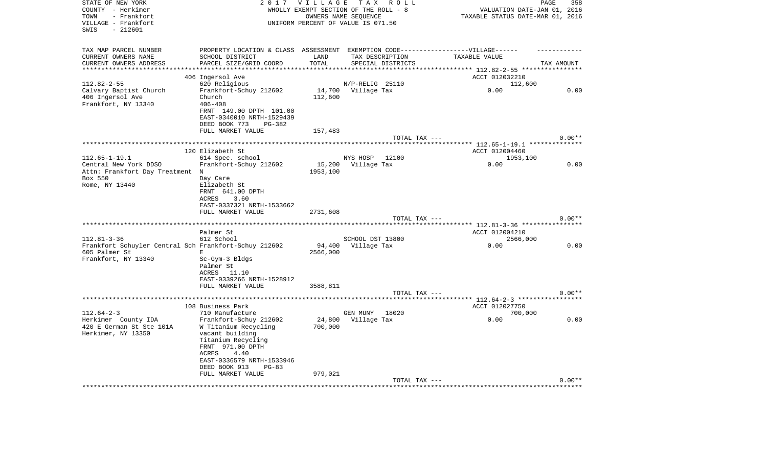STATE OF NEW YORK
COUNTY - Herkimer
TOWN - Frankfort
VILLAGE - Frankfort
SWIS - 212601

2017 VILLAGE TAX ROLL
WHOLLY EXEMPT SECTION OF THE ROLL - 8
OWNERS NAME SEQUENCE
UNIFORM PERCENT OF VALUE IS 071.50

PAGE 358
VALUATION DATE-JAN 01, 2016
TAXABLE STATUS DATE-MAR 01, 2016

| TAX MAP PARCEL NUMBER / CURRENT OWNERS NAME / CURRENT OWNERS ADDRESS | PROPERTY LOCATION & CLASS / SCHOOL DISTRICT / PARCEL SIZE/GRID COORD | ASSESSMENT LAND / TOTAL | EXEMPTION CODE / TAX DESCRIPTION / SPECIAL DISTRICTS | VILLAGE TAXABLE VALUE | TAX AMOUNT |
|---|---|---|---|---|---|
| 112.82-2-55 | 406 Ingersol Ave | | | ACCT 012032210 | |
| | 620 Religious | | N/P-RELIG 25110 | 112,600 | |
| Calvary Baptist Church | Frankfort-Schuy 212602 | 14,700 | Village Tax | 0.00 | 0.00 |
| 406 Ingersol Ave | Church | 112,600 | | | |
| Frankfort, NY 13340 | 406-408 | | | | |
| | FRNT 149.00 DPTH 101.00 | | | | |
| | EAST-0340010 NRTH-1529439 | | | | |
| | DEED BOOK 773 PG-382 | | | | |
| | FULL MARKET VALUE | 157,483 | | | |
| | | | TOTAL TAX --- | | 0.00** |
| 112.65-1-19.1 | 120 Elizabeth St | | | ACCT 012004460 | |
| | 614 Spec. school | | NYS HOSP 12100 | 1953,100 | |
| Central New York DDSO | Frankfort-Schuy 212602 | 15,200 | Village Tax | 0.00 | 0.00 |
| Attn: Frankfort Day Treatment | N | 1953,100 | | | |
| Box 550 | Day Care | | | | |
| Rome, NY 13440 | Elizabeth St | | | | |
| | FRNT 641.00 DPTH | | | | |
| | ACRES 3.60 | | | | |
| | EAST-0337321 NRTH-1533662 | | | | |
| | FULL MARKET VALUE | 2731,608 | | | |
| | | | TOTAL TAX --- | | 0.00** |
| 112.81-3-36 | Palmer St | | | ACCT 012004210 | |
| | 612 School | | SCHOOL DST 13800 | 2566,000 | |
| Frankfort Schuyler Central Sch | Frankfort-Schuy 212602 | 94,400 | Village Tax | 0.00 | 0.00 |
| 605 Palmer St | E | 2566,000 | | | |
| Frankfort, NY 13340 | Sc-Gym-3 Bldgs | | | | |
| | Palmer St | | | | |
| | ACRES 11.10 | | | | |
| | EAST-0339266 NRTH-1528912 | | | | |
| | FULL MARKET VALUE | 3588,811 | | | |
| | | | TOTAL TAX --- | | 0.00** |
| 112.64-2-3 | 108 Business Park | | | ACCT 012027750 | |
| | 710 Manufacture | | GEN MUNY 18020 | 700,000 | |
| Herkimer County IDA | Frankfort-Schuy 212602 | 24,800 | Village Tax | 0.00 | 0.00 |
| 420 E German St Ste 101A | W Titanium Recycling | 700,000 | | | |
| Herkimer, NY 13350 | vacant building | | | | |
| | Titanium Recycling | | | | |
| | FRNT 971.00 DPTH | | | | |
| | ACRES 4.40 | | | | |
| | EAST-0336579 NRTH-1533946 | | | | |
| | DEED BOOK 913 PG-83 | | | | |
| | FULL MARKET VALUE | 979,021 | | | |
| | | | TOTAL TAX --- | | 0.00** |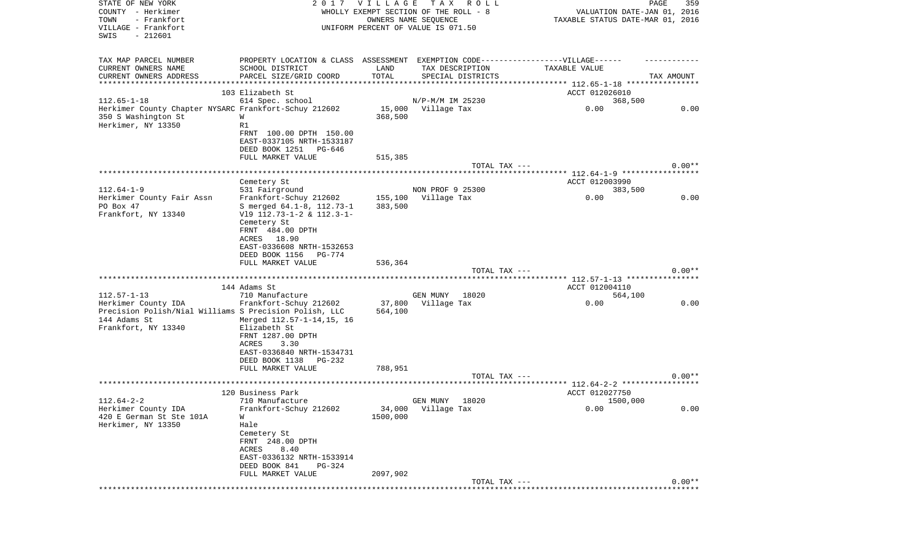STATE OF NEW YORK
COUNTY - Herkimer
TOWN - Frankfort
VILLAGE - Frankfort
SWIS - 212601

2 0 1 7 V I L L A G E T A X R O L L
WHOLLY EXEMPT SECTION OF THE ROLL - 8
OWNERS NAME SEQUENCE
UNIFORM PERCENT OF VALUE IS 071.50

VALUATION DATE-JAN 01, 2016
TAXABLE STATUS DATE-MAR 01, 2016

| TAX MAP PARCEL NUMBER / CURRENT OWNERS NAME / CURRENT OWNERS ADDRESS | PROPERTY LOCATION & CLASS / SCHOOL DISTRICT / PARCEL SIZE/GRID COORD | ASSESSMENT LAND / TOTAL | EXEMPTION CODE / TAX DESCRIPTION / SPECIAL DISTRICTS | VILLAGE TAXABLE VALUE | TAX AMOUNT |
|---|---|---|---|---|---|
| | 103 Elizabeth St | | | ACCT 012026010 | |
| 112.65-1-18 | 614 Spec. school | | N/P-M/M IM 25230 | 368,500 | |
| Herkimer County Chapter NYSARC | Frankfort-Schuy 212602 | 15,000 | Village Tax | 0.00 | 0.00 |
| 350 S Washington St | W | 368,500 | | | |
| Herkimer, NY 13350 | R1 | | | | |
| | FRNT 100.00 DPTH 150.00 | | | | |
| | EAST-0337105 NRTH-1533187 | | | | |
| | DEED BOOK 1251 PG-646 | | | | |
| | FULL MARKET VALUE | 515,385 | | | |
| | | | TOTAL TAX --- | | 0.00** |
| | Cemetery St | | | ACCT 012003990 | |
| 112.64-1-9 | 531 Fairground | | NON PROF 9 25300 | 383,500 | |
| Herkimer County Fair Assn | Frankfort-Schuy 212602 | 155,100 | Village Tax | 0.00 | 0.00 |
| PO Box 47 | S merged 64.1-8, 112.73-1 | 383,500 | | | |
| Frankfort, NY 13340 | Vl9 112.73-1-2 & 112.3-1- | | | | |
| | Cemetery St | | | | |
| | FRNT 484.00 DPTH | | | | |
| | ACRES 18.90 | | | | |
| | EAST-0336608 NRTH-1532653 | | | | |
| | DEED BOOK 1156 PG-774 | | | | |
| | FULL MARKET VALUE | 536,364 | | | |
| | | | TOTAL TAX --- | | 0.00** |
| | 144 Adams St | | | ACCT 012004110 | |
| 112.57-1-13 | 710 Manufacture | | GEN MUNY 18020 | 564,100 | |
| Herkimer County IDA | Frankfort-Schuy 212602 | 37,800 | Village Tax | 0.00 | 0.00 |
| Precision Polish/Nial Williams | S Precision Polish, LLC | 564,100 | | | |
| 144 Adams St | Merged 112.57-1-14,15, 16 | | | | |
| Frankfort, NY 13340 | Elizabeth St | | | | |
| | FRNT 1287.00 DPTH | | | | |
| | ACRES 3.30 | | | | |
| | EAST-0336840 NRTH-1534731 | | | | |
| | DEED BOOK 1138 PG-232 | | | | |
| | FULL MARKET VALUE | 788,951 | | | |
| | | | TOTAL TAX --- | | 0.00** |
| | 120 Business Park | | | ACCT 012027750 | |
| 112.64-2-2 | 710 Manufacture | | GEN MUNY 18020 | 1500,000 | |
| Herkimer County IDA | Frankfort-Schuy 212602 | 34,000 | Village Tax | 0.00 | 0.00 |
| 420 E German St Ste 101A | W | 1500,000 | | | |
| Herkimer, NY 13350 | Hale | | | | |
| | Cemetery St | | | | |
| | FRNT 248.00 DPTH | | | | |
| | ACRES 8.40 | | | | |
| | EAST-0336132 NRTH-1533914 | | | | |
| | DEED BOOK 841 PG-324 | | | | |
| | FULL MARKET VALUE | 2097,902 | | | |
| | | | TOTAL TAX --- | | 0.00** |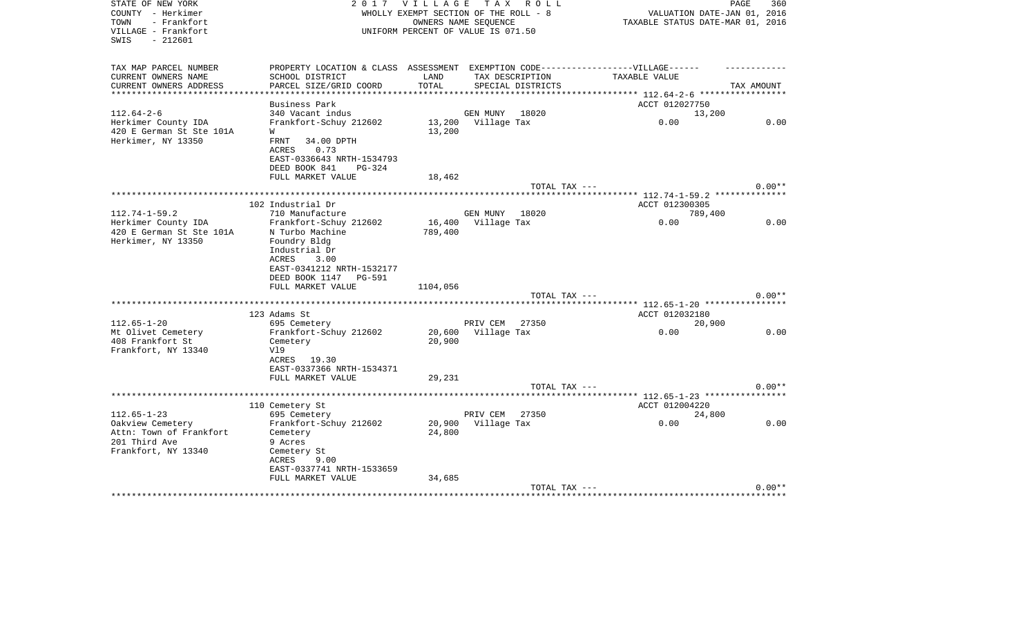STATE OF NEW YORK
COUNTY - Herkimer
TOWN - Frankfort
VILLAGE - Frankfort
SWIS - 212601

2 0 1 7 V I L L A G E T A X R O L L
WHOLLY EXEMPT SECTION OF THE ROLL - 8
OWNERS NAME SEQUENCE
UNIFORM PERCENT OF VALUE IS 071.50

VALUATION DATE-JAN 01, 2016
TAXABLE STATUS DATE-MAR 01, 2016

| TAX MAP PARCEL NUMBER / CURRENT OWNERS NAME / CURRENT OWNERS ADDRESS | PROPERTY LOCATION & CLASS / SCHOOL DISTRICT / PARCEL SIZE/GRID COORD | ASSESSMENT LAND / TOTAL | EXEMPTION CODE / TAX DESCRIPTION / SPECIAL DISTRICTS | VILLAGE TAXABLE VALUE | TAX AMOUNT |
|---|---|---|---|---|---|
| 112.64-2-6 | Business Park | | | ACCT 012027750 | |
| | 340 Vacant indus | | GEN MUNY 18020 | 13,200 | |
| Herkimer County IDA | Frankfort-Schuy 212602 | 13,200 | Village Tax | 0.00 | 0.00 |
| 420 E German St Ste 101A | W | 13,200 | | | |
| Herkimer, NY 13350 | FRNT 34.00 DPTH | | | | |
| | ACRES 0.73 | | | | |
| | EAST-0336643 NRTH-1534793 | | | | |
| | DEED BOOK 841 PG-324 | | | | |
| | FULL MARKET VALUE | 18,462 | | | |
| | | | TOTAL TAX --- | | 0.00** |
| 112.74-1-59.2 | 102 Industrial Dr | | | ACCT 012300305 | |
| | 710 Manufacture | | GEN MUNY 18020 | 789,400 | |
| Herkimer County IDA | Frankfort-Schuy 212602 | 16,400 | Village Tax | 0.00 | 0.00 |
| 420 E German St Ste 101A | N Turbo Machine | 789,400 | | | |
| Herkimer, NY 13350 | Foundry Bldg | | | | |
| | Industrial Dr | | | | |
| | ACRES 3.00 | | | | |
| | EAST-0341212 NRTH-1532177 | | | | |
| | DEED BOOK 1147 PG-591 | | | | |
| | FULL MARKET VALUE | 1104,056 | | | |
| | | | TOTAL TAX --- | | 0.00** |
| 112.65-1-20 | 123 Adams St | | | ACCT 012032180 | |
| | 695 Cemetery | | PRIV CEM 27350 | 20,900 | |
| Mt Olivet Cemetery | Frankfort-Schuy 212602 | 20,600 | Village Tax | 0.00 | 0.00 |
| 408 Frankfort St | Cemetery | 20,900 | | | |
| Frankfort, NY 13340 | Vl9 | | | | |
| | ACRES 19.30 | | | | |
| | EAST-0337366 NRTH-1534371 | | | | |
| | FULL MARKET VALUE | 29,231 | | | |
| | | | TOTAL TAX --- | | 0.00** |
| 112.65-1-23 | 110 Cemetery St | | | ACCT 012004220 | |
| | 695 Cemetery | | PRIV CEM 27350 | 24,800 | |
| Oakview Cemetery | Frankfort-Schuy 212602 | 20,900 | Village Tax | 0.00 | 0.00 |
| Attn: Town of Frankfort | Cemetery | 24,800 | | | |
| 201 Third Ave | 9 Acres | | | | |
| Frankfort, NY 13340 | Cemetery St | | | | |
| | ACRES 9.00 | | | | |
| | EAST-0337741 NRTH-1533659 | | | | |
| | FULL MARKET VALUE | 34,685 | | | |
| | | | TOTAL TAX --- | | 0.00** |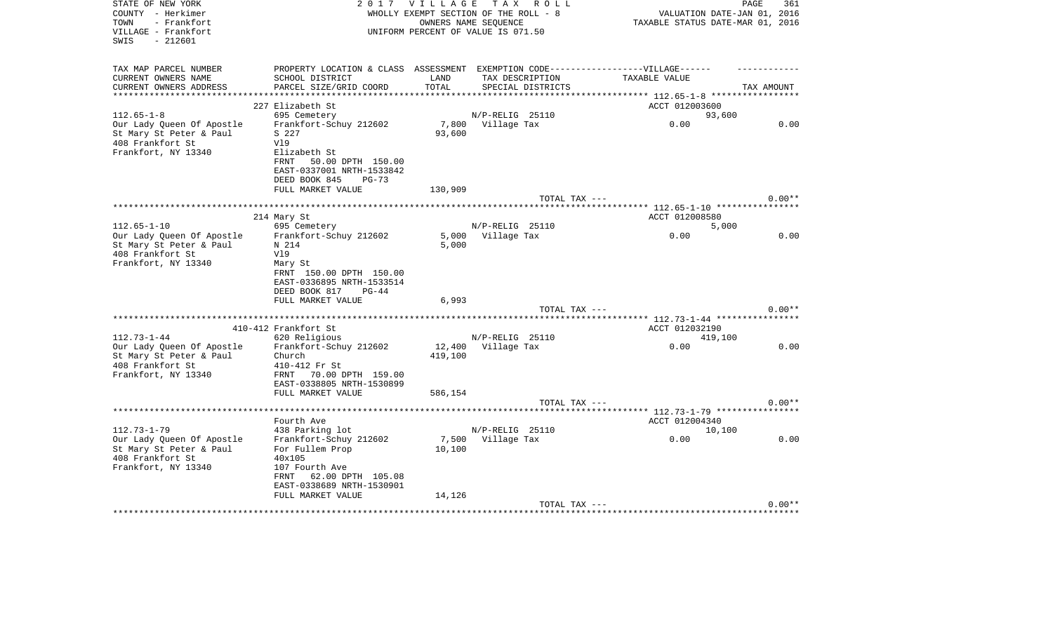STATE OF NEW YORK
COUNTY - Herkimer
TOWN - Frankfort
VILLAGE - Frankfort
SWIS - 212601

2 0 1 7 V I L L A G E T A X R O L L
WHOLLY EXEMPT SECTION OF THE ROLL - 8
OWNERS NAME SEQUENCE
UNIFORM PERCENT OF VALUE IS 071.50

VALUATION DATE-JAN 01, 2016
TAXABLE STATUS DATE-MAR 01, 2016

| TAX MAP PARCEL NUMBER / CURRENT OWNERS NAME / CURRENT OWNERS ADDRESS | PROPERTY LOCATION & CLASS / SCHOOL DISTRICT / PARCEL SIZE/GRID COORD | ASSESSMENT LAND / TOTAL | EXEMPTION CODE / TAX DESCRIPTION / SPECIAL DISTRICTS | VILLAGE TAXABLE VALUE | TAX AMOUNT |
|---|---|---|---|---|---|
| **112.65-1-8** | 227 Elizabeth St | | | ACCT 012003600 | |
| 112.65-1-8 | 695 Cemetery | | N/P-RELIG 25110 | 93,600 | |
| Our Lady Queen Of Apostle | Frankfort-Schuy 212602 | 7,800 | Village Tax | 0.00 | 0.00 |
| St Mary St Peter & Paul | S 227 | 93,600 | | | |
| 408 Frankfort St | Vl9 | | | | |
| Frankfort, NY 13340 | Elizabeth St | | | | |
| | FRNT 50.00 DPTH 150.00 | | | | |
| | EAST-0337001 NRTH-1533842 | | | | |
| | DEED BOOK 845 PG-73 | | | | |
| | FULL MARKET VALUE | 130,909 | | | |
| | | | TOTAL TAX --- | | 0.00** |
| **112.65-1-10** | 214 Mary St | | | ACCT 012008580 | |
| 112.65-1-10 | 695 Cemetery | | N/P-RELIG 25110 | 5,000 | |
| Our Lady Queen Of Apostle | Frankfort-Schuy 212602 | 5,000 | Village Tax | 0.00 | 0.00 |
| St Mary St Peter & Paul | N 214 | 5,000 | | | |
| 408 Frankfort St | Vl9 | | | | |
| Frankfort, NY 13340 | Mary St | | | | |
| | FRNT 150.00 DPTH 150.00 | | | | |
| | EAST-0336895 NRTH-1533514 | | | | |
| | DEED BOOK 817 PG-44 | | | | |
| | FULL MARKET VALUE | 6,993 | | | |
| | | | TOTAL TAX --- | | 0.00** |
| **112.73-1-44** | 410-412 Frankfort St | | | ACCT 012032190 | |
| 112.73-1-44 | 620 Religious | | N/P-RELIG 25110 | 419,100 | |
| Our Lady Queen Of Apostle | Frankfort-Schuy 212602 | 12,400 | Village Tax | 0.00 | 0.00 |
| St Mary St Peter & Paul | Church | 419,100 | | | |
| 408 Frankfort St | 410-412 Fr St | | | | |
| Frankfort, NY 13340 | FRNT 70.00 DPTH 159.00 | | | | |
| | EAST-0338805 NRTH-1530899 | | | | |
| | FULL MARKET VALUE | 586,154 | | | |
| | | | TOTAL TAX --- | | 0.00** |
| **112.73-1-79** | Fourth Ave | | | ACCT 012004340 | |
| 112.73-1-79 | 438 Parking lot | | N/P-RELIG 25110 | 10,100 | |
| Our Lady Queen Of Apostle | Frankfort-Schuy 212602 | 7,500 | Village Tax | 0.00 | 0.00 |
| St Mary St Peter & Paul | For Fullem Prop | 10,100 | | | |
| 408 Frankfort St | 40x105 | | | | |
| Frankfort, NY 13340 | 107 Fourth Ave | | | | |
| | FRNT 62.00 DPTH 105.08 | | | | |
| | EAST-0338689 NRTH-1530901 | | | | |
| | FULL MARKET VALUE | 14,126 | | | |
| | | | TOTAL TAX --- | | 0.00** |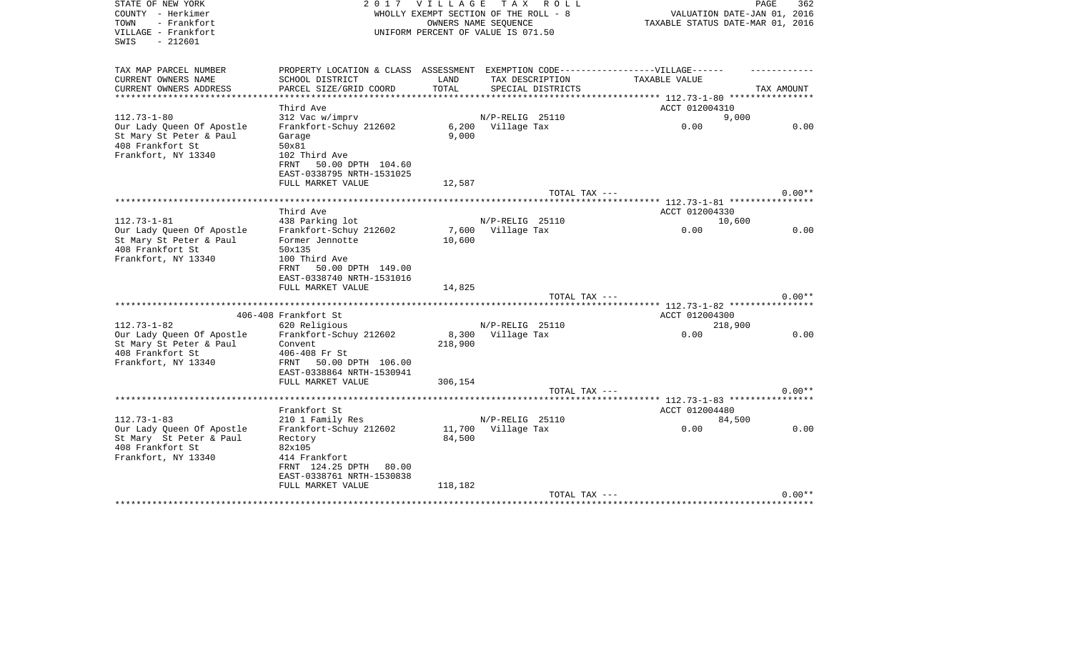STATE OF NEW YORK
COUNTY - Herkimer
TOWN - Frankfort
VILLAGE - Frankfort
SWIS - 212601

2017 VILLAGE TAX ROLL
WHOLLY EXEMPT SECTION OF THE ROLL - 8
OWNERS NAME SEQUENCE
UNIFORM PERCENT OF VALUE IS 071.50

VALUATION DATE-JAN 01, 2016
TAXABLE STATUS DATE-MAR 01, 2016

```
TAX MAP PARCEL NUMBER      PROPERTY LOCATION & CLASS  ASSESSMENT  EXEMPTION CODE------------------VILLAGE------    ------------
CURRENT OWNERS NAME        SCHOOL DISTRICT              LAND      TAX DESCRIPTION            TAXABLE VALUE
CURRENT OWNERS ADDRESS     PARCEL SIZE/GRID COORD       TOTAL     SPECIAL DISTRICTS                                  TAX AMOUNT
******************************************************************************************** 112.73-1-80 ****************
                           Third Ave                                                         ACCT 012004310
112.73-1-80                312 Vac w/imprv                        N/P-RELIG  25110                    9,000
Our Lady Queen Of Apostle  Frankfort-Schuy 212602        6,200    Village Tax                    0.00               0.00
St Mary St Peter & Paul    Garage                         9,000
408 Frankfort St           50x81
Frankfort, NY 13340        102 Third Ave
                           FRNT   50.00 DPTH 104.60
                           EAST-0338795 NRTH-1531025
                           FULL MARKET VALUE             12,587
                                                                            TOTAL TAX ---                             0.00**
******************************************************************************************** 112.73-1-81 ****************
                           Third Ave                                                         ACCT 012004330
112.73-1-81                438 Parking lot                        N/P-RELIG  25110                   10,600
Our Lady Queen Of Apostle  Frankfort-Schuy 212602        7,600    Village Tax                    0.00               0.00
St Mary St Peter & Paul    Former Jennotte               10,600
408 Frankfort St           50x135
Frankfort, NY 13340        100 Third Ave
                           FRNT   50.00 DPTH 149.00
                           EAST-0338740 NRTH-1531016
                           FULL MARKET VALUE             14,825
                                                                            TOTAL TAX ---                             0.00**
******************************************************************************************** 112.73-1-82 ****************
                           406-408 Frankfort St                                              ACCT 012004300
112.73-1-82                620 Religious                          N/P-RELIG  25110                  218,900
Our Lady Queen Of Apostle  Frankfort-Schuy 212602        8,300    Village Tax                    0.00               0.00
St Mary St Peter & Paul    Convent                      218,900
408 Frankfort St           406-408 Fr St
Frankfort, NY 13340        FRNT   50.00 DPTH 106.00
                           EAST-0338864 NRTH-1530941
                           FULL MARKET VALUE            306,154
                                                                            TOTAL TAX ---                             0.00**
******************************************************************************************** 112.73-1-83 ****************
                           Frankfort St                                                      ACCT 012004480
112.73-1-83                210 1 Family Res                       N/P-RELIG  25110                   84,500
Our Lady Queen Of Apostle  Frankfort-Schuy 212602       11,700    Village Tax                    0.00               0.00
St Mary  St Peter & Paul   Rectory                       84,500
408 Frankfort St           82x105
Frankfort, NY 13340        414 Frankfort
                           FRNT 124.25 DPTH  80.00
                           EAST-0338761 NRTH-1530838
                           FULL MARKET VALUE            118,182
                                                                            TOTAL TAX ---                             0.00**
**************************************************************************************************************************
```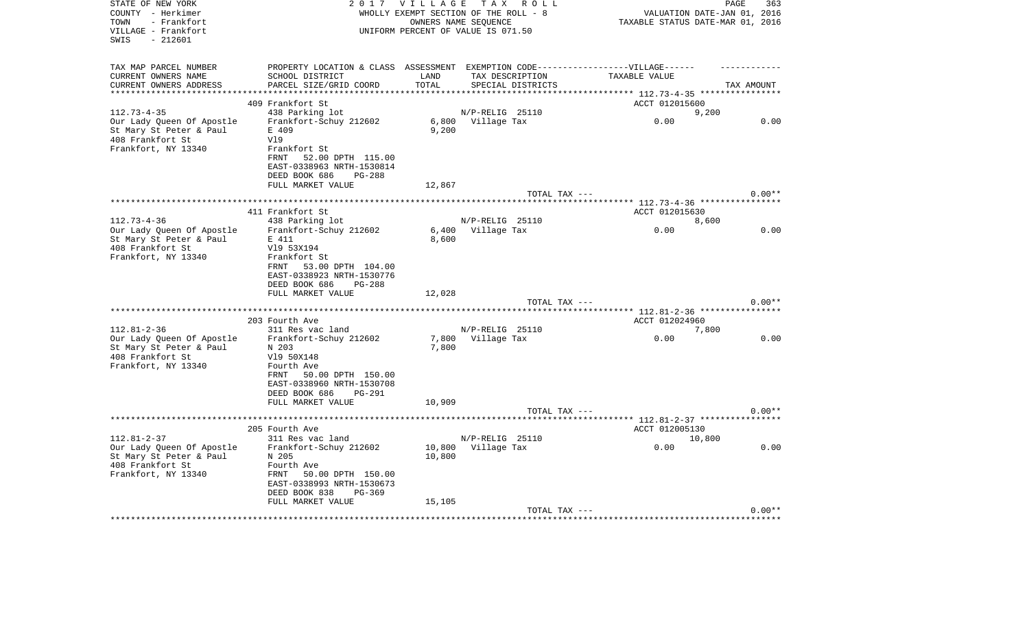STATE OF NEW YORK
COUNTY - Herkimer
TOWN - Frankfort
VILLAGE - Frankfort
SWIS - 212601

2 0 1 7 V I L L A G E T A X R O L L
WHOLLY EXEMPT SECTION OF THE ROLL - 8
OWNERS NAME SEQUENCE
UNIFORM PERCENT OF VALUE IS 071.50

VALUATION DATE-JAN 01, 2016
TAXABLE STATUS DATE-MAR 01, 2016

| TAX MAP PARCEL NUMBER / CURRENT OWNERS NAME / CURRENT OWNERS ADDRESS | PROPERTY LOCATION & CLASS / SCHOOL DISTRICT / PARCEL SIZE/GRID COORD | ASSESSMENT LAND / TOTAL | EXEMPTION CODE / TAX DESCRIPTION / SPECIAL DISTRICTS | VILLAGE TAXABLE VALUE | TAX AMOUNT |
|---|---|---|---|---|---|
| | 409 Frankfort St | | | ACCT 012015600 | |
| 112.73-4-35 | 438 Parking lot | | N/P-RELIG 25110 | 9,200 | |
| Our Lady Queen Of Apostle | Frankfort-Schuy 212602 | 6,800 | Village Tax | 0.00 | 0.00 |
| St Mary St Peter & Paul | E 409 | 9,200 | | | |
| 408 Frankfort St | Vl9 | | | | |
| Frankfort, NY 13340 | Frankfort St | | | | |
| | FRNT 52.00 DPTH 115.00 | | | | |
| | EAST-0338963 NRTH-1530814 | | | | |
| | DEED BOOK 686 PG-288 | | | | |
| | FULL MARKET VALUE | 12,867 | | | |
| | | | TOTAL TAX --- | | 0.00** |
| | 411 Frankfort St | | | ACCT 012015630 | |
| 112.73-4-36 | 438 Parking lot | | N/P-RELIG 25110 | 8,600 | |
| Our Lady Queen Of Apostle | Frankfort-Schuy 212602 | 6,400 | Village Tax | 0.00 | 0.00 |
| St Mary St Peter & Paul | E 411 | 8,600 | | | |
| 408 Frankfort St | Vl9 53X194 | | | | |
| Frankfort, NY 13340 | Frankfort St | | | | |
| | FRNT 53.00 DPTH 104.00 | | | | |
| | EAST-0338923 NRTH-1530776 | | | | |
| | DEED BOOK 686 PG-288 | | | | |
| | FULL MARKET VALUE | 12,028 | | | |
| | | | TOTAL TAX --- | | 0.00** |
| | 203 Fourth Ave | | | ACCT 012024960 | |
| 112.81-2-36 | 311 Res vac land | | N/P-RELIG 25110 | 7,800 | |
| Our Lady Queen Of Apostle | Frankfort-Schuy 212602 | 7,800 | Village Tax | 0.00 | 0.00 |
| St Mary St Peter & Paul | N 203 | 7,800 | | | |
| 408 Frankfort St | Vl9 50X148 | | | | |
| Frankfort, NY 13340 | Fourth Ave | | | | |
| | FRNT 50.00 DPTH 150.00 | | | | |
| | EAST-0338960 NRTH-1530708 | | | | |
| | DEED BOOK 686 PG-291 | | | | |
| | FULL MARKET VALUE | 10,909 | | | |
| | | | TOTAL TAX --- | | 0.00** |
| | 205 Fourth Ave | | | ACCT 012005130 | |
| 112.81-2-37 | 311 Res vac land | | N/P-RELIG 25110 | 10,800 | |
| Our Lady Queen Of Apostle | Frankfort-Schuy 212602 | 10,800 | Village Tax | 0.00 | 0.00 |
| St Mary St Peter & Paul | N 205 | 10,800 | | | |
| 408 Frankfort St | Fourth Ave | | | | |
| Frankfort, NY 13340 | FRNT 50.00 DPTH 150.00 | | | | |
| | EAST-0338993 NRTH-1530673 | | | | |
| | DEED BOOK 838 PG-369 | | | | |
| | FULL MARKET VALUE | 15,105 | | | |
| | | | TOTAL TAX --- | | 0.00** |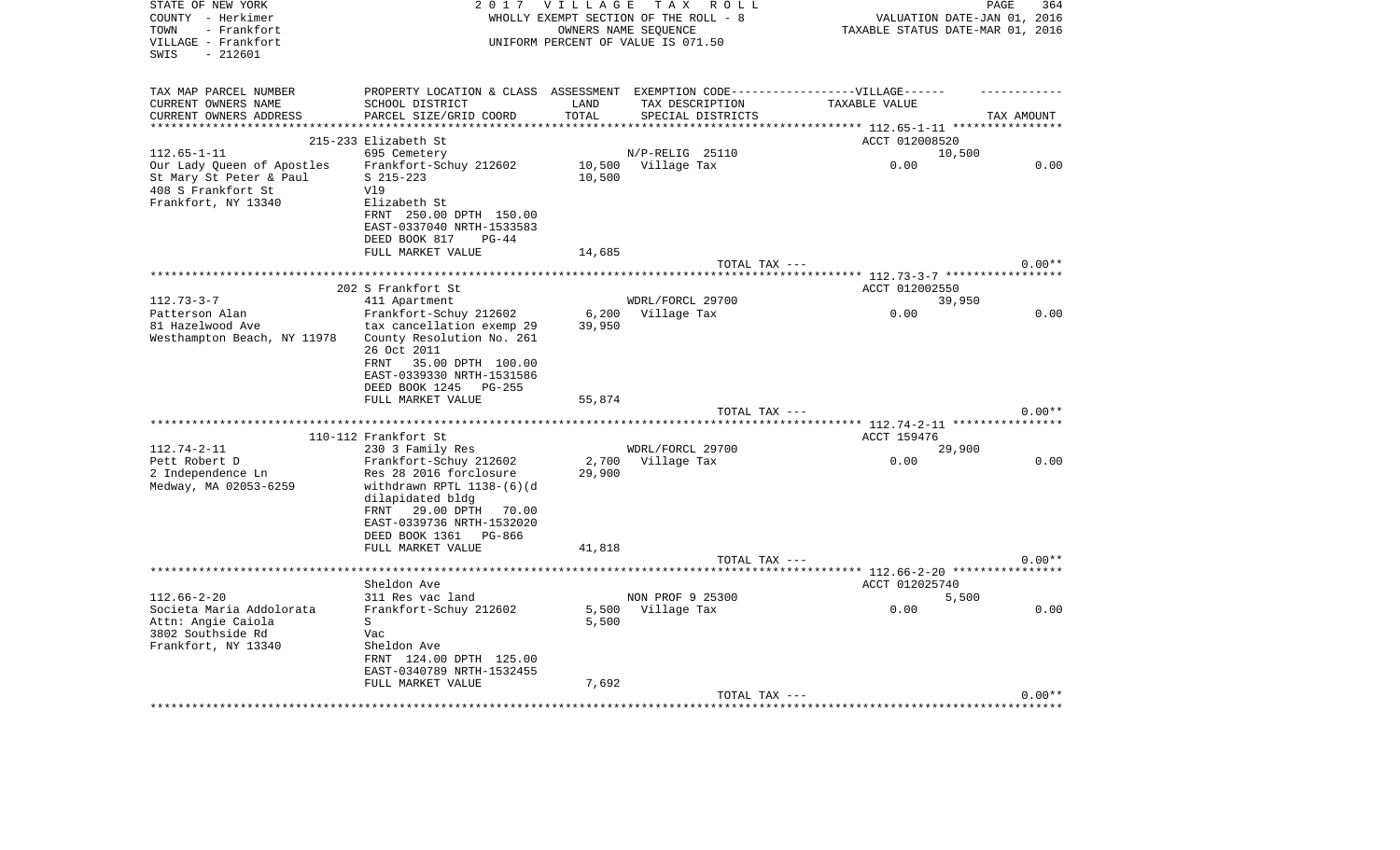STATE OF NEW YORK | 2 0 1 7 V I L L A G E T A X R O L L | PAGE 364
COUNTY - Herkimer | WHOLLY EXEMPT SECTION OF THE ROLL - 8 | VALUATION DATE-JAN 01, 2016
TOWN - Frankfort | OWNERS NAME SEQUENCE | TAXABLE STATUS DATE-MAR 01, 2016
VILLAGE - Frankfort | UNIFORM PERCENT OF VALUE IS 071.50
SWIS - 212601

| TAX MAP PARCEL NUMBER / CURRENT OWNERS NAME / CURRENT OWNERS ADDRESS | PROPERTY LOCATION & CLASS / SCHOOL DISTRICT / PARCEL SIZE/GRID COORD | ASSESSMENT LAND / TOTAL | EXEMPTION CODE / TAX DESCRIPTION / SPECIAL DISTRICTS | TAXABLE VALUE | TAX AMOUNT |
|---|---|---|---|---|---|
| 112.65-1-11 | 215-233 Elizabeth St | | | ACCT 012008520 | |
| Our Lady Queen of Apostles | 695 Cemetery | | N/P-RELIG 25110 | 10,500 | |
| St Mary St Peter & Paul | Frankfort-Schuy 212602 | 10,500 | Village Tax | 0.00 | 0.00 |
| 408 S Frankfort St | S 215-223 | 10,500 | | | |
| Frankfort, NY 13340 | Vl9 | | | | |
| | Elizabeth St | | | | |
| | FRNT 250.00 DPTH 150.00 | | | | |
| | EAST-0337040 NRTH-1533583 | | | | |
| | DEED BOOK 817 PG-44 | | | | |
| | FULL MARKET VALUE | 14,685 | | | |
| | | | TOTAL TAX --- | | 0.00** |
| 112.73-3-7 | 202 S Frankfort St | | | ACCT 012002550 | |
| Patterson Alan | 411 Apartment | | WDRL/FORCL 29700 | 39,950 | |
| 81 Hazelwood Ave | Frankfort-Schuy 212602 | 6,200 | Village Tax | 0.00 | 0.00 |
| Westhampton Beach, NY 11978 | tax cancellation exemp 29 | 39,950 | | | |
| | County Resolution No. 261 | | | | |
| | 26 Oct 2011 | | | | |
| | FRNT 35.00 DPTH 100.00 | | | | |
| | EAST-0339330 NRTH-1531586 | | | | |
| | DEED BOOK 1245 PG-255 | | | | |
| | FULL MARKET VALUE | 55,874 | | | |
| | | | TOTAL TAX --- | | 0.00** |
| 112.74-2-11 | 110-112 Frankfort St | | | ACCT 159476 | |
| Pett Robert D | 230 3 Family Res | | WDRL/FORCL 29700 | 29,900 | |
| 2 Independence Ln | Frankfort-Schuy 212602 | 2,700 | Village Tax | 0.00 | 0.00 |
| Medway, MA 02053-6259 | Res 28 2016 forclosure | 29,900 | | | |
| | withdrawn RPTL 1138-(6)(d | | | | |
| | dilapidated bldg | | | | |
| | FRNT 29.00 DPTH 70.00 | | | | |
| | EAST-0339736 NRTH-1532020 | | | | |
| | DEED BOOK 1361 PG-866 | | | | |
| | FULL MARKET VALUE | 41,818 | | | |
| | | | TOTAL TAX --- | | 0.00** |
| 112.66-2-20 | Sheldon Ave | | | ACCT 012025740 | |
| Societa Maria Addolorata | 311 Res vac land | | NON PROF 9 25300 | 5,500 | |
| Attn: Angie Caiola | Frankfort-Schuy 212602 | 5,500 | Village Tax | 0.00 | 0.00 |
| 3802 Southside Rd | S | 5,500 | | | |
| Frankfort, NY 13340 | Vac | | | | |
| | Sheldon Ave | | | | |
| | FRNT 124.00 DPTH 125.00 | | | | |
| | EAST-0340789 NRTH-1532455 | | | | |
| | FULL MARKET VALUE | 7,692 | | | |
| | | | TOTAL TAX --- | | 0.00** |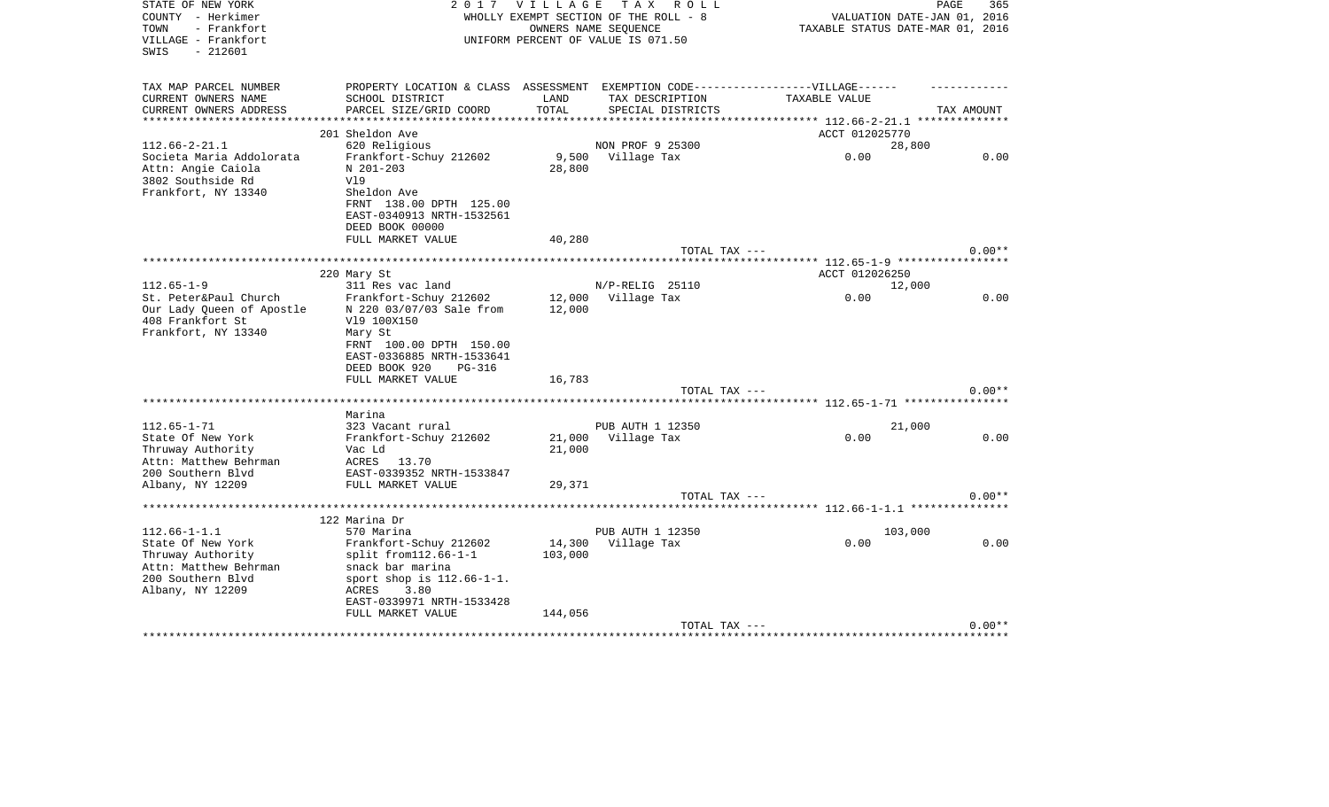STATE OF NEW YORK
COUNTY - Herkimer
TOWN - Frankfort
VILLAGE - Frankfort
SWIS - 212601

2017 VILLAGE TAX ROLL
WHOLLY EXEMPT SECTION OF THE ROLL - 8
OWNERS NAME SEQUENCE
UNIFORM PERCENT OF VALUE IS 071.50

VALUATION DATE-JAN 01, 2016
TAXABLE STATUS DATE-MAR 01, 2016

| TAX MAP PARCEL NUMBER<br>CURRENT OWNERS NAME<br>CURRENT OWNERS ADDRESS | PROPERTY LOCATION & CLASS<br>SCHOOL DISTRICT<br>PARCEL SIZE/GRID COORD | ASSESSMENT<br>LAND<br>TOTAL | EXEMPTION CODE------VILLAGE------<br>TAX DESCRIPTION<br>SPECIAL DISTRICTS | TAXABLE VALUE | TAX AMOUNT |
|---|---|---|---|---|---|
| 112.66-2-21.1<br>Societa Maria Addolorata<br>Attn: Angie Caiola<br>3802 Southside Rd<br>Frankfort, NY 13340 | 201 Sheldon Ave<br>620 Religious<br>Frankfort-Schuy 212602<br>N 201-203<br>Vl9<br>Sheldon Ave<br>FRNT 138.00 DPTH 125.00<br>EAST-0340913 NRTH-1532561<br>DEED BOOK 00000<br>FULL MARKET VALUE | <br><br>9,500<br>28,800<br><br><br><br><br><br>40,280 | <br>NON PROF 9 25300<br>Village Tax | ACCT 012025770<br>28,800<br>0.00 | <br><br>0.00 |
| | | | TOTAL TAX --- | | 0.00** |
| 112.65-1-9<br>St. Peter&Paul Church<br>Our Lady Queen of Apostle<br>408 Frankfort St<br>Frankfort, NY 13340 | 220 Mary St<br>311 Res vac land<br>Frankfort-Schuy 212602<br>N 220 03/07/03 Sale from<br>Vl9 100X150<br>Mary St<br>FRNT 100.00 DPTH 150.00<br>EAST-0336885 NRTH-1533641<br>DEED BOOK 920 PG-316<br>FULL MARKET VALUE | <br><br>12,000<br>12,000<br><br><br><br><br><br>16,783 | <br>N/P-RELIG 25110<br>Village Tax | ACCT 012026250<br>12,000<br>0.00 | <br><br>0.00 |
| | | | TOTAL TAX --- | | 0.00** |
| 112.65-1-71<br>State Of New York<br>Thruway Authority<br>Attn: Matthew Behrman<br>200 Southern Blvd<br>Albany, NY 12209 | Marina<br>323 Vacant rural<br>Frankfort-Schuy 212602<br>Vac Ld<br>ACRES 13.70<br>EAST-0339352 NRTH-1533847<br>FULL MARKET VALUE | <br><br>21,000<br>21,000<br><br><br>29,371 | <br>PUB AUTH 1 12350<br>Village Tax | <br>21,000<br>0.00 | <br><br>0.00 |
| | | | TOTAL TAX --- | | 0.00** |
| 112.66-1-1.1<br>State Of New York<br>Thruway Authority<br>Attn: Matthew Behrman<br>200 Southern Blvd<br>Albany, NY 12209 | 122 Marina Dr<br>570 Marina<br>Frankfort-Schuy 212602<br>split from112.66-1-1<br>snack bar marina<br>sport shop is 112.66-1-1.<br>ACRES 3.80<br>EAST-0339971 NRTH-1533428<br>FULL MARKET VALUE | <br><br>14,300<br>103,000<br><br><br><br><br>144,056 | <br>PUB AUTH 1 12350<br>Village Tax | <br>103,000<br>0.00 | <br><br>0.00 |
| | | | TOTAL TAX --- | | 0.00** |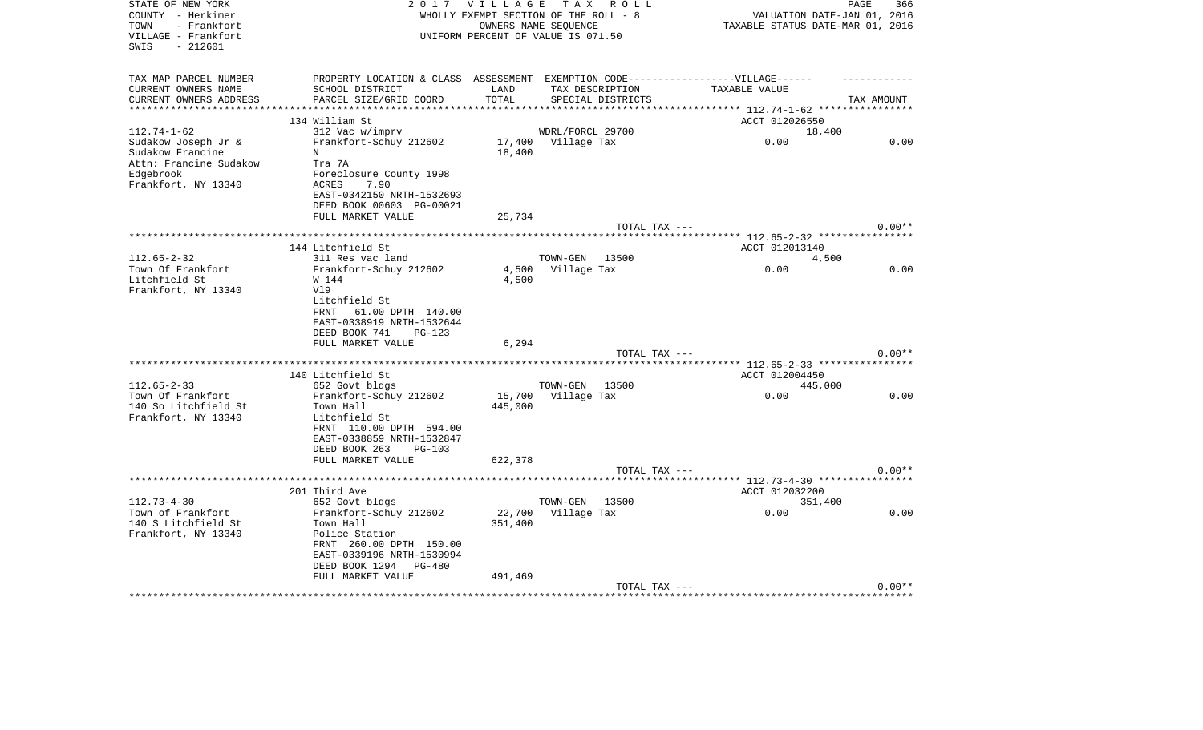STATE OF NEW YORK
COUNTY - Herkimer
TOWN - Frankfort
VILLAGE - Frankfort
SWIS - 212601

2017 VILLAGE TAX ROLL
WHOLLY EXEMPT SECTION OF THE ROLL - 8
OWNERS NAME SEQUENCE
UNIFORM PERCENT OF VALUE IS 071.50

VALUATION DATE-JAN 01, 2016
TAXABLE STATUS DATE-MAR 01, 2016

| TAX MAP PARCEL NUMBER / CURRENT OWNERS NAME / CURRENT OWNERS ADDRESS | PROPERTY LOCATION & CLASS / SCHOOL DISTRICT / PARCEL SIZE/GRID COORD | ASSESSMENT LAND / TOTAL | EXEMPTION CODE / TAX DESCRIPTION / SPECIAL DISTRICTS | VILLAGE TAXABLE VALUE | TAX AMOUNT |
|---|---|---|---|---|---|
| **112.74-1-62** | 134 William St | | | ACCT 012026550 | |
| 112.74-1-62 | 312 Vac w/imprv | | WDRL/FORCL 29700 | 18,400 | |
| Sudakow Joseph Jr & | Frankfort-Schuy 212602 | 17,400 | Village Tax | 0.00 | 0.00 |
| Sudakow Francine | N | 18,400 | | | |
| Attn: Francine Sudakow | Tra 7A | | | | |
| Edgebrook | Foreclosure County 1998 | | | | |
| Frankfort, NY 13340 | ACRES 7.90 | | | | |
| | EAST-0342150 NRTH-1532693 | | | | |
| | DEED BOOK 00603 PG-00021 | | | | |
| | FULL MARKET VALUE | 25,734 | | | |
| | | | TOTAL TAX --- | | 0.00** |
| **112.65-2-32** | 144 Litchfield St | | | ACCT 012013140 | |
| 112.65-2-32 | 311 Res vac land | | TOWN-GEN 13500 | 4,500 | |
| Town Of Frankfort | Frankfort-Schuy 212602 | 4,500 | Village Tax | 0.00 | 0.00 |
| Litchfield St | W 144 | 4,500 | | | |
| Frankfort, NY 13340 | Vl9 | | | | |
| | Litchfield St | | | | |
| | FRNT 61.00 DPTH 140.00 | | | | |
| | EAST-0338919 NRTH-1532644 | | | | |
| | DEED BOOK 741 PG-123 | | | | |
| | FULL MARKET VALUE | 6,294 | | | |
| | | | TOTAL TAX --- | | 0.00** |
| **112.65-2-33** | 140 Litchfield St | | | ACCT 012004450 | |
| 112.65-2-33 | 652 Govt bldgs | | TOWN-GEN 13500 | 445,000 | |
| Town Of Frankfort | Frankfort-Schuy 212602 | 15,700 | Village Tax | 0.00 | 0.00 |
| 140 So Litchfield St | Town Hall | 445,000 | | | |
| Frankfort, NY 13340 | Litchfield St | | | | |
| | FRNT 110.00 DPTH 594.00 | | | | |
| | EAST-0338859 NRTH-1532847 | | | | |
| | DEED BOOK 263 PG-103 | | | | |
| | FULL MARKET VALUE | 622,378 | | | |
| | | | TOTAL TAX --- | | 0.00** |
| **112.73-4-30** | 201 Third Ave | | | ACCT 012032200 | |
| 112.73-4-30 | 652 Govt bldgs | | TOWN-GEN 13500 | 351,400 | |
| Town of Frankfort | Frankfort-Schuy 212602 | 22,700 | Village Tax | 0.00 | 0.00 |
| 140 S Litchfield St | Town Hall | 351,400 | | | |
| Frankfort, NY 13340 | Police Station | | | | |
| | FRNT 260.00 DPTH 150.00 | | | | |
| | EAST-0339196 NRTH-1530994 | | | | |
| | DEED BOOK 1294 PG-480 | | | | |
| | FULL MARKET VALUE | 491,469 | | | |
| | | | TOTAL TAX --- | | 0.00** |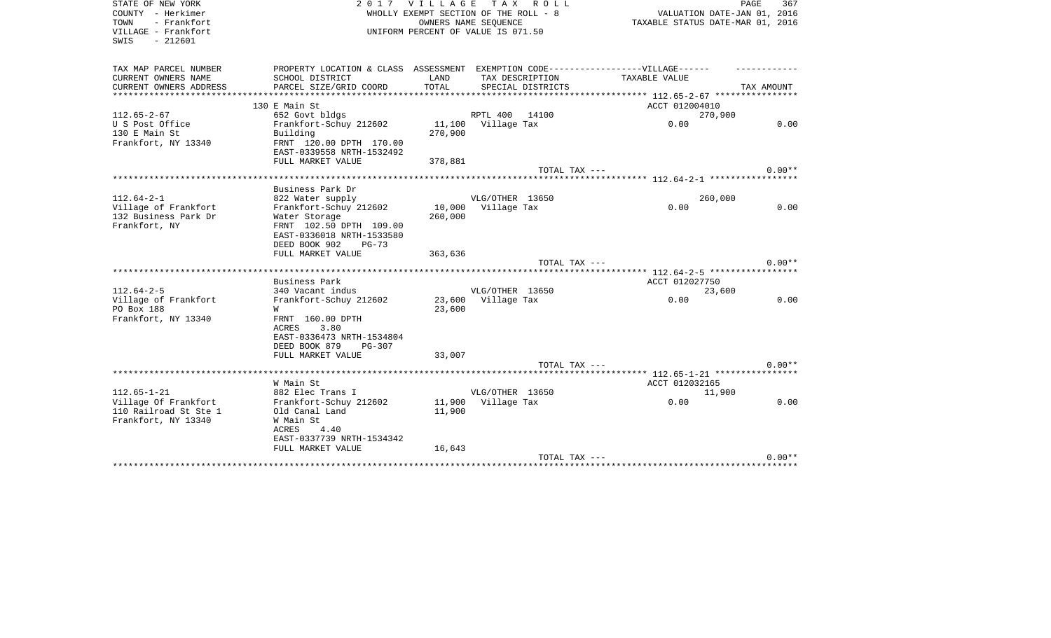STATE OF NEW YORK
COUNTY - Herkimer
TOWN - Frankfort
VILLAGE - Frankfort
SWIS - 212601

2 0 1 7 V I L L A G E T A X R O L L
WHOLLY EXEMPT SECTION OF THE ROLL - 8
OWNERS NAME SEQUENCE
UNIFORM PERCENT OF VALUE IS 071.50

VALUATION DATE-JAN 01, 2016
TAXABLE STATUS DATE-MAR 01, 2016

| TAX MAP PARCEL NUMBER / CURRENT OWNERS NAME / CURRENT OWNERS ADDRESS | PROPERTY LOCATION & CLASS / SCHOOL DISTRICT / PARCEL SIZE/GRID COORD | ASSESSMENT LAND / TOTAL | EXEMPTION CODE------VILLAGE------ / TAX DESCRIPTION / SPECIAL DISTRICTS | TAXABLE VALUE | TAX AMOUNT |
|---|---|---|---|---|---|
| 112.65-2-67 | 130 E Main St | | | ACCT 012004010 | |
| | 652 Govt bldgs | | RPTL 400 14100 | 270,900 | |
| U S Post Office | Frankfort-Schuy 212602 | 11,100 | Village Tax | 0.00 | 0.00 |
| 130 E Main St | Building | 270,900 | | | |
| Frankfort, NY 13340 | FRNT 120.00 DPTH 170.00 | | | | |
| | EAST-0339558 NRTH-1532492 | | | | |
| | FULL MARKET VALUE | 378,881 | | | |
| | | | TOTAL TAX --- | | 0.00** |
| 112.64-2-1 | Business Park Dr | | | | |
| | 822 Water supply | | VLG/OTHER 13650 | 260,000 | |
| Village of Frankfort | Frankfort-Schuy 212602 | 10,000 | Village Tax | 0.00 | 0.00 |
| 132 Business Park Dr | Water Storage | 260,000 | | | |
| Frankfort, NY | FRNT 102.50 DPTH 109.00 | | | | |
| | EAST-0336018 NRTH-1533580 | | | | |
| | DEED BOOK 902 PG-73 | | | | |
| | FULL MARKET VALUE | 363,636 | | | |
| | | | TOTAL TAX --- | | 0.00** |
| 112.64-2-5 | Business Park | | | ACCT 012027750 | |
| | 340 Vacant indus | | VLG/OTHER 13650 | 23,600 | |
| Village of Frankfort | Frankfort-Schuy 212602 | 23,600 | Village Tax | 0.00 | 0.00 |
| PO Box 188 | W | 23,600 | | | |
| Frankfort, NY 13340 | FRNT 160.00 DPTH | | | | |
| | ACRES 3.80 | | | | |
| | EAST-0336473 NRTH-1534804 | | | | |
| | DEED BOOK 879 PG-307 | | | | |
| | FULL MARKET VALUE | 33,007 | | | |
| | | | TOTAL TAX --- | | 0.00** |
| 112.65-1-21 | W Main St | | | ACCT 012032165 | |
| | 882 Elec Trans I | | VLG/OTHER 13650 | 11,900 | |
| Village Of Frankfort | Frankfort-Schuy 212602 | 11,900 | Village Tax | 0.00 | 0.00 |
| 110 Railroad St Ste 1 | Old Canal Land | 11,900 | | | |
| Frankfort, NY 13340 | W Main St | | | | |
| | ACRES 4.40 | | | | |
| | EAST-0337739 NRTH-1534342 | | | | |
| | FULL MARKET VALUE | 16,643 | | | |
| | | | TOTAL TAX --- | | 0.00** |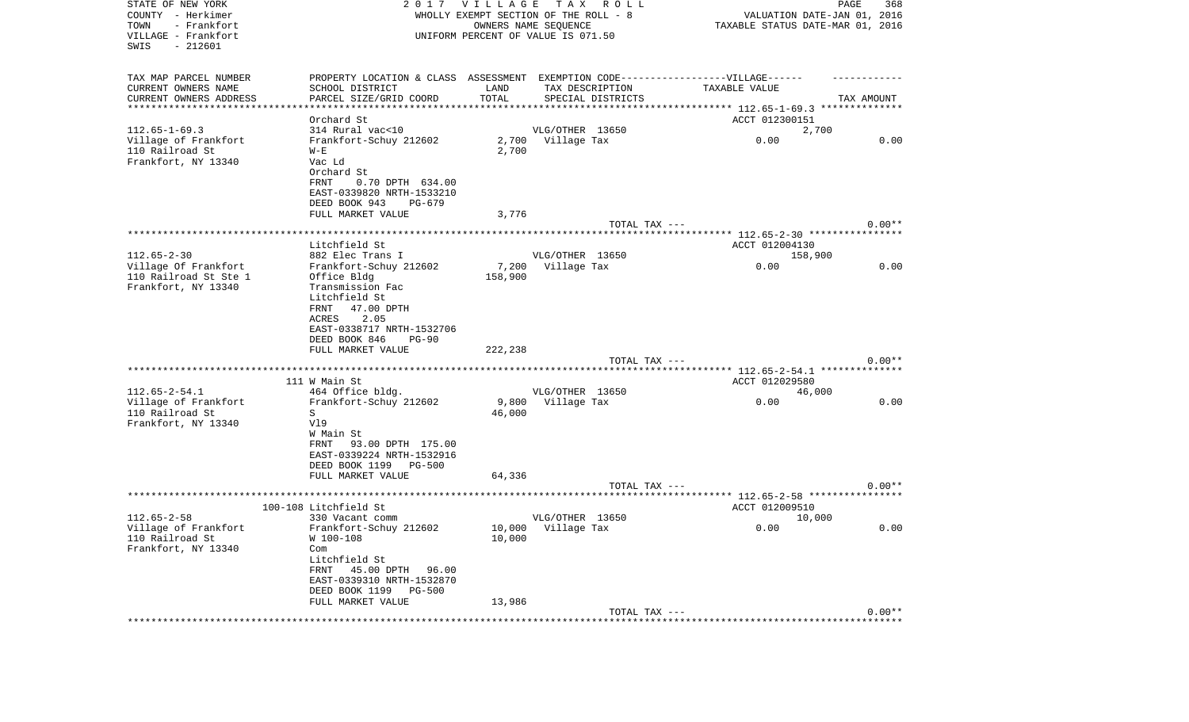STATE OF NEW YORK
COUNTY - Herkimer
TOWN - Frankfort
VILLAGE - Frankfort
SWIS - 212601

2 0 1 7 V I L L A G E T A X R O L L
WHOLLY EXEMPT SECTION OF THE ROLL - 8
OWNERS NAME SEQUENCE
UNIFORM PERCENT OF VALUE IS 071.50

VALUATION DATE-JAN 01, 2016
TAXABLE STATUS DATE-MAR 01, 2016

| TAX MAP PARCEL NUMBER<br>CURRENT OWNERS NAME<br>CURRENT OWNERS ADDRESS | PROPERTY LOCATION & CLASS<br>SCHOOL DISTRICT<br>PARCEL SIZE/GRID COORD | ASSESSMENT<br>LAND<br>TOTAL | EXEMPTION CODE-----VILLAGE------<br>TAX DESCRIPTION<br>SPECIAL DISTRICTS | TAXABLE VALUE | TAX AMOUNT |
|---|---|---|---|---|---|
| 112.65-1-69.3<br>Village of Frankfort<br>110 Railroad St<br>Frankfort, NY 13340 | Orchard St<br>314 Rural vac<10<br>Frankfort-Schuy 212602<br>W-E<br>Vac Ld<br>Orchard St<br>FRNT 0.70 DPTH 634.00<br>EAST-0339820 NRTH-1533210<br>DEED BOOK 943 PG-679<br>FULL MARKET VALUE | 2,700<br>2,700<br>3,776 | VLG/OTHER 13650<br>Village Tax<br>TOTAL TAX --- | ACCT 012300151<br>2,700<br>0.00 | 0.00<br>0.00** |
| 112.65-2-30<br>Village Of Frankfort<br>110 Railroad St Ste 1<br>Frankfort, NY 13340 | Litchfield St<br>882 Elec Trans I<br>Frankfort-Schuy 212602<br>Office Bldg<br>Transmission Fac<br>Litchfield St<br>FRNT 47.00 DPTH<br>ACRES 2.05<br>EAST-0338717 NRTH-1532706<br>DEED BOOK 846 PG-90<br>FULL MARKET VALUE | 7,200<br>158,900<br>222,238 | VLG/OTHER 13650<br>Village Tax<br>TOTAL TAX --- | ACCT 012004130<br>158,900<br>0.00 | 0.00<br>0.00** |
| 112.65-2-54.1<br>Village of Frankfort<br>110 Railroad St<br>Frankfort, NY 13340 | 111 W Main St<br>464 Office bldg.<br>Frankfort-Schuy 212602<br>S<br>Vl9<br>W Main St<br>FRNT 93.00 DPTH 175.00<br>EAST-0339224 NRTH-1532916<br>DEED BOOK 1199 PG-500<br>FULL MARKET VALUE | 9,800<br>46,000<br>64,336 | VLG/OTHER 13650<br>Village Tax<br>TOTAL TAX --- | ACCT 012029580<br>46,000<br>0.00 | 0.00<br>0.00** |
| 112.65-2-58<br>Village of Frankfort<br>110 Railroad St<br>Frankfort, NY 13340 | 100-108 Litchfield St<br>330 Vacant comm<br>Frankfort-Schuy 212602<br>W 100-108<br>Com<br>Litchfield St<br>FRNT 45.00 DPTH 96.00<br>EAST-0339310 NRTH-1532870<br>DEED BOOK 1199 PG-500<br>FULL MARKET VALUE | 10,000<br>10,000<br>13,986 | VLG/OTHER 13650<br>Village Tax<br>TOTAL TAX --- | ACCT 012009510<br>10,000<br>0.00 | 0.00<br>0.00** |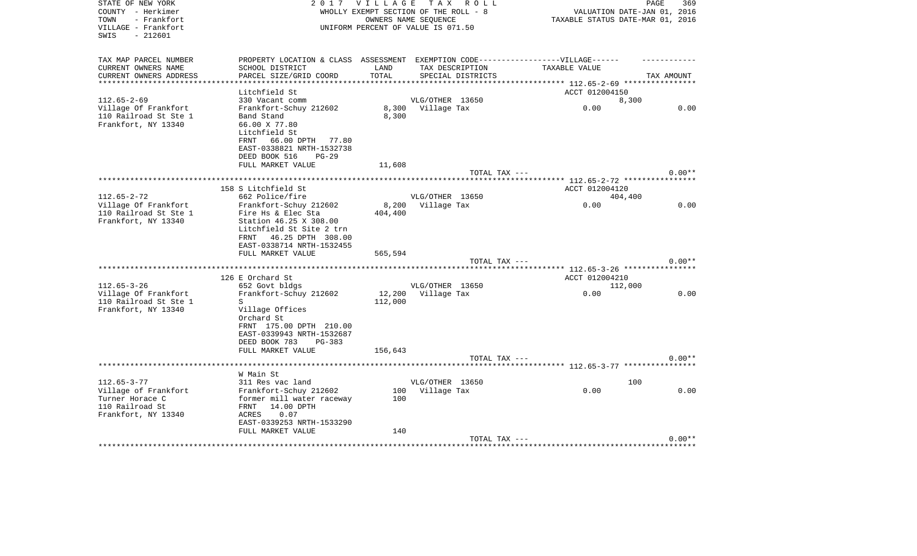STATE OF NEW YORK
COUNTY - Herkimer
TOWN - Frankfort
VILLAGE - Frankfort
SWIS - 212601

2 0 1 7 V I L L A G E T A X R O L L
WHOLLY EXEMPT SECTION OF THE ROLL - 8
OWNERS NAME SEQUENCE
UNIFORM PERCENT OF VALUE IS 071.50

VALUATION DATE-JAN 01, 2016
TAXABLE STATUS DATE-MAR 01, 2016

| TAX MAP PARCEL NUMBER / CURRENT OWNERS NAME / CURRENT OWNERS ADDRESS | PROPERTY LOCATION & CLASS / SCHOOL DISTRICT / PARCEL SIZE/GRID COORD | ASSESSMENT LAND / TOTAL | EXEMPTION CODE / TAX DESCRIPTION / SPECIAL DISTRICTS | VILLAGE TAXABLE VALUE | TAX AMOUNT |
|---|---|---|---|---|---|
| **112.65-2-69** | Litchfield St | | | ACCT 012004150 | |
| | 330 Vacant comm | | VLG/OTHER 13650 | 8,300 | |
| Village Of Frankfort | Frankfort-Schuy 212602 | 8,300 | Village Tax | 0.00 | 0.00 |
| 110 Railroad St Ste 1 | Band Stand | 8,300 | | | |
| Frankfort, NY 13340 | 66.00 X 77.80 | | | | |
| | Litchfield St | | | | |
| | FRNT 66.00 DPTH 77.80 | | | | |
| | EAST-0338821 NRTH-1532738 | | | | |
| | DEED BOOK 516 PG-29 | | | | |
| | FULL MARKET VALUE | 11,608 | | | |
| | | | TOTAL TAX --- | | 0.00** |
| **112.65-2-72** | 158 S Litchfield St | | | ACCT 012004120 | |
| | 662 Police/fire | | VLG/OTHER 13650 | 404,400 | |
| Village Of Frankfort | Frankfort-Schuy 212602 | 8,200 | Village Tax | 0.00 | 0.00 |
| 110 Railroad St Ste 1 | Fire Hs & Elec Sta | 404,400 | | | |
| Frankfort, NY 13340 | Station 46.25 X 308.00 | | | | |
| | Litchfield St Site 2 trn | | | | |
| | FRNT 46.25 DPTH 308.00 | | | | |
| | EAST-0338714 NRTH-1532455 | | | | |
| | FULL MARKET VALUE | 565,594 | | | |
| | | | TOTAL TAX --- | | 0.00** |
| **112.65-3-26** | 126 E Orchard St | | | ACCT 012004210 | |
| | 652 Govt bldgs | | VLG/OTHER 13650 | 112,000 | |
| Village Of Frankfort | Frankfort-Schuy 212602 | 12,200 | Village Tax | 0.00 | 0.00 |
| 110 Railroad St Ste 1 | S | 112,000 | | | |
| Frankfort, NY 13340 | Village Offices | | | | |
| | Orchard St | | | | |
| | FRNT 175.00 DPTH 210.00 | | | | |
| | EAST-0339943 NRTH-1532687 | | | | |
| | DEED BOOK 783 PG-383 | | | | |
| | FULL MARKET VALUE | 156,643 | | | |
| | | | TOTAL TAX --- | | 0.00** |
| **112.65-3-77** | W Main St | | | | |
| | 311 Res vac land | | VLG/OTHER 13650 | 100 | |
| Village of Frankfort | Frankfort-Schuy 212602 | 100 | Village Tax | 0.00 | 0.00 |
| Turner Horace C | former mill water raceway | 100 | | | |
| 110 Railroad St | FRNT 14.00 DPTH | | | | |
| Frankfort, NY 13340 | ACRES 0.07 | | | | |
| | EAST-0339253 NRTH-1533290 | | | | |
| | FULL MARKET VALUE | 140 | | | |
| | | | TOTAL TAX --- | | 0.00** |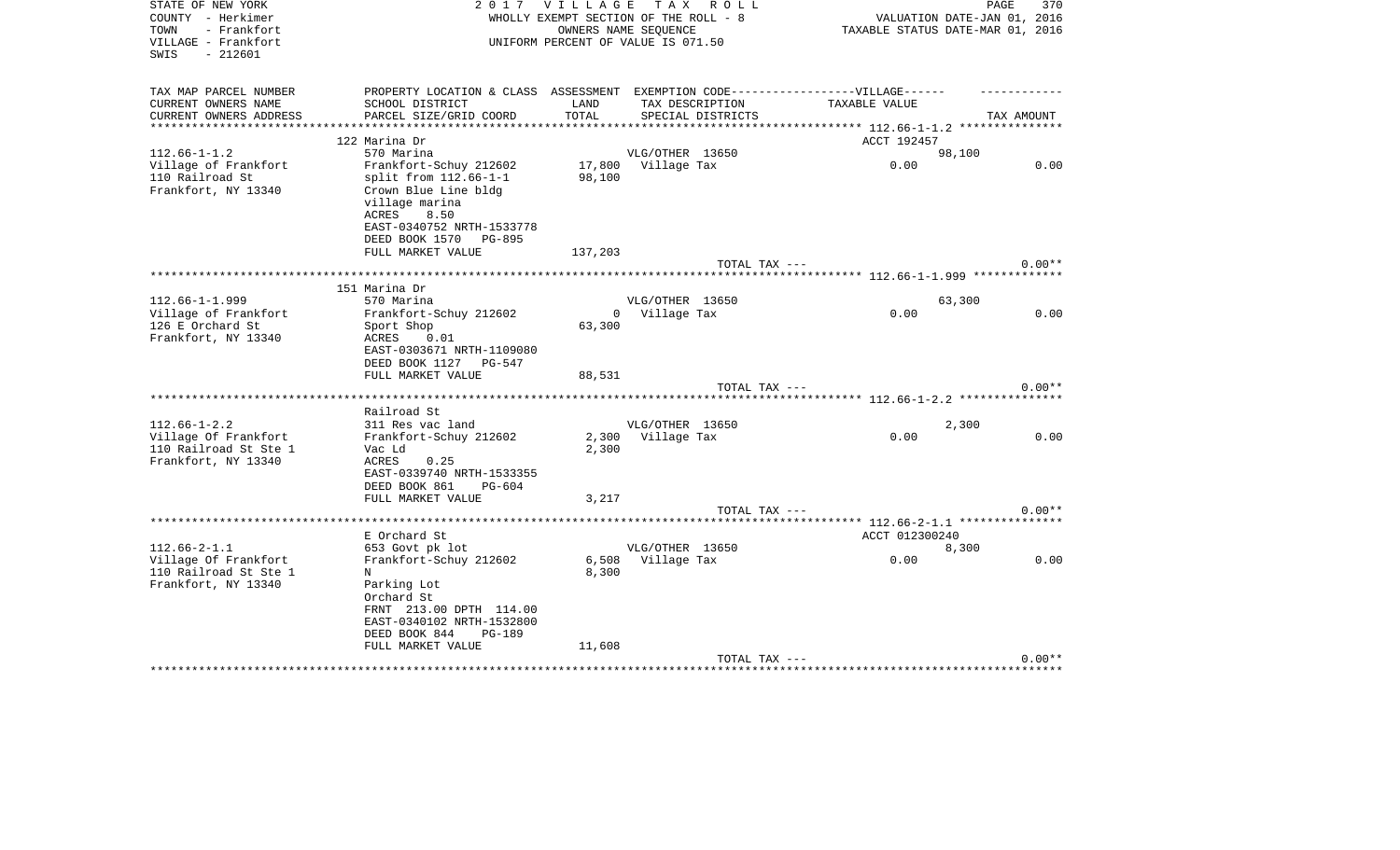STATE OF NEW YORK — 2017 VILLAGE TAX ROLL
COUNTY - Herkimer — WHOLLY EXEMPT SECTION OF THE ROLL - 8 — VALUATION DATE-JAN 01, 2016
TOWN - Frankfort — OWNERS NAME SEQUENCE — TAXABLE STATUS DATE-MAR 01, 2016
VILLAGE - Frankfort — UNIFORM PERCENT OF VALUE IS 071.50
SWIS - 212601

| TAX MAP PARCEL NUMBER / CURRENT OWNERS NAME / CURRENT OWNERS ADDRESS | PROPERTY LOCATION & CLASS / SCHOOL DISTRICT / PARCEL SIZE/GRID COORD | ASSESSMENT LAND / TOTAL | EXEMPTION CODE / TAX DESCRIPTION / SPECIAL DISTRICTS | TAXABLE VALUE | TAX AMOUNT |
|---|---|---|---|---|---|
| | 122 Marina Dr | | | ACCT 192457 | |
| 112.66-1-1.2 | 570 Marina | | VLG/OTHER 13650 | 98,100 | |
| Village of Frankfort | Frankfort-Schuy 212602 | 17,800 | Village Tax | 0.00 | 0.00 |
| 110 Railroad St | split from 112.66-1-1 | 98,100 | | | |
| Frankfort, NY 13340 | Crown Blue Line bldg | | | | |
| | village marina | | | | |
| | ACRES 8.50 | | | | |
| | EAST-0340752 NRTH-1533778 | | | | |
| | DEED BOOK 1570 PG-895 | | | | |
| | FULL MARKET VALUE | 137,203 | | | |
| | | | TOTAL TAX --- | | 0.00** |
| | 151 Marina Dr | | | | |
| 112.66-1-1.999 | 570 Marina | | VLG/OTHER 13650 | 63,300 | |
| Village of Frankfort | Frankfort-Schuy 212602 | 0 | Village Tax | 0.00 | 0.00 |
| 126 E Orchard St | Sport Shop | 63,300 | | | |
| Frankfort, NY 13340 | ACRES 0.01 | | | | |
| | EAST-0303671 NRTH-1109080 | | | | |
| | DEED BOOK 1127 PG-547 | | | | |
| | FULL MARKET VALUE | 88,531 | | | |
| | | | TOTAL TAX --- | | 0.00** |
| | Railroad St | | | | |
| 112.66-1-2.2 | 311 Res vac land | | VLG/OTHER 13650 | 2,300 | |
| Village Of Frankfort | Frankfort-Schuy 212602 | 2,300 | Village Tax | 0.00 | 0.00 |
| 110 Railroad St Ste 1 | Vac Ld | 2,300 | | | |
| Frankfort, NY 13340 | ACRES 0.25 | | | | |
| | EAST-0339740 NRTH-1533355 | | | | |
| | DEED BOOK 861 PG-604 | | | | |
| | FULL MARKET VALUE | 3,217 | | | |
| | | | TOTAL TAX --- | | 0.00** |
| | E Orchard St | | | ACCT 012300240 | |
| 112.66-2-1.1 | 653 Govt pk lot | | VLG/OTHER 13650 | 8,300 | |
| Village Of Frankfort | Frankfort-Schuy 212602 | 6,508 | Village Tax | 0.00 | 0.00 |
| 110 Railroad St Ste 1 | N | 8,300 | | | |
| Frankfort, NY 13340 | Parking Lot | | | | |
| | Orchard St | | | | |
| | FRNT 213.00 DPTH 114.00 | | | | |
| | EAST-0340102 NRTH-1532800 | | | | |
| | DEED BOOK 844 PG-189 | | | | |
| | FULL MARKET VALUE | 11,608 | | | |
| | | | TOTAL TAX --- | | 0.00** |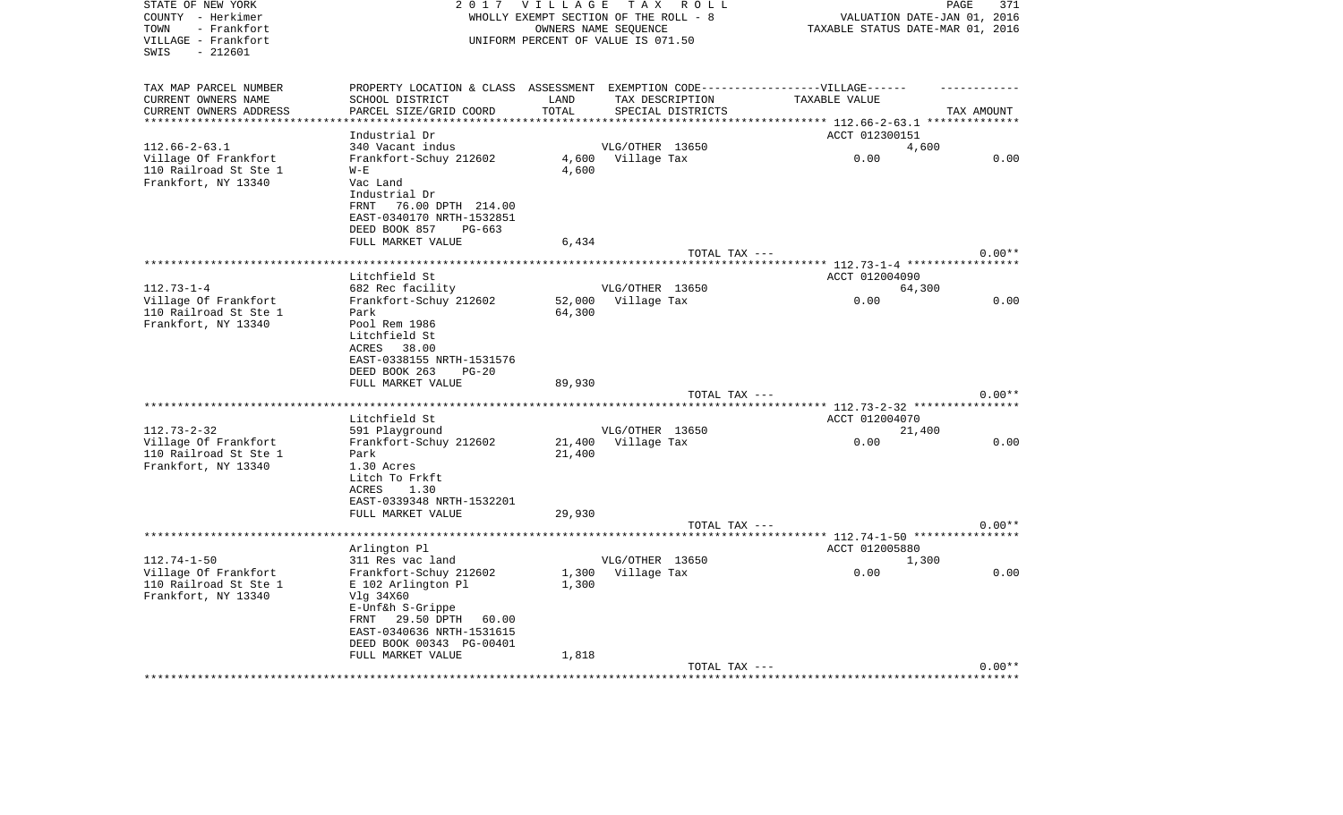STATE OF NEW YORK
COUNTY - Herkimer
TOWN - Frankfort
VILLAGE - Frankfort
SWIS - 212601

2 0 1 7 V I L L A G E T A X R O L L
WHOLLY EXEMPT SECTION OF THE ROLL - 8
OWNERS NAME SEQUENCE
UNIFORM PERCENT OF VALUE IS 071.50

VALUATION DATE-JAN 01, 2016
TAXABLE STATUS DATE-MAR 01, 2016

| TAX MAP PARCEL NUMBER / CURRENT OWNERS NAME / CURRENT OWNERS ADDRESS | PROPERTY LOCATION & CLASS / SCHOOL DISTRICT / PARCEL SIZE/GRID COORD | ASSESSMENT LAND / TOTAL | EXEMPTION CODE / TAX DESCRIPTION / SPECIAL DISTRICTS | VILLAGE TAXABLE VALUE | TAX AMOUNT |
|---|---|---|---|---|---|
| 112.66-2-63.1 | Industrial Dr | | | ACCT 012300151 | |
| | 340 Vacant indus | | VLG/OTHER 13650 | 4,600 | |
| Village Of Frankfort | Frankfort-Schuy 212602 | 4,600 | Village Tax | 0.00 | 0.00 |
| 110 Railroad St Ste 1 | W-E | 4,600 | | | |
| Frankfort, NY 13340 | Vac Land | | | | |
| | Industrial Dr | | | | |
| | FRNT 76.00 DPTH 214.00 | | | | |
| | EAST-0340170 NRTH-1532851 | | | | |
| | DEED BOOK 857 PG-663 | | | | |
| | FULL MARKET VALUE | 6,434 | | | |
| | | | TOTAL TAX --- | | 0.00** |
| 112.73-1-4 | Litchfield St | | | ACCT 012004090 | |
| | 682 Rec facility | | VLG/OTHER 13650 | 64,300 | |
| Village Of Frankfort | Frankfort-Schuy 212602 | 52,000 | Village Tax | 0.00 | 0.00 |
| 110 Railroad St Ste 1 | Park | 64,300 | | | |
| Frankfort, NY 13340 | Pool Rem 1986 | | | | |
| | Litchfield St | | | | |
| | ACRES 38.00 | | | | |
| | EAST-0338155 NRTH-1531576 | | | | |
| | DEED BOOK 263 PG-20 | | | | |
| | FULL MARKET VALUE | 89,930 | | | |
| | | | TOTAL TAX --- | | 0.00** |
| 112.73-2-32 | Litchfield St | | | ACCT 012004070 | |
| | 591 Playground | | VLG/OTHER 13650 | 21,400 | |
| Village Of Frankfort | Frankfort-Schuy 212602 | 21,400 | Village Tax | 0.00 | 0.00 |
| 110 Railroad St Ste 1 | Park | 21,400 | | | |
| Frankfort, NY 13340 | 1.30 Acres | | | | |
| | Litch To Frkft | | | | |
| | ACRES 1.30 | | | | |
| | EAST-0339348 NRTH-1532201 | | | | |
| | FULL MARKET VALUE | 29,930 | | | |
| | | | TOTAL TAX --- | | 0.00** |
| 112.74-1-50 | Arlington Pl | | | ACCT 012005880 | |
| | 311 Res vac land | | VLG/OTHER 13650 | 1,300 | |
| Village Of Frankfort | Frankfort-Schuy 212602 | 1,300 | Village Tax | 0.00 | 0.00 |
| 110 Railroad St Ste 1 | E 102 Arlington Pl | 1,300 | | | |
| Frankfort, NY 13340 | Vlg 34X60 | | | | |
| | E-Unf&h S-Grippe | | | | |
| | FRNT 29.50 DPTH 60.00 | | | | |
| | EAST-0340636 NRTH-1531615 | | | | |
| | DEED BOOK 00343 PG-00401 | | | | |
| | FULL MARKET VALUE | 1,818 | | | |
| | | | TOTAL TAX --- | | 0.00** |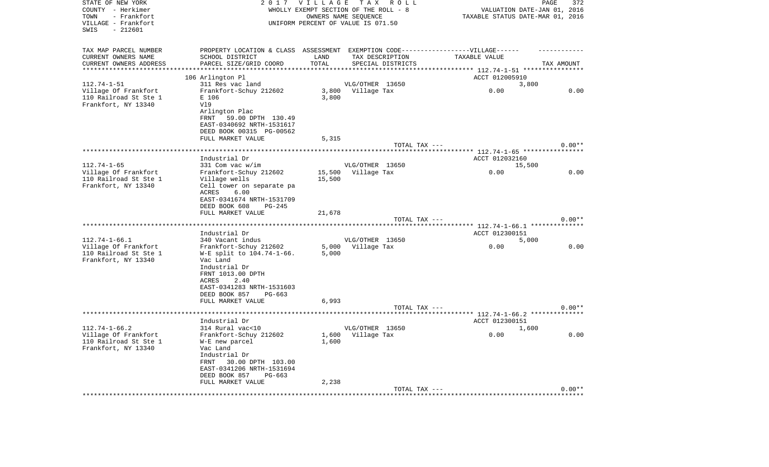STATE OF NEW YORK
COUNTY - Herkimer
TOWN - Frankfort
VILLAGE - Frankfort
SWIS - 212601

2 0 1 7 V I L L A G E T A X R O L L
WHOLLY EXEMPT SECTION OF THE ROLL - 8
OWNERS NAME SEQUENCE
UNIFORM PERCENT OF VALUE IS 071.50

VALUATION DATE-JAN 01, 2016
TAXABLE STATUS DATE-MAR 01, 2016

| TAX MAP PARCEL NUMBER<br>CURRENT OWNERS NAME<br>CURRENT OWNERS ADDRESS | PROPERTY LOCATION & CLASS<br>SCHOOL DISTRICT<br>PARCEL SIZE/GRID COORD | ASSESSMENT<br>LAND<br>TOTAL | EXEMPTION CODE------VILLAGE------<br>TAX DESCRIPTION<br>SPECIAL DISTRICTS | TAXABLE VALUE | TAX AMOUNT |
|---|---|---|---|---|---|
| 112.74-1-51 | 106 Arlington Pl |  |  | ACCT 012005910 |  |
| 112.74-1-51 | 311 Res vac land |  | VLG/OTHER 13650 | 3,800 |  |
| Village Of Frankfort | Frankfort-Schuy 212602 | 3,800 | Village Tax | 0.00 | 0.00 |
| 110 Railroad St Ste 1 | E 106 | 3,800 |  |  |  |
| Frankfort, NY 13340 | Vl9 |  |  |  |  |
|  | Arlington Plac |  |  |  |  |
|  | FRNT 59.00 DPTH 130.49 |  |  |  |  |
|  | EAST-0340692 NRTH-1531617 |  |  |  |  |
|  | DEED BOOK 00315 PG-00562 |  |  |  |  |
|  | FULL MARKET VALUE | 5,315 |  |  |  |
|  |  |  | TOTAL TAX --- |  | 0.00** |
| 112.74-1-65 | Industrial Dr |  |  | ACCT 012032160 |  |
| 112.74-1-65 | 331 Com vac w/im |  | VLG/OTHER 13650 | 15,500 |  |
| Village Of Frankfort | Frankfort-Schuy 212602 | 15,500 | Village Tax | 0.00 | 0.00 |
| 110 Railroad St Ste 1 | Village wells | 15,500 |  |  |  |
| Frankfort, NY 13340 | Cell tower on separate pa |  |  |  |  |
|  | ACRES 6.00 |  |  |  |  |
|  | EAST-0341674 NRTH-1531709 |  |  |  |  |
|  | DEED BOOK 608 PG-245 |  |  |  |  |
|  | FULL MARKET VALUE | 21,678 |  |  |  |
|  |  |  | TOTAL TAX --- |  | 0.00** |
| 112.74-1-66.1 | Industrial Dr |  |  | ACCT 012300151 |  |
| 112.74-1-66.1 | 340 Vacant indus |  | VLG/OTHER 13650 | 5,000 |  |
| Village Of Frankfort | Frankfort-Schuy 212602 | 5,000 | Village Tax | 0.00 | 0.00 |
| 110 Railroad St Ste 1 | W-E split to 104.74-1-66. | 5,000 |  |  |  |
| Frankfort, NY 13340 | Vac Land |  |  |  |  |
|  | Industrial Dr |  |  |  |  |
|  | FRNT 1013.00 DPTH |  |  |  |  |
|  | ACRES 2.40 |  |  |  |  |
|  | EAST-0341283 NRTH-1531603 |  |  |  |  |
|  | DEED BOOK 857 PG-663 |  |  |  |  |
|  | FULL MARKET VALUE | 6,993 |  |  |  |
|  |  |  | TOTAL TAX --- |  | 0.00** |
| 112.74-1-66.2 | Industrial Dr |  |  | ACCT 012300151 |  |
| 112.74-1-66.2 | 314 Rural vac<10 |  | VLG/OTHER 13650 | 1,600 |  |
| Village Of Frankfort | Frankfort-Schuy 212602 | 1,600 | Village Tax | 0.00 | 0.00 |
| 110 Railroad St Ste 1 | W-E new parcel | 1,600 |  |  |  |
| Frankfort, NY 13340 | Vac Land |  |  |  |  |
|  | Industrial Dr |  |  |  |  |
|  | FRNT 30.00 DPTH 103.00 |  |  |  |  |
|  | EAST-0341206 NRTH-1531694 |  |  |  |  |
|  | DEED BOOK 857 PG-663 |  |  |  |  |
|  | FULL MARKET VALUE | 2,238 |  |  |  |
|  |  |  | TOTAL TAX --- |  | 0.00** |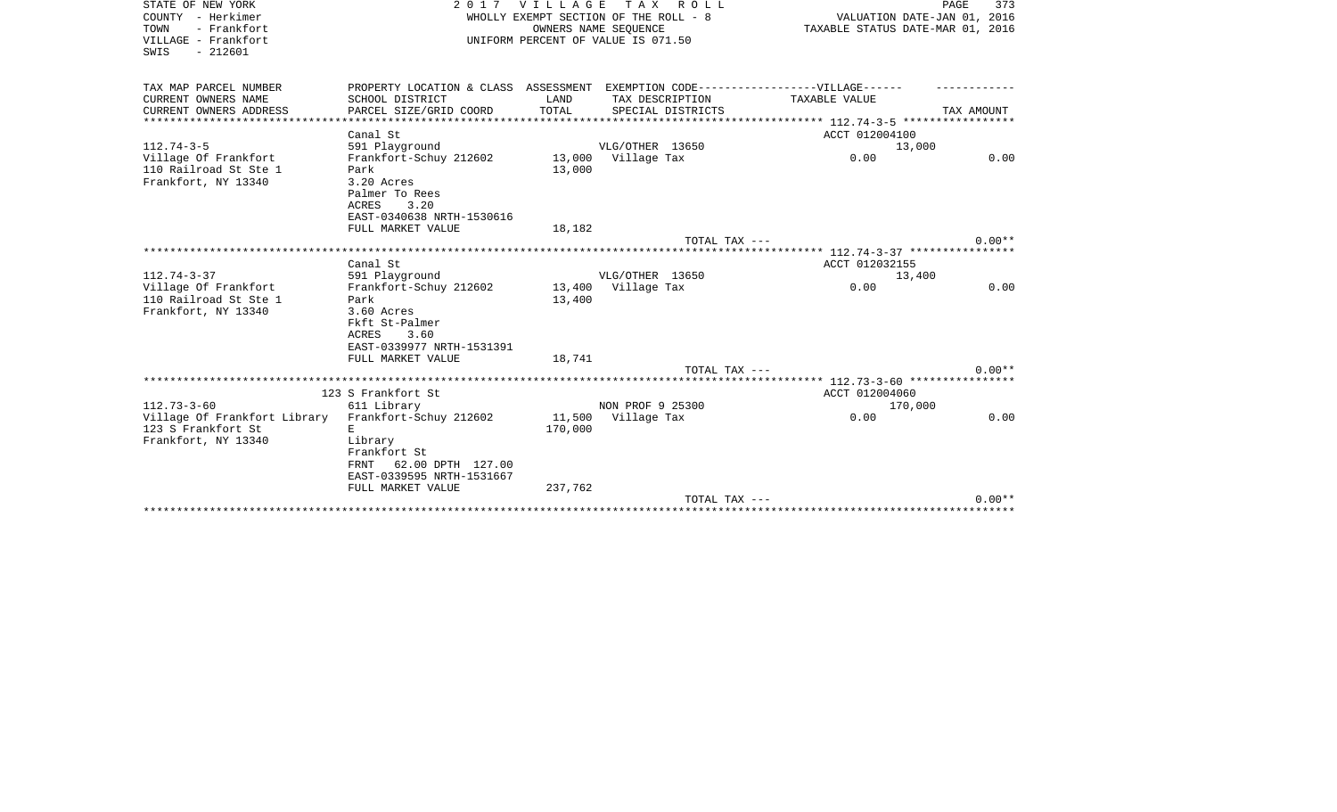STATE OF NEW YORK
COUNTY - Herkimer
TOWN - Frankfort
VILLAGE - Frankfort
SWIS - 212601

2 0 1 7 V I L L A G E T A X R O L L
WHOLLY EXEMPT SECTION OF THE ROLL - 8
OWNERS NAME SEQUENCE
UNIFORM PERCENT OF VALUE IS 071.50

VALUATION DATE-JAN 01, 2016
TAXABLE STATUS DATE-MAR 01, 2016

| TAX MAP PARCEL NUMBER<br>CURRENT OWNERS NAME<br>CURRENT OWNERS ADDRESS | PROPERTY LOCATION & CLASS<br>SCHOOL DISTRICT<br>PARCEL SIZE/GRID COORD | ASSESSMENT<br>LAND<br>TOTAL | EXEMPTION CODE------VILLAGE------<br>TAX DESCRIPTION<br>SPECIAL DISTRICTS | TAXABLE VALUE | TAX AMOUNT |
|---|---|---|---|---|---|
| **112.74-3-5** | Canal St | | | ACCT 012004100 | |
| 112.74-3-5 | 591 Playground | | VLG/OTHER 13650 | 13,000 | |
| Village Of Frankfort | Frankfort-Schuy 212602 | 13,000 | Village Tax | 0.00 | 0.00 |
| 110 Railroad St Ste 1 | Park | 13,000 | | | |
| Frankfort, NY 13340 | 3.20 Acres | | | | |
| | Palmer To Rees | | | | |
| | ACRES 3.20 | | | | |
| | EAST-0340638 NRTH-1530616 | | | | |
| | FULL MARKET VALUE | 18,182 | | | |
| | | | TOTAL TAX --- | | 0.00** |
| **112.74-3-37** | Canal St | | | ACCT 012032155 | |
| 112.74-3-37 | 591 Playground | | VLG/OTHER 13650 | 13,400 | |
| Village Of Frankfort | Frankfort-Schuy 212602 | 13,400 | Village Tax | 0.00 | 0.00 |
| 110 Railroad St Ste 1 | Park | 13,400 | | | |
| Frankfort, NY 13340 | 3.60 Acres | | | | |
| | Fkft St-Palmer | | | | |
| | ACRES 3.60 | | | | |
| | EAST-0339977 NRTH-1531391 | | | | |
| | FULL MARKET VALUE | 18,741 | | | |
| | | | TOTAL TAX --- | | 0.00** |
| **112.73-3-60** | 123 S Frankfort St | | | ACCT 012004060 | |
| 112.73-3-60 | 611 Library | | NON PROF 9 25300 | 170,000 | |
| Village Of Frankfort Library | Frankfort-Schuy 212602 | 11,500 | Village Tax | 0.00 | 0.00 |
| 123 S Frankfort St | E | 170,000 | | | |
| Frankfort, NY 13340 | Library | | | | |
| | Frankfort St | | | | |
| | FRNT 62.00 DPTH 127.00 | | | | |
| | EAST-0339595 NRTH-1531667 | | | | |
| | FULL MARKET VALUE | 237,762 | | | |
| | | | TOTAL TAX --- | | 0.00** |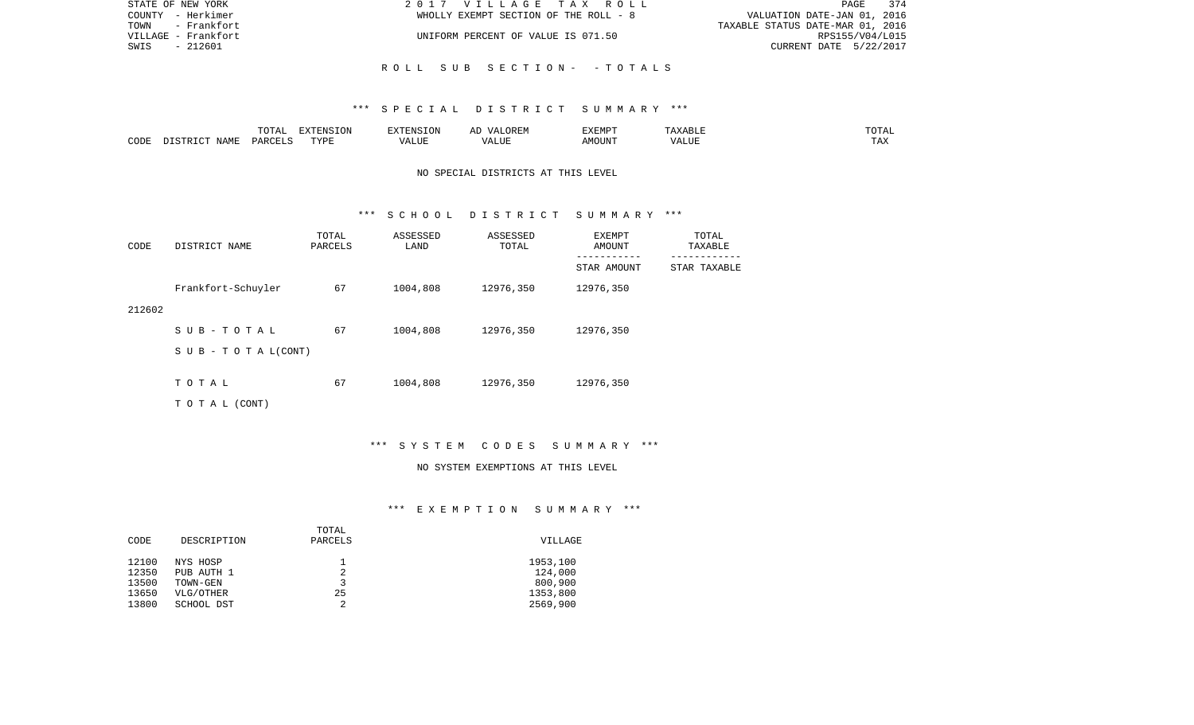STATE OF NEW YORK — 2017 VILLAGE TAX ROLL
COUNTY - Herkimer — WHOLLY EXEMPT SECTION OF THE ROLL - 8 — VALUATION DATE-JAN 01, 2016
TOWN - Frankfort — TAXABLE STATUS DATE-MAR 01, 2016
VILLAGE - Frankfort — UNIFORM PERCENT OF VALUE IS 071.50 — RPS155/V04/L015
SWIS - 212601 — CURRENT DATE 5/22/2017

## ROLL SUB SECTION - - TOTALS

### *** SPECIAL DISTRICT SUMMARY ***

| CODE | DISTRICT NAME | TOTAL PARCELS | EXTENSION TYPE | EXTENSION VALUE | AD VALOREM VALUE | EXEMPT AMOUNT | TAXABLE VALUE | TOTAL TAX |
|---|---|---|---|---|---|---|---|---|

NO SPECIAL DISTRICTS AT THIS LEVEL

### *** SCHOOL DISTRICT SUMMARY ***

| CODE | DISTRICT NAME | TOTAL PARCELS | ASSESSED LAND | ASSESSED TOTAL | EXEMPT AMOUNT / STAR AMOUNT | TOTAL TAXABLE / STAR TAXABLE |
|---|---|---|---|---|---|---|
| 212602 | Frankfort-Schuyler | 67 | 1004,808 | 12976,350 | 12976,350 | |
| | SUB-TOTAL | 67 | 1004,808 | 12976,350 | 12976,350 | |
| | SUB-TOTAL(CONT) | | | | | |
| | TOTAL | 67 | 1004,808 | 12976,350 | 12976,350 | |
| | TOTAL (CONT) | | | | | |

### *** SYSTEM CODES SUMMARY ***

NO SYSTEM EXEMPTIONS AT THIS LEVEL

### *** EXEMPTION SUMMARY ***

| CODE | DESCRIPTION | TOTAL PARCELS | VILLAGE |
|---|---|---|---|
| 12100 | NYS HOSP | 1 | 1953,100 |
| 12350 | PUB AUTH 1 | 2 | 124,000 |
| 13500 | TOWN-GEN | 3 | 800,900 |
| 13650 | VLG/OTHER | 25 | 1353,800 |
| 13800 | SCHOOL DST | 2 | 2569,900 |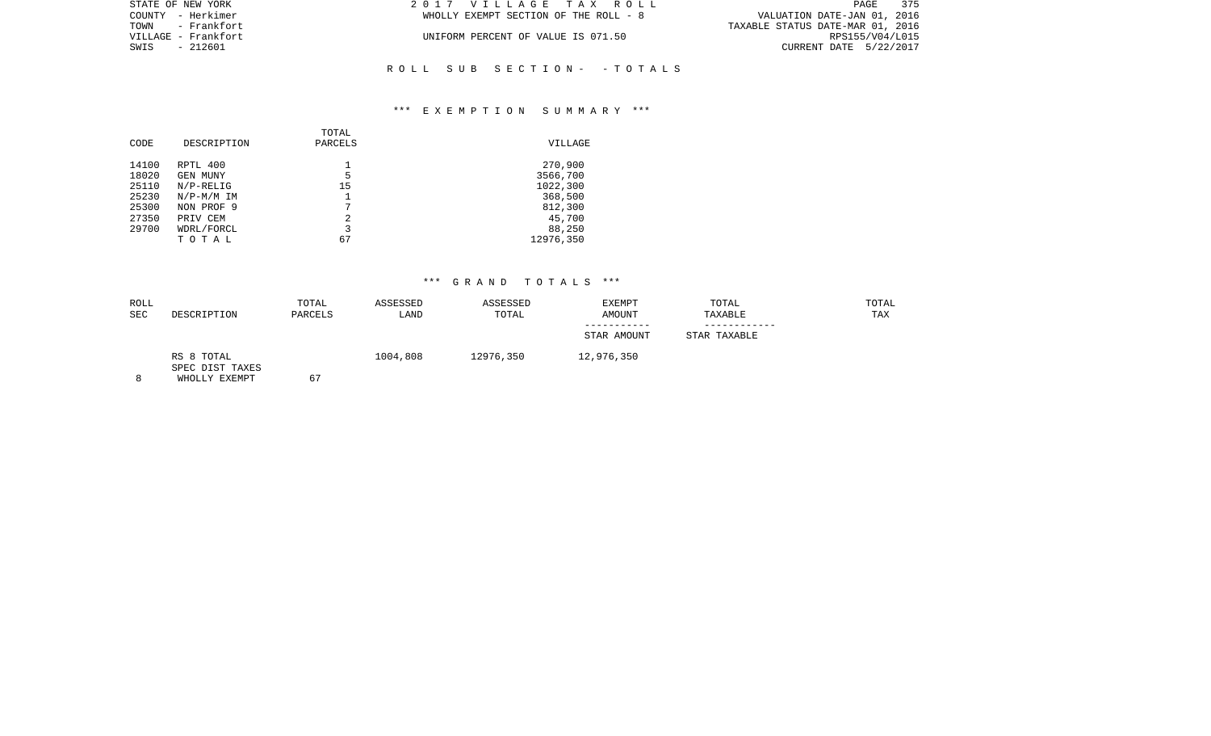STATE OF NEW YORK
COUNTY - Herkimer
TOWN - Frankfort
VILLAGE - Frankfort
SWIS - 212601

2 0 1 7 V I L L A G E T A X R O L L
WHOLLY EXEMPT SECTION OF THE ROLL - 8
UNIFORM PERCENT OF VALUE IS 071.50

VALUATION DATE-JAN 01, 2016
TAXABLE STATUS DATE-MAR 01, 2016
RPS155/V04/L015
CURRENT DATE 5/22/2017

R O L L S U B S E C T I O N - - T O T A L S

*** E X E M P T I O N S U M M A R Y ***

| CODE | DESCRIPTION | TOTAL PARCELS | VILLAGE |
|---|---|---|---|
| 14100 | RPTL 400 | 1 | 270,900 |
| 18020 | GEN MUNY | 5 | 3566,700 |
| 25110 | N/P-RELIG | 15 | 1022,300 |
| 25230 | N/P-M/M IM | 1 | 368,500 |
| 25300 | NON PROF 9 | 7 | 812,300 |
| 27350 | PRIV CEM | 2 | 45,700 |
| 29700 | WDRL/FORCL | 3 | 88,250 |
| | T O T A L | 67 | 12976,350 |

*** G R A N D T O T A L S ***

| ROLL SEC | DESCRIPTION | TOTAL PARCELS | ASSESSED LAND | ASSESSED TOTAL | EXEMPT AMOUNT / STAR AMOUNT | TOTAL TAXABLE / STAR TAXABLE | TOTAL TAX |
|---|---|---|---|---|---|---|---|
| | RS 8 TOTAL | | 1004,808 | 12976,350 | 12,976,350 | | |
| | SPEC DIST TAXES | | | | | | |
| 8 | WHOLLY EXEMPT | 67 | | | | | |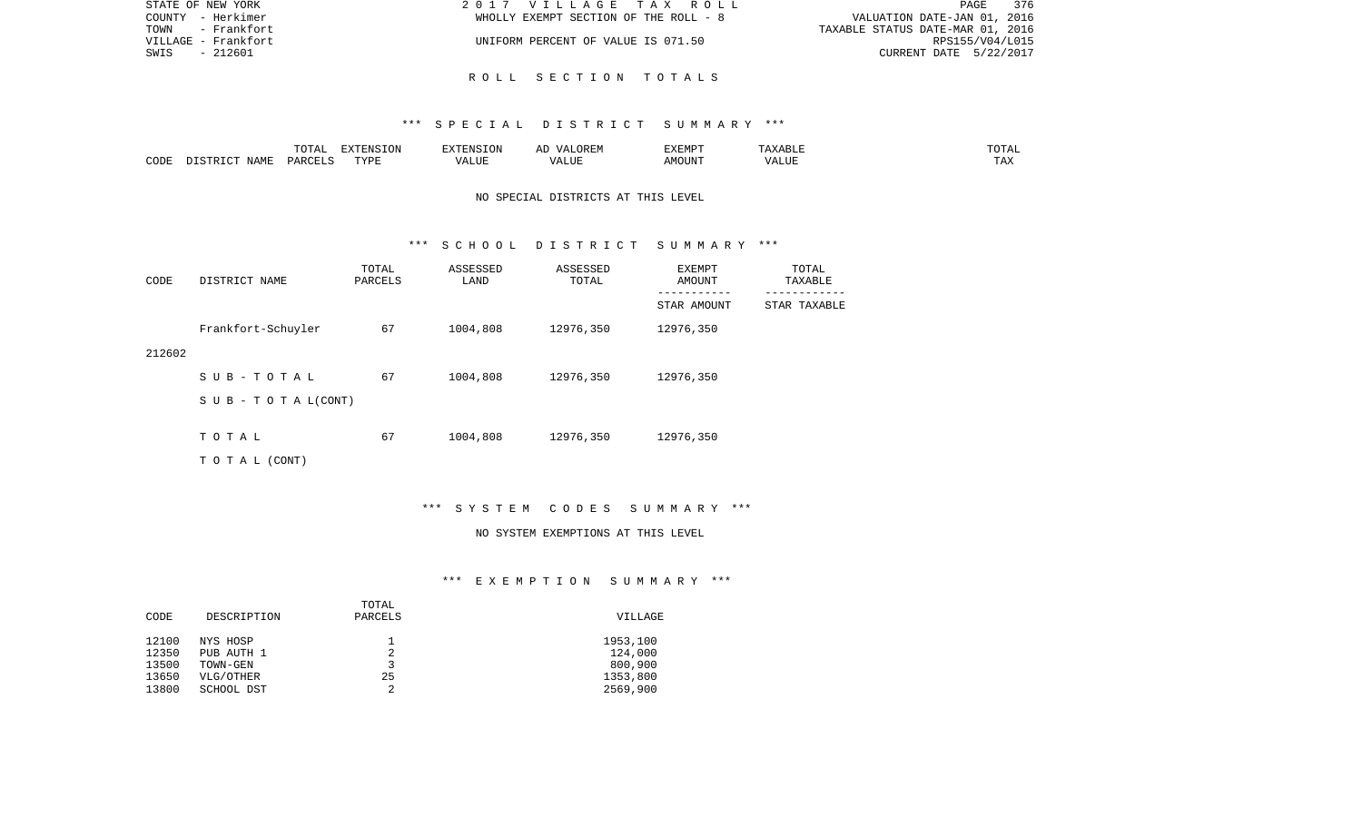STATE OF NEW YORK — 2 0 1 7 V I L L A G E T A X R O L L
COUNTY - Herkimer — WHOLLY EXEMPT SECTION OF THE ROLL - 8 — VALUATION DATE-JAN 01, 2016
TOWN - Frankfort — TAXABLE STATUS DATE-MAR 01, 2016
VILLAGE - Frankfort — UNIFORM PERCENT OF VALUE IS 071.50 — RPS155/V04/L015
SWIS - 212601 — CURRENT DATE 5/22/2017

## R O L L S E C T I O N T O T A L S

### *** S P E C I A L D I S T R I C T S U M M A R Y ***

| CODE | DISTRICT NAME | TOTAL PARCELS | EXTENSION TYPE | EXTENSION VALUE | AD VALOREM VALUE | EXEMPT AMOUNT | TAXABLE VALUE | TOTAL TAX |
|---|---|---|---|---|---|---|---|---|

NO SPECIAL DISTRICTS AT THIS LEVEL

### *** S C H O O L D I S T R I C T S U M M A R Y ***

| CODE | DISTRICT NAME | TOTAL PARCELS | ASSESSED LAND | ASSESSED TOTAL | EXEMPT AMOUNT / STAR AMOUNT | TOTAL TAXABLE / STAR TAXABLE |
|---|---|---|---|---|---|---|
| 212602 | Frankfort-Schuyler | 67 | 1004,808 | 12976,350 | 12976,350 | |
| | S U B - T O T A L | 67 | 1004,808 | 12976,350 | 12976,350 | |
| | S U B - T O T A L(CONT) | | | | | |
| | T O T A L | 67 | 1004,808 | 12976,350 | 12976,350 | |
| | T O T A L (CONT) | | | | | |

### *** S Y S T E M C O D E S S U M M A R Y ***

NO SYSTEM EXEMPTIONS AT THIS LEVEL

### *** E X E M P T I O N S U M M A R Y ***

| CODE | DESCRIPTION | TOTAL PARCELS | VILLAGE |
|---|---|---|---|
| 12100 | NYS HOSP | 1 | 1953,100 |
| 12350 | PUB AUTH 1 | 2 | 124,000 |
| 13500 | TOWN-GEN | 3 | 800,900 |
| 13650 | VLG/OTHER | 25 | 1353,800 |
| 13800 | SCHOOL DST | 2 | 2569,900 |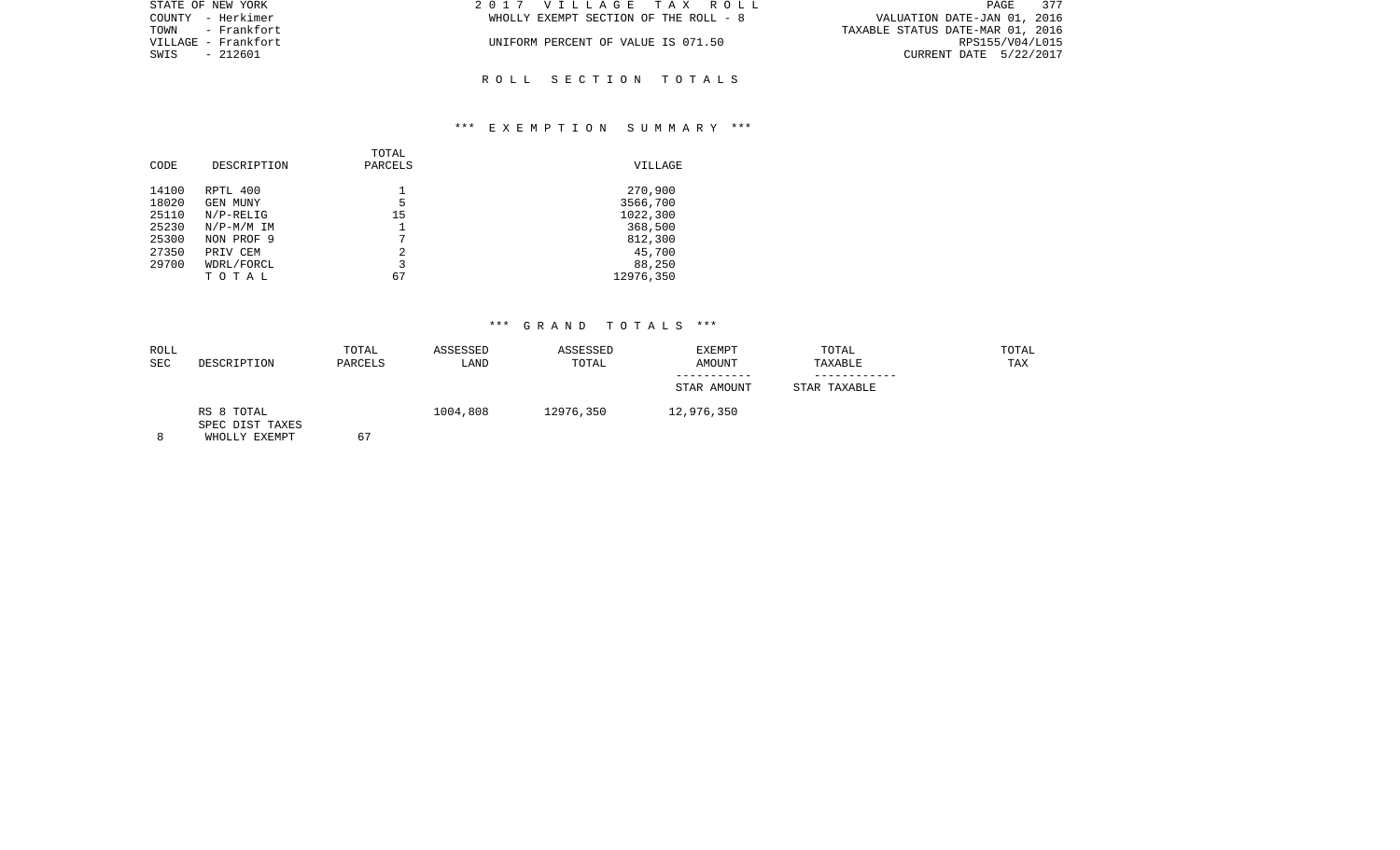STATE OF NEW YORK
COUNTY - Herkimer
TOWN - Frankfort
VILLAGE - Frankfort
SWIS - 212601

2 0 1 7 V I L L A G E T A X R O L L
WHOLLY EXEMPT SECTION OF THE ROLL - 8
UNIFORM PERCENT OF VALUE IS 071.50

VALUATION DATE-JAN 01, 2016
TAXABLE STATUS DATE-MAR 01, 2016
RPS155/V04/L015
CURRENT DATE 5/22/2017

## R O L L S E C T I O N T O T A L S

### *** E X E M P T I O N S U M M A R Y ***

| CODE | DESCRIPTION | TOTAL PARCELS | VILLAGE |
|---|---|---|---|
| 14100 | RPTL 400 | 1 | 270,900 |
| 18020 | GEN MUNY | 5 | 3566,700 |
| 25110 | N/P-RELIG | 15 | 1022,300 |
| 25230 | N/P-M/M IM | 1 | 368,500 |
| 25300 | NON PROF 9 | 7 | 812,300 |
| 27350 | PRIV CEM | 2 | 45,700 |
| 29700 | WDRL/FORCL | 3 | 88,250 |
| | T O T A L | 67 | 12976,350 |

### *** G R A N D T O T A L S ***

| ROLL SEC | DESCRIPTION | TOTAL PARCELS | ASSESSED LAND | ASSESSED TOTAL | EXEMPT AMOUNT / STAR AMOUNT | TOTAL TAXABLE / STAR TAXABLE | TOTAL TAX |
|---|---|---|---|---|---|---|---|
| | RS 8 TOTAL | | 1004,808 | 12976,350 | 12,976,350 | | |
| | SPEC DIST TAXES | | | | | | |
| 8 | WHOLLY EXEMPT | 67 | | | | | |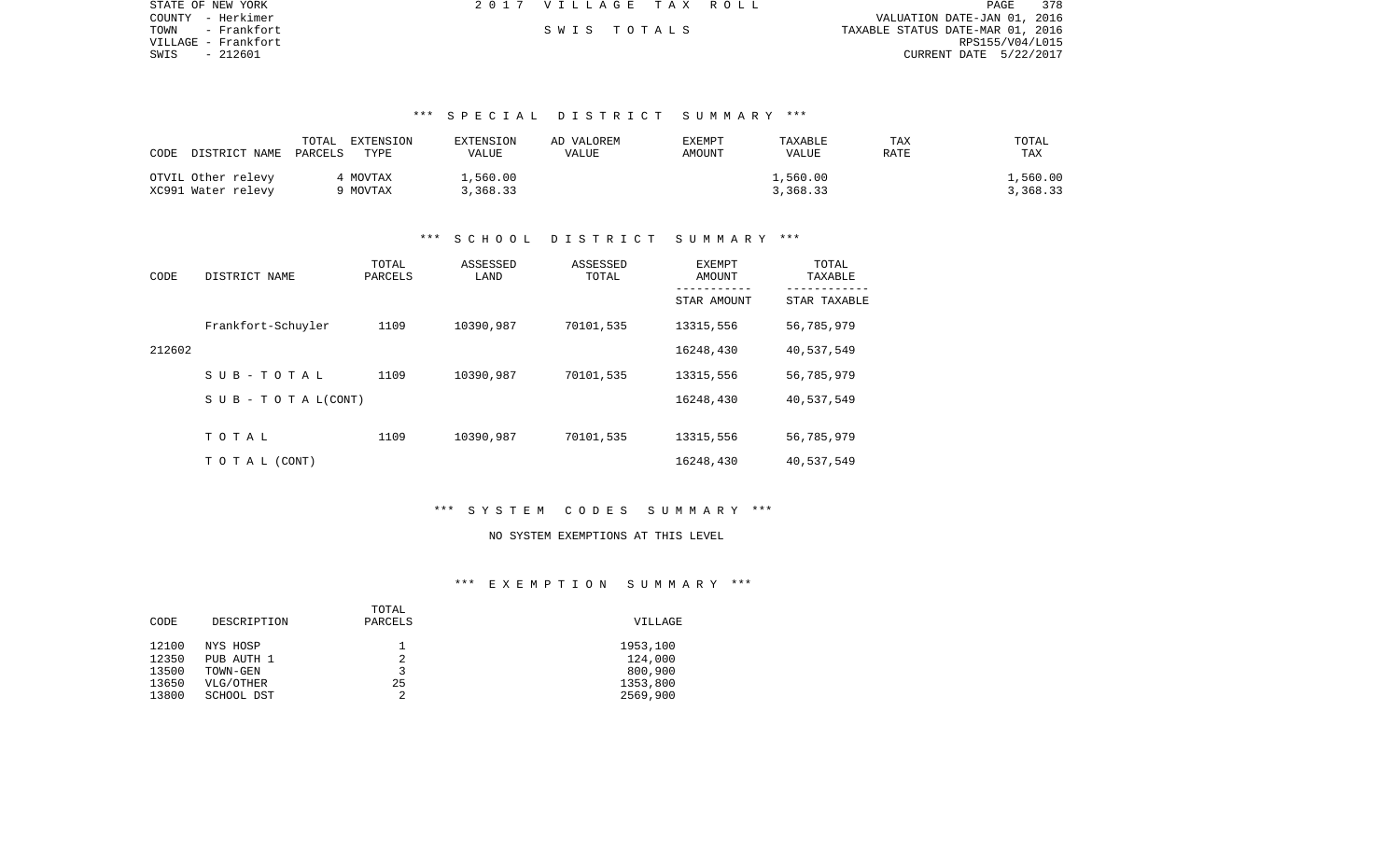STATE OF NEW YORK
COUNTY - Herkimer
TOWN - Frankfort
VILLAGE - Frankfort
SWIS - 212601

2017 VILLAGE TAX ROLL

SWIS TOTALS

VALUATION DATE-JAN 01, 2016
TAXABLE STATUS DATE-MAR 01, 2016
RPS155/V04/L015
CURRENT DATE 5/22/2017

### *** SPECIAL DISTRICT SUMMARY ***

| CODE | DISTRICT NAME | TOTAL PARCELS | EXTENSION TYPE | EXTENSION VALUE | AD VALOREM VALUE | EXEMPT AMOUNT | TAXABLE VALUE | TAX RATE | TOTAL TAX |
|---|---|---|---|---|---|---|---|---|---|
| OTVIL | Other relevy | 4 | MOVTAX | 1,560.00 | | | 1,560.00 | | 1,560.00 |
| XC991 | Water relevy | 9 | MOVTAX | 3,368.33 | | | 3,368.33 | | 3,368.33 |

### *** SCHOOL DISTRICT SUMMARY ***

| CODE | DISTRICT NAME | TOTAL PARCELS | ASSESSED LAND | ASSESSED TOTAL | EXEMPT AMOUNT / STAR AMOUNT | TOTAL TAXABLE / STAR TAXABLE |
|---|---|---|---|---|---|---|
| | Frankfort-Schuyler | 1109 | 10390,987 | 70101,535 | 13315,556 | 56,785,979 |
| 212602 | | | | | 16248,430 | 40,537,549 |
| | SUB-TOTAL | 1109 | 10390,987 | 70101,535 | 13315,556 | 56,785,979 |
| | SUB-TOTAL(CONT) | | | | 16248,430 | 40,537,549 |
| | TOTAL | 1109 | 10390,987 | 70101,535 | 13315,556 | 56,785,979 |
| | TOTAL (CONT) | | | | 16248,430 | 40,537,549 |

### *** SYSTEM CODES SUMMARY ***

NO SYSTEM EXEMPTIONS AT THIS LEVEL

### *** EXEMPTION SUMMARY ***

| CODE | DESCRIPTION | TOTAL PARCELS | VILLAGE |
|---|---|---|---|
| 12100 | NYS HOSP | 1 | 1953,100 |
| 12350 | PUB AUTH 1 | 2 | 124,000 |
| 13500 | TOWN-GEN | 3 | 800,900 |
| 13650 | VLG/OTHER | 25 | 1353,800 |
| 13800 | SCHOOL DST | 2 | 2569,900 |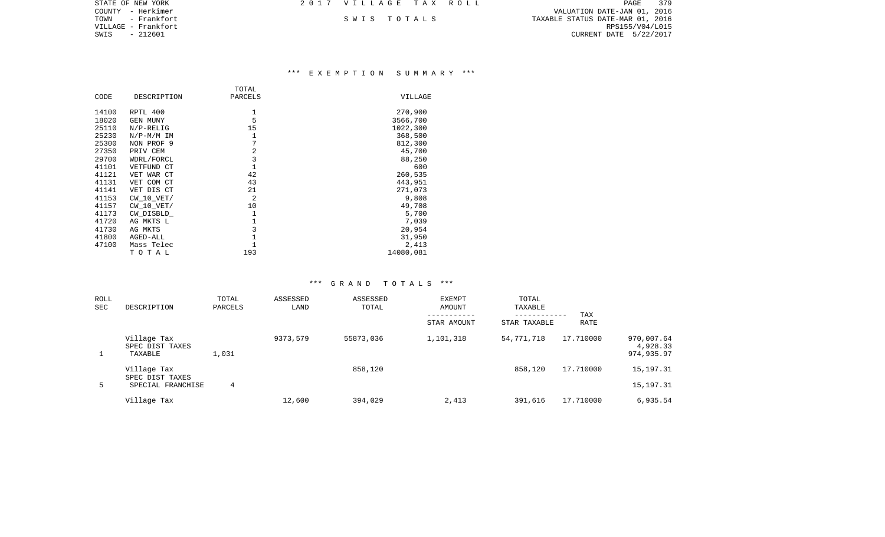STATE OF NEW YORK
COUNTY - Herkimer
TOWN - Frankfort
VILLAGE - Frankfort
SWIS - 212601

2 0 1 7 V I L L A G E T A X R O L L

S W I S T O T A L S

VALUATION DATE-JAN 01, 2016
TAXABLE STATUS DATE-MAR 01, 2016
RPS155/V04/L015
CURRENT DATE 5/22/2017

## *** E X E M P T I O N S U M M A R Y ***

| CODE | DESCRIPTION | TOTAL PARCELS | VILLAGE |
|---|---|---|---|
| 14100 | RPTL 400 | 1 | 270,900 |
| 18020 | GEN MUNY | 5 | 3566,700 |
| 25110 | N/P-RELIG | 15 | 1022,300 |
| 25230 | N/P-M/M IM | 1 | 368,500 |
| 25300 | NON PROF 9 | 7 | 812,300 |
| 27350 | PRIV CEM | 2 | 45,700 |
| 29700 | WDRL/FORCL | 3 | 88,250 |
| 41101 | VETFUND CT | 1 | 600 |
| 41121 | VET WAR CT | 42 | 260,535 |
| 41131 | VET COM CT | 43 | 443,951 |
| 41141 | VET DIS CT | 21 | 271,073 |
| 41153 | CW_10_VET/ | 2 | 9,808 |
| 41157 | CW_10_VET/ | 10 | 49,708 |
| 41173 | CW_DISBLD_ | 1 | 5,700 |
| 41720 | AG MKTS L | 1 | 7,039 |
| 41730 | AG MKTS | 3 | 20,954 |
| 41800 | AGED-ALL | 1 | 31,950 |
| 47100 | Mass Telec | 1 | 2,413 |
| | T O T A L | 193 | 14080,081 |

## *** G R A N D T O T A L S ***

| ROLL SEC | DESCRIPTION | TOTAL PARCELS | ASSESSED LAND | ASSESSED TOTAL | EXEMPT AMOUNT ----------- STAR AMOUNT | TOTAL TAXABLE ------------ STAR TAXABLE | TAX RATE | |
|---|---|---|---|---|---|---|---|---|
| | Village Tax | | 9373,579 | 55873,036 | 1,101,318 | 54,771,718 | 17.710000 | 970,007.64 |
| | SPEC DIST TAXES | | | | | | | 4,928.33 |
| 1 | TAXABLE | 1,031 | | | | | | 974,935.97 |
| | Village Tax | | | 858,120 | | 858,120 | 17.710000 | 15,197.31 |
| | SPEC DIST TAXES | | | | | | | |
| 5 | SPECIAL FRANCHISE | 4 | | | | | | 15,197.31 |
| | Village Tax | | 12,600 | 394,029 | 2,413 | 391,616 | 17.710000 | 6,935.54 |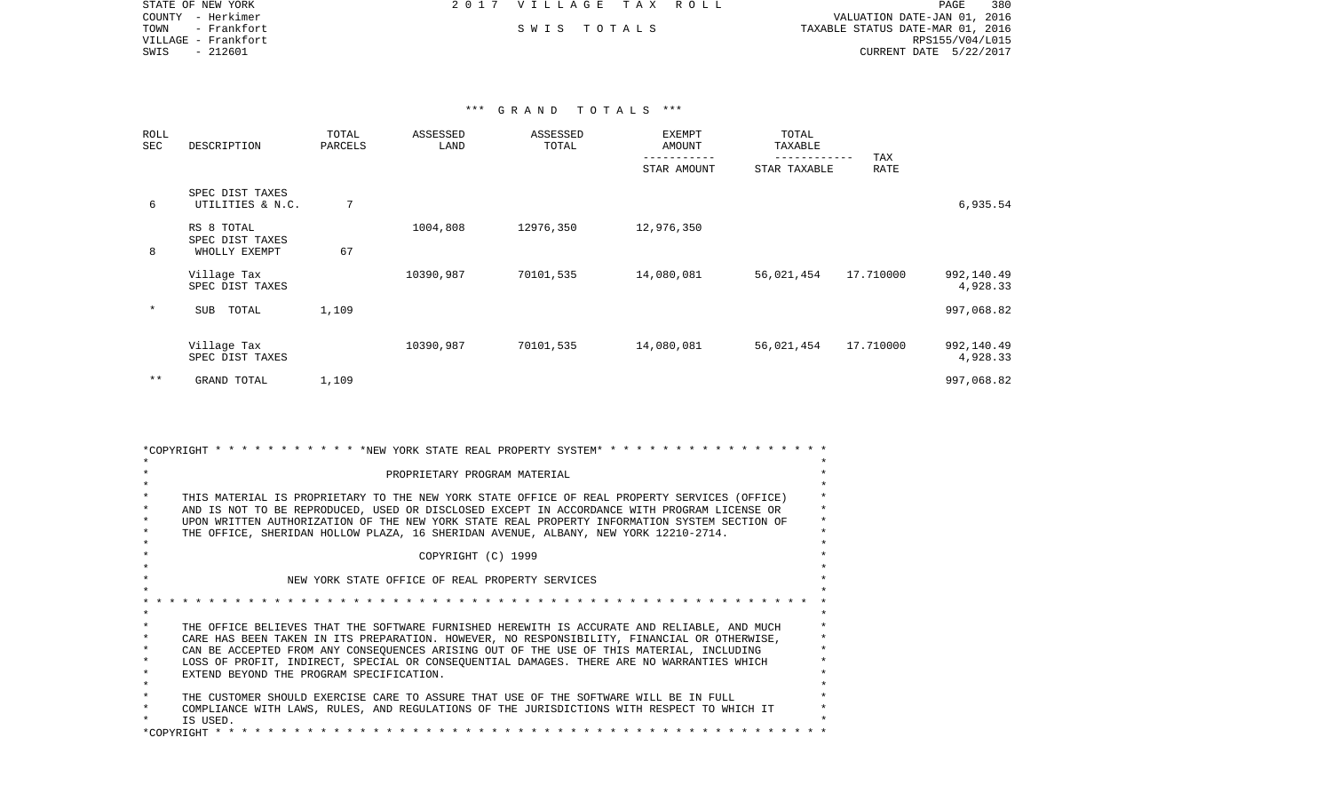STATE OF NEW YORK
COUNTY - Herkimer
TOWN - Frankfort
VILLAGE - Frankfort
SWIS - 212601

2017 VILLAGE TAX ROLL

SWIS TOTALS

VALUATION DATE-JAN 01, 2016
TAXABLE STATUS DATE-MAR 01, 2016
RPS155/V04/L015
CURRENT DATE 5/22/2017

*** GRAND TOTALS ***

| ROLL SEC | DESCRIPTION | TOTAL PARCELS | ASSESSED LAND | ASSESSED TOTAL | EXEMPT AMOUNT / STAR AMOUNT | TOTAL TAXABLE / STAR TAXABLE | TAX RATE | |
|---|---|---|---|---|---|---|---|---|
| 6 | SPEC DIST TAXES UTILITIES & N.C. | 7 | | | | | | 6,935.54 |
| | RS 8 TOTAL | | 1004,808 | 12976,350 | 12,976,350 | | | |
| 8 | SPEC DIST TAXES WHOLLY EXEMPT | 67 | | | | | | |
| | Village Tax | | 10390,987 | 70101,535 | 14,080,081 | 56,021,454 | 17.710000 | 992,140.49 |
| | SPEC DIST TAXES | | | | | | | 4,928.33 |
| * | SUB TOTAL | 1,109 | | | | | | 997,068.82 |
| | Village Tax | | 10390,987 | 70101,535 | 14,080,081 | 56,021,454 | 17.710000 | 992,140.49 |
| | SPEC DIST TAXES | | | | | | | 4,928.33 |
| ** | GRAND TOTAL | 1,109 | | | | | | 997,068.82 |

*COPYRIGHT * * * * * * * * * * * *NEW YORK STATE REAL PROPERTY SYSTEM* * * * * * * * * * * * * * * * * * *

PROPRIETARY PROGRAM MATERIAL

THIS MATERIAL IS PROPRIETARY TO THE NEW YORK STATE OFFICE OF REAL PROPERTY SERVICES (OFFICE) AND IS NOT TO BE REPRODUCED, USED OR DISCLOSED EXCEPT IN ACCORDANCE WITH PROGRAM LICENSE OR UPON WRITTEN AUTHORIZATION OF THE NEW YORK STATE REAL PROPERTY INFORMATION SYSTEM SECTION OF THE OFFICE, SHERIDAN HOLLOW PLAZA, 16 SHERIDAN AVENUE, ALBANY, NEW YORK 12210-2714.

COPYRIGHT (C) 1999

NEW YORK STATE OFFICE OF REAL PROPERTY SERVICES

THE OFFICE BELIEVES THAT THE SOFTWARE FURNISHED HEREWITH IS ACCURATE AND RELIABLE, AND MUCH CARE HAS BEEN TAKEN IN ITS PREPARATION. HOWEVER, NO RESPONSIBILITY, FINANCIAL OR OTHERWISE, CAN BE ACCEPTED FROM ANY CONSEQUENCES ARISING OUT OF THE USE OF THIS MATERIAL, INCLUDING LOSS OF PROFIT, INDIRECT, SPECIAL OR CONSEQUENTIAL DAMAGES. THERE ARE NO WARRANTIES WHICH EXTEND BEYOND THE PROGRAM SPECIFICATION.

THE CUSTOMER SHOULD EXERCISE CARE TO ASSURE THAT USE OF THE SOFTWARE WILL BE IN FULL COMPLIANCE WITH LAWS, RULES, AND REGULATIONS OF THE JURISDICTIONS WITH RESPECT TO WHICH IT IS USED.

*COPYRIGHT * * * * * * * * * * * * * * * * * * * * * * * * * * * * * * * * * * * * * * * * * * * * * * *